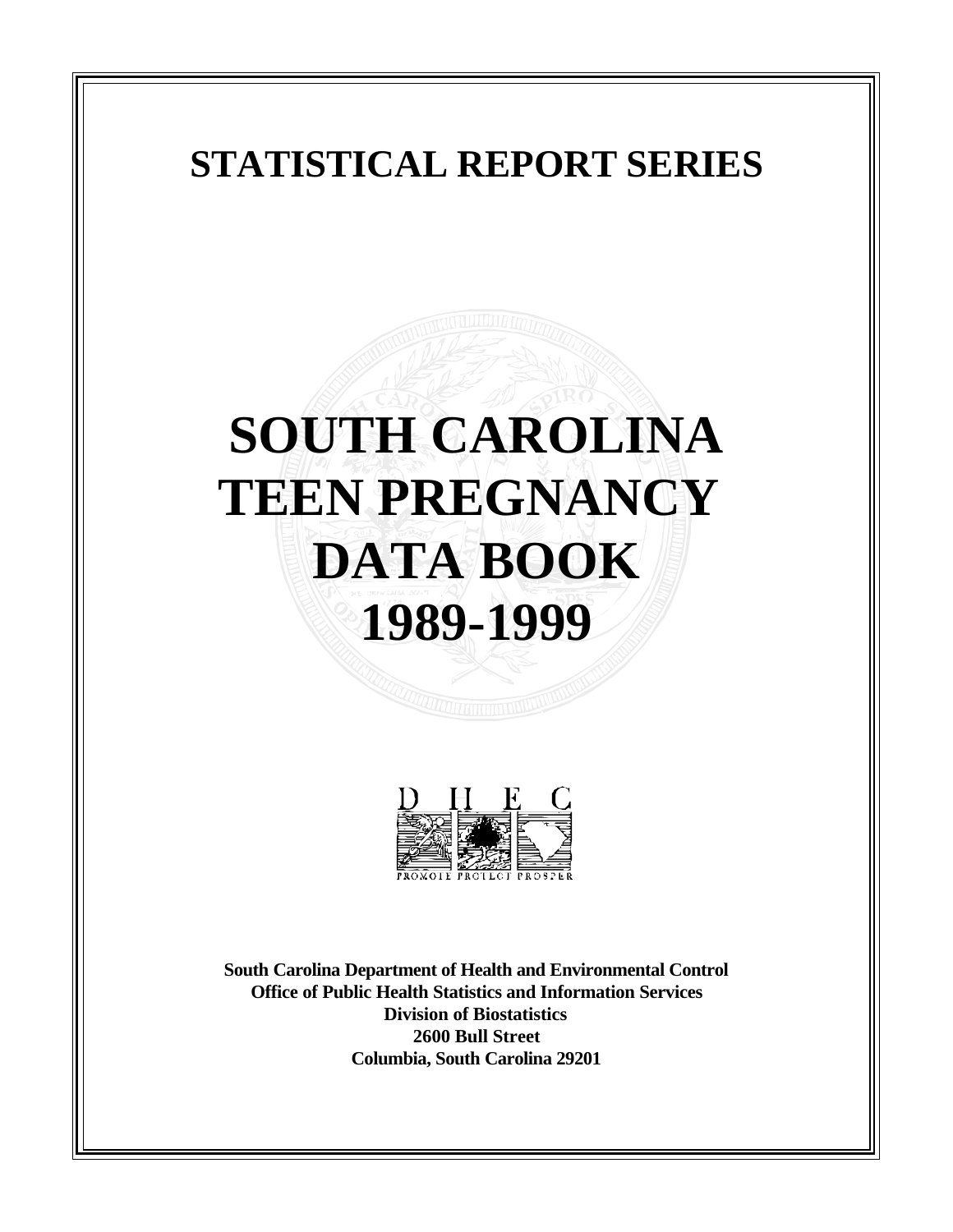# STATISTICAL REPORT SERIES

# SOUTH CAROLINA TEEN PREGNANCY DATA BOOK 1989-1999

**South Carolina Department of Health and Environmental Control**
**Office of Public Health Statistics and Information Services**
**Division of Biostatistics**
**2600 Bull Street**
**Columbia, South Carolina 29201**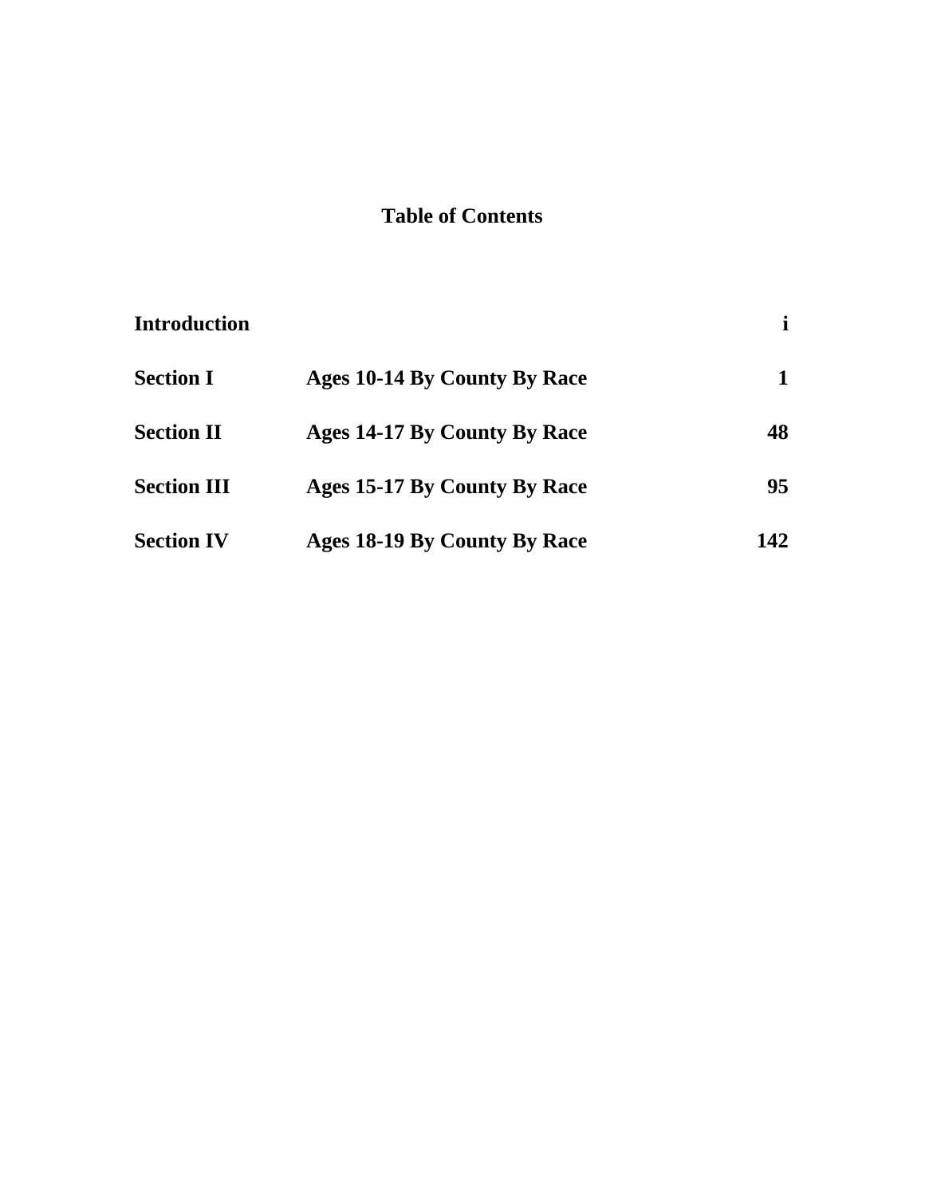# Table of Contents

| | | |
|---|---|---|
| **Introduction** | | **i** |
| **Section I** | **Ages 10-14 By County By Race** | **1** |
| **Section II** | **Ages 14-17 By County By Race** | **48** |
| **Section III** | **Ages 15-17 By County By Race** | **95** |
| **Section IV** | **Ages 18-19 By County By Race** | **142** |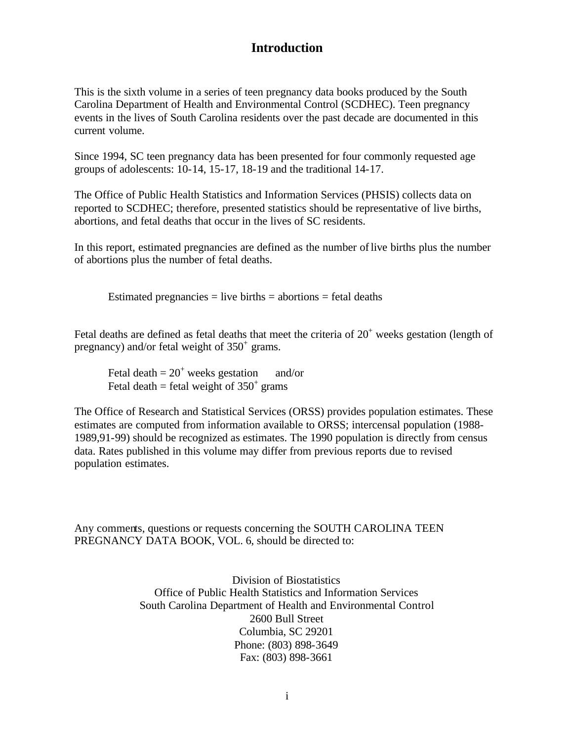# Introduction

This is the sixth volume in a series of teen pregnancy data books produced by the South Carolina Department of Health and Environmental Control (SCDHEC). Teen pregnancy events in the lives of South Carolina residents over the past decade are documented in this current volume.

Since 1994, SC teen pregnancy data has been presented for four commonly requested age groups of adolescents: 10-14, 15-17, 18-19 and the traditional 14-17.

The Office of Public Health Statistics and Information Services (PHSIS) collects data on reported to SCDHEC; therefore, presented statistics should be representative of live births, abortions, and fetal deaths that occur in the lives of SC residents.

In this report, estimated pregnancies are defined as the number of live births plus the number of abortions plus the number of fetal deaths.

Estimated pregnancies = live births = abortions = fetal deaths

Fetal deaths are defined as fetal deaths that meet the criteria of $20^+$ weeks gestation (length of pregnancy) and/or fetal weight of $350^+$ grams.

Fetal death = $20^+$ weeks gestation and/or
Fetal death = fetal weight of $350^+$ grams

The Office of Research and Statistical Services (ORSS) provides population estimates. These estimates are computed from information available to ORSS; intercensal population (1988-1989,91-99) should be recognized as estimates. The 1990 population is directly from census data. Rates published in this volume may differ from previous reports due to revised population estimates.

Any comments, questions or requests concerning the SOUTH CAROLINA TEEN PREGNANCY DATA BOOK, VOL. 6, should be directed to:

Division of Biostatistics
Office of Public Health Statistics and Information Services
South Carolina Department of Health and Environmental Control
2600 Bull Street
Columbia, SC 29201
Phone: (803) 898-3649
Fax: (803) 898-3661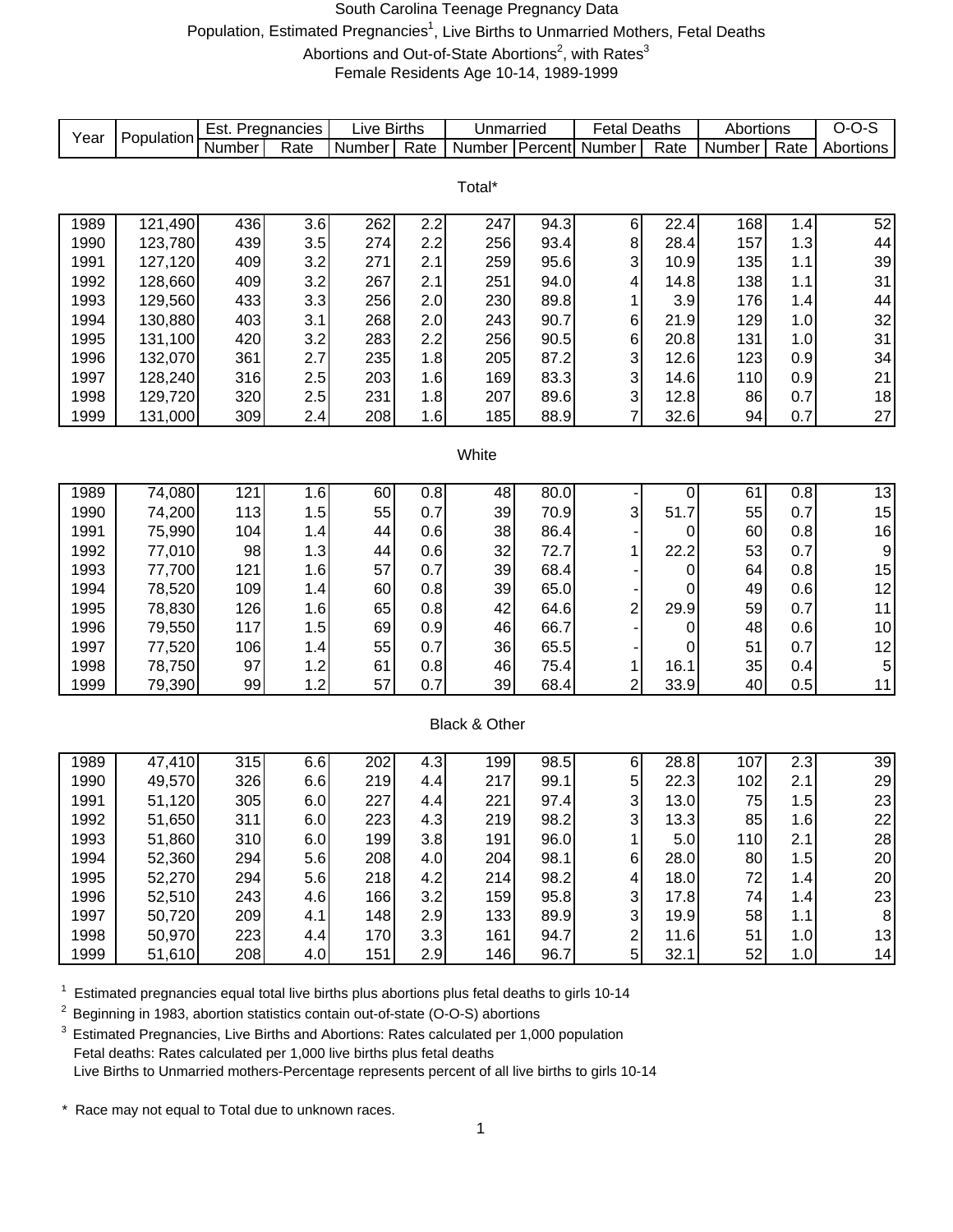# South Carolina Teenage Pregnancy Data

## Population, Estimated Pregnancies[1], Live Births to Unmarried Mothers, Fetal Deaths

## Abortions and Out-of-State Abortions[2], with Rates[3]

## Female Residents Age 10-14, 1989-1999

| Year | Population | Est. Pregnancies | | Live Births | | Unmarried | | Fetal Deaths | | Abortions | | O-O-S |
|---|---|---|---|---|---|---|---|---|---|---|---|---|
| | | Number | Rate | Number | Rate | Number | Percent | Number | Rate | Number | Rate | Abortions |
| **Total*** | | | | | | | | | | | | |
| 1989 | 121,490 | 436 | 3.6 | 262 | 2.2 | 247 | 94.3 | 6 | 22.4 | 168 | 1.4 | 52 |
| 1990 | 123,780 | 439 | 3.5 | 274 | 2.2 | 256 | 93.4 | 8 | 28.4 | 157 | 1.3 | 44 |
| 1991 | 127,120 | 409 | 3.2 | 271 | 2.1 | 259 | 95.6 | 3 | 10.9 | 135 | 1.1 | 39 |
| 1992 | 128,660 | 409 | 3.2 | 267 | 2.1 | 251 | 94.0 | 4 | 14.8 | 138 | 1.1 | 31 |
| 1993 | 129,560 | 433 | 3.3 | 256 | 2.0 | 230 | 89.8 | 1 | 3.9 | 176 | 1.4 | 44 |
| 1994 | 130,880 | 403 | 3.1 | 268 | 2.0 | 243 | 90.7 | 6 | 21.9 | 129 | 1.0 | 32 |
| 1995 | 131,100 | 420 | 3.2 | 283 | 2.2 | 256 | 90.5 | 6 | 20.8 | 131 | 1.0 | 31 |
| 1996 | 132,070 | 361 | 2.7 | 235 | 1.8 | 205 | 87.2 | 3 | 12.6 | 123 | 0.9 | 34 |
| 1997 | 128,240 | 316 | 2.5 | 203 | 1.6 | 169 | 83.3 | 3 | 14.6 | 110 | 0.9 | 21 |
| 1998 | 129,720 | 320 | 2.5 | 231 | 1.8 | 207 | 89.6 | 3 | 12.8 | 86 | 0.7 | 18 |
| 1999 | 131,000 | 309 | 2.4 | 208 | 1.6 | 185 | 88.9 | 7 | 32.6 | 94 | 0.7 | 27 |
| **White** | | | | | | | | | | | | |
| 1989 | 74,080 | 121 | 1.6 | 60 | 0.8 | 48 | 80.0 | - | 0 | 61 | 0.8 | 13 |
| 1990 | 74,200 | 113 | 1.5 | 55 | 0.7 | 39 | 70.9 | 3 | 51.7 | 55 | 0.7 | 15 |
| 1991 | 75,990 | 104 | 1.4 | 44 | 0.6 | 38 | 86.4 | - | 0 | 60 | 0.8 | 16 |
| 1992 | 77,010 | 98 | 1.3 | 44 | 0.6 | 32 | 72.7 | 1 | 22.2 | 53 | 0.7 | 9 |
| 1993 | 77,700 | 121 | 1.6 | 57 | 0.7 | 39 | 68.4 | - | 0 | 64 | 0.8 | 15 |
| 1994 | 78,520 | 109 | 1.4 | 60 | 0.8 | 39 | 65.0 | - | 0 | 49 | 0.6 | 12 |
| 1995 | 78,830 | 126 | 1.6 | 65 | 0.8 | 42 | 64.6 | 2 | 29.9 | 59 | 0.7 | 11 |
| 1996 | 79,550 | 117 | 1.5 | 69 | 0.9 | 46 | 66.7 | - | 0 | 48 | 0.6 | 10 |
| 1997 | 77,520 | 106 | 1.4 | 55 | 0.7 | 36 | 65.5 | - | 0 | 51 | 0.7 | 12 |
| 1998 | 78,750 | 97 | 1.2 | 61 | 0.8 | 46 | 75.4 | 1 | 16.1 | 35 | 0.4 | 5 |
| 1999 | 79,390 | 99 | 1.2 | 57 | 0.7 | 39 | 68.4 | 2 | 33.9 | 40 | 0.5 | 11 |
| **Black & Other** | | | | | | | | | | | | |
| 1989 | 47,410 | 315 | 6.6 | 202 | 4.3 | 199 | 98.5 | 6 | 28.8 | 107 | 2.3 | 39 |
| 1990 | 49,570 | 326 | 6.6 | 219 | 4.4 | 217 | 99.1 | 5 | 22.3 | 102 | 2.1 | 29 |
| 1991 | 51,120 | 305 | 6.0 | 227 | 4.4 | 221 | 97.4 | 3 | 13.0 | 75 | 1.5 | 23 |
| 1992 | 51,650 | 311 | 6.0 | 223 | 4.3 | 219 | 98.2 | 3 | 13.3 | 85 | 1.6 | 22 |
| 1993 | 51,860 | 310 | 6.0 | 199 | 3.8 | 191 | 96.0 | 1 | 5.0 | 110 | 2.1 | 28 |
| 1994 | 52,360 | 294 | 5.6 | 208 | 4.0 | 204 | 98.1 | 6 | 28.0 | 80 | 1.5 | 20 |
| 1995 | 52,270 | 294 | 5.6 | 218 | 4.2 | 214 | 98.2 | 4 | 18.0 | 72 | 1.4 | 20 |
| 1996 | 52,510 | 243 | 4.6 | 166 | 3.2 | 159 | 95.8 | 3 | 17.8 | 74 | 1.4 | 23 |
| 1997 | 50,720 | 209 | 4.1 | 148 | 2.9 | 133 | 89.9 | 3 | 19.9 | 58 | 1.1 | 8 |
| 1998 | 50,970 | 223 | 4.4 | 170 | 3.3 | 161 | 94.7 | 2 | 11.6 | 51 | 1.0 | 13 |
| 1999 | 51,610 | 208 | 4.0 | 151 | 2.9 | 146 | 96.7 | 5 | 32.1 | 52 | 1.0 | 14 |

[1] Estimated pregnancies equal total live births plus abortions plus fetal deaths to girls 10-14

[2] Beginning in 1983, abortion statistics contain out-of-state (O-O-S) abortions

[3] Estimated Pregnancies, Live Births and Abortions: Rates calculated per 1,000 population
Fetal deaths: Rates calculated per 1,000 live births plus fetal deaths
Live Births to Unmarried mothers-Percentage represents percent of all live births to girls 10-14

* Race may not equal to Total due to unknown races.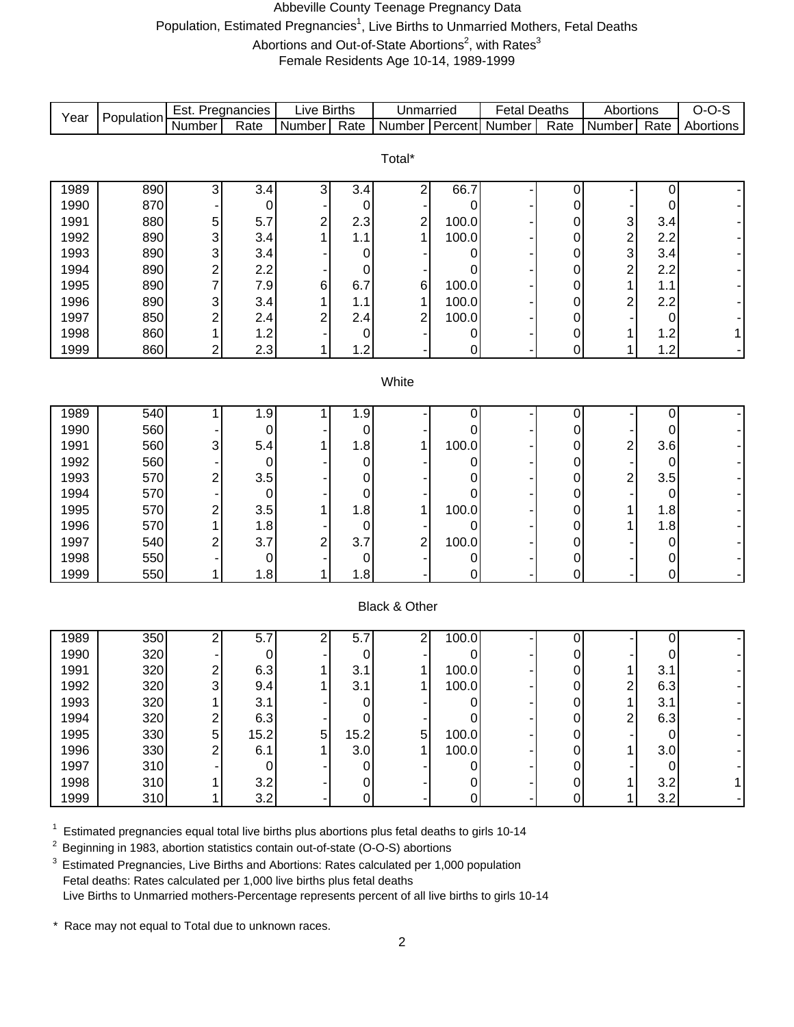# Abbeville County Teenage Pregnancy Data

Population, Estimated Pregnancies[1], Live Births to Unmarried Mothers, Fetal Deaths

Abortions and Out-of-State Abortions[2], with Rates[3]

Female Residents Age 10-14, 1989-1999

| Year | Population | Est. Pregnancies | | Live Births | | Unmarried | | Fetal Deaths | | Abortions | | O-O-S |
|---|---|---|---|---|---|---|---|---|---|---|---|---|
| | | Number | Rate | Number | Rate | Number | Percent | Number | Rate | Number | Rate | Abortions |
| **Total*** | | | | | | | | | | | | |
| 1989 | 890 | 3 | 3.4 | 3 | 3.4 | 2 | 66.7 | - | 0 | - | 0 | - |
| 1990 | 870 | - | 0 | - | 0 | - | 0 | - | 0 | - | 0 | - |
| 1991 | 880 | 5 | 5.7 | 2 | 2.3 | 2 | 100.0 | - | 0 | 3 | 3.4 | - |
| 1992 | 890 | 3 | 3.4 | 1 | 1.1 | 1 | 100.0 | - | 0 | 2 | 2.2 | - |
| 1993 | 890 | 3 | 3.4 | - | 0 | - | 0 | - | 0 | 3 | 3.4 | - |
| 1994 | 890 | 2 | 2.2 | - | 0 | - | 0 | - | 0 | 2 | 2.2 | - |
| 1995 | 890 | 7 | 7.9 | 6 | 6.7 | 6 | 100.0 | - | 0 | 1 | 1.1 | - |
| 1996 | 890 | 3 | 3.4 | 1 | 1.1 | 1 | 100.0 | - | 0 | 2 | 2.2 | - |
| 1997 | 850 | 2 | 2.4 | 2 | 2.4 | 2 | 100.0 | - | 0 | - | 0 | - |
| 1998 | 860 | 1 | 1.2 | - | 0 | - | 0 | - | 0 | 1 | 1.2 | 1 |
| 1999 | 860 | 2 | 2.3 | 1 | 1.2 | - | 0 | - | 0 | 1 | 1.2 | - |
| **White** | | | | | | | | | | | | |
| 1989 | 540 | 1 | 1.9 | 1 | 1.9 | - | 0 | - | 0 | - | 0 | - |
| 1990 | 560 | - | 0 | - | 0 | - | 0 | - | 0 | - | 0 | - |
| 1991 | 560 | 3 | 5.4 | 1 | 1.8 | 1 | 100.0 | - | 0 | 2 | 3.6 | - |
| 1992 | 560 | - | 0 | - | 0 | - | 0 | - | 0 | - | 0 | - |
| 1993 | 570 | 2 | 3.5 | - | 0 | - | 0 | - | 0 | 2 | 3.5 | - |
| 1994 | 570 | - | 0 | - | 0 | - | 0 | - | 0 | - | 0 | - |
| 1995 | 570 | 2 | 3.5 | 1 | 1.8 | 1 | 100.0 | - | 0 | 1 | 1.8 | - |
| 1996 | 570 | 1 | 1.8 | - | 0 | - | 0 | - | 0 | 1 | 1.8 | - |
| 1997 | 540 | 2 | 3.7 | 2 | 3.7 | 2 | 100.0 | - | 0 | - | 0 | - |
| 1998 | 550 | - | 0 | - | 0 | - | 0 | - | 0 | - | 0 | - |
| 1999 | 550 | 1 | 1.8 | 1 | 1.8 | - | 0 | - | 0 | - | 0 | - |
| **Black & Other** | | | | | | | | | | | | |
| 1989 | 350 | 2 | 5.7 | 2 | 5.7 | 2 | 100.0 | - | 0 | - | 0 | - |
| 1990 | 320 | - | 0 | - | 0 | - | 0 | - | 0 | - | 0 | - |
| 1991 | 320 | 2 | 6.3 | 1 | 3.1 | 1 | 100.0 | - | 0 | 1 | 3.1 | - |
| 1992 | 320 | 3 | 9.4 | 1 | 3.1 | 1 | 100.0 | - | 0 | 2 | 6.3 | - |
| 1993 | 320 | 1 | 3.1 | - | 0 | - | 0 | - | 0 | 1 | 3.1 | - |
| 1994 | 320 | 2 | 6.3 | - | 0 | - | 0 | - | 0 | 2 | 6.3 | - |
| 1995 | 330 | 5 | 15.2 | 5 | 15.2 | 5 | 100.0 | - | 0 | - | 0 | - |
| 1996 | 330 | 2 | 6.1 | 1 | 3.0 | 1 | 100.0 | - | 0 | 1 | 3.0 | - |
| 1997 | 310 | - | 0 | - | 0 | - | 0 | - | 0 | - | 0 | - |
| 1998 | 310 | 1 | 3.2 | - | 0 | - | 0 | - | 0 | 1 | 3.2 | 1 |
| 1999 | 310 | 1 | 3.2 | - | 0 | - | 0 | - | 0 | 1 | 3.2 | - |

[1] Estimated pregnancies equal total live births plus abortions plus fetal deaths to girls 10-14

[2] Beginning in 1983, abortion statistics contain out-of-state (O-O-S) abortions

[3] Estimated Pregnancies, Live Births and Abortions: Rates calculated per 1,000 population
Fetal deaths: Rates calculated per 1,000 live births plus fetal deaths
Live Births to Unmarried mothers-Percentage represents percent of all live births to girls 10-14

\* Race may not equal to Total due to unknown races.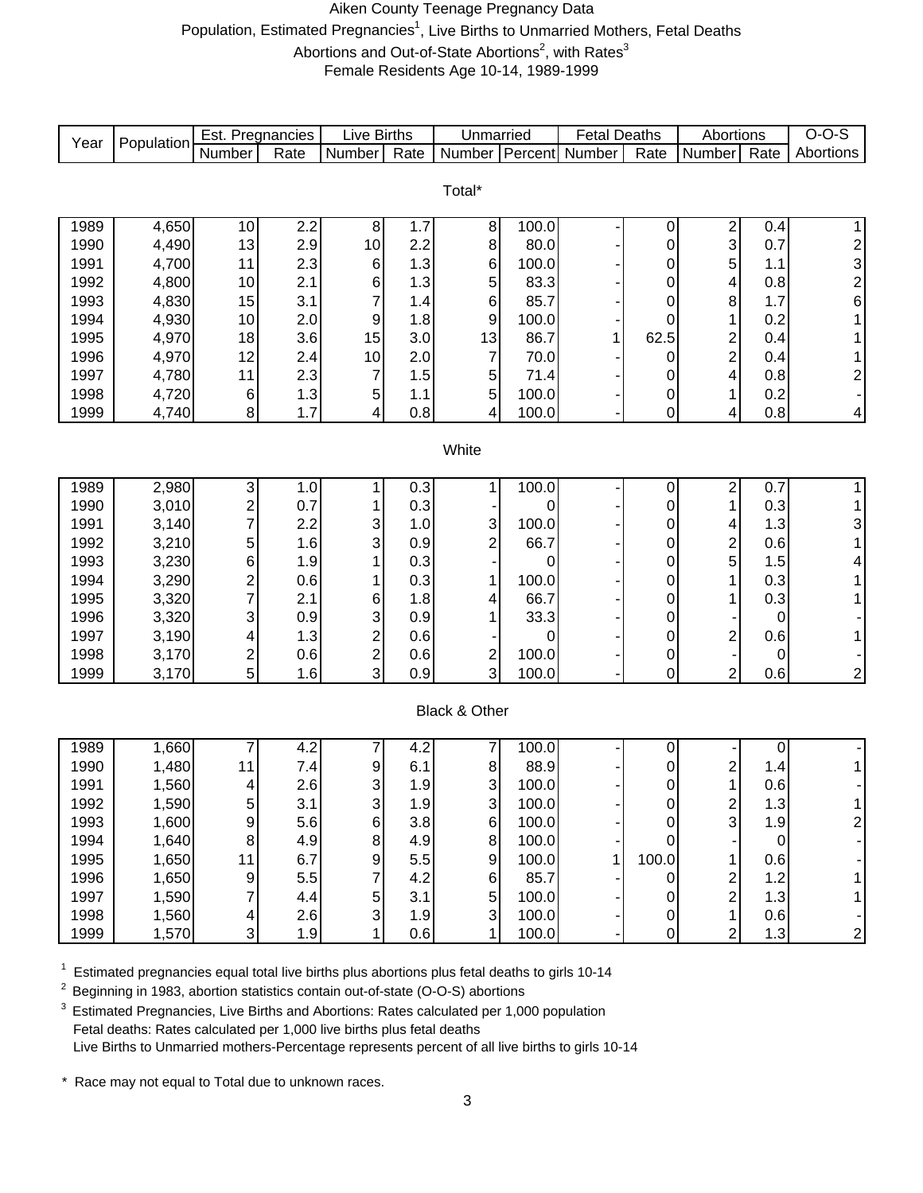# Aiken County Teenage Pregnancy Data

Population, Estimated Pregnancies[1], Live Births to Unmarried Mothers, Fetal Deaths Abortions and Out-of-State Abortions[2], with Rates[3]

Female Residents Age 10-14, 1989-1999

| Year | Population | Est. Pregnancies | | Live Births | | Unmarried | | Fetal Deaths | | Abortions | | O-O-S |
|---|---|---|---|---|---|---|---|---|---|---|---|---|
| | | Number | Rate | Number | Rate | Number | Percent | Number | Rate | Number | Rate | Abortions |
| **Total*** | | | | | | | | | | | | |
| 1989 | 4,650 | 10 | 2.2 | 8 | 1.7 | 8 | 100.0 | - | 0 | 2 | 0.4 | 1 |
| 1990 | 4,490 | 13 | 2.9 | 10 | 2.2 | 8 | 80.0 | - | 0 | 3 | 0.7 | 2 |
| 1991 | 4,700 | 11 | 2.3 | 6 | 1.3 | 6 | 100.0 | - | 0 | 5 | 1.1 | 3 |
| 1992 | 4,800 | 10 | 2.1 | 6 | 1.3 | 5 | 83.3 | - | 0 | 4 | 0.8 | 2 |
| 1993 | 4,830 | 15 | 3.1 | 7 | 1.4 | 6 | 85.7 | - | 0 | 8 | 1.7 | 6 |
| 1994 | 4,930 | 10 | 2.0 | 9 | 1.8 | 9 | 100.0 | - | 0 | 1 | 0.2 | 1 |
| 1995 | 4,970 | 18 | 3.6 | 15 | 3.0 | 13 | 86.7 | 1 | 62.5 | 2 | 0.4 | 1 |
| 1996 | 4,970 | 12 | 2.4 | 10 | 2.0 | 7 | 70.0 | - | 0 | 2 | 0.4 | 1 |
| 1997 | 4,780 | 11 | 2.3 | 7 | 1.5 | 5 | 71.4 | - | 0 | 4 | 0.8 | 2 |
| 1998 | 4,720 | 6 | 1.3 | 5 | 1.1 | 5 | 100.0 | - | 0 | 1 | 0.2 | - |
| 1999 | 4,740 | 8 | 1.7 | 4 | 0.8 | 4 | 100.0 | - | 0 | 4 | 0.8 | 4 |
| **White** | | | | | | | | | | | | |
| 1989 | 2,980 | 3 | 1.0 | 1 | 0.3 | 1 | 100.0 | - | 0 | 2 | 0.7 | 1 |
| 1990 | 3,010 | 2 | 0.7 | 1 | 0.3 | - | 0 | - | 0 | 1 | 0.3 | 1 |
| 1991 | 3,140 | 7 | 2.2 | 3 | 1.0 | 3 | 100.0 | - | 0 | 4 | 1.3 | 3 |
| 1992 | 3,210 | 5 | 1.6 | 3 | 0.9 | 2 | 66.7 | - | 0 | 2 | 0.6 | 1 |
| 1993 | 3,230 | 6 | 1.9 | 1 | 0.3 | - | 0 | - | 0 | 5 | 1.5 | 4 |
| 1994 | 3,290 | 2 | 0.6 | 1 | 0.3 | 1 | 100.0 | - | 0 | 1 | 0.3 | 1 |
| 1995 | 3,320 | 7 | 2.1 | 6 | 1.8 | 4 | 66.7 | - | 0 | 1 | 0.3 | 1 |
| 1996 | 3,320 | 3 | 0.9 | 3 | 0.9 | 1 | 33.3 | - | 0 | - | 0 | - |
| 1997 | 3,190 | 4 | 1.3 | 2 | 0.6 | - | 0 | - | 0 | 2 | 0.6 | 1 |
| 1998 | 3,170 | 2 | 0.6 | 2 | 0.6 | 2 | 100.0 | - | 0 | - | 0 | - |
| 1999 | 3,170 | 5 | 1.6 | 3 | 0.9 | 3 | 100.0 | - | 0 | 2 | 0.6 | 2 |
| **Black & Other** | | | | | | | | | | | | |
| 1989 | 1,660 | 7 | 4.2 | 7 | 4.2 | 7 | 100.0 | - | 0 | - | 0 | - |
| 1990 | 1,480 | 11 | 7.4 | 9 | 6.1 | 8 | 88.9 | - | 0 | 2 | 1.4 | 1 |
| 1991 | 1,560 | 4 | 2.6 | 3 | 1.9 | 3 | 100.0 | - | 0 | 1 | 0.6 | - |
| 1992 | 1,590 | 5 | 3.1 | 3 | 1.9 | 3 | 100.0 | - | 0 | 2 | 1.3 | 1 |
| 1993 | 1,600 | 9 | 5.6 | 6 | 3.8 | 6 | 100.0 | - | 0 | 3 | 1.9 | 2 |
| 1994 | 1,640 | 8 | 4.9 | 8 | 4.9 | 8 | 100.0 | - | 0 | - | 0 | - |
| 1995 | 1,650 | 11 | 6.7 | 9 | 5.5 | 9 | 100.0 | 1 | 100.0 | 1 | 0.6 | - |
| 1996 | 1,650 | 9 | 5.5 | 7 | 4.2 | 6 | 85.7 | - | 0 | 2 | 1.2 | 1 |
| 1997 | 1,590 | 7 | 4.4 | 5 | 3.1 | 5 | 100.0 | - | 0 | 2 | 1.3 | 1 |
| 1998 | 1,560 | 4 | 2.6 | 3 | 1.9 | 3 | 100.0 | - | 0 | 1 | 0.6 | - |
| 1999 | 1,570 | 3 | 1.9 | 1 | 0.6 | 1 | 100.0 | - | 0 | 2 | 1.3 | 2 |

[1] Estimated pregnancies equal total live births plus abortions plus fetal deaths to girls 10-14

[2] Beginning in 1983, abortion statistics contain out-of-state (O-O-S) abortions

[3] Estimated Pregnancies, Live Births and Abortions: Rates calculated per 1,000 population
Fetal deaths: Rates calculated per 1,000 live births plus fetal deaths
Live Births to Unmarried mothers-Percentage represents percent of all live births to girls 10-14

* Race may not equal to Total due to unknown races.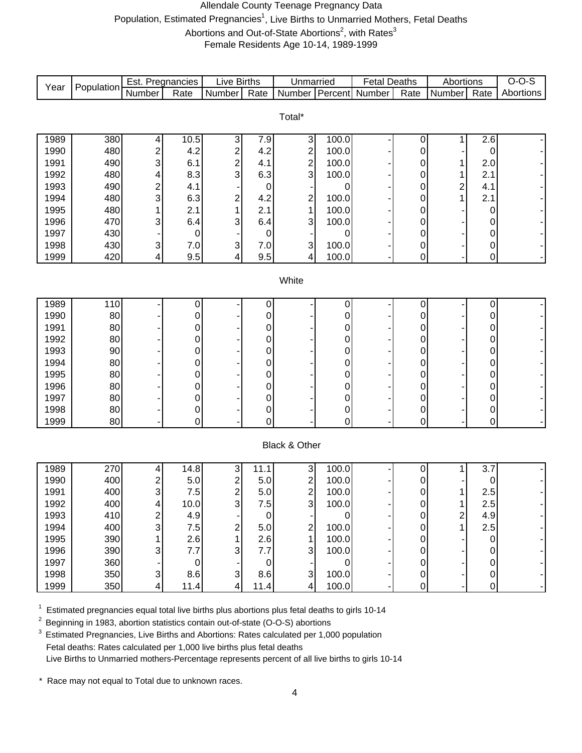# Allendale County Teenage Pregnancy Data

Population, Estimated Pregnancies[1], Live Births to Unmarried Mothers, Fetal Deaths

Abortions and Out-of-State Abortions[2], with Rates[3]

Female Residents Age 10-14, 1989-1999

| Year | Population | Est. Pregnancies | | Live Births | | Unmarried | | Fetal Deaths | | Abortions | | O-O-S |
|---|---|---|---|---|---|---|---|---|---|---|---|---|
| | | Number | Rate | Number | Rate | Number | Percent | Number | Rate | Number | Rate | Abortions |
| **Total*** | | | | | | | | | | | | |
| 1989 | 380 | 4 | 10.5 | 3 | 7.9 | 3 | 100.0 | - | 0 | 1 | 2.6 | - |
| 1990 | 480 | 2 | 4.2 | 2 | 4.2 | 2 | 100.0 | - | 0 | - | 0 | - |
| 1991 | 490 | 3 | 6.1 | 2 | 4.1 | 2 | 100.0 | - | 0 | 1 | 2.0 | - |
| 1992 | 480 | 4 | 8.3 | 3 | 6.3 | 3 | 100.0 | - | 0 | 1 | 2.1 | - |
| 1993 | 490 | 2 | 4.1 | - | 0 | - | 0 | - | 0 | 2 | 4.1 | - |
| 1994 | 480 | 3 | 6.3 | 2 | 4.2 | 2 | 100.0 | - | 0 | 1 | 2.1 | - |
| 1995 | 480 | 1 | 2.1 | 1 | 2.1 | 1 | 100.0 | - | 0 | - | 0 | - |
| 1996 | 470 | 3 | 6.4 | 3 | 6.4 | 3 | 100.0 | - | 0 | - | 0 | - |
| 1997 | 430 | - | 0 | - | 0 | - | 0 | - | 0 | - | 0 | - |
| 1998 | 430 | 3 | 7.0 | 3 | 7.0 | 3 | 100.0 | - | 0 | - | 0 | - |
| 1999 | 420 | 4 | 9.5 | 4 | 9.5 | 4 | 100.0 | - | 0 | - | 0 | - |
| **White** | | | | | | | | | | | | |
| 1989 | 110 | - | 0 | - | 0 | - | 0 | - | 0 | - | 0 | - |
| 1990 | 80 | - | 0 | - | 0 | - | 0 | - | 0 | - | 0 | - |
| 1991 | 80 | - | 0 | - | 0 | - | 0 | - | 0 | - | 0 | - |
| 1992 | 80 | - | 0 | - | 0 | - | 0 | - | 0 | - | 0 | - |
| 1993 | 90 | - | 0 | - | 0 | - | 0 | - | 0 | - | 0 | - |
| 1994 | 80 | - | 0 | - | 0 | - | 0 | - | 0 | - | 0 | - |
| 1995 | 80 | - | 0 | - | 0 | - | 0 | - | 0 | - | 0 | - |
| 1996 | 80 | - | 0 | - | 0 | - | 0 | - | 0 | - | 0 | - |
| 1997 | 80 | - | 0 | - | 0 | - | 0 | - | 0 | - | 0 | - |
| 1998 | 80 | - | 0 | - | 0 | - | 0 | - | 0 | - | 0 | - |
| 1999 | 80 | - | 0 | - | 0 | - | 0 | - | 0 | - | 0 | - |
| **Black & Other** | | | | | | | | | | | | |
| 1989 | 270 | 4 | 14.8 | 3 | 11.1 | 3 | 100.0 | - | 0 | 1 | 3.7 | - |
| 1990 | 400 | 2 | 5.0 | 2 | 5.0 | 2 | 100.0 | - | 0 | - | 0 | - |
| 1991 | 400 | 3 | 7.5 | 2 | 5.0 | 2 | 100.0 | - | 0 | 1 | 2.5 | - |
| 1992 | 400 | 4 | 10.0 | 3 | 7.5 | 3 | 100.0 | - | 0 | 1 | 2.5 | - |
| 1993 | 410 | 2 | 4.9 | - | 0 | - | 0 | - | 0 | 2 | 4.9 | - |
| 1994 | 400 | 3 | 7.5 | 2 | 5.0 | 2 | 100.0 | - | 0 | 1 | 2.5 | - |
| 1995 | 390 | 1 | 2.6 | 1 | 2.6 | 1 | 100.0 | - | 0 | - | 0 | - |
| 1996 | 390 | 3 | 7.7 | 3 | 7.7 | 3 | 100.0 | - | 0 | - | 0 | - |
| 1997 | 360 | - | 0 | - | 0 | - | 0 | - | 0 | - | 0 | - |
| 1998 | 350 | 3 | 8.6 | 3 | 8.6 | 3 | 100.0 | - | 0 | - | 0 | - |
| 1999 | 350 | 4 | 11.4 | 4 | 11.4 | 4 | 100.0 | - | 0 | - | 0 | - |

[1] Estimated pregnancies equal total live births plus abortions plus fetal deaths to girls 10-14

[2] Beginning in 1983, abortion statistics contain out-of-state (O-O-S) abortions

[3] Estimated Pregnancies, Live Births and Abortions: Rates calculated per 1,000 population
Fetal deaths: Rates calculated per 1,000 live births plus fetal deaths
Live Births to Unmarried mothers-Percentage represents percent of all live births to girls 10-14

* Race may not equal to Total due to unknown races.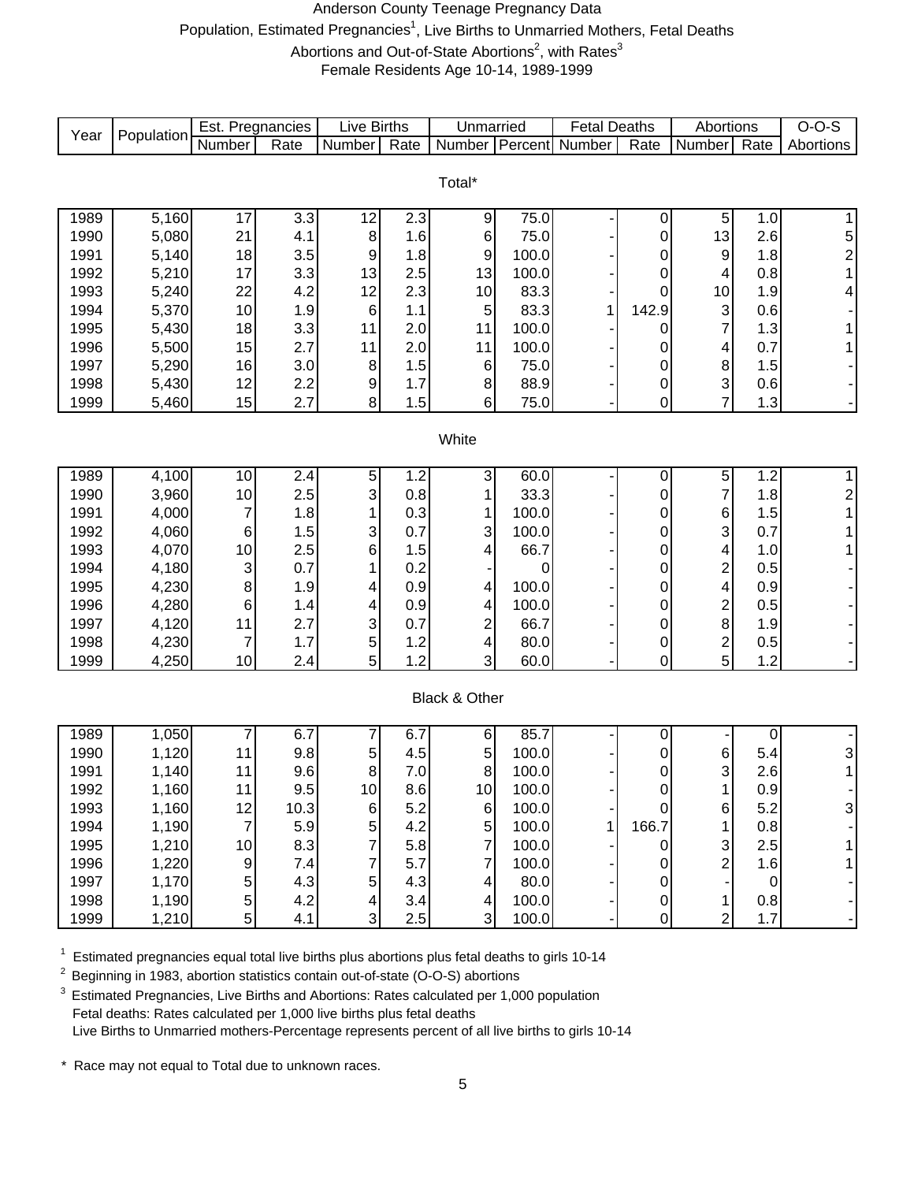# Anderson County Teenage Pregnancy Data

Population, Estimated Pregnancies[1], Live Births to Unmarried Mothers, Fetal Deaths

Abortions and Out-of-State Abortions[2], with Rates[3]

Female Residents Age 10-14, 1989-1999

| Year | Population | Est. Pregnancies | | Live Births | | Unmarried | | Fetal Deaths | | Abortions | | O-O-S |
|---|---|---|---|---|---|---|---|---|---|---|---|---|
| | | Number | Rate | Number | Rate | Number | Percent | Number | Rate | Number | Rate | Abortions |
| **Total*** | | | | | | | | | | | | |
| 1989 | 5,160 | 17 | 3.3 | 12 | 2.3 | 9 | 75.0 | - | 0 | 5 | 1.0 | 1 |
| 1990 | 5,080 | 21 | 4.1 | 8 | 1.6 | 6 | 75.0 | - | 0 | 13 | 2.6 | 5 |
| 1991 | 5,140 | 18 | 3.5 | 9 | 1.8 | 9 | 100.0 | - | 0 | 9 | 1.8 | 2 |
| 1992 | 5,210 | 17 | 3.3 | 13 | 2.5 | 13 | 100.0 | - | 0 | 4 | 0.8 | 1 |
| 1993 | 5,240 | 22 | 4.2 | 12 | 2.3 | 10 | 83.3 | - | 0 | 10 | 1.9 | 4 |
| 1994 | 5,370 | 10 | 1.9 | 6 | 1.1 | 5 | 83.3 | 1 | 142.9 | 3 | 0.6 | - |
| 1995 | 5,430 | 18 | 3.3 | 11 | 2.0 | 11 | 100.0 | - | 0 | 7 | 1.3 | 1 |
| 1996 | 5,500 | 15 | 2.7 | 11 | 2.0 | 11 | 100.0 | - | 0 | 4 | 0.7 | 1 |
| 1997 | 5,290 | 16 | 3.0 | 8 | 1.5 | 6 | 75.0 | - | 0 | 8 | 1.5 | - |
| 1998 | 5,430 | 12 | 2.2 | 9 | 1.7 | 8 | 88.9 | - | 0 | 3 | 0.6 | - |
| 1999 | 5,460 | 15 | 2.7 | 8 | 1.5 | 6 | 75.0 | - | 0 | 7 | 1.3 | - |
| **White** | | | | | | | | | | | | |
| 1989 | 4,100 | 10 | 2.4 | 5 | 1.2 | 3 | 60.0 | - | 0 | 5 | 1.2 | 1 |
| 1990 | 3,960 | 10 | 2.5 | 3 | 0.8 | 1 | 33.3 | - | 0 | 7 | 1.8 | 2 |
| 1991 | 4,000 | 7 | 1.8 | 1 | 0.3 | 1 | 100.0 | - | 0 | 6 | 1.5 | 1 |
| 1992 | 4,060 | 6 | 1.5 | 3 | 0.7 | 3 | 100.0 | - | 0 | 3 | 0.7 | 1 |
| 1993 | 4,070 | 10 | 2.5 | 6 | 1.5 | 4 | 66.7 | - | 0 | 4 | 1.0 | 1 |
| 1994 | 4,180 | 3 | 0.7 | 1 | 0.2 | - | 0 | - | 0 | 2 | 0.5 | - |
| 1995 | 4,230 | 8 | 1.9 | 4 | 0.9 | 4 | 100.0 | - | 0 | 4 | 0.9 | - |
| 1996 | 4,280 | 6 | 1.4 | 4 | 0.9 | 4 | 100.0 | - | 0 | 2 | 0.5 | - |
| 1997 | 4,120 | 11 | 2.7 | 3 | 0.7 | 2 | 66.7 | - | 0 | 8 | 1.9 | - |
| 1998 | 4,230 | 7 | 1.7 | 5 | 1.2 | 4 | 80.0 | - | 0 | 2 | 0.5 | - |
| 1999 | 4,250 | 10 | 2.4 | 5 | 1.2 | 3 | 60.0 | - | 0 | 5 | 1.2 | - |
| **Black & Other** | | | | | | | | | | | | |
| 1989 | 1,050 | 7 | 6.7 | 7 | 6.7 | 6 | 85.7 | - | 0 | - | 0 | - |
| 1990 | 1,120 | 11 | 9.8 | 5 | 4.5 | 5 | 100.0 | - | 0 | 6 | 5.4 | 3 |
| 1991 | 1,140 | 11 | 9.6 | 8 | 7.0 | 8 | 100.0 | - | 0 | 3 | 2.6 | 1 |
| 1992 | 1,160 | 11 | 9.5 | 10 | 8.6 | 10 | 100.0 | - | 0 | 1 | 0.9 | - |
| 1993 | 1,160 | 12 | 10.3 | 6 | 5.2 | 6 | 100.0 | - | 0 | 6 | 5.2 | 3 |
| 1994 | 1,190 | 7 | 5.9 | 5 | 4.2 | 5 | 100.0 | 1 | 166.7 | 1 | 0.8 | - |
| 1995 | 1,210 | 10 | 8.3 | 7 | 5.8 | 7 | 100.0 | - | 0 | 3 | 2.5 | 1 |
| 1996 | 1,220 | 9 | 7.4 | 7 | 5.7 | 7 | 100.0 | - | 0 | 2 | 1.6 | 1 |
| 1997 | 1,170 | 5 | 4.3 | 5 | 4.3 | 4 | 80.0 | - | 0 | - | 0 | - |
| 1998 | 1,190 | 5 | 4.2 | 4 | 3.4 | 4 | 100.0 | - | 0 | 1 | 0.8 | - |
| 1999 | 1,210 | 5 | 4.1 | 3 | 2.5 | 3 | 100.0 | - | 0 | 2 | 1.7 | - |

[1] Estimated pregnancies equal total live births plus abortions plus fetal deaths to girls 10-14

[2] Beginning in 1983, abortion statistics contain out-of-state (O-O-S) abortions

[3] Estimated Pregnancies, Live Births and Abortions: Rates calculated per 1,000 population
Fetal deaths: Rates calculated per 1,000 live births plus fetal deaths
Live Births to Unmarried mothers-Percentage represents percent of all live births to girls 10-14

* Race may not equal to Total due to unknown races.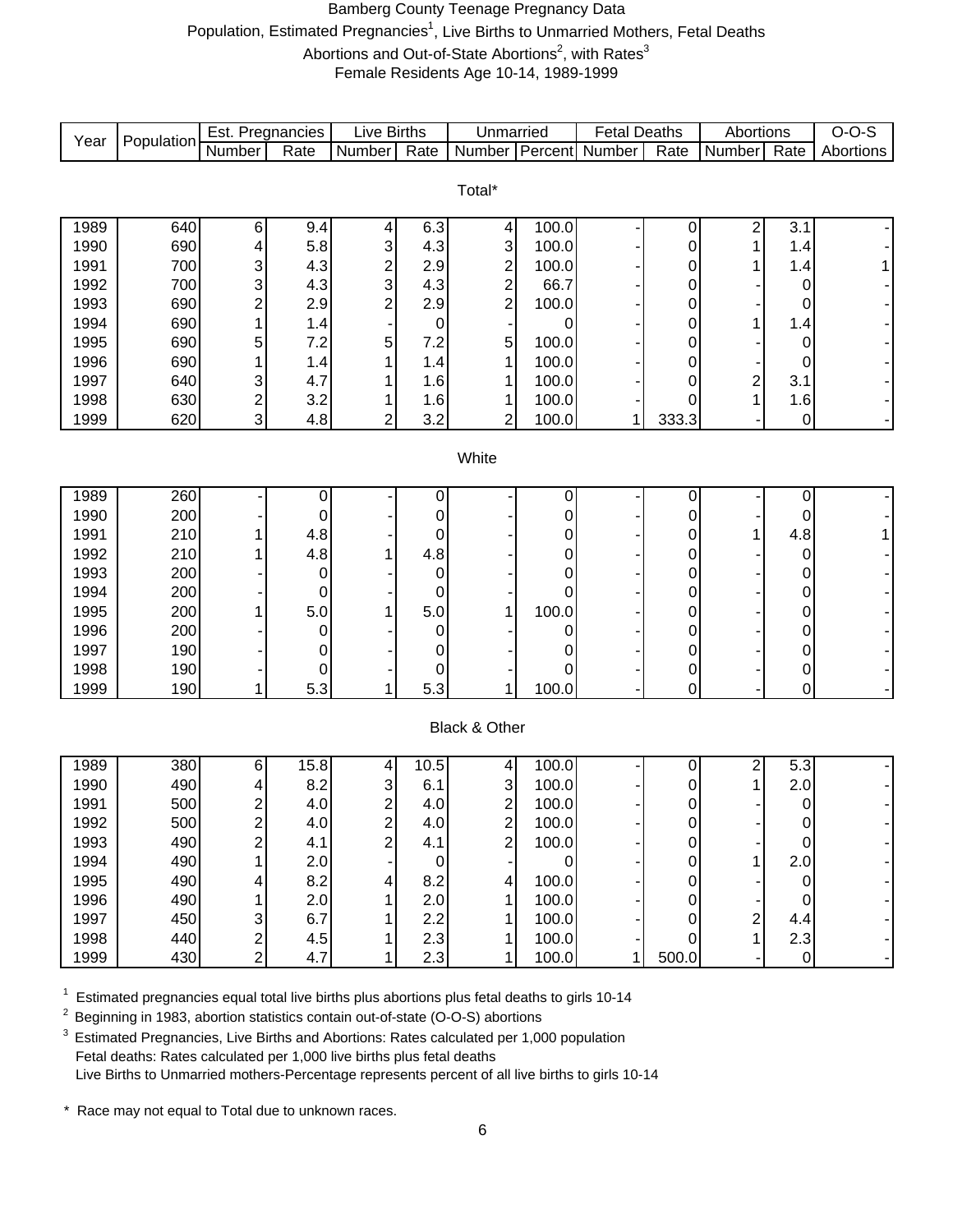# Bamberg County Teenage Pregnancy Data

Population, Estimated Pregnancies[1], Live Births to Unmarried Mothers, Fetal Deaths
Abortions and Out-of-State Abortions[2], with Rates[3]
Female Residents Age 10-14, 1989-1999

| Year | Population | Est. Pregnancies | | Live Births | | Unmarried | | Fetal Deaths | | Abortions | | O-O-S |
|---|---|---|---|---|---|---|---|---|---|---|---|---|
| | | Number | Rate | Number | Rate | Number | Percent | Number | Rate | Number | Rate | Abortions |
| **Total*** | | | | | | | | | | | | |
| 1989 | 640 | 6 | 9.4 | 4 | 6.3 | 4 | 100.0 | - | 0 | 2 | 3.1 | - |
| 1990 | 690 | 4 | 5.8 | 3 | 4.3 | 3 | 100.0 | - | 0 | 1 | 1.4 | - |
| 1991 | 700 | 3 | 4.3 | 2 | 2.9 | 2 | 100.0 | - | 0 | 1 | 1.4 | 1 |
| 1992 | 700 | 3 | 4.3 | 3 | 4.3 | 2 | 66.7 | - | 0 | - | 0 | - |
| 1993 | 690 | 2 | 2.9 | 2 | 2.9 | 2 | 100.0 | - | 0 | - | 0 | - |
| 1994 | 690 | 1 | 1.4 | - | 0 | - | 0 | - | 0 | 1 | 1.4 | - |
| 1995 | 690 | 5 | 7.2 | 5 | 7.2 | 5 | 100.0 | - | 0 | - | 0 | - |
| 1996 | 690 | 1 | 1.4 | 1 | 1.4 | 1 | 100.0 | - | 0 | - | 0 | - |
| 1997 | 640 | 3 | 4.7 | 1 | 1.6 | 1 | 100.0 | - | 0 | 2 | 3.1 | - |
| 1998 | 630 | 2 | 3.2 | 1 | 1.6 | 1 | 100.0 | - | 0 | 1 | 1.6 | - |
| 1999 | 620 | 3 | 4.8 | 2 | 3.2 | 2 | 100.0 | 1 | 333.3 | - | 0 | - |
| **White** | | | | | | | | | | | | |
| 1989 | 260 | - | 0 | - | 0 | - | 0 | - | 0 | - | 0 | - |
| 1990 | 200 | - | 0 | - | 0 | - | 0 | - | 0 | - | 0 | - |
| 1991 | 210 | 1 | 4.8 | - | 0 | - | 0 | - | 0 | 1 | 4.8 | 1 |
| 1992 | 210 | 1 | 4.8 | 1 | 4.8 | - | 0 | - | 0 | - | 0 | - |
| 1993 | 200 | - | 0 | - | 0 | - | 0 | - | 0 | - | 0 | - |
| 1994 | 200 | - | 0 | - | 0 | - | 0 | - | 0 | - | 0 | - |
| 1995 | 200 | 1 | 5.0 | 1 | 5.0 | 1 | 100.0 | - | 0 | - | 0 | - |
| 1996 | 200 | - | 0 | - | 0 | - | 0 | - | 0 | - | 0 | - |
| 1997 | 190 | - | 0 | - | 0 | - | 0 | - | 0 | - | 0 | - |
| 1998 | 190 | - | 0 | - | 0 | - | 0 | - | 0 | - | 0 | - |
| 1999 | 190 | 1 | 5.3 | 1 | 5.3 | 1 | 100.0 | - | 0 | - | 0 | - |
| **Black & Other** | | | | | | | | | | | | |
| 1989 | 380 | 6 | 15.8 | 4 | 10.5 | 4 | 100.0 | - | 0 | 2 | 5.3 | - |
| 1990 | 490 | 4 | 8.2 | 3 | 6.1 | 3 | 100.0 | - | 0 | 1 | 2.0 | - |
| 1991 | 500 | 2 | 4.0 | 2 | 4.0 | 2 | 100.0 | - | 0 | - | 0 | - |
| 1992 | 500 | 2 | 4.0 | 2 | 4.0 | 2 | 100.0 | - | 0 | - | 0 | - |
| 1993 | 490 | 2 | 4.1 | 2 | 4.1 | 2 | 100.0 | - | 0 | - | 0 | - |
| 1994 | 490 | 1 | 2.0 | - | 0 | - | 0 | - | 0 | 1 | 2.0 | - |
| 1995 | 490 | 4 | 8.2 | 4 | 8.2 | 4 | 100.0 | - | 0 | - | 0 | - |
| 1996 | 490 | 1 | 2.0 | 1 | 2.0 | 1 | 100.0 | - | 0 | - | 0 | - |
| 1997 | 450 | 3 | 6.7 | 1 | 2.2 | 1 | 100.0 | - | 0 | 2 | 4.4 | - |
| 1998 | 440 | 2 | 4.5 | 1 | 2.3 | 1 | 100.0 | - | 0 | 1 | 2.3 | - |
| 1999 | 430 | 2 | 4.7 | 1 | 2.3 | 1 | 100.0 | 1 | 500.0 | - | 0 | - |

[1] Estimated pregnancies equal total live births plus abortions plus fetal deaths to girls 10-14

[2] Beginning in 1983, abortion statistics contain out-of-state (O-O-S) abortions

[3] Estimated Pregnancies, Live Births and Abortions: Rates calculated per 1,000 population
Fetal deaths: Rates calculated per 1,000 live births plus fetal deaths
Live Births to Unmarried mothers-Percentage represents percent of all live births to girls 10-14

\* Race may not equal to Total due to unknown races.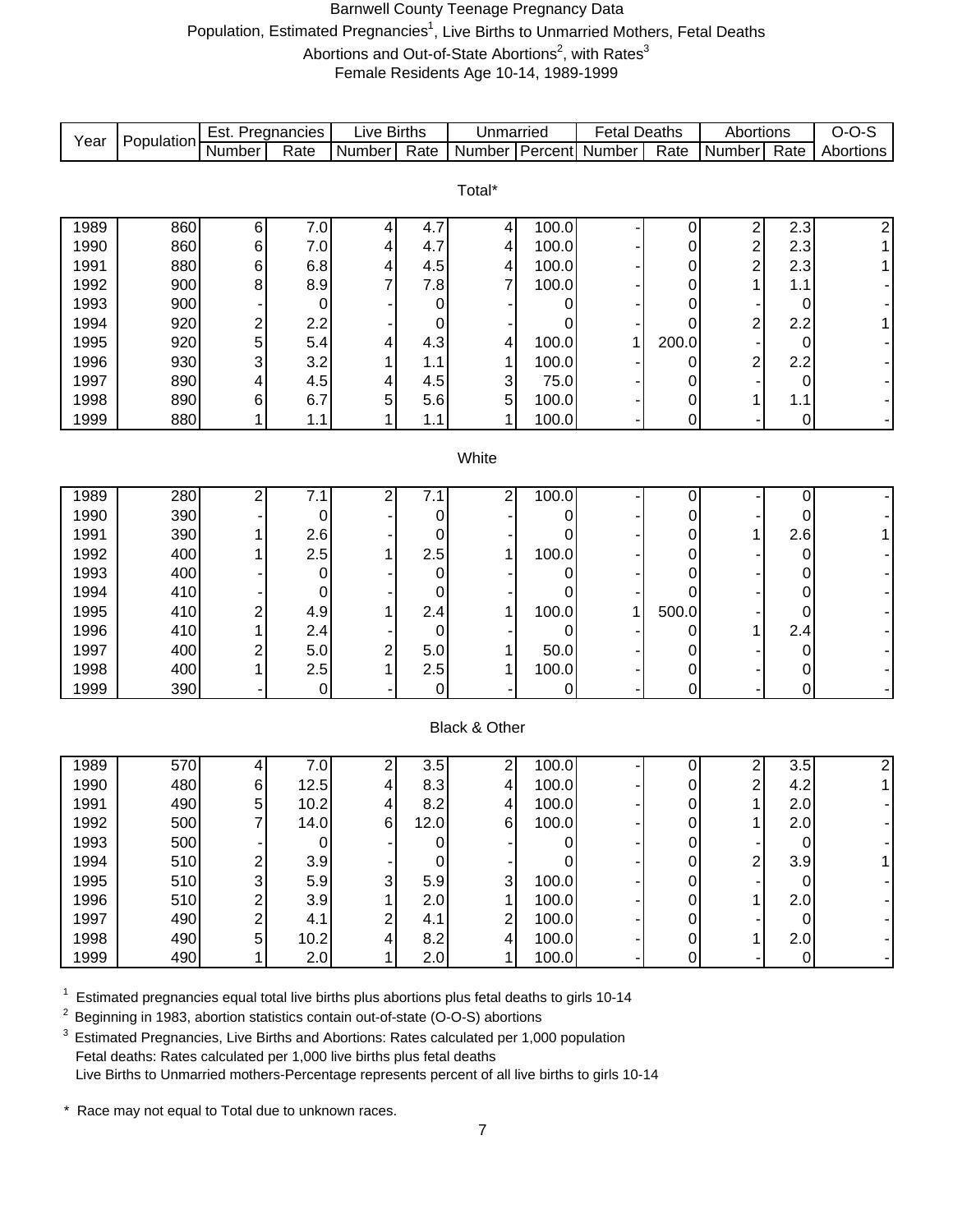# Barnwell County Teenage Pregnancy Data

Population, Estimated Pregnancies[1], Live Births to Unmarried Mothers, Fetal Deaths
Abortions and Out-of-State Abortions[2], with Rates[3]
Female Residents Age 10-14, 1989-1999

| Year | Population | Est. Pregnancies | | Live Births | | Unmarried | | Fetal Deaths | | Abortions | | O-O-S |
|---|---|---|---|---|---|---|---|---|---|---|---|---|
| | | Number | Rate | Number | Rate | Number | Percent | Number | Rate | Number | Rate | Abortions |
| **Total*** | | | | | | | | | | | | |
| 1989 | 860 | 6 | 7.0 | 4 | 4.7 | 4 | 100.0 | - | 0 | 2 | 2.3 | 2 |
| 1990 | 860 | 6 | 7.0 | 4 | 4.7 | 4 | 100.0 | - | 0 | 2 | 2.3 | 1 |
| 1991 | 880 | 6 | 6.8 | 4 | 4.5 | 4 | 100.0 | - | 0 | 2 | 2.3 | 1 |
| 1992 | 900 | 8 | 8.9 | 7 | 7.8 | 7 | 100.0 | - | 0 | 1 | 1.1 | - |
| 1993 | 900 | - | 0 | - | 0 | - | 0 | - | 0 | - | 0 | - |
| 1994 | 920 | 2 | 2.2 | - | 0 | - | 0 | - | 0 | 2 | 2.2 | 1 |
| 1995 | 920 | 5 | 5.4 | 4 | 4.3 | 4 | 100.0 | 1 | 200.0 | - | 0 | - |
| 1996 | 930 | 3 | 3.2 | 1 | 1.1 | 1 | 100.0 | - | 0 | 2 | 2.2 | - |
| 1997 | 890 | 4 | 4.5 | 4 | 4.5 | 3 | 75.0 | - | 0 | - | 0 | - |
| 1998 | 890 | 6 | 6.7 | 5 | 5.6 | 5 | 100.0 | - | 0 | 1 | 1.1 | - |
| 1999 | 880 | 1 | 1.1 | 1 | 1.1 | 1 | 100.0 | - | 0 | - | 0 | - |
| **White** | | | | | | | | | | | | |
| 1989 | 280 | 2 | 7.1 | 2 | 7.1 | 2 | 100.0 | - | 0 | - | 0 | - |
| 1990 | 390 | - | 0 | - | 0 | - | 0 | - | 0 | - | 0 | - |
| 1991 | 390 | 1 | 2.6 | - | 0 | - | 0 | - | 0 | 1 | 2.6 | 1 |
| 1992 | 400 | 1 | 2.5 | 1 | 2.5 | 1 | 100.0 | - | 0 | - | 0 | - |
| 1993 | 400 | - | 0 | - | 0 | - | 0 | - | 0 | - | 0 | - |
| 1994 | 410 | - | 0 | - | 0 | - | 0 | - | 0 | - | 0 | - |
| 1995 | 410 | 2 | 4.9 | 1 | 2.4 | 1 | 100.0 | 1 | 500.0 | - | 0 | - |
| 1996 | 410 | 1 | 2.4 | - | 0 | - | 0 | - | 0 | 1 | 2.4 | - |
| 1997 | 400 | 2 | 5.0 | 2 | 5.0 | 1 | 50.0 | - | 0 | - | 0 | - |
| 1998 | 400 | 1 | 2.5 | 1 | 2.5 | 1 | 100.0 | - | 0 | - | 0 | - |
| 1999 | 390 | - | 0 | - | 0 | - | 0 | - | 0 | - | 0 | - |
| **Black & Other** | | | | | | | | | | | | |
| 1989 | 570 | 4 | 7.0 | 2 | 3.5 | 2 | 100.0 | - | 0 | 2 | 3.5 | 2 |
| 1990 | 480 | 6 | 12.5 | 4 | 8.3 | 4 | 100.0 | - | 0 | 2 | 4.2 | 1 |
| 1991 | 490 | 5 | 10.2 | 4 | 8.2 | 4 | 100.0 | - | 0 | 1 | 2.0 | - |
| 1992 | 500 | 7 | 14.0 | 6 | 12.0 | 6 | 100.0 | - | 0 | 1 | 2.0 | - |
| 1993 | 500 | - | 0 | - | 0 | - | 0 | - | 0 | - | 0 | - |
| 1994 | 510 | 2 | 3.9 | - | 0 | - | 0 | - | 0 | 2 | 3.9 | 1 |
| 1995 | 510 | 3 | 5.9 | 3 | 5.9 | 3 | 100.0 | - | 0 | - | 0 | - |
| 1996 | 510 | 2 | 3.9 | 1 | 2.0 | 1 | 100.0 | - | 0 | 1 | 2.0 | - |
| 1997 | 490 | 2 | 4.1 | 2 | 4.1 | 2 | 100.0 | - | 0 | - | 0 | - |
| 1998 | 490 | 5 | 10.2 | 4 | 8.2 | 4 | 100.0 | - | 0 | 1 | 2.0 | - |
| 1999 | 490 | 1 | 2.0 | 1 | 2.0 | 1 | 100.0 | - | 0 | - | 0 | - |

[1] Estimated pregnancies equal total live births plus abortions plus fetal deaths to girls 10-14

[2] Beginning in 1983, abortion statistics contain out-of-state (O-O-S) abortions

[3] Estimated Pregnancies, Live Births and Abortions: Rates calculated per 1,000 population
Fetal deaths: Rates calculated per 1,000 live births plus fetal deaths
Live Births to Unmarried mothers-Percentage represents percent of all live births to girls 10-14

\* Race may not equal to Total due to unknown races.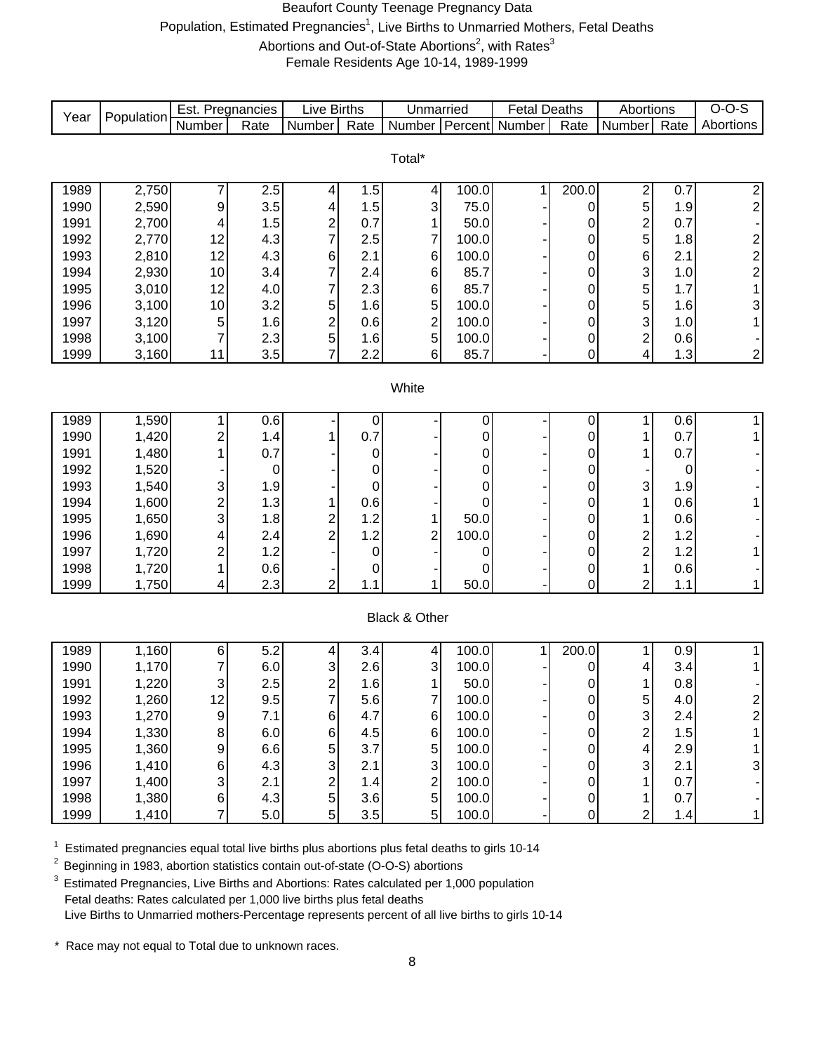# Beaufort County Teenage Pregnancy Data

Population, Estimated Pregnancies[1], Live Births to Unmarried Mothers, Fetal Deaths

Abortions and Out-of-State Abortions[2], with Rates[3]

Female Residents Age 10-14, 1989-1999

| Year | Population | Est. Pregnancies | | Live Births | | Unmarried | | Fetal Deaths | | Abortions | | O-O-S |
|---|---|---|---|---|---|---|---|---|---|---|---|---|
| | | Number | Rate | Number | Rate | Number | Percent | Number | Rate | Number | Rate | Abortions |
| **Total*** | | | | | | | | | | | | |
| 1989 | 2,750 | 7 | 2.5 | 4 | 1.5 | 4 | 100.0 | 1 | 200.0 | 2 | 0.7 | 2 |
| 1990 | 2,590 | 9 | 3.5 | 4 | 1.5 | 3 | 75.0 | - | 0 | 5 | 1.9 | 2 |
| 1991 | 2,700 | 4 | 1.5 | 2 | 0.7 | 1 | 50.0 | - | 0 | 2 | 0.7 | - |
| 1992 | 2,770 | 12 | 4.3 | 7 | 2.5 | 7 | 100.0 | - | 0 | 5 | 1.8 | 2 |
| 1993 | 2,810 | 12 | 4.3 | 6 | 2.1 | 6 | 100.0 | - | 0 | 6 | 2.1 | 2 |
| 1994 | 2,930 | 10 | 3.4 | 7 | 2.4 | 6 | 85.7 | - | 0 | 3 | 1.0 | 2 |
| 1995 | 3,010 | 12 | 4.0 | 7 | 2.3 | 6 | 85.7 | - | 0 | 5 | 1.7 | 1 |
| 1996 | 3,100 | 10 | 3.2 | 5 | 1.6 | 5 | 100.0 | - | 0 | 5 | 1.6 | 3 |
| 1997 | 3,120 | 5 | 1.6 | 2 | 0.6 | 2 | 100.0 | - | 0 | 3 | 1.0 | 1 |
| 1998 | 3,100 | 7 | 2.3 | 5 | 1.6 | 5 | 100.0 | - | 0 | 2 | 0.6 | - |
| 1999 | 3,160 | 11 | 3.5 | 7 | 2.2 | 6 | 85.7 | - | 0 | 4 | 1.3 | 2 |
| **White** | | | | | | | | | | | | |
| 1989 | 1,590 | 1 | 0.6 | - | 0 | - | 0 | - | 0 | 1 | 0.6 | 1 |
| 1990 | 1,420 | 2 | 1.4 | 1 | 0.7 | - | 0 | - | 0 | 1 | 0.7 | 1 |
| 1991 | 1,480 | 1 | 0.7 | - | 0 | - | 0 | - | 0 | 1 | 0.7 | - |
| 1992 | 1,520 | - | 0 | - | 0 | - | 0 | - | 0 | - | 0 | - |
| 1993 | 1,540 | 3 | 1.9 | - | 0 | - | 0 | - | 0 | 3 | 1.9 | - |
| 1994 | 1,600 | 2 | 1.3 | 1 | 0.6 | - | 0 | - | 0 | 1 | 0.6 | 1 |
| 1995 | 1,650 | 3 | 1.8 | 2 | 1.2 | 1 | 50.0 | - | 0 | 1 | 0.6 | - |
| 1996 | 1,690 | 4 | 2.4 | 2 | 1.2 | 2 | 100.0 | - | 0 | 2 | 1.2 | - |
| 1997 | 1,720 | 2 | 1.2 | - | 0 | - | 0 | - | 0 | 2 | 1.2 | 1 |
| 1998 | 1,720 | 1 | 0.6 | - | 0 | - | 0 | - | 0 | 1 | 0.6 | - |
| 1999 | 1,750 | 4 | 2.3 | 2 | 1.1 | 1 | 50.0 | - | 0 | 2 | 1.1 | 1 |
| **Black & Other** | | | | | | | | | | | | |
| 1989 | 1,160 | 6 | 5.2 | 4 | 3.4 | 4 | 100.0 | 1 | 200.0 | 1 | 0.9 | 1 |
| 1990 | 1,170 | 7 | 6.0 | 3 | 2.6 | 3 | 100.0 | - | 0 | 4 | 3.4 | 1 |
| 1991 | 1,220 | 3 | 2.5 | 2 | 1.6 | 1 | 50.0 | - | 0 | 1 | 0.8 | - |
| 1992 | 1,260 | 12 | 9.5 | 7 | 5.6 | 7 | 100.0 | - | 0 | 5 | 4.0 | 2 |
| 1993 | 1,270 | 9 | 7.1 | 6 | 4.7 | 6 | 100.0 | - | 0 | 3 | 2.4 | 2 |
| 1994 | 1,330 | 8 | 6.0 | 6 | 4.5 | 6 | 100.0 | - | 0 | 2 | 1.5 | 1 |
| 1995 | 1,360 | 9 | 6.6 | 5 | 3.7 | 5 | 100.0 | - | 0 | 4 | 2.9 | 1 |
| 1996 | 1,410 | 6 | 4.3 | 3 | 2.1 | 3 | 100.0 | - | 0 | 3 | 2.1 | 3 |
| 1997 | 1,400 | 3 | 2.1 | 2 | 1.4 | 2 | 100.0 | - | 0 | 1 | 0.7 | - |
| 1998 | 1,380 | 6 | 4.3 | 5 | 3.6 | 5 | 100.0 | - | 0 | 1 | 0.7 | - |
| 1999 | 1,410 | 7 | 5.0 | 5 | 3.5 | 5 | 100.0 | - | 0 | 2 | 1.4 | 1 |

[1] Estimated pregnancies equal total live births plus abortions plus fetal deaths to girls 10-14

[2] Beginning in 1983, abortion statistics contain out-of-state (O-O-S) abortions

[3] Estimated Pregnancies, Live Births and Abortions: Rates calculated per 1,000 population
Fetal deaths: Rates calculated per 1,000 live births plus fetal deaths
Live Births to Unmarried mothers-Percentage represents percent of all live births to girls 10-14

\* Race may not equal to Total due to unknown races.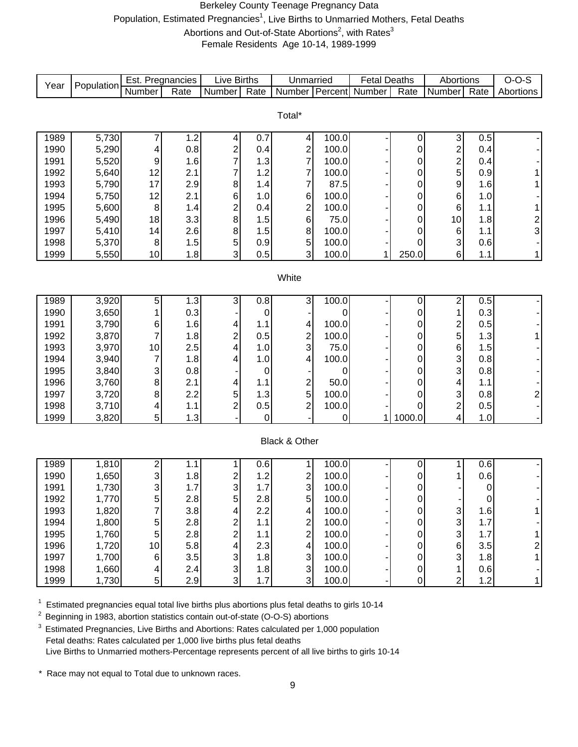# Berkeley County Teenage Pregnancy Data

Population, Estimated Pregnancies[1], Live Births to Unmarried Mothers, Fetal Deaths

Abortions and Out-of-State Abortions[2], with Rates[3]

Female Residents Age 10-14, 1989-1999

| Year | Population | Est. Pregnancies | | Live Births | | Unmarried | | Fetal Deaths | | Abortions | | O-O-S |
|---|---|---|---|---|---|---|---|---|---|---|---|---|
| | | Number | Rate | Number | Rate | Number | Percent | Number | Rate | Number | Rate | Abortions |
| **Total*** | | | | | | | | | | | | |
| 1989 | 5,730 | 7 | 1.2 | 4 | 0.7 | 4 | 100.0 | - | 0 | 3 | 0.5 | - |
| 1990 | 5,290 | 4 | 0.8 | 2 | 0.4 | 2 | 100.0 | - | 0 | 2 | 0.4 | - |
| 1991 | 5,520 | 9 | 1.6 | 7 | 1.3 | 7 | 100.0 | - | 0 | 2 | 0.4 | - |
| 1992 | 5,640 | 12 | 2.1 | 7 | 1.2 | 7 | 100.0 | - | 0 | 5 | 0.9 | 1 |
| 1993 | 5,790 | 17 | 2.9 | 8 | 1.4 | 7 | 87.5 | - | 0 | 9 | 1.6 | 1 |
| 1994 | 5,750 | 12 | 2.1 | 6 | 1.0 | 6 | 100.0 | - | 0 | 6 | 1.0 | - |
| 1995 | 5,600 | 8 | 1.4 | 2 | 0.4 | 2 | 100.0 | - | 0 | 6 | 1.1 | 1 |
| 1996 | 5,490 | 18 | 3.3 | 8 | 1.5 | 6 | 75.0 | - | 0 | 10 | 1.8 | 2 |
| 1997 | 5,410 | 14 | 2.6 | 8 | 1.5 | 8 | 100.0 | - | 0 | 6 | 1.1 | 3 |
| 1998 | 5,370 | 8 | 1.5 | 5 | 0.9 | 5 | 100.0 | - | 0 | 3 | 0.6 | - |
| 1999 | 5,550 | 10 | 1.8 | 3 | 0.5 | 3 | 100.0 | 1 | 250.0 | 6 | 1.1 | 1 |
| **White** | | | | | | | | | | | | |
| 1989 | 3,920 | 5 | 1.3 | 3 | 0.8 | 3 | 100.0 | - | 0 | 2 | 0.5 | - |
| 1990 | 3,650 | 1 | 0.3 | - | 0 | - | 0 | - | 0 | 1 | 0.3 | - |
| 1991 | 3,790 | 6 | 1.6 | 4 | 1.1 | 4 | 100.0 | - | 0 | 2 | 0.5 | - |
| 1992 | 3,870 | 7 | 1.8 | 2 | 0.5 | 2 | 100.0 | - | 0 | 5 | 1.3 | 1 |
| 1993 | 3,970 | 10 | 2.5 | 4 | 1.0 | 3 | 75.0 | - | 0 | 6 | 1.5 | - |
| 1994 | 3,940 | 7 | 1.8 | 4 | 1.0 | 4 | 100.0 | - | 0 | 3 | 0.8 | - |
| 1995 | 3,840 | 3 | 0.8 | - | 0 | - | 0 | - | 0 | 3 | 0.8 | - |
| 1996 | 3,760 | 8 | 2.1 | 4 | 1.1 | 2 | 50.0 | - | 0 | 4 | 1.1 | - |
| 1997 | 3,720 | 8 | 2.2 | 5 | 1.3 | 5 | 100.0 | - | 0 | 3 | 0.8 | 2 |
| 1998 | 3,710 | 4 | 1.1 | 2 | 0.5 | 2 | 100.0 | - | 0 | 2 | 0.5 | - |
| 1999 | 3,820 | 5 | 1.3 | - | 0 | - | 0 | 1 | 1000.0 | 4 | 1.0 | - |
| **Black & Other** | | | | | | | | | | | | |
| 1989 | 1,810 | 2 | 1.1 | 1 | 0.6 | 1 | 100.0 | - | 0 | 1 | 0.6 | - |
| 1990 | 1,650 | 3 | 1.8 | 2 | 1.2 | 2 | 100.0 | - | 0 | 1 | 0.6 | - |
| 1991 | 1,730 | 3 | 1.7 | 3 | 1.7 | 3 | 100.0 | - | 0 | - | 0 | - |
| 1992 | 1,770 | 5 | 2.8 | 5 | 2.8 | 5 | 100.0 | - | 0 | - | 0 | - |
| 1993 | 1,820 | 7 | 3.8 | 4 | 2.2 | 4 | 100.0 | - | 0 | 3 | 1.6 | 1 |
| 1994 | 1,800 | 5 | 2.8 | 2 | 1.1 | 2 | 100.0 | - | 0 | 3 | 1.7 | - |
| 1995 | 1,760 | 5 | 2.8 | 2 | 1.1 | 2 | 100.0 | - | 0 | 3 | 1.7 | 1 |
| 1996 | 1,720 | 10 | 5.8 | 4 | 2.3 | 4 | 100.0 | - | 0 | 6 | 3.5 | 2 |
| 1997 | 1,700 | 6 | 3.5 | 3 | 1.8 | 3 | 100.0 | - | 0 | 3 | 1.8 | 1 |
| 1998 | 1,660 | 4 | 2.4 | 3 | 1.8 | 3 | 100.0 | - | 0 | 1 | 0.6 | - |
| 1999 | 1,730 | 5 | 2.9 | 3 | 1.7 | 3 | 100.0 | - | 0 | 2 | 1.2 | 1 |

[1] Estimated pregnancies equal total live births plus abortions plus fetal deaths to girls 10-14

[2] Beginning in 1983, abortion statistics contain out-of-state (O-O-S) abortions

[3] Estimated Pregnancies, Live Births and Abortions: Rates calculated per 1,000 population
Fetal deaths: Rates calculated per 1,000 live births plus fetal deaths
Live Births to Unmarried mothers-Percentage represents percent of all live births to girls 10-14

\* Race may not equal to Total due to unknown races.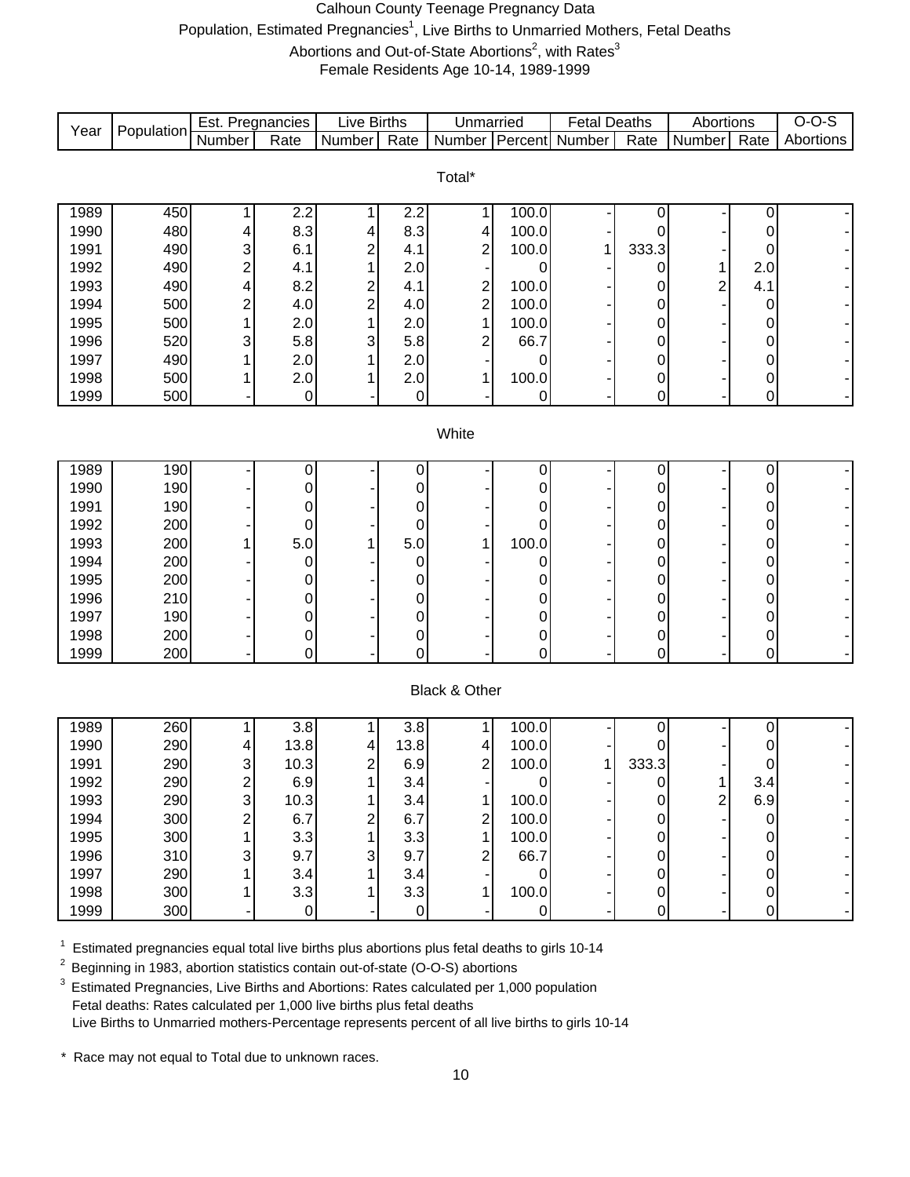# Calhoun County Teenage Pregnancy Data

Population, Estimated Pregnancies[1], Live Births to Unmarried Mothers, Fetal Deaths

Abortions and Out-of-State Abortions[2], with Rates[3]

Female Residents Age 10-14, 1989-1999

| Year | Population | Est. Pregnancies | | Live Births | | Unmarried | | Fetal Deaths | | Abortions | | O-O-S |
|---|---|---|---|---|---|---|---|---|---|---|---|---|
| | | Number | Rate | Number | Rate | Number | Percent | Number | Rate | Number | Rate | Abortions |
| **Total*** | | | | | | | | | | | | |
| 1989 | 450 | 1 | 2.2 | 1 | 2.2 | 1 | 100.0 | - | 0 | - | 0 | - |
| 1990 | 480 | 4 | 8.3 | 4 | 8.3 | 4 | 100.0 | - | 0 | - | 0 | - |
| 1991 | 490 | 3 | 6.1 | 2 | 4.1 | 2 | 100.0 | 1 | 333.3 | - | 0 | - |
| 1992 | 490 | 2 | 4.1 | 1 | 2.0 | - | 0 | - | 0 | 1 | 2.0 | - |
| 1993 | 490 | 4 | 8.2 | 2 | 4.1 | 2 | 100.0 | - | 0 | 2 | 4.1 | - |
| 1994 | 500 | 2 | 4.0 | 2 | 4.0 | 2 | 100.0 | - | 0 | - | 0 | - |
| 1995 | 500 | 1 | 2.0 | 1 | 2.0 | 1 | 100.0 | - | 0 | - | 0 | - |
| 1996 | 520 | 3 | 5.8 | 3 | 5.8 | 2 | 66.7 | - | 0 | - | 0 | - |
| 1997 | 490 | 1 | 2.0 | 1 | 2.0 | - | 0 | - | 0 | - | 0 | - |
| 1998 | 500 | 1 | 2.0 | 1 | 2.0 | 1 | 100.0 | - | 0 | - | 0 | - |
| 1999 | 500 | - | 0 | - | 0 | - | 0 | - | 0 | - | 0 | - |
| **White** | | | | | | | | | | | | |
| 1989 | 190 | - | 0 | - | 0 | - | 0 | - | 0 | - | 0 | - |
| 1990 | 190 | - | 0 | - | 0 | - | 0 | - | 0 | - | 0 | - |
| 1991 | 190 | - | 0 | - | 0 | - | 0 | - | 0 | - | 0 | - |
| 1992 | 200 | - | 0 | - | 0 | - | 0 | - | 0 | - | 0 | - |
| 1993 | 200 | 1 | 5.0 | 1 | 5.0 | 1 | 100.0 | - | 0 | - | 0 | - |
| 1994 | 200 | - | 0 | - | 0 | - | 0 | - | 0 | - | 0 | - |
| 1995 | 200 | - | 0 | - | 0 | - | 0 | - | 0 | - | 0 | - |
| 1996 | 210 | - | 0 | - | 0 | - | 0 | - | 0 | - | 0 | - |
| 1997 | 190 | - | 0 | - | 0 | - | 0 | - | 0 | - | 0 | - |
| 1998 | 200 | - | 0 | - | 0 | - | 0 | - | 0 | - | 0 | - |
| 1999 | 200 | - | 0 | - | 0 | - | 0 | - | 0 | - | 0 | - |
| **Black & Other** | | | | | | | | | | | | |
| 1989 | 260 | 1 | 3.8 | 1 | 3.8 | 1 | 100.0 | - | 0 | - | 0 | - |
| 1990 | 290 | 4 | 13.8 | 4 | 13.8 | 4 | 100.0 | - | 0 | - | 0 | - |
| 1991 | 290 | 3 | 10.3 | 2 | 6.9 | 2 | 100.0 | 1 | 333.3 | - | 0 | - |
| 1992 | 290 | 2 | 6.9 | 1 | 3.4 | - | 0 | - | 0 | 1 | 3.4 | - |
| 1993 | 290 | 3 | 10.3 | 1 | 3.4 | 1 | 100.0 | - | 0 | 2 | 6.9 | - |
| 1994 | 300 | 2 | 6.7 | 2 | 6.7 | 2 | 100.0 | - | 0 | - | 0 | - |
| 1995 | 300 | 1 | 3.3 | 1 | 3.3 | 1 | 100.0 | - | 0 | - | 0 | - |
| 1996 | 310 | 3 | 9.7 | 3 | 9.7 | 2 | 66.7 | - | 0 | - | 0 | - |
| 1997 | 290 | 1 | 3.4 | 1 | 3.4 | - | 0 | - | 0 | - | 0 | - |
| 1998 | 300 | 1 | 3.3 | 1 | 3.3 | 1 | 100.0 | - | 0 | - | 0 | - |
| 1999 | 300 | - | 0 | - | 0 | - | 0 | - | 0 | - | 0 | - |

[1] Estimated pregnancies equal total live births plus abortions plus fetal deaths to girls 10-14

[2] Beginning in 1983, abortion statistics contain out-of-state (O-O-S) abortions

[3] Estimated Pregnancies, Live Births and Abortions: Rates calculated per 1,000 population
Fetal deaths: Rates calculated per 1,000 live births plus fetal deaths
Live Births to Unmarried mothers-Percentage represents percent of all live births to girls 10-14

\* Race may not equal to Total due to unknown races.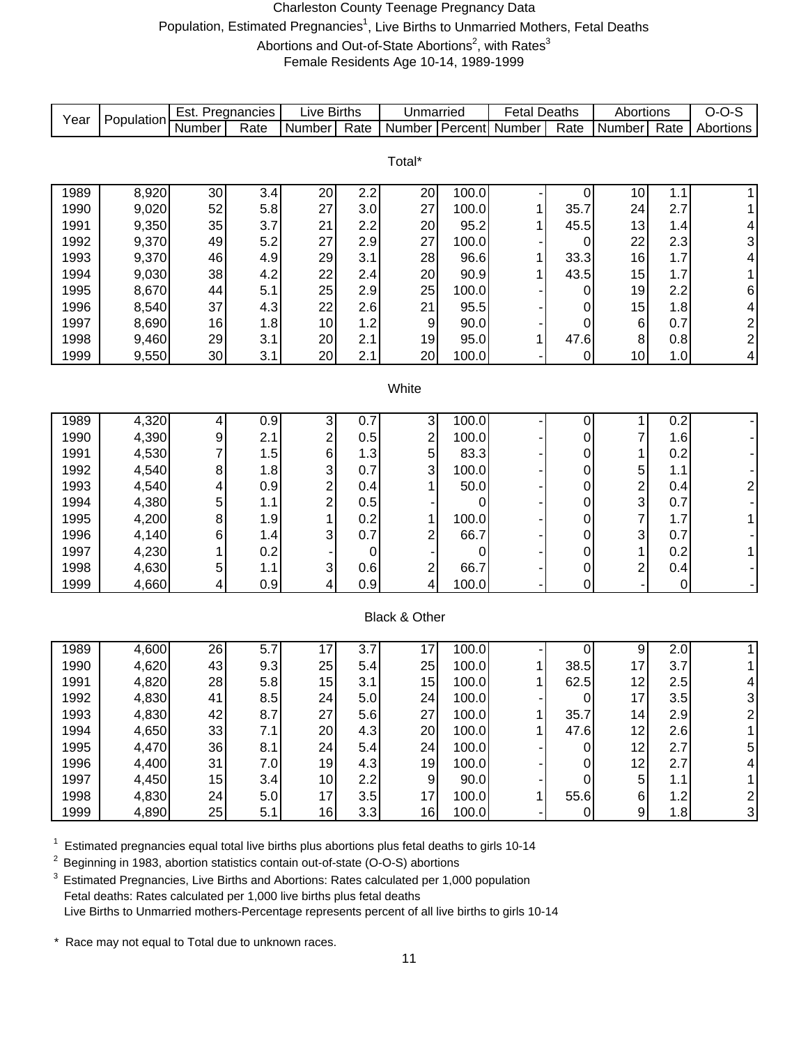# Charleston County Teenage Pregnancy Data

Population, Estimated Pregnancies[1], Live Births to Unmarried Mothers, Fetal Deaths

Abortions and Out-of-State Abortions[2], with Rates[3]

Female Residents Age 10-14, 1989-1999

| Year | Population | Est. Pregnancies | | Live Births | | Unmarried | | Fetal Deaths | | Abortions | | O-O-S |
|---|---|---|---|---|---|---|---|---|---|---|---|---|
| | | Number | Rate | Number | Rate | Number | Percent | Number | Rate | Number | Rate | Abortions |
| **Total*** | | | | | | | | | | | | |
| 1989 | 8,920 | 30 | 3.4 | 20 | 2.2 | 20 | 100.0 | - | 0 | 10 | 1.1 | 1 |
| 1990 | 9,020 | 52 | 5.8 | 27 | 3.0 | 27 | 100.0 | 1 | 35.7 | 24 | 2.7 | 1 |
| 1991 | 9,350 | 35 | 3.7 | 21 | 2.2 | 20 | 95.2 | 1 | 45.5 | 13 | 1.4 | 4 |
| 1992 | 9,370 | 49 | 5.2 | 27 | 2.9 | 27 | 100.0 | - | 0 | 22 | 2.3 | 3 |
| 1993 | 9,370 | 46 | 4.9 | 29 | 3.1 | 28 | 96.6 | 1 | 33.3 | 16 | 1.7 | 4 |
| 1994 | 9,030 | 38 | 4.2 | 22 | 2.4 | 20 | 90.9 | 1 | 43.5 | 15 | 1.7 | 1 |
| 1995 | 8,670 | 44 | 5.1 | 25 | 2.9 | 25 | 100.0 | - | 0 | 19 | 2.2 | 6 |
| 1996 | 8,540 | 37 | 4.3 | 22 | 2.6 | 21 | 95.5 | - | 0 | 15 | 1.8 | 4 |
| 1997 | 8,690 | 16 | 1.8 | 10 | 1.2 | 9 | 90.0 | - | 0 | 6 | 0.7 | 2 |
| 1998 | 9,460 | 29 | 3.1 | 20 | 2.1 | 19 | 95.0 | 1 | 47.6 | 8 | 0.8 | 2 |
| 1999 | 9,550 | 30 | 3.1 | 20 | 2.1 | 20 | 100.0 | - | 0 | 10 | 1.0 | 4 |
| **White** | | | | | | | | | | | | |
| 1989 | 4,320 | 4 | 0.9 | 3 | 0.7 | 3 | 100.0 | - | 0 | 1 | 0.2 | - |
| 1990 | 4,390 | 9 | 2.1 | 2 | 0.5 | 2 | 100.0 | - | 0 | 7 | 1.6 | - |
| 1991 | 4,530 | 7 | 1.5 | 6 | 1.3 | 5 | 83.3 | - | 0 | 1 | 0.2 | - |
| 1992 | 4,540 | 8 | 1.8 | 3 | 0.7 | 3 | 100.0 | - | 0 | 5 | 1.1 | - |
| 1993 | 4,540 | 4 | 0.9 | 2 | 0.4 | 1 | 50.0 | - | 0 | 2 | 0.4 | 2 |
| 1994 | 4,380 | 5 | 1.1 | 2 | 0.5 | - | 0 | - | 0 | 3 | 0.7 | - |
| 1995 | 4,200 | 8 | 1.9 | 1 | 0.2 | 1 | 100.0 | - | 0 | 7 | 1.7 | 1 |
| 1996 | 4,140 | 6 | 1.4 | 3 | 0.7 | 2 | 66.7 | - | 0 | 3 | 0.7 | - |
| 1997 | 4,230 | 1 | 0.2 | - | 0 | - | 0 | - | 0 | 1 | 0.2 | 1 |
| 1998 | 4,630 | 5 | 1.1 | 3 | 0.6 | 2 | 66.7 | - | 0 | 2 | 0.4 | - |
| 1999 | 4,660 | 4 | 0.9 | 4 | 0.9 | 4 | 100.0 | - | 0 | - | 0 | - |
| **Black & Other** | | | | | | | | | | | | |
| 1989 | 4,600 | 26 | 5.7 | 17 | 3.7 | 17 | 100.0 | - | 0 | 9 | 2.0 | 1 |
| 1990 | 4,620 | 43 | 9.3 | 25 | 5.4 | 25 | 100.0 | 1 | 38.5 | 17 | 3.7 | 1 |
| 1991 | 4,820 | 28 | 5.8 | 15 | 3.1 | 15 | 100.0 | 1 | 62.5 | 12 | 2.5 | 4 |
| 1992 | 4,830 | 41 | 8.5 | 24 | 5.0 | 24 | 100.0 | - | 0 | 17 | 3.5 | 3 |
| 1993 | 4,830 | 42 | 8.7 | 27 | 5.6 | 27 | 100.0 | 1 | 35.7 | 14 | 2.9 | 2 |
| 1994 | 4,650 | 33 | 7.1 | 20 | 4.3 | 20 | 100.0 | 1 | 47.6 | 12 | 2.6 | 1 |
| 1995 | 4,470 | 36 | 8.1 | 24 | 5.4 | 24 | 100.0 | - | 0 | 12 | 2.7 | 5 |
| 1996 | 4,400 | 31 | 7.0 | 19 | 4.3 | 19 | 100.0 | - | 0 | 12 | 2.7 | 4 |
| 1997 | 4,450 | 15 | 3.4 | 10 | 2.2 | 9 | 90.0 | - | 0 | 5 | 1.1 | 1 |
| 1998 | 4,830 | 24 | 5.0 | 17 | 3.5 | 17 | 100.0 | 1 | 55.6 | 6 | 1.2 | 2 |
| 1999 | 4,890 | 25 | 5.1 | 16 | 3.3 | 16 | 100.0 | - | 0 | 9 | 1.8 | 3 |

[1] Estimated pregnancies equal total live births plus abortions plus fetal deaths to girls 10-14

[2] Beginning in 1983, abortion statistics contain out-of-state (O-O-S) abortions

[3] Estimated Pregnancies, Live Births and Abortions: Rates calculated per 1,000 population
Fetal deaths: Rates calculated per 1,000 live births plus fetal deaths
Live Births to Unmarried mothers-Percentage represents percent of all live births to girls 10-14

\* Race may not equal to Total due to unknown races.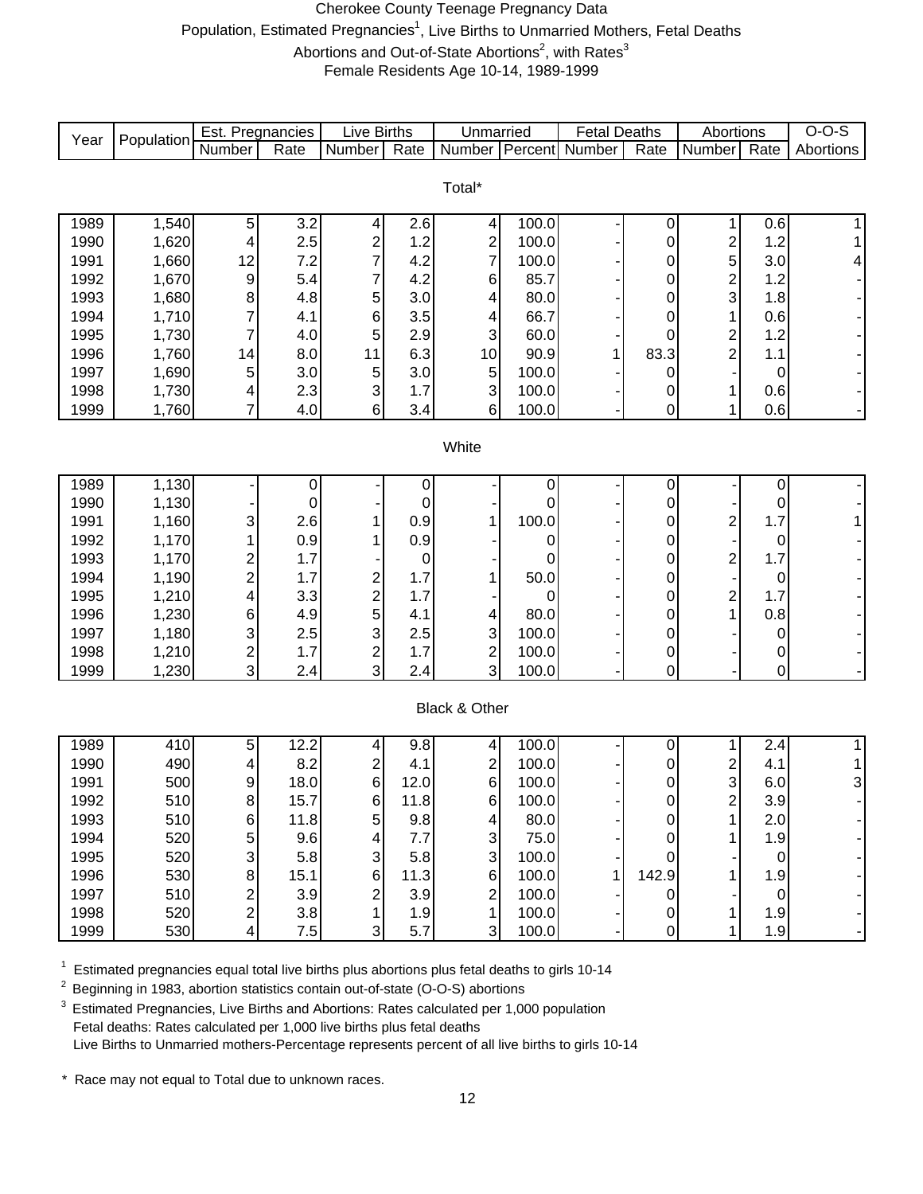# Cherokee County Teenage Pregnancy Data

Population, Estimated Pregnancies[1], Live Births to Unmarried Mothers, Fetal Deaths
Abortions and Out-of-State Abortions[2], with Rates[3]
Female Residents Age 10-14, 1989-1999

| Year | Population | Est. Pregnancies | | Live Births | | Unmarried | | Fetal Deaths | | Abortions | | O-O-S |
|---|---|---|---|---|---|---|---|---|---|---|---|---|
| | | Number | Rate | Number | Rate | Number | Percent | Number | Rate | Number | Rate | Abortions |
| **Total*** | | | | | | | | | | | | |
| 1989 | 1,540 | 5 | 3.2 | 4 | 2.6 | 4 | 100.0 | - | 0 | 1 | 0.6 | 1 |
| 1990 | 1,620 | 4 | 2.5 | 2 | 1.2 | 2 | 100.0 | - | 0 | 2 | 1.2 | 1 |
| 1991 | 1,660 | 12 | 7.2 | 7 | 4.2 | 7 | 100.0 | - | 0 | 5 | 3.0 | 4 |
| 1992 | 1,670 | 9 | 5.4 | 7 | 4.2 | 6 | 85.7 | - | 0 | 2 | 1.2 | - |
| 1993 | 1,680 | 8 | 4.8 | 5 | 3.0 | 4 | 80.0 | - | 0 | 3 | 1.8 | - |
| 1994 | 1,710 | 7 | 4.1 | 6 | 3.5 | 4 | 66.7 | - | 0 | 1 | 0.6 | - |
| 1995 | 1,730 | 7 | 4.0 | 5 | 2.9 | 3 | 60.0 | - | 0 | 2 | 1.2 | - |
| 1996 | 1,760 | 14 | 8.0 | 11 | 6.3 | 10 | 90.9 | 1 | 83.3 | 2 | 1.1 | - |
| 1997 | 1,690 | 5 | 3.0 | 5 | 3.0 | 5 | 100.0 | - | 0 | - | 0 | - |
| 1998 | 1,730 | 4 | 2.3 | 3 | 1.7 | 3 | 100.0 | - | 0 | 1 | 0.6 | - |
| 1999 | 1,760 | 7 | 4.0 | 6 | 3.4 | 6 | 100.0 | - | 0 | 1 | 0.6 | - |
| **White** | | | | | | | | | | | | |
| 1989 | 1,130 | - | 0 | - | 0 | - | 0 | - | 0 | - | 0 | - |
| 1990 | 1,130 | - | 0 | - | 0 | - | 0 | - | 0 | - | 0 | - |
| 1991 | 1,160 | 3 | 2.6 | 1 | 0.9 | 1 | 100.0 | - | 0 | 2 | 1.7 | 1 |
| 1992 | 1,170 | 1 | 0.9 | 1 | 0.9 | - | 0 | - | 0 | - | 0 | - |
| 1993 | 1,170 | 2 | 1.7 | - | 0 | - | 0 | - | 0 | 2 | 1.7 | - |
| 1994 | 1,190 | 2 | 1.7 | 2 | 1.7 | 1 | 50.0 | - | 0 | - | 0 | - |
| 1995 | 1,210 | 4 | 3.3 | 2 | 1.7 | - | 0 | - | 0 | 2 | 1.7 | - |
| 1996 | 1,230 | 6 | 4.9 | 5 | 4.1 | 4 | 80.0 | - | 0 | 1 | 0.8 | - |
| 1997 | 1,180 | 3 | 2.5 | 3 | 2.5 | 3 | 100.0 | - | 0 | - | 0 | - |
| 1998 | 1,210 | 2 | 1.7 | 2 | 1.7 | 2 | 100.0 | - | 0 | - | 0 | - |
| 1999 | 1,230 | 3 | 2.4 | 3 | 2.4 | 3 | 100.0 | - | 0 | - | 0 | - |
| **Black & Other** | | | | | | | | | | | | |
| 1989 | 410 | 5 | 12.2 | 4 | 9.8 | 4 | 100.0 | - | 0 | 1 | 2.4 | 1 |
| 1990 | 490 | 4 | 8.2 | 2 | 4.1 | 2 | 100.0 | - | 0 | 2 | 4.1 | 1 |
| 1991 | 500 | 9 | 18.0 | 6 | 12.0 | 6 | 100.0 | - | 0 | 3 | 6.0 | 3 |
| 1992 | 510 | 8 | 15.7 | 6 | 11.8 | 6 | 100.0 | - | 0 | 2 | 3.9 | - |
| 1993 | 510 | 6 | 11.8 | 5 | 9.8 | 4 | 80.0 | - | 0 | 1 | 2.0 | - |
| 1994 | 520 | 5 | 9.6 | 4 | 7.7 | 3 | 75.0 | - | 0 | 1 | 1.9 | - |
| 1995 | 520 | 3 | 5.8 | 3 | 5.8 | 3 | 100.0 | - | 0 | - | 0 | - |
| 1996 | 530 | 8 | 15.1 | 6 | 11.3 | 6 | 100.0 | 1 | 142.9 | 1 | 1.9 | - |
| 1997 | 510 | 2 | 3.9 | 2 | 3.9 | 2 | 100.0 | - | 0 | - | 0 | - |
| 1998 | 520 | 2 | 3.8 | 1 | 1.9 | 1 | 100.0 | - | 0 | 1 | 1.9 | - |
| 1999 | 530 | 4 | 7.5 | 3 | 5.7 | 3 | 100.0 | - | 0 | 1 | 1.9 | - |

[1] Estimated pregnancies equal total live births plus abortions plus fetal deaths to girls 10-14

[2] Beginning in 1983, abortion statistics contain out-of-state (O-O-S) abortions

[3] Estimated Pregnancies, Live Births and Abortions: Rates calculated per 1,000 population
Fetal deaths: Rates calculated per 1,000 live births plus fetal deaths
Live Births to Unmarried mothers-Percentage represents percent of all live births to girls 10-14

\* Race may not equal to Total due to unknown races.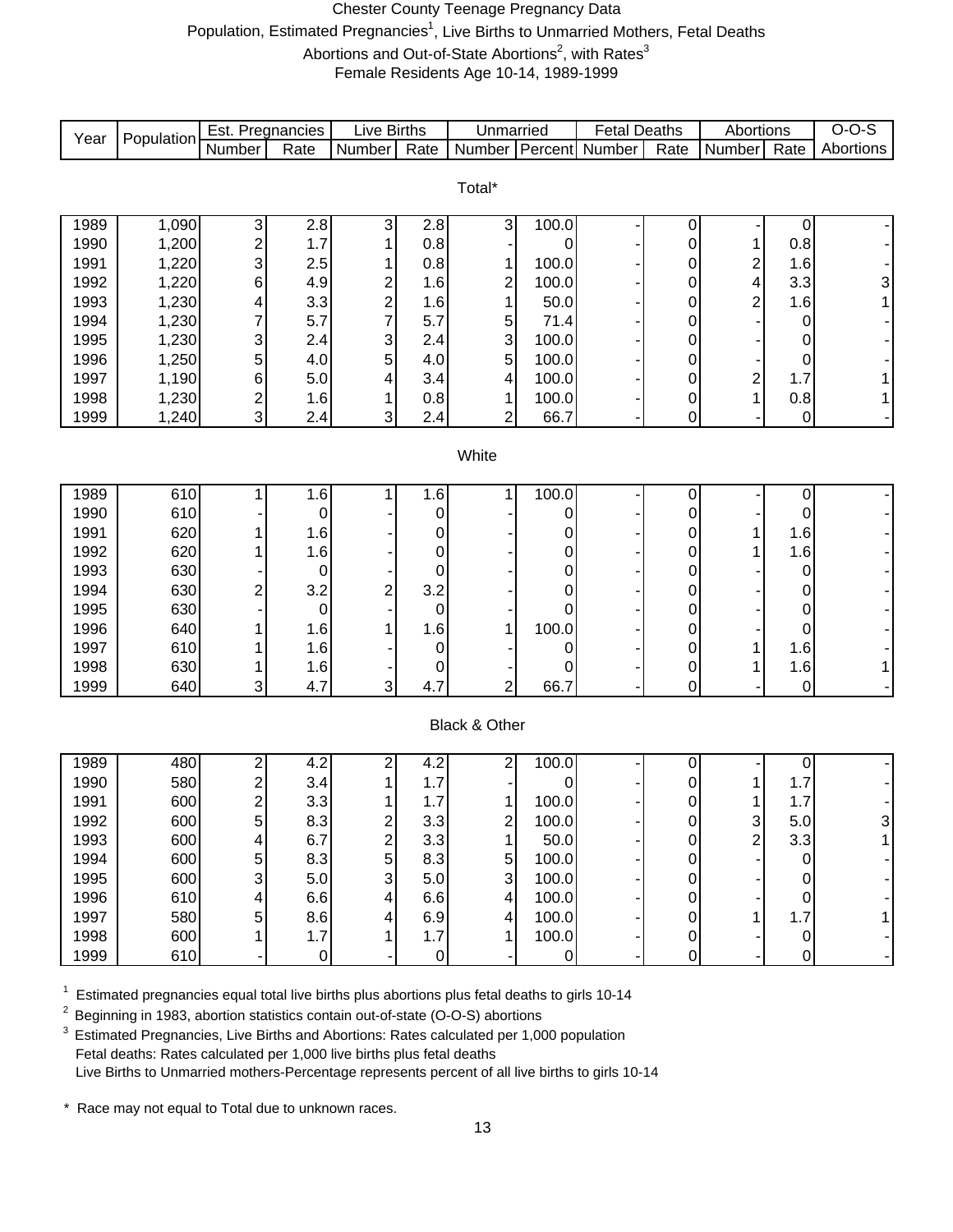# Chester County Teenage Pregnancy Data

Population, Estimated Pregnancies[1], Live Births to Unmarried Mothers, Fetal Deaths
Abortions and Out-of-State Abortions[2], with Rates[3]
Female Residents Age 10-14, 1989-1999

| Year | Population | Est. Pregnancies | | Live Births | | Unmarried | | Fetal Deaths | | Abortions | | O-O-S |
|---|---|---|---|---|---|---|---|---|---|---|---|---|
| | | Number | Rate | Number | Rate | Number | Percent | Number | Rate | Number | Rate | Abortions |
| **Total*** | | | | | | | | | | | | |
| 1989 | 1,090 | 3 | 2.8 | 3 | 2.8 | 3 | 100.0 | - | 0 | - | 0 | - |
| 1990 | 1,200 | 2 | 1.7 | 1 | 0.8 | - | 0 | - | 0 | 1 | 0.8 | - |
| 1991 | 1,220 | 3 | 2.5 | 1 | 0.8 | 1 | 100.0 | - | 0 | 2 | 1.6 | - |
| 1992 | 1,220 | 6 | 4.9 | 2 | 1.6 | 2 | 100.0 | - | 0 | 4 | 3.3 | 3 |
| 1993 | 1,230 | 4 | 3.3 | 2 | 1.6 | 1 | 50.0 | - | 0 | 2 | 1.6 | 1 |
| 1994 | 1,230 | 7 | 5.7 | 7 | 5.7 | 5 | 71.4 | - | 0 | - | 0 | - |
| 1995 | 1,230 | 3 | 2.4 | 3 | 2.4 | 3 | 100.0 | - | 0 | - | 0 | - |
| 1996 | 1,250 | 5 | 4.0 | 5 | 4.0 | 5 | 100.0 | - | 0 | - | 0 | - |
| 1997 | 1,190 | 6 | 5.0 | 4 | 3.4 | 4 | 100.0 | - | 0 | 2 | 1.7 | 1 |
| 1998 | 1,230 | 2 | 1.6 | 1 | 0.8 | 1 | 100.0 | - | 0 | 1 | 0.8 | 1 |
| 1999 | 1,240 | 3 | 2.4 | 3 | 2.4 | 2 | 66.7 | - | 0 | - | 0 | - |
| **White** | | | | | | | | | | | | |
| 1989 | 610 | 1 | 1.6 | 1 | 1.6 | 1 | 100.0 | - | 0 | - | 0 | - |
| 1990 | 610 | - | 0 | - | 0 | - | 0 | - | 0 | - | 0 | - |
| 1991 | 620 | 1 | 1.6 | - | 0 | - | 0 | - | 0 | 1 | 1.6 | - |
| 1992 | 620 | 1 | 1.6 | - | 0 | - | 0 | - | 0 | 1 | 1.6 | - |
| 1993 | 630 | - | 0 | - | 0 | - | 0 | - | 0 | - | 0 | - |
| 1994 | 630 | 2 | 3.2 | 2 | 3.2 | - | 0 | - | 0 | - | 0 | - |
| 1995 | 630 | - | 0 | - | 0 | - | 0 | - | 0 | - | 0 | - |
| 1996 | 640 | 1 | 1.6 | 1 | 1.6 | 1 | 100.0 | - | 0 | - | 0 | - |
| 1997 | 610 | 1 | 1.6 | - | 0 | - | 0 | - | 0 | 1 | 1.6 | - |
| 1998 | 630 | 1 | 1.6 | - | 0 | - | 0 | - | 0 | 1 | 1.6 | 1 |
| 1999 | 640 | 3 | 4.7 | 3 | 4.7 | 2 | 66.7 | - | 0 | - | 0 | - |
| **Black & Other** | | | | | | | | | | | | |
| 1989 | 480 | 2 | 4.2 | 2 | 4.2 | 2 | 100.0 | - | 0 | - | 0 | - |
| 1990 | 580 | 2 | 3.4 | 1 | 1.7 | - | 0 | - | 0 | 1 | 1.7 | - |
| 1991 | 600 | 2 | 3.3 | 1 | 1.7 | 1 | 100.0 | - | 0 | 1 | 1.7 | - |
| 1992 | 600 | 5 | 8.3 | 2 | 3.3 | 2 | 100.0 | - | 0 | 3 | 5.0 | 3 |
| 1993 | 600 | 4 | 6.7 | 2 | 3.3 | 1 | 50.0 | - | 0 | 2 | 3.3 | 1 |
| 1994 | 600 | 5 | 8.3 | 5 | 8.3 | 5 | 100.0 | - | 0 | - | 0 | - |
| 1995 | 600 | 3 | 5.0 | 3 | 5.0 | 3 | 100.0 | - | 0 | - | 0 | - |
| 1996 | 610 | 4 | 6.6 | 4 | 6.6 | 4 | 100.0 | - | 0 | - | 0 | - |
| 1997 | 580 | 5 | 8.6 | 4 | 6.9 | 4 | 100.0 | - | 0 | 1 | 1.7 | 1 |
| 1998 | 600 | 1 | 1.7 | 1 | 1.7 | 1 | 100.0 | - | 0 | - | 0 | - |
| 1999 | 610 | - | 0 | - | 0 | - | 0 | - | 0 | - | 0 | - |

[1] Estimated pregnancies equal total live births plus abortions plus fetal deaths to girls 10-14

[2] Beginning in 1983, abortion statistics contain out-of-state (O-O-S) abortions

[3] Estimated Pregnancies, Live Births and Abortions: Rates calculated per 1,000 population
Fetal deaths: Rates calculated per 1,000 live births plus fetal deaths
Live Births to Unmarried mothers-Percentage represents percent of all live births to girls 10-14

\* Race may not equal to Total due to unknown races.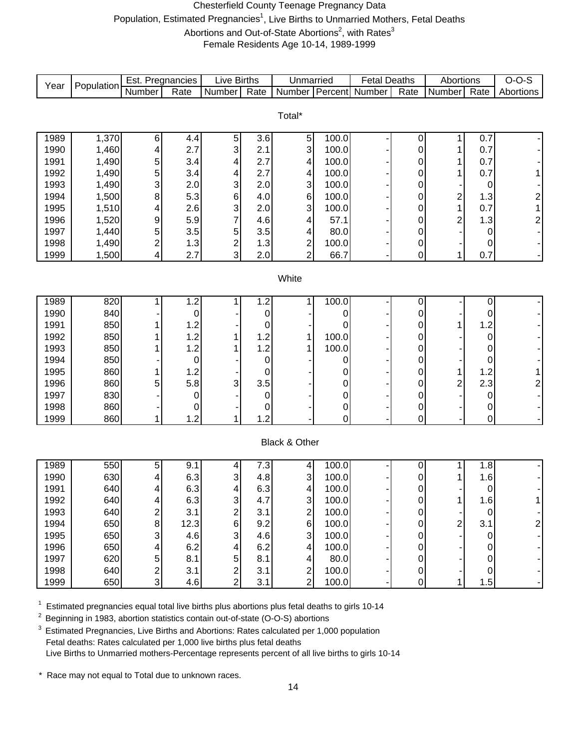# Chesterfield County Teenage Pregnancy Data

Population, Estimated Pregnancies[1], Live Births to Unmarried Mothers, Fetal Deaths

Abortions and Out-of-State Abortions[2], with Rates[3]

Female Residents Age 10-14, 1989-1999

| Year | Population | Est. Pregnancies | | Live Births | | Unmarried | | Fetal Deaths | | Abortions | | O-O-S |
|---|---|---|---|---|---|---|---|---|---|---|---|---|
| | | Number | Rate | Number | Rate | Number | Percent | Number | Rate | Number | Rate | Abortions |
| **Total*** | | | | | | | | | | | | |
| 1989 | 1,370 | 6 | 4.4 | 5 | 3.6 | 5 | 100.0 | - | 0 | 1 | 0.7 | - |
| 1990 | 1,460 | 4 | 2.7 | 3 | 2.1 | 3 | 100.0 | - | 0 | 1 | 0.7 | - |
| 1991 | 1,490 | 5 | 3.4 | 4 | 2.7 | 4 | 100.0 | - | 0 | 1 | 0.7 | - |
| 1992 | 1,490 | 5 | 3.4 | 4 | 2.7 | 4 | 100.0 | - | 0 | 1 | 0.7 | 1 |
| 1993 | 1,490 | 3 | 2.0 | 3 | 2.0 | 3 | 100.0 | - | 0 | - | 0 | - |
| 1994 | 1,500 | 8 | 5.3 | 6 | 4.0 | 6 | 100.0 | - | 0 | 2 | 1.3 | 2 |
| 1995 | 1,510 | 4 | 2.6 | 3 | 2.0 | 3 | 100.0 | - | 0 | 1 | 0.7 | 1 |
| 1996 | 1,520 | 9 | 5.9 | 7 | 4.6 | 4 | 57.1 | - | 0 | 2 | 1.3 | 2 |
| 1997 | 1,440 | 5 | 3.5 | 5 | 3.5 | 4 | 80.0 | - | 0 | - | 0 | - |
| 1998 | 1,490 | 2 | 1.3 | 2 | 1.3 | 2 | 100.0 | - | 0 | - | 0 | - |
| 1999 | 1,500 | 4 | 2.7 | 3 | 2.0 | 2 | 66.7 | - | 0 | 1 | 0.7 | - |
| **White** | | | | | | | | | | | | |
| 1989 | 820 | 1 | 1.2 | 1 | 1.2 | 1 | 100.0 | - | 0 | - | 0 | - |
| 1990 | 840 | - | 0 | - | 0 | - | 0 | - | 0 | - | 0 | - |
| 1991 | 850 | 1 | 1.2 | - | 0 | - | 0 | - | 0 | 1 | 1.2 | - |
| 1992 | 850 | 1 | 1.2 | 1 | 1.2 | 1 | 100.0 | - | 0 | - | 0 | - |
| 1993 | 850 | 1 | 1.2 | 1 | 1.2 | 1 | 100.0 | - | 0 | - | 0 | - |
| 1994 | 850 | - | 0 | - | 0 | - | 0 | - | 0 | - | 0 | - |
| 1995 | 860 | 1 | 1.2 | - | 0 | - | 0 | - | 0 | 1 | 1.2 | 1 |
| 1996 | 860 | 5 | 5.8 | 3 | 3.5 | - | 0 | - | 0 | 2 | 2.3 | 2 |
| 1997 | 830 | - | 0 | - | 0 | - | 0 | - | 0 | - | 0 | - |
| 1998 | 860 | - | 0 | - | 0 | - | 0 | - | 0 | - | 0 | - |
| 1999 | 860 | 1 | 1.2 | 1 | 1.2 | - | 0 | - | 0 | - | 0 | - |
| **Black & Other** | | | | | | | | | | | | |
| 1989 | 550 | 5 | 9.1 | 4 | 7.3 | 4 | 100.0 | - | 0 | 1 | 1.8 | - |
| 1990 | 630 | 4 | 6.3 | 3 | 4.8 | 3 | 100.0 | - | 0 | 1 | 1.6 | - |
| 1991 | 640 | 4 | 6.3 | 4 | 6.3 | 4 | 100.0 | - | 0 | - | 0 | - |
| 1992 | 640 | 4 | 6.3 | 3 | 4.7 | 3 | 100.0 | - | 0 | 1 | 1.6 | 1 |
| 1993 | 640 | 2 | 3.1 | 2 | 3.1 | 2 | 100.0 | - | 0 | - | 0 | - |
| 1994 | 650 | 8 | 12.3 | 6 | 9.2 | 6 | 100.0 | - | 0 | 2 | 3.1 | 2 |
| 1995 | 650 | 3 | 4.6 | 3 | 4.6 | 3 | 100.0 | - | 0 | - | 0 | - |
| 1996 | 650 | 4 | 6.2 | 4 | 6.2 | 4 | 100.0 | - | 0 | - | 0 | - |
| 1997 | 620 | 5 | 8.1 | 5 | 8.1 | 4 | 80.0 | - | 0 | - | 0 | - |
| 1998 | 640 | 2 | 3.1 | 2 | 3.1 | 2 | 100.0 | - | 0 | - | 0 | - |
| 1999 | 650 | 3 | 4.6 | 2 | 3.1 | 2 | 100.0 | - | 0 | 1 | 1.5 | - |

[1] Estimated pregnancies equal total live births plus abortions plus fetal deaths to girls 10-14

[2] Beginning in 1983, abortion statistics contain out-of-state (O-O-S) abortions

[3] Estimated Pregnancies, Live Births and Abortions: Rates calculated per 1,000 population
Fetal deaths: Rates calculated per 1,000 live births plus fetal deaths
Live Births to Unmarried mothers-Percentage represents percent of all live births to girls 10-14

\* Race may not equal to Total due to unknown races.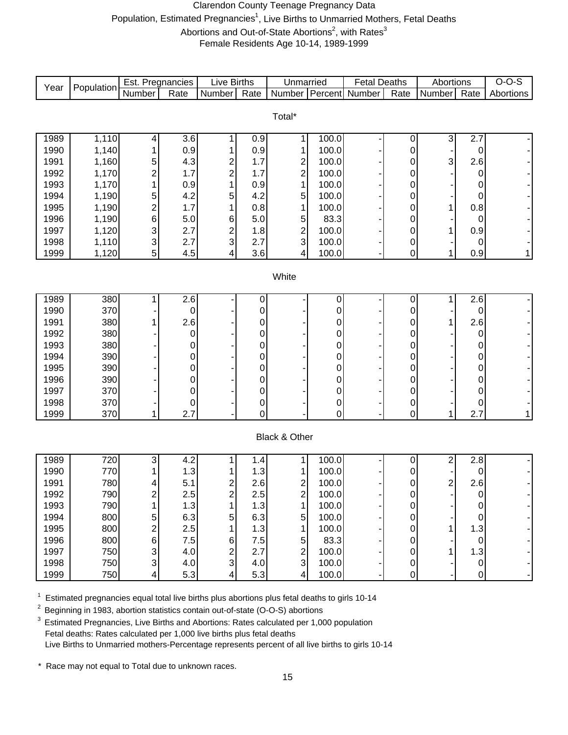# Clarendon County Teenage Pregnancy Data

Population, Estimated Pregnancies[1], Live Births to Unmarried Mothers, Fetal Deaths Abortions and Out-of-State Abortions[2], with Rates[3]

Female Residents Age 10-14, 1989-1999

| Year | Population | Est. Pregnancies | | Live Births | | Unmarried | | Fetal Deaths | | Abortions | | O-O-S |
|---|---|---|---|---|---|---|---|---|---|---|---|---|
| | | Number | Rate | Number | Rate | Number | Percent | Number | Rate | Number | Rate | Abortions |
| **Total*** | | | | | | | | | | | | |
| 1989 | 1,110 | 4 | 3.6 | 1 | 0.9 | 1 | 100.0 | - | 0 | 3 | 2.7 | - |
| 1990 | 1,140 | 1 | 0.9 | 1 | 0.9 | 1 | 100.0 | - | 0 | - | 0 | - |
| 1991 | 1,160 | 5 | 4.3 | 2 | 1.7 | 2 | 100.0 | - | 0 | 3 | 2.6 | - |
| 1992 | 1,170 | 2 | 1.7 | 2 | 1.7 | 2 | 100.0 | - | 0 | - | 0 | - |
| 1993 | 1,170 | 1 | 0.9 | 1 | 0.9 | 1 | 100.0 | - | 0 | - | 0 | - |
| 1994 | 1,190 | 5 | 4.2 | 5 | 4.2 | 5 | 100.0 | - | 0 | - | 0 | - |
| 1995 | 1,190 | 2 | 1.7 | 1 | 0.8 | 1 | 100.0 | - | 0 | 1 | 0.8 | - |
| 1996 | 1,190 | 6 | 5.0 | 6 | 5.0 | 5 | 83.3 | - | 0 | - | 0 | - |
| 1997 | 1,120 | 3 | 2.7 | 2 | 1.8 | 2 | 100.0 | - | 0 | 1 | 0.9 | - |
| 1998 | 1,110 | 3 | 2.7 | 3 | 2.7 | 3 | 100.0 | - | 0 | - | 0 | - |
| 1999 | 1,120 | 5 | 4.5 | 4 | 3.6 | 4 | 100.0 | - | 0 | 1 | 0.9 | 1 |
| **White** | | | | | | | | | | | | |
| 1989 | 380 | 1 | 2.6 | - | 0 | - | 0 | - | 0 | 1 | 2.6 | - |
| 1990 | 370 | - | 0 | - | 0 | - | 0 | - | 0 | - | 0 | - |
| 1991 | 380 | 1 | 2.6 | - | 0 | - | 0 | - | 0 | 1 | 2.6 | - |
| 1992 | 380 | - | 0 | - | 0 | - | 0 | - | 0 | - | 0 | - |
| 1993 | 380 | - | 0 | - | 0 | - | 0 | - | 0 | - | 0 | - |
| 1994 | 390 | - | 0 | - | 0 | - | 0 | - | 0 | - | 0 | - |
| 1995 | 390 | - | 0 | - | 0 | - | 0 | - | 0 | - | 0 | - |
| 1996 | 390 | - | 0 | - | 0 | - | 0 | - | 0 | - | 0 | - |
| 1997 | 370 | - | 0 | - | 0 | - | 0 | - | 0 | - | 0 | - |
| 1998 | 370 | - | 0 | - | 0 | - | 0 | - | 0 | - | 0 | - |
| 1999 | 370 | 1 | 2.7 | - | 0 | - | 0 | - | 0 | 1 | 2.7 | 1 |
| **Black & Other** | | | | | | | | | | | | |
| 1989 | 720 | 3 | 4.2 | 1 | 1.4 | 1 | 100.0 | - | 0 | 2 | 2.8 | - |
| 1990 | 770 | 1 | 1.3 | 1 | 1.3 | 1 | 100.0 | - | 0 | - | 0 | - |
| 1991 | 780 | 4 | 5.1 | 2 | 2.6 | 2 | 100.0 | - | 0 | 2 | 2.6 | - |
| 1992 | 790 | 2 | 2.5 | 2 | 2.5 | 2 | 100.0 | - | 0 | - | 0 | - |
| 1993 | 790 | 1 | 1.3 | 1 | 1.3 | 1 | 100.0 | - | 0 | - | 0 | - |
| 1994 | 800 | 5 | 6.3 | 5 | 6.3 | 5 | 100.0 | - | 0 | - | 0 | - |
| 1995 | 800 | 2 | 2.5 | 1 | 1.3 | 1 | 100.0 | - | 0 | 1 | 1.3 | - |
| 1996 | 800 | 6 | 7.5 | 6 | 7.5 | 5 | 83.3 | - | 0 | - | 0 | - |
| 1997 | 750 | 3 | 4.0 | 2 | 2.7 | 2 | 100.0 | - | 0 | 1 | 1.3 | - |
| 1998 | 750 | 3 | 4.0 | 3 | 4.0 | 3 | 100.0 | - | 0 | - | 0 | - |
| 1999 | 750 | 4 | 5.3 | 4 | 5.3 | 4 | 100.0 | - | 0 | - | 0 | - |

[1] Estimated pregnancies equal total live births plus abortions plus fetal deaths to girls 10-14

[2] Beginning in 1983, abortion statistics contain out-of-state (O-O-S) abortions

[3] Estimated Pregnancies, Live Births and Abortions: Rates calculated per 1,000 population
Fetal deaths: Rates calculated per 1,000 live births plus fetal deaths
Live Births to Unmarried mothers-Percentage represents percent of all live births to girls 10-14

\* Race may not equal to Total due to unknown races.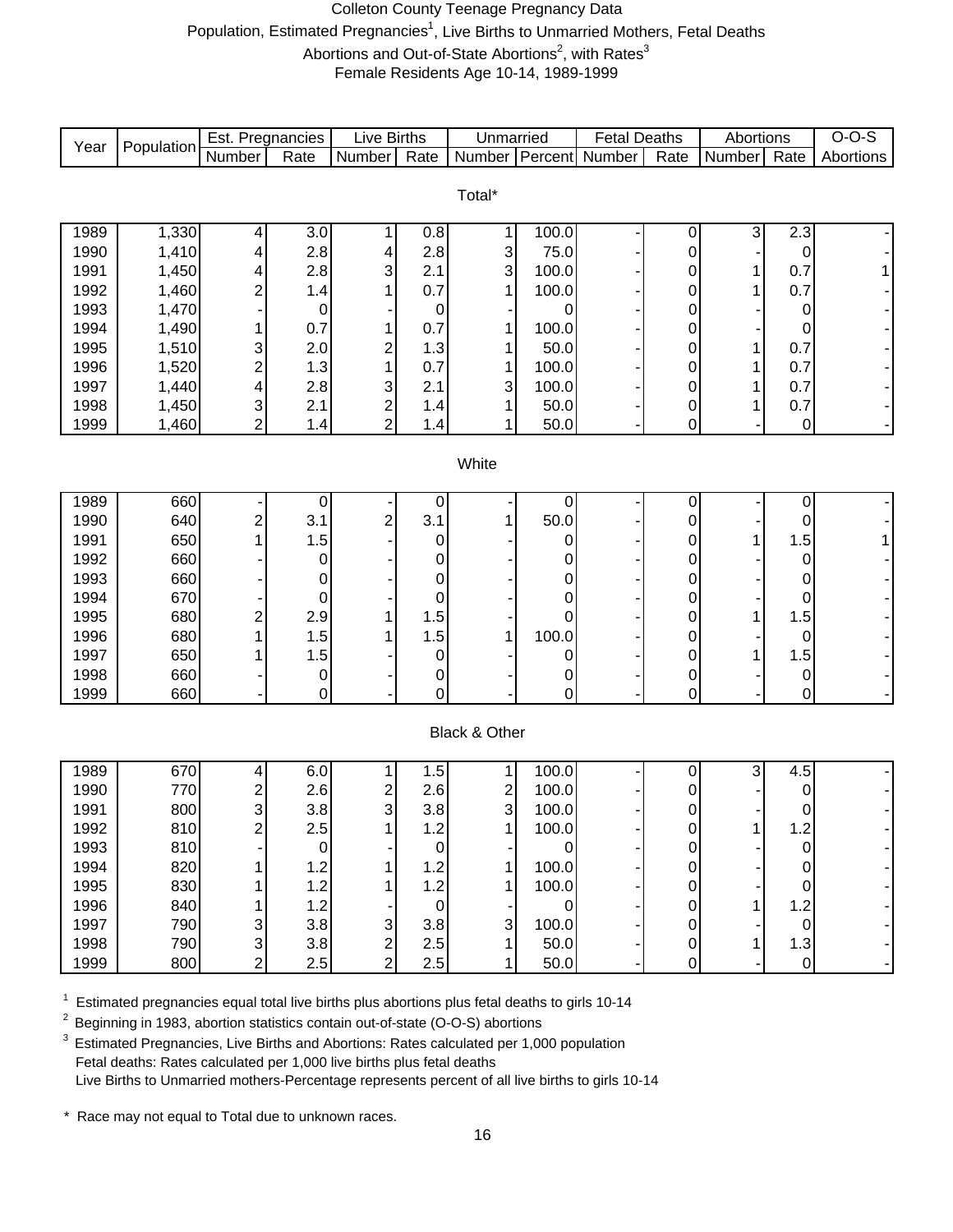# Colleton County Teenage Pregnancy Data

Population, Estimated Pregnancies[1], Live Births to Unmarried Mothers, Fetal Deaths

Abortions and Out-of-State Abortions[2], with Rates[3]

Female Residents Age 10-14, 1989-1999

| Year | Population | Est. Pregnancies | | Live Births | | Unmarried | | Fetal Deaths | | Abortions | | O-O-S |
|---|---|---|---|---|---|---|---|---|---|---|---|---|
| | | Number | Rate | Number | Rate | Number | Percent | Number | Rate | Number | Rate | Abortions |
| **Total*** | | | | | | | | | | | | |
| 1989 | 1,330 | 4 | 3.0 | 1 | 0.8 | 1 | 100.0 | - | 0 | 3 | 2.3 | - |
| 1990 | 1,410 | 4 | 2.8 | 4 | 2.8 | 3 | 75.0 | - | 0 | - | 0 | - |
| 1991 | 1,450 | 4 | 2.8 | 3 | 2.1 | 3 | 100.0 | - | 0 | 1 | 0.7 | 1 |
| 1992 | 1,460 | 2 | 1.4 | 1 | 0.7 | 1 | 100.0 | - | 0 | 1 | 0.7 | - |
| 1993 | 1,470 | - | 0 | - | 0 | - | 0 | - | 0 | - | 0 | - |
| 1994 | 1,490 | 1 | 0.7 | 1 | 0.7 | 1 | 100.0 | - | 0 | - | 0 | - |
| 1995 | 1,510 | 3 | 2.0 | 2 | 1.3 | 1 | 50.0 | - | 0 | 1 | 0.7 | - |
| 1996 | 1,520 | 2 | 1.3 | 1 | 0.7 | 1 | 100.0 | - | 0 | 1 | 0.7 | - |
| 1997 | 1,440 | 4 | 2.8 | 3 | 2.1 | 3 | 100.0 | - | 0 | 1 | 0.7 | - |
| 1998 | 1,450 | 3 | 2.1 | 2 | 1.4 | 1 | 50.0 | - | 0 | 1 | 0.7 | - |
| 1999 | 1,460 | 2 | 1.4 | 2 | 1.4 | 1 | 50.0 | - | 0 | - | 0 | - |
| **White** | | | | | | | | | | | | |
| 1989 | 660 | - | 0 | - | 0 | - | 0 | - | 0 | - | 0 | - |
| 1990 | 640 | 2 | 3.1 | 2 | 3.1 | 1 | 50.0 | - | 0 | - | 0 | - |
| 1991 | 650 | 1 | 1.5 | - | 0 | - | 0 | - | 0 | 1 | 1.5 | 1 |
| 1992 | 660 | - | 0 | - | 0 | - | 0 | - | 0 | - | 0 | - |
| 1993 | 660 | - | 0 | - | 0 | - | 0 | - | 0 | - | 0 | - |
| 1994 | 670 | - | 0 | - | 0 | - | 0 | - | 0 | - | 0 | - |
| 1995 | 680 | 2 | 2.9 | 1 | 1.5 | - | 0 | - | 0 | 1 | 1.5 | - |
| 1996 | 680 | 1 | 1.5 | 1 | 1.5 | 1 | 100.0 | - | 0 | - | 0 | - |
| 1997 | 650 | 1 | 1.5 | - | 0 | - | 0 | - | 0 | 1 | 1.5 | - |
| 1998 | 660 | - | 0 | - | 0 | - | 0 | - | 0 | - | 0 | - |
| 1999 | 660 | - | 0 | - | 0 | - | 0 | - | 0 | - | 0 | - |
| **Black & Other** | | | | | | | | | | | | |
| 1989 | 670 | 4 | 6.0 | 1 | 1.5 | 1 | 100.0 | - | 0 | 3 | 4.5 | - |
| 1990 | 770 | 2 | 2.6 | 2 | 2.6 | 2 | 100.0 | - | 0 | - | 0 | - |
| 1991 | 800 | 3 | 3.8 | 3 | 3.8 | 3 | 100.0 | - | 0 | - | 0 | - |
| 1992 | 810 | 2 | 2.5 | 1 | 1.2 | 1 | 100.0 | - | 0 | 1 | 1.2 | - |
| 1993 | 810 | - | 0 | - | 0 | - | 0 | - | 0 | - | 0 | - |
| 1994 | 820 | 1 | 1.2 | 1 | 1.2 | 1 | 100.0 | - | 0 | - | 0 | - |
| 1995 | 830 | 1 | 1.2 | 1 | 1.2 | 1 | 100.0 | - | 0 | - | 0 | - |
| 1996 | 840 | 1 | 1.2 | - | 0 | - | 0 | - | 0 | 1 | 1.2 | - |
| 1997 | 790 | 3 | 3.8 | 3 | 3.8 | 3 | 100.0 | - | 0 | - | 0 | - |
| 1998 | 790 | 3 | 3.8 | 2 | 2.5 | 1 | 50.0 | - | 0 | 1 | 1.3 | - |
| 1999 | 800 | 2 | 2.5 | 2 | 2.5 | 1 | 50.0 | - | 0 | - | 0 | - |

[1] Estimated pregnancies equal total live births plus abortions plus fetal deaths to girls 10-14

[2] Beginning in 1983, abortion statistics contain out-of-state (O-O-S) abortions

[3] Estimated Pregnancies, Live Births and Abortions: Rates calculated per 1,000 population
Fetal deaths: Rates calculated per 1,000 live births plus fetal deaths
Live Births to Unmarried mothers-Percentage represents percent of all live births to girls 10-14

\* Race may not equal to Total due to unknown races.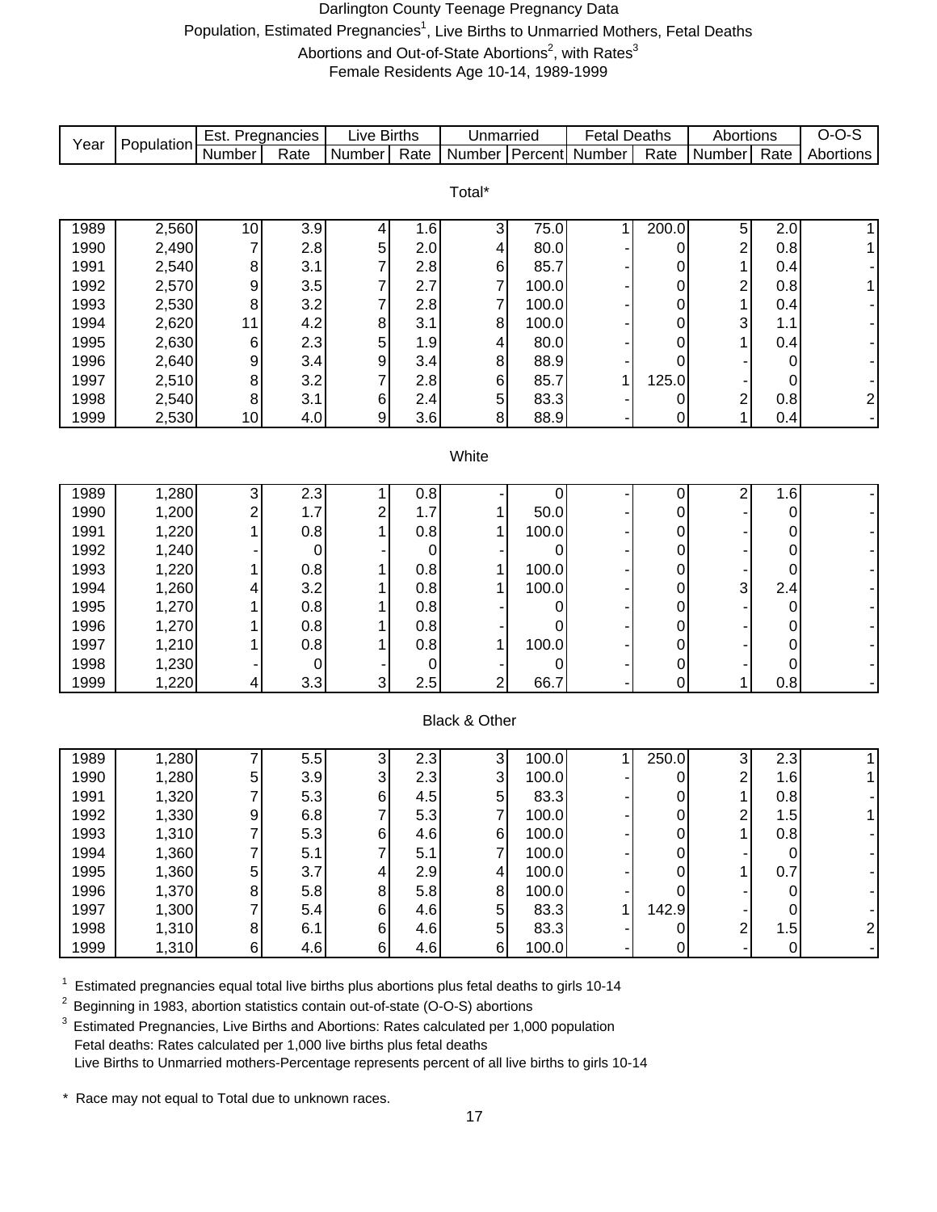# Darlington County Teenage Pregnancy Data

Population, Estimated Pregnancies[1], Live Births to Unmarried Mothers, Fetal Deaths

Abortions and Out-of-State Abortions[2], with Rates[3]

Female Residents Age 10-14, 1989-1999

| Year | Population | Est. Pregnancies | | Live Births | | Unmarried | | Fetal Deaths | | Abortions | | O-O-S |
|---|---|---|---|---|---|---|---|---|---|---|---|---|
| | | Number | Rate | Number | Rate | Number | Percent | Number | Rate | Number | Rate | Abortions |
| **Total*** | | | | | | | | | | | | |
| 1989 | 2,560 | 10 | 3.9 | 4 | 1.6 | 3 | 75.0 | 1 | 200.0 | 5 | 2.0 | 1 |
| 1990 | 2,490 | 7 | 2.8 | 5 | 2.0 | 4 | 80.0 | - | 0 | 2 | 0.8 | 1 |
| 1991 | 2,540 | 8 | 3.1 | 7 | 2.8 | 6 | 85.7 | - | 0 | 1 | 0.4 | - |
| 1992 | 2,570 | 9 | 3.5 | 7 | 2.7 | 7 | 100.0 | - | 0 | 2 | 0.8 | 1 |
| 1993 | 2,530 | 8 | 3.2 | 7 | 2.8 | 7 | 100.0 | - | 0 | 1 | 0.4 | - |
| 1994 | 2,620 | 11 | 4.2 | 8 | 3.1 | 8 | 100.0 | - | 0 | 3 | 1.1 | - |
| 1995 | 2,630 | 6 | 2.3 | 5 | 1.9 | 4 | 80.0 | - | 0 | 1 | 0.4 | - |
| 1996 | 2,640 | 9 | 3.4 | 9 | 3.4 | 8 | 88.9 | - | 0 | - | 0 | - |
| 1997 | 2,510 | 8 | 3.2 | 7 | 2.8 | 6 | 85.7 | 1 | 125.0 | - | 0 | - |
| 1998 | 2,540 | 8 | 3.1 | 6 | 2.4 | 5 | 83.3 | - | 0 | 2 | 0.8 | 2 |
| 1999 | 2,530 | 10 | 4.0 | 9 | 3.6 | 8 | 88.9 | - | 0 | 1 | 0.4 | - |
| **White** | | | | | | | | | | | | |
| 1989 | 1,280 | 3 | 2.3 | 1 | 0.8 | - | 0 | - | 0 | 2 | 1.6 | - |
| 1990 | 1,200 | 2 | 1.7 | 2 | 1.7 | 1 | 50.0 | - | 0 | - | 0 | - |
| 1991 | 1,220 | 1 | 0.8 | 1 | 0.8 | 1 | 100.0 | - | 0 | - | 0 | - |
| 1992 | 1,240 | - | 0 | - | 0 | - | 0 | - | 0 | - | 0 | - |
| 1993 | 1,220 | 1 | 0.8 | 1 | 0.8 | 1 | 100.0 | - | 0 | - | 0 | - |
| 1994 | 1,260 | 4 | 3.2 | 1 | 0.8 | 1 | 100.0 | - | 0 | 3 | 2.4 | - |
| 1995 | 1,270 | 1 | 0.8 | 1 | 0.8 | - | 0 | - | 0 | - | 0 | - |
| 1996 | 1,270 | 1 | 0.8 | 1 | 0.8 | - | 0 | - | 0 | - | 0 | - |
| 1997 | 1,210 | 1 | 0.8 | 1 | 0.8 | 1 | 100.0 | - | 0 | - | 0 | - |
| 1998 | 1,230 | - | 0 | - | 0 | - | 0 | - | 0 | - | 0 | - |
| 1999 | 1,220 | 4 | 3.3 | 3 | 2.5 | 2 | 66.7 | - | 0 | 1 | 0.8 | - |
| **Black & Other** | | | | | | | | | | | | |
| 1989 | 1,280 | 7 | 5.5 | 3 | 2.3 | 3 | 100.0 | 1 | 250.0 | 3 | 2.3 | 1 |
| 1990 | 1,280 | 5 | 3.9 | 3 | 2.3 | 3 | 100.0 | - | 0 | 2 | 1.6 | 1 |
| 1991 | 1,320 | 7 | 5.3 | 6 | 4.5 | 5 | 83.3 | - | 0 | 1 | 0.8 | - |
| 1992 | 1,330 | 9 | 6.8 | 7 | 5.3 | 7 | 100.0 | - | 0 | 2 | 1.5 | 1 |
| 1993 | 1,310 | 7 | 5.3 | 6 | 4.6 | 6 | 100.0 | - | 0 | 1 | 0.8 | - |
| 1994 | 1,360 | 7 | 5.1 | 7 | 5.1 | 7 | 100.0 | - | 0 | - | 0 | - |
| 1995 | 1,360 | 5 | 3.7 | 4 | 2.9 | 4 | 100.0 | - | 0 | 1 | 0.7 | - |
| 1996 | 1,370 | 8 | 5.8 | 8 | 5.8 | 8 | 100.0 | - | 0 | - | 0 | - |
| 1997 | 1,300 | 7 | 5.4 | 6 | 4.6 | 5 | 83.3 | 1 | 142.9 | - | 0 | - |
| 1998 | 1,310 | 8 | 6.1 | 6 | 4.6 | 5 | 83.3 | - | 0 | 2 | 1.5 | 2 |
| 1999 | 1,310 | 6 | 4.6 | 6 | 4.6 | 6 | 100.0 | - | 0 | - | 0 | - |

[1] Estimated pregnancies equal total live births plus abortions plus fetal deaths to girls 10-14

[2] Beginning in 1983, abortion statistics contain out-of-state (O-O-S) abortions

[3] Estimated Pregnancies, Live Births and Abortions: Rates calculated per 1,000 population
Fetal deaths: Rates calculated per 1,000 live births plus fetal deaths
Live Births to Unmarried mothers-Percentage represents percent of all live births to girls 10-14

\* Race may not equal to Total due to unknown races.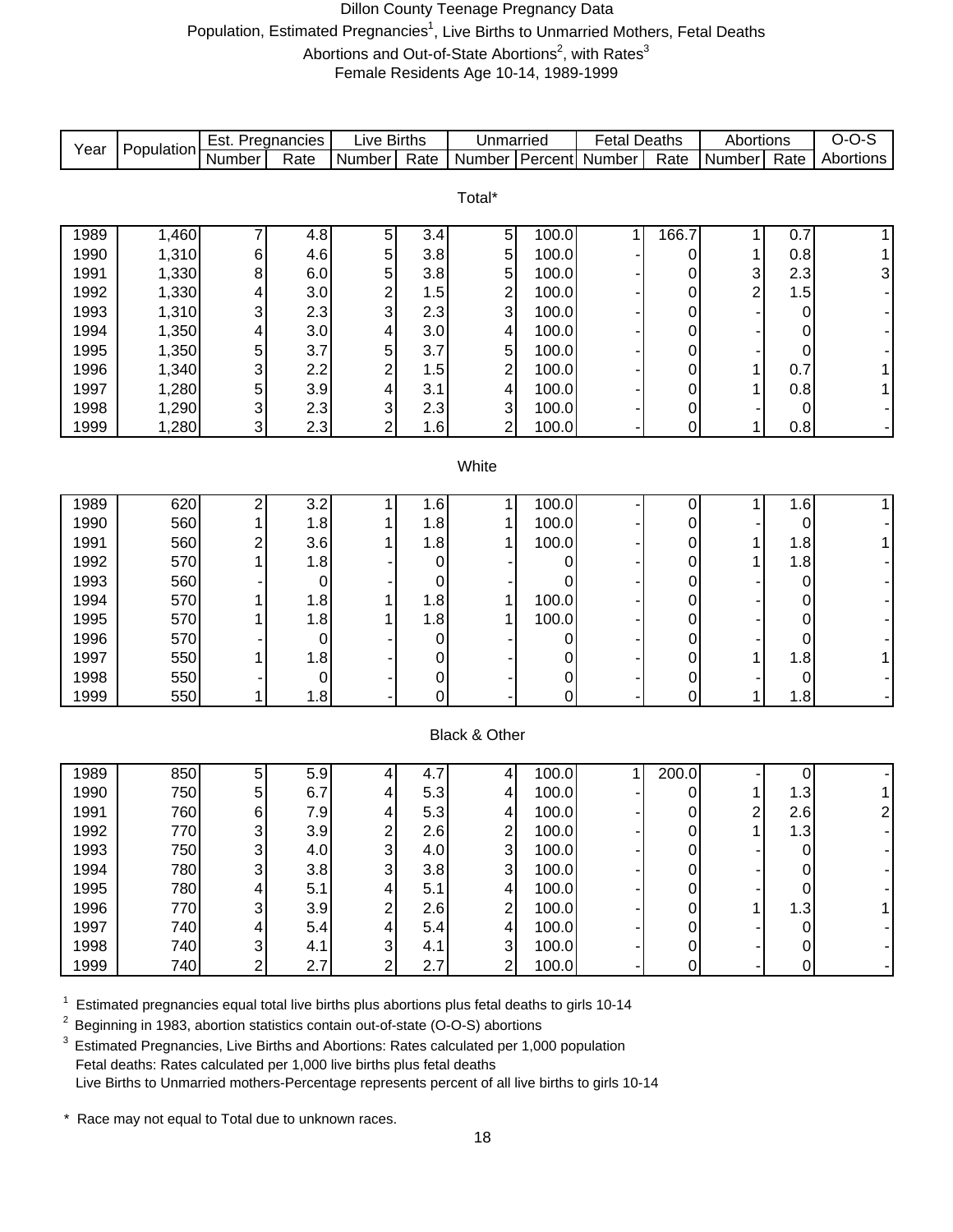# Dillon County Teenage Pregnancy Data

Population, Estimated Pregnancies[1], Live Births to Unmarried Mothers, Fetal Deaths

Abortions and Out-of-State Abortions[2], with Rates[3]

Female Residents Age 10-14, 1989-1999

| Year | Population | Est. Pregnancies | | Live Births | | Unmarried | | Fetal Deaths | | Abortions | | O-O-S |
|---|---|---|---|---|---|---|---|---|---|---|---|---|
| | | Number | Rate | Number | Rate | Number | Percent | Number | Rate | Number | Rate | Abortions |
| **Total*** | | | | | | | | | | | | |
| 1989 | 1,460 | 7 | 4.8 | 5 | 3.4 | 5 | 100.0 | 1 | 166.7 | 1 | 0.7 | 1 |
| 1990 | 1,310 | 6 | 4.6 | 5 | 3.8 | 5 | 100.0 | - | 0 | 1 | 0.8 | 1 |
| 1991 | 1,330 | 8 | 6.0 | 5 | 3.8 | 5 | 100.0 | - | 0 | 3 | 2.3 | 3 |
| 1992 | 1,330 | 4 | 3.0 | 2 | 1.5 | 2 | 100.0 | - | 0 | 2 | 1.5 | - |
| 1993 | 1,310 | 3 | 2.3 | 3 | 2.3 | 3 | 100.0 | - | 0 | - | 0 | - |
| 1994 | 1,350 | 4 | 3.0 | 4 | 3.0 | 4 | 100.0 | - | 0 | - | 0 | - |
| 1995 | 1,350 | 5 | 3.7 | 5 | 3.7 | 5 | 100.0 | - | 0 | - | 0 | - |
| 1996 | 1,340 | 3 | 2.2 | 2 | 1.5 | 2 | 100.0 | - | 0 | 1 | 0.7 | 1 |
| 1997 | 1,280 | 5 | 3.9 | 4 | 3.1 | 4 | 100.0 | - | 0 | 1 | 0.8 | 1 |
| 1998 | 1,290 | 3 | 2.3 | 3 | 2.3 | 3 | 100.0 | - | 0 | - | 0 | - |
| 1999 | 1,280 | 3 | 2.3 | 2 | 1.6 | 2 | 100.0 | - | 0 | 1 | 0.8 | - |
| **White** | | | | | | | | | | | | |
| 1989 | 620 | 2 | 3.2 | 1 | 1.6 | 1 | 100.0 | - | 0 | 1 | 1.6 | 1 |
| 1990 | 560 | 1 | 1.8 | 1 | 1.8 | 1 | 100.0 | - | 0 | - | 0 | - |
| 1991 | 560 | 2 | 3.6 | 1 | 1.8 | 1 | 100.0 | - | 0 | 1 | 1.8 | 1 |
| 1992 | 570 | 1 | 1.8 | - | 0 | - | 0 | - | 0 | 1 | 1.8 | - |
| 1993 | 560 | - | 0 | - | 0 | - | 0 | - | 0 | - | 0 | - |
| 1994 | 570 | 1 | 1.8 | 1 | 1.8 | 1 | 100.0 | - | 0 | - | 0 | - |
| 1995 | 570 | 1 | 1.8 | 1 | 1.8 | 1 | 100.0 | - | 0 | - | 0 | - |
| 1996 | 570 | - | 0 | - | 0 | - | 0 | - | 0 | - | 0 | - |
| 1997 | 550 | 1 | 1.8 | - | 0 | - | 0 | - | 0 | 1 | 1.8 | 1 |
| 1998 | 550 | - | 0 | - | 0 | - | 0 | - | 0 | - | 0 | - |
| 1999 | 550 | 1 | 1.8 | - | 0 | - | 0 | - | 0 | 1 | 1.8 | - |
| **Black & Other** | | | | | | | | | | | | |
| 1989 | 850 | 5 | 5.9 | 4 | 4.7 | 4 | 100.0 | 1 | 200.0 | - | 0 | - |
| 1990 | 750 | 5 | 6.7 | 4 | 5.3 | 4 | 100.0 | - | 0 | 1 | 1.3 | 1 |
| 1991 | 760 | 6 | 7.9 | 4 | 5.3 | 4 | 100.0 | - | 0 | 2 | 2.6 | 2 |
| 1992 | 770 | 3 | 3.9 | 2 | 2.6 | 2 | 100.0 | - | 0 | 1 | 1.3 | - |
| 1993 | 750 | 3 | 4.0 | 3 | 4.0 | 3 | 100.0 | - | 0 | - | 0 | - |
| 1994 | 780 | 3 | 3.8 | 3 | 3.8 | 3 | 100.0 | - | 0 | - | 0 | - |
| 1995 | 780 | 4 | 5.1 | 4 | 5.1 | 4 | 100.0 | - | 0 | - | 0 | - |
| 1996 | 770 | 3 | 3.9 | 2 | 2.6 | 2 | 100.0 | - | 0 | 1 | 1.3 | 1 |
| 1997 | 740 | 4 | 5.4 | 4 | 5.4 | 4 | 100.0 | - | 0 | - | 0 | - |
| 1998 | 740 | 3 | 4.1 | 3 | 4.1 | 3 | 100.0 | - | 0 | - | 0 | - |
| 1999 | 740 | 2 | 2.7 | 2 | 2.7 | 2 | 100.0 | - | 0 | - | 0 | - |

[1] Estimated pregnancies equal total live births plus abortions plus fetal deaths to girls 10-14

[2] Beginning in 1983, abortion statistics contain out-of-state (O-O-S) abortions

[3] Estimated Pregnancies, Live Births and Abortions: Rates calculated per 1,000 population
Fetal deaths: Rates calculated per 1,000 live births plus fetal deaths
Live Births to Unmarried mothers-Percentage represents percent of all live births to girls 10-14

* Race may not equal to Total due to unknown races.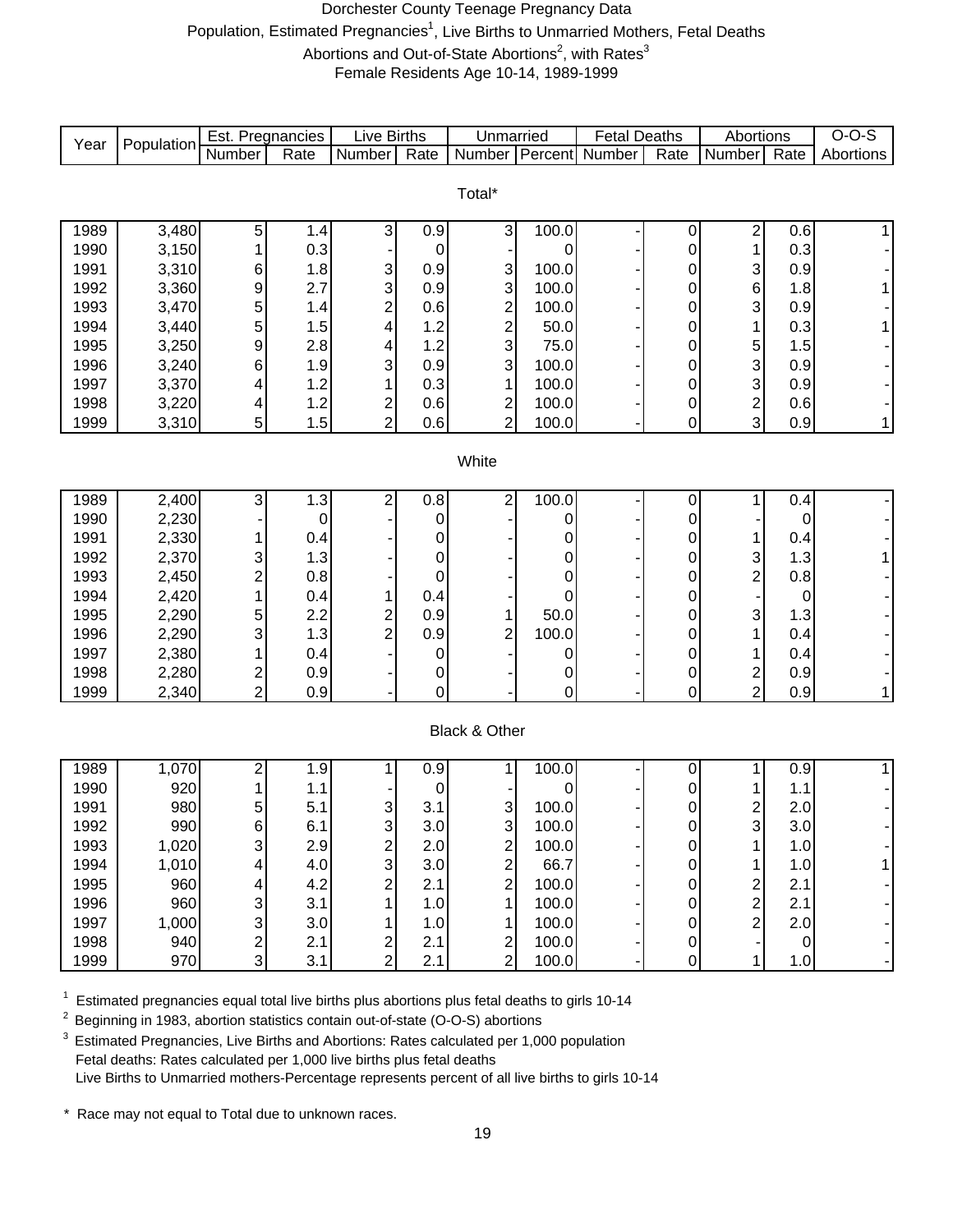# Dorchester County Teenage Pregnancy Data

Population, Estimated Pregnancies[1], Live Births to Unmarried Mothers, Fetal Deaths

Abortions and Out-of-State Abortions[2], with Rates[3]

Female Residents Age 10-14, 1989-1999

| Year | Population | Est. Pregnancies | | Live Births | | Unmarried | | Fetal Deaths | | Abortions | | O-O-S |
|---|---|---|---|---|---|---|---|---|---|---|---|---|
| | | Number | Rate | Number | Rate | Number | Percent | Number | Rate | Number | Rate | Abortions |
| **Total*** | | | | | | | | | | | | |
| 1989 | 3,480 | 5 | 1.4 | 3 | 0.9 | 3 | 100.0 | - | 0 | 2 | 0.6 | 1 |
| 1990 | 3,150 | 1 | 0.3 | - | 0 | - | 0 | - | 0 | 1 | 0.3 | - |
| 1991 | 3,310 | 6 | 1.8 | 3 | 0.9 | 3 | 100.0 | - | 0 | 3 | 0.9 | - |
| 1992 | 3,360 | 9 | 2.7 | 3 | 0.9 | 3 | 100.0 | - | 0 | 6 | 1.8 | 1 |
| 1993 | 3,470 | 5 | 1.4 | 2 | 0.6 | 2 | 100.0 | - | 0 | 3 | 0.9 | - |
| 1994 | 3,440 | 5 | 1.5 | 4 | 1.2 | 2 | 50.0 | - | 0 | 1 | 0.3 | 1 |
| 1995 | 3,250 | 9 | 2.8 | 4 | 1.2 | 3 | 75.0 | - | 0 | 5 | 1.5 | - |
| 1996 | 3,240 | 6 | 1.9 | 3 | 0.9 | 3 | 100.0 | - | 0 | 3 | 0.9 | - |
| 1997 | 3,370 | 4 | 1.2 | 1 | 0.3 | 1 | 100.0 | - | 0 | 3 | 0.9 | - |
| 1998 | 3,220 | 4 | 1.2 | 2 | 0.6 | 2 | 100.0 | - | 0 | 2 | 0.6 | - |
| 1999 | 3,310 | 5 | 1.5 | 2 | 0.6 | 2 | 100.0 | - | 0 | 3 | 0.9 | 1 |
| **White** | | | | | | | | | | | | |
| 1989 | 2,400 | 3 | 1.3 | 2 | 0.8 | 2 | 100.0 | - | 0 | 1 | 0.4 | - |
| 1990 | 2,230 | - | 0 | - | 0 | - | 0 | - | 0 | - | 0 | - |
| 1991 | 2,330 | 1 | 0.4 | - | 0 | - | 0 | - | 0 | 1 | 0.4 | - |
| 1992 | 2,370 | 3 | 1.3 | - | 0 | - | 0 | - | 0 | 3 | 1.3 | 1 |
| 1993 | 2,450 | 2 | 0.8 | - | 0 | - | 0 | - | 0 | 2 | 0.8 | - |
| 1994 | 2,420 | 1 | 0.4 | 1 | 0.4 | - | 0 | - | 0 | - | 0 | - |
| 1995 | 2,290 | 5 | 2.2 | 2 | 0.9 | 1 | 50.0 | - | 0 | 3 | 1.3 | - |
| 1996 | 2,290 | 3 | 1.3 | 2 | 0.9 | 2 | 100.0 | - | 0 | 1 | 0.4 | - |
| 1997 | 2,380 | 1 | 0.4 | - | 0 | - | 0 | - | 0 | 1 | 0.4 | - |
| 1998 | 2,280 | 2 | 0.9 | - | 0 | - | 0 | - | 0 | 2 | 0.9 | - |
| 1999 | 2,340 | 2 | 0.9 | - | 0 | - | 0 | - | 0 | 2 | 0.9 | 1 |
| **Black & Other** | | | | | | | | | | | | |
| 1989 | 1,070 | 2 | 1.9 | 1 | 0.9 | 1 | 100.0 | - | 0 | 1 | 0.9 | 1 |
| 1990 | 920 | 1 | 1.1 | - | 0 | - | 0 | - | 0 | 1 | 1.1 | - |
| 1991 | 980 | 5 | 5.1 | 3 | 3.1 | 3 | 100.0 | - | 0 | 2 | 2.0 | - |
| 1992 | 990 | 6 | 6.1 | 3 | 3.0 | 3 | 100.0 | - | 0 | 3 | 3.0 | - |
| 1993 | 1,020 | 3 | 2.9 | 2 | 2.0 | 2 | 100.0 | - | 0 | 1 | 1.0 | - |
| 1994 | 1,010 | 4 | 4.0 | 3 | 3.0 | 2 | 66.7 | - | 0 | 1 | 1.0 | 1 |
| 1995 | 960 | 4 | 4.2 | 2 | 2.1 | 2 | 100.0 | - | 0 | 2 | 2.1 | - |
| 1996 | 960 | 3 | 3.1 | 1 | 1.0 | 1 | 100.0 | - | 0 | 2 | 2.1 | - |
| 1997 | 1,000 | 3 | 3.0 | 1 | 1.0 | 1 | 100.0 | - | 0 | 2 | 2.0 | - |
| 1998 | 940 | 2 | 2.1 | 2 | 2.1 | 2 | 100.0 | - | 0 | - | 0 | - |
| 1999 | 970 | 3 | 3.1 | 2 | 2.1 | 2 | 100.0 | - | 0 | 1 | 1.0 | - |

[1] Estimated pregnancies equal total live births plus abortions plus fetal deaths to girls 10-14

[2] Beginning in 1983, abortion statistics contain out-of-state (O-O-S) abortions

[3] Estimated Pregnancies, Live Births and Abortions: Rates calculated per 1,000 population
Fetal deaths: Rates calculated per 1,000 live births plus fetal deaths
Live Births to Unmarried mothers-Percentage represents percent of all live births to girls 10-14

\* Race may not equal to Total due to unknown races.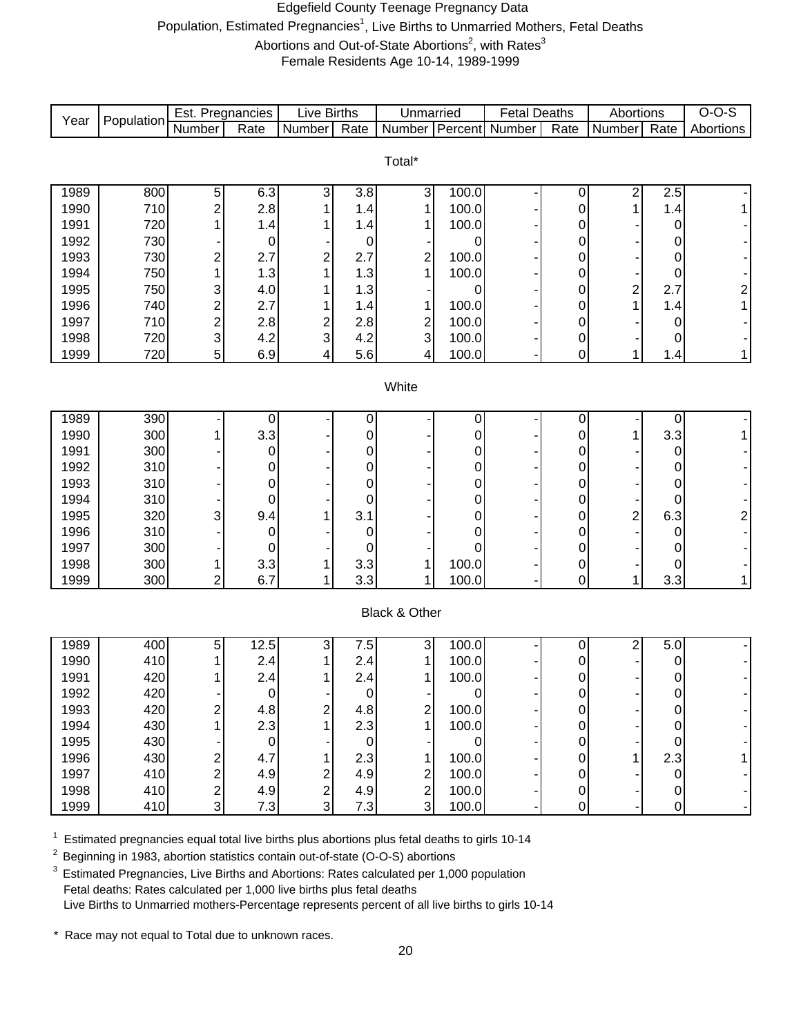# Edgefield County Teenage Pregnancy Data

Population, Estimated Pregnancies[1], Live Births to Unmarried Mothers, Fetal Deaths
Abortions and Out-of-State Abortions[2], with Rates[3]
Female Residents Age 10-14, 1989-1999

| Year | Population | Est. Pregnancies | | Live Births | | Unmarried | | Fetal Deaths | | Abortions | | O-O-S |
|---|---|---|---|---|---|---|---|---|---|---|---|---|
| | | Number | Rate | Number | Rate | Number | Percent | Number | Rate | Number | Rate | Abortions |
| **Total*** | | | | | | | | | | | | |
| 1989 | 800 | 5 | 6.3 | 3 | 3.8 | 3 | 100.0 | - | 0 | 2 | 2.5 | - |
| 1990 | 710 | 2 | 2.8 | 1 | 1.4 | 1 | 100.0 | - | 0 | 1 | 1.4 | 1 |
| 1991 | 720 | 1 | 1.4 | 1 | 1.4 | 1 | 100.0 | - | 0 | - | 0 | - |
| 1992 | 730 | - | 0 | - | 0 | - | 0 | - | 0 | - | 0 | - |
| 1993 | 730 | 2 | 2.7 | 2 | 2.7 | 2 | 100.0 | - | 0 | - | 0 | - |
| 1994 | 750 | 1 | 1.3 | 1 | 1.3 | 1 | 100.0 | - | 0 | - | 0 | - |
| 1995 | 750 | 3 | 4.0 | 1 | 1.3 | - | 0 | - | 0 | 2 | 2.7 | 2 |
| 1996 | 740 | 2 | 2.7 | 1 | 1.4 | 1 | 100.0 | - | 0 | 1 | 1.4 | 1 |
| 1997 | 710 | 2 | 2.8 | 2 | 2.8 | 2 | 100.0 | - | 0 | - | 0 | - |
| 1998 | 720 | 3 | 4.2 | 3 | 4.2 | 3 | 100.0 | - | 0 | - | 0 | - |
| 1999 | 720 | 5 | 6.9 | 4 | 5.6 | 4 | 100.0 | - | 0 | 1 | 1.4 | 1 |
| **White** | | | | | | | | | | | | |
| 1989 | 390 | - | 0 | - | 0 | - | 0 | - | 0 | - | 0 | - |
| 1990 | 300 | 1 | 3.3 | - | 0 | - | 0 | - | 0 | 1 | 3.3 | 1 |
| 1991 | 300 | - | 0 | - | 0 | - | 0 | - | 0 | - | 0 | - |
| 1992 | 310 | - | 0 | - | 0 | - | 0 | - | 0 | - | 0 | - |
| 1993 | 310 | - | 0 | - | 0 | - | 0 | - | 0 | - | 0 | - |
| 1994 | 310 | - | 0 | - | 0 | - | 0 | - | 0 | - | 0 | - |
| 1995 | 320 | 3 | 9.4 | 1 | 3.1 | - | 0 | - | 0 | 2 | 6.3 | 2 |
| 1996 | 310 | - | 0 | - | 0 | - | 0 | - | 0 | - | 0 | - |
| 1997 | 300 | - | 0 | - | 0 | - | 0 | - | 0 | - | 0 | - |
| 1998 | 300 | 1 | 3.3 | 1 | 3.3 | 1 | 100.0 | - | 0 | - | 0 | - |
| 1999 | 300 | 2 | 6.7 | 1 | 3.3 | 1 | 100.0 | - | 0 | 1 | 3.3 | 1 |
| **Black & Other** | | | | | | | | | | | | |
| 1989 | 400 | 5 | 12.5 | 3 | 7.5 | 3 | 100.0 | - | 0 | 2 | 5.0 | - |
| 1990 | 410 | 1 | 2.4 | 1 | 2.4 | 1 | 100.0 | - | 0 | - | 0 | - |
| 1991 | 420 | 1 | 2.4 | 1 | 2.4 | 1 | 100.0 | - | 0 | - | 0 | - |
| 1992 | 420 | - | 0 | - | 0 | - | 0 | - | 0 | - | 0 | - |
| 1993 | 420 | 2 | 4.8 | 2 | 4.8 | 2 | 100.0 | - | 0 | - | 0 | - |
| 1994 | 430 | 1 | 2.3 | 1 | 2.3 | 1 | 100.0 | - | 0 | - | 0 | - |
| 1995 | 430 | - | 0 | - | 0 | - | 0 | - | 0 | - | 0 | - |
| 1996 | 430 | 2 | 4.7 | 1 | 2.3 | 1 | 100.0 | - | 0 | 1 | 2.3 | 1 |
| 1997 | 410 | 2 | 4.9 | 2 | 4.9 | 2 | 100.0 | - | 0 | - | 0 | - |
| 1998 | 410 | 2 | 4.9 | 2 | 4.9 | 2 | 100.0 | - | 0 | - | 0 | - |
| 1999 | 410 | 3 | 7.3 | 3 | 7.3 | 3 | 100.0 | - | 0 | - | 0 | - |

[1] Estimated pregnancies equal total live births plus abortions plus fetal deaths to girls 10-14

[2] Beginning in 1983, abortion statistics contain out-of-state (O-O-S) abortions

[3] Estimated Pregnancies, Live Births and Abortions: Rates calculated per 1,000 population
Fetal deaths: Rates calculated per 1,000 live births plus fetal deaths
Live Births to Unmarried mothers-Percentage represents percent of all live births to girls 10-14

* Race may not equal to Total due to unknown races.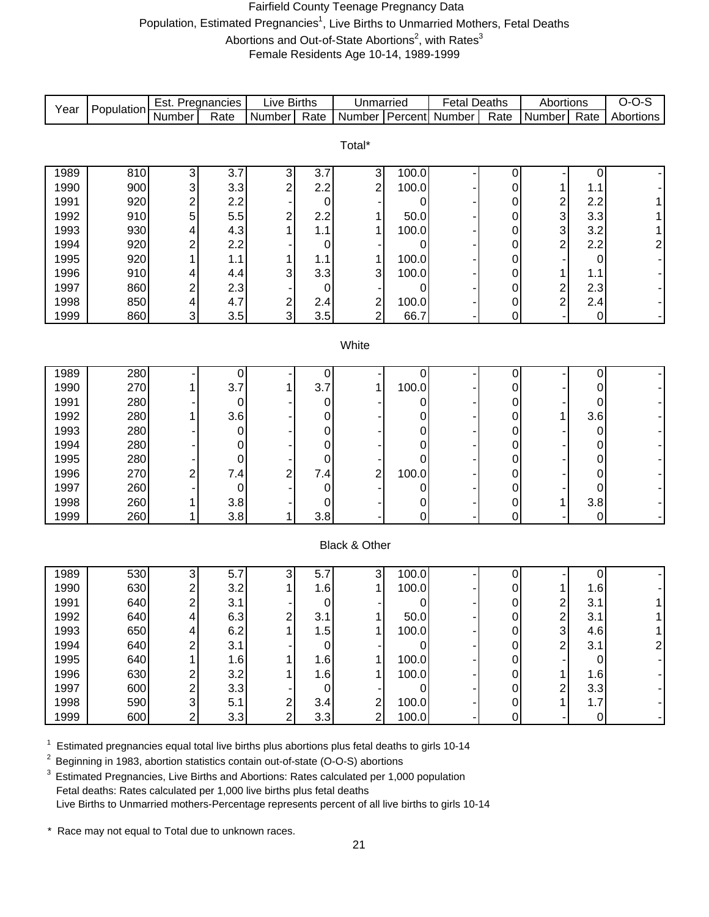# Fairfield County Teenage Pregnancy Data

Population, Estimated Pregnancies[1], Live Births to Unmarried Mothers, Fetal Deaths

Abortions and Out-of-State Abortions[2], with Rates[3]

Female Residents Age 10-14, 1989-1999

| Year | Population | Est. Pregnancies | | Live Births | | Unmarried | | Fetal Deaths | | Abortions | | O-O-S |
|---|---|---|---|---|---|---|---|---|---|---|---|---|
| | | Number | Rate | Number | Rate | Number | Percent | Number | Rate | Number | Rate | Abortions |
| **Total*** | | | | | | | | | | | | |
| 1989 | 810 | 3 | 3.7 | 3 | 3.7 | 3 | 100.0 | - | 0 | - | 0 | - |
| 1990 | 900 | 3 | 3.3 | 2 | 2.2 | 2 | 100.0 | - | 0 | 1 | 1.1 | - |
| 1991 | 920 | 2 | 2.2 | - | 0 | - | 0 | - | 0 | 2 | 2.2 | 1 |
| 1992 | 910 | 5 | 5.5 | 2 | 2.2 | 1 | 50.0 | - | 0 | 3 | 3.3 | 1 |
| 1993 | 930 | 4 | 4.3 | 1 | 1.1 | 1 | 100.0 | - | 0 | 3 | 3.2 | 1 |
| 1994 | 920 | 2 | 2.2 | - | 0 | - | 0 | - | 0 | 2 | 2.2 | 2 |
| 1995 | 920 | 1 | 1.1 | 1 | 1.1 | 1 | 100.0 | - | 0 | - | 0 | - |
| 1996 | 910 | 4 | 4.4 | 3 | 3.3 | 3 | 100.0 | - | 0 | 1 | 1.1 | - |
| 1997 | 860 | 2 | 2.3 | - | 0 | - | 0 | - | 0 | 2 | 2.3 | - |
| 1998 | 850 | 4 | 4.7 | 2 | 2.4 | 2 | 100.0 | - | 0 | 2 | 2.4 | - |
| 1999 | 860 | 3 | 3.5 | 3 | 3.5 | 2 | 66.7 | - | 0 | - | 0 | - |
| **White** | | | | | | | | | | | | |
| 1989 | 280 | - | 0 | - | 0 | - | 0 | - | 0 | - | 0 | - |
| 1990 | 270 | 1 | 3.7 | 1 | 3.7 | 1 | 100.0 | - | 0 | - | 0 | - |
| 1991 | 280 | - | 0 | - | 0 | - | 0 | - | 0 | - | 0 | - |
| 1992 | 280 | 1 | 3.6 | - | 0 | - | 0 | - | 0 | 1 | 3.6 | - |
| 1993 | 280 | - | 0 | - | 0 | - | 0 | - | 0 | - | 0 | - |
| 1994 | 280 | - | 0 | - | 0 | - | 0 | - | 0 | - | 0 | - |
| 1995 | 280 | - | 0 | - | 0 | - | 0 | - | 0 | - | 0 | - |
| 1996 | 270 | 2 | 7.4 | 2 | 7.4 | 2 | 100.0 | - | 0 | - | 0 | - |
| 1997 | 260 | - | 0 | - | 0 | - | 0 | - | 0 | - | 0 | - |
| 1998 | 260 | 1 | 3.8 | - | 0 | - | 0 | - | 0 | 1 | 3.8 | - |
| 1999 | 260 | 1 | 3.8 | 1 | 3.8 | - | 0 | - | 0 | - | 0 | - |
| **Black & Other** | | | | | | | | | | | | |
| 1989 | 530 | 3 | 5.7 | 3 | 5.7 | 3 | 100.0 | - | 0 | - | 0 | - |
| 1990 | 630 | 2 | 3.2 | 1 | 1.6 | 1 | 100.0 | - | 0 | 1 | 1.6 | - |
| 1991 | 640 | 2 | 3.1 | - | 0 | - | 0 | - | 0 | 2 | 3.1 | 1 |
| 1992 | 640 | 4 | 6.3 | 2 | 3.1 | 1 | 50.0 | - | 0 | 2 | 3.1 | 1 |
| 1993 | 650 | 4 | 6.2 | 1 | 1.5 | 1 | 100.0 | - | 0 | 3 | 4.6 | 1 |
| 1994 | 640 | 2 | 3.1 | - | 0 | - | 0 | - | 0 | 2 | 3.1 | 2 |
| 1995 | 640 | 1 | 1.6 | 1 | 1.6 | 1 | 100.0 | - | 0 | - | 0 | - |
| 1996 | 630 | 2 | 3.2 | 1 | 1.6 | 1 | 100.0 | - | 0 | 1 | 1.6 | - |
| 1997 | 600 | 2 | 3.3 | - | 0 | - | 0 | - | 0 | 2 | 3.3 | - |
| 1998 | 590 | 3 | 5.1 | 2 | 3.4 | 2 | 100.0 | - | 0 | 1 | 1.7 | - |
| 1999 | 600 | 2 | 3.3 | 2 | 3.3 | 2 | 100.0 | - | 0 | - | 0 | - |

[1] Estimated pregnancies equal total live births plus abortions plus fetal deaths to girls 10-14

[2] Beginning in 1983, abortion statistics contain out-of-state (O-O-S) abortions

[3] Estimated Pregnancies, Live Births and Abortions: Rates calculated per 1,000 population
Fetal deaths: Rates calculated per 1,000 live births plus fetal deaths
Live Births to Unmarried mothers-Percentage represents percent of all live births to girls 10-14

\* Race may not equal to Total due to unknown races.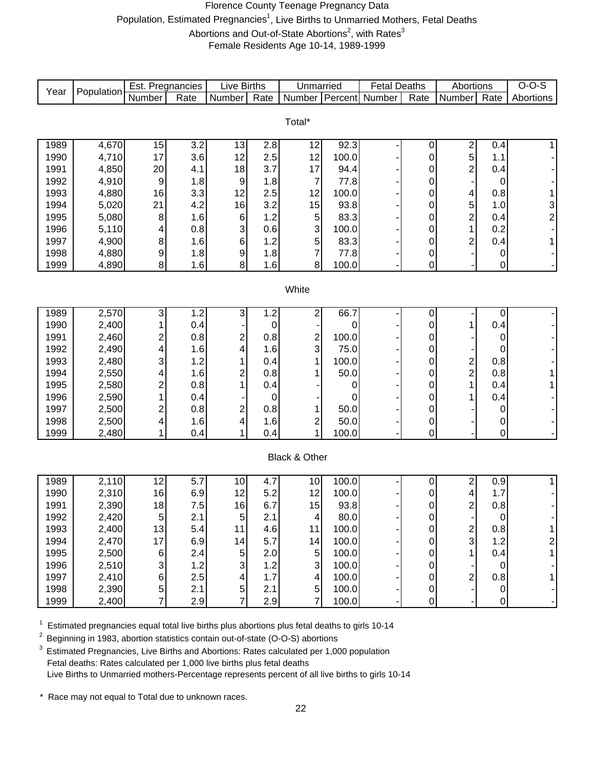# Florence County Teenage Pregnancy Data

Population, Estimated Pregnancies[1], Live Births to Unmarried Mothers, Fetal Deaths

Abortions and Out-of-State Abortions[2], with Rates[3]

Female Residents Age 10-14, 1989-1999

| Year | Population | Est. Pregnancies | | Live Births | | Unmarried | | Fetal Deaths | | Abortions | | O-O-S |
|---|---|---|---|---|---|---|---|---|---|---|---|---|
| | | Number | Rate | Number | Rate | Number | Percent | Number | Rate | Number | Rate | Abortions |
| **Total*** | | | | | | | | | | | | |
| 1989 | 4,670 | 15 | 3.2 | 13 | 2.8 | 12 | 92.3 | - | 0 | 2 | 0.4 | 1 |
| 1990 | 4,710 | 17 | 3.6 | 12 | 2.5 | 12 | 100.0 | - | 0 | 5 | 1.1 | - |
| 1991 | 4,850 | 20 | 4.1 | 18 | 3.7 | 17 | 94.4 | - | 0 | 2 | 0.4 | - |
| 1992 | 4,910 | 9 | 1.8 | 9 | 1.8 | 7 | 77.8 | - | 0 | - | 0 | - |
| 1993 | 4,880 | 16 | 3.3 | 12 | 2.5 | 12 | 100.0 | - | 0 | 4 | 0.8 | 1 |
| 1994 | 5,020 | 21 | 4.2 | 16 | 3.2 | 15 | 93.8 | - | 0 | 5 | 1.0 | 3 |
| 1995 | 5,080 | 8 | 1.6 | 6 | 1.2 | 5 | 83.3 | - | 0 | 2 | 0.4 | 2 |
| 1996 | 5,110 | 4 | 0.8 | 3 | 0.6 | 3 | 100.0 | - | 0 | 1 | 0.2 | - |
| 1997 | 4,900 | 8 | 1.6 | 6 | 1.2 | 5 | 83.3 | - | 0 | 2 | 0.4 | 1 |
| 1998 | 4,880 | 9 | 1.8 | 9 | 1.8 | 7 | 77.8 | - | 0 | - | 0 | - |
| 1999 | 4,890 | 8 | 1.6 | 8 | 1.6 | 8 | 100.0 | - | 0 | - | 0 | - |
| **White** | | | | | | | | | | | | |
| 1989 | 2,570 | 3 | 1.2 | 3 | 1.2 | 2 | 66.7 | - | 0 | - | 0 | - |
| 1990 | 2,400 | 1 | 0.4 | - | 0 | - | 0 | - | 0 | 1 | 0.4 | - |
| 1991 | 2,460 | 2 | 0.8 | 2 | 0.8 | 2 | 100.0 | - | 0 | - | 0 | - |
| 1992 | 2,490 | 4 | 1.6 | 4 | 1.6 | 3 | 75.0 | - | 0 | - | 0 | - |
| 1993 | 2,480 | 3 | 1.2 | 1 | 0.4 | 1 | 100.0 | - | 0 | 2 | 0.8 | - |
| 1994 | 2,550 | 4 | 1.6 | 2 | 0.8 | 1 | 50.0 | - | 0 | 2 | 0.8 | 1 |
| 1995 | 2,580 | 2 | 0.8 | 1 | 0.4 | - | 0 | - | 0 | 1 | 0.4 | 1 |
| 1996 | 2,590 | 1 | 0.4 | - | 0 | - | 0 | - | 0 | 1 | 0.4 | - |
| 1997 | 2,500 | 2 | 0.8 | 2 | 0.8 | 1 | 50.0 | - | 0 | - | 0 | - |
| 1998 | 2,500 | 4 | 1.6 | 4 | 1.6 | 2 | 50.0 | - | 0 | - | 0 | - |
| 1999 | 2,480 | 1 | 0.4 | 1 | 0.4 | 1 | 100.0 | - | 0 | - | 0 | - |
| **Black & Other** | | | | | | | | | | | | |
| 1989 | 2,110 | 12 | 5.7 | 10 | 4.7 | 10 | 100.0 | - | 0 | 2 | 0.9 | 1 |
| 1990 | 2,310 | 16 | 6.9 | 12 | 5.2 | 12 | 100.0 | - | 0 | 4 | 1.7 | - |
| 1991 | 2,390 | 18 | 7.5 | 16 | 6.7 | 15 | 93.8 | - | 0 | 2 | 0.8 | - |
| 1992 | 2,420 | 5 | 2.1 | 5 | 2.1 | 4 | 80.0 | - | 0 | - | 0 | - |
| 1993 | 2,400 | 13 | 5.4 | 11 | 4.6 | 11 | 100.0 | - | 0 | 2 | 0.8 | 1 |
| 1994 | 2,470 | 17 | 6.9 | 14 | 5.7 | 14 | 100.0 | - | 0 | 3 | 1.2 | 2 |
| 1995 | 2,500 | 6 | 2.4 | 5 | 2.0 | 5 | 100.0 | - | 0 | 1 | 0.4 | 1 |
| 1996 | 2,510 | 3 | 1.2 | 3 | 1.2 | 3 | 100.0 | - | 0 | - | 0 | - |
| 1997 | 2,410 | 6 | 2.5 | 4 | 1.7 | 4 | 100.0 | - | 0 | 2 | 0.8 | 1 |
| 1998 | 2,390 | 5 | 2.1 | 5 | 2.1 | 5 | 100.0 | - | 0 | - | 0 | - |
| 1999 | 2,400 | 7 | 2.9 | 7 | 2.9 | 7 | 100.0 | - | 0 | - | 0 | - |

[1] Estimated pregnancies equal total live births plus abortions plus fetal deaths to girls 10-14

[2] Beginning in 1983, abortion statistics contain out-of-state (O-O-S) abortions

[3] Estimated Pregnancies, Live Births and Abortions: Rates calculated per 1,000 population
Fetal deaths: Rates calculated per 1,000 live births plus fetal deaths
Live Births to Unmarried mothers-Percentage represents percent of all live births to girls 10-14

\* Race may not equal to Total due to unknown races.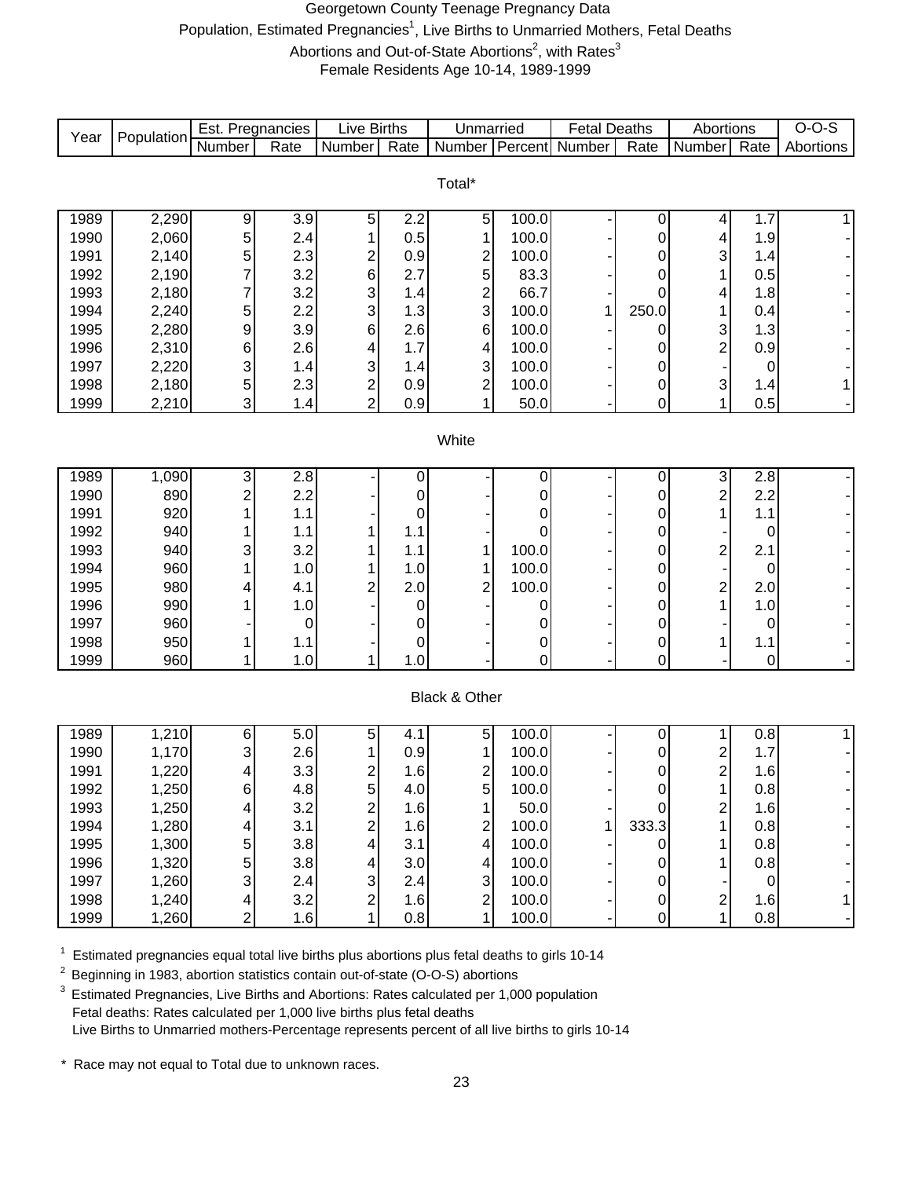# Georgetown County Teenage Pregnancy Data

Population, Estimated Pregnancies[1], Live Births to Unmarried Mothers, Fetal Deaths

Abortions and Out-of-State Abortions[2], with Rates[3]

Female Residents Age 10-14, 1989-1999

| Year | Population | Est. Pregnancies | | Live Births | | Unmarried | | Fetal Deaths | | Abortions | | O-O-S |
|---|---|---|---|---|---|---|---|---|---|---|---|---|
| | | Number | Rate | Number | Rate | Number | Percent | Number | Rate | Number | Rate | Abortions |
| **Total*** | | | | | | | | | | | | |
| 1989 | 2,290 | 9 | 3.9 | 5 | 2.2 | 5 | 100.0 | - | 0 | 4 | 1.7 | 1 |
| 1990 | 2,060 | 5 | 2.4 | 1 | 0.5 | 1 | 100.0 | - | 0 | 4 | 1.9 | - |
| 1991 | 2,140 | 5 | 2.3 | 2 | 0.9 | 2 | 100.0 | - | 0 | 3 | 1.4 | - |
| 1992 | 2,190 | 7 | 3.2 | 6 | 2.7 | 5 | 83.3 | - | 0 | 1 | 0.5 | - |
| 1993 | 2,180 | 7 | 3.2 | 3 | 1.4 | 2 | 66.7 | - | 0 | 4 | 1.8 | - |
| 1994 | 2,240 | 5 | 2.2 | 3 | 1.3 | 3 | 100.0 | 1 | 250.0 | 1 | 0.4 | - |
| 1995 | 2,280 | 9 | 3.9 | 6 | 2.6 | 6 | 100.0 | - | 0 | 3 | 1.3 | - |
| 1996 | 2,310 | 6 | 2.6 | 4 | 1.7 | 4 | 100.0 | - | 0 | 2 | 0.9 | - |
| 1997 | 2,220 | 3 | 1.4 | 3 | 1.4 | 3 | 100.0 | - | 0 | - | 0 | - |
| 1998 | 2,180 | 5 | 2.3 | 2 | 0.9 | 2 | 100.0 | - | 0 | 3 | 1.4 | 1 |
| 1999 | 2,210 | 3 | 1.4 | 2 | 0.9 | 1 | 50.0 | - | 0 | 1 | 0.5 | - |
| **White** | | | | | | | | | | | | |
| 1989 | 1,090 | 3 | 2.8 | - | 0 | - | 0 | - | 0 | 3 | 2.8 | - |
| 1990 | 890 | 2 | 2.2 | - | 0 | - | 0 | - | 0 | 2 | 2.2 | - |
| 1991 | 920 | 1 | 1.1 | - | 0 | - | 0 | - | 0 | 1 | 1.1 | - |
| 1992 | 940 | 1 | 1.1 | 1 | 1.1 | - | 0 | - | 0 | - | 0 | - |
| 1993 | 940 | 3 | 3.2 | 1 | 1.1 | 1 | 100.0 | - | 0 | 2 | 2.1 | - |
| 1994 | 960 | 1 | 1.0 | 1 | 1.0 | 1 | 100.0 | - | 0 | - | 0 | - |
| 1995 | 980 | 4 | 4.1 | 2 | 2.0 | 2 | 100.0 | - | 0 | 2 | 2.0 | - |
| 1996 | 990 | 1 | 1.0 | - | 0 | - | 0 | - | 0 | 1 | 1.0 | - |
| 1997 | 960 | - | 0 | - | 0 | - | 0 | - | 0 | - | 0 | - |
| 1998 | 950 | 1 | 1.1 | - | 0 | - | 0 | - | 0 | 1 | 1.1 | - |
| 1999 | 960 | 1 | 1.0 | 1 | 1.0 | - | 0 | - | 0 | - | 0 | - |
| **Black & Other** | | | | | | | | | | | | |
| 1989 | 1,210 | 6 | 5.0 | 5 | 4.1 | 5 | 100.0 | - | 0 | 1 | 0.8 | 1 |
| 1990 | 1,170 | 3 | 2.6 | 1 | 0.9 | 1 | 100.0 | - | 0 | 2 | 1.7 | - |
| 1991 | 1,220 | 4 | 3.3 | 2 | 1.6 | 2 | 100.0 | - | 0 | 2 | 1.6 | - |
| 1992 | 1,250 | 6 | 4.8 | 5 | 4.0 | 5 | 100.0 | - | 0 | 1 | 0.8 | - |
| 1993 | 1,250 | 4 | 3.2 | 2 | 1.6 | 1 | 50.0 | - | 0 | 2 | 1.6 | - |
| 1994 | 1,280 | 4 | 3.1 | 2 | 1.6 | 2 | 100.0 | 1 | 333.3 | 1 | 0.8 | - |
| 1995 | 1,300 | 5 | 3.8 | 4 | 3.1 | 4 | 100.0 | - | 0 | 1 | 0.8 | - |
| 1996 | 1,320 | 5 | 3.8 | 4 | 3.0 | 4 | 100.0 | - | 0 | 1 | 0.8 | - |
| 1997 | 1,260 | 3 | 2.4 | 3 | 2.4 | 3 | 100.0 | - | 0 | - | 0 | - |
| 1998 | 1,240 | 4 | 3.2 | 2 | 1.6 | 2 | 100.0 | - | 0 | 2 | 1.6 | 1 |
| 1999 | 1,260 | 2 | 1.6 | 1 | 0.8 | 1 | 100.0 | - | 0 | 1 | 0.8 | - |

[1] Estimated pregnancies equal total live births plus abortions plus fetal deaths to girls 10-14

[2] Beginning in 1983, abortion statistics contain out-of-state (O-O-S) abortions

[3] Estimated Pregnancies, Live Births and Abortions: Rates calculated per 1,000 population
Fetal deaths: Rates calculated per 1,000 live births plus fetal deaths
Live Births to Unmarried mothers-Percentage represents percent of all live births to girls 10-14

\* Race may not equal to Total due to unknown races.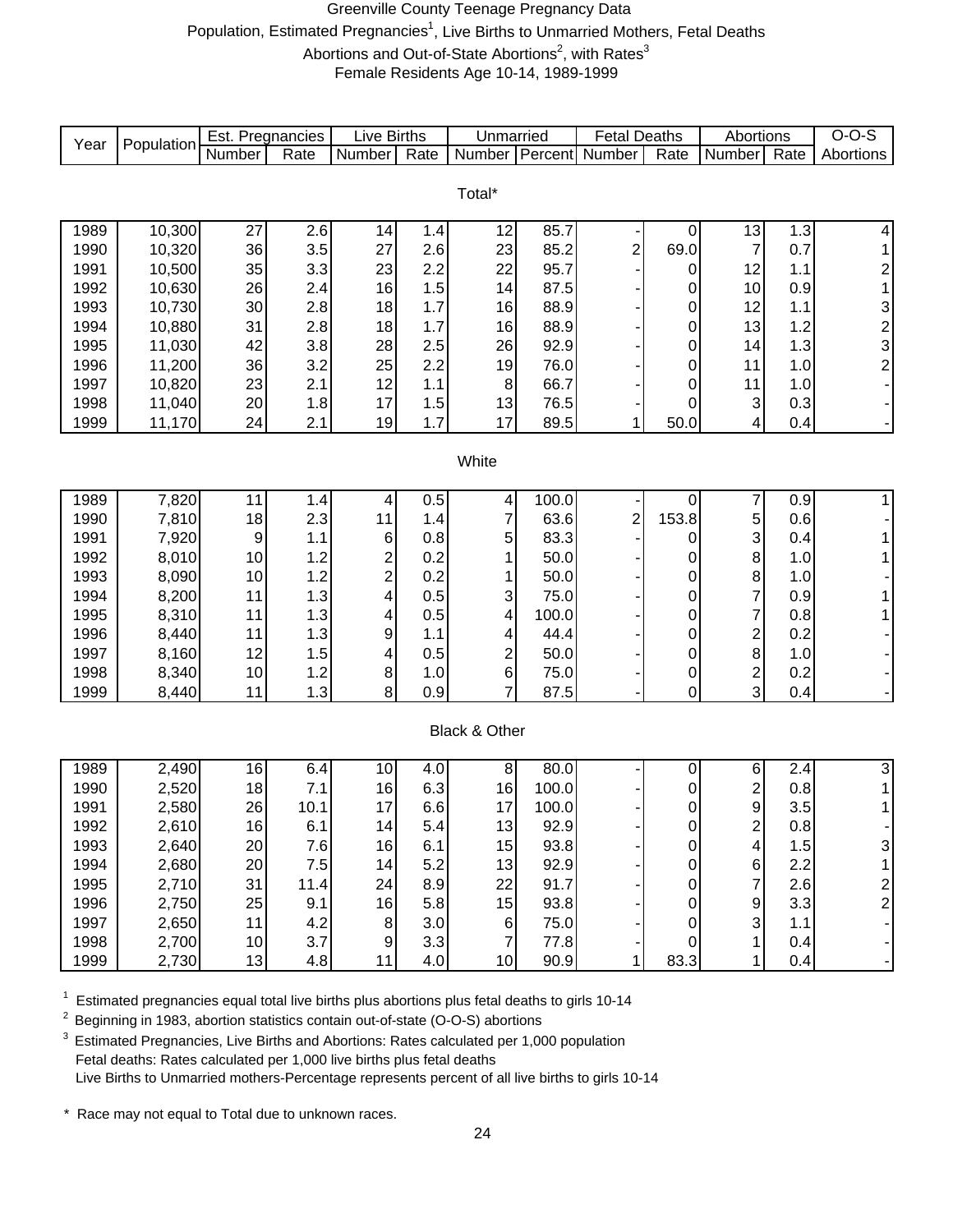# Greenville County Teenage Pregnancy Data

Population, Estimated Pregnancies[1], Live Births to Unmarried Mothers, Fetal Deaths

Abortions and Out-of-State Abortions[2], with Rates[3]

Female Residents Age 10-14, 1989-1999

| Year | Population | Est. Pregnancies | | Live Births | | Unmarried | | Fetal Deaths | | Abortions | | O-O-S |
|---|---|---|---|---|---|---|---|---|---|---|---|---|
| | | Number | Rate | Number | Rate | Number | Percent | Number | Rate | Number | Rate | Abortions |
| **Total*** | | | | | | | | | | | | |
| 1989 | 10,300 | 27 | 2.6 | 14 | 1.4 | 12 | 85.7 | - | 0 | 13 | 1.3 | 4 |
| 1990 | 10,320 | 36 | 3.5 | 27 | 2.6 | 23 | 85.2 | 2 | 69.0 | 7 | 0.7 | 1 |
| 1991 | 10,500 | 35 | 3.3 | 23 | 2.2 | 22 | 95.7 | - | 0 | 12 | 1.1 | 2 |
| 1992 | 10,630 | 26 | 2.4 | 16 | 1.5 | 14 | 87.5 | - | 0 | 10 | 0.9 | 1 |
| 1993 | 10,730 | 30 | 2.8 | 18 | 1.7 | 16 | 88.9 | - | 0 | 12 | 1.1 | 3 |
| 1994 | 10,880 | 31 | 2.8 | 18 | 1.7 | 16 | 88.9 | - | 0 | 13 | 1.2 | 2 |
| 1995 | 11,030 | 42 | 3.8 | 28 | 2.5 | 26 | 92.9 | - | 0 | 14 | 1.3 | 3 |
| 1996 | 11,200 | 36 | 3.2 | 25 | 2.2 | 19 | 76.0 | - | 0 | 11 | 1.0 | 2 |
| 1997 | 10,820 | 23 | 2.1 | 12 | 1.1 | 8 | 66.7 | - | 0 | 11 | 1.0 | - |
| 1998 | 11,040 | 20 | 1.8 | 17 | 1.5 | 13 | 76.5 | - | 0 | 3 | 0.3 | - |
| 1999 | 11,170 | 24 | 2.1 | 19 | 1.7 | 17 | 89.5 | 1 | 50.0 | 4 | 0.4 | - |
| **White** | | | | | | | | | | | | |
| 1989 | 7,820 | 11 | 1.4 | 4 | 0.5 | 4 | 100.0 | - | 0 | 7 | 0.9 | 1 |
| 1990 | 7,810 | 18 | 2.3 | 11 | 1.4 | 7 | 63.6 | 2 | 153.8 | 5 | 0.6 | - |
| 1991 | 7,920 | 9 | 1.1 | 6 | 0.8 | 5 | 83.3 | - | 0 | 3 | 0.4 | 1 |
| 1992 | 8,010 | 10 | 1.2 | 2 | 0.2 | 1 | 50.0 | - | 0 | 8 | 1.0 | 1 |
| 1993 | 8,090 | 10 | 1.2 | 2 | 0.2 | 1 | 50.0 | - | 0 | 8 | 1.0 | - |
| 1994 | 8,200 | 11 | 1.3 | 4 | 0.5 | 3 | 75.0 | - | 0 | 7 | 0.9 | 1 |
| 1995 | 8,310 | 11 | 1.3 | 4 | 0.5 | 4 | 100.0 | - | 0 | 7 | 0.8 | 1 |
| 1996 | 8,440 | 11 | 1.3 | 9 | 1.1 | 4 | 44.4 | - | 0 | 2 | 0.2 | - |
| 1997 | 8,160 | 12 | 1.5 | 4 | 0.5 | 2 | 50.0 | - | 0 | 8 | 1.0 | - |
| 1998 | 8,340 | 10 | 1.2 | 8 | 1.0 | 6 | 75.0 | - | 0 | 2 | 0.2 | - |
| 1999 | 8,440 | 11 | 1.3 | 8 | 0.9 | 7 | 87.5 | - | 0 | 3 | 0.4 | - |
| **Black & Other** | | | | | | | | | | | | |
| 1989 | 2,490 | 16 | 6.4 | 10 | 4.0 | 8 | 80.0 | - | 0 | 6 | 2.4 | 3 |
| 1990 | 2,520 | 18 | 7.1 | 16 | 6.3 | 16 | 100.0 | - | 0 | 2 | 0.8 | 1 |
| 1991 | 2,580 | 26 | 10.1 | 17 | 6.6 | 17 | 100.0 | - | 0 | 9 | 3.5 | 1 |
| 1992 | 2,610 | 16 | 6.1 | 14 | 5.4 | 13 | 92.9 | - | 0 | 2 | 0.8 | - |
| 1993 | 2,640 | 20 | 7.6 | 16 | 6.1 | 15 | 93.8 | - | 0 | 4 | 1.5 | 3 |
| 1994 | 2,680 | 20 | 7.5 | 14 | 5.2 | 13 | 92.9 | - | 0 | 6 | 2.2 | 1 |
| 1995 | 2,710 | 31 | 11.4 | 24 | 8.9 | 22 | 91.7 | - | 0 | 7 | 2.6 | 2 |
| 1996 | 2,750 | 25 | 9.1 | 16 | 5.8 | 15 | 93.8 | - | 0 | 9 | 3.3 | 2 |
| 1997 | 2,650 | 11 | 4.2 | 8 | 3.0 | 6 | 75.0 | - | 0 | 3 | 1.1 | - |
| 1998 | 2,700 | 10 | 3.7 | 9 | 3.3 | 7 | 77.8 | - | 0 | 1 | 0.4 | - |
| 1999 | 2,730 | 13 | 4.8 | 11 | 4.0 | 10 | 90.9 | 1 | 83.3 | 1 | 0.4 | - |

[1] Estimated pregnancies equal total live births plus abortions plus fetal deaths to girls 10-14

[2] Beginning in 1983, abortion statistics contain out-of-state (O-O-S) abortions

[3] Estimated Pregnancies, Live Births and Abortions: Rates calculated per 1,000 population
Fetal deaths: Rates calculated per 1,000 live births plus fetal deaths
Live Births to Unmarried mothers-Percentage represents percent of all live births to girls 10-14

\* Race may not equal to Total due to unknown races.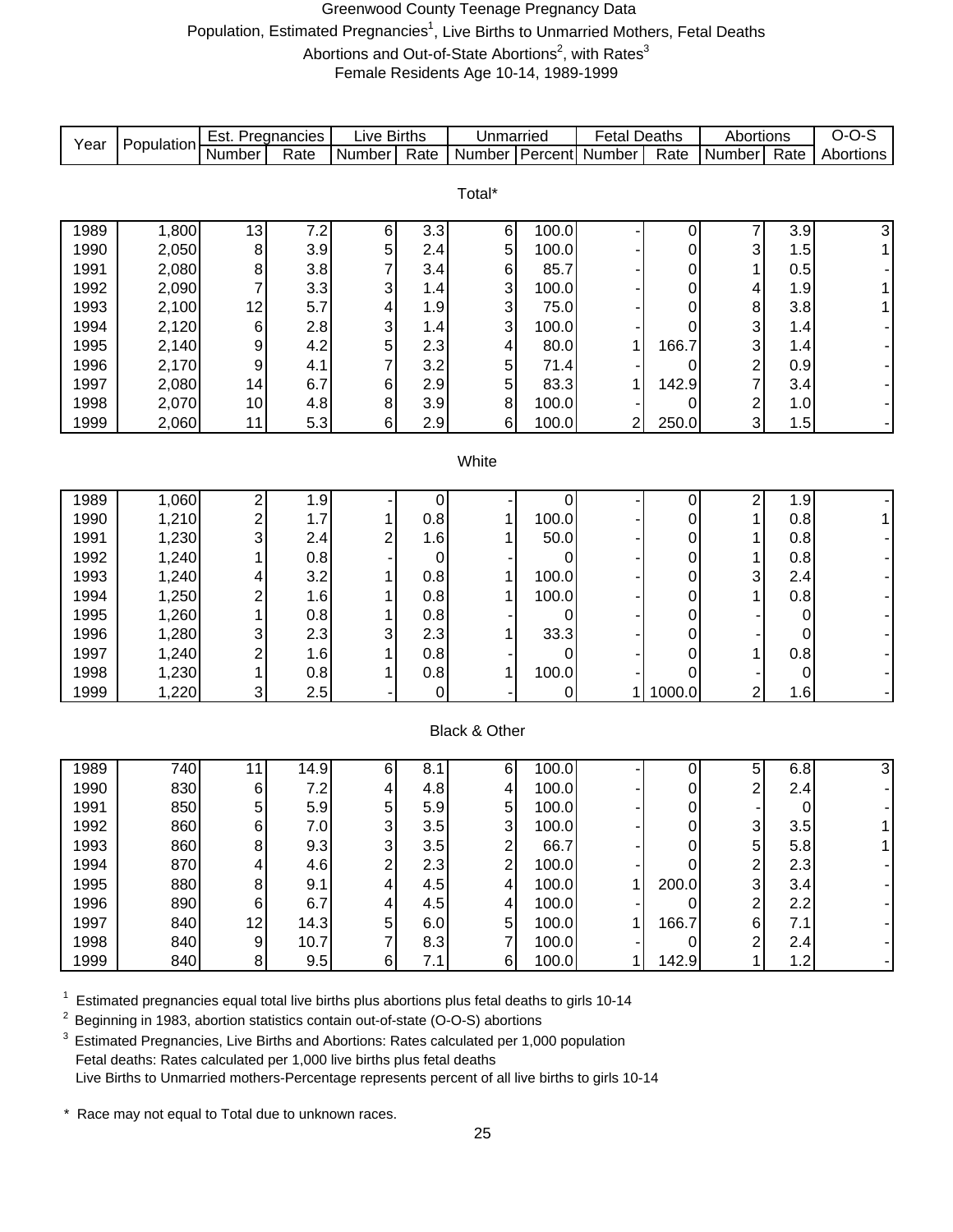# Greenwood County Teenage Pregnancy Data

Population, Estimated Pregnancies[1], Live Births to Unmarried Mothers, Fetal Deaths Abortions and Out-of-State Abortions[2], with Rates[3]

Female Residents Age 10-14, 1989-1999

| Year | Population | Est. Pregnancies | | Live Births | | Unmarried | | Fetal Deaths | | Abortions | | O-O-S |
|---|---|---|---|---|---|---|---|---|---|---|---|---|
| | | Number | Rate | Number | Rate | Number | Percent | Number | Rate | Number | Rate | Abortions |
| **Total*** | | | | | | | | | | | | |
| 1989 | 1,800 | 13 | 7.2 | 6 | 3.3 | 6 | 100.0 | - | 0 | 7 | 3.9 | 3 |
| 1990 | 2,050 | 8 | 3.9 | 5 | 2.4 | 5 | 100.0 | - | 0 | 3 | 1.5 | 1 |
| 1991 | 2,080 | 8 | 3.8 | 7 | 3.4 | 6 | 85.7 | - | 0 | 1 | 0.5 | - |
| 1992 | 2,090 | 7 | 3.3 | 3 | 1.4 | 3 | 100.0 | - | 0 | 4 | 1.9 | 1 |
| 1993 | 2,100 | 12 | 5.7 | 4 | 1.9 | 3 | 75.0 | - | 0 | 8 | 3.8 | 1 |
| 1994 | 2,120 | 6 | 2.8 | 3 | 1.4 | 3 | 100.0 | - | 0 | 3 | 1.4 | - |
| 1995 | 2,140 | 9 | 4.2 | 5 | 2.3 | 4 | 80.0 | 1 | 166.7 | 3 | 1.4 | - |
| 1996 | 2,170 | 9 | 4.1 | 7 | 3.2 | 5 | 71.4 | - | 0 | 2 | 0.9 | - |
| 1997 | 2,080 | 14 | 6.7 | 6 | 2.9 | 5 | 83.3 | 1 | 142.9 | 7 | 3.4 | - |
| 1998 | 2,070 | 10 | 4.8 | 8 | 3.9 | 8 | 100.0 | - | 0 | 2 | 1.0 | - |
| 1999 | 2,060 | 11 | 5.3 | 6 | 2.9 | 6 | 100.0 | 2 | 250.0 | 3 | 1.5 | - |
| **White** | | | | | | | | | | | | |
| 1989 | 1,060 | 2 | 1.9 | - | 0 | - | 0 | - | 0 | 2 | 1.9 | - |
| 1990 | 1,210 | 2 | 1.7 | 1 | 0.8 | 1 | 100.0 | - | 0 | 1 | 0.8 | 1 |
| 1991 | 1,230 | 3 | 2.4 | 2 | 1.6 | 1 | 50.0 | - | 0 | 1 | 0.8 | - |
| 1992 | 1,240 | 1 | 0.8 | - | 0 | - | 0 | - | 0 | 1 | 0.8 | - |
| 1993 | 1,240 | 4 | 3.2 | 1 | 0.8 | 1 | 100.0 | - | 0 | 3 | 2.4 | - |
| 1994 | 1,250 | 2 | 1.6 | 1 | 0.8 | 1 | 100.0 | - | 0 | 1 | 0.8 | - |
| 1995 | 1,260 | 1 | 0.8 | 1 | 0.8 | - | 0 | - | 0 | - | 0 | - |
| 1996 | 1,280 | 3 | 2.3 | 3 | 2.3 | 1 | 33.3 | - | 0 | - | 0 | - |
| 1997 | 1,240 | 2 | 1.6 | 1 | 0.8 | - | 0 | - | 0 | 1 | 0.8 | - |
| 1998 | 1,230 | 1 | 0.8 | 1 | 0.8 | 1 | 100.0 | - | 0 | - | 0 | - |
| 1999 | 1,220 | 3 | 2.5 | - | 0 | - | 0 | 1 | 1000.0 | 2 | 1.6 | - |
| **Black & Other** | | | | | | | | | | | | |
| 1989 | 740 | 11 | 14.9 | 6 | 8.1 | 6 | 100.0 | - | 0 | 5 | 6.8 | 3 |
| 1990 | 830 | 6 | 7.2 | 4 | 4.8 | 4 | 100.0 | - | 0 | 2 | 2.4 | - |
| 1991 | 850 | 5 | 5.9 | 5 | 5.9 | 5 | 100.0 | - | 0 | - | 0 | - |
| 1992 | 860 | 6 | 7.0 | 3 | 3.5 | 3 | 100.0 | - | 0 | 3 | 3.5 | 1 |
| 1993 | 860 | 8 | 9.3 | 3 | 3.5 | 2 | 66.7 | - | 0 | 5 | 5.8 | 1 |
| 1994 | 870 | 4 | 4.6 | 2 | 2.3 | 2 | 100.0 | - | 0 | 2 | 2.3 | - |
| 1995 | 880 | 8 | 9.1 | 4 | 4.5 | 4 | 100.0 | 1 | 200.0 | 3 | 3.4 | - |
| 1996 | 890 | 6 | 6.7 | 4 | 4.5 | 4 | 100.0 | - | 0 | 2 | 2.2 | - |
| 1997 | 840 | 12 | 14.3 | 5 | 6.0 | 5 | 100.0 | 1 | 166.7 | 6 | 7.1 | - |
| 1998 | 840 | 9 | 10.7 | 7 | 8.3 | 7 | 100.0 | - | 0 | 2 | 2.4 | - |
| 1999 | 840 | 8 | 9.5 | 6 | 7.1 | 6 | 100.0 | 1 | 142.9 | 1 | 1.2 | - |

[1] Estimated pregnancies equal total live births plus abortions plus fetal deaths to girls 10-14

[2] Beginning in 1983, abortion statistics contain out-of-state (O-O-S) abortions

[3] Estimated Pregnancies, Live Births and Abortions: Rates calculated per 1,000 population
Fetal deaths: Rates calculated per 1,000 live births plus fetal deaths
Live Births to Unmarried mothers-Percentage represents percent of all live births to girls 10-14

\* Race may not equal to Total due to unknown races.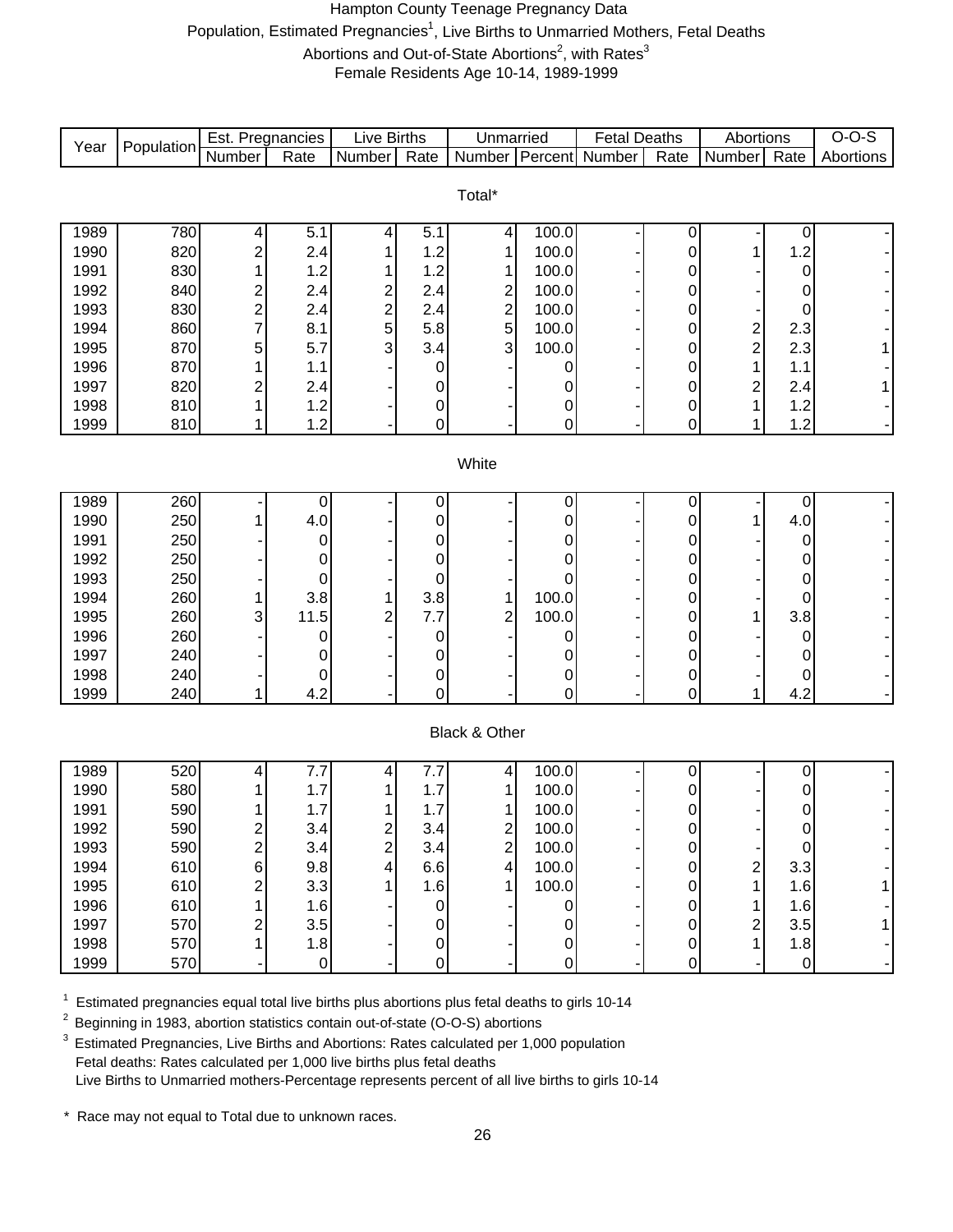# Hampton County Teenage Pregnancy Data

Population, Estimated Pregnancies[1], Live Births to Unmarried Mothers, Fetal Deaths

Abortions and Out-of-State Abortions[2], with Rates[3]

Female Residents Age 10-14, 1989-1999

| Year | Population | Est. Pregnancies | | Live Births | | Unmarried | | Fetal Deaths | | Abortions | | O-O-S |
|---|---|---|---|---|---|---|---|---|---|---|---|---|
| | | Number | Rate | Number | Rate | Number | Percent | Number | Rate | Number | Rate | Abortions |
| **Total*** | | | | | | | | | | | | |
| 1989 | 780 | 4 | 5.1 | 4 | 5.1 | 4 | 100.0 | - | 0 | - | 0 | - |
| 1990 | 820 | 2 | 2.4 | 1 | 1.2 | 1 | 100.0 | - | 0 | 1 | 1.2 | - |
| 1991 | 830 | 1 | 1.2 | 1 | 1.2 | 1 | 100.0 | - | 0 | - | 0 | - |
| 1992 | 840 | 2 | 2.4 | 2 | 2.4 | 2 | 100.0 | - | 0 | - | 0 | - |
| 1993 | 830 | 2 | 2.4 | 2 | 2.4 | 2 | 100.0 | - | 0 | - | 0 | - |
| 1994 | 860 | 7 | 8.1 | 5 | 5.8 | 5 | 100.0 | - | 0 | 2 | 2.3 | - |
| 1995 | 870 | 5 | 5.7 | 3 | 3.4 | 3 | 100.0 | - | 0 | 2 | 2.3 | 1 |
| 1996 | 870 | 1 | 1.1 | - | 0 | - | 0 | - | 0 | 1 | 1.1 | - |
| 1997 | 820 | 2 | 2.4 | - | 0 | - | 0 | - | 0 | 2 | 2.4 | 1 |
| 1998 | 810 | 1 | 1.2 | - | 0 | - | 0 | - | 0 | 1 | 1.2 | - |
| 1999 | 810 | 1 | 1.2 | - | 0 | - | 0 | - | 0 | 1 | 1.2 | - |
| **White** | | | | | | | | | | | | |
| 1989 | 260 | - | 0 | - | 0 | - | 0 | - | 0 | - | 0 | - |
| 1990 | 250 | 1 | 4.0 | - | 0 | - | 0 | - | 0 | 1 | 4.0 | - |
| 1991 | 250 | - | 0 | - | 0 | - | 0 | - | 0 | - | 0 | - |
| 1992 | 250 | - | 0 | - | 0 | - | 0 | - | 0 | - | 0 | - |
| 1993 | 250 | - | 0 | - | 0 | - | 0 | - | 0 | - | 0 | - |
| 1994 | 260 | 1 | 3.8 | 1 | 3.8 | 1 | 100.0 | - | 0 | - | 0 | - |
| 1995 | 260 | 3 | 11.5 | 2 | 7.7 | 2 | 100.0 | - | 0 | 1 | 3.8 | - |
| 1996 | 260 | - | 0 | - | 0 | - | 0 | - | 0 | - | 0 | - |
| 1997 | 240 | - | 0 | - | 0 | - | 0 | - | 0 | - | 0 | - |
| 1998 | 240 | - | 0 | - | 0 | - | 0 | - | 0 | - | 0 | - |
| 1999 | 240 | 1 | 4.2 | - | 0 | - | 0 | - | 0 | 1 | 4.2 | - |
| **Black & Other** | | | | | | | | | | | | |
| 1989 | 520 | 4 | 7.7 | 4 | 7.7 | 4 | 100.0 | - | 0 | - | 0 | - |
| 1990 | 580 | 1 | 1.7 | 1 | 1.7 | 1 | 100.0 | - | 0 | - | 0 | - |
| 1991 | 590 | 1 | 1.7 | 1 | 1.7 | 1 | 100.0 | - | 0 | - | 0 | - |
| 1992 | 590 | 2 | 3.4 | 2 | 3.4 | 2 | 100.0 | - | 0 | - | 0 | - |
| 1993 | 590 | 2 | 3.4 | 2 | 3.4 | 2 | 100.0 | - | 0 | - | 0 | - |
| 1994 | 610 | 6 | 9.8 | 4 | 6.6 | 4 | 100.0 | - | 0 | 2 | 3.3 | - |
| 1995 | 610 | 2 | 3.3 | 1 | 1.6 | 1 | 100.0 | - | 0 | 1 | 1.6 | 1 |
| 1996 | 610 | 1 | 1.6 | - | 0 | - | 0 | - | 0 | 1 | 1.6 | - |
| 1997 | 570 | 2 | 3.5 | - | 0 | - | 0 | - | 0 | 2 | 3.5 | 1 |
| 1998 | 570 | 1 | 1.8 | - | 0 | - | 0 | - | 0 | 1 | 1.8 | - |
| 1999 | 570 | - | 0 | - | 0 | - | 0 | - | 0 | - | 0 | - |

[1] Estimated pregnancies equal total live births plus abortions plus fetal deaths to girls 10-14

[2] Beginning in 1983, abortion statistics contain out-of-state (O-O-S) abortions

[3] Estimated Pregnancies, Live Births and Abortions: Rates calculated per 1,000 population
Fetal deaths: Rates calculated per 1,000 live births plus fetal deaths
Live Births to Unmarried mothers-Percentage represents percent of all live births to girls 10-14

* Race may not equal to Total due to unknown races.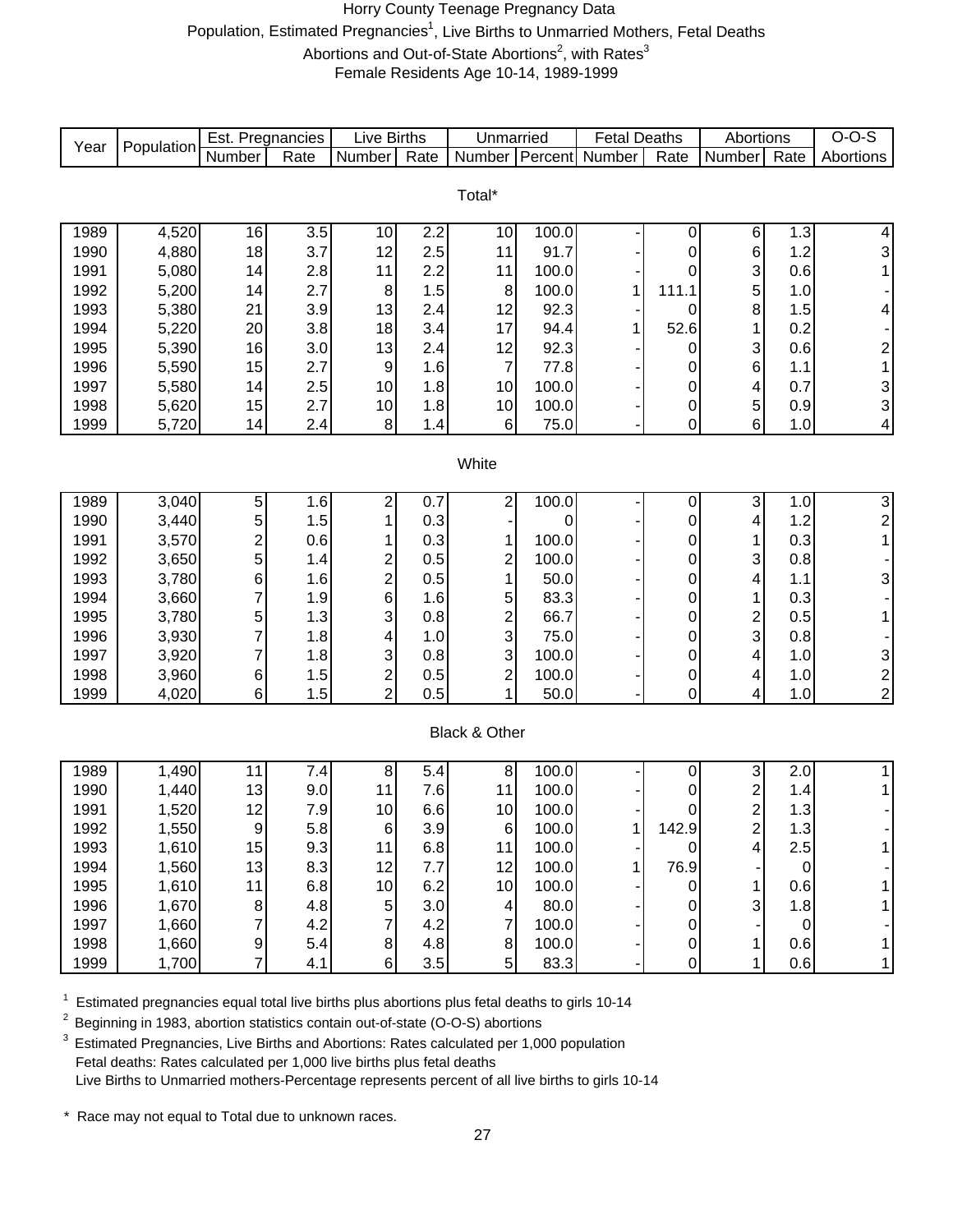# Horry County Teenage Pregnancy Data

Population, Estimated Pregnancies[1], Live Births to Unmarried Mothers, Fetal Deaths Abortions and Out-of-State Abortions[2], with Rates[3]

Female Residents Age 10-14, 1989-1999

| Year | Population | Est. Pregnancies | | Live Births | | Unmarried | | Fetal Deaths | | Abortions | | O-O-S |
|---|---|---|---|---|---|---|---|---|---|---|---|---|
| | | Number | Rate | Number | Rate | Number | Percent | Number | Rate | Number | Rate | Abortions |
| **Total*** | | | | | | | | | | | | |
| 1989 | 4,520 | 16 | 3.5 | 10 | 2.2 | 10 | 100.0 | - | 0 | 6 | 1.3 | 4 |
| 1990 | 4,880 | 18 | 3.7 | 12 | 2.5 | 11 | 91.7 | - | 0 | 6 | 1.2 | 3 |
| 1991 | 5,080 | 14 | 2.8 | 11 | 2.2 | 11 | 100.0 | - | 0 | 3 | 0.6 | 1 |
| 1992 | 5,200 | 14 | 2.7 | 8 | 1.5 | 8 | 100.0 | 1 | 111.1 | 5 | 1.0 | - |
| 1993 | 5,380 | 21 | 3.9 | 13 | 2.4 | 12 | 92.3 | - | 0 | 8 | 1.5 | 4 |
| 1994 | 5,220 | 20 | 3.8 | 18 | 3.4 | 17 | 94.4 | 1 | 52.6 | 1 | 0.2 | - |
| 1995 | 5,390 | 16 | 3.0 | 13 | 2.4 | 12 | 92.3 | - | 0 | 3 | 0.6 | 2 |
| 1996 | 5,590 | 15 | 2.7 | 9 | 1.6 | 7 | 77.8 | - | 0 | 6 | 1.1 | 1 |
| 1997 | 5,580 | 14 | 2.5 | 10 | 1.8 | 10 | 100.0 | - | 0 | 4 | 0.7 | 3 |
| 1998 | 5,620 | 15 | 2.7 | 10 | 1.8 | 10 | 100.0 | - | 0 | 5 | 0.9 | 3 |
| 1999 | 5,720 | 14 | 2.4 | 8 | 1.4 | 6 | 75.0 | - | 0 | 6 | 1.0 | 4 |
| **White** | | | | | | | | | | | | |
| 1989 | 3,040 | 5 | 1.6 | 2 | 0.7 | 2 | 100.0 | - | 0 | 3 | 1.0 | 3 |
| 1990 | 3,440 | 5 | 1.5 | 1 | 0.3 | - | 0 | - | 0 | 4 | 1.2 | 2 |
| 1991 | 3,570 | 2 | 0.6 | 1 | 0.3 | 1 | 100.0 | - | 0 | 1 | 0.3 | 1 |
| 1992 | 3,650 | 5 | 1.4 | 2 | 0.5 | 2 | 100.0 | - | 0 | 3 | 0.8 | - |
| 1993 | 3,780 | 6 | 1.6 | 2 | 0.5 | 1 | 50.0 | - | 0 | 4 | 1.1 | 3 |
| 1994 | 3,660 | 7 | 1.9 | 6 | 1.6 | 5 | 83.3 | - | 0 | 1 | 0.3 | - |
| 1995 | 3,780 | 5 | 1.3 | 3 | 0.8 | 2 | 66.7 | - | 0 | 2 | 0.5 | 1 |
| 1996 | 3,930 | 7 | 1.8 | 4 | 1.0 | 3 | 75.0 | - | 0 | 3 | 0.8 | - |
| 1997 | 3,920 | 7 | 1.8 | 3 | 0.8 | 3 | 100.0 | - | 0 | 4 | 1.0 | 3 |
| 1998 | 3,960 | 6 | 1.5 | 2 | 0.5 | 2 | 100.0 | - | 0 | 4 | 1.0 | 2 |
| 1999 | 4,020 | 6 | 1.5 | 2 | 0.5 | 1 | 50.0 | - | 0 | 4 | 1.0 | 2 |
| **Black & Other** | | | | | | | | | | | | |
| 1989 | 1,490 | 11 | 7.4 | 8 | 5.4 | 8 | 100.0 | - | 0 | 3 | 2.0 | 1 |
| 1990 | 1,440 | 13 | 9.0 | 11 | 7.6 | 11 | 100.0 | - | 0 | 2 | 1.4 | 1 |
| 1991 | 1,520 | 12 | 7.9 | 10 | 6.6 | 10 | 100.0 | - | 0 | 2 | 1.3 | - |
| 1992 | 1,550 | 9 | 5.8 | 6 | 3.9 | 6 | 100.0 | 1 | 142.9 | 2 | 1.3 | - |
| 1993 | 1,610 | 15 | 9.3 | 11 | 6.8 | 11 | 100.0 | - | 0 | 4 | 2.5 | 1 |
| 1994 | 1,560 | 13 | 8.3 | 12 | 7.7 | 12 | 100.0 | 1 | 76.9 | - | 0 | - |
| 1995 | 1,610 | 11 | 6.8 | 10 | 6.2 | 10 | 100.0 | - | 0 | 1 | 0.6 | 1 |
| 1996 | 1,670 | 8 | 4.8 | 5 | 3.0 | 4 | 80.0 | - | 0 | 3 | 1.8 | 1 |
| 1997 | 1,660 | 7 | 4.2 | 7 | 4.2 | 7 | 100.0 | - | 0 | - | 0 | - |
| 1998 | 1,660 | 9 | 5.4 | 8 | 4.8 | 8 | 100.0 | - | 0 | 1 | 0.6 | 1 |
| 1999 | 1,700 | 7 | 4.1 | 6 | 3.5 | 5 | 83.3 | - | 0 | 1 | 0.6 | 1 |

[1] Estimated pregnancies equal total live births plus abortions plus fetal deaths to girls 10-14

[2] Beginning in 1983, abortion statistics contain out-of-state (O-O-S) abortions

[3] Estimated Pregnancies, Live Births and Abortions: Rates calculated per 1,000 population
Fetal deaths: Rates calculated per 1,000 live births plus fetal deaths
Live Births to Unmarried mothers-Percentage represents percent of all live births to girls 10-14

\* Race may not equal to Total due to unknown races.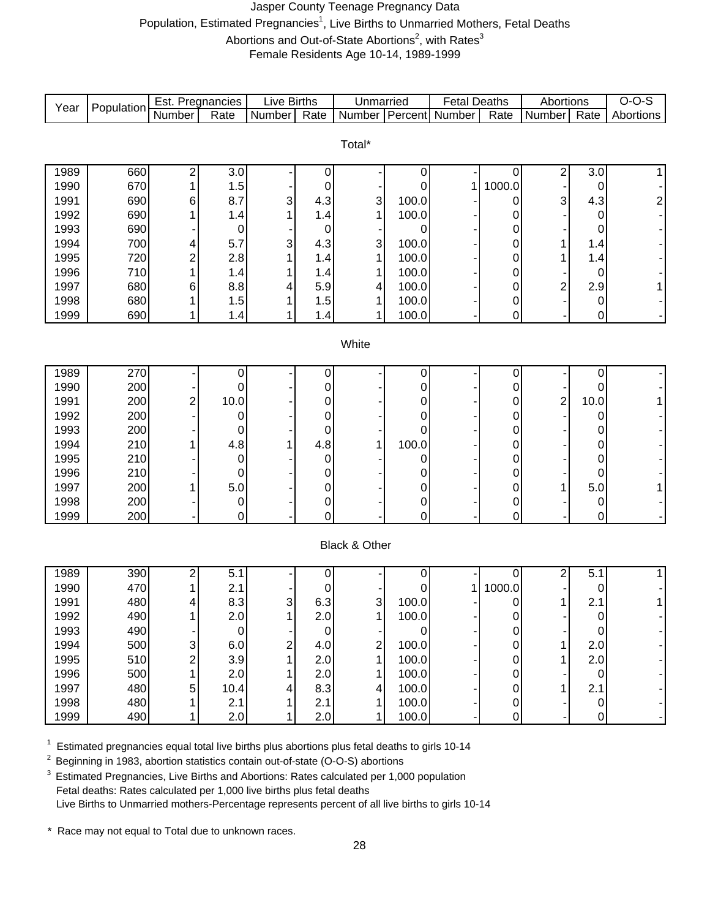# Jasper County Teenage Pregnancy Data

Population, Estimated Pregnancies[1], Live Births to Unmarried Mothers, Fetal Deaths

Abortions and Out-of-State Abortions[2], with Rates[3]

Female Residents Age 10-14, 1989-1999

| Year | Population | Est. Pregnancies | | Live Births | | Unmarried | | Fetal Deaths | | Abortions | | O-O-S |
|---|---|---|---|---|---|---|---|---|---|---|---|---|
| | | Number | Rate | Number | Rate | Number | Percent | Number | Rate | Number | Rate | Abortions |
| **Total*** | | | | | | | | | | | | |
| 1989 | 660 | 2 | 3.0 | - | 0 | - | 0 | - | 0 | 2 | 3.0 | 1 |
| 1990 | 670 | 1 | 1.5 | - | 0 | - | 0 | 1 | 1000.0 | - | 0 | - |
| 1991 | 690 | 6 | 8.7 | 3 | 4.3 | 3 | 100.0 | - | 0 | 3 | 4.3 | 2 |
| 1992 | 690 | 1 | 1.4 | 1 | 1.4 | 1 | 100.0 | - | 0 | - | 0 | - |
| 1993 | 690 | - | 0 | - | 0 | - | 0 | - | 0 | - | 0 | - |
| 1994 | 700 | 4 | 5.7 | 3 | 4.3 | 3 | 100.0 | - | 0 | 1 | 1.4 | - |
| 1995 | 720 | 2 | 2.8 | 1 | 1.4 | 1 | 100.0 | - | 0 | 1 | 1.4 | - |
| 1996 | 710 | 1 | 1.4 | 1 | 1.4 | 1 | 100.0 | - | 0 | - | 0 | - |
| 1997 | 680 | 6 | 8.8 | 4 | 5.9 | 4 | 100.0 | - | 0 | 2 | 2.9 | 1 |
| 1998 | 680 | 1 | 1.5 | 1 | 1.5 | 1 | 100.0 | - | 0 | - | 0 | - |
| 1999 | 690 | 1 | 1.4 | 1 | 1.4 | 1 | 100.0 | - | 0 | - | 0 | - |
| **White** | | | | | | | | | | | | |
| 1989 | 270 | - | 0 | - | 0 | - | 0 | - | 0 | - | 0 | - |
| 1990 | 200 | - | 0 | - | 0 | - | 0 | - | 0 | - | 0 | - |
| 1991 | 200 | 2 | 10.0 | - | 0 | - | 0 | - | 0 | 2 | 10.0 | 1 |
| 1992 | 200 | - | 0 | - | 0 | - | 0 | - | 0 | - | 0 | - |
| 1993 | 200 | - | 0 | - | 0 | - | 0 | - | 0 | - | 0 | - |
| 1994 | 210 | 1 | 4.8 | 1 | 4.8 | 1 | 100.0 | - | 0 | - | 0 | - |
| 1995 | 210 | - | 0 | - | 0 | - | 0 | - | 0 | - | 0 | - |
| 1996 | 210 | - | 0 | - | 0 | - | 0 | - | 0 | - | 0 | - |
| 1997 | 200 | 1 | 5.0 | - | 0 | - | 0 | - | 0 | 1 | 5.0 | 1 |
| 1998 | 200 | - | 0 | - | 0 | - | 0 | - | 0 | - | 0 | - |
| 1999 | 200 | - | 0 | - | 0 | - | 0 | - | 0 | - | 0 | - |
| **Black & Other** | | | | | | | | | | | | |
| 1989 | 390 | 2 | 5.1 | - | 0 | - | 0 | - | 0 | 2 | 5.1 | 1 |
| 1990 | 470 | 1 | 2.1 | - | 0 | - | 0 | 1 | 1000.0 | - | 0 | - |
| 1991 | 480 | 4 | 8.3 | 3 | 6.3 | 3 | 100.0 | - | 0 | 1 | 2.1 | 1 |
| 1992 | 490 | 1 | 2.0 | 1 | 2.0 | 1 | 100.0 | - | 0 | - | 0 | - |
| 1993 | 490 | - | 0 | - | 0 | - | 0 | - | 0 | - | 0 | - |
| 1994 | 500 | 3 | 6.0 | 2 | 4.0 | 2 | 100.0 | - | 0 | 1 | 2.0 | - |
| 1995 | 510 | 2 | 3.9 | 1 | 2.0 | 1 | 100.0 | - | 0 | 1 | 2.0 | - |
| 1996 | 500 | 1 | 2.0 | 1 | 2.0 | 1 | 100.0 | - | 0 | - | 0 | - |
| 1997 | 480 | 5 | 10.4 | 4 | 8.3 | 4 | 100.0 | - | 0 | 1 | 2.1 | - |
| 1998 | 480 | 1 | 2.1 | 1 | 2.1 | 1 | 100.0 | - | 0 | - | 0 | - |
| 1999 | 490 | 1 | 2.0 | 1 | 2.0 | 1 | 100.0 | - | 0 | - | 0 | - |

[1] Estimated pregnancies equal total live births plus abortions plus fetal deaths to girls 10-14

[2] Beginning in 1983, abortion statistics contain out-of-state (O-O-S) abortions

[3] Estimated Pregnancies, Live Births and Abortions: Rates calculated per 1,000 population
Fetal deaths: Rates calculated per 1,000 live births plus fetal deaths
Live Births to Unmarried mothers-Percentage represents percent of all live births to girls 10-14

\* Race may not equal to Total due to unknown races.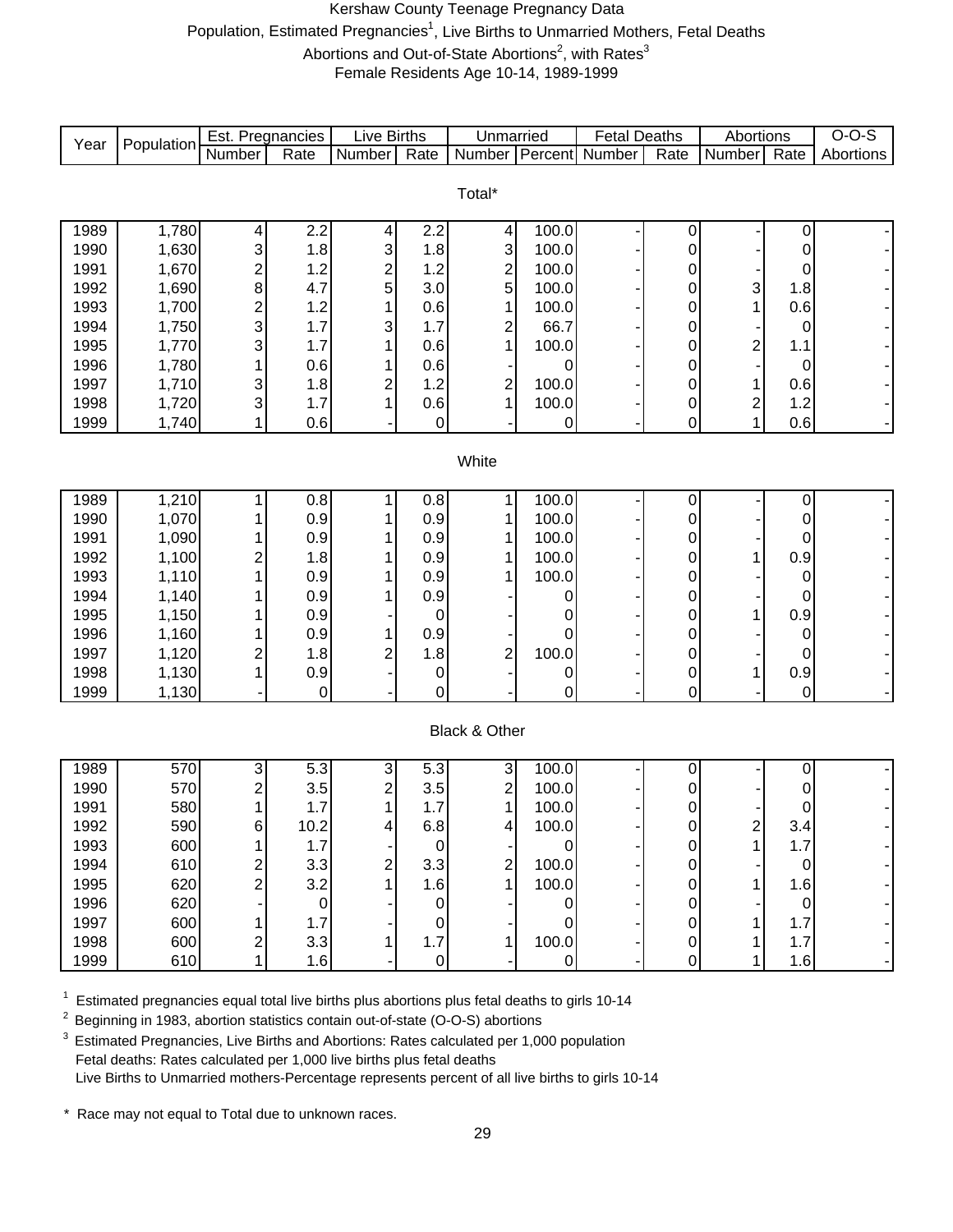Kershaw County Teenage Pregnancy Data

Population, Estimated Pregnancies[1], Live Births to Unmarried Mothers, Fetal Deaths

Abortions and Out-of-State Abortions[2], with Rates[3]

Female Residents Age 10-14, 1989-1999

| Year | Population | Est. Pregnancies | | Live Births | | Unmarried | | Fetal Deaths | | Abortions | | O-O-S |
|---|---|---|---|---|---|---|---|---|---|---|---|---|
| | | Number | Rate | Number | Rate | Number | Percent | Number | Rate | Number | Rate | Abortions |
| **Total*** | | | | | | | | | | | | |
| 1989 | 1,780 | 4 | 2.2 | 4 | 2.2 | 4 | 100.0 | - | 0 | - | 0 | - |
| 1990 | 1,630 | 3 | 1.8 | 3 | 1.8 | 3 | 100.0 | - | 0 | - | 0 | - |
| 1991 | 1,670 | 2 | 1.2 | 2 | 1.2 | 2 | 100.0 | - | 0 | - | 0 | - |
| 1992 | 1,690 | 8 | 4.7 | 5 | 3.0 | 5 | 100.0 | - | 0 | 3 | 1.8 | - |
| 1993 | 1,700 | 2 | 1.2 | 1 | 0.6 | 1 | 100.0 | - | 0 | 1 | 0.6 | - |
| 1994 | 1,750 | 3 | 1.7 | 3 | 1.7 | 2 | 66.7 | - | 0 | - | 0 | - |
| 1995 | 1,770 | 3 | 1.7 | 1 | 0.6 | 1 | 100.0 | - | 0 | 2 | 1.1 | - |
| 1996 | 1,780 | 1 | 0.6 | 1 | 0.6 | - | 0 | - | 0 | - | 0 | - |
| 1997 | 1,710 | 3 | 1.8 | 2 | 1.2 | 2 | 100.0 | - | 0 | 1 | 0.6 | - |
| 1998 | 1,720 | 3 | 1.7 | 1 | 0.6 | 1 | 100.0 | - | 0 | 2 | 1.2 | - |
| 1999 | 1,740 | 1 | 0.6 | - | 0 | - | 0 | - | 0 | 1 | 0.6 | - |
| **White** | | | | | | | | | | | | |
| 1989 | 1,210 | 1 | 0.8 | 1 | 0.8 | 1 | 100.0 | - | 0 | - | 0 | - |
| 1990 | 1,070 | 1 | 0.9 | 1 | 0.9 | 1 | 100.0 | - | 0 | - | 0 | - |
| 1991 | 1,090 | 1 | 0.9 | 1 | 0.9 | 1 | 100.0 | - | 0 | - | 0 | - |
| 1992 | 1,100 | 2 | 1.8 | 1 | 0.9 | 1 | 100.0 | - | 0 | 1 | 0.9 | - |
| 1993 | 1,110 | 1 | 0.9 | 1 | 0.9 | 1 | 100.0 | - | 0 | - | 0 | - |
| 1994 | 1,140 | 1 | 0.9 | 1 | 0.9 | - | 0 | - | 0 | - | 0 | - |
| 1995 | 1,150 | 1 | 0.9 | - | 0 | - | 0 | - | 0 | 1 | 0.9 | - |
| 1996 | 1,160 | 1 | 0.9 | 1 | 0.9 | - | 0 | - | 0 | - | 0 | - |
| 1997 | 1,120 | 2 | 1.8 | 2 | 1.8 | 2 | 100.0 | - | 0 | - | 0 | - |
| 1998 | 1,130 | 1 | 0.9 | - | 0 | - | 0 | - | 0 | 1 | 0.9 | - |
| 1999 | 1,130 | - | 0 | - | 0 | - | 0 | - | 0 | - | 0 | - |
| **Black & Other** | | | | | | | | | | | | |
| 1989 | 570 | 3 | 5.3 | 3 | 5.3 | 3 | 100.0 | - | 0 | - | 0 | - |
| 1990 | 570 | 2 | 3.5 | 2 | 3.5 | 2 | 100.0 | - | 0 | - | 0 | - |
| 1991 | 580 | 1 | 1.7 | 1 | 1.7 | 1 | 100.0 | - | 0 | - | 0 | - |
| 1992 | 590 | 6 | 10.2 | 4 | 6.8 | 4 | 100.0 | - | 0 | 2 | 3.4 | - |
| 1993 | 600 | 1 | 1.7 | - | 0 | - | 0 | - | 0 | 1 | 1.7 | - |
| 1994 | 610 | 2 | 3.3 | 2 | 3.3 | 2 | 100.0 | - | 0 | - | 0 | - |
| 1995 | 620 | 2 | 3.2 | 1 | 1.6 | 1 | 100.0 | - | 0 | 1 | 1.6 | - |
| 1996 | 620 | - | 0 | - | 0 | - | 0 | - | 0 | - | 0 | - |
| 1997 | 600 | 1 | 1.7 | - | 0 | - | 0 | - | 0 | 1 | 1.7 | - |
| 1998 | 600 | 2 | 3.3 | 1 | 1.7 | 1 | 100.0 | - | 0 | 1 | 1.7 | - |
| 1999 | 610 | 1 | 1.6 | - | 0 | - | 0 | - | 0 | 1 | 1.6 | - |

[1] Estimated pregnancies equal total live births plus abortions plus fetal deaths to girls 10-14

[2] Beginning in 1983, abortion statistics contain out-of-state (O-O-S) abortions

[3] Estimated Pregnancies, Live Births and Abortions: Rates calculated per 1,000 population
Fetal deaths: Rates calculated per 1,000 live births plus fetal deaths
Live Births to Unmarried mothers-Percentage represents percent of all live births to girls 10-14

\* Race may not equal to Total due to unknown races.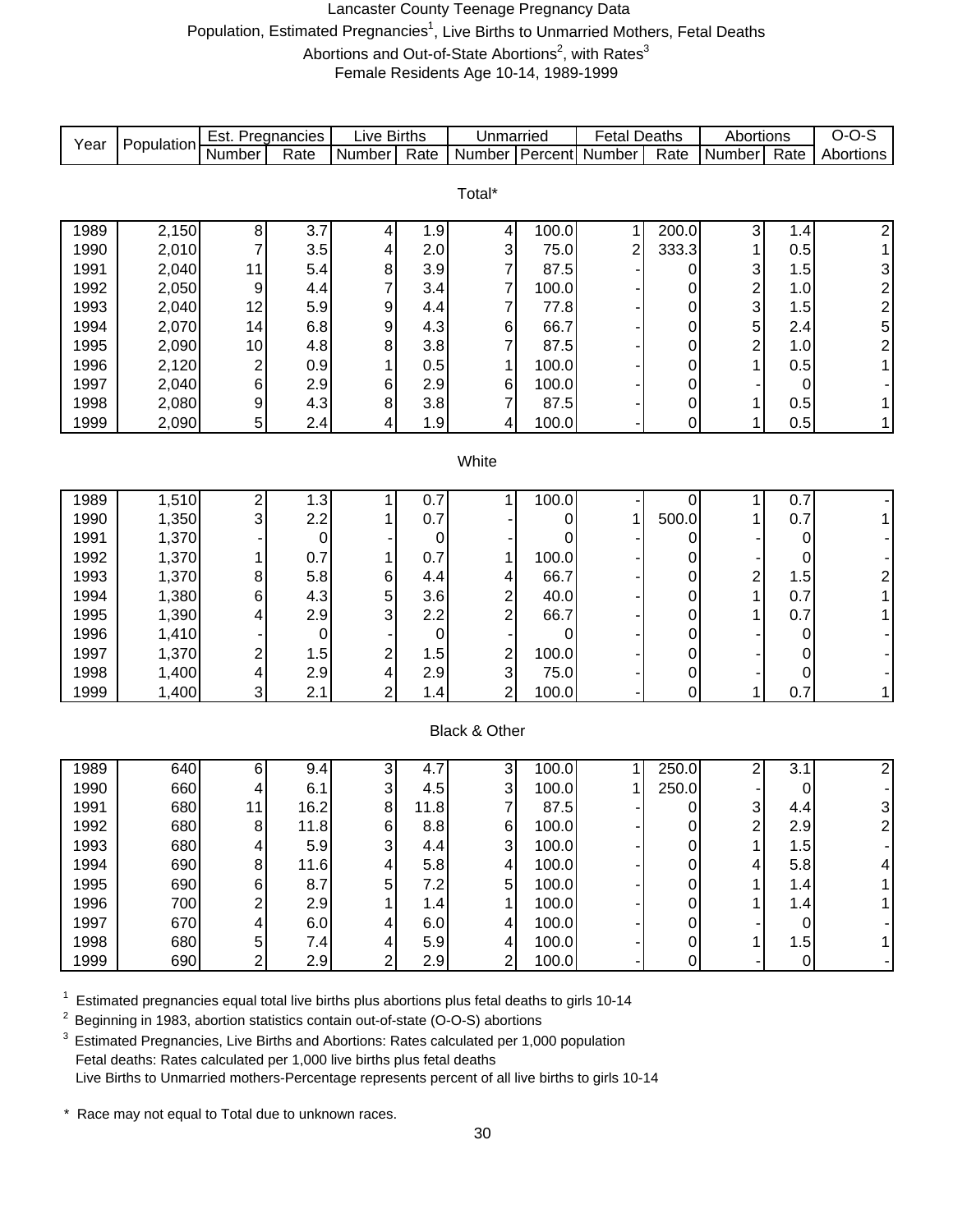Lancaster County Teenage Pregnancy Data

Population, Estimated Pregnancies[1], Live Births to Unmarried Mothers, Fetal Deaths

Abortions and Out-of-State Abortions[2], with Rates[3]

Female Residents Age 10-14, 1989-1999

| Year | Population | Est. Pregnancies | | Live Births | | Unmarried | | Fetal Deaths | | Abortions | | O-O-S |
|---|---|---|---|---|---|---|---|---|---|---|---|---|
| | | Number | Rate | Number | Rate | Number | Percent | Number | Rate | Number | Rate | Abortions |
| **Total*** | | | | | | | | | | | | |
| 1989 | 2,150 | 8 | 3.7 | 4 | 1.9 | 4 | 100.0 | 1 | 200.0 | 3 | 1.4 | 2 |
| 1990 | 2,010 | 7 | 3.5 | 4 | 2.0 | 3 | 75.0 | 2 | 333.3 | 1 | 0.5 | 1 |
| 1991 | 2,040 | 11 | 5.4 | 8 | 3.9 | 7 | 87.5 | - | 0 | 3 | 1.5 | 3 |
| 1992 | 2,050 | 9 | 4.4 | 7 | 3.4 | 7 | 100.0 | - | 0 | 2 | 1.0 | 2 |
| 1993 | 2,040 | 12 | 5.9 | 9 | 4.4 | 7 | 77.8 | - | 0 | 3 | 1.5 | 2 |
| 1994 | 2,070 | 14 | 6.8 | 9 | 4.3 | 6 | 66.7 | - | 0 | 5 | 2.4 | 5 |
| 1995 | 2,090 | 10 | 4.8 | 8 | 3.8 | 7 | 87.5 | - | 0 | 2 | 1.0 | 2 |
| 1996 | 2,120 | 2 | 0.9 | 1 | 0.5 | 1 | 100.0 | - | 0 | 1 | 0.5 | 1 |
| 1997 | 2,040 | 6 | 2.9 | 6 | 2.9 | 6 | 100.0 | - | 0 | - | 0 | - |
| 1998 | 2,080 | 9 | 4.3 | 8 | 3.8 | 7 | 87.5 | - | 0 | 1 | 0.5 | 1 |
| 1999 | 2,090 | 5 | 2.4 | 4 | 1.9 | 4 | 100.0 | - | 0 | 1 | 0.5 | 1 |
| **White** | | | | | | | | | | | | |
| 1989 | 1,510 | 2 | 1.3 | 1 | 0.7 | 1 | 100.0 | - | 0 | 1 | 0.7 | - |
| 1990 | 1,350 | 3 | 2.2 | 1 | 0.7 | - | 0 | 1 | 500.0 | 1 | 0.7 | 1 |
| 1991 | 1,370 | - | 0 | - | 0 | - | 0 | - | 0 | - | 0 | - |
| 1992 | 1,370 | 1 | 0.7 | 1 | 0.7 | 1 | 100.0 | - | 0 | - | 0 | - |
| 1993 | 1,370 | 8 | 5.8 | 6 | 4.4 | 4 | 66.7 | - | 0 | 2 | 1.5 | 2 |
| 1994 | 1,380 | 6 | 4.3 | 5 | 3.6 | 2 | 40.0 | - | 0 | 1 | 0.7 | 1 |
| 1995 | 1,390 | 4 | 2.9 | 3 | 2.2 | 2 | 66.7 | - | 0 | 1 | 0.7 | 1 |
| 1996 | 1,410 | - | 0 | - | 0 | - | 0 | - | 0 | - | 0 | - |
| 1997 | 1,370 | 2 | 1.5 | 2 | 1.5 | 2 | 100.0 | - | 0 | - | 0 | - |
| 1998 | 1,400 | 4 | 2.9 | 4 | 2.9 | 3 | 75.0 | - | 0 | - | 0 | - |
| 1999 | 1,400 | 3 | 2.1 | 2 | 1.4 | 2 | 100.0 | - | 0 | 1 | 0.7 | 1 |
| **Black & Other** | | | | | | | | | | | | |
| 1989 | 640 | 6 | 9.4 | 3 | 4.7 | 3 | 100.0 | 1 | 250.0 | 2 | 3.1 | 2 |
| 1990 | 660 | 4 | 6.1 | 3 | 4.5 | 3 | 100.0 | 1 | 250.0 | - | 0 | - |
| 1991 | 680 | 11 | 16.2 | 8 | 11.8 | 7 | 87.5 | - | 0 | 3 | 4.4 | 3 |
| 1992 | 680 | 8 | 11.8 | 6 | 8.8 | 6 | 100.0 | - | 0 | 2 | 2.9 | 2 |
| 1993 | 680 | 4 | 5.9 | 3 | 4.4 | 3 | 100.0 | - | 0 | 1 | 1.5 | - |
| 1994 | 690 | 8 | 11.6 | 4 | 5.8 | 4 | 100.0 | - | 0 | 4 | 5.8 | 4 |
| 1995 | 690 | 6 | 8.7 | 5 | 7.2 | 5 | 100.0 | - | 0 | 1 | 1.4 | 1 |
| 1996 | 700 | 2 | 2.9 | 1 | 1.4 | 1 | 100.0 | - | 0 | 1 | 1.4 | 1 |
| 1997 | 670 | 4 | 6.0 | 4 | 6.0 | 4 | 100.0 | - | 0 | - | 0 | - |
| 1998 | 680 | 5 | 7.4 | 4 | 5.9 | 4 | 100.0 | - | 0 | 1 | 1.5 | 1 |
| 1999 | 690 | 2 | 2.9 | 2 | 2.9 | 2 | 100.0 | - | 0 | - | 0 | - |

[1] Estimated pregnancies equal total live births plus abortions plus fetal deaths to girls 10-14

[2] Beginning in 1983, abortion statistics contain out-of-state (O-O-S) abortions

[3] Estimated Pregnancies, Live Births and Abortions: Rates calculated per 1,000 population
Fetal deaths: Rates calculated per 1,000 live births plus fetal deaths
Live Births to Unmarried mothers-Percentage represents percent of all live births to girls 10-14

\* Race may not equal to Total due to unknown races.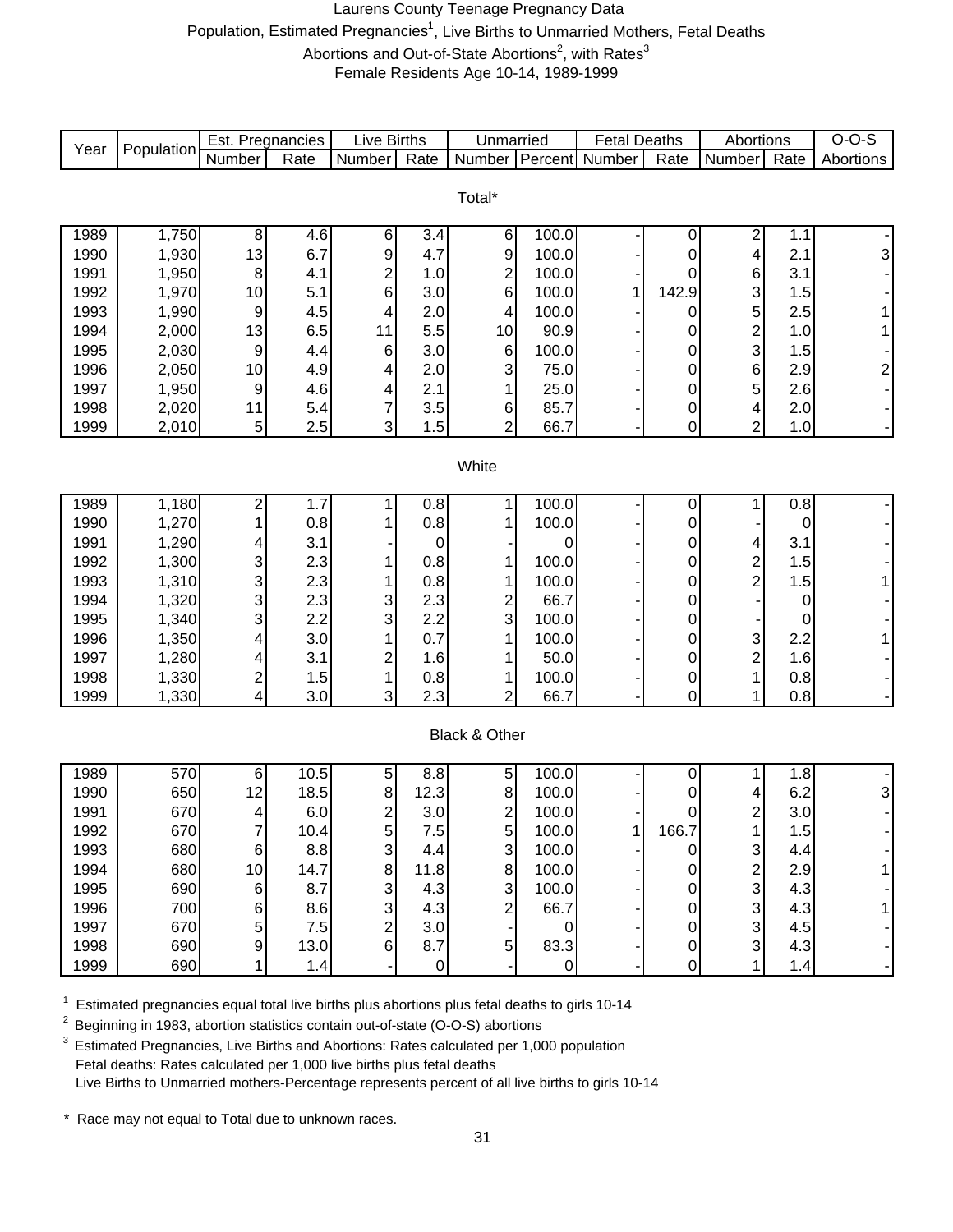# Laurens County Teenage Pregnancy Data

Population, Estimated Pregnancies[1], Live Births to Unmarried Mothers, Fetal Deaths

Abortions and Out-of-State Abortions[2], with Rates[3]

Female Residents Age 10-14, 1989-1999

| Year | Population | Est. Pregnancies | | Live Births | | Unmarried | | Fetal Deaths | | Abortions | | O-O-S |
|---|---|---|---|---|---|---|---|---|---|---|---|---|
| | | Number | Rate | Number | Rate | Number | Percent | Number | Rate | Number | Rate | Abortions |
| **Total*** | | | | | | | | | | | | |
| 1989 | 1,750 | 8 | 4.6 | 6 | 3.4 | 6 | 100.0 | - | 0 | 2 | 1.1 | - |
| 1990 | 1,930 | 13 | 6.7 | 9 | 4.7 | 9 | 100.0 | - | 0 | 4 | 2.1 | 3 |
| 1991 | 1,950 | 8 | 4.1 | 2 | 1.0 | 2 | 100.0 | - | 0 | 6 | 3.1 | - |
| 1992 | 1,970 | 10 | 5.1 | 6 | 3.0 | 6 | 100.0 | 1 | 142.9 | 3 | 1.5 | - |
| 1993 | 1,990 | 9 | 4.5 | 4 | 2.0 | 4 | 100.0 | - | 0 | 5 | 2.5 | 1 |
| 1994 | 2,000 | 13 | 6.5 | 11 | 5.5 | 10 | 90.9 | - | 0 | 2 | 1.0 | 1 |
| 1995 | 2,030 | 9 | 4.4 | 6 | 3.0 | 6 | 100.0 | - | 0 | 3 | 1.5 | - |
| 1996 | 2,050 | 10 | 4.9 | 4 | 2.0 | 3 | 75.0 | - | 0 | 6 | 2.9 | 2 |
| 1997 | 1,950 | 9 | 4.6 | 4 | 2.1 | 1 | 25.0 | - | 0 | 5 | 2.6 | - |
| 1998 | 2,020 | 11 | 5.4 | 7 | 3.5 | 6 | 85.7 | - | 0 | 4 | 2.0 | - |
| 1999 | 2,010 | 5 | 2.5 | 3 | 1.5 | 2 | 66.7 | - | 0 | 2 | 1.0 | - |
| **White** | | | | | | | | | | | | |
| 1989 | 1,180 | 2 | 1.7 | 1 | 0.8 | 1 | 100.0 | - | 0 | 1 | 0.8 | - |
| 1990 | 1,270 | 1 | 0.8 | 1 | 0.8 | 1 | 100.0 | - | 0 | - | 0 | - |
| 1991 | 1,290 | 4 | 3.1 | - | 0 | - | 0 | - | 0 | 4 | 3.1 | - |
| 1992 | 1,300 | 3 | 2.3 | 1 | 0.8 | 1 | 100.0 | - | 0 | 2 | 1.5 | - |
| 1993 | 1,310 | 3 | 2.3 | 1 | 0.8 | 1 | 100.0 | - | 0 | 2 | 1.5 | 1 |
| 1994 | 1,320 | 3 | 2.3 | 3 | 2.3 | 2 | 66.7 | - | 0 | - | 0 | - |
| 1995 | 1,340 | 3 | 2.2 | 3 | 2.2 | 3 | 100.0 | - | 0 | - | 0 | - |
| 1996 | 1,350 | 4 | 3.0 | 1 | 0.7 | 1 | 100.0 | - | 0 | 3 | 2.2 | 1 |
| 1997 | 1,280 | 4 | 3.1 | 2 | 1.6 | 1 | 50.0 | - | 0 | 2 | 1.6 | - |
| 1998 | 1,330 | 2 | 1.5 | 1 | 0.8 | 1 | 100.0 | - | 0 | 1 | 0.8 | - |
| 1999 | 1,330 | 4 | 3.0 | 3 | 2.3 | 2 | 66.7 | - | 0 | 1 | 0.8 | - |
| **Black & Other** | | | | | | | | | | | | |
| 1989 | 570 | 6 | 10.5 | 5 | 8.8 | 5 | 100.0 | - | 0 | 1 | 1.8 | - |
| 1990 | 650 | 12 | 18.5 | 8 | 12.3 | 8 | 100.0 | - | 0 | 4 | 6.2 | 3 |
| 1991 | 670 | 4 | 6.0 | 2 | 3.0 | 2 | 100.0 | - | 0 | 2 | 3.0 | - |
| 1992 | 670 | 7 | 10.4 | 5 | 7.5 | 5 | 100.0 | 1 | 166.7 | 1 | 1.5 | - |
| 1993 | 680 | 6 | 8.8 | 3 | 4.4 | 3 | 100.0 | - | 0 | 3 | 4.4 | - |
| 1994 | 680 | 10 | 14.7 | 8 | 11.8 | 8 | 100.0 | - | 0 | 2 | 2.9 | 1 |
| 1995 | 690 | 6 | 8.7 | 3 | 4.3 | 3 | 100.0 | - | 0 | 3 | 4.3 | - |
| 1996 | 700 | 6 | 8.6 | 3 | 4.3 | 2 | 66.7 | - | 0 | 3 | 4.3 | 1 |
| 1997 | 670 | 5 | 7.5 | 2 | 3.0 | - | 0 | - | 0 | 3 | 4.5 | - |
| 1998 | 690 | 9 | 13.0 | 6 | 8.7 | 5 | 83.3 | - | 0 | 3 | 4.3 | - |
| 1999 | 690 | 1 | 1.4 | - | 0 | - | 0 | - | 0 | 1 | 1.4 | - |

[1] Estimated pregnancies equal total live births plus abortions plus fetal deaths to girls 10-14

[2] Beginning in 1983, abortion statistics contain out-of-state (O-O-S) abortions

[3] Estimated Pregnancies, Live Births and Abortions: Rates calculated per 1,000 population
Fetal deaths: Rates calculated per 1,000 live births plus fetal deaths
Live Births to Unmarried mothers-Percentage represents percent of all live births to girls 10-14

\* Race may not equal to Total due to unknown races.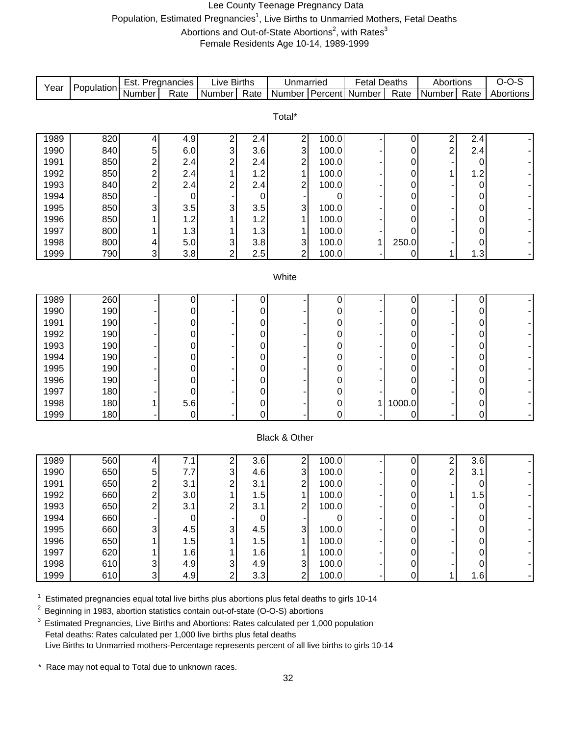# Lee County Teenage Pregnancy Data

Population, Estimated Pregnancies[1], Live Births to Unmarried Mothers, Fetal Deaths

Abortions and Out-of-State Abortions[2], with Rates[3]

Female Residents Age 10-14, 1989-1999

| Year | Population | Est. Pregnancies | | Live Births | | Unmarried | | Fetal Deaths | | Abortions | | O-O-S |
|---|---|---|---|---|---|---|---|---|---|---|---|---|
| | | Number | Rate | Number | Rate | Number | Percent | Number | Rate | Number | Rate | Abortions |
| **Total*** | | | | | | | | | | | | |
| 1989 | 820 | 4 | 4.9 | 2 | 2.4 | 2 | 100.0 | - | 0 | 2 | 2.4 | - |
| 1990 | 840 | 5 | 6.0 | 3 | 3.6 | 3 | 100.0 | - | 0 | 2 | 2.4 | - |
| 1991 | 850 | 2 | 2.4 | 2 | 2.4 | 2 | 100.0 | - | 0 | - | 0 | - |
| 1992 | 850 | 2 | 2.4 | 1 | 1.2 | 1 | 100.0 | - | 0 | 1 | 1.2 | - |
| 1993 | 840 | 2 | 2.4 | 2 | 2.4 | 2 | 100.0 | - | 0 | - | 0 | - |
| 1994 | 850 | - | 0 | - | 0 | - | 0 | - | 0 | - | 0 | - |
| 1995 | 850 | 3 | 3.5 | 3 | 3.5 | 3 | 100.0 | - | 0 | - | 0 | - |
| 1996 | 850 | 1 | 1.2 | 1 | 1.2 | 1 | 100.0 | - | 0 | - | 0 | - |
| 1997 | 800 | 1 | 1.3 | 1 | 1.3 | 1 | 100.0 | - | 0 | - | 0 | - |
| 1998 | 800 | 4 | 5.0 | 3 | 3.8 | 3 | 100.0 | 1 | 250.0 | - | 0 | - |
| 1999 | 790 | 3 | 3.8 | 2 | 2.5 | 2 | 100.0 | - | 0 | 1 | 1.3 | - |
| **White** | | | | | | | | | | | | |
| 1989 | 260 | - | 0 | - | 0 | - | 0 | - | 0 | - | 0 | - |
| 1990 | 190 | - | 0 | - | 0 | - | 0 | - | 0 | - | 0 | - |
| 1991 | 190 | - | 0 | - | 0 | - | 0 | - | 0 | - | 0 | - |
| 1992 | 190 | - | 0 | - | 0 | - | 0 | - | 0 | - | 0 | - |
| 1993 | 190 | - | 0 | - | 0 | - | 0 | - | 0 | - | 0 | - |
| 1994 | 190 | - | 0 | - | 0 | - | 0 | - | 0 | - | 0 | - |
| 1995 | 190 | - | 0 | - | 0 | - | 0 | - | 0 | - | 0 | - |
| 1996 | 190 | - | 0 | - | 0 | - | 0 | - | 0 | - | 0 | - |
| 1997 | 180 | - | 0 | - | 0 | - | 0 | - | 0 | - | 0 | - |
| 1998 | 180 | 1 | 5.6 | - | 0 | - | 0 | 1 | 1000.0 | - | 0 | - |
| 1999 | 180 | - | 0 | - | 0 | - | 0 | - | 0 | - | 0 | - |
| **Black & Other** | | | | | | | | | | | | |
| 1989 | 560 | 4 | 7.1 | 2 | 3.6 | 2 | 100.0 | - | 0 | 2 | 3.6 | - |
| 1990 | 650 | 5 | 7.7 | 3 | 4.6 | 3 | 100.0 | - | 0 | 2 | 3.1 | - |
| 1991 | 650 | 2 | 3.1 | 2 | 3.1 | 2 | 100.0 | - | 0 | - | 0 | - |
| 1992 | 660 | 2 | 3.0 | 1 | 1.5 | 1 | 100.0 | - | 0 | 1 | 1.5 | - |
| 1993 | 650 | 2 | 3.1 | 2 | 3.1 | 2 | 100.0 | - | 0 | - | 0 | - |
| 1994 | 660 | - | 0 | - | 0 | - | 0 | - | 0 | - | 0 | - |
| 1995 | 660 | 3 | 4.5 | 3 | 4.5 | 3 | 100.0 | - | 0 | - | 0 | - |
| 1996 | 650 | 1 | 1.5 | 1 | 1.5 | 1 | 100.0 | - | 0 | - | 0 | - |
| 1997 | 620 | 1 | 1.6 | 1 | 1.6 | 1 | 100.0 | - | 0 | - | 0 | - |
| 1998 | 610 | 3 | 4.9 | 3 | 4.9 | 3 | 100.0 | - | 0 | - | 0 | - |
| 1999 | 610 | 3 | 4.9 | 2 | 3.3 | 2 | 100.0 | - | 0 | 1 | 1.6 | - |

[1] Estimated pregnancies equal total live births plus abortions plus fetal deaths to girls 10-14

[2] Beginning in 1983, abortion statistics contain out-of-state (O-O-S) abortions

[3] Estimated Pregnancies, Live Births and Abortions: Rates calculated per 1,000 population
Fetal deaths: Rates calculated per 1,000 live births plus fetal deaths
Live Births to Unmarried mothers-Percentage represents percent of all live births to girls 10-14

\* Race may not equal to Total due to unknown races.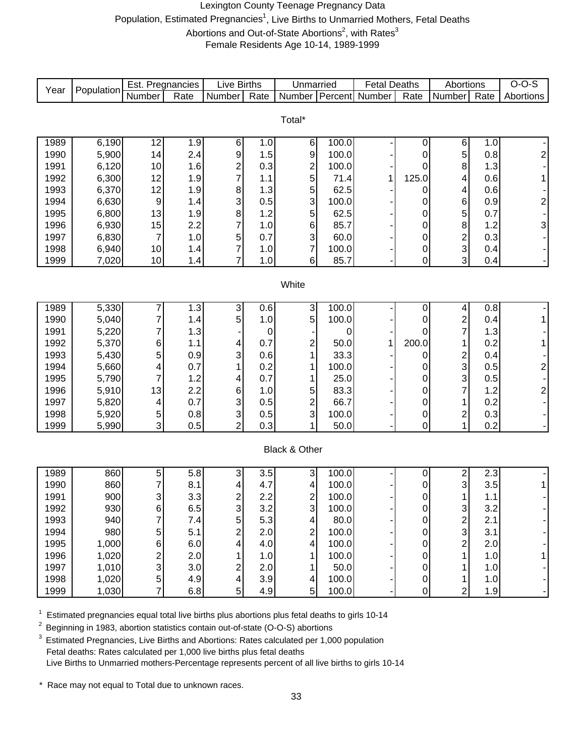# Lexington County Teenage Pregnancy Data

Population, Estimated Pregnancies[1], Live Births to Unmarried Mothers, Fetal Deaths

Abortions and Out-of-State Abortions[2], with Rates[3]

Female Residents Age 10-14, 1989-1999

| Year | Population | Est. Pregnancies | | Live Births | | Unmarried | | Fetal Deaths | | Abortions | | O-O-S |
|---|---|---|---|---|---|---|---|---|---|---|---|---|
| | | Number | Rate | Number | Rate | Number | Percent | Number | Rate | Number | Rate | Abortions |
| **Total*** | | | | | | | | | | | | |
| 1989 | 6,190 | 12 | 1.9 | 6 | 1.0 | 6 | 100.0 | - | 0 | 6 | 1.0 | - |
| 1990 | 5,900 | 14 | 2.4 | 9 | 1.5 | 9 | 100.0 | - | 0 | 5 | 0.8 | 2 |
| 1991 | 6,120 | 10 | 1.6 | 2 | 0.3 | 2 | 100.0 | - | 0 | 8 | 1.3 | - |
| 1992 | 6,300 | 12 | 1.9 | 7 | 1.1 | 5 | 71.4 | 1 | 125.0 | 4 | 0.6 | 1 |
| 1993 | 6,370 | 12 | 1.9 | 8 | 1.3 | 5 | 62.5 | - | 0 | 4 | 0.6 | - |
| 1994 | 6,630 | 9 | 1.4 | 3 | 0.5 | 3 | 100.0 | - | 0 | 6 | 0.9 | 2 |
| 1995 | 6,800 | 13 | 1.9 | 8 | 1.2 | 5 | 62.5 | - | 0 | 5 | 0.7 | - |
| 1996 | 6,930 | 15 | 2.2 | 7 | 1.0 | 6 | 85.7 | - | 0 | 8 | 1.2 | 3 |
| 1997 | 6,830 | 7 | 1.0 | 5 | 0.7 | 3 | 60.0 | - | 0 | 2 | 0.3 | - |
| 1998 | 6,940 | 10 | 1.4 | 7 | 1.0 | 7 | 100.0 | - | 0 | 3 | 0.4 | - |
| 1999 | 7,020 | 10 | 1.4 | 7 | 1.0 | 6 | 85.7 | - | 0 | 3 | 0.4 | - |
| **White** | | | | | | | | | | | | |
| 1989 | 5,330 | 7 | 1.3 | 3 | 0.6 | 3 | 100.0 | - | 0 | 4 | 0.8 | - |
| 1990 | 5,040 | 7 | 1.4 | 5 | 1.0 | 5 | 100.0 | - | 0 | 2 | 0.4 | 1 |
| 1991 | 5,220 | 7 | 1.3 | - | 0 | - | 0 | - | 0 | 7 | 1.3 | - |
| 1992 | 5,370 | 6 | 1.1 | 4 | 0.7 | 2 | 50.0 | 1 | 200.0 | 1 | 0.2 | 1 |
| 1993 | 5,430 | 5 | 0.9 | 3 | 0.6 | 1 | 33.3 | - | 0 | 2 | 0.4 | - |
| 1994 | 5,660 | 4 | 0.7 | 1 | 0.2 | 1 | 100.0 | - | 0 | 3 | 0.5 | 2 |
| 1995 | 5,790 | 7 | 1.2 | 4 | 0.7 | 1 | 25.0 | - | 0 | 3 | 0.5 | - |
| 1996 | 5,910 | 13 | 2.2 | 6 | 1.0 | 5 | 83.3 | - | 0 | 7 | 1.2 | 2 |
| 1997 | 5,820 | 4 | 0.7 | 3 | 0.5 | 2 | 66.7 | - | 0 | 1 | 0.2 | - |
| 1998 | 5,920 | 5 | 0.8 | 3 | 0.5 | 3 | 100.0 | - | 0 | 2 | 0.3 | - |
| 1999 | 5,990 | 3 | 0.5 | 2 | 0.3 | 1 | 50.0 | - | 0 | 1 | 0.2 | - |
| **Black & Other** | | | | | | | | | | | | |
| 1989 | 860 | 5 | 5.8 | 3 | 3.5 | 3 | 100.0 | - | 0 | 2 | 2.3 | - |
| 1990 | 860 | 7 | 8.1 | 4 | 4.7 | 4 | 100.0 | - | 0 | 3 | 3.5 | 1 |
| 1991 | 900 | 3 | 3.3 | 2 | 2.2 | 2 | 100.0 | - | 0 | 1 | 1.1 | - |
| 1992 | 930 | 6 | 6.5 | 3 | 3.2 | 3 | 100.0 | - | 0 | 3 | 3.2 | - |
| 1993 | 940 | 7 | 7.4 | 5 | 5.3 | 4 | 80.0 | - | 0 | 2 | 2.1 | - |
| 1994 | 980 | 5 | 5.1 | 2 | 2.0 | 2 | 100.0 | - | 0 | 3 | 3.1 | - |
| 1995 | 1,000 | 6 | 6.0 | 4 | 4.0 | 4 | 100.0 | - | 0 | 2 | 2.0 | - |
| 1996 | 1,020 | 2 | 2.0 | 1 | 1.0 | 1 | 100.0 | - | 0 | 1 | 1.0 | 1 |
| 1997 | 1,010 | 3 | 3.0 | 2 | 2.0 | 1 | 50.0 | - | 0 | 1 | 1.0 | - |
| 1998 | 1,020 | 5 | 4.9 | 4 | 3.9 | 4 | 100.0 | - | 0 | 1 | 1.0 | - |
| 1999 | 1,030 | 7 | 6.8 | 5 | 4.9 | 5 | 100.0 | - | 0 | 2 | 1.9 | - |

[1] Estimated pregnancies equal total live births plus abortions plus fetal deaths to girls 10-14

[2] Beginning in 1983, abortion statistics contain out-of-state (O-O-S) abortions

[3] Estimated Pregnancies, Live Births and Abortions: Rates calculated per 1,000 population
Fetal deaths: Rates calculated per 1,000 live births plus fetal deaths
Live Births to Unmarried mothers-Percentage represents percent of all live births to girls 10-14

* Race may not equal to Total due to unknown races.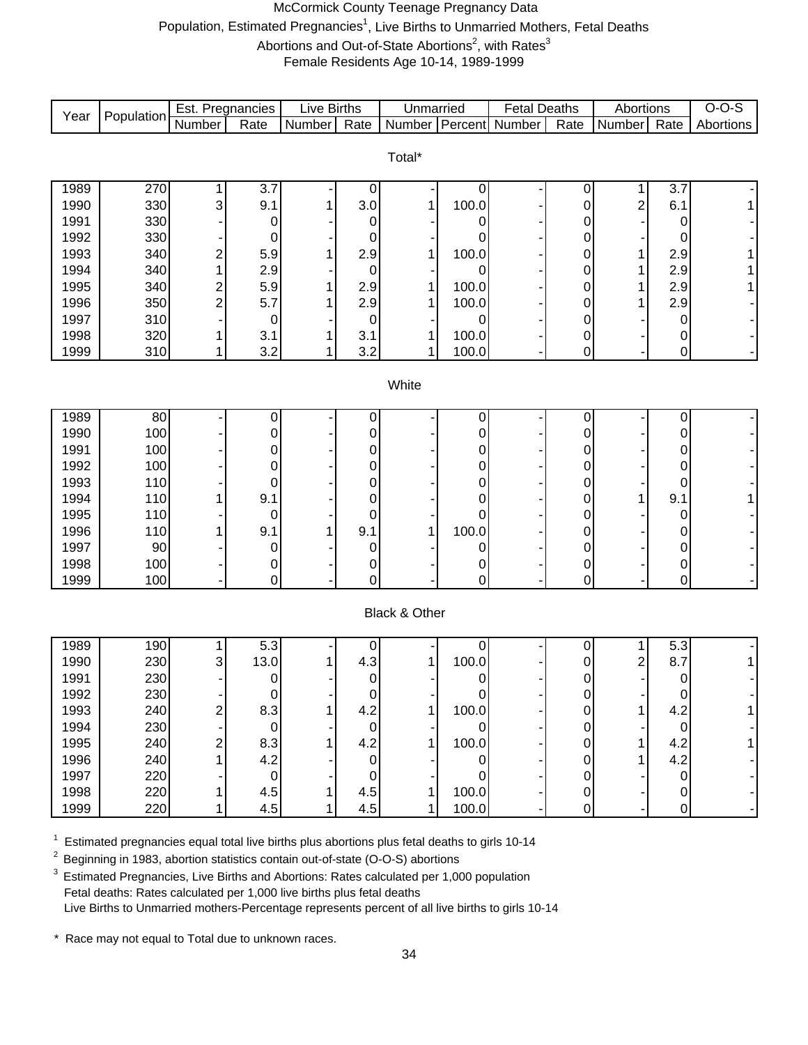# McCormick County Teenage Pregnancy Data

Population, Estimated Pregnancies[1], Live Births to Unmarried Mothers, Fetal Deaths
Abortions and Out-of-State Abortions[2], with Rates[3]
Female Residents Age 10-14, 1989-1999

| Year | Population | Est. Pregnancies | | Live Births | | Unmarried | | Fetal Deaths | | Abortions | | O-O-S |
|---|---|---|---|---|---|---|---|---|---|---|---|---|
| | | Number | Rate | Number | Rate | Number | Percent | Number | Rate | Number | Rate | Abortions |
| **Total*** | | | | | | | | | | | | |
| 1989 | 270 | 1 | 3.7 | - | 0 | - | 0 | - | 0 | 1 | 3.7 | - |
| 1990 | 330 | 3 | 9.1 | 1 | 3.0 | 1 | 100.0 | - | 0 | 2 | 6.1 | 1 |
| 1991 | 330 | - | 0 | - | 0 | - | 0 | - | 0 | - | 0 | - |
| 1992 | 330 | - | 0 | - | 0 | - | 0 | - | 0 | - | 0 | - |
| 1993 | 340 | 2 | 5.9 | 1 | 2.9 | 1 | 100.0 | - | 0 | 1 | 2.9 | 1 |
| 1994 | 340 | 1 | 2.9 | - | 0 | - | 0 | - | 0 | 1 | 2.9 | 1 |
| 1995 | 340 | 2 | 5.9 | 1 | 2.9 | 1 | 100.0 | - | 0 | 1 | 2.9 | 1 |
| 1996 | 350 | 2 | 5.7 | 1 | 2.9 | 1 | 100.0 | - | 0 | 1 | 2.9 | - |
| 1997 | 310 | - | 0 | - | 0 | - | 0 | - | 0 | - | 0 | - |
| 1998 | 320 | 1 | 3.1 | 1 | 3.1 | 1 | 100.0 | - | 0 | - | 0 | - |
| 1999 | 310 | 1 | 3.2 | 1 | 3.2 | 1 | 100.0 | - | 0 | - | 0 | - |
| **White** | | | | | | | | | | | | |
| 1989 | 80 | - | 0 | - | 0 | - | 0 | - | 0 | - | 0 | - |
| 1990 | 100 | - | 0 | - | 0 | - | 0 | - | 0 | - | 0 | - |
| 1991 | 100 | - | 0 | - | 0 | - | 0 | - | 0 | - | 0 | - |
| 1992 | 100 | - | 0 | - | 0 | - | 0 | - | 0 | - | 0 | - |
| 1993 | 110 | - | 0 | - | 0 | - | 0 | - | 0 | - | 0 | - |
| 1994 | 110 | 1 | 9.1 | - | 0 | - | 0 | - | 0 | 1 | 9.1 | 1 |
| 1995 | 110 | - | 0 | - | 0 | - | 0 | - | 0 | - | 0 | - |
| 1996 | 110 | 1 | 9.1 | 1 | 9.1 | 1 | 100.0 | - | 0 | - | 0 | - |
| 1997 | 90 | - | 0 | - | 0 | - | 0 | - | 0 | - | 0 | - |
| 1998 | 100 | - | 0 | - | 0 | - | 0 | - | 0 | - | 0 | - |
| 1999 | 100 | - | 0 | - | 0 | - | 0 | - | 0 | - | 0 | - |
| **Black & Other** | | | | | | | | | | | | |
| 1989 | 190 | 1 | 5.3 | - | 0 | - | 0 | - | 0 | 1 | 5.3 | - |
| 1990 | 230 | 3 | 13.0 | 1 | 4.3 | 1 | 100.0 | - | 0 | 2 | 8.7 | 1 |
| 1991 | 230 | - | 0 | - | 0 | - | 0 | - | 0 | - | 0 | - |
| 1992 | 230 | - | 0 | - | 0 | - | 0 | - | 0 | - | 0 | - |
| 1993 | 240 | 2 | 8.3 | 1 | 4.2 | 1 | 100.0 | - | 0 | 1 | 4.2 | 1 |
| 1994 | 230 | - | 0 | - | 0 | - | 0 | - | 0 | - | 0 | - |
| 1995 | 240 | 2 | 8.3 | 1 | 4.2 | 1 | 100.0 | - | 0 | 1 | 4.2 | 1 |
| 1996 | 240 | 1 | 4.2 | - | 0 | - | 0 | - | 0 | 1 | 4.2 | - |
| 1997 | 220 | - | 0 | - | 0 | - | 0 | - | 0 | - | 0 | - |
| 1998 | 220 | 1 | 4.5 | 1 | 4.5 | 1 | 100.0 | - | 0 | - | 0 | - |
| 1999 | 220 | 1 | 4.5 | 1 | 4.5 | 1 | 100.0 | - | 0 | - | 0 | - |

[1] Estimated pregnancies equal total live births plus abortions plus fetal deaths to girls 10-14

[2] Beginning in 1983, abortion statistics contain out-of-state (O-O-S) abortions

[3] Estimated Pregnancies, Live Births and Abortions: Rates calculated per 1,000 population
Fetal deaths: Rates calculated per 1,000 live births plus fetal deaths
Live Births to Unmarried mothers-Percentage represents percent of all live births to girls 10-14

\* Race may not equal to Total due to unknown races.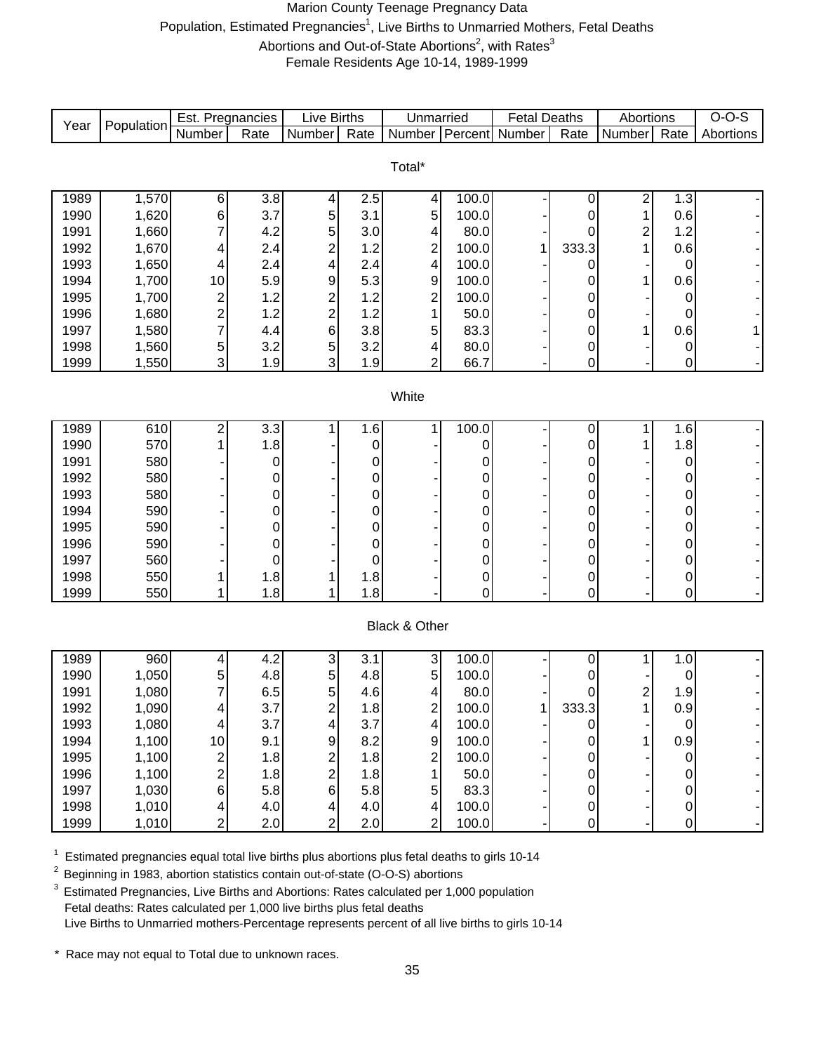# Marion County Teenage Pregnancy Data

Population, Estimated Pregnancies[1], Live Births to Unmarried Mothers, Fetal Deaths Abortions and Out-of-State Abortions[2], with Rates[3]

Female Residents Age 10-14, 1989-1999

| Year | Population | Est. Pregnancies | | Live Births | | Unmarried | | Fetal Deaths | | Abortions | | O-O-S |
|---|---|---|---|---|---|---|---|---|---|---|---|---|
| | | Number | Rate | Number | Rate | Number | Percent | Number | Rate | Number | Rate | Abortions |
| **Total*** | | | | | | | | | | | | |
| 1989 | 1,570 | 6 | 3.8 | 4 | 2.5 | 4 | 100.0 | - | 0 | 2 | 1.3 | - |
| 1990 | 1,620 | 6 | 3.7 | 5 | 3.1 | 5 | 100.0 | - | 0 | 1 | 0.6 | - |
| 1991 | 1,660 | 7 | 4.2 | 5 | 3.0 | 4 | 80.0 | - | 0 | 2 | 1.2 | - |
| 1992 | 1,670 | 4 | 2.4 | 2 | 1.2 | 2 | 100.0 | 1 | 333.3 | 1 | 0.6 | - |
| 1993 | 1,650 | 4 | 2.4 | 4 | 2.4 | 4 | 100.0 | - | 0 | - | 0 | - |
| 1994 | 1,700 | 10 | 5.9 | 9 | 5.3 | 9 | 100.0 | - | 0 | 1 | 0.6 | - |
| 1995 | 1,700 | 2 | 1.2 | 2 | 1.2 | 2 | 100.0 | - | 0 | - | 0 | - |
| 1996 | 1,680 | 2 | 1.2 | 2 | 1.2 | 1 | 50.0 | - | 0 | - | 0 | - |
| 1997 | 1,580 | 7 | 4.4 | 6 | 3.8 | 5 | 83.3 | - | 0 | 1 | 0.6 | 1 |
| 1998 | 1,560 | 5 | 3.2 | 5 | 3.2 | 4 | 80.0 | - | 0 | - | 0 | - |
| 1999 | 1,550 | 3 | 1.9 | 3 | 1.9 | 2 | 66.7 | - | 0 | - | 0 | - |
| **White** | | | | | | | | | | | | |
| 1989 | 610 | 2 | 3.3 | 1 | 1.6 | 1 | 100.0 | - | 0 | 1 | 1.6 | - |
| 1990 | 570 | 1 | 1.8 | - | 0 | - | 0 | - | 0 | 1 | 1.8 | - |
| 1991 | 580 | - | 0 | - | 0 | - | 0 | - | 0 | - | 0 | - |
| 1992 | 580 | - | 0 | - | 0 | - | 0 | - | 0 | - | 0 | - |
| 1993 | 580 | - | 0 | - | 0 | - | 0 | - | 0 | - | 0 | - |
| 1994 | 590 | - | 0 | - | 0 | - | 0 | - | 0 | - | 0 | - |
| 1995 | 590 | - | 0 | - | 0 | - | 0 | - | 0 | - | 0 | - |
| 1996 | 590 | - | 0 | - | 0 | - | 0 | - | 0 | - | 0 | - |
| 1997 | 560 | - | 0 | - | 0 | - | 0 | - | 0 | - | 0 | - |
| 1998 | 550 | 1 | 1.8 | 1 | 1.8 | - | 0 | - | 0 | - | 0 | - |
| 1999 | 550 | 1 | 1.8 | 1 | 1.8 | - | 0 | - | 0 | - | 0 | - |
| **Black & Other** | | | | | | | | | | | | |
| 1989 | 960 | 4 | 4.2 | 3 | 3.1 | 3 | 100.0 | - | 0 | 1 | 1.0 | - |
| 1990 | 1,050 | 5 | 4.8 | 5 | 4.8 | 5 | 100.0 | - | 0 | - | 0 | - |
| 1991 | 1,080 | 7 | 6.5 | 5 | 4.6 | 4 | 80.0 | - | 0 | 2 | 1.9 | - |
| 1992 | 1,090 | 4 | 3.7 | 2 | 1.8 | 2 | 100.0 | 1 | 333.3 | 1 | 0.9 | - |
| 1993 | 1,080 | 4 | 3.7 | 4 | 3.7 | 4 | 100.0 | - | 0 | - | 0 | - |
| 1994 | 1,100 | 10 | 9.1 | 9 | 8.2 | 9 | 100.0 | - | 0 | 1 | 0.9 | - |
| 1995 | 1,100 | 2 | 1.8 | 2 | 1.8 | 2 | 100.0 | - | 0 | - | 0 | - |
| 1996 | 1,100 | 2 | 1.8 | 2 | 1.8 | 1 | 50.0 | - | 0 | - | 0 | - |
| 1997 | 1,030 | 6 | 5.8 | 6 | 5.8 | 5 | 83.3 | - | 0 | - | 0 | - |
| 1998 | 1,010 | 4 | 4.0 | 4 | 4.0 | 4 | 100.0 | - | 0 | - | 0 | - |
| 1999 | 1,010 | 2 | 2.0 | 2 | 2.0 | 2 | 100.0 | - | 0 | - | 0 | - |

[1] Estimated pregnancies equal total live births plus abortions plus fetal deaths to girls 10-14

[2] Beginning in 1983, abortion statistics contain out-of-state (O-O-S) abortions

[3] Estimated Pregnancies, Live Births and Abortions: Rates calculated per 1,000 population
Fetal deaths: Rates calculated per 1,000 live births plus fetal deaths
Live Births to Unmarried mothers-Percentage represents percent of all live births to girls 10-14

\* Race may not equal to Total due to unknown races.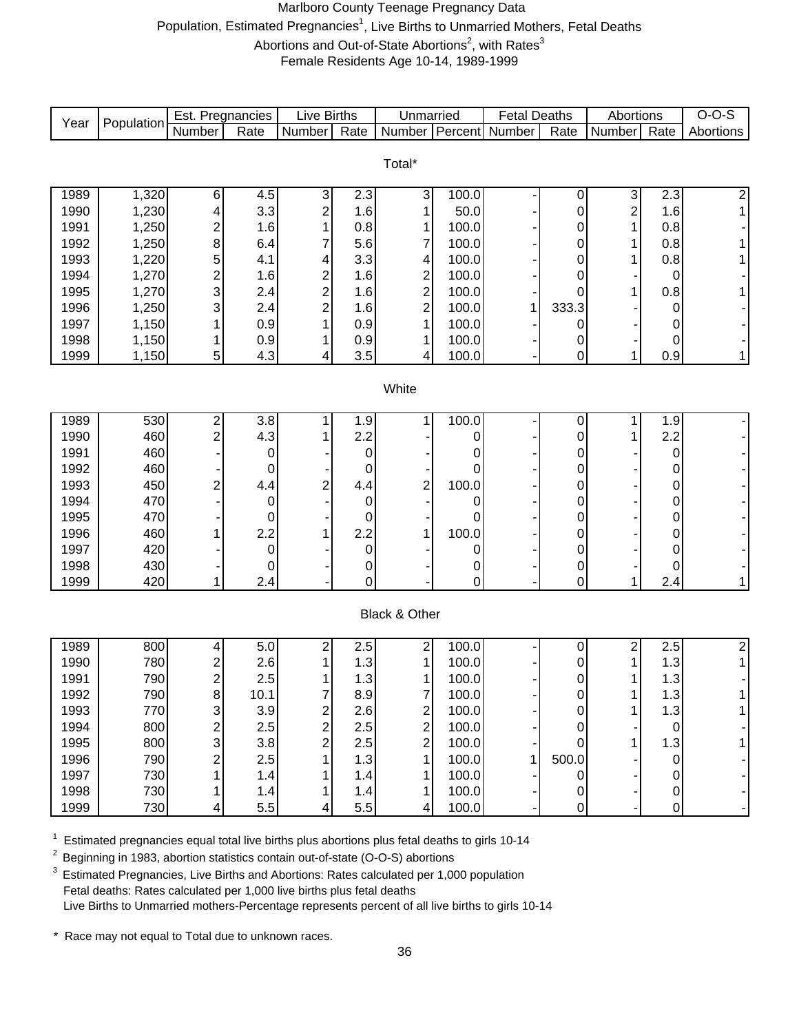# Marlboro County Teenage Pregnancy Data

Population, Estimated Pregnancies[1], Live Births to Unmarried Mothers, Fetal Deaths
Abortions and Out-of-State Abortions[2], with Rates[3]
Female Residents Age 10-14, 1989-1999

| Year | Population | Est. Pregnancies | | Live Births | | Unmarried | | Fetal Deaths | | Abortions | | O-O-S |
|---|---|---|---|---|---|---|---|---|---|---|---|---|
| | | Number | Rate | Number | Rate | Number | Percent | Number | Rate | Number | Rate | Abortions |
| **Total*** | | | | | | | | | | | | |
| 1989 | 1,320 | 6 | 4.5 | 3 | 2.3 | 3 | 100.0 | - | 0 | 3 | 2.3 | 2 |
| 1990 | 1,230 | 4 | 3.3 | 2 | 1.6 | 1 | 50.0 | - | 0 | 2 | 1.6 | 1 |
| 1991 | 1,250 | 2 | 1.6 | 1 | 0.8 | 1 | 100.0 | - | 0 | 1 | 0.8 | - |
| 1992 | 1,250 | 8 | 6.4 | 7 | 5.6 | 7 | 100.0 | - | 0 | 1 | 0.8 | 1 |
| 1993 | 1,220 | 5 | 4.1 | 4 | 3.3 | 4 | 100.0 | - | 0 | 1 | 0.8 | 1 |
| 1994 | 1,270 | 2 | 1.6 | 2 | 1.6 | 2 | 100.0 | - | 0 | - | 0 | - |
| 1995 | 1,270 | 3 | 2.4 | 2 | 1.6 | 2 | 100.0 | - | 0 | 1 | 0.8 | 1 |
| 1996 | 1,250 | 3 | 2.4 | 2 | 1.6 | 2 | 100.0 | 1 | 333.3 | - | 0 | - |
| 1997 | 1,150 | 1 | 0.9 | 1 | 0.9 | 1 | 100.0 | - | 0 | - | 0 | - |
| 1998 | 1,150 | 1 | 0.9 | 1 | 0.9 | 1 | 100.0 | - | 0 | - | 0 | - |
| 1999 | 1,150 | 5 | 4.3 | 4 | 3.5 | 4 | 100.0 | - | 0 | 1 | 0.9 | 1 |
| **White** | | | | | | | | | | | | |
| 1989 | 530 | 2 | 3.8 | 1 | 1.9 | 1 | 100.0 | - | 0 | 1 | 1.9 | - |
| 1990 | 460 | 2 | 4.3 | 1 | 2.2 | - | 0 | - | 0 | 1 | 2.2 | - |
| 1991 | 460 | - | 0 | - | 0 | - | 0 | - | 0 | - | 0 | - |
| 1992 | 460 | - | 0 | - | 0 | - | 0 | - | 0 | - | 0 | - |
| 1993 | 450 | 2 | 4.4 | 2 | 4.4 | 2 | 100.0 | - | 0 | - | 0 | - |
| 1994 | 470 | - | 0 | - | 0 | - | 0 | - | 0 | - | 0 | - |
| 1995 | 470 | - | 0 | - | 0 | - | 0 | - | 0 | - | 0 | - |
| 1996 | 460 | 1 | 2.2 | 1 | 2.2 | 1 | 100.0 | - | 0 | - | 0 | - |
| 1997 | 420 | - | 0 | - | 0 | - | 0 | - | 0 | - | 0 | - |
| 1998 | 430 | - | 0 | - | 0 | - | 0 | - | 0 | - | 0 | - |
| 1999 | 420 | 1 | 2.4 | - | 0 | - | 0 | - | 0 | 1 | 2.4 | 1 |
| **Black & Other** | | | | | | | | | | | | |
| 1989 | 800 | 4 | 5.0 | 2 | 2.5 | 2 | 100.0 | - | 0 | 2 | 2.5 | 2 |
| 1990 | 780 | 2 | 2.6 | 1 | 1.3 | 1 | 100.0 | - | 0 | 1 | 1.3 | 1 |
| 1991 | 790 | 2 | 2.5 | 1 | 1.3 | 1 | 100.0 | - | 0 | 1 | 1.3 | - |
| 1992 | 790 | 8 | 10.1 | 7 | 8.9 | 7 | 100.0 | - | 0 | 1 | 1.3 | 1 |
| 1993 | 770 | 3 | 3.9 | 2 | 2.6 | 2 | 100.0 | - | 0 | 1 | 1.3 | 1 |
| 1994 | 800 | 2 | 2.5 | 2 | 2.5 | 2 | 100.0 | - | 0 | - | 0 | - |
| 1995 | 800 | 3 | 3.8 | 2 | 2.5 | 2 | 100.0 | - | 0 | 1 | 1.3 | 1 |
| 1996 | 790 | 2 | 2.5 | 1 | 1.3 | 1 | 100.0 | 1 | 500.0 | - | 0 | - |
| 1997 | 730 | 1 | 1.4 | 1 | 1.4 | 1 | 100.0 | - | 0 | - | 0 | - |
| 1998 | 730 | 1 | 1.4 | 1 | 1.4 | 1 | 100.0 | - | 0 | - | 0 | - |
| 1999 | 730 | 4 | 5.5 | 4 | 5.5 | 4 | 100.0 | - | 0 | - | 0 | - |

[1] Estimated pregnancies equal total live births plus abortions plus fetal deaths to girls 10-14

[2] Beginning in 1983, abortion statistics contain out-of-state (O-O-S) abortions

[3] Estimated Pregnancies, Live Births and Abortions: Rates calculated per 1,000 population
Fetal deaths: Rates calculated per 1,000 live births plus fetal deaths
Live Births to Unmarried mothers-Percentage represents percent of all live births to girls 10-14

\* Race may not equal to Total due to unknown races.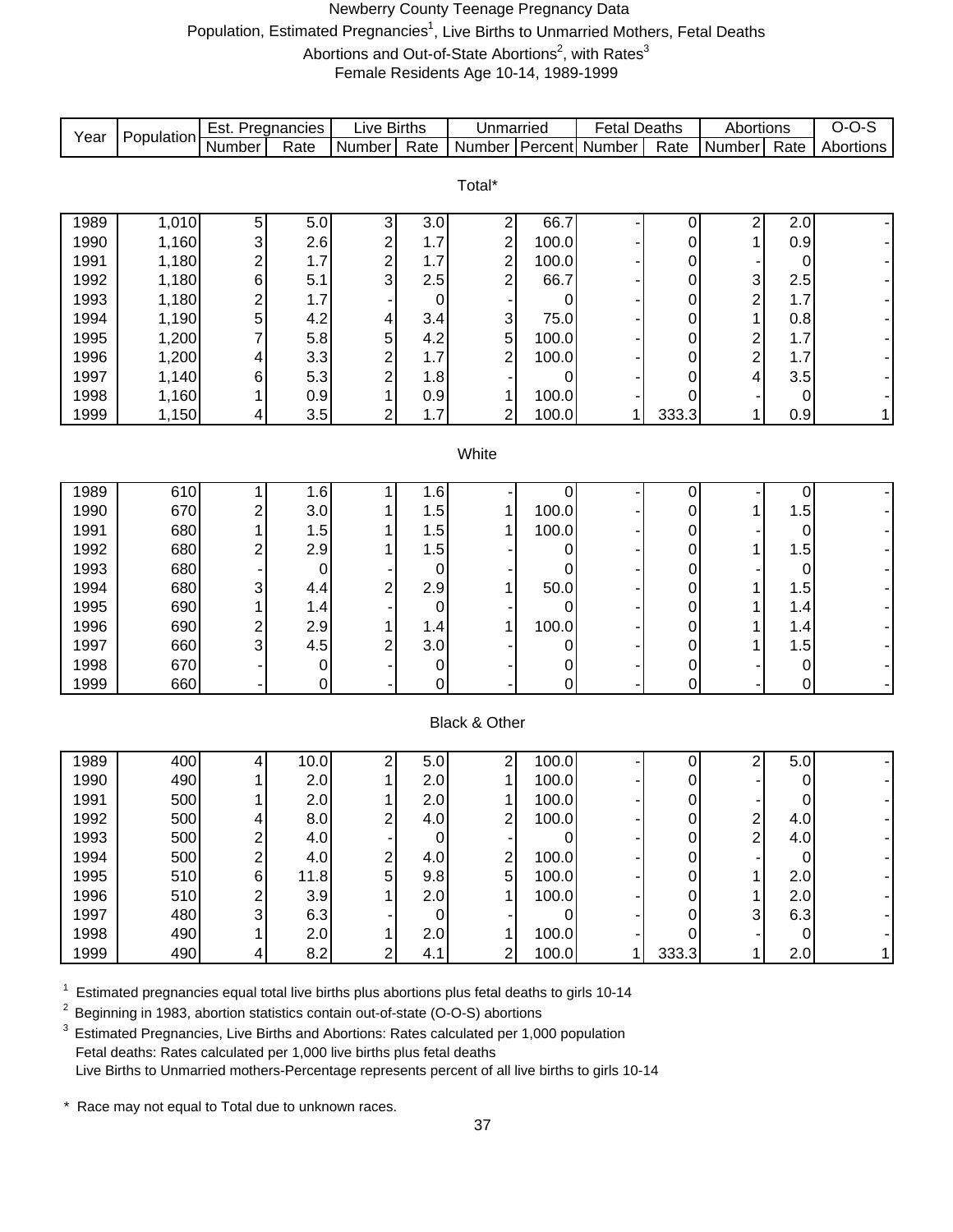# Newberry County Teenage Pregnancy Data

Population, Estimated Pregnancies[1], Live Births to Unmarried Mothers, Fetal Deaths

Abortions and Out-of-State Abortions[2], with Rates[3]

Female Residents Age 10-14, 1989-1999

| Year | Population | Est. Pregnancies | | Live Births | | Unmarried | | Fetal Deaths | | Abortions | | O-O-S |
|---|---|---|---|---|---|---|---|---|---|---|---|---|
| | | Number | Rate | Number | Rate | Number | Percent | Number | Rate | Number | Rate | Abortions |
| **Total*** | | | | | | | | | | | | |
| 1989 | 1,010 | 5 | 5.0 | 3 | 3.0 | 2 | 66.7 | - | 0 | 2 | 2.0 | - |
| 1990 | 1,160 | 3 | 2.6 | 2 | 1.7 | 2 | 100.0 | - | 0 | 1 | 0.9 | - |
| 1991 | 1,180 | 2 | 1.7 | 2 | 1.7 | 2 | 100.0 | - | 0 | - | 0 | - |
| 1992 | 1,180 | 6 | 5.1 | 3 | 2.5 | 2 | 66.7 | - | 0 | 3 | 2.5 | - |
| 1993 | 1,180 | 2 | 1.7 | - | 0 | - | 0 | - | 0 | 2 | 1.7 | - |
| 1994 | 1,190 | 5 | 4.2 | 4 | 3.4 | 3 | 75.0 | - | 0 | 1 | 0.8 | - |
| 1995 | 1,200 | 7 | 5.8 | 5 | 4.2 | 5 | 100.0 | - | 0 | 2 | 1.7 | - |
| 1996 | 1,200 | 4 | 3.3 | 2 | 1.7 | 2 | 100.0 | - | 0 | 2 | 1.7 | - |
| 1997 | 1,140 | 6 | 5.3 | 2 | 1.8 | - | 0 | - | 0 | 4 | 3.5 | - |
| 1998 | 1,160 | 1 | 0.9 | 1 | 0.9 | 1 | 100.0 | - | 0 | - | 0 | - |
| 1999 | 1,150 | 4 | 3.5 | 2 | 1.7 | 2 | 100.0 | 1 | 333.3 | 1 | 0.9 | 1 |
| **White** | | | | | | | | | | | | |
| 1989 | 610 | 1 | 1.6 | 1 | 1.6 | - | 0 | - | 0 | - | 0 | - |
| 1990 | 670 | 2 | 3.0 | 1 | 1.5 | 1 | 100.0 | - | 0 | 1 | 1.5 | - |
| 1991 | 680 | 1 | 1.5 | 1 | 1.5 | 1 | 100.0 | - | 0 | - | 0 | - |
| 1992 | 680 | 2 | 2.9 | 1 | 1.5 | - | 0 | - | 0 | 1 | 1.5 | - |
| 1993 | 680 | - | 0 | - | 0 | - | 0 | - | 0 | - | 0 | - |
| 1994 | 680 | 3 | 4.4 | 2 | 2.9 | 1 | 50.0 | - | 0 | 1 | 1.5 | - |
| 1995 | 690 | 1 | 1.4 | - | 0 | - | 0 | - | 0 | 1 | 1.4 | - |
| 1996 | 690 | 2 | 2.9 | 1 | 1.4 | 1 | 100.0 | - | 0 | 1 | 1.4 | - |
| 1997 | 660 | 3 | 4.5 | 2 | 3.0 | - | 0 | - | 0 | 1 | 1.5 | - |
| 1998 | 670 | - | 0 | - | 0 | - | 0 | - | 0 | - | 0 | - |
| 1999 | 660 | - | 0 | - | 0 | - | 0 | - | 0 | - | 0 | - |
| **Black & Other** | | | | | | | | | | | | |
| 1989 | 400 | 4 | 10.0 | 2 | 5.0 | 2 | 100.0 | - | 0 | 2 | 5.0 | - |
| 1990 | 490 | 1 | 2.0 | 1 | 2.0 | 1 | 100.0 | - | 0 | - | 0 | - |
| 1991 | 500 | 1 | 2.0 | 1 | 2.0 | 1 | 100.0 | - | 0 | - | 0 | - |
| 1992 | 500 | 4 | 8.0 | 2 | 4.0 | 2 | 100.0 | - | 0 | 2 | 4.0 | - |
| 1993 | 500 | 2 | 4.0 | - | 0 | - | 0 | - | 0 | 2 | 4.0 | - |
| 1994 | 500 | 2 | 4.0 | 2 | 4.0 | 2 | 100.0 | - | 0 | - | 0 | - |
| 1995 | 510 | 6 | 11.8 | 5 | 9.8 | 5 | 100.0 | - | 0 | 1 | 2.0 | - |
| 1996 | 510 | 2 | 3.9 | 1 | 2.0 | 1 | 100.0 | - | 0 | 1 | 2.0 | - |
| 1997 | 480 | 3 | 6.3 | - | 0 | - | 0 | - | 0 | 3 | 6.3 | - |
| 1998 | 490 | 1 | 2.0 | 1 | 2.0 | 1 | 100.0 | - | 0 | - | 0 | - |
| 1999 | 490 | 4 | 8.2 | 2 | 4.1 | 2 | 100.0 | 1 | 333.3 | 1 | 2.0 | 1 |

[1] Estimated pregnancies equal total live births plus abortions plus fetal deaths to girls 10-14

[2] Beginning in 1983, abortion statistics contain out-of-state (O-O-S) abortions

[3] Estimated Pregnancies, Live Births and Abortions: Rates calculated per 1,000 population
Fetal deaths: Rates calculated per 1,000 live births plus fetal deaths
Live Births to Unmarried mothers-Percentage represents percent of all live births to girls 10-14

\* Race may not equal to Total due to unknown races.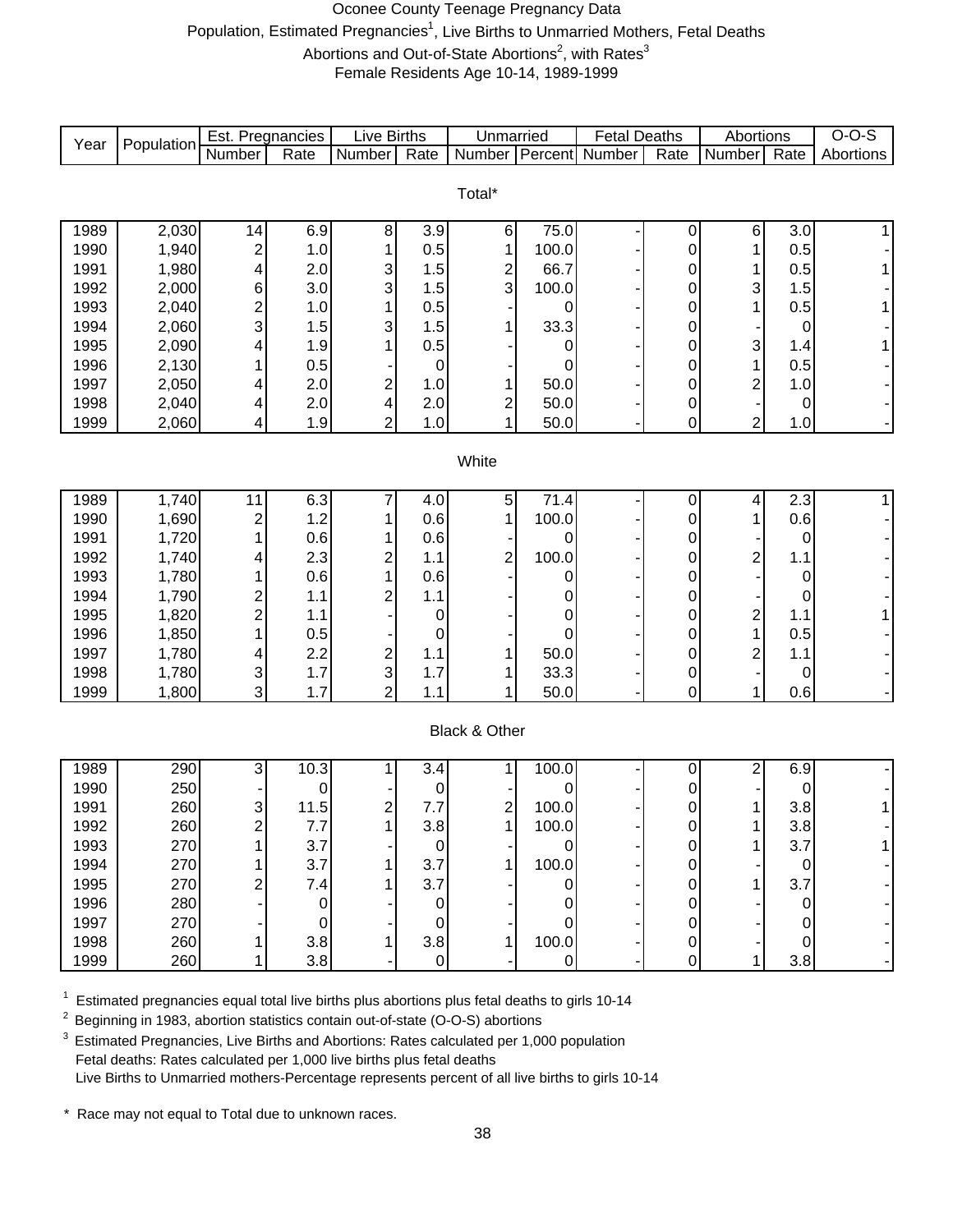# Oconee County Teenage Pregnancy Data

Population, Estimated Pregnancies[1], Live Births to Unmarried Mothers, Fetal Deaths Abortions and Out-of-State Abortions[2], with Rates[3]

Female Residents Age 10-14, 1989-1999

| Year | Population | Est. Pregnancies | | Live Births | | Unmarried | | Fetal Deaths | | Abortions | | O-O-S |
|---|---|---|---|---|---|---|---|---|---|---|---|---|
| | | Number | Rate | Number | Rate | Number | Percent | Number | Rate | Number | Rate | Abortions |
| **Total*** | | | | | | | | | | | | |
| 1989 | 2,030 | 14 | 6.9 | 8 | 3.9 | 6 | 75.0 | - | 0 | 6 | 3.0 | 1 |
| 1990 | 1,940 | 2 | 1.0 | 1 | 0.5 | 1 | 100.0 | - | 0 | 1 | 0.5 | - |
| 1991 | 1,980 | 4 | 2.0 | 3 | 1.5 | 2 | 66.7 | - | 0 | 1 | 0.5 | 1 |
| 1992 | 2,000 | 6 | 3.0 | 3 | 1.5 | 3 | 100.0 | - | 0 | 3 | 1.5 | - |
| 1993 | 2,040 | 2 | 1.0 | 1 | 0.5 | - | 0 | - | 0 | 1 | 0.5 | 1 |
| 1994 | 2,060 | 3 | 1.5 | 3 | 1.5 | 1 | 33.3 | - | 0 | - | 0 | - |
| 1995 | 2,090 | 4 | 1.9 | 1 | 0.5 | - | 0 | - | 0 | 3 | 1.4 | 1 |
| 1996 | 2,130 | 1 | 0.5 | - | 0 | - | 0 | - | 0 | 1 | 0.5 | - |
| 1997 | 2,050 | 4 | 2.0 | 2 | 1.0 | 1 | 50.0 | - | 0 | 2 | 1.0 | - |
| 1998 | 2,040 | 4 | 2.0 | 4 | 2.0 | 2 | 50.0 | - | 0 | - | 0 | - |
| 1999 | 2,060 | 4 | 1.9 | 2 | 1.0 | 1 | 50.0 | - | 0 | 2 | 1.0 | - |
| **White** | | | | | | | | | | | | |
| 1989 | 1,740 | 11 | 6.3 | 7 | 4.0 | 5 | 71.4 | - | 0 | 4 | 2.3 | 1 |
| 1990 | 1,690 | 2 | 1.2 | 1 | 0.6 | 1 | 100.0 | - | 0 | 1 | 0.6 | - |
| 1991 | 1,720 | 1 | 0.6 | 1 | 0.6 | - | 0 | - | 0 | - | 0 | - |
| 1992 | 1,740 | 4 | 2.3 | 2 | 1.1 | 2 | 100.0 | - | 0 | 2 | 1.1 | - |
| 1993 | 1,780 | 1 | 0.6 | 1 | 0.6 | - | 0 | - | 0 | - | 0 | - |
| 1994 | 1,790 | 2 | 1.1 | 2 | 1.1 | - | 0 | - | 0 | - | 0 | - |
| 1995 | 1,820 | 2 | 1.1 | - | 0 | - | 0 | - | 0 | 2 | 1.1 | 1 |
| 1996 | 1,850 | 1 | 0.5 | - | 0 | - | 0 | - | 0 | 1 | 0.5 | - |
| 1997 | 1,780 | 4 | 2.2 | 2 | 1.1 | 1 | 50.0 | - | 0 | 2 | 1.1 | - |
| 1998 | 1,780 | 3 | 1.7 | 3 | 1.7 | 1 | 33.3 | - | 0 | - | 0 | - |
| 1999 | 1,800 | 3 | 1.7 | 2 | 1.1 | 1 | 50.0 | - | 0 | 1 | 0.6 | - |
| **Black & Other** | | | | | | | | | | | | |
| 1989 | 290 | 3 | 10.3 | 1 | 3.4 | 1 | 100.0 | - | 0 | 2 | 6.9 | - |
| 1990 | 250 | - | 0 | - | 0 | - | 0 | - | 0 | - | 0 | - |
| 1991 | 260 | 3 | 11.5 | 2 | 7.7 | 2 | 100.0 | - | 0 | 1 | 3.8 | 1 |
| 1992 | 260 | 2 | 7.7 | 1 | 3.8 | 1 | 100.0 | - | 0 | 1 | 3.8 | - |
| 1993 | 270 | 1 | 3.7 | - | 0 | - | 0 | - | 0 | 1 | 3.7 | 1 |
| 1994 | 270 | 1 | 3.7 | 1 | 3.7 | 1 | 100.0 | - | 0 | - | 0 | - |
| 1995 | 270 | 2 | 7.4 | 1 | 3.7 | - | 0 | - | 0 | 1 | 3.7 | - |
| 1996 | 280 | - | 0 | - | 0 | - | 0 | - | 0 | - | 0 | - |
| 1997 | 270 | - | 0 | - | 0 | - | 0 | - | 0 | - | 0 | - |
| 1998 | 260 | 1 | 3.8 | 1 | 3.8 | 1 | 100.0 | - | 0 | - | 0 | - |
| 1999 | 260 | 1 | 3.8 | - | 0 | - | 0 | - | 0 | 1 | 3.8 | - |

[1] Estimated pregnancies equal total live births plus abortions plus fetal deaths to girls 10-14

[2] Beginning in 1983, abortion statistics contain out-of-state (O-O-S) abortions

[3] Estimated Pregnancies, Live Births and Abortions: Rates calculated per 1,000 population
Fetal deaths: Rates calculated per 1,000 live births plus fetal deaths
Live Births to Unmarried mothers-Percentage represents percent of all live births to girls 10-14

\* Race may not equal to Total due to unknown races.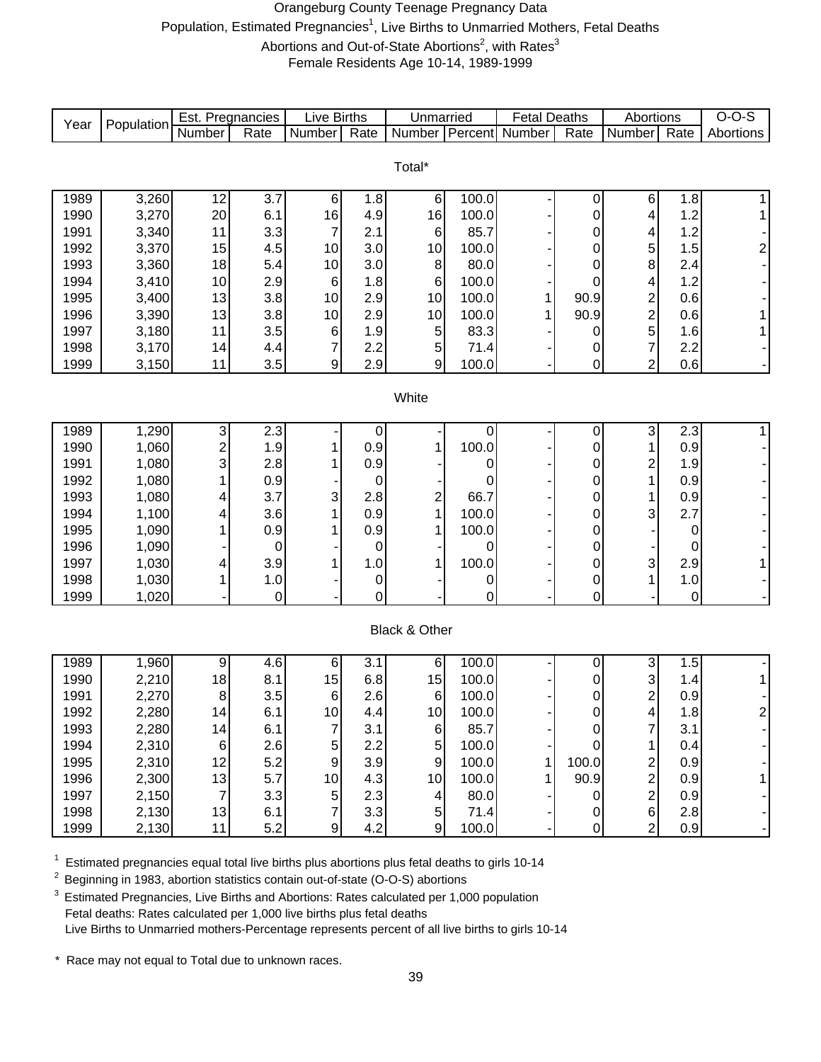Orangeburg County Teenage Pregnancy Data

Population, Estimated Pregnancies[1], Live Births to Unmarried Mothers, Fetal Deaths

Abortions and Out-of-State Abortions[2], with Rates[3]

Female Residents Age 10-14, 1989-1999

| Year | Population | Est. Pregnancies | | Live Births | | Unmarried | | Fetal Deaths | | Abortions | | O-O-S |
|---|---|---|---|---|---|---|---|---|---|---|---|---|
| | | Number | Rate | Number | Rate | Number | Percent | Number | Rate | Number | Rate | Abortions |
| **Total*** | | | | | | | | | | | | |
| 1989 | 3,260 | 12 | 3.7 | 6 | 1.8 | 6 | 100.0 | - | 0 | 6 | 1.8 | 1 |
| 1990 | 3,270 | 20 | 6.1 | 16 | 4.9 | 16 | 100.0 | - | 0 | 4 | 1.2 | 1 |
| 1991 | 3,340 | 11 | 3.3 | 7 | 2.1 | 6 | 85.7 | - | 0 | 4 | 1.2 | - |
| 1992 | 3,370 | 15 | 4.5 | 10 | 3.0 | 10 | 100.0 | - | 0 | 5 | 1.5 | 2 |
| 1993 | 3,360 | 18 | 5.4 | 10 | 3.0 | 8 | 80.0 | - | 0 | 8 | 2.4 | - |
| 1994 | 3,410 | 10 | 2.9 | 6 | 1.8 | 6 | 100.0 | - | 0 | 4 | 1.2 | - |
| 1995 | 3,400 | 13 | 3.8 | 10 | 2.9 | 10 | 100.0 | 1 | 90.9 | 2 | 0.6 | - |
| 1996 | 3,390 | 13 | 3.8 | 10 | 2.9 | 10 | 100.0 | 1 | 90.9 | 2 | 0.6 | 1 |
| 1997 | 3,180 | 11 | 3.5 | 6 | 1.9 | 5 | 83.3 | - | 0 | 5 | 1.6 | 1 |
| 1998 | 3,170 | 14 | 4.4 | 7 | 2.2 | 5 | 71.4 | - | 0 | 7 | 2.2 | - |
| 1999 | 3,150 | 11 | 3.5 | 9 | 2.9 | 9 | 100.0 | - | 0 | 2 | 0.6 | - |
| **White** | | | | | | | | | | | | |
| 1989 | 1,290 | 3 | 2.3 | - | 0 | - | 0 | - | 0 | 3 | 2.3 | 1 |
| 1990 | 1,060 | 2 | 1.9 | 1 | 0.9 | 1 | 100.0 | - | 0 | 1 | 0.9 | - |
| 1991 | 1,080 | 3 | 2.8 | 1 | 0.9 | - | 0 | - | 0 | 2 | 1.9 | - |
| 1992 | 1,080 | 1 | 0.9 | - | 0 | - | 0 | - | 0 | 1 | 0.9 | - |
| 1993 | 1,080 | 4 | 3.7 | 3 | 2.8 | 2 | 66.7 | - | 0 | 1 | 0.9 | - |
| 1994 | 1,100 | 4 | 3.6 | 1 | 0.9 | 1 | 100.0 | - | 0 | 3 | 2.7 | - |
| 1995 | 1,090 | 1 | 0.9 | 1 | 0.9 | 1 | 100.0 | - | 0 | - | 0 | - |
| 1996 | 1,090 | - | 0 | - | 0 | - | 0 | - | 0 | - | 0 | - |
| 1997 | 1,030 | 4 | 3.9 | 1 | 1.0 | 1 | 100.0 | - | 0 | 3 | 2.9 | 1 |
| 1998 | 1,030 | 1 | 1.0 | - | 0 | - | 0 | - | 0 | 1 | 1.0 | - |
| 1999 | 1,020 | - | 0 | - | 0 | - | 0 | - | 0 | - | 0 | - |
| **Black & Other** | | | | | | | | | | | | |
| 1989 | 1,960 | 9 | 4.6 | 6 | 3.1 | 6 | 100.0 | - | 0 | 3 | 1.5 | - |
| 1990 | 2,210 | 18 | 8.1 | 15 | 6.8 | 15 | 100.0 | - | 0 | 3 | 1.4 | 1 |
| 1991 | 2,270 | 8 | 3.5 | 6 | 2.6 | 6 | 100.0 | - | 0 | 2 | 0.9 | - |
| 1992 | 2,280 | 14 | 6.1 | 10 | 4.4 | 10 | 100.0 | - | 0 | 4 | 1.8 | 2 |
| 1993 | 2,280 | 14 | 6.1 | 7 | 3.1 | 6 | 85.7 | - | 0 | 7 | 3.1 | - |
| 1994 | 2,310 | 6 | 2.6 | 5 | 2.2 | 5 | 100.0 | - | 0 | 1 | 0.4 | - |
| 1995 | 2,310 | 12 | 5.2 | 9 | 3.9 | 9 | 100.0 | 1 | 100.0 | 2 | 0.9 | - |
| 1996 | 2,300 | 13 | 5.7 | 10 | 4.3 | 10 | 100.0 | 1 | 90.9 | 2 | 0.9 | 1 |
| 1997 | 2,150 | 7 | 3.3 | 5 | 2.3 | 4 | 80.0 | - | 0 | 2 | 0.9 | - |
| 1998 | 2,130 | 13 | 6.1 | 7 | 3.3 | 5 | 71.4 | - | 0 | 6 | 2.8 | - |
| 1999 | 2,130 | 11 | 5.2 | 9 | 4.2 | 9 | 100.0 | - | 0 | 2 | 0.9 | - |

[1] Estimated pregnancies equal total live births plus abortions plus fetal deaths to girls 10-14

[2] Beginning in 1983, abortion statistics contain out-of-state (O-O-S) abortions

[3] Estimated Pregnancies, Live Births and Abortions: Rates calculated per 1,000 population
Fetal deaths: Rates calculated per 1,000 live births plus fetal deaths
Live Births to Unmarried mothers-Percentage represents percent of all live births to girls 10-14

* Race may not equal to Total due to unknown races.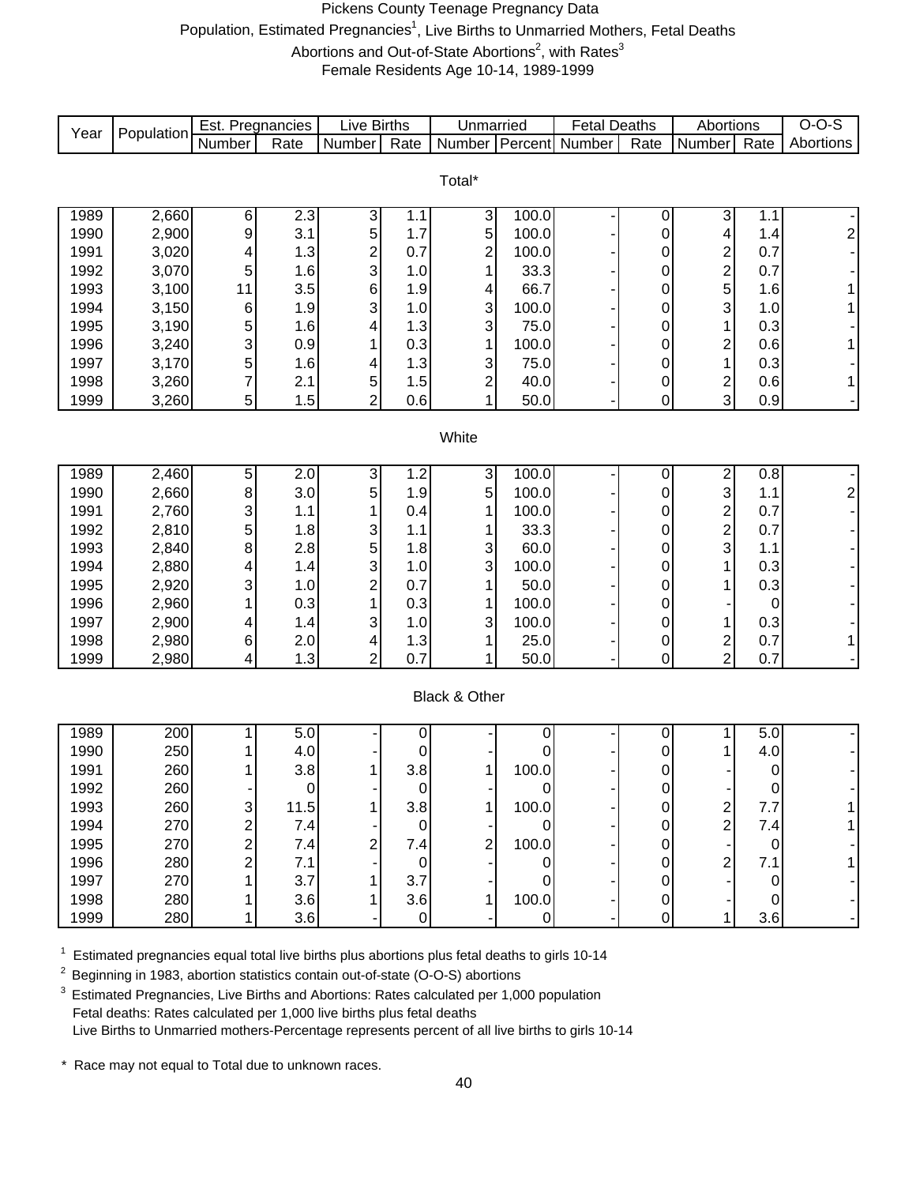# Pickens County Teenage Pregnancy Data

Population, Estimated Pregnancies[1], Live Births to Unmarried Mothers, Fetal Deaths
Abortions and Out-of-State Abortions[2], with Rates[3]
Female Residents Age 10-14, 1989-1999

| Year | Population | Est. Pregnancies | | Live Births | | Unmarried | | Fetal Deaths | | Abortions | | O-O-S |
|---|---|---|---|---|---|---|---|---|---|---|---|---|
| | | Number | Rate | Number | Rate | Number | Percent | Number | Rate | Number | Rate | Abortions |
| **Total*** | | | | | | | | | | | | |
| 1989 | 2,660 | 6 | 2.3 | 3 | 1.1 | 3 | 100.0 | - | 0 | 3 | 1.1 | - |
| 1990 | 2,900 | 9 | 3.1 | 5 | 1.7 | 5 | 100.0 | - | 0 | 4 | 1.4 | 2 |
| 1991 | 3,020 | 4 | 1.3 | 2 | 0.7 | 2 | 100.0 | - | 0 | 2 | 0.7 | - |
| 1992 | 3,070 | 5 | 1.6 | 3 | 1.0 | 1 | 33.3 | - | 0 | 2 | 0.7 | - |
| 1993 | 3,100 | 11 | 3.5 | 6 | 1.9 | 4 | 66.7 | - | 0 | 5 | 1.6 | 1 |
| 1994 | 3,150 | 6 | 1.9 | 3 | 1.0 | 3 | 100.0 | - | 0 | 3 | 1.0 | 1 |
| 1995 | 3,190 | 5 | 1.6 | 4 | 1.3 | 3 | 75.0 | - | 0 | 1 | 0.3 | - |
| 1996 | 3,240 | 3 | 0.9 | 1 | 0.3 | 1 | 100.0 | - | 0 | 2 | 0.6 | 1 |
| 1997 | 3,170 | 5 | 1.6 | 4 | 1.3 | 3 | 75.0 | - | 0 | 1 | 0.3 | - |
| 1998 | 3,260 | 7 | 2.1 | 5 | 1.5 | 2 | 40.0 | - | 0 | 2 | 0.6 | 1 |
| 1999 | 3,260 | 5 | 1.5 | 2 | 0.6 | 1 | 50.0 | - | 0 | 3 | 0.9 | - |
| **White** | | | | | | | | | | | | |
| 1989 | 2,460 | 5 | 2.0 | 3 | 1.2 | 3 | 100.0 | - | 0 | 2 | 0.8 | - |
| 1990 | 2,660 | 8 | 3.0 | 5 | 1.9 | 5 | 100.0 | - | 0 | 3 | 1.1 | 2 |
| 1991 | 2,760 | 3 | 1.1 | 1 | 0.4 | 1 | 100.0 | - | 0 | 2 | 0.7 | - |
| 1992 | 2,810 | 5 | 1.8 | 3 | 1.1 | 1 | 33.3 | - | 0 | 2 | 0.7 | - |
| 1993 | 2,840 | 8 | 2.8 | 5 | 1.8 | 3 | 60.0 | - | 0 | 3 | 1.1 | - |
| 1994 | 2,880 | 4 | 1.4 | 3 | 1.0 | 3 | 100.0 | - | 0 | 1 | 0.3 | - |
| 1995 | 2,920 | 3 | 1.0 | 2 | 0.7 | 1 | 50.0 | - | 0 | 1 | 0.3 | - |
| 1996 | 2,960 | 1 | 0.3 | 1 | 0.3 | 1 | 100.0 | - | 0 | - | 0 | - |
| 1997 | 2,900 | 4 | 1.4 | 3 | 1.0 | 3 | 100.0 | - | 0 | 1 | 0.3 | - |
| 1998 | 2,980 | 6 | 2.0 | 4 | 1.3 | 1 | 25.0 | - | 0 | 2 | 0.7 | 1 |
| 1999 | 2,980 | 4 | 1.3 | 2 | 0.7 | 1 | 50.0 | - | 0 | 2 | 0.7 | - |
| **Black & Other** | | | | | | | | | | | | |
| 1989 | 200 | 1 | 5.0 | - | 0 | - | 0 | - | 0 | 1 | 5.0 | - |
| 1990 | 250 | 1 | 4.0 | - | 0 | - | 0 | - | 0 | 1 | 4.0 | - |
| 1991 | 260 | 1 | 3.8 | 1 | 3.8 | 1 | 100.0 | - | 0 | - | 0 | - |
| 1992 | 260 | - | 0 | - | 0 | - | 0 | - | 0 | - | 0 | - |
| 1993 | 260 | 3 | 11.5 | 1 | 3.8 | 1 | 100.0 | - | 0 | 2 | 7.7 | 1 |
| 1994 | 270 | 2 | 7.4 | - | 0 | - | 0 | - | 0 | 2 | 7.4 | 1 |
| 1995 | 270 | 2 | 7.4 | 2 | 7.4 | 2 | 100.0 | - | 0 | - | 0 | - |
| 1996 | 280 | 2 | 7.1 | - | 0 | - | 0 | - | 0 | 2 | 7.1 | 1 |
| 1997 | 270 | 1 | 3.7 | 1 | 3.7 | - | 0 | - | 0 | - | 0 | - |
| 1998 | 280 | 1 | 3.6 | 1 | 3.6 | 1 | 100.0 | - | 0 | - | 0 | - |
| 1999 | 280 | 1 | 3.6 | - | 0 | - | 0 | - | 0 | 1 | 3.6 | - |

[1] Estimated pregnancies equal total live births plus abortions plus fetal deaths to girls 10-14

[2] Beginning in 1983, abortion statistics contain out-of-state (O-O-S) abortions

[3] Estimated Pregnancies, Live Births and Abortions: Rates calculated per 1,000 population
Fetal deaths: Rates calculated per 1,000 live births plus fetal deaths
Live Births to Unmarried mothers-Percentage represents percent of all live births to girls 10-14

\* Race may not equal to Total due to unknown races.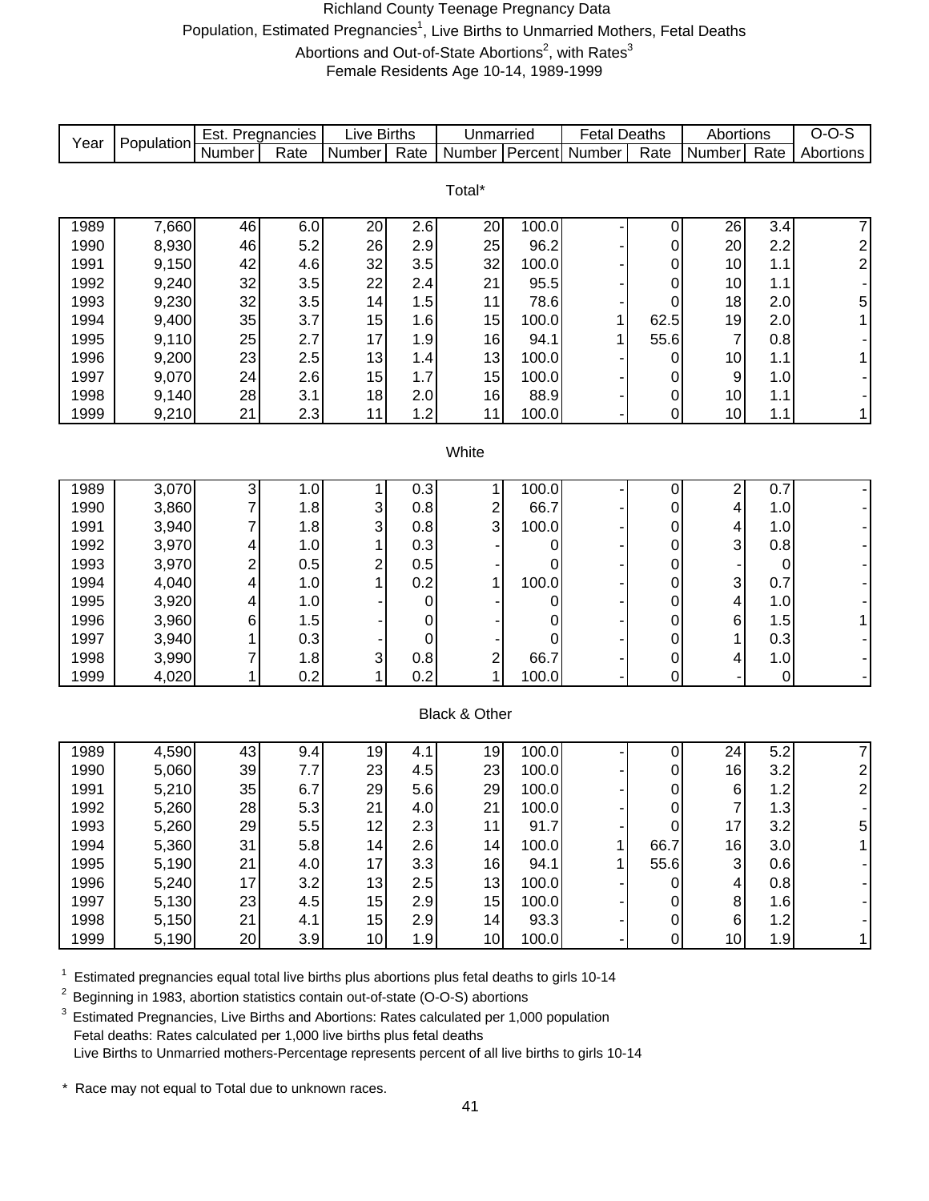# Richland County Teenage Pregnancy Data

Population, Estimated Pregnancies[1], Live Births to Unmarried Mothers, Fetal Deaths
Abortions and Out-of-State Abortions[2], with Rates[3]
Female Residents Age 10-14, 1989-1999

| Year | Population | Est. Pregnancies | | Live Births | | Unmarried | | Fetal Deaths | | Abortions | | O-O-S |
|---|---|---|---|---|---|---|---|---|---|---|---|---|
| | | Number | Rate | Number | Rate | Number | Percent | Number | Rate | Number | Rate | Abortions |
| **Total*** | | | | | | | | | | | | |
| 1989 | 7,660 | 46 | 6.0 | 20 | 2.6 | 20 | 100.0 | - | 0 | 26 | 3.4 | 7 |
| 1990 | 8,930 | 46 | 5.2 | 26 | 2.9 | 25 | 96.2 | - | 0 | 20 | 2.2 | 2 |
| 1991 | 9,150 | 42 | 4.6 | 32 | 3.5 | 32 | 100.0 | - | 0 | 10 | 1.1 | 2 |
| 1992 | 9,240 | 32 | 3.5 | 22 | 2.4 | 21 | 95.5 | - | 0 | 10 | 1.1 | - |
| 1993 | 9,230 | 32 | 3.5 | 14 | 1.5 | 11 | 78.6 | - | 0 | 18 | 2.0 | 5 |
| 1994 | 9,400 | 35 | 3.7 | 15 | 1.6 | 15 | 100.0 | 1 | 62.5 | 19 | 2.0 | 1 |
| 1995 | 9,110 | 25 | 2.7 | 17 | 1.9 | 16 | 94.1 | 1 | 55.6 | 7 | 0.8 | - |
| 1996 | 9,200 | 23 | 2.5 | 13 | 1.4 | 13 | 100.0 | - | 0 | 10 | 1.1 | 1 |
| 1997 | 9,070 | 24 | 2.6 | 15 | 1.7 | 15 | 100.0 | - | 0 | 9 | 1.0 | - |
| 1998 | 9,140 | 28 | 3.1 | 18 | 2.0 | 16 | 88.9 | - | 0 | 10 | 1.1 | - |
| 1999 | 9,210 | 21 | 2.3 | 11 | 1.2 | 11 | 100.0 | - | 0 | 10 | 1.1 | 1 |
| **White** | | | | | | | | | | | | |
| 1989 | 3,070 | 3 | 1.0 | 1 | 0.3 | 1 | 100.0 | - | 0 | 2 | 0.7 | - |
| 1990 | 3,860 | 7 | 1.8 | 3 | 0.8 | 2 | 66.7 | - | 0 | 4 | 1.0 | - |
| 1991 | 3,940 | 7 | 1.8 | 3 | 0.8 | 3 | 100.0 | - | 0 | 4 | 1.0 | - |
| 1992 | 3,970 | 4 | 1.0 | 1 | 0.3 | - | 0 | - | 0 | 3 | 0.8 | - |
| 1993 | 3,970 | 2 | 0.5 | 2 | 0.5 | - | 0 | - | 0 | - | 0 | - |
| 1994 | 4,040 | 4 | 1.0 | 1 | 0.2 | 1 | 100.0 | - | 0 | 3 | 0.7 | - |
| 1995 | 3,920 | 4 | 1.0 | - | 0 | - | 0 | - | 0 | 4 | 1.0 | - |
| 1996 | 3,960 | 6 | 1.5 | - | 0 | - | 0 | - | 0 | 6 | 1.5 | 1 |
| 1997 | 3,940 | 1 | 0.3 | - | 0 | - | 0 | - | 0 | 1 | 0.3 | - |
| 1998 | 3,990 | 7 | 1.8 | 3 | 0.8 | 2 | 66.7 | - | 0 | 4 | 1.0 | - |
| 1999 | 4,020 | 1 | 0.2 | 1 | 0.2 | 1 | 100.0 | - | 0 | - | 0 | - |
| **Black & Other** | | | | | | | | | | | | |
| 1989 | 4,590 | 43 | 9.4 | 19 | 4.1 | 19 | 100.0 | - | 0 | 24 | 5.2 | 7 |
| 1990 | 5,060 | 39 | 7.7 | 23 | 4.5 | 23 | 100.0 | - | 0 | 16 | 3.2 | 2 |
| 1991 | 5,210 | 35 | 6.7 | 29 | 5.6 | 29 | 100.0 | - | 0 | 6 | 1.2 | 2 |
| 1992 | 5,260 | 28 | 5.3 | 21 | 4.0 | 21 | 100.0 | - | 0 | 7 | 1.3 | - |
| 1993 | 5,260 | 29 | 5.5 | 12 | 2.3 | 11 | 91.7 | - | 0 | 17 | 3.2 | 5 |
| 1994 | 5,360 | 31 | 5.8 | 14 | 2.6 | 14 | 100.0 | 1 | 66.7 | 16 | 3.0 | 1 |
| 1995 | 5,190 | 21 | 4.0 | 17 | 3.3 | 16 | 94.1 | 1 | 55.6 | 3 | 0.6 | - |
| 1996 | 5,240 | 17 | 3.2 | 13 | 2.5 | 13 | 100.0 | - | 0 | 4 | 0.8 | - |
| 1997 | 5,130 | 23 | 4.5 | 15 | 2.9 | 15 | 100.0 | - | 0 | 8 | 1.6 | - |
| 1998 | 5,150 | 21 | 4.1 | 15 | 2.9 | 14 | 93.3 | - | 0 | 6 | 1.2 | - |
| 1999 | 5,190 | 20 | 3.9 | 10 | 1.9 | 10 | 100.0 | - | 0 | 10 | 1.9 | 1 |

[1] Estimated pregnancies equal total live births plus abortions plus fetal deaths to girls 10-14

[2] Beginning in 1983, abortion statistics contain out-of-state (O-O-S) abortions

[3] Estimated Pregnancies, Live Births and Abortions: Rates calculated per 1,000 population
Fetal deaths: Rates calculated per 1,000 live births plus fetal deaths
Live Births to Unmarried mothers-Percentage represents percent of all live births to girls 10-14

\* Race may not equal to Total due to unknown races.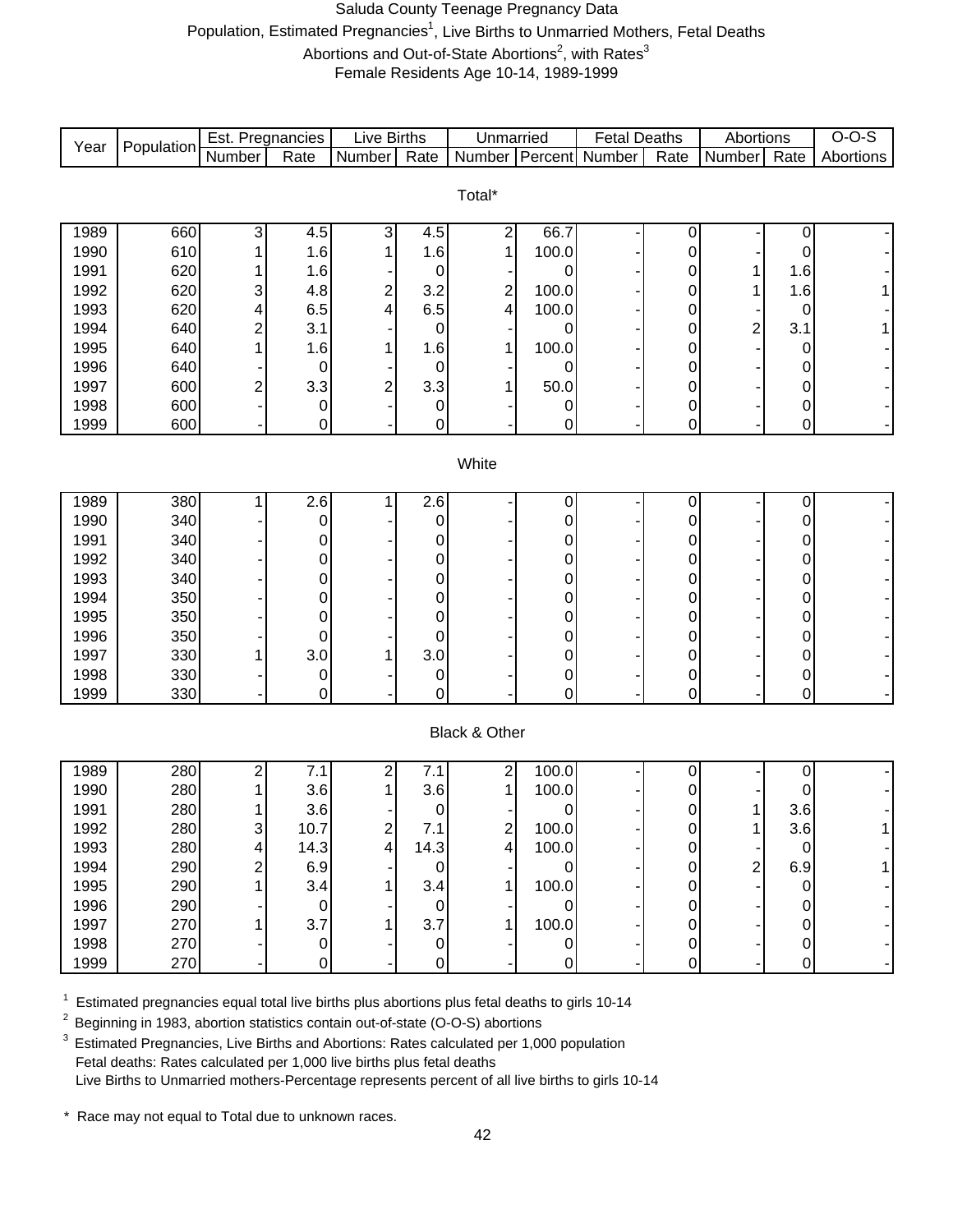# Saluda County Teenage Pregnancy Data

Population, Estimated Pregnancies[1], Live Births to Unmarried Mothers, Fetal Deaths

Abortions and Out-of-State Abortions[2], with Rates[3]

Female Residents Age 10-14, 1989-1999

| Year | Population | Est. Pregnancies | | Live Births | | Unmarried | | Fetal Deaths | | Abortions | | O-O-S |
|---|---|---|---|---|---|---|---|---|---|---|---|---|
| | | Number | Rate | Number | Rate | Number | Percent | Number | Rate | Number | Rate | Abortions |
| **Total*** | | | | | | | | | | | | |
| 1989 | 660 | 3 | 4.5 | 3 | 4.5 | 2 | 66.7 | - | 0 | - | 0 | - |
| 1990 | 610 | 1 | 1.6 | 1 | 1.6 | 1 | 100.0 | - | 0 | - | 0 | - |
| 1991 | 620 | 1 | 1.6 | - | 0 | - | 0 | - | 0 | 1 | 1.6 | - |
| 1992 | 620 | 3 | 4.8 | 2 | 3.2 | 2 | 100.0 | - | 0 | 1 | 1.6 | 1 |
| 1993 | 620 | 4 | 6.5 | 4 | 6.5 | 4 | 100.0 | - | 0 | - | 0 | - |
| 1994 | 640 | 2 | 3.1 | - | 0 | - | 0 | - | 0 | 2 | 3.1 | 1 |
| 1995 | 640 | 1 | 1.6 | 1 | 1.6 | 1 | 100.0 | - | 0 | - | 0 | - |
| 1996 | 640 | - | 0 | - | 0 | - | 0 | - | 0 | - | 0 | - |
| 1997 | 600 | 2 | 3.3 | 2 | 3.3 | 1 | 50.0 | - | 0 | - | 0 | - |
| 1998 | 600 | - | 0 | - | 0 | - | 0 | - | 0 | - | 0 | - |
| 1999 | 600 | - | 0 | - | 0 | - | 0 | - | 0 | - | 0 | - |
| **White** | | | | | | | | | | | | |
| 1989 | 380 | 1 | 2.6 | 1 | 2.6 | - | 0 | - | 0 | - | 0 | - |
| 1990 | 340 | - | 0 | - | 0 | - | 0 | - | 0 | - | 0 | - |
| 1991 | 340 | - | 0 | - | 0 | - | 0 | - | 0 | - | 0 | - |
| 1992 | 340 | - | 0 | - | 0 | - | 0 | - | 0 | - | 0 | - |
| 1993 | 340 | - | 0 | - | 0 | - | 0 | - | 0 | - | 0 | - |
| 1994 | 350 | - | 0 | - | 0 | - | 0 | - | 0 | - | 0 | - |
| 1995 | 350 | - | 0 | - | 0 | - | 0 | - | 0 | - | 0 | - |
| 1996 | 350 | - | 0 | - | 0 | - | 0 | - | 0 | - | 0 | - |
| 1997 | 330 | 1 | 3.0 | 1 | 3.0 | - | 0 | - | 0 | - | 0 | - |
| 1998 | 330 | - | 0 | - | 0 | - | 0 | - | 0 | - | 0 | - |
| 1999 | 330 | - | 0 | - | 0 | - | 0 | - | 0 | - | 0 | - |
| **Black & Other** | | | | | | | | | | | | |
| 1989 | 280 | 2 | 7.1 | 2 | 7.1 | 2 | 100.0 | - | 0 | - | 0 | - |
| 1990 | 280 | 1 | 3.6 | 1 | 3.6 | 1 | 100.0 | - | 0 | - | 0 | - |
| 1991 | 280 | 1 | 3.6 | - | 0 | - | 0 | - | 0 | 1 | 3.6 | - |
| 1992 | 280 | 3 | 10.7 | 2 | 7.1 | 2 | 100.0 | - | 0 | 1 | 3.6 | 1 |
| 1993 | 280 | 4 | 14.3 | 4 | 14.3 | 4 | 100.0 | - | 0 | - | 0 | - |
| 1994 | 290 | 2 | 6.9 | - | 0 | - | 0 | - | 0 | 2 | 6.9 | 1 |
| 1995 | 290 | 1 | 3.4 | 1 | 3.4 | 1 | 100.0 | - | 0 | - | 0 | - |
| 1996 | 290 | - | 0 | - | 0 | - | 0 | - | 0 | - | 0 | - |
| 1997 | 270 | 1 | 3.7 | 1 | 3.7 | 1 | 100.0 | - | 0 | - | 0 | - |
| 1998 | 270 | - | 0 | - | 0 | - | 0 | - | 0 | - | 0 | - |
| 1999 | 270 | - | 0 | - | 0 | - | 0 | - | 0 | - | 0 | - |

[1] Estimated pregnancies equal total live births plus abortions plus fetal deaths to girls 10-14

[2] Beginning in 1983, abortion statistics contain out-of-state (O-O-S) abortions

[3] Estimated Pregnancies, Live Births and Abortions: Rates calculated per 1,000 population
Fetal deaths: Rates calculated per 1,000 live births plus fetal deaths
Live Births to Unmarried mothers-Percentage represents percent of all live births to girls 10-14

* Race may not equal to Total due to unknown races.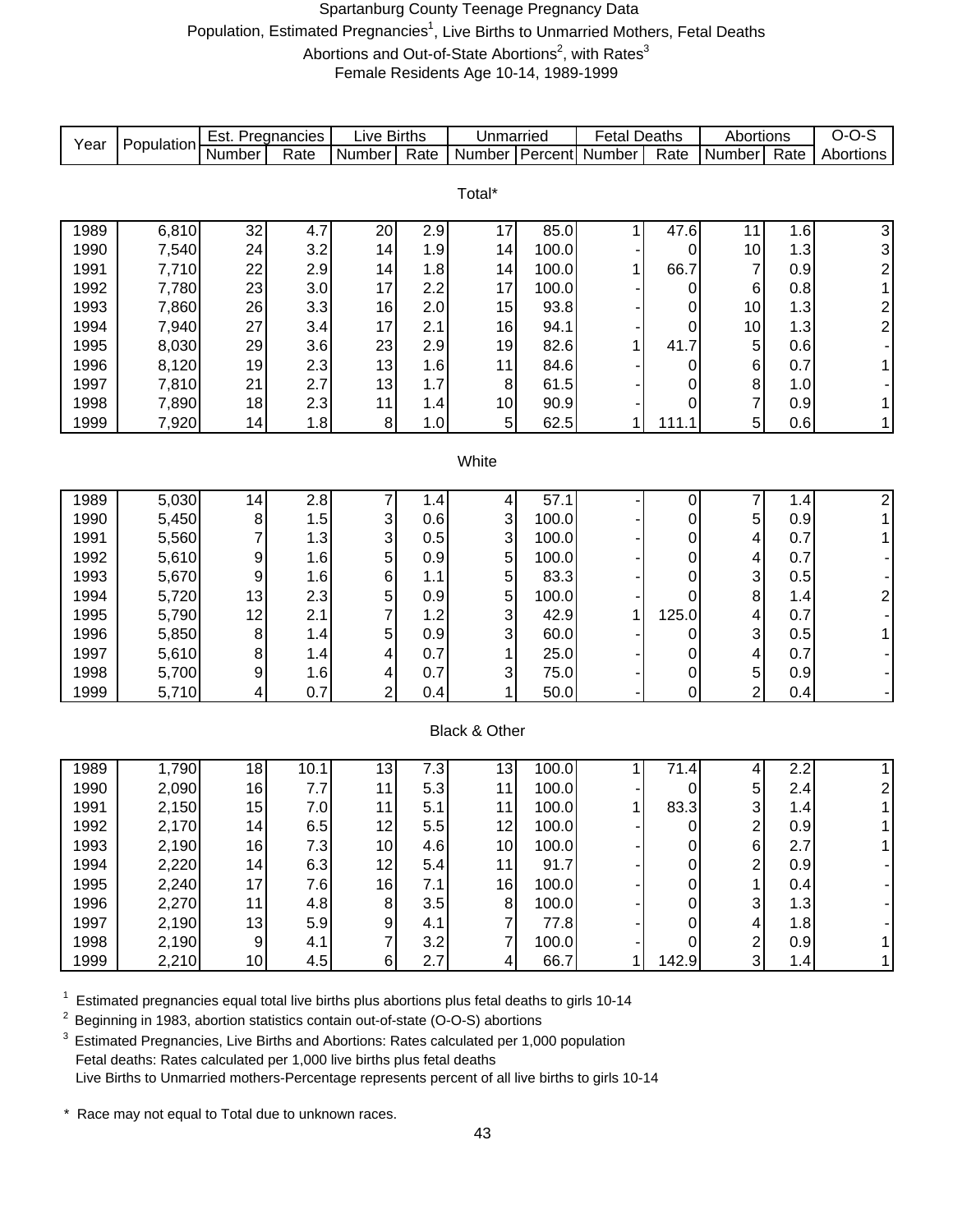# Spartanburg County Teenage Pregnancy Data

## Population, Estimated Pregnancies[1], Live Births to Unmarried Mothers, Fetal Deaths Abortions and Out-of-State Abortions[2], with Rates[3]

## Female Residents Age 10-14, 1989-1999

| Year | Population | Est. Pregnancies | | Live Births | | Unmarried | | Fetal Deaths | | Abortions | | O-O-S |
|---|---|---|---|---|---|---|---|---|---|---|---|---|
| | | Number | Rate | Number | Rate | Number | Percent | Number | Rate | Number | Rate | Abortions |
| **Total*** | | | | | | | | | | | | |
| 1989 | 6,810 | 32 | 4.7 | 20 | 2.9 | 17 | 85.0 | 1 | 47.6 | 11 | 1.6 | 3 |
| 1990 | 7,540 | 24 | 3.2 | 14 | 1.9 | 14 | 100.0 | - | 0 | 10 | 1.3 | 3 |
| 1991 | 7,710 | 22 | 2.9 | 14 | 1.8 | 14 | 100.0 | 1 | 66.7 | 7 | 0.9 | 2 |
| 1992 | 7,780 | 23 | 3.0 | 17 | 2.2 | 17 | 100.0 | - | 0 | 6 | 0.8 | 1 |
| 1993 | 7,860 | 26 | 3.3 | 16 | 2.0 | 15 | 93.8 | - | 0 | 10 | 1.3 | 2 |
| 1994 | 7,940 | 27 | 3.4 | 17 | 2.1 | 16 | 94.1 | - | 0 | 10 | 1.3 | 2 |
| 1995 | 8,030 | 29 | 3.6 | 23 | 2.9 | 19 | 82.6 | 1 | 41.7 | 5 | 0.6 | - |
| 1996 | 8,120 | 19 | 2.3 | 13 | 1.6 | 11 | 84.6 | - | 0 | 6 | 0.7 | 1 |
| 1997 | 7,810 | 21 | 2.7 | 13 | 1.7 | 8 | 61.5 | - | 0 | 8 | 1.0 | - |
| 1998 | 7,890 | 18 | 2.3 | 11 | 1.4 | 10 | 90.9 | - | 0 | 7 | 0.9 | 1 |
| 1999 | 7,920 | 14 | 1.8 | 8 | 1.0 | 5 | 62.5 | 1 | 111.1 | 5 | 0.6 | 1 |
| **White** | | | | | | | | | | | | |
| 1989 | 5,030 | 14 | 2.8 | 7 | 1.4 | 4 | 57.1 | - | 0 | 7 | 1.4 | 2 |
| 1990 | 5,450 | 8 | 1.5 | 3 | 0.6 | 3 | 100.0 | - | 0 | 5 | 0.9 | 1 |
| 1991 | 5,560 | 7 | 1.3 | 3 | 0.5 | 3 | 100.0 | - | 0 | 4 | 0.7 | 1 |
| 1992 | 5,610 | 9 | 1.6 | 5 | 0.9 | 5 | 100.0 | - | 0 | 4 | 0.7 | - |
| 1993 | 5,670 | 9 | 1.6 | 6 | 1.1 | 5 | 83.3 | - | 0 | 3 | 0.5 | - |
| 1994 | 5,720 | 13 | 2.3 | 5 | 0.9 | 5 | 100.0 | - | 0 | 8 | 1.4 | 2 |
| 1995 | 5,790 | 12 | 2.1 | 7 | 1.2 | 3 | 42.9 | 1 | 125.0 | 4 | 0.7 | - |
| 1996 | 5,850 | 8 | 1.4 | 5 | 0.9 | 3 | 60.0 | - | 0 | 3 | 0.5 | 1 |
| 1997 | 5,610 | 8 | 1.4 | 4 | 0.7 | 1 | 25.0 | - | 0 | 4 | 0.7 | - |
| 1998 | 5,700 | 9 | 1.6 | 4 | 0.7 | 3 | 75.0 | - | 0 | 5 | 0.9 | - |
| 1999 | 5,710 | 4 | 0.7 | 2 | 0.4 | 1 | 50.0 | - | 0 | 2 | 0.4 | - |
| **Black & Other** | | | | | | | | | | | | |
| 1989 | 1,790 | 18 | 10.1 | 13 | 7.3 | 13 | 100.0 | 1 | 71.4 | 4 | 2.2 | 1 |
| 1990 | 2,090 | 16 | 7.7 | 11 | 5.3 | 11 | 100.0 | - | 0 | 5 | 2.4 | 2 |
| 1991 | 2,150 | 15 | 7.0 | 11 | 5.1 | 11 | 100.0 | 1 | 83.3 | 3 | 1.4 | 1 |
| 1992 | 2,170 | 14 | 6.5 | 12 | 5.5 | 12 | 100.0 | - | 0 | 2 | 0.9 | 1 |
| 1993 | 2,190 | 16 | 7.3 | 10 | 4.6 | 10 | 100.0 | - | 0 | 6 | 2.7 | 1 |
| 1994 | 2,220 | 14 | 6.3 | 12 | 5.4 | 11 | 91.7 | - | 0 | 2 | 0.9 | - |
| 1995 | 2,240 | 17 | 7.6 | 16 | 7.1 | 16 | 100.0 | - | 0 | 1 | 0.4 | - |
| 1996 | 2,270 | 11 | 4.8 | 8 | 3.5 | 8 | 100.0 | - | 0 | 3 | 1.3 | - |
| 1997 | 2,190 | 13 | 5.9 | 9 | 4.1 | 7 | 77.8 | - | 0 | 4 | 1.8 | - |
| 1998 | 2,190 | 9 | 4.1 | 7 | 3.2 | 7 | 100.0 | - | 0 | 2 | 0.9 | 1 |
| 1999 | 2,210 | 10 | 4.5 | 6 | 2.7 | 4 | 66.7 | 1 | 142.9 | 3 | 1.4 | 1 |

[1] Estimated pregnancies equal total live births plus abortions plus fetal deaths to girls 10-14

[2] Beginning in 1983, abortion statistics contain out-of-state (O-O-S) abortions

[3] Estimated Pregnancies, Live Births and Abortions: Rates calculated per 1,000 population
Fetal deaths: Rates calculated per 1,000 live births plus fetal deaths
Live Births to Unmarried mothers-Percentage represents percent of all live births to girls 10-14

\* Race may not equal to Total due to unknown races.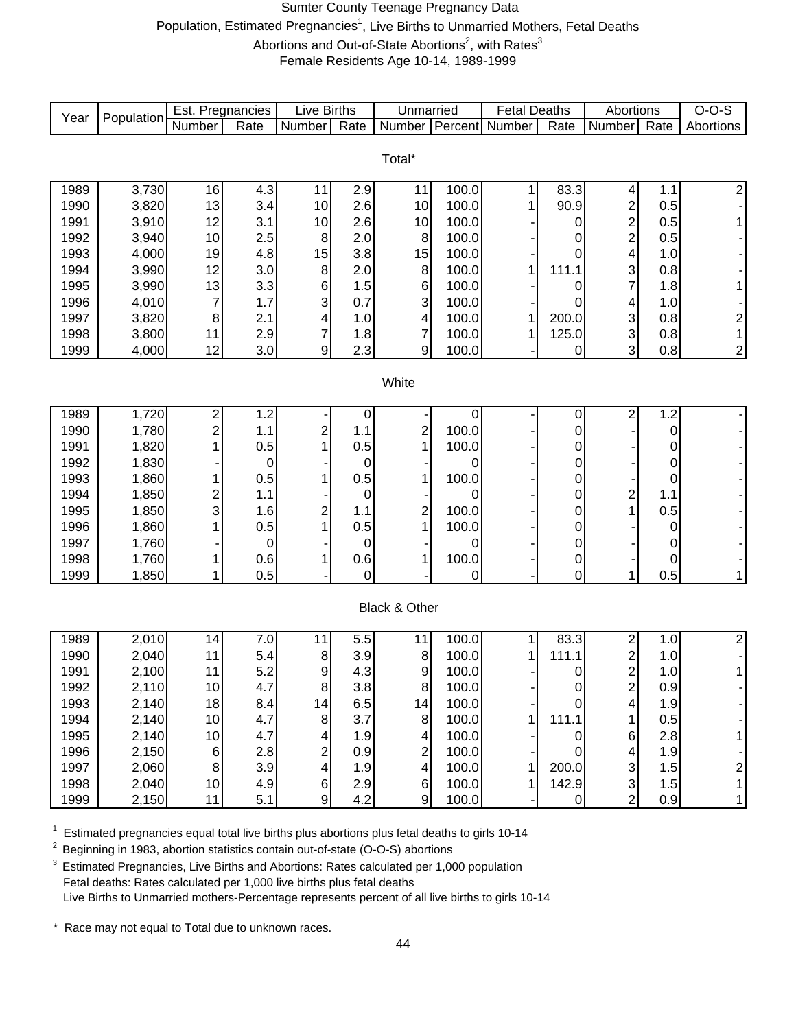# Sumter County Teenage Pregnancy Data

Population, Estimated Pregnancies[1], Live Births to Unmarried Mothers, Fetal Deaths

Abortions and Out-of-State Abortions[2], with Rates[3]

Female Residents Age 10-14, 1989-1999

| Year | Population | Est. Pregnancies | | Live Births | | Unmarried | | Fetal Deaths | | Abortions | | O-O-S |
|---|---|---|---|---|---|---|---|---|---|---|---|---|
| | | Number | Rate | Number | Rate | Number | Percent | Number | Rate | Number | Rate | Abortions |
| **Total*** | | | | | | | | | | | | |
| 1989 | 3,730 | 16 | 4.3 | 11 | 2.9 | 11 | 100.0 | 1 | 83.3 | 4 | 1.1 | 2 |
| 1990 | 3,820 | 13 | 3.4 | 10 | 2.6 | 10 | 100.0 | 1 | 90.9 | 2 | 0.5 | - |
| 1991 | 3,910 | 12 | 3.1 | 10 | 2.6 | 10 | 100.0 | - | 0 | 2 | 0.5 | 1 |
| 1992 | 3,940 | 10 | 2.5 | 8 | 2.0 | 8 | 100.0 | - | 0 | 2 | 0.5 | - |
| 1993 | 4,000 | 19 | 4.8 | 15 | 3.8 | 15 | 100.0 | - | 0 | 4 | 1.0 | - |
| 1994 | 3,990 | 12 | 3.0 | 8 | 2.0 | 8 | 100.0 | 1 | 111.1 | 3 | 0.8 | - |
| 1995 | 3,990 | 13 | 3.3 | 6 | 1.5 | 6 | 100.0 | - | 0 | 7 | 1.8 | 1 |
| 1996 | 4,010 | 7 | 1.7 | 3 | 0.7 | 3 | 100.0 | - | 0 | 4 | 1.0 | - |
| 1997 | 3,820 | 8 | 2.1 | 4 | 1.0 | 4 | 100.0 | 1 | 200.0 | 3 | 0.8 | 2 |
| 1998 | 3,800 | 11 | 2.9 | 7 | 1.8 | 7 | 100.0 | 1 | 125.0 | 3 | 0.8 | 1 |
| 1999 | 4,000 | 12 | 3.0 | 9 | 2.3 | 9 | 100.0 | - | 0 | 3 | 0.8 | 2 |
| **White** | | | | | | | | | | | | |
| 1989 | 1,720 | 2 | 1.2 | - | 0 | - | 0 | - | 0 | 2 | 1.2 | - |
| 1990 | 1,780 | 2 | 1.1 | 2 | 1.1 | 2 | 100.0 | - | 0 | - | 0 | - |
| 1991 | 1,820 | 1 | 0.5 | 1 | 0.5 | 1 | 100.0 | - | 0 | - | 0 | - |
| 1992 | 1,830 | - | 0 | - | 0 | - | 0 | - | 0 | - | 0 | - |
| 1993 | 1,860 | 1 | 0.5 | 1 | 0.5 | 1 | 100.0 | - | 0 | - | 0 | - |
| 1994 | 1,850 | 2 | 1.1 | - | 0 | - | 0 | - | 0 | 2 | 1.1 | - |
| 1995 | 1,850 | 3 | 1.6 | 2 | 1.1 | 2 | 100.0 | - | 0 | 1 | 0.5 | - |
| 1996 | 1,860 | 1 | 0.5 | 1 | 0.5 | 1 | 100.0 | - | 0 | - | 0 | - |
| 1997 | 1,760 | - | 0 | - | 0 | - | 0 | - | 0 | - | 0 | - |
| 1998 | 1,760 | 1 | 0.6 | 1 | 0.6 | 1 | 100.0 | - | 0 | - | 0 | - |
| 1999 | 1,850 | 1 | 0.5 | - | 0 | - | 0 | - | 0 | 1 | 0.5 | 1 |
| **Black & Other** | | | | | | | | | | | | |
| 1989 | 2,010 | 14 | 7.0 | 11 | 5.5 | 11 | 100.0 | 1 | 83.3 | 2 | 1.0 | 2 |
| 1990 | 2,040 | 11 | 5.4 | 8 | 3.9 | 8 | 100.0 | 1 | 111.1 | 2 | 1.0 | - |
| 1991 | 2,100 | 11 | 5.2 | 9 | 4.3 | 9 | 100.0 | - | 0 | 2 | 1.0 | 1 |
| 1992 | 2,110 | 10 | 4.7 | 8 | 3.8 | 8 | 100.0 | - | 0 | 2 | 0.9 | - |
| 1993 | 2,140 | 18 | 8.4 | 14 | 6.5 | 14 | 100.0 | - | 0 | 4 | 1.9 | - |
| 1994 | 2,140 | 10 | 4.7 | 8 | 3.7 | 8 | 100.0 | 1 | 111.1 | 1 | 0.5 | - |
| 1995 | 2,140 | 10 | 4.7 | 4 | 1.9 | 4 | 100.0 | - | 0 | 6 | 2.8 | 1 |
| 1996 | 2,150 | 6 | 2.8 | 2 | 0.9 | 2 | 100.0 | - | 0 | 4 | 1.9 | - |
| 1997 | 2,060 | 8 | 3.9 | 4 | 1.9 | 4 | 100.0 | 1 | 200.0 | 3 | 1.5 | 2 |
| 1998 | 2,040 | 10 | 4.9 | 6 | 2.9 | 6 | 100.0 | 1 | 142.9 | 3 | 1.5 | 1 |
| 1999 | 2,150 | 11 | 5.1 | 9 | 4.2 | 9 | 100.0 | - | 0 | 2 | 0.9 | 1 |

[1] Estimated pregnancies equal total live births plus abortions plus fetal deaths to girls 10-14

[2] Beginning in 1983, abortion statistics contain out-of-state (O-O-S) abortions

[3] Estimated Pregnancies, Live Births and Abortions: Rates calculated per 1,000 population
Fetal deaths: Rates calculated per 1,000 live births plus fetal deaths
Live Births to Unmarried mothers-Percentage represents percent of all live births to girls 10-14

\* Race may not equal to Total due to unknown races.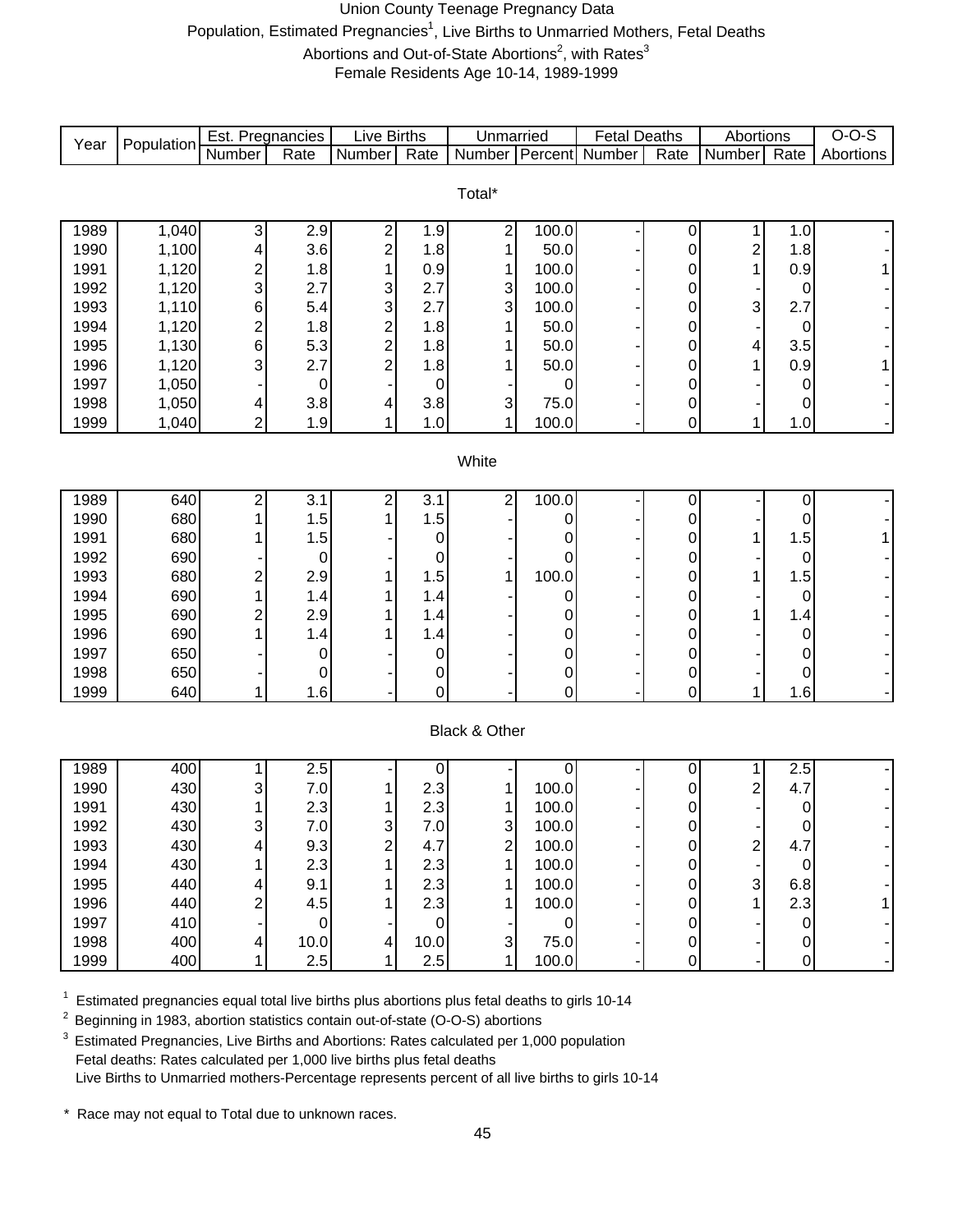# Union County Teenage Pregnancy Data

Population, Estimated Pregnancies[1], Live Births to Unmarried Mothers, Fetal Deaths

Abortions and Out-of-State Abortions[2], with Rates[3]

Female Residents Age 10-14, 1989-1999

| Year | Population | Est. Pregnancies | | Live Births | | Unmarried | | Fetal Deaths | | Abortions | | O-O-S |
|---|---|---|---|---|---|---|---|---|---|---|---|---|
| | | Number | Rate | Number | Rate | Number | Percent | Number | Rate | Number | Rate | Abortions |
| **Total*** | | | | | | | | | | | | |
| 1989 | 1,040 | 3 | 2.9 | 2 | 1.9 | 2 | 100.0 | - | 0 | 1 | 1.0 | - |
| 1990 | 1,100 | 4 | 3.6 | 2 | 1.8 | 1 | 50.0 | - | 0 | 2 | 1.8 | - |
| 1991 | 1,120 | 2 | 1.8 | 1 | 0.9 | 1 | 100.0 | - | 0 | 1 | 0.9 | 1 |
| 1992 | 1,120 | 3 | 2.7 | 3 | 2.7 | 3 | 100.0 | - | 0 | - | 0 | - |
| 1993 | 1,110 | 6 | 5.4 | 3 | 2.7 | 3 | 100.0 | - | 0 | 3 | 2.7 | - |
| 1994 | 1,120 | 2 | 1.8 | 2 | 1.8 | 1 | 50.0 | - | 0 | - | 0 | - |
| 1995 | 1,130 | 6 | 5.3 | 2 | 1.8 | 1 | 50.0 | - | 0 | 4 | 3.5 | - |
| 1996 | 1,120 | 3 | 2.7 | 2 | 1.8 | 1 | 50.0 | - | 0 | 1 | 0.9 | 1 |
| 1997 | 1,050 | - | 0 | - | 0 | - | 0 | - | 0 | - | 0 | - |
| 1998 | 1,050 | 4 | 3.8 | 4 | 3.8 | 3 | 75.0 | - | 0 | - | 0 | - |
| 1999 | 1,040 | 2 | 1.9 | 1 | 1.0 | 1 | 100.0 | - | 0 | 1 | 1.0 | - |
| **White** | | | | | | | | | | | | |
| 1989 | 640 | 2 | 3.1 | 2 | 3.1 | 2 | 100.0 | - | 0 | - | 0 | - |
| 1990 | 680 | 1 | 1.5 | 1 | 1.5 | - | 0 | - | 0 | - | 0 | - |
| 1991 | 680 | 1 | 1.5 | - | 0 | - | 0 | - | 0 | 1 | 1.5 | 1 |
| 1992 | 690 | - | 0 | - | 0 | - | 0 | - | 0 | - | 0 | - |
| 1993 | 680 | 2 | 2.9 | 1 | 1.5 | 1 | 100.0 | - | 0 | 1 | 1.5 | - |
| 1994 | 690 | 1 | 1.4 | 1 | 1.4 | - | 0 | - | 0 | - | 0 | - |
| 1995 | 690 | 2 | 2.9 | 1 | 1.4 | - | 0 | - | 0 | 1 | 1.4 | - |
| 1996 | 690 | 1 | 1.4 | 1 | 1.4 | - | 0 | - | 0 | - | 0 | - |
| 1997 | 650 | - | 0 | - | 0 | - | 0 | - | 0 | - | 0 | - |
| 1998 | 650 | - | 0 | - | 0 | - | 0 | - | 0 | - | 0 | - |
| 1999 | 640 | 1 | 1.6 | - | 0 | - | 0 | - | 0 | 1 | 1.6 | - |
| **Black & Other** | | | | | | | | | | | | |
| 1989 | 400 | 1 | 2.5 | - | 0 | - | 0 | - | 0 | 1 | 2.5 | - |
| 1990 | 430 | 3 | 7.0 | 1 | 2.3 | 1 | 100.0 | - | 0 | 2 | 4.7 | - |
| 1991 | 430 | 1 | 2.3 | 1 | 2.3 | 1 | 100.0 | - | 0 | - | 0 | - |
| 1992 | 430 | 3 | 7.0 | 3 | 7.0 | 3 | 100.0 | - | 0 | - | 0 | - |
| 1993 | 430 | 4 | 9.3 | 2 | 4.7 | 2 | 100.0 | - | 0 | 2 | 4.7 | - |
| 1994 | 430 | 1 | 2.3 | 1 | 2.3 | 1 | 100.0 | - | 0 | - | 0 | - |
| 1995 | 440 | 4 | 9.1 | 1 | 2.3 | 1 | 100.0 | - | 0 | 3 | 6.8 | - |
| 1996 | 440 | 2 | 4.5 | 1 | 2.3 | 1 | 100.0 | - | 0 | 1 | 2.3 | 1 |
| 1997 | 410 | - | 0 | - | 0 | - | 0 | - | 0 | - | 0 | - |
| 1998 | 400 | 4 | 10.0 | 4 | 10.0 | 3 | 75.0 | - | 0 | - | 0 | - |
| 1999 | 400 | 1 | 2.5 | 1 | 2.5 | 1 | 100.0 | - | 0 | - | 0 | - |

[1] Estimated pregnancies equal total live births plus abortions plus fetal deaths to girls 10-14

[2] Beginning in 1983, abortion statistics contain out-of-state (O-O-S) abortions

[3] Estimated Pregnancies, Live Births and Abortions: Rates calculated per 1,000 population
Fetal deaths: Rates calculated per 1,000 live births plus fetal deaths
Live Births to Unmarried mothers-Percentage represents percent of all live births to girls 10-14

\* Race may not equal to Total due to unknown races.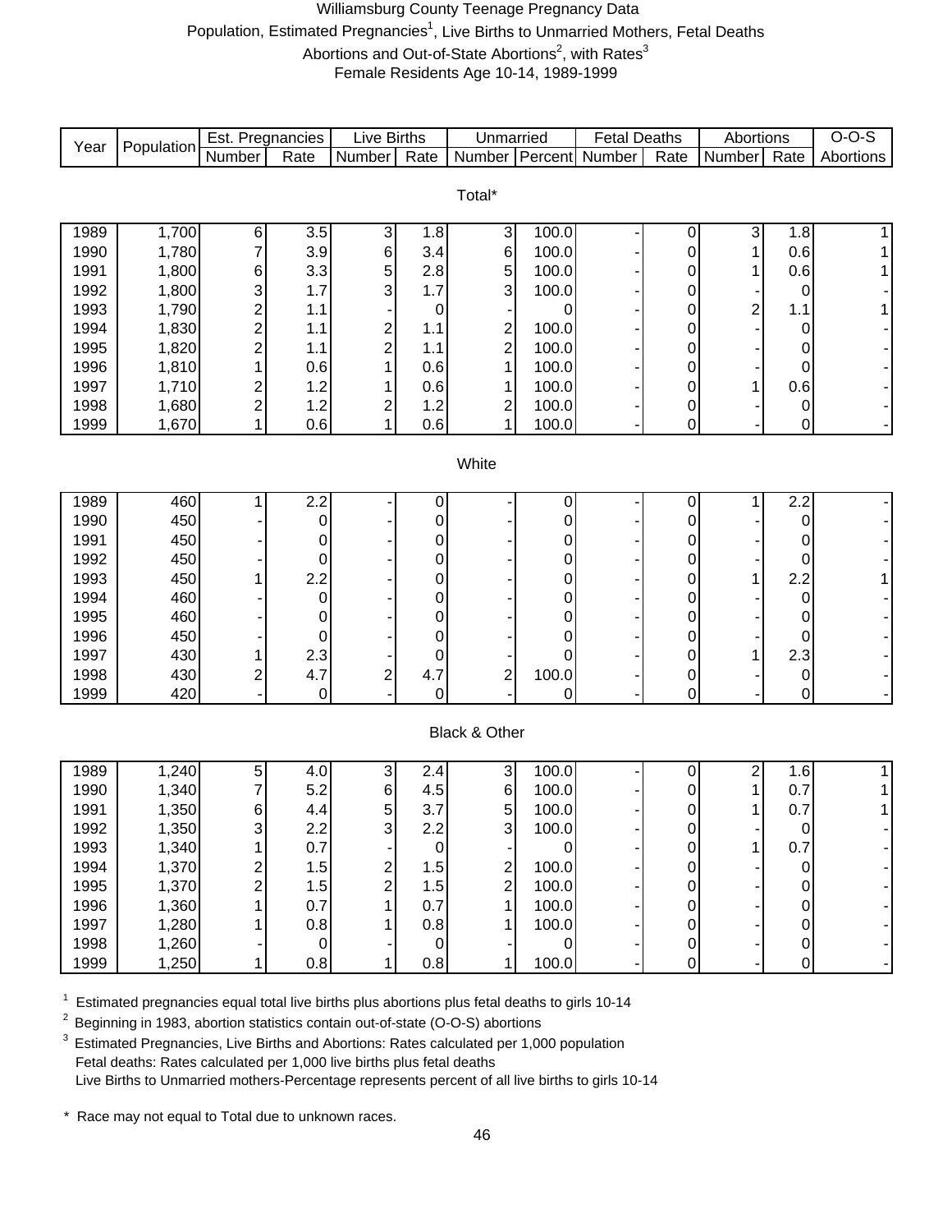# Williamsburg County Teenage Pregnancy Data

Population, Estimated Pregnancies[1], Live Births to Unmarried Mothers, Fetal Deaths Abortions and Out-of-State Abortions[2], with Rates[3]

Female Residents Age 10-14, 1989-1999

| Year | Population | Est. Pregnancies | | Live Births | | Unmarried | | Fetal Deaths | | Abortions | | O-O-S |
|---|---|---|---|---|---|---|---|---|---|---|---|---|
| | | Number | Rate | Number | Rate | Number | Percent | Number | Rate | Number | Rate | Abortions |
| **Total*** | | | | | | | | | | | | |
| 1989 | 1,700 | 6 | 3.5 | 3 | 1.8 | 3 | 100.0 | - | 0 | 3 | 1.8 | 1 |
| 1990 | 1,780 | 7 | 3.9 | 6 | 3.4 | 6 | 100.0 | - | 0 | 1 | 0.6 | 1 |
| 1991 | 1,800 | 6 | 3.3 | 5 | 2.8 | 5 | 100.0 | - | 0 | 1 | 0.6 | 1 |
| 1992 | 1,800 | 3 | 1.7 | 3 | 1.7 | 3 | 100.0 | - | 0 | - | 0 | - |
| 1993 | 1,790 | 2 | 1.1 | - | 0 | - | 0 | - | 0 | 2 | 1.1 | 1 |
| 1994 | 1,830 | 2 | 1.1 | 2 | 1.1 | 2 | 100.0 | - | 0 | - | 0 | - |
| 1995 | 1,820 | 2 | 1.1 | 2 | 1.1 | 2 | 100.0 | - | 0 | - | 0 | - |
| 1996 | 1,810 | 1 | 0.6 | 1 | 0.6 | 1 | 100.0 | - | 0 | - | 0 | - |
| 1997 | 1,710 | 2 | 1.2 | 1 | 0.6 | 1 | 100.0 | - | 0 | 1 | 0.6 | - |
| 1998 | 1,680 | 2 | 1.2 | 2 | 1.2 | 2 | 100.0 | - | 0 | - | 0 | - |
| 1999 | 1,670 | 1 | 0.6 | 1 | 0.6 | 1 | 100.0 | - | 0 | - | 0 | - |
| **White** | | | | | | | | | | | | |
| 1989 | 460 | 1 | 2.2 | - | 0 | - | 0 | - | 0 | 1 | 2.2 | - |
| 1990 | 450 | - | 0 | - | 0 | - | 0 | - | 0 | - | 0 | - |
| 1991 | 450 | - | 0 | - | 0 | - | 0 | - | 0 | - | 0 | - |
| 1992 | 450 | - | 0 | - | 0 | - | 0 | - | 0 | - | 0 | - |
| 1993 | 450 | 1 | 2.2 | - | 0 | - | 0 | - | 0 | 1 | 2.2 | 1 |
| 1994 | 460 | - | 0 | - | 0 | - | 0 | - | 0 | - | 0 | - |
| 1995 | 460 | - | 0 | - | 0 | - | 0 | - | 0 | - | 0 | - |
| 1996 | 450 | - | 0 | - | 0 | - | 0 | - | 0 | - | 0 | - |
| 1997 | 430 | 1 | 2.3 | - | 0 | - | 0 | - | 0 | 1 | 2.3 | - |
| 1998 | 430 | 2 | 4.7 | 2 | 4.7 | 2 | 100.0 | - | 0 | - | 0 | - |
| 1999 | 420 | - | 0 | - | 0 | - | 0 | - | 0 | - | 0 | - |
| **Black & Other** | | | | | | | | | | | | |
| 1989 | 1,240 | 5 | 4.0 | 3 | 2.4 | 3 | 100.0 | - | 0 | 2 | 1.6 | 1 |
| 1990 | 1,340 | 7 | 5.2 | 6 | 4.5 | 6 | 100.0 | - | 0 | 1 | 0.7 | 1 |
| 1991 | 1,350 | 6 | 4.4 | 5 | 3.7 | 5 | 100.0 | - | 0 | 1 | 0.7 | 1 |
| 1992 | 1,350 | 3 | 2.2 | 3 | 2.2 | 3 | 100.0 | - | 0 | - | 0 | - |
| 1993 | 1,340 | 1 | 0.7 | - | 0 | - | 0 | - | 0 | 1 | 0.7 | - |
| 1994 | 1,370 | 2 | 1.5 | 2 | 1.5 | 2 | 100.0 | - | 0 | - | 0 | - |
| 1995 | 1,370 | 2 | 1.5 | 2 | 1.5 | 2 | 100.0 | - | 0 | - | 0 | - |
| 1996 | 1,360 | 1 | 0.7 | 1 | 0.7 | 1 | 100.0 | - | 0 | - | 0 | - |
| 1997 | 1,280 | 1 | 0.8 | 1 | 0.8 | 1 | 100.0 | - | 0 | - | 0 | - |
| 1998 | 1,260 | - | 0 | - | 0 | - | 0 | - | 0 | - | 0 | - |
| 1999 | 1,250 | 1 | 0.8 | 1 | 0.8 | 1 | 100.0 | - | 0 | - | 0 | - |

[1] Estimated pregnancies equal total live births plus abortions plus fetal deaths to girls 10-14

[2] Beginning in 1983, abortion statistics contain out-of-state (O-O-S) abortions

[3] Estimated Pregnancies, Live Births and Abortions: Rates calculated per 1,000 population
Fetal deaths: Rates calculated per 1,000 live births plus fetal deaths
Live Births to Unmarried mothers-Percentage represents percent of all live births to girls 10-14

* Race may not equal to Total due to unknown races.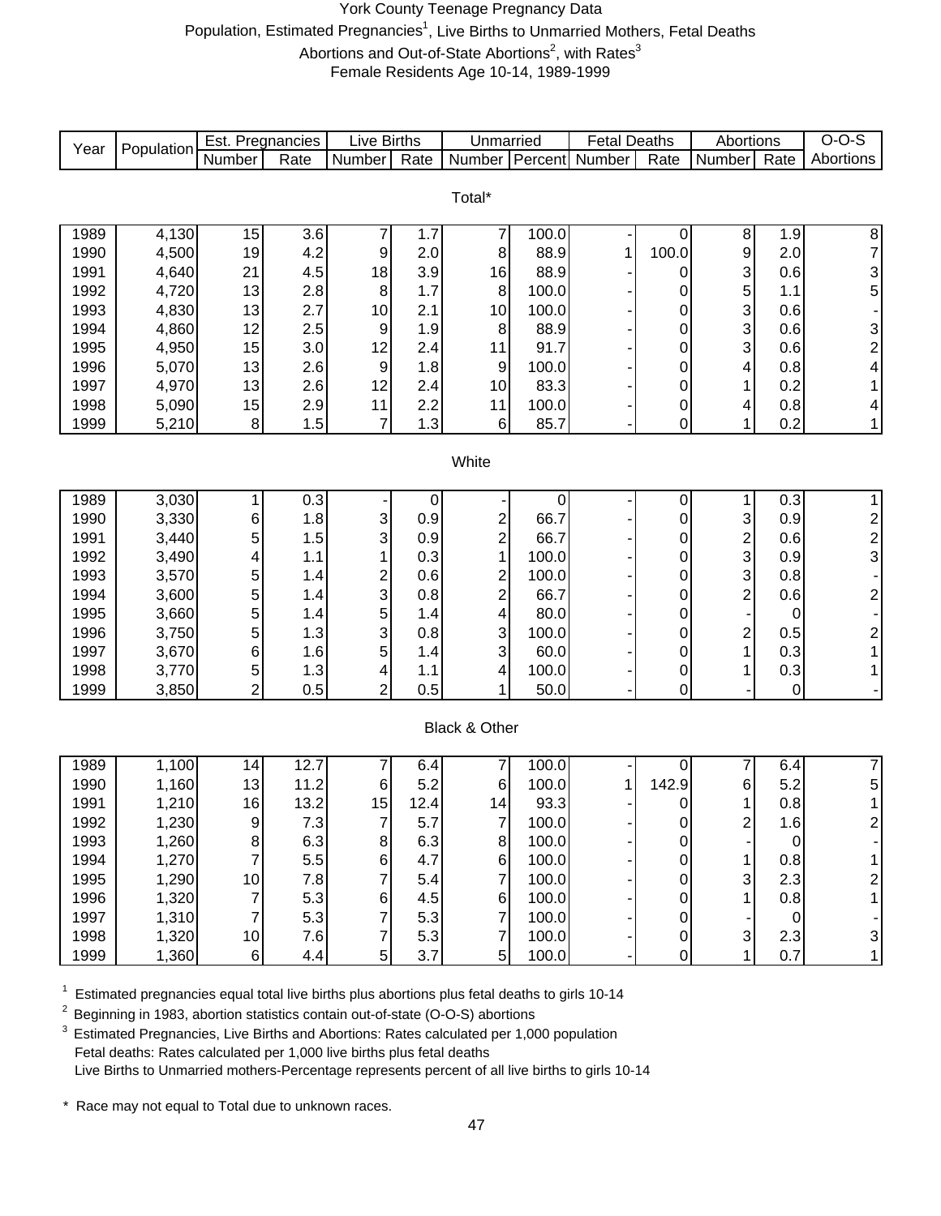# York County Teenage Pregnancy Data

Population, Estimated Pregnancies[1], Live Births to Unmarried Mothers, Fetal Deaths
Abortions and Out-of-State Abortions[2], with Rates[3]
Female Residents Age 10-14, 1989-1999

| Year | Population | Est. Pregnancies | | Live Births | | Unmarried | | Fetal Deaths | | Abortions | | O-O-S |
|---|---|---|---|---|---|---|---|---|---|---|---|---|
| | | Number | Rate | Number | Rate | Number | Percent | Number | Rate | Number | Rate | Abortions |
| **Total*** | | | | | | | | | | | | |
| 1989 | 4,130 | 15 | 3.6 | 7 | 1.7 | 7 | 100.0 | - | 0 | 8 | 1.9 | 8 |
| 1990 | 4,500 | 19 | 4.2 | 9 | 2.0 | 8 | 88.9 | 1 | 100.0 | 9 | 2.0 | 7 |
| 1991 | 4,640 | 21 | 4.5 | 18 | 3.9 | 16 | 88.9 | - | 0 | 3 | 0.6 | 3 |
| 1992 | 4,720 | 13 | 2.8 | 8 | 1.7 | 8 | 100.0 | - | 0 | 5 | 1.1 | 5 |
| 1993 | 4,830 | 13 | 2.7 | 10 | 2.1 | 10 | 100.0 | - | 0 | 3 | 0.6 | - |
| 1994 | 4,860 | 12 | 2.5 | 9 | 1.9 | 8 | 88.9 | - | 0 | 3 | 0.6 | 3 |
| 1995 | 4,950 | 15 | 3.0 | 12 | 2.4 | 11 | 91.7 | - | 0 | 3 | 0.6 | 2 |
| 1996 | 5,070 | 13 | 2.6 | 9 | 1.8 | 9 | 100.0 | - | 0 | 4 | 0.8 | 4 |
| 1997 | 4,970 | 13 | 2.6 | 12 | 2.4 | 10 | 83.3 | - | 0 | 1 | 0.2 | 1 |
| 1998 | 5,090 | 15 | 2.9 | 11 | 2.2 | 11 | 100.0 | - | 0 | 4 | 0.8 | 4 |
| 1999 | 5,210 | 8 | 1.5 | 7 | 1.3 | 6 | 85.7 | - | 0 | 1 | 0.2 | 1 |
| **White** | | | | | | | | | | | | |
| 1989 | 3,030 | 1 | 0.3 | - | 0 | - | 0 | - | 0 | 1 | 0.3 | 1 |
| 1990 | 3,330 | 6 | 1.8 | 3 | 0.9 | 2 | 66.7 | - | 0 | 3 | 0.9 | 2 |
| 1991 | 3,440 | 5 | 1.5 | 3 | 0.9 | 2 | 66.7 | - | 0 | 2 | 0.6 | 2 |
| 1992 | 3,490 | 4 | 1.1 | 1 | 0.3 | 1 | 100.0 | - | 0 | 3 | 0.9 | 3 |
| 1993 | 3,570 | 5 | 1.4 | 2 | 0.6 | 2 | 100.0 | - | 0 | 3 | 0.8 | - |
| 1994 | 3,600 | 5 | 1.4 | 3 | 0.8 | 2 | 66.7 | - | 0 | 2 | 0.6 | 2 |
| 1995 | 3,660 | 5 | 1.4 | 5 | 1.4 | 4 | 80.0 | - | 0 | - | 0 | - |
| 1996 | 3,750 | 5 | 1.3 | 3 | 0.8 | 3 | 100.0 | - | 0 | 2 | 0.5 | 2 |
| 1997 | 3,670 | 6 | 1.6 | 5 | 1.4 | 3 | 60.0 | - | 0 | 1 | 0.3 | 1 |
| 1998 | 3,770 | 5 | 1.3 | 4 | 1.1 | 4 | 100.0 | - | 0 | 1 | 0.3 | 1 |
| 1999 | 3,850 | 2 | 0.5 | 2 | 0.5 | 1 | 50.0 | - | 0 | - | 0 | - |
| **Black & Other** | | | | | | | | | | | | |
| 1989 | 1,100 | 14 | 12.7 | 7 | 6.4 | 7 | 100.0 | - | 0 | 7 | 6.4 | 7 |
| 1990 | 1,160 | 13 | 11.2 | 6 | 5.2 | 6 | 100.0 | 1 | 142.9 | 6 | 5.2 | 5 |
| 1991 | 1,210 | 16 | 13.2 | 15 | 12.4 | 14 | 93.3 | - | 0 | 1 | 0.8 | 1 |
| 1992 | 1,230 | 9 | 7.3 | 7 | 5.7 | 7 | 100.0 | - | 0 | 2 | 1.6 | 2 |
| 1993 | 1,260 | 8 | 6.3 | 8 | 6.3 | 8 | 100.0 | - | 0 | - | 0 | - |
| 1994 | 1,270 | 7 | 5.5 | 6 | 4.7 | 6 | 100.0 | - | 0 | 1 | 0.8 | 1 |
| 1995 | 1,290 | 10 | 7.8 | 7 | 5.4 | 7 | 100.0 | - | 0 | 3 | 2.3 | 2 |
| 1996 | 1,320 | 7 | 5.3 | 6 | 4.5 | 6 | 100.0 | - | 0 | 1 | 0.8 | 1 |
| 1997 | 1,310 | 7 | 5.3 | 7 | 5.3 | 7 | 100.0 | - | 0 | - | 0 | - |
| 1998 | 1,320 | 10 | 7.6 | 7 | 5.3 | 7 | 100.0 | - | 0 | 3 | 2.3 | 3 |
| 1999 | 1,360 | 6 | 4.4 | 5 | 3.7 | 5 | 100.0 | - | 0 | 1 | 0.7 | 1 |

[1] Estimated pregnancies equal total live births plus abortions plus fetal deaths to girls 10-14

[2] Beginning in 1983, abortion statistics contain out-of-state (O-O-S) abortions

[3] Estimated Pregnancies, Live Births and Abortions: Rates calculated per 1,000 population
Fetal deaths: Rates calculated per 1,000 live births plus fetal deaths
Live Births to Unmarried mothers-Percentage represents percent of all live births to girls 10-14

* Race may not equal to Total due to unknown races.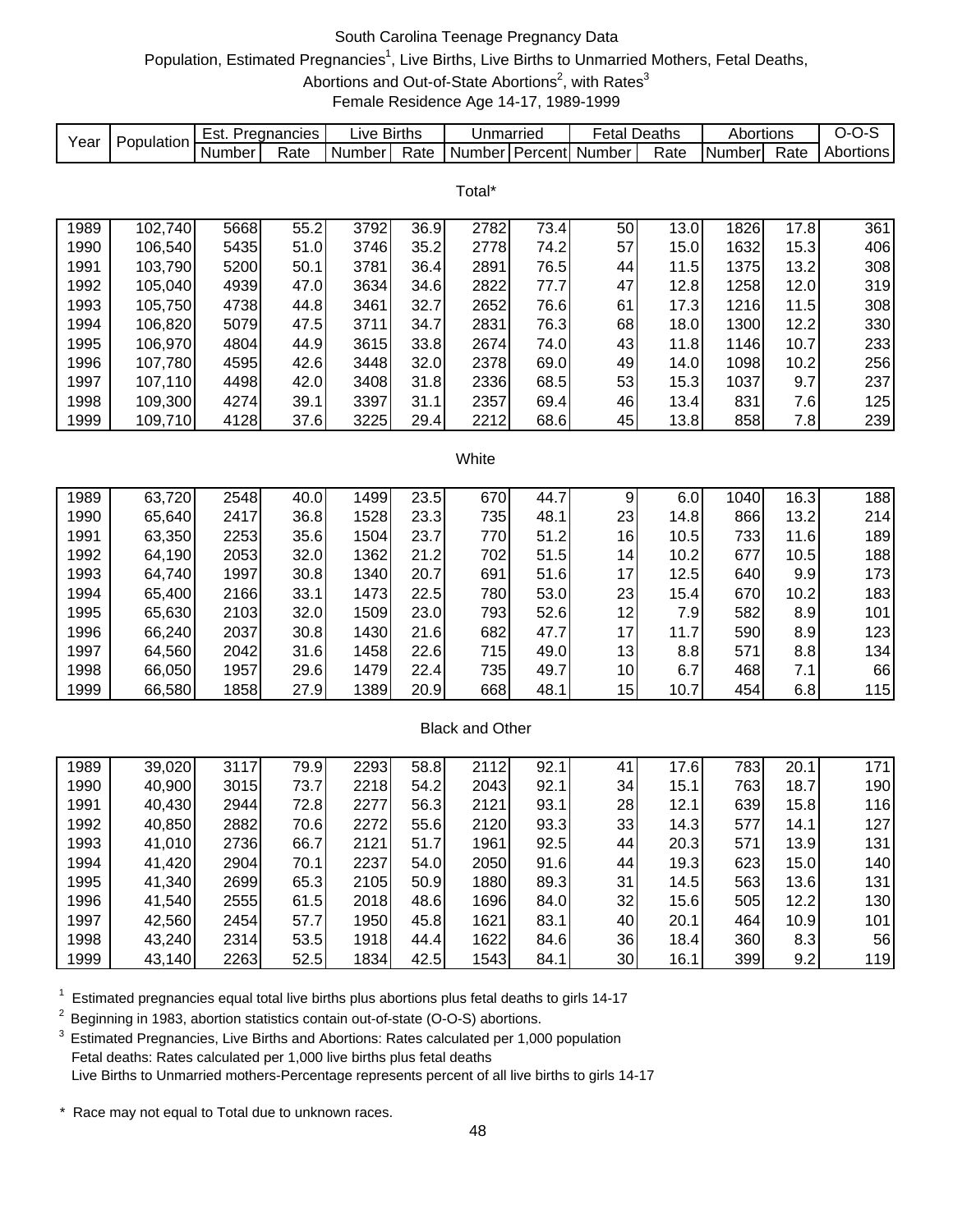# South Carolina Teenage Pregnancy Data

Population, Estimated Pregnancies[1], Live Births, Live Births to Unmarried Mothers, Fetal Deaths, Abortions and Out-of-State Abortions[2], with Rates[3]

Female Residence Age 14-17, 1989-1999

| Year | Population | Est. Pregnancies | | Live Births | | Unmarried | | Fetal Deaths | | Abortions | | O-O-S |
|---|---|---|---|---|---|---|---|---|---|---|---|---|
| | | Number | Rate | Number | Rate | Number | Percent | Number | Rate | Number | Rate | Abortions |
| **Total*** | | | | | | | | | | | | |
| 1989 | 102,740 | 5668 | 55.2 | 3792 | 36.9 | 2782 | 73.4 | 50 | 13.0 | 1826 | 17.8 | 361 |
| 1990 | 106,540 | 5435 | 51.0 | 3746 | 35.2 | 2778 | 74.2 | 57 | 15.0 | 1632 | 15.3 | 406 |
| 1991 | 103,790 | 5200 | 50.1 | 3781 | 36.4 | 2891 | 76.5 | 44 | 11.5 | 1375 | 13.2 | 308 |
| 1992 | 105,040 | 4939 | 47.0 | 3634 | 34.6 | 2822 | 77.7 | 47 | 12.8 | 1258 | 12.0 | 319 |
| 1993 | 105,750 | 4738 | 44.8 | 3461 | 32.7 | 2652 | 76.6 | 61 | 17.3 | 1216 | 11.5 | 308 |
| 1994 | 106,820 | 5079 | 47.5 | 3711 | 34.7 | 2831 | 76.3 | 68 | 18.0 | 1300 | 12.2 | 330 |
| 1995 | 106,970 | 4804 | 44.9 | 3615 | 33.8 | 2674 | 74.0 | 43 | 11.8 | 1146 | 10.7 | 233 |
| 1996 | 107,780 | 4595 | 42.6 | 3448 | 32.0 | 2378 | 69.0 | 49 | 14.0 | 1098 | 10.2 | 256 |
| 1997 | 107,110 | 4498 | 42.0 | 3408 | 31.8 | 2336 | 68.5 | 53 | 15.3 | 1037 | 9.7 | 237 |
| 1998 | 109,300 | 4274 | 39.1 | 3397 | 31.1 | 2357 | 69.4 | 46 | 13.4 | 831 | 7.6 | 125 |
| 1999 | 109,710 | 4128 | 37.6 | 3225 | 29.4 | 2212 | 68.6 | 45 | 13.8 | 858 | 7.8 | 239 |
| **White** | | | | | | | | | | | | |
| 1989 | 63,720 | 2548 | 40.0 | 1499 | 23.5 | 670 | 44.7 | 9 | 6.0 | 1040 | 16.3 | 188 |
| 1990 | 65,640 | 2417 | 36.8 | 1528 | 23.3 | 735 | 48.1 | 23 | 14.8 | 866 | 13.2 | 214 |
| 1991 | 63,350 | 2253 | 35.6 | 1504 | 23.7 | 770 | 51.2 | 16 | 10.5 | 733 | 11.6 | 189 |
| 1992 | 64,190 | 2053 | 32.0 | 1362 | 21.2 | 702 | 51.5 | 14 | 10.2 | 677 | 10.5 | 188 |
| 1993 | 64,740 | 1997 | 30.8 | 1340 | 20.7 | 691 | 51.6 | 17 | 12.5 | 640 | 9.9 | 173 |
| 1994 | 65,400 | 2166 | 33.1 | 1473 | 22.5 | 780 | 53.0 | 23 | 15.4 | 670 | 10.2 | 183 |
| 1995 | 65,630 | 2103 | 32.0 | 1509 | 23.0 | 793 | 52.6 | 12 | 7.9 | 582 | 8.9 | 101 |
| 1996 | 66,240 | 2037 | 30.8 | 1430 | 21.6 | 682 | 47.7 | 17 | 11.7 | 590 | 8.9 | 123 |
| 1997 | 64,560 | 2042 | 31.6 | 1458 | 22.6 | 715 | 49.0 | 13 | 8.8 | 571 | 8.8 | 134 |
| 1998 | 66,050 | 1957 | 29.6 | 1479 | 22.4 | 735 | 49.7 | 10 | 6.7 | 468 | 7.1 | 66 |
| 1999 | 66,580 | 1858 | 27.9 | 1389 | 20.9 | 668 | 48.1 | 15 | 10.7 | 454 | 6.8 | 115 |
| **Black and Other** | | | | | | | | | | | | |
| 1989 | 39,020 | 3117 | 79.9 | 2293 | 58.8 | 2112 | 92.1 | 41 | 17.6 | 783 | 20.1 | 171 |
| 1990 | 40,900 | 3015 | 73.7 | 2218 | 54.2 | 2043 | 92.1 | 34 | 15.1 | 763 | 18.7 | 190 |
| 1991 | 40,430 | 2944 | 72.8 | 2277 | 56.3 | 2121 | 93.1 | 28 | 12.1 | 639 | 15.8 | 116 |
| 1992 | 40,850 | 2882 | 70.6 | 2272 | 55.6 | 2120 | 93.3 | 33 | 14.3 | 577 | 14.1 | 127 |
| 1993 | 41,010 | 2736 | 66.7 | 2121 | 51.7 | 1961 | 92.5 | 44 | 20.3 | 571 | 13.9 | 131 |
| 1994 | 41,420 | 2904 | 70.1 | 2237 | 54.0 | 2050 | 91.6 | 44 | 19.3 | 623 | 15.0 | 140 |
| 1995 | 41,340 | 2699 | 65.3 | 2105 | 50.9 | 1880 | 89.3 | 31 | 14.5 | 563 | 13.6 | 131 |
| 1996 | 41,540 | 2555 | 61.5 | 2018 | 48.6 | 1696 | 84.0 | 32 | 15.6 | 505 | 12.2 | 130 |
| 1997 | 42,560 | 2454 | 57.7 | 1950 | 45.8 | 1621 | 83.1 | 40 | 20.1 | 464 | 10.9 | 101 |
| 1998 | 43,240 | 2314 | 53.5 | 1918 | 44.4 | 1622 | 84.6 | 36 | 18.4 | 360 | 8.3 | 56 |
| 1999 | 43,140 | 2263 | 52.5 | 1834 | 42.5 | 1543 | 84.1 | 30 | 16.1 | 399 | 9.2 | 119 |

[1] Estimated pregnancies equal total live births plus abortions plus fetal deaths to girls 14-17

[2] Beginning in 1983, abortion statistics contain out-of-state (O-O-S) abortions.

[3] Estimated Pregnancies, Live Births and Abortions: Rates calculated per 1,000 population
Fetal deaths: Rates calculated per 1,000 live births plus fetal deaths
Live Births to Unmarried mothers-Percentage represents percent of all live births to girls 14-17

\* Race may not equal to Total due to unknown races.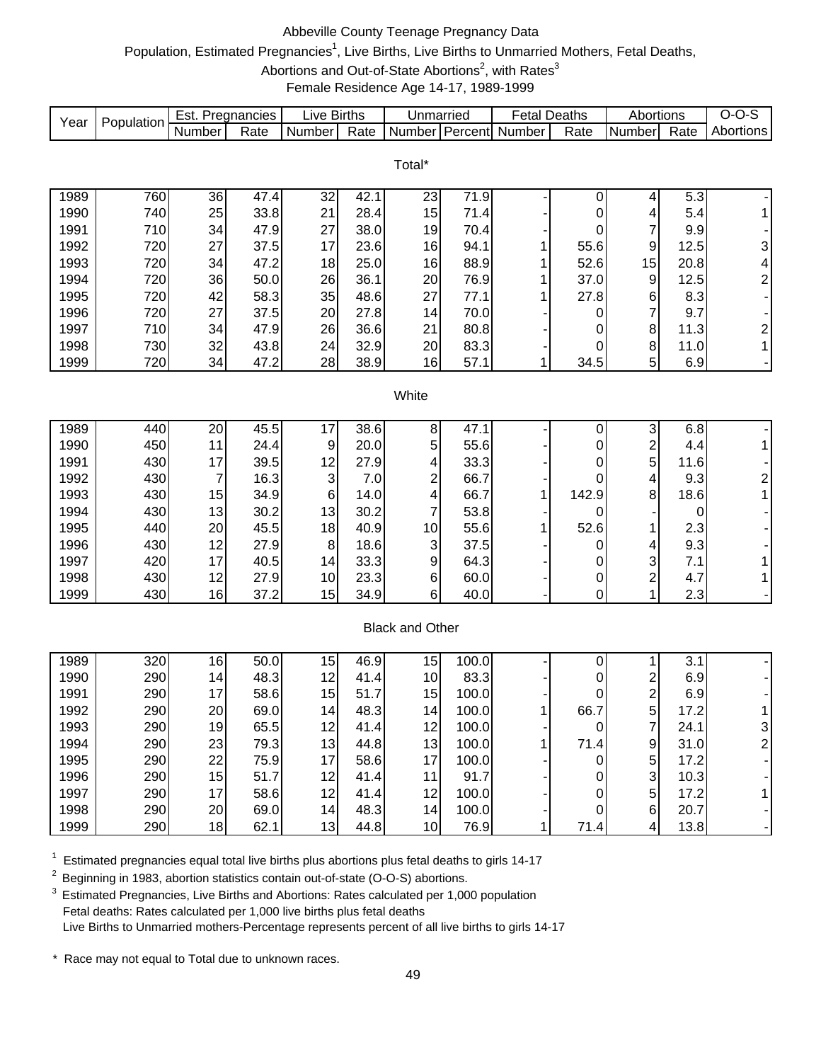# Abbeville County Teenage Pregnancy Data

Population, Estimated Pregnancies[1], Live Births, Live Births to Unmarried Mothers, Fetal Deaths, Abortions and Out-of-State Abortions[2], with Rates[3]

Female Residence Age 14-17, 1989-1999

| Year | Population | Est. Pregnancies | | Live Births | | Unmarried | | Fetal Deaths | | Abortions | | O-O-S |
|---|---|---|---|---|---|---|---|---|---|---|---|---|
| | | Number | Rate | Number | Rate | Number | Percent | Number | Rate | Number | Rate | Abortions |
| **Total*** | | | | | | | | | | | | |
| 1989 | 760 | 36 | 47.4 | 32 | 42.1 | 23 | 71.9 | - | 0 | 4 | 5.3 | - |
| 1990 | 740 | 25 | 33.8 | 21 | 28.4 | 15 | 71.4 | - | 0 | 4 | 5.4 | 1 |
| 1991 | 710 | 34 | 47.9 | 27 | 38.0 | 19 | 70.4 | - | 0 | 7 | 9.9 | - |
| 1992 | 720 | 27 | 37.5 | 17 | 23.6 | 16 | 94.1 | 1 | 55.6 | 9 | 12.5 | 3 |
| 1993 | 720 | 34 | 47.2 | 18 | 25.0 | 16 | 88.9 | 1 | 52.6 | 15 | 20.8 | 4 |
| 1994 | 720 | 36 | 50.0 | 26 | 36.1 | 20 | 76.9 | 1 | 37.0 | 9 | 12.5 | 2 |
| 1995 | 720 | 42 | 58.3 | 35 | 48.6 | 27 | 77.1 | 1 | 27.8 | 6 | 8.3 | - |
| 1996 | 720 | 27 | 37.5 | 20 | 27.8 | 14 | 70.0 | - | 0 | 7 | 9.7 | - |
| 1997 | 710 | 34 | 47.9 | 26 | 36.6 | 21 | 80.8 | - | 0 | 8 | 11.3 | 2 |
| 1998 | 730 | 32 | 43.8 | 24 | 32.9 | 20 | 83.3 | - | 0 | 8 | 11.0 | 1 |
| 1999 | 720 | 34 | 47.2 | 28 | 38.9 | 16 | 57.1 | 1 | 34.5 | 5 | 6.9 | - |
| **White** | | | | | | | | | | | | |
| 1989 | 440 | 20 | 45.5 | 17 | 38.6 | 8 | 47.1 | - | 0 | 3 | 6.8 | - |
| 1990 | 450 | 11 | 24.4 | 9 | 20.0 | 5 | 55.6 | - | 0 | 2 | 4.4 | 1 |
| 1991 | 430 | 17 | 39.5 | 12 | 27.9 | 4 | 33.3 | - | 0 | 5 | 11.6 | - |
| 1992 | 430 | 7 | 16.3 | 3 | 7.0 | 2 | 66.7 | - | 0 | 4 | 9.3 | 2 |
| 1993 | 430 | 15 | 34.9 | 6 | 14.0 | 4 | 66.7 | 1 | 142.9 | 8 | 18.6 | 1 |
| 1994 | 430 | 13 | 30.2 | 13 | 30.2 | 7 | 53.8 | - | 0 | - | 0 | - |
| 1995 | 440 | 20 | 45.5 | 18 | 40.9 | 10 | 55.6 | 1 | 52.6 | 1 | 2.3 | - |
| 1996 | 430 | 12 | 27.9 | 8 | 18.6 | 3 | 37.5 | - | 0 | 4 | 9.3 | - |
| 1997 | 420 | 17 | 40.5 | 14 | 33.3 | 9 | 64.3 | - | 0 | 3 | 7.1 | 1 |
| 1998 | 430 | 12 | 27.9 | 10 | 23.3 | 6 | 60.0 | - | 0 | 2 | 4.7 | 1 |
| 1999 | 430 | 16 | 37.2 | 15 | 34.9 | 6 | 40.0 | - | 0 | 1 | 2.3 | - |
| **Black and Other** | | | | | | | | | | | | |
| 1989 | 320 | 16 | 50.0 | 15 | 46.9 | 15 | 100.0 | - | 0 | 1 | 3.1 | - |
| 1990 | 290 | 14 | 48.3 | 12 | 41.4 | 10 | 83.3 | - | 0 | 2 | 6.9 | - |
| 1991 | 290 | 17 | 58.6 | 15 | 51.7 | 15 | 100.0 | - | 0 | 2 | 6.9 | - |
| 1992 | 290 | 20 | 69.0 | 14 | 48.3 | 14 | 100.0 | 1 | 66.7 | 5 | 17.2 | 1 |
| 1993 | 290 | 19 | 65.5 | 12 | 41.4 | 12 | 100.0 | - | 0 | 7 | 24.1 | 3 |
| 1994 | 290 | 23 | 79.3 | 13 | 44.8 | 13 | 100.0 | 1 | 71.4 | 9 | 31.0 | 2 |
| 1995 | 290 | 22 | 75.9 | 17 | 58.6 | 17 | 100.0 | - | 0 | 5 | 17.2 | - |
| 1996 | 290 | 15 | 51.7 | 12 | 41.4 | 11 | 91.7 | - | 0 | 3 | 10.3 | - |
| 1997 | 290 | 17 | 58.6 | 12 | 41.4 | 12 | 100.0 | - | 0 | 5 | 17.2 | 1 |
| 1998 | 290 | 20 | 69.0 | 14 | 48.3 | 14 | 100.0 | - | 0 | 6 | 20.7 | - |
| 1999 | 290 | 18 | 62.1 | 13 | 44.8 | 10 | 76.9 | 1 | 71.4 | 4 | 13.8 | - |

[1] Estimated pregnancies equal total live births plus abortions plus fetal deaths to girls 14-17

[2] Beginning in 1983, abortion statistics contain out-of-state (O-O-S) abortions.

[3] Estimated Pregnancies, Live Births and Abortions: Rates calculated per 1,000 population
Fetal deaths: Rates calculated per 1,000 live births plus fetal deaths
Live Births to Unmarried mothers-Percentage represents percent of all live births to girls 14-17

* Race may not equal to Total due to unknown races.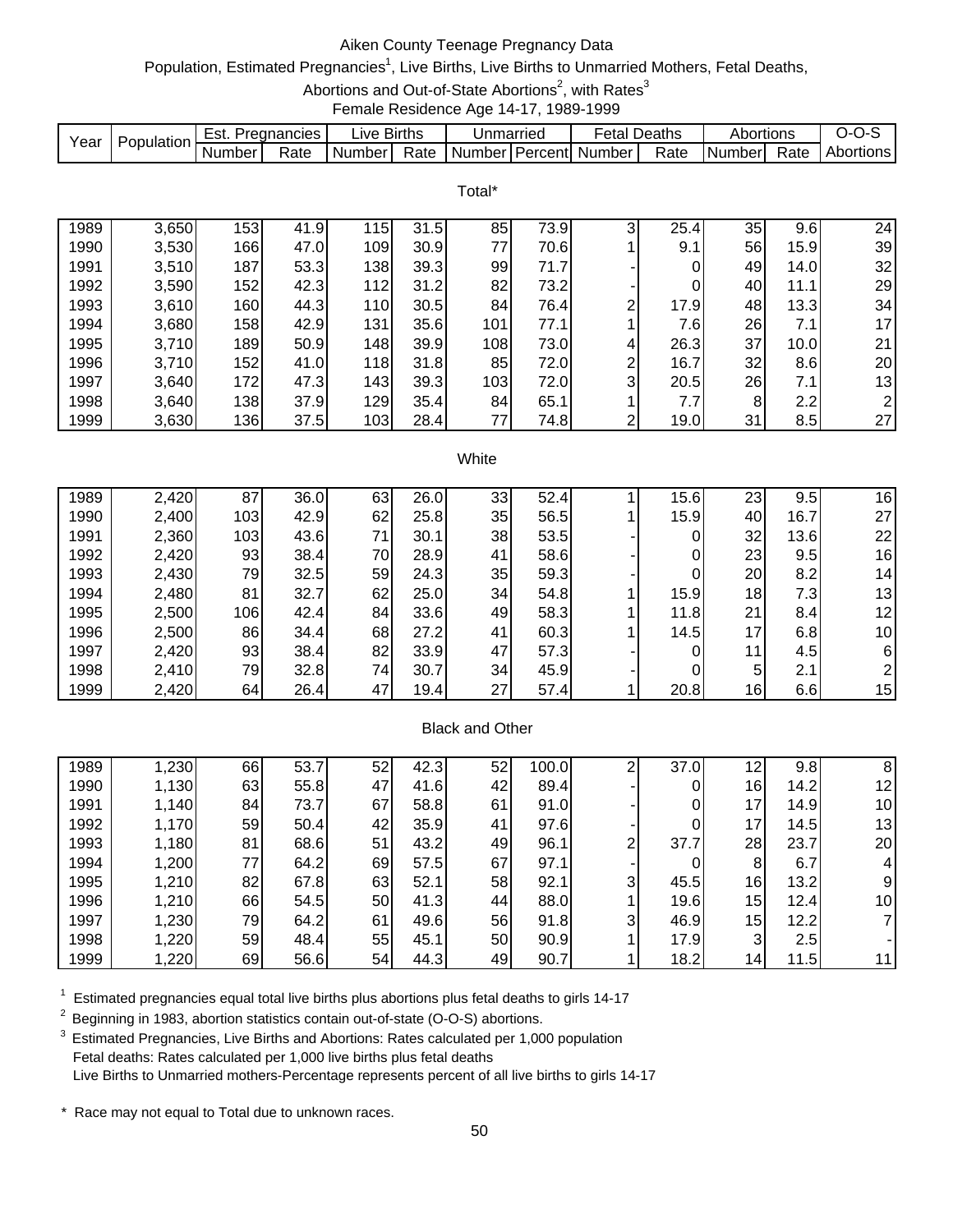# Aiken County Teenage Pregnancy Data

Population, Estimated Pregnancies[1], Live Births, Live Births to Unmarried Mothers, Fetal Deaths, Abortions and Out-of-State Abortions[2], with Rates[3]

Female Residence Age 14-17, 1989-1999

| Year | Population | Est. Pregnancies | | Live Births | | Unmarried | | Fetal Deaths | | Abortions | | O-O-S |
|---|---|---|---|---|---|---|---|---|---|---|---|---|
| | | Number | Rate | Number | Rate | Number | Percent | Number | Rate | Number | Rate | Abortions |
| **Total*** | | | | | | | | | | | | |
| 1989 | 3,650 | 153 | 41.9 | 115 | 31.5 | 85 | 73.9 | 3 | 25.4 | 35 | 9.6 | 24 |
| 1990 | 3,530 | 166 | 47.0 | 109 | 30.9 | 77 | 70.6 | 1 | 9.1 | 56 | 15.9 | 39 |
| 1991 | 3,510 | 187 | 53.3 | 138 | 39.3 | 99 | 71.7 | - | 0 | 49 | 14.0 | 32 |
| 1992 | 3,590 | 152 | 42.3 | 112 | 31.2 | 82 | 73.2 | - | 0 | 40 | 11.1 | 29 |
| 1993 | 3,610 | 160 | 44.3 | 110 | 30.5 | 84 | 76.4 | 2 | 17.9 | 48 | 13.3 | 34 |
| 1994 | 3,680 | 158 | 42.9 | 131 | 35.6 | 101 | 77.1 | 1 | 7.6 | 26 | 7.1 | 17 |
| 1995 | 3,710 | 189 | 50.9 | 148 | 39.9 | 108 | 73.0 | 4 | 26.3 | 37 | 10.0 | 21 |
| 1996 | 3,710 | 152 | 41.0 | 118 | 31.8 | 85 | 72.0 | 2 | 16.7 | 32 | 8.6 | 20 |
| 1997 | 3,640 | 172 | 47.3 | 143 | 39.3 | 103 | 72.0 | 3 | 20.5 | 26 | 7.1 | 13 |
| 1998 | 3,640 | 138 | 37.9 | 129 | 35.4 | 84 | 65.1 | 1 | 7.7 | 8 | 2.2 | 2 |
| 1999 | 3,630 | 136 | 37.5 | 103 | 28.4 | 77 | 74.8 | 2 | 19.0 | 31 | 8.5 | 27 |
| **White** | | | | | | | | | | | | |
| 1989 | 2,420 | 87 | 36.0 | 63 | 26.0 | 33 | 52.4 | 1 | 15.6 | 23 | 9.5 | 16 |
| 1990 | 2,400 | 103 | 42.9 | 62 | 25.8 | 35 | 56.5 | 1 | 15.9 | 40 | 16.7 | 27 |
| 1991 | 2,360 | 103 | 43.6 | 71 | 30.1 | 38 | 53.5 | - | 0 | 32 | 13.6 | 22 |
| 1992 | 2,420 | 93 | 38.4 | 70 | 28.9 | 41 | 58.6 | - | 0 | 23 | 9.5 | 16 |
| 1993 | 2,430 | 79 | 32.5 | 59 | 24.3 | 35 | 59.3 | - | 0 | 20 | 8.2 | 14 |
| 1994 | 2,480 | 81 | 32.7 | 62 | 25.0 | 34 | 54.8 | 1 | 15.9 | 18 | 7.3 | 13 |
| 1995 | 2,500 | 106 | 42.4 | 84 | 33.6 | 49 | 58.3 | 1 | 11.8 | 21 | 8.4 | 12 |
| 1996 | 2,500 | 86 | 34.4 | 68 | 27.2 | 41 | 60.3 | 1 | 14.5 | 17 | 6.8 | 10 |
| 1997 | 2,420 | 93 | 38.4 | 82 | 33.9 | 47 | 57.3 | - | 0 | 11 | 4.5 | 6 |
| 1998 | 2,410 | 79 | 32.8 | 74 | 30.7 | 34 | 45.9 | - | 0 | 5 | 2.1 | 2 |
| 1999 | 2,420 | 64 | 26.4 | 47 | 19.4 | 27 | 57.4 | 1 | 20.8 | 16 | 6.6 | 15 |
| **Black and Other** | | | | | | | | | | | | |
| 1989 | 1,230 | 66 | 53.7 | 52 | 42.3 | 52 | 100.0 | 2 | 37.0 | 12 | 9.8 | 8 |
| 1990 | 1,130 | 63 | 55.8 | 47 | 41.6 | 42 | 89.4 | - | 0 | 16 | 14.2 | 12 |
| 1991 | 1,140 | 84 | 73.7 | 67 | 58.8 | 61 | 91.0 | - | 0 | 17 | 14.9 | 10 |
| 1992 | 1,170 | 59 | 50.4 | 42 | 35.9 | 41 | 97.6 | - | 0 | 17 | 14.5 | 13 |
| 1993 | 1,180 | 81 | 68.6 | 51 | 43.2 | 49 | 96.1 | 2 | 37.7 | 28 | 23.7 | 20 |
| 1994 | 1,200 | 77 | 64.2 | 69 | 57.5 | 67 | 97.1 | - | 0 | 8 | 6.7 | 4 |
| 1995 | 1,210 | 82 | 67.8 | 63 | 52.1 | 58 | 92.1 | 3 | 45.5 | 16 | 13.2 | 9 |
| 1996 | 1,210 | 66 | 54.5 | 50 | 41.3 | 44 | 88.0 | 1 | 19.6 | 15 | 12.4 | 10 |
| 1997 | 1,230 | 79 | 64.2 | 61 | 49.6 | 56 | 91.8 | 3 | 46.9 | 15 | 12.2 | 7 |
| 1998 | 1,220 | 59 | 48.4 | 55 | 45.1 | 50 | 90.9 | 1 | 17.9 | 3 | 2.5 | - |
| 1999 | 1,220 | 69 | 56.6 | 54 | 44.3 | 49 | 90.7 | 1 | 18.2 | 14 | 11.5 | 11 |

[1] Estimated pregnancies equal total live births plus abortions plus fetal deaths to girls 14-17

[2] Beginning in 1983, abortion statistics contain out-of-state (O-O-S) abortions.

[3] Estimated Pregnancies, Live Births and Abortions: Rates calculated per 1,000 population
Fetal deaths: Rates calculated per 1,000 live births plus fetal deaths
Live Births to Unmarried mothers-Percentage represents percent of all live births to girls 14-17

* Race may not equal to Total due to unknown races.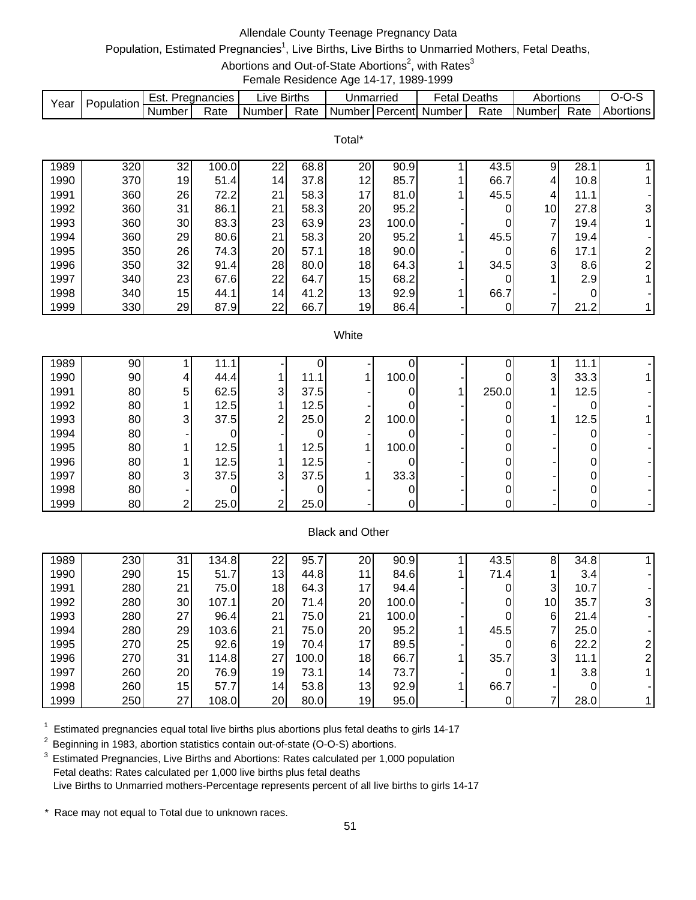# Allendale County Teenage Pregnancy Data

Population, Estimated Pregnancies[1], Live Births, Live Births to Unmarried Mothers, Fetal Deaths, Abortions and Out-of-State Abortions[2], with Rates[3]

Female Residence Age 14-17, 1989-1999

| Year | Population | Est. Pregnancies | | Live Births | | Unmarried | | Fetal Deaths | | Abortions | | O-O-S |
|---|---|---|---|---|---|---|---|---|---|---|---|---|
| | | Number | Rate | Number | Rate | Number | Percent | Number | Rate | Number | Rate | Abortions |
| **Total*** | | | | | | | | | | | | |
| 1989 | 320 | 32 | 100.0 | 22 | 68.8 | 20 | 90.9 | 1 | 43.5 | 9 | 28.1 | 1 |
| 1990 | 370 | 19 | 51.4 | 14 | 37.8 | 12 | 85.7 | 1 | 66.7 | 4 | 10.8 | 1 |
| 1991 | 360 | 26 | 72.2 | 21 | 58.3 | 17 | 81.0 | 1 | 45.5 | 4 | 11.1 | - |
| 1992 | 360 | 31 | 86.1 | 21 | 58.3 | 20 | 95.2 | - | 0 | 10 | 27.8 | 3 |
| 1993 | 360 | 30 | 83.3 | 23 | 63.9 | 23 | 100.0 | - | 0 | 7 | 19.4 | 1 |
| 1994 | 360 | 29 | 80.6 | 21 | 58.3 | 20 | 95.2 | 1 | 45.5 | 7 | 19.4 | - |
| 1995 | 350 | 26 | 74.3 | 20 | 57.1 | 18 | 90.0 | - | 0 | 6 | 17.1 | 2 |
| 1996 | 350 | 32 | 91.4 | 28 | 80.0 | 18 | 64.3 | 1 | 34.5 | 3 | 8.6 | 2 |
| 1997 | 340 | 23 | 67.6 | 22 | 64.7 | 15 | 68.2 | - | 0 | 1 | 2.9 | 1 |
| 1998 | 340 | 15 | 44.1 | 14 | 41.2 | 13 | 92.9 | 1 | 66.7 | - | 0 | - |
| 1999 | 330 | 29 | 87.9 | 22 | 66.7 | 19 | 86.4 | - | 0 | 7 | 21.2 | 1 |
| **White** | | | | | | | | | | | | |
| 1989 | 90 | 1 | 11.1 | - | 0 | - | 0 | - | 0 | 1 | 11.1 | - |
| 1990 | 90 | 4 | 44.4 | 1 | 11.1 | 1 | 100.0 | - | 0 | 3 | 33.3 | 1 |
| 1991 | 80 | 5 | 62.5 | 3 | 37.5 | - | 0 | 1 | 250.0 | 1 | 12.5 | - |
| 1992 | 80 | 1 | 12.5 | 1 | 12.5 | - | 0 | - | 0 | - | 0 | - |
| 1993 | 80 | 3 | 37.5 | 2 | 25.0 | 2 | 100.0 | - | 0 | 1 | 12.5 | 1 |
| 1994 | 80 | - | 0 | - | 0 | - | 0 | - | 0 | - | 0 | - |
| 1995 | 80 | 1 | 12.5 | 1 | 12.5 | 1 | 100.0 | - | 0 | - | 0 | - |
| 1996 | 80 | 1 | 12.5 | 1 | 12.5 | - | 0 | - | 0 | - | 0 | - |
| 1997 | 80 | 3 | 37.5 | 3 | 37.5 | 1 | 33.3 | - | 0 | - | 0 | - |
| 1998 | 80 | - | 0 | - | 0 | - | 0 | - | 0 | - | 0 | - |
| 1999 | 80 | 2 | 25.0 | 2 | 25.0 | - | 0 | - | 0 | - | 0 | - |
| **Black and Other** | | | | | | | | | | | | |
| 1989 | 230 | 31 | 134.8 | 22 | 95.7 | 20 | 90.9 | 1 | 43.5 | 8 | 34.8 | 1 |
| 1990 | 290 | 15 | 51.7 | 13 | 44.8 | 11 | 84.6 | 1 | 71.4 | 1 | 3.4 | - |
| 1991 | 280 | 21 | 75.0 | 18 | 64.3 | 17 | 94.4 | - | 0 | 3 | 10.7 | - |
| 1992 | 280 | 30 | 107.1 | 20 | 71.4 | 20 | 100.0 | - | 0 | 10 | 35.7 | 3 |
| 1993 | 280 | 27 | 96.4 | 21 | 75.0 | 21 | 100.0 | - | 0 | 6 | 21.4 | - |
| 1994 | 280 | 29 | 103.6 | 21 | 75.0 | 20 | 95.2 | 1 | 45.5 | 7 | 25.0 | - |
| 1995 | 270 | 25 | 92.6 | 19 | 70.4 | 17 | 89.5 | - | 0 | 6 | 22.2 | 2 |
| 1996 | 270 | 31 | 114.8 | 27 | 100.0 | 18 | 66.7 | 1 | 35.7 | 3 | 11.1 | 2 |
| 1997 | 260 | 20 | 76.9 | 19 | 73.1 | 14 | 73.7 | - | 0 | 1 | 3.8 | 1 |
| 1998 | 260 | 15 | 57.7 | 14 | 53.8 | 13 | 92.9 | 1 | 66.7 | - | 0 | - |
| 1999 | 250 | 27 | 108.0 | 20 | 80.0 | 19 | 95.0 | - | 0 | 7 | 28.0 | 1 |

[1] Estimated pregnancies equal total live births plus abortions plus fetal deaths to girls 14-17

[2] Beginning in 1983, abortion statistics contain out-of-state (O-O-S) abortions.

[3] Estimated Pregnancies, Live Births and Abortions: Rates calculated per 1,000 population
Fetal deaths: Rates calculated per 1,000 live births plus fetal deaths
Live Births to Unmarried mothers-Percentage represents percent of all live births to girls 14-17

\* Race may not equal to Total due to unknown races.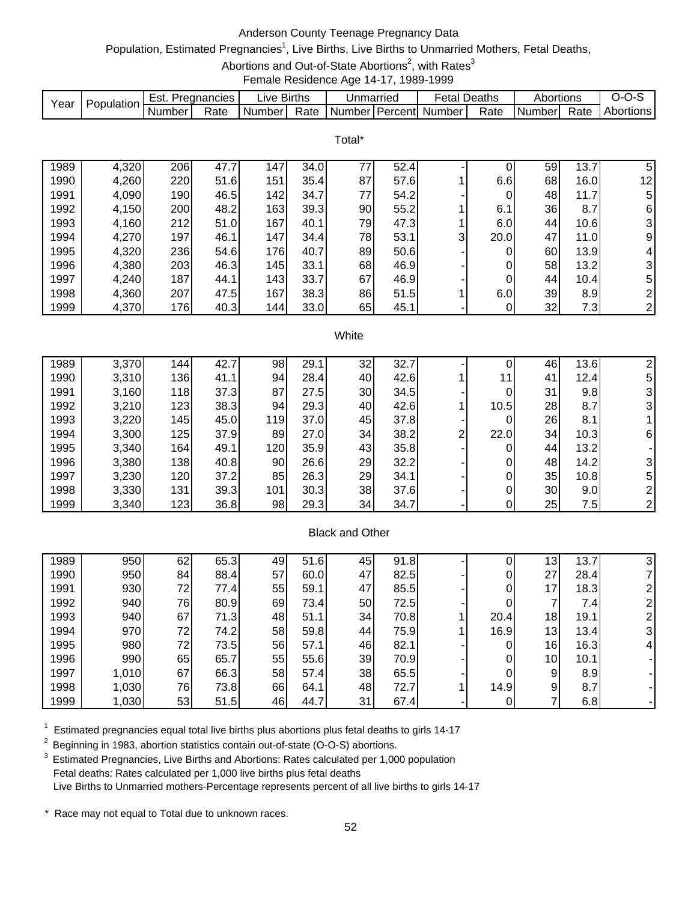# Anderson County Teenage Pregnancy Data

Population, Estimated Pregnancies[1], Live Births, Live Births to Unmarried Mothers, Fetal Deaths, Abortions and Out-of-State Abortions[2], with Rates[3]

Female Residence Age 14-17, 1989-1999

| Year | Population | Est. Pregnancies | | Live Births | | Unmarried | | Fetal Deaths | | Abortions | | O-O-S |
|---|---|---|---|---|---|---|---|---|---|---|---|---|
| | | Number | Rate | Number | Rate | Number | Percent | Number | Rate | Number | Rate | Abortions |
| **Total*** | | | | | | | | | | | | |
| 1989 | 4,320 | 206 | 47.7 | 147 | 34.0 | 77 | 52.4 | - | 0 | 59 | 13.7 | 5 |
| 1990 | 4,260 | 220 | 51.6 | 151 | 35.4 | 87 | 57.6 | 1 | 6.6 | 68 | 16.0 | 12 |
| 1991 | 4,090 | 190 | 46.5 | 142 | 34.7 | 77 | 54.2 | - | 0 | 48 | 11.7 | 5 |
| 1992 | 4,150 | 200 | 48.2 | 163 | 39.3 | 90 | 55.2 | 1 | 6.1 | 36 | 8.7 | 6 |
| 1993 | 4,160 | 212 | 51.0 | 167 | 40.1 | 79 | 47.3 | 1 | 6.0 | 44 | 10.6 | 3 |
| 1994 | 4,270 | 197 | 46.1 | 147 | 34.4 | 78 | 53.1 | 3 | 20.0 | 47 | 11.0 | 9 |
| 1995 | 4,320 | 236 | 54.6 | 176 | 40.7 | 89 | 50.6 | - | 0 | 60 | 13.9 | 4 |
| 1996 | 4,380 | 203 | 46.3 | 145 | 33.1 | 68 | 46.9 | - | 0 | 58 | 13.2 | 3 |
| 1997 | 4,240 | 187 | 44.1 | 143 | 33.7 | 67 | 46.9 | - | 0 | 44 | 10.4 | 5 |
| 1998 | 4,360 | 207 | 47.5 | 167 | 38.3 | 86 | 51.5 | 1 | 6.0 | 39 | 8.9 | 2 |
| 1999 | 4,370 | 176 | 40.3 | 144 | 33.0 | 65 | 45.1 | - | 0 | 32 | 7.3 | 2 |
| **White** | | | | | | | | | | | | |
| 1989 | 3,370 | 144 | 42.7 | 98 | 29.1 | 32 | 32.7 | - | 0 | 46 | 13.6 | 2 |
| 1990 | 3,310 | 136 | 41.1 | 94 | 28.4 | 40 | 42.6 | 1 | 11 | 41 | 12.4 | 5 |
| 1991 | 3,160 | 118 | 37.3 | 87 | 27.5 | 30 | 34.5 | - | 0 | 31 | 9.8 | 3 |
| 1992 | 3,210 | 123 | 38.3 | 94 | 29.3 | 40 | 42.6 | 1 | 10.5 | 28 | 8.7 | 3 |
| 1993 | 3,220 | 145 | 45.0 | 119 | 37.0 | 45 | 37.8 | - | 0 | 26 | 8.1 | 1 |
| 1994 | 3,300 | 125 | 37.9 | 89 | 27.0 | 34 | 38.2 | 2 | 22.0 | 34 | 10.3 | 6 |
| 1995 | 3,340 | 164 | 49.1 | 120 | 35.9 | 43 | 35.8 | - | 0 | 44 | 13.2 | - |
| 1996 | 3,380 | 138 | 40.8 | 90 | 26.6 | 29 | 32.2 | - | 0 | 48 | 14.2 | 3 |
| 1997 | 3,230 | 120 | 37.2 | 85 | 26.3 | 29 | 34.1 | - | 0 | 35 | 10.8 | 5 |
| 1998 | 3,330 | 131 | 39.3 | 101 | 30.3 | 38 | 37.6 | - | 0 | 30 | 9.0 | 2 |
| 1999 | 3,340 | 123 | 36.8 | 98 | 29.3 | 34 | 34.7 | - | 0 | 25 | 7.5 | 2 |
| **Black and Other** | | | | | | | | | | | | |
| 1989 | 950 | 62 | 65.3 | 49 | 51.6 | 45 | 91.8 | - | 0 | 13 | 13.7 | 3 |
| 1990 | 950 | 84 | 88.4 | 57 | 60.0 | 47 | 82.5 | - | 0 | 27 | 28.4 | 7 |
| 1991 | 930 | 72 | 77.4 | 55 | 59.1 | 47 | 85.5 | - | 0 | 17 | 18.3 | 2 |
| 1992 | 940 | 76 | 80.9 | 69 | 73.4 | 50 | 72.5 | - | 0 | 7 | 7.4 | 2 |
| 1993 | 940 | 67 | 71.3 | 48 | 51.1 | 34 | 70.8 | 1 | 20.4 | 18 | 19.1 | 2 |
| 1994 | 970 | 72 | 74.2 | 58 | 59.8 | 44 | 75.9 | 1 | 16.9 | 13 | 13.4 | 3 |
| 1995 | 980 | 72 | 73.5 | 56 | 57.1 | 46 | 82.1 | - | 0 | 16 | 16.3 | 4 |
| 1996 | 990 | 65 | 65.7 | 55 | 55.6 | 39 | 70.9 | - | 0 | 10 | 10.1 | - |
| 1997 | 1,010 | 67 | 66.3 | 58 | 57.4 | 38 | 65.5 | - | 0 | 9 | 8.9 | - |
| 1998 | 1,030 | 76 | 73.8 | 66 | 64.1 | 48 | 72.7 | 1 | 14.9 | 9 | 8.7 | - |
| 1999 | 1,030 | 53 | 51.5 | 46 | 44.7 | 31 | 67.4 | - | 0 | 7 | 6.8 | - |

[1] Estimated pregnancies equal total live births plus abortions plus fetal deaths to girls 14-17

[2] Beginning in 1983, abortion statistics contain out-of-state (O-O-S) abortions.

[3] Estimated Pregnancies, Live Births and Abortions: Rates calculated per 1,000 population
Fetal deaths: Rates calculated per 1,000 live births plus fetal deaths
Live Births to Unmarried mothers-Percentage represents percent of all live births to girls 14-17

\* Race may not equal to Total due to unknown races.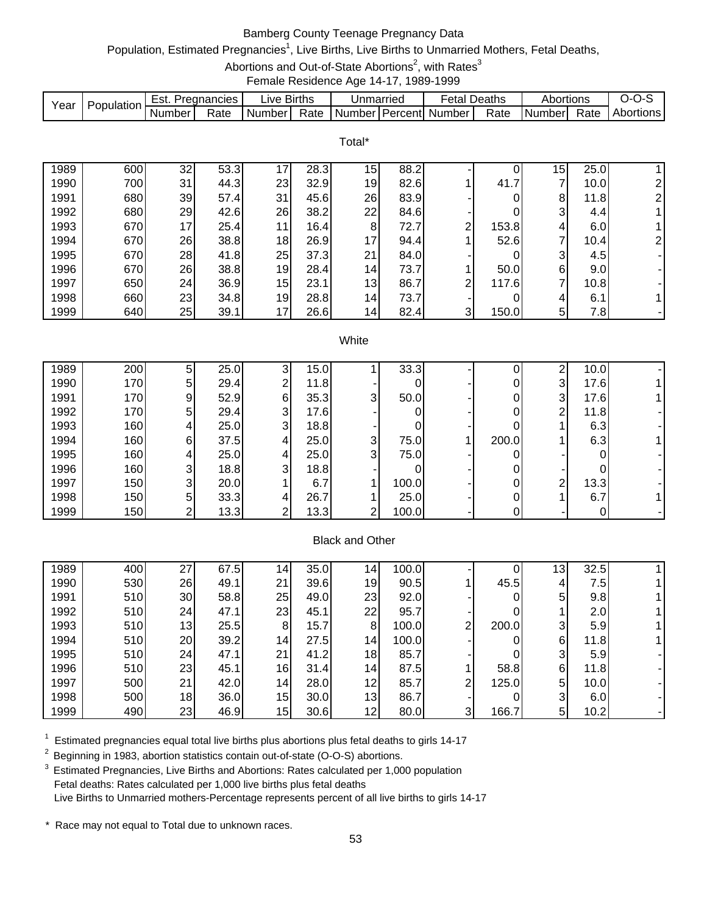# Bamberg County Teenage Pregnancy Data

Population, Estimated Pregnancies[1], Live Births, Live Births to Unmarried Mothers, Fetal Deaths, Abortions and Out-of-State Abortions[2], with Rates[3]

Female Residence Age 14-17, 1989-1999

| Year | Population | Est. Pregnancies | | Live Births | | Unmarried | | Fetal Deaths | | Abortions | | O-O-S |
|---|---|---|---|---|---|---|---|---|---|---|---|---|
| | | Number | Rate | Number | Rate | Number | Percent | Number | Rate | Number | Rate | Abortions |
| **Total*** | | | | | | | | | | | | |
| 1989 | 600 | 32 | 53.3 | 17 | 28.3 | 15 | 88.2 | - | 0 | 15 | 25.0 | 1 |
| 1990 | 700 | 31 | 44.3 | 23 | 32.9 | 19 | 82.6 | 1 | 41.7 | 7 | 10.0 | 2 |
| 1991 | 680 | 39 | 57.4 | 31 | 45.6 | 26 | 83.9 | - | 0 | 8 | 11.8 | 2 |
| 1992 | 680 | 29 | 42.6 | 26 | 38.2 | 22 | 84.6 | - | 0 | 3 | 4.4 | 1 |
| 1993 | 670 | 17 | 25.4 | 11 | 16.4 | 8 | 72.7 | 2 | 153.8 | 4 | 6.0 | 1 |
| 1994 | 670 | 26 | 38.8 | 18 | 26.9 | 17 | 94.4 | 1 | 52.6 | 7 | 10.4 | 2 |
| 1995 | 670 | 28 | 41.8 | 25 | 37.3 | 21 | 84.0 | - | 0 | 3 | 4.5 | - |
| 1996 | 670 | 26 | 38.8 | 19 | 28.4 | 14 | 73.7 | 1 | 50.0 | 6 | 9.0 | - |
| 1997 | 650 | 24 | 36.9 | 15 | 23.1 | 13 | 86.7 | 2 | 117.6 | 7 | 10.8 | - |
| 1998 | 660 | 23 | 34.8 | 19 | 28.8 | 14 | 73.7 | - | 0 | 4 | 6.1 | 1 |
| 1999 | 640 | 25 | 39.1 | 17 | 26.6 | 14 | 82.4 | 3 | 150.0 | 5 | 7.8 | - |
| **White** | | | | | | | | | | | | |
| 1989 | 200 | 5 | 25.0 | 3 | 15.0 | 1 | 33.3 | - | 0 | 2 | 10.0 | - |
| 1990 | 170 | 5 | 29.4 | 2 | 11.8 | - | 0 | - | 0 | 3 | 17.6 | 1 |
| 1991 | 170 | 9 | 52.9 | 6 | 35.3 | 3 | 50.0 | - | 0 | 3 | 17.6 | 1 |
| 1992 | 170 | 5 | 29.4 | 3 | 17.6 | - | 0 | - | 0 | 2 | 11.8 | - |
| 1993 | 160 | 4 | 25.0 | 3 | 18.8 | - | 0 | - | 0 | 1 | 6.3 | - |
| 1994 | 160 | 6 | 37.5 | 4 | 25.0 | 3 | 75.0 | 1 | 200.0 | 1 | 6.3 | 1 |
| 1995 | 160 | 4 | 25.0 | 4 | 25.0 | 3 | 75.0 | - | 0 | - | 0 | - |
| 1996 | 160 | 3 | 18.8 | 3 | 18.8 | - | 0 | - | 0 | - | 0 | - |
| 1997 | 150 | 3 | 20.0 | 1 | 6.7 | 1 | 100.0 | - | 0 | 2 | 13.3 | - |
| 1998 | 150 | 5 | 33.3 | 4 | 26.7 | 1 | 25.0 | - | 0 | 1 | 6.7 | 1 |
| 1999 | 150 | 2 | 13.3 | 2 | 13.3 | 2 | 100.0 | - | 0 | - | 0 | - |
| **Black and Other** | | | | | | | | | | | | |
| 1989 | 400 | 27 | 67.5 | 14 | 35.0 | 14 | 100.0 | - | 0 | 13 | 32.5 | 1 |
| 1990 | 530 | 26 | 49.1 | 21 | 39.6 | 19 | 90.5 | 1 | 45.5 | 4 | 7.5 | 1 |
| 1991 | 510 | 30 | 58.8 | 25 | 49.0 | 23 | 92.0 | - | 0 | 5 | 9.8 | 1 |
| 1992 | 510 | 24 | 47.1 | 23 | 45.1 | 22 | 95.7 | - | 0 | 1 | 2.0 | 1 |
| 1993 | 510 | 13 | 25.5 | 8 | 15.7 | 8 | 100.0 | 2 | 200.0 | 3 | 5.9 | 1 |
| 1994 | 510 | 20 | 39.2 | 14 | 27.5 | 14 | 100.0 | - | 0 | 6 | 11.8 | 1 |
| 1995 | 510 | 24 | 47.1 | 21 | 41.2 | 18 | 85.7 | - | 0 | 3 | 5.9 | - |
| 1996 | 510 | 23 | 45.1 | 16 | 31.4 | 14 | 87.5 | 1 | 58.8 | 6 | 11.8 | - |
| 1997 | 500 | 21 | 42.0 | 14 | 28.0 | 12 | 85.7 | 2 | 125.0 | 5 | 10.0 | - |
| 1998 | 500 | 18 | 36.0 | 15 | 30.0 | 13 | 86.7 | - | 0 | 3 | 6.0 | - |
| 1999 | 490 | 23 | 46.9 | 15 | 30.6 | 12 | 80.0 | 3 | 166.7 | 5 | 10.2 | - |

[1] Estimated pregnancies equal total live births plus abortions plus fetal deaths to girls 14-17

[2] Beginning in 1983, abortion statistics contain out-of-state (O-O-S) abortions.

[3] Estimated Pregnancies, Live Births and Abortions: Rates calculated per 1,000 population
Fetal deaths: Rates calculated per 1,000 live births plus fetal deaths
Live Births to Unmarried mothers-Percentage represents percent of all live births to girls 14-17

\* Race may not equal to Total due to unknown races.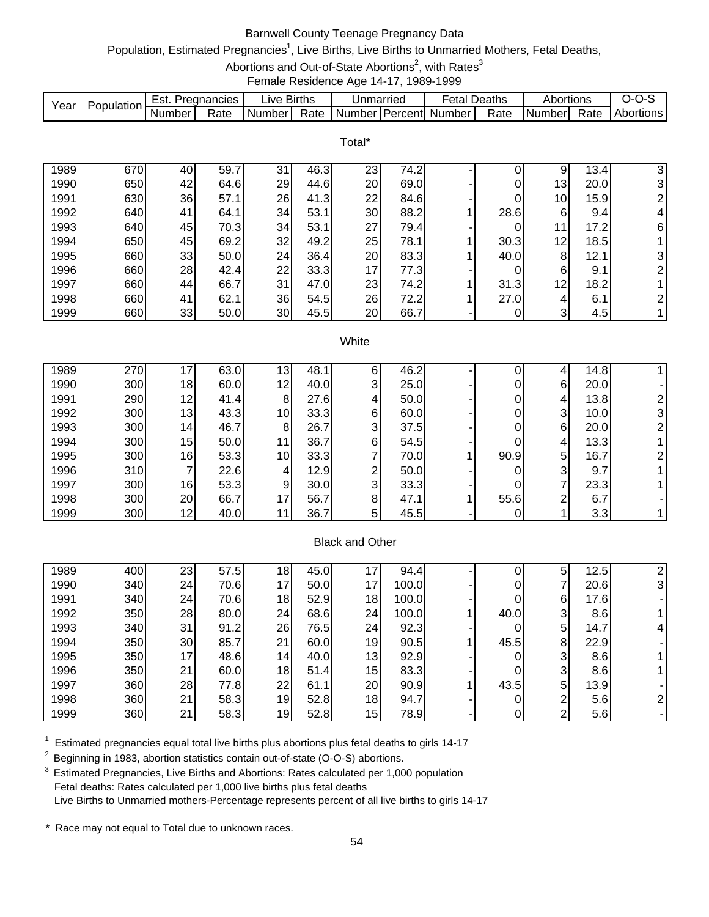# Barnwell County Teenage Pregnancy Data

Population, Estimated Pregnancies[1], Live Births, Live Births to Unmarried Mothers, Fetal Deaths, Abortions and Out-of-State Abortions[2], with Rates[3]

Female Residence Age 14-17, 1989-1999

| Year | Population | Est. Pregnancies | | Live Births | | Unmarried | | Fetal Deaths | | Abortions | | O-O-S |
|---|---|---|---|---|---|---|---|---|---|---|---|---|
| | | Number | Rate | Number | Rate | Number | Percent | Number | Rate | Number | Rate | Abortions |
| **Total*** | | | | | | | | | | | | |
| 1989 | 670 | 40 | 59.7 | 31 | 46.3 | 23 | 74.2 | - | 0 | 9 | 13.4 | 3 |
| 1990 | 650 | 42 | 64.6 | 29 | 44.6 | 20 | 69.0 | - | 0 | 13 | 20.0 | 3 |
| 1991 | 630 | 36 | 57.1 | 26 | 41.3 | 22 | 84.6 | - | 0 | 10 | 15.9 | 2 |
| 1992 | 640 | 41 | 64.1 | 34 | 53.1 | 30 | 88.2 | 1 | 28.6 | 6 | 9.4 | 4 |
| 1993 | 640 | 45 | 70.3 | 34 | 53.1 | 27 | 79.4 | - | 0 | 11 | 17.2 | 6 |
| 1994 | 650 | 45 | 69.2 | 32 | 49.2 | 25 | 78.1 | 1 | 30.3 | 12 | 18.5 | 1 |
| 1995 | 660 | 33 | 50.0 | 24 | 36.4 | 20 | 83.3 | 1 | 40.0 | 8 | 12.1 | 3 |
| 1996 | 660 | 28 | 42.4 | 22 | 33.3 | 17 | 77.3 | - | 0 | 6 | 9.1 | 2 |
| 1997 | 660 | 44 | 66.7 | 31 | 47.0 | 23 | 74.2 | 1 | 31.3 | 12 | 18.2 | 1 |
| 1998 | 660 | 41 | 62.1 | 36 | 54.5 | 26 | 72.2 | 1 | 27.0 | 4 | 6.1 | 2 |
| 1999 | 660 | 33 | 50.0 | 30 | 45.5 | 20 | 66.7 | - | 0 | 3 | 4.5 | 1 |
| **White** | | | | | | | | | | | | |
| 1989 | 270 | 17 | 63.0 | 13 | 48.1 | 6 | 46.2 | - | 0 | 4 | 14.8 | 1 |
| 1990 | 300 | 18 | 60.0 | 12 | 40.0 | 3 | 25.0 | - | 0 | 6 | 20.0 | - |
| 1991 | 290 | 12 | 41.4 | 8 | 27.6 | 4 | 50.0 | - | 0 | 4 | 13.8 | 2 |
| 1992 | 300 | 13 | 43.3 | 10 | 33.3 | 6 | 60.0 | - | 0 | 3 | 10.0 | 3 |
| 1993 | 300 | 14 | 46.7 | 8 | 26.7 | 3 | 37.5 | - | 0 | 6 | 20.0 | 2 |
| 1994 | 300 | 15 | 50.0 | 11 | 36.7 | 6 | 54.5 | - | 0 | 4 | 13.3 | 1 |
| 1995 | 300 | 16 | 53.3 | 10 | 33.3 | 7 | 70.0 | 1 | 90.9 | 5 | 16.7 | 2 |
| 1996 | 310 | 7 | 22.6 | 4 | 12.9 | 2 | 50.0 | - | 0 | 3 | 9.7 | 1 |
| 1997 | 300 | 16 | 53.3 | 9 | 30.0 | 3 | 33.3 | - | 0 | 7 | 23.3 | 1 |
| 1998 | 300 | 20 | 66.7 | 17 | 56.7 | 8 | 47.1 | 1 | 55.6 | 2 | 6.7 | - |
| 1999 | 300 | 12 | 40.0 | 11 | 36.7 | 5 | 45.5 | - | 0 | 1 | 3.3 | 1 |
| **Black and Other** | | | | | | | | | | | | |
| 1989 | 400 | 23 | 57.5 | 18 | 45.0 | 17 | 94.4 | - | 0 | 5 | 12.5 | 2 |
| 1990 | 340 | 24 | 70.6 | 17 | 50.0 | 17 | 100.0 | - | 0 | 7 | 20.6 | 3 |
| 1991 | 340 | 24 | 70.6 | 18 | 52.9 | 18 | 100.0 | - | 0 | 6 | 17.6 | - |
| 1992 | 350 | 28 | 80.0 | 24 | 68.6 | 24 | 100.0 | 1 | 40.0 | 3 | 8.6 | 1 |
| 1993 | 340 | 31 | 91.2 | 26 | 76.5 | 24 | 92.3 | - | 0 | 5 | 14.7 | 4 |
| 1994 | 350 | 30 | 85.7 | 21 | 60.0 | 19 | 90.5 | 1 | 45.5 | 8 | 22.9 | - |
| 1995 | 350 | 17 | 48.6 | 14 | 40.0 | 13 | 92.9 | - | 0 | 3 | 8.6 | 1 |
| 1996 | 350 | 21 | 60.0 | 18 | 51.4 | 15 | 83.3 | - | 0 | 3 | 8.6 | 1 |
| 1997 | 360 | 28 | 77.8 | 22 | 61.1 | 20 | 90.9 | 1 | 43.5 | 5 | 13.9 | - |
| 1998 | 360 | 21 | 58.3 | 19 | 52.8 | 18 | 94.7 | - | 0 | 2 | 5.6 | 2 |
| 1999 | 360 | 21 | 58.3 | 19 | 52.8 | 15 | 78.9 | - | 0 | 2 | 5.6 | - |

[1] Estimated pregnancies equal total live births plus abortions plus fetal deaths to girls 14-17

[2] Beginning in 1983, abortion statistics contain out-of-state (O-O-S) abortions.

[3] Estimated Pregnancies, Live Births and Abortions: Rates calculated per 1,000 population
Fetal deaths: Rates calculated per 1,000 live births plus fetal deaths
Live Births to Unmarried mothers-Percentage represents percent of all live births to girls 14-17

* Race may not equal to Total due to unknown races.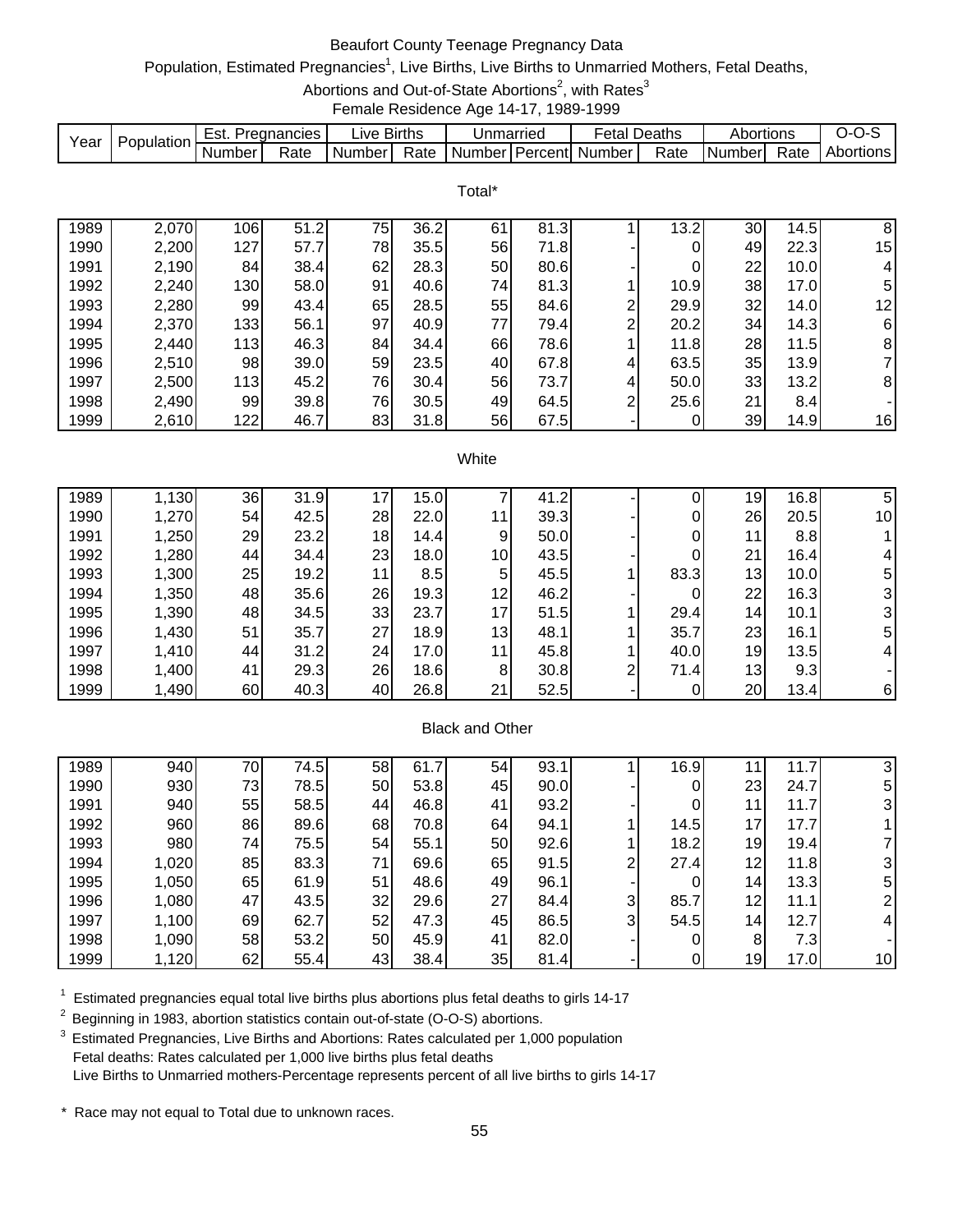# Beaufort County Teenage Pregnancy Data

Population, Estimated Pregnancies[1], Live Births, Live Births to Unmarried Mothers, Fetal Deaths, Abortions and Out-of-State Abortions[2], with Rates[3]

Female Residence Age 14-17, 1989-1999

| Year | Population | Est. Pregnancies | | Live Births | | Unmarried | | Fetal Deaths | | Abortions | | O-O-S |
|---|---|---|---|---|---|---|---|---|---|---|---|---|
| | | Number | Rate | Number | Rate | Number | Percent | Number | Rate | Number | Rate | Abortions |
| **Total*** | | | | | | | | | | | | |
| 1989 | 2,070 | 106 | 51.2 | 75 | 36.2 | 61 | 81.3 | 1 | 13.2 | 30 | 14.5 | 8 |
| 1990 | 2,200 | 127 | 57.7 | 78 | 35.5 | 56 | 71.8 | - | 0 | 49 | 22.3 | 15 |
| 1991 | 2,190 | 84 | 38.4 | 62 | 28.3 | 50 | 80.6 | - | 0 | 22 | 10.0 | 4 |
| 1992 | 2,240 | 130 | 58.0 | 91 | 40.6 | 74 | 81.3 | 1 | 10.9 | 38 | 17.0 | 5 |
| 1993 | 2,280 | 99 | 43.4 | 65 | 28.5 | 55 | 84.6 | 2 | 29.9 | 32 | 14.0 | 12 |
| 1994 | 2,370 | 133 | 56.1 | 97 | 40.9 | 77 | 79.4 | 2 | 20.2 | 34 | 14.3 | 6 |
| 1995 | 2,440 | 113 | 46.3 | 84 | 34.4 | 66 | 78.6 | 1 | 11.8 | 28 | 11.5 | 8 |
| 1996 | 2,510 | 98 | 39.0 | 59 | 23.5 | 40 | 67.8 | 4 | 63.5 | 35 | 13.9 | 7 |
| 1997 | 2,500 | 113 | 45.2 | 76 | 30.4 | 56 | 73.7 | 4 | 50.0 | 33 | 13.2 | 8 |
| 1998 | 2,490 | 99 | 39.8 | 76 | 30.5 | 49 | 64.5 | 2 | 25.6 | 21 | 8.4 | - |
| 1999 | 2,610 | 122 | 46.7 | 83 | 31.8 | 56 | 67.5 | - | 0 | 39 | 14.9 | 16 |
| **White** | | | | | | | | | | | | |
| 1989 | 1,130 | 36 | 31.9 | 17 | 15.0 | 7 | 41.2 | - | 0 | 19 | 16.8 | 5 |
| 1990 | 1,270 | 54 | 42.5 | 28 | 22.0 | 11 | 39.3 | - | 0 | 26 | 20.5 | 10 |
| 1991 | 1,250 | 29 | 23.2 | 18 | 14.4 | 9 | 50.0 | - | 0 | 11 | 8.8 | 1 |
| 1992 | 1,280 | 44 | 34.4 | 23 | 18.0 | 10 | 43.5 | - | 0 | 21 | 16.4 | 4 |
| 1993 | 1,300 | 25 | 19.2 | 11 | 8.5 | 5 | 45.5 | 1 | 83.3 | 13 | 10.0 | 5 |
| 1994 | 1,350 | 48 | 35.6 | 26 | 19.3 | 12 | 46.2 | - | 0 | 22 | 16.3 | 3 |
| 1995 | 1,390 | 48 | 34.5 | 33 | 23.7 | 17 | 51.5 | 1 | 29.4 | 14 | 10.1 | 3 |
| 1996 | 1,430 | 51 | 35.7 | 27 | 18.9 | 13 | 48.1 | 1 | 35.7 | 23 | 16.1 | 5 |
| 1997 | 1,410 | 44 | 31.2 | 24 | 17.0 | 11 | 45.8 | 1 | 40.0 | 19 | 13.5 | 4 |
| 1998 | 1,400 | 41 | 29.3 | 26 | 18.6 | 8 | 30.8 | 2 | 71.4 | 13 | 9.3 | - |
| 1999 | 1,490 | 60 | 40.3 | 40 | 26.8 | 21 | 52.5 | - | 0 | 20 | 13.4 | 6 |
| **Black and Other** | | | | | | | | | | | | |
| 1989 | 940 | 70 | 74.5 | 58 | 61.7 | 54 | 93.1 | 1 | 16.9 | 11 | 11.7 | 3 |
| 1990 | 930 | 73 | 78.5 | 50 | 53.8 | 45 | 90.0 | - | 0 | 23 | 24.7 | 5 |
| 1991 | 940 | 55 | 58.5 | 44 | 46.8 | 41 | 93.2 | - | 0 | 11 | 11.7 | 3 |
| 1992 | 960 | 86 | 89.6 | 68 | 70.8 | 64 | 94.1 | 1 | 14.5 | 17 | 17.7 | 1 |
| 1993 | 980 | 74 | 75.5 | 54 | 55.1 | 50 | 92.6 | 1 | 18.2 | 19 | 19.4 | 7 |
| 1994 | 1,020 | 85 | 83.3 | 71 | 69.6 | 65 | 91.5 | 2 | 27.4 | 12 | 11.8 | 3 |
| 1995 | 1,050 | 65 | 61.9 | 51 | 48.6 | 49 | 96.1 | - | 0 | 14 | 13.3 | 5 |
| 1996 | 1,080 | 47 | 43.5 | 32 | 29.6 | 27 | 84.4 | 3 | 85.7 | 12 | 11.1 | 2 |
| 1997 | 1,100 | 69 | 62.7 | 52 | 47.3 | 45 | 86.5 | 3 | 54.5 | 14 | 12.7 | 4 |
| 1998 | 1,090 | 58 | 53.2 | 50 | 45.9 | 41 | 82.0 | - | 0 | 8 | 7.3 | - |
| 1999 | 1,120 | 62 | 55.4 | 43 | 38.4 | 35 | 81.4 | - | 0 | 19 | 17.0 | 10 |

[1] Estimated pregnancies equal total live births plus abortions plus fetal deaths to girls 14-17

[2] Beginning in 1983, abortion statistics contain out-of-state (O-O-S) abortions.

[3] Estimated Pregnancies, Live Births and Abortions: Rates calculated per 1,000 population
Fetal deaths: Rates calculated per 1,000 live births plus fetal deaths
Live Births to Unmarried mothers-Percentage represents percent of all live births to girls 14-17

\* Race may not equal to Total due to unknown races.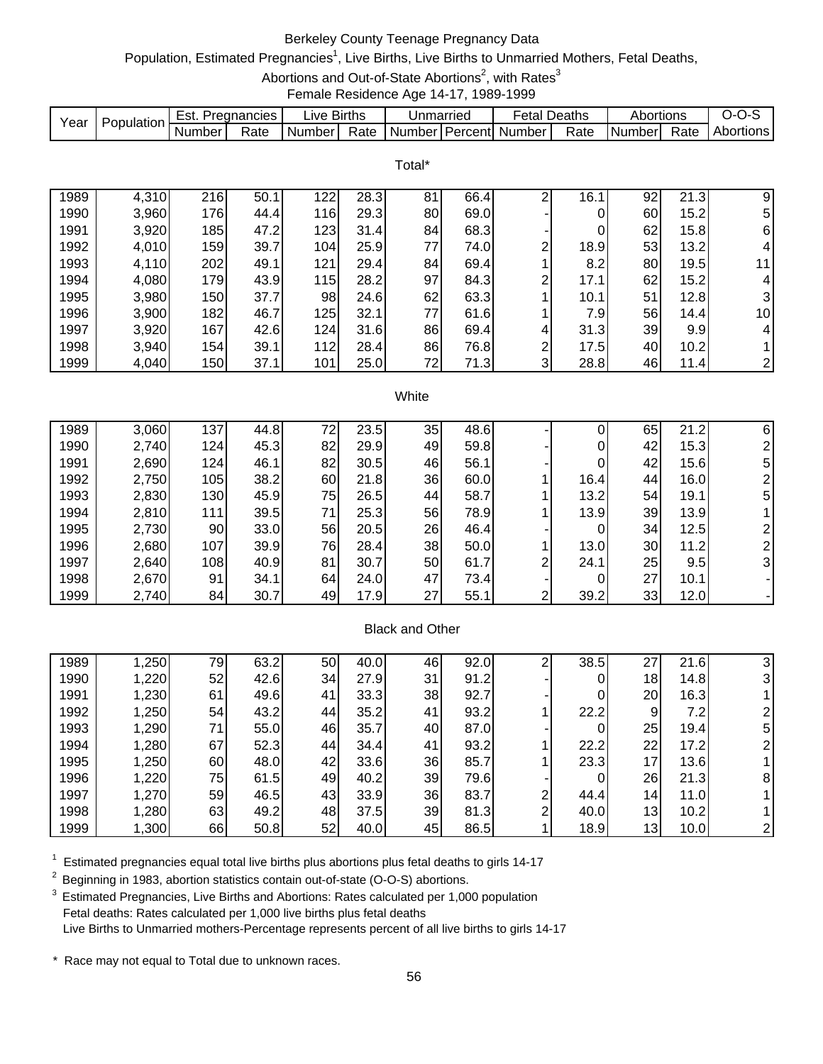# Berkeley County Teenage Pregnancy Data

Population, Estimated Pregnancies[1], Live Births, Live Births to Unmarried Mothers, Fetal Deaths, Abortions and Out-of-State Abortions[2], with Rates[3]

Female Residence Age 14-17, 1989-1999

| Year | Population | Est. Pregnancies | | Live Births | | Unmarried | | Fetal Deaths | | Abortions | | O-O-S |
|---|---|---|---|---|---|---|---|---|---|---|---|---|
| | | Number | Rate | Number | Rate | Number | Percent | Number | Rate | Number | Rate | Abortions |
| **Total*** | | | | | | | | | | | | |
| 1989 | 4,310 | 216 | 50.1 | 122 | 28.3 | 81 | 66.4 | 2 | 16.1 | 92 | 21.3 | 9 |
| 1990 | 3,960 | 176 | 44.4 | 116 | 29.3 | 80 | 69.0 | - | 0 | 60 | 15.2 | 5 |
| 1991 | 3,920 | 185 | 47.2 | 123 | 31.4 | 84 | 68.3 | - | 0 | 62 | 15.8 | 6 |
| 1992 | 4,010 | 159 | 39.7 | 104 | 25.9 | 77 | 74.0 | 2 | 18.9 | 53 | 13.2 | 4 |
| 1993 | 4,110 | 202 | 49.1 | 121 | 29.4 | 84 | 69.4 | 1 | 8.2 | 80 | 19.5 | 11 |
| 1994 | 4,080 | 179 | 43.9 | 115 | 28.2 | 97 | 84.3 | 2 | 17.1 | 62 | 15.2 | 4 |
| 1995 | 3,980 | 150 | 37.7 | 98 | 24.6 | 62 | 63.3 | 1 | 10.1 | 51 | 12.8 | 3 |
| 1996 | 3,900 | 182 | 46.7 | 125 | 32.1 | 77 | 61.6 | 1 | 7.9 | 56 | 14.4 | 10 |
| 1997 | 3,920 | 167 | 42.6 | 124 | 31.6 | 86 | 69.4 | 4 | 31.3 | 39 | 9.9 | 4 |
| 1998 | 3,940 | 154 | 39.1 | 112 | 28.4 | 86 | 76.8 | 2 | 17.5 | 40 | 10.2 | 1 |
| 1999 | 4,040 | 150 | 37.1 | 101 | 25.0 | 72 | 71.3 | 3 | 28.8 | 46 | 11.4 | 2 |
| **White** | | | | | | | | | | | | |
| 1989 | 3,060 | 137 | 44.8 | 72 | 23.5 | 35 | 48.6 | - | 0 | 65 | 21.2 | 6 |
| 1990 | 2,740 | 124 | 45.3 | 82 | 29.9 | 49 | 59.8 | - | 0 | 42 | 15.3 | 2 |
| 1991 | 2,690 | 124 | 46.1 | 82 | 30.5 | 46 | 56.1 | - | 0 | 42 | 15.6 | 5 |
| 1992 | 2,750 | 105 | 38.2 | 60 | 21.8 | 36 | 60.0 | 1 | 16.4 | 44 | 16.0 | 2 |
| 1993 | 2,830 | 130 | 45.9 | 75 | 26.5 | 44 | 58.7 | 1 | 13.2 | 54 | 19.1 | 5 |
| 1994 | 2,810 | 111 | 39.5 | 71 | 25.3 | 56 | 78.9 | 1 | 13.9 | 39 | 13.9 | 1 |
| 1995 | 2,730 | 90 | 33.0 | 56 | 20.5 | 26 | 46.4 | - | 0 | 34 | 12.5 | 2 |
| 1996 | 2,680 | 107 | 39.9 | 76 | 28.4 | 38 | 50.0 | 1 | 13.0 | 30 | 11.2 | 2 |
| 1997 | 2,640 | 108 | 40.9 | 81 | 30.7 | 50 | 61.7 | 2 | 24.1 | 25 | 9.5 | 3 |
| 1998 | 2,670 | 91 | 34.1 | 64 | 24.0 | 47 | 73.4 | - | 0 | 27 | 10.1 | - |
| 1999 | 2,740 | 84 | 30.7 | 49 | 17.9 | 27 | 55.1 | 2 | 39.2 | 33 | 12.0 | - |
| **Black and Other** | | | | | | | | | | | | |
| 1989 | 1,250 | 79 | 63.2 | 50 | 40.0 | 46 | 92.0 | 2 | 38.5 | 27 | 21.6 | 3 |
| 1990 | 1,220 | 52 | 42.6 | 34 | 27.9 | 31 | 91.2 | - | 0 | 18 | 14.8 | 3 |
| 1991 | 1,230 | 61 | 49.6 | 41 | 33.3 | 38 | 92.7 | - | 0 | 20 | 16.3 | 1 |
| 1992 | 1,250 | 54 | 43.2 | 44 | 35.2 | 41 | 93.2 | 1 | 22.2 | 9 | 7.2 | 2 |
| 1993 | 1,290 | 71 | 55.0 | 46 | 35.7 | 40 | 87.0 | - | 0 | 25 | 19.4 | 5 |
| 1994 | 1,280 | 67 | 52.3 | 44 | 34.4 | 41 | 93.2 | 1 | 22.2 | 22 | 17.2 | 2 |
| 1995 | 1,250 | 60 | 48.0 | 42 | 33.6 | 36 | 85.7 | 1 | 23.3 | 17 | 13.6 | 1 |
| 1996 | 1,220 | 75 | 61.5 | 49 | 40.2 | 39 | 79.6 | - | 0 | 26 | 21.3 | 8 |
| 1997 | 1,270 | 59 | 46.5 | 43 | 33.9 | 36 | 83.7 | 2 | 44.4 | 14 | 11.0 | 1 |
| 1998 | 1,280 | 63 | 49.2 | 48 | 37.5 | 39 | 81.3 | 2 | 40.0 | 13 | 10.2 | 1 |
| 1999 | 1,300 | 66 | 50.8 | 52 | 40.0 | 45 | 86.5 | 1 | 18.9 | 13 | 10.0 | 2 |

[1] Estimated pregnancies equal total live births plus abortions plus fetal deaths to girls 14-17

[2] Beginning in 1983, abortion statistics contain out-of-state (O-O-S) abortions.

[3] Estimated Pregnancies, Live Births and Abortions: Rates calculated per 1,000 population
Fetal deaths: Rates calculated per 1,000 live births plus fetal deaths
Live Births to Unmarried mothers-Percentage represents percent of all live births to girls 14-17

* Race may not equal to Total due to unknown races.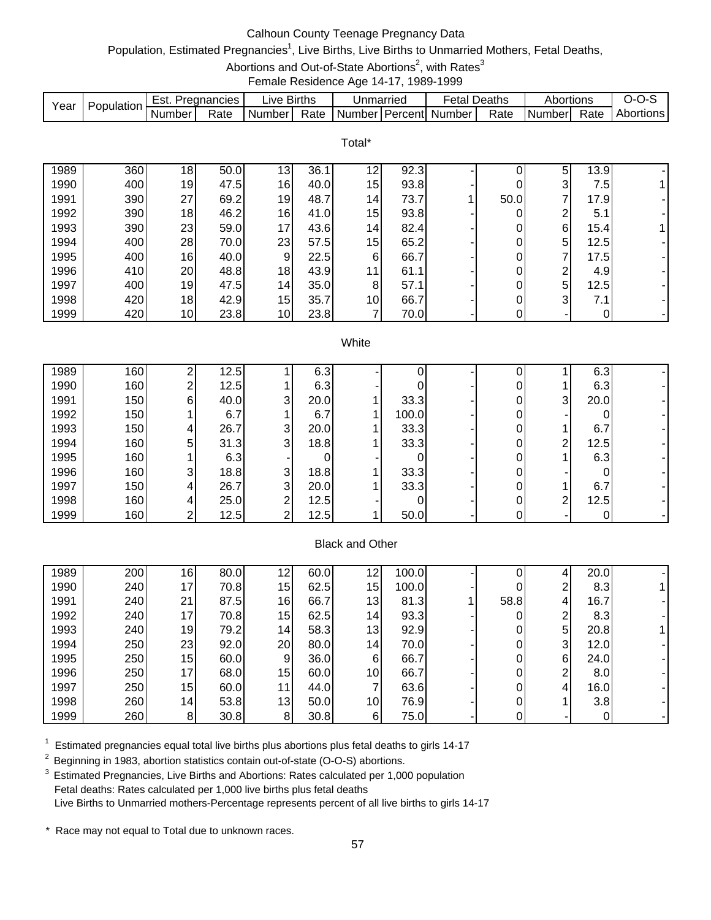Calhoun County Teenage Pregnancy Data

Population, Estimated Pregnancies[1], Live Births, Live Births to Unmarried Mothers, Fetal Deaths, Abortions and Out-of-State Abortions[2], with Rates[3]

Female Residence Age 14-17, 1989-1999

| Year | Population | Est. Pregnancies | | Live Births | | Unmarried | | Fetal Deaths | | Abortions | | O-O-S |
|---|---|---|---|---|---|---|---|---|---|---|---|---|
| | | Number | Rate | Number | Rate | Number | Percent | Number | Rate | Number | Rate | Abortions |
| **Total*** | | | | | | | | | | | | |
| 1989 | 360 | 18 | 50.0 | 13 | 36.1 | 12 | 92.3 | - | 0 | 5 | 13.9 | - |
| 1990 | 400 | 19 | 47.5 | 16 | 40.0 | 15 | 93.8 | - | 0 | 3 | 7.5 | 1 |
| 1991 | 390 | 27 | 69.2 | 19 | 48.7 | 14 | 73.7 | 1 | 50.0 | 7 | 17.9 | - |
| 1992 | 390 | 18 | 46.2 | 16 | 41.0 | 15 | 93.8 | - | 0 | 2 | 5.1 | - |
| 1993 | 390 | 23 | 59.0 | 17 | 43.6 | 14 | 82.4 | - | 0 | 6 | 15.4 | 1 |
| 1994 | 400 | 28 | 70.0 | 23 | 57.5 | 15 | 65.2 | - | 0 | 5 | 12.5 | - |
| 1995 | 400 | 16 | 40.0 | 9 | 22.5 | 6 | 66.7 | - | 0 | 7 | 17.5 | - |
| 1996 | 410 | 20 | 48.8 | 18 | 43.9 | 11 | 61.1 | - | 0 | 2 | 4.9 | - |
| 1997 | 400 | 19 | 47.5 | 14 | 35.0 | 8 | 57.1 | - | 0 | 5 | 12.5 | - |
| 1998 | 420 | 18 | 42.9 | 15 | 35.7 | 10 | 66.7 | - | 0 | 3 | 7.1 | - |
| 1999 | 420 | 10 | 23.8 | 10 | 23.8 | 7 | 70.0 | - | 0 | - | 0 | - |
| **White** | | | | | | | | | | | | |
| 1989 | 160 | 2 | 12.5 | 1 | 6.3 | - | 0 | - | 0 | 1 | 6.3 | - |
| 1990 | 160 | 2 | 12.5 | 1 | 6.3 | - | 0 | - | 0 | 1 | 6.3 | - |
| 1991 | 150 | 6 | 40.0 | 3 | 20.0 | 1 | 33.3 | - | 0 | 3 | 20.0 | - |
| 1992 | 150 | 1 | 6.7 | 1 | 6.7 | 1 | 100.0 | - | 0 | - | 0 | - |
| 1993 | 150 | 4 | 26.7 | 3 | 20.0 | 1 | 33.3 | - | 0 | 1 | 6.7 | - |
| 1994 | 160 | 5 | 31.3 | 3 | 18.8 | 1 | 33.3 | - | 0 | 2 | 12.5 | - |
| 1995 | 160 | 1 | 6.3 | - | 0 | - | 0 | - | 0 | 1 | 6.3 | - |
| 1996 | 160 | 3 | 18.8 | 3 | 18.8 | 1 | 33.3 | - | 0 | - | 0 | - |
| 1997 | 150 | 4 | 26.7 | 3 | 20.0 | 1 | 33.3 | - | 0 | 1 | 6.7 | - |
| 1998 | 160 | 4 | 25.0 | 2 | 12.5 | - | 0 | - | 0 | 2 | 12.5 | - |
| 1999 | 160 | 2 | 12.5 | 2 | 12.5 | 1 | 50.0 | - | 0 | - | 0 | - |
| **Black and Other** | | | | | | | | | | | | |
| 1989 | 200 | 16 | 80.0 | 12 | 60.0 | 12 | 100.0 | - | 0 | 4 | 20.0 | - |
| 1990 | 240 | 17 | 70.8 | 15 | 62.5 | 15 | 100.0 | - | 0 | 2 | 8.3 | 1 |
| 1991 | 240 | 21 | 87.5 | 16 | 66.7 | 13 | 81.3 | 1 | 58.8 | 4 | 16.7 | - |
| 1992 | 240 | 17 | 70.8 | 15 | 62.5 | 14 | 93.3 | - | 0 | 2 | 8.3 | - |
| 1993 | 240 | 19 | 79.2 | 14 | 58.3 | 13 | 92.9 | - | 0 | 5 | 20.8 | 1 |
| 1994 | 250 | 23 | 92.0 | 20 | 80.0 | 14 | 70.0 | - | 0 | 3 | 12.0 | - |
| 1995 | 250 | 15 | 60.0 | 9 | 36.0 | 6 | 66.7 | - | 0 | 6 | 24.0 | - |
| 1996 | 250 | 17 | 68.0 | 15 | 60.0 | 10 | 66.7 | - | 0 | 2 | 8.0 | - |
| 1997 | 250 | 15 | 60.0 | 11 | 44.0 | 7 | 63.6 | - | 0 | 4 | 16.0 | - |
| 1998 | 260 | 14 | 53.8 | 13 | 50.0 | 10 | 76.9 | - | 0 | 1 | 3.8 | - |
| 1999 | 260 | 8 | 30.8 | 8 | 30.8 | 6 | 75.0 | - | 0 | - | 0 | - |

[1] Estimated pregnancies equal total live births plus abortions plus fetal deaths to girls 14-17

[2] Beginning in 1983, abortion statistics contain out-of-state (O-O-S) abortions.

[3] Estimated Pregnancies, Live Births and Abortions: Rates calculated per 1,000 population
Fetal deaths: Rates calculated per 1,000 live births plus fetal deaths
Live Births to Unmarried mothers-Percentage represents percent of all live births to girls 14-17

\* Race may not equal to Total due to unknown races.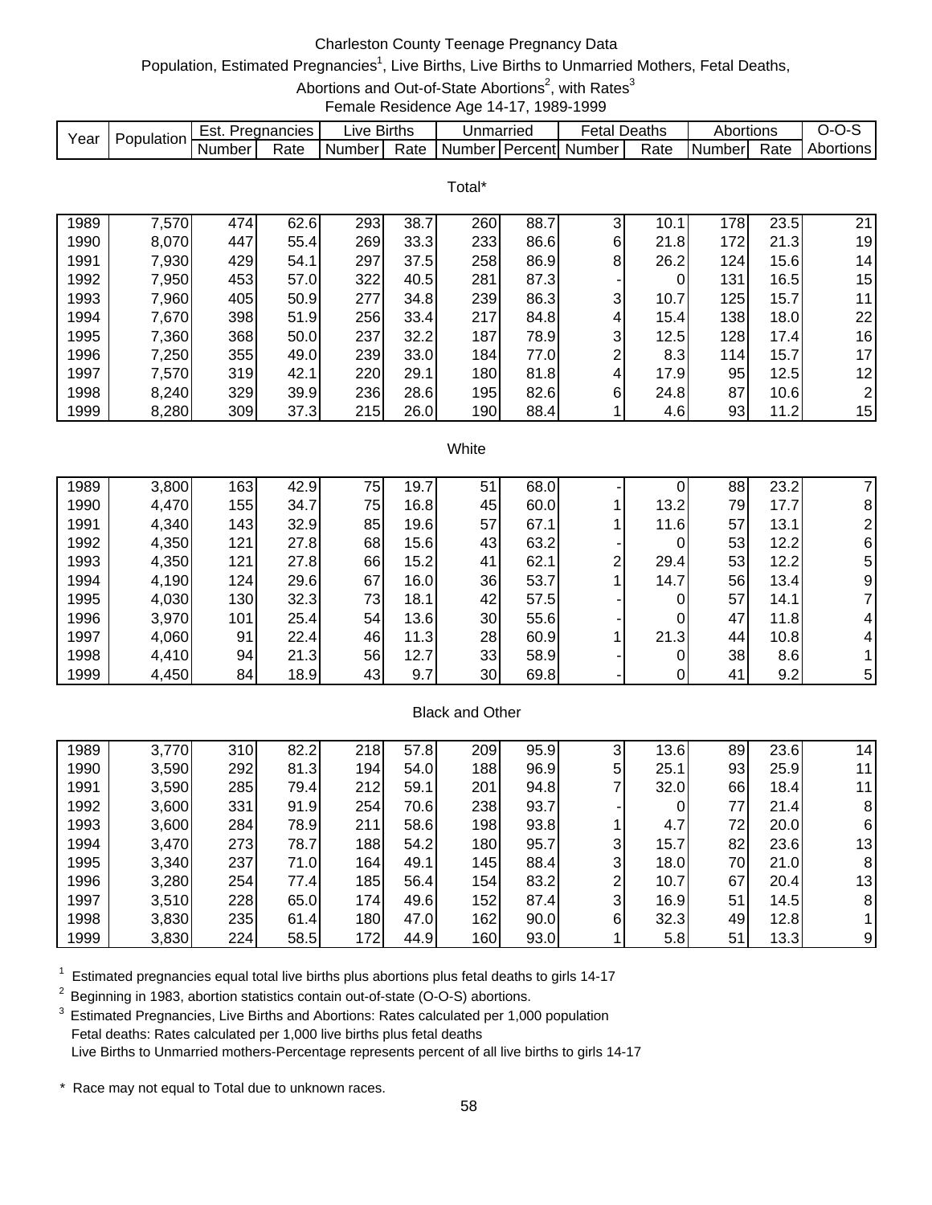# Charleston County Teenage Pregnancy Data

Population, Estimated Pregnancies[1], Live Births, Live Births to Unmarried Mothers, Fetal Deaths, Abortions and Out-of-State Abortions[2], with Rates[3]

Female Residence Age 14-17, 1989-1999

| Year | Population | Est. Pregnancies | | Live Births | | Unmarried | | Fetal Deaths | | Abortions | | O-O-S |
|---|---|---|---|---|---|---|---|---|---|---|---|---|
| | | Number | Rate | Number | Rate | Number | Percent | Number | Rate | Number | Rate | Abortions |
| **Total*** | | | | | | | | | | | | |
| 1989 | 7,570 | 474 | 62.6 | 293 | 38.7 | 260 | 88.7 | 3 | 10.1 | 178 | 23.5 | 21 |
| 1990 | 8,070 | 447 | 55.4 | 269 | 33.3 | 233 | 86.6 | 6 | 21.8 | 172 | 21.3 | 19 |
| 1991 | 7,930 | 429 | 54.1 | 297 | 37.5 | 258 | 86.9 | 8 | 26.2 | 124 | 15.6 | 14 |
| 1992 | 7,950 | 453 | 57.0 | 322 | 40.5 | 281 | 87.3 | - | 0 | 131 | 16.5 | 15 |
| 1993 | 7,960 | 405 | 50.9 | 277 | 34.8 | 239 | 86.3 | 3 | 10.7 | 125 | 15.7 | 11 |
| 1994 | 7,670 | 398 | 51.9 | 256 | 33.4 | 217 | 84.8 | 4 | 15.4 | 138 | 18.0 | 22 |
| 1995 | 7,360 | 368 | 50.0 | 237 | 32.2 | 187 | 78.9 | 3 | 12.5 | 128 | 17.4 | 16 |
| 1996 | 7,250 | 355 | 49.0 | 239 | 33.0 | 184 | 77.0 | 2 | 8.3 | 114 | 15.7 | 17 |
| 1997 | 7,570 | 319 | 42.1 | 220 | 29.1 | 180 | 81.8 | 4 | 17.9 | 95 | 12.5 | 12 |
| 1998 | 8,240 | 329 | 39.9 | 236 | 28.6 | 195 | 82.6 | 6 | 24.8 | 87 | 10.6 | 2 |
| 1999 | 8,280 | 309 | 37.3 | 215 | 26.0 | 190 | 88.4 | 1 | 4.6 | 93 | 11.2 | 15 |
| **White** | | | | | | | | | | | | |
| 1989 | 3,800 | 163 | 42.9 | 75 | 19.7 | 51 | 68.0 | - | 0 | 88 | 23.2 | 7 |
| 1990 | 4,470 | 155 | 34.7 | 75 | 16.8 | 45 | 60.0 | 1 | 13.2 | 79 | 17.7 | 8 |
| 1991 | 4,340 | 143 | 32.9 | 85 | 19.6 | 57 | 67.1 | 1 | 11.6 | 57 | 13.1 | 2 |
| 1992 | 4,350 | 121 | 27.8 | 68 | 15.6 | 43 | 63.2 | - | 0 | 53 | 12.2 | 6 |
| 1993 | 4,350 | 121 | 27.8 | 66 | 15.2 | 41 | 62.1 | 2 | 29.4 | 53 | 12.2 | 5 |
| 1994 | 4,190 | 124 | 29.6 | 67 | 16.0 | 36 | 53.7 | 1 | 14.7 | 56 | 13.4 | 9 |
| 1995 | 4,030 | 130 | 32.3 | 73 | 18.1 | 42 | 57.5 | - | 0 | 57 | 14.1 | 7 |
| 1996 | 3,970 | 101 | 25.4 | 54 | 13.6 | 30 | 55.6 | - | 0 | 47 | 11.8 | 4 |
| 1997 | 4,060 | 91 | 22.4 | 46 | 11.3 | 28 | 60.9 | 1 | 21.3 | 44 | 10.8 | 4 |
| 1998 | 4,410 | 94 | 21.3 | 56 | 12.7 | 33 | 58.9 | - | 0 | 38 | 8.6 | 1 |
| 1999 | 4,450 | 84 | 18.9 | 43 | 9.7 | 30 | 69.8 | - | 0 | 41 | 9.2 | 5 |
| **Black and Other** | | | | | | | | | | | | |
| 1989 | 3,770 | 310 | 82.2 | 218 | 57.8 | 209 | 95.9 | 3 | 13.6 | 89 | 23.6 | 14 |
| 1990 | 3,590 | 292 | 81.3 | 194 | 54.0 | 188 | 96.9 | 5 | 25.1 | 93 | 25.9 | 11 |
| 1991 | 3,590 | 285 | 79.4 | 212 | 59.1 | 201 | 94.8 | 7 | 32.0 | 66 | 18.4 | 11 |
| 1992 | 3,600 | 331 | 91.9 | 254 | 70.6 | 238 | 93.7 | - | 0 | 77 | 21.4 | 8 |
| 1993 | 3,600 | 284 | 78.9 | 211 | 58.6 | 198 | 93.8 | 1 | 4.7 | 72 | 20.0 | 6 |
| 1994 | 3,470 | 273 | 78.7 | 188 | 54.2 | 180 | 95.7 | 3 | 15.7 | 82 | 23.6 | 13 |
| 1995 | 3,340 | 237 | 71.0 | 164 | 49.1 | 145 | 88.4 | 3 | 18.0 | 70 | 21.0 | 8 |
| 1996 | 3,280 | 254 | 77.4 | 185 | 56.4 | 154 | 83.2 | 2 | 10.7 | 67 | 20.4 | 13 |
| 1997 | 3,510 | 228 | 65.0 | 174 | 49.6 | 152 | 87.4 | 3 | 16.9 | 51 | 14.5 | 8 |
| 1998 | 3,830 | 235 | 61.4 | 180 | 47.0 | 162 | 90.0 | 6 | 32.3 | 49 | 12.8 | 1 |
| 1999 | 3,830 | 224 | 58.5 | 172 | 44.9 | 160 | 93.0 | 1 | 5.8 | 51 | 13.3 | 9 |

[1] Estimated pregnancies equal total live births plus abortions plus fetal deaths to girls 14-17

[2] Beginning in 1983, abortion statistics contain out-of-state (O-O-S) abortions.

[3] Estimated Pregnancies, Live Births and Abortions: Rates calculated per 1,000 population
Fetal deaths: Rates calculated per 1,000 live births plus fetal deaths
Live Births to Unmarried mothers-Percentage represents percent of all live births to girls 14-17

* Race may not equal to Total due to unknown races.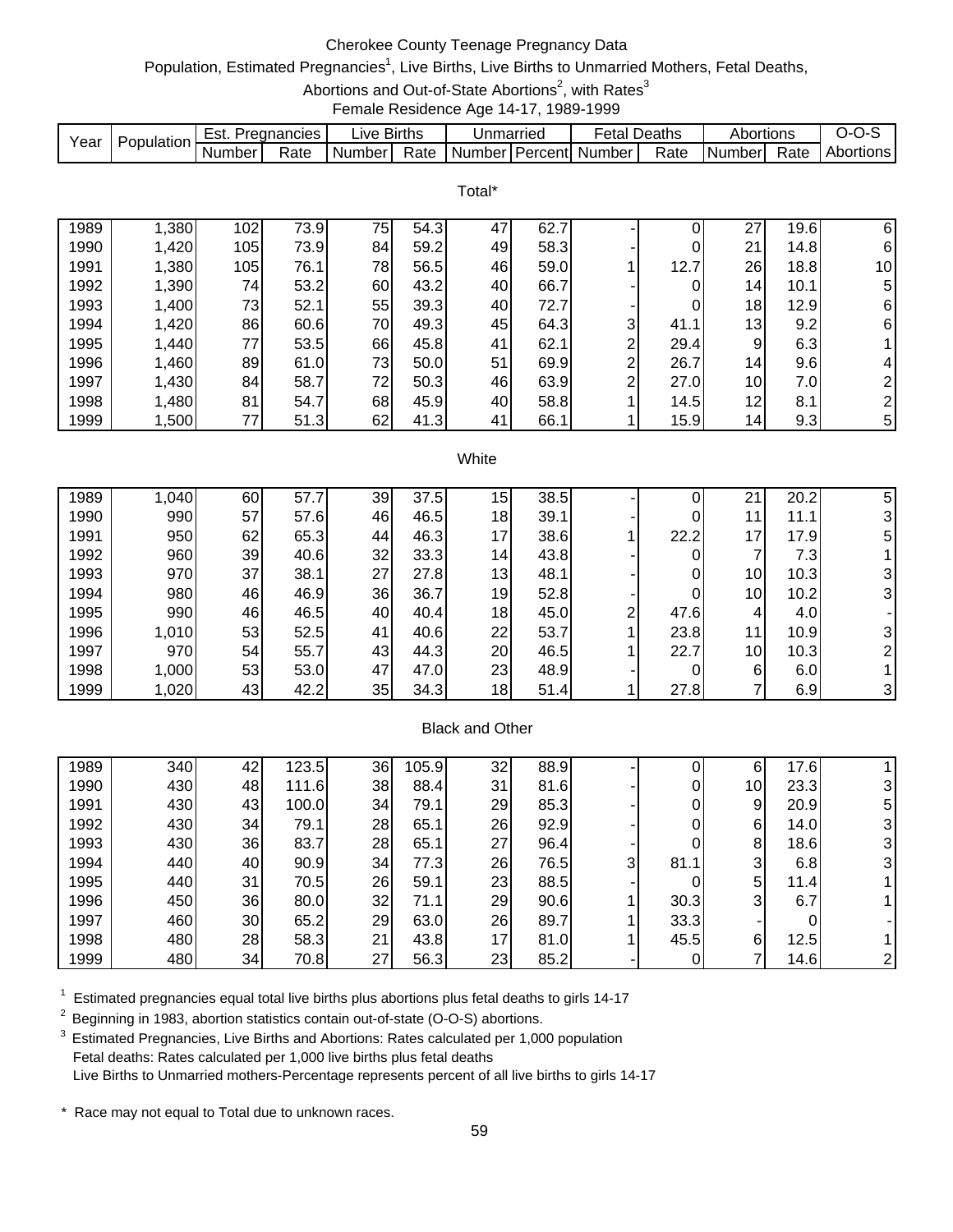Cherokee County Teenage Pregnancy Data

Population, Estimated Pregnancies[1], Live Births, Live Births to Unmarried Mothers, Fetal Deaths, Abortions and Out-of-State Abortions[2], with Rates[3]

Female Residence Age 14-17, 1989-1999

| Year | Population | Est. Pregnancies | | Live Births | | Unmarried | | Fetal Deaths | | Abortions | | O-O-S |
|---|---|---|---|---|---|---|---|---|---|---|---|---|
| | | Number | Rate | Number | Rate | Number | Percent | Number | Rate | Number | Rate | Abortions |
| **Total*** | | | | | | | | | | | | |
| 1989 | 1,380 | 102 | 73.9 | 75 | 54.3 | 47 | 62.7 | - | 0 | 27 | 19.6 | 6 |
| 1990 | 1,420 | 105 | 73.9 | 84 | 59.2 | 49 | 58.3 | - | 0 | 21 | 14.8 | 6 |
| 1991 | 1,380 | 105 | 76.1 | 78 | 56.5 | 46 | 59.0 | 1 | 12.7 | 26 | 18.8 | 10 |
| 1992 | 1,390 | 74 | 53.2 | 60 | 43.2 | 40 | 66.7 | - | 0 | 14 | 10.1 | 5 |
| 1993 | 1,400 | 73 | 52.1 | 55 | 39.3 | 40 | 72.7 | - | 0 | 18 | 12.9 | 6 |
| 1994 | 1,420 | 86 | 60.6 | 70 | 49.3 | 45 | 64.3 | 3 | 41.1 | 13 | 9.2 | 6 |
| 1995 | 1,440 | 77 | 53.5 | 66 | 45.8 | 41 | 62.1 | 2 | 29.4 | 9 | 6.3 | 1 |
| 1996 | 1,460 | 89 | 61.0 | 73 | 50.0 | 51 | 69.9 | 2 | 26.7 | 14 | 9.6 | 4 |
| 1997 | 1,430 | 84 | 58.7 | 72 | 50.3 | 46 | 63.9 | 2 | 27.0 | 10 | 7.0 | 2 |
| 1998 | 1,480 | 81 | 54.7 | 68 | 45.9 | 40 | 58.8 | 1 | 14.5 | 12 | 8.1 | 2 |
| 1999 | 1,500 | 77 | 51.3 | 62 | 41.3 | 41 | 66.1 | 1 | 15.9 | 14 | 9.3 | 5 |
| **White** | | | | | | | | | | | | |
| 1989 | 1,040 | 60 | 57.7 | 39 | 37.5 | 15 | 38.5 | - | 0 | 21 | 20.2 | 5 |
| 1990 | 990 | 57 | 57.6 | 46 | 46.5 | 18 | 39.1 | - | 0 | 11 | 11.1 | 3 |
| 1991 | 950 | 62 | 65.3 | 44 | 46.3 | 17 | 38.6 | 1 | 22.2 | 17 | 17.9 | 5 |
| 1992 | 960 | 39 | 40.6 | 32 | 33.3 | 14 | 43.8 | - | 0 | 7 | 7.3 | 1 |
| 1993 | 970 | 37 | 38.1 | 27 | 27.8 | 13 | 48.1 | - | 0 | 10 | 10.3 | 3 |
| 1994 | 980 | 46 | 46.9 | 36 | 36.7 | 19 | 52.8 | - | 0 | 10 | 10.2 | 3 |
| 1995 | 990 | 46 | 46.5 | 40 | 40.4 | 18 | 45.0 | 2 | 47.6 | 4 | 4.0 | - |
| 1996 | 1,010 | 53 | 52.5 | 41 | 40.6 | 22 | 53.7 | 1 | 23.8 | 11 | 10.9 | 3 |
| 1997 | 970 | 54 | 55.7 | 43 | 44.3 | 20 | 46.5 | 1 | 22.7 | 10 | 10.3 | 2 |
| 1998 | 1,000 | 53 | 53.0 | 47 | 47.0 | 23 | 48.9 | - | 0 | 6 | 6.0 | 1 |
| 1999 | 1,020 | 43 | 42.2 | 35 | 34.3 | 18 | 51.4 | 1 | 27.8 | 7 | 6.9 | 3 |
| **Black and Other** | | | | | | | | | | | | |
| 1989 | 340 | 42 | 123.5 | 36 | 105.9 | 32 | 88.9 | - | 0 | 6 | 17.6 | 1 |
| 1990 | 430 | 48 | 111.6 | 38 | 88.4 | 31 | 81.6 | - | 0 | 10 | 23.3 | 3 |
| 1991 | 430 | 43 | 100.0 | 34 | 79.1 | 29 | 85.3 | - | 0 | 9 | 20.9 | 5 |
| 1992 | 430 | 34 | 79.1 | 28 | 65.1 | 26 | 92.9 | - | 0 | 6 | 14.0 | 3 |
| 1993 | 430 | 36 | 83.7 | 28 | 65.1 | 27 | 96.4 | - | 0 | 8 | 18.6 | 3 |
| 1994 | 440 | 40 | 90.9 | 34 | 77.3 | 26 | 76.5 | 3 | 81.1 | 3 | 6.8 | 3 |
| 1995 | 440 | 31 | 70.5 | 26 | 59.1 | 23 | 88.5 | - | 0 | 5 | 11.4 | 1 |
| 1996 | 450 | 36 | 80.0 | 32 | 71.1 | 29 | 90.6 | 1 | 30.3 | 3 | 6.7 | 1 |
| 1997 | 460 | 30 | 65.2 | 29 | 63.0 | 26 | 89.7 | 1 | 33.3 | - | 0 | - |
| 1998 | 480 | 28 | 58.3 | 21 | 43.8 | 17 | 81.0 | 1 | 45.5 | 6 | 12.5 | 1 |
| 1999 | 480 | 34 | 70.8 | 27 | 56.3 | 23 | 85.2 | - | 0 | 7 | 14.6 | 2 |

[1] Estimated pregnancies equal total live births plus abortions plus fetal deaths to girls 14-17

[2] Beginning in 1983, abortion statistics contain out-of-state (O-O-S) abortions.

[3] Estimated Pregnancies, Live Births and Abortions: Rates calculated per 1,000 population
Fetal deaths: Rates calculated per 1,000 live births plus fetal deaths
Live Births to Unmarried mothers-Percentage represents percent of all live births to girls 14-17

* Race may not equal to Total due to unknown races.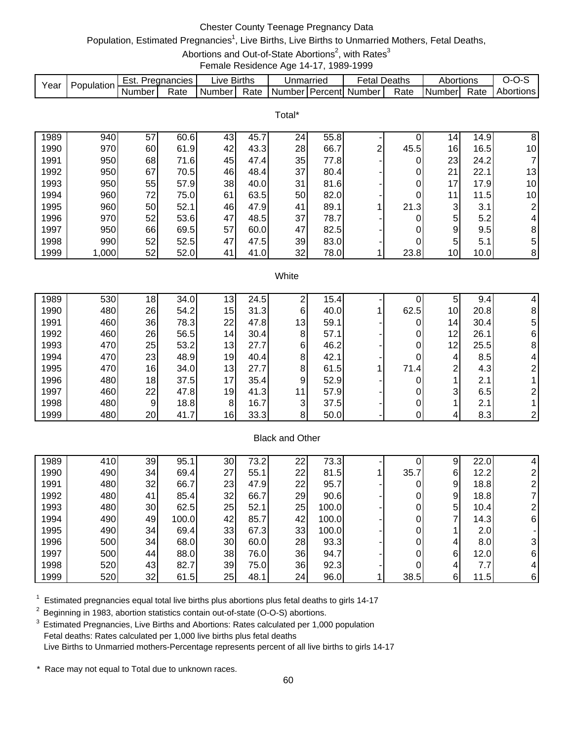# Chester County Teenage Pregnancy Data

Population, Estimated Pregnancies[1], Live Births, Live Births to Unmarried Mothers, Fetal Deaths, Abortions and Out-of-State Abortions[2], with Rates[3]

Female Residence Age 14-17, 1989-1999

| Year | Population | Est. Pregnancies | | Live Births | | Unmarried | | Fetal Deaths | | Abortions | | O-O-S |
|---|---|---|---|---|---|---|---|---|---|---|---|---|
| | | Number | Rate | Number | Rate | Number | Percent | Number | Rate | Number | Rate | Abortions |
| **Total*** | | | | | | | | | | | | |
| 1989 | 940 | 57 | 60.6 | 43 | 45.7 | 24 | 55.8 | - | 0 | 14 | 14.9 | 8 |
| 1990 | 970 | 60 | 61.9 | 42 | 43.3 | 28 | 66.7 | 2 | 45.5 | 16 | 16.5 | 10 |
| 1991 | 950 | 68 | 71.6 | 45 | 47.4 | 35 | 77.8 | - | 0 | 23 | 24.2 | 7 |
| 1992 | 950 | 67 | 70.5 | 46 | 48.4 | 37 | 80.4 | - | 0 | 21 | 22.1 | 13 |
| 1993 | 950 | 55 | 57.9 | 38 | 40.0 | 31 | 81.6 | - | 0 | 17 | 17.9 | 10 |
| 1994 | 960 | 72 | 75.0 | 61 | 63.5 | 50 | 82.0 | - | 0 | 11 | 11.5 | 10 |
| 1995 | 960 | 50 | 52.1 | 46 | 47.9 | 41 | 89.1 | 1 | 21.3 | 3 | 3.1 | 2 |
| 1996 | 970 | 52 | 53.6 | 47 | 48.5 | 37 | 78.7 | - | 0 | 5 | 5.2 | 4 |
| 1997 | 950 | 66 | 69.5 | 57 | 60.0 | 47 | 82.5 | - | 0 | 9 | 9.5 | 8 |
| 1998 | 990 | 52 | 52.5 | 47 | 47.5 | 39 | 83.0 | - | 0 | 5 | 5.1 | 5 |
| 1999 | 1,000 | 52 | 52.0 | 41 | 41.0 | 32 | 78.0 | 1 | 23.8 | 10 | 10.0 | 8 |
| **White** | | | | | | | | | | | | |
| 1989 | 530 | 18 | 34.0 | 13 | 24.5 | 2 | 15.4 | - | 0 | 5 | 9.4 | 4 |
| 1990 | 480 | 26 | 54.2 | 15 | 31.3 | 6 | 40.0 | 1 | 62.5 | 10 | 20.8 | 8 |
| 1991 | 460 | 36 | 78.3 | 22 | 47.8 | 13 | 59.1 | - | 0 | 14 | 30.4 | 5 |
| 1992 | 460 | 26 | 56.5 | 14 | 30.4 | 8 | 57.1 | - | 0 | 12 | 26.1 | 6 |
| 1993 | 470 | 25 | 53.2 | 13 | 27.7 | 6 | 46.2 | - | 0 | 12 | 25.5 | 8 |
| 1994 | 470 | 23 | 48.9 | 19 | 40.4 | 8 | 42.1 | - | 0 | 4 | 8.5 | 4 |
| 1995 | 470 | 16 | 34.0 | 13 | 27.7 | 8 | 61.5 | 1 | 71.4 | 2 | 4.3 | 2 |
| 1996 | 480 | 18 | 37.5 | 17 | 35.4 | 9 | 52.9 | - | 0 | 1 | 2.1 | 1 |
| 1997 | 460 | 22 | 47.8 | 19 | 41.3 | 11 | 57.9 | - | 0 | 3 | 6.5 | 2 |
| 1998 | 480 | 9 | 18.8 | 8 | 16.7 | 3 | 37.5 | - | 0 | 1 | 2.1 | 1 |
| 1999 | 480 | 20 | 41.7 | 16 | 33.3 | 8 | 50.0 | - | 0 | 4 | 8.3 | 2 |
| **Black and Other** | | | | | | | | | | | | |
| 1989 | 410 | 39 | 95.1 | 30 | 73.2 | 22 | 73.3 | - | 0 | 9 | 22.0 | 4 |
| 1990 | 490 | 34 | 69.4 | 27 | 55.1 | 22 | 81.5 | 1 | 35.7 | 6 | 12.2 | 2 |
| 1991 | 480 | 32 | 66.7 | 23 | 47.9 | 22 | 95.7 | - | 0 | 9 | 18.8 | 2 |
| 1992 | 480 | 41 | 85.4 | 32 | 66.7 | 29 | 90.6 | - | 0 | 9 | 18.8 | 7 |
| 1993 | 480 | 30 | 62.5 | 25 | 52.1 | 25 | 100.0 | - | 0 | 5 | 10.4 | 2 |
| 1994 | 490 | 49 | 100.0 | 42 | 85.7 | 42 | 100.0 | - | 0 | 7 | 14.3 | 6 |
| 1995 | 490 | 34 | 69.4 | 33 | 67.3 | 33 | 100.0 | - | 0 | 1 | 2.0 | - |
| 1996 | 500 | 34 | 68.0 | 30 | 60.0 | 28 | 93.3 | - | 0 | 4 | 8.0 | 3 |
| 1997 | 500 | 44 | 88.0 | 38 | 76.0 | 36 | 94.7 | - | 0 | 6 | 12.0 | 6 |
| 1998 | 520 | 43 | 82.7 | 39 | 75.0 | 36 | 92.3 | - | 0 | 4 | 7.7 | 4 |
| 1999 | 520 | 32 | 61.5 | 25 | 48.1 | 24 | 96.0 | 1 | 38.5 | 6 | 11.5 | 6 |

[1] Estimated pregnancies equal total live births plus abortions plus fetal deaths to girls 14-17

[2] Beginning in 1983, abortion statistics contain out-of-state (O-O-S) abortions.

[3] Estimated Pregnancies, Live Births and Abortions: Rates calculated per 1,000 population
Fetal deaths: Rates calculated per 1,000 live births plus fetal deaths
Live Births to Unmarried mothers-Percentage represents percent of all live births to girls 14-17

* Race may not equal to Total due to unknown races.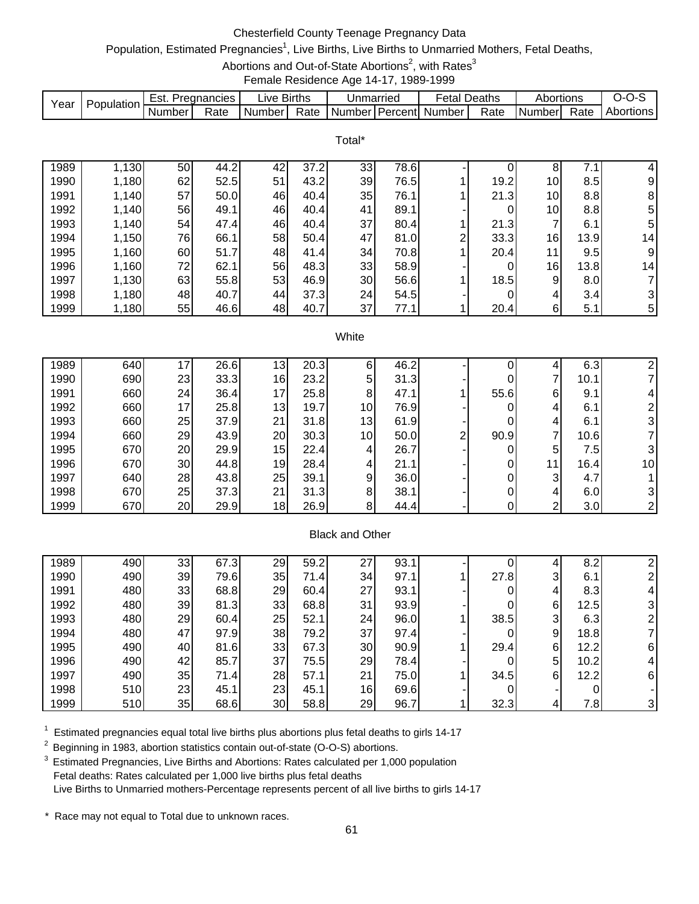# Chesterfield County Teenage Pregnancy Data

Population, Estimated Pregnancies[1], Live Births, Live Births to Unmarried Mothers, Fetal Deaths, Abortions and Out-of-State Abortions[2], with Rates[3]

Female Residence Age 14-17, 1989-1999

| Year | Population | Est. Pregnancies | | Live Births | | Unmarried | | Fetal Deaths | | Abortions | | O-O-S |
|---|---|---|---|---|---|---|---|---|---|---|---|---|
| | | Number | Rate | Number | Rate | Number | Percent | Number | Rate | Number | Rate | Abortions |
| **Total*** | | | | | | | | | | | | |
| 1989 | 1,130 | 50 | 44.2 | 42 | 37.2 | 33 | 78.6 | - | 0 | 8 | 7.1 | 4 |
| 1990 | 1,180 | 62 | 52.5 | 51 | 43.2 | 39 | 76.5 | 1 | 19.2 | 10 | 8.5 | 9 |
| 1991 | 1,140 | 57 | 50.0 | 46 | 40.4 | 35 | 76.1 | 1 | 21.3 | 10 | 8.8 | 8 |
| 1992 | 1,140 | 56 | 49.1 | 46 | 40.4 | 41 | 89.1 | - | 0 | 10 | 8.8 | 5 |
| 1993 | 1,140 | 54 | 47.4 | 46 | 40.4 | 37 | 80.4 | 1 | 21.3 | 7 | 6.1 | 5 |
| 1994 | 1,150 | 76 | 66.1 | 58 | 50.4 | 47 | 81.0 | 2 | 33.3 | 16 | 13.9 | 14 |
| 1995 | 1,160 | 60 | 51.7 | 48 | 41.4 | 34 | 70.8 | 1 | 20.4 | 11 | 9.5 | 9 |
| 1996 | 1,160 | 72 | 62.1 | 56 | 48.3 | 33 | 58.9 | - | 0 | 16 | 13.8 | 14 |
| 1997 | 1,130 | 63 | 55.8 | 53 | 46.9 | 30 | 56.6 | 1 | 18.5 | 9 | 8.0 | 7 |
| 1998 | 1,180 | 48 | 40.7 | 44 | 37.3 | 24 | 54.5 | - | 0 | 4 | 3.4 | 3 |
| 1999 | 1,180 | 55 | 46.6 | 48 | 40.7 | 37 | 77.1 | 1 | 20.4 | 6 | 5.1 | 5 |
| **White** | | | | | | | | | | | | |
| 1989 | 640 | 17 | 26.6 | 13 | 20.3 | 6 | 46.2 | - | 0 | 4 | 6.3 | 2 |
| 1990 | 690 | 23 | 33.3 | 16 | 23.2 | 5 | 31.3 | - | 0 | 7 | 10.1 | 7 |
| 1991 | 660 | 24 | 36.4 | 17 | 25.8 | 8 | 47.1 | 1 | 55.6 | 6 | 9.1 | 4 |
| 1992 | 660 | 17 | 25.8 | 13 | 19.7 | 10 | 76.9 | - | 0 | 4 | 6.1 | 2 |
| 1993 | 660 | 25 | 37.9 | 21 | 31.8 | 13 | 61.9 | - | 0 | 4 | 6.1 | 3 |
| 1994 | 660 | 29 | 43.9 | 20 | 30.3 | 10 | 50.0 | 2 | 90.9 | 7 | 10.6 | 7 |
| 1995 | 670 | 20 | 29.9 | 15 | 22.4 | 4 | 26.7 | - | 0 | 5 | 7.5 | 3 |
| 1996 | 670 | 30 | 44.8 | 19 | 28.4 | 4 | 21.1 | - | 0 | 11 | 16.4 | 10 |
| 1997 | 640 | 28 | 43.8 | 25 | 39.1 | 9 | 36.0 | - | 0 | 3 | 4.7 | 1 |
| 1998 | 670 | 25 | 37.3 | 21 | 31.3 | 8 | 38.1 | - | 0 | 4 | 6.0 | 3 |
| 1999 | 670 | 20 | 29.9 | 18 | 26.9 | 8 | 44.4 | - | 0 | 2 | 3.0 | 2 |
| **Black and Other** | | | | | | | | | | | | |
| 1989 | 490 | 33 | 67.3 | 29 | 59.2 | 27 | 93.1 | - | 0 | 4 | 8.2 | 2 |
| 1990 | 490 | 39 | 79.6 | 35 | 71.4 | 34 | 97.1 | 1 | 27.8 | 3 | 6.1 | 2 |
| 1991 | 480 | 33 | 68.8 | 29 | 60.4 | 27 | 93.1 | - | 0 | 4 | 8.3 | 4 |
| 1992 | 480 | 39 | 81.3 | 33 | 68.8 | 31 | 93.9 | - | 0 | 6 | 12.5 | 3 |
| 1993 | 480 | 29 | 60.4 | 25 | 52.1 | 24 | 96.0 | 1 | 38.5 | 3 | 6.3 | 2 |
| 1994 | 480 | 47 | 97.9 | 38 | 79.2 | 37 | 97.4 | - | 0 | 9 | 18.8 | 7 |
| 1995 | 490 | 40 | 81.6 | 33 | 67.3 | 30 | 90.9 | 1 | 29.4 | 6 | 12.2 | 6 |
| 1996 | 490 | 42 | 85.7 | 37 | 75.5 | 29 | 78.4 | - | 0 | 5 | 10.2 | 4 |
| 1997 | 490 | 35 | 71.4 | 28 | 57.1 | 21 | 75.0 | 1 | 34.5 | 6 | 12.2 | 6 |
| 1998 | 510 | 23 | 45.1 | 23 | 45.1 | 16 | 69.6 | - | 0 | - | 0 | - |
| 1999 | 510 | 35 | 68.6 | 30 | 58.8 | 29 | 96.7 | 1 | 32.3 | 4 | 7.8 | 3 |

[1] Estimated pregnancies equal total live births plus abortions plus fetal deaths to girls 14-17

[2] Beginning in 1983, abortion statistics contain out-of-state (O-O-S) abortions.

[3] Estimated Pregnancies, Live Births and Abortions: Rates calculated per 1,000 population
Fetal deaths: Rates calculated per 1,000 live births plus fetal deaths
Live Births to Unmarried mothers-Percentage represents percent of all live births to girls 14-17

\* Race may not equal to Total due to unknown races.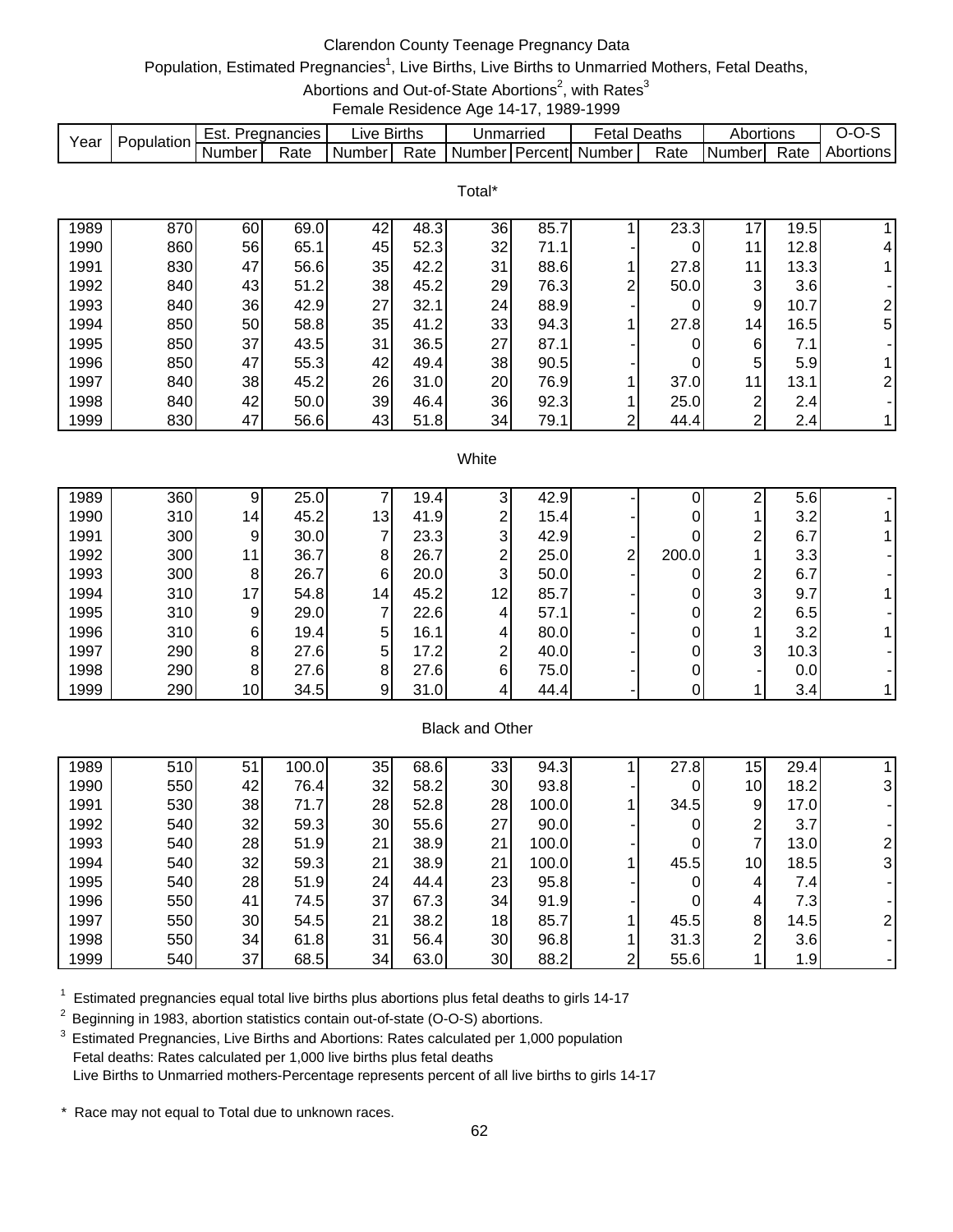# Clarendon County Teenage Pregnancy Data

Population, Estimated Pregnancies[1], Live Births, Live Births to Unmarried Mothers, Fetal Deaths, Abortions and Out-of-State Abortions[2], with Rates[3]

Female Residence Age 14-17, 1989-1999

| Year | Population | Est. Pregnancies | | Live Births | | Unmarried | | Fetal Deaths | | Abortions | | O-O-S |
|---|---|---|---|---|---|---|---|---|---|---|---|---|
| | | Number | Rate | Number | Rate | Number | Percent | Number | Rate | Number | Rate | Abortions |
| **Total*** | | | | | | | | | | | | |
| 1989 | 870 | 60 | 69.0 | 42 | 48.3 | 36 | 85.7 | 1 | 23.3 | 17 | 19.5 | 1 |
| 1990 | 860 | 56 | 65.1 | 45 | 52.3 | 32 | 71.1 | - | 0 | 11 | 12.8 | 4 |
| 1991 | 830 | 47 | 56.6 | 35 | 42.2 | 31 | 88.6 | 1 | 27.8 | 11 | 13.3 | 1 |
| 1992 | 840 | 43 | 51.2 | 38 | 45.2 | 29 | 76.3 | 2 | 50.0 | 3 | 3.6 | - |
| 1993 | 840 | 36 | 42.9 | 27 | 32.1 | 24 | 88.9 | - | 0 | 9 | 10.7 | 2 |
| 1994 | 850 | 50 | 58.8 | 35 | 41.2 | 33 | 94.3 | 1 | 27.8 | 14 | 16.5 | 5 |
| 1995 | 850 | 37 | 43.5 | 31 | 36.5 | 27 | 87.1 | - | 0 | 6 | 7.1 | - |
| 1996 | 850 | 47 | 55.3 | 42 | 49.4 | 38 | 90.5 | - | 0 | 5 | 5.9 | 1 |
| 1997 | 840 | 38 | 45.2 | 26 | 31.0 | 20 | 76.9 | 1 | 37.0 | 11 | 13.1 | 2 |
| 1998 | 840 | 42 | 50.0 | 39 | 46.4 | 36 | 92.3 | 1 | 25.0 | 2 | 2.4 | - |
| 1999 | 830 | 47 | 56.6 | 43 | 51.8 | 34 | 79.1 | 2 | 44.4 | 2 | 2.4 | 1 |
| **White** | | | | | | | | | | | | |
| 1989 | 360 | 9 | 25.0 | 7 | 19.4 | 3 | 42.9 | - | 0 | 2 | 5.6 | - |
| 1990 | 310 | 14 | 45.2 | 13 | 41.9 | 2 | 15.4 | - | 0 | 1 | 3.2 | 1 |
| 1991 | 300 | 9 | 30.0 | 7 | 23.3 | 3 | 42.9 | - | 0 | 2 | 6.7 | 1 |
| 1992 | 300 | 11 | 36.7 | 8 | 26.7 | 2 | 25.0 | 2 | 200.0 | 1 | 3.3 | - |
| 1993 | 300 | 8 | 26.7 | 6 | 20.0 | 3 | 50.0 | - | 0 | 2 | 6.7 | - |
| 1994 | 310 | 17 | 54.8 | 14 | 45.2 | 12 | 85.7 | - | 0 | 3 | 9.7 | 1 |
| 1995 | 310 | 9 | 29.0 | 7 | 22.6 | 4 | 57.1 | - | 0 | 2 | 6.5 | - |
| 1996 | 310 | 6 | 19.4 | 5 | 16.1 | 4 | 80.0 | - | 0 | 1 | 3.2 | 1 |
| 1997 | 290 | 8 | 27.6 | 5 | 17.2 | 2 | 40.0 | - | 0 | 3 | 10.3 | - |
| 1998 | 290 | 8 | 27.6 | 8 | 27.6 | 6 | 75.0 | - | 0 | - | 0.0 | - |
| 1999 | 290 | 10 | 34.5 | 9 | 31.0 | 4 | 44.4 | - | 0 | 1 | 3.4 | 1 |
| **Black and Other** | | | | | | | | | | | | |
| 1989 | 510 | 51 | 100.0 | 35 | 68.6 | 33 | 94.3 | 1 | 27.8 | 15 | 29.4 | 1 |
| 1990 | 550 | 42 | 76.4 | 32 | 58.2 | 30 | 93.8 | - | 0 | 10 | 18.2 | 3 |
| 1991 | 530 | 38 | 71.7 | 28 | 52.8 | 28 | 100.0 | 1 | 34.5 | 9 | 17.0 | - |
| 1992 | 540 | 32 | 59.3 | 30 | 55.6 | 27 | 90.0 | - | 0 | 2 | 3.7 | - |
| 1993 | 540 | 28 | 51.9 | 21 | 38.9 | 21 | 100.0 | - | 0 | 7 | 13.0 | 2 |
| 1994 | 540 | 32 | 59.3 | 21 | 38.9 | 21 | 100.0 | 1 | 45.5 | 10 | 18.5 | 3 |
| 1995 | 540 | 28 | 51.9 | 24 | 44.4 | 23 | 95.8 | - | 0 | 4 | 7.4 | - |
| 1996 | 550 | 41 | 74.5 | 37 | 67.3 | 34 | 91.9 | - | 0 | 4 | 7.3 | - |
| 1997 | 550 | 30 | 54.5 | 21 | 38.2 | 18 | 85.7 | 1 | 45.5 | 8 | 14.5 | 2 |
| 1998 | 550 | 34 | 61.8 | 31 | 56.4 | 30 | 96.8 | 1 | 31.3 | 2 | 3.6 | - |
| 1999 | 540 | 37 | 68.5 | 34 | 63.0 | 30 | 88.2 | 2 | 55.6 | 1 | 1.9 | - |

[1] Estimated pregnancies equal total live births plus abortions plus fetal deaths to girls 14-17

[2] Beginning in 1983, abortion statistics contain out-of-state (O-O-S) abortions.

[3] Estimated Pregnancies, Live Births and Abortions: Rates calculated per 1,000 population
Fetal deaths: Rates calculated per 1,000 live births plus fetal deaths
Live Births to Unmarried mothers-Percentage represents percent of all live births to girls 14-17

* Race may not equal to Total due to unknown races.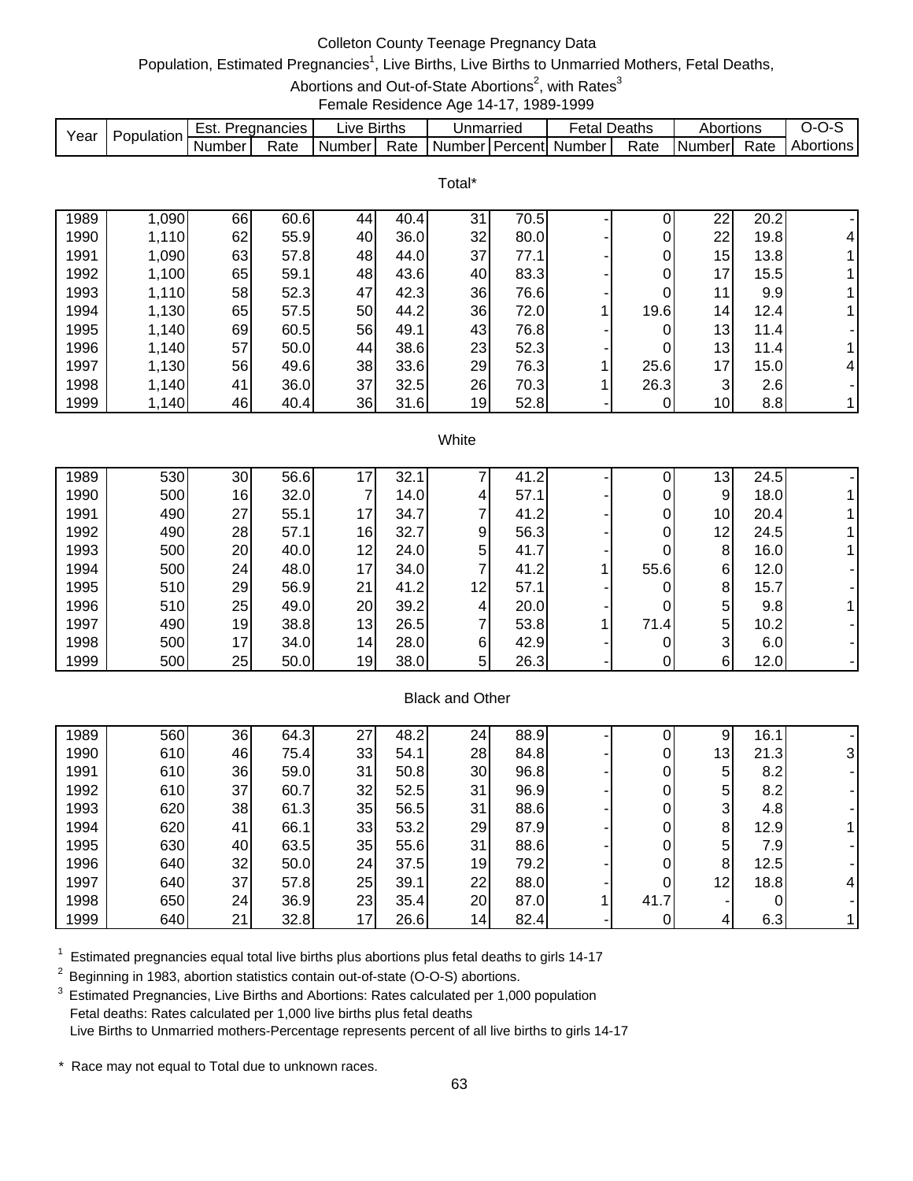Colleton County Teenage Pregnancy Data

Population, Estimated Pregnancies[1], Live Births, Live Births to Unmarried Mothers, Fetal Deaths, Abortions and Out-of-State Abortions[2], with Rates[3]

Female Residence Age 14-17, 1989-1999

| Year | Population | Est. Pregnancies | | Live Births | | Unmarried | | Fetal Deaths | | Abortions | | O-O-S |
|---|---|---|---|---|---|---|---|---|---|---|---|---|
| | | Number | Rate | Number | Rate | Number | Percent | Number | Rate | Number | Rate | Abortions |
| **Total*** | | | | | | | | | | | | |
| 1989 | 1,090 | 66 | 60.6 | 44 | 40.4 | 31 | 70.5 | - | 0 | 22 | 20.2 | - |
| 1990 | 1,110 | 62 | 55.9 | 40 | 36.0 | 32 | 80.0 | - | 0 | 22 | 19.8 | 4 |
| 1991 | 1,090 | 63 | 57.8 | 48 | 44.0 | 37 | 77.1 | - | 0 | 15 | 13.8 | 1 |
| 1992 | 1,100 | 65 | 59.1 | 48 | 43.6 | 40 | 83.3 | - | 0 | 17 | 15.5 | 1 |
| 1993 | 1,110 | 58 | 52.3 | 47 | 42.3 | 36 | 76.6 | - | 0 | 11 | 9.9 | 1 |
| 1994 | 1,130 | 65 | 57.5 | 50 | 44.2 | 36 | 72.0 | 1 | 19.6 | 14 | 12.4 | 1 |
| 1995 | 1,140 | 69 | 60.5 | 56 | 49.1 | 43 | 76.8 | - | 0 | 13 | 11.4 | - |
| 1996 | 1,140 | 57 | 50.0 | 44 | 38.6 | 23 | 52.3 | - | 0 | 13 | 11.4 | 1 |
| 1997 | 1,130 | 56 | 49.6 | 38 | 33.6 | 29 | 76.3 | 1 | 25.6 | 17 | 15.0 | 4 |
| 1998 | 1,140 | 41 | 36.0 | 37 | 32.5 | 26 | 70.3 | 1 | 26.3 | 3 | 2.6 | - |
| 1999 | 1,140 | 46 | 40.4 | 36 | 31.6 | 19 | 52.8 | - | 0 | 10 | 8.8 | 1 |
| **White** | | | | | | | | | | | | |
| 1989 | 530 | 30 | 56.6 | 17 | 32.1 | 7 | 41.2 | - | 0 | 13 | 24.5 | - |
| 1990 | 500 | 16 | 32.0 | 7 | 14.0 | 4 | 57.1 | - | 0 | 9 | 18.0 | 1 |
| 1991 | 490 | 27 | 55.1 | 17 | 34.7 | 7 | 41.2 | - | 0 | 10 | 20.4 | 1 |
| 1992 | 490 | 28 | 57.1 | 16 | 32.7 | 9 | 56.3 | - | 0 | 12 | 24.5 | 1 |
| 1993 | 500 | 20 | 40.0 | 12 | 24.0 | 5 | 41.7 | - | 0 | 8 | 16.0 | 1 |
| 1994 | 500 | 24 | 48.0 | 17 | 34.0 | 7 | 41.2 | 1 | 55.6 | 6 | 12.0 | - |
| 1995 | 510 | 29 | 56.9 | 21 | 41.2 | 12 | 57.1 | - | 0 | 8 | 15.7 | - |
| 1996 | 510 | 25 | 49.0 | 20 | 39.2 | 4 | 20.0 | - | 0 | 5 | 9.8 | 1 |
| 1997 | 490 | 19 | 38.8 | 13 | 26.5 | 7 | 53.8 | 1 | 71.4 | 5 | 10.2 | - |
| 1998 | 500 | 17 | 34.0 | 14 | 28.0 | 6 | 42.9 | - | 0 | 3 | 6.0 | - |
| 1999 | 500 | 25 | 50.0 | 19 | 38.0 | 5 | 26.3 | - | 0 | 6 | 12.0 | - |
| **Black and Other** | | | | | | | | | | | | |
| 1989 | 560 | 36 | 64.3 | 27 | 48.2 | 24 | 88.9 | - | 0 | 9 | 16.1 | - |
| 1990 | 610 | 46 | 75.4 | 33 | 54.1 | 28 | 84.8 | - | 0 | 13 | 21.3 | 3 |
| 1991 | 610 | 36 | 59.0 | 31 | 50.8 | 30 | 96.8 | - | 0 | 5 | 8.2 | - |
| 1992 | 610 | 37 | 60.7 | 32 | 52.5 | 31 | 96.9 | - | 0 | 5 | 8.2 | - |
| 1993 | 620 | 38 | 61.3 | 35 | 56.5 | 31 | 88.6 | - | 0 | 3 | 4.8 | - |
| 1994 | 620 | 41 | 66.1 | 33 | 53.2 | 29 | 87.9 | - | 0 | 8 | 12.9 | 1 |
| 1995 | 630 | 40 | 63.5 | 35 | 55.6 | 31 | 88.6 | - | 0 | 5 | 7.9 | - |
| 1996 | 640 | 32 | 50.0 | 24 | 37.5 | 19 | 79.2 | - | 0 | 8 | 12.5 | - |
| 1997 | 640 | 37 | 57.8 | 25 | 39.1 | 22 | 88.0 | - | 0 | 12 | 18.8 | 4 |
| 1998 | 650 | 24 | 36.9 | 23 | 35.4 | 20 | 87.0 | 1 | 41.7 | - | 0 | - |
| 1999 | 640 | 21 | 32.8 | 17 | 26.6 | 14 | 82.4 | - | 0 | 4 | 6.3 | 1 |

[1] Estimated pregnancies equal total live births plus abortions plus fetal deaths to girls 14-17

[2] Beginning in 1983, abortion statistics contain out-of-state (O-O-S) abortions.

[3] Estimated Pregnancies, Live Births and Abortions: Rates calculated per 1,000 population
Fetal deaths: Rates calculated per 1,000 live births plus fetal deaths
Live Births to Unmarried mothers-Percentage represents percent of all live births to girls 14-17

\* Race may not equal to Total due to unknown races.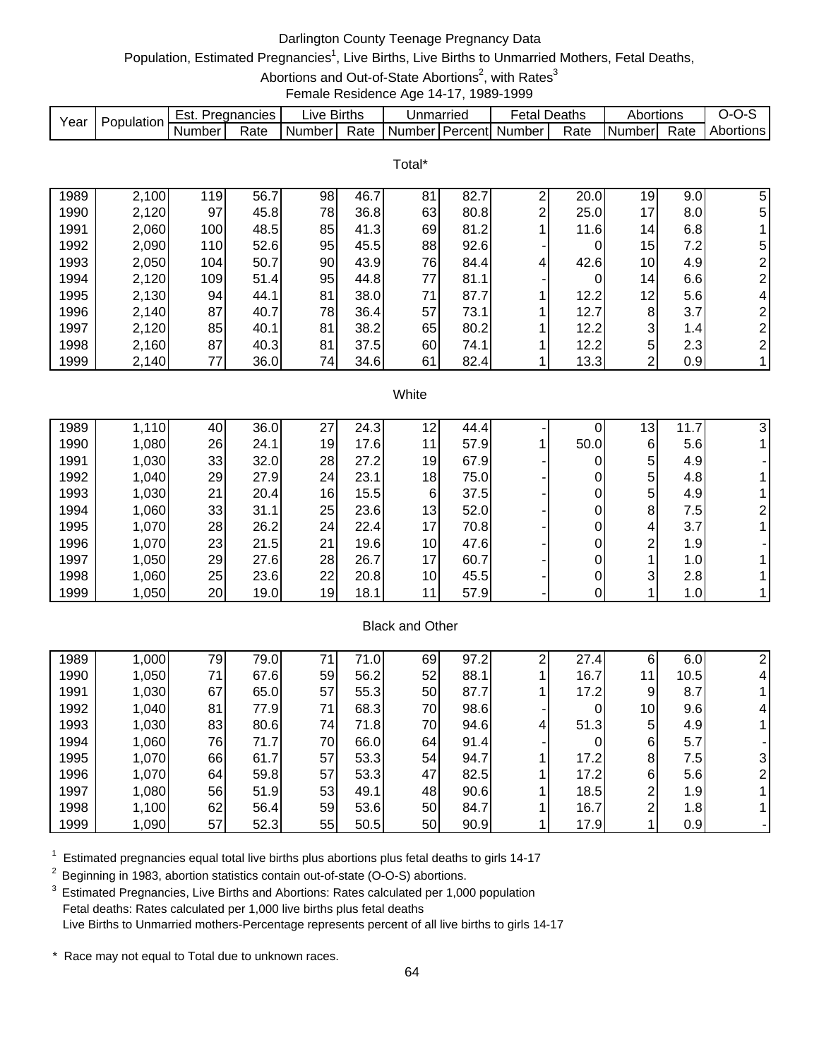# Darlington County Teenage Pregnancy Data

Population, Estimated Pregnancies[1], Live Births, Live Births to Unmarried Mothers, Fetal Deaths, Abortions and Out-of-State Abortions[2], with Rates[3]

Female Residence Age 14-17, 1989-1999

| Year | Population | Est. Pregnancies | | Live Births | | Unmarried | | Fetal Deaths | | Abortions | | O-O-S |
|---|---|---|---|---|---|---|---|---|---|---|---|---|
| | | Number | Rate | Number | Rate | Number | Percent | Number | Rate | Number | Rate | Abortions |
| **Total*** | | | | | | | | | | | | |
| 1989 | 2,100 | 119 | 56.7 | 98 | 46.7 | 81 | 82.7 | 2 | 20.0 | 19 | 9.0 | 5 |
| 1990 | 2,120 | 97 | 45.8 | 78 | 36.8 | 63 | 80.8 | 2 | 25.0 | 17 | 8.0 | 5 |
| 1991 | 2,060 | 100 | 48.5 | 85 | 41.3 | 69 | 81.2 | 1 | 11.6 | 14 | 6.8 | 1 |
| 1992 | 2,090 | 110 | 52.6 | 95 | 45.5 | 88 | 92.6 | - | 0 | 15 | 7.2 | 5 |
| 1993 | 2,050 | 104 | 50.7 | 90 | 43.9 | 76 | 84.4 | 4 | 42.6 | 10 | 4.9 | 2 |
| 1994 | 2,120 | 109 | 51.4 | 95 | 44.8 | 77 | 81.1 | - | 0 | 14 | 6.6 | 2 |
| 1995 | 2,130 | 94 | 44.1 | 81 | 38.0 | 71 | 87.7 | 1 | 12.2 | 12 | 5.6 | 4 |
| 1996 | 2,140 | 87 | 40.7 | 78 | 36.4 | 57 | 73.1 | 1 | 12.7 | 8 | 3.7 | 2 |
| 1997 | 2,120 | 85 | 40.1 | 81 | 38.2 | 65 | 80.2 | 1 | 12.2 | 3 | 1.4 | 2 |
| 1998 | 2,160 | 87 | 40.3 | 81 | 37.5 | 60 | 74.1 | 1 | 12.2 | 5 | 2.3 | 2 |
| 1999 | 2,140 | 77 | 36.0 | 74 | 34.6 | 61 | 82.4 | 1 | 13.3 | 2 | 0.9 | 1 |
| **White** | | | | | | | | | | | | |
| 1989 | 1,110 | 40 | 36.0 | 27 | 24.3 | 12 | 44.4 | - | 0 | 13 | 11.7 | 3 |
| 1990 | 1,080 | 26 | 24.1 | 19 | 17.6 | 11 | 57.9 | 1 | 50.0 | 6 | 5.6 | 1 |
| 1991 | 1,030 | 33 | 32.0 | 28 | 27.2 | 19 | 67.9 | - | 0 | 5 | 4.9 | - |
| 1992 | 1,040 | 29 | 27.9 | 24 | 23.1 | 18 | 75.0 | - | 0 | 5 | 4.8 | 1 |
| 1993 | 1,030 | 21 | 20.4 | 16 | 15.5 | 6 | 37.5 | - | 0 | 5 | 4.9 | 1 |
| 1994 | 1,060 | 33 | 31.1 | 25 | 23.6 | 13 | 52.0 | - | 0 | 8 | 7.5 | 2 |
| 1995 | 1,070 | 28 | 26.2 | 24 | 22.4 | 17 | 70.8 | - | 0 | 4 | 3.7 | 1 |
| 1996 | 1,070 | 23 | 21.5 | 21 | 19.6 | 10 | 47.6 | - | 0 | 2 | 1.9 | - |
| 1997 | 1,050 | 29 | 27.6 | 28 | 26.7 | 17 | 60.7 | - | 0 | 1 | 1.0 | 1 |
| 1998 | 1,060 | 25 | 23.6 | 22 | 20.8 | 10 | 45.5 | - | 0 | 3 | 2.8 | 1 |
| 1999 | 1,050 | 20 | 19.0 | 19 | 18.1 | 11 | 57.9 | - | 0 | 1 | 1.0 | 1 |
| **Black and Other** | | | | | | | | | | | | |
| 1989 | 1,000 | 79 | 79.0 | 71 | 71.0 | 69 | 97.2 | 2 | 27.4 | 6 | 6.0 | 2 |
| 1990 | 1,050 | 71 | 67.6 | 59 | 56.2 | 52 | 88.1 | 1 | 16.7 | 11 | 10.5 | 4 |
| 1991 | 1,030 | 67 | 65.0 | 57 | 55.3 | 50 | 87.7 | 1 | 17.2 | 9 | 8.7 | 1 |
| 1992 | 1,040 | 81 | 77.9 | 71 | 68.3 | 70 | 98.6 | - | 0 | 10 | 9.6 | 4 |
| 1993 | 1,030 | 83 | 80.6 | 74 | 71.8 | 70 | 94.6 | 4 | 51.3 | 5 | 4.9 | 1 |
| 1994 | 1,060 | 76 | 71.7 | 70 | 66.0 | 64 | 91.4 | - | 0 | 6 | 5.7 | - |
| 1995 | 1,070 | 66 | 61.7 | 57 | 53.3 | 54 | 94.7 | 1 | 17.2 | 8 | 7.5 | 3 |
| 1996 | 1,070 | 64 | 59.8 | 57 | 53.3 | 47 | 82.5 | 1 | 17.2 | 6 | 5.6 | 2 |
| 1997 | 1,080 | 56 | 51.9 | 53 | 49.1 | 48 | 90.6 | 1 | 18.5 | 2 | 1.9 | 1 |
| 1998 | 1,100 | 62 | 56.4 | 59 | 53.6 | 50 | 84.7 | 1 | 16.7 | 2 | 1.8 | 1 |
| 1999 | 1,090 | 57 | 52.3 | 55 | 50.5 | 50 | 90.9 | 1 | 17.9 | 1 | 0.9 | - |

[1] Estimated pregnancies equal total live births plus abortions plus fetal deaths to girls 14-17

[2] Beginning in 1983, abortion statistics contain out-of-state (O-O-S) abortions.

[3] Estimated Pregnancies, Live Births and Abortions: Rates calculated per 1,000 population
Fetal deaths: Rates calculated per 1,000 live births plus fetal deaths
Live Births to Unmarried mothers-Percentage represents percent of all live births to girls 14-17

\* Race may not equal to Total due to unknown races.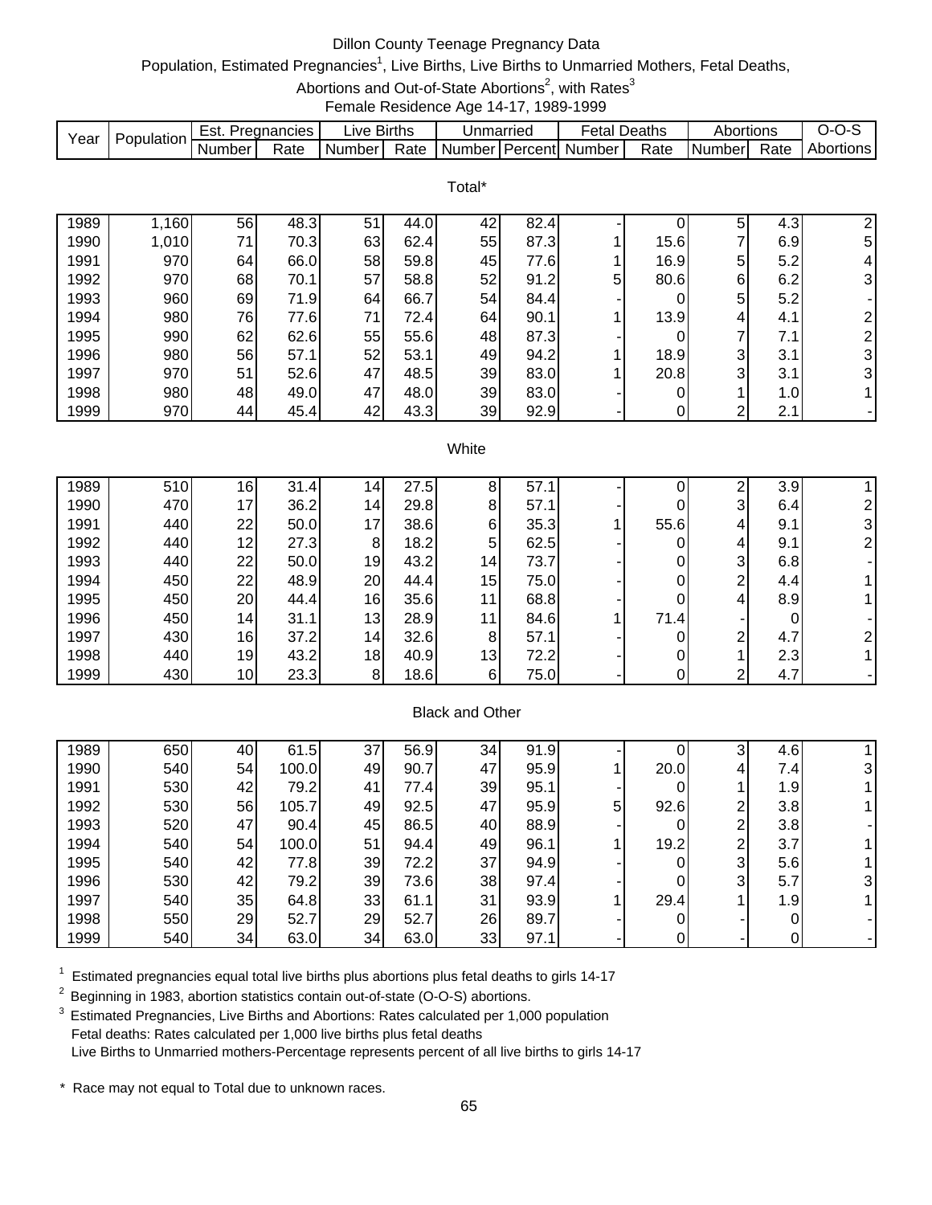# Dillon County Teenage Pregnancy Data

Population, Estimated Pregnancies[1], Live Births, Live Births to Unmarried Mothers, Fetal Deaths, Abortions and Out-of-State Abortions[2], with Rates[3]

Female Residence Age 14-17, 1989-1999

| Year | Population | Est. Pregnancies | | Live Births | | Unmarried | | Fetal Deaths | | Abortions | | O-O-S |
|---|---|---|---|---|---|---|---|---|---|---|---|---|
| | | Number | Rate | Number | Rate | Number | Percent | Number | Rate | Number | Rate | Abortions |
| **Total*** | | | | | | | | | | | | |
| 1989 | 1,160 | 56 | 48.3 | 51 | 44.0 | 42 | 82.4 | - | 0 | 5 | 4.3 | 2 |
| 1990 | 1,010 | 71 | 70.3 | 63 | 62.4 | 55 | 87.3 | 1 | 15.6 | 7 | 6.9 | 5 |
| 1991 | 970 | 64 | 66.0 | 58 | 59.8 | 45 | 77.6 | 1 | 16.9 | 5 | 5.2 | 4 |
| 1992 | 970 | 68 | 70.1 | 57 | 58.8 | 52 | 91.2 | 5 | 80.6 | 6 | 6.2 | 3 |
| 1993 | 960 | 69 | 71.9 | 64 | 66.7 | 54 | 84.4 | - | 0 | 5 | 5.2 | - |
| 1994 | 980 | 76 | 77.6 | 71 | 72.4 | 64 | 90.1 | 1 | 13.9 | 4 | 4.1 | 2 |
| 1995 | 990 | 62 | 62.6 | 55 | 55.6 | 48 | 87.3 | - | 0 | 7 | 7.1 | 2 |
| 1996 | 980 | 56 | 57.1 | 52 | 53.1 | 49 | 94.2 | 1 | 18.9 | 3 | 3.1 | 3 |
| 1997 | 970 | 51 | 52.6 | 47 | 48.5 | 39 | 83.0 | 1 | 20.8 | 3 | 3.1 | 3 |
| 1998 | 980 | 48 | 49.0 | 47 | 48.0 | 39 | 83.0 | - | 0 | 1 | 1.0 | 1 |
| 1999 | 970 | 44 | 45.4 | 42 | 43.3 | 39 | 92.9 | - | 0 | 2 | 2.1 | - |
| **White** | | | | | | | | | | | | |
| 1989 | 510 | 16 | 31.4 | 14 | 27.5 | 8 | 57.1 | - | 0 | 2 | 3.9 | 1 |
| 1990 | 470 | 17 | 36.2 | 14 | 29.8 | 8 | 57.1 | - | 0 | 3 | 6.4 | 2 |
| 1991 | 440 | 22 | 50.0 | 17 | 38.6 | 6 | 35.3 | 1 | 55.6 | 4 | 9.1 | 3 |
| 1992 | 440 | 12 | 27.3 | 8 | 18.2 | 5 | 62.5 | - | 0 | 4 | 9.1 | 2 |
| 1993 | 440 | 22 | 50.0 | 19 | 43.2 | 14 | 73.7 | - | 0 | 3 | 6.8 | - |
| 1994 | 450 | 22 | 48.9 | 20 | 44.4 | 15 | 75.0 | - | 0 | 2 | 4.4 | 1 |
| 1995 | 450 | 20 | 44.4 | 16 | 35.6 | 11 | 68.8 | - | 0 | 4 | 8.9 | 1 |
| 1996 | 450 | 14 | 31.1 | 13 | 28.9 | 11 | 84.6 | 1 | 71.4 | - | 0 | - |
| 1997 | 430 | 16 | 37.2 | 14 | 32.6 | 8 | 57.1 | - | 0 | 2 | 4.7 | 2 |
| 1998 | 440 | 19 | 43.2 | 18 | 40.9 | 13 | 72.2 | - | 0 | 1 | 2.3 | 1 |
| 1999 | 430 | 10 | 23.3 | 8 | 18.6 | 6 | 75.0 | - | 0 | 2 | 4.7 | - |
| **Black and Other** | | | | | | | | | | | | |
| 1989 | 650 | 40 | 61.5 | 37 | 56.9 | 34 | 91.9 | - | 0 | 3 | 4.6 | 1 |
| 1990 | 540 | 54 | 100.0 | 49 | 90.7 | 47 | 95.9 | 1 | 20.0 | 4 | 7.4 | 3 |
| 1991 | 530 | 42 | 79.2 | 41 | 77.4 | 39 | 95.1 | - | 0 | 1 | 1.9 | 1 |
| 1992 | 530 | 56 | 105.7 | 49 | 92.5 | 47 | 95.9 | 5 | 92.6 | 2 | 3.8 | 1 |
| 1993 | 520 | 47 | 90.4 | 45 | 86.5 | 40 | 88.9 | - | 0 | 2 | 3.8 | - |
| 1994 | 540 | 54 | 100.0 | 51 | 94.4 | 49 | 96.1 | 1 | 19.2 | 2 | 3.7 | 1 |
| 1995 | 540 | 42 | 77.8 | 39 | 72.2 | 37 | 94.9 | - | 0 | 3 | 5.6 | 1 |
| 1996 | 530 | 42 | 79.2 | 39 | 73.6 | 38 | 97.4 | - | 0 | 3 | 5.7 | 3 |
| 1997 | 540 | 35 | 64.8 | 33 | 61.1 | 31 | 93.9 | 1 | 29.4 | 1 | 1.9 | 1 |
| 1998 | 550 | 29 | 52.7 | 29 | 52.7 | 26 | 89.7 | - | 0 | - | 0 | - |
| 1999 | 540 | 34 | 63.0 | 34 | 63.0 | 33 | 97.1 | - | 0 | - | 0 | - |

[1] Estimated pregnancies equal total live births plus abortions plus fetal deaths to girls 14-17

[2] Beginning in 1983, abortion statistics contain out-of-state (O-O-S) abortions.

[3] Estimated Pregnancies, Live Births and Abortions: Rates calculated per 1,000 population
Fetal deaths: Rates calculated per 1,000 live births plus fetal deaths
Live Births to Unmarried mothers-Percentage represents percent of all live births to girls 14-17

\* Race may not equal to Total due to unknown races.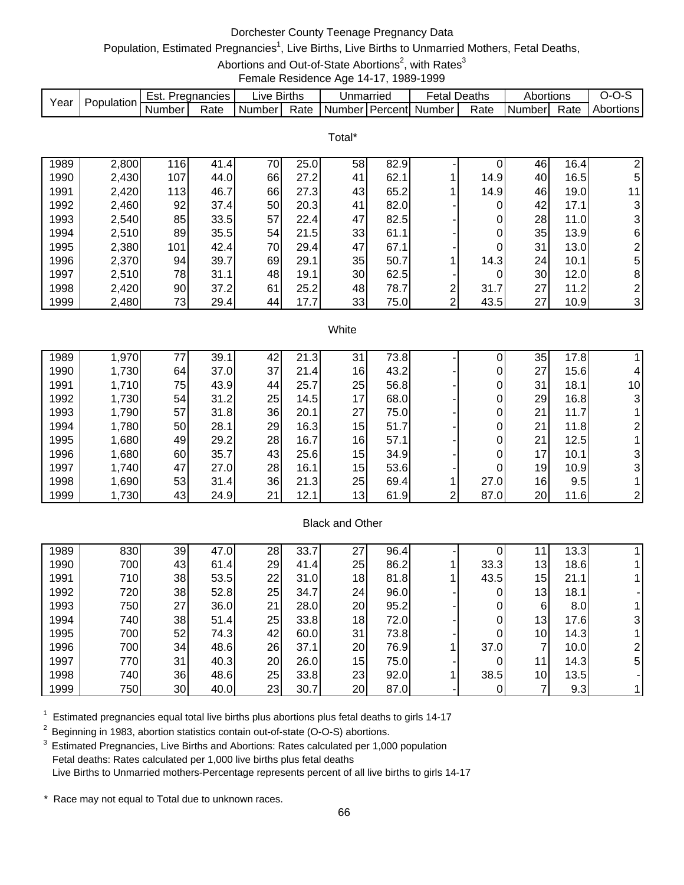# Dorchester County Teenage Pregnancy Data

Population, Estimated Pregnancies[1], Live Births, Live Births to Unmarried Mothers, Fetal Deaths, Abortions and Out-of-State Abortions[2], with Rates[3]

Female Residence Age 14-17, 1989-1999

| Year | Population | Est. Pregnancies | | Live Births | | Unmarried | | Fetal Deaths | | Abortions | | O-O-S |
|---|---|---|---|---|---|---|---|---|---|---|---|---|
| | | Number | Rate | Number | Rate | Number | Percent | Number | Rate | Number | Rate | Abortions |
| **Total*** | | | | | | | | | | | | |
| 1989 | 2,800 | 116 | 41.4 | 70 | 25.0 | 58 | 82.9 | - | 0 | 46 | 16.4 | 2 |
| 1990 | 2,430 | 107 | 44.0 | 66 | 27.2 | 41 | 62.1 | 1 | 14.9 | 40 | 16.5 | 5 |
| 1991 | 2,420 | 113 | 46.7 | 66 | 27.3 | 43 | 65.2 | 1 | 14.9 | 46 | 19.0 | 11 |
| 1992 | 2,460 | 92 | 37.4 | 50 | 20.3 | 41 | 82.0 | - | 0 | 42 | 17.1 | 3 |
| 1993 | 2,540 | 85 | 33.5 | 57 | 22.4 | 47 | 82.5 | - | 0 | 28 | 11.0 | 3 |
| 1994 | 2,510 | 89 | 35.5 | 54 | 21.5 | 33 | 61.1 | - | 0 | 35 | 13.9 | 6 |
| 1995 | 2,380 | 101 | 42.4 | 70 | 29.4 | 47 | 67.1 | - | 0 | 31 | 13.0 | 2 |
| 1996 | 2,370 | 94 | 39.7 | 69 | 29.1 | 35 | 50.7 | 1 | 14.3 | 24 | 10.1 | 5 |
| 1997 | 2,510 | 78 | 31.1 | 48 | 19.1 | 30 | 62.5 | - | 0 | 30 | 12.0 | 8 |
| 1998 | 2,420 | 90 | 37.2 | 61 | 25.2 | 48 | 78.7 | 2 | 31.7 | 27 | 11.2 | 2 |
| 1999 | 2,480 | 73 | 29.4 | 44 | 17.7 | 33 | 75.0 | 2 | 43.5 | 27 | 10.9 | 3 |
| **White** | | | | | | | | | | | | |
| 1989 | 1,970 | 77 | 39.1 | 42 | 21.3 | 31 | 73.8 | - | 0 | 35 | 17.8 | 1 |
| 1990 | 1,730 | 64 | 37.0 | 37 | 21.4 | 16 | 43.2 | - | 0 | 27 | 15.6 | 4 |
| 1991 | 1,710 | 75 | 43.9 | 44 | 25.7 | 25 | 56.8 | - | 0 | 31 | 18.1 | 10 |
| 1992 | 1,730 | 54 | 31.2 | 25 | 14.5 | 17 | 68.0 | - | 0 | 29 | 16.8 | 3 |
| 1993 | 1,790 | 57 | 31.8 | 36 | 20.1 | 27 | 75.0 | - | 0 | 21 | 11.7 | 1 |
| 1994 | 1,780 | 50 | 28.1 | 29 | 16.3 | 15 | 51.7 | - | 0 | 21 | 11.8 | 2 |
| 1995 | 1,680 | 49 | 29.2 | 28 | 16.7 | 16 | 57.1 | - | 0 | 21 | 12.5 | 1 |
| 1996 | 1,680 | 60 | 35.7 | 43 | 25.6 | 15 | 34.9 | - | 0 | 17 | 10.1 | 3 |
| 1997 | 1,740 | 47 | 27.0 | 28 | 16.1 | 15 | 53.6 | - | 0 | 19 | 10.9 | 3 |
| 1998 | 1,690 | 53 | 31.4 | 36 | 21.3 | 25 | 69.4 | 1 | 27.0 | 16 | 9.5 | 1 |
| 1999 | 1,730 | 43 | 24.9 | 21 | 12.1 | 13 | 61.9 | 2 | 87.0 | 20 | 11.6 | 2 |
| **Black and Other** | | | | | | | | | | | | |
| 1989 | 830 | 39 | 47.0 | 28 | 33.7 | 27 | 96.4 | - | 0 | 11 | 13.3 | 1 |
| 1990 | 700 | 43 | 61.4 | 29 | 41.4 | 25 | 86.2 | 1 | 33.3 | 13 | 18.6 | 1 |
| 1991 | 710 | 38 | 53.5 | 22 | 31.0 | 18 | 81.8 | 1 | 43.5 | 15 | 21.1 | 1 |
| 1992 | 720 | 38 | 52.8 | 25 | 34.7 | 24 | 96.0 | - | 0 | 13 | 18.1 | - |
| 1993 | 750 | 27 | 36.0 | 21 | 28.0 | 20 | 95.2 | - | 0 | 6 | 8.0 | 1 |
| 1994 | 740 | 38 | 51.4 | 25 | 33.8 | 18 | 72.0 | - | 0 | 13 | 17.6 | 3 |
| 1995 | 700 | 52 | 74.3 | 42 | 60.0 | 31 | 73.8 | - | 0 | 10 | 14.3 | 1 |
| 1996 | 700 | 34 | 48.6 | 26 | 37.1 | 20 | 76.9 | 1 | 37.0 | 7 | 10.0 | 2 |
| 1997 | 770 | 31 | 40.3 | 20 | 26.0 | 15 | 75.0 | - | 0 | 11 | 14.3 | 5 |
| 1998 | 740 | 36 | 48.6 | 25 | 33.8 | 23 | 92.0 | 1 | 38.5 | 10 | 13.5 | - |
| 1999 | 750 | 30 | 40.0 | 23 | 30.7 | 20 | 87.0 | - | 0 | 7 | 9.3 | 1 |

[1] Estimated pregnancies equal total live births plus abortions plus fetal deaths to girls 14-17

[2] Beginning in 1983, abortion statistics contain out-of-state (O-O-S) abortions.

[3] Estimated Pregnancies, Live Births and Abortions: Rates calculated per 1,000 population
Fetal deaths: Rates calculated per 1,000 live births plus fetal deaths
Live Births to Unmarried mothers-Percentage represents percent of all live births to girls 14-17

\* Race may not equal to Total due to unknown races.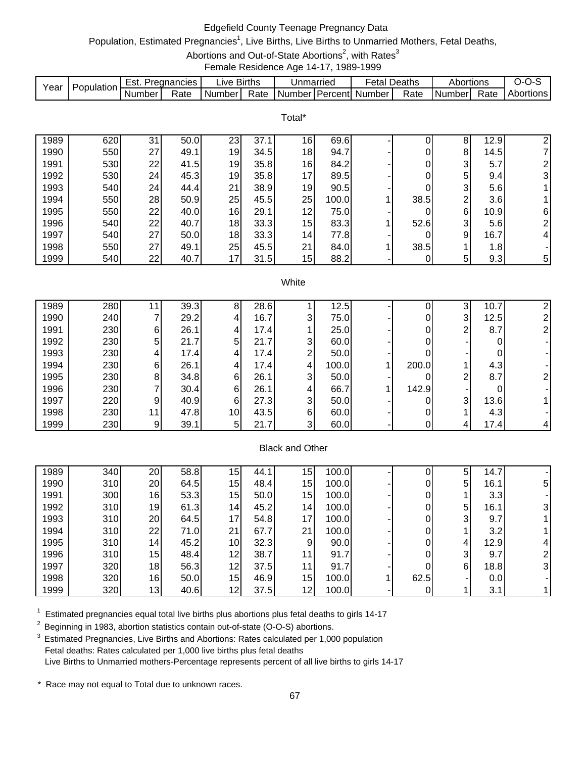# Edgefield County Teenage Pregnancy Data

Population, Estimated Pregnancies[1], Live Births, Live Births to Unmarried Mothers, Fetal Deaths, Abortions and Out-of-State Abortions[2], with Rates[3]

Female Residence Age 14-17, 1989-1999

| Year | Population | Est. Pregnancies | | Live Births | | Unmarried | | Fetal Deaths | | Abortions | | O-O-S |
|---|---|---|---|---|---|---|---|---|---|---|---|---|
| | | Number | Rate | Number | Rate | Number | Percent | Number | Rate | Number | Rate | Abortions |
| **Total*** | | | | | | | | | | | | |
| 1989 | 620 | 31 | 50.0 | 23 | 37.1 | 16 | 69.6 | - | 0 | 8 | 12.9 | 2 |
| 1990 | 550 | 27 | 49.1 | 19 | 34.5 | 18 | 94.7 | - | 0 | 8 | 14.5 | 7 |
| 1991 | 530 | 22 | 41.5 | 19 | 35.8 | 16 | 84.2 | - | 0 | 3 | 5.7 | 2 |
| 1992 | 530 | 24 | 45.3 | 19 | 35.8 | 17 | 89.5 | - | 0 | 5 | 9.4 | 3 |
| 1993 | 540 | 24 | 44.4 | 21 | 38.9 | 19 | 90.5 | - | 0 | 3 | 5.6 | 1 |
| 1994 | 550 | 28 | 50.9 | 25 | 45.5 | 25 | 100.0 | 1 | 38.5 | 2 | 3.6 | 1 |
| 1995 | 550 | 22 | 40.0 | 16 | 29.1 | 12 | 75.0 | - | 0 | 6 | 10.9 | 6 |
| 1996 | 540 | 22 | 40.7 | 18 | 33.3 | 15 | 83.3 | 1 | 52.6 | 3 | 5.6 | 2 |
| 1997 | 540 | 27 | 50.0 | 18 | 33.3 | 14 | 77.8 | - | 0 | 9 | 16.7 | 4 |
| 1998 | 550 | 27 | 49.1 | 25 | 45.5 | 21 | 84.0 | 1 | 38.5 | 1 | 1.8 | - |
| 1999 | 540 | 22 | 40.7 | 17 | 31.5 | 15 | 88.2 | - | 0 | 5 | 9.3 | 5 |
| **White** | | | | | | | | | | | | |
| 1989 | 280 | 11 | 39.3 | 8 | 28.6 | 1 | 12.5 | - | 0 | 3 | 10.7 | 2 |
| 1990 | 240 | 7 | 29.2 | 4 | 16.7 | 3 | 75.0 | - | 0 | 3 | 12.5 | 2 |
| 1991 | 230 | 6 | 26.1 | 4 | 17.4 | 1 | 25.0 | - | 0 | 2 | 8.7 | 2 |
| 1992 | 230 | 5 | 21.7 | 5 | 21.7 | 3 | 60.0 | - | 0 | - | 0 | - |
| 1993 | 230 | 4 | 17.4 | 4 | 17.4 | 2 | 50.0 | - | 0 | - | 0 | - |
| 1994 | 230 | 6 | 26.1 | 4 | 17.4 | 4 | 100.0 | 1 | 200.0 | 1 | 4.3 | - |
| 1995 | 230 | 8 | 34.8 | 6 | 26.1 | 3 | 50.0 | - | 0 | 2 | 8.7 | 2 |
| 1996 | 230 | 7 | 30.4 | 6 | 26.1 | 4 | 66.7 | 1 | 142.9 | - | 0 | - |
| 1997 | 220 | 9 | 40.9 | 6 | 27.3 | 3 | 50.0 | - | 0 | 3 | 13.6 | 1 |
| 1998 | 230 | 11 | 47.8 | 10 | 43.5 | 6 | 60.0 | - | 0 | 1 | 4.3 | - |
| 1999 | 230 | 9 | 39.1 | 5 | 21.7 | 3 | 60.0 | - | 0 | 4 | 17.4 | 4 |
| **Black and Other** | | | | | | | | | | | | |
| 1989 | 340 | 20 | 58.8 | 15 | 44.1 | 15 | 100.0 | - | 0 | 5 | 14.7 | - |
| 1990 | 310 | 20 | 64.5 | 15 | 48.4 | 15 | 100.0 | - | 0 | 5 | 16.1 | 5 |
| 1991 | 300 | 16 | 53.3 | 15 | 50.0 | 15 | 100.0 | - | 0 | 1 | 3.3 | - |
| 1992 | 310 | 19 | 61.3 | 14 | 45.2 | 14 | 100.0 | - | 0 | 5 | 16.1 | 3 |
| 1993 | 310 | 20 | 64.5 | 17 | 54.8 | 17 | 100.0 | - | 0 | 3 | 9.7 | 1 |
| 1994 | 310 | 22 | 71.0 | 21 | 67.7 | 21 | 100.0 | - | 0 | 1 | 3.2 | 1 |
| 1995 | 310 | 14 | 45.2 | 10 | 32.3 | 9 | 90.0 | - | 0 | 4 | 12.9 | 4 |
| 1996 | 310 | 15 | 48.4 | 12 | 38.7 | 11 | 91.7 | - | 0 | 3 | 9.7 | 2 |
| 1997 | 320 | 18 | 56.3 | 12 | 37.5 | 11 | 91.7 | - | 0 | 6 | 18.8 | 3 |
| 1998 | 320 | 16 | 50.0 | 15 | 46.9 | 15 | 100.0 | 1 | 62.5 | - | 0.0 | - |
| 1999 | 320 | 13 | 40.6 | 12 | 37.5 | 12 | 100.0 | - | 0 | 1 | 3.1 | 1 |

[1] Estimated pregnancies equal total live births plus abortions plus fetal deaths to girls 14-17

[2] Beginning in 1983, abortion statistics contain out-of-state (O-O-S) abortions.

[3] Estimated Pregnancies, Live Births and Abortions: Rates calculated per 1,000 population
Fetal deaths: Rates calculated per 1,000 live births plus fetal deaths
Live Births to Unmarried mothers-Percentage represents percent of all live births to girls 14-17

* Race may not equal to Total due to unknown races.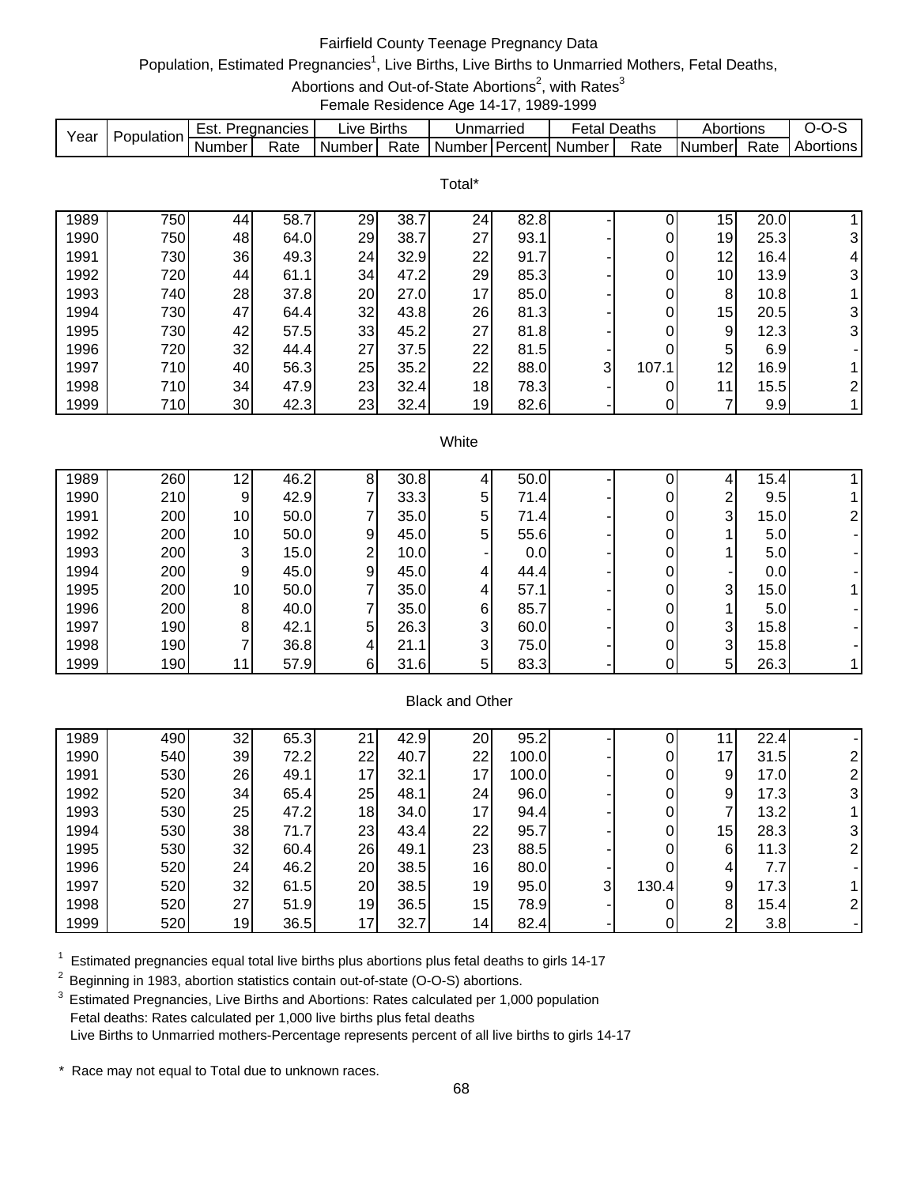Fairfield County Teenage Pregnancy Data

Population, Estimated Pregnancies[1], Live Births, Live Births to Unmarried Mothers, Fetal Deaths, Abortions and Out-of-State Abortions[2], with Rates[3]

Female Residence Age 14-17, 1989-1999

| Year | Population | Est. Pregnancies | | Live Births | | Unmarried | | Fetal Deaths | | Abortions | | O-O-S |
|---|---|---|---|---|---|---|---|---|---|---|---|---|
| | | Number | Rate | Number | Rate | Number | Percent | Number | Rate | Number | Rate | Abortions |
| **Total*** | | | | | | | | | | | | |
| 1989 | 750 | 44 | 58.7 | 29 | 38.7 | 24 | 82.8 | - | 0 | 15 | 20.0 | 1 |
| 1990 | 750 | 48 | 64.0 | 29 | 38.7 | 27 | 93.1 | - | 0 | 19 | 25.3 | 3 |
| 1991 | 730 | 36 | 49.3 | 24 | 32.9 | 22 | 91.7 | - | 0 | 12 | 16.4 | 4 |
| 1992 | 720 | 44 | 61.1 | 34 | 47.2 | 29 | 85.3 | - | 0 | 10 | 13.9 | 3 |
| 1993 | 740 | 28 | 37.8 | 20 | 27.0 | 17 | 85.0 | - | 0 | 8 | 10.8 | 1 |
| 1994 | 730 | 47 | 64.4 | 32 | 43.8 | 26 | 81.3 | - | 0 | 15 | 20.5 | 3 |
| 1995 | 730 | 42 | 57.5 | 33 | 45.2 | 27 | 81.8 | - | 0 | 9 | 12.3 | 3 |
| 1996 | 720 | 32 | 44.4 | 27 | 37.5 | 22 | 81.5 | - | 0 | 5 | 6.9 | - |
| 1997 | 710 | 40 | 56.3 | 25 | 35.2 | 22 | 88.0 | 3 | 107.1 | 12 | 16.9 | 1 |
| 1998 | 710 | 34 | 47.9 | 23 | 32.4 | 18 | 78.3 | - | 0 | 11 | 15.5 | 2 |
| 1999 | 710 | 30 | 42.3 | 23 | 32.4 | 19 | 82.6 | - | 0 | 7 | 9.9 | 1 |
| **White** | | | | | | | | | | | | |
| 1989 | 260 | 12 | 46.2 | 8 | 30.8 | 4 | 50.0 | - | 0 | 4 | 15.4 | 1 |
| 1990 | 210 | 9 | 42.9 | 7 | 33.3 | 5 | 71.4 | - | 0 | 2 | 9.5 | 1 |
| 1991 | 200 | 10 | 50.0 | 7 | 35.0 | 5 | 71.4 | - | 0 | 3 | 15.0 | 2 |
| 1992 | 200 | 10 | 50.0 | 9 | 45.0 | 5 | 55.6 | - | 0 | 1 | 5.0 | - |
| 1993 | 200 | 3 | 15.0 | 2 | 10.0 | - | 0.0 | - | 0 | 1 | 5.0 | - |
| 1994 | 200 | 9 | 45.0 | 9 | 45.0 | 4 | 44.4 | - | 0 | - | 0.0 | - |
| 1995 | 200 | 10 | 50.0 | 7 | 35.0 | 4 | 57.1 | - | 0 | 3 | 15.0 | 1 |
| 1996 | 200 | 8 | 40.0 | 7 | 35.0 | 6 | 85.7 | - | 0 | 1 | 5.0 | - |
| 1997 | 190 | 8 | 42.1 | 5 | 26.3 | 3 | 60.0 | - | 0 | 3 | 15.8 | - |
| 1998 | 190 | 7 | 36.8 | 4 | 21.1 | 3 | 75.0 | - | 0 | 3 | 15.8 | - |
| 1999 | 190 | 11 | 57.9 | 6 | 31.6 | 5 | 83.3 | - | 0 | 5 | 26.3 | 1 |
| **Black and Other** | | | | | | | | | | | | |
| 1989 | 490 | 32 | 65.3 | 21 | 42.9 | 20 | 95.2 | - | 0 | 11 | 22.4 | - |
| 1990 | 540 | 39 | 72.2 | 22 | 40.7 | 22 | 100.0 | - | 0 | 17 | 31.5 | 2 |
| 1991 | 530 | 26 | 49.1 | 17 | 32.1 | 17 | 100.0 | - | 0 | 9 | 17.0 | 2 |
| 1992 | 520 | 34 | 65.4 | 25 | 48.1 | 24 | 96.0 | - | 0 | 9 | 17.3 | 3 |
| 1993 | 530 | 25 | 47.2 | 18 | 34.0 | 17 | 94.4 | - | 0 | 7 | 13.2 | 1 |
| 1994 | 530 | 38 | 71.7 | 23 | 43.4 | 22 | 95.7 | - | 0 | 15 | 28.3 | 3 |
| 1995 | 530 | 32 | 60.4 | 26 | 49.1 | 23 | 88.5 | - | 0 | 6 | 11.3 | 2 |
| 1996 | 520 | 24 | 46.2 | 20 | 38.5 | 16 | 80.0 | - | 0 | 4 | 7.7 | - |
| 1997 | 520 | 32 | 61.5 | 20 | 38.5 | 19 | 95.0 | 3 | 130.4 | 9 | 17.3 | 1 |
| 1998 | 520 | 27 | 51.9 | 19 | 36.5 | 15 | 78.9 | - | 0 | 8 | 15.4 | 2 |
| 1999 | 520 | 19 | 36.5 | 17 | 32.7 | 14 | 82.4 | - | 0 | 2 | 3.8 | - |

[1] Estimated pregnancies equal total live births plus abortions plus fetal deaths to girls 14-17

[2] Beginning in 1983, abortion statistics contain out-of-state (O-O-S) abortions.

[3] Estimated Pregnancies, Live Births and Abortions: Rates calculated per 1,000 population
Fetal deaths: Rates calculated per 1,000 live births plus fetal deaths
Live Births to Unmarried mothers-Percentage represents percent of all live births to girls 14-17

* Race may not equal to Total due to unknown races.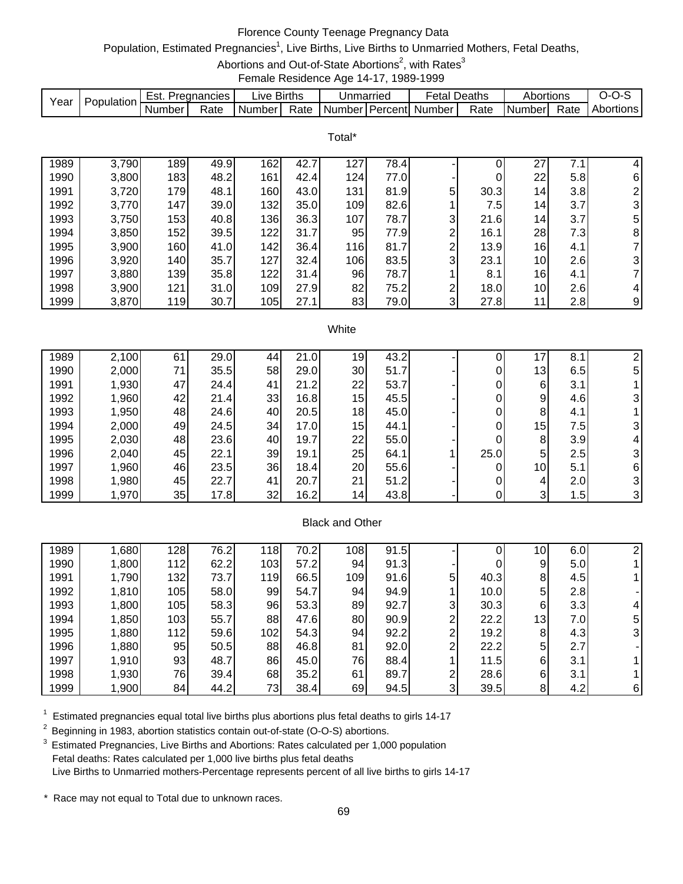# Florence County Teenage Pregnancy Data

Population, Estimated Pregnancies[1], Live Births, Live Births to Unmarried Mothers, Fetal Deaths, Abortions and Out-of-State Abortions[2], with Rates[3]

Female Residence Age 14-17, 1989-1999

| Year | Population | Est. Pregnancies | | Live Births | | Unmarried | | Fetal Deaths | | Abortions | | O-O-S |
|---|---|---|---|---|---|---|---|---|---|---|---|---|
| | | Number | Rate | Number | Rate | Number | Percent | Number | Rate | Number | Rate | Abortions |
| **Total*** | | | | | | | | | | | | |
| 1989 | 3,790 | 189 | 49.9 | 162 | 42.7 | 127 | 78.4 | - | 0 | 27 | 7.1 | 4 |
| 1990 | 3,800 | 183 | 48.2 | 161 | 42.4 | 124 | 77.0 | - | 0 | 22 | 5.8 | 6 |
| 1991 | 3,720 | 179 | 48.1 | 160 | 43.0 | 131 | 81.9 | 5 | 30.3 | 14 | 3.8 | 2 |
| 1992 | 3,770 | 147 | 39.0 | 132 | 35.0 | 109 | 82.6 | 1 | 7.5 | 14 | 3.7 | 3 |
| 1993 | 3,750 | 153 | 40.8 | 136 | 36.3 | 107 | 78.7 | 3 | 21.6 | 14 | 3.7 | 5 |
| 1994 | 3,850 | 152 | 39.5 | 122 | 31.7 | 95 | 77.9 | 2 | 16.1 | 28 | 7.3 | 8 |
| 1995 | 3,900 | 160 | 41.0 | 142 | 36.4 | 116 | 81.7 | 2 | 13.9 | 16 | 4.1 | 7 |
| 1996 | 3,920 | 140 | 35.7 | 127 | 32.4 | 106 | 83.5 | 3 | 23.1 | 10 | 2.6 | 3 |
| 1997 | 3,880 | 139 | 35.8 | 122 | 31.4 | 96 | 78.7 | 1 | 8.1 | 16 | 4.1 | 7 |
| 1998 | 3,900 | 121 | 31.0 | 109 | 27.9 | 82 | 75.2 | 2 | 18.0 | 10 | 2.6 | 4 |
| 1999 | 3,870 | 119 | 30.7 | 105 | 27.1 | 83 | 79.0 | 3 | 27.8 | 11 | 2.8 | 9 |
| **White** | | | | | | | | | | | | |
| 1989 | 2,100 | 61 | 29.0 | 44 | 21.0 | 19 | 43.2 | - | 0 | 17 | 8.1 | 2 |
| 1990 | 2,000 | 71 | 35.5 | 58 | 29.0 | 30 | 51.7 | - | 0 | 13 | 6.5 | 5 |
| 1991 | 1,930 | 47 | 24.4 | 41 | 21.2 | 22 | 53.7 | - | 0 | 6 | 3.1 | 1 |
| 1992 | 1,960 | 42 | 21.4 | 33 | 16.8 | 15 | 45.5 | - | 0 | 9 | 4.6 | 3 |
| 1993 | 1,950 | 48 | 24.6 | 40 | 20.5 | 18 | 45.0 | - | 0 | 8 | 4.1 | 1 |
| 1994 | 2,000 | 49 | 24.5 | 34 | 17.0 | 15 | 44.1 | - | 0 | 15 | 7.5 | 3 |
| 1995 | 2,030 | 48 | 23.6 | 40 | 19.7 | 22 | 55.0 | - | 0 | 8 | 3.9 | 4 |
| 1996 | 2,040 | 45 | 22.1 | 39 | 19.1 | 25 | 64.1 | 1 | 25.0 | 5 | 2.5 | 3 |
| 1997 | 1,960 | 46 | 23.5 | 36 | 18.4 | 20 | 55.6 | - | 0 | 10 | 5.1 | 6 |
| 1998 | 1,980 | 45 | 22.7 | 41 | 20.7 | 21 | 51.2 | - | 0 | 4 | 2.0 | 3 |
| 1999 | 1,970 | 35 | 17.8 | 32 | 16.2 | 14 | 43.8 | - | 0 | 3 | 1.5 | 3 |
| **Black and Other** | | | | | | | | | | | | |
| 1989 | 1,680 | 128 | 76.2 | 118 | 70.2 | 108 | 91.5 | - | 0 | 10 | 6.0 | 2 |
| 1990 | 1,800 | 112 | 62.2 | 103 | 57.2 | 94 | 91.3 | - | 0 | 9 | 5.0 | 1 |
| 1991 | 1,790 | 132 | 73.7 | 119 | 66.5 | 109 | 91.6 | 5 | 40.3 | 8 | 4.5 | 1 |
| 1992 | 1,810 | 105 | 58.0 | 99 | 54.7 | 94 | 94.9 | 1 | 10.0 | 5 | 2.8 | - |
| 1993 | 1,800 | 105 | 58.3 | 96 | 53.3 | 89 | 92.7 | 3 | 30.3 | 6 | 3.3 | 4 |
| 1994 | 1,850 | 103 | 55.7 | 88 | 47.6 | 80 | 90.9 | 2 | 22.2 | 13 | 7.0 | 5 |
| 1995 | 1,880 | 112 | 59.6 | 102 | 54.3 | 94 | 92.2 | 2 | 19.2 | 8 | 4.3 | 3 |
| 1996 | 1,880 | 95 | 50.5 | 88 | 46.8 | 81 | 92.0 | 2 | 22.2 | 5 | 2.7 | - |
| 1997 | 1,910 | 93 | 48.7 | 86 | 45.0 | 76 | 88.4 | 1 | 11.5 | 6 | 3.1 | 1 |
| 1998 | 1,930 | 76 | 39.4 | 68 | 35.2 | 61 | 89.7 | 2 | 28.6 | 6 | 3.1 | 1 |
| 1999 | 1,900 | 84 | 44.2 | 73 | 38.4 | 69 | 94.5 | 3 | 39.5 | 8 | 4.2 | 6 |

[1] Estimated pregnancies equal total live births plus abortions plus fetal deaths to girls 14-17

[2] Beginning in 1983, abortion statistics contain out-of-state (O-O-S) abortions.

[3] Estimated Pregnancies, Live Births and Abortions: Rates calculated per 1,000 population
Fetal deaths: Rates calculated per 1,000 live births plus fetal deaths
Live Births to Unmarried mothers-Percentage represents percent of all live births to girls 14-17

* Race may not equal to Total due to unknown races.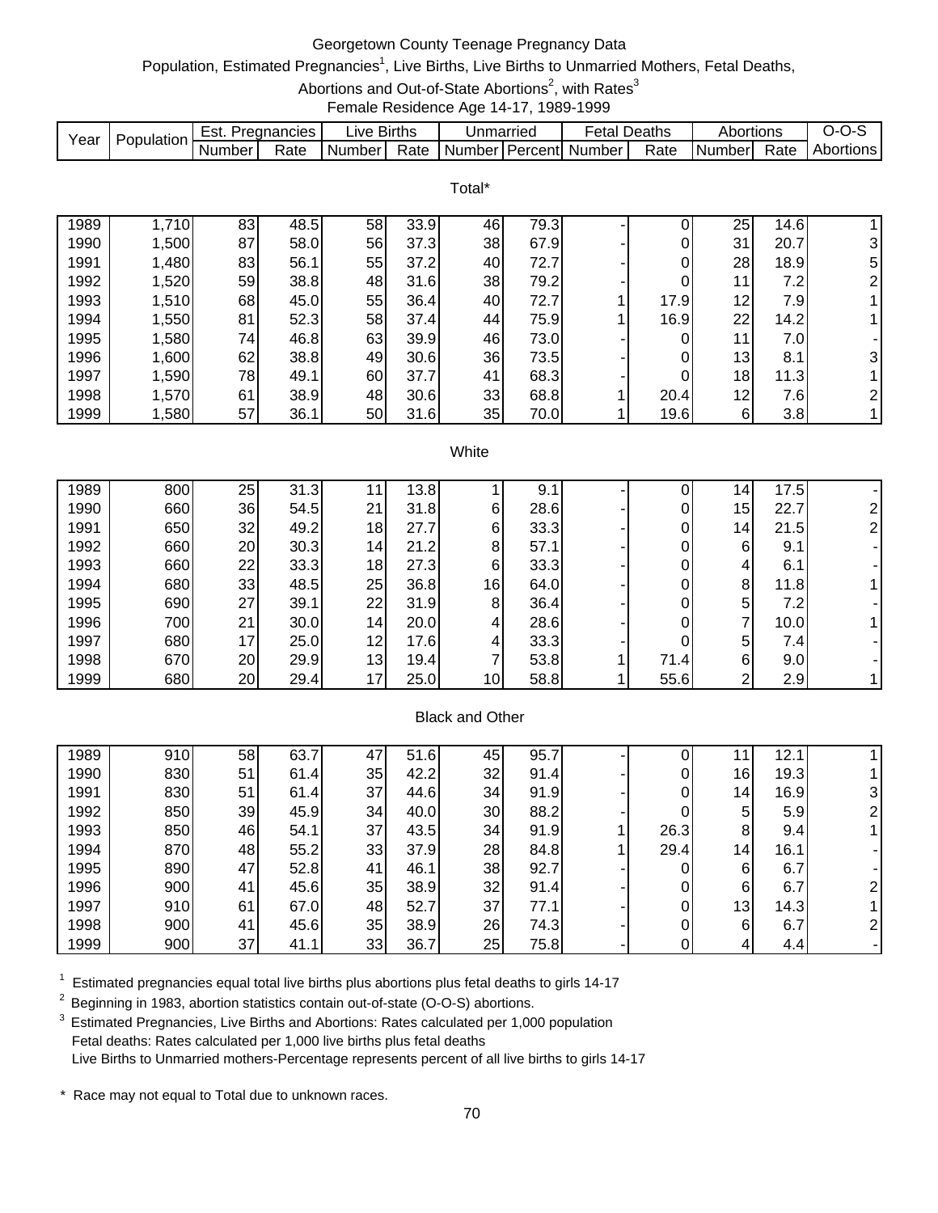# Georgetown County Teenage Pregnancy Data

Population, Estimated Pregnancies[1], Live Births, Live Births to Unmarried Mothers, Fetal Deaths, Abortions and Out-of-State Abortions[2], with Rates[3]

Female Residence Age 14-17, 1989-1999

| Year | Population | Est. Pregnancies | | Live Births | | Unmarried | | Fetal Deaths | | Abortions | | O-O-S |
|---|---|---|---|---|---|---|---|---|---|---|---|---|
| | | Number | Rate | Number | Rate | Number | Percent | Number | Rate | Number | Rate | Abortions |
| **Total*** | | | | | | | | | | | | |
| 1989 | 1,710 | 83 | 48.5 | 58 | 33.9 | 46 | 79.3 | - | 0 | 25 | 14.6 | 1 |
| 1990 | 1,500 | 87 | 58.0 | 56 | 37.3 | 38 | 67.9 | - | 0 | 31 | 20.7 | 3 |
| 1991 | 1,480 | 83 | 56.1 | 55 | 37.2 | 40 | 72.7 | - | 0 | 28 | 18.9 | 5 |
| 1992 | 1,520 | 59 | 38.8 | 48 | 31.6 | 38 | 79.2 | - | 0 | 11 | 7.2 | 2 |
| 1993 | 1,510 | 68 | 45.0 | 55 | 36.4 | 40 | 72.7 | 1 | 17.9 | 12 | 7.9 | 1 |
| 1994 | 1,550 | 81 | 52.3 | 58 | 37.4 | 44 | 75.9 | 1 | 16.9 | 22 | 14.2 | 1 |
| 1995 | 1,580 | 74 | 46.8 | 63 | 39.9 | 46 | 73.0 | - | 0 | 11 | 7.0 | - |
| 1996 | 1,600 | 62 | 38.8 | 49 | 30.6 | 36 | 73.5 | - | 0 | 13 | 8.1 | 3 |
| 1997 | 1,590 | 78 | 49.1 | 60 | 37.7 | 41 | 68.3 | - | 0 | 18 | 11.3 | 1 |
| 1998 | 1,570 | 61 | 38.9 | 48 | 30.6 | 33 | 68.8 | 1 | 20.4 | 12 | 7.6 | 2 |
| 1999 | 1,580 | 57 | 36.1 | 50 | 31.6 | 35 | 70.0 | 1 | 19.6 | 6 | 3.8 | 1 |
| **White** | | | | | | | | | | | | |
| 1989 | 800 | 25 | 31.3 | 11 | 13.8 | 1 | 9.1 | - | 0 | 14 | 17.5 | - |
| 1990 | 660 | 36 | 54.5 | 21 | 31.8 | 6 | 28.6 | - | 0 | 15 | 22.7 | 2 |
| 1991 | 650 | 32 | 49.2 | 18 | 27.7 | 6 | 33.3 | - | 0 | 14 | 21.5 | 2 |
| 1992 | 660 | 20 | 30.3 | 14 | 21.2 | 8 | 57.1 | - | 0 | 6 | 9.1 | - |
| 1993 | 660 | 22 | 33.3 | 18 | 27.3 | 6 | 33.3 | - | 0 | 4 | 6.1 | - |
| 1994 | 680 | 33 | 48.5 | 25 | 36.8 | 16 | 64.0 | - | 0 | 8 | 11.8 | 1 |
| 1995 | 690 | 27 | 39.1 | 22 | 31.9 | 8 | 36.4 | - | 0 | 5 | 7.2 | - |
| 1996 | 700 | 21 | 30.0 | 14 | 20.0 | 4 | 28.6 | - | 0 | 7 | 10.0 | 1 |
| 1997 | 680 | 17 | 25.0 | 12 | 17.6 | 4 | 33.3 | - | 0 | 5 | 7.4 | - |
| 1998 | 670 | 20 | 29.9 | 13 | 19.4 | 7 | 53.8 | 1 | 71.4 | 6 | 9.0 | - |
| 1999 | 680 | 20 | 29.4 | 17 | 25.0 | 10 | 58.8 | 1 | 55.6 | 2 | 2.9 | 1 |
| **Black and Other** | | | | | | | | | | | | |
| 1989 | 910 | 58 | 63.7 | 47 | 51.6 | 45 | 95.7 | - | 0 | 11 | 12.1 | 1 |
| 1990 | 830 | 51 | 61.4 | 35 | 42.2 | 32 | 91.4 | - | 0 | 16 | 19.3 | 1 |
| 1991 | 830 | 51 | 61.4 | 37 | 44.6 | 34 | 91.9 | - | 0 | 14 | 16.9 | 3 |
| 1992 | 850 | 39 | 45.9 | 34 | 40.0 | 30 | 88.2 | - | 0 | 5 | 5.9 | 2 |
| 1993 | 850 | 46 | 54.1 | 37 | 43.5 | 34 | 91.9 | 1 | 26.3 | 8 | 9.4 | 1 |
| 1994 | 870 | 48 | 55.2 | 33 | 37.9 | 28 | 84.8 | 1 | 29.4 | 14 | 16.1 | - |
| 1995 | 890 | 47 | 52.8 | 41 | 46.1 | 38 | 92.7 | - | 0 | 6 | 6.7 | - |
| 1996 | 900 | 41 | 45.6 | 35 | 38.9 | 32 | 91.4 | - | 0 | 6 | 6.7 | 2 |
| 1997 | 910 | 61 | 67.0 | 48 | 52.7 | 37 | 77.1 | - | 0 | 13 | 14.3 | 1 |
| 1998 | 900 | 41 | 45.6 | 35 | 38.9 | 26 | 74.3 | - | 0 | 6 | 6.7 | 2 |
| 1999 | 900 | 37 | 41.1 | 33 | 36.7 | 25 | 75.8 | - | 0 | 4 | 4.4 | - |

[1] Estimated pregnancies equal total live births plus abortions plus fetal deaths to girls 14-17

[2] Beginning in 1983, abortion statistics contain out-of-state (O-O-S) abortions.

[3] Estimated Pregnancies, Live Births and Abortions: Rates calculated per 1,000 population
Fetal deaths: Rates calculated per 1,000 live births plus fetal deaths
Live Births to Unmarried mothers-Percentage represents percent of all live births to girls 14-17

\* Race may not equal to Total due to unknown races.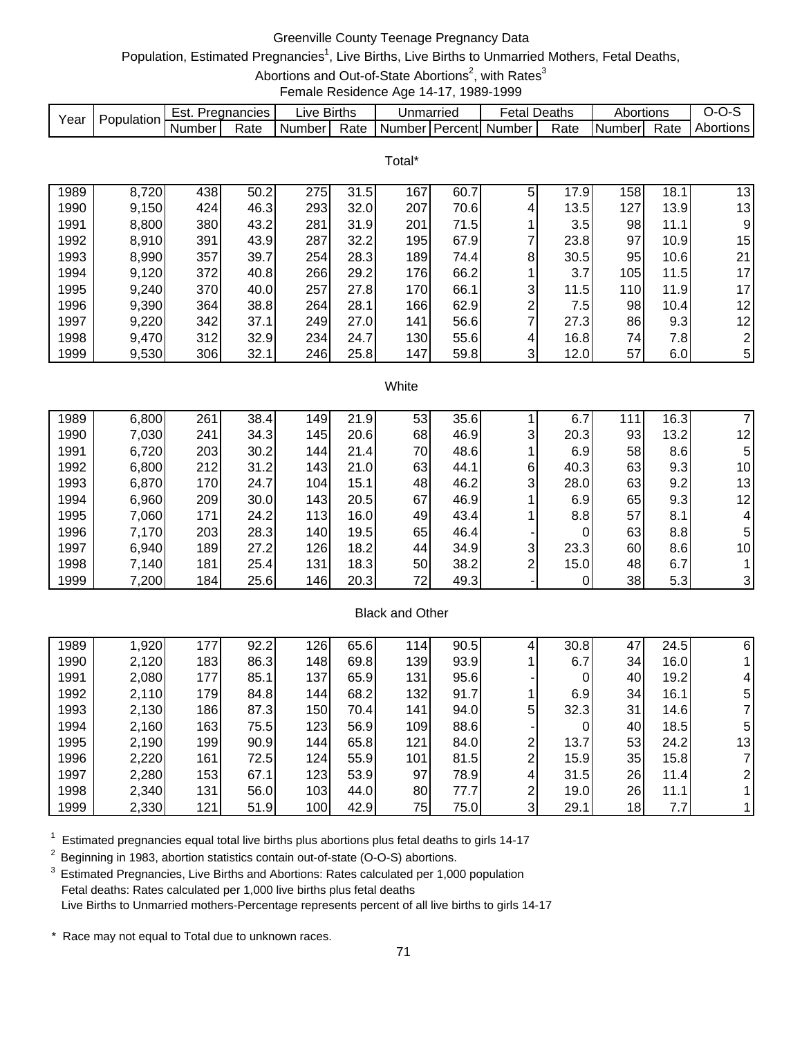# Greenville County Teenage Pregnancy Data

Population, Estimated Pregnancies[1], Live Births, Live Births to Unmarried Mothers, Fetal Deaths, Abortions and Out-of-State Abortions[2], with Rates[3]

Female Residence Age 14-17, 1989-1999

| Year | Population | Est. Pregnancies | | Live Births | | Unmarried | | Fetal Deaths | | Abortions | | O-O-S |
|---|---|---|---|---|---|---|---|---|---|---|---|---|
| | | Number | Rate | Number | Rate | Number | Percent | Number | Rate | Number | Rate | Abortions |
| **Total*** | | | | | | | | | | | | |
| 1989 | 8,720 | 438 | 50.2 | 275 | 31.5 | 167 | 60.7 | 5 | 17.9 | 158 | 18.1 | 13 |
| 1990 | 9,150 | 424 | 46.3 | 293 | 32.0 | 207 | 70.6 | 4 | 13.5 | 127 | 13.9 | 13 |
| 1991 | 8,800 | 380 | 43.2 | 281 | 31.9 | 201 | 71.5 | 1 | 3.5 | 98 | 11.1 | 9 |
| 1992 | 8,910 | 391 | 43.9 | 287 | 32.2 | 195 | 67.9 | 7 | 23.8 | 97 | 10.9 | 15 |
| 1993 | 8,990 | 357 | 39.7 | 254 | 28.3 | 189 | 74.4 | 8 | 30.5 | 95 | 10.6 | 21 |
| 1994 | 9,120 | 372 | 40.8 | 266 | 29.2 | 176 | 66.2 | 1 | 3.7 | 105 | 11.5 | 17 |
| 1995 | 9,240 | 370 | 40.0 | 257 | 27.8 | 170 | 66.1 | 3 | 11.5 | 110 | 11.9 | 17 |
| 1996 | 9,390 | 364 | 38.8 | 264 | 28.1 | 166 | 62.9 | 2 | 7.5 | 98 | 10.4 | 12 |
| 1997 | 9,220 | 342 | 37.1 | 249 | 27.0 | 141 | 56.6 | 7 | 27.3 | 86 | 9.3 | 12 |
| 1998 | 9,470 | 312 | 32.9 | 234 | 24.7 | 130 | 55.6 | 4 | 16.8 | 74 | 7.8 | 2 |
| 1999 | 9,530 | 306 | 32.1 | 246 | 25.8 | 147 | 59.8 | 3 | 12.0 | 57 | 6.0 | 5 |
| **White** | | | | | | | | | | | | |
| 1989 | 6,800 | 261 | 38.4 | 149 | 21.9 | 53 | 35.6 | 1 | 6.7 | 111 | 16.3 | 7 |
| 1990 | 7,030 | 241 | 34.3 | 145 | 20.6 | 68 | 46.9 | 3 | 20.3 | 93 | 13.2 | 12 |
| 1991 | 6,720 | 203 | 30.2 | 144 | 21.4 | 70 | 48.6 | 1 | 6.9 | 58 | 8.6 | 5 |
| 1992 | 6,800 | 212 | 31.2 | 143 | 21.0 | 63 | 44.1 | 6 | 40.3 | 63 | 9.3 | 10 |
| 1993 | 6,870 | 170 | 24.7 | 104 | 15.1 | 48 | 46.2 | 3 | 28.0 | 63 | 9.2 | 13 |
| 1994 | 6,960 | 209 | 30.0 | 143 | 20.5 | 67 | 46.9 | 1 | 6.9 | 65 | 9.3 | 12 |
| 1995 | 7,060 | 171 | 24.2 | 113 | 16.0 | 49 | 43.4 | 1 | 8.8 | 57 | 8.1 | 4 |
| 1996 | 7,170 | 203 | 28.3 | 140 | 19.5 | 65 | 46.4 | - | 0 | 63 | 8.8 | 5 |
| 1997 | 6,940 | 189 | 27.2 | 126 | 18.2 | 44 | 34.9 | 3 | 23.3 | 60 | 8.6 | 10 |
| 1998 | 7,140 | 181 | 25.4 | 131 | 18.3 | 50 | 38.2 | 2 | 15.0 | 48 | 6.7 | 1 |
| 1999 | 7,200 | 184 | 25.6 | 146 | 20.3 | 72 | 49.3 | - | 0 | 38 | 5.3 | 3 |
| **Black and Other** | | | | | | | | | | | | |
| 1989 | 1,920 | 177 | 92.2 | 126 | 65.6 | 114 | 90.5 | 4 | 30.8 | 47 | 24.5 | 6 |
| 1990 | 2,120 | 183 | 86.3 | 148 | 69.8 | 139 | 93.9 | 1 | 6.7 | 34 | 16.0 | 1 |
| 1991 | 2,080 | 177 | 85.1 | 137 | 65.9 | 131 | 95.6 | - | 0 | 40 | 19.2 | 4 |
| 1992 | 2,110 | 179 | 84.8 | 144 | 68.2 | 132 | 91.7 | 1 | 6.9 | 34 | 16.1 | 5 |
| 1993 | 2,130 | 186 | 87.3 | 150 | 70.4 | 141 | 94.0 | 5 | 32.3 | 31 | 14.6 | 7 |
| 1994 | 2,160 | 163 | 75.5 | 123 | 56.9 | 109 | 88.6 | - | 0 | 40 | 18.5 | 5 |
| 1995 | 2,190 | 199 | 90.9 | 144 | 65.8 | 121 | 84.0 | 2 | 13.7 | 53 | 24.2 | 13 |
| 1996 | 2,220 | 161 | 72.5 | 124 | 55.9 | 101 | 81.5 | 2 | 15.9 | 35 | 15.8 | 7 |
| 1997 | 2,280 | 153 | 67.1 | 123 | 53.9 | 97 | 78.9 | 4 | 31.5 | 26 | 11.4 | 2 |
| 1998 | 2,340 | 131 | 56.0 | 103 | 44.0 | 80 | 77.7 | 2 | 19.0 | 26 | 11.1 | 1 |
| 1999 | 2,330 | 121 | 51.9 | 100 | 42.9 | 75 | 75.0 | 3 | 29.1 | 18 | 7.7 | 1 |

[1] Estimated pregnancies equal total live births plus abortions plus fetal deaths to girls 14-17

[2] Beginning in 1983, abortion statistics contain out-of-state (O-O-S) abortions.

[3] Estimated Pregnancies, Live Births and Abortions: Rates calculated per 1,000 population
Fetal deaths: Rates calculated per 1,000 live births plus fetal deaths
Live Births to Unmarried mothers-Percentage represents percent of all live births to girls 14-17

* Race may not equal to Total due to unknown races.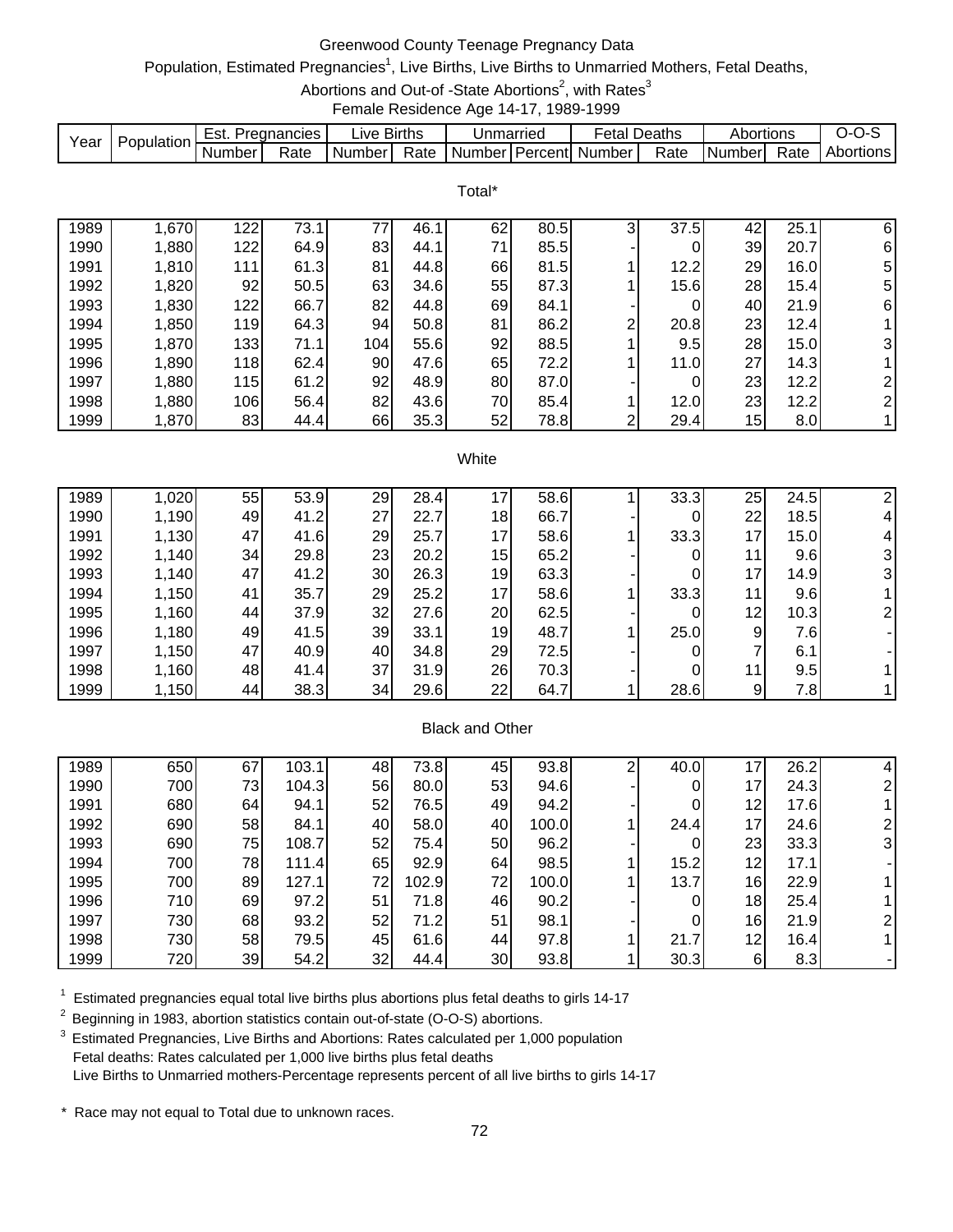# Greenwood County Teenage Pregnancy Data

Population, Estimated Pregnancies[1], Live Births, Live Births to Unmarried Mothers, Fetal Deaths, Abortions and Out-of -State Abortions[2], with Rates[3]

Female Residence Age 14-17, 1989-1999

| Year | Population | Est. Pregnancies | | Live Births | | Unmarried | | Fetal Deaths | | Abortions | | O-O-S |
|---|---|---|---|---|---|---|---|---|---|---|---|---|
| | | Number | Rate | Number | Rate | Number | Percent | Number | Rate | Number | Rate | Abortions |
| **Total*** | | | | | | | | | | | | |
| 1989 | 1,670 | 122 | 73.1 | 77 | 46.1 | 62 | 80.5 | 3 | 37.5 | 42 | 25.1 | 6 |
| 1990 | 1,880 | 122 | 64.9 | 83 | 44.1 | 71 | 85.5 | - | 0 | 39 | 20.7 | 6 |
| 1991 | 1,810 | 111 | 61.3 | 81 | 44.8 | 66 | 81.5 | 1 | 12.2 | 29 | 16.0 | 5 |
| 1992 | 1,820 | 92 | 50.5 | 63 | 34.6 | 55 | 87.3 | 1 | 15.6 | 28 | 15.4 | 5 |
| 1993 | 1,830 | 122 | 66.7 | 82 | 44.8 | 69 | 84.1 | - | 0 | 40 | 21.9 | 6 |
| 1994 | 1,850 | 119 | 64.3 | 94 | 50.8 | 81 | 86.2 | 2 | 20.8 | 23 | 12.4 | 1 |
| 1995 | 1,870 | 133 | 71.1 | 104 | 55.6 | 92 | 88.5 | 1 | 9.5 | 28 | 15.0 | 3 |
| 1996 | 1,890 | 118 | 62.4 | 90 | 47.6 | 65 | 72.2 | 1 | 11.0 | 27 | 14.3 | 1 |
| 1997 | 1,880 | 115 | 61.2 | 92 | 48.9 | 80 | 87.0 | - | 0 | 23 | 12.2 | 2 |
| 1998 | 1,880 | 106 | 56.4 | 82 | 43.6 | 70 | 85.4 | 1 | 12.0 | 23 | 12.2 | 2 |
| 1999 | 1,870 | 83 | 44.4 | 66 | 35.3 | 52 | 78.8 | 2 | 29.4 | 15 | 8.0 | 1 |
| **White** | | | | | | | | | | | | |
| 1989 | 1,020 | 55 | 53.9 | 29 | 28.4 | 17 | 58.6 | 1 | 33.3 | 25 | 24.5 | 2 |
| 1990 | 1,190 | 49 | 41.2 | 27 | 22.7 | 18 | 66.7 | - | 0 | 22 | 18.5 | 4 |
| 1991 | 1,130 | 47 | 41.6 | 29 | 25.7 | 17 | 58.6 | 1 | 33.3 | 17 | 15.0 | 4 |
| 1992 | 1,140 | 34 | 29.8 | 23 | 20.2 | 15 | 65.2 | - | 0 | 11 | 9.6 | 3 |
| 1993 | 1,140 | 47 | 41.2 | 30 | 26.3 | 19 | 63.3 | - | 0 | 17 | 14.9 | 3 |
| 1994 | 1,150 | 41 | 35.7 | 29 | 25.2 | 17 | 58.6 | 1 | 33.3 | 11 | 9.6 | 1 |
| 1995 | 1,160 | 44 | 37.9 | 32 | 27.6 | 20 | 62.5 | - | 0 | 12 | 10.3 | 2 |
| 1996 | 1,180 | 49 | 41.5 | 39 | 33.1 | 19 | 48.7 | 1 | 25.0 | 9 | 7.6 | - |
| 1997 | 1,150 | 47 | 40.9 | 40 | 34.8 | 29 | 72.5 | - | 0 | 7 | 6.1 | - |
| 1998 | 1,160 | 48 | 41.4 | 37 | 31.9 | 26 | 70.3 | - | 0 | 11 | 9.5 | 1 |
| 1999 | 1,150 | 44 | 38.3 | 34 | 29.6 | 22 | 64.7 | 1 | 28.6 | 9 | 7.8 | 1 |
| **Black and Other** | | | | | | | | | | | | |
| 1989 | 650 | 67 | 103.1 | 48 | 73.8 | 45 | 93.8 | 2 | 40.0 | 17 | 26.2 | 4 |
| 1990 | 700 | 73 | 104.3 | 56 | 80.0 | 53 | 94.6 | - | 0 | 17 | 24.3 | 2 |
| 1991 | 680 | 64 | 94.1 | 52 | 76.5 | 49 | 94.2 | - | 0 | 12 | 17.6 | 1 |
| 1992 | 690 | 58 | 84.1 | 40 | 58.0 | 40 | 100.0 | 1 | 24.4 | 17 | 24.6 | 2 |
| 1993 | 690 | 75 | 108.7 | 52 | 75.4 | 50 | 96.2 | - | 0 | 23 | 33.3 | 3 |
| 1994 | 700 | 78 | 111.4 | 65 | 92.9 | 64 | 98.5 | 1 | 15.2 | 12 | 17.1 | - |
| 1995 | 700 | 89 | 127.1 | 72 | 102.9 | 72 | 100.0 | 1 | 13.7 | 16 | 22.9 | 1 |
| 1996 | 710 | 69 | 97.2 | 51 | 71.8 | 46 | 90.2 | - | 0 | 18 | 25.4 | 1 |
| 1997 | 730 | 68 | 93.2 | 52 | 71.2 | 51 | 98.1 | - | 0 | 16 | 21.9 | 2 |
| 1998 | 730 | 58 | 79.5 | 45 | 61.6 | 44 | 97.8 | 1 | 21.7 | 12 | 16.4 | 1 |
| 1999 | 720 | 39 | 54.2 | 32 | 44.4 | 30 | 93.8 | 1 | 30.3 | 6 | 8.3 | - |

[1] Estimated pregnancies equal total live births plus abortions plus fetal deaths to girls 14-17

[2] Beginning in 1983, abortion statistics contain out-of-state (O-O-S) abortions.

[3] Estimated Pregnancies, Live Births and Abortions: Rates calculated per 1,000 population
Fetal deaths: Rates calculated per 1,000 live births plus fetal deaths
Live Births to Unmarried mothers-Percentage represents percent of all live births to girls 14-17

\* Race may not equal to Total due to unknown races.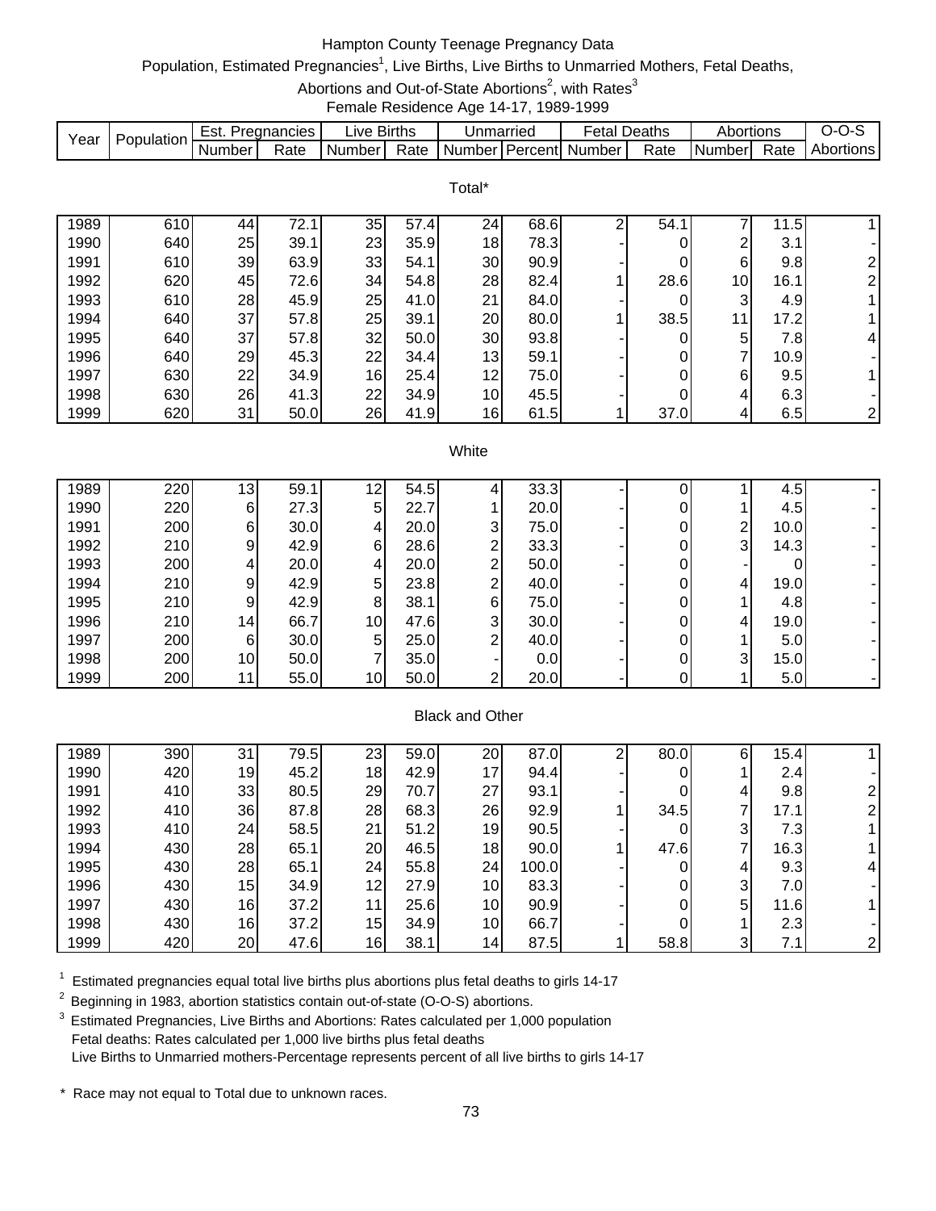# Hampton County Teenage Pregnancy Data

Population, Estimated Pregnancies[1], Live Births, Live Births to Unmarried Mothers, Fetal Deaths, Abortions and Out-of-State Abortions[2], with Rates[3]

Female Residence Age 14-17, 1989-1999

| Year | Population | Est. Pregnancies | | Live Births | | Unmarried | | Fetal Deaths | | Abortions | | O-O-S |
|---|---|---|---|---|---|---|---|---|---|---|---|---|
| | | Number | Rate | Number | Rate | Number | Percent | Number | Rate | Number | Rate | Abortions |
| **Total*** | | | | | | | | | | | | |
| 1989 | 610 | 44 | 72.1 | 35 | 57.4 | 24 | 68.6 | 2 | 54.1 | 7 | 11.5 | 1 |
| 1990 | 640 | 25 | 39.1 | 23 | 35.9 | 18 | 78.3 | - | 0 | 2 | 3.1 | - |
| 1991 | 610 | 39 | 63.9 | 33 | 54.1 | 30 | 90.9 | - | 0 | 6 | 9.8 | 2 |
| 1992 | 620 | 45 | 72.6 | 34 | 54.8 | 28 | 82.4 | 1 | 28.6 | 10 | 16.1 | 2 |
| 1993 | 610 | 28 | 45.9 | 25 | 41.0 | 21 | 84.0 | - | 0 | 3 | 4.9 | 1 |
| 1994 | 640 | 37 | 57.8 | 25 | 39.1 | 20 | 80.0 | 1 | 38.5 | 11 | 17.2 | 1 |
| 1995 | 640 | 37 | 57.8 | 32 | 50.0 | 30 | 93.8 | - | 0 | 5 | 7.8 | 4 |
| 1996 | 640 | 29 | 45.3 | 22 | 34.4 | 13 | 59.1 | - | 0 | 7 | 10.9 | - |
| 1997 | 630 | 22 | 34.9 | 16 | 25.4 | 12 | 75.0 | - | 0 | 6 | 9.5 | 1 |
| 1998 | 630 | 26 | 41.3 | 22 | 34.9 | 10 | 45.5 | - | 0 | 4 | 6.3 | - |
| 1999 | 620 | 31 | 50.0 | 26 | 41.9 | 16 | 61.5 | 1 | 37.0 | 4 | 6.5 | 2 |
| **White** | | | | | | | | | | | | |
| 1989 | 220 | 13 | 59.1 | 12 | 54.5 | 4 | 33.3 | - | 0 | 1 | 4.5 | - |
| 1990 | 220 | 6 | 27.3 | 5 | 22.7 | 1 | 20.0 | - | 0 | 1 | 4.5 | - |
| 1991 | 200 | 6 | 30.0 | 4 | 20.0 | 3 | 75.0 | - | 0 | 2 | 10.0 | - |
| 1992 | 210 | 9 | 42.9 | 6 | 28.6 | 2 | 33.3 | - | 0 | 3 | 14.3 | - |
| 1993 | 200 | 4 | 20.0 | 4 | 20.0 | 2 | 50.0 | - | 0 | - | 0 | - |
| 1994 | 210 | 9 | 42.9 | 5 | 23.8 | 2 | 40.0 | - | 0 | 4 | 19.0 | - |
| 1995 | 210 | 9 | 42.9 | 8 | 38.1 | 6 | 75.0 | - | 0 | 1 | 4.8 | - |
| 1996 | 210 | 14 | 66.7 | 10 | 47.6 | 3 | 30.0 | - | 0 | 4 | 19.0 | - |
| 1997 | 200 | 6 | 30.0 | 5 | 25.0 | 2 | 40.0 | - | 0 | 1 | 5.0 | - |
| 1998 | 200 | 10 | 50.0 | 7 | 35.0 | - | 0.0 | - | 0 | 3 | 15.0 | - |
| 1999 | 200 | 11 | 55.0 | 10 | 50.0 | 2 | 20.0 | - | 0 | 1 | 5.0 | - |
| **Black and Other** | | | | | | | | | | | | |
| 1989 | 390 | 31 | 79.5 | 23 | 59.0 | 20 | 87.0 | 2 | 80.0 | 6 | 15.4 | 1 |
| 1990 | 420 | 19 | 45.2 | 18 | 42.9 | 17 | 94.4 | - | 0 | 1 | 2.4 | - |
| 1991 | 410 | 33 | 80.5 | 29 | 70.7 | 27 | 93.1 | - | 0 | 4 | 9.8 | 2 |
| 1992 | 410 | 36 | 87.8 | 28 | 68.3 | 26 | 92.9 | 1 | 34.5 | 7 | 17.1 | 2 |
| 1993 | 410 | 24 | 58.5 | 21 | 51.2 | 19 | 90.5 | - | 0 | 3 | 7.3 | 1 |
| 1994 | 430 | 28 | 65.1 | 20 | 46.5 | 18 | 90.0 | 1 | 47.6 | 7 | 16.3 | 1 |
| 1995 | 430 | 28 | 65.1 | 24 | 55.8 | 24 | 100.0 | - | 0 | 4 | 9.3 | 4 |
| 1996 | 430 | 15 | 34.9 | 12 | 27.9 | 10 | 83.3 | - | 0 | 3 | 7.0 | - |
| 1997 | 430 | 16 | 37.2 | 11 | 25.6 | 10 | 90.9 | - | 0 | 5 | 11.6 | 1 |
| 1998 | 430 | 16 | 37.2 | 15 | 34.9 | 10 | 66.7 | - | 0 | 1 | 2.3 | - |
| 1999 | 420 | 20 | 47.6 | 16 | 38.1 | 14 | 87.5 | 1 | 58.8 | 3 | 7.1 | 2 |

[1] Estimated pregnancies equal total live births plus abortions plus fetal deaths to girls 14-17

[2] Beginning in 1983, abortion statistics contain out-of-state (O-O-S) abortions.

[3] Estimated Pregnancies, Live Births and Abortions: Rates calculated per 1,000 population
Fetal deaths: Rates calculated per 1,000 live births plus fetal deaths
Live Births to Unmarried mothers-Percentage represents percent of all live births to girls 14-17

\* Race may not equal to Total due to unknown races.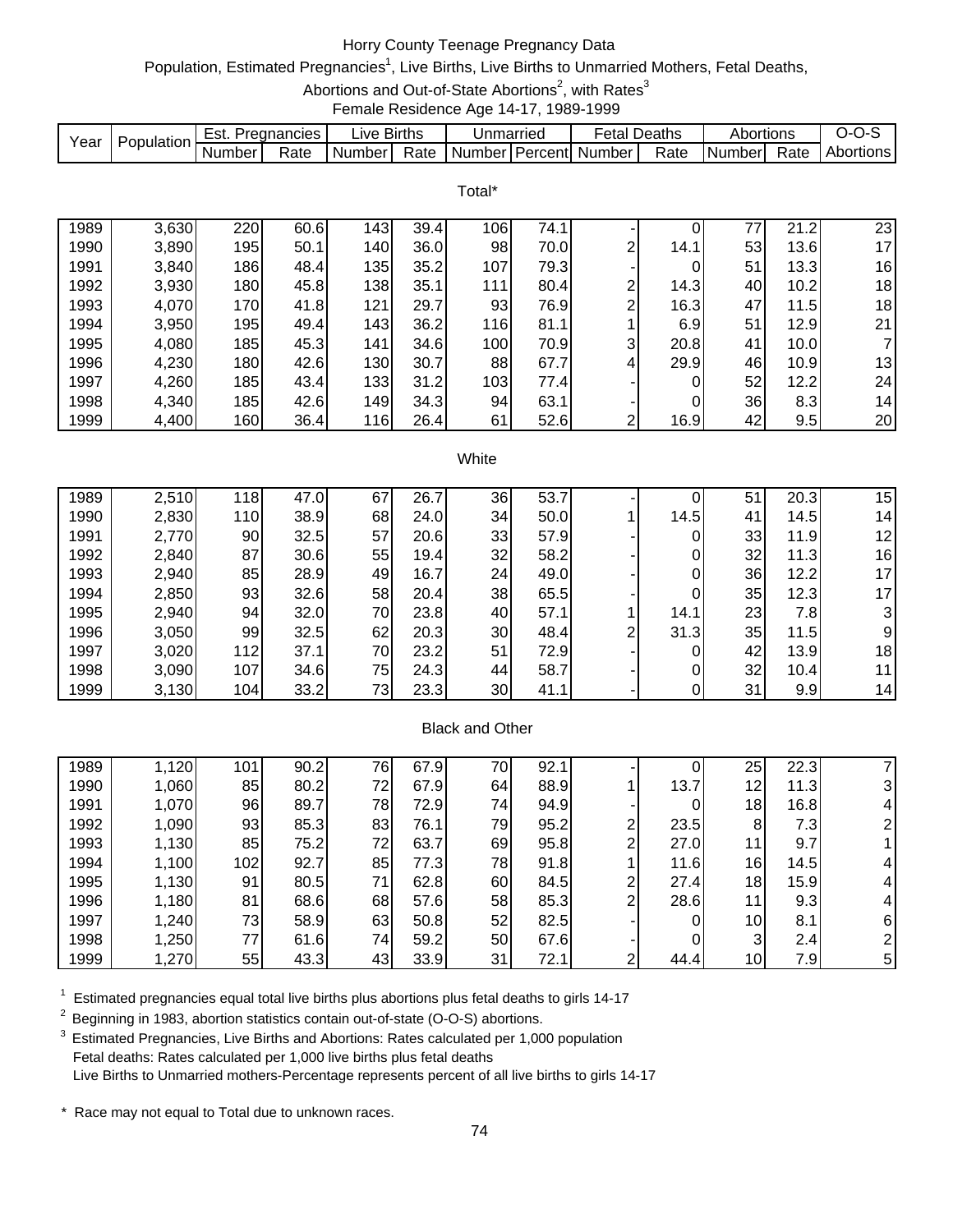# Horry County Teenage Pregnancy Data

Population, Estimated Pregnancies[1], Live Births, Live Births to Unmarried Mothers, Fetal Deaths, Abortions and Out-of-State Abortions[2], with Rates[3]

Female Residence Age 14-17, 1989-1999

| Year | Population | Est. Pregnancies | | Live Births | | Unmarried | | Fetal Deaths | | Abortions | | O-O-S |
|---|---|---|---|---|---|---|---|---|---|---|---|---|
| | | Number | Rate | Number | Rate | Number | Percent | Number | Rate | Number | Rate | Abortions |
| **Total*** | | | | | | | | | | | | |
| 1989 | 3,630 | 220 | 60.6 | 143 | 39.4 | 106 | 74.1 | - | 0 | 77 | 21.2 | 23 |
| 1990 | 3,890 | 195 | 50.1 | 140 | 36.0 | 98 | 70.0 | 2 | 14.1 | 53 | 13.6 | 17 |
| 1991 | 3,840 | 186 | 48.4 | 135 | 35.2 | 107 | 79.3 | - | 0 | 51 | 13.3 | 16 |
| 1992 | 3,930 | 180 | 45.8 | 138 | 35.1 | 111 | 80.4 | 2 | 14.3 | 40 | 10.2 | 18 |
| 1993 | 4,070 | 170 | 41.8 | 121 | 29.7 | 93 | 76.9 | 2 | 16.3 | 47 | 11.5 | 18 |
| 1994 | 3,950 | 195 | 49.4 | 143 | 36.2 | 116 | 81.1 | 1 | 6.9 | 51 | 12.9 | 21 |
| 1995 | 4,080 | 185 | 45.3 | 141 | 34.6 | 100 | 70.9 | 3 | 20.8 | 41 | 10.0 | 7 |
| 1996 | 4,230 | 180 | 42.6 | 130 | 30.7 | 88 | 67.7 | 4 | 29.9 | 46 | 10.9 | 13 |
| 1997 | 4,260 | 185 | 43.4 | 133 | 31.2 | 103 | 77.4 | - | 0 | 52 | 12.2 | 24 |
| 1998 | 4,340 | 185 | 42.6 | 149 | 34.3 | 94 | 63.1 | - | 0 | 36 | 8.3 | 14 |
| 1999 | 4,400 | 160 | 36.4 | 116 | 26.4 | 61 | 52.6 | 2 | 16.9 | 42 | 9.5 | 20 |
| **White** | | | | | | | | | | | | |
| 1989 | 2,510 | 118 | 47.0 | 67 | 26.7 | 36 | 53.7 | - | 0 | 51 | 20.3 | 15 |
| 1990 | 2,830 | 110 | 38.9 | 68 | 24.0 | 34 | 50.0 | 1 | 14.5 | 41 | 14.5 | 14 |
| 1991 | 2,770 | 90 | 32.5 | 57 | 20.6 | 33 | 57.9 | - | 0 | 33 | 11.9 | 12 |
| 1992 | 2,840 | 87 | 30.6 | 55 | 19.4 | 32 | 58.2 | - | 0 | 32 | 11.3 | 16 |
| 1993 | 2,940 | 85 | 28.9 | 49 | 16.7 | 24 | 49.0 | - | 0 | 36 | 12.2 | 17 |
| 1994 | 2,850 | 93 | 32.6 | 58 | 20.4 | 38 | 65.5 | - | 0 | 35 | 12.3 | 17 |
| 1995 | 2,940 | 94 | 32.0 | 70 | 23.8 | 40 | 57.1 | 1 | 14.1 | 23 | 7.8 | 3 |
| 1996 | 3,050 | 99 | 32.5 | 62 | 20.3 | 30 | 48.4 | 2 | 31.3 | 35 | 11.5 | 9 |
| 1997 | 3,020 | 112 | 37.1 | 70 | 23.2 | 51 | 72.9 | - | 0 | 42 | 13.9 | 18 |
| 1998 | 3,090 | 107 | 34.6 | 75 | 24.3 | 44 | 58.7 | - | 0 | 32 | 10.4 | 11 |
| 1999 | 3,130 | 104 | 33.2 | 73 | 23.3 | 30 | 41.1 | - | 0 | 31 | 9.9 | 14 |
| **Black and Other** | | | | | | | | | | | | |
| 1989 | 1,120 | 101 | 90.2 | 76 | 67.9 | 70 | 92.1 | - | 0 | 25 | 22.3 | 7 |
| 1990 | 1,060 | 85 | 80.2 | 72 | 67.9 | 64 | 88.9 | 1 | 13.7 | 12 | 11.3 | 3 |
| 1991 | 1,070 | 96 | 89.7 | 78 | 72.9 | 74 | 94.9 | - | 0 | 18 | 16.8 | 4 |
| 1992 | 1,090 | 93 | 85.3 | 83 | 76.1 | 79 | 95.2 | 2 | 23.5 | 8 | 7.3 | 2 |
| 1993 | 1,130 | 85 | 75.2 | 72 | 63.7 | 69 | 95.8 | 2 | 27.0 | 11 | 9.7 | 1 |
| 1994 | 1,100 | 102 | 92.7 | 85 | 77.3 | 78 | 91.8 | 1 | 11.6 | 16 | 14.5 | 4 |
| 1995 | 1,130 | 91 | 80.5 | 71 | 62.8 | 60 | 84.5 | 2 | 27.4 | 18 | 15.9 | 4 |
| 1996 | 1,180 | 81 | 68.6 | 68 | 57.6 | 58 | 85.3 | 2 | 28.6 | 11 | 9.3 | 4 |
| 1997 | 1,240 | 73 | 58.9 | 63 | 50.8 | 52 | 82.5 | | 0 | 10 | 8.1 | 6 |
| 1998 | 1,250 | 77 | 61.6 | 74 | 59.2 | 50 | 67.6 | - | 0 | 3 | 2.4 | 2 |
| 1999 | 1,270 | 55 | 43.3 | 43 | 33.9 | 31 | 72.1 | 2 | 44.4 | 10 | 7.9 | 5 |

[1] Estimated pregnancies equal total live births plus abortions plus fetal deaths to girls 14-17

[2] Beginning in 1983, abortion statistics contain out-of-state (O-O-S) abortions.

[3] Estimated Pregnancies, Live Births and Abortions: Rates calculated per 1,000 population
Fetal deaths: Rates calculated per 1,000 live births plus fetal deaths
Live Births to Unmarried mothers-Percentage represents percent of all live births to girls 14-17

\* Race may not equal to Total due to unknown races.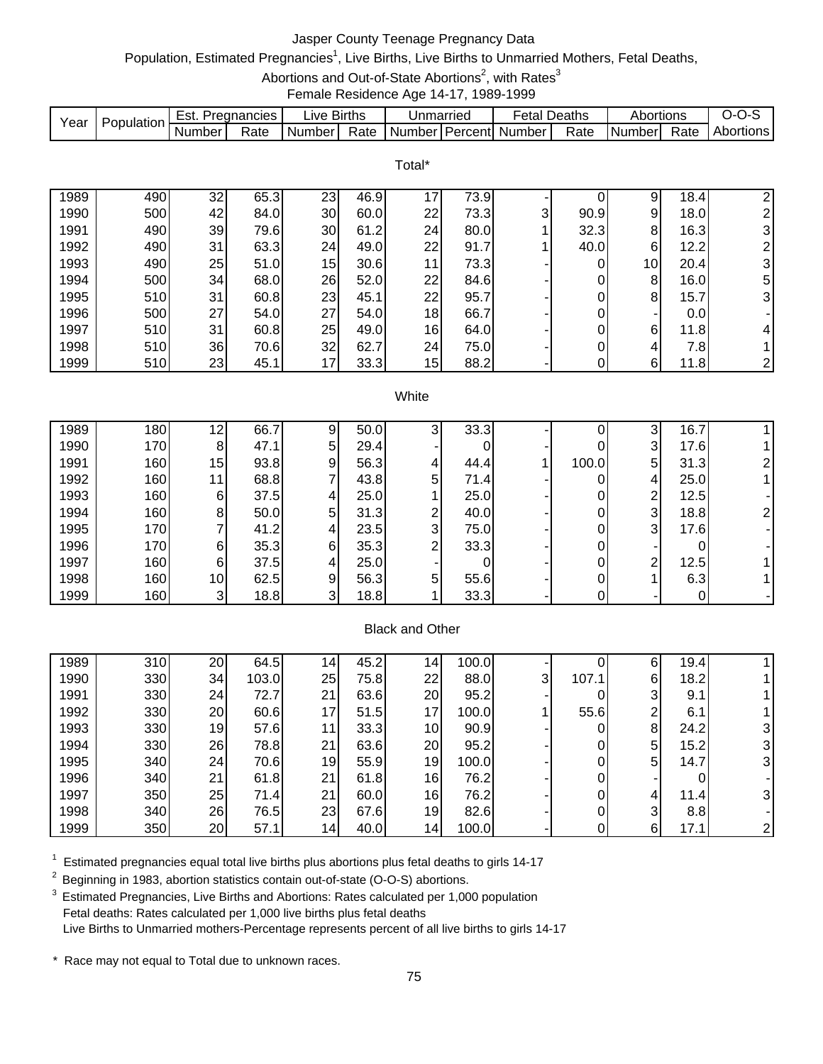# Jasper County Teenage Pregnancy Data

Population, Estimated Pregnancies[1], Live Births, Live Births to Unmarried Mothers, Fetal Deaths, Abortions and Out-of-State Abortions[2], with Rates[3]

Female Residence Age 14-17, 1989-1999

| Year | Population | Est. Pregnancies | | Live Births | | Unmarried | | Fetal Deaths | | Abortions | | O-O-S |
|---|---|---|---|---|---|---|---|---|---|---|---|---|
| | | Number | Rate | Number | Rate | Number | Percent | Number | Rate | Number | Rate | Abortions |
| **Total*** | | | | | | | | | | | | |
| 1989 | 490 | 32 | 65.3 | 23 | 46.9 | 17 | 73.9 | - | 0 | 9 | 18.4 | 2 |
| 1990 | 500 | 42 | 84.0 | 30 | 60.0 | 22 | 73.3 | 3 | 90.9 | 9 | 18.0 | 2 |
| 1991 | 490 | 39 | 79.6 | 30 | 61.2 | 24 | 80.0 | 1 | 32.3 | 8 | 16.3 | 3 |
| 1992 | 490 | 31 | 63.3 | 24 | 49.0 | 22 | 91.7 | 1 | 40.0 | 6 | 12.2 | 2 |
| 1993 | 490 | 25 | 51.0 | 15 | 30.6 | 11 | 73.3 | - | 0 | 10 | 20.4 | 3 |
| 1994 | 500 | 34 | 68.0 | 26 | 52.0 | 22 | 84.6 | - | 0 | 8 | 16.0 | 5 |
| 1995 | 510 | 31 | 60.8 | 23 | 45.1 | 22 | 95.7 | - | 0 | 8 | 15.7 | 3 |
| 1996 | 500 | 27 | 54.0 | 27 | 54.0 | 18 | 66.7 | - | 0 | - | 0.0 | - |
| 1997 | 510 | 31 | 60.8 | 25 | 49.0 | 16 | 64.0 | - | 0 | 6 | 11.8 | 4 |
| 1998 | 510 | 36 | 70.6 | 32 | 62.7 | 24 | 75.0 | - | 0 | 4 | 7.8 | 1 |
| 1999 | 510 | 23 | 45.1 | 17 | 33.3 | 15 | 88.2 | - | 0 | 6 | 11.8 | 2 |
| **White** | | | | | | | | | | | | |
| 1989 | 180 | 12 | 66.7 | 9 | 50.0 | 3 | 33.3 | - | 0 | 3 | 16.7 | 1 |
| 1990 | 170 | 8 | 47.1 | 5 | 29.4 | - | 0 | - | 0 | 3 | 17.6 | 1 |
| 1991 | 160 | 15 | 93.8 | 9 | 56.3 | 4 | 44.4 | 1 | 100.0 | 5 | 31.3 | 2 |
| 1992 | 160 | 11 | 68.8 | 7 | 43.8 | 5 | 71.4 | - | 0 | 4 | 25.0 | 1 |
| 1993 | 160 | 6 | 37.5 | 4 | 25.0 | 1 | 25.0 | - | 0 | 2 | 12.5 | - |
| 1994 | 160 | 8 | 50.0 | 5 | 31.3 | 2 | 40.0 | - | 0 | 3 | 18.8 | 2 |
| 1995 | 170 | 7 | 41.2 | 4 | 23.5 | 3 | 75.0 | - | 0 | 3 | 17.6 | - |
| 1996 | 170 | 6 | 35.3 | 6 | 35.3 | 2 | 33.3 | - | 0 | - | 0 | - |
| 1997 | 160 | 6 | 37.5 | 4 | 25.0 | - | 0 | - | 0 | 2 | 12.5 | 1 |
| 1998 | 160 | 10 | 62.5 | 9 | 56.3 | 5 | 55.6 | - | 0 | 1 | 6.3 | 1 |
| 1999 | 160 | 3 | 18.8 | 3 | 18.8 | 1 | 33.3 | - | 0 | - | 0 | - |
| **Black and Other** | | | | | | | | | | | | |
| 1989 | 310 | 20 | 64.5 | 14 | 45.2 | 14 | 100.0 | - | 0 | 6 | 19.4 | 1 |
| 1990 | 330 | 34 | 103.0 | 25 | 75.8 | 22 | 88.0 | 3 | 107.1 | 6 | 18.2 | 1 |
| 1991 | 330 | 24 | 72.7 | 21 | 63.6 | 20 | 95.2 | - | 0 | 3 | 9.1 | 1 |
| 1992 | 330 | 20 | 60.6 | 17 | 51.5 | 17 | 100.0 | 1 | 55.6 | 2 | 6.1 | 1 |
| 1993 | 330 | 19 | 57.6 | 11 | 33.3 | 10 | 90.9 | - | 0 | 8 | 24.2 | 3 |
| 1994 | 330 | 26 | 78.8 | 21 | 63.6 | 20 | 95.2 | - | 0 | 5 | 15.2 | 3 |
| 1995 | 340 | 24 | 70.6 | 19 | 55.9 | 19 | 100.0 | - | 0 | 5 | 14.7 | 3 |
| 1996 | 340 | 21 | 61.8 | 21 | 61.8 | 16 | 76.2 | - | 0 | - | 0 | - |
| 1997 | 350 | 25 | 71.4 | 21 | 60.0 | 16 | 76.2 | - | 0 | 4 | 11.4 | 3 |
| 1998 | 340 | 26 | 76.5 | 23 | 67.6 | 19 | 82.6 | - | 0 | 3 | 8.8 | - |
| 1999 | 350 | 20 | 57.1 | 14 | 40.0 | 14 | 100.0 | - | 0 | 6 | 17.1 | 2 |

[1] Estimated pregnancies equal total live births plus abortions plus fetal deaths to girls 14-17

[2] Beginning in 1983, abortion statistics contain out-of-state (O-O-S) abortions.

[3] Estimated Pregnancies, Live Births and Abortions: Rates calculated per 1,000 population
Fetal deaths: Rates calculated per 1,000 live births plus fetal deaths
Live Births to Unmarried mothers-Percentage represents percent of all live births to girls 14-17

\* Race may not equal to Total due to unknown races.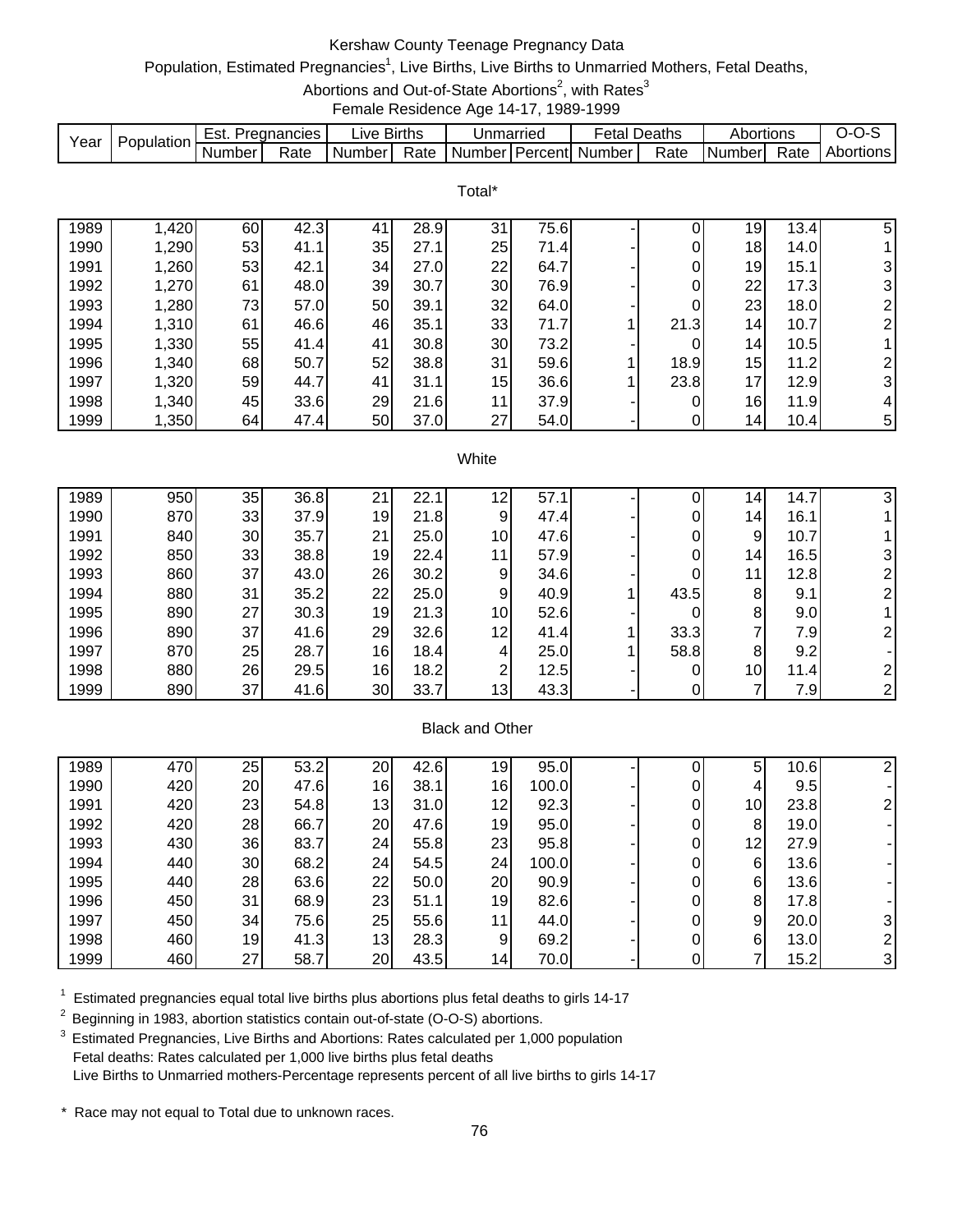# Kershaw County Teenage Pregnancy Data

Population, Estimated Pregnancies[1], Live Births, Live Births to Unmarried Mothers, Fetal Deaths, Abortions and Out-of-State Abortions[2], with Rates[3]

Female Residence Age 14-17, 1989-1999

| Year | Population | Est. Pregnancies | | Live Births | | Unmarried | | Fetal Deaths | | Abortions | | O-O-S |
|---|---|---|---|---|---|---|---|---|---|---|---|---|
| | | Number | Rate | Number | Rate | Number | Percent | Number | Rate | Number | Rate | Abortions |
| **Total*** | | | | | | | | | | | | |
| 1989 | 1,420 | 60 | 42.3 | 41 | 28.9 | 31 | 75.6 | - | 0 | 19 | 13.4 | 5 |
| 1990 | 1,290 | 53 | 41.1 | 35 | 27.1 | 25 | 71.4 | - | 0 | 18 | 14.0 | 1 |
| 1991 | 1,260 | 53 | 42.1 | 34 | 27.0 | 22 | 64.7 | - | 0 | 19 | 15.1 | 3 |
| 1992 | 1,270 | 61 | 48.0 | 39 | 30.7 | 30 | 76.9 | - | 0 | 22 | 17.3 | 3 |
| 1993 | 1,280 | 73 | 57.0 | 50 | 39.1 | 32 | 64.0 | - | 0 | 23 | 18.0 | 2 |
| 1994 | 1,310 | 61 | 46.6 | 46 | 35.1 | 33 | 71.7 | 1 | 21.3 | 14 | 10.7 | 2 |
| 1995 | 1,330 | 55 | 41.4 | 41 | 30.8 | 30 | 73.2 | - | 0 | 14 | 10.5 | 1 |
| 1996 | 1,340 | 68 | 50.7 | 52 | 38.8 | 31 | 59.6 | 1 | 18.9 | 15 | 11.2 | 2 |
| 1997 | 1,320 | 59 | 44.7 | 41 | 31.1 | 15 | 36.6 | 1 | 23.8 | 17 | 12.9 | 3 |
| 1998 | 1,340 | 45 | 33.6 | 29 | 21.6 | 11 | 37.9 | - | 0 | 16 | 11.9 | 4 |
| 1999 | 1,350 | 64 | 47.4 | 50 | 37.0 | 27 | 54.0 | - | 0 | 14 | 10.4 | 5 |
| **White** | | | | | | | | | | | | |
| 1989 | 950 | 35 | 36.8 | 21 | 22.1 | 12 | 57.1 | - | 0 | 14 | 14.7 | 3 |
| 1990 | 870 | 33 | 37.9 | 19 | 21.8 | 9 | 47.4 | - | 0 | 14 | 16.1 | 1 |
| 1991 | 840 | 30 | 35.7 | 21 | 25.0 | 10 | 47.6 | - | 0 | 9 | 10.7 | 1 |
| 1992 | 850 | 33 | 38.8 | 19 | 22.4 | 11 | 57.9 | - | 0 | 14 | 16.5 | 3 |
| 1993 | 860 | 37 | 43.0 | 26 | 30.2 | 9 | 34.6 | - | 0 | 11 | 12.8 | 2 |
| 1994 | 880 | 31 | 35.2 | 22 | 25.0 | 9 | 40.9 | 1 | 43.5 | 8 | 9.1 | 2 |
| 1995 | 890 | 27 | 30.3 | 19 | 21.3 | 10 | 52.6 | - | 0 | 8 | 9.0 | 1 |
| 1996 | 890 | 37 | 41.6 | 29 | 32.6 | 12 | 41.4 | 1 | 33.3 | 7 | 7.9 | 2 |
| 1997 | 870 | 25 | 28.7 | 16 | 18.4 | 4 | 25.0 | 1 | 58.8 | 8 | 9.2 | - |
| 1998 | 880 | 26 | 29.5 | 16 | 18.2 | 2 | 12.5 | - | 0 | 10 | 11.4 | 2 |
| 1999 | 890 | 37 | 41.6 | 30 | 33.7 | 13 | 43.3 | - | 0 | 7 | 7.9 | 2 |
| **Black and Other** | | | | | | | | | | | | |
| 1989 | 470 | 25 | 53.2 | 20 | 42.6 | 19 | 95.0 | - | 0 | 5 | 10.6 | 2 |
| 1990 | 420 | 20 | 47.6 | 16 | 38.1 | 16 | 100.0 | - | 0 | 4 | 9.5 | - |
| 1991 | 420 | 23 | 54.8 | 13 | 31.0 | 12 | 92.3 | - | 0 | 10 | 23.8 | 2 |
| 1992 | 420 | 28 | 66.7 | 20 | 47.6 | 19 | 95.0 | - | 0 | 8 | 19.0 | - |
| 1993 | 430 | 36 | 83.7 | 24 | 55.8 | 23 | 95.8 | - | 0 | 12 | 27.9 | - |
| 1994 | 440 | 30 | 68.2 | 24 | 54.5 | 24 | 100.0 | - | 0 | 6 | 13.6 | - |
| 1995 | 440 | 28 | 63.6 | 22 | 50.0 | 20 | 90.9 | - | 0 | 6 | 13.6 | - |
| 1996 | 450 | 31 | 68.9 | 23 | 51.1 | 19 | 82.6 | - | 0 | 8 | 17.8 | - |
| 1997 | 450 | 34 | 75.6 | 25 | 55.6 | 11 | 44.0 | - | 0 | 9 | 20.0 | 3 |
| 1998 | 460 | 19 | 41.3 | 13 | 28.3 | 9 | 69.2 | - | 0 | 6 | 13.0 | 2 |
| 1999 | 460 | 27 | 58.7 | 20 | 43.5 | 14 | 70.0 | - | 0 | 7 | 15.2 | 3 |

[1] Estimated pregnancies equal total live births plus abortions plus fetal deaths to girls 14-17

[2] Beginning in 1983, abortion statistics contain out-of-state (O-O-S) abortions.

[3] Estimated Pregnancies, Live Births and Abortions: Rates calculated per 1,000 population
Fetal deaths: Rates calculated per 1,000 live births plus fetal deaths
Live Births to Unmarried mothers-Percentage represents percent of all live births to girls 14-17

* Race may not equal to Total due to unknown races.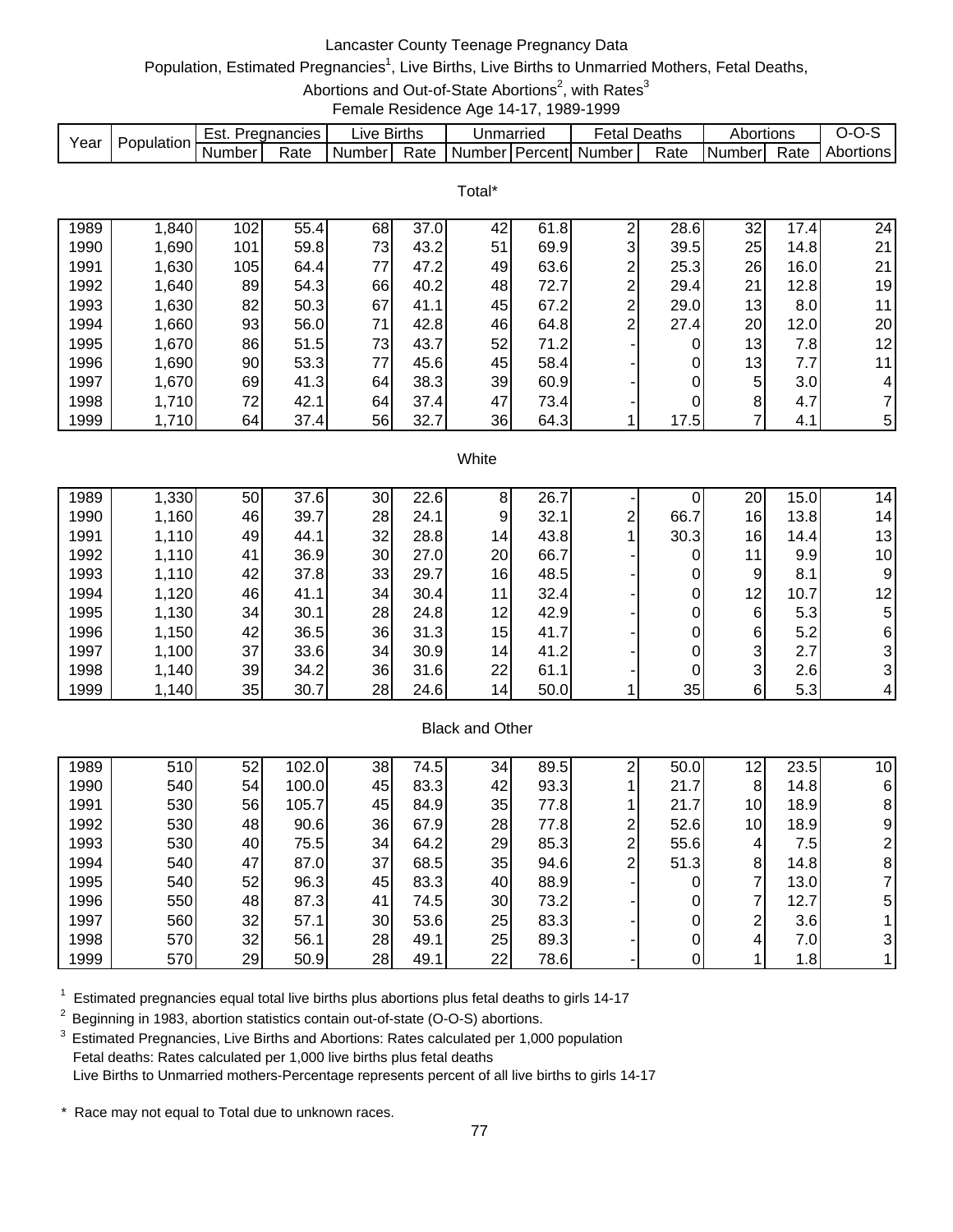# Lancaster County Teenage Pregnancy Data

Population, Estimated Pregnancies[1], Live Births, Live Births to Unmarried Mothers, Fetal Deaths, Abortions and Out-of-State Abortions[2], with Rates[3]

Female Residence Age 14-17, 1989-1999

| Year | Population | Est. Pregnancies | | Live Births | | Unmarried | | Fetal Deaths | | Abortions | | O-O-S |
|---|---|---|---|---|---|---|---|---|---|---|---|---|
| | | Number | Rate | Number | Rate | Number | Percent | Number | Rate | Number | Rate | Abortions |
| **Total*** | | | | | | | | | | | | |
| 1989 | 1,840 | 102 | 55.4 | 68 | 37.0 | 42 | 61.8 | 2 | 28.6 | 32 | 17.4 | 24 |
| 1990 | 1,690 | 101 | 59.8 | 73 | 43.2 | 51 | 69.9 | 3 | 39.5 | 25 | 14.8 | 21 |
| 1991 | 1,630 | 105 | 64.4 | 77 | 47.2 | 49 | 63.6 | 2 | 25.3 | 26 | 16.0 | 21 |
| 1992 | 1,640 | 89 | 54.3 | 66 | 40.2 | 48 | 72.7 | 2 | 29.4 | 21 | 12.8 | 19 |
| 1993 | 1,630 | 82 | 50.3 | 67 | 41.1 | 45 | 67.2 | 2 | 29.0 | 13 | 8.0 | 11 |
| 1994 | 1,660 | 93 | 56.0 | 71 | 42.8 | 46 | 64.8 | 2 | 27.4 | 20 | 12.0 | 20 |
| 1995 | 1,670 | 86 | 51.5 | 73 | 43.7 | 52 | 71.2 | - | 0 | 13 | 7.8 | 12 |
| 1996 | 1,690 | 90 | 53.3 | 77 | 45.6 | 45 | 58.4 | - | 0 | 13 | 7.7 | 11 |
| 1997 | 1,670 | 69 | 41.3 | 64 | 38.3 | 39 | 60.9 | - | 0 | 5 | 3.0 | 4 |
| 1998 | 1,710 | 72 | 42.1 | 64 | 37.4 | 47 | 73.4 | - | 0 | 8 | 4.7 | 7 |
| 1999 | 1,710 | 64 | 37.4 | 56 | 32.7 | 36 | 64.3 | 1 | 17.5 | 7 | 4.1 | 5 |
| **White** | | | | | | | | | | | | |
| 1989 | 1,330 | 50 | 37.6 | 30 | 22.6 | 8 | 26.7 | - | 0 | 20 | 15.0 | 14 |
| 1990 | 1,160 | 46 | 39.7 | 28 | 24.1 | 9 | 32.1 | 2 | 66.7 | 16 | 13.8 | 14 |
| 1991 | 1,110 | 49 | 44.1 | 32 | 28.8 | 14 | 43.8 | 1 | 30.3 | 16 | 14.4 | 13 |
| 1992 | 1,110 | 41 | 36.9 | 30 | 27.0 | 20 | 66.7 | - | 0 | 11 | 9.9 | 10 |
| 1993 | 1,110 | 42 | 37.8 | 33 | 29.7 | 16 | 48.5 | - | 0 | 9 | 8.1 | 9 |
| 1994 | 1,120 | 46 | 41.1 | 34 | 30.4 | 11 | 32.4 | - | 0 | 12 | 10.7 | 12 |
| 1995 | 1,130 | 34 | 30.1 | 28 | 24.8 | 12 | 42.9 | - | 0 | 6 | 5.3 | 5 |
| 1996 | 1,150 | 42 | 36.5 | 36 | 31.3 | 15 | 41.7 | - | 0 | 6 | 5.2 | 6 |
| 1997 | 1,100 | 37 | 33.6 | 34 | 30.9 | 14 | 41.2 | - | 0 | 3 | 2.7 | 3 |
| 1998 | 1,140 | 39 | 34.2 | 36 | 31.6 | 22 | 61.1 | - | 0 | 3 | 2.6 | 3 |
| 1999 | 1,140 | 35 | 30.7 | 28 | 24.6 | 14 | 50.0 | 1 | 35 | 6 | 5.3 | 4 |
| **Black and Other** | | | | | | | | | | | | |
| 1989 | 510 | 52 | 102.0 | 38 | 74.5 | 34 | 89.5 | 2 | 50.0 | 12 | 23.5 | 10 |
| 1990 | 540 | 54 | 100.0 | 45 | 83.3 | 42 | 93.3 | 1 | 21.7 | 8 | 14.8 | 6 |
| 1991 | 530 | 56 | 105.7 | 45 | 84.9 | 35 | 77.8 | 1 | 21.7 | 10 | 18.9 | 8 |
| 1992 | 530 | 48 | 90.6 | 36 | 67.9 | 28 | 77.8 | 2 | 52.6 | 10 | 18.9 | 9 |
| 1993 | 530 | 40 | 75.5 | 34 | 64.2 | 29 | 85.3 | 2 | 55.6 | 4 | 7.5 | 2 |
| 1994 | 540 | 47 | 87.0 | 37 | 68.5 | 35 | 94.6 | 2 | 51.3 | 8 | 14.8 | 8 |
| 1995 | 540 | 52 | 96.3 | 45 | 83.3 | 40 | 88.9 | - | 0 | 7 | 13.0 | 7 |
| 1996 | 550 | 48 | 87.3 | 41 | 74.5 | 30 | 73.2 | - | 0 | 7 | 12.7 | 5 |
| 1997 | 560 | 32 | 57.1 | 30 | 53.6 | 25 | 83.3 | - | 0 | 2 | 3.6 | 1 |
| 1998 | 570 | 32 | 56.1 | 28 | 49.1 | 25 | 89.3 | - | 0 | 4 | 7.0 | 3 |
| 1999 | 570 | 29 | 50.9 | 28 | 49.1 | 22 | 78.6 | - | 0 | 1 | 1.8 | 1 |

[1] Estimated pregnancies equal total live births plus abortions plus fetal deaths to girls 14-17

[2] Beginning in 1983, abortion statistics contain out-of-state (O-O-S) abortions.

[3] Estimated Pregnancies, Live Births and Abortions: Rates calculated per 1,000 population
Fetal deaths: Rates calculated per 1,000 live births plus fetal deaths
Live Births to Unmarried mothers-Percentage represents percent of all live births to girls 14-17

\* Race may not equal to Total due to unknown races.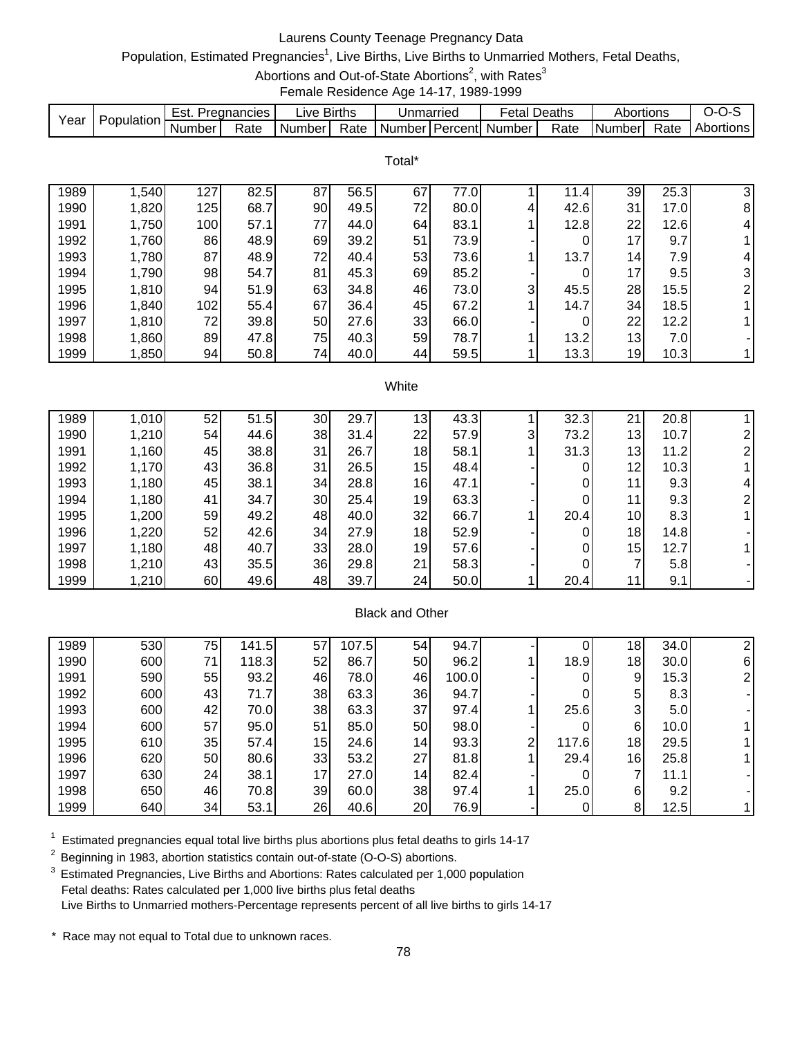# Laurens County Teenage Pregnancy Data

Population, Estimated Pregnancies[1], Live Births, Live Births to Unmarried Mothers, Fetal Deaths, Abortions and Out-of-State Abortions[2], with Rates[3]

Female Residence Age 14-17, 1989-1999

| Year | Population | Est. Pregnancies | | Live Births | | Unmarried | | Fetal Deaths | | Abortions | | O-O-S |
|---|---|---|---|---|---|---|---|---|---|---|---|---|
| | | Number | Rate | Number | Rate | Number | Percent | Number | Rate | Number | Rate | Abortions |
| **Total*** | | | | | | | | | | | | |
| 1989 | 1,540 | 127 | 82.5 | 87 | 56.5 | 67 | 77.0 | 1 | 11.4 | 39 | 25.3 | 3 |
| 1990 | 1,820 | 125 | 68.7 | 90 | 49.5 | 72 | 80.0 | 4 | 42.6 | 31 | 17.0 | 8 |
| 1991 | 1,750 | 100 | 57.1 | 77 | 44.0 | 64 | 83.1 | 1 | 12.8 | 22 | 12.6 | 4 |
| 1992 | 1,760 | 86 | 48.9 | 69 | 39.2 | 51 | 73.9 | - | 0 | 17 | 9.7 | 1 |
| 1993 | 1,780 | 87 | 48.9 | 72 | 40.4 | 53 | 73.6 | 1 | 13.7 | 14 | 7.9 | 4 |
| 1994 | 1,790 | 98 | 54.7 | 81 | 45.3 | 69 | 85.2 | - | 0 | 17 | 9.5 | 3 |
| 1995 | 1,810 | 94 | 51.9 | 63 | 34.8 | 46 | 73.0 | 3 | 45.5 | 28 | 15.5 | 2 |
| 1996 | 1,840 | 102 | 55.4 | 67 | 36.4 | 45 | 67.2 | 1 | 14.7 | 34 | 18.5 | 1 |
| 1997 | 1,810 | 72 | 39.8 | 50 | 27.6 | 33 | 66.0 | - | 0 | 22 | 12.2 | 1 |
| 1998 | 1,860 | 89 | 47.8 | 75 | 40.3 | 59 | 78.7 | 1 | 13.2 | 13 | 7.0 | - |
| 1999 | 1,850 | 94 | 50.8 | 74 | 40.0 | 44 | 59.5 | 1 | 13.3 | 19 | 10.3 | 1 |
| **White** | | | | | | | | | | | | |
| 1989 | 1,010 | 52 | 51.5 | 30 | 29.7 | 13 | 43.3 | 1 | 32.3 | 21 | 20.8 | 1 |
| 1990 | 1,210 | 54 | 44.6 | 38 | 31.4 | 22 | 57.9 | 3 | 73.2 | 13 | 10.7 | 2 |
| 1991 | 1,160 | 45 | 38.8 | 31 | 26.7 | 18 | 58.1 | 1 | 31.3 | 13 | 11.2 | 2 |
| 1992 | 1,170 | 43 | 36.8 | 31 | 26.5 | 15 | 48.4 | - | 0 | 12 | 10.3 | 1 |
| 1993 | 1,180 | 45 | 38.1 | 34 | 28.8 | 16 | 47.1 | - | 0 | 11 | 9.3 | 4 |
| 1994 | 1,180 | 41 | 34.7 | 30 | 25.4 | 19 | 63.3 | - | 0 | 11 | 9.3 | 2 |
| 1995 | 1,200 | 59 | 49.2 | 48 | 40.0 | 32 | 66.7 | 1 | 20.4 | 10 | 8.3 | 1 |
| 1996 | 1,220 | 52 | 42.6 | 34 | 27.9 | 18 | 52.9 | - | 0 | 18 | 14.8 | - |
| 1997 | 1,180 | 48 | 40.7 | 33 | 28.0 | 19 | 57.6 | - | 0 | 15 | 12.7 | 1 |
| 1998 | 1,210 | 43 | 35.5 | 36 | 29.8 | 21 | 58.3 | - | 0 | 7 | 5.8 | - |
| 1999 | 1,210 | 60 | 49.6 | 48 | 39.7 | 24 | 50.0 | 1 | 20.4 | 11 | 9.1 | - |
| **Black and Other** | | | | | | | | | | | | |
| 1989 | 530 | 75 | 141.5 | 57 | 107.5 | 54 | 94.7 | - | 0 | 18 | 34.0 | 2 |
| 1990 | 600 | 71 | 118.3 | 52 | 86.7 | 50 | 96.2 | 1 | 18.9 | 18 | 30.0 | 6 |
| 1991 | 590 | 55 | 93.2 | 46 | 78.0 | 46 | 100.0 | - | 0 | 9 | 15.3 | 2 |
| 1992 | 600 | 43 | 71.7 | 38 | 63.3 | 36 | 94.7 | - | 0 | 5 | 8.3 | - |
| 1993 | 600 | 42 | 70.0 | 38 | 63.3 | 37 | 97.4 | 1 | 25.6 | 3 | 5.0 | - |
| 1994 | 600 | 57 | 95.0 | 51 | 85.0 | 50 | 98.0 | - | 0 | 6 | 10.0 | 1 |
| 1995 | 610 | 35 | 57.4 | 15 | 24.6 | 14 | 93.3 | 2 | 117.6 | 18 | 29.5 | 1 |
| 1996 | 620 | 50 | 80.6 | 33 | 53.2 | 27 | 81.8 | 1 | 29.4 | 16 | 25.8 | 1 |
| 1997 | 630 | 24 | 38.1 | 17 | 27.0 | 14 | 82.4 | - | 0 | 7 | 11.1 | - |
| 1998 | 650 | 46 | 70.8 | 39 | 60.0 | 38 | 97.4 | 1 | 25.0 | 6 | 9.2 | - |
| 1999 | 640 | 34 | 53.1 | 26 | 40.6 | 20 | 76.9 | - | 0 | 8 | 12.5 | 1 |

[1] Estimated Pregnancies equal total live births plus abortions plus fetal deaths to girls 14-17

[2] Beginning in 1983, abortion statistics contain out-of-state (O-O-S) abortions.

[3] Estimated Pregnancies, Live Births and Abortions: Rates calculated per 1,000 population
Fetal deaths: Rates calculated per 1,000 live births plus fetal deaths
Live Births to Unmarried mothers-Percentage represents percent of all live births to girls 14-17

\* Race may not equal to Total due to unknown races.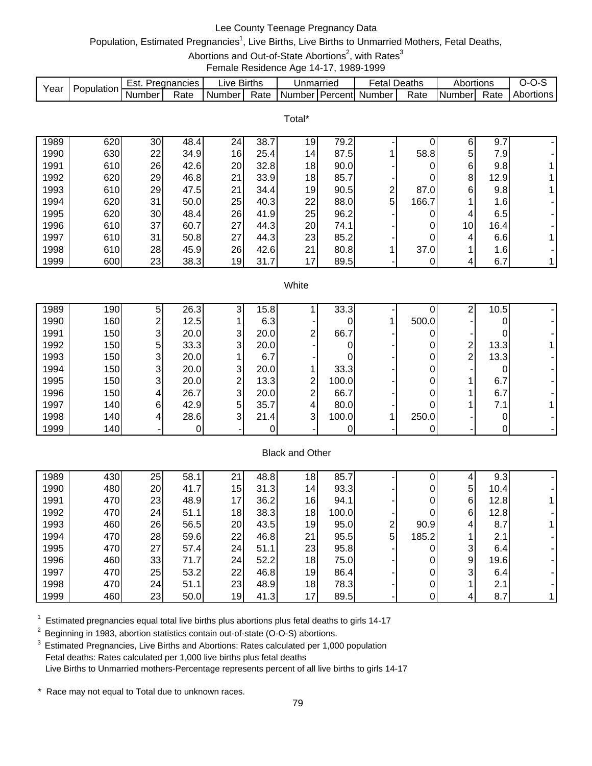# Lee County Teenage Pregnancy Data

Population, Estimated Pregnancies[1], Live Births, Live Births to Unmarried Mothers, Fetal Deaths, Abortions and Out-of-State Abortions[2], with Rates[3]

Female Residence Age 14-17, 1989-1999

| Year | Population | Est. Pregnancies | | Live Births | | Unmarried | | Fetal Deaths | | Abortions | | O-O-S |
|---|---|---|---|---|---|---|---|---|---|---|---|---|
| | | Number | Rate | Number | Rate | Number | Percent | Number | Rate | Number | Rate | Abortions |
| **Total*** | | | | | | | | | | | | |
| 1989 | 620 | 30 | 48.4 | 24 | 38.7 | 19 | 79.2 | - | 0 | 6 | 9.7 | - |
| 1990 | 630 | 22 | 34.9 | 16 | 25.4 | 14 | 87.5 | 1 | 58.8 | 5 | 7.9 | - |
| 1991 | 610 | 26 | 42.6 | 20 | 32.8 | 18 | 90.0 | - | 0 | 6 | 9.8 | 1 |
| 1992 | 620 | 29 | 46.8 | 21 | 33.9 | 18 | 85.7 | - | 0 | 8 | 12.9 | 1 |
| 1993 | 610 | 29 | 47.5 | 21 | 34.4 | 19 | 90.5 | 2 | 87.0 | 6 | 9.8 | 1 |
| 1994 | 620 | 31 | 50.0 | 25 | 40.3 | 22 | 88.0 | 5 | 166.7 | 1 | 1.6 | - |
| 1995 | 620 | 30 | 48.4 | 26 | 41.9 | 25 | 96.2 | - | 0 | 4 | 6.5 | - |
| 1996 | 610 | 37 | 60.7 | 27 | 44.3 | 20 | 74.1 | - | 0 | 10 | 16.4 | - |
| 1997 | 610 | 31 | 50.8 | 27 | 44.3 | 23 | 85.2 | - | 0 | 4 | 6.6 | 1 |
| 1998 | 610 | 28 | 45.9 | 26 | 42.6 | 21 | 80.8 | 1 | 37.0 | 1 | 1.6 | - |
| 1999 | 600 | 23 | 38.3 | 19 | 31.7 | 17 | 89.5 | - | 0 | 4 | 6.7 | 1 |
| **White** | | | | | | | | | | | | |
| 1989 | 190 | 5 | 26.3 | 3 | 15.8 | 1 | 33.3 | - | 0 | 2 | 10.5 | - |
| 1990 | 160 | 2 | 12.5 | 1 | 6.3 | - | 0 | 1 | 500.0 | - | 0 | - |
| 1991 | 150 | 3 | 20.0 | 3 | 20.0 | 2 | 66.7 | - | 0 | - | 0 | - |
| 1992 | 150 | 5 | 33.3 | 3 | 20.0 | - | 0 | - | 0 | 2 | 13.3 | 1 |
| 1993 | 150 | 3 | 20.0 | 1 | 6.7 | - | 0 | - | 0 | 2 | 13.3 | - |
| 1994 | 150 | 3 | 20.0 | 3 | 20.0 | 1 | 33.3 | - | 0 | - | 0 | - |
| 1995 | 150 | 3 | 20.0 | 2 | 13.3 | 2 | 100.0 | - | 0 | 1 | 6.7 | - |
| 1996 | 150 | 4 | 26.7 | 3 | 20.0 | 2 | 66.7 | - | 0 | 1 | 6.7 | - |
| 1997 | 140 | 6 | 42.9 | 5 | 35.7 | 4 | 80.0 | - | 0 | 1 | 7.1 | 1 |
| 1998 | 140 | 4 | 28.6 | 3 | 21.4 | 3 | 100.0 | 1 | 250.0 | - | 0 | - |
| 1999 | 140 | - | 0 | - | 0 | - | 0 | - | 0 | - | 0 | - |
| **Black and Other** | | | | | | | | | | | | |
| 1989 | 430 | 25 | 58.1 | 21 | 48.8 | 18 | 85.7 | - | 0 | 4 | 9.3 | - |
| 1990 | 480 | 20 | 41.7 | 15 | 31.3 | 14 | 93.3 | - | 0 | 5 | 10.4 | - |
| 1991 | 470 | 23 | 48.9 | 17 | 36.2 | 16 | 94.1 | - | 0 | 6 | 12.8 | 1 |
| 1992 | 470 | 24 | 51.1 | 18 | 38.3 | 18 | 100.0 | - | 0 | 6 | 12.8 | - |
| 1993 | 460 | 26 | 56.5 | 20 | 43.5 | 19 | 95.0 | 2 | 90.9 | 4 | 8.7 | 1 |
| 1994 | 470 | 28 | 59.6 | 22 | 46.8 | 21 | 95.5 | 5 | 185.2 | 1 | 2.1 | - |
| 1995 | 470 | 27 | 57.4 | 24 | 51.1 | 23 | 95.8 | - | 0 | 3 | 6.4 | - |
| 1996 | 460 | 33 | 71.7 | 24 | 52.2 | 18 | 75.0 | - | 0 | 9 | 19.6 | - |
| 1997 | 470 | 25 | 53.2 | 22 | 46.8 | 19 | 86.4 | - | 0 | 3 | 6.4 | - |
| 1998 | 470 | 24 | 51.1 | 23 | 48.9 | 18 | 78.3 | - | 0 | 1 | 2.1 | - |
| 1999 | 460 | 23 | 50.0 | 19 | 41.3 | 17 | 89.5 | - | 0 | 4 | 8.7 | 1 |

[1] Estimated pregnancies equal total live births plus abortions plus fetal deaths to girls 14-17

[2] Beginning in 1983, abortion statistics contain out-of-state (O-O-S) abortions.

[3] Estimated Pregnancies, Live Births and Abortions: Rates calculated per 1,000 population
Fetal deaths: Rates calculated per 1,000 live births plus fetal deaths
Live Births to Unmarried mothers-Percentage represents percent of all live births to girls 14-17

\* Race may not equal to Total due to unknown races.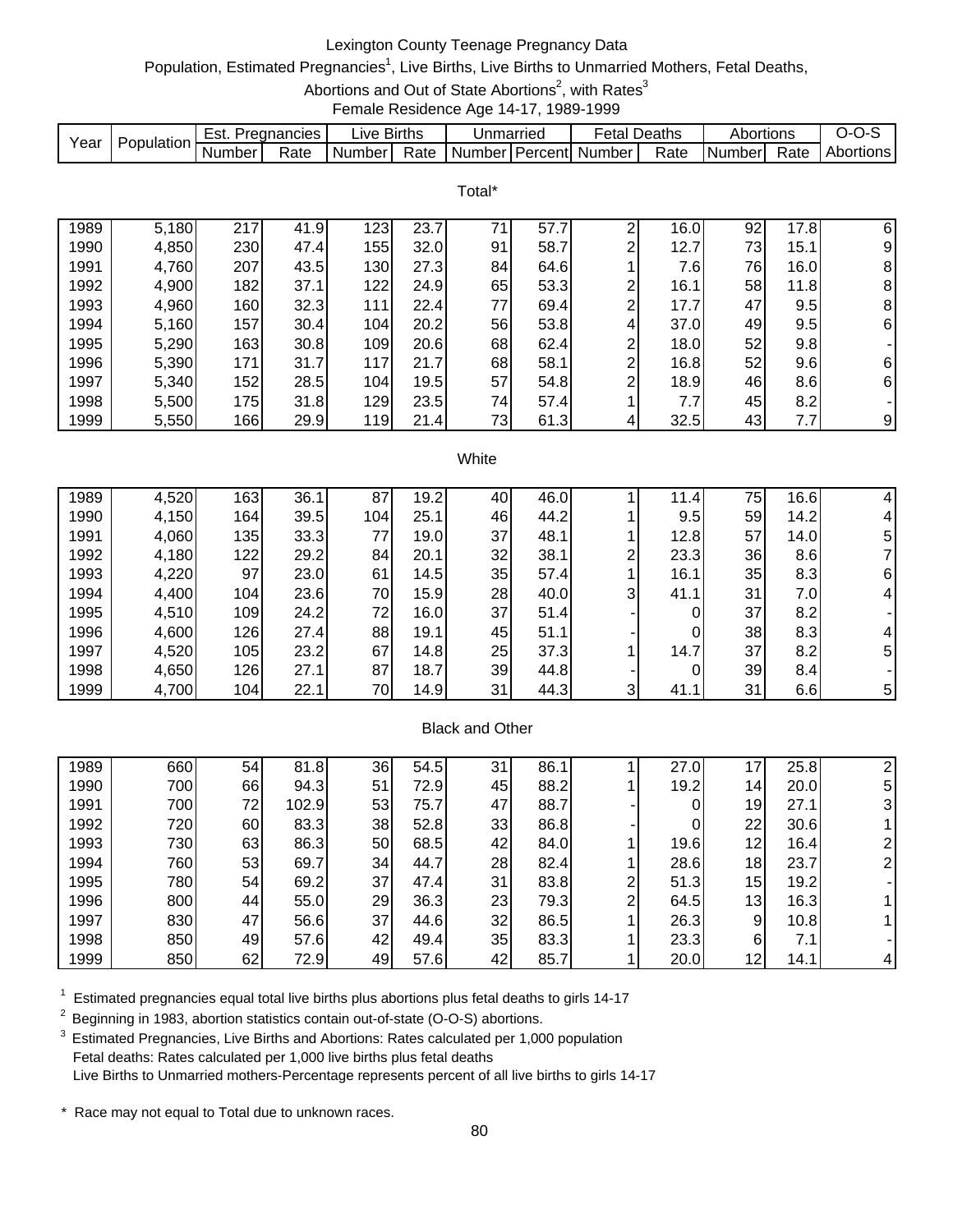# Lexington County Teenage Pregnancy Data

Population, Estimated Pregnancies[1], Live Births, Live Births to Unmarried Mothers, Fetal Deaths, Abortions and Out of State Abortions[2], with Rates[3]

Female Residence Age 14-17, 1989-1999

| Year | Population | Est. Pregnancies | | Live Births | | Unmarried | | Fetal Deaths | | Abortions | | O-O-S |
|---|---|---|---|---|---|---|---|---|---|---|---|---|
| | | Number | Rate | Number | Rate | Number | Percent | Number | Rate | Number | Rate | Abortions |
| **Total*** | | | | | | | | | | | | |
| 1989 | 5,180 | 217 | 41.9 | 123 | 23.7 | 71 | 57.7 | 2 | 16.0 | 92 | 17.8 | 6 |
| 1990 | 4,850 | 230 | 47.4 | 155 | 32.0 | 91 | 58.7 | 2 | 12.7 | 73 | 15.1 | 9 |
| 1991 | 4,760 | 207 | 43.5 | 130 | 27.3 | 84 | 64.6 | 1 | 7.6 | 76 | 16.0 | 8 |
| 1992 | 4,900 | 182 | 37.1 | 122 | 24.9 | 65 | 53.3 | 2 | 16.1 | 58 | 11.8 | 8 |
| 1993 | 4,960 | 160 | 32.3 | 111 | 22.4 | 77 | 69.4 | 2 | 17.7 | 47 | 9.5 | 8 |
| 1994 | 5,160 | 157 | 30.4 | 104 | 20.2 | 56 | 53.8 | 4 | 37.0 | 49 | 9.5 | 6 |
| 1995 | 5,290 | 163 | 30.8 | 109 | 20.6 | 68 | 62.4 | 2 | 18.0 | 52 | 9.8 | - |
| 1996 | 5,390 | 171 | 31.7 | 117 | 21.7 | 68 | 58.1 | 2 | 16.8 | 52 | 9.6 | 6 |
| 1997 | 5,340 | 152 | 28.5 | 104 | 19.5 | 57 | 54.8 | 2 | 18.9 | 46 | 8.6 | 6 |
| 1998 | 5,500 | 175 | 31.8 | 129 | 23.5 | 74 | 57.4 | 1 | 7.7 | 45 | 8.2 | - |
| 1999 | 5,550 | 166 | 29.9 | 119 | 21.4 | 73 | 61.3 | 4 | 32.5 | 43 | 7.7 | 9 |
| **White** | | | | | | | | | | | | |
| 1989 | 4,520 | 163 | 36.1 | 87 | 19.2 | 40 | 46.0 | 1 | 11.4 | 75 | 16.6 | 4 |
| 1990 | 4,150 | 164 | 39.5 | 104 | 25.1 | 46 | 44.2 | 1 | 9.5 | 59 | 14.2 | 4 |
| 1991 | 4,060 | 135 | 33.3 | 77 | 19.0 | 37 | 48.1 | 1 | 12.8 | 57 | 14.0 | 5 |
| 1992 | 4,180 | 122 | 29.2 | 84 | 20.1 | 32 | 38.1 | 2 | 23.3 | 36 | 8.6 | 7 |
| 1993 | 4,220 | 97 | 23.0 | 61 | 14.5 | 35 | 57.4 | 1 | 16.1 | 35 | 8.3 | 6 |
| 1994 | 4,400 | 104 | 23.6 | 70 | 15.9 | 28 | 40.0 | 3 | 41.1 | 31 | 7.0 | 4 |
| 1995 | 4,510 | 109 | 24.2 | 72 | 16.0 | 37 | 51.4 | - | 0 | 37 | 8.2 | - |
| 1996 | 4,600 | 126 | 27.4 | 88 | 19.1 | 45 | 51.1 | - | 0 | 38 | 8.3 | 4 |
| 1997 | 4,520 | 105 | 23.2 | 67 | 14.8 | 25 | 37.3 | 1 | 14.7 | 37 | 8.2 | 5 |
| 1998 | 4,650 | 126 | 27.1 | 87 | 18.7 | 39 | 44.8 | - | 0 | 39 | 8.4 | - |
| 1999 | 4,700 | 104 | 22.1 | 70 | 14.9 | 31 | 44.3 | 3 | 41.1 | 31 | 6.6 | 5 |
| **Black and Other** | | | | | | | | | | | | |
| 1989 | 660 | 54 | 81.8 | 36 | 54.5 | 31 | 86.1 | 1 | 27.0 | 17 | 25.8 | 2 |
| 1990 | 700 | 66 | 94.3 | 51 | 72.9 | 45 | 88.2 | 1 | 19.2 | 14 | 20.0 | 5 |
| 1991 | 700 | 72 | 102.9 | 53 | 75.7 | 47 | 88.7 | - | 0 | 19 | 27.1 | 3 |
| 1992 | 720 | 60 | 83.3 | 38 | 52.8 | 33 | 86.8 | - | 0 | 22 | 30.6 | 1 |
| 1993 | 730 | 63 | 86.3 | 50 | 68.5 | 42 | 84.0 | 1 | 19.6 | 12 | 16.4 | 2 |
| 1994 | 760 | 53 | 69.7 | 34 | 44.7 | 28 | 82.4 | 1 | 28.6 | 18 | 23.7 | 2 |
| 1995 | 780 | 54 | 69.2 | 37 | 47.4 | 31 | 83.8 | 2 | 51.3 | 15 | 19.2 | - |
| 1996 | 800 | 44 | 55.0 | 29 | 36.3 | 23 | 79.3 | 2 | 64.5 | 13 | 16.3 | 1 |
| 1997 | 830 | 47 | 56.6 | 37 | 44.6 | 32 | 86.5 | 1 | 26.3 | 9 | 10.8 | 1 |
| 1998 | 850 | 49 | 57.6 | 42 | 49.4 | 35 | 83.3 | 1 | 23.3 | 6 | 7.1 | - |
| 1999 | 850 | 62 | 72.9 | 49 | 57.6 | 42 | 85.7 | 1 | 20.0 | 12 | 14.1 | 4 |

[1] Estimated pregnancies equal total live births plus abortions plus fetal deaths to girls 14-17

[2] Beginning in 1983, abortion statistics contain out-of-state (O-O-S) abortions.

[3] Estimated Pregnancies, Live Births and Abortions: Rates calculated per 1,000 population
Fetal deaths: Rates calculated per 1,000 live births plus fetal deaths
Live Births to Unmarried mothers-Percentage represents percent of all live births to girls 14-17

* Race may not equal to Total due to unknown races.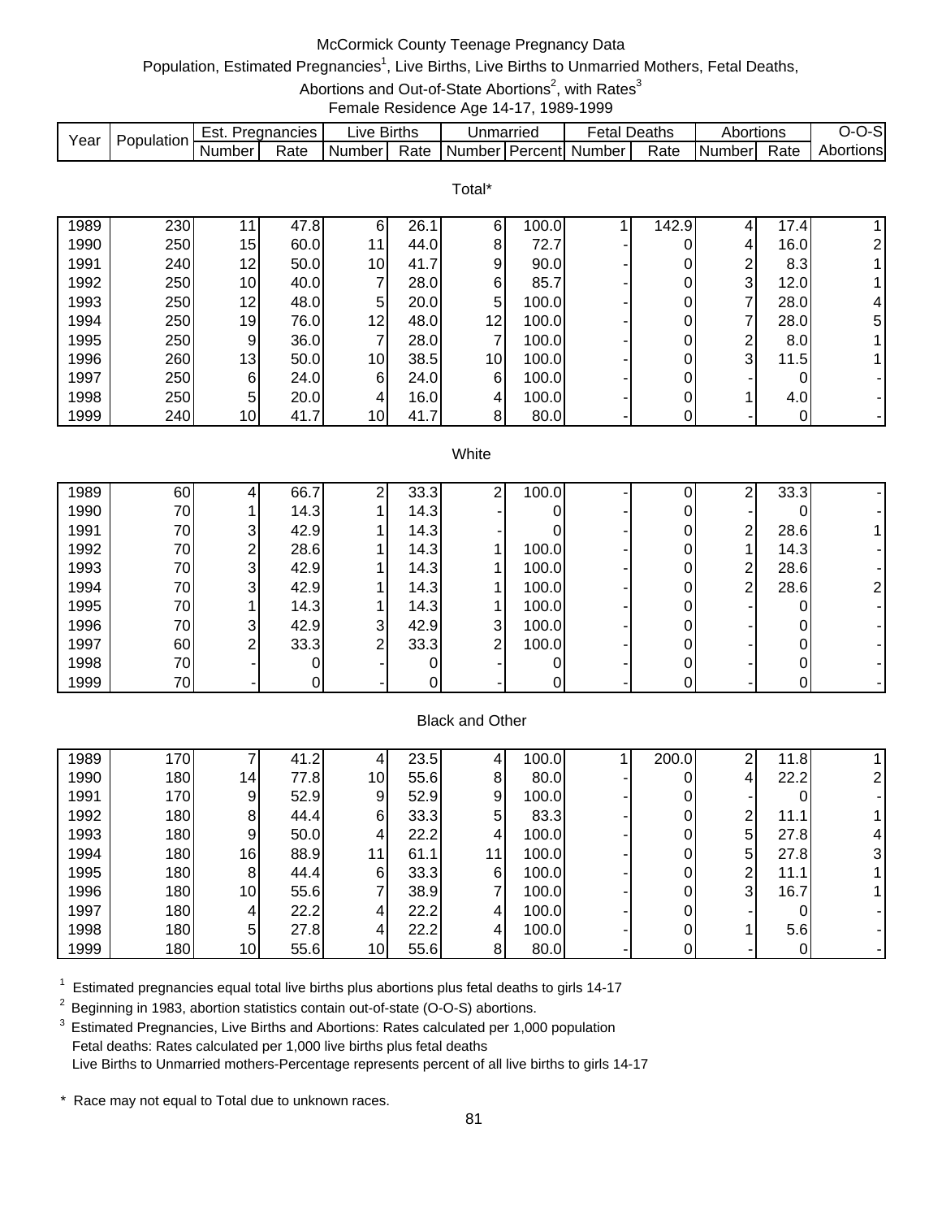# McCormick County Teenage Pregnancy Data

Population, Estimated Pregnancies[1], Live Births, Live Births to Unmarried Mothers, Fetal Deaths, Abortions and Out-of-State Abortions[2], with Rates[3]

Female Residence Age 14-17, 1989-1999

| Year | Population | Est. Pregnancies | | Live Births | | Unmarried | | Fetal Deaths | | Abortions | | O-O-S |
|---|---|---|---|---|---|---|---|---|---|---|---|---|
| | | Number | Rate | Number | Rate | Number | Percent | Number | Rate | Number | Rate | Abortions |
| **Total*** | | | | | | | | | | | | |
| 1989 | 230 | 11 | 47.8 | 6 | 26.1 | 6 | 100.0 | 1 | 142.9 | 4 | 17.4 | 1 |
| 1990 | 250 | 15 | 60.0 | 11 | 44.0 | 8 | 72.7 | - | 0 | 4 | 16.0 | 2 |
| 1991 | 240 | 12 | 50.0 | 10 | 41.7 | 9 | 90.0 | - | 0 | 2 | 8.3 | 1 |
| 1992 | 250 | 10 | 40.0 | 7 | 28.0 | 6 | 85.7 | - | 0 | 3 | 12.0 | 1 |
| 1993 | 250 | 12 | 48.0 | 5 | 20.0 | 5 | 100.0 | - | 0 | 7 | 28.0 | 4 |
| 1994 | 250 | 19 | 76.0 | 12 | 48.0 | 12 | 100.0 | - | 0 | 7 | 28.0 | 5 |
| 1995 | 250 | 9 | 36.0 | 7 | 28.0 | 7 | 100.0 | - | 0 | 2 | 8.0 | 1 |
| 1996 | 260 | 13 | 50.0 | 10 | 38.5 | 10 | 100.0 | - | 0 | 3 | 11.5 | 1 |
| 1997 | 250 | 6 | 24.0 | 6 | 24.0 | 6 | 100.0 | - | 0 | - | 0 | - |
| 1998 | 250 | 5 | 20.0 | 4 | 16.0 | 4 | 100.0 | - | 0 | 1 | 4.0 | - |
| 1999 | 240 | 10 | 41.7 | 10 | 41.7 | 8 | 80.0 | - | 0 | - | 0 | - |
| **White** | | | | | | | | | | | | |
| 1989 | 60 | 4 | 66.7 | 2 | 33.3 | 2 | 100.0 | - | 0 | 2 | 33.3 | - |
| 1990 | 70 | 1 | 14.3 | 1 | 14.3 | - | 0 | - | 0 | - | 0 | - |
| 1991 | 70 | 3 | 42.9 | 1 | 14.3 | - | 0 | - | 0 | 2 | 28.6 | 1 |
| 1992 | 70 | 2 | 28.6 | 1 | 14.3 | 1 | 100.0 | - | 0 | 1 | 14.3 | - |
| 1993 | 70 | 3 | 42.9 | 1 | 14.3 | 1 | 100.0 | - | 0 | 2 | 28.6 | - |
| 1994 | 70 | 3 | 42.9 | 1 | 14.3 | 1 | 100.0 | - | 0 | 2 | 28.6 | 2 |
| 1995 | 70 | 1 | 14.3 | 1 | 14.3 | 1 | 100.0 | - | 0 | - | 0 | - |
| 1996 | 70 | 3 | 42.9 | 3 | 42.9 | 3 | 100.0 | - | 0 | - | 0 | - |
| 1997 | 60 | 2 | 33.3 | 2 | 33.3 | 2 | 100.0 | - | 0 | - | 0 | - |
| 1998 | 70 | - | 0 | - | 0 | - | 0 | - | 0 | - | 0 | - |
| 1999 | 70 | - | 0 | - | 0 | - | 0 | - | 0 | - | 0 | - |
| **Black and Other** | | | | | | | | | | | | |
| 1989 | 170 | 7 | 41.2 | 4 | 23.5 | 4 | 100.0 | 1 | 200.0 | 2 | 11.8 | 1 |
| 1990 | 180 | 14 | 77.8 | 10 | 55.6 | 8 | 80.0 | - | 0 | 4 | 22.2 | 2 |
| 1991 | 170 | 9 | 52.9 | 9 | 52.9 | 9 | 100.0 | - | 0 | - | 0 | - |
| 1992 | 180 | 8 | 44.4 | 6 | 33.3 | 5 | 83.3 | - | 0 | 2 | 11.1 | 1 |
| 1993 | 180 | 9 | 50.0 | 4 | 22.2 | 4 | 100.0 | - | 0 | 5 | 27.8 | 4 |
| 1994 | 180 | 16 | 88.9 | 11 | 61.1 | 11 | 100.0 | - | 0 | 5 | 27.8 | 3 |
| 1995 | 180 | 8 | 44.4 | 6 | 33.3 | 6 | 100.0 | - | 0 | 2 | 11.1 | 1 |
| 1996 | 180 | 10 | 55.6 | 7 | 38.9 | 7 | 100.0 | - | 0 | 3 | 16.7 | 1 |
| 1997 | 180 | 4 | 22.2 | 4 | 22.2 | 4 | 100.0 | - | 0 | - | 0 | - |
| 1998 | 180 | 5 | 27.8 | 4 | 22.2 | 4 | 100.0 | - | 0 | 1 | 5.6 | - |
| 1999 | 180 | 10 | 55.6 | 10 | 55.6 | 8 | 80.0 | - | 0 | - | 0 | - |

[1] Estimated pregnancies equal total live births plus abortions plus fetal deaths to girls 14-17

[2] Beginning in 1983, abortion statistics contain out-of-state (O-O-S) abortions.

[3] Estimated Pregnancies, Live Births and Abortions: Rates calculated per 1,000 population
Fetal deaths: Rates calculated per 1,000 live births plus fetal deaths
Live Births to Unmarried mothers-Percentage represents percent of all live births to girls 14-17

\* Race may not equal to Total due to unknown races.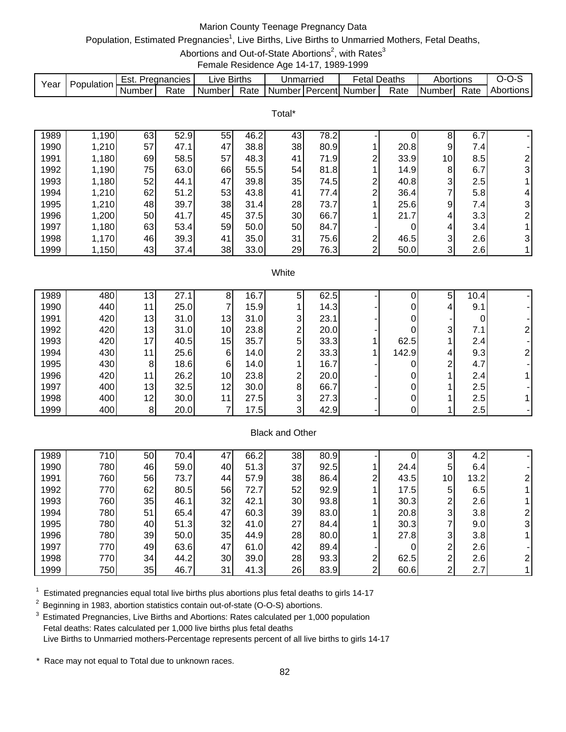# Marion County Teenage Pregnancy Data

Population, Estimated Pregnancies[1], Live Births, Live Births to Unmarried Mothers, Fetal Deaths, Abortions and Out-of-State Abortions[2], with Rates[3]

Female Residence Age 14-17, 1989-1999

| Year | Population | Est. Pregnancies | | Live Births | | Unmarried | | Fetal Deaths | | Abortions | | O-O-S |
|---|---|---|---|---|---|---|---|---|---|---|---|---|
| | | Number | Rate | Number | Rate | Number | Percent | Number | Rate | Number | Rate | Abortions |
| **Total*** | | | | | | | | | | | | |
| 1989 | 1,190 | 63 | 52.9 | 55 | 46.2 | 43 | 78.2 | - | 0 | 8 | 6.7 | - |
| 1990 | 1,210 | 57 | 47.1 | 47 | 38.8 | 38 | 80.9 | 1 | 20.8 | 9 | 7.4 | - |
| 1991 | 1,180 | 69 | 58.5 | 57 | 48.3 | 41 | 71.9 | 2 | 33.9 | 10 | 8.5 | 2 |
| 1992 | 1,190 | 75 | 63.0 | 66 | 55.5 | 54 | 81.8 | 1 | 14.9 | 8 | 6.7 | 3 |
| 1993 | 1,180 | 52 | 44.1 | 47 | 39.8 | 35 | 74.5 | 2 | 40.8 | 3 | 2.5 | 1 |
| 1994 | 1,210 | 62 | 51.2 | 53 | 43.8 | 41 | 77.4 | 2 | 36.4 | 7 | 5.8 | 4 |
| 1995 | 1,210 | 48 | 39.7 | 38 | 31.4 | 28 | 73.7 | 1 | 25.6 | 9 | 7.4 | 3 |
| 1996 | 1,200 | 50 | 41.7 | 45 | 37.5 | 30 | 66.7 | 1 | 21.7 | 4 | 3.3 | 2 |
| 1997 | 1,180 | 63 | 53.4 | 59 | 50.0 | 50 | 84.7 | - | 0 | 4 | 3.4 | 1 |
| 1998 | 1,170 | 46 | 39.3 | 41 | 35.0 | 31 | 75.6 | 2 | 46.5 | 3 | 2.6 | 3 |
| 1999 | 1,150 | 43 | 37.4 | 38 | 33.0 | 29 | 76.3 | 2 | 50.0 | 3 | 2.6 | 1 |
| **White** | | | | | | | | | | | | |
| 1989 | 480 | 13 | 27.1 | 8 | 16.7 | 5 | 62.5 | - | 0 | 5 | 10.4 | - |
| 1990 | 440 | 11 | 25.0 | 7 | 15.9 | 1 | 14.3 | - | 0 | 4 | 9.1 | - |
| 1991 | 420 | 13 | 31.0 | 13 | 31.0 | 3 | 23.1 | - | 0 | - | 0 | - |
| 1992 | 420 | 13 | 31.0 | 10 | 23.8 | 2 | 20.0 | - | 0 | 3 | 7.1 | 2 |
| 1993 | 420 | 17 | 40.5 | 15 | 35.7 | 5 | 33.3 | 1 | 62.5 | 1 | 2.4 | - |
| 1994 | 430 | 11 | 25.6 | 6 | 14.0 | 2 | 33.3 | 1 | 142.9 | 4 | 9.3 | 2 |
| 1995 | 430 | 8 | 18.6 | 6 | 14.0 | 1 | 16.7 | - | 0 | 2 | 4.7 | - |
| 1996 | 420 | 11 | 26.2 | 10 | 23.8 | 2 | 20.0 | - | 0 | 1 | 2.4 | 1 |
| 1997 | 400 | 13 | 32.5 | 12 | 30.0 | 8 | 66.7 | - | 0 | 1 | 2.5 | - |
| 1998 | 400 | 12 | 30.0 | 11 | 27.5 | 3 | 27.3 | - | 0 | 1 | 2.5 | 1 |
| 1999 | 400 | 8 | 20.0 | 7 | 17.5 | 3 | 42.9 | - | 0 | 1 | 2.5 | - |
| **Black and Other** | | | | | | | | | | | | |
| 1989 | 710 | 50 | 70.4 | 47 | 66.2 | 38 | 80.9 | - | 0 | 3 | 4.2 | - |
| 1990 | 780 | 46 | 59.0 | 40 | 51.3 | 37 | 92.5 | 1 | 24.4 | 5 | 6.4 | - |
| 1991 | 760 | 56 | 73.7 | 44 | 57.9 | 38 | 86.4 | 2 | 43.5 | 10 | 13.2 | 2 |
| 1992 | 770 | 62 | 80.5 | 56 | 72.7 | 52 | 92.9 | 1 | 17.5 | 5 | 6.5 | 1 |
| 1993 | 760 | 35 | 46.1 | 32 | 42.1 | 30 | 93.8 | 1 | 30.3 | 2 | 2.6 | 1 |
| 1994 | 780 | 51 | 65.4 | 47 | 60.3 | 39 | 83.0 | 1 | 20.8 | 3 | 3.8 | 2 |
| 1995 | 780 | 40 | 51.3 | 32 | 41.0 | 27 | 84.4 | 1 | 30.3 | 7 | 9.0 | 3 |
| 1996 | 780 | 39 | 50.0 | 35 | 44.9 | 28 | 80.0 | 1 | 27.8 | 3 | 3.8 | 1 |
| 1997 | 770 | 49 | 63.6 | 47 | 61.0 | 42 | 89.4 | - | 0 | 2 | 2.6 | - |
| 1998 | 770 | 34 | 44.2 | 30 | 39.0 | 28 | 93.3 | 2 | 62.5 | 2 | 2.6 | 2 |
| 1999 | 750 | 35 | 46.7 | 31 | 41.3 | 26 | 83.9 | 2 | 60.6 | 2 | 2.7 | 1 |

[1] Estimated pregnancies equal total live births plus abortions plus fetal deaths to girls 14-17

[2] Beginning in 1983, abortion statistics contain out-of-state (O-O-S) abortions.

[3] Estimated Pregnancies, Live Births and Abortions: Rates calculated per 1,000 population
Fetal deaths: Rates calculated per 1,000 live births plus fetal deaths
Live Births to Unmarried mothers-Percentage represents percent of all live births to girls 14-17

* Race may not equal to Total due to unknown races.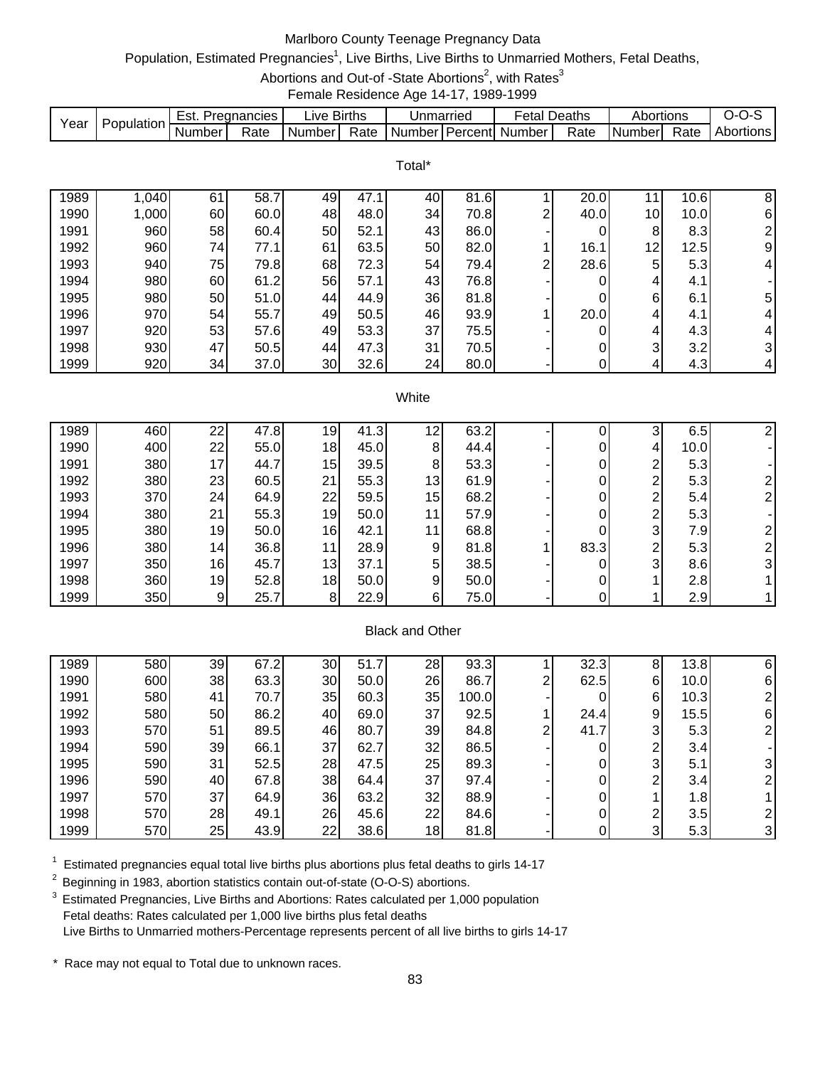# Marlboro County Teenage Pregnancy Data

Population, Estimated Pregnancies[1], Live Births, Live Births to Unmarried Mothers, Fetal Deaths, Abortions and Out-of -State Abortions[2], with Rates[3]

Female Residence Age 14-17, 1989-1999

| Year | Population | Est. Pregnancies | | Live Births | | Unmarried | | Fetal Deaths | | Abortions | | O-O-S |
|---|---|---|---|---|---|---|---|---|---|---|---|---|
| | | Number | Rate | Number | Rate | Number | Percent | Number | Rate | Number | Rate | Abortions |
| **Total*** | | | | | | | | | | | | |
| 1989 | 1,040 | 61 | 58.7 | 49 | 47.1 | 40 | 81.6 | 1 | 20.0 | 11 | 10.6 | 8 |
| 1990 | 1,000 | 60 | 60.0 | 48 | 48.0 | 34 | 70.8 | 2 | 40.0 | 10 | 10.0 | 6 |
| 1991 | 960 | 58 | 60.4 | 50 | 52.1 | 43 | 86.0 | - | 0 | 8 | 8.3 | 2 |
| 1992 | 960 | 74 | 77.1 | 61 | 63.5 | 50 | 82.0 | 1 | 16.1 | 12 | 12.5 | 9 |
| 1993 | 940 | 75 | 79.8 | 68 | 72.3 | 54 | 79.4 | 2 | 28.6 | 5 | 5.3 | 4 |
| 1994 | 980 | 60 | 61.2 | 56 | 57.1 | 43 | 76.8 | - | 0 | 4 | 4.1 | - |
| 1995 | 980 | 50 | 51.0 | 44 | 44.9 | 36 | 81.8 | - | 0 | 6 | 6.1 | 5 |
| 1996 | 970 | 54 | 55.7 | 49 | 50.5 | 46 | 93.9 | 1 | 20.0 | 4 | 4.1 | 4 |
| 1997 | 920 | 53 | 57.6 | 49 | 53.3 | 37 | 75.5 | - | 0 | 4 | 4.3 | 4 |
| 1998 | 930 | 47 | 50.5 | 44 | 47.3 | 31 | 70.5 | - | 0 | 3 | 3.2 | 3 |
| 1999 | 920 | 34 | 37.0 | 30 | 32.6 | 24 | 80.0 | - | 0 | 4 | 4.3 | 4 |
| **White** | | | | | | | | | | | | |
| 1989 | 460 | 22 | 47.8 | 19 | 41.3 | 12 | 63.2 | - | 0 | 3 | 6.5 | 2 |
| 1990 | 400 | 22 | 55.0 | 18 | 45.0 | 8 | 44.4 | - | 0 | 4 | 10.0 | - |
| 1991 | 380 | 17 | 44.7 | 15 | 39.5 | 8 | 53.3 | - | 0 | 2 | 5.3 | - |
| 1992 | 380 | 23 | 60.5 | 21 | 55.3 | 13 | 61.9 | - | 0 | 2 | 5.3 | 2 |
| 1993 | 370 | 24 | 64.9 | 22 | 59.5 | 15 | 68.2 | - | 0 | 2 | 5.4 | 2 |
| 1994 | 380 | 21 | 55.3 | 19 | 50.0 | 11 | 57.9 | - | 0 | 2 | 5.3 | - |
| 1995 | 380 | 19 | 50.0 | 16 | 42.1 | 11 | 68.8 | - | 0 | 3 | 7.9 | 2 |
| 1996 | 380 | 14 | 36.8 | 11 | 28.9 | 9 | 81.8 | 1 | 83.3 | 2 | 5.3 | 2 |
| 1997 | 350 | 16 | 45.7 | 13 | 37.1 | 5 | 38.5 | - | 0 | 3 | 8.6 | 3 |
| 1998 | 360 | 19 | 52.8 | 18 | 50.0 | 9 | 50.0 | - | 0 | 1 | 2.8 | 1 |
| 1999 | 350 | 9 | 25.7 | 8 | 22.9 | 6 | 75.0 | - | 0 | 1 | 2.9 | 1 |
| **Black and Other** | | | | | | | | | | | | |
| 1989 | 580 | 39 | 67.2 | 30 | 51.7 | 28 | 93.3 | 1 | 32.3 | 8 | 13.8 | 6 |
| 1990 | 600 | 38 | 63.3 | 30 | 50.0 | 26 | 86.7 | 2 | 62.5 | 6 | 10.0 | 6 |
| 1991 | 580 | 41 | 70.7 | 35 | 60.3 | 35 | 100.0 | - | 0 | 6 | 10.3 | 2 |
| 1992 | 580 | 50 | 86.2 | 40 | 69.0 | 37 | 92.5 | 1 | 24.4 | 9 | 15.5 | 6 |
| 1993 | 570 | 51 | 89.5 | 46 | 80.7 | 39 | 84.8 | 2 | 41.7 | 3 | 5.3 | 2 |
| 1994 | 590 | 39 | 66.1 | 37 | 62.7 | 32 | 86.5 | - | 0 | 2 | 3.4 | - |
| 1995 | 590 | 31 | 52.5 | 28 | 47.5 | 25 | 89.3 | - | 0 | 3 | 5.1 | 3 |
| 1996 | 590 | 40 | 67.8 | 38 | 64.4 | 37 | 97.4 | - | 0 | 2 | 3.4 | 2 |
| 1997 | 570 | 37 | 64.9 | 36 | 63.2 | 32 | 88.9 | - | 0 | 1 | 1.8 | 1 |
| 1998 | 570 | 28 | 49.1 | 26 | 45.6 | 22 | 84.6 | - | 0 | 2 | 3.5 | 2 |
| 1999 | 570 | 25 | 43.9 | 22 | 38.6 | 18 | 81.8 | - | 0 | 3 | 5.3 | 3 |

[1] Estimated pregnancies equal total live births plus abortions plus fetal deaths to girls 14-17

[2] Beginning in 1983, abortion statistics contain out-of-state (O-O-S) abortions.

[3] Estimated Pregnancies, Live Births and Abortions: Rates calculated per 1,000 population
Fetal deaths: Rates calculated per 1,000 live births plus fetal deaths
Live Births to Unmarried mothers-Percentage represents percent of all live births to girls 14-17

\* Race may not equal to Total due to unknown races.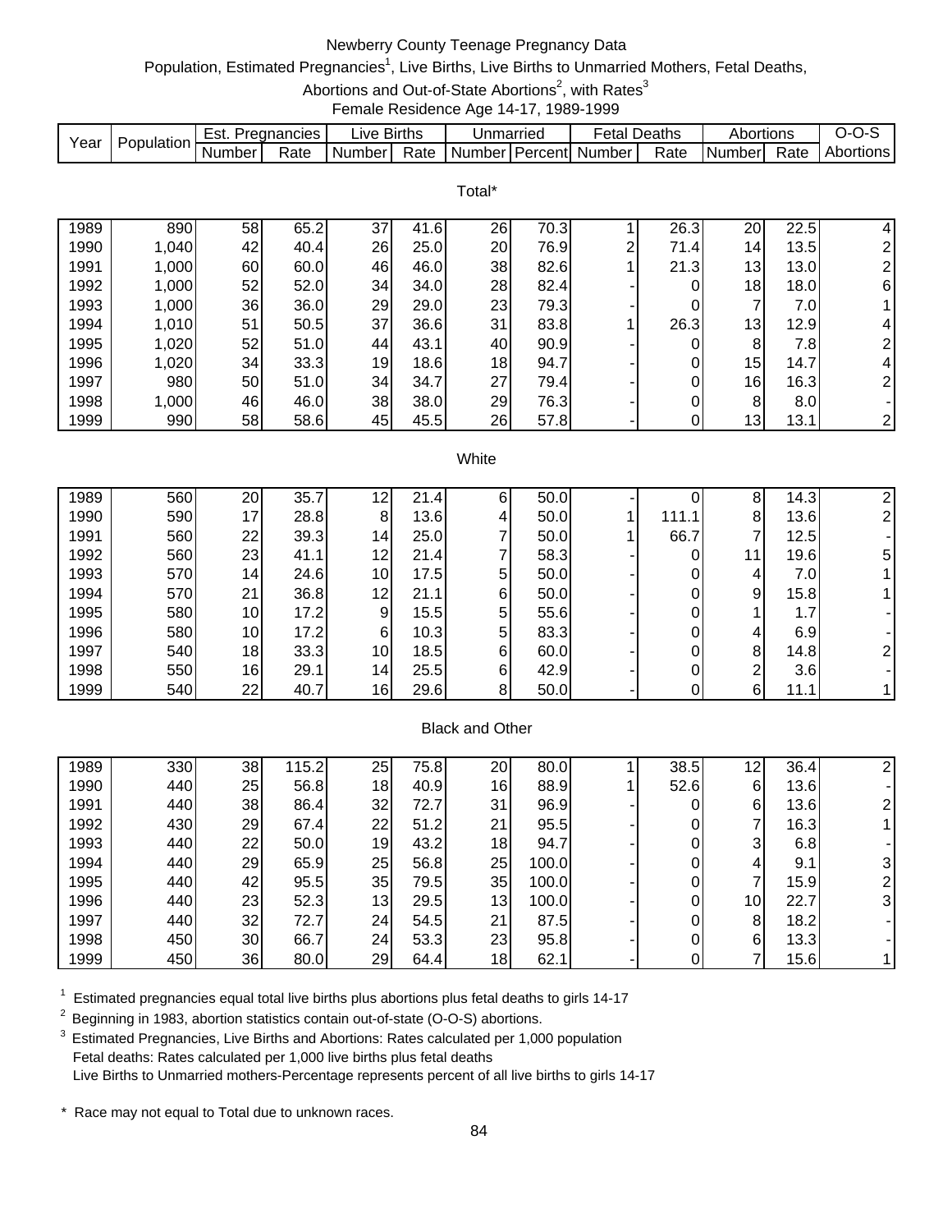# Newberry County Teenage Pregnancy Data

Population, Estimated Pregnancies[1], Live Births, Live Births to Unmarried Mothers, Fetal Deaths, Abortions and Out-of-State Abortions[2], with Rates[3]

Female Residence Age 14-17, 1989-1999

| Year | Population | Est. Pregnancies | | Live Births | | Unmarried | | Fetal Deaths | | Abortions | | O-O-S |
|---|---|---|---|---|---|---|---|---|---|---|---|---|
| | | Number | Rate | Number | Rate | Number | Percent | Number | Rate | Number | Rate | Abortions |
| **Total*** | | | | | | | | | | | | |
| 1989 | 890 | 58 | 65.2 | 37 | 41.6 | 26 | 70.3 | 1 | 26.3 | 20 | 22.5 | 4 |
| 1990 | 1,040 | 42 | 40.4 | 26 | 25.0 | 20 | 76.9 | 2 | 71.4 | 14 | 13.5 | 2 |
| 1991 | 1,000 | 60 | 60.0 | 46 | 46.0 | 38 | 82.6 | 1 | 21.3 | 13 | 13.0 | 2 |
| 1992 | 1,000 | 52 | 52.0 | 34 | 34.0 | 28 | 82.4 | - | 0 | 18 | 18.0 | 6 |
| 1993 | 1,000 | 36 | 36.0 | 29 | 29.0 | 23 | 79.3 | - | 0 | 7 | 7.0 | 1 |
| 1994 | 1,010 | 51 | 50.5 | 37 | 36.6 | 31 | 83.8 | 1 | 26.3 | 13 | 12.9 | 4 |
| 1995 | 1,020 | 52 | 51.0 | 44 | 43.1 | 40 | 90.9 | - | 0 | 8 | 7.8 | 2 |
| 1996 | 1,020 | 34 | 33.3 | 19 | 18.6 | 18 | 94.7 | - | 0 | 15 | 14.7 | 4 |
| 1997 | 980 | 50 | 51.0 | 34 | 34.7 | 27 | 79.4 | - | 0 | 16 | 16.3 | 2 |
| 1998 | 1,000 | 46 | 46.0 | 38 | 38.0 | 29 | 76.3 | - | 0 | 8 | 8.0 | - |
| 1999 | 990 | 58 | 58.6 | 45 | 45.5 | 26 | 57.8 | - | 0 | 13 | 13.1 | 2 |
| **White** | | | | | | | | | | | | |
| 1989 | 560 | 20 | 35.7 | 12 | 21.4 | 6 | 50.0 | - | 0 | 8 | 14.3 | 2 |
| 1990 | 590 | 17 | 28.8 | 8 | 13.6 | 4 | 50.0 | 1 | 111.1 | 8 | 13.6 | 2 |
| 1991 | 560 | 22 | 39.3 | 14 | 25.0 | 7 | 50.0 | 1 | 66.7 | 7 | 12.5 | - |
| 1992 | 560 | 23 | 41.1 | 12 | 21.4 | 7 | 58.3 | - | 0 | 11 | 19.6 | 5 |
| 1993 | 570 | 14 | 24.6 | 10 | 17.5 | 5 | 50.0 | - | 0 | 4 | 7.0 | 1 |
| 1994 | 570 | 21 | 36.8 | 12 | 21.1 | 6 | 50.0 | - | 0 | 9 | 15.8 | 1 |
| 1995 | 580 | 10 | 17.2 | 9 | 15.5 | 5 | 55.6 | - | 0 | 1 | 1.7 | - |
| 1996 | 580 | 10 | 17.2 | 6 | 10.3 | 5 | 83.3 | - | 0 | 4 | 6.9 | - |
| 1997 | 540 | 18 | 33.3 | 10 | 18.5 | 6 | 60.0 | - | 0 | 8 | 14.8 | 2 |
| 1998 | 550 | 16 | 29.1 | 14 | 25.5 | 6 | 42.9 | - | 0 | 2 | 3.6 | - |
| 1999 | 540 | 22 | 40.7 | 16 | 29.6 | 8 | 50.0 | - | 0 | 6 | 11.1 | 1 |
| **Black and Other** | | | | | | | | | | | | |
| 1989 | 330 | 38 | 115.2 | 25 | 75.8 | 20 | 80.0 | 1 | 38.5 | 12 | 36.4 | 2 |
| 1990 | 440 | 25 | 56.8 | 18 | 40.9 | 16 | 88.9 | 1 | 52.6 | 6 | 13.6 | - |
| 1991 | 440 | 38 | 86.4 | 32 | 72.7 | 31 | 96.9 | - | 0 | 6 | 13.6 | 2 |
| 1992 | 430 | 29 | 67.4 | 22 | 51.2 | 21 | 95.5 | - | 0 | 7 | 16.3 | 1 |
| 1993 | 440 | 22 | 50.0 | 19 | 43.2 | 18 | 94.7 | - | 0 | 3 | 6.8 | - |
| 1994 | 440 | 29 | 65.9 | 25 | 56.8 | 25 | 100.0 | - | 0 | 4 | 9.1 | 3 |
| 1995 | 440 | 42 | 95.5 | 35 | 79.5 | 35 | 100.0 | - | 0 | 7 | 15.9 | 2 |
| 1996 | 440 | 23 | 52.3 | 13 | 29.5 | 13 | 100.0 | - | 0 | 10 | 22.7 | 3 |
| 1997 | 440 | 32 | 72.7 | 24 | 54.5 | 21 | 87.5 | - | 0 | 8 | 18.2 | - |
| 1998 | 450 | 30 | 66.7 | 24 | 53.3 | 23 | 95.8 | - | 0 | 6 | 13.3 | - |
| 1999 | 450 | 36 | 80.0 | 29 | 64.4 | 18 | 62.1 | - | 0 | 7 | 15.6 | 1 |

[1] Estimated pregnancies equal total live births plus abortions plus fetal deaths to girls 14-17

[2] Beginning in 1983, abortion statistics contain out-of-state (O-O-S) abortions.

[3] Estimated Pregnancies, Live Births and Abortions: Rates calculated per 1,000 population
Fetal deaths: Rates calculated per 1,000 live births plus fetal deaths
Live Births to Unmarried mothers-Percentage represents percent of all live births to girls 14-17

\* Race may not equal to Total due to unknown races.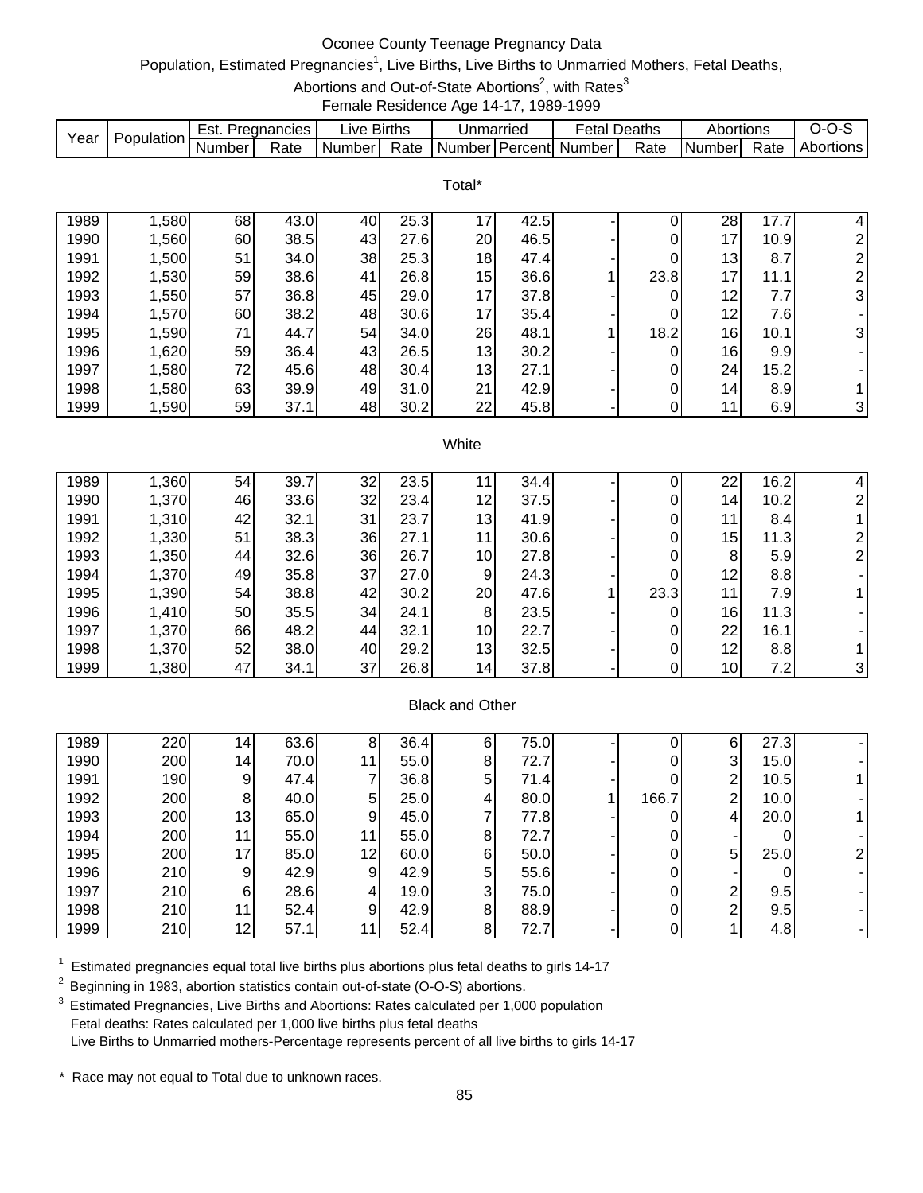# Oconee County Teenage Pregnancy Data

Population, Estimated Pregnancies[1], Live Births, Live Births to Unmarried Mothers, Fetal Deaths, Abortions and Out-of-State Abortions[2], with Rates[3]

Female Residence Age 14-17, 1989-1999

| Year | Population | Est. Pregnancies | | Live Births | | Unmarried | | Fetal Deaths | | Abortions | | O-O-S |
|---|---|---|---|---|---|---|---|---|---|---|---|---|
| | | Number | Rate | Number | Rate | Number | Percent | Number | Rate | Number | Rate | Abortions |
| **Total*** | | | | | | | | | | | | |
| 1989 | 1,580 | 68 | 43.0 | 40 | 25.3 | 17 | 42.5 | - | 0 | 28 | 17.7 | 4 |
| 1990 | 1,560 | 60 | 38.5 | 43 | 27.6 | 20 | 46.5 | - | 0 | 17 | 10.9 | 2 |
| 1991 | 1,500 | 51 | 34.0 | 38 | 25.3 | 18 | 47.4 | - | 0 | 13 | 8.7 | 2 |
| 1992 | 1,530 | 59 | 38.6 | 41 | 26.8 | 15 | 36.6 | 1 | 23.8 | 17 | 11.1 | 2 |
| 1993 | 1,550 | 57 | 36.8 | 45 | 29.0 | 17 | 37.8 | - | 0 | 12 | 7.7 | 3 |
| 1994 | 1,570 | 60 | 38.2 | 48 | 30.6 | 17 | 35.4 | - | 0 | 12 | 7.6 | - |
| 1995 | 1,590 | 71 | 44.7 | 54 | 34.0 | 26 | 48.1 | 1 | 18.2 | 16 | 10.1 | 3 |
| 1996 | 1,620 | 59 | 36.4 | 43 | 26.5 | 13 | 30.2 | - | 0 | 16 | 9.9 | - |
| 1997 | 1,580 | 72 | 45.6 | 48 | 30.4 | 13 | 27.1 | - | 0 | 24 | 15.2 | - |
| 1998 | 1,580 | 63 | 39.9 | 49 | 31.0 | 21 | 42.9 | - | 0 | 14 | 8.9 | 1 |
| 1999 | 1,590 | 59 | 37.1 | 48 | 30.2 | 22 | 45.8 | - | 0 | 11 | 6.9 | 3 |
| **White** | | | | | | | | | | | | |
| 1989 | 1,360 | 54 | 39.7 | 32 | 23.5 | 11 | 34.4 | - | 0 | 22 | 16.2 | 4 |
| 1990 | 1,370 | 46 | 33.6 | 32 | 23.4 | 12 | 37.5 | - | 0 | 14 | 10.2 | 2 |
| 1991 | 1,310 | 42 | 32.1 | 31 | 23.7 | 13 | 41.9 | - | 0 | 11 | 8.4 | 1 |
| 1992 | 1,330 | 51 | 38.3 | 36 | 27.1 | 11 | 30.6 | - | 0 | 15 | 11.3 | 2 |
| 1993 | 1,350 | 44 | 32.6 | 36 | 26.7 | 10 | 27.8 | - | 0 | 8 | 5.9 | 2 |
| 1994 | 1,370 | 49 | 35.8 | 37 | 27.0 | 9 | 24.3 | - | 0 | 12 | 8.8 | - |
| 1995 | 1,390 | 54 | 38.8 | 42 | 30.2 | 20 | 47.6 | 1 | 23.3 | 11 | 7.9 | 1 |
| 1996 | 1,410 | 50 | 35.5 | 34 | 24.1 | 8 | 23.5 | - | 0 | 16 | 11.3 | - |
| 1997 | 1,370 | 66 | 48.2 | 44 | 32.1 | 10 | 22.7 | - | 0 | 22 | 16.1 | - |
| 1998 | 1,370 | 52 | 38.0 | 40 | 29.2 | 13 | 32.5 | - | 0 | 12 | 8.8 | 1 |
| 1999 | 1,380 | 47 | 34.1 | 37 | 26.8 | 14 | 37.8 | - | 0 | 10 | 7.2 | 3 |
| **Black and Other** | | | | | | | | | | | | |
| 1989 | 220 | 14 | 63.6 | 8 | 36.4 | 6 | 75.0 | - | 0 | 6 | 27.3 | - |
| 1990 | 200 | 14 | 70.0 | 11 | 55.0 | 8 | 72.7 | - | 0 | 3 | 15.0 | - |
| 1991 | 190 | 9 | 47.4 | 7 | 36.8 | 5 | 71.4 | - | 0 | 2 | 10.5 | 1 |
| 1992 | 200 | 8 | 40.0 | 5 | 25.0 | 4 | 80.0 | 1 | 166.7 | 2 | 10.0 | - |
| 1993 | 200 | 13 | 65.0 | 9 | 45.0 | 7 | 77.8 | - | 0 | 4 | 20.0 | 1 |
| 1994 | 200 | 11 | 55.0 | 11 | 55.0 | 8 | 72.7 | - | 0 | - | 0 | - |
| 1995 | 200 | 17 | 85.0 | 12 | 60.0 | 6 | 50.0 | - | 0 | 5 | 25.0 | 2 |
| 1996 | 210 | 9 | 42.9 | 9 | 42.9 | 5 | 55.6 | - | 0 | - | 0 | - |
| 1997 | 210 | 6 | 28.6 | 4 | 19.0 | 3 | 75.0 | - | 0 | 2 | 9.5 | - |
| 1998 | 210 | 11 | 52.4 | 9 | 42.9 | 8 | 88.9 | - | 0 | 2 | 9.5 | - |
| 1999 | 210 | 12 | 57.1 | 11 | 52.4 | 8 | 72.7 | - | 0 | 1 | 4.8 | - |

[1] Estimated pregnancies equal total live births plus abortions plus fetal deaths to girls 14-17

[2] Beginning in 1983, abortion statistics contain out-of-state (O-O-S) abortions.

[3] Estimated Pregnancies, Live Births and Abortions: Rates calculated per 1,000 population
Fetal deaths: Rates calculated per 1,000 live births plus fetal deaths
Live Births to Unmarried mothers-Percentage represents percent of all live births to girls 14-17

\* Race may not equal to Total due to unknown races.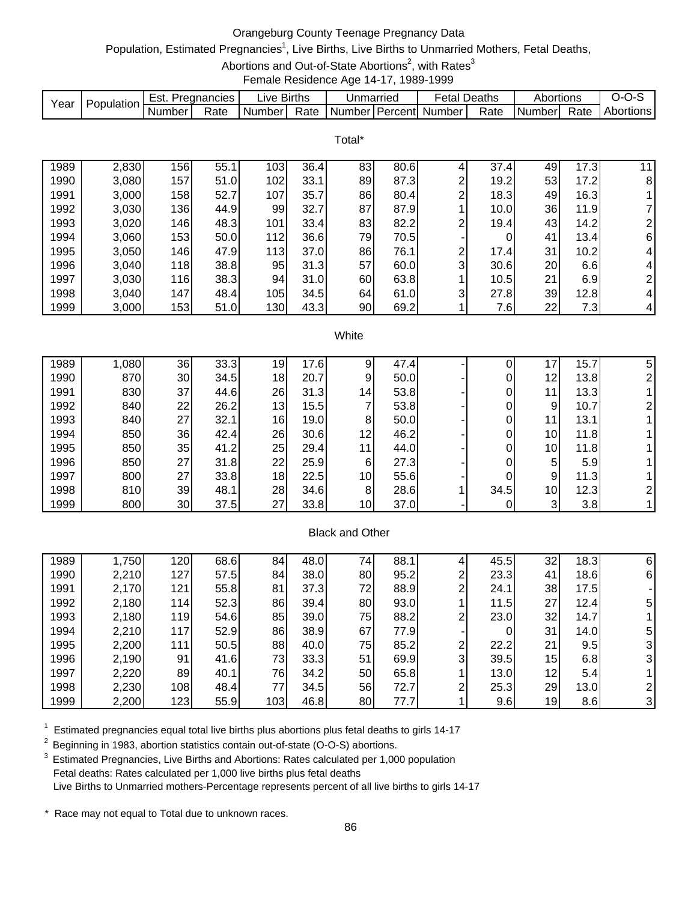# Orangeburg County Teenage Pregnancy Data

Population, Estimated Pregnancies[1], Live Births, Live Births to Unmarried Mothers, Fetal Deaths, Abortions and Out-of-State Abortions[2], with Rates[3]

Female Residence Age 14-17, 1989-1999

| Year | Population | Est. Pregnancies | | Live Births | | Unmarried | | Fetal Deaths | | Abortions | | O-O-S |
|---|---|---|---|---|---|---|---|---|---|---|---|---|
| | | Number | Rate | Number | Rate | Number | Percent | Number | Rate | Number | Rate | Abortions |
| **Total*** | | | | | | | | | | | | |
| 1989 | 2,830 | 156 | 55.1 | 103 | 36.4 | 83 | 80.6 | 4 | 37.4 | 49 | 17.3 | 11 |
| 1990 | 3,080 | 157 | 51.0 | 102 | 33.1 | 89 | 87.3 | 2 | 19.2 | 53 | 17.2 | 8 |
| 1991 | 3,000 | 158 | 52.7 | 107 | 35.7 | 86 | 80.4 | 2 | 18.3 | 49 | 16.3 | 1 |
| 1992 | 3,030 | 136 | 44.9 | 99 | 32.7 | 87 | 87.9 | 1 | 10.0 | 36 | 11.9 | 7 |
| 1993 | 3,020 | 146 | 48.3 | 101 | 33.4 | 83 | 82.2 | 2 | 19.4 | 43 | 14.2 | 2 |
| 1994 | 3,060 | 153 | 50.0 | 112 | 36.6 | 79 | 70.5 | - | 0 | 41 | 13.4 | 6 |
| 1995 | 3,050 | 146 | 47.9 | 113 | 37.0 | 86 | 76.1 | 2 | 17.4 | 31 | 10.2 | 4 |
| 1996 | 3,040 | 118 | 38.8 | 95 | 31.3 | 57 | 60.0 | 3 | 30.6 | 20 | 6.6 | 4 |
| 1997 | 3,030 | 116 | 38.3 | 94 | 31.0 | 60 | 63.8 | 1 | 10.5 | 21 | 6.9 | 2 |
| 1998 | 3,040 | 147 | 48.4 | 105 | 34.5 | 64 | 61.0 | 3 | 27.8 | 39 | 12.8 | 4 |
| 1999 | 3,000 | 153 | 51.0 | 130 | 43.3 | 90 | 69.2 | 1 | 7.6 | 22 | 7.3 | 4 |
| **White** | | | | | | | | | | | | |
| 1989 | 1,080 | 36 | 33.3 | 19 | 17.6 | 9 | 47.4 | - | 0 | 17 | 15.7 | 5 |
| 1990 | 870 | 30 | 34.5 | 18 | 20.7 | 9 | 50.0 | - | 0 | 12 | 13.8 | 2 |
| 1991 | 830 | 37 | 44.6 | 26 | 31.3 | 14 | 53.8 | - | 0 | 11 | 13.3 | 1 |
| 1992 | 840 | 22 | 26.2 | 13 | 15.5 | 7 | 53.8 | - | 0 | 9 | 10.7 | 2 |
| 1993 | 840 | 27 | 32.1 | 16 | 19.0 | 8 | 50.0 | - | 0 | 11 | 13.1 | 1 |
| 1994 | 850 | 36 | 42.4 | 26 | 30.6 | 12 | 46.2 | - | 0 | 10 | 11.8 | 1 |
| 1995 | 850 | 35 | 41.2 | 25 | 29.4 | 11 | 44.0 | - | 0 | 10 | 11.8 | 1 |
| 1996 | 850 | 27 | 31.8 | 22 | 25.9 | 6 | 27.3 | - | 0 | 5 | 5.9 | 1 |
| 1997 | 800 | 27 | 33.8 | 18 | 22.5 | 10 | 55.6 | - | 0 | 9 | 11.3 | 1 |
| 1998 | 810 | 39 | 48.1 | 28 | 34.6 | 8 | 28.6 | 1 | 34.5 | 10 | 12.3 | 2 |
| 1999 | 800 | 30 | 37.5 | 27 | 33.8 | 10 | 37.0 | - | 0 | 3 | 3.8 | 1 |
| **Black and Other** | | | | | | | | | | | | |
| 1989 | 1,750 | 120 | 68.6 | 84 | 48.0 | 74 | 88.1 | 4 | 45.5 | 32 | 18.3 | 6 |
| 1990 | 2,210 | 127 | 57.5 | 84 | 38.0 | 80 | 95.2 | 2 | 23.3 | 41 | 18.6 | 6 |
| 1991 | 2,170 | 121 | 55.8 | 81 | 37.3 | 72 | 88.9 | 2 | 24.1 | 38 | 17.5 | - |
| 1992 | 2,180 | 114 | 52.3 | 86 | 39.4 | 80 | 93.0 | 1 | 11.5 | 27 | 12.4 | 5 |
| 1993 | 2,180 | 119 | 54.6 | 85 | 39.0 | 75 | 88.2 | 2 | 23.0 | 32 | 14.7 | 1 |
| 1994 | 2,210 | 117 | 52.9 | 86 | 38.9 | 67 | 77.9 | - | 0 | 31 | 14.0 | 5 |
| 1995 | 2,200 | 111 | 50.5 | 88 | 40.0 | 75 | 85.2 | 2 | 22.2 | 21 | 9.5 | 3 |
| 1996 | 2,190 | 91 | 41.6 | 73 | 33.3 | 51 | 69.9 | 3 | 39.5 | 15 | 6.8 | 3 |
| 1997 | 2,220 | 89 | 40.1 | 76 | 34.2 | 50 | 65.8 | 1 | 13.0 | 12 | 5.4 | 1 |
| 1998 | 2,230 | 108 | 48.4 | 77 | 34.5 | 56 | 72.7 | 2 | 25.3 | 29 | 13.0 | 2 |
| 1999 | 2,200 | 123 | 55.9 | 103 | 46.8 | 80 | 77.7 | 1 | 9.6 | 19 | 8.6 | 3 |

[1] Estimated pregnancies equal total live births plus abortions plus fetal deaths to girls 14-17

[2] Beginning in 1983, abortion statistics contain out-of-state (O-O-S) abortions.

[3] Estimated Pregnancies, Live Births and Abortions: Rates calculated per 1,000 population
Fetal deaths: Rates calculated per 1,000 live births plus fetal deaths
Live Births to Unmarried mothers-Percentage represents percent of all live births to girls 14-17

\* Race may not equal to Total due to unknown races.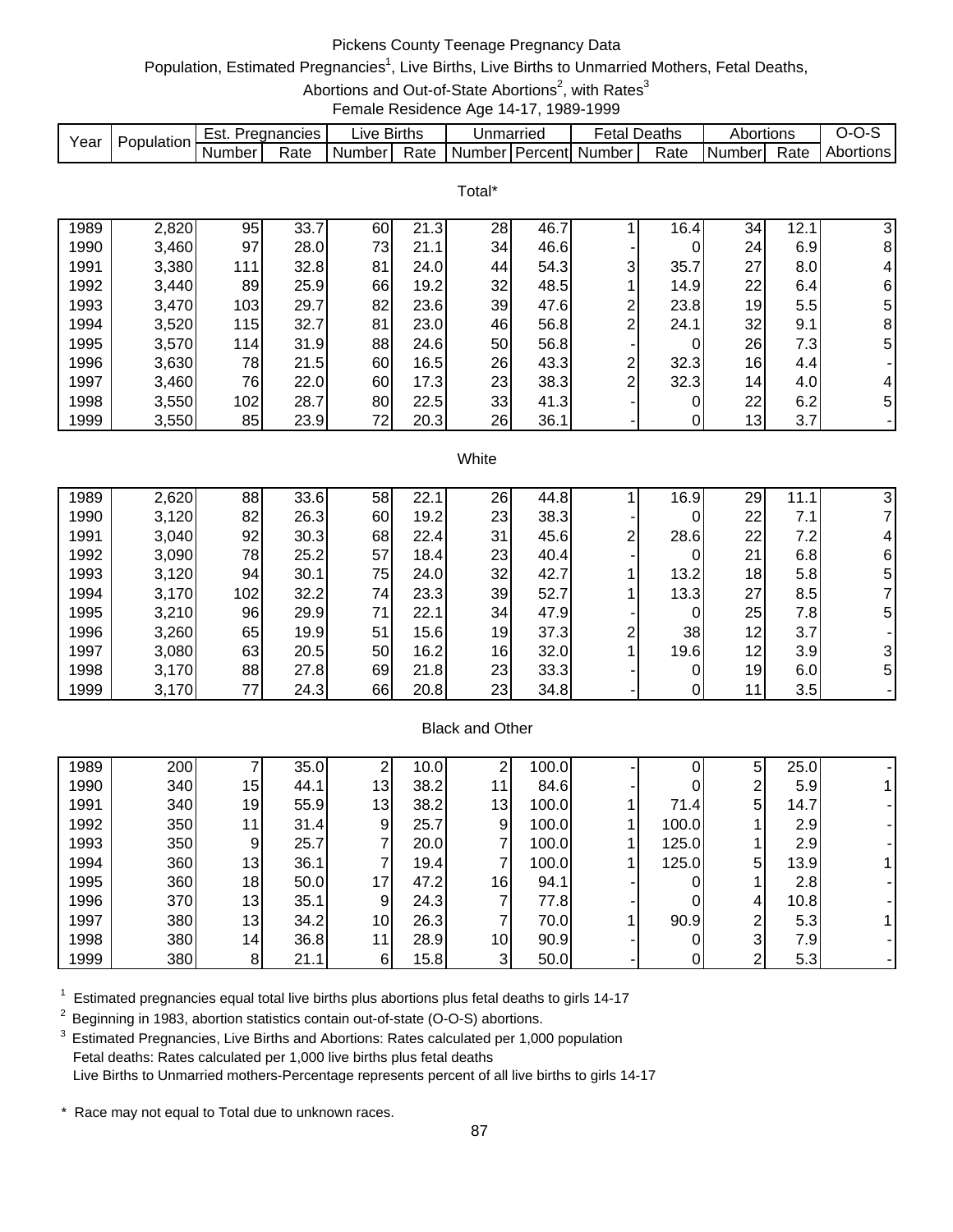# Pickens County Teenage Pregnancy Data

Population, Estimated Pregnancies[1], Live Births, Live Births to Unmarried Mothers, Fetal Deaths, Abortions and Out-of-State Abortions[2], with Rates[3]

Female Residence Age 14-17, 1989-1999

| Year | Population | Est. Pregnancies | | Live Births | | Unmarried | | Fetal Deaths | | Abortions | | O-O-S |
|---|---|---|---|---|---|---|---|---|---|---|---|---|
| | | Number | Rate | Number | Rate | Number | Percent | Number | Rate | Number | Rate | Abortions |
| **Total*** | | | | | | | | | | | | |
| 1989 | 2,820 | 95 | 33.7 | 60 | 21.3 | 28 | 46.7 | 1 | 16.4 | 34 | 12.1 | 3 |
| 1990 | 3,460 | 97 | 28.0 | 73 | 21.1 | 34 | 46.6 | - | 0 | 24 | 6.9 | 8 |
| 1991 | 3,380 | 111 | 32.8 | 81 | 24.0 | 44 | 54.3 | 3 | 35.7 | 27 | 8.0 | 4 |
| 1992 | 3,440 | 89 | 25.9 | 66 | 19.2 | 32 | 48.5 | 1 | 14.9 | 22 | 6.4 | 6 |
| 1993 | 3,470 | 103 | 29.7 | 82 | 23.6 | 39 | 47.6 | 2 | 23.8 | 19 | 5.5 | 5 |
| 1994 | 3,520 | 115 | 32.7 | 81 | 23.0 | 46 | 56.8 | 2 | 24.1 | 32 | 9.1 | 8 |
| 1995 | 3,570 | 114 | 31.9 | 88 | 24.6 | 50 | 56.8 | - | 0 | 26 | 7.3 | 5 |
| 1996 | 3,630 | 78 | 21.5 | 60 | 16.5 | 26 | 43.3 | 2 | 32.3 | 16 | 4.4 | - |
| 1997 | 3,460 | 76 | 22.0 | 60 | 17.3 | 23 | 38.3 | 2 | 32.3 | 14 | 4.0 | 4 |
| 1998 | 3,550 | 102 | 28.7 | 80 | 22.5 | 33 | 41.3 | - | 0 | 22 | 6.2 | 5 |
| 1999 | 3,550 | 85 | 23.9 | 72 | 20.3 | 26 | 36.1 | - | 0 | 13 | 3.7 | - |
| **White** | | | | | | | | | | | | |
| 1989 | 2,620 | 88 | 33.6 | 58 | 22.1 | 26 | 44.8 | 1 | 16.9 | 29 | 11.1 | 3 |
| 1990 | 3,120 | 82 | 26.3 | 60 | 19.2 | 23 | 38.3 | - | 0 | 22 | 7.1 | 7 |
| 1991 | 3,040 | 92 | 30.3 | 68 | 22.4 | 31 | 45.6 | 2 | 28.6 | 22 | 7.2 | 4 |
| 1992 | 3,090 | 78 | 25.2 | 57 | 18.4 | 23 | 40.4 | - | 0 | 21 | 6.8 | 6 |
| 1993 | 3,120 | 94 | 30.1 | 75 | 24.0 | 32 | 42.7 | 1 | 13.2 | 18 | 5.8 | 5 |
| 1994 | 3,170 | 102 | 32.2 | 74 | 23.3 | 39 | 52.7 | 1 | 13.3 | 27 | 8.5 | 7 |
| 1995 | 3,210 | 96 | 29.9 | 71 | 22.1 | 34 | 47.9 | - | 0 | 25 | 7.8 | 5 |
| 1996 | 3,260 | 65 | 19.9 | 51 | 15.6 | 19 | 37.3 | 2 | 38 | 12 | 3.7 | - |
| 1997 | 3,080 | 63 | 20.5 | 50 | 16.2 | 16 | 32.0 | 1 | 19.6 | 12 | 3.9 | 3 |
| 1998 | 3,170 | 88 | 27.8 | 69 | 21.8 | 23 | 33.3 | - | 0 | 19 | 6.0 | 5 |
| 1999 | 3,170 | 77 | 24.3 | 66 | 20.8 | 23 | 34.8 | - | 0 | 11 | 3.5 | - |
| **Black and Other** | | | | | | | | | | | | |
| 1989 | 200 | 7 | 35.0 | 2 | 10.0 | 2 | 100.0 | - | 0 | 5 | 25.0 | - |
| 1990 | 340 | 15 | 44.1 | 13 | 38.2 | 11 | 84.6 | - | 0 | 2 | 5.9 | 1 |
| 1991 | 340 | 19 | 55.9 | 13 | 38.2 | 13 | 100.0 | 1 | 71.4 | 5 | 14.7 | - |
| 1992 | 350 | 11 | 31.4 | 9 | 25.7 | 9 | 100.0 | 1 | 100.0 | 1 | 2.9 | - |
| 1993 | 350 | 9 | 25.7 | 7 | 20.0 | 7 | 100.0 | 1 | 125.0 | 1 | 2.9 | - |
| 1994 | 360 | 13 | 36.1 | 7 | 19.4 | 7 | 100.0 | 1 | 125.0 | 5 | 13.9 | 1 |
| 1995 | 360 | 18 | 50.0 | 17 | 47.2 | 16 | 94.1 | - | 0 | 1 | 2.8 | - |
| 1996 | 370 | 13 | 35.1 | 9 | 24.3 | 7 | 77.8 | - | 0 | 4 | 10.8 | - |
| 1997 | 380 | 13 | 34.2 | 10 | 26.3 | 7 | 70.0 | 1 | 90.9 | 2 | 5.3 | 1 |
| 1998 | 380 | 14 | 36.8 | 11 | 28.9 | 10 | 90.9 | - | 0 | 3 | 7.9 | - |
| 1999 | 380 | 8 | 21.1 | 6 | 15.8 | 3 | 50.0 | - | 0 | 2 | 5.3 | - |

[1] Estimated pregnancies equal total live births plus abortions plus fetal deaths to girls 14-17

[2] Beginning in 1983, abortion statistics contain out-of-state (O-O-S) abortions.

[3] Estimated Pregnancies, Live Births and Abortions: Rates calculated per 1,000 population
Fetal deaths: Rates calculated per 1,000 live births plus fetal deaths
Live Births to Unmarried mothers-Percentage represents percent of all live births to girls 14-17

\* Race may not equal to Total due to unknown races.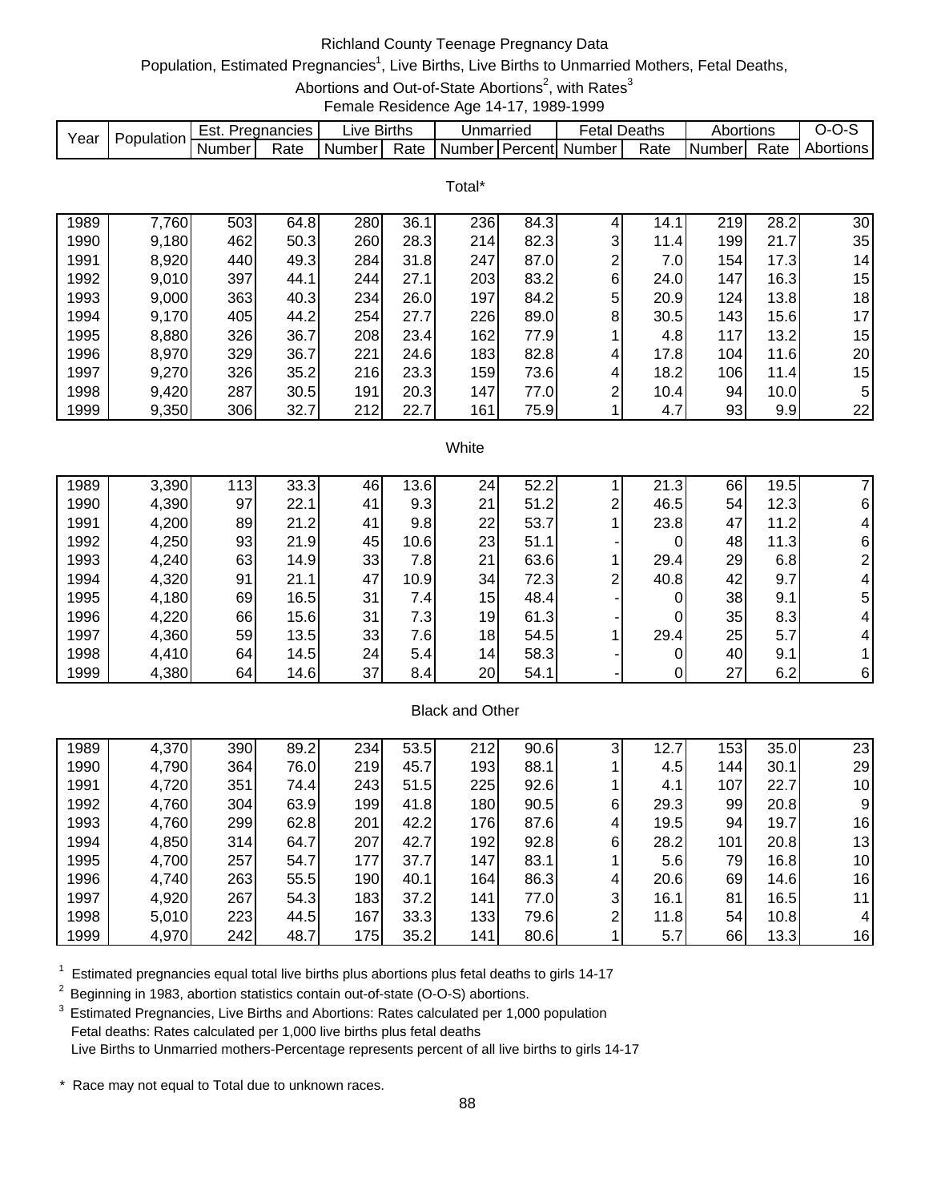Richland County Teenage Pregnancy Data

Population, Estimated Pregnancies[1], Live Births, Live Births to Unmarried Mothers, Fetal Deaths, Abortions and Out-of-State Abortions[2], with Rates[3]

Female Residence Age 14-17, 1989-1999

| Year | Population | Est. Pregnancies | | Live Births | | Unmarried | | Fetal Deaths | | Abortions | | O-O-S |
|---|---|---|---|---|---|---|---|---|---|---|---|---|
| | | Number | Rate | Number | Rate | Number | Percent | Number | Rate | Number | Rate | Abortions |
| **Total*** | | | | | | | | | | | | |
| 1989 | 7,760 | 503 | 64.8 | 280 | 36.1 | 236 | 84.3 | 4 | 14.1 | 219 | 28.2 | 30 |
| 1990 | 9,180 | 462 | 50.3 | 260 | 28.3 | 214 | 82.3 | 3 | 11.4 | 199 | 21.7 | 35 |
| 1991 | 8,920 | 440 | 49.3 | 284 | 31.8 | 247 | 87.0 | 2 | 7.0 | 154 | 17.3 | 14 |
| 1992 | 9,010 | 397 | 44.1 | 244 | 27.1 | 203 | 83.2 | 6 | 24.0 | 147 | 16.3 | 15 |
| 1993 | 9,000 | 363 | 40.3 | 234 | 26.0 | 197 | 84.2 | 5 | 20.9 | 124 | 13.8 | 18 |
| 1994 | 9,170 | 405 | 44.2 | 254 | 27.7 | 226 | 89.0 | 8 | 30.5 | 143 | 15.6 | 17 |
| 1995 | 8,880 | 326 | 36.7 | 208 | 23.4 | 162 | 77.9 | 1 | 4.8 | 117 | 13.2 | 15 |
| 1996 | 8,970 | 329 | 36.7 | 221 | 24.6 | 183 | 82.8 | 4 | 17.8 | 104 | 11.6 | 20 |
| 1997 | 9,270 | 326 | 35.2 | 216 | 23.3 | 159 | 73.6 | 4 | 18.2 | 106 | 11.4 | 15 |
| 1998 | 9,420 | 287 | 30.5 | 191 | 20.3 | 147 | 77.0 | 2 | 10.4 | 94 | 10.0 | 5 |
| 1999 | 9,350 | 306 | 32.7 | 212 | 22.7 | 161 | 75.9 | 1 | 4.7 | 93 | 9.9 | 22 |
| **White** | | | | | | | | | | | | |
| 1989 | 3,390 | 113 | 33.3 | 46 | 13.6 | 24 | 52.2 | 1 | 21.3 | 66 | 19.5 | 7 |
| 1990 | 4,390 | 97 | 22.1 | 41 | 9.3 | 21 | 51.2 | 2 | 46.5 | 54 | 12.3 | 6 |
| 1991 | 4,200 | 89 | 21.2 | 41 | 9.8 | 22 | 53.7 | 1 | 23.8 | 47 | 11.2 | 4 |
| 1992 | 4,250 | 93 | 21.9 | 45 | 10.6 | 23 | 51.1 | - | 0 | 48 | 11.3 | 6 |
| 1993 | 4,240 | 63 | 14.9 | 33 | 7.8 | 21 | 63.6 | 1 | 29.4 | 29 | 6.8 | 2 |
| 1994 | 4,320 | 91 | 21.1 | 47 | 10.9 | 34 | 72.3 | 2 | 40.8 | 42 | 9.7 | 4 |
| 1995 | 4,180 | 69 | 16.5 | 31 | 7.4 | 15 | 48.4 | - | 0 | 38 | 9.1 | 5 |
| 1996 | 4,220 | 66 | 15.6 | 31 | 7.3 | 19 | 61.3 | - | 0 | 35 | 8.3 | 4 |
| 1997 | 4,360 | 59 | 13.5 | 33 | 7.6 | 18 | 54.5 | 1 | 29.4 | 25 | 5.7 | 4 |
| 1998 | 4,410 | 64 | 14.5 | 24 | 5.4 | 14 | 58.3 | - | 0 | 40 | 9.1 | 1 |
| 1999 | 4,380 | 64 | 14.6 | 37 | 8.4 | 20 | 54.1 | - | 0 | 27 | 6.2 | 6 |
| **Black and Other** | | | | | | | | | | | | |
| 1989 | 4,370 | 390 | 89.2 | 234 | 53.5 | 212 | 90.6 | 3 | 12.7 | 153 | 35.0 | 23 |
| 1990 | 4,790 | 364 | 76.0 | 219 | 45.7 | 193 | 88.1 | 1 | 4.5 | 144 | 30.1 | 29 |
| 1991 | 4,720 | 351 | 74.4 | 243 | 51.5 | 225 | 92.6 | 1 | 4.1 | 107 | 22.7 | 10 |
| 1992 | 4,760 | 304 | 63.9 | 199 | 41.8 | 180 | 90.5 | 6 | 29.3 | 99 | 20.8 | 9 |
| 1993 | 4,760 | 299 | 62.8 | 201 | 42.2 | 176 | 87.6 | 4 | 19.5 | 94 | 19.7 | 16 |
| 1994 | 4,850 | 314 | 64.7 | 207 | 42.7 | 192 | 92.8 | 6 | 28.2 | 101 | 20.8 | 13 |
| 1995 | 4,700 | 257 | 54.7 | 177 | 37.7 | 147 | 83.1 | 1 | 5.6 | 79 | 16.8 | 10 |
| 1996 | 4,740 | 263 | 55.5 | 190 | 40.1 | 164 | 86.3 | 4 | 20.6 | 69 | 14.6 | 16 |
| 1997 | 4,920 | 267 | 54.3 | 183 | 37.2 | 141 | 77.0 | 3 | 16.1 | 81 | 16.5 | 11 |
| 1998 | 5,010 | 223 | 44.5 | 167 | 33.3 | 133 | 79.6 | 2 | 11.8 | 54 | 10.8 | 4 |
| 1999 | 4,970 | 242 | 48.7 | 175 | 35.2 | 141 | 80.6 | 1 | 5.7 | 66 | 13.3 | 16 |

[1] Estimated pregnancies equal total live births plus abortions plus fetal deaths to girls 14-17

[2] Beginning in 1983, abortion statistics contain out-of-state (O-O-S) abortions.

[3] Estimated Pregnancies, Live Births and Abortions: Rates calculated per 1,000 population
Fetal deaths: Rates calculated per 1,000 live births plus fetal deaths
Live Births to Unmarried mothers-Percentage represents percent of all live births to girls 14-17

\* Race may not equal to Total due to unknown races.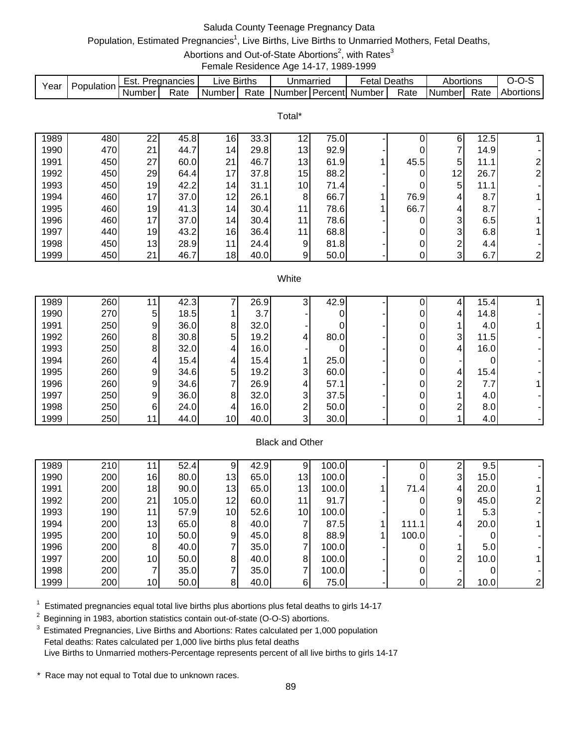# Saluda County Teenage Pregnancy Data

Population, Estimated Pregnancies[1], Live Births, Live Births to Unmarried Mothers, Fetal Deaths, Abortions and Out-of-State Abortions[2], with Rates[3]

Female Residence Age 14-17, 1989-1999

| Year | Population | Est. Pregnancies | | Live Births | | Unmarried | | Fetal Deaths | | Abortions | | O-O-S |
|---|---|---|---|---|---|---|---|---|---|---|---|---|
| | | Number | Rate | Number | Rate | Number | Percent | Number | Rate | Number | Rate | Abortions |
| **Total*** | | | | | | | | | | | | |
| 1989 | 480 | 22 | 45.8 | 16 | 33.3 | 12 | 75.0 | - | 0 | 6 | 12.5 | 1 |
| 1990 | 470 | 21 | 44.7 | 14 | 29.8 | 13 | 92.9 | - | 0 | 7 | 14.9 | - |
| 1991 | 450 | 27 | 60.0 | 21 | 46.7 | 13 | 61.9 | 1 | 45.5 | 5 | 11.1 | 2 |
| 1992 | 450 | 29 | 64.4 | 17 | 37.8 | 15 | 88.2 | - | 0 | 12 | 26.7 | 2 |
| 1993 | 450 | 19 | 42.2 | 14 | 31.1 | 10 | 71.4 | - | 0 | 5 | 11.1 | - |
| 1994 | 460 | 17 | 37.0 | 12 | 26.1 | 8 | 66.7 | 1 | 76.9 | 4 | 8.7 | 1 |
| 1995 | 460 | 19 | 41.3 | 14 | 30.4 | 11 | 78.6 | 1 | 66.7 | 4 | 8.7 | - |
| 1996 | 460 | 17 | 37.0 | 14 | 30.4 | 11 | 78.6 | - | 0 | 3 | 6.5 | 1 |
| 1997 | 440 | 19 | 43.2 | 16 | 36.4 | 11 | 68.8 | - | 0 | 3 | 6.8 | 1 |
| 1998 | 450 | 13 | 28.9 | 11 | 24.4 | 9 | 81.8 | - | 0 | 2 | 4.4 | - |
| 1999 | 450 | 21 | 46.7 | 18 | 40.0 | 9 | 50.0 | - | 0 | 3 | 6.7 | 2 |
| **White** | | | | | | | | | | | | |
| 1989 | 260 | 11 | 42.3 | 7 | 26.9 | 3 | 42.9 | - | 0 | 4 | 15.4 | 1 |
| 1990 | 270 | 5 | 18.5 | 1 | 3.7 | - | 0 | - | 0 | 4 | 14.8 | - |
| 1991 | 250 | 9 | 36.0 | 8 | 32.0 | - | 0 | - | 0 | 1 | 4.0 | 1 |
| 1992 | 260 | 8 | 30.8 | 5 | 19.2 | 4 | 80.0 | - | 0 | 3 | 11.5 | - |
| 1993 | 250 | 8 | 32.0 | 4 | 16.0 | - | 0 | - | 0 | 4 | 16.0 | - |
| 1994 | 260 | 4 | 15.4 | 4 | 15.4 | 1 | 25.0 | - | 0 | - | 0 | - |
| 1995 | 260 | 9 | 34.6 | 5 | 19.2 | 3 | 60.0 | - | 0 | 4 | 15.4 | - |
| 1996 | 260 | 9 | 34.6 | 7 | 26.9 | 4 | 57.1 | - | 0 | 2 | 7.7 | 1 |
| 1997 | 250 | 9 | 36.0 | 8 | 32.0 | 3 | 37.5 | - | 0 | 1 | 4.0 | - |
| 1998 | 250 | 6 | 24.0 | 4 | 16.0 | 2 | 50.0 | - | 0 | 2 | 8.0 | - |
| 1999 | 250 | 11 | 44.0 | 10 | 40.0 | 3 | 30.0 | - | 0 | 1 | 4.0 | - |
| **Black and Other** | | | | | | | | | | | | |
| 1989 | 210 | 11 | 52.4 | 9 | 42.9 | 9 | 100.0 | - | 0 | 2 | 9.5 | - |
| 1990 | 200 | 16 | 80.0 | 13 | 65.0 | 13 | 100.0 | - | 0 | 3 | 15.0 | - |
| 1991 | 200 | 18 | 90.0 | 13 | 65.0 | 13 | 100.0 | 1 | 71.4 | 4 | 20.0 | 1 |
| 1992 | 200 | 21 | 105.0 | 12 | 60.0 | 11 | 91.7 | - | 0 | 9 | 45.0 | 2 |
| 1993 | 190 | 11 | 57.9 | 10 | 52.6 | 10 | 100.0 | - | 0 | 1 | 5.3 | - |
| 1994 | 200 | 13 | 65.0 | 8 | 40.0 | 7 | 87.5 | 1 | 111.1 | 4 | 20.0 | 1 |
| 1995 | 200 | 10 | 50.0 | 9 | 45.0 | 8 | 88.9 | 1 | 100.0 | - | 0 | - |
| 1996 | 200 | 8 | 40.0 | 7 | 35.0 | 7 | 100.0 | - | 0 | 1 | 5.0 | - |
| 1997 | 200 | 10 | 50.0 | 8 | 40.0 | 8 | 100.0 | - | 0 | 2 | 10.0 | 1 |
| 1998 | 200 | 7 | 35.0 | 7 | 35.0 | 7 | 100.0 | - | 0 | - | 0 | - |
| 1999 | 200 | 10 | 50.0 | 8 | 40.0 | 6 | 75.0 | - | 0 | 2 | 10.0 | 2 |

[1] Estimated pregnancies equal total live births plus abortions plus fetal deaths to girls 14-17

[2] Beginning in 1983, abortion statistics contain out-of-state (O-O-S) abortions.

[3] Estimated Pregnancies, Live Births and Abortions: Rates calculated per 1,000 population
Fetal deaths: Rates calculated per 1,000 live births plus fetal deaths
Live Births to Unmarried mothers-Percentage represents percent of all live births to girls 14-17

* Race may not equal to Total due to unknown races.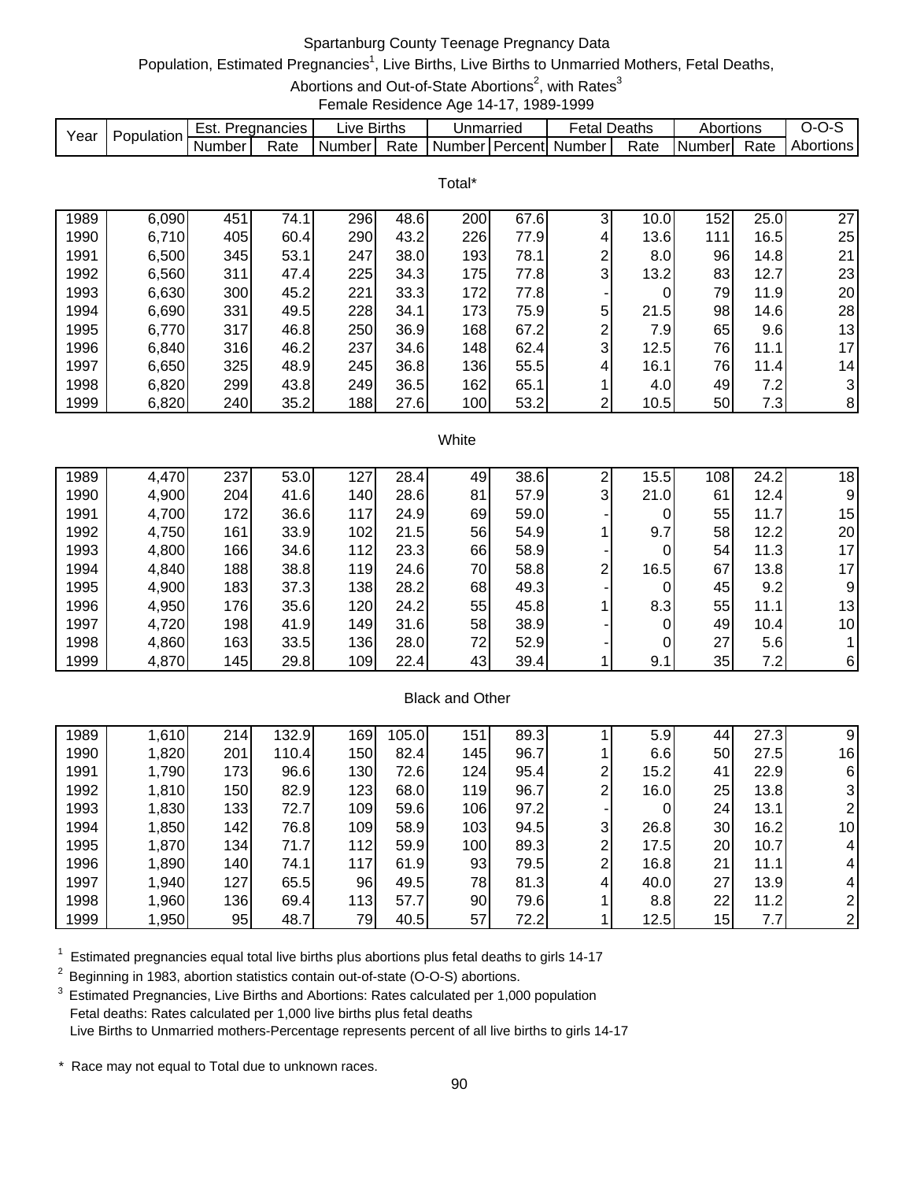# Spartanburg County Teenage Pregnancy Data

Population, Estimated Pregnancies[1], Live Births, Live Births to Unmarried Mothers, Fetal Deaths, Abortions and Out-of-State Abortions[2], with Rates[3]

Female Residence Age 14-17, 1989-1999

| Year | Population | Est. Pregnancies | | Live Births | | Unmarried | | Fetal Deaths | | Abortions | | O-O-S |
|---|---|---|---|---|---|---|---|---|---|---|---|---|
| | | Number | Rate | Number | Rate | Number | Percent | Number | Rate | Number | Rate | Abortions |
| **Total*** | | | | | | | | | | | | |
| 1989 | 6,090 | 451 | 74.1 | 296 | 48.6 | 200 | 67.6 | 3 | 10.0 | 152 | 25.0 | 27 |
| 1990 | 6,710 | 405 | 60.4 | 290 | 43.2 | 226 | 77.9 | 4 | 13.6 | 111 | 16.5 | 25 |
| 1991 | 6,500 | 345 | 53.1 | 247 | 38.0 | 193 | 78.1 | 2 | 8.0 | 96 | 14.8 | 21 |
| 1992 | 6,560 | 311 | 47.4 | 225 | 34.3 | 175 | 77.8 | 3 | 13.2 | 83 | 12.7 | 23 |
| 1993 | 6,630 | 300 | 45.2 | 221 | 33.3 | 172 | 77.8 | - | 0 | 79 | 11.9 | 20 |
| 1994 | 6,690 | 331 | 49.5 | 228 | 34.1 | 173 | 75.9 | 5 | 21.5 | 98 | 14.6 | 28 |
| 1995 | 6,770 | 317 | 46.8 | 250 | 36.9 | 168 | 67.2 | 2 | 7.9 | 65 | 9.6 | 13 |
| 1996 | 6,840 | 316 | 46.2 | 237 | 34.6 | 148 | 62.4 | 3 | 12.5 | 76 | 11.1 | 17 |
| 1997 | 6,650 | 325 | 48.9 | 245 | 36.8 | 136 | 55.5 | 4 | 16.1 | 76 | 11.4 | 14 |
| 1998 | 6,820 | 299 | 43.8 | 249 | 36.5 | 162 | 65.1 | 1 | 4.0 | 49 | 7.2 | 3 |
| 1999 | 6,820 | 240 | 35.2 | 188 | 27.6 | 100 | 53.2 | 2 | 10.5 | 50 | 7.3 | 8 |
| **White** | | | | | | | | | | | | |
| 1989 | 4,470 | 237 | 53.0 | 127 | 28.4 | 49 | 38.6 | 2 | 15.5 | 108 | 24.2 | 18 |
| 1990 | 4,900 | 204 | 41.6 | 140 | 28.6 | 81 | 57.9 | 3 | 21.0 | 61 | 12.4 | 9 |
| 1991 | 4,700 | 172 | 36.6 | 117 | 24.9 | 69 | 59.0 | - | 0 | 55 | 11.7 | 15 |
| 1992 | 4,750 | 161 | 33.9 | 102 | 21.5 | 56 | 54.9 | 1 | 9.7 | 58 | 12.2 | 20 |
| 1993 | 4,800 | 166 | 34.6 | 112 | 23.3 | 66 | 58.9 | - | 0 | 54 | 11.3 | 17 |
| 1994 | 4,840 | 188 | 38.8 | 119 | 24.6 | 70 | 58.8 | 2 | 16.5 | 67 | 13.8 | 17 |
| 1995 | 4,900 | 183 | 37.3 | 138 | 28.2 | 68 | 49.3 | - | 0 | 45 | 9.2 | 9 |
| 1996 | 4,950 | 176 | 35.6 | 120 | 24.2 | 55 | 45.8 | 1 | 8.3 | 55 | 11.1 | 13 |
| 1997 | 4,720 | 198 | 41.9 | 149 | 31.6 | 58 | 38.9 | - | 0 | 49 | 10.4 | 10 |
| 1998 | 4,860 | 163 | 33.5 | 136 | 28.0 | 72 | 52.9 | - | 0 | 27 | 5.6 | 1 |
| 1999 | 4,870 | 145 | 29.8 | 109 | 22.4 | 43 | 39.4 | 1 | 9.1 | 35 | 7.2 | 6 |
| **Black and Other** | | | | | | | | | | | | |
| 1989 | 1,610 | 214 | 132.9 | 169 | 105.0 | 151 | 89.3 | 1 | 5.9 | 44 | 27.3 | 9 |
| 1990 | 1,820 | 201 | 110.4 | 150 | 82.4 | 145 | 96.7 | 1 | 6.6 | 50 | 27.5 | 16 |
| 1991 | 1,790 | 173 | 96.6 | 130 | 72.6 | 124 | 95.4 | 2 | 15.2 | 41 | 22.9 | 6 |
| 1992 | 1,810 | 150 | 82.9 | 123 | 68.0 | 119 | 96.7 | 2 | 16.0 | 25 | 13.8 | 3 |
| 1993 | 1,830 | 133 | 72.7 | 109 | 59.6 | 106 | 97.2 | - | 0 | 24 | 13.1 | 2 |
| 1994 | 1,850 | 142 | 76.8 | 109 | 58.9 | 103 | 94.5 | 3 | 26.8 | 30 | 16.2 | 10 |
| 1995 | 1,870 | 134 | 71.7 | 112 | 59.9 | 100 | 89.3 | 2 | 17.5 | 20 | 10.7 | 4 |
| 1996 | 1,890 | 140 | 74.1 | 117 | 61.9 | 93 | 79.5 | 2 | 16.8 | 21 | 11.1 | 4 |
| 1997 | 1,940 | 127 | 65.5 | 96 | 49.5 | 78 | 81.3 | 4 | 40.0 | 27 | 13.9 | 4 |
| 1998 | 1,960 | 136 | 69.4 | 113 | 57.7 | 90 | 79.6 | 1 | 8.8 | 22 | 11.2 | 2 |
| 1999 | 1,950 | 95 | 48.7 | 79 | 40.5 | 57 | 72.2 | 1 | 12.5 | 15 | 7.7 | 2 |

[1] Estimated pregnancies equal total live births plus abortions plus fetal deaths to girls 14-17

[2] Beginning in 1983, abortion statistics contain out-of-state (O-O-S) abortions.

[3] Estimated Pregnancies, Live Births and Abortions: Rates calculated per 1,000 population
Fetal deaths: Rates calculated per 1,000 live births plus fetal deaths
Live Births to Unmarried mothers-Percentage represents percent of all live births to girls 14-17

\* Race may not equal to Total due to unknown races.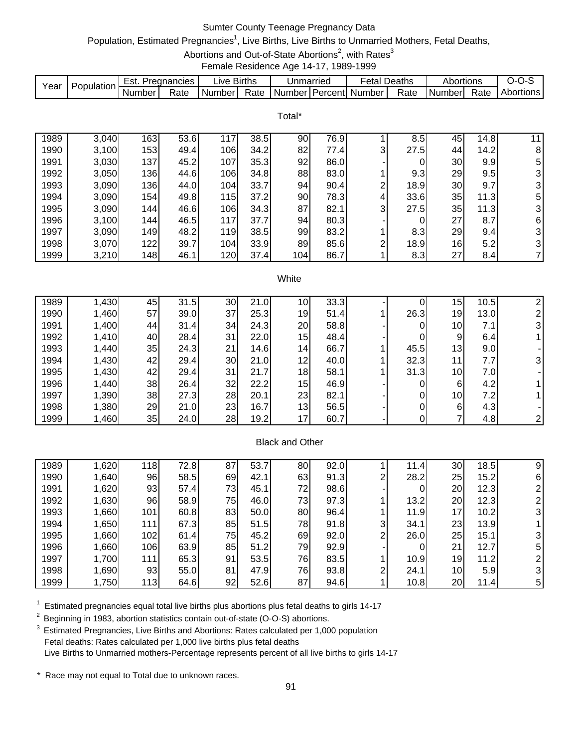# Sumter County Teenage Pregnancy Data

Population, Estimated Pregnancies[1], Live Births, Live Births to Unmarried Mothers, Fetal Deaths, Abortions and Out-of-State Abortions[2], with Rates[3]

Female Residence Age 14-17, 1989-1999

| Year | Population | Est. Pregnancies | | Live Births | | Unmarried | | Fetal Deaths | | Abortions | | O-O-S |
|---|---|---|---|---|---|---|---|---|---|---|---|---|
| | | Number | Rate | Number | Rate | Number | Percent | Number | Rate | Number | Rate | Abortions |
| **Total*** | | | | | | | | | | | | |
| 1989 | 3,040 | 163 | 53.6 | 117 | 38.5 | 90 | 76.9 | 1 | 8.5 | 45 | 14.8 | 11 |
| 1990 | 3,100 | 153 | 49.4 | 106 | 34.2 | 82 | 77.4 | 3 | 27.5 | 44 | 14.2 | 8 |
| 1991 | 3,030 | 137 | 45.2 | 107 | 35.3 | 92 | 86.0 | - | 0 | 30 | 9.9 | 5 |
| 1992 | 3,050 | 136 | 44.6 | 106 | 34.8 | 88 | 83.0 | 1 | 9.3 | 29 | 9.5 | 3 |
| 1993 | 3,090 | 136 | 44.0 | 104 | 33.7 | 94 | 90.4 | 2 | 18.9 | 30 | 9.7 | 3 |
| 1994 | 3,090 | 154 | 49.8 | 115 | 37.2 | 90 | 78.3 | 4 | 33.6 | 35 | 11.3 | 5 |
| 1995 | 3,090 | 144 | 46.6 | 106 | 34.3 | 87 | 82.1 | 3 | 27.5 | 35 | 11.3 | 3 |
| 1996 | 3,100 | 144 | 46.5 | 117 | 37.7 | 94 | 80.3 | - | 0 | 27 | 8.7 | 6 |
| 1997 | 3,090 | 149 | 48.2 | 119 | 38.5 | 99 | 83.2 | 1 | 8.3 | 29 | 9.4 | 3 |
| 1998 | 3,070 | 122 | 39.7 | 104 | 33.9 | 89 | 85.6 | 2 | 18.9 | 16 | 5.2 | 3 |
| 1999 | 3,210 | 148 | 46.1 | 120 | 37.4 | 104 | 86.7 | 1 | 8.3 | 27 | 8.4 | 7 |
| **White** | | | | | | | | | | | | |
| 1989 | 1,430 | 45 | 31.5 | 30 | 21.0 | 10 | 33.3 | - | 0 | 15 | 10.5 | 2 |
| 1990 | 1,460 | 57 | 39.0 | 37 | 25.3 | 19 | 51.4 | 1 | 26.3 | 19 | 13.0 | 2 |
| 1991 | 1,400 | 44 | 31.4 | 34 | 24.3 | 20 | 58.8 | - | 0 | 10 | 7.1 | 3 |
| 1992 | 1,410 | 40 | 28.4 | 31 | 22.0 | 15 | 48.4 | - | 0 | 9 | 6.4 | 1 |
| 1993 | 1,440 | 35 | 24.3 | 21 | 14.6 | 14 | 66.7 | 1 | 45.5 | 13 | 9.0 | - |
| 1994 | 1,430 | 42 | 29.4 | 30 | 21.0 | 12 | 40.0 | 1 | 32.3 | 11 | 7.7 | 3 |
| 1995 | 1,430 | 42 | 29.4 | 31 | 21.7 | 18 | 58.1 | 1 | 31.3 | 10 | 7.0 | - |
| 1996 | 1,440 | 38 | 26.4 | 32 | 22.2 | 15 | 46.9 | - | 0 | 6 | 4.2 | 1 |
| 1997 | 1,390 | 38 | 27.3 | 28 | 20.1 | 23 | 82.1 | - | 0 | 10 | 7.2 | 1 |
| 1998 | 1,380 | 29 | 21.0 | 23 | 16.7 | 13 | 56.5 | - | 0 | 6 | 4.3 | - |
| 1999 | 1,460 | 35 | 24.0 | 28 | 19.2 | 17 | 60.7 | - | 0 | 7 | 4.8 | 2 |
| **Black and Other** | | | | | | | | | | | | |
| 1989 | 1,620 | 118 | 72.8 | 87 | 53.7 | 80 | 92.0 | 1 | 11.4 | 30 | 18.5 | 9 |
| 1990 | 1,640 | 96 | 58.5 | 69 | 42.1 | 63 | 91.3 | 2 | 28.2 | 25 | 15.2 | 6 |
| 1991 | 1,620 | 93 | 57.4 | 73 | 45.1 | 72 | 98.6 | - | 0 | 20 | 12.3 | 2 |
| 1992 | 1,630 | 96 | 58.9 | 75 | 46.0 | 73 | 97.3 | 1 | 13.2 | 20 | 12.3 | 2 |
| 1993 | 1,660 | 101 | 60.8 | 83 | 50.0 | 80 | 96.4 | 1 | 11.9 | 17 | 10.2 | 3 |
| 1994 | 1,650 | 111 | 67.3 | 85 | 51.5 | 78 | 91.8 | 3 | 34.1 | 23 | 13.9 | 1 |
| 1995 | 1,660 | 102 | 61.4 | 75 | 45.2 | 69 | 92.0 | 2 | 26.0 | 25 | 15.1 | 3 |
| 1996 | 1,660 | 106 | 63.9 | 85 | 51.2 | 79 | 92.9 | - | 0 | 21 | 12.7 | 5 |
| 1997 | 1,700 | 111 | 65.3 | 91 | 53.5 | 76 | 83.5 | 1 | 10.9 | 19 | 11.2 | 2 |
| 1998 | 1,690 | 93 | 55.0 | 81 | 47.9 | 76 | 93.8 | 2 | 24.1 | 10 | 5.9 | 3 |
| 1999 | 1,750 | 113 | 64.6 | 92 | 52.6 | 87 | 94.6 | 1 | 10.8 | 20 | 11.4 | 5 |

[1] Estimated pregnancies equal total live births plus abortions plus fetal deaths to girls 14-17

[2] Beginning in 1983, abortion statistics contain out-of-state (O-O-S) abortions.

[3] Estimated Pregnancies, Live Births and Abortions: Rates calculated per 1,000 population
Fetal deaths: Rates calculated per 1,000 live births plus fetal deaths
Live Births to Unmarried mothers-Percentage represents percent of all live births to girls 14-17

\* Race may not equal to Total due to unknown races.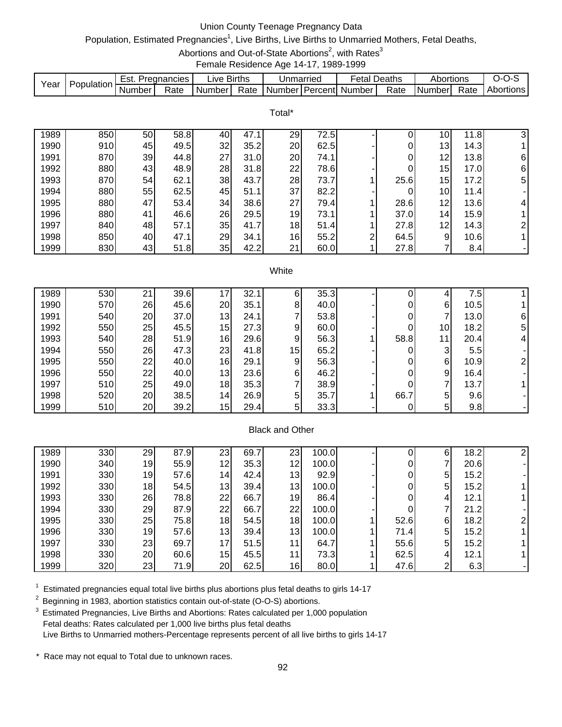# Union County Teenage Pregnancy Data

Population, Estimated Pregnancies[1], Live Births, Live Births to Unmarried Mothers, Fetal Deaths, Abortions and Out-of-State Abortions[2], with Rates[3]

Female Residence Age 14-17, 1989-1999

| Year | Population | Est. Pregnancies | | Live Births | | Unmarried | | Fetal Deaths | | Abortions | | O-O-S |
|---|---|---|---|---|---|---|---|---|---|---|---|---|
| | | Number | Rate | Number | Rate | Number | Percent | Number | Rate | Number | Rate | Abortions |
| **Total*** | | | | | | | | | | | | |
| 1989 | 850 | 50 | 58.8 | 40 | 47.1 | 29 | 72.5 | - | 0 | 10 | 11.8 | 3 |
| 1990 | 910 | 45 | 49.5 | 32 | 35.2 | 20 | 62.5 | - | 0 | 13 | 14.3 | 1 |
| 1991 | 870 | 39 | 44.8 | 27 | 31.0 | 20 | 74.1 | - | 0 | 12 | 13.8 | 6 |
| 1992 | 880 | 43 | 48.9 | 28 | 31.8 | 22 | 78.6 | - | 0 | 15 | 17.0 | 6 |
| 1993 | 870 | 54 | 62.1 | 38 | 43.7 | 28 | 73.7 | 1 | 25.6 | 15 | 17.2 | 5 |
| 1994 | 880 | 55 | 62.5 | 45 | 51.1 | 37 | 82.2 | - | 0 | 10 | 11.4 | - |
| 1995 | 880 | 47 | 53.4 | 34 | 38.6 | 27 | 79.4 | 1 | 28.6 | 12 | 13.6 | 4 |
| 1996 | 880 | 41 | 46.6 | 26 | 29.5 | 19 | 73.1 | 1 | 37.0 | 14 | 15.9 | 1 |
| 1997 | 840 | 48 | 57.1 | 35 | 41.7 | 18 | 51.4 | 1 | 27.8 | 12 | 14.3 | 2 |
| 1998 | 850 | 40 | 47.1 | 29 | 34.1 | 16 | 55.2 | 2 | 64.5 | 9 | 10.6 | 1 |
| 1999 | 830 | 43 | 51.8 | 35 | 42.2 | 21 | 60.0 | 1 | 27.8 | 7 | 8.4 | - |
| **White** | | | | | | | | | | | | |
| 1989 | 530 | 21 | 39.6 | 17 | 32.1 | 6 | 35.3 | - | 0 | 4 | 7.5 | 1 |
| 1990 | 570 | 26 | 45.6 | 20 | 35.1 | 8 | 40.0 | - | 0 | 6 | 10.5 | 1 |
| 1991 | 540 | 20 | 37.0 | 13 | 24.1 | 7 | 53.8 | - | 0 | 7 | 13.0 | 6 |
| 1992 | 550 | 25 | 45.5 | 15 | 27.3 | 9 | 60.0 | - | 0 | 10 | 18.2 | 5 |
| 1993 | 540 | 28 | 51.9 | 16 | 29.6 | 9 | 56.3 | 1 | 58.8 | 11 | 20.4 | 4 |
| 1994 | 550 | 26 | 47.3 | 23 | 41.8 | 15 | 65.2 | - | 0 | 3 | 5.5 | - |
| 1995 | 550 | 22 | 40.0 | 16 | 29.1 | 9 | 56.3 | - | 0 | 6 | 10.9 | 2 |
| 1996 | 550 | 22 | 40.0 | 13 | 23.6 | 6 | 46.2 | - | 0 | 9 | 16.4 | - |
| 1997 | 510 | 25 | 49.0 | 18 | 35.3 | 7 | 38.9 | - | 0 | 7 | 13.7 | 1 |
| 1998 | 520 | 20 | 38.5 | 14 | 26.9 | 5 | 35.7 | 1 | 66.7 | 5 | 9.6 | - |
| 1999 | 510 | 20 | 39.2 | 15 | 29.4 | 5 | 33.3 | - | 0 | 5 | 9.8 | - |
| **Black and Other** | | | | | | | | | | | | |
| 1989 | 330 | 29 | 87.9 | 23 | 69.7 | 23 | 100.0 | - | 0 | 6 | 18.2 | 2 |
| 1990 | 340 | 19 | 55.9 | 12 | 35.3 | 12 | 100.0 | - | 0 | 7 | 20.6 | - |
| 1991 | 330 | 19 | 57.6 | 14 | 42.4 | 13 | 92.9 | - | 0 | 5 | 15.2 | - |
| 1992 | 330 | 18 | 54.5 | 13 | 39.4 | 13 | 100.0 | - | 0 | 5 | 15.2 | 1 |
| 1993 | 330 | 26 | 78.8 | 22 | 66.7 | 19 | 86.4 | - | 0 | 4 | 12.1 | 1 |
| 1994 | 330 | 29 | 87.9 | 22 | 66.7 | 22 | 100.0 | - | 0 | 7 | 21.2 | - |
| 1995 | 330 | 25 | 75.8 | 18 | 54.5 | 18 | 100.0 | 1 | 52.6 | 6 | 18.2 | 2 |
| 1996 | 330 | 19 | 57.6 | 13 | 39.4 | 13 | 100.0 | 1 | 71.4 | 5 | 15.2 | 1 |
| 1997 | 330 | 23 | 69.7 | 17 | 51.5 | 11 | 64.7 | 1 | 55.6 | 5 | 15.2 | 1 |
| 1998 | 330 | 20 | 60.6 | 15 | 45.5 | 11 | 73.3 | 1 | 62.5 | 4 | 12.1 | 1 |
| 1999 | 320 | 23 | 71.9 | 20 | 62.5 | 16 | 80.0 | 1 | 47.6 | 2 | 6.3 | - |

[1] Estimated pregnancies equal total live births plus abortions plus fetal deaths to girls 14-17

[2] Beginning in 1983, abortion statistics contain out-of-state (O-O-S) abortions.

[3] Estimated Pregnancies, Live Births and Abortions: Rates calculated per 1,000 population
Fetal deaths: Rates calculated per 1,000 live births plus fetal deaths
Live Births to Unmarried mothers-Percentage represents percent of all live births to girls 14-17

\* Race may not equal to Total due to unknown races.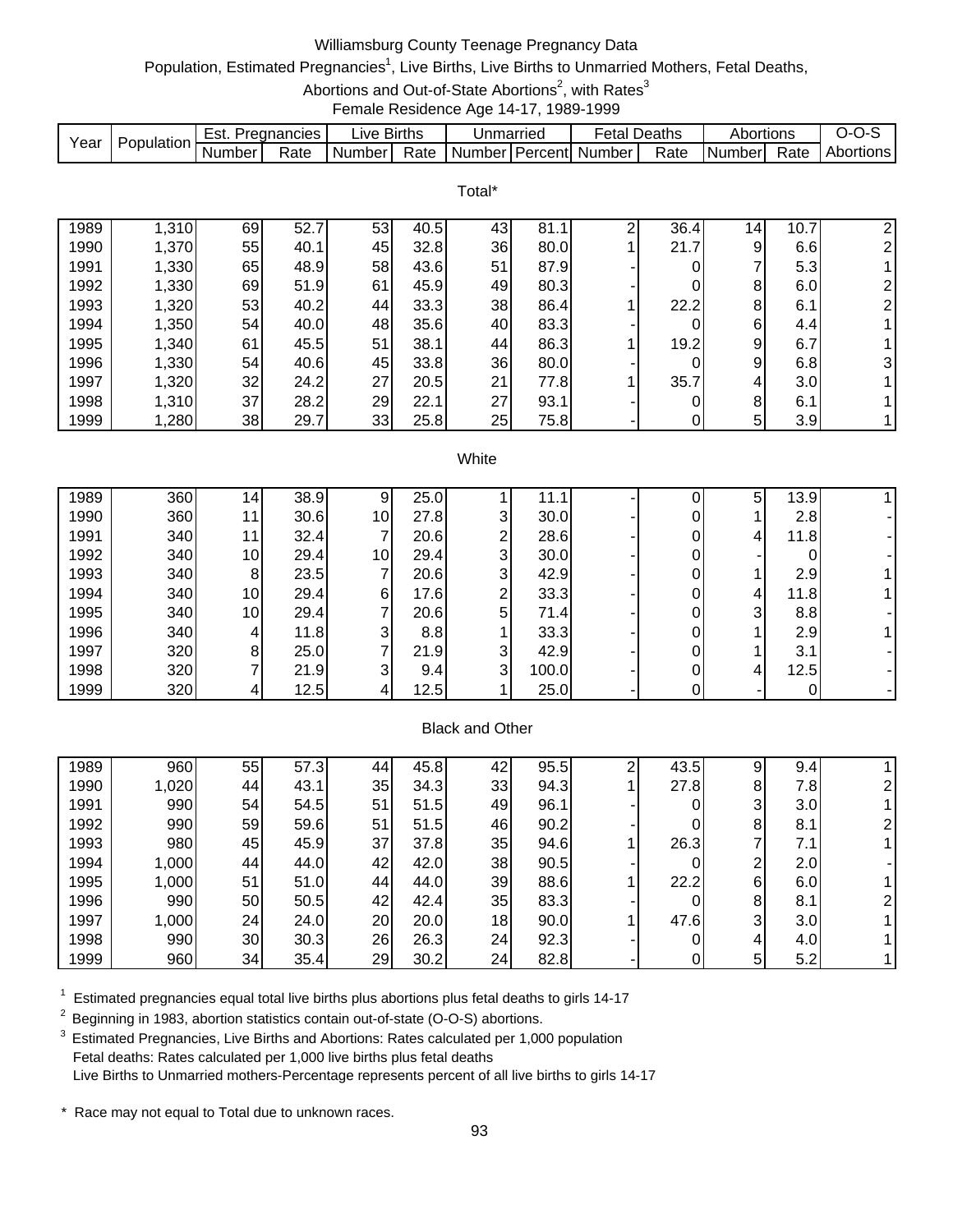# Williamsburg County Teenage Pregnancy Data

Population, Estimated Pregnancies[1], Live Births, Live Births to Unmarried Mothers, Fetal Deaths, Abortions and Out-of-State Abortions[2], with Rates[3]

Female Residence Age 14-17, 1989-1999

| Year | Population | Est. Pregnancies | | Live Births | | Unmarried | | Fetal Deaths | | Abortions | | O-O-S |
|---|---|---|---|---|---|---|---|---|---|---|---|---|
| | | Number | Rate | Number | Rate | Number | Percent | Number | Rate | Number | Rate | Abortions |
| **Total*** | | | | | | | | | | | | |
| 1989 | 1,310 | 69 | 52.7 | 53 | 40.5 | 43 | 81.1 | 2 | 36.4 | 14 | 10.7 | 2 |
| 1990 | 1,370 | 55 | 40.1 | 45 | 32.8 | 36 | 80.0 | 1 | 21.7 | 9 | 6.6 | 2 |
| 1991 | 1,330 | 65 | 48.9 | 58 | 43.6 | 51 | 87.9 | - | 0 | 7 | 5.3 | 1 |
| 1992 | 1,330 | 69 | 51.9 | 61 | 45.9 | 49 | 80.3 | - | 0 | 8 | 6.0 | 2 |
| 1993 | 1,320 | 53 | 40.2 | 44 | 33.3 | 38 | 86.4 | 1 | 22.2 | 8 | 6.1 | 2 |
| 1994 | 1,350 | 54 | 40.0 | 48 | 35.6 | 40 | 83.3 | - | 0 | 6 | 4.4 | 1 |
| 1995 | 1,340 | 61 | 45.5 | 51 | 38.1 | 44 | 86.3 | 1 | 19.2 | 9 | 6.7 | 1 |
| 1996 | 1,330 | 54 | 40.6 | 45 | 33.8 | 36 | 80.0 | - | 0 | 9 | 6.8 | 3 |
| 1997 | 1,320 | 32 | 24.2 | 27 | 20.5 | 21 | 77.8 | 1 | 35.7 | 4 | 3.0 | 1 |
| 1998 | 1,310 | 37 | 28.2 | 29 | 22.1 | 27 | 93.1 | - | 0 | 8 | 6.1 | 1 |
| 1999 | 1,280 | 38 | 29.7 | 33 | 25.8 | 25 | 75.8 | - | 0 | 5 | 3.9 | 1 |
| **White** | | | | | | | | | | | | |
| 1989 | 360 | 14 | 38.9 | 9 | 25.0 | 1 | 11.1 | - | 0 | 5 | 13.9 | 1 |
| 1990 | 360 | 11 | 30.6 | 10 | 27.8 | 3 | 30.0 | - | 0 | 1 | 2.8 | - |
| 1991 | 340 | 11 | 32.4 | 7 | 20.6 | 2 | 28.6 | - | 0 | 4 | 11.8 | - |
| 1992 | 340 | 10 | 29.4 | 10 | 29.4 | 3 | 30.0 | - | 0 | - | 0 | - |
| 1993 | 340 | 8 | 23.5 | 7 | 20.6 | 3 | 42.9 | - | 0 | 1 | 2.9 | 1 |
| 1994 | 340 | 10 | 29.4 | 6 | 17.6 | 2 | 33.3 | - | 0 | 4 | 11.8 | 1 |
| 1995 | 340 | 10 | 29.4 | 7 | 20.6 | 5 | 71.4 | - | 0 | 3 | 8.8 | - |
| 1996 | 340 | 4 | 11.8 | 3 | 8.8 | 1 | 33.3 | - | 0 | 1 | 2.9 | 1 |
| 1997 | 320 | 8 | 25.0 | 7 | 21.9 | 3 | 42.9 | - | 0 | 1 | 3.1 | - |
| 1998 | 320 | 7 | 21.9 | 3 | 9.4 | 3 | 100.0 | - | 0 | 4 | 12.5 | - |
| 1999 | 320 | 4 | 12.5 | 4 | 12.5 | 1 | 25.0 | - | 0 | - | 0 | - |
| **Black and Other** | | | | | | | | | | | | |
| 1989 | 960 | 55 | 57.3 | 44 | 45.8 | 42 | 95.5 | 2 | 43.5 | 9 | 9.4 | 1 |
| 1990 | 1,020 | 44 | 43.1 | 35 | 34.3 | 33 | 94.3 | 1 | 27.8 | 8 | 7.8 | 2 |
| 1991 | 990 | 54 | 54.5 | 51 | 51.5 | 49 | 96.1 | - | 0 | 3 | 3.0 | 1 |
| 1992 | 990 | 59 | 59.6 | 51 | 51.5 | 46 | 90.2 | - | 0 | 8 | 8.1 | 2 |
| 1993 | 980 | 45 | 45.9 | 37 | 37.8 | 35 | 94.6 | 1 | 26.3 | 7 | 7.1 | 1 |
| 1994 | 1,000 | 44 | 44.0 | 42 | 42.0 | 38 | 90.5 | - | 0 | 2 | 2.0 | - |
| 1995 | 1,000 | 51 | 51.0 | 44 | 44.0 | 39 | 88.6 | 1 | 22.2 | 6 | 6.0 | 1 |
| 1996 | 990 | 50 | 50.5 | 42 | 42.4 | 35 | 83.3 | - | 0 | 8 | 8.1 | 2 |
| 1997 | 1,000 | 24 | 24.0 | 20 | 20.0 | 18 | 90.0 | 1 | 47.6 | 3 | 3.0 | 1 |
| 1998 | 990 | 30 | 30.3 | 26 | 26.3 | 24 | 92.3 | - | 0 | 4 | 4.0 | 1 |
| 1999 | 960 | 34 | 35.4 | 29 | 30.2 | 24 | 82.8 | - | 0 | 5 | 5.2 | 1 |

[1] Estimated pregnancies equal total live births plus abortions plus fetal deaths to girls 14-17

[2] Beginning in 1983, abortion statistics contain out-of-state (O-O-S) abortions.

[3] Estimated Pregnancies, Live Births and Abortions: Rates calculated per 1,000 population
Fetal deaths: Rates calculated per 1,000 live births plus fetal deaths
Live Births to Unmarried mothers-Percentage represents percent of all live births to girls 14-17

* Race may not equal to Total due to unknown races.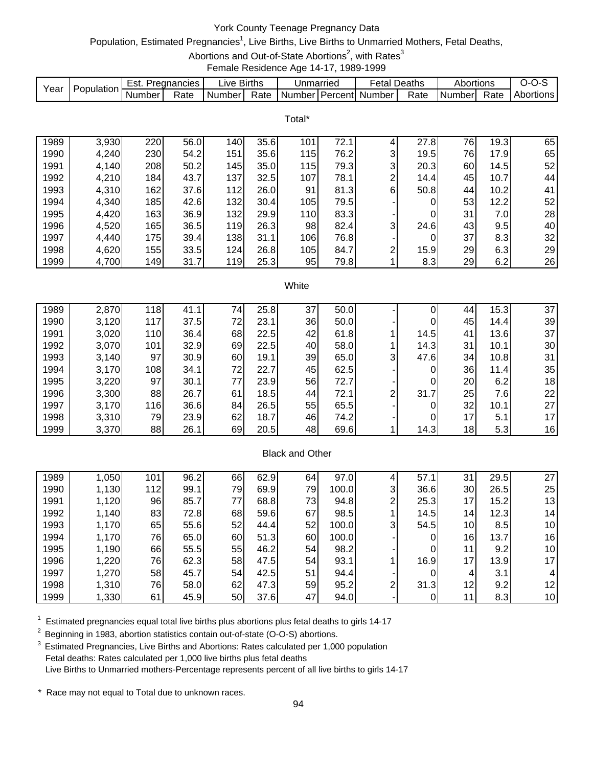# York County Teenage Pregnancy Data

Population, Estimated Pregnancies[1], Live Births, Live Births to Unmarried Mothers, Fetal Deaths, Abortions and Out-of-State Abortions[2], with Rates[3]

Female Residence Age 14-17, 1989-1999

| Year | Population | Est. Pregnancies | | Live Births | | Unmarried | | Fetal Deaths | | Abortions | | O-O-S |
|---|---|---|---|---|---|---|---|---|---|---|---|---|
| | | Number | Rate | Number | Rate | Number | Percent | Number | Rate | Number | Rate | Abortions |
| **Total*** | | | | | | | | | | | | |
| 1989 | 3,930 | 220 | 56.0 | 140 | 35.6 | 101 | 72.1 | 4 | 27.8 | 76 | 19.3 | 65 |
| 1990 | 4,240 | 230 | 54.2 | 151 | 35.6 | 115 | 76.2 | 3 | 19.5 | 76 | 17.9 | 65 |
| 1991 | 4,140 | 208 | 50.2 | 145 | 35.0 | 115 | 79.3 | 3 | 20.3 | 60 | 14.5 | 52 |
| 1992 | 4,210 | 184 | 43.7 | 137 | 32.5 | 107 | 78.1 | 2 | 14.4 | 45 | 10.7 | 44 |
| 1993 | 4,310 | 162 | 37.6 | 112 | 26.0 | 91 | 81.3 | 6 | 50.8 | 44 | 10.2 | 41 |
| 1994 | 4,340 | 185 | 42.6 | 132 | 30.4 | 105 | 79.5 | - | 0 | 53 | 12.2 | 52 |
| 1995 | 4,420 | 163 | 36.9 | 132 | 29.9 | 110 | 83.3 | - | 0 | 31 | 7.0 | 28 |
| 1996 | 4,520 | 165 | 36.5 | 119 | 26.3 | 98 | 82.4 | 3 | 24.6 | 43 | 9.5 | 40 |
| 1997 | 4,440 | 175 | 39.4 | 138 | 31.1 | 106 | 76.8 | - | 0 | 37 | 8.3 | 32 |
| 1998 | 4,620 | 155 | 33.5 | 124 | 26.8 | 105 | 84.7 | 2 | 15.9 | 29 | 6.3 | 29 |
| 1999 | 4,700 | 149 | 31.7 | 119 | 25.3 | 95 | 79.8 | 1 | 8.3 | 29 | 6.2 | 26 |
| **White** | | | | | | | | | | | | |
| 1989 | 2,870 | 118 | 41.1 | 74 | 25.8 | 37 | 50.0 | - | 0 | 44 | 15.3 | 37 |
| 1990 | 3,120 | 117 | 37.5 | 72 | 23.1 | 36 | 50.0 | - | 0 | 45 | 14.4 | 39 |
| 1991 | 3,020 | 110 | 36.4 | 68 | 22.5 | 42 | 61.8 | 1 | 14.5 | 41 | 13.6 | 37 |
| 1992 | 3,070 | 101 | 32.9 | 69 | 22.5 | 40 | 58.0 | 1 | 14.3 | 31 | 10.1 | 30 |
| 1993 | 3,140 | 97 | 30.9 | 60 | 19.1 | 39 | 65.0 | 3 | 47.6 | 34 | 10.8 | 31 |
| 1994 | 3,170 | 108 | 34.1 | 72 | 22.7 | 45 | 62.5 | - | 0 | 36 | 11.4 | 35 |
| 1995 | 3,220 | 97 | 30.1 | 77 | 23.9 | 56 | 72.7 | - | 0 | 20 | 6.2 | 18 |
| 1996 | 3,300 | 88 | 26.7 | 61 | 18.5 | 44 | 72.1 | 2 | 31.7 | 25 | 7.6 | 22 |
| 1997 | 3,170 | 116 | 36.6 | 84 | 26.5 | 55 | 65.5 | - | 0 | 32 | 10.1 | 27 |
| 1998 | 3,310 | 79 | 23.9 | 62 | 18.7 | 46 | 74.2 | - | 0 | 17 | 5.1 | 17 |
| 1999 | 3,370 | 88 | 26.1 | 69 | 20.5 | 48 | 69.6 | 1 | 14.3 | 18 | 5.3 | 16 |
| **Black and Other** | | | | | | | | | | | | |
| 1989 | 1,050 | 101 | 96.2 | 66 | 62.9 | 64 | 97.0 | 4 | 57.1 | 31 | 29.5 | 27 |
| 1990 | 1,130 | 112 | 99.1 | 79 | 69.9 | 79 | 100.0 | 3 | 36.6 | 30 | 26.5 | 25 |
| 1991 | 1,120 | 96 | 85.7 | 77 | 68.8 | 73 | 94.8 | 2 | 25.3 | 17 | 15.2 | 13 |
| 1992 | 1,140 | 83 | 72.8 | 68 | 59.6 | 67 | 98.5 | 1 | 14.5 | 14 | 12.3 | 14 |
| 1993 | 1,170 | 65 | 55.6 | 52 | 44.4 | 52 | 100.0 | 3 | 54.5 | 10 | 8.5 | 10 |
| 1994 | 1,170 | 76 | 65.0 | 60 | 51.3 | 60 | 100.0 | - | 0 | 16 | 13.7 | 16 |
| 1995 | 1,190 | 66 | 55.5 | 55 | 46.2 | 54 | 98.2 | - | 0 | 11 | 9.2 | 10 |
| 1996 | 1,220 | 76 | 62.3 | 58 | 47.5 | 54 | 93.1 | 1 | 16.9 | 17 | 13.9 | 17 |
| 1997 | 1,270 | 58 | 45.7 | 54 | 42.5 | 51 | 94.4 | - | 0 | 4 | 3.1 | 4 |
| 1998 | 1,310 | 76 | 58.0 | 62 | 47.3 | 59 | 95.2 | 2 | 31.3 | 12 | 9.2 | 12 |
| 1999 | 1,330 | 61 | 45.9 | 50 | 37.6 | 47 | 94.0 | - | 0 | 11 | 8.3 | 10 |

[1] Estimated pregnancies equal total live births plus abortions plus fetal deaths to girls 14-17

[2] Beginning in 1983, abortion statistics contain out-of-state (O-O-S) abortions.

[3] Estimated Pregnancies, Live Births and Abortions: Rates calculated per 1,000 population
Fetal deaths: Rates calculated per 1,000 live births plus fetal deaths
Live Births to Unmarried mothers-Percentage represents percent of all live births to girls 14-17

* Race may not equal to Total due to unknown races.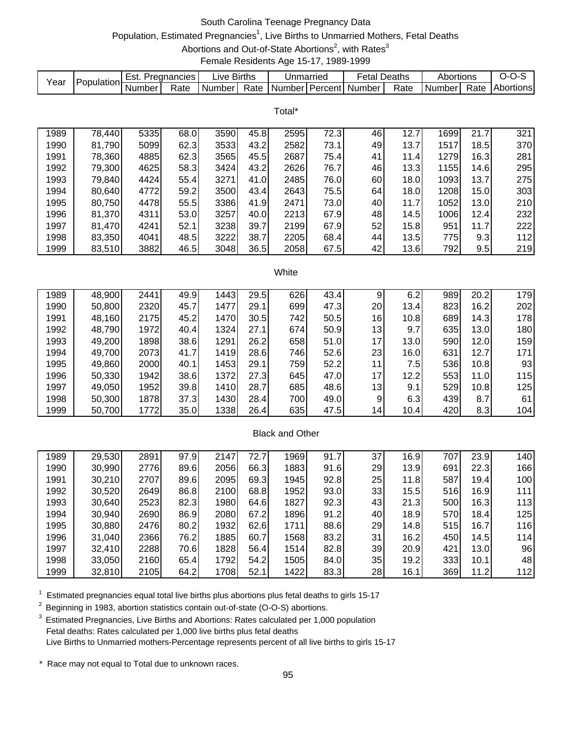# South Carolina Teenage Pregnancy Data

## Population, Estimated Pregnancies[1], Live Births to Unmarried Mothers, Fetal Deaths Abortions and Out-of-State Abortions[2], with Rates[3]

### Female Residents Age 15-17, 1989-1999

| Year | Population | Est. Pregnancies | | Live Births | | Unmarried | | Fetal Deaths | | Abortions | | O-O-S |
|---|---|---|---|---|---|---|---|---|---|---|---|---|
| | | Number | Rate | Number | Rate | Number | Percent | Number | Rate | Number | Rate | Abortions |
| **Total*** | | | | | | | | | | | | |
| 1989 | 78,440 | 5335 | 68.0 | 3590 | 45.8 | 2595 | 72.3 | 46 | 12.7 | 1699 | 21.7 | 321 |
| 1990 | 81,790 | 5099 | 62.3 | 3533 | 43.2 | 2582 | 73.1 | 49 | 13.7 | 1517 | 18.5 | 370 |
| 1991 | 78,360 | 4885 | 62.3 | 3565 | 45.5 | 2687 | 75.4 | 41 | 11.4 | 1279 | 16.3 | 281 |
| 1992 | 79,300 | 4625 | 58.3 | 3424 | 43.2 | 2626 | 76.7 | 46 | 13.3 | 1155 | 14.6 | 295 |
| 1993 | 79,840 | 4424 | 55.4 | 3271 | 41.0 | 2485 | 76.0 | 60 | 18.0 | 1093 | 13.7 | 275 |
| 1994 | 80,640 | 4772 | 59.2 | 3500 | 43.4 | 2643 | 75.5 | 64 | 18.0 | 1208 | 15.0 | 303 |
| 1995 | 80,750 | 4478 | 55.5 | 3386 | 41.9 | 2471 | 73.0 | 40 | 11.7 | 1052 | 13.0 | 210 |
| 1996 | 81,370 | 4311 | 53.0 | 3257 | 40.0 | 2213 | 67.9 | 48 | 14.5 | 1006 | 12.4 | 232 |
| 1997 | 81,470 | 4241 | 52.1 | 3238 | 39.7 | 2199 | 67.9 | 52 | 15.8 | 951 | 11.7 | 222 |
| 1998 | 83,350 | 4041 | 48.5 | 3222 | 38.7 | 2205 | 68.4 | 44 | 13.5 | 775 | 9.3 | 112 |
| 1999 | 83,510 | 3882 | 46.5 | 3048 | 36.5 | 2058 | 67.5 | 42 | 13.6 | 792 | 9.5 | 219 |
| **White** | | | | | | | | | | | | |
| 1989 | 48,900 | 2441 | 49.9 | 1443 | 29.5 | 626 | 43.4 | 9 | 6.2 | 989 | 20.2 | 179 |
| 1990 | 50,800 | 2320 | 45.7 | 1477 | 29.1 | 699 | 47.3 | 20 | 13.4 | 823 | 16.2 | 202 |
| 1991 | 48,160 | 2175 | 45.2 | 1470 | 30.5 | 742 | 50.5 | 16 | 10.8 | 689 | 14.3 | 178 |
| 1992 | 48,790 | 1972 | 40.4 | 1324 | 27.1 | 674 | 50.9 | 13 | 9.7 | 635 | 13.0 | 180 |
| 1993 | 49,200 | 1898 | 38.6 | 1291 | 26.2 | 658 | 51.0 | 17 | 13.0 | 590 | 12.0 | 159 |
| 1994 | 49,700 | 2073 | 41.7 | 1419 | 28.6 | 746 | 52.6 | 23 | 16.0 | 631 | 12.7 | 171 |
| 1995 | 49,860 | 2000 | 40.1 | 1453 | 29.1 | 759 | 52.2 | 11 | 7.5 | 536 | 10.8 | 93 |
| 1996 | 50,330 | 1942 | 38.6 | 1372 | 27.3 | 645 | 47.0 | 17 | 12.2 | 553 | 11.0 | 115 |
| 1997 | 49,050 | 1952 | 39.8 | 1410 | 28.7 | 685 | 48.6 | 13 | 9.1 | 529 | 10.8 | 125 |
| 1998 | 50,300 | 1878 | 37.3 | 1430 | 28.4 | 700 | 49.0 | 9 | 6.3 | 439 | 8.7 | 61 |
| 1999 | 50,700 | 1772 | 35.0 | 1338 | 26.4 | 635 | 47.5 | 14 | 10.4 | 420 | 8.3 | 104 |
| **Black and Other** | | | | | | | | | | | | |
| 1989 | 29,530 | 2891 | 97.9 | 2147 | 72.7 | 1969 | 91.7 | 37 | 16.9 | 707 | 23.9 | 140 |
| 1990 | 30,990 | 2776 | 89.6 | 2056 | 66.3 | 1883 | 91.6 | 29 | 13.9 | 691 | 22.3 | 166 |
| 1991 | 30,210 | 2707 | 89.6 | 2095 | 69.3 | 1945 | 92.8 | 25 | 11.8 | 587 | 19.4 | 100 |
| 1992 | 30,520 | 2649 | 86.8 | 2100 | 68.8 | 1952 | 93.0 | 33 | 15.5 | 516 | 16.9 | 111 |
| 1993 | 30,640 | 2523 | 82.3 | 1980 | 64.6 | 1827 | 92.3 | 43 | 21.3 | 500 | 16.3 | 113 |
| 1994 | 30,940 | 2690 | 86.9 | 2080 | 67.2 | 1896 | 91.2 | 40 | 18.9 | 570 | 18.4 | 125 |
| 1995 | 30,880 | 2476 | 80.2 | 1932 | 62.6 | 1711 | 88.6 | 29 | 14.8 | 515 | 16.7 | 116 |
| 1996 | 31,040 | 2366 | 76.2 | 1885 | 60.7 | 1568 | 83.2 | 31 | 16.2 | 450 | 14.5 | 114 |
| 1997 | 32,410 | 2288 | 70.6 | 1828 | 56.4 | 1514 | 82.8 | 39 | 20.9 | 421 | 13.0 | 96 |
| 1998 | 33,050 | 2160 | 65.4 | 1792 | 54.2 | 1505 | 84.0 | 35 | 19.2 | 333 | 10.1 | 48 |
| 1999 | 32,810 | 2105 | 64.2 | 1708 | 52.1 | 1422 | 83.3 | 28 | 16.1 | 369 | 11.2 | 112 |

[1] Estimated pregnancies equal total live births plus abortions plus fetal deaths to girls 15-17

[2] Beginning in 1983, abortion statistics contain out-of-state (O-O-S) abortions.

[3] Estimated Pregnancies, Live Births and Abortions: Rates calculated per 1,000 population
Fetal deaths: Rates calculated per 1,000 live births plus fetal deaths
Live Births to Unmarried mothers-Percentage represents percent of all live births to girls 15-17

\* Race may not equal to Total due to unknown races.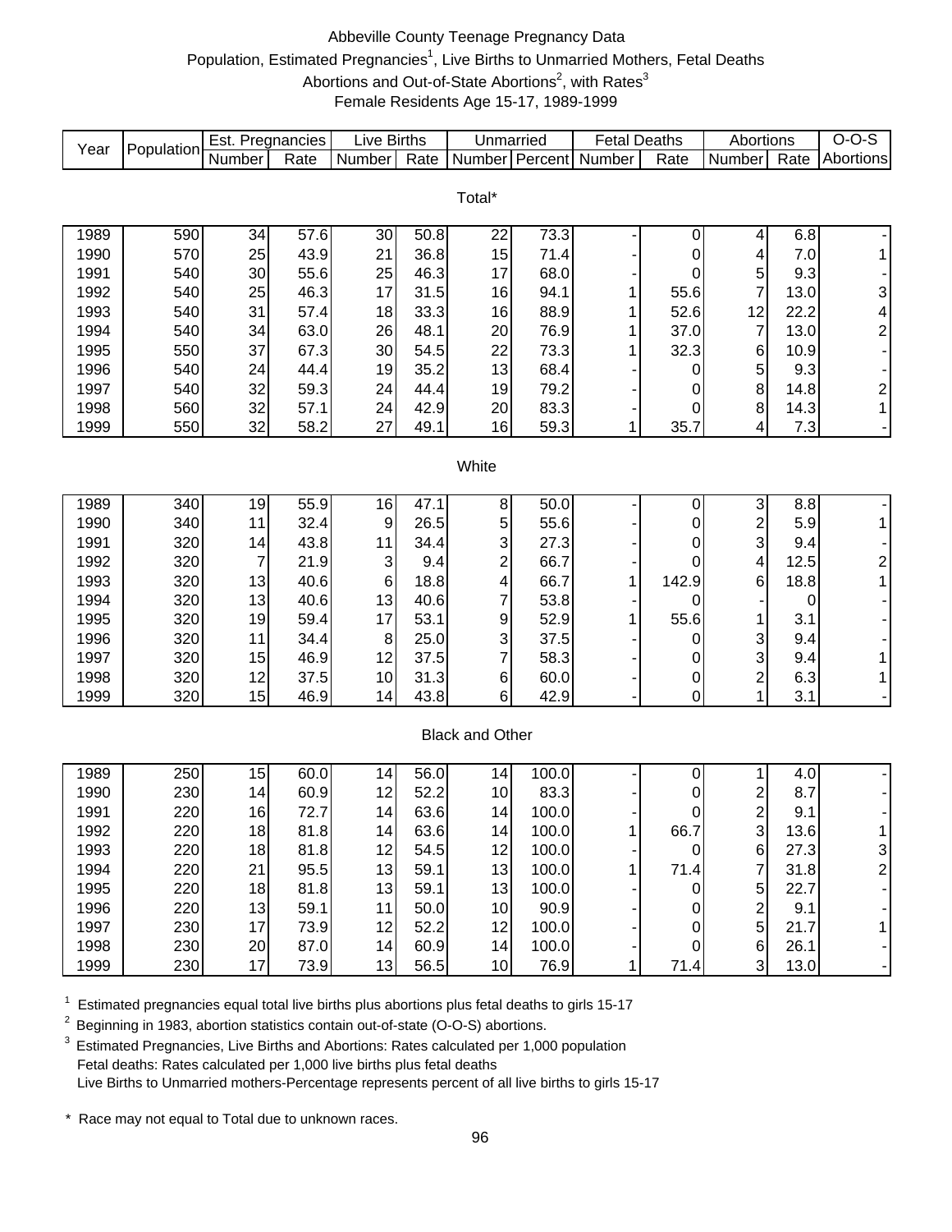# Abbeville County Teenage Pregnancy Data

Population, Estimated Pregnancies[1], Live Births to Unmarried Mothers, Fetal Deaths
Abortions and Out-of-State Abortions[2], with Rates[3]
Female Residents Age 15-17, 1989-1999

| Year | Population | Est. Pregnancies | | Live Births | | Unmarried | | Fetal Deaths | | Abortions | | O-O-S |
|---|---|---|---|---|---|---|---|---|---|---|---|---|
| | | Number | Rate | Number | Rate | Number | Percent | Number | Rate | Number | Rate | Abortions |
| **Total*** | | | | | | | | | | | | |
| 1989 | 590 | 34 | 57.6 | 30 | 50.8 | 22 | 73.3 | - | 0 | 4 | 6.8 | - |
| 1990 | 570 | 25 | 43.9 | 21 | 36.8 | 15 | 71.4 | - | 0 | 4 | 7.0 | 1 |
| 1991 | 540 | 30 | 55.6 | 25 | 46.3 | 17 | 68.0 | - | 0 | 5 | 9.3 | - |
| 1992 | 540 | 25 | 46.3 | 17 | 31.5 | 16 | 94.1 | 1 | 55.6 | 7 | 13.0 | 3 |
| 1993 | 540 | 31 | 57.4 | 18 | 33.3 | 16 | 88.9 | 1 | 52.6 | 12 | 22.2 | 4 |
| 1994 | 540 | 34 | 63.0 | 26 | 48.1 | 20 | 76.9 | 1 | 37.0 | 7 | 13.0 | 2 |
| 1995 | 550 | 37 | 67.3 | 30 | 54.5 | 22 | 73.3 | 1 | 32.3 | 6 | 10.9 | - |
| 1996 | 540 | 24 | 44.4 | 19 | 35.2 | 13 | 68.4 | - | 0 | 5 | 9.3 | - |
| 1997 | 540 | 32 | 59.3 | 24 | 44.4 | 19 | 79.2 | - | 0 | 8 | 14.8 | 2 |
| 1998 | 560 | 32 | 57.1 | 24 | 42.9 | 20 | 83.3 | - | 0 | 8 | 14.3 | 1 |
| 1999 | 550 | 32 | 58.2 | 27 | 49.1 | 16 | 59.3 | 1 | 35.7 | 4 | 7.3 | - |
| **White** | | | | | | | | | | | | |
| 1989 | 340 | 19 | 55.9 | 16 | 47.1 | 8 | 50.0 | - | 0 | 3 | 8.8 | - |
| 1990 | 340 | 11 | 32.4 | 9 | 26.5 | 5 | 55.6 | - | 0 | 2 | 5.9 | 1 |
| 1991 | 320 | 14 | 43.8 | 11 | 34.4 | 3 | 27.3 | - | 0 | 3 | 9.4 | - |
| 1992 | 320 | 7 | 21.9 | 3 | 9.4 | 2 | 66.7 | - | 0 | 4 | 12.5 | 2 |
| 1993 | 320 | 13 | 40.6 | 6 | 18.8 | 4 | 66.7 | 1 | 142.9 | 6 | 18.8 | 1 |
| 1994 | 320 | 13 | 40.6 | 13 | 40.6 | 7 | 53.8 | - | 0 | - | 0 | - |
| 1995 | 320 | 19 | 59.4 | 17 | 53.1 | 9 | 52.9 | 1 | 55.6 | 1 | 3.1 | - |
| 1996 | 320 | 11 | 34.4 | 8 | 25.0 | 3 | 37.5 | - | 0 | 3 | 9.4 | - |
| 1997 | 320 | 15 | 46.9 | 12 | 37.5 | 7 | 58.3 | - | 0 | 3 | 9.4 | 1 |
| 1998 | 320 | 12 | 37.5 | 10 | 31.3 | 6 | 60.0 | - | 0 | 2 | 6.3 | 1 |
| 1999 | 320 | 15 | 46.9 | 14 | 43.8 | 6 | 42.9 | - | 0 | 1 | 3.1 | - |
| **Black and Other** | | | | | | | | | | | | |
| 1989 | 250 | 15 | 60.0 | 14 | 56.0 | 14 | 100.0 | - | 0 | 1 | 4.0 | - |
| 1990 | 230 | 14 | 60.9 | 12 | 52.2 | 10 | 83.3 | - | 0 | 2 | 8.7 | - |
| 1991 | 220 | 16 | 72.7 | 14 | 63.6 | 14 | 100.0 | - | 0 | 2 | 9.1 | - |
| 1992 | 220 | 18 | 81.8 | 14 | 63.6 | 14 | 100.0 | 1 | 66.7 | 3 | 13.6 | 1 |
| 1993 | 220 | 18 | 81.8 | 12 | 54.5 | 12 | 100.0 | - | 0 | 6 | 27.3 | 3 |
| 1994 | 220 | 21 | 95.5 | 13 | 59.1 | 13 | 100.0 | 1 | 71.4 | 7 | 31.8 | 2 |
| 1995 | 220 | 18 | 81.8 | 13 | 59.1 | 13 | 100.0 | - | 0 | 5 | 22.7 | - |
| 1996 | 220 | 13 | 59.1 | 11 | 50.0 | 10 | 90.9 | - | 0 | 2 | 9.1 | - |
| 1997 | 230 | 17 | 73.9 | 12 | 52.2 | 12 | 100.0 | - | 0 | 5 | 21.7 | 1 |
| 1998 | 230 | 20 | 87.0 | 14 | 60.9 | 14 | 100.0 | - | 0 | 6 | 26.1 | - |
| 1999 | 230 | 17 | 73.9 | 13 | 56.5 | 10 | 76.9 | 1 | 71.4 | 3 | 13.0 | - |

[1] Estimated pregnancies equal total live births plus abortions plus fetal deaths to girls 15-17

[2] Beginning in 1983, abortion statistics contain out-of-state (O-O-S) abortions.

[3] Estimated Pregnancies, Live Births and Abortions: Rates calculated per 1,000 population
Fetal deaths: Rates calculated per 1,000 live births plus fetal deaths
Live Births to Unmarried mothers-Percentage represents percent of all live births to girls 15-17

\* Race may not equal to Total due to unknown races.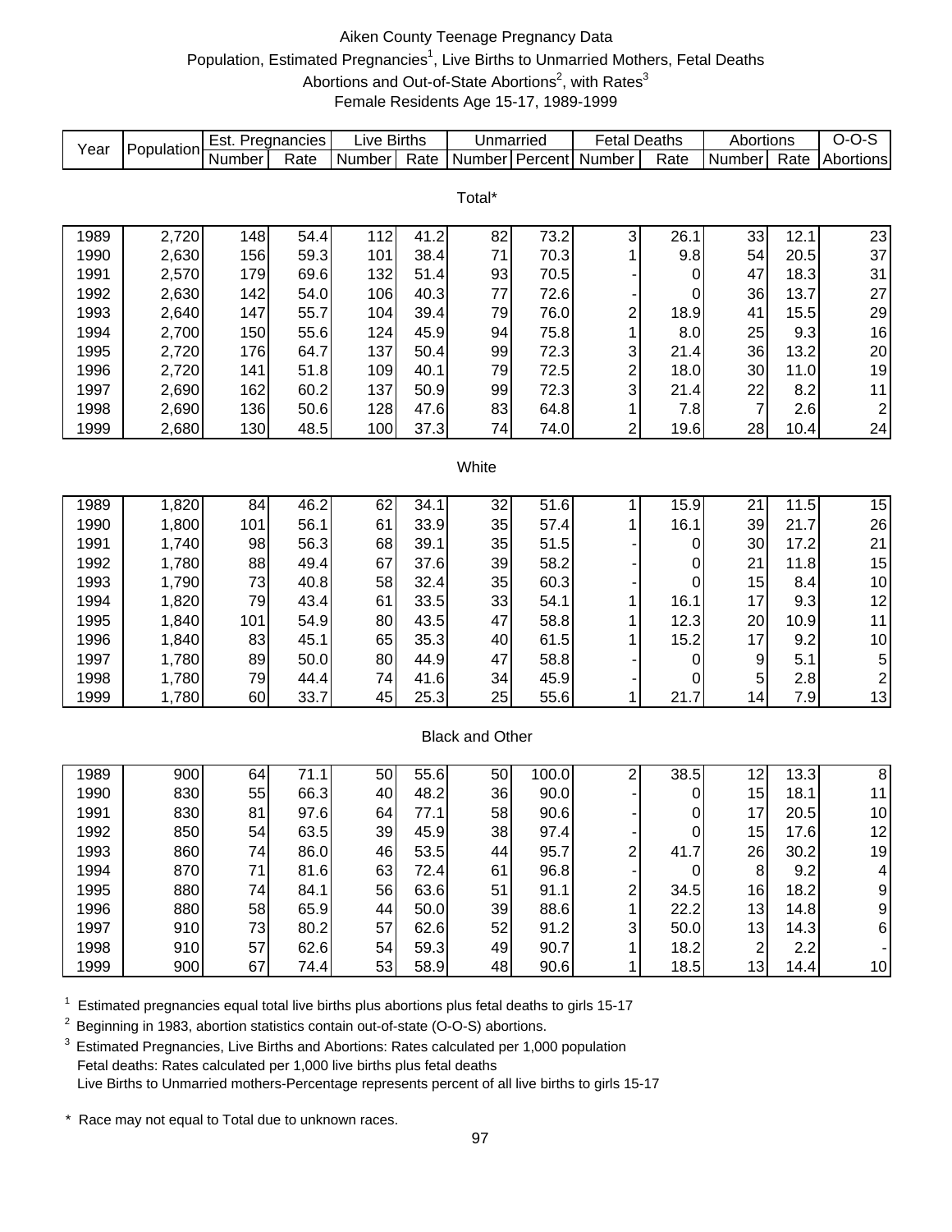# Aiken County Teenage Pregnancy Data

Population, Estimated Pregnancies[1], Live Births to Unmarried Mothers, Fetal Deaths
Abortions and Out-of-State Abortions[2], with Rates[3]
Female Residents Age 15-17, 1989-1999

| Year | Population | Est. Pregnancies | | Live Births | | Unmarried | | Fetal Deaths | | Abortions | | O-O-S |
|---|---|---|---|---|---|---|---|---|---|---|---|---|
| | | Number | Rate | Number | Rate | Number | Percent | Number | Rate | Number | Rate | Abortions |
| **Total*** | | | | | | | | | | | | |
| 1989 | 2,720 | 148 | 54.4 | 112 | 41.2 | 82 | 73.2 | 3 | 26.1 | 33 | 12.1 | 23 |
| 1990 | 2,630 | 156 | 59.3 | 101 | 38.4 | 71 | 70.3 | 1 | 9.8 | 54 | 20.5 | 37 |
| 1991 | 2,570 | 179 | 69.6 | 132 | 51.4 | 93 | 70.5 | - | 0 | 47 | 18.3 | 31 |
| 1992 | 2,630 | 142 | 54.0 | 106 | 40.3 | 77 | 72.6 | - | 0 | 36 | 13.7 | 27 |
| 1993 | 2,640 | 147 | 55.7 | 104 | 39.4 | 79 | 76.0 | 2 | 18.9 | 41 | 15.5 | 29 |
| 1994 | 2,700 | 150 | 55.6 | 124 | 45.9 | 94 | 75.8 | 1 | 8.0 | 25 | 9.3 | 16 |
| 1995 | 2,720 | 176 | 64.7 | 137 | 50.4 | 99 | 72.3 | 3 | 21.4 | 36 | 13.2 | 20 |
| 1996 | 2,720 | 141 | 51.8 | 109 | 40.1 | 79 | 72.5 | 2 | 18.0 | 30 | 11.0 | 19 |
| 1997 | 2,690 | 162 | 60.2 | 137 | 50.9 | 99 | 72.3 | 3 | 21.4 | 22 | 8.2 | 11 |
| 1998 | 2,690 | 136 | 50.6 | 128 | 47.6 | 83 | 64.8 | 1 | 7.8 | 7 | 2.6 | 2 |
| 1999 | 2,680 | 130 | 48.5 | 100 | 37.3 | 74 | 74.0 | 2 | 19.6 | 28 | 10.4 | 24 |
| **White** | | | | | | | | | | | | |
| 1989 | 1,820 | 84 | 46.2 | 62 | 34.1 | 32 | 51.6 | 1 | 15.9 | 21 | 11.5 | 15 |
| 1990 | 1,800 | 101 | 56.1 | 61 | 33.9 | 35 | 57.4 | 1 | 16.1 | 39 | 21.7 | 26 |
| 1991 | 1,740 | 98 | 56.3 | 68 | 39.1 | 35 | 51.5 | - | 0 | 30 | 17.2 | 21 |
| 1992 | 1,780 | 88 | 49.4 | 67 | 37.6 | 39 | 58.2 | - | 0 | 21 | 11.8 | 15 |
| 1993 | 1,790 | 73 | 40.8 | 58 | 32.4 | 35 | 60.3 | - | 0 | 15 | 8.4 | 10 |
| 1994 | 1,820 | 79 | 43.4 | 61 | 33.5 | 33 | 54.1 | 1 | 16.1 | 17 | 9.3 | 12 |
| 1995 | 1,840 | 101 | 54.9 | 80 | 43.5 | 47 | 58.8 | 1 | 12.3 | 20 | 10.9 | 11 |
| 1996 | 1,840 | 83 | 45.1 | 65 | 35.3 | 40 | 61.5 | 1 | 15.2 | 17 | 9.2 | 10 |
| 1997 | 1,780 | 89 | 50.0 | 80 | 44.9 | 47 | 58.8 | - | 0 | 9 | 5.1 | 5 |
| 1998 | 1,780 | 79 | 44.4 | 74 | 41.6 | 34 | 45.9 | - | 0 | 5 | 2.8 | 2 |
| 1999 | 1,780 | 60 | 33.7 | 45 | 25.3 | 25 | 55.6 | 1 | 21.7 | 14 | 7.9 | 13 |
| **Black and Other** | | | | | | | | | | | | |
| 1989 | 900 | 64 | 71.1 | 50 | 55.6 | 50 | 100.0 | 2 | 38.5 | 12 | 13.3 | 8 |
| 1990 | 830 | 55 | 66.3 | 40 | 48.2 | 36 | 90.0 | - | 0 | 15 | 18.1 | 11 |
| 1991 | 830 | 81 | 97.6 | 64 | 77.1 | 58 | 90.6 | - | 0 | 17 | 20.5 | 10 |
| 1992 | 850 | 54 | 63.5 | 39 | 45.9 | 38 | 97.4 | - | 0 | 15 | 17.6 | 12 |
| 1993 | 860 | 74 | 86.0 | 46 | 53.5 | 44 | 95.7 | 2 | 41.7 | 26 | 30.2 | 19 |
| 1994 | 870 | 71 | 81.6 | 63 | 72.4 | 61 | 96.8 | - | 0 | 8 | 9.2 | 4 |
| 1995 | 880 | 74 | 84.1 | 56 | 63.6 | 51 | 91.1 | 2 | 34.5 | 16 | 18.2 | 9 |
| 1996 | 880 | 58 | 65.9 | 44 | 50.0 | 39 | 88.6 | 1 | 22.2 | 13 | 14.8 | 9 |
| 1997 | 910 | 73 | 80.2 | 57 | 62.6 | 52 | 91.2 | 3 | 50.0 | 13 | 14.3 | 6 |
| 1998 | 910 | 57 | 62.6 | 54 | 59.3 | 49 | 90.7 | 1 | 18.2 | 2 | 2.2 | - |
| 1999 | 900 | 67 | 74.4 | 53 | 58.9 | 48 | 90.6 | 1 | 18.5 | 13 | 14.4 | 10 |

[1] Estimated pregnancies equal total live births plus abortions plus fetal deaths to girls 15-17

[2] Beginning in 1983, abortion statistics contain out-of-state (O-O-S) abortions.

[3] Estimated Pregnancies, Live Births and Abortions: Rates calculated per 1,000 population
Fetal deaths: Rates calculated per 1,000 live births plus fetal deaths
Live Births to Unmarried mothers-Percentage represents percent of all live births to girls 15-17

\* Race may not equal to Total due to unknown races.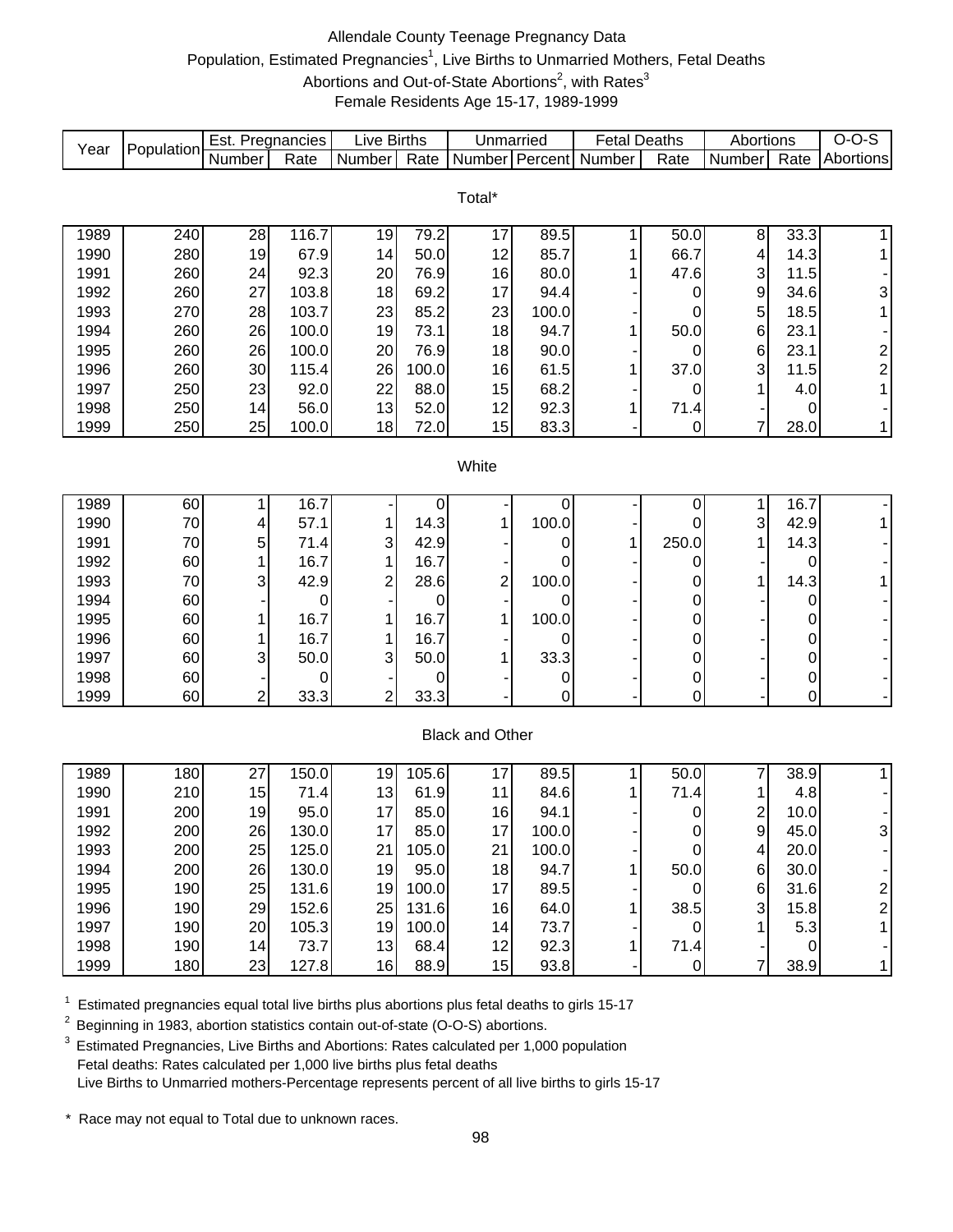# Allendale County Teenage Pregnancy Data

Population, Estimated Pregnancies[1], Live Births to Unmarried Mothers, Fetal Deaths

Abortions and Out-of-State Abortions[2], with Rates[3]

Female Residents Age 15-17, 1989-1999

| Year | Population | Est. Pregnancies | | Live Births | | Unmarried | | Fetal Deaths | | Abortions | | O-O-S |
|---|---|---|---|---|---|---|---|---|---|---|---|---|
| | | Number | Rate | Number | Rate | Number | Percent | Number | Rate | Number | Rate | Abortions |
| **Total*** | | | | | | | | | | | | |
| 1989 | 240 | 28 | 116.7 | 19 | 79.2 | 17 | 89.5 | 1 | 50.0 | 8 | 33.3 | 1 |
| 1990 | 280 | 19 | 67.9 | 14 | 50.0 | 12 | 85.7 | 1 | 66.7 | 4 | 14.3 | 1 |
| 1991 | 260 | 24 | 92.3 | 20 | 76.9 | 16 | 80.0 | 1 | 47.6 | 3 | 11.5 | - |
| 1992 | 260 | 27 | 103.8 | 18 | 69.2 | 17 | 94.4 | - | 0 | 9 | 34.6 | 3 |
| 1993 | 270 | 28 | 103.7 | 23 | 85.2 | 23 | 100.0 | - | 0 | 5 | 18.5 | 1 |
| 1994 | 260 | 26 | 100.0 | 19 | 73.1 | 18 | 94.7 | 1 | 50.0 | 6 | 23.1 | - |
| 1995 | 260 | 26 | 100.0 | 20 | 76.9 | 18 | 90.0 | - | 0 | 6 | 23.1 | 2 |
| 1996 | 260 | 30 | 115.4 | 26 | 100.0 | 16 | 61.5 | 1 | 37.0 | 3 | 11.5 | 2 |
| 1997 | 250 | 23 | 92.0 | 22 | 88.0 | 15 | 68.2 | - | 0 | 1 | 4.0 | 1 |
| 1998 | 250 | 14 | 56.0 | 13 | 52.0 | 12 | 92.3 | 1 | 71.4 | - | 0 | - |
| 1999 | 250 | 25 | 100.0 | 18 | 72.0 | 15 | 83.3 | - | 0 | 7 | 28.0 | 1 |
| **White** | | | | | | | | | | | | |
| 1989 | 60 | 1 | 16.7 | - | 0 | - | 0 | - | 0 | 1 | 16.7 | - |
| 1990 | 70 | 4 | 57.1 | 1 | 14.3 | 1 | 100.0 | - | 0 | 3 | 42.9 | 1 |
| 1991 | 70 | 5 | 71.4 | 3 | 42.9 | - | 0 | 1 | 250.0 | 1 | 14.3 | - |
| 1992 | 60 | 1 | 16.7 | 1 | 16.7 | - | 0 | - | 0 | - | 0 | - |
| 1993 | 70 | 3 | 42.9 | 2 | 28.6 | 2 | 100.0 | - | 0 | 1 | 14.3 | 1 |
| 1994 | 60 | - | 0 | - | 0 | - | 0 | - | 0 | - | 0 | - |
| 1995 | 60 | 1 | 16.7 | 1 | 16.7 | 1 | 100.0 | - | 0 | - | 0 | - |
| 1996 | 60 | 1 | 16.7 | 1 | 16.7 | - | 0 | - | 0 | - | 0 | - |
| 1997 | 60 | 3 | 50.0 | 3 | 50.0 | 1 | 33.3 | - | 0 | - | 0 | - |
| 1998 | 60 | - | 0 | - | 0 | - | 0 | - | 0 | - | 0 | - |
| 1999 | 60 | 2 | 33.3 | 2 | 33.3 | - | 0 | - | 0 | - | 0 | - |
| **Black and Other** | | | | | | | | | | | | |
| 1989 | 180 | 27 | 150.0 | 19 | 105.6 | 17 | 89.5 | 1 | 50.0 | 7 | 38.9 | 1 |
| 1990 | 210 | 15 | 71.4 | 13 | 61.9 | 11 | 84.6 | 1 | 71.4 | 1 | 4.8 | - |
| 1991 | 200 | 19 | 95.0 | 17 | 85.0 | 16 | 94.1 | - | 0 | 2 | 10.0 | - |
| 1992 | 200 | 26 | 130.0 | 17 | 85.0 | 17 | 100.0 | - | 0 | 9 | 45.0 | 3 |
| 1993 | 200 | 25 | 125.0 | 21 | 105.0 | 21 | 100.0 | - | 0 | 4 | 20.0 | - |
| 1994 | 200 | 26 | 130.0 | 19 | 95.0 | 18 | 94.7 | 1 | 50.0 | 6 | 30.0 | - |
| 1995 | 190 | 25 | 131.6 | 19 | 100.0 | 17 | 89.5 | - | 0 | 6 | 31.6 | 2 |
| 1996 | 190 | 29 | 152.6 | 25 | 131.6 | 16 | 64.0 | 1 | 38.5 | 3 | 15.8 | 2 |
| 1997 | 190 | 20 | 105.3 | 19 | 100.0 | 14 | 73.7 | - | 0 | 1 | 5.3 | 1 |
| 1998 | 190 | 14 | 73.7 | 13 | 68.4 | 12 | 92.3 | 1 | 71.4 | - | 0 | - |
| 1999 | 180 | 23 | 127.8 | 16 | 88.9 | 15 | 93.8 | - | 0 | 7 | 38.9 | 1 |

[1] Estimated pregnancies equal total live births plus abortions plus fetal deaths to girls 15-17

[2] Beginning in 1983, abortion statistics contain out-of-state (O-O-S) abortions.

[3] Estimated Pregnancies, Live Births and Abortions: Rates calculated per 1,000 population
Fetal deaths: Rates calculated per 1,000 live births plus fetal deaths
Live Births to Unmarried mothers-Percentage represents percent of all live births to girls 15-17

* Race may not equal to Total due to unknown races.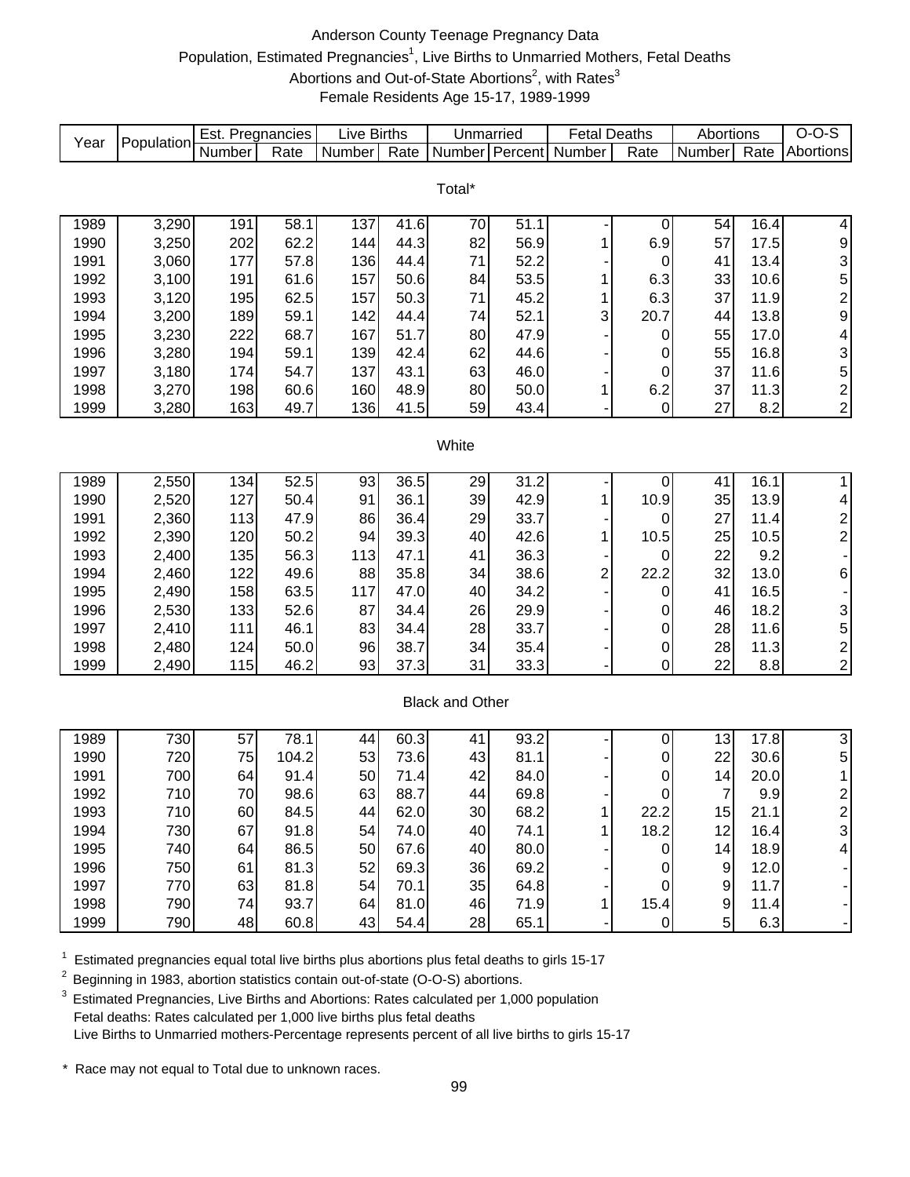# Anderson County Teenage Pregnancy Data

Population, Estimated Pregnancies[1], Live Births to Unmarried Mothers, Fetal Deaths
Abortions and Out-of-State Abortions[2], with Rates[3]
Female Residents Age 15-17, 1989-1999

| Year | Population | Est. Pregnancies | | Live Births | | Unmarried | | Fetal Deaths | | Abortions | | O-O-S |
|---|---|---|---|---|---|---|---|---|---|---|---|---|
| | | Number | Rate | Number | Rate | Number | Percent | Number | Rate | Number | Rate | Abortions |
| | | | | | | Total* | | | | | | |
| 1989 | 3,290 | 191 | 58.1 | 137 | 41.6 | 70 | 51.1 | - | 0 | 54 | 16.4 | 4 |
| 1990 | 3,250 | 202 | 62.2 | 144 | 44.3 | 82 | 56.9 | 1 | 6.9 | 57 | 17.5 | 9 |
| 1991 | 3,060 | 177 | 57.8 | 136 | 44.4 | 71 | 52.2 | - | 0 | 41 | 13.4 | 3 |
| 1992 | 3,100 | 191 | 61.6 | 157 | 50.6 | 84 | 53.5 | 1 | 6.3 | 33 | 10.6 | 5 |
| 1993 | 3,120 | 195 | 62.5 | 157 | 50.3 | 71 | 45.2 | 1 | 6.3 | 37 | 11.9 | 2 |
| 1994 | 3,200 | 189 | 59.1 | 142 | 44.4 | 74 | 52.1 | 3 | 20.7 | 44 | 13.8 | 9 |
| 1995 | 3,230 | 222 | 68.7 | 167 | 51.7 | 80 | 47.9 | - | 0 | 55 | 17.0 | 4 |
| 1996 | 3,280 | 194 | 59.1 | 139 | 42.4 | 62 | 44.6 | - | 0 | 55 | 16.8 | 3 |
| 1997 | 3,180 | 174 | 54.7 | 137 | 43.1 | 63 | 46.0 | - | 0 | 37 | 11.6 | 5 |
| 1998 | 3,270 | 198 | 60.6 | 160 | 48.9 | 80 | 50.0 | 1 | 6.2 | 37 | 11.3 | 2 |
| 1999 | 3,280 | 163 | 49.7 | 136 | 41.5 | 59 | 43.4 | - | 0 | 27 | 8.2 | 2 |
| | | | | | | White | | | | | | |
| 1989 | 2,550 | 134 | 52.5 | 93 | 36.5 | 29 | 31.2 | - | 0 | 41 | 16.1 | 1 |
| 1990 | 2,520 | 127 | 50.4 | 91 | 36.1 | 39 | 42.9 | 1 | 10.9 | 35 | 13.9 | 4 |
| 1991 | 2,360 | 113 | 47.9 | 86 | 36.4 | 29 | 33.7 | - | 0 | 27 | 11.4 | 2 |
| 1992 | 2,390 | 120 | 50.2 | 94 | 39.3 | 40 | 42.6 | 1 | 10.5 | 25 | 10.5 | 2 |
| 1993 | 2,400 | 135 | 56.3 | 113 | 47.1 | 41 | 36.3 | - | 0 | 22 | 9.2 | - |
| 1994 | 2,460 | 122 | 49.6 | 88 | 35.8 | 34 | 38.6 | 2 | 22.2 | 32 | 13.0 | 6 |
| 1995 | 2,490 | 158 | 63.5 | 117 | 47.0 | 40 | 34.2 | - | 0 | 41 | 16.5 | - |
| 1996 | 2,530 | 133 | 52.6 | 87 | 34.4 | 26 | 29.9 | - | 0 | 46 | 18.2 | 3 |
| 1997 | 2,410 | 111 | 46.1 | 83 | 34.4 | 28 | 33.7 | - | 0 | 28 | 11.6 | 5 |
| 1998 | 2,480 | 124 | 50.0 | 96 | 38.7 | 34 | 35.4 | - | 0 | 28 | 11.3 | 2 |
| 1999 | 2,490 | 115 | 46.2 | 93 | 37.3 | 31 | 33.3 | - | 0 | 22 | 8.8 | 2 |
| | | | | | | Black and Other | | | | | | |
| 1989 | 730 | 57 | 78.1 | 44 | 60.3 | 41 | 93.2 | - | 0 | 13 | 17.8 | 3 |
| 1990 | 720 | 75 | 104.2 | 53 | 73.6 | 43 | 81.1 | - | 0 | 22 | 30.6 | 5 |
| 1991 | 700 | 64 | 91.4 | 50 | 71.4 | 42 | 84.0 | - | 0 | 14 | 20.0 | 1 |
| 1992 | 710 | 70 | 98.6 | 63 | 88.7 | 44 | 69.8 | - | 0 | 7 | 9.9 | 2 |
| 1993 | 710 | 60 | 84.5 | 44 | 62.0 | 30 | 68.2 | 1 | 22.2 | 15 | 21.1 | 2 |
| 1994 | 730 | 67 | 91.8 | 54 | 74.0 | 40 | 74.1 | 1 | 18.2 | 12 | 16.4 | 3 |
| 1995 | 740 | 64 | 86.5 | 50 | 67.6 | 40 | 80.0 | - | 0 | 14 | 18.9 | 4 |
| 1996 | 750 | 61 | 81.3 | 52 | 69.3 | 36 | 69.2 | - | 0 | 9 | 12.0 | - |
| 1997 | 770 | 63 | 81.8 | 54 | 70.1 | 35 | 64.8 | - | 0 | 9 | 11.7 | - |
| 1998 | 790 | 74 | 93.7 | 64 | 81.0 | 46 | 71.9 | 1 | 15.4 | 9 | 11.4 | - |
| 1999 | 790 | 48 | 60.8 | 43 | 54.4 | 28 | 65.1 | - | 0 | 5 | 6.3 | - |

[1] Estimated pregnancies equal total live births plus abortions plus fetal deaths to girls 15-17

[2] Beginning in 1983, abortion statistics contain out-of-state (O-O-S) abortions.

[3] Estimated Pregnancies, Live Births and Abortions: Rates calculated per 1,000 population
Fetal deaths: Rates calculated per 1,000 live births plus fetal deaths
Live Births to Unmarried mothers-Percentage represents percent of all live births to girls 15-17

\* Race may not equal to Total due to unknown races.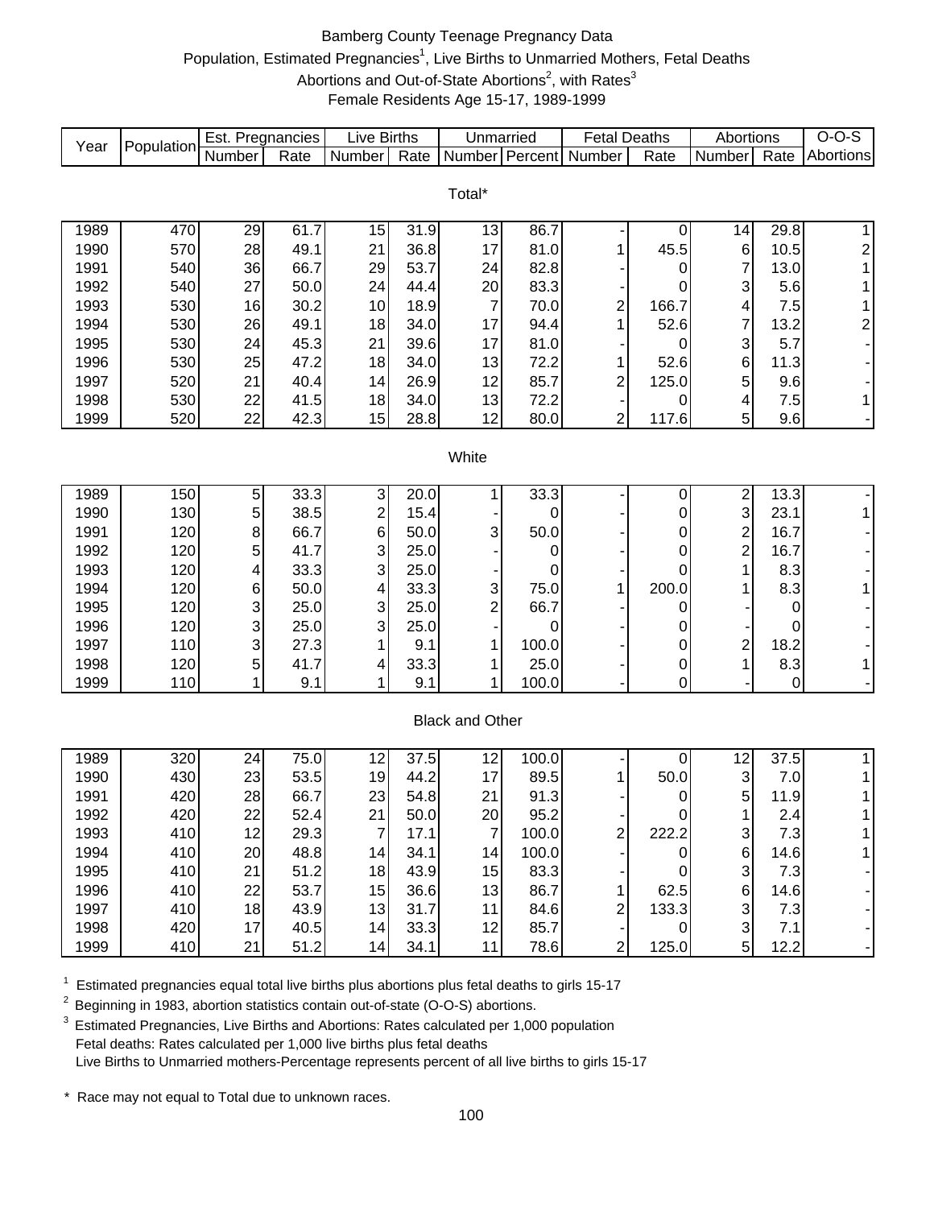# Bamberg County Teenage Pregnancy Data

Population, Estimated Pregnancies[1], Live Births to Unmarried Mothers, Fetal Deaths
Abortions and Out-of-State Abortions[2], with Rates[3]
Female Residents Age 15-17, 1989-1999

| Year | Population | Est. Pregnancies | | Live Births | | Unmarried | | Fetal Deaths | | Abortions | | O-O-S |
|---|---|---|---|---|---|---|---|---|---|---|---|---|
| | | Number | Rate | Number | Rate | Number | Percent | Number | Rate | Number | Rate | Abortions |
| **Total*** | | | | | | | | | | | | |
| 1989 | 470 | 29 | 61.7 | 15 | 31.9 | 13 | 86.7 | - | 0 | 14 | 29.8 | 1 |
| 1990 | 570 | 28 | 49.1 | 21 | 36.8 | 17 | 81.0 | 1 | 45.5 | 6 | 10.5 | 2 |
| 1991 | 540 | 36 | 66.7 | 29 | 53.7 | 24 | 82.8 | - | 0 | 7 | 13.0 | 1 |
| 1992 | 540 | 27 | 50.0 | 24 | 44.4 | 20 | 83.3 | - | 0 | 3 | 5.6 | 1 |
| 1993 | 530 | 16 | 30.2 | 10 | 18.9 | 7 | 70.0 | 2 | 166.7 | 4 | 7.5 | 1 |
| 1994 | 530 | 26 | 49.1 | 18 | 34.0 | 17 | 94.4 | 1 | 52.6 | 7 | 13.2 | 2 |
| 1995 | 530 | 24 | 45.3 | 21 | 39.6 | 17 | 81.0 | - | 0 | 3 | 5.7 | - |
| 1996 | 530 | 25 | 47.2 | 18 | 34.0 | 13 | 72.2 | 1 | 52.6 | 6 | 11.3 | - |
| 1997 | 520 | 21 | 40.4 | 14 | 26.9 | 12 | 85.7 | 2 | 125.0 | 5 | 9.6 | - |
| 1998 | 530 | 22 | 41.5 | 18 | 34.0 | 13 | 72.2 | - | 0 | 4 | 7.5 | 1 |
| 1999 | 520 | 22 | 42.3 | 15 | 28.8 | 12 | 80.0 | 2 | 117.6 | 5 | 9.6 | - |
| **White** | | | | | | | | | | | | |
| 1989 | 150 | 5 | 33.3 | 3 | 20.0 | 1 | 33.3 | - | 0 | 2 | 13.3 | - |
| 1990 | 130 | 5 | 38.5 | 2 | 15.4 | - | 0 | - | 0 | 3 | 23.1 | 1 |
| 1991 | 120 | 8 | 66.7 | 6 | 50.0 | 3 | 50.0 | - | 0 | 2 | 16.7 | - |
| 1992 | 120 | 5 | 41.7 | 3 | 25.0 | - | 0 | - | 0 | 2 | 16.7 | - |
| 1993 | 120 | 4 | 33.3 | 3 | 25.0 | - | 0 | - | 0 | 1 | 8.3 | - |
| 1994 | 120 | 6 | 50.0 | 4 | 33.3 | 3 | 75.0 | 1 | 200.0 | 1 | 8.3 | 1 |
| 1995 | 120 | 3 | 25.0 | 3 | 25.0 | 2 | 66.7 | - | 0 | - | 0 | - |
| 1996 | 120 | 3 | 25.0 | 3 | 25.0 | - | 0 | - | 0 | - | 0 | - |
| 1997 | 110 | 3 | 27.3 | 1 | 9.1 | 1 | 100.0 | - | 0 | 2 | 18.2 | - |
| 1998 | 120 | 5 | 41.7 | 4 | 33.3 | 1 | 25.0 | - | 0 | 1 | 8.3 | 1 |
| 1999 | 110 | 1 | 9.1 | 1 | 9.1 | 1 | 100.0 | - | 0 | - | 0 | - |
| **Black and Other** | | | | | | | | | | | | |
| 1989 | 320 | 24 | 75.0 | 12 | 37.5 | 12 | 100.0 | - | 0 | 12 | 37.5 | 1 |
| 1990 | 430 | 23 | 53.5 | 19 | 44.2 | 17 | 89.5 | 1 | 50.0 | 3 | 7.0 | 1 |
| 1991 | 420 | 28 | 66.7 | 23 | 54.8 | 21 | 91.3 | - | 0 | 5 | 11.9 | 1 |
| 1992 | 420 | 22 | 52.4 | 21 | 50.0 | 20 | 95.2 | - | 0 | 1 | 2.4 | 1 |
| 1993 | 410 | 12 | 29.3 | 7 | 17.1 | 7 | 100.0 | 2 | 222.2 | 3 | 7.3 | 1 |
| 1994 | 410 | 20 | 48.8 | 14 | 34.1 | 14 | 100.0 | - | 0 | 6 | 14.6 | 1 |
| 1995 | 410 | 21 | 51.2 | 18 | 43.9 | 15 | 83.3 | - | 0 | 3 | 7.3 | - |
| 1996 | 410 | 22 | 53.7 | 15 | 36.6 | 13 | 86.7 | 1 | 62.5 | 6 | 14.6 | - |
| 1997 | 410 | 18 | 43.9 | 13 | 31.7 | 11 | 84.6 | 2 | 133.3 | 3 | 7.3 | - |
| 1998 | 420 | 17 | 40.5 | 14 | 33.3 | 12 | 85.7 | - | 0 | 3 | 7.1 | - |
| 1999 | 410 | 21 | 51.2 | 14 | 34.1 | 11 | 78.6 | 2 | 125.0 | 5 | 12.2 | - |

[1] Estimated pregnancies equal total live births plus abortions plus fetal deaths to girls 15-17

[2] Beginning in 1983, abortion statistics contain out-of-state (O-O-S) abortions.

[3] Estimated Pregnancies, Live Births and Abortions: Rates calculated per 1,000 population
Fetal deaths: Rates calculated per 1,000 live births plus fetal deaths
Live Births to Unmarried mothers-Percentage represents percent of all live births to girls 15-17

\* Race may not equal to Total due to unknown races.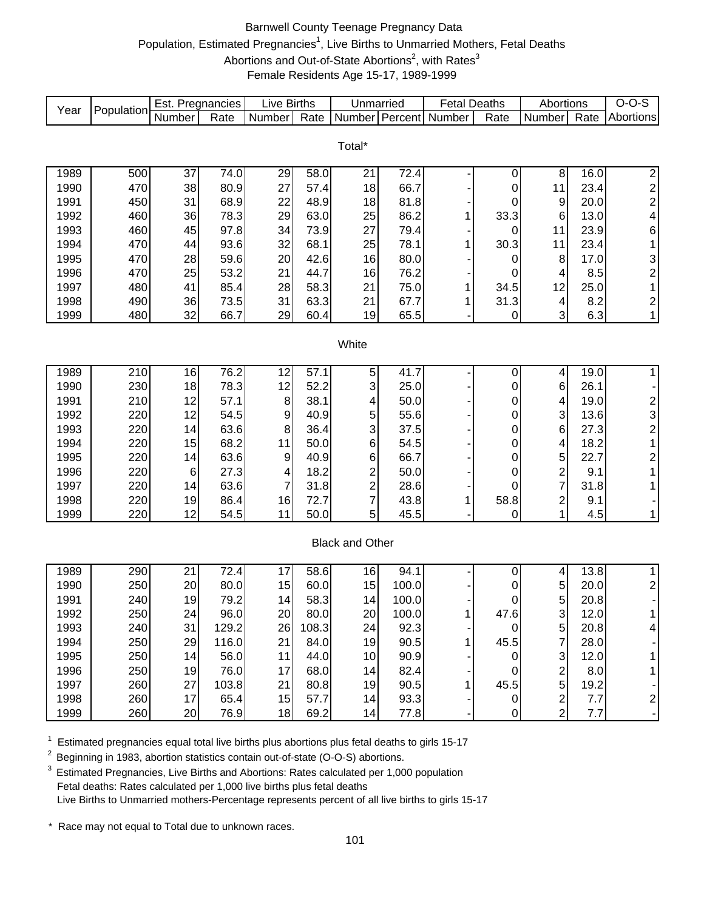# Barnwell County Teenage Pregnancy Data

Population, Estimated Pregnancies[1], Live Births to Unmarried Mothers, Fetal Deaths Abortions and Out-of-State Abortions[2], with Rates[3]

Female Residents Age 15-17, 1989-1999

| Year | Population | Est. Pregnancies | | Live Births | | Unmarried | | Fetal Deaths | | Abortions | | O-O-S |
|---|---|---|---|---|---|---|---|---|---|---|---|---|
| | | Number | Rate | Number | Rate | Number | Percent | Number | Rate | Number | Rate | Abortions |
| **Total*** | | | | | | | | | | | | |
| 1989 | 500 | 37 | 74.0 | 29 | 58.0 | 21 | 72.4 | - | 0 | 8 | 16.0 | 2 |
| 1990 | 470 | 38 | 80.9 | 27 | 57.4 | 18 | 66.7 | - | 0 | 11 | 23.4 | 2 |
| 1991 | 450 | 31 | 68.9 | 22 | 48.9 | 18 | 81.8 | - | 0 | 9 | 20.0 | 2 |
| 1992 | 460 | 36 | 78.3 | 29 | 63.0 | 25 | 86.2 | 1 | 33.3 | 6 | 13.0 | 4 |
| 1993 | 460 | 45 | 97.8 | 34 | 73.9 | 27 | 79.4 | - | 0 | 11 | 23.9 | 6 |
| 1994 | 470 | 44 | 93.6 | 32 | 68.1 | 25 | 78.1 | 1 | 30.3 | 11 | 23.4 | 1 |
| 1995 | 470 | 28 | 59.6 | 20 | 42.6 | 16 | 80.0 | - | 0 | 8 | 17.0 | 3 |
| 1996 | 470 | 25 | 53.2 | 21 | 44.7 | 16 | 76.2 | - | 0 | 4 | 8.5 | 2 |
| 1997 | 480 | 41 | 85.4 | 28 | 58.3 | 21 | 75.0 | 1 | 34.5 | 12 | 25.0 | 1 |
| 1998 | 490 | 36 | 73.5 | 31 | 63.3 | 21 | 67.7 | 1 | 31.3 | 4 | 8.2 | 2 |
| 1999 | 480 | 32 | 66.7 | 29 | 60.4 | 19 | 65.5 | - | 0 | 3 | 6.3 | 1 |
| **White** | | | | | | | | | | | | |
| 1989 | 210 | 16 | 76.2 | 12 | 57.1 | 5 | 41.7 | - | 0 | 4 | 19.0 | 1 |
| 1990 | 230 | 18 | 78.3 | 12 | 52.2 | 3 | 25.0 | - | 0 | 6 | 26.1 | - |
| 1991 | 210 | 12 | 57.1 | 8 | 38.1 | 4 | 50.0 | - | 0 | 4 | 19.0 | 2 |
| 1992 | 220 | 12 | 54.5 | 9 | 40.9 | 5 | 55.6 | - | 0 | 3 | 13.6 | 3 |
| 1993 | 220 | 14 | 63.6 | 8 | 36.4 | 3 | 37.5 | - | 0 | 6 | 27.3 | 2 |
| 1994 | 220 | 15 | 68.2 | 11 | 50.0 | 6 | 54.5 | - | 0 | 4 | 18.2 | 1 |
| 1995 | 220 | 14 | 63.6 | 9 | 40.9 | 6 | 66.7 | - | 0 | 5 | 22.7 | 2 |
| 1996 | 220 | 6 | 27.3 | 4 | 18.2 | 2 | 50.0 | - | 0 | 2 | 9.1 | 1 |
| 1997 | 220 | 14 | 63.6 | 7 | 31.8 | 2 | 28.6 | - | 0 | 7 | 31.8 | 1 |
| 1998 | 220 | 19 | 86.4 | 16 | 72.7 | 7 | 43.8 | 1 | 58.8 | 2 | 9.1 | - |
| 1999 | 220 | 12 | 54.5 | 11 | 50.0 | 5 | 45.5 | - | 0 | 1 | 4.5 | 1 |
| **Black and Other** | | | | | | | | | | | | |
| 1989 | 290 | 21 | 72.4 | 17 | 58.6 | 16 | 94.1 | - | 0 | 4 | 13.8 | 1 |
| 1990 | 250 | 20 | 80.0 | 15 | 60.0 | 15 | 100.0 | - | 0 | 5 | 20.0 | 2 |
| 1991 | 240 | 19 | 79.2 | 14 | 58.3 | 14 | 100.0 | - | 0 | 5 | 20.8 | - |
| 1992 | 250 | 24 | 96.0 | 20 | 80.0 | 20 | 100.0 | 1 | 47.6 | 3 | 12.0 | 1 |
| 1993 | 240 | 31 | 129.2 | 26 | 108.3 | 24 | 92.3 | - | 0 | 5 | 20.8 | 4 |
| 1994 | 250 | 29 | 116.0 | 21 | 84.0 | 19 | 90.5 | 1 | 45.5 | 7 | 28.0 | - |
| 1995 | 250 | 14 | 56.0 | 11 | 44.0 | 10 | 90.9 | - | 0 | 3 | 12.0 | 1 |
| 1996 | 250 | 19 | 76.0 | 17 | 68.0 | 14 | 82.4 | - | 0 | 2 | 8.0 | 1 |
| 1997 | 260 | 27 | 103.8 | 21 | 80.8 | 19 | 90.5 | 1 | 45.5 | 5 | 19.2 | - |
| 1998 | 260 | 17 | 65.4 | 15 | 57.7 | 14 | 93.3 | - | 0 | 2 | 7.7 | 2 |
| 1999 | 260 | 20 | 76.9 | 18 | 69.2 | 14 | 77.8 | - | 0 | 2 | 7.7 | - |

[1] Estimated pregnancies equal total live births plus abortions plus fetal deaths to girls 15-17

[2] Beginning in 1983, abortion statistics contain out-of-state (O-O-S) abortions.

[3] Estimated Pregnancies, Live Births and Abortions: Rates calculated per 1,000 population
Fetal deaths: Rates calculated per 1,000 live births plus fetal deaths
Live Births to Unmarried mothers-Percentage represents percent of all live births to girls 15-17

\* Race may not equal to Total due to unknown races.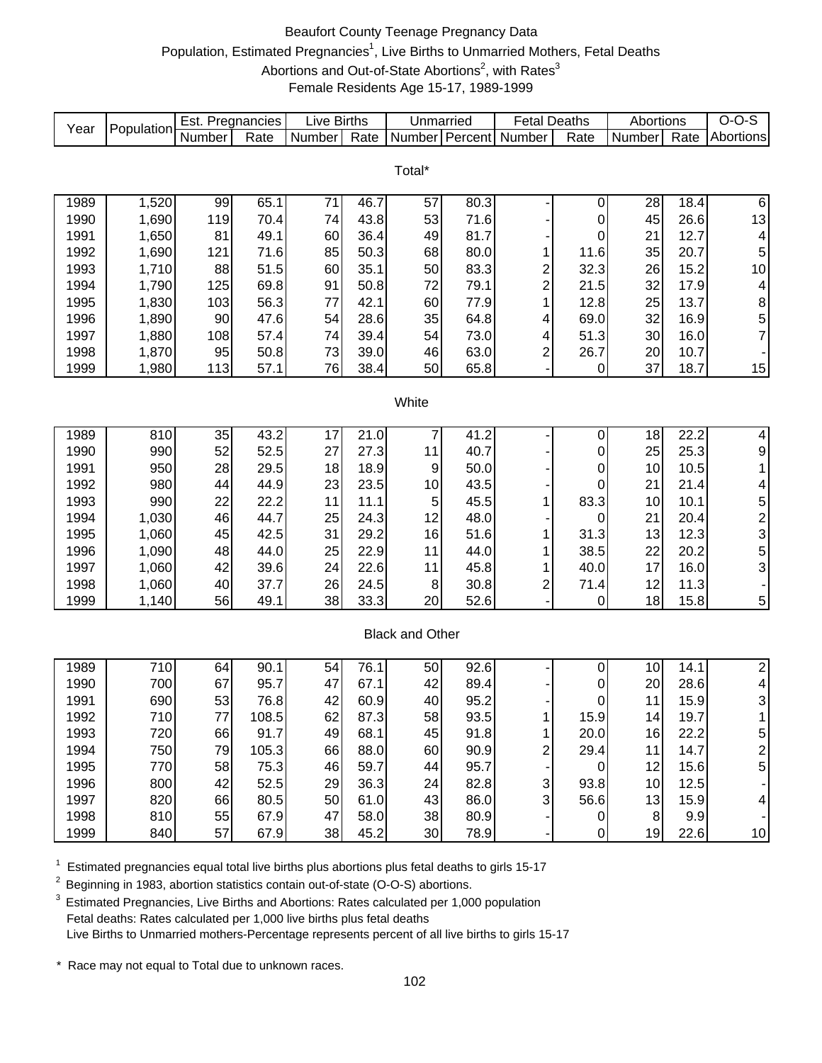# Beaufort County Teenage Pregnancy Data

Population, Estimated Pregnancies[1], Live Births to Unmarried Mothers, Fetal Deaths
Abortions and Out-of-State Abortions[2], with Rates[3]
Female Residents Age 15-17, 1989-1999

| Year | Population | Est. Pregnancies | | Live Births | | Unmarried | | Fetal Deaths | | Abortions | | O-O-S |
|---|---|---|---|---|---|---|---|---|---|---|---|---|
| | | Number | Rate | Number | Rate | Number | Percent | Number | Rate | Number | Rate | Abortions |
| **Total*** | | | | | | | | | | | | |
| 1989 | 1,520 | 99 | 65.1 | 71 | 46.7 | 57 | 80.3 | - | 0 | 28 | 18.4 | 6 |
| 1990 | 1,690 | 119 | 70.4 | 74 | 43.8 | 53 | 71.6 | - | 0 | 45 | 26.6 | 13 |
| 1991 | 1,650 | 81 | 49.1 | 60 | 36.4 | 49 | 81.7 | - | 0 | 21 | 12.7 | 4 |
| 1992 | 1,690 | 121 | 71.6 | 85 | 50.3 | 68 | 80.0 | 1 | 11.6 | 35 | 20.7 | 5 |
| 1993 | 1,710 | 88 | 51.5 | 60 | 35.1 | 50 | 83.3 | 2 | 32.3 | 26 | 15.2 | 10 |
| 1994 | 1,790 | 125 | 69.8 | 91 | 50.8 | 72 | 79.1 | 2 | 21.5 | 32 | 17.9 | 4 |
| 1995 | 1,830 | 103 | 56.3 | 77 | 42.1 | 60 | 77.9 | 1 | 12.8 | 25 | 13.7 | 8 |
| 1996 | 1,890 | 90 | 47.6 | 54 | 28.6 | 35 | 64.8 | 4 | 69.0 | 32 | 16.9 | 5 |
| 1997 | 1,880 | 108 | 57.4 | 74 | 39.4 | 54 | 73.0 | 4 | 51.3 | 30 | 16.0 | 7 |
| 1998 | 1,870 | 95 | 50.8 | 73 | 39.0 | 46 | 63.0 | 2 | 26.7 | 20 | 10.7 | - |
| 1999 | 1,980 | 113 | 57.1 | 76 | 38.4 | 50 | 65.8 | - | 0 | 37 | 18.7 | 15 |
| **White** | | | | | | | | | | | | |
| 1989 | 810 | 35 | 43.2 | 17 | 21.0 | 7 | 41.2 | - | 0 | 18 | 22.2 | 4 |
| 1990 | 990 | 52 | 52.5 | 27 | 27.3 | 11 | 40.7 | - | 0 | 25 | 25.3 | 9 |
| 1991 | 950 | 28 | 29.5 | 18 | 18.9 | 9 | 50.0 | - | 0 | 10 | 10.5 | 1 |
| 1992 | 980 | 44 | 44.9 | 23 | 23.5 | 10 | 43.5 | - | 0 | 21 | 21.4 | 4 |
| 1993 | 990 | 22 | 22.2 | 11 | 11.1 | 5 | 45.5 | 1 | 83.3 | 10 | 10.1 | 5 |
| 1994 | 1,030 | 46 | 44.7 | 25 | 24.3 | 12 | 48.0 | - | 0 | 21 | 20.4 | 2 |
| 1995 | 1,060 | 45 | 42.5 | 31 | 29.2 | 16 | 51.6 | 1 | 31.3 | 13 | 12.3 | 3 |
| 1996 | 1,090 | 48 | 44.0 | 25 | 22.9 | 11 | 44.0 | 1 | 38.5 | 22 | 20.2 | 5 |
| 1997 | 1,060 | 42 | 39.6 | 24 | 22.6 | 11 | 45.8 | 1 | 40.0 | 17 | 16.0 | 3 |
| 1998 | 1,060 | 40 | 37.7 | 26 | 24.5 | 8 | 30.8 | 2 | 71.4 | 12 | 11.3 | - |
| 1999 | 1,140 | 56 | 49.1 | 38 | 33.3 | 20 | 52.6 | - | 0 | 18 | 15.8 | 5 |
| **Black and Other** | | | | | | | | | | | | |
| 1989 | 710 | 64 | 90.1 | 54 | 76.1 | 50 | 92.6 | - | 0 | 10 | 14.1 | 2 |
| 1990 | 700 | 67 | 95.7 | 47 | 67.1 | 42 | 89.4 | - | 0 | 20 | 28.6 | 4 |
| 1991 | 690 | 53 | 76.8 | 42 | 60.9 | 40 | 95.2 | - | 0 | 11 | 15.9 | 3 |
| 1992 | 710 | 77 | 108.5 | 62 | 87.3 | 58 | 93.5 | 1 | 15.9 | 14 | 19.7 | 1 |
| 1993 | 720 | 66 | 91.7 | 49 | 68.1 | 45 | 91.8 | 1 | 20.0 | 16 | 22.2 | 5 |
| 1994 | 750 | 79 | 105.3 | 66 | 88.0 | 60 | 90.9 | 2 | 29.4 | 11 | 14.7 | 2 |
| 1995 | 770 | 58 | 75.3 | 46 | 59.7 | 44 | 95.7 | - | 0 | 12 | 15.6 | 5 |
| 1996 | 800 | 42 | 52.5 | 29 | 36.3 | 24 | 82.8 | 3 | 93.8 | 10 | 12.5 | - |
| 1997 | 820 | 66 | 80.5 | 50 | 61.0 | 43 | 86.0 | 3 | 56.6 | 13 | 15.9 | 4 |
| 1998 | 810 | 55 | 67.9 | 47 | 58.0 | 38 | 80.9 | - | 0 | 8 | 9.9 | - |
| 1999 | 840 | 57 | 67.9 | 38 | 45.2 | 30 | 78.9 | - | 0 | 19 | 22.6 | 10 |

[1] Estimated pregnancies equal total live births plus abortions plus fetal deaths to girls 15-17

[2] Beginning in 1983, abortion statistics contain out-of-state (O-O-S) abortions.

[3] Estimated Pregnancies, Live Births and Abortions: Rates calculated per 1,000 population
Fetal deaths: Rates calculated per 1,000 live births plus fetal deaths
Live Births to Unmarried mothers-Percentage represents percent of all live births to girls 15-17

\* Race may not equal to Total due to unknown races.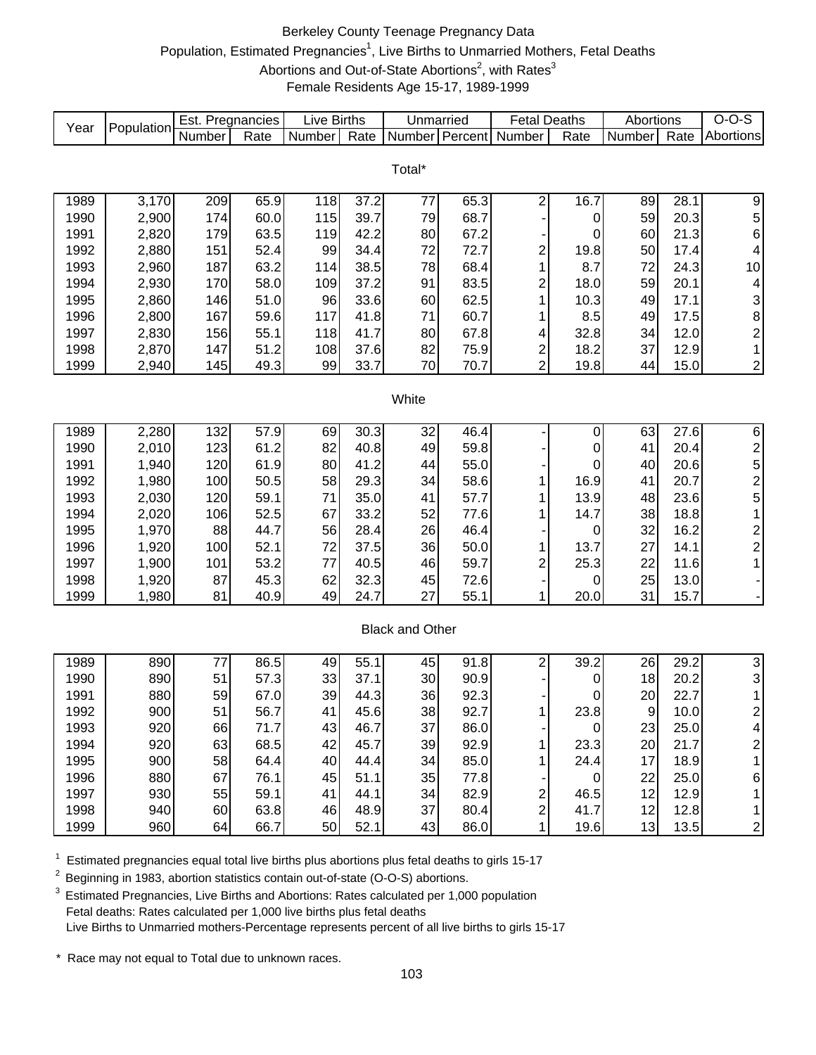# Berkeley County Teenage Pregnancy Data

Population, Estimated Pregnancies[1], Live Births to Unmarried Mothers, Fetal Deaths Abortions and Out-of-State Abortions[2], with Rates[3]

Female Residents Age 15-17, 1989-1999

| Year | Population | Est. Pregnancies | | Live Births | | Unmarried | | Fetal Deaths | | Abortions | | O-O-S |
|---|---|---|---|---|---|---|---|---|---|---|---|---|
| | | Number | Rate | Number | Rate | Number | Percent | Number | Rate | Number | Rate | Abortions |
| **Total*** | | | | | | | | | | | | |
| 1989 | 3,170 | 209 | 65.9 | 118 | 37.2 | 77 | 65.3 | 2 | 16.7 | 89 | 28.1 | 9 |
| 1990 | 2,900 | 174 | 60.0 | 115 | 39.7 | 79 | 68.7 | - | 0 | 59 | 20.3 | 5 |
| 1991 | 2,820 | 179 | 63.5 | 119 | 42.2 | 80 | 67.2 | - | 0 | 60 | 21.3 | 6 |
| 1992 | 2,880 | 151 | 52.4 | 99 | 34.4 | 72 | 72.7 | 2 | 19.8 | 50 | 17.4 | 4 |
| 1993 | 2,960 | 187 | 63.2 | 114 | 38.5 | 78 | 68.4 | 1 | 8.7 | 72 | 24.3 | 10 |
| 1994 | 2,930 | 170 | 58.0 | 109 | 37.2 | 91 | 83.5 | 2 | 18.0 | 59 | 20.1 | 4 |
| 1995 | 2,860 | 146 | 51.0 | 96 | 33.6 | 60 | 62.5 | 1 | 10.3 | 49 | 17.1 | 3 |
| 1996 | 2,800 | 167 | 59.6 | 117 | 41.8 | 71 | 60.7 | 1 | 8.5 | 49 | 17.5 | 8 |
| 1997 | 2,830 | 156 | 55.1 | 118 | 41.7 | 80 | 67.8 | 4 | 32.8 | 34 | 12.0 | 2 |
| 1998 | 2,870 | 147 | 51.2 | 108 | 37.6 | 82 | 75.9 | 2 | 18.2 | 37 | 12.9 | 1 |
| 1999 | 2,940 | 145 | 49.3 | 99 | 33.7 | 70 | 70.7 | 2 | 19.8 | 44 | 15.0 | 2 |
| **White** | | | | | | | | | | | | |
| 1989 | 2,280 | 132 | 57.9 | 69 | 30.3 | 32 | 46.4 | - | 0 | 63 | 27.6 | 6 |
| 1990 | 2,010 | 123 | 61.2 | 82 | 40.8 | 49 | 59.8 | - | 0 | 41 | 20.4 | 2 |
| 1991 | 1,940 | 120 | 61.9 | 80 | 41.2 | 44 | 55.0 | - | 0 | 40 | 20.6 | 5 |
| 1992 | 1,980 | 100 | 50.5 | 58 | 29.3 | 34 | 58.6 | 1 | 16.9 | 41 | 20.7 | 2 |
| 1993 | 2,030 | 120 | 59.1 | 71 | 35.0 | 41 | 57.7 | 1 | 13.9 | 48 | 23.6 | 5 |
| 1994 | 2,020 | 106 | 52.5 | 67 | 33.2 | 52 | 77.6 | 1 | 14.7 | 38 | 18.8 | 1 |
| 1995 | 1,970 | 88 | 44.7 | 56 | 28.4 | 26 | 46.4 | - | 0 | 32 | 16.2 | 2 |
| 1996 | 1,920 | 100 | 52.1 | 72 | 37.5 | 36 | 50.0 | 1 | 13.7 | 27 | 14.1 | 2 |
| 1997 | 1,900 | 101 | 53.2 | 77 | 40.5 | 46 | 59.7 | 2 | 25.3 | 22 | 11.6 | 1 |
| 1998 | 1,920 | 87 | 45.3 | 62 | 32.3 | 45 | 72.6 | - | 0 | 25 | 13.0 | - |
| 1999 | 1,980 | 81 | 40.9 | 49 | 24.7 | 27 | 55.1 | 1 | 20.0 | 31 | 15.7 | - |
| **Black and Other** | | | | | | | | | | | | |
| 1989 | 890 | 77 | 86.5 | 49 | 55.1 | 45 | 91.8 | 2 | 39.2 | 26 | 29.2 | 3 |
| 1990 | 890 | 51 | 57.3 | 33 | 37.1 | 30 | 90.9 | - | 0 | 18 | 20.2 | 3 |
| 1991 | 880 | 59 | 67.0 | 39 | 44.3 | 36 | 92.3 | - | 0 | 20 | 22.7 | 1 |
| 1992 | 900 | 51 | 56.7 | 41 | 45.6 | 38 | 92.7 | 1 | 23.8 | 9 | 10.0 | 2 |
| 1993 | 920 | 66 | 71.7 | 43 | 46.7 | 37 | 86.0 | - | 0 | 23 | 25.0 | 4 |
| 1994 | 920 | 63 | 68.5 | 42 | 45.7 | 39 | 92.9 | 1 | 23.3 | 20 | 21.7 | 2 |
| 1995 | 900 | 58 | 64.4 | 40 | 44.4 | 34 | 85.0 | 1 | 24.4 | 17 | 18.9 | 1 |
| 1996 | 880 | 67 | 76.1 | 45 | 51.1 | 35 | 77.8 | - | 0 | 22 | 25.0 | 6 |
| 1997 | 930 | 55 | 59.1 | 41 | 44.1 | 34 | 82.9 | 2 | 46.5 | 12 | 12.9 | 1 |
| 1998 | 940 | 60 | 63.8 | 46 | 48.9 | 37 | 80.4 | 2 | 41.7 | 12 | 12.8 | 1 |
| 1999 | 960 | 64 | 66.7 | 50 | 52.1 | 43 | 86.0 | 1 | 19.6 | 13 | 13.5 | 2 |

[1] Estimated pregnancies equal total live births plus abortions plus fetal deaths to girls 15-17

[2] Beginning in 1983, abortion statistics contain out-of-state (O-O-S) abortions.

[3] Estimated Pregnancies, Live Births and Abortions: Rates calculated per 1,000 population
Fetal deaths: Rates calculated per 1,000 live births plus fetal deaths
Live Births to Unmarried mothers-Percentage represents percent of all live births to girls 15-17

\* Race may not equal to Total due to unknown races.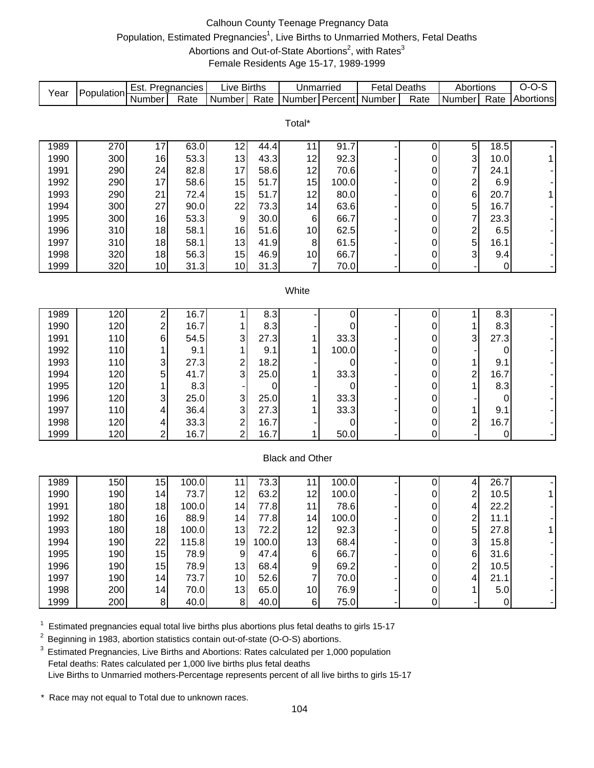# Calhoun County Teenage Pregnancy Data

Population, Estimated Pregnancies[1], Live Births to Unmarried Mothers, Fetal Deaths
Abortions and Out-of-State Abortions[2], with Rates[3]
Female Residents Age 15-17, 1989-1999

| Year | Population | Est. Pregnancies | | Live Births | | Unmarried | | Fetal Deaths | | Abortions | | O-O-S |
|---|---|---|---|---|---|---|---|---|---|---|---|---|
| | | Number | Rate | Number | Rate | Number | Percent | Number | Rate | Number | Rate | Abortions |
| **Total*** | | | | | | | | | | | | |
| 1989 | 270 | 17 | 63.0 | 12 | 44.4 | 11 | 91.7 | - | 0 | 5 | 18.5 | - |
| 1990 | 300 | 16 | 53.3 | 13 | 43.3 | 12 | 92.3 | - | 0 | 3 | 10.0 | 1 |
| 1991 | 290 | 24 | 82.8 | 17 | 58.6 | 12 | 70.6 | - | 0 | 7 | 24.1 | - |
| 1992 | 290 | 17 | 58.6 | 15 | 51.7 | 15 | 100.0 | - | 0 | 2 | 6.9 | - |
| 1993 | 290 | 21 | 72.4 | 15 | 51.7 | 12 | 80.0 | - | 0 | 6 | 20.7 | 1 |
| 1994 | 300 | 27 | 90.0 | 22 | 73.3 | 14 | 63.6 | - | 0 | 5 | 16.7 | - |
| 1995 | 300 | 16 | 53.3 | 9 | 30.0 | 6 | 66.7 | - | 0 | 7 | 23.3 | - |
| 1996 | 310 | 18 | 58.1 | 16 | 51.6 | 10 | 62.5 | - | 0 | 2 | 6.5 | - |
| 1997 | 310 | 18 | 58.1 | 13 | 41.9 | 8 | 61.5 | - | 0 | 5 | 16.1 | - |
| 1998 | 320 | 18 | 56.3 | 15 | 46.9 | 10 | 66.7 | - | 0 | 3 | 9.4 | - |
| 1999 | 320 | 10 | 31.3 | 10 | 31.3 | 7 | 70.0 | - | 0 | - | 0 | - |
| **White** | | | | | | | | | | | | |
| 1989 | 120 | 2 | 16.7 | 1 | 8.3 | - | 0 | - | 0 | 1 | 8.3 | - |
| 1990 | 120 | 2 | 16.7 | 1 | 8.3 | - | 0 | - | 0 | 1 | 8.3 | - |
| 1991 | 110 | 6 | 54.5 | 3 | 27.3 | 1 | 33.3 | - | 0 | 3 | 27.3 | - |
| 1992 | 110 | 1 | 9.1 | 1 | 9.1 | 1 | 100.0 | - | 0 | - | 0 | - |
| 1993 | 110 | 3 | 27.3 | 2 | 18.2 | - | 0 | - | 0 | 1 | 9.1 | - |
| 1994 | 120 | 5 | 41.7 | 3 | 25.0 | 1 | 33.3 | - | 0 | 2 | 16.7 | - |
| 1995 | 120 | 1 | 8.3 | - | 0 | - | 0 | - | 0 | 1 | 8.3 | - |
| 1996 | 120 | 3 | 25.0 | 3 | 25.0 | 1 | 33.3 | - | 0 | - | 0 | - |
| 1997 | 110 | 4 | 36.4 | 3 | 27.3 | 1 | 33.3 | - | 0 | 1 | 9.1 | - |
| 1998 | 120 | 4 | 33.3 | 2 | 16.7 | - | 0 | - | 0 | 2 | 16.7 | - |
| 1999 | 120 | 2 | 16.7 | 2 | 16.7 | 1 | 50.0 | - | 0 | - | 0 | - |
| **Black and Other** | | | | | | | | | | | | |
| 1989 | 150 | 15 | 100.0 | 11 | 73.3 | 11 | 100.0 | - | 0 | 4 | 26.7 | - |
| 1990 | 190 | 14 | 73.7 | 12 | 63.2 | 12 | 100.0 | - | 0 | 2 | 10.5 | 1 |
| 1991 | 180 | 18 | 100.0 | 14 | 77.8 | 11 | 78.6 | - | 0 | 4 | 22.2 | - |
| 1992 | 180 | 16 | 88.9 | 14 | 77.8 | 14 | 100.0 | - | 0 | 2 | 11.1 | - |
| 1993 | 180 | 18 | 100.0 | 13 | 72.2 | 12 | 92.3 | - | 0 | 5 | 27.8 | 1 |
| 1994 | 190 | 22 | 115.8 | 19 | 100.0 | 13 | 68.4 | - | 0 | 3 | 15.8 | - |
| 1995 | 190 | 15 | 78.9 | 9 | 47.4 | 6 | 66.7 | - | 0 | 6 | 31.6 | - |
| 1996 | 190 | 15 | 78.9 | 13 | 68.4 | 9 | 69.2 | - | 0 | 2 | 10.5 | - |
| 1997 | 190 | 14 | 73.7 | 10 | 52.6 | 7 | 70.0 | - | 0 | 4 | 21.1 | - |
| 1998 | 200 | 14 | 70.0 | 13 | 65.0 | 10 | 76.9 | - | 0 | 1 | 5.0 | - |
| 1999 | 200 | 8 | 40.0 | 8 | 40.0 | 6 | 75.0 | - | 0 | - | 0 | - |

[1] Estimated pregnancies equal total live births plus abortions plus fetal deaths to girls 15-17

[2] Beginning in 1983, abortion statistics contain out-of-state (O-O-S) abortions.

[3] Estimated Pregnancies, Live Births and Abortions: Rates calculated per 1,000 population
Fetal deaths: Rates calculated per 1,000 live births plus fetal deaths
Live Births to Unmarried mothers-Percentage represents percent of all live births to girls 15-17

\* Race may not equal to Total due to unknown races.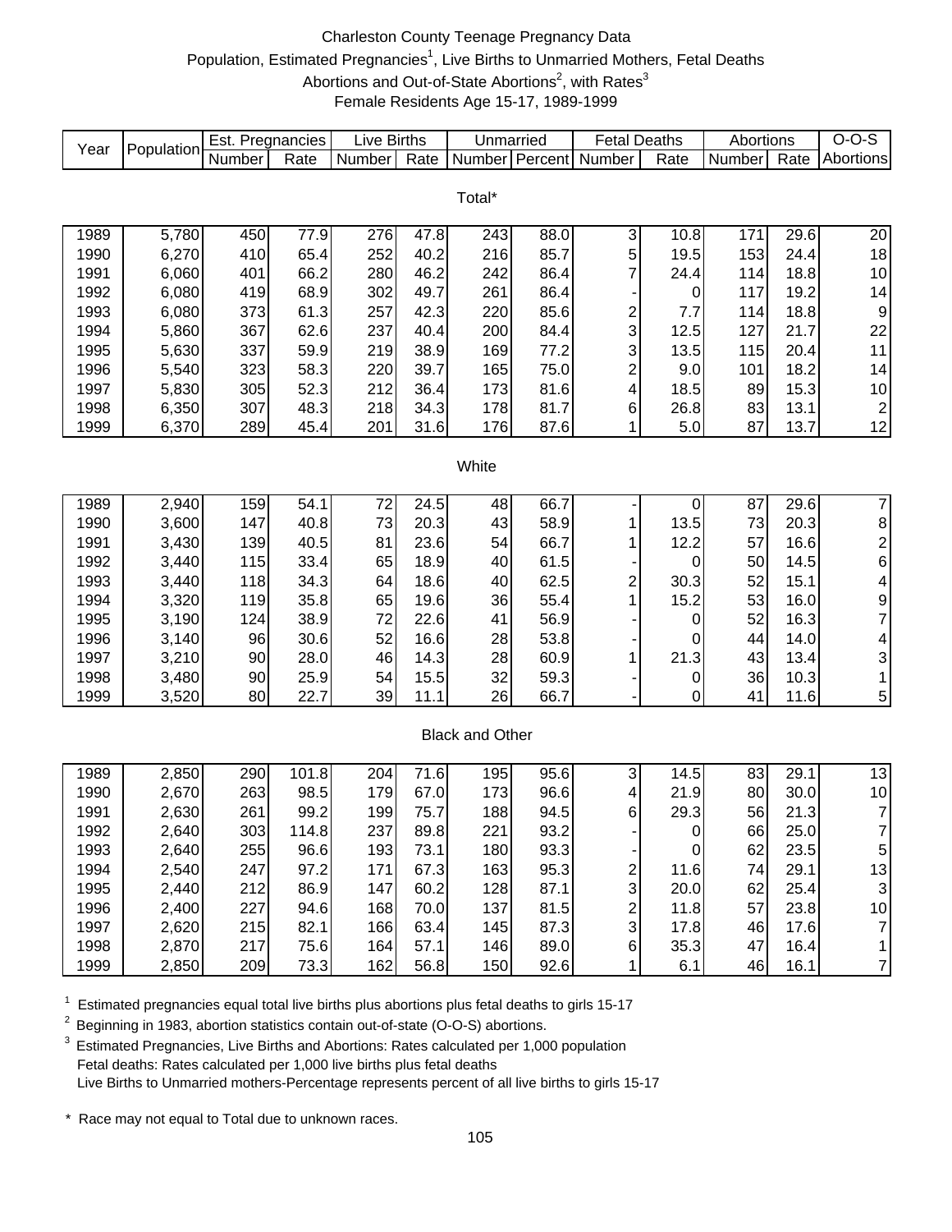# Charleston County Teenage Pregnancy Data

Population, Estimated Pregnancies[1], Live Births to Unmarried Mothers, Fetal Deaths Abortions and Out-of-State Abortions[2], with Rates[3]

Female Residents Age 15-17, 1989-1999

| Year | Population | Est. Pregnancies | | Live Births | | Unmarried | | Fetal Deaths | | Abortions | | O-O-S |
|---|---|---|---|---|---|---|---|---|---|---|---|---|
| | | Number | Rate | Number | Rate | Number | Percent | Number | Rate | Number | Rate | Abortions |
| **Total*** | | | | | | | | | | | | |
| 1989 | 5,780 | 450 | 77.9 | 276 | 47.8 | 243 | 88.0 | 3 | 10.8 | 171 | 29.6 | 20 |
| 1990 | 6,270 | 410 | 65.4 | 252 | 40.2 | 216 | 85.7 | 5 | 19.5 | 153 | 24.4 | 18 |
| 1991 | 6,060 | 401 | 66.2 | 280 | 46.2 | 242 | 86.4 | 7 | 24.4 | 114 | 18.8 | 10 |
| 1992 | 6,080 | 419 | 68.9 | 302 | 49.7 | 261 | 86.4 | - | 0 | 117 | 19.2 | 14 |
| 1993 | 6,080 | 373 | 61.3 | 257 | 42.3 | 220 | 85.6 | 2 | 7.7 | 114 | 18.8 | 9 |
| 1994 | 5,860 | 367 | 62.6 | 237 | 40.4 | 200 | 84.4 | 3 | 12.5 | 127 | 21.7 | 22 |
| 1995 | 5,630 | 337 | 59.9 | 219 | 38.9 | 169 | 77.2 | 3 | 13.5 | 115 | 20.4 | 11 |
| 1996 | 5,540 | 323 | 58.3 | 220 | 39.7 | 165 | 75.0 | 2 | 9.0 | 101 | 18.2 | 14 |
| 1997 | 5,830 | 305 | 52.3 | 212 | 36.4 | 173 | 81.6 | 4 | 18.5 | 89 | 15.3 | 10 |
| 1998 | 6,350 | 307 | 48.3 | 218 | 34.3 | 178 | 81.7 | 6 | 26.8 | 83 | 13.1 | 2 |
| 1999 | 6,370 | 289 | 45.4 | 201 | 31.6 | 176 | 87.6 | 1 | 5.0 | 87 | 13.7 | 12 |
| **White** | | | | | | | | | | | | |
| 1989 | 2,940 | 159 | 54.1 | 72 | 24.5 | 48 | 66.7 | - | 0 | 87 | 29.6 | 7 |
| 1990 | 3,600 | 147 | 40.8 | 73 | 20.3 | 43 | 58.9 | 1 | 13.5 | 73 | 20.3 | 8 |
| 1991 | 3,430 | 139 | 40.5 | 81 | 23.6 | 54 | 66.7 | 1 | 12.2 | 57 | 16.6 | 2 |
| 1992 | 3,440 | 115 | 33.4 | 65 | 18.9 | 40 | 61.5 | - | 0 | 50 | 14.5 | 6 |
| 1993 | 3,440 | 118 | 34.3 | 64 | 18.6 | 40 | 62.5 | 2 | 30.3 | 52 | 15.1 | 4 |
| 1994 | 3,320 | 119 | 35.8 | 65 | 19.6 | 36 | 55.4 | 1 | 15.2 | 53 | 16.0 | 9 |
| 1995 | 3,190 | 124 | 38.9 | 72 | 22.6 | 41 | 56.9 | - | 0 | 52 | 16.3 | 7 |
| 1996 | 3,140 | 96 | 30.6 | 52 | 16.6 | 28 | 53.8 | - | 0 | 44 | 14.0 | 4 |
| 1997 | 3,210 | 90 | 28.0 | 46 | 14.3 | 28 | 60.9 | 1 | 21.3 | 43 | 13.4 | 3 |
| 1998 | 3,480 | 90 | 25.9 | 54 | 15.5 | 32 | 59.3 | - | 0 | 36 | 10.3 | 1 |
| 1999 | 3,520 | 80 | 22.7 | 39 | 11.1 | 26 | 66.7 | - | 0 | 41 | 11.6 | 5 |
| **Black and Other** | | | | | | | | | | | | |
| 1989 | 2,850 | 290 | 101.8 | 204 | 71.6 | 195 | 95.6 | 3 | 14.5 | 83 | 29.1 | 13 |
| 1990 | 2,670 | 263 | 98.5 | 179 | 67.0 | 173 | 96.6 | 4 | 21.9 | 80 | 30.0 | 10 |
| 1991 | 2,630 | 261 | 99.2 | 199 | 75.7 | 188 | 94.5 | 6 | 29.3 | 56 | 21.3 | 7 |
| 1992 | 2,640 | 303 | 114.8 | 237 | 89.8 | 221 | 93.2 | - | 0 | 66 | 25.0 | 7 |
| 1993 | 2,640 | 255 | 96.6 | 193 | 73.1 | 180 | 93.3 | - | 0 | 62 | 23.5 | 5 |
| 1994 | 2,540 | 247 | 97.2 | 171 | 67.3 | 163 | 95.3 | 2 | 11.6 | 74 | 29.1 | 13 |
| 1995 | 2,440 | 212 | 86.9 | 147 | 60.2 | 128 | 87.1 | 3 | 20.0 | 62 | 25.4 | 3 |
| 1996 | 2,400 | 227 | 94.6 | 168 | 70.0 | 137 | 81.5 | 2 | 11.8 | 57 | 23.8 | 10 |
| 1997 | 2,620 | 215 | 82.1 | 166 | 63.4 | 145 | 87.3 | 3 | 17.8 | 46 | 17.6 | 7 |
| 1998 | 2,870 | 217 | 75.6 | 164 | 57.1 | 146 | 89.0 | 6 | 35.3 | 47 | 16.4 | 1 |
| 1999 | 2,850 | 209 | 73.3 | 162 | 56.8 | 150 | 92.6 | 1 | 6.1 | 46 | 16.1 | 7 |

[1] Estimated pregnancies equal total live births plus abortions plus fetal deaths to girls 15-17

[2] Beginning in 1983, abortion statistics contain out-of-state (O-O-S) abortions.

[3] Estimated Pregnancies, Live Births and Abortions: Rates calculated per 1,000 population
Fetal deaths: Rates calculated per 1,000 live births plus fetal deaths
Live Births to Unmarried mothers-Percentage represents percent of all live births to girls 15-17

\* Race may not equal to Total due to unknown races.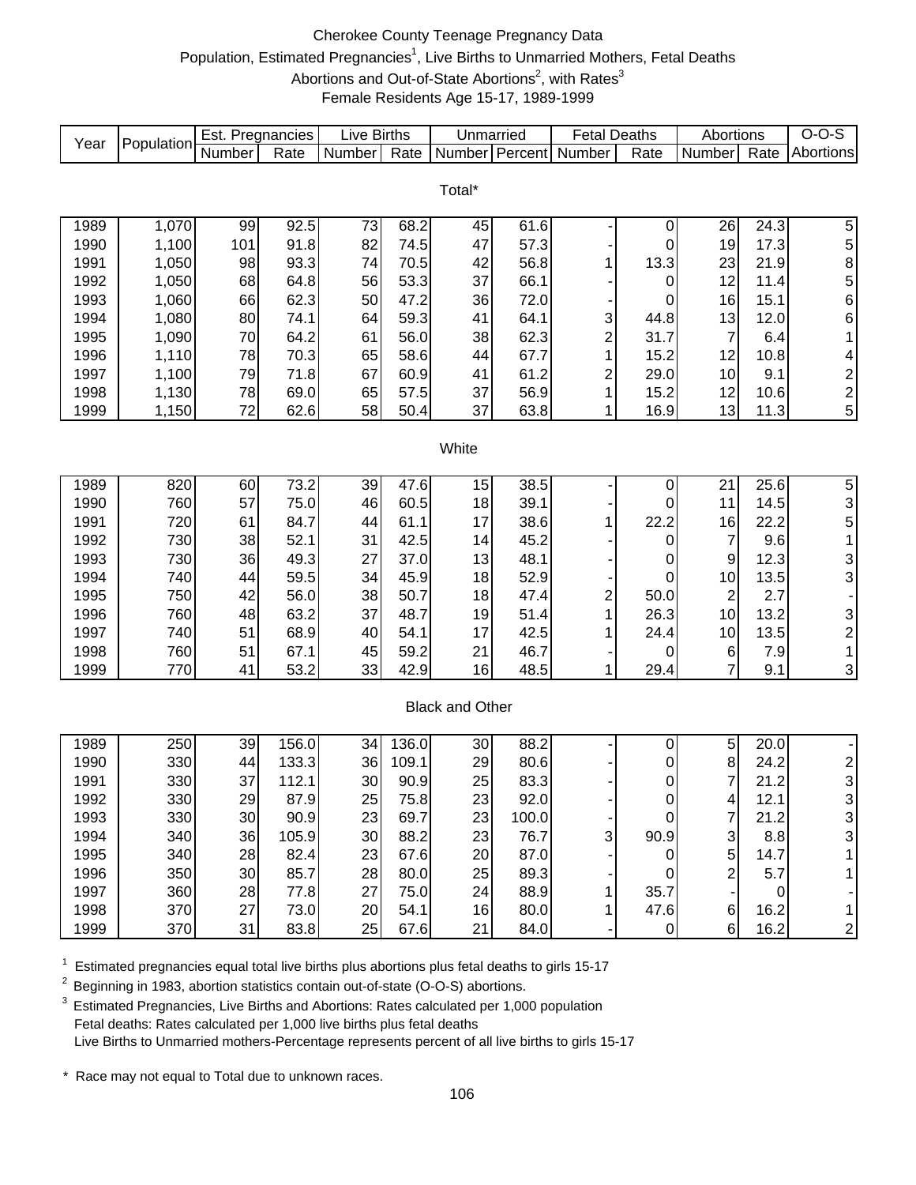# Cherokee County Teenage Pregnancy Data

Population, Estimated Pregnancies[1], Live Births to Unmarried Mothers, Fetal Deaths
Abortions and Out-of-State Abortions[2], with Rates[3]
Female Residents Age 15-17, 1989-1999

| Year | Population | Est. Pregnancies | | Live Births | | Unmarried | | Fetal Deaths | | Abortions | | O-O-S |
|---|---|---|---|---|---|---|---|---|---|---|---|---|
| | | Number | Rate | Number | Rate | Number | Percent | Number | Rate | Number | Rate | Abortions |
| **Total*** | | | | | | | | | | | | |
| 1989 | 1,070 | 99 | 92.5 | 73 | 68.2 | 45 | 61.6 | - | 0 | 26 | 24.3 | 5 |
| 1990 | 1,100 | 101 | 91.8 | 82 | 74.5 | 47 | 57.3 | - | 0 | 19 | 17.3 | 5 |
| 1991 | 1,050 | 98 | 93.3 | 74 | 70.5 | 42 | 56.8 | 1 | 13.3 | 23 | 21.9 | 8 |
| 1992 | 1,050 | 68 | 64.8 | 56 | 53.3 | 37 | 66.1 | - | 0 | 12 | 11.4 | 5 |
| 1993 | 1,060 | 66 | 62.3 | 50 | 47.2 | 36 | 72.0 | - | 0 | 16 | 15.1 | 6 |
| 1994 | 1,080 | 80 | 74.1 | 64 | 59.3 | 41 | 64.1 | 3 | 44.8 | 13 | 12.0 | 6 |
| 1995 | 1,090 | 70 | 64.2 | 61 | 56.0 | 38 | 62.3 | 2 | 31.7 | 7 | 6.4 | 1 |
| 1996 | 1,110 | 78 | 70.3 | 65 | 58.6 | 44 | 67.7 | 1 | 15.2 | 12 | 10.8 | 4 |
| 1997 | 1,100 | 79 | 71.8 | 67 | 60.9 | 41 | 61.2 | 2 | 29.0 | 10 | 9.1 | 2 |
| 1998 | 1,130 | 78 | 69.0 | 65 | 57.5 | 37 | 56.9 | 1 | 15.2 | 12 | 10.6 | 2 |
| 1999 | 1,150 | 72 | 62.6 | 58 | 50.4 | 37 | 63.8 | 1 | 16.9 | 13 | 11.3 | 5 |
| **White** | | | | | | | | | | | | |
| 1989 | 820 | 60 | 73.2 | 39 | 47.6 | 15 | 38.5 | - | 0 | 21 | 25.6 | 5 |
| 1990 | 760 | 57 | 75.0 | 46 | 60.5 | 18 | 39.1 | - | 0 | 11 | 14.5 | 3 |
| 1991 | 720 | 61 | 84.7 | 44 | 61.1 | 17 | 38.6 | 1 | 22.2 | 16 | 22.2 | 5 |
| 1992 | 730 | 38 | 52.1 | 31 | 42.5 | 14 | 45.2 | - | 0 | 7 | 9.6 | 1 |
| 1993 | 730 | 36 | 49.3 | 27 | 37.0 | 13 | 48.1 | - | 0 | 9 | 12.3 | 3 |
| 1994 | 740 | 44 | 59.5 | 34 | 45.9 | 18 | 52.9 | - | 0 | 10 | 13.5 | 3 |
| 1995 | 750 | 42 | 56.0 | 38 | 50.7 | 18 | 47.4 | 2 | 50.0 | 2 | 2.7 | - |
| 1996 | 760 | 48 | 63.2 | 37 | 48.7 | 19 | 51.4 | 1 | 26.3 | 10 | 13.2 | 3 |
| 1997 | 740 | 51 | 68.9 | 40 | 54.1 | 17 | 42.5 | 1 | 24.4 | 10 | 13.5 | 2 |
| 1998 | 760 | 51 | 67.1 | 45 | 59.2 | 21 | 46.7 | - | 0 | 6 | 7.9 | 1 |
| 1999 | 770 | 41 | 53.2 | 33 | 42.9 | 16 | 48.5 | 1 | 29.4 | 7 | 9.1 | 3 |
| **Black and Other** | | | | | | | | | | | | |
| 1989 | 250 | 39 | 156.0 | 34 | 136.0 | 30 | 88.2 | - | 0 | 5 | 20.0 | - |
| 1990 | 330 | 44 | 133.3 | 36 | 109.1 | 29 | 80.6 | - | 0 | 8 | 24.2 | 2 |
| 1991 | 330 | 37 | 112.1 | 30 | 90.9 | 25 | 83.3 | - | 0 | 7 | 21.2 | 3 |
| 1992 | 330 | 29 | 87.9 | 25 | 75.8 | 23 | 92.0 | - | 0 | 4 | 12.1 | 3 |
| 1993 | 330 | 30 | 90.9 | 23 | 69.7 | 23 | 100.0 | - | 0 | 7 | 21.2 | 3 |
| 1994 | 340 | 36 | 105.9 | 30 | 88.2 | 23 | 76.7 | 3 | 90.9 | 3 | 8.8 | 3 |
| 1995 | 340 | 28 | 82.4 | 23 | 67.6 | 20 | 87.0 | - | 0 | 5 | 14.7 | 1 |
| 1996 | 350 | 30 | 85.7 | 28 | 80.0 | 25 | 89.3 | - | 0 | 2 | 5.7 | 1 |
| 1997 | 360 | 28 | 77.8 | 27 | 75.0 | 24 | 88.9 | 1 | 35.7 | - | 0 | - |
| 1998 | 370 | 27 | 73.0 | 20 | 54.1 | 16 | 80.0 | 1 | 47.6 | 6 | 16.2 | 1 |
| 1999 | 370 | 31 | 83.8 | 25 | 67.6 | 21 | 84.0 | - | 0 | 6 | 16.2 | 2 |

[1] Estimated pregnancies equal total live births plus abortions plus fetal deaths to girls 15-17

[2] Beginning in 1983, abortion statistics contain out-of-state (O-O-S) abortions.

[3] Estimated Pregnancies, Live Births and Abortions: Rates calculated per 1,000 population
Fetal deaths: Rates calculated per 1,000 live births plus fetal deaths
Live Births to Unmarried mothers-Percentage represents percent of all live births to girls 15-17

\* Race may not equal to Total due to unknown races.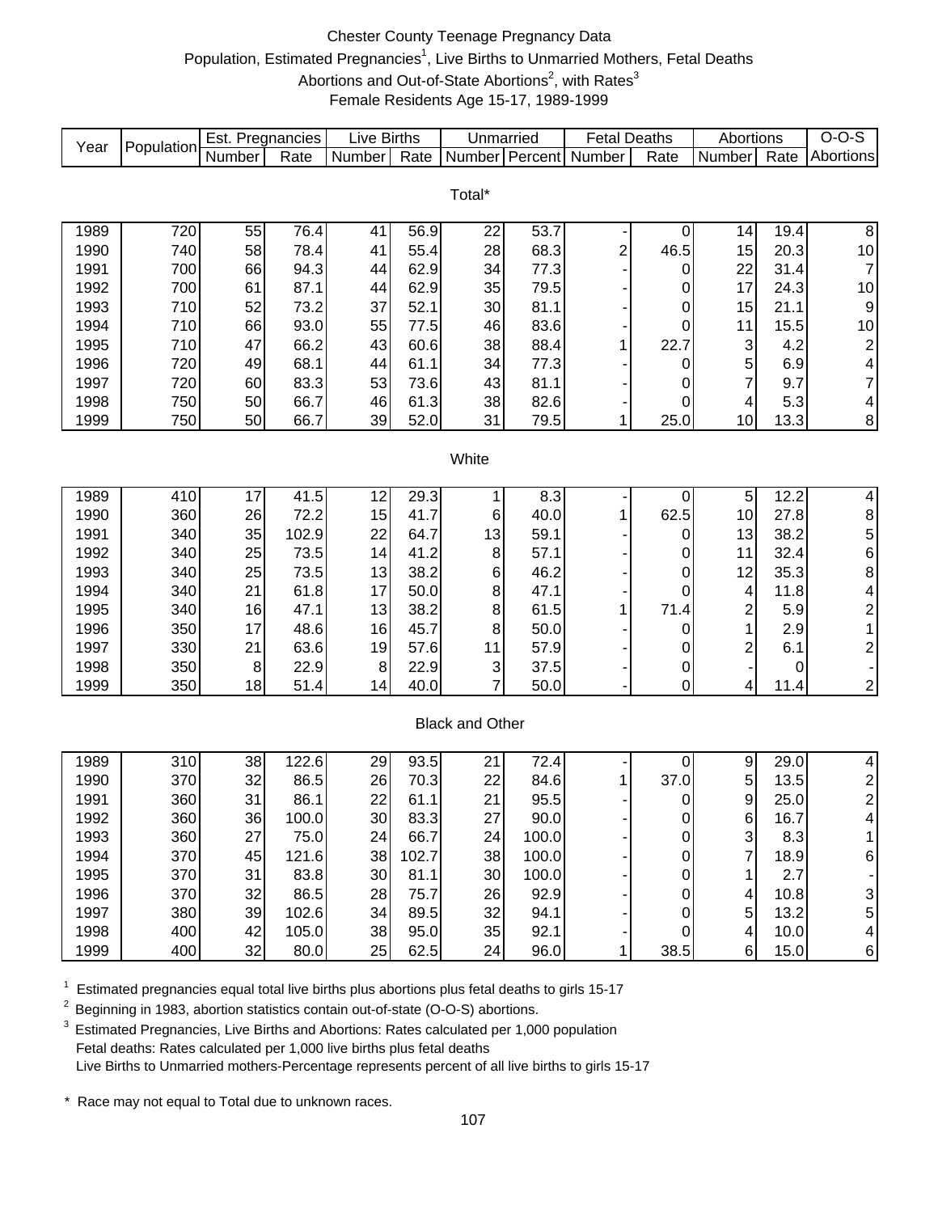# Chester County Teenage Pregnancy Data

Population, Estimated Pregnancies[1], Live Births to Unmarried Mothers, Fetal Deaths Abortions and Out-of-State Abortions[2], with Rates[3]

Female Residents Age 15-17, 1989-1999

| Year | Population | Est. Pregnancies | | Live Births | | Unmarried | | Fetal Deaths | | Abortions | | O-O-S |
|---|---|---|---|---|---|---|---|---|---|---|---|---|
| | | Number | Rate | Number | Rate | Number | Percent | Number | Rate | Number | Rate | Abortions |
| **Total*** | | | | | | | | | | | | |
| 1989 | 720 | 55 | 76.4 | 41 | 56.9 | 22 | 53.7 | - | 0 | 14 | 19.4 | 8 |
| 1990 | 740 | 58 | 78.4 | 41 | 55.4 | 28 | 68.3 | 2 | 46.5 | 15 | 20.3 | 10 |
| 1991 | 700 | 66 | 94.3 | 44 | 62.9 | 34 | 77.3 | - | 0 | 22 | 31.4 | 7 |
| 1992 | 700 | 61 | 87.1 | 44 | 62.9 | 35 | 79.5 | - | 0 | 17 | 24.3 | 10 |
| 1993 | 710 | 52 | 73.2 | 37 | 52.1 | 30 | 81.1 | - | 0 | 15 | 21.1 | 9 |
| 1994 | 710 | 66 | 93.0 | 55 | 77.5 | 46 | 83.6 | - | 0 | 11 | 15.5 | 10 |
| 1995 | 710 | 47 | 66.2 | 43 | 60.6 | 38 | 88.4 | 1 | 22.7 | 3 | 4.2 | 2 |
| 1996 | 720 | 49 | 68.1 | 44 | 61.1 | 34 | 77.3 | - | 0 | 5 | 6.9 | 4 |
| 1997 | 720 | 60 | 83.3 | 53 | 73.6 | 43 | 81.1 | - | 0 | 7 | 9.7 | 7 |
| 1998 | 750 | 50 | 66.7 | 46 | 61.3 | 38 | 82.6 | - | 0 | 4 | 5.3 | 4 |
| 1999 | 750 | 50 | 66.7 | 39 | 52.0 | 31 | 79.5 | 1 | 25.0 | 10 | 13.3 | 8 |
| **White** | | | | | | | | | | | | |
| 1989 | 410 | 17 | 41.5 | 12 | 29.3 | 1 | 8.3 | - | 0 | 5 | 12.2 | 4 |
| 1990 | 360 | 26 | 72.2 | 15 | 41.7 | 6 | 40.0 | 1 | 62.5 | 10 | 27.8 | 8 |
| 1991 | 340 | 35 | 102.9 | 22 | 64.7 | 13 | 59.1 | - | 0 | 13 | 38.2 | 5 |
| 1992 | 340 | 25 | 73.5 | 14 | 41.2 | 8 | 57.1 | - | 0 | 11 | 32.4 | 6 |
| 1993 | 340 | 25 | 73.5 | 13 | 38.2 | 6 | 46.2 | - | 0 | 12 | 35.3 | 8 |
| 1994 | 340 | 21 | 61.8 | 17 | 50.0 | 8 | 47.1 | - | 0 | 4 | 11.8 | 4 |
| 1995 | 340 | 16 | 47.1 | 13 | 38.2 | 8 | 61.5 | 1 | 71.4 | 2 | 5.9 | 2 |
| 1996 | 350 | 17 | 48.6 | 16 | 45.7 | 8 | 50.0 | - | 0 | 1 | 2.9 | 1 |
| 1997 | 330 | 21 | 63.6 | 19 | 57.6 | 11 | 57.9 | - | 0 | 2 | 6.1 | 2 |
| 1998 | 350 | 8 | 22.9 | 8 | 22.9 | 3 | 37.5 | - | 0 | - | 0 | - |
| 1999 | 350 | 18 | 51.4 | 14 | 40.0 | 7 | 50.0 | - | 0 | 4 | 11.4 | 2 |
| **Black and Other** | | | | | | | | | | | | |
| 1989 | 310 | 38 | 122.6 | 29 | 93.5 | 21 | 72.4 | - | 0 | 9 | 29.0 | 4 |
| 1990 | 370 | 32 | 86.5 | 26 | 70.3 | 22 | 84.6 | 1 | 37.0 | 5 | 13.5 | 2 |
| 1991 | 360 | 31 | 86.1 | 22 | 61.1 | 21 | 95.5 | - | 0 | 9 | 25.0 | 2 |
| 1992 | 360 | 36 | 100.0 | 30 | 83.3 | 27 | 90.0 | - | 0 | 6 | 16.7 | 4 |
| 1993 | 360 | 27 | 75.0 | 24 | 66.7 | 24 | 100.0 | - | 0 | 3 | 8.3 | 1 |
| 1994 | 370 | 45 | 121.6 | 38 | 102.7 | 38 | 100.0 | - | 0 | 7 | 18.9 | 6 |
| 1995 | 370 | 31 | 83.8 | 30 | 81.1 | 30 | 100.0 | - | 0 | 1 | 2.7 | - |
| 1996 | 370 | 32 | 86.5 | 28 | 75.7 | 26 | 92.9 | - | 0 | 4 | 10.8 | 3 |
| 1997 | 380 | 39 | 102.6 | 34 | 89.5 | 32 | 94.1 | - | 0 | 5 | 13.2 | 5 |
| 1998 | 400 | 42 | 105.0 | 38 | 95.0 | 35 | 92.1 | - | 0 | 4 | 10.0 | 4 |
| 1999 | 400 | 32 | 80.0 | 25 | 62.5 | 24 | 96.0 | 1 | 38.5 | 6 | 15.0 | 6 |

[1] Estimated pregnancies equal total live births plus abortions plus fetal deaths to girls 15-17

[2] Beginning in 1983, abortion statistics contain out-of-state (O-O-S) abortions.

[3] Estimated Pregnancies, Live Births and Abortions: Rates calculated per 1,000 population
Fetal deaths: Rates calculated per 1,000 live births plus fetal deaths
Live Births to Unmarried mothers-Percentage represents percent of all live births to girls 15-17

\* Race may not equal to Total due to unknown races.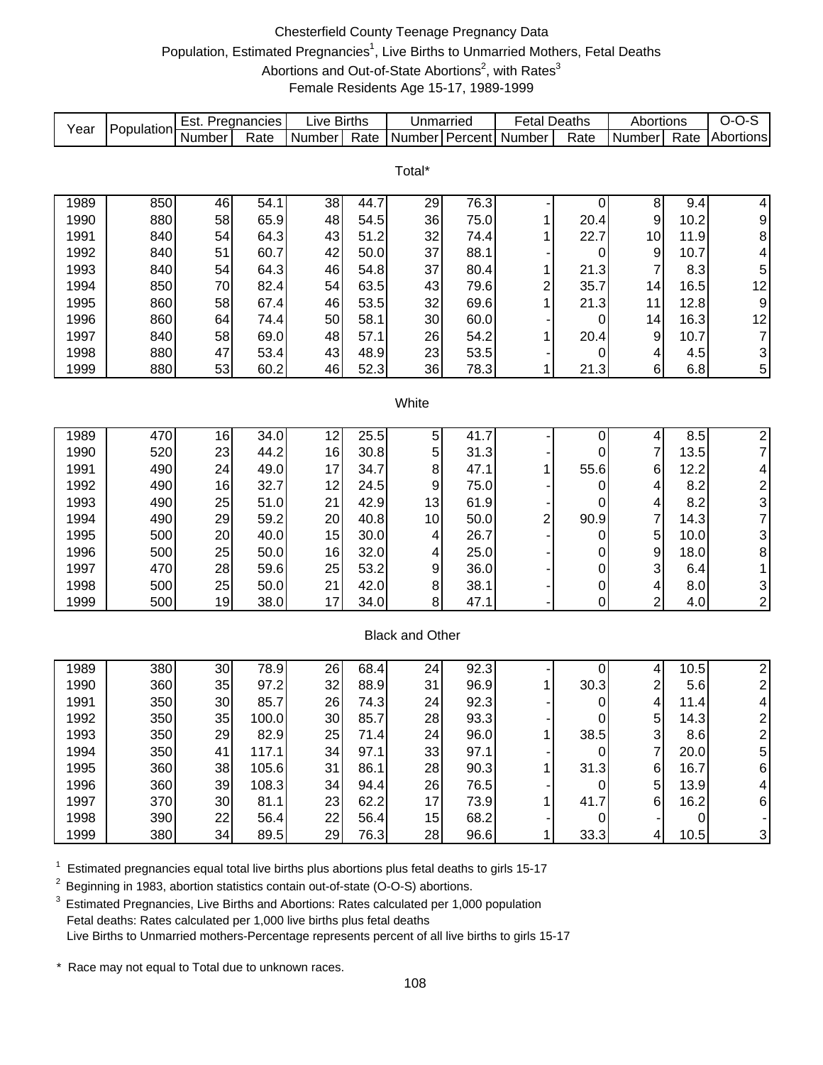# Chesterfield County Teenage Pregnancy Data

Population, Estimated Pregnancies[1], Live Births to Unmarried Mothers, Fetal Deaths
Abortions and Out-of-State Abortions[2], with Rates[3]
Female Residents Age 15-17, 1989-1999

| Year | Population | Est. Pregnancies | | Live Births | | Unmarried | | Fetal Deaths | | Abortions | | O-O-S |
|---|---|---|---|---|---|---|---|---|---|---|---|---|
| | | Number | Rate | Number | Rate | Number | Percent | Number | Rate | Number | Rate | Abortions |
| **Total*** | | | | | | | | | | | | |
| 1989 | 850 | 46 | 54.1 | 38 | 44.7 | 29 | 76.3 | - | 0 | 8 | 9.4 | 4 |
| 1990 | 880 | 58 | 65.9 | 48 | 54.5 | 36 | 75.0 | 1 | 20.4 | 9 | 10.2 | 9 |
| 1991 | 840 | 54 | 64.3 | 43 | 51.2 | 32 | 74.4 | 1 | 22.7 | 10 | 11.9 | 8 |
| 1992 | 840 | 51 | 60.7 | 42 | 50.0 | 37 | 88.1 | - | 0 | 9 | 10.7 | 4 |
| 1993 | 840 | 54 | 64.3 | 46 | 54.8 | 37 | 80.4 | 1 | 21.3 | 7 | 8.3 | 5 |
| 1994 | 850 | 70 | 82.4 | 54 | 63.5 | 43 | 79.6 | 2 | 35.7 | 14 | 16.5 | 12 |
| 1995 | 860 | 58 | 67.4 | 46 | 53.5 | 32 | 69.6 | 1 | 21.3 | 11 | 12.8 | 9 |
| 1996 | 860 | 64 | 74.4 | 50 | 58.1 | 30 | 60.0 | - | 0 | 14 | 16.3 | 12 |
| 1997 | 840 | 58 | 69.0 | 48 | 57.1 | 26 | 54.2 | 1 | 20.4 | 9 | 10.7 | 7 |
| 1998 | 880 | 47 | 53.4 | 43 | 48.9 | 23 | 53.5 | - | 0 | 4 | 4.5 | 3 |
| 1999 | 880 | 53 | 60.2 | 46 | 52.3 | 36 | 78.3 | 1 | 21.3 | 6 | 6.8 | 5 |
| **White** | | | | | | | | | | | | |
| 1989 | 470 | 16 | 34.0 | 12 | 25.5 | 5 | 41.7 | - | 0 | 4 | 8.5 | 2 |
| 1990 | 520 | 23 | 44.2 | 16 | 30.8 | 5 | 31.3 | - | 0 | 7 | 13.5 | 7 |
| 1991 | 490 | 24 | 49.0 | 17 | 34.7 | 8 | 47.1 | 1 | 55.6 | 6 | 12.2 | 4 |
| 1992 | 490 | 16 | 32.7 | 12 | 24.5 | 9 | 75.0 | - | 0 | 4 | 8.2 | 2 |
| 1993 | 490 | 25 | 51.0 | 21 | 42.9 | 13 | 61.9 | - | 0 | 4 | 8.2 | 3 |
| 1994 | 490 | 29 | 59.2 | 20 | 40.8 | 10 | 50.0 | 2 | 90.9 | 7 | 14.3 | 7 |
| 1995 | 500 | 20 | 40.0 | 15 | 30.0 | 4 | 26.7 | - | 0 | 5 | 10.0 | 3 |
| 1996 | 500 | 25 | 50.0 | 16 | 32.0 | 4 | 25.0 | - | 0 | 9 | 18.0 | 8 |
| 1997 | 470 | 28 | 59.6 | 25 | 53.2 | 9 | 36.0 | - | 0 | 3 | 6.4 | 1 |
| 1998 | 500 | 25 | 50.0 | 21 | 42.0 | 8 | 38.1 | - | 0 | 4 | 8.0 | 3 |
| 1999 | 500 | 19 | 38.0 | 17 | 34.0 | 8 | 47.1 | - | 0 | 2 | 4.0 | 2 |
| **Black and Other** | | | | | | | | | | | | |
| 1989 | 380 | 30 | 78.9 | 26 | 68.4 | 24 | 92.3 | - | 0 | 4 | 10.5 | 2 |
| 1990 | 360 | 35 | 97.2 | 32 | 88.9 | 31 | 96.9 | 1 | 30.3 | 2 | 5.6 | 2 |
| 1991 | 350 | 30 | 85.7 | 26 | 74.3 | 24 | 92.3 | - | 0 | 4 | 11.4 | 4 |
| 1992 | 350 | 35 | 100.0 | 30 | 85.7 | 28 | 93.3 | - | 0 | 5 | 14.3 | 2 |
| 1993 | 350 | 29 | 82.9 | 25 | 71.4 | 24 | 96.0 | 1 | 38.5 | 3 | 8.6 | 2 |
| 1994 | 350 | 41 | 117.1 | 34 | 97.1 | 33 | 97.1 | - | 0 | 7 | 20.0 | 5 |
| 1995 | 360 | 38 | 105.6 | 31 | 86.1 | 28 | 90.3 | 1 | 31.3 | 6 | 16.7 | 6 |
| 1996 | 360 | 39 | 108.3 | 34 | 94.4 | 26 | 76.5 | - | 0 | 5 | 13.9 | 4 |
| 1997 | 370 | 30 | 81.1 | 23 | 62.2 | 17 | 73.9 | 1 | 41.7 | 6 | 16.2 | 6 |
| 1998 | 390 | 22 | 56.4 | 22 | 56.4 | 15 | 68.2 | - | 0 | - | 0 | - |
| 1999 | 380 | 34 | 89.5 | 29 | 76.3 | 28 | 96.6 | 1 | 33.3 | 4 | 10.5 | 3 |

[1] Estimated pregnancies equal total live births plus abortions plus fetal deaths to girls 15-17

[2] Beginning in 1983, abortion statistics contain out-of-state (O-O-S) abortions.

[3] Estimated Pregnancies, Live Births and Abortions: Rates calculated per 1,000 population
Fetal deaths: Rates calculated per 1,000 live births plus fetal deaths
Live Births to Unmarried mothers-Percentage represents percent of all live births to girls 15-17

\* Race may not equal to Total due to unknown races.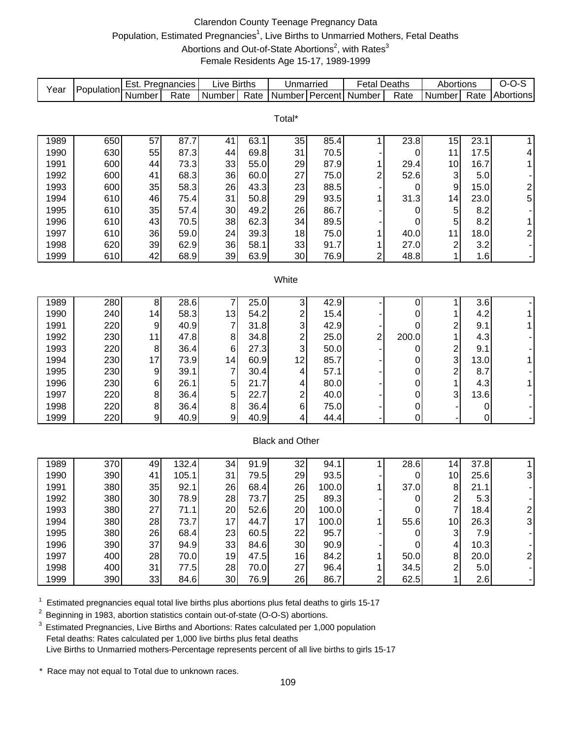# Clarendon County Teenage Pregnancy Data

Population, Estimated Pregnancies[1], Live Births to Unmarried Mothers, Fetal Deaths Abortions and Out-of-State Abortions[2], with Rates[3]

Female Residents Age 15-17, 1989-1999

| Year | Population | Est. Pregnancies | | Live Births | | Unmarried | | Fetal Deaths | | Abortions | | O-O-S |
|---|---|---|---|---|---|---|---|---|---|---|---|---|
| | | Number | Rate | Number | Rate | Number | Percent | Number | Rate | Number | Rate | Abortions |
| **Total*** | | | | | | | | | | | | |
| 1989 | 650 | 57 | 87.7 | 41 | 63.1 | 35 | 85.4 | 1 | 23.8 | 15 | 23.1 | 1 |
| 1990 | 630 | 55 | 87.3 | 44 | 69.8 | 31 | 70.5 | - | 0 | 11 | 17.5 | 4 |
| 1991 | 600 | 44 | 73.3 | 33 | 55.0 | 29 | 87.9 | 1 | 29.4 | 10 | 16.7 | 1 |
| 1992 | 600 | 41 | 68.3 | 36 | 60.0 | 27 | 75.0 | 2 | 52.6 | 3 | 5.0 | - |
| 1993 | 600 | 35 | 58.3 | 26 | 43.3 | 23 | 88.5 | - | 0 | 9 | 15.0 | 2 |
| 1994 | 610 | 46 | 75.4 | 31 | 50.8 | 29 | 93.5 | 1 | 31.3 | 14 | 23.0 | 5 |
| 1995 | 610 | 35 | 57.4 | 30 | 49.2 | 26 | 86.7 | - | 0 | 5 | 8.2 | - |
| 1996 | 610 | 43 | 70.5 | 38 | 62.3 | 34 | 89.5 | - | 0 | 5 | 8.2 | 1 |
| 1997 | 610 | 36 | 59.0 | 24 | 39.3 | 18 | 75.0 | 1 | 40.0 | 11 | 18.0 | 2 |
| 1998 | 620 | 39 | 62.9 | 36 | 58.1 | 33 | 91.7 | 1 | 27.0 | 2 | 3.2 | - |
| 1999 | 610 | 42 | 68.9 | 39 | 63.9 | 30 | 76.9 | 2 | 48.8 | 1 | 1.6 | - |
| **White** | | | | | | | | | | | | |
| 1989 | 280 | 8 | 28.6 | 7 | 25.0 | 3 | 42.9 | - | 0 | 1 | 3.6 | - |
| 1990 | 240 | 14 | 58.3 | 13 | 54.2 | 2 | 15.4 | - | 0 | 1 | 4.2 | 1 |
| 1991 | 220 | 9 | 40.9 | 7 | 31.8 | 3 | 42.9 | - | 0 | 2 | 9.1 | 1 |
| 1992 | 230 | 11 | 47.8 | 8 | 34.8 | 2 | 25.0 | 2 | 200.0 | 1 | 4.3 | - |
| 1993 | 220 | 8 | 36.4 | 6 | 27.3 | 3 | 50.0 | - | 0 | 2 | 9.1 | - |
| 1994 | 230 | 17 | 73.9 | 14 | 60.9 | 12 | 85.7 | - | 0 | 3 | 13.0 | 1 |
| 1995 | 230 | 9 | 39.1 | 7 | 30.4 | 4 | 57.1 | - | 0 | 2 | 8.7 | - |
| 1996 | 230 | 6 | 26.1 | 5 | 21.7 | 4 | 80.0 | - | 0 | 1 | 4.3 | 1 |
| 1997 | 220 | 8 | 36.4 | 5 | 22.7 | 2 | 40.0 | - | 0 | 3 | 13.6 | - |
| 1998 | 220 | 8 | 36.4 | 8 | 36.4 | 6 | 75.0 | - | 0 | - | 0 | - |
| 1999 | 220 | 9 | 40.9 | 9 | 40.9 | 4 | 44.4 | - | 0 | - | 0 | - |
| **Black and Other** | | | | | | | | | | | | |
| 1989 | 370 | 49 | 132.4 | 34 | 91.9 | 32 | 94.1 | 1 | 28.6 | 14 | 37.8 | 1 |
| 1990 | 390 | 41 | 105.1 | 31 | 79.5 | 29 | 93.5 | - | 0 | 10 | 25.6 | 3 |
| 1991 | 380 | 35 | 92.1 | 26 | 68.4 | 26 | 100.0 | 1 | 37.0 | 8 | 21.1 | - |
| 1992 | 380 | 30 | 78.9 | 28 | 73.7 | 25 | 89.3 | - | 0 | 2 | 5.3 | - |
| 1993 | 380 | 27 | 71.1 | 20 | 52.6 | 20 | 100.0 | - | 0 | 7 | 18.4 | 2 |
| 1994 | 380 | 28 | 73.7 | 17 | 44.7 | 17 | 100.0 | 1 | 55.6 | 10 | 26.3 | 3 |
| 1995 | 380 | 26 | 68.4 | 23 | 60.5 | 22 | 95.7 | - | 0 | 3 | 7.9 | - |
| 1996 | 390 | 37 | 94.9 | 33 | 84.6 | 30 | 90.9 | - | 0 | 4 | 10.3 | - |
| 1997 | 400 | 28 | 70.0 | 19 | 47.5 | 16 | 84.2 | 1 | 50.0 | 8 | 20.0 | 2 |
| 1998 | 400 | 31 | 77.5 | 28 | 70.0 | 27 | 96.4 | 1 | 34.5 | 2 | 5.0 | - |
| 1999 | 390 | 33 | 84.6 | 30 | 76.9 | 26 | 86.7 | 2 | 62.5 | 1 | 2.6 | - |

[1] Estimated pregnancies equal total live births plus abortions plus fetal deaths to girls 15-17

[2] Beginning in 1983, abortion statistics contain out-of-state (O-O-S) abortions.

[3] Estimated Pregnancies, Live Births and Abortions: Rates calculated per 1,000 population
Fetal deaths: Rates calculated per 1,000 live births plus fetal deaths
Live Births to Unmarried mothers-Percentage represents percent of all live births to girls 15-17

\* Race may not equal to Total due to unknown races.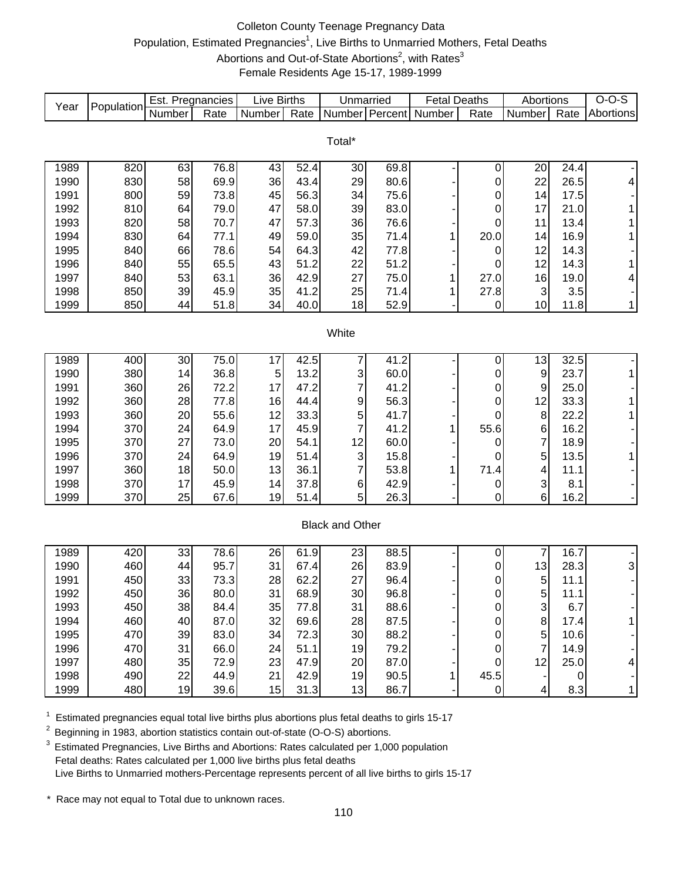# Colleton County Teenage Pregnancy Data

Population, Estimated Pregnancies[1], Live Births to Unmarried Mothers, Fetal Deaths
Abortions and Out-of-State Abortions[2], with Rates[3]
Female Residents Age 15-17, 1989-1999

| Year | Population | Est. Pregnancies | | Live Births | | Unmarried | | Fetal Deaths | | Abortions | | O-O-S |
|---|---|---|---|---|---|---|---|---|---|---|---|---|
| | | Number | Rate | Number | Rate | Number | Percent | Number | Rate | Number | Rate | Abortions |
| **Total*** | | | | | | | | | | | | |
| 1989 | 820 | 63 | 76.8 | 43 | 52.4 | 30 | 69.8 | - | 0 | 20 | 24.4 | - |
| 1990 | 830 | 58 | 69.9 | 36 | 43.4 | 29 | 80.6 | - | 0 | 22 | 26.5 | 4 |
| 1991 | 800 | 59 | 73.8 | 45 | 56.3 | 34 | 75.6 | - | 0 | 14 | 17.5 | - |
| 1992 | 810 | 64 | 79.0 | 47 | 58.0 | 39 | 83.0 | - | 0 | 17 | 21.0 | 1 |
| 1993 | 820 | 58 | 70.7 | 47 | 57.3 | 36 | 76.6 | - | 0 | 11 | 13.4 | 1 |
| 1994 | 830 | 64 | 77.1 | 49 | 59.0 | 35 | 71.4 | 1 | 20.0 | 14 | 16.9 | 1 |
| 1995 | 840 | 66 | 78.6 | 54 | 64.3 | 42 | 77.8 | - | 0 | 12 | 14.3 | - |
| 1996 | 840 | 55 | 65.5 | 43 | 51.2 | 22 | 51.2 | - | 0 | 12 | 14.3 | 1 |
| 1997 | 840 | 53 | 63.1 | 36 | 42.9 | 27 | 75.0 | 1 | 27.0 | 16 | 19.0 | 4 |
| 1998 | 850 | 39 | 45.9 | 35 | 41.2 | 25 | 71.4 | 1 | 27.8 | 3 | 3.5 | - |
| 1999 | 850 | 44 | 51.8 | 34 | 40.0 | 18 | 52.9 | - | 0 | 10 | 11.8 | 1 |
| **White** | | | | | | | | | | | | |
| 1989 | 400 | 30 | 75.0 | 17 | 42.5 | 7 | 41.2 | - | 0 | 13 | 32.5 | - |
| 1990 | 380 | 14 | 36.8 | 5 | 13.2 | 3 | 60.0 | - | 0 | 9 | 23.7 | 1 |
| 1991 | 360 | 26 | 72.2 | 17 | 47.2 | 7 | 41.2 | - | 0 | 9 | 25.0 | - |
| 1992 | 360 | 28 | 77.8 | 16 | 44.4 | 9 | 56.3 | - | 0 | 12 | 33.3 | 1 |
| 1993 | 360 | 20 | 55.6 | 12 | 33.3 | 5 | 41.7 | - | 0 | 8 | 22.2 | 1 |
| 1994 | 370 | 24 | 64.9 | 17 | 45.9 | 7 | 41.2 | 1 | 55.6 | 6 | 16.2 | - |
| 1995 | 370 | 27 | 73.0 | 20 | 54.1 | 12 | 60.0 | - | 0 | 7 | 18.9 | - |
| 1996 | 370 | 24 | 64.9 | 19 | 51.4 | 3 | 15.8 | - | 0 | 5 | 13.5 | 1 |
| 1997 | 360 | 18 | 50.0 | 13 | 36.1 | 7 | 53.8 | 1 | 71.4 | 4 | 11.1 | - |
| 1998 | 370 | 17 | 45.9 | 14 | 37.8 | 6 | 42.9 | - | 0 | 3 | 8.1 | - |
| 1999 | 370 | 25 | 67.6 | 19 | 51.4 | 5 | 26.3 | - | 0 | 6 | 16.2 | - |
| **Black and Other** | | | | | | | | | | | | |
| 1989 | 420 | 33 | 78.6 | 26 | 61.9 | 23 | 88.5 | - | 0 | 7 | 16.7 | - |
| 1990 | 460 | 44 | 95.7 | 31 | 67.4 | 26 | 83.9 | - | 0 | 13 | 28.3 | 3 |
| 1991 | 450 | 33 | 73.3 | 28 | 62.2 | 27 | 96.4 | - | 0 | 5 | 11.1 | - |
| 1992 | 450 | 36 | 80.0 | 31 | 68.9 | 30 | 96.8 | - | 0 | 5 | 11.1 | - |
| 1993 | 450 | 38 | 84.4 | 35 | 77.8 | 31 | 88.6 | - | 0 | 3 | 6.7 | - |
| 1994 | 460 | 40 | 87.0 | 32 | 69.6 | 28 | 87.5 | - | 0 | 8 | 17.4 | 1 |
| 1995 | 470 | 39 | 83.0 | 34 | 72.3 | 30 | 88.2 | - | 0 | 5 | 10.6 | - |
| 1996 | 470 | 31 | 66.0 | 24 | 51.1 | 19 | 79.2 | - | 0 | 7 | 14.9 | - |
| 1997 | 480 | 35 | 72.9 | 23 | 47.9 | 20 | 87.0 | - | 0 | 12 | 25.0 | 4 |
| 1998 | 490 | 22 | 44.9 | 21 | 42.9 | 19 | 90.5 | 1 | 45.5 | - | 0 | - |
| 1999 | 480 | 19 | 39.6 | 15 | 31.3 | 13 | 86.7 | - | 0 | 4 | 8.3 | 1 |

[1] Estimated pregnancies equal total live births plus abortions plus fetal deaths to girls 15-17

[2] Beginning in 1983, abortion statistics contain out-of-state (O-O-S) abortions.

[3] Estimated Pregnancies, Live Births and Abortions: Rates calculated per 1,000 population
Fetal deaths: Rates calculated per 1,000 live births plus fetal deaths
Live Births to Unmarried mothers-Percentage represents percent of all live births to girls 15-17

* Race may not equal to Total due to unknown races.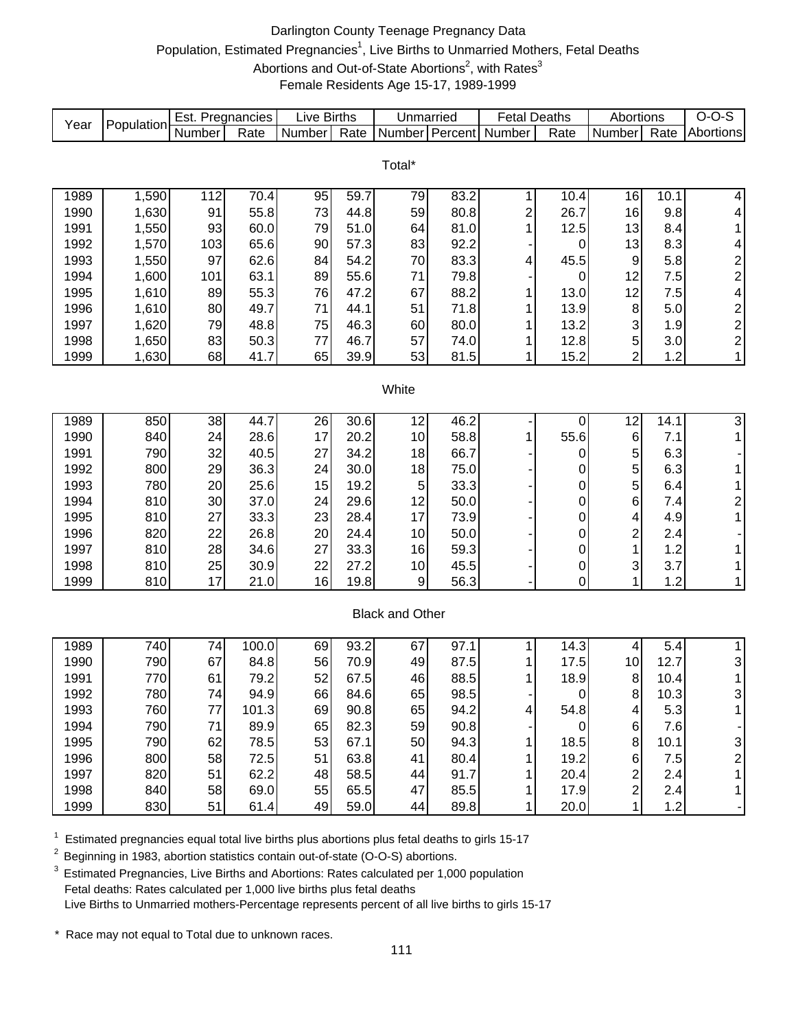# Darlington County Teenage Pregnancy Data

Population, Estimated Pregnancies[1], Live Births to Unmarried Mothers, Fetal Deaths

Abortions and Out-of-State Abortions[2], with Rates[3]

Female Residents Age 15-17, 1989-1999

| Year | Population | Est. Pregnancies | | Live Births | | Unmarried | | Fetal Deaths | | Abortions | | O-O-S |
|---|---|---|---|---|---|---|---|---|---|---|---|---|
| | | Number | Rate | Number | Rate | Number | Percent | Number | Rate | Number | Rate | Abortions |
| **Total*** | | | | | | | | | | | | |
| 1989 | 1,590 | 112 | 70.4 | 95 | 59.7 | 79 | 83.2 | 1 | 10.4 | 16 | 10.1 | 4 |
| 1990 | 1,630 | 91 | 55.8 | 73 | 44.8 | 59 | 80.8 | 2 | 26.7 | 16 | 9.8 | 4 |
| 1991 | 1,550 | 93 | 60.0 | 79 | 51.0 | 64 | 81.0 | 1 | 12.5 | 13 | 8.4 | 1 |
| 1992 | 1,570 | 103 | 65.6 | 90 | 57.3 | 83 | 92.2 | - | 0 | 13 | 8.3 | 4 |
| 1993 | 1,550 | 97 | 62.6 | 84 | 54.2 | 70 | 83.3 | 4 | 45.5 | 9 | 5.8 | 2 |
| 1994 | 1,600 | 101 | 63.1 | 89 | 55.6 | 71 | 79.8 | - | 0 | 12 | 7.5 | 2 |
| 1995 | 1,610 | 89 | 55.3 | 76 | 47.2 | 67 | 88.2 | 1 | 13.0 | 12 | 7.5 | 4 |
| 1996 | 1,610 | 80 | 49.7 | 71 | 44.1 | 51 | 71.8 | 1 | 13.9 | 8 | 5.0 | 2 |
| 1997 | 1,620 | 79 | 48.8 | 75 | 46.3 | 60 | 80.0 | 1 | 13.2 | 3 | 1.9 | 2 |
| 1998 | 1,650 | 83 | 50.3 | 77 | 46.7 | 57 | 74.0 | 1 | 12.8 | 5 | 3.0 | 2 |
| 1999 | 1,630 | 68 | 41.7 | 65 | 39.9 | 53 | 81.5 | 1 | 15.2 | 2 | 1.2 | 1 |
| **White** | | | | | | | | | | | | |
| 1989 | 850 | 38 | 44.7 | 26 | 30.6 | 12 | 46.2 | - | 0 | 12 | 14.1 | 3 |
| 1990 | 840 | 24 | 28.6 | 17 | 20.2 | 10 | 58.8 | 1 | 55.6 | 6 | 7.1 | 1 |
| 1991 | 790 | 32 | 40.5 | 27 | 34.2 | 18 | 66.7 | - | 0 | 5 | 6.3 | - |
| 1992 | 800 | 29 | 36.3 | 24 | 30.0 | 18 | 75.0 | - | 0 | 5 | 6.3 | 1 |
| 1993 | 780 | 20 | 25.6 | 15 | 19.2 | 5 | 33.3 | - | 0 | 5 | 6.4 | 1 |
| 1994 | 810 | 30 | 37.0 | 24 | 29.6 | 12 | 50.0 | - | 0 | 6 | 7.4 | 2 |
| 1995 | 810 | 27 | 33.3 | 23 | 28.4 | 17 | 73.9 | - | 0 | 4 | 4.9 | 1 |
| 1996 | 820 | 22 | 26.8 | 20 | 24.4 | 10 | 50.0 | - | 0 | 2 | 2.4 | - |
| 1997 | 810 | 28 | 34.6 | 27 | 33.3 | 16 | 59.3 | - | 0 | 1 | 1.2 | 1 |
| 1998 | 810 | 25 | 30.9 | 22 | 27.2 | 10 | 45.5 | - | 0 | 3 | 3.7 | 1 |
| 1999 | 810 | 17 | 21.0 | 16 | 19.8 | 9 | 56.3 | - | 0 | 1 | 1.2 | 1 |
| **Black and Other** | | | | | | | | | | | | |
| 1989 | 740 | 74 | 100.0 | 69 | 93.2 | 67 | 97.1 | 1 | 14.3 | 4 | 5.4 | 1 |
| 1990 | 790 | 67 | 84.8 | 56 | 70.9 | 49 | 87.5 | 1 | 17.5 | 10 | 12.7 | 3 |
| 1991 | 770 | 61 | 79.2 | 52 | 67.5 | 46 | 88.5 | 1 | 18.9 | 8 | 10.4 | 1 |
| 1992 | 780 | 74 | 94.9 | 66 | 84.6 | 65 | 98.5 | - | 0 | 8 | 10.3 | 3 |
| 1993 | 760 | 77 | 101.3 | 69 | 90.8 | 65 | 94.2 | 4 | 54.8 | 4 | 5.3 | 1 |
| 1994 | 790 | 71 | 89.9 | 65 | 82.3 | 59 | 90.8 | - | 0 | 6 | 7.6 | - |
| 1995 | 790 | 62 | 78.5 | 53 | 67.1 | 50 | 94.3 | 1 | 18.5 | 8 | 10.1 | 3 |
| 1996 | 800 | 58 | 72.5 | 51 | 63.8 | 41 | 80.4 | 1 | 19.2 | 6 | 7.5 | 2 |
| 1997 | 820 | 51 | 62.2 | 48 | 58.5 | 44 | 91.7 | 1 | 20.4 | 2 | 2.4 | 1 |
| 1998 | 840 | 58 | 69.0 | 55 | 65.5 | 47 | 85.5 | 1 | 17.9 | 2 | 2.4 | 1 |
| 1999 | 830 | 51 | 61.4 | 49 | 59.0 | 44 | 89.8 | 1 | 20.0 | 1 | 1.2 | - |

[1] Estimated pregnancies equal total live births plus abortions plus fetal deaths to girls 15-17

[2] Beginning in 1983, abortion statistics contain out-of-state (O-O-S) abortions.

[3] Estimated Pregnancies, Live Births and Abortions: Rates calculated per 1,000 population
Fetal deaths: Rates calculated per 1,000 live births plus fetal deaths
Live Births to Unmarried mothers-Percentage represents percent of all live births to girls 15-17

\* Race may not equal to Total due to unknown races.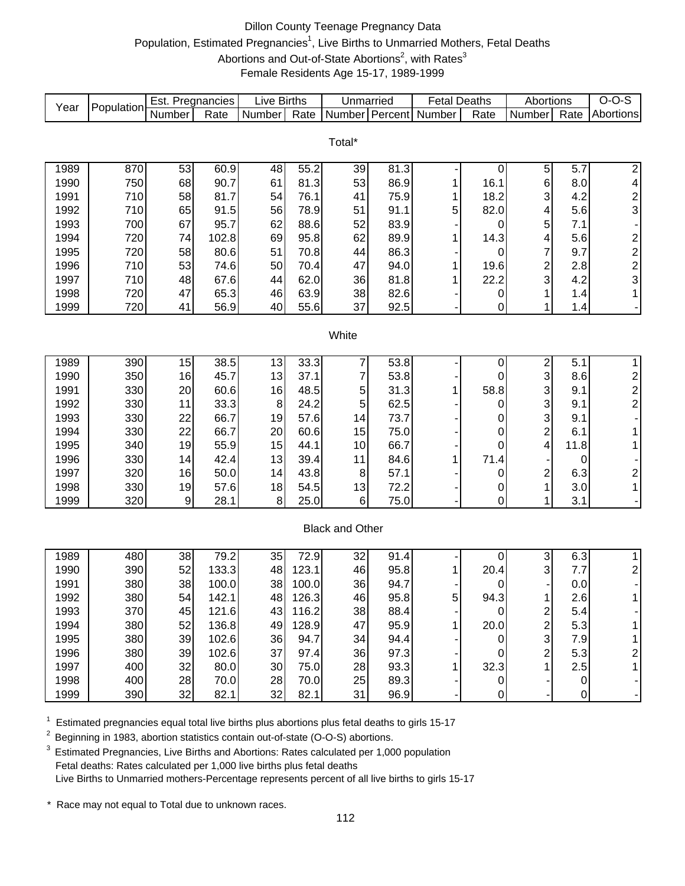# Dillon County Teenage Pregnancy Data

## Population, Estimated Pregnancies[1], Live Births to Unmarried Mothers, Fetal Deaths Abortions and Out-of-State Abortions[2], with Rates[3]

### Female Residents Age 15-17, 1989-1999

| Year | Population | Est. Pregnancies | | Live Births | | Unmarried | | Fetal Deaths | | Abortions | | O-O-S |
|---|---|---|---|---|---|---|---|---|---|---|---|---|
| | | Number | Rate | Number | Rate | Number | Percent | Number | Rate | Number | Rate | Abortions |
| **Total*** | | | | | | | | | | | | |
| 1989 | 870 | 53 | 60.9 | 48 | 55.2 | 39 | 81.3 | - | 0 | 5 | 5.7 | 2 |
| 1990 | 750 | 68 | 90.7 | 61 | 81.3 | 53 | 86.9 | 1 | 16.1 | 6 | 8.0 | 4 |
| 1991 | 710 | 58 | 81.7 | 54 | 76.1 | 41 | 75.9 | 1 | 18.2 | 3 | 4.2 | 2 |
| 1992 | 710 | 65 | 91.5 | 56 | 78.9 | 51 | 91.1 | 5 | 82.0 | 4 | 5.6 | 3 |
| 1993 | 700 | 67 | 95.7 | 62 | 88.6 | 52 | 83.9 | - | 0 | 5 | 7.1 | - |
| 1994 | 720 | 74 | 102.8 | 69 | 95.8 | 62 | 89.9 | 1 | 14.3 | 4 | 5.6 | 2 |
| 1995 | 720 | 58 | 80.6 | 51 | 70.8 | 44 | 86.3 | - | 0 | 7 | 9.7 | 2 |
| 1996 | 710 | 53 | 74.6 | 50 | 70.4 | 47 | 94.0 | 1 | 19.6 | 2 | 2.8 | 2 |
| 1997 | 710 | 48 | 67.6 | 44 | 62.0 | 36 | 81.8 | 1 | 22.2 | 3 | 4.2 | 3 |
| 1998 | 720 | 47 | 65.3 | 46 | 63.9 | 38 | 82.6 | - | 0 | 1 | 1.4 | 1 |
| 1999 | 720 | 41 | 56.9 | 40 | 55.6 | 37 | 92.5 | - | 0 | 1 | 1.4 | - |
| **White** | | | | | | | | | | | | |
| 1989 | 390 | 15 | 38.5 | 13 | 33.3 | 7 | 53.8 | - | 0 | 2 | 5.1 | 1 |
| 1990 | 350 | 16 | 45.7 | 13 | 37.1 | 7 | 53.8 | - | 0 | 3 | 8.6 | 2 |
| 1991 | 330 | 20 | 60.6 | 16 | 48.5 | 5 | 31.3 | 1 | 58.8 | 3 | 9.1 | 2 |
| 1992 | 330 | 11 | 33.3 | 8 | 24.2 | 5 | 62.5 | - | 0 | 3 | 9.1 | 2 |
| 1993 | 330 | 22 | 66.7 | 19 | 57.6 | 14 | 73.7 | - | 0 | 3 | 9.1 | - |
| 1994 | 330 | 22 | 66.7 | 20 | 60.6 | 15 | 75.0 | - | 0 | 2 | 6.1 | 1 |
| 1995 | 340 | 19 | 55.9 | 15 | 44.1 | 10 | 66.7 | - | 0 | 4 | 11.8 | 1 |
| 1996 | 330 | 14 | 42.4 | 13 | 39.4 | 11 | 84.6 | 1 | 71.4 | - | 0 | - |
| 1997 | 320 | 16 | 50.0 | 14 | 43.8 | 8 | 57.1 | - | 0 | 2 | 6.3 | 2 |
| 1998 | 330 | 19 | 57.6 | 18 | 54.5 | 13 | 72.2 | - | 0 | 1 | 3.0 | 1 |
| 1999 | 320 | 9 | 28.1 | 8 | 25.0 | 6 | 75.0 | - | 0 | 1 | 3.1 | - |
| **Black and Other** | | | | | | | | | | | | |
| 1989 | 480 | 38 | 79.2 | 35 | 72.9 | 32 | 91.4 | - | 0 | 3 | 6.3 | 1 |
| 1990 | 390 | 52 | 133.3 | 48 | 123.1 | 46 | 95.8 | 1 | 20.4 | 3 | 7.7 | 2 |
| 1991 | 380 | 38 | 100.0 | 38 | 100.0 | 36 | 94.7 | - | 0 | - | 0.0 | - |
| 1992 | 380 | 54 | 142.1 | 48 | 126.3 | 46 | 95.8 | 5 | 94.3 | 1 | 2.6 | 1 |
| 1993 | 370 | 45 | 121.6 | 43 | 116.2 | 38 | 88.4 | - | 0 | 2 | 5.4 | - |
| 1994 | 380 | 52 | 136.8 | 49 | 128.9 | 47 | 95.9 | 1 | 20.0 | 2 | 5.3 | 1 |
| 1995 | 380 | 39 | 102.6 | 36 | 94.7 | 34 | 94.4 | - | 0 | 3 | 7.9 | 1 |
| 1996 | 380 | 39 | 102.6 | 37 | 97.4 | 36 | 97.3 | - | 0 | 2 | 5.3 | 2 |
| 1997 | 400 | 32 | 80.0 | 30 | 75.0 | 28 | 93.3 | 1 | 32.3 | 1 | 2.5 | 1 |
| 1998 | 400 | 28 | 70.0 | 28 | 70.0 | 25 | 89.3 | - | 0 | - | 0 | - |
| 1999 | 390 | 32 | 82.1 | 32 | 82.1 | 31 | 96.9 | - | 0 | - | 0 | - |

[1] Estimated pregnancies equal total live births plus abortions plus fetal deaths to girls 15-17

[2] Beginning in 1983, abortion statistics contain out-of-state (O-O-S) abortions.

[3] Estimated Pregnancies, Live Births and Abortions: Rates calculated per 1,000 population
Fetal deaths: Rates calculated per 1,000 live births plus fetal deaths
Live Births to Unmarried mothers-Percentage represents percent of all live births to girls 15-17

\* Race may not equal to Total due to unknown races.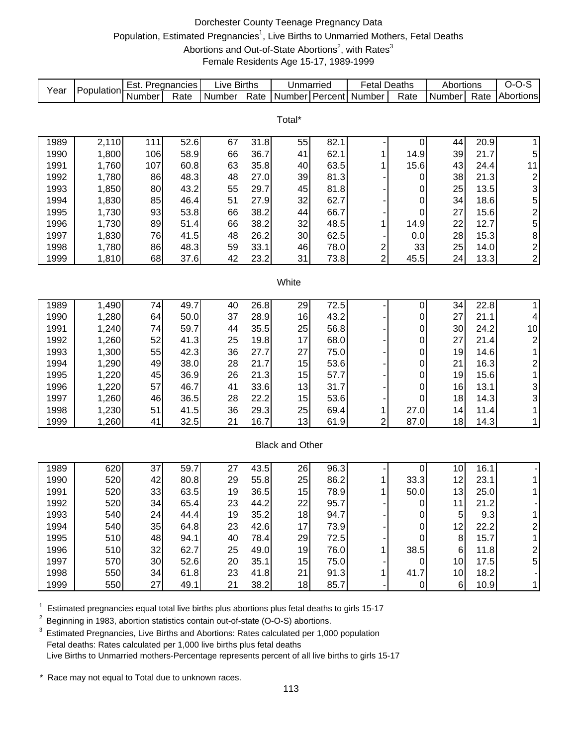# Dorchester County Teenage Pregnancy Data

## Population, Estimated Pregnancies[1], Live Births to Unmarried Mothers, Fetal Deaths Abortions and Out-of-State Abortions[2], with Rates[3]

### Female Residents Age 15-17, 1989-1999

| Year | Population | Est. Pregnancies | | Live Births | | Unmarried | | Fetal Deaths | | Abortions | | O-O-S |
|---|---|---|---|---|---|---|---|---|---|---|---|---|
| | | Number | Rate | Number | Rate | Number | Percent | Number | Rate | Number | Rate | Abortions |
| **Total*** | | | | | | | | | | | | |
| 1989 | 2,110 | 111 | 52.6 | 67 | 31.8 | 55 | 82.1 | - | 0 | 44 | 20.9 | 1 |
| 1990 | 1,800 | 106 | 58.9 | 66 | 36.7 | 41 | 62.1 | 1 | 14.9 | 39 | 21.7 | 5 |
| 1991 | 1,760 | 107 | 60.8 | 63 | 35.8 | 40 | 63.5 | 1 | 15.6 | 43 | 24.4 | 11 |
| 1992 | 1,780 | 86 | 48.3 | 48 | 27.0 | 39 | 81.3 | - | 0 | 38 | 21.3 | 2 |
| 1993 | 1,850 | 80 | 43.2 | 55 | 29.7 | 45 | 81.8 | - | 0 | 25 | 13.5 | 3 |
| 1994 | 1,830 | 85 | 46.4 | 51 | 27.9 | 32 | 62.7 | - | 0 | 34 | 18.6 | 5 |
| 1995 | 1,730 | 93 | 53.8 | 66 | 38.2 | 44 | 66.7 | - | 0 | 27 | 15.6 | 2 |
| 1996 | 1,730 | 89 | 51.4 | 66 | 38.2 | 32 | 48.5 | 1 | 14.9 | 22 | 12.7 | 5 |
| 1997 | 1,830 | 76 | 41.5 | 48 | 26.2 | 30 | 62.5 | - | 0.0 | 28 | 15.3 | 8 |
| 1998 | 1,780 | 86 | 48.3 | 59 | 33.1 | 46 | 78.0 | 2 | 33 | 25 | 14.0 | 2 |
| 1999 | 1,810 | 68 | 37.6 | 42 | 23.2 | 31 | 73.8 | 2 | 45.5 | 24 | 13.3 | 2 |
| **White** | | | | | | | | | | | | |
| 1989 | 1,490 | 74 | 49.7 | 40 | 26.8 | 29 | 72.5 | - | 0 | 34 | 22.8 | 1 |
| 1990 | 1,280 | 64 | 50.0 | 37 | 28.9 | 16 | 43.2 | - | 0 | 27 | 21.1 | 4 |
| 1991 | 1,240 | 74 | 59.7 | 44 | 35.5 | 25 | 56.8 | - | 0 | 30 | 24.2 | 10 |
| 1992 | 1,260 | 52 | 41.3 | 25 | 19.8 | 17 | 68.0 | - | 0 | 27 | 21.4 | 2 |
| 1993 | 1,300 | 55 | 42.3 | 36 | 27.7 | 27 | 75.0 | - | 0 | 19 | 14.6 | 1 |
| 1994 | 1,290 | 49 | 38.0 | 28 | 21.7 | 15 | 53.6 | - | 0 | 21 | 16.3 | 2 |
| 1995 | 1,220 | 45 | 36.9 | 26 | 21.3 | 15 | 57.7 | - | 0 | 19 | 15.6 | 1 |
| 1996 | 1,220 | 57 | 46.7 | 41 | 33.6 | 13 | 31.7 | - | 0 | 16 | 13.1 | 3 |
| 1997 | 1,260 | 46 | 36.5 | 28 | 22.2 | 15 | 53.6 | - | 0 | 18 | 14.3 | 3 |
| 1998 | 1,230 | 51 | 41.5 | 36 | 29.3 | 25 | 69.4 | 1 | 27.0 | 14 | 11.4 | 1 |
| 1999 | 1,260 | 41 | 32.5 | 21 | 16.7 | 13 | 61.9 | 2 | 87.0 | 18 | 14.3 | 1 |
| **Black and Other** | | | | | | | | | | | | |
| 1989 | 620 | 37 | 59.7 | 27 | 43.5 | 26 | 96.3 | - | 0 | 10 | 16.1 | - |
| 1990 | 520 | 42 | 80.8 | 29 | 55.8 | 25 | 86.2 | 1 | 33.3 | 12 | 23.1 | 1 |
| 1991 | 520 | 33 | 63.5 | 19 | 36.5 | 15 | 78.9 | 1 | 50.0 | 13 | 25.0 | 1 |
| 1992 | 520 | 34 | 65.4 | 23 | 44.2 | 22 | 95.7 | - | 0 | 11 | 21.2 | - |
| 1993 | 540 | 24 | 44.4 | 19 | 35.2 | 18 | 94.7 | - | 0 | 5 | 9.3 | 1 |
| 1994 | 540 | 35 | 64.8 | 23 | 42.6 | 17 | 73.9 | - | 0 | 12 | 22.2 | 2 |
| 1995 | 510 | 48 | 94.1 | 40 | 78.4 | 29 | 72.5 | - | 0 | 8 | 15.7 | 1 |
| 1996 | 510 | 32 | 62.7 | 25 | 49.0 | 19 | 76.0 | 1 | 38.5 | 6 | 11.8 | 2 |
| 1997 | 570 | 30 | 52.6 | 20 | 35.1 | 15 | 75.0 | - | 0 | 10 | 17.5 | 5 |
| 1998 | 550 | 34 | 61.8 | 23 | 41.8 | 21 | 91.3 | 1 | 41.7 | 10 | 18.2 | - |
| 1999 | 550 | 27 | 49.1 | 21 | 38.2 | 18 | 85.7 | - | 0 | 6 | 10.9 | 1 |

[1] Estimated pregnancies equal total live births plus abortions plus fetal deaths to girls 15-17

[2] Beginning in 1983, abortion statistics contain out-of-state (O-O-S) abortions.

[3] Estimated Pregnancies, Live Births and Abortions: Rates calculated per 1,000 population
Fetal deaths: Rates calculated per 1,000 live births plus fetal deaths
Live Births to Unmarried mothers-Percentage represents percent of all live births to girls 15-17

\* Race may not equal to Total due to unknown races.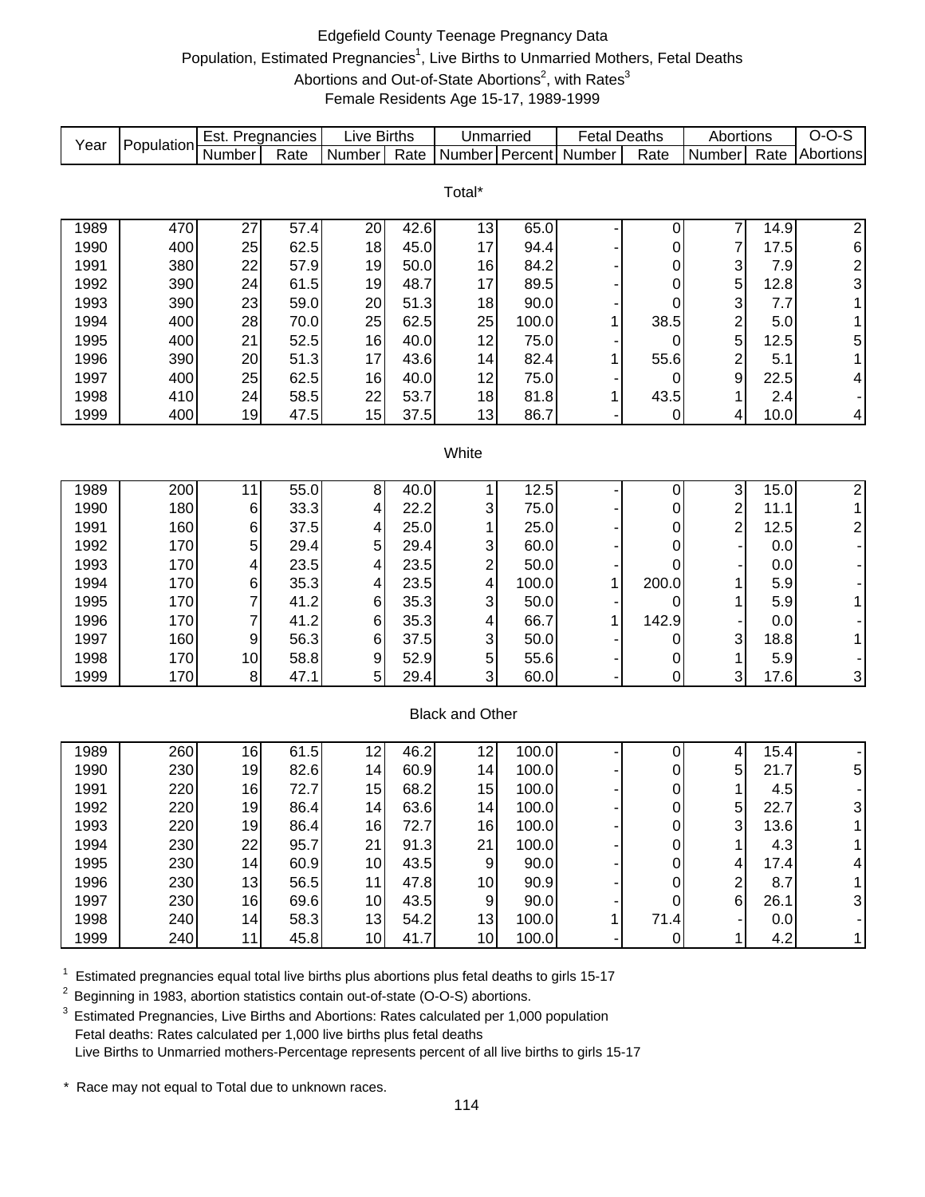# Edgefield County Teenage Pregnancy Data

Population, Estimated Pregnancies[1], Live Births to Unmarried Mothers, Fetal Deaths
Abortions and Out-of-State Abortions[2], with Rates[3]
Female Residents Age 15-17, 1989-1999

| Year | Population | Est. Pregnancies | | Live Births | | Unmarried | | Fetal Deaths | | Abortions | | O-O-S |
|---|---|---|---|---|---|---|---|---|---|---|---|---|
| | | Number | Rate | Number | Rate | Number | Percent | Number | Rate | Number | Rate | Abortions |
| **Total*** | | | | | | | | | | | | |
| 1989 | 470 | 27 | 57.4 | 20 | 42.6 | 13 | 65.0 | - | 0 | 7 | 14.9 | 2 |
| 1990 | 400 | 25 | 62.5 | 18 | 45.0 | 17 | 94.4 | - | 0 | 7 | 17.5 | 6 |
| 1991 | 380 | 22 | 57.9 | 19 | 50.0 | 16 | 84.2 | - | 0 | 3 | 7.9 | 2 |
| 1992 | 390 | 24 | 61.5 | 19 | 48.7 | 17 | 89.5 | - | 0 | 5 | 12.8 | 3 |
| 1993 | 390 | 23 | 59.0 | 20 | 51.3 | 18 | 90.0 | - | 0 | 3 | 7.7 | 1 |
| 1994 | 400 | 28 | 70.0 | 25 | 62.5 | 25 | 100.0 | 1 | 38.5 | 2 | 5.0 | 1 |
| 1995 | 400 | 21 | 52.5 | 16 | 40.0 | 12 | 75.0 | - | 0 | 5 | 12.5 | 5 |
| 1996 | 390 | 20 | 51.3 | 17 | 43.6 | 14 | 82.4 | 1 | 55.6 | 2 | 5.1 | 1 |
| 1997 | 400 | 25 | 62.5 | 16 | 40.0 | 12 | 75.0 | - | 0 | 9 | 22.5 | 4 |
| 1998 | 410 | 24 | 58.5 | 22 | 53.7 | 18 | 81.8 | 1 | 43.5 | 1 | 2.4 | - |
| 1999 | 400 | 19 | 47.5 | 15 | 37.5 | 13 | 86.7 | - | 0 | 4 | 10.0 | 4 |
| **White** | | | | | | | | | | | | |
| 1989 | 200 | 11 | 55.0 | 8 | 40.0 | 1 | 12.5 | - | 0 | 3 | 15.0 | 2 |
| 1990 | 180 | 6 | 33.3 | 4 | 22.2 | 3 | 75.0 | - | 0 | 2 | 11.1 | 1 |
| 1991 | 160 | 6 | 37.5 | 4 | 25.0 | 1 | 25.0 | - | 0 | 2 | 12.5 | 2 |
| 1992 | 170 | 5 | 29.4 | 5 | 29.4 | 3 | 60.0 | - | 0 | - | 0.0 | - |
| 1993 | 170 | 4 | 23.5 | 4 | 23.5 | 2 | 50.0 | - | 0 | - | 0.0 | - |
| 1994 | 170 | 6 | 35.3 | 4 | 23.5 | 4 | 100.0 | 1 | 200.0 | 1 | 5.9 | - |
| 1995 | 170 | 7 | 41.2 | 6 | 35.3 | 3 | 50.0 | - | 0 | 1 | 5.9 | 1 |
| 1996 | 170 | 7 | 41.2 | 6 | 35.3 | 4 | 66.7 | 1 | 142.9 | - | 0.0 | - |
| 1997 | 160 | 9 | 56.3 | 6 | 37.5 | 3 | 50.0 | - | 0 | 3 | 18.8 | 1 |
| 1998 | 170 | 10 | 58.8 | 9 | 52.9 | 5 | 55.6 | - | 0 | 1 | 5.9 | - |
| 1999 | 170 | 8 | 47.1 | 5 | 29.4 | 3 | 60.0 | - | 0 | 3 | 17.6 | 3 |
| **Black and Other** | | | | | | | | | | | | |
| 1989 | 260 | 16 | 61.5 | 12 | 46.2 | 12 | 100.0 | - | 0 | 4 | 15.4 | - |
| 1990 | 230 | 19 | 82.6 | 14 | 60.9 | 14 | 100.0 | - | 0 | 5 | 21.7 | 5 |
| 1991 | 220 | 16 | 72.7 | 15 | 68.2 | 15 | 100.0 | - | 0 | 1 | 4.5 | - |
| 1992 | 220 | 19 | 86.4 | 14 | 63.6 | 14 | 100.0 | - | 0 | 5 | 22.7 | 3 |
| 1993 | 220 | 19 | 86.4 | 16 | 72.7 | 16 | 100.0 | - | 0 | 3 | 13.6 | 1 |
| 1994 | 230 | 22 | 95.7 | 21 | 91.3 | 21 | 100.0 | - | 0 | 1 | 4.3 | 1 |
| 1995 | 230 | 14 | 60.9 | 10 | 43.5 | 9 | 90.0 | - | 0 | 4 | 17.4 | 4 |
| 1996 | 230 | 13 | 56.5 | 11 | 47.8 | 10 | 90.9 | - | 0 | 2 | 8.7 | 1 |
| 1997 | 230 | 16 | 69.6 | 10 | 43.5 | 9 | 90.0 | - | 0 | 6 | 26.1 | 3 |
| 1998 | 240 | 14 | 58.3 | 13 | 54.2 | 13 | 100.0 | 1 | 71.4 | - | 0.0 | - |
| 1999 | 240 | 11 | 45.8 | 10 | 41.7 | 10 | 100.0 | - | 0 | 1 | 4.2 | 1 |

[1] Estimated pregnancies equal total live births plus abortions plus fetal deaths to girls 15-17

[2] Beginning in 1983, abortion statistics contain out-of-state (O-O-S) abortions.

[3] Estimated Pregnancies, Live Births and Abortions: Rates calculated per 1,000 population
Fetal deaths: Rates calculated per 1,000 live births plus fetal deaths
Live Births to Unmarried mothers-Percentage represents percent of all live births to girls 15-17

\* Race may not equal to Total due to unknown races.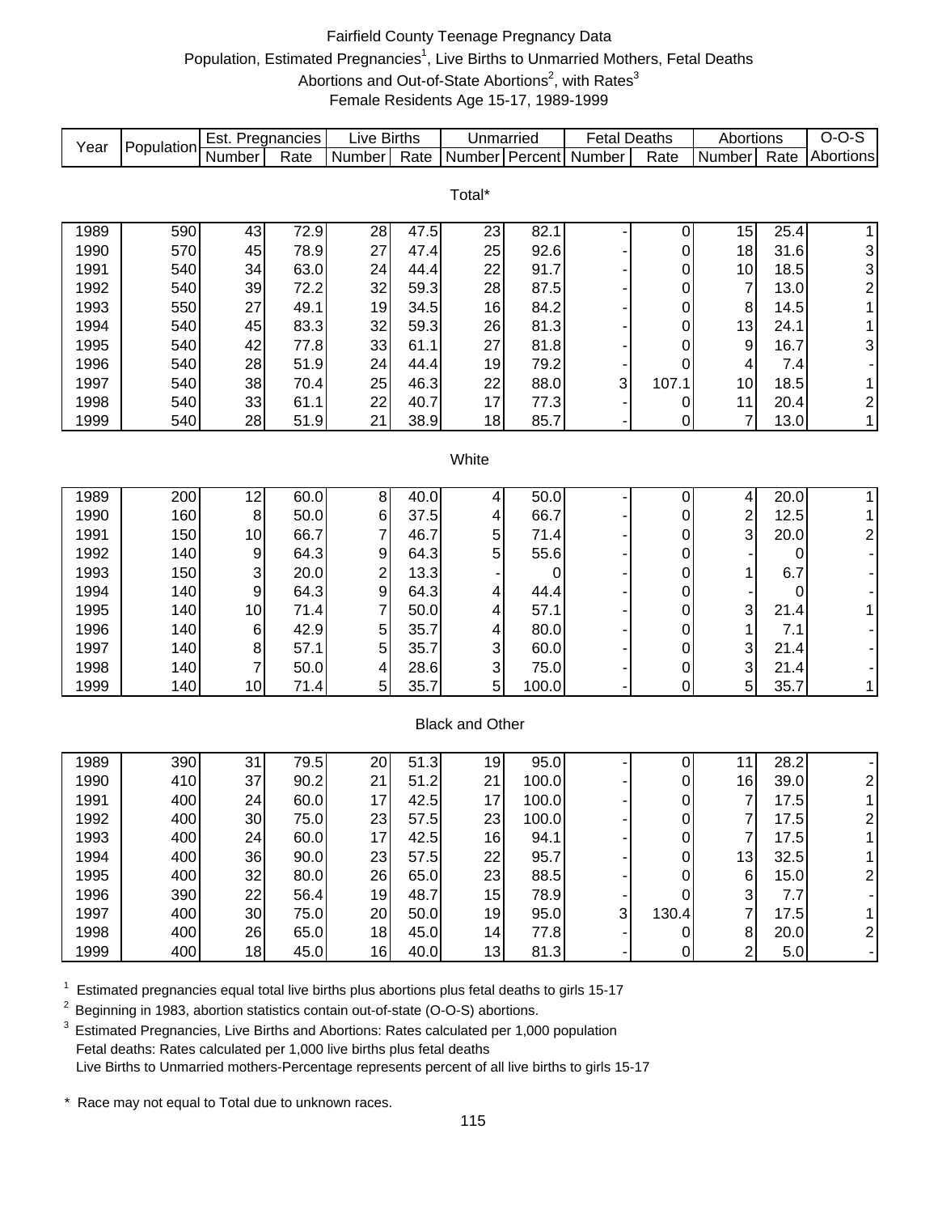# Fairfield County Teenage Pregnancy Data

Population, Estimated Pregnancies[1], Live Births to Unmarried Mothers, Fetal Deaths
Abortions and Out-of-State Abortions[2], with Rates[3]
Female Residents Age 15-17, 1989-1999

| Year | Population | Est. Pregnancies | | Live Births | | Unmarried | | Fetal Deaths | | Abortions | | O-O-S |
|---|---|---|---|---|---|---|---|---|---|---|---|---|
| | | Number | Rate | Number | Rate | Number | Percent | Number | Rate | Number | Rate | Abortions |
| **Total*** | | | | | | | | | | | | |
| 1989 | 590 | 43 | 72.9 | 28 | 47.5 | 23 | 82.1 | - | 0 | 15 | 25.4 | 1 |
| 1990 | 570 | 45 | 78.9 | 27 | 47.4 | 25 | 92.6 | - | 0 | 18 | 31.6 | 3 |
| 1991 | 540 | 34 | 63.0 | 24 | 44.4 | 22 | 91.7 | - | 0 | 10 | 18.5 | 3 |
| 1992 | 540 | 39 | 72.2 | 32 | 59.3 | 28 | 87.5 | - | 0 | 7 | 13.0 | 2 |
| 1993 | 550 | 27 | 49.1 | 19 | 34.5 | 16 | 84.2 | - | 0 | 8 | 14.5 | 1 |
| 1994 | 540 | 45 | 83.3 | 32 | 59.3 | 26 | 81.3 | - | 0 | 13 | 24.1 | 1 |
| 1995 | 540 | 42 | 77.8 | 33 | 61.1 | 27 | 81.8 | - | 0 | 9 | 16.7 | 3 |
| 1996 | 540 | 28 | 51.9 | 24 | 44.4 | 19 | 79.2 | - | 0 | 4 | 7.4 | - |
| 1997 | 540 | 38 | 70.4 | 25 | 46.3 | 22 | 88.0 | 3 | 107.1 | 10 | 18.5 | 1 |
| 1998 | 540 | 33 | 61.1 | 22 | 40.7 | 17 | 77.3 | - | 0 | 11 | 20.4 | 2 |
| 1999 | 540 | 28 | 51.9 | 21 | 38.9 | 18 | 85.7 | - | 0 | 7 | 13.0 | 1 |
| **White** | | | | | | | | | | | | |
| 1989 | 200 | 12 | 60.0 | 8 | 40.0 | 4 | 50.0 | - | 0 | 4 | 20.0 | 1 |
| 1990 | 160 | 8 | 50.0 | 6 | 37.5 | 4 | 66.7 | - | 0 | 2 | 12.5 | 1 |
| 1991 | 150 | 10 | 66.7 | 7 | 46.7 | 5 | 71.4 | - | 0 | 3 | 20.0 | 2 |
| 1992 | 140 | 9 | 64.3 | 9 | 64.3 | 5 | 55.6 | - | 0 | - | 0 | - |
| 1993 | 150 | 3 | 20.0 | 2 | 13.3 | - | 0 | - | 0 | 1 | 6.7 | - |
| 1994 | 140 | 9 | 64.3 | 9 | 64.3 | 4 | 44.4 | - | 0 | - | 0 | - |
| 1995 | 140 | 10 | 71.4 | 7 | 50.0 | 4 | 57.1 | - | 0 | 3 | 21.4 | 1 |
| 1996 | 140 | 6 | 42.9 | 5 | 35.7 | 4 | 80.0 | - | 0 | 1 | 7.1 | - |
| 1997 | 140 | 8 | 57.1 | 5 | 35.7 | 3 | 60.0 | - | 0 | 3 | 21.4 | - |
| 1998 | 140 | 7 | 50.0 | 4 | 28.6 | 3 | 75.0 | - | 0 | 3 | 21.4 | - |
| 1999 | 140 | 10 | 71.4 | 5 | 35.7 | 5 | 100.0 | - | 0 | 5 | 35.7 | 1 |
| **Black and Other** | | | | | | | | | | | | |
| 1989 | 390 | 31 | 79.5 | 20 | 51.3 | 19 | 95.0 | - | 0 | 11 | 28.2 | - |
| 1990 | 410 | 37 | 90.2 | 21 | 51.2 | 21 | 100.0 | - | 0 | 16 | 39.0 | 2 |
| 1991 | 400 | 24 | 60.0 | 17 | 42.5 | 17 | 100.0 | - | 0 | 7 | 17.5 | 1 |
| 1992 | 400 | 30 | 75.0 | 23 | 57.5 | 23 | 100.0 | - | 0 | 7 | 17.5 | 2 |
| 1993 | 400 | 24 | 60.0 | 17 | 42.5 | 16 | 94.1 | - | 0 | 7 | 17.5 | 1 |
| 1994 | 400 | 36 | 90.0 | 23 | 57.5 | 22 | 95.7 | - | 0 | 13 | 32.5 | 1 |
| 1995 | 400 | 32 | 80.0 | 26 | 65.0 | 23 | 88.5 | - | 0 | 6 | 15.0 | 2 |
| 1996 | 390 | 22 | 56.4 | 19 | 48.7 | 15 | 78.9 | - | 0 | 3 | 7.7 | - |
| 1997 | 400 | 30 | 75.0 | 20 | 50.0 | 19 | 95.0 | 3 | 130.4 | 7 | 17.5 | 1 |
| 1998 | 400 | 26 | 65.0 | 18 | 45.0 | 14 | 77.8 | - | 0 | 8 | 20.0 | 2 |
| 1999 | 400 | 18 | 45.0 | 16 | 40.0 | 13 | 81.3 | - | 0 | 2 | 5.0 | - |

[1] Estimated pregnancies equal total live births plus abortions plus fetal deaths to girls 15-17

[2] Beginning in 1983, abortion statistics contain out-of-state (O-O-S) abortions.

[3] Estimated Pregnancies, Live Births and Abortions: Rates calculated per 1,000 population
Fetal deaths: Rates calculated per 1,000 live births plus fetal deaths
Live Births to Unmarried mothers-Percentage represents percent of all live births to girls 15-17

\* Race may not equal to Total due to unknown races.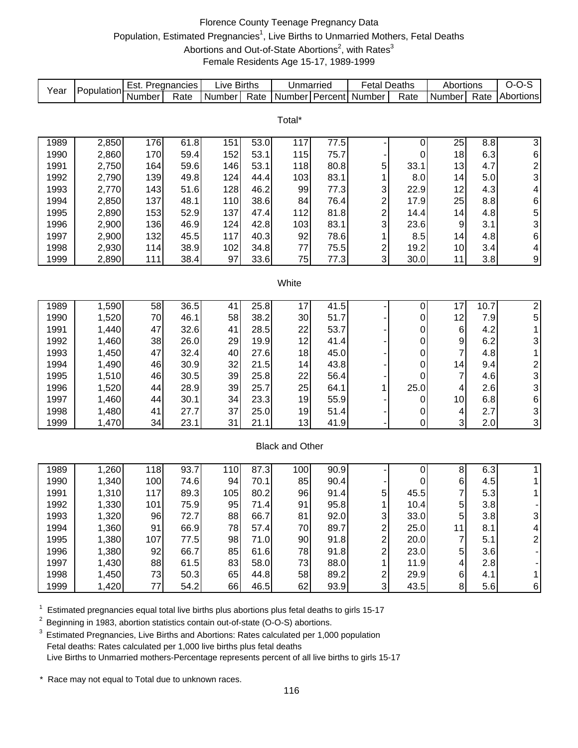# Florence County Teenage Pregnancy Data

Population, Estimated Pregnancies[1], Live Births to Unmarried Mothers, Fetal Deaths

Abortions and Out-of-State Abortions[2], with Rates[3]

Female Residents Age 15-17, 1989-1999

| Year | Population | Est. Pregnancies | | Live Births | | Unmarried | | Fetal Deaths | | Abortions | | O-O-S |
|---|---|---|---|---|---|---|---|---|---|---|---|---|
| | | Number | Rate | Number | Rate | Number | Percent | Number | Rate | Number | Rate | Abortions |
| **Total*** | | | | | | | | | | | | |
| 1989 | 2,850 | 176 | 61.8 | 151 | 53.0 | 117 | 77.5 | - | 0 | 25 | 8.8 | 3 |
| 1990 | 2,860 | 170 | 59.4 | 152 | 53.1 | 115 | 75.7 | - | 0 | 18 | 6.3 | 6 |
| 1991 | 2,750 | 164 | 59.6 | 146 | 53.1 | 118 | 80.8 | 5 | 33.1 | 13 | 4.7 | 2 |
| 1992 | 2,790 | 139 | 49.8 | 124 | 44.4 | 103 | 83.1 | 1 | 8.0 | 14 | 5.0 | 3 |
| 1993 | 2,770 | 143 | 51.6 | 128 | 46.2 | 99 | 77.3 | 3 | 22.9 | 12 | 4.3 | 4 |
| 1994 | 2,850 | 137 | 48.1 | 110 | 38.6 | 84 | 76.4 | 2 | 17.9 | 25 | 8.8 | 6 |
| 1995 | 2,890 | 153 | 52.9 | 137 | 47.4 | 112 | 81.8 | 2 | 14.4 | 14 | 4.8 | 5 |
| 1996 | 2,900 | 136 | 46.9 | 124 | 42.8 | 103 | 83.1 | 3 | 23.6 | 9 | 3.1 | 3 |
| 1997 | 2,900 | 132 | 45.5 | 117 | 40.3 | 92 | 78.6 | 1 | 8.5 | 14 | 4.8 | 6 |
| 1998 | 2,930 | 114 | 38.9 | 102 | 34.8 | 77 | 75.5 | 2 | 19.2 | 10 | 3.4 | 4 |
| 1999 | 2,890 | 111 | 38.4 | 97 | 33.6 | 75 | 77.3 | 3 | 30.0 | 11 | 3.8 | 9 |
| **White** | | | | | | | | | | | | |
| 1989 | 1,590 | 58 | 36.5 | 41 | 25.8 | 17 | 41.5 | - | 0 | 17 | 10.7 | 2 |
| 1990 | 1,520 | 70 | 46.1 | 58 | 38.2 | 30 | 51.7 | - | 0 | 12 | 7.9 | 5 |
| 1991 | 1,440 | 47 | 32.6 | 41 | 28.5 | 22 | 53.7 | - | 0 | 6 | 4.2 | 1 |
| 1992 | 1,460 | 38 | 26.0 | 29 | 19.9 | 12 | 41.4 | - | 0 | 9 | 6.2 | 3 |
| 1993 | 1,450 | 47 | 32.4 | 40 | 27.6 | 18 | 45.0 | - | 0 | 7 | 4.8 | 1 |
| 1994 | 1,490 | 46 | 30.9 | 32 | 21.5 | 14 | 43.8 | - | 0 | 14 | 9.4 | 2 |
| 1995 | 1,510 | 46 | 30.5 | 39 | 25.8 | 22 | 56.4 | - | 0 | 7 | 4.6 | 3 |
| 1996 | 1,520 | 44 | 28.9 | 39 | 25.7 | 25 | 64.1 | 1 | 25.0 | 4 | 2.6 | 3 |
| 1997 | 1,460 | 44 | 30.1 | 34 | 23.3 | 19 | 55.9 | - | 0 | 10 | 6.8 | 6 |
| 1998 | 1,480 | 41 | 27.7 | 37 | 25.0 | 19 | 51.4 | - | 0 | 4 | 2.7 | 3 |
| 1999 | 1,470 | 34 | 23.1 | 31 | 21.1 | 13 | 41.9 | - | 0 | 3 | 2.0 | 3 |
| **Black and Other** | | | | | | | | | | | | |
| 1989 | 1,260 | 118 | 93.7 | 110 | 87.3 | 100 | 90.9 | - | 0 | 8 | 6.3 | 1 |
| 1990 | 1,340 | 100 | 74.6 | 94 | 70.1 | 85 | 90.4 | - | 0 | 6 | 4.5 | 1 |
| 1991 | 1,310 | 117 | 89.3 | 105 | 80.2 | 96 | 91.4 | 5 | 45.5 | 7 | 5.3 | 1 |
| 1992 | 1,330 | 101 | 75.9 | 95 | 71.4 | 91 | 95.8 | 1 | 10.4 | 5 | 3.8 | - |
| 1993 | 1,320 | 96 | 72.7 | 88 | 66.7 | 81 | 92.0 | 3 | 33.0 | 5 | 3.8 | 3 |
| 1994 | 1,360 | 91 | 66.9 | 78 | 57.4 | 70 | 89.7 | 2 | 25.0 | 11 | 8.1 | 4 |
| 1995 | 1,380 | 107 | 77.5 | 98 | 71.0 | 90 | 91.8 | 2 | 20.0 | 7 | 5.1 | 2 |
| 1996 | 1,380 | 92 | 66.7 | 85 | 61.6 | 78 | 91.8 | 2 | 23.0 | 5 | 3.6 | - |
| 1997 | 1,430 | 88 | 61.5 | 83 | 58.0 | 73 | 88.0 | 1 | 11.9 | 4 | 2.8 | - |
| 1998 | 1,450 | 73 | 50.3 | 65 | 44.8 | 58 | 89.2 | 2 | 29.9 | 6 | 4.1 | 1 |
| 1999 | 1,420 | 77 | 54.2 | 66 | 46.5 | 62 | 93.9 | 3 | 43.5 | 8 | 5.6 | 6 |

[1] Estimated pregnancies equal total live births plus abortions plus fetal deaths to girls 15-17

[2] Beginning in 1983, abortion statistics contain out-of-state (O-O-S) abortions.

[3] Estimated Pregnancies, Live Births and Abortions: Rates calculated per 1,000 population
Fetal deaths: Rates calculated per 1,000 live births plus fetal deaths
Live Births to Unmarried mothers-Percentage represents percent of all live births to girls 15-17

\* Race may not equal to Total due to unknown races.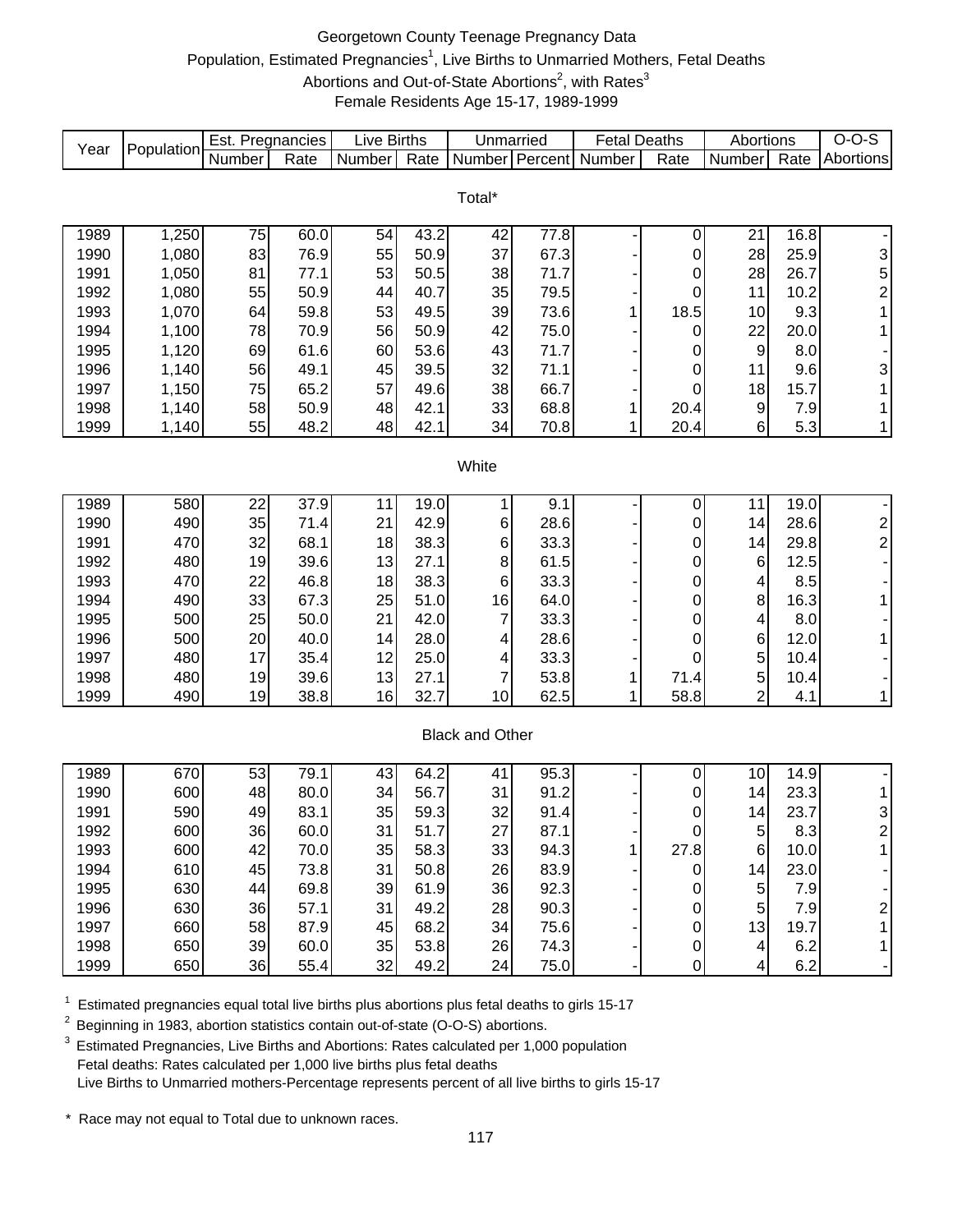# Georgetown County Teenage Pregnancy Data

Population, Estimated Pregnancies[1], Live Births to Unmarried Mothers, Fetal Deaths
Abortions and Out-of-State Abortions[2], with Rates[3]
Female Residents Age 15-17, 1989-1999

| Year | Population | Est. Pregnancies | | Live Births | | Unmarried | | Fetal Deaths | | Abortions | | O-O-S |
|---|---|---|---|---|---|---|---|---|---|---|---|---|
| | | Number | Rate | Number | Rate | Number | Percent | Number | Rate | Number | Rate | Abortions |
| **Total*** | | | | | | | | | | | | |
| 1989 | 1,250 | 75 | 60.0 | 54 | 43.2 | 42 | 77.8 | - | 0 | 21 | 16.8 | - |
| 1990 | 1,080 | 83 | 76.9 | 55 | 50.9 | 37 | 67.3 | - | 0 | 28 | 25.9 | 3 |
| 1991 | 1,050 | 81 | 77.1 | 53 | 50.5 | 38 | 71.7 | - | 0 | 28 | 26.7 | 5 |
| 1992 | 1,080 | 55 | 50.9 | 44 | 40.7 | 35 | 79.5 | - | 0 | 11 | 10.2 | 2 |
| 1993 | 1,070 | 64 | 59.8 | 53 | 49.5 | 39 | 73.6 | 1 | 18.5 | 10 | 9.3 | 1 |
| 1994 | 1,100 | 78 | 70.9 | 56 | 50.9 | 42 | 75.0 | - | 0 | 22 | 20.0 | 1 |
| 1995 | 1,120 | 69 | 61.6 | 60 | 53.6 | 43 | 71.7 | - | 0 | 9 | 8.0 | - |
| 1996 | 1,140 | 56 | 49.1 | 45 | 39.5 | 32 | 71.1 | - | 0 | 11 | 9.6 | 3 |
| 1997 | 1,150 | 75 | 65.2 | 57 | 49.6 | 38 | 66.7 | - | 0 | 18 | 15.7 | 1 |
| 1998 | 1,140 | 58 | 50.9 | 48 | 42.1 | 33 | 68.8 | 1 | 20.4 | 9 | 7.9 | 1 |
| 1999 | 1,140 | 55 | 48.2 | 48 | 42.1 | 34 | 70.8 | 1 | 20.4 | 6 | 5.3 | 1 |
| **White** | | | | | | | | | | | | |
| 1989 | 580 | 22 | 37.9 | 11 | 19.0 | 1 | 9.1 | - | 0 | 11 | 19.0 | - |
| 1990 | 490 | 35 | 71.4 | 21 | 42.9 | 6 | 28.6 | - | 0 | 14 | 28.6 | 2 |
| 1991 | 470 | 32 | 68.1 | 18 | 38.3 | 6 | 33.3 | - | 0 | 14 | 29.8 | 2 |
| 1992 | 480 | 19 | 39.6 | 13 | 27.1 | 8 | 61.5 | - | 0 | 6 | 12.5 | - |
| 1993 | 470 | 22 | 46.8 | 18 | 38.3 | 6 | 33.3 | - | 0 | 4 | 8.5 | - |
| 1994 | 490 | 33 | 67.3 | 25 | 51.0 | 16 | 64.0 | - | 0 | 8 | 16.3 | 1 |
| 1995 | 500 | 25 | 50.0 | 21 | 42.0 | 7 | 33.3 | - | 0 | 4 | 8.0 | - |
| 1996 | 500 | 20 | 40.0 | 14 | 28.0 | 4 | 28.6 | - | 0 | 6 | 12.0 | 1 |
| 1997 | 480 | 17 | 35.4 | 12 | 25.0 | 4 | 33.3 | - | 0 | 5 | 10.4 | - |
| 1998 | 480 | 19 | 39.6 | 13 | 27.1 | 7 | 53.8 | 1 | 71.4 | 5 | 10.4 | - |
| 1999 | 490 | 19 | 38.8 | 16 | 32.7 | 10 | 62.5 | 1 | 58.8 | 2 | 4.1 | 1 |
| **Black and Other** | | | | | | | | | | | | |
| 1989 | 670 | 53 | 79.1 | 43 | 64.2 | 41 | 95.3 | - | 0 | 10 | 14.9 | - |
| 1990 | 600 | 48 | 80.0 | 34 | 56.7 | 31 | 91.2 | - | 0 | 14 | 23.3 | 1 |
| 1991 | 590 | 49 | 83.1 | 35 | 59.3 | 32 | 91.4 | - | 0 | 14 | 23.7 | 3 |
| 1992 | 600 | 36 | 60.0 | 31 | 51.7 | 27 | 87.1 | - | 0 | 5 | 8.3 | 2 |
| 1993 | 600 | 42 | 70.0 | 35 | 58.3 | 33 | 94.3 | 1 | 27.8 | 6 | 10.0 | 1 |
| 1994 | 610 | 45 | 73.8 | 31 | 50.8 | 26 | 83.9 | - | 0 | 14 | 23.0 | - |
| 1995 | 630 | 44 | 69.8 | 39 | 61.9 | 36 | 92.3 | - | 0 | 5 | 7.9 | - |
| 1996 | 630 | 36 | 57.1 | 31 | 49.2 | 28 | 90.3 | - | 0 | 5 | 7.9 | 2 |
| 1997 | 660 | 58 | 87.9 | 45 | 68.2 | 34 | 75.6 | - | 0 | 13 | 19.7 | 1 |
| 1998 | 650 | 39 | 60.0 | 35 | 53.8 | 26 | 74.3 | - | 0 | 4 | 6.2 | 1 |
| 1999 | 650 | 36 | 55.4 | 32 | 49.2 | 24 | 75.0 | - | 0 | 4 | 6.2 | - |

[1] Estimated pregnancies equal total live births plus abortions plus fetal deaths to girls 15-17

[2] Beginning in 1983, abortion statistics contain out-of-state (O-O-S) abortions.

[3] Estimated Pregnancies, Live Births and Abortions: Rates calculated per 1,000 population
Fetal deaths: Rates calculated per 1,000 live births plus fetal deaths
Live Births to Unmarried mothers-Percentage represents percent of all live births to girls 15-17

\* Race may not equal to Total due to unknown races.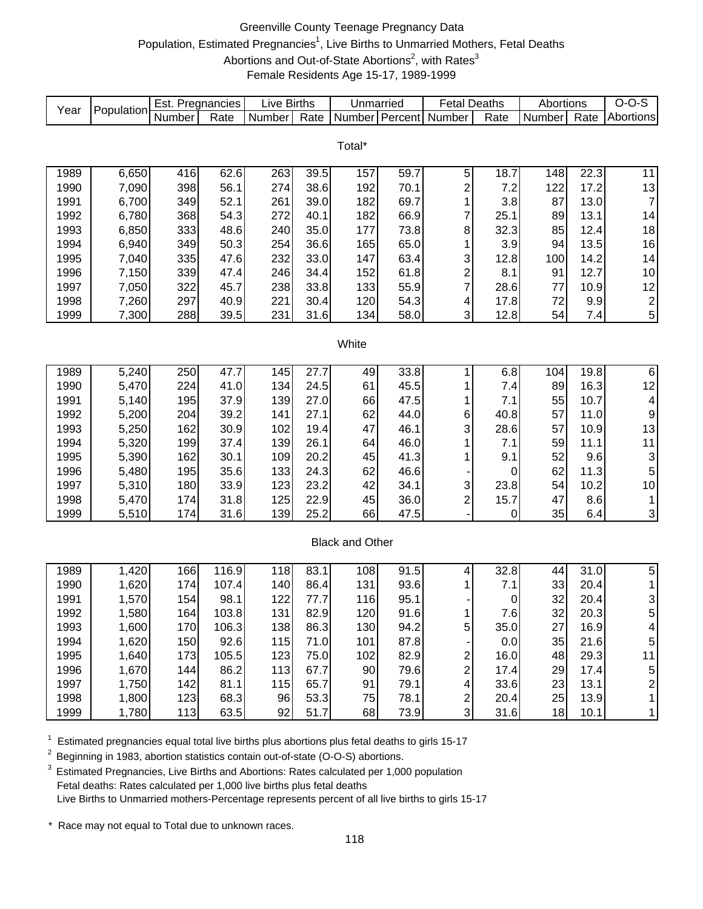# Greenville County Teenage Pregnancy Data

Population, Estimated Pregnancies[1], Live Births to Unmarried Mothers, Fetal Deaths Abortions and Out-of-State Abortions[2], with Rates[3]

Female Residents Age 15-17, 1989-1999

| Year | Population | Est. Pregnancies | | Live Births | | Unmarried | | Fetal Deaths | | Abortions | | O-O-S |
|---|---|---|---|---|---|---|---|---|---|---|---|---|
| | | Number | Rate | Number | Rate | Number | Percent | Number | Rate | Number | Rate | Abortions |
| **Total*** | | | | | | | | | | | | |
| 1989 | 6,650 | 416 | 62.6 | 263 | 39.5 | 157 | 59.7 | 5 | 18.7 | 148 | 22.3 | 11 |
| 1990 | 7,090 | 398 | 56.1 | 274 | 38.6 | 192 | 70.1 | 2 | 7.2 | 122 | 17.2 | 13 |
| 1991 | 6,700 | 349 | 52.1 | 261 | 39.0 | 182 | 69.7 | 1 | 3.8 | 87 | 13.0 | 7 |
| 1992 | 6,780 | 368 | 54.3 | 272 | 40.1 | 182 | 66.9 | 7 | 25.1 | 89 | 13.1 | 14 |
| 1993 | 6,850 | 333 | 48.6 | 240 | 35.0 | 177 | 73.8 | 8 | 32.3 | 85 | 12.4 | 18 |
| 1994 | 6,940 | 349 | 50.3 | 254 | 36.6 | 165 | 65.0 | 1 | 3.9 | 94 | 13.5 | 16 |
| 1995 | 7,040 | 335 | 47.6 | 232 | 33.0 | 147 | 63.4 | 3 | 12.8 | 100 | 14.2 | 14 |
| 1996 | 7,150 | 339 | 47.4 | 246 | 34.4 | 152 | 61.8 | 2 | 8.1 | 91 | 12.7 | 10 |
| 1997 | 7,050 | 322 | 45.7 | 238 | 33.8 | 133 | 55.9 | 7 | 28.6 | 77 | 10.9 | 12 |
| 1998 | 7,260 | 297 | 40.9 | 221 | 30.4 | 120 | 54.3 | 4 | 17.8 | 72 | 9.9 | 2 |
| 1999 | 7,300 | 288 | 39.5 | 231 | 31.6 | 134 | 58.0 | 3 | 12.8 | 54 | 7.4 | 5 |
| **White** | | | | | | | | | | | | |
| 1989 | 5,240 | 250 | 47.7 | 145 | 27.7 | 49 | 33.8 | 1 | 6.8 | 104 | 19.8 | 6 |
| 1990 | 5,470 | 224 | 41.0 | 134 | 24.5 | 61 | 45.5 | 1 | 7.4 | 89 | 16.3 | 12 |
| 1991 | 5,140 | 195 | 37.9 | 139 | 27.0 | 66 | 47.5 | 1 | 7.1 | 55 | 10.7 | 4 |
| 1992 | 5,200 | 204 | 39.2 | 141 | 27.1 | 62 | 44.0 | 6 | 40.8 | 57 | 11.0 | 9 |
| 1993 | 5,250 | 162 | 30.9 | 102 | 19.4 | 47 | 46.1 | 3 | 28.6 | 57 | 10.9 | 13 |
| 1994 | 5,320 | 199 | 37.4 | 139 | 26.1 | 64 | 46.0 | 1 | 7.1 | 59 | 11.1 | 11 |
| 1995 | 5,390 | 162 | 30.1 | 109 | 20.2 | 45 | 41.3 | 1 | 9.1 | 52 | 9.6 | 3 |
| 1996 | 5,480 | 195 | 35.6 | 133 | 24.3 | 62 | 46.6 | - | 0 | 62 | 11.3 | 5 |
| 1997 | 5,310 | 180 | 33.9 | 123 | 23.2 | 42 | 34.1 | 3 | 23.8 | 54 | 10.2 | 10 |
| 1998 | 5,470 | 174 | 31.8 | 125 | 22.9 | 45 | 36.0 | 2 | 15.7 | 47 | 8.6 | 1 |
| 1999 | 5,510 | 174 | 31.6 | 139 | 25.2 | 66 | 47.5 | - | 0 | 35 | 6.4 | 3 |
| **Black and Other** | | | | | | | | | | | | |
| 1989 | 1,420 | 166 | 116.9 | 118 | 83.1 | 108 | 91.5 | 4 | 32.8 | 44 | 31.0 | 5 |
| 1990 | 1,620 | 174 | 107.4 | 140 | 86.4 | 131 | 93.6 | 1 | 7.1 | 33 | 20.4 | 1 |
| 1991 | 1,570 | 154 | 98.1 | 122 | 77.7 | 116 | 95.1 | - | 0 | 32 | 20.4 | 3 |
| 1992 | 1,580 | 164 | 103.8 | 131 | 82.9 | 120 | 91.6 | 1 | 7.6 | 32 | 20.3 | 5 |
| 1993 | 1,600 | 170 | 106.3 | 138 | 86.3 | 130 | 94.2 | 5 | 35.0 | 27 | 16.9 | 4 |
| 1994 | 1,620 | 150 | 92.6 | 115 | 71.0 | 101 | 87.8 | - | 0.0 | 35 | 21.6 | 5 |
| 1995 | 1,640 | 173 | 105.5 | 123 | 75.0 | 102 | 82.9 | 2 | 16.0 | 48 | 29.3 | 11 |
| 1996 | 1,670 | 144 | 86.2 | 113 | 67.7 | 90 | 79.6 | 2 | 17.4 | 29 | 17.4 | 5 |
| 1997 | 1,750 | 142 | 81.1 | 115 | 65.7 | 91 | 79.1 | 4 | 33.6 | 23 | 13.1 | 2 |
| 1998 | 1,800 | 123 | 68.3 | 96 | 53.3 | 75 | 78.1 | 2 | 20.4 | 25 | 13.9 | 1 |
| 1999 | 1,780 | 113 | 63.5 | 92 | 51.7 | 68 | 73.9 | 3 | 31.6 | 18 | 10.1 | 1 |

[1] Estimated pregnancies equal total live births plus abortions plus fetal deaths to girls 15-17

[2] Beginning in 1983, abortion statistics contain out-of-state (O-O-S) abortions.

[3] Estimated Pregnancies, Live Births and Abortions: Rates calculated per 1,000 population
Fetal deaths: Rates calculated per 1,000 live births plus fetal deaths
Live Births to Unmarried mothers-Percentage represents percent of all live births to girls 15-17

\* Race may not equal to Total due to unknown races.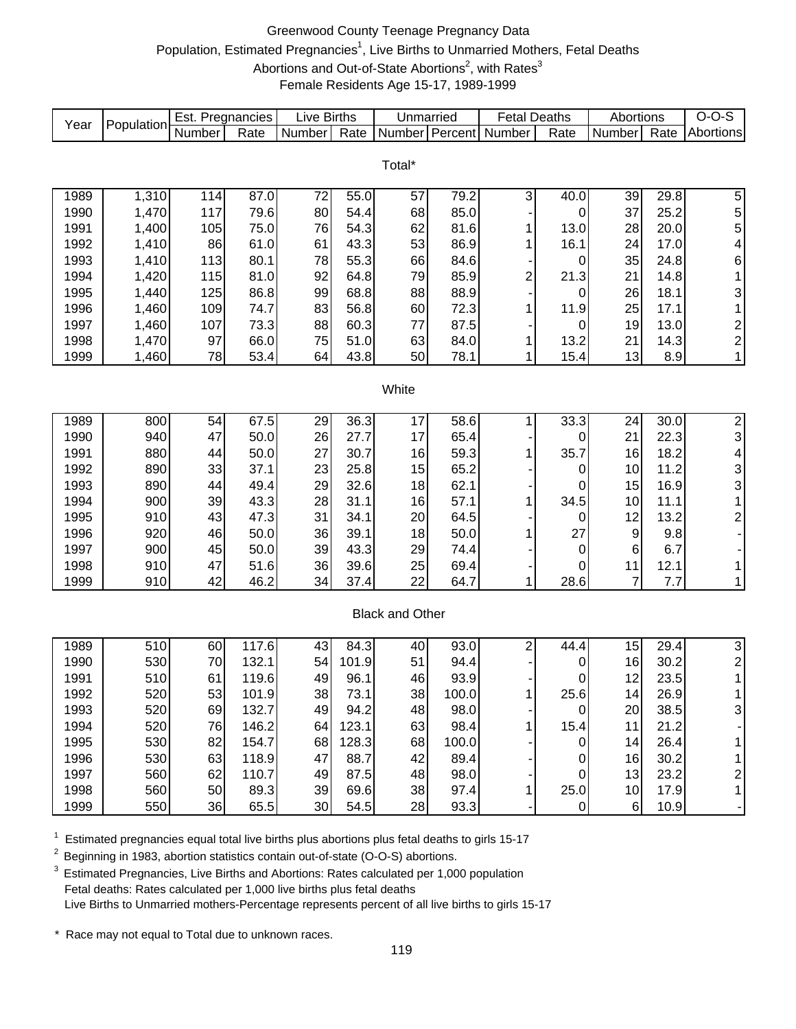# Greenwood County Teenage Pregnancy Data

Population, Estimated Pregnancies[1], Live Births to Unmarried Mothers, Fetal Deaths Abortions and Out-of-State Abortions[2], with Rates[3]

Female Residents Age 15-17, 1989-1999

| Year | Population | Est. Pregnancies | | Live Births | | Unmarried | | Fetal Deaths | | Abortions | | O-O-S |
|---|---|---|---|---|---|---|---|---|---|---|---|---|
| | | Number | Rate | Number | Rate | Number | Percent | Number | Rate | Number | Rate | Abortions |
| **Total*** | | | | | | | | | | | | |
| 1989 | 1,310 | 114 | 87.0 | 72 | 55.0 | 57 | 79.2 | 3 | 40.0 | 39 | 29.8 | 5 |
| 1990 | 1,470 | 117 | 79.6 | 80 | 54.4 | 68 | 85.0 | - | 0 | 37 | 25.2 | 5 |
| 1991 | 1,400 | 105 | 75.0 | 76 | 54.3 | 62 | 81.6 | 1 | 13.0 | 28 | 20.0 | 5 |
| 1992 | 1,410 | 86 | 61.0 | 61 | 43.3 | 53 | 86.9 | 1 | 16.1 | 24 | 17.0 | 4 |
| 1993 | 1,410 | 113 | 80.1 | 78 | 55.3 | 66 | 84.6 | - | 0 | 35 | 24.8 | 6 |
| 1994 | 1,420 | 115 | 81.0 | 92 | 64.8 | 79 | 85.9 | 2 | 21.3 | 21 | 14.8 | 1 |
| 1995 | 1,440 | 125 | 86.8 | 99 | 68.8 | 88 | 88.9 | - | 0 | 26 | 18.1 | 3 |
| 1996 | 1,460 | 109 | 74.7 | 83 | 56.8 | 60 | 72.3 | 1 | 11.9 | 25 | 17.1 | 1 |
| 1997 | 1,460 | 107 | 73.3 | 88 | 60.3 | 77 | 87.5 | - | 0 | 19 | 13.0 | 2 |
| 1998 | 1,470 | 97 | 66.0 | 75 | 51.0 | 63 | 84.0 | 1 | 13.2 | 21 | 14.3 | 2 |
| 1999 | 1,460 | 78 | 53.4 | 64 | 43.8 | 50 | 78.1 | 1 | 15.4 | 13 | 8.9 | 1 |
| **White** | | | | | | | | | | | | |
| 1989 | 800 | 54 | 67.5 | 29 | 36.3 | 17 | 58.6 | 1 | 33.3 | 24 | 30.0 | 2 |
| 1990 | 940 | 47 | 50.0 | 26 | 27.7 | 17 | 65.4 | - | 0 | 21 | 22.3 | 3 |
| 1991 | 880 | 44 | 50.0 | 27 | 30.7 | 16 | 59.3 | 1 | 35.7 | 16 | 18.2 | 4 |
| 1992 | 890 | 33 | 37.1 | 23 | 25.8 | 15 | 65.2 | - | 0 | 10 | 11.2 | 3 |
| 1993 | 890 | 44 | 49.4 | 29 | 32.6 | 18 | 62.1 | - | 0 | 15 | 16.9 | 3 |
| 1994 | 900 | 39 | 43.3 | 28 | 31.1 | 16 | 57.1 | 1 | 34.5 | 10 | 11.1 | 1 |
| 1995 | 910 | 43 | 47.3 | 31 | 34.1 | 20 | 64.5 | - | 0 | 12 | 13.2 | 2 |
| 1996 | 920 | 46 | 50.0 | 36 | 39.1 | 18 | 50.0 | 1 | 27 | 9 | 9.8 | - |
| 1997 | 900 | 45 | 50.0 | 39 | 43.3 | 29 | 74.4 | - | 0 | 6 | 6.7 | - |
| 1998 | 910 | 47 | 51.6 | 36 | 39.6 | 25 | 69.4 | - | 0 | 11 | 12.1 | 1 |
| 1999 | 910 | 42 | 46.2 | 34 | 37.4 | 22 | 64.7 | 1 | 28.6 | 7 | 7.7 | 1 |
| **Black and Other** | | | | | | | | | | | | |
| 1989 | 510 | 60 | 117.6 | 43 | 84.3 | 40 | 93.0 | 2 | 44.4 | 15 | 29.4 | 3 |
| 1990 | 530 | 70 | 132.1 | 54 | 101.9 | 51 | 94.4 | - | 0 | 16 | 30.2 | 2 |
| 1991 | 510 | 61 | 119.6 | 49 | 96.1 | 46 | 93.9 | - | 0 | 12 | 23.5 | 1 |
| 1992 | 520 | 53 | 101.9 | 38 | 73.1 | 38 | 100.0 | 1 | 25.6 | 14 | 26.9 | 1 |
| 1993 | 520 | 69 | 132.7 | 49 | 94.2 | 48 | 98.0 | - | 0 | 20 | 38.5 | 3 |
| 1994 | 520 | 76 | 146.2 | 64 | 123.1 | 63 | 98.4 | 1 | 15.4 | 11 | 21.2 | - |
| 1995 | 530 | 82 | 154.7 | 68 | 128.3 | 68 | 100.0 | - | 0 | 14 | 26.4 | 1 |
| 1996 | 530 | 63 | 118.9 | 47 | 88.7 | 42 | 89.4 | - | 0 | 16 | 30.2 | 1 |
| 1997 | 560 | 62 | 110.7 | 49 | 87.5 | 48 | 98.0 | - | 0 | 13 | 23.2 | 2 |
| 1998 | 560 | 50 | 89.3 | 39 | 69.6 | 38 | 97.4 | 1 | 25.0 | 10 | 17.9 | 1 |
| 1999 | 550 | 36 | 65.5 | 30 | 54.5 | 28 | 93.3 | - | 0 | 6 | 10.9 | - |

[1] Estimated pregnancies equal total live births plus abortions plus fetal deaths to girls 15-17

[2] Beginning in 1983, abortion statistics contain out-of-state (O-O-S) abortions.

[3] Estimated Pregnancies, Live Births and Abortions: Rates calculated per 1,000 population
Fetal deaths: Rates calculated per 1,000 live births plus fetal deaths
Live Births to Unmarried mothers-Percentage represents percent of all live births to girls 15-17

\* Race may not equal to Total due to unknown races.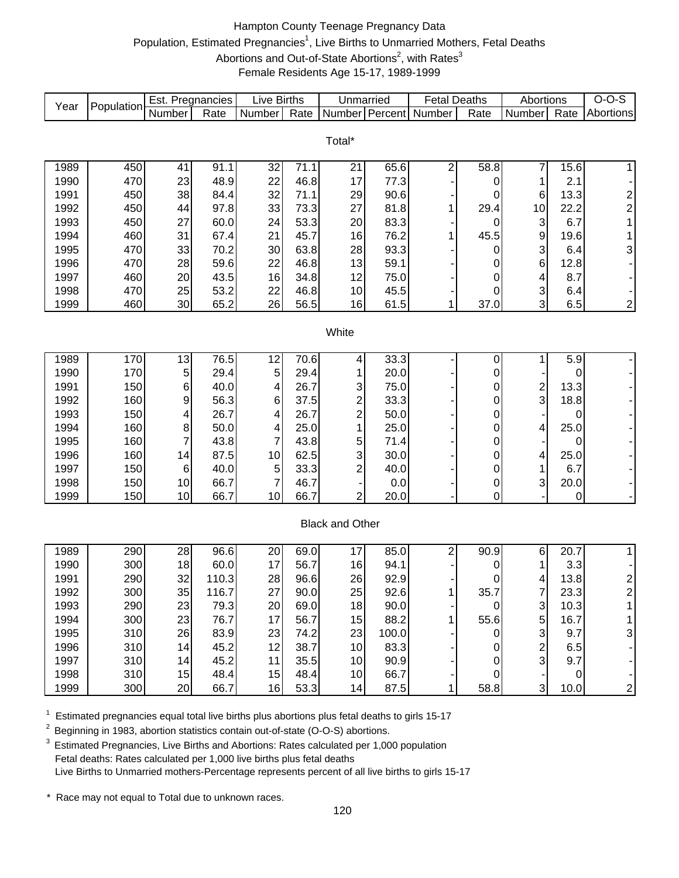# Hampton County Teenage Pregnancy Data

Population, Estimated Pregnancies[1], Live Births to Unmarried Mothers, Fetal Deaths Abortions and Out-of-State Abortions[2], with Rates[3]

Female Residents Age 15-17, 1989-1999

| Year | Population | Est. Pregnancies | | Live Births | | Unmarried | | Fetal Deaths | | Abortions | | O-O-S |
|---|---|---|---|---|---|---|---|---|---|---|---|---|
| | | Number | Rate | Number | Rate | Number | Percent | Number | Rate | Number | Rate | Abortions |
| **Total*** | | | | | | | | | | | | |
| 1989 | 450 | 41 | 91.1 | 32 | 71.1 | 21 | 65.6 | 2 | 58.8 | 7 | 15.6 | 1 |
| 1990 | 470 | 23 | 48.9 | 22 | 46.8 | 17 | 77.3 | - | 0 | 1 | 2.1 | - |
| 1991 | 450 | 38 | 84.4 | 32 | 71.1 | 29 | 90.6 | - | 0 | 6 | 13.3 | 2 |
| 1992 | 450 | 44 | 97.8 | 33 | 73.3 | 27 | 81.8 | 1 | 29.4 | 10 | 22.2 | 2 |
| 1993 | 450 | 27 | 60.0 | 24 | 53.3 | 20 | 83.3 | - | 0 | 3 | 6.7 | 1 |
| 1994 | 460 | 31 | 67.4 | 21 | 45.7 | 16 | 76.2 | 1 | 45.5 | 9 | 19.6 | 1 |
| 1995 | 470 | 33 | 70.2 | 30 | 63.8 | 28 | 93.3 | - | 0 | 3 | 6.4 | 3 |
| 1996 | 470 | 28 | 59.6 | 22 | 46.8 | 13 | 59.1 | - | 0 | 6 | 12.8 | - |
| 1997 | 460 | 20 | 43.5 | 16 | 34.8 | 12 | 75.0 | - | 0 | 4 | 8.7 | - |
| 1998 | 470 | 25 | 53.2 | 22 | 46.8 | 10 | 45.5 | - | 0 | 3 | 6.4 | - |
| 1999 | 460 | 30 | 65.2 | 26 | 56.5 | 16 | 61.5 | 1 | 37.0 | 3 | 6.5 | 2 |
| **White** | | | | | | | | | | | | |
| 1989 | 170 | 13 | 76.5 | 12 | 70.6 | 4 | 33.3 | - | 0 | 1 | 5.9 | - |
| 1990 | 170 | 5 | 29.4 | 5 | 29.4 | 1 | 20.0 | - | 0 | - | 0 | - |
| 1991 | 150 | 6 | 40.0 | 4 | 26.7 | 3 | 75.0 | - | 0 | 2 | 13.3 | - |
| 1992 | 160 | 9 | 56.3 | 6 | 37.5 | 2 | 33.3 | - | 0 | 3 | 18.8 | - |
| 1993 | 150 | 4 | 26.7 | 4 | 26.7 | 2 | 50.0 | - | 0 | - | 0 | - |
| 1994 | 160 | 8 | 50.0 | 4 | 25.0 | 1 | 25.0 | - | 0 | 4 | 25.0 | - |
| 1995 | 160 | 7 | 43.8 | 7 | 43.8 | 5 | 71.4 | - | 0 | - | 0 | - |
| 1996 | 160 | 14 | 87.5 | 10 | 62.5 | 3 | 30.0 | - | 0 | 4 | 25.0 | - |
| 1997 | 150 | 6 | 40.0 | 5 | 33.3 | 2 | 40.0 | - | 0 | 1 | 6.7 | - |
| 1998 | 150 | 10 | 66.7 | 7 | 46.7 | - | 0.0 | - | 0 | 3 | 20.0 | - |
| 1999 | 150 | 10 | 66.7 | 10 | 66.7 | 2 | 20.0 | - | 0 | - | 0 | - |
| **Black and Other** | | | | | | | | | | | | |
| 1989 | 290 | 28 | 96.6 | 20 | 69.0 | 17 | 85.0 | 2 | 90.9 | 6 | 20.7 | 1 |
| 1990 | 300 | 18 | 60.0 | 17 | 56.7 | 16 | 94.1 | - | 0 | 1 | 3.3 | - |
| 1991 | 290 | 32 | 110.3 | 28 | 96.6 | 26 | 92.9 | - | 0 | 4 | 13.8 | 2 |
| 1992 | 300 | 35 | 116.7 | 27 | 90.0 | 25 | 92.6 | 1 | 35.7 | 7 | 23.3 | 2 |
| 1993 | 290 | 23 | 79.3 | 20 | 69.0 | 18 | 90.0 | - | 0 | 3 | 10.3 | 1 |
| 1994 | 300 | 23 | 76.7 | 17 | 56.7 | 15 | 88.2 | 1 | 55.6 | 5 | 16.7 | 1 |
| 1995 | 310 | 26 | 83.9 | 23 | 74.2 | 23 | 100.0 | - | 0 | 3 | 9.7 | 3 |
| 1996 | 310 | 14 | 45.2 | 12 | 38.7 | 10 | 83.3 | - | 0 | 2 | 6.5 | - |
| 1997 | 310 | 14 | 45.2 | 11 | 35.5 | 10 | 90.9 | - | 0 | 3 | 9.7 | - |
| 1998 | 310 | 15 | 48.4 | 15 | 48.4 | 10 | 66.7 | - | 0 | - | 0 | - |
| 1999 | 300 | 20 | 66.7 | 16 | 53.3 | 14 | 87.5 | 1 | 58.8 | 3 | 10.0 | 2 |

[1] Estimated pregnancies equal total live births plus abortions plus fetal deaths to girls 15-17

[2] Beginning in 1983, abortion statistics contain out-of-state (O-O-S) abortions.

[3] Estimated Pregnancies, Live Births and Abortions: Rates calculated per 1,000 population
Fetal deaths: Rates calculated per 1,000 live births plus fetal deaths
Live Births to Unmarried mothers-Percentage represents percent of all live births to girls 15-17

\* Race may not equal to Total due to unknown races.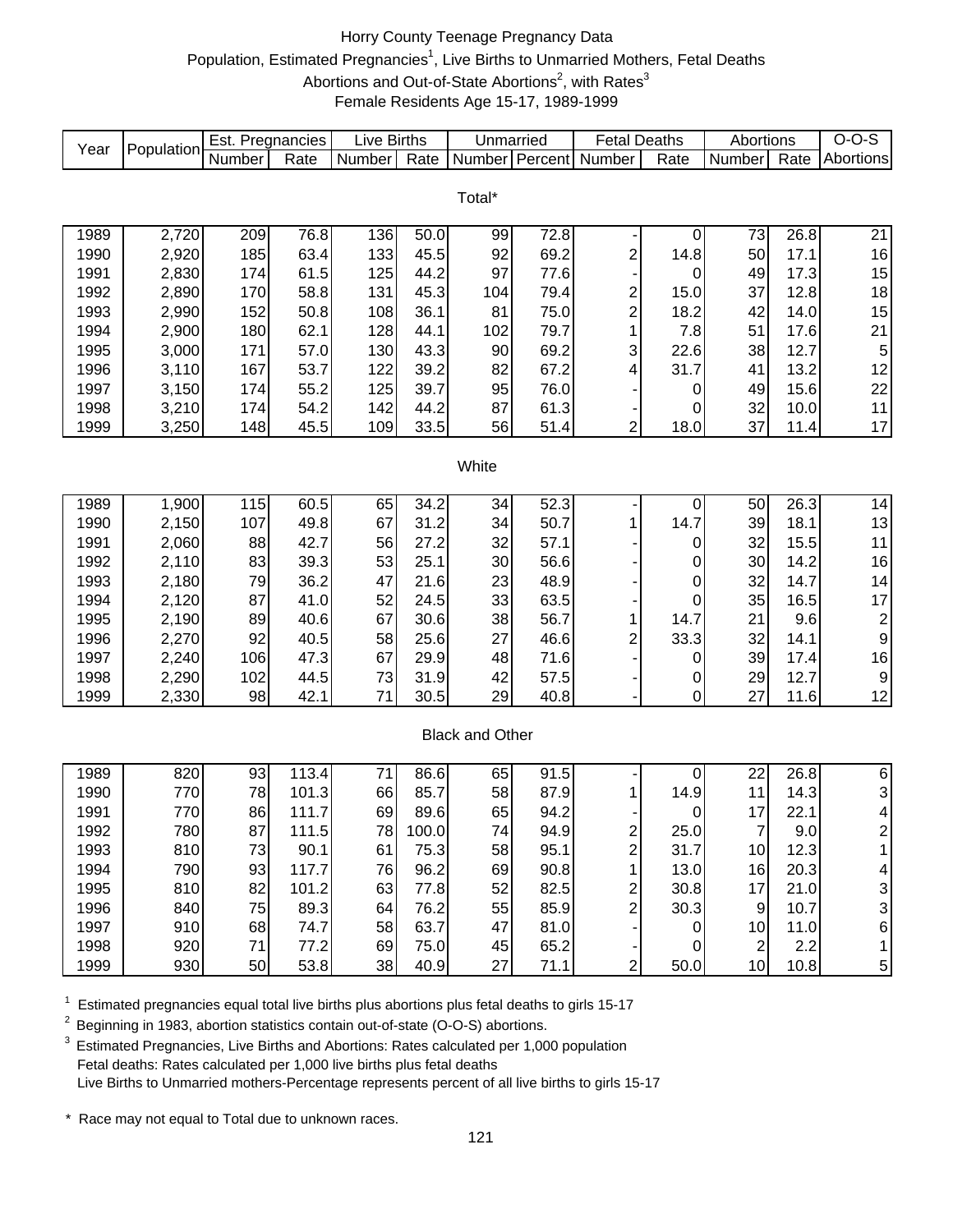# Horry County Teenage Pregnancy Data

Population, Estimated Pregnancies[1], Live Births to Unmarried Mothers, Fetal Deaths
Abortions and Out-of-State Abortions[2], with Rates[3]
Female Residents Age 15-17, 1989-1999

| Year | Population | Est. Pregnancies | | Live Births | | Unmarried | | Fetal Deaths | | Abortions | | O-O-S |
|---|---|---|---|---|---|---|---|---|---|---|---|---|
| | | Number | Rate | Number | Rate | Number | Percent | Number | Rate | Number | Rate | Abortions |
| **Total*** | | | | | | | | | | | | |
| 1989 | 2,720 | 209 | 76.8 | 136 | 50.0 | 99 | 72.8 | - | 0 | 73 | 26.8 | 21 |
| 1990 | 2,920 | 185 | 63.4 | 133 | 45.5 | 92 | 69.2 | 2 | 14.8 | 50 | 17.1 | 16 |
| 1991 | 2,830 | 174 | 61.5 | 125 | 44.2 | 97 | 77.6 | - | 0 | 49 | 17.3 | 15 |
| 1992 | 2,890 | 170 | 58.8 | 131 | 45.3 | 104 | 79.4 | 2 | 15.0 | 37 | 12.8 | 18 |
| 1993 | 2,990 | 152 | 50.8 | 108 | 36.1 | 81 | 75.0 | 2 | 18.2 | 42 | 14.0 | 15 |
| 1994 | 2,900 | 180 | 62.1 | 128 | 44.1 | 102 | 79.7 | 1 | 7.8 | 51 | 17.6 | 21 |
| 1995 | 3,000 | 171 | 57.0 | 130 | 43.3 | 90 | 69.2 | 3 | 22.6 | 38 | 12.7 | 5 |
| 1996 | 3,110 | 167 | 53.7 | 122 | 39.2 | 82 | 67.2 | 4 | 31.7 | 41 | 13.2 | 12 |
| 1997 | 3,150 | 174 | 55.2 | 125 | 39.7 | 95 | 76.0 | - | 0 | 49 | 15.6 | 22 |
| 1998 | 3,210 | 174 | 54.2 | 142 | 44.2 | 87 | 61.3 | - | 0 | 32 | 10.0 | 11 |
| 1999 | 3,250 | 148 | 45.5 | 109 | 33.5 | 56 | 51.4 | 2 | 18.0 | 37 | 11.4 | 17 |
| **White** | | | | | | | | | | | | |
| 1989 | 1,900 | 115 | 60.5 | 65 | 34.2 | 34 | 52.3 | - | 0 | 50 | 26.3 | 14 |
| 1990 | 2,150 | 107 | 49.8 | 67 | 31.2 | 34 | 50.7 | 1 | 14.7 | 39 | 18.1 | 13 |
| 1991 | 2,060 | 88 | 42.7 | 56 | 27.2 | 32 | 57.1 | - | 0 | 32 | 15.5 | 11 |
| 1992 | 2,110 | 83 | 39.3 | 53 | 25.1 | 30 | 56.6 | - | 0 | 30 | 14.2 | 16 |
| 1993 | 2,180 | 79 | 36.2 | 47 | 21.6 | 23 | 48.9 | - | 0 | 32 | 14.7 | 14 |
| 1994 | 2,120 | 87 | 41.0 | 52 | 24.5 | 33 | 63.5 | - | 0 | 35 | 16.5 | 17 |
| 1995 | 2,190 | 89 | 40.6 | 67 | 30.6 | 38 | 56.7 | 1 | 14.7 | 21 | 9.6 | 2 |
| 1996 | 2,270 | 92 | 40.5 | 58 | 25.6 | 27 | 46.6 | 2 | 33.3 | 32 | 14.1 | 9 |
| 1997 | 2,240 | 106 | 47.3 | 67 | 29.9 | 48 | 71.6 | - | 0 | 39 | 17.4 | 16 |
| 1998 | 2,290 | 102 | 44.5 | 73 | 31.9 | 42 | 57.5 | - | 0 | 29 | 12.7 | 9 |
| 1999 | 2,330 | 98 | 42.1 | 71 | 30.5 | 29 | 40.8 | - | 0 | 27 | 11.6 | 12 |
| **Black and Other** | | | | | | | | | | | | |
| 1989 | 820 | 93 | 113.4 | 71 | 86.6 | 65 | 91.5 | - | 0 | 22 | 26.8 | 6 |
| 1990 | 770 | 78 | 101.3 | 66 | 85.7 | 58 | 87.9 | 1 | 14.9 | 11 | 14.3 | 3 |
| 1991 | 770 | 86 | 111.7 | 69 | 89.6 | 65 | 94.2 | - | 0 | 17 | 22.1 | 4 |
| 1992 | 780 | 87 | 111.5 | 78 | 100.0 | 74 | 94.9 | 2 | 25.0 | 7 | 9.0 | 2 |
| 1993 | 810 | 73 | 90.1 | 61 | 75.3 | 58 | 95.1 | 2 | 31.7 | 10 | 12.3 | 1 |
| 1994 | 790 | 93 | 117.7 | 76 | 96.2 | 69 | 90.8 | 1 | 13.0 | 16 | 20.3 | 4 |
| 1995 | 810 | 82 | 101.2 | 63 | 77.8 | 52 | 82.5 | 2 | 30.8 | 17 | 21.0 | 3 |
| 1996 | 840 | 75 | 89.3 | 64 | 76.2 | 55 | 85.9 | 2 | 30.3 | 9 | 10.7 | 3 |
| 1997 | 910 | 68 | 74.7 | 58 | 63.7 | 47 | 81.0 | - | 0 | 10 | 11.0 | 6 |
| 1998 | 920 | 71 | 77.2 | 69 | 75.0 | 45 | 65.2 | - | 0 | 2 | 2.2 | 1 |
| 1999 | 930 | 50 | 53.8 | 38 | 40.9 | 27 | 71.1 | 2 | 50.0 | 10 | 10.8 | 5 |

[1] Estimated pregnancies equal total live births plus abortions plus fetal deaths to girls 15-17

[2] Beginning in 1983, abortion statistics contain out-of-state (O-O-S) abortions.

[3] Estimated Pregnancies, Live Births and Abortions: Rates calculated per 1,000 population
Fetal deaths: Rates calculated per 1,000 live births plus fetal deaths
Live Births to Unmarried mothers-Percentage represents percent of all live births to girls 15-17

\* Race may not equal to Total due to unknown races.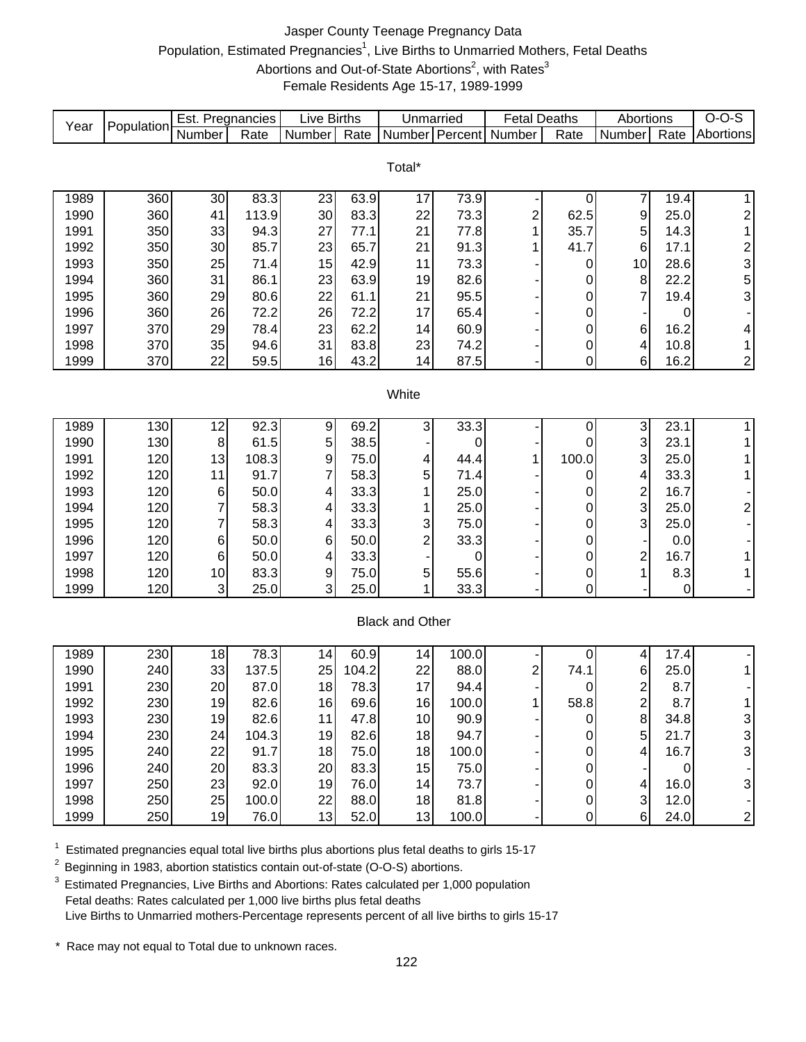# Jasper County Teenage Pregnancy Data

Population, Estimated Pregnancies[1], Live Births to Unmarried Mothers, Fetal Deaths

Abortions and Out-of-State Abortions[2], with Rates[3]

Female Residents Age 15-17, 1989-1999

| Year | Population | Est. Pregnancies | | Live Births | | Unmarried | | Fetal Deaths | | Abortions | | O-O-S |
|---|---|---|---|---|---|---|---|---|---|---|---|---|
| | | Number | Rate | Number | Rate | Number | Percent | Number | Rate | Number | Rate | Abortions |
| **Total*** | | | | | | | | | | | | |
| 1989 | 360 | 30 | 83.3 | 23 | 63.9 | 17 | 73.9 | - | 0 | 7 | 19.4 | 1 |
| 1990 | 360 | 41 | 113.9 | 30 | 83.3 | 22 | 73.3 | 2 | 62.5 | 9 | 25.0 | 2 |
| 1991 | 350 | 33 | 94.3 | 27 | 77.1 | 21 | 77.8 | 1 | 35.7 | 5 | 14.3 | 1 |
| 1992 | 350 | 30 | 85.7 | 23 | 65.7 | 21 | 91.3 | 1 | 41.7 | 6 | 17.1 | 2 |
| 1993 | 350 | 25 | 71.4 | 15 | 42.9 | 11 | 73.3 | - | 0 | 10 | 28.6 | 3 |
| 1994 | 360 | 31 | 86.1 | 23 | 63.9 | 19 | 82.6 | - | 0 | 8 | 22.2 | 5 |
| 1995 | 360 | 29 | 80.6 | 22 | 61.1 | 21 | 95.5 | - | 0 | 7 | 19.4 | 3 |
| 1996 | 360 | 26 | 72.2 | 26 | 72.2 | 17 | 65.4 | - | 0 | - | 0 | - |
| 1997 | 370 | 29 | 78.4 | 23 | 62.2 | 14 | 60.9 | - | 0 | 6 | 16.2 | 4 |
| 1998 | 370 | 35 | 94.6 | 31 | 83.8 | 23 | 74.2 | - | 0 | 4 | 10.8 | 1 |
| 1999 | 370 | 22 | 59.5 | 16 | 43.2 | 14 | 87.5 | - | 0 | 6 | 16.2 | 2 |
| **White** | | | | | | | | | | | | |
| 1989 | 130 | 12 | 92.3 | 9 | 69.2 | 3 | 33.3 | - | 0 | 3 | 23.1 | 1 |
| 1990 | 130 | 8 | 61.5 | 5 | 38.5 | - | 0 | - | 0 | 3 | 23.1 | 1 |
| 1991 | 120 | 13 | 108.3 | 9 | 75.0 | 4 | 44.4 | 1 | 100.0 | 3 | 25.0 | 1 |
| 1992 | 120 | 11 | 91.7 | 7 | 58.3 | 5 | 71.4 | - | 0 | 4 | 33.3 | 1 |
| 1993 | 120 | 6 | 50.0 | 4 | 33.3 | 1 | 25.0 | - | 0 | 2 | 16.7 | - |
| 1994 | 120 | 7 | 58.3 | 4 | 33.3 | 1 | 25.0 | - | 0 | 3 | 25.0 | 2 |
| 1995 | 120 | 7 | 58.3 | 4 | 33.3 | 3 | 75.0 | - | 0 | 3 | 25.0 | - |
| 1996 | 120 | 6 | 50.0 | 6 | 50.0 | 2 | 33.3 | - | 0 | - | 0.0 | - |
| 1997 | 120 | 6 | 50.0 | 4 | 33.3 | - | 0 | - | 0 | 2 | 16.7 | 1 |
| 1998 | 120 | 10 | 83.3 | 9 | 75.0 | 5 | 55.6 | - | 0 | 1 | 8.3 | 1 |
| 1999 | 120 | 3 | 25.0 | 3 | 25.0 | 1 | 33.3 | - | 0 | - | 0 | - |
| **Black and Other** | | | | | | | | | | | | |
| 1989 | 230 | 18 | 78.3 | 14 | 60.9 | 14 | 100.0 | - | 0 | 4 | 17.4 | - |
| 1990 | 240 | 33 | 137.5 | 25 | 104.2 | 22 | 88.0 | 2 | 74.1 | 6 | 25.0 | 1 |
| 1991 | 230 | 20 | 87.0 | 18 | 78.3 | 17 | 94.4 | - | 0 | 2 | 8.7 | - |
| 1992 | 230 | 19 | 82.6 | 16 | 69.6 | 16 | 100.0 | 1 | 58.8 | 2 | 8.7 | 1 |
| 1993 | 230 | 19 | 82.6 | 11 | 47.8 | 10 | 90.9 | - | 0 | 8 | 34.8 | 3 |
| 1994 | 230 | 24 | 104.3 | 19 | 82.6 | 18 | 94.7 | - | 0 | 5 | 21.7 | 3 |
| 1995 | 240 | 22 | 91.7 | 18 | 75.0 | 18 | 100.0 | - | 0 | 4 | 16.7 | 3 |
| 1996 | 240 | 20 | 83.3 | 20 | 83.3 | 15 | 75.0 | - | 0 | - | 0 | - |
| 1997 | 250 | 23 | 92.0 | 19 | 76.0 | 14 | 73.7 | - | 0 | 4 | 16.0 | 3 |
| 1998 | 250 | 25 | 100.0 | 22 | 88.0 | 18 | 81.8 | - | 0 | 3 | 12.0 | - |
| 1999 | 250 | 19 | 76.0 | 13 | 52.0 | 13 | 100.0 | - | 0 | 6 | 24.0 | 2 |

[1] Estimated pregnancies equal total live births plus abortions plus fetal deaths to girls 15-17

[2] Beginning in 1983, abortion statistics contain out-of-state (O-O-S) abortions.

[3] Estimated Pregnancies, Live Births and Abortions: Rates calculated per 1,000 population
Fetal deaths: Rates calculated per 1,000 live births plus fetal deaths
Live Births to Unmarried mothers-Percentage represents percent of all live births to girls 15-17

\* Race may not equal to Total due to unknown races.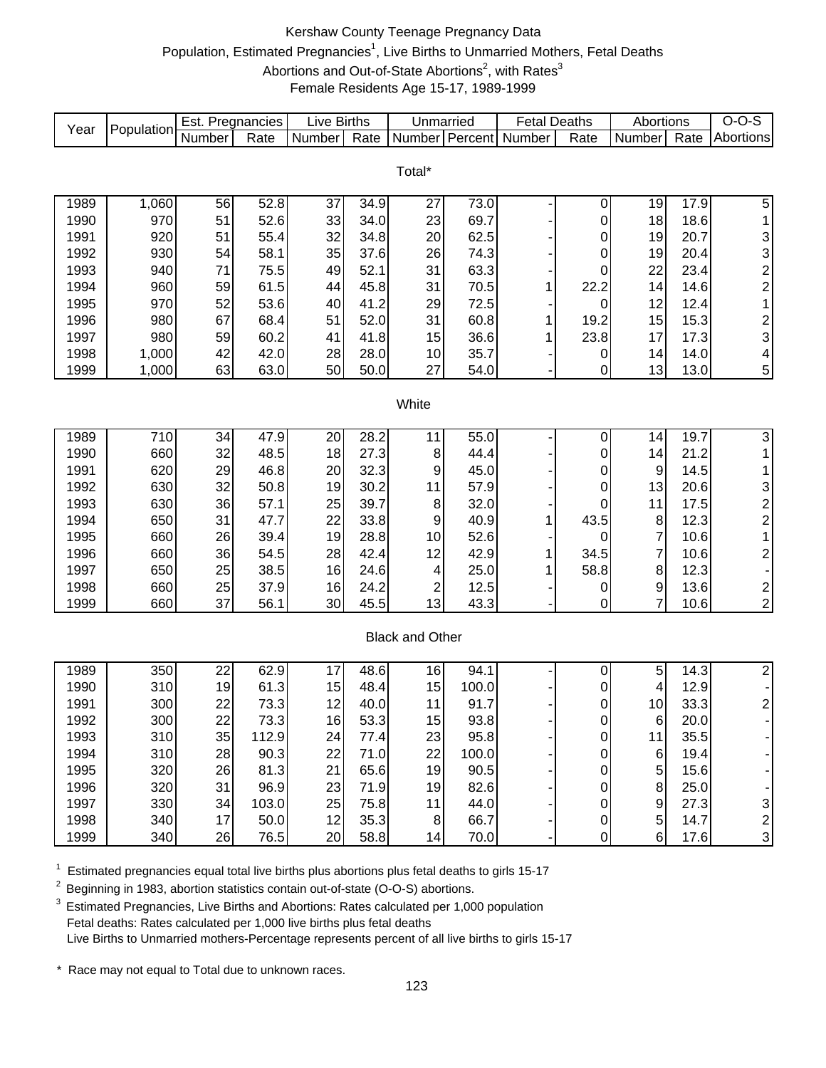# Kershaw County Teenage Pregnancy Data

Population, Estimated Pregnancies[1], Live Births to Unmarried Mothers, Fetal Deaths Abortions and Out-of-State Abortions[2], with Rates[3]

Female Residents Age 15-17, 1989-1999

| Year | Population | Est. Pregnancies | | Live Births | | Unmarried | | Fetal Deaths | | Abortions | | O-O-S |
|---|---|---|---|---|---|---|---|---|---|---|---|---|
| | | Number | Rate | Number | Rate | Number | Percent | Number | Rate | Number | Rate | Abortions |
| **Total*** | | | | | | | | | | | | |
| 1989 | 1,060 | 56 | 52.8 | 37 | 34.9 | 27 | 73.0 | - | 0 | 19 | 17.9 | 5 |
| 1990 | 970 | 51 | 52.6 | 33 | 34.0 | 23 | 69.7 | - | 0 | 18 | 18.6 | 1 |
| 1991 | 920 | 51 | 55.4 | 32 | 34.8 | 20 | 62.5 | - | 0 | 19 | 20.7 | 3 |
| 1992 | 930 | 54 | 58.1 | 35 | 37.6 | 26 | 74.3 | - | 0 | 19 | 20.4 | 3 |
| 1993 | 940 | 71 | 75.5 | 49 | 52.1 | 31 | 63.3 | - | 0 | 22 | 23.4 | 2 |
| 1994 | 960 | 59 | 61.5 | 44 | 45.8 | 31 | 70.5 | 1 | 22.2 | 14 | 14.6 | 2 |
| 1995 | 970 | 52 | 53.6 | 40 | 41.2 | 29 | 72.5 | - | 0 | 12 | 12.4 | 1 |
| 1996 | 980 | 67 | 68.4 | 51 | 52.0 | 31 | 60.8 | 1 | 19.2 | 15 | 15.3 | 2 |
| 1997 | 980 | 59 | 60.2 | 41 | 41.8 | 15 | 36.6 | 1 | 23.8 | 17 | 17.3 | 3 |
| 1998 | 1,000 | 42 | 42.0 | 28 | 28.0 | 10 | 35.7 | - | 0 | 14 | 14.0 | 4 |
| 1999 | 1,000 | 63 | 63.0 | 50 | 50.0 | 27 | 54.0 | - | 0 | 13 | 13.0 | 5 |
| **White** | | | | | | | | | | | | |
| 1989 | 710 | 34 | 47.9 | 20 | 28.2 | 11 | 55.0 | - | 0 | 14 | 19.7 | 3 |
| 1990 | 660 | 32 | 48.5 | 18 | 27.3 | 8 | 44.4 | - | 0 | 14 | 21.2 | 1 |
| 1991 | 620 | 29 | 46.8 | 20 | 32.3 | 9 | 45.0 | - | 0 | 9 | 14.5 | 1 |
| 1992 | 630 | 32 | 50.8 | 19 | 30.2 | 11 | 57.9 | - | 0 | 13 | 20.6 | 3 |
| 1993 | 630 | 36 | 57.1 | 25 | 39.7 | 8 | 32.0 | - | 0 | 11 | 17.5 | 2 |
| 1994 | 650 | 31 | 47.7 | 22 | 33.8 | 9 | 40.9 | 1 | 43.5 | 8 | 12.3 | 2 |
| 1995 | 660 | 26 | 39.4 | 19 | 28.8 | 10 | 52.6 | - | 0 | 7 | 10.6 | 1 |
| 1996 | 660 | 36 | 54.5 | 28 | 42.4 | 12 | 42.9 | 1 | 34.5 | 7 | 10.6 | 2 |
| 1997 | 650 | 25 | 38.5 | 16 | 24.6 | 4 | 25.0 | 1 | 58.8 | 8 | 12.3 | - |
| 1998 | 660 | 25 | 37.9 | 16 | 24.2 | 2 | 12.5 | - | 0 | 9 | 13.6 | 2 |
| 1999 | 660 | 37 | 56.1 | 30 | 45.5 | 13 | 43.3 | - | 0 | 7 | 10.6 | 2 |
| **Black and Other** | | | | | | | | | | | | |
| 1989 | 350 | 22 | 62.9 | 17 | 48.6 | 16 | 94.1 | - | 0 | 5 | 14.3 | 2 |
| 1990 | 310 | 19 | 61.3 | 15 | 48.4 | 15 | 100.0 | - | 0 | 4 | 12.9 | - |
| 1991 | 300 | 22 | 73.3 | 12 | 40.0 | 11 | 91.7 | - | 0 | 10 | 33.3 | 2 |
| 1992 | 300 | 22 | 73.3 | 16 | 53.3 | 15 | 93.8 | - | 0 | 6 | 20.0 | - |
| 1993 | 310 | 35 | 112.9 | 24 | 77.4 | 23 | 95.8 | - | 0 | 11 | 35.5 | - |
| 1994 | 310 | 28 | 90.3 | 22 | 71.0 | 22 | 100.0 | - | 0 | 6 | 19.4 | - |
| 1995 | 320 | 26 | 81.3 | 21 | 65.6 | 19 | 90.5 | - | 0 | 5 | 15.6 | - |
| 1996 | 320 | 31 | 96.9 | 23 | 71.9 | 19 | 82.6 | - | 0 | 8 | 25.0 | - |
| 1997 | 330 | 34 | 103.0 | 25 | 75.8 | 11 | 44.0 | - | 0 | 9 | 27.3 | 3 |
| 1998 | 340 | 17 | 50.0 | 12 | 35.3 | 8 | 66.7 | - | 0 | 5 | 14.7 | 2 |
| 1999 | 340 | 26 | 76.5 | 20 | 58.8 | 14 | 70.0 | - | 0 | 6 | 17.6 | 3 |

[1] Estimated pregnancies equal total live births plus abortions plus fetal deaths to girls 15-17

[2] Beginning in 1983, abortion statistics contain out-of-state (O-O-S) abortions.

[3] Estimated Pregnancies, Live Births and Abortions: Rates calculated per 1,000 population
Fetal deaths: Rates calculated per 1,000 live births plus fetal deaths
Live Births to Unmarried mothers-Percentage represents percent of all live births to girls 15-17

\* Race may not equal to Total due to unknown races.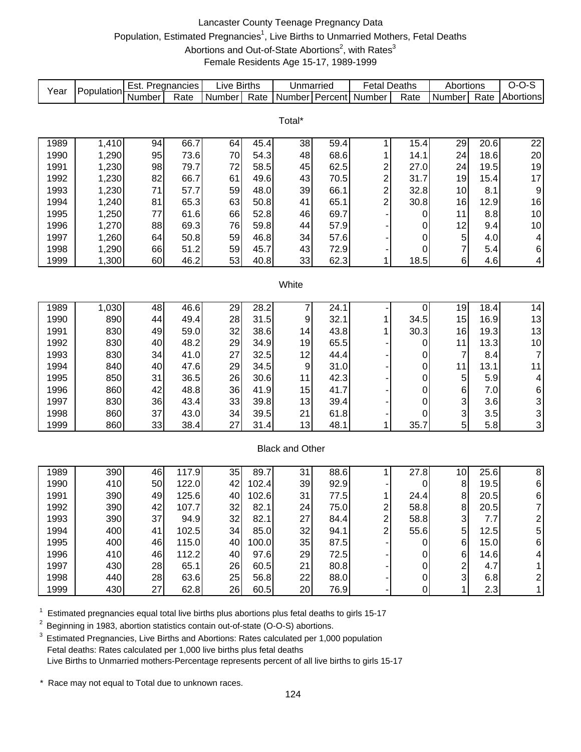# Lancaster County Teenage Pregnancy Data

Population, Estimated Pregnancies[1], Live Births to Unmarried Mothers, Fetal Deaths
Abortions and Out-of-State Abortions[2], with Rates[3]
Female Residents Age 15-17, 1989-1999

| Year | Population | Est. Pregnancies | | Live Births | | Unmarried | | Fetal Deaths | | Abortions | | O-O-S |
|---|---|---|---|---|---|---|---|---|---|---|---|---|
| | | Number | Rate | Number | Rate | Number | Percent | Number | Rate | Number | Rate | Abortions |
| **Total*** | | | | | | | | | | | | |
| 1989 | 1,410 | 94 | 66.7 | 64 | 45.4 | 38 | 59.4 | 1 | 15.4 | 29 | 20.6 | 22 |
| 1990 | 1,290 | 95 | 73.6 | 70 | 54.3 | 48 | 68.6 | 1 | 14.1 | 24 | 18.6 | 20 |
| 1991 | 1,230 | 98 | 79.7 | 72 | 58.5 | 45 | 62.5 | 2 | 27.0 | 24 | 19.5 | 19 |
| 1992 | 1,230 | 82 | 66.7 | 61 | 49.6 | 43 | 70.5 | 2 | 31.7 | 19 | 15.4 | 17 |
| 1993 | 1,230 | 71 | 57.7 | 59 | 48.0 | 39 | 66.1 | 2 | 32.8 | 10 | 8.1 | 9 |
| 1994 | 1,240 | 81 | 65.3 | 63 | 50.8 | 41 | 65.1 | 2 | 30.8 | 16 | 12.9 | 16 |
| 1995 | 1,250 | 77 | 61.6 | 66 | 52.8 | 46 | 69.7 | - | 0 | 11 | 8.8 | 10 |
| 1996 | 1,270 | 88 | 69.3 | 76 | 59.8 | 44 | 57.9 | - | 0 | 12 | 9.4 | 10 |
| 1997 | 1,260 | 64 | 50.8 | 59 | 46.8 | 34 | 57.6 | - | 0 | 5 | 4.0 | 4 |
| 1998 | 1,290 | 66 | 51.2 | 59 | 45.7 | 43 | 72.9 | - | 0 | 7 | 5.4 | 6 |
| 1999 | 1,300 | 60 | 46.2 | 53 | 40.8 | 33 | 62.3 | 1 | 18.5 | 6 | 4.6 | 4 |
| **White** | | | | | | | | | | | | |
| 1989 | 1,030 | 48 | 46.6 | 29 | 28.2 | 7 | 24.1 | - | 0 | 19 | 18.4 | 14 |
| 1990 | 890 | 44 | 49.4 | 28 | 31.5 | 9 | 32.1 | 1 | 34.5 | 15 | 16.9 | 13 |
| 1991 | 830 | 49 | 59.0 | 32 | 38.6 | 14 | 43.8 | 1 | 30.3 | 16 | 19.3 | 13 |
| 1992 | 830 | 40 | 48.2 | 29 | 34.9 | 19 | 65.5 | - | 0 | 11 | 13.3 | 10 |
| 1993 | 830 | 34 | 41.0 | 27 | 32.5 | 12 | 44.4 | - | 0 | 7 | 8.4 | 7 |
| 1994 | 840 | 40 | 47.6 | 29 | 34.5 | 9 | 31.0 | - | 0 | 11 | 13.1 | 11 |
| 1995 | 850 | 31 | 36.5 | 26 | 30.6 | 11 | 42.3 | - | 0 | 5 | 5.9 | 4 |
| 1996 | 860 | 42 | 48.8 | 36 | 41.9 | 15 | 41.7 | - | 0 | 6 | 7.0 | 6 |
| 1997 | 830 | 36 | 43.4 | 33 | 39.8 | 13 | 39.4 | - | 0 | 3 | 3.6 | 3 |
| 1998 | 860 | 37 | 43.0 | 34 | 39.5 | 21 | 61.8 | - | 0 | 3 | 3.5 | 3 |
| 1999 | 860 | 33 | 38.4 | 27 | 31.4 | 13 | 48.1 | 1 | 35.7 | 5 | 5.8 | 3 |
| **Black and Other** | | | | | | | | | | | | |
| 1989 | 390 | 46 | 117.9 | 35 | 89.7 | 31 | 88.6 | 1 | 27.8 | 10 | 25.6 | 8 |
| 1990 | 410 | 50 | 122.0 | 42 | 102.4 | 39 | 92.9 | - | 0 | 8 | 19.5 | 6 |
| 1991 | 390 | 49 | 125.6 | 40 | 102.6 | 31 | 77.5 | 1 | 24.4 | 8 | 20.5 | 6 |
| 1992 | 390 | 42 | 107.7 | 32 | 82.1 | 24 | 75.0 | 2 | 58.8 | 8 | 20.5 | 7 |
| 1993 | 390 | 37 | 94.9 | 32 | 82.1 | 27 | 84.4 | 2 | 58.8 | 3 | 7.7 | 2 |
| 1994 | 400 | 41 | 102.5 | 34 | 85.0 | 32 | 94.1 | 2 | 55.6 | 5 | 12.5 | 5 |
| 1995 | 400 | 46 | 115.0 | 40 | 100.0 | 35 | 87.5 | - | 0 | 6 | 15.0 | 6 |
| 1996 | 410 | 46 | 112.2 | 40 | 97.6 | 29 | 72.5 | - | 0 | 6 | 14.6 | 4 |
| 1997 | 430 | 28 | 65.1 | 26 | 60.5 | 21 | 80.8 | - | 0 | 2 | 4.7 | 1 |
| 1998 | 440 | 28 | 63.6 | 25 | 56.8 | 22 | 88.0 | - | 0 | 3 | 6.8 | 2 |
| 1999 | 430 | 27 | 62.8 | 26 | 60.5 | 20 | 76.9 | - | 0 | 1 | 2.3 | 1 |

[1] Estimated pregnancies equal total live births plus abortions plus fetal deaths to girls 15-17

[2] Beginning in 1983, abortion statistics contain out-of-state (O-O-S) abortions.

[3] Estimated Pregnancies, Live Births and Abortions: Rates calculated per 1,000 population
Fetal deaths: Rates calculated per 1,000 live births plus fetal deaths
Live Births to Unmarried mothers-Percentage represents percent of all live births to girls 15-17

\* Race may not equal to Total due to unknown races.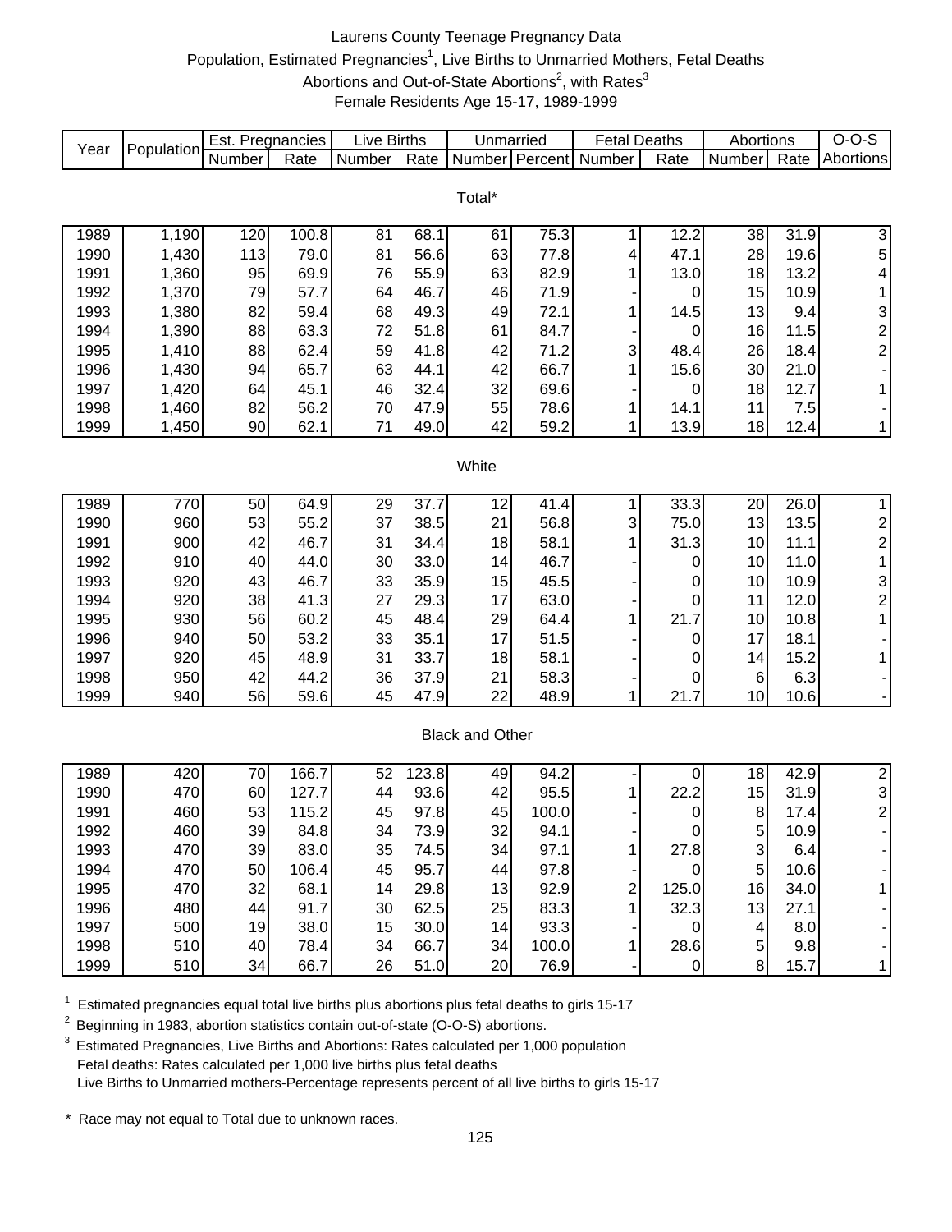# Laurens County Teenage Pregnancy Data

Population, Estimated Pregnancies[1], Live Births to Unmarried Mothers, Fetal Deaths
Abortions and Out-of-State Abortions[2], with Rates[3]
Female Residents Age 15-17, 1989-1999

| Year | Population | Est. Pregnancies | | Live Births | | Unmarried | | Fetal Deaths | | Abortions | | O-O-S |
|---|---|---|---|---|---|---|---|---|---|---|---|---|
| | | Number | Rate | Number | Rate | Number | Percent | Number | Rate | Number | Rate | Abortions |
| **Total*** | | | | | | | | | | | | |
| 1989 | 1,190 | 120 | 100.8 | 81 | 68.1 | 61 | 75.3 | 1 | 12.2 | 38 | 31.9 | 3 |
| 1990 | 1,430 | 113 | 79.0 | 81 | 56.6 | 63 | 77.8 | 4 | 47.1 | 28 | 19.6 | 5 |
| 1991 | 1,360 | 95 | 69.9 | 76 | 55.9 | 63 | 82.9 | 1 | 13.0 | 18 | 13.2 | 4 |
| 1992 | 1,370 | 79 | 57.7 | 64 | 46.7 | 46 | 71.9 | - | 0 | 15 | 10.9 | 1 |
| 1993 | 1,380 | 82 | 59.4 | 68 | 49.3 | 49 | 72.1 | 1 | 14.5 | 13 | 9.4 | 3 |
| 1994 | 1,390 | 88 | 63.3 | 72 | 51.8 | 61 | 84.7 | - | 0 | 16 | 11.5 | 2 |
| 1995 | 1,410 | 88 | 62.4 | 59 | 41.8 | 42 | 71.2 | 3 | 48.4 | 26 | 18.4 | 2 |
| 1996 | 1,430 | 94 | 65.7 | 63 | 44.1 | 42 | 66.7 | 1 | 15.6 | 30 | 21.0 | - |
| 1997 | 1,420 | 64 | 45.1 | 46 | 32.4 | 32 | 69.6 | - | 0 | 18 | 12.7 | 1 |
| 1998 | 1,460 | 82 | 56.2 | 70 | 47.9 | 55 | 78.6 | 1 | 14.1 | 11 | 7.5 | - |
| 1999 | 1,450 | 90 | 62.1 | 71 | 49.0 | 42 | 59.2 | 1 | 13.9 | 18 | 12.4 | 1 |
| **White** | | | | | | | | | | | | |
| 1989 | 770 | 50 | 64.9 | 29 | 37.7 | 12 | 41.4 | 1 | 33.3 | 20 | 26.0 | 1 |
| 1990 | 960 | 53 | 55.2 | 37 | 38.5 | 21 | 56.8 | 3 | 75.0 | 13 | 13.5 | 2 |
| 1991 | 900 | 42 | 46.7 | 31 | 34.4 | 18 | 58.1 | 1 | 31.3 | 10 | 11.1 | 2 |
| 1992 | 910 | 40 | 44.0 | 30 | 33.0 | 14 | 46.7 | - | 0 | 10 | 11.0 | 1 |
| 1993 | 920 | 43 | 46.7 | 33 | 35.9 | 15 | 45.5 | - | 0 | 10 | 10.9 | 3 |
| 1994 | 920 | 38 | 41.3 | 27 | 29.3 | 17 | 63.0 | - | 0 | 11 | 12.0 | 2 |
| 1995 | 930 | 56 | 60.2 | 45 | 48.4 | 29 | 64.4 | 1 | 21.7 | 10 | 10.8 | 1 |
| 1996 | 940 | 50 | 53.2 | 33 | 35.1 | 17 | 51.5 | - | 0 | 17 | 18.1 | - |
| 1997 | 920 | 45 | 48.9 | 31 | 33.7 | 18 | 58.1 | - | 0 | 14 | 15.2 | 1 |
| 1998 | 950 | 42 | 44.2 | 36 | 37.9 | 21 | 58.3 | - | 0 | 6 | 6.3 | - |
| 1999 | 940 | 56 | 59.6 | 45 | 47.9 | 22 | 48.9 | 1 | 21.7 | 10 | 10.6 | - |
| **Black and Other** | | | | | | | | | | | | |
| 1989 | 420 | 70 | 166.7 | 52 | 123.8 | 49 | 94.2 | - | 0 | 18 | 42.9 | 2 |
| 1990 | 470 | 60 | 127.7 | 44 | 93.6 | 42 | 95.5 | 1 | 22.2 | 15 | 31.9 | 3 |
| 1991 | 460 | 53 | 115.2 | 45 | 97.8 | 45 | 100.0 | - | 0 | 8 | 17.4 | 2 |
| 1992 | 460 | 39 | 84.8 | 34 | 73.9 | 32 | 94.1 | - | 0 | 5 | 10.9 | - |
| 1993 | 470 | 39 | 83.0 | 35 | 74.5 | 34 | 97.1 | 1 | 27.8 | 3 | 6.4 | - |
| 1994 | 470 | 50 | 106.4 | 45 | 95.7 | 44 | 97.8 | - | 0 | 5 | 10.6 | - |
| 1995 | 470 | 32 | 68.1 | 14 | 29.8 | 13 | 92.9 | 2 | 125.0 | 16 | 34.0 | 1 |
| 1996 | 480 | 44 | 91.7 | 30 | 62.5 | 25 | 83.3 | 1 | 32.3 | 13 | 27.1 | - |
| 1997 | 500 | 19 | 38.0 | 15 | 30.0 | 14 | 93.3 | - | 0 | 4 | 8.0 | - |
| 1998 | 510 | 40 | 78.4 | 34 | 66.7 | 34 | 100.0 | 1 | 28.6 | 5 | 9.8 | - |
| 1999 | 510 | 34 | 66.7 | 26 | 51.0 | 20 | 76.9 | - | 0 | 8 | 15.7 | 1 |

[1] Estimated pregnancies equal total live births plus abortions plus fetal deaths to girls 15-17

[2] Beginning in 1983, abortion statistics contain out-of-state (O-O-S) abortions.

[3] Estimated Pregnancies, Live Births and Abortions: Rates calculated per 1,000 population
Fetal deaths: Rates calculated per 1,000 live births plus fetal deaths
Live Births to Unmarried mothers-Percentage represents percent of all live births to girls 15-17

\* Race may not equal to Total due to unknown races.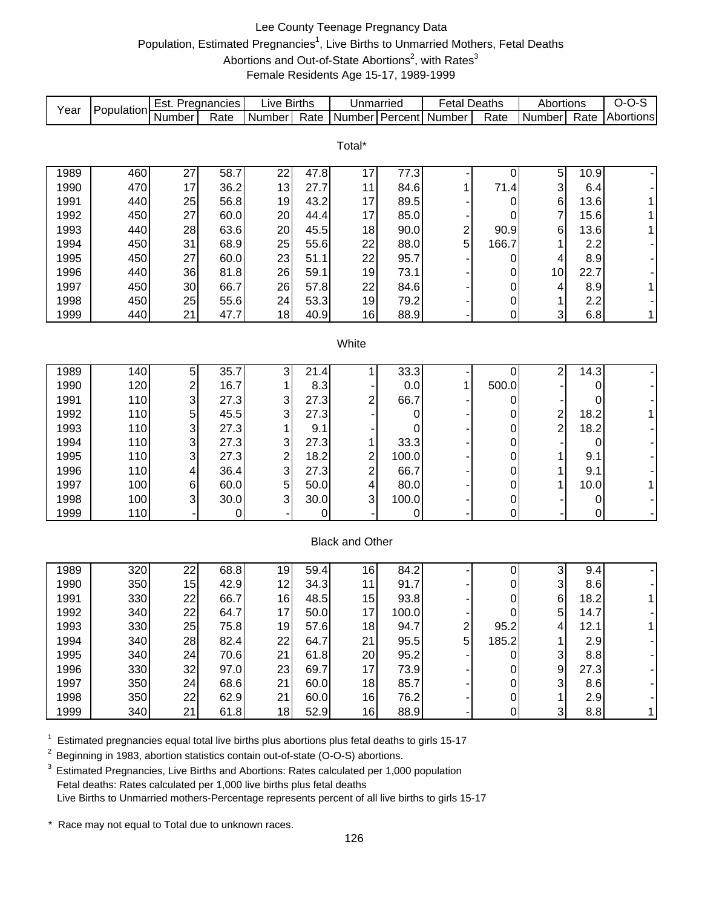# Lee County Teenage Pregnancy Data

Population, Estimated Pregnancies[1], Live Births to Unmarried Mothers, Fetal Deaths Abortions and Out-of-State Abortions[2], with Rates[3]

Female Residents Age 15-17, 1989-1999

| Year | Population | Est. Pregnancies | | Live Births | | Unmarried | | Fetal Deaths | | Abortions | | O-O-S |
|---|---|---|---|---|---|---|---|---|---|---|---|---|
| | | Number | Rate | Number | Rate | Number | Percent | Number | Rate | Number | Rate | Abortions |
| **Total*** | | | | | | | | | | | | |
| 1989 | 460 | 27 | 58.7 | 22 | 47.8 | 17 | 77.3 | - | 0 | 5 | 10.9 | - |
| 1990 | 470 | 17 | 36.2 | 13 | 27.7 | 11 | 84.6 | 1 | 71.4 | 3 | 6.4 | - |
| 1991 | 440 | 25 | 56.8 | 19 | 43.2 | 17 | 89.5 | - | 0 | 6 | 13.6 | 1 |
| 1992 | 450 | 27 | 60.0 | 20 | 44.4 | 17 | 85.0 | - | 0 | 7 | 15.6 | 1 |
| 1993 | 440 | 28 | 63.6 | 20 | 45.5 | 18 | 90.0 | 2 | 90.9 | 6 | 13.6 | 1 |
| 1994 | 450 | 31 | 68.9 | 25 | 55.6 | 22 | 88.0 | 5 | 166.7 | 1 | 2.2 | - |
| 1995 | 450 | 27 | 60.0 | 23 | 51.1 | 22 | 95.7 | - | 0 | 4 | 8.9 | - |
| 1996 | 440 | 36 | 81.8 | 26 | 59.1 | 19 | 73.1 | - | 0 | 10 | 22.7 | - |
| 1997 | 450 | 30 | 66.7 | 26 | 57.8 | 22 | 84.6 | - | 0 | 4 | 8.9 | 1 |
| 1998 | 450 | 25 | 55.6 | 24 | 53.3 | 19 | 79.2 | - | 0 | 1 | 2.2 | - |
| 1999 | 440 | 21 | 47.7 | 18 | 40.9 | 16 | 88.9 | - | 0 | 3 | 6.8 | 1 |
| **White** | | | | | | | | | | | | |
| 1989 | 140 | 5 | 35.7 | 3 | 21.4 | 1 | 33.3 | - | 0 | 2 | 14.3 | - |
| 1990 | 120 | 2 | 16.7 | 1 | 8.3 | - | 0.0 | 1 | 500.0 | - | 0 | - |
| 1991 | 110 | 3 | 27.3 | 3 | 27.3 | 2 | 66.7 | - | 0 | - | 0 | - |
| 1992 | 110 | 5 | 45.5 | 3 | 27.3 | - | 0 | - | 0 | 2 | 18.2 | 1 |
| 1993 | 110 | 3 | 27.3 | 1 | 9.1 | - | 0 | - | 0 | 2 | 18.2 | - |
| 1994 | 110 | 3 | 27.3 | 3 | 27.3 | 1 | 33.3 | - | 0 | - | 0 | - |
| 1995 | 110 | 3 | 27.3 | 2 | 18.2 | 2 | 100.0 | - | 0 | 1 | 9.1 | - |
| 1996 | 110 | 4 | 36.4 | 3 | 27.3 | 2 | 66.7 | - | 0 | 1 | 9.1 | - |
| 1997 | 100 | 6 | 60.0 | 5 | 50.0 | 4 | 80.0 | - | 0 | 1 | 10.0 | 1 |
| 1998 | 100 | 3 | 30.0 | 3 | 30.0 | 3 | 100.0 | - | 0 | - | 0 | - |
| 1999 | 110 | - | 0 | - | 0 | - | 0 | - | 0 | - | 0 | - |
| **Black and Other** | | | | | | | | | | | | |
| 1989 | 320 | 22 | 68.8 | 19 | 59.4 | 16 | 84.2 | - | 0 | 3 | 9.4 | - |
| 1990 | 350 | 15 | 42.9 | 12 | 34.3 | 11 | 91.7 | - | 0 | 3 | 8.6 | - |
| 1991 | 330 | 22 | 66.7 | 16 | 48.5 | 15 | 93.8 | - | 0 | 6 | 18.2 | 1 |
| 1992 | 340 | 22 | 64.7 | 17 | 50.0 | 17 | 100.0 | - | 0 | 5 | 14.7 | - |
| 1993 | 330 | 25 | 75.8 | 19 | 57.6 | 18 | 94.7 | 2 | 95.2 | 4 | 12.1 | 1 |
| 1994 | 340 | 28 | 82.4 | 22 | 64.7 | 21 | 95.5 | 5 | 185.2 | 1 | 2.9 | - |
| 1995 | 340 | 24 | 70.6 | 21 | 61.8 | 20 | 95.2 | - | 0 | 3 | 8.8 | - |
| 1996 | 330 | 32 | 97.0 | 23 | 69.7 | 17 | 73.9 | - | 0 | 9 | 27.3 | - |
| 1997 | 350 | 24 | 68.6 | 21 | 60.0 | 18 | 85.7 | - | 0 | 3 | 8.6 | - |
| 1998 | 350 | 22 | 62.9 | 21 | 60.0 | 16 | 76.2 | - | 0 | 1 | 2.9 | - |
| 1999 | 340 | 21 | 61.8 | 18 | 52.9 | 16 | 88.9 | - | 0 | 3 | 8.8 | 1 |

[1] Estimated pregnancies equal total live births plus abortions plus fetal deaths to girls 15-17

[2] Beginning in 1983, abortion statistics contain out-of-state (O-O-S) abortions.

[3] Estimated Pregnancies, Live Births and Abortions: Rates calculated per 1,000 population
Fetal deaths: Rates calculated per 1,000 live births plus fetal deaths
Live Births to Unmarried mothers-Percentage represents percent of all live births to girls 15-17

\* Race may not equal to Total due to unknown races.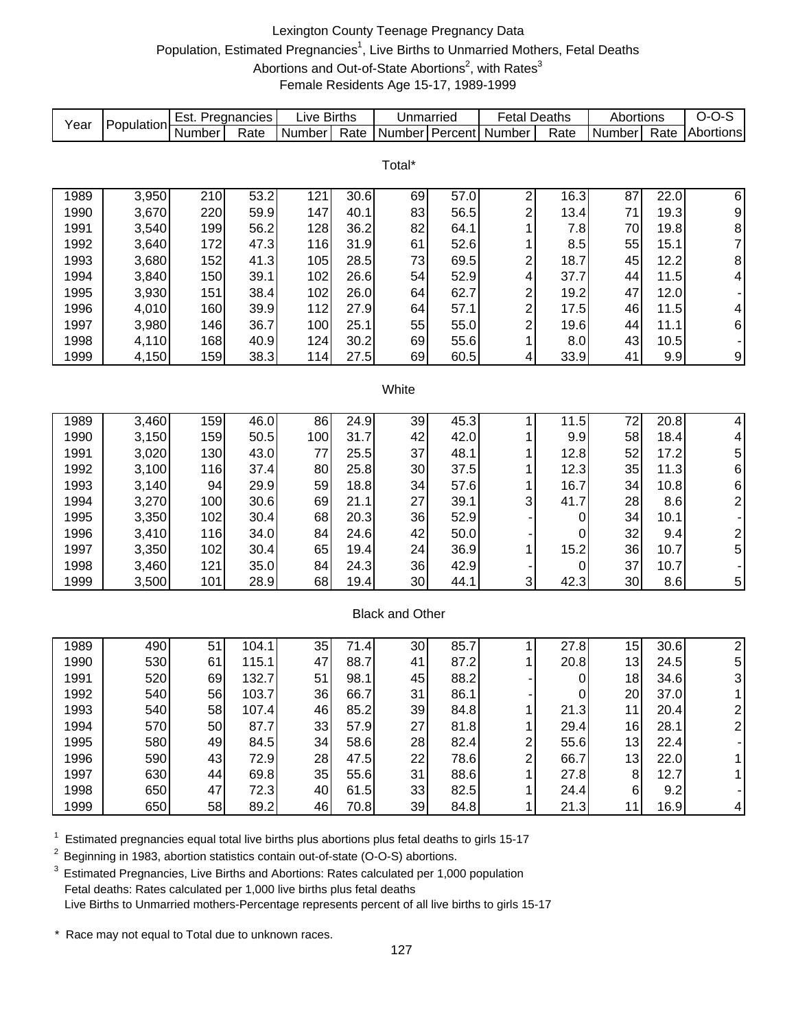# Lexington County Teenage Pregnancy Data

Population, Estimated Pregnancies[1], Live Births to Unmarried Mothers, Fetal Deaths
Abortions and Out-of-State Abortions[2], with Rates[3]
Female Residents Age 15-17, 1989-1999

| Year | Population | Est. Pregnancies | | Live Births | | Unmarried | | Fetal Deaths | | Abortions | | O-O-S |
|---|---|---|---|---|---|---|---|---|---|---|---|---|
| | | Number | Rate | Number | Rate | Number | Percent | Number | Rate | Number | Rate | Abortions |
| **Total*** | | | | | | | | | | | | |
| 1989 | 3,950 | 210 | 53.2 | 121 | 30.6 | 69 | 57.0 | 2 | 16.3 | 87 | 22.0 | 6 |
| 1990 | 3,670 | 220 | 59.9 | 147 | 40.1 | 83 | 56.5 | 2 | 13.4 | 71 | 19.3 | 9 |
| 1991 | 3,540 | 199 | 56.2 | 128 | 36.2 | 82 | 64.1 | 1 | 7.8 | 70 | 19.8 | 8 |
| 1992 | 3,640 | 172 | 47.3 | 116 | 31.9 | 61 | 52.6 | 1 | 8.5 | 55 | 15.1 | 7 |
| 1993 | 3,680 | 152 | 41.3 | 105 | 28.5 | 73 | 69.5 | 2 | 18.7 | 45 | 12.2 | 8 |
| 1994 | 3,840 | 150 | 39.1 | 102 | 26.6 | 54 | 52.9 | 4 | 37.7 | 44 | 11.5 | 4 |
| 1995 | 3,930 | 151 | 38.4 | 102 | 26.0 | 64 | 62.7 | 2 | 19.2 | 47 | 12.0 | - |
| 1996 | 4,010 | 160 | 39.9 | 112 | 27.9 | 64 | 57.1 | 2 | 17.5 | 46 | 11.5 | 4 |
| 1997 | 3,980 | 146 | 36.7 | 100 | 25.1 | 55 | 55.0 | 2 | 19.6 | 44 | 11.1 | 6 |
| 1998 | 4,110 | 168 | 40.9 | 124 | 30.2 | 69 | 55.6 | 1 | 8.0 | 43 | 10.5 | - |
| 1999 | 4,150 | 159 | 38.3 | 114 | 27.5 | 69 | 60.5 | 4 | 33.9 | 41 | 9.9 | 9 |
| **White** | | | | | | | | | | | | |
| 1989 | 3,460 | 159 | 46.0 | 86 | 24.9 | 39 | 45.3 | 1 | 11.5 | 72 | 20.8 | 4 |
| 1990 | 3,150 | 159 | 50.5 | 100 | 31.7 | 42 | 42.0 | 1 | 9.9 | 58 | 18.4 | 4 |
| 1991 | 3,020 | 130 | 43.0 | 77 | 25.5 | 37 | 48.1 | 1 | 12.8 | 52 | 17.2 | 5 |
| 1992 | 3,100 | 116 | 37.4 | 80 | 25.8 | 30 | 37.5 | 1 | 12.3 | 35 | 11.3 | 6 |
| 1993 | 3,140 | 94 | 29.9 | 59 | 18.8 | 34 | 57.6 | 1 | 16.7 | 34 | 10.8 | 6 |
| 1994 | 3,270 | 100 | 30.6 | 69 | 21.1 | 27 | 39.1 | 3 | 41.7 | 28 | 8.6 | 2 |
| 1995 | 3,350 | 102 | 30.4 | 68 | 20.3 | 36 | 52.9 | - | 0 | 34 | 10.1 | - |
| 1996 | 3,410 | 116 | 34.0 | 84 | 24.6 | 42 | 50.0 | - | 0 | 32 | 9.4 | 2 |
| 1997 | 3,350 | 102 | 30.4 | 65 | 19.4 | 24 | 36.9 | 1 | 15.2 | 36 | 10.7 | 5 |
| 1998 | 3,460 | 121 | 35.0 | 84 | 24.3 | 36 | 42.9 | - | 0 | 37 | 10.7 | - |
| 1999 | 3,500 | 101 | 28.9 | 68 | 19.4 | 30 | 44.1 | 3 | 42.3 | 30 | 8.6 | 5 |
| **Black and Other** | | | | | | | | | | | | |
| 1989 | 490 | 51 | 104.1 | 35 | 71.4 | 30 | 85.7 | 1 | 27.8 | 15 | 30.6 | 2 |
| 1990 | 530 | 61 | 115.1 | 47 | 88.7 | 41 | 87.2 | 1 | 20.8 | 13 | 24.5 | 5 |
| 1991 | 520 | 69 | 132.7 | 51 | 98.1 | 45 | 88.2 | - | 0 | 18 | 34.6 | 3 |
| 1992 | 540 | 56 | 103.7 | 36 | 66.7 | 31 | 86.1 | - | 0 | 20 | 37.0 | 1 |
| 1993 | 540 | 58 | 107.4 | 46 | 85.2 | 39 | 84.8 | 1 | 21.3 | 11 | 20.4 | 2 |
| 1994 | 570 | 50 | 87.7 | 33 | 57.9 | 27 | 81.8 | 1 | 29.4 | 16 | 28.1 | 2 |
| 1995 | 580 | 49 | 84.5 | 34 | 58.6 | 28 | 82.4 | 2 | 55.6 | 13 | 22.4 | - |
| 1996 | 590 | 43 | 72.9 | 28 | 47.5 | 22 | 78.6 | 2 | 66.7 | 13 | 22.0 | 1 |
| 1997 | 630 | 44 | 69.8 | 35 | 55.6 | 31 | 88.6 | 1 | 27.8 | 8 | 12.7 | 1 |
| 1998 | 650 | 47 | 72.3 | 40 | 61.5 | 33 | 82.5 | 1 | 24.4 | 6 | 9.2 | - |
| 1999 | 650 | 58 | 89.2 | 46 | 70.8 | 39 | 84.8 | 1 | 21.3 | 11 | 16.9 | 4 |

[1] Estimated pregnancies equal total live births plus abortions plus fetal deaths to girls 15-17

[2] Beginning in 1983, abortion statistics contain out-of-state (O-O-S) abortions.

[3] Estimated Pregnancies, Live Births and Abortions: Rates calculated per 1,000 population
Fetal deaths: Rates calculated per 1,000 live births plus fetal deaths
Live Births to Unmarried mothers-Percentage represents percent of all live births to girls 15-17

\* Race may not equal to Total due to unknown races.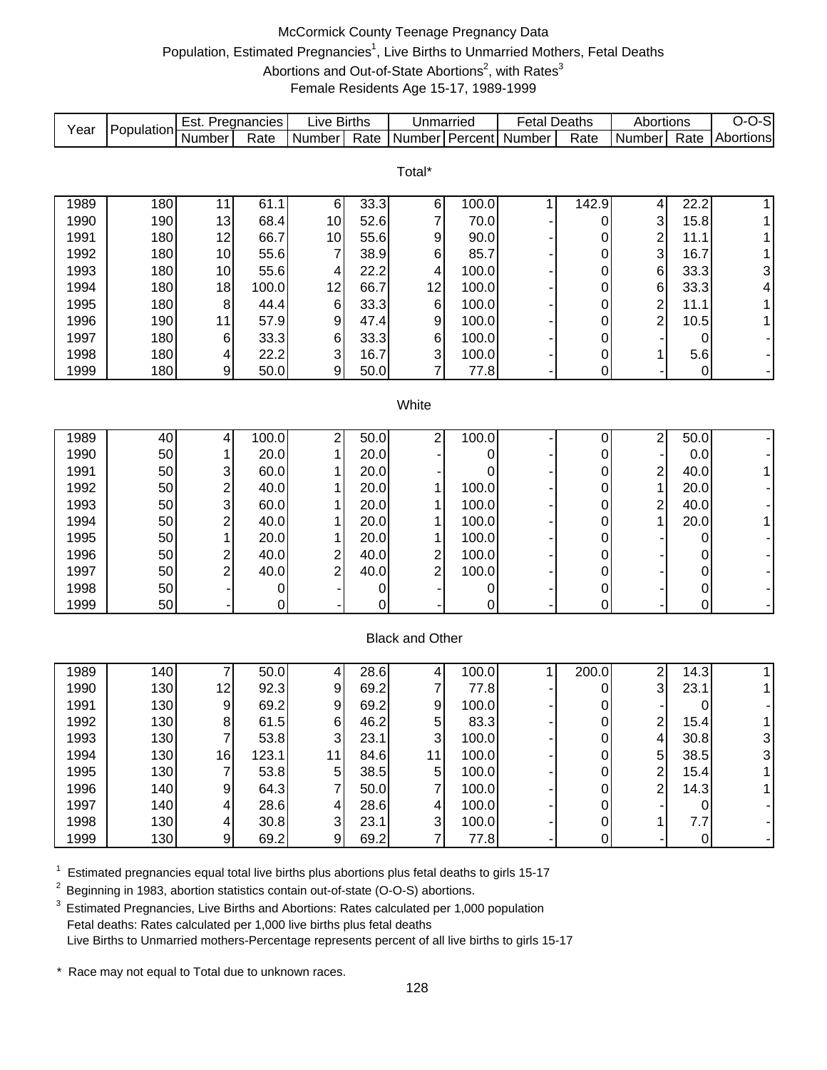# McCormick County Teenage Pregnancy Data

Population, Estimated Pregnancies[1], Live Births to Unmarried Mothers, Fetal Deaths
Abortions and Out-of-State Abortions[2], with Rates[3]
Female Residents Age 15-17, 1989-1999

| Year | Population | Est. Pregnancies | | Live Births | | Unmarried | | Fetal Deaths | | Abortions | | O-O-S |
|---|---|---|---|---|---|---|---|---|---|---|---|---|
| | | Number | Rate | Number | Rate | Number | Percent | Number | Rate | Number | Rate | Abortions |
| **Total*** | | | | | | | | | | | | |
| 1989 | 180 | 11 | 61.1 | 6 | 33.3 | 6 | 100.0 | 1 | 142.9 | 4 | 22.2 | 1 |
| 1990 | 190 | 13 | 68.4 | 10 | 52.6 | 7 | 70.0 | - | 0 | 3 | 15.8 | 1 |
| 1991 | 180 | 12 | 66.7 | 10 | 55.6 | 9 | 90.0 | - | 0 | 2 | 11.1 | 1 |
| 1992 | 180 | 10 | 55.6 | 7 | 38.9 | 6 | 85.7 | - | 0 | 3 | 16.7 | 1 |
| 1993 | 180 | 10 | 55.6 | 4 | 22.2 | 4 | 100.0 | - | 0 | 6 | 33.3 | 3 |
| 1994 | 180 | 18 | 100.0 | 12 | 66.7 | 12 | 100.0 | - | 0 | 6 | 33.3 | 4 |
| 1995 | 180 | 8 | 44.4 | 6 | 33.3 | 6 | 100.0 | - | 0 | 2 | 11.1 | 1 |
| 1996 | 190 | 11 | 57.9 | 9 | 47.4 | 9 | 100.0 | - | 0 | 2 | 10.5 | 1 |
| 1997 | 180 | 6 | 33.3 | 6 | 33.3 | 6 | 100.0 | - | 0 | - | 0 | - |
| 1998 | 180 | 4 | 22.2 | 3 | 16.7 | 3 | 100.0 | - | 0 | 1 | 5.6 | - |
| 1999 | 180 | 9 | 50.0 | 9 | 50.0 | 7 | 77.8 | - | 0 | - | 0 | - |
| **White** | | | | | | | | | | | | |
| 1989 | 40 | 4 | 100.0 | 2 | 50.0 | 2 | 100.0 | - | 0 | 2 | 50.0 | - |
| 1990 | 50 | 1 | 20.0 | 1 | 20.0 | - | 0 | - | 0 | - | 0.0 | - |
| 1991 | 50 | 3 | 60.0 | 1 | 20.0 | - | 0 | - | 0 | 2 | 40.0 | 1 |
| 1992 | 50 | 2 | 40.0 | 1 | 20.0 | 1 | 100.0 | - | 0 | 1 | 20.0 | - |
| 1993 | 50 | 3 | 60.0 | 1 | 20.0 | 1 | 100.0 | - | 0 | 2 | 40.0 | - |
| 1994 | 50 | 2 | 40.0 | 1 | 20.0 | 1 | 100.0 | - | 0 | 1 | 20.0 | 1 |
| 1995 | 50 | 1 | 20.0 | 1 | 20.0 | 1 | 100.0 | - | 0 | - | 0 | - |
| 1996 | 50 | 2 | 40.0 | 2 | 40.0 | 2 | 100.0 | - | 0 | - | 0 | - |
| 1997 | 50 | 2 | 40.0 | 2 | 40.0 | 2 | 100.0 | - | 0 | - | 0 | - |
| 1998 | 50 | - | 0 | - | 0 | - | 0 | - | 0 | - | 0 | - |
| 1999 | 50 | - | 0 | - | 0 | - | 0 | - | 0 | - | 0 | - |
| **Black and Other** | | | | | | | | | | | | |
| 1989 | 140 | 7 | 50.0 | 4 | 28.6 | 4 | 100.0 | 1 | 200.0 | 2 | 14.3 | 1 |
| 1990 | 130 | 12 | 92.3 | 9 | 69.2 | 7 | 77.8 | - | 0 | 3 | 23.1 | 1 |
| 1991 | 130 | 9 | 69.2 | 9 | 69.2 | 9 | 100.0 | - | 0 | - | 0 | - |
| 1992 | 130 | 8 | 61.5 | 6 | 46.2 | 5 | 83.3 | - | 0 | 2 | 15.4 | 1 |
| 1993 | 130 | 7 | 53.8 | 3 | 23.1 | 3 | 100.0 | - | 0 | 4 | 30.8 | 3 |
| 1994 | 130 | 16 | 123.1 | 11 | 84.6 | 11 | 100.0 | - | 0 | 5 | 38.5 | 3 |
| 1995 | 130 | 7 | 53.8 | 5 | 38.5 | 5 | 100.0 | - | 0 | 2 | 15.4 | 1 |
| 1996 | 140 | 9 | 64.3 | 7 | 50.0 | 7 | 100.0 | - | 0 | 2 | 14.3 | 1 |
| 1997 | 140 | 4 | 28.6 | 4 | 28.6 | 4 | 100.0 | - | 0 | - | 0 | - |
| 1998 | 130 | 4 | 30.8 | 3 | 23.1 | 3 | 100.0 | - | 0 | 1 | 7.7 | - |
| 1999 | 130 | 9 | 69.2 | 9 | 69.2 | 7 | 77.8 | - | 0 | - | 0 | - |

[1] Estimated pregnancies equal total live births plus abortions plus fetal deaths to girls 15-17

[2] Beginning in 1983, abortion statistics contain out-of-state (O-O-S) abortions.

[3] Estimated Pregnancies, Live Births and Abortions: Rates calculated per 1,000 population
Fetal deaths: Rates calculated per 1,000 live births plus fetal deaths
Live Births to Unmarried mothers-Percentage represents percent of all live births to girls 15-17

\* Race may not equal to Total due to unknown races.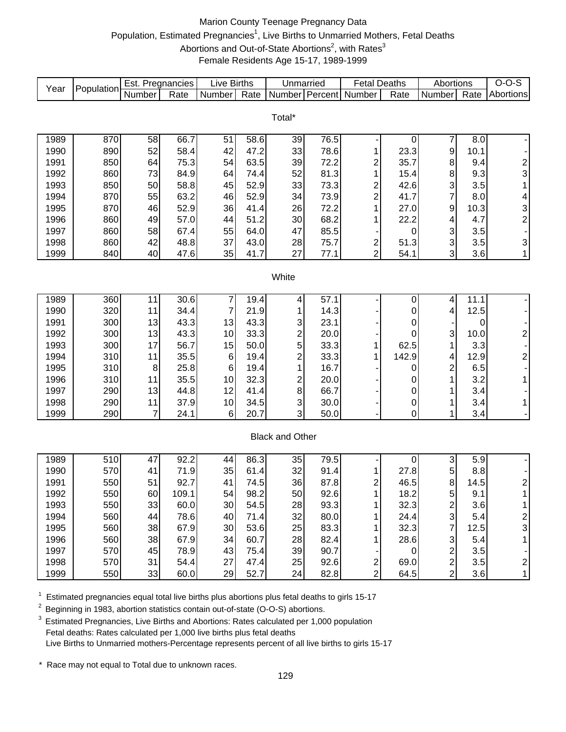# Marion County Teenage Pregnancy Data

Population, Estimated Pregnancies[1], Live Births to Unmarried Mothers, Fetal Deaths Abortions and Out-of-State Abortions[2], with Rates[3]

Female Residents Age 15-17, 1989-1999

| Year | Population | Est. Pregnancies | | Live Births | | Unmarried | | Fetal Deaths | | Abortions | | O-O-S |
|---|---|---|---|---|---|---|---|---|---|---|---|---|
| | | Number | Rate | Number | Rate | Number | Percent | Number | Rate | Number | Rate | Abortions |
| **Total*** | | | | | | | | | | | | |
| 1989 | 870 | 58 | 66.7 | 51 | 58.6 | 39 | 76.5 | - | 0 | 7 | 8.0 | - |
| 1990 | 890 | 52 | 58.4 | 42 | 47.2 | 33 | 78.6 | 1 | 23.3 | 9 | 10.1 | - |
| 1991 | 850 | 64 | 75.3 | 54 | 63.5 | 39 | 72.2 | 2 | 35.7 | 8 | 9.4 | 2 |
| 1992 | 860 | 73 | 84.9 | 64 | 74.4 | 52 | 81.3 | 1 | 15.4 | 8 | 9.3 | 3 |
| 1993 | 850 | 50 | 58.8 | 45 | 52.9 | 33 | 73.3 | 2 | 42.6 | 3 | 3.5 | 1 |
| 1994 | 870 | 55 | 63.2 | 46 | 52.9 | 34 | 73.9 | 2 | 41.7 | 7 | 8.0 | 4 |
| 1995 | 870 | 46 | 52.9 | 36 | 41.4 | 26 | 72.2 | 1 | 27.0 | 9 | 10.3 | 3 |
| 1996 | 860 | 49 | 57.0 | 44 | 51.2 | 30 | 68.2 | 1 | 22.2 | 4 | 4.7 | 2 |
| 1997 | 860 | 58 | 67.4 | 55 | 64.0 | 47 | 85.5 | - | 0 | 3 | 3.5 | - |
| 1998 | 860 | 42 | 48.8 | 37 | 43.0 | 28 | 75.7 | 2 | 51.3 | 3 | 3.5 | 3 |
| 1999 | 840 | 40 | 47.6 | 35 | 41.7 | 27 | 77.1 | 2 | 54.1 | 3 | 3.6 | 1 |
| **White** | | | | | | | | | | | | |
| 1989 | 360 | 11 | 30.6 | 7 | 19.4 | 4 | 57.1 | - | 0 | 4 | 11.1 | - |
| 1990 | 320 | 11 | 34.4 | 7 | 21.9 | 1 | 14.3 | - | 0 | 4 | 12.5 | - |
| 1991 | 300 | 13 | 43.3 | 13 | 43.3 | 3 | 23.1 | - | 0 | - | 0 | - |
| 1992 | 300 | 13 | 43.3 | 10 | 33.3 | 2 | 20.0 | - | 0 | 3 | 10.0 | 2 |
| 1993 | 300 | 17 | 56.7 | 15 | 50.0 | 5 | 33.3 | 1 | 62.5 | 1 | 3.3 | - |
| 1994 | 310 | 11 | 35.5 | 6 | 19.4 | 2 | 33.3 | 1 | 142.9 | 4 | 12.9 | 2 |
| 1995 | 310 | 8 | 25.8 | 6 | 19.4 | 1 | 16.7 | - | 0 | 2 | 6.5 | - |
| 1996 | 310 | 11 | 35.5 | 10 | 32.3 | 2 | 20.0 | - | 0 | 1 | 3.2 | 1 |
| 1997 | 290 | 13 | 44.8 | 12 | 41.4 | 8 | 66.7 | - | 0 | 1 | 3.4 | - |
| 1998 | 290 | 11 | 37.9 | 10 | 34.5 | 3 | 30.0 | - | 0 | 1 | 3.4 | 1 |
| 1999 | 290 | 7 | 24.1 | 6 | 20.7 | 3 | 50.0 | - | 0 | 1 | 3.4 | - |
| **Black and Other** | | | | | | | | | | | | |
| 1989 | 510 | 47 | 92.2 | 44 | 86.3 | 35 | 79.5 | - | 0 | 3 | 5.9 | - |
| 1990 | 570 | 41 | 71.9 | 35 | 61.4 | 32 | 91.4 | 1 | 27.8 | 5 | 8.8 | - |
| 1991 | 550 | 51 | 92.7 | 41 | 74.5 | 36 | 87.8 | 2 | 46.5 | 8 | 14.5 | 2 |
| 1992 | 550 | 60 | 109.1 | 54 | 98.2 | 50 | 92.6 | 1 | 18.2 | 5 | 9.1 | 1 |
| 1993 | 550 | 33 | 60.0 | 30 | 54.5 | 28 | 93.3 | 1 | 32.3 | 2 | 3.6 | 1 |
| 1994 | 560 | 44 | 78.6 | 40 | 71.4 | 32 | 80.0 | 1 | 24.4 | 3 | 5.4 | 2 |
| 1995 | 560 | 38 | 67.9 | 30 | 53.6 | 25 | 83.3 | 1 | 32.3 | 7 | 12.5 | 3 |
| 1996 | 560 | 38 | 67.9 | 34 | 60.7 | 28 | 82.4 | 1 | 28.6 | 3 | 5.4 | 1 |
| 1997 | 570 | 45 | 78.9 | 43 | 75.4 | 39 | 90.7 | - | 0 | 2 | 3.5 | - |
| 1998 | 570 | 31 | 54.4 | 27 | 47.4 | 25 | 92.6 | 2 | 69.0 | 2 | 3.5 | 2 |
| 1999 | 550 | 33 | 60.0 | 29 | 52.7 | 24 | 82.8 | 2 | 64.5 | 2 | 3.6 | 1 |

[1] Estimated pregnancies equal total live births plus abortions plus fetal deaths to girls 15-17

[2] Beginning in 1983, abortion statistics contain out-of-state (O-O-S) abortions.

[3] Estimated Pregnancies, Live Births and Abortions: Rates calculated per 1,000 population
Fetal deaths: Rates calculated per 1,000 live births plus fetal deaths
Live Births to Unmarried mothers-Percentage represents percent of all live births to girls 15-17

\* Race may not equal to Total due to unknown races.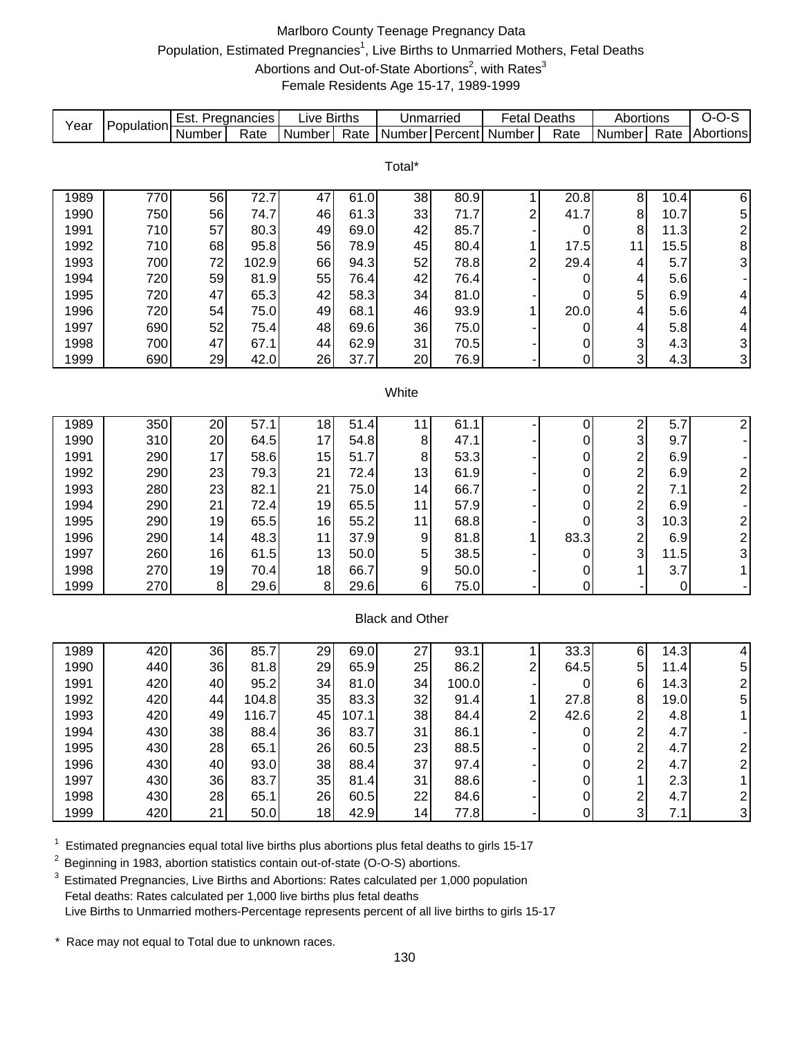# Marlboro County Teenage Pregnancy Data

Population, Estimated Pregnancies[1], Live Births to Unmarried Mothers, Fetal Deaths
Abortions and Out-of-State Abortions[2], with Rates[3]
Female Residents Age 15-17, 1989-1999

| Year | Population | Est. Pregnancies | | Live Births | | Unmarried | | Fetal Deaths | | Abortions | | O-O-S |
|---|---|---|---|---|---|---|---|---|---|---|---|---|
| | | Number | Rate | Number | Rate | Number | Percent | Number | Rate | Number | Rate | Abortions |
| **Total*** | | | | | | | | | | | | |
| 1989 | 770 | 56 | 72.7 | 47 | 61.0 | 38 | 80.9 | 1 | 20.8 | 8 | 10.4 | 6 |
| 1990 | 750 | 56 | 74.7 | 46 | 61.3 | 33 | 71.7 | 2 | 41.7 | 8 | 10.7 | 5 |
| 1991 | 710 | 57 | 80.3 | 49 | 69.0 | 42 | 85.7 | - | 0 | 8 | 11.3 | 2 |
| 1992 | 710 | 68 | 95.8 | 56 | 78.9 | 45 | 80.4 | 1 | 17.5 | 11 | 15.5 | 8 |
| 1993 | 700 | 72 | 102.9 | 66 | 94.3 | 52 | 78.8 | 2 | 29.4 | 4 | 5.7 | 3 |
| 1994 | 720 | 59 | 81.9 | 55 | 76.4 | 42 | 76.4 | - | 0 | 4 | 5.6 | - |
| 1995 | 720 | 47 | 65.3 | 42 | 58.3 | 34 | 81.0 | - | 0 | 5 | 6.9 | 4 |
| 1996 | 720 | 54 | 75.0 | 49 | 68.1 | 46 | 93.9 | 1 | 20.0 | 4 | 5.6 | 4 |
| 1997 | 690 | 52 | 75.4 | 48 | 69.6 | 36 | 75.0 | - | 0 | 4 | 5.8 | 4 |
| 1998 | 700 | 47 | 67.1 | 44 | 62.9 | 31 | 70.5 | - | 0 | 3 | 4.3 | 3 |
| 1999 | 690 | 29 | 42.0 | 26 | 37.7 | 20 | 76.9 | - | 0 | 3 | 4.3 | 3 |
| **White** | | | | | | | | | | | | |
| 1989 | 350 | 20 | 57.1 | 18 | 51.4 | 11 | 61.1 | - | 0 | 2 | 5.7 | 2 |
| 1990 | 310 | 20 | 64.5 | 17 | 54.8 | 8 | 47.1 | - | 0 | 3 | 9.7 | - |
| 1991 | 290 | 17 | 58.6 | 15 | 51.7 | 8 | 53.3 | - | 0 | 2 | 6.9 | - |
| 1992 | 290 | 23 | 79.3 | 21 | 72.4 | 13 | 61.9 | - | 0 | 2 | 6.9 | 2 |
| 1993 | 280 | 23 | 82.1 | 21 | 75.0 | 14 | 66.7 | - | 0 | 2 | 7.1 | 2 |
| 1994 | 290 | 21 | 72.4 | 19 | 65.5 | 11 | 57.9 | - | 0 | 2 | 6.9 | - |
| 1995 | 290 | 19 | 65.5 | 16 | 55.2 | 11 | 68.8 | - | 0 | 3 | 10.3 | 2 |
| 1996 | 290 | 14 | 48.3 | 11 | 37.9 | 9 | 81.8 | 1 | 83.3 | 2 | 6.9 | 2 |
| 1997 | 260 | 16 | 61.5 | 13 | 50.0 | 5 | 38.5 | - | 0 | 3 | 11.5 | 3 |
| 1998 | 270 | 19 | 70.4 | 18 | 66.7 | 9 | 50.0 | - | 0 | 1 | 3.7 | 1 |
| 1999 | 270 | 8 | 29.6 | 8 | 29.6 | 6 | 75.0 | - | 0 | - | 0 | - |
| **Black and Other** | | | | | | | | | | | | |
| 1989 | 420 | 36 | 85.7 | 29 | 69.0 | 27 | 93.1 | 1 | 33.3 | 6 | 14.3 | 4 |
| 1990 | 440 | 36 | 81.8 | 29 | 65.9 | 25 | 86.2 | 2 | 64.5 | 5 | 11.4 | 5 |
| 1991 | 420 | 40 | 95.2 | 34 | 81.0 | 34 | 100.0 | - | 0 | 6 | 14.3 | 2 |
| 1992 | 420 | 44 | 104.8 | 35 | 83.3 | 32 | 91.4 | 1 | 27.8 | 8 | 19.0 | 5 |
| 1993 | 420 | 49 | 116.7 | 45 | 107.1 | 38 | 84.4 | 2 | 42.6 | 2 | 4.8 | 1 |
| 1994 | 430 | 38 | 88.4 | 36 | 83.7 | 31 | 86.1 | - | 0 | 2 | 4.7 | - |
| 1995 | 430 | 28 | 65.1 | 26 | 60.5 | 23 | 88.5 | - | 0 | 2 | 4.7 | 2 |
| 1996 | 430 | 40 | 93.0 | 38 | 88.4 | 37 | 97.4 | - | 0 | 2 | 4.7 | 2 |
| 1997 | 430 | 36 | 83.7 | 35 | 81.4 | 31 | 88.6 | - | 0 | 1 | 2.3 | 1 |
| 1998 | 430 | 28 | 65.1 | 26 | 60.5 | 22 | 84.6 | - | 0 | 2 | 4.7 | 2 |
| 1999 | 420 | 21 | 50.0 | 18 | 42.9 | 14 | 77.8 | - | 0 | 3 | 7.1 | 3 |

[1] Estimated pregnancies equal total live births plus abortions plus fetal deaths to girls 15-17

[2] Beginning in 1983, abortion statistics contain out-of-state (O-O-S) abortions.

[3] Estimated Pregnancies, Live Births and Abortions: Rates calculated per 1,000 population
Fetal deaths: Rates calculated per 1,000 live births plus fetal deaths
Live Births to Unmarried mothers-Percentage represents percent of all live births to girls 15-17

\* Race may not equal to Total due to unknown races.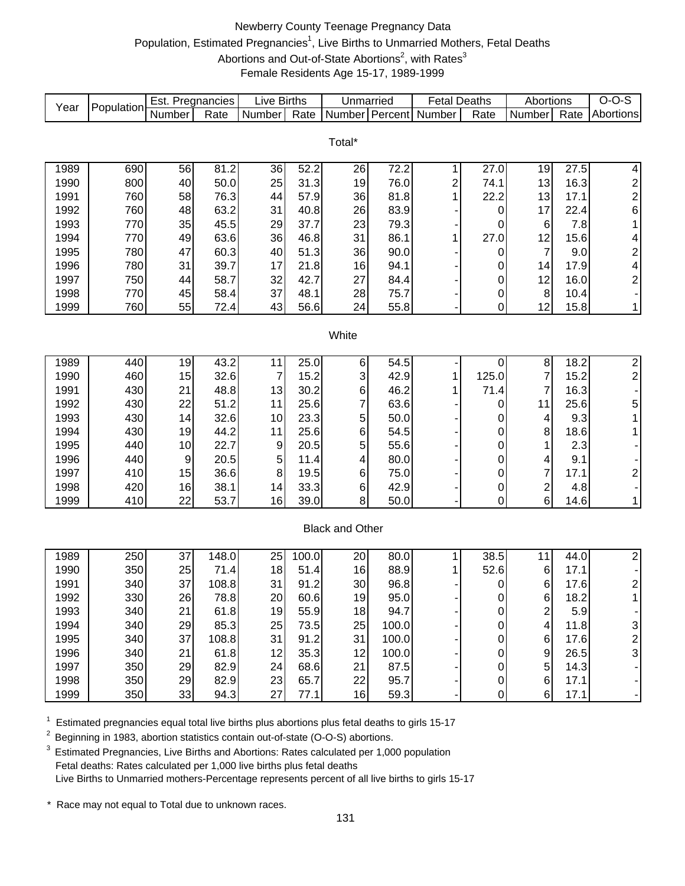# Newberry County Teenage Pregnancy Data

Population, Estimated Pregnancies[1], Live Births to Unmarried Mothers, Fetal Deaths Abortions and Out-of-State Abortions[2], with Rates[3]

Female Residents Age 15-17, 1989-1999

| Year | Population | Est. Pregnancies | | Live Births | | Unmarried | | Fetal Deaths | | Abortions | | O-O-S |
|---|---|---|---|---|---|---|---|---|---|---|---|---|
| | | Number | Rate | Number | Rate | Number | Percent | Number | Rate | Number | Rate | Abortions |
| **Total*** | | | | | | | | | | | | |
| 1989 | 690 | 56 | 81.2 | 36 | 52.2 | 26 | 72.2 | 1 | 27.0 | 19 | 27.5 | 4 |
| 1990 | 800 | 40 | 50.0 | 25 | 31.3 | 19 | 76.0 | 2 | 74.1 | 13 | 16.3 | 2 |
| 1991 | 760 | 58 | 76.3 | 44 | 57.9 | 36 | 81.8 | 1 | 22.2 | 13 | 17.1 | 2 |
| 1992 | 760 | 48 | 63.2 | 31 | 40.8 | 26 | 83.9 | - | 0 | 17 | 22.4 | 6 |
| 1993 | 770 | 35 | 45.5 | 29 | 37.7 | 23 | 79.3 | - | 0 | 6 | 7.8 | 1 |
| 1994 | 770 | 49 | 63.6 | 36 | 46.8 | 31 | 86.1 | 1 | 27.0 | 12 | 15.6 | 4 |
| 1995 | 780 | 47 | 60.3 | 40 | 51.3 | 36 | 90.0 | - | 0 | 7 | 9.0 | 2 |
| 1996 | 780 | 31 | 39.7 | 17 | 21.8 | 16 | 94.1 | - | 0 | 14 | 17.9 | 4 |
| 1997 | 750 | 44 | 58.7 | 32 | 42.7 | 27 | 84.4 | - | 0 | 12 | 16.0 | 2 |
| 1998 | 770 | 45 | 58.4 | 37 | 48.1 | 28 | 75.7 | - | 0 | 8 | 10.4 | - |
| 1999 | 760 | 55 | 72.4 | 43 | 56.6 | 24 | 55.8 | - | 0 | 12 | 15.8 | 1 |
| **White** | | | | | | | | | | | | |
| 1989 | 440 | 19 | 43.2 | 11 | 25.0 | 6 | 54.5 | - | 0 | 8 | 18.2 | 2 |
| 1990 | 460 | 15 | 32.6 | 7 | 15.2 | 3 | 42.9 | 1 | 125.0 | 7 | 15.2 | 2 |
| 1991 | 430 | 21 | 48.8 | 13 | 30.2 | 6 | 46.2 | 1 | 71.4 | 7 | 16.3 | - |
| 1992 | 430 | 22 | 51.2 | 11 | 25.6 | 7 | 63.6 | - | 0 | 11 | 25.6 | 5 |
| 1993 | 430 | 14 | 32.6 | 10 | 23.3 | 5 | 50.0 | - | 0 | 4 | 9.3 | 1 |
| 1994 | 430 | 19 | 44.2 | 11 | 25.6 | 6 | 54.5 | - | 0 | 8 | 18.6 | 1 |
| 1995 | 440 | 10 | 22.7 | 9 | 20.5 | 5 | 55.6 | - | 0 | 1 | 2.3 | - |
| 1996 | 440 | 9 | 20.5 | 5 | 11.4 | 4 | 80.0 | - | 0 | 4 | 9.1 | - |
| 1997 | 410 | 15 | 36.6 | 8 | 19.5 | 6 | 75.0 | - | 0 | 7 | 17.1 | 2 |
| 1998 | 420 | 16 | 38.1 | 14 | 33.3 | 6 | 42.9 | - | 0 | 2 | 4.8 | - |
| 1999 | 410 | 22 | 53.7 | 16 | 39.0 | 8 | 50.0 | - | 0 | 6 | 14.6 | 1 |
| **Black and Other** | | | | | | | | | | | | |
| 1989 | 250 | 37 | 148.0 | 25 | 100.0 | 20 | 80.0 | 1 | 38.5 | 11 | 44.0 | 2 |
| 1990 | 350 | 25 | 71.4 | 18 | 51.4 | 16 | 88.9 | 1 | 52.6 | 6 | 17.1 | - |
| 1991 | 340 | 37 | 108.8 | 31 | 91.2 | 30 | 96.8 | - | 0 | 6 | 17.6 | 2 |
| 1992 | 330 | 26 | 78.8 | 20 | 60.6 | 19 | 95.0 | - | 0 | 6 | 18.2 | 1 |
| 1993 | 340 | 21 | 61.8 | 19 | 55.9 | 18 | 94.7 | - | 0 | 2 | 5.9 | - |
| 1994 | 340 | 29 | 85.3 | 25 | 73.5 | 25 | 100.0 | - | 0 | 4 | 11.8 | 3 |
| 1995 | 340 | 37 | 108.8 | 31 | 91.2 | 31 | 100.0 | - | 0 | 6 | 17.6 | 2 |
| 1996 | 340 | 21 | 61.8 | 12 | 35.3 | 12 | 100.0 | - | 0 | 9 | 26.5 | 3 |
| 1997 | 350 | 29 | 82.9 | 24 | 68.6 | 21 | 87.5 | - | 0 | 5 | 14.3 | - |
| 1998 | 350 | 29 | 82.9 | 23 | 65.7 | 22 | 95.7 | - | 0 | 6 | 17.1 | - |
| 1999 | 350 | 33 | 94.3 | 27 | 77.1 | 16 | 59.3 | - | 0 | 6 | 17.1 | - |

[1] Estimated pregnancies equal total live births plus abortions plus fetal deaths to girls 15-17

[2] Beginning in 1983, abortion statistics contain out-of-state (O-O-S) abortions.

[3] Estimated Pregnancies, Live Births and Abortions: Rates calculated per 1,000 population
Fetal deaths: Rates calculated per 1,000 live births plus fetal deaths
Live Births to Unmarried mothers-Percentage represents percent of all live births to girls 15-17

\* Race may not equal to Total due to unknown races.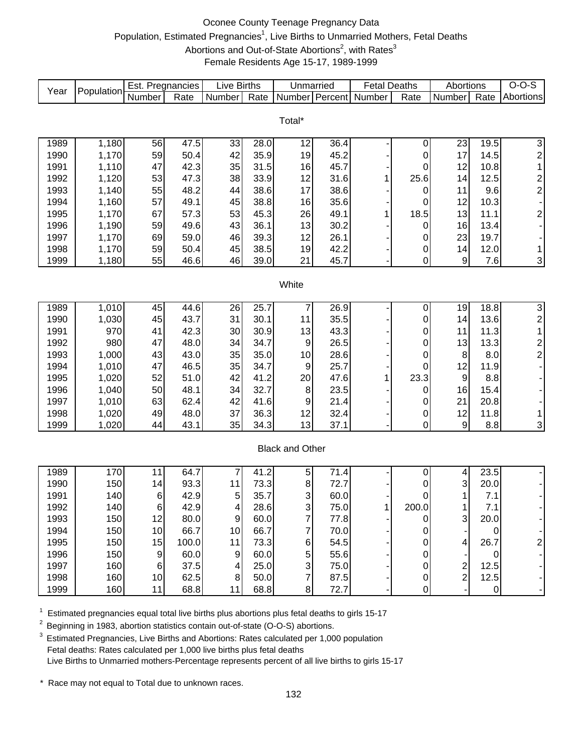# Oconee County Teenage Pregnancy Data

Population, Estimated Pregnancies[1], Live Births to Unmarried Mothers, Fetal Deaths Abortions and Out-of-State Abortions[2], with Rates[3]

Female Residents Age 15-17, 1989-1999

| Year | Population | Est. Pregnancies | | Live Births | | Unmarried | | Fetal Deaths | | Abortions | | O-O-S |
|---|---|---|---|---|---|---|---|---|---|---|---|---|
| | | Number | Rate | Number | Rate | Number | Percent | Number | Rate | Number | Rate | Abortions |
| **Total*** | | | | | | | | | | | | |
| 1989 | 1,180 | 56 | 47.5 | 33 | 28.0 | 12 | 36.4 | - | 0 | 23 | 19.5 | 3 |
| 1990 | 1,170 | 59 | 50.4 | 42 | 35.9 | 19 | 45.2 | - | 0 | 17 | 14.5 | 2 |
| 1991 | 1,110 | 47 | 42.3 | 35 | 31.5 | 16 | 45.7 | - | 0 | 12 | 10.8 | 1 |
| 1992 | 1,120 | 53 | 47.3 | 38 | 33.9 | 12 | 31.6 | 1 | 25.6 | 14 | 12.5 | 2 |
| 1993 | 1,140 | 55 | 48.2 | 44 | 38.6 | 17 | 38.6 | - | 0 | 11 | 9.6 | 2 |
| 1994 | 1,160 | 57 | 49.1 | 45 | 38.8 | 16 | 35.6 | - | 0 | 12 | 10.3 | - |
| 1995 | 1,170 | 67 | 57.3 | 53 | 45.3 | 26 | 49.1 | 1 | 18.5 | 13 | 11.1 | 2 |
| 1996 | 1,190 | 59 | 49.6 | 43 | 36.1 | 13 | 30.2 | - | 0 | 16 | 13.4 | - |
| 1997 | 1,170 | 69 | 59.0 | 46 | 39.3 | 12 | 26.1 | - | 0 | 23 | 19.7 | - |
| 1998 | 1,170 | 59 | 50.4 | 45 | 38.5 | 19 | 42.2 | - | 0 | 14 | 12.0 | 1 |
| 1999 | 1,180 | 55 | 46.6 | 46 | 39.0 | 21 | 45.7 | - | 0 | 9 | 7.6 | 3 |
| **White** | | | | | | | | | | | | |
| 1989 | 1,010 | 45 | 44.6 | 26 | 25.7 | 7 | 26.9 | - | 0 | 19 | 18.8 | 3 |
| 1990 | 1,030 | 45 | 43.7 | 31 | 30.1 | 11 | 35.5 | - | 0 | 14 | 13.6 | 2 |
| 1991 | 970 | 41 | 42.3 | 30 | 30.9 | 13 | 43.3 | - | 0 | 11 | 11.3 | 1 |
| 1992 | 980 | 47 | 48.0 | 34 | 34.7 | 9 | 26.5 | - | 0 | 13 | 13.3 | 2 |
| 1993 | 1,000 | 43 | 43.0 | 35 | 35.0 | 10 | 28.6 | - | 0 | 8 | 8.0 | 2 |
| 1994 | 1,010 | 47 | 46.5 | 35 | 34.7 | 9 | 25.7 | - | 0 | 12 | 11.9 | - |
| 1995 | 1,020 | 52 | 51.0 | 42 | 41.2 | 20 | 47.6 | 1 | 23.3 | 9 | 8.8 | - |
| 1996 | 1,040 | 50 | 48.1 | 34 | 32.7 | 8 | 23.5 | - | 0 | 16 | 15.4 | - |
| 1997 | 1,010 | 63 | 62.4 | 42 | 41.6 | 9 | 21.4 | - | 0 | 21 | 20.8 | - |
| 1998 | 1,020 | 49 | 48.0 | 37 | 36.3 | 12 | 32.4 | - | 0 | 12 | 11.8 | 1 |
| 1999 | 1,020 | 44 | 43.1 | 35 | 34.3 | 13 | 37.1 | - | 0 | 9 | 8.8 | 3 |
| **Black and Other** | | | | | | | | | | | | |
| 1989 | 170 | 11 | 64.7 | 7 | 41.2 | 5 | 71.4 | - | 0 | 4 | 23.5 | - |
| 1990 | 150 | 14 | 93.3 | 11 | 73.3 | 8 | 72.7 | - | 0 | 3 | 20.0 | - |
| 1991 | 140 | 6 | 42.9 | 5 | 35.7 | 3 | 60.0 | - | 0 | 1 | 7.1 | - |
| 1992 | 140 | 6 | 42.9 | 4 | 28.6 | 3 | 75.0 | 1 | 200.0 | 1 | 7.1 | - |
| 1993 | 150 | 12 | 80.0 | 9 | 60.0 | 7 | 77.8 | - | 0 | 3 | 20.0 | - |
| 1994 | 150 | 10 | 66.7 | 10 | 66.7 | 7 | 70.0 | - | 0 | - | 0 | - |
| 1995 | 150 | 15 | 100.0 | 11 | 73.3 | 6 | 54.5 | - | 0 | 4 | 26.7 | 2 |
| 1996 | 150 | 9 | 60.0 | 9 | 60.0 | 5 | 55.6 | - | 0 | - | 0 | - |
| 1997 | 160 | 6 | 37.5 | 4 | 25.0 | 3 | 75.0 | - | 0 | 2 | 12.5 | - |
| 1998 | 160 | 10 | 62.5 | 8 | 50.0 | 7 | 87.5 | - | 0 | 2 | 12.5 | - |
| 1999 | 160 | 11 | 68.8 | 11 | 68.8 | 8 | 72.7 | - | 0 | - | 0 | - |

[1] Estimated pregnancies equal total live births plus abortions plus fetal deaths to girls 15-17

[2] Beginning in 1983, abortion statistics contain out-of-state (O-O-S) abortions.

[3] Estimated Pregnancies, Live Births and Abortions: Rates calculated per 1,000 population
Fetal deaths: Rates calculated per 1,000 live births plus fetal deaths
Live Births to Unmarried mothers-Percentage represents percent of all live births to girls 15-17

\* Race may not equal to Total due to unknown races.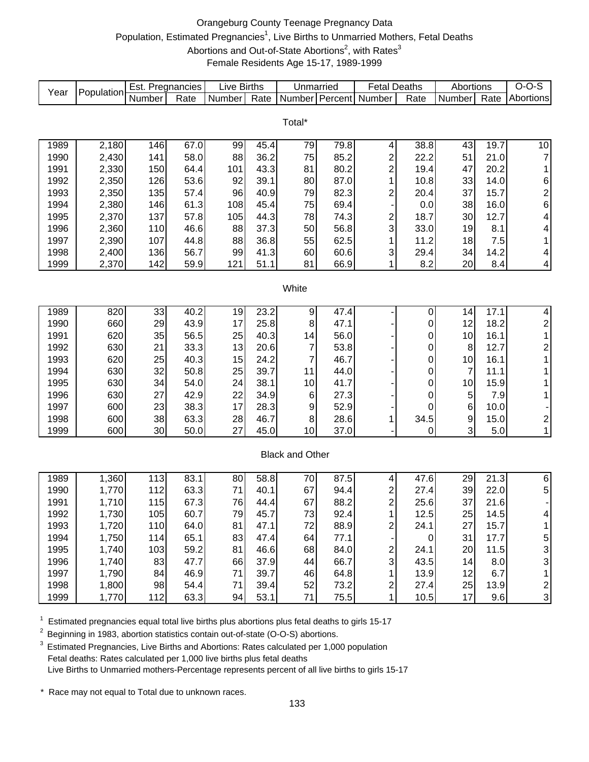# Orangeburg County Teenage Pregnancy Data

Population, Estimated Pregnancies[1], Live Births to Unmarried Mothers, Fetal Deaths Abortions and Out-of-State Abortions[2], with Rates[3]

Female Residents Age 15-17, 1989-1999

| Year | Population | Est. Pregnancies | | Live Births | | Unmarried | | Fetal Deaths | | Abortions | | O-O-S |
|---|---|---|---|---|---|---|---|---|---|---|---|---|
| | | Number | Rate | Number | Rate | Number | Percent | Number | Rate | Number | Rate | Abortions |
| **Total*** | | | | | | | | | | | | |
| 1989 | 2,180 | 146 | 67.0 | 99 | 45.4 | 79 | 79.8 | 4 | 38.8 | 43 | 19.7 | 10 |
| 1990 | 2,430 | 141 | 58.0 | 88 | 36.2 | 75 | 85.2 | 2 | 22.2 | 51 | 21.0 | 7 |
| 1991 | 2,330 | 150 | 64.4 | 101 | 43.3 | 81 | 80.2 | 2 | 19.4 | 47 | 20.2 | 1 |
| 1992 | 2,350 | 126 | 53.6 | 92 | 39.1 | 80 | 87.0 | 1 | 10.8 | 33 | 14.0 | 6 |
| 1993 | 2,350 | 135 | 57.4 | 96 | 40.9 | 79 | 82.3 | 2 | 20.4 | 37 | 15.7 | 2 |
| 1994 | 2,380 | 146 | 61.3 | 108 | 45.4 | 75 | 69.4 | - | 0.0 | 38 | 16.0 | 6 |
| 1995 | 2,370 | 137 | 57.8 | 105 | 44.3 | 78 | 74.3 | 2 | 18.7 | 30 | 12.7 | 4 |
| 1996 | 2,360 | 110 | 46.6 | 88 | 37.3 | 50 | 56.8 | 3 | 33.0 | 19 | 8.1 | 4 |
| 1997 | 2,390 | 107 | 44.8 | 88 | 36.8 | 55 | 62.5 | 1 | 11.2 | 18 | 7.5 | 1 |
| 1998 | 2,400 | 136 | 56.7 | 99 | 41.3 | 60 | 60.6 | 3 | 29.4 | 34 | 14.2 | 4 |
| 1999 | 2,370 | 142 | 59.9 | 121 | 51.1 | 81 | 66.9 | 1 | 8.2 | 20 | 8.4 | 4 |
| **White** | | | | | | | | | | | | |
| 1989 | 820 | 33 | 40.2 | 19 | 23.2 | 9 | 47.4 | - | 0 | 14 | 17.1 | 4 |
| 1990 | 660 | 29 | 43.9 | 17 | 25.8 | 8 | 47.1 | - | 0 | 12 | 18.2 | 2 |
| 1991 | 620 | 35 | 56.5 | 25 | 40.3 | 14 | 56.0 | - | 0 | 10 | 16.1 | 1 |
| 1992 | 630 | 21 | 33.3 | 13 | 20.6 | 7 | 53.8 | - | 0 | 8 | 12.7 | 2 |
| 1993 | 620 | 25 | 40.3 | 15 | 24.2 | 7 | 46.7 | - | 0 | 10 | 16.1 | 1 |
| 1994 | 630 | 32 | 50.8 | 25 | 39.7 | 11 | 44.0 | - | 0 | 7 | 11.1 | 1 |
| 1995 | 630 | 34 | 54.0 | 24 | 38.1 | 10 | 41.7 | - | 0 | 10 | 15.9 | 1 |
| 1996 | 630 | 27 | 42.9 | 22 | 34.9 | 6 | 27.3 | - | 0 | 5 | 7.9 | 1 |
| 1997 | 600 | 23 | 38.3 | 17 | 28.3 | 9 | 52.9 | - | 0 | 6 | 10.0 | - |
| 1998 | 600 | 38 | 63.3 | 28 | 46.7 | 8 | 28.6 | 1 | 34.5 | 9 | 15.0 | 2 |
| 1999 | 600 | 30 | 50.0 | 27 | 45.0 | 10 | 37.0 | - | 0 | 3 | 5.0 | 1 |
| **Black and Other** | | | | | | | | | | | | |
| 1989 | 1,360 | 113 | 83.1 | 80 | 58.8 | 70 | 87.5 | 4 | 47.6 | 29 | 21.3 | 6 |
| 1990 | 1,770 | 112 | 63.3 | 71 | 40.1 | 67 | 94.4 | 2 | 27.4 | 39 | 22.0 | 5 |
| 1991 | 1,710 | 115 | 67.3 | 76 | 44.4 | 67 | 88.2 | 2 | 25.6 | 37 | 21.6 | - |
| 1992 | 1,730 | 105 | 60.7 | 79 | 45.7 | 73 | 92.4 | 1 | 12.5 | 25 | 14.5 | 4 |
| 1993 | 1,720 | 110 | 64.0 | 81 | 47.1 | 72 | 88.9 | 2 | 24.1 | 27 | 15.7 | 1 |
| 1994 | 1,750 | 114 | 65.1 | 83 | 47.4 | 64 | 77.1 | - | 0 | 31 | 17.7 | 5 |
| 1995 | 1,740 | 103 | 59.2 | 81 | 46.6 | 68 | 84.0 | 2 | 24.1 | 20 | 11.5 | 3 |
| 1996 | 1,740 | 83 | 47.7 | 66 | 37.9 | 44 | 66.7 | 3 | 43.5 | 14 | 8.0 | 3 |
| 1997 | 1,790 | 84 | 46.9 | 71 | 39.7 | 46 | 64.8 | 1 | 13.9 | 12 | 6.7 | 1 |
| 1998 | 1,800 | 98 | 54.4 | 71 | 39.4 | 52 | 73.2 | 2 | 27.4 | 25 | 13.9 | 2 |
| 1999 | 1,770 | 112 | 63.3 | 94 | 53.1 | 71 | 75.5 | 1 | 10.5 | 17 | 9.6 | 3 |

[1] Estimated pregnancies equal total live births plus abortions plus fetal deaths to girls 15-17

[2] Beginning in 1983, abortion statistics contain out-of-state (O-O-S) abortions.

[3] Estimated Pregnancies, Live Births and Abortions: Rates calculated per 1,000 population
Fetal deaths: Rates calculated per 1,000 live births plus fetal deaths
Live Births to Unmarried mothers-Percentage represents percent of all live births to girls 15-17

\* Race may not equal to Total due to unknown races.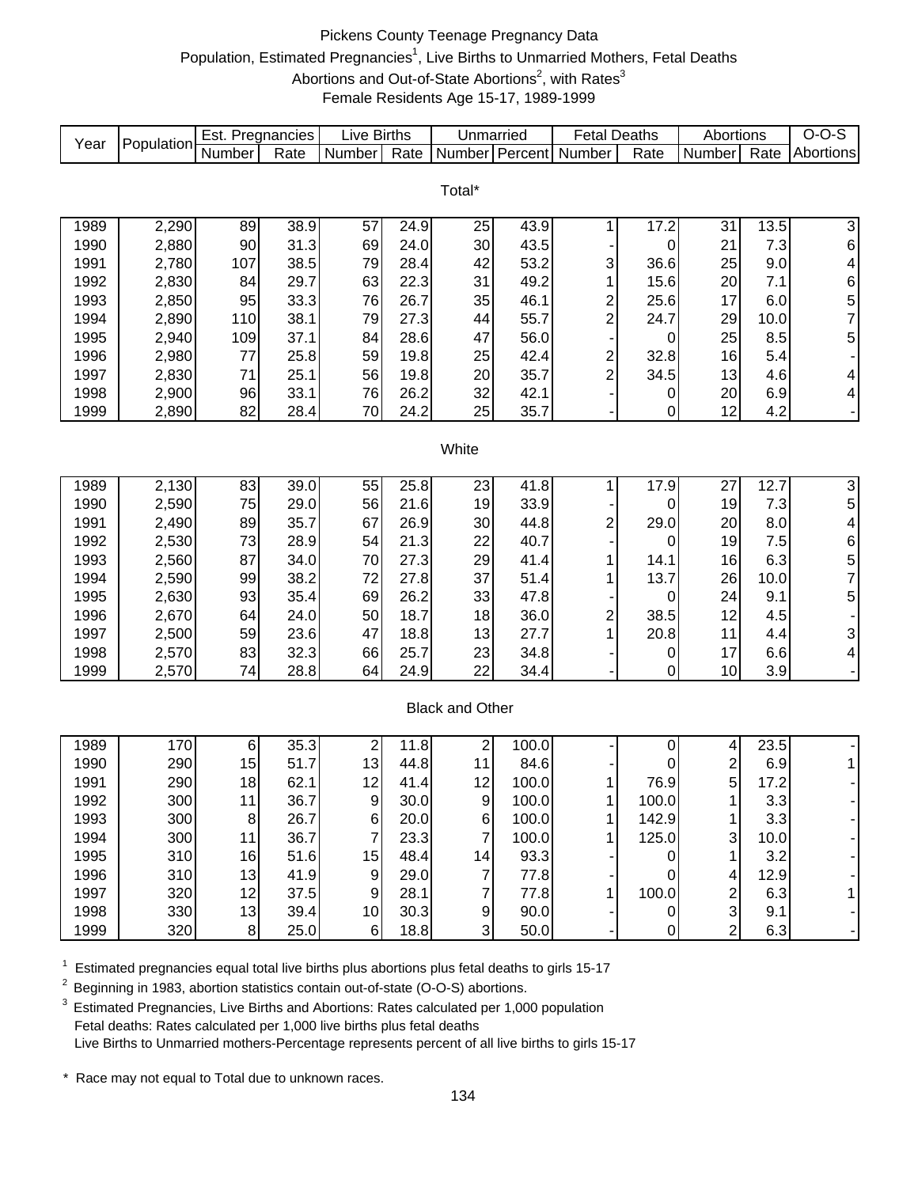# Pickens County Teenage Pregnancy Data

Population, Estimated Pregnancies[1], Live Births to Unmarried Mothers, Fetal Deaths

Abortions and Out-of-State Abortions[2], with Rates[3]

Female Residents Age 15-17, 1989-1999

| Year | Population | Est. Pregnancies | | Live Births | | Unmarried | | Fetal Deaths | | Abortions | | O-O-S |
|---|---|---|---|---|---|---|---|---|---|---|---|---|
| | | Number | Rate | Number | Rate | Number | Percent | Number | Rate | Number | Rate | Abortions |
| **Total*** | | | | | | | | | | | | |
| 1989 | 2,290 | 89 | 38.9 | 57 | 24.9 | 25 | 43.9 | 1 | 17.2 | 31 | 13.5 | 3 |
| 1990 | 2,880 | 90 | 31.3 | 69 | 24.0 | 30 | 43.5 | - | 0 | 21 | 7.3 | 6 |
| 1991 | 2,780 | 107 | 38.5 | 79 | 28.4 | 42 | 53.2 | 3 | 36.6 | 25 | 9.0 | 4 |
| 1992 | 2,830 | 84 | 29.7 | 63 | 22.3 | 31 | 49.2 | 1 | 15.6 | 20 | 7.1 | 6 |
| 1993 | 2,850 | 95 | 33.3 | 76 | 26.7 | 35 | 46.1 | 2 | 25.6 | 17 | 6.0 | 5 |
| 1994 | 2,890 | 110 | 38.1 | 79 | 27.3 | 44 | 55.7 | 2 | 24.7 | 29 | 10.0 | 7 |
| 1995 | 2,940 | 109 | 37.1 | 84 | 28.6 | 47 | 56.0 | - | 0 | 25 | 8.5 | 5 |
| 1996 | 2,980 | 77 | 25.8 | 59 | 19.8 | 25 | 42.4 | 2 | 32.8 | 16 | 5.4 | - |
| 1997 | 2,830 | 71 | 25.1 | 56 | 19.8 | 20 | 35.7 | 2 | 34.5 | 13 | 4.6 | 4 |
| 1998 | 2,900 | 96 | 33.1 | 76 | 26.2 | 32 | 42.1 | - | 0 | 20 | 6.9 | 4 |
| 1999 | 2,890 | 82 | 28.4 | 70 | 24.2 | 25 | 35.7 | - | 0 | 12 | 4.2 | - |
| **White** | | | | | | | | | | | | |
| 1989 | 2,130 | 83 | 39.0 | 55 | 25.8 | 23 | 41.8 | 1 | 17.9 | 27 | 12.7 | 3 |
| 1990 | 2,590 | 75 | 29.0 | 56 | 21.6 | 19 | 33.9 | - | 0 | 19 | 7.3 | 5 |
| 1991 | 2,490 | 89 | 35.7 | 67 | 26.9 | 30 | 44.8 | 2 | 29.0 | 20 | 8.0 | 4 |
| 1992 | 2,530 | 73 | 28.9 | 54 | 21.3 | 22 | 40.7 | - | 0 | 19 | 7.5 | 6 |
| 1993 | 2,560 | 87 | 34.0 | 70 | 27.3 | 29 | 41.4 | 1 | 14.1 | 16 | 6.3 | 5 |
| 1994 | 2,590 | 99 | 38.2 | 72 | 27.8 | 37 | 51.4 | 1 | 13.7 | 26 | 10.0 | 7 |
| 1995 | 2,630 | 93 | 35.4 | 69 | 26.2 | 33 | 47.8 | - | 0 | 24 | 9.1 | 5 |
| 1996 | 2,670 | 64 | 24.0 | 50 | 18.7 | 18 | 36.0 | 2 | 38.5 | 12 | 4.5 | - |
| 1997 | 2,500 | 59 | 23.6 | 47 | 18.8 | 13 | 27.7 | 1 | 20.8 | 11 | 4.4 | 3 |
| 1998 | 2,570 | 83 | 32.3 | 66 | 25.7 | 23 | 34.8 | - | 0 | 17 | 6.6 | 4 |
| 1999 | 2,570 | 74 | 28.8 | 64 | 24.9 | 22 | 34.4 | - | 0 | 10 | 3.9 | - |
| **Black and Other** | | | | | | | | | | | | |
| 1989 | 170 | 6 | 35.3 | 2 | 11.8 | 2 | 100.0 | - | 0 | 4 | 23.5 | - |
| 1990 | 290 | 15 | 51.7 | 13 | 44.8 | 11 | 84.6 | - | 0 | 2 | 6.9 | 1 |
| 1991 | 290 | 18 | 62.1 | 12 | 41.4 | 12 | 100.0 | 1 | 76.9 | 5 | 17.2 | - |
| 1992 | 300 | 11 | 36.7 | 9 | 30.0 | 9 | 100.0 | 1 | 100.0 | 1 | 3.3 | - |
| 1993 | 300 | 8 | 26.7 | 6 | 20.0 | 6 | 100.0 | 1 | 142.9 | 1 | 3.3 | - |
| 1994 | 300 | 11 | 36.7 | 7 | 23.3 | 7 | 100.0 | 1 | 125.0 | 3 | 10.0 | - |
| 1995 | 310 | 16 | 51.6 | 15 | 48.4 | 14 | 93.3 | - | 0 | 1 | 3.2 | - |
| 1996 | 310 | 13 | 41.9 | 9 | 29.0 | 7 | 77.8 | - | 0 | 4 | 12.9 | - |
| 1997 | 320 | 12 | 37.5 | 9 | 28.1 | 7 | 77.8 | 1 | 100.0 | 2 | 6.3 | 1 |
| 1998 | 330 | 13 | 39.4 | 10 | 30.3 | 9 | 90.0 | - | 0 | 3 | 9.1 | - |
| 1999 | 320 | 8 | 25.0 | 6 | 18.8 | 3 | 50.0 | - | 0 | 2 | 6.3 | - |

[1] Estimated pregnancies equal total live births plus abortions plus fetal deaths to girls 15-17

[2] Beginning in 1983, abortion statistics contain out-of-state (O-O-S) abortions.

[3] Estimated Pregnancies, Live Births and Abortions: Rates calculated per 1,000 population
Fetal deaths: Rates calculated per 1,000 live births plus fetal deaths
Live Births to Unmarried mothers-Percentage represents percent of all live births to girls 15-17

\* Race may not equal to Total due to unknown races.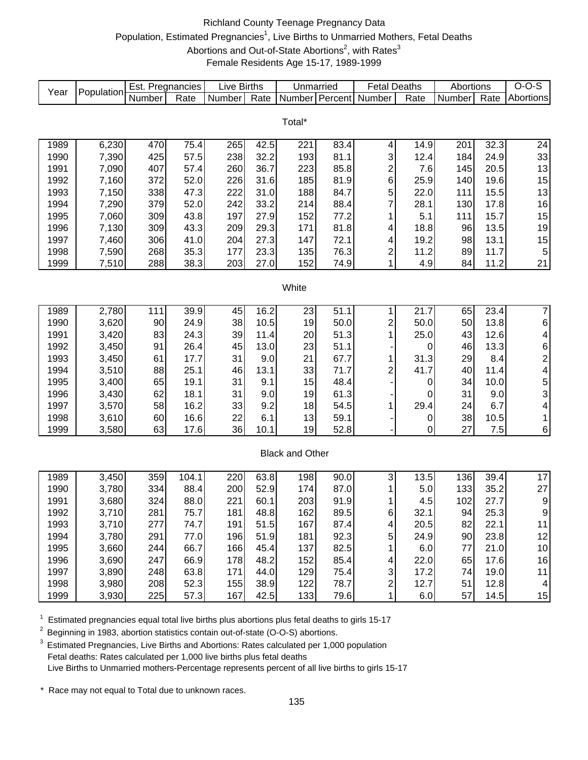# Richland County Teenage Pregnancy Data

Population, Estimated Pregnancies[1], Live Births to Unmarried Mothers, Fetal Deaths
Abortions and Out-of-State Abortions[2], with Rates[3]
Female Residents Age 15-17, 1989-1999

| Year | Population | Est. Pregnancies | | Live Births | | Unmarried | | Fetal Deaths | | Abortions | | O-O-S |
|---|---|---|---|---|---|---|---|---|---|---|---|---|
| | | Number | Rate | Number | Rate | Number | Percent | Number | Rate | Number | Rate | Abortions |
| **Total*** | | | | | | | | | | | | |
| 1989 | 6,230 | 470 | 75.4 | 265 | 42.5 | 221 | 83.4 | 4 | 14.9 | 201 | 32.3 | 24 |
| 1990 | 7,390 | 425 | 57.5 | 238 | 32.2 | 193 | 81.1 | 3 | 12.4 | 184 | 24.9 | 33 |
| 1991 | 7,090 | 407 | 57.4 | 260 | 36.7 | 223 | 85.8 | 2 | 7.6 | 145 | 20.5 | 13 |
| 1992 | 7,160 | 372 | 52.0 | 226 | 31.6 | 185 | 81.9 | 6 | 25.9 | 140 | 19.6 | 15 |
| 1993 | 7,150 | 338 | 47.3 | 222 | 31.0 | 188 | 84.7 | 5 | 22.0 | 111 | 15.5 | 13 |
| 1994 | 7,290 | 379 | 52.0 | 242 | 33.2 | 214 | 88.4 | 7 | 28.1 | 130 | 17.8 | 16 |
| 1995 | 7,060 | 309 | 43.8 | 197 | 27.9 | 152 | 77.2 | 1 | 5.1 | 111 | 15.7 | 15 |
| 1996 | 7,130 | 309 | 43.3 | 209 | 29.3 | 171 | 81.8 | 4 | 18.8 | 96 | 13.5 | 19 |
| 1997 | 7,460 | 306 | 41.0 | 204 | 27.3 | 147 | 72.1 | 4 | 19.2 | 98 | 13.1 | 15 |
| 1998 | 7,590 | 268 | 35.3 | 177 | 23.3 | 135 | 76.3 | 2 | 11.2 | 89 | 11.7 | 5 |
| 1999 | 7,510 | 288 | 38.3 | 203 | 27.0 | 152 | 74.9 | 1 | 4.9 | 84 | 11.2 | 21 |
| **White** | | | | | | | | | | | | |
| 1989 | 2,780 | 111 | 39.9 | 45 | 16.2 | 23 | 51.1 | 1 | 21.7 | 65 | 23.4 | 7 |
| 1990 | 3,620 | 90 | 24.9 | 38 | 10.5 | 19 | 50.0 | 2 | 50.0 | 50 | 13.8 | 6 |
| 1991 | 3,420 | 83 | 24.3 | 39 | 11.4 | 20 | 51.3 | 1 | 25.0 | 43 | 12.6 | 4 |
| 1992 | 3,450 | 91 | 26.4 | 45 | 13.0 | 23 | 51.1 | - | 0 | 46 | 13.3 | 6 |
| 1993 | 3,450 | 61 | 17.7 | 31 | 9.0 | 21 | 67.7 | 1 | 31.3 | 29 | 8.4 | 2 |
| 1994 | 3,510 | 88 | 25.1 | 46 | 13.1 | 33 | 71.7 | 2 | 41.7 | 40 | 11.4 | 4 |
| 1995 | 3,400 | 65 | 19.1 | 31 | 9.1 | 15 | 48.4 | - | 0 | 34 | 10.0 | 5 |
| 1996 | 3,430 | 62 | 18.1 | 31 | 9.0 | 19 | 61.3 | - | 0 | 31 | 9.0 | 3 |
| 1997 | 3,570 | 58 | 16.2 | 33 | 9.2 | 18 | 54.5 | 1 | 29.4 | 24 | 6.7 | 4 |
| 1998 | 3,610 | 60 | 16.6 | 22 | 6.1 | 13 | 59.1 | - | 0 | 38 | 10.5 | 1 |
| 1999 | 3,580 | 63 | 17.6 | 36 | 10.1 | 19 | 52.8 | - | 0 | 27 | 7.5 | 6 |
| **Black and Other** | | | | | | | | | | | | |
| 1989 | 3,450 | 359 | 104.1 | 220 | 63.8 | 198 | 90.0 | 3 | 13.5 | 136 | 39.4 | 17 |
| 1990 | 3,780 | 334 | 88.4 | 200 | 52.9 | 174 | 87.0 | 1 | 5.0 | 133 | 35.2 | 27 |
| 1991 | 3,680 | 324 | 88.0 | 221 | 60.1 | 203 | 91.9 | 1 | 4.5 | 102 | 27.7 | 9 |
| 1992 | 3,710 | 281 | 75.7 | 181 | 48.8 | 162 | 89.5 | 6 | 32.1 | 94 | 25.3 | 9 |
| 1993 | 3,710 | 277 | 74.7 | 191 | 51.5 | 167 | 87.4 | 4 | 20.5 | 82 | 22.1 | 11 |
| 1994 | 3,780 | 291 | 77.0 | 196 | 51.9 | 181 | 92.3 | 5 | 24.9 | 90 | 23.8 | 12 |
| 1995 | 3,660 | 244 | 66.7 | 166 | 45.4 | 137 | 82.5 | 1 | 6.0 | 77 | 21.0 | 10 |
| 1996 | 3,690 | 247 | 66.9 | 178 | 48.2 | 152 | 85.4 | 4 | 22.0 | 65 | 17.6 | 16 |
| 1997 | 3,890 | 248 | 63.8 | 171 | 44.0 | 129 | 75.4 | 3 | 17.2 | 74 | 19.0 | 11 |
| 1998 | 3,980 | 208 | 52.3 | 155 | 38.9 | 122 | 78.7 | 2 | 12.7 | 51 | 12.8 | 4 |
| 1999 | 3,930 | 225 | 57.3 | 167 | 42.5 | 133 | 79.6 | 1 | 6.0 | 57 | 14.5 | 15 |

[1] Estimated pregnancies equal total live births plus abortions plus fetal deaths to girls 15-17

[2] Beginning in 1983, abortion statistics contain out-of-state (O-O-S) abortions.

[3] Estimated Pregnancies, Live Births and Abortions: Rates calculated per 1,000 population
Fetal deaths: Rates calculated per 1,000 live births plus fetal deaths
Live Births to Unmarried mothers-Percentage represents percent of all live births to girls 15-17

\* Race may not equal to Total due to unknown races.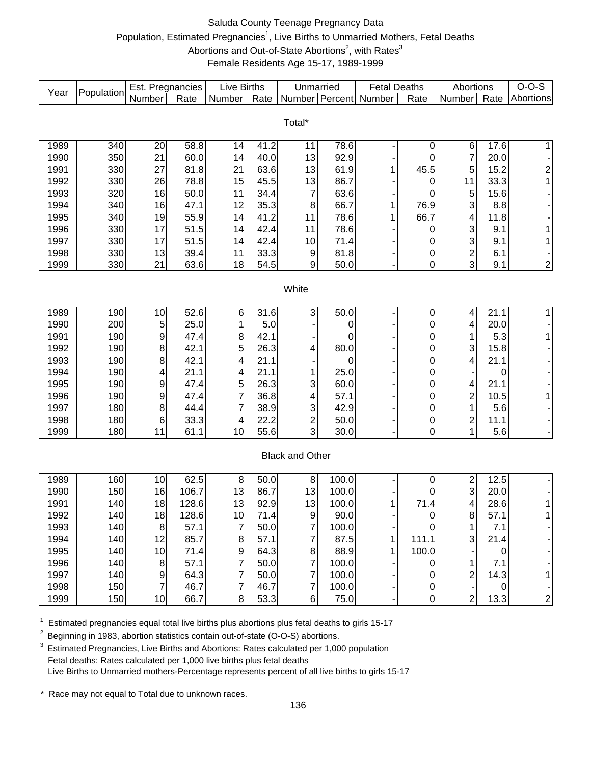# Saluda County Teenage Pregnancy Data

Population, Estimated Pregnancies[1], Live Births to Unmarried Mothers, Fetal Deaths Abortions and Out-of-State Abortions[2], with Rates[3]

Female Residents Age 15-17, 1989-1999

| Year | Population | Est. Pregnancies | | Live Births | | Unmarried | | Fetal Deaths | | Abortions | | O-O-S |
|---|---|---|---|---|---|---|---|---|---|---|---|---|
| | | Number | Rate | Number | Rate | Number | Percent | Number | Rate | Number | Rate | Abortions |
| **Total*** | | | | | | | | | | | | |
| 1989 | 340 | 20 | 58.8 | 14 | 41.2 | 11 | 78.6 | - | 0 | 6 | 17.6 | 1 |
| 1990 | 350 | 21 | 60.0 | 14 | 40.0 | 13 | 92.9 | - | 0 | 7 | 20.0 | - |
| 1991 | 330 | 27 | 81.8 | 21 | 63.6 | 13 | 61.9 | 1 | 45.5 | 5 | 15.2 | 2 |
| 1992 | 330 | 26 | 78.8 | 15 | 45.5 | 13 | 86.7 | - | 0 | 11 | 33.3 | 1 |
| 1993 | 320 | 16 | 50.0 | 11 | 34.4 | 7 | 63.6 | - | 0 | 5 | 15.6 | - |
| 1994 | 340 | 16 | 47.1 | 12 | 35.3 | 8 | 66.7 | 1 | 76.9 | 3 | 8.8 | - |
| 1995 | 340 | 19 | 55.9 | 14 | 41.2 | 11 | 78.6 | 1 | 66.7 | 4 | 11.8 | - |
| 1996 | 330 | 17 | 51.5 | 14 | 42.4 | 11 | 78.6 | - | 0 | 3 | 9.1 | 1 |
| 1997 | 330 | 17 | 51.5 | 14 | 42.4 | 10 | 71.4 | - | 0 | 3 | 9.1 | 1 |
| 1998 | 330 | 13 | 39.4 | 11 | 33.3 | 9 | 81.8 | - | 0 | 2 | 6.1 | - |
| 1999 | 330 | 21 | 63.6 | 18 | 54.5 | 9 | 50.0 | - | 0 | 3 | 9.1 | 2 |
| **White** | | | | | | | | | | | | |
| 1989 | 190 | 10 | 52.6 | 6 | 31.6 | 3 | 50.0 | - | 0 | 4 | 21.1 | 1 |
| 1990 | 200 | 5 | 25.0 | 1 | 5.0 | - | 0 | - | 0 | 4 | 20.0 | - |
| 1991 | 190 | 9 | 47.4 | 8 | 42.1 | - | 0 | - | 0 | 1 | 5.3 | 1 |
| 1992 | 190 | 8 | 42.1 | 5 | 26.3 | 4 | 80.0 | - | 0 | 3 | 15.8 | - |
| 1993 | 190 | 8 | 42.1 | 4 | 21.1 | - | 0 | - | 0 | 4 | 21.1 | - |
| 1994 | 190 | 4 | 21.1 | 4 | 21.1 | 1 | 25.0 | - | 0 | - | 0 | - |
| 1995 | 190 | 9 | 47.4 | 5 | 26.3 | 3 | 60.0 | - | 0 | 4 | 21.1 | - |
| 1996 | 190 | 9 | 47.4 | 7 | 36.8 | 4 | 57.1 | - | 0 | 2 | 10.5 | 1 |
| 1997 | 180 | 8 | 44.4 | 7 | 38.9 | 3 | 42.9 | - | 0 | 1 | 5.6 | - |
| 1998 | 180 | 6 | 33.3 | 4 | 22.2 | 2 | 50.0 | - | 0 | 2 | 11.1 | - |
| 1999 | 180 | 11 | 61.1 | 10 | 55.6 | 3 | 30.0 | - | 0 | 1 | 5.6 | - |
| **Black and Other** | | | | | | | | | | | | |
| 1989 | 160 | 10 | 62.5 | 8 | 50.0 | 8 | 100.0 | - | 0 | 2 | 12.5 | - |
| 1990 | 150 | 16 | 106.7 | 13 | 86.7 | 13 | 100.0 | - | 0 | 3 | 20.0 | - |
| 1991 | 140 | 18 | 128.6 | 13 | 92.9 | 13 | 100.0 | 1 | 71.4 | 4 | 28.6 | 1 |
| 1992 | 140 | 18 | 128.6 | 10 | 71.4 | 9 | 90.0 | - | 0 | 8 | 57.1 | 1 |
| 1993 | 140 | 8 | 57.1 | 7 | 50.0 | 7 | 100.0 | - | 0 | 1 | 7.1 | - |
| 1994 | 140 | 12 | 85.7 | 8 | 57.1 | 7 | 87.5 | 1 | 111.1 | 3 | 21.4 | - |
| 1995 | 140 | 10 | 71.4 | 9 | 64.3 | 8 | 88.9 | 1 | 100.0 | - | 0 | - |
| 1996 | 140 | 8 | 57.1 | 7 | 50.0 | 7 | 100.0 | - | 0 | 1 | 7.1 | - |
| 1997 | 140 | 9 | 64.3 | 7 | 50.0 | 7 | 100.0 | - | 0 | 2 | 14.3 | 1 |
| 1998 | 150 | 7 | 46.7 | 7 | 46.7 | 7 | 100.0 | - | 0 | - | 0 | - |
| 1999 | 150 | 10 | 66.7 | 8 | 53.3 | 6 | 75.0 | - | 0 | 2 | 13.3 | 2 |

[1] Estimated pregnancies equal total live births plus abortions plus fetal deaths to girls 15-17

[2] Beginning in 1983, abortion statistics contain out-of-state (O-O-S) abortions.

[3] Estimated Pregnancies, Live Births and Abortions: Rates calculated per 1,000 population
Fetal deaths: Rates calculated per 1,000 live births plus fetal deaths
Live Births to Unmarried mothers-Percentage represents percent of all live births to girls 15-17

\* Race may not equal to Total due to unknown races.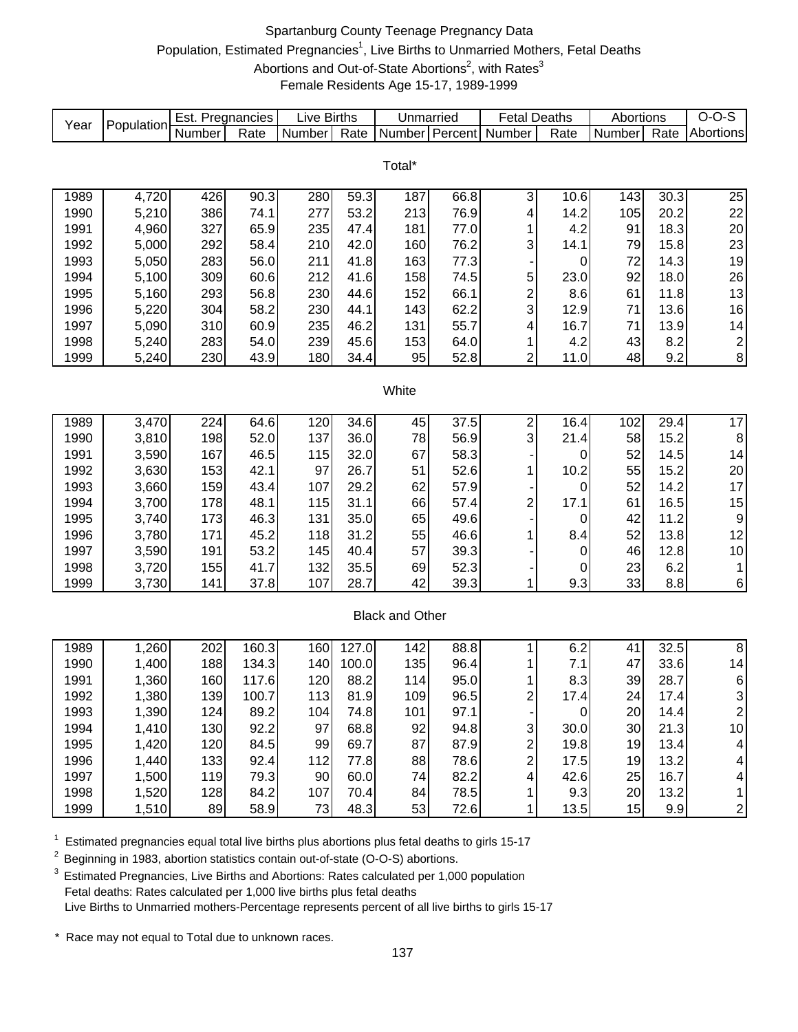# Spartanburg County Teenage Pregnancy Data

Population, Estimated Pregnancies[1], Live Births to Unmarried Mothers, Fetal Deaths
Abortions and Out-of-State Abortions[2], with Rates[3]
Female Residents Age 15-17, 1989-1999

| Year | Population | Est. Pregnancies | | Live Births | | Unmarried | | Fetal Deaths | | Abortions | | O-O-S |
|---|---|---|---|---|---|---|---|---|---|---|---|---|
| | | Number | Rate | Number | Rate | Number | Percent | Number | Rate | Number | Rate | Abortions |
| **Total*** | | | | | | | | | | | | |
| 1989 | 4,720 | 426 | 90.3 | 280 | 59.3 | 187 | 66.8 | 3 | 10.6 | 143 | 30.3 | 25 |
| 1990 | 5,210 | 386 | 74.1 | 277 | 53.2 | 213 | 76.9 | 4 | 14.2 | 105 | 20.2 | 22 |
| 1991 | 4,960 | 327 | 65.9 | 235 | 47.4 | 181 | 77.0 | 1 | 4.2 | 91 | 18.3 | 20 |
| 1992 | 5,000 | 292 | 58.4 | 210 | 42.0 | 160 | 76.2 | 3 | 14.1 | 79 | 15.8 | 23 |
| 1993 | 5,050 | 283 | 56.0 | 211 | 41.8 | 163 | 77.3 | - | 0 | 72 | 14.3 | 19 |
| 1994 | 5,100 | 309 | 60.6 | 212 | 41.6 | 158 | 74.5 | 5 | 23.0 | 92 | 18.0 | 26 |
| 1995 | 5,160 | 293 | 56.8 | 230 | 44.6 | 152 | 66.1 | 2 | 8.6 | 61 | 11.8 | 13 |
| 1996 | 5,220 | 304 | 58.2 | 230 | 44.1 | 143 | 62.2 | 3 | 12.9 | 71 | 13.6 | 16 |
| 1997 | 5,090 | 310 | 60.9 | 235 | 46.2 | 131 | 55.7 | 4 | 16.7 | 71 | 13.9 | 14 |
| 1998 | 5,240 | 283 | 54.0 | 239 | 45.6 | 153 | 64.0 | 1 | 4.2 | 43 | 8.2 | 2 |
| 1999 | 5,240 | 230 | 43.9 | 180 | 34.4 | 95 | 52.8 | 2 | 11.0 | 48 | 9.2 | 8 |
| **White** | | | | | | | | | | | | |
| 1989 | 3,470 | 224 | 64.6 | 120 | 34.6 | 45 | 37.5 | 2 | 16.4 | 102 | 29.4 | 17 |
| 1990 | 3,810 | 198 | 52.0 | 137 | 36.0 | 78 | 56.9 | 3 | 21.4 | 58 | 15.2 | 8 |
| 1991 | 3,590 | 167 | 46.5 | 115 | 32.0 | 67 | 58.3 | - | 0 | 52 | 14.5 | 14 |
| 1992 | 3,630 | 153 | 42.1 | 97 | 26.7 | 51 | 52.6 | 1 | 10.2 | 55 | 15.2 | 20 |
| 1993 | 3,660 | 159 | 43.4 | 107 | 29.2 | 62 | 57.9 | - | 0 | 52 | 14.2 | 17 |
| 1994 | 3,700 | 178 | 48.1 | 115 | 31.1 | 66 | 57.4 | 2 | 17.1 | 61 | 16.5 | 15 |
| 1995 | 3,740 | 173 | 46.3 | 131 | 35.0 | 65 | 49.6 | - | 0 | 42 | 11.2 | 9 |
| 1996 | 3,780 | 171 | 45.2 | 118 | 31.2 | 55 | 46.6 | 1 | 8.4 | 52 | 13.8 | 12 |
| 1997 | 3,590 | 191 | 53.2 | 145 | 40.4 | 57 | 39.3 | - | 0 | 46 | 12.8 | 10 |
| 1998 | 3,720 | 155 | 41.7 | 132 | 35.5 | 69 | 52.3 | - | 0 | 23 | 6.2 | 1 |
| 1999 | 3,730 | 141 | 37.8 | 107 | 28.7 | 42 | 39.3 | 1 | 9.3 | 33 | 8.8 | 6 |
| **Black and Other** | | | | | | | | | | | | |
| 1989 | 1,260 | 202 | 160.3 | 160 | 127.0 | 142 | 88.8 | 1 | 6.2 | 41 | 32.5 | 8 |
| 1990 | 1,400 | 188 | 134.3 | 140 | 100.0 | 135 | 96.4 | 1 | 7.1 | 47 | 33.6 | 14 |
| 1991 | 1,360 | 160 | 117.6 | 120 | 88.2 | 114 | 95.0 | 1 | 8.3 | 39 | 28.7 | 6 |
| 1992 | 1,380 | 139 | 100.7 | 113 | 81.9 | 109 | 96.5 | 2 | 17.4 | 24 | 17.4 | 3 |
| 1993 | 1,390 | 124 | 89.2 | 104 | 74.8 | 101 | 97.1 | - | 0 | 20 | 14.4 | 2 |
| 1994 | 1,410 | 130 | 92.2 | 97 | 68.8 | 92 | 94.8 | 3 | 30.0 | 30 | 21.3 | 10 |
| 1995 | 1,420 | 120 | 84.5 | 99 | 69.7 | 87 | 87.9 | 2 | 19.8 | 19 | 13.4 | 4 |
| 1996 | 1,440 | 133 | 92.4 | 112 | 77.8 | 88 | 78.6 | 2 | 17.5 | 19 | 13.2 | 4 |
| 1997 | 1,500 | 119 | 79.3 | 90 | 60.0 | 74 | 82.2 | 4 | 42.6 | 25 | 16.7 | 4 |
| 1998 | 1,520 | 128 | 84.2 | 107 | 70.4 | 84 | 78.5 | 1 | 9.3 | 20 | 13.2 | 1 |
| 1999 | 1,510 | 89 | 58.9 | 73 | 48.3 | 53 | 72.6 | 1 | 13.5 | 15 | 9.9 | 2 |

[1] Estimated pregnancies equal total live births plus abortions plus fetal deaths to girls 15-17

[2] Beginning in 1983, abortion statistics contain out-of-state (O-O-S) abortions.

[3] Estimated Pregnancies, Live Births and Abortions: Rates calculated per 1,000 population
Fetal deaths: Rates calculated per 1,000 live births plus fetal deaths
Live Births to Unmarried mothers-Percentage represents percent of all live births to girls 15-17

\* Race may not equal to Total due to unknown races.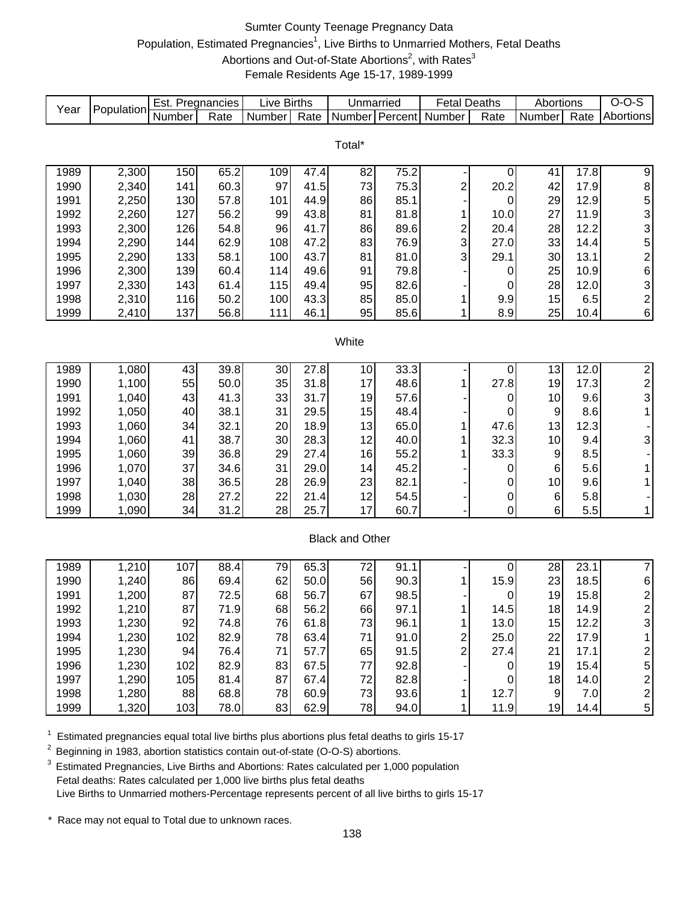# Sumter County Teenage Pregnancy Data

Population, Estimated Pregnancies[1], Live Births to Unmarried Mothers, Fetal Deaths
Abortions and Out-of-State Abortions[2], with Rates[3]
Female Residents Age 15-17, 1989-1999

| Year | Population | Est. Pregnancies | | Live Births | | Unmarried | | Fetal Deaths | | Abortions | | O-O-S |
|---|---|---|---|---|---|---|---|---|---|---|---|---|
| | | Number | Rate | Number | Rate | Number | Percent | Number | Rate | Number | Rate | Abortions |
| **Total*** | | | | | | | | | | | | |
| 1989 | 2,300 | 150 | 65.2 | 109 | 47.4 | 82 | 75.2 | - | 0 | 41 | 17.8 | 9 |
| 1990 | 2,340 | 141 | 60.3 | 97 | 41.5 | 73 | 75.3 | 2 | 20.2 | 42 | 17.9 | 8 |
| 1991 | 2,250 | 130 | 57.8 | 101 | 44.9 | 86 | 85.1 | - | 0 | 29 | 12.9 | 5 |
| 1992 | 2,260 | 127 | 56.2 | 99 | 43.8 | 81 | 81.8 | 1 | 10.0 | 27 | 11.9 | 3 |
| 1993 | 2,300 | 126 | 54.8 | 96 | 41.7 | 86 | 89.6 | 2 | 20.4 | 28 | 12.2 | 3 |
| 1994 | 2,290 | 144 | 62.9 | 108 | 47.2 | 83 | 76.9 | 3 | 27.0 | 33 | 14.4 | 5 |
| 1995 | 2,290 | 133 | 58.1 | 100 | 43.7 | 81 | 81.0 | 3 | 29.1 | 30 | 13.1 | 2 |
| 1996 | 2,300 | 139 | 60.4 | 114 | 49.6 | 91 | 79.8 | - | 0 | 25 | 10.9 | 6 |
| 1997 | 2,330 | 143 | 61.4 | 115 | 49.4 | 95 | 82.6 | - | 0 | 28 | 12.0 | 3 |
| 1998 | 2,310 | 116 | 50.2 | 100 | 43.3 | 85 | 85.0 | 1 | 9.9 | 15 | 6.5 | 2 |
| 1999 | 2,410 | 137 | 56.8 | 111 | 46.1 | 95 | 85.6 | 1 | 8.9 | 25 | 10.4 | 6 |
| **White** | | | | | | | | | | | | |
| 1989 | 1,080 | 43 | 39.8 | 30 | 27.8 | 10 | 33.3 | - | 0 | 13 | 12.0 | 2 |
| 1990 | 1,100 | 55 | 50.0 | 35 | 31.8 | 17 | 48.6 | 1 | 27.8 | 19 | 17.3 | 2 |
| 1991 | 1,040 | 43 | 41.3 | 33 | 31.7 | 19 | 57.6 | - | 0 | 10 | 9.6 | 3 |
| 1992 | 1,050 | 40 | 38.1 | 31 | 29.5 | 15 | 48.4 | - | 0 | 9 | 8.6 | 1 |
| 1993 | 1,060 | 34 | 32.1 | 20 | 18.9 | 13 | 65.0 | 1 | 47.6 | 13 | 12.3 | - |
| 1994 | 1,060 | 41 | 38.7 | 30 | 28.3 | 12 | 40.0 | 1 | 32.3 | 10 | 9.4 | 3 |
| 1995 | 1,060 | 39 | 36.8 | 29 | 27.4 | 16 | 55.2 | 1 | 33.3 | 9 | 8.5 | - |
| 1996 | 1,070 | 37 | 34.6 | 31 | 29.0 | 14 | 45.2 | - | 0 | 6 | 5.6 | 1 |
| 1997 | 1,040 | 38 | 36.5 | 28 | 26.9 | 23 | 82.1 | - | 0 | 10 | 9.6 | 1 |
| 1998 | 1,030 | 28 | 27.2 | 22 | 21.4 | 12 | 54.5 | - | 0 | 6 | 5.8 | - |
| 1999 | 1,090 | 34 | 31.2 | 28 | 25.7 | 17 | 60.7 | - | 0 | 6 | 5.5 | 1 |
| **Black and Other** | | | | | | | | | | | | |
| 1989 | 1,210 | 107 | 88.4 | 79 | 65.3 | 72 | 91.1 | - | 0 | 28 | 23.1 | 7 |
| 1990 | 1,240 | 86 | 69.4 | 62 | 50.0 | 56 | 90.3 | 1 | 15.9 | 23 | 18.5 | 6 |
| 1991 | 1,200 | 87 | 72.5 | 68 | 56.7 | 67 | 98.5 | - | 0 | 19 | 15.8 | 2 |
| 1992 | 1,210 | 87 | 71.9 | 68 | 56.2 | 66 | 97.1 | 1 | 14.5 | 18 | 14.9 | 2 |
| 1993 | 1,230 | 92 | 74.8 | 76 | 61.8 | 73 | 96.1 | 1 | 13.0 | 15 | 12.2 | 3 |
| 1994 | 1,230 | 102 | 82.9 | 78 | 63.4 | 71 | 91.0 | 2 | 25.0 | 22 | 17.9 | 1 |
| 1995 | 1,230 | 94 | 76.4 | 71 | 57.7 | 65 | 91.5 | 2 | 27.4 | 21 | 17.1 | 2 |
| 1996 | 1,230 | 102 | 82.9 | 83 | 67.5 | 77 | 92.8 | - | 0 | 19 | 15.4 | 5 |
| 1997 | 1,290 | 105 | 81.4 | 87 | 67.4 | 72 | 82.8 | - | 0 | 18 | 14.0 | 2 |
| 1998 | 1,280 | 88 | 68.8 | 78 | 60.9 | 73 | 93.6 | 1 | 12.7 | 9 | 7.0 | 2 |
| 1999 | 1,320 | 103 | 78.0 | 83 | 62.9 | 78 | 94.0 | 1 | 11.9 | 19 | 14.4 | 5 |

[1] Estimated pregnancies equal total live births plus abortions plus fetal deaths to girls 15-17

[2] Beginning in 1983, abortion statistics contain out-of-state (O-O-S) abortions.

[3] Estimated Pregnancies, Live Births and Abortions: Rates calculated per 1,000 population
Fetal deaths: Rates calculated per 1,000 live births plus fetal deaths
Live Births to Unmarried mothers-Percentage represents percent of all live births to girls 15-17

\* Race may not equal to Total due to unknown races.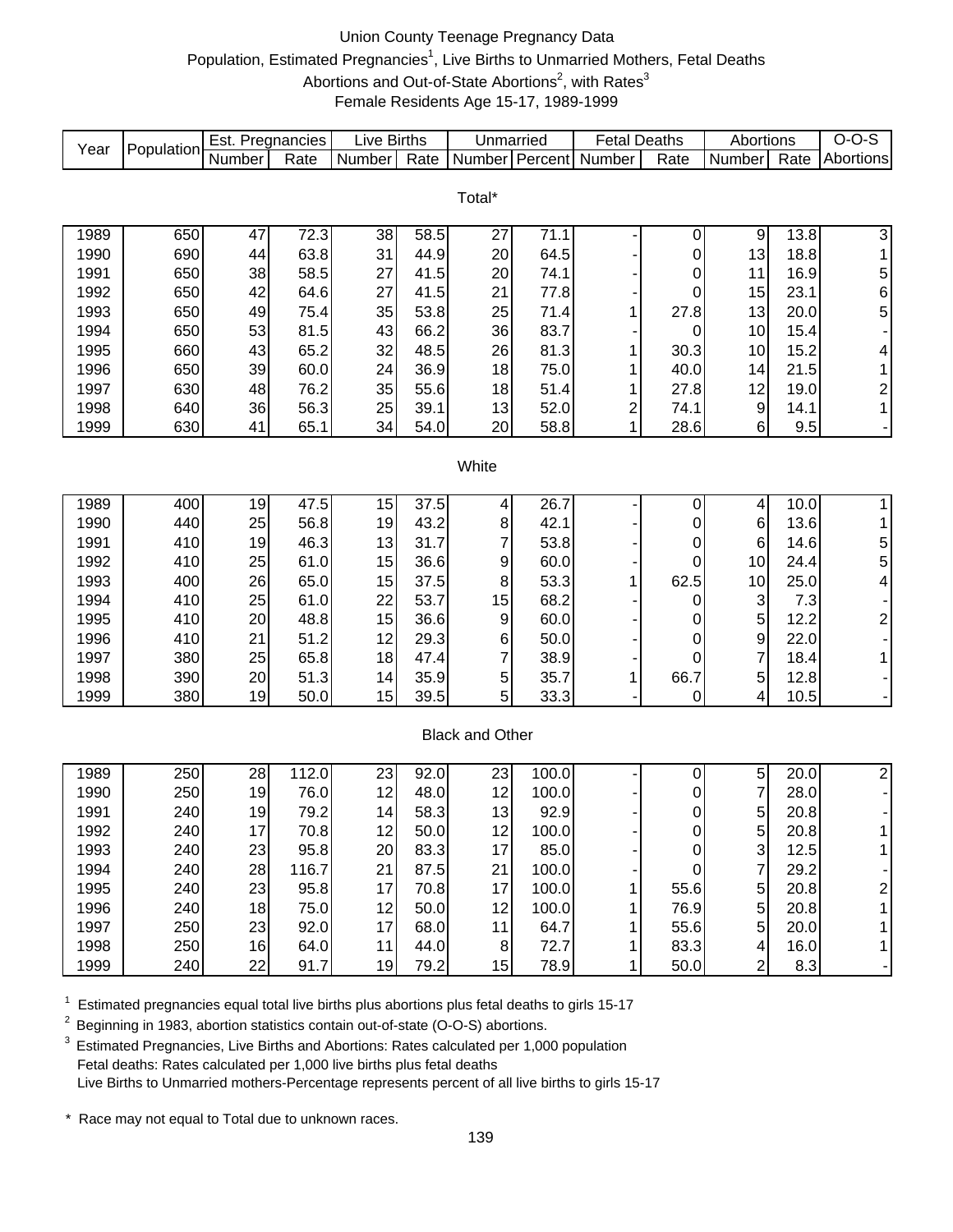# Union County Teenage Pregnancy Data

## Population, Estimated Pregnancies[1], Live Births to Unmarried Mothers, Fetal Deaths Abortions and Out-of-State Abortions[2], with Rates[3]

### Female Residents Age 15-17, 1989-1999

| Year | Population | Est. Pregnancies | | Live Births | | Unmarried | | Fetal Deaths | | Abortions | | O-O-S |
|---|---|---|---|---|---|---|---|---|---|---|---|---|
| | | Number | Rate | Number | Rate | Number | Percent | Number | Rate | Number | Rate | Abortions |
| **Total*** | | | | | | | | | | | | |
| 1989 | 650 | 47 | 72.3 | 38 | 58.5 | 27 | 71.1 | - | 0 | 9 | 13.8 | 3 |
| 1990 | 690 | 44 | 63.8 | 31 | 44.9 | 20 | 64.5 | - | 0 | 13 | 18.8 | 1 |
| 1991 | 650 | 38 | 58.5 | 27 | 41.5 | 20 | 74.1 | - | 0 | 11 | 16.9 | 5 |
| 1992 | 650 | 42 | 64.6 | 27 | 41.5 | 21 | 77.8 | - | 0 | 15 | 23.1 | 6 |
| 1993 | 650 | 49 | 75.4 | 35 | 53.8 | 25 | 71.4 | 1 | 27.8 | 13 | 20.0 | 5 |
| 1994 | 650 | 53 | 81.5 | 43 | 66.2 | 36 | 83.7 | - | 0 | 10 | 15.4 | - |
| 1995 | 660 | 43 | 65.2 | 32 | 48.5 | 26 | 81.3 | 1 | 30.3 | 10 | 15.2 | 4 |
| 1996 | 650 | 39 | 60.0 | 24 | 36.9 | 18 | 75.0 | 1 | 40.0 | 14 | 21.5 | 1 |
| 1997 | 630 | 48 | 76.2 | 35 | 55.6 | 18 | 51.4 | 1 | 27.8 | 12 | 19.0 | 2 |
| 1998 | 640 | 36 | 56.3 | 25 | 39.1 | 13 | 52.0 | 2 | 74.1 | 9 | 14.1 | 1 |
| 1999 | 630 | 41 | 65.1 | 34 | 54.0 | 20 | 58.8 | 1 | 28.6 | 6 | 9.5 | - |
| **White** | | | | | | | | | | | | |
| 1989 | 400 | 19 | 47.5 | 15 | 37.5 | 4 | 26.7 | - | 0 | 4 | 10.0 | 1 |
| 1990 | 440 | 25 | 56.8 | 19 | 43.2 | 8 | 42.1 | - | 0 | 6 | 13.6 | 1 |
| 1991 | 410 | 19 | 46.3 | 13 | 31.7 | 7 | 53.8 | - | 0 | 6 | 14.6 | 5 |
| 1992 | 410 | 25 | 61.0 | 15 | 36.6 | 9 | 60.0 | - | 0 | 10 | 24.4 | 5 |
| 1993 | 400 | 26 | 65.0 | 15 | 37.5 | 8 | 53.3 | 1 | 62.5 | 10 | 25.0 | 4 |
| 1994 | 410 | 25 | 61.0 | 22 | 53.7 | 15 | 68.2 | - | 0 | 3 | 7.3 | - |
| 1995 | 410 | 20 | 48.8 | 15 | 36.6 | 9 | 60.0 | - | 0 | 5 | 12.2 | 2 |
| 1996 | 410 | 21 | 51.2 | 12 | 29.3 | 6 | 50.0 | - | 0 | 9 | 22.0 | - |
| 1997 | 380 | 25 | 65.8 | 18 | 47.4 | 7 | 38.9 | - | 0 | 7 | 18.4 | 1 |
| 1998 | 390 | 20 | 51.3 | 14 | 35.9 | 5 | 35.7 | 1 | 66.7 | 5 | 12.8 | - |
| 1999 | 380 | 19 | 50.0 | 15 | 39.5 | 5 | 33.3 | - | 0 | 4 | 10.5 | - |
| **Black and Other** | | | | | | | | | | | | |
| 1989 | 250 | 28 | 112.0 | 23 | 92.0 | 23 | 100.0 | - | 0 | 5 | 20.0 | 2 |
| 1990 | 250 | 19 | 76.0 | 12 | 48.0 | 12 | 100.0 | - | 0 | 7 | 28.0 | - |
| 1991 | 240 | 19 | 79.2 | 14 | 58.3 | 13 | 92.9 | - | 0 | 5 | 20.8 | - |
| 1992 | 240 | 17 | 70.8 | 12 | 50.0 | 12 | 100.0 | - | 0 | 5 | 20.8 | 1 |
| 1993 | 240 | 23 | 95.8 | 20 | 83.3 | 17 | 85.0 | - | 0 | 3 | 12.5 | 1 |
| 1994 | 240 | 28 | 116.7 | 21 | 87.5 | 21 | 100.0 | - | 0 | 7 | 29.2 | - |
| 1995 | 240 | 23 | 95.8 | 17 | 70.8 | 17 | 100.0 | 1 | 55.6 | 5 | 20.8 | 2 |
| 1996 | 240 | 18 | 75.0 | 12 | 50.0 | 12 | 100.0 | 1 | 76.9 | 5 | 20.8 | 1 |
| 1997 | 250 | 23 | 92.0 | 17 | 68.0 | 11 | 64.7 | 1 | 55.6 | 5 | 20.0 | 1 |
| 1998 | 250 | 16 | 64.0 | 11 | 44.0 | 8 | 72.7 | 1 | 83.3 | 4 | 16.0 | 1 |
| 1999 | 240 | 22 | 91.7 | 19 | 79.2 | 15 | 78.9 | 1 | 50.0 | 2 | 8.3 | - |

[1] Estimated pregnancies equal total live births plus abortions plus fetal deaths to girls 15-17

[2] Beginning in 1983, abortion statistics contain out-of-state (O-O-S) abortions.

[3] Estimated Pregnancies, Live Births and Abortions: Rates calculated per 1,000 population
Fetal deaths: Rates calculated per 1,000 live births plus fetal deaths
Live Births to Unmarried mothers-Percentage represents percent of all live births to girls 15-17

\* Race may not equal to Total due to unknown races.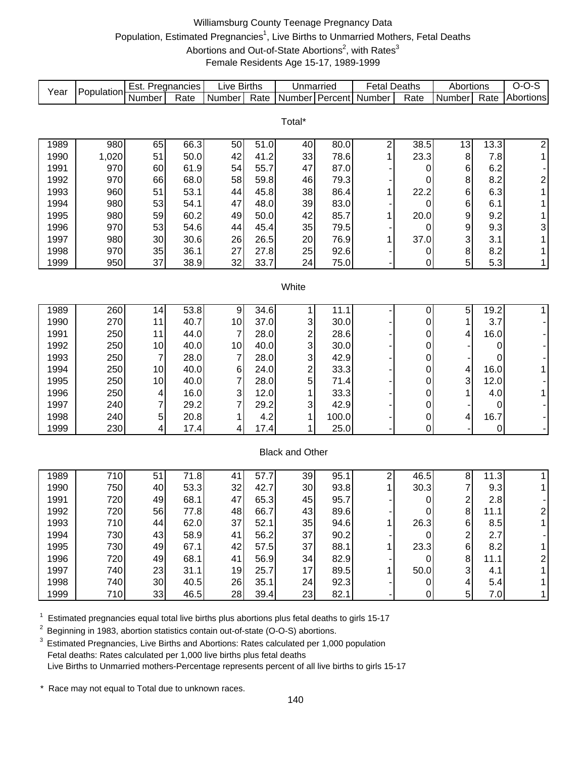# Williamsburg County Teenage Pregnancy Data

Population, Estimated Pregnancies[1], Live Births to Unmarried Mothers, Fetal Deaths

Abortions and Out-of-State Abortions[2], with Rates[3]

Female Residents Age 15-17, 1989-1999

| Year | Population | Est. Pregnancies | | Live Births | | Unmarried | | Fetal Deaths | | Abortions | | O-O-S |
|---|---|---|---|---|---|---|---|---|---|---|---|---|
| | | Number | Rate | Number | Rate | Number | Percent | Number | Rate | Number | Rate | Abortions |
| **Total*** | | | | | | | | | | | | |
| 1989 | 980 | 65 | 66.3 | 50 | 51.0 | 40 | 80.0 | 2 | 38.5 | 13 | 13.3 | 2 |
| 1990 | 1,020 | 51 | 50.0 | 42 | 41.2 | 33 | 78.6 | 1 | 23.3 | 8 | 7.8 | 1 |
| 1991 | 970 | 60 | 61.9 | 54 | 55.7 | 47 | 87.0 | - | 0 | 6 | 6.2 | - |
| 1992 | 970 | 66 | 68.0 | 58 | 59.8 | 46 | 79.3 | - | 0 | 8 | 8.2 | 2 |
| 1993 | 960 | 51 | 53.1 | 44 | 45.8 | 38 | 86.4 | 1 | 22.2 | 6 | 6.3 | 1 |
| 1994 | 980 | 53 | 54.1 | 47 | 48.0 | 39 | 83.0 | - | 0 | 6 | 6.1 | 1 |
| 1995 | 980 | 59 | 60.2 | 49 | 50.0 | 42 | 85.7 | 1 | 20.0 | 9 | 9.2 | 1 |
| 1996 | 970 | 53 | 54.6 | 44 | 45.4 | 35 | 79.5 | - | 0 | 9 | 9.3 | 3 |
| 1997 | 980 | 30 | 30.6 | 26 | 26.5 | 20 | 76.9 | 1 | 37.0 | 3 | 3.1 | 1 |
| 1998 | 970 | 35 | 36.1 | 27 | 27.8 | 25 | 92.6 | - | 0 | 8 | 8.2 | 1 |
| 1999 | 950 | 37 | 38.9 | 32 | 33.7 | 24 | 75.0 | - | 0 | 5 | 5.3 | 1 |
| **White** | | | | | | | | | | | | |
| 1989 | 260 | 14 | 53.8 | 9 | 34.6 | 1 | 11.1 | - | 0 | 5 | 19.2 | 1 |
| 1990 | 270 | 11 | 40.7 | 10 | 37.0 | 3 | 30.0 | - | 0 | 1 | 3.7 | - |
| 1991 | 250 | 11 | 44.0 | 7 | 28.0 | 2 | 28.6 | - | 0 | 4 | 16.0 | - |
| 1992 | 250 | 10 | 40.0 | 10 | 40.0 | 3 | 30.0 | - | 0 | - | 0 | - |
| 1993 | 250 | 7 | 28.0 | 7 | 28.0 | 3 | 42.9 | - | 0 | - | 0 | - |
| 1994 | 250 | 10 | 40.0 | 6 | 24.0 | 2 | 33.3 | - | 0 | 4 | 16.0 | 1 |
| 1995 | 250 | 10 | 40.0 | 7 | 28.0 | 5 | 71.4 | - | 0 | 3 | 12.0 | - |
| 1996 | 250 | 4 | 16.0 | 3 | 12.0 | 1 | 33.3 | - | 0 | 1 | 4.0 | 1 |
| 1997 | 240 | 7 | 29.2 | 7 | 29.2 | 3 | 42.9 | - | 0 | - | 0 | - |
| 1998 | 240 | 5 | 20.8 | 1 | 4.2 | 1 | 100.0 | - | 0 | 4 | 16.7 | - |
| 1999 | 230 | 4 | 17.4 | 4 | 17.4 | 1 | 25.0 | - | 0 | - | 0 | - |
| **Black and Other** | | | | | | | | | | | | |
| 1989 | 710 | 51 | 71.8 | 41 | 57.7 | 39 | 95.1 | 2 | 46.5 | 8 | 11.3 | 1 |
| 1990 | 750 | 40 | 53.3 | 32 | 42.7 | 30 | 93.8 | 1 | 30.3 | 7 | 9.3 | 1 |
| 1991 | 720 | 49 | 68.1 | 47 | 65.3 | 45 | 95.7 | - | 0 | 2 | 2.8 | - |
| 1992 | 720 | 56 | 77.8 | 48 | 66.7 | 43 | 89.6 | - | 0 | 8 | 11.1 | 2 |
| 1993 | 710 | 44 | 62.0 | 37 | 52.1 | 35 | 94.6 | 1 | 26.3 | 6 | 8.5 | 1 |
| 1994 | 730 | 43 | 58.9 | 41 | 56.2 | 37 | 90.2 | - | 0 | 2 | 2.7 | - |
| 1995 | 730 | 49 | 67.1 | 42 | 57.5 | 37 | 88.1 | 1 | 23.3 | 6 | 8.2 | 1 |
| 1996 | 720 | 49 | 68.1 | 41 | 56.9 | 34 | 82.9 | - | 0 | 8 | 11.1 | 2 |
| 1997 | 740 | 23 | 31.1 | 19 | 25.7 | 17 | 89.5 | 1 | 50.0 | 3 | 4.1 | 1 |
| 1998 | 740 | 30 | 40.5 | 26 | 35.1 | 24 | 92.3 | - | 0 | 4 | 5.4 | 1 |
| 1999 | 710 | 33 | 46.5 | 28 | 39.4 | 23 | 82.1 | - | 0 | 5 | 7.0 | 1 |

[1] Estimated pregnancies equal total live births plus abortions plus fetal deaths to girls 15-17

[2] Beginning in 1983, abortion statistics contain out-of-state (O-O-S) abortions.

[3] Estimated Pregnancies, Live Births and Abortions: Rates calculated per 1,000 population
Fetal deaths: Rates calculated per 1,000 live births plus fetal deaths
Live Births to Unmarried mothers-Percentage represents percent of all live births to girls 15-17

\* Race may not equal to Total due to unknown races.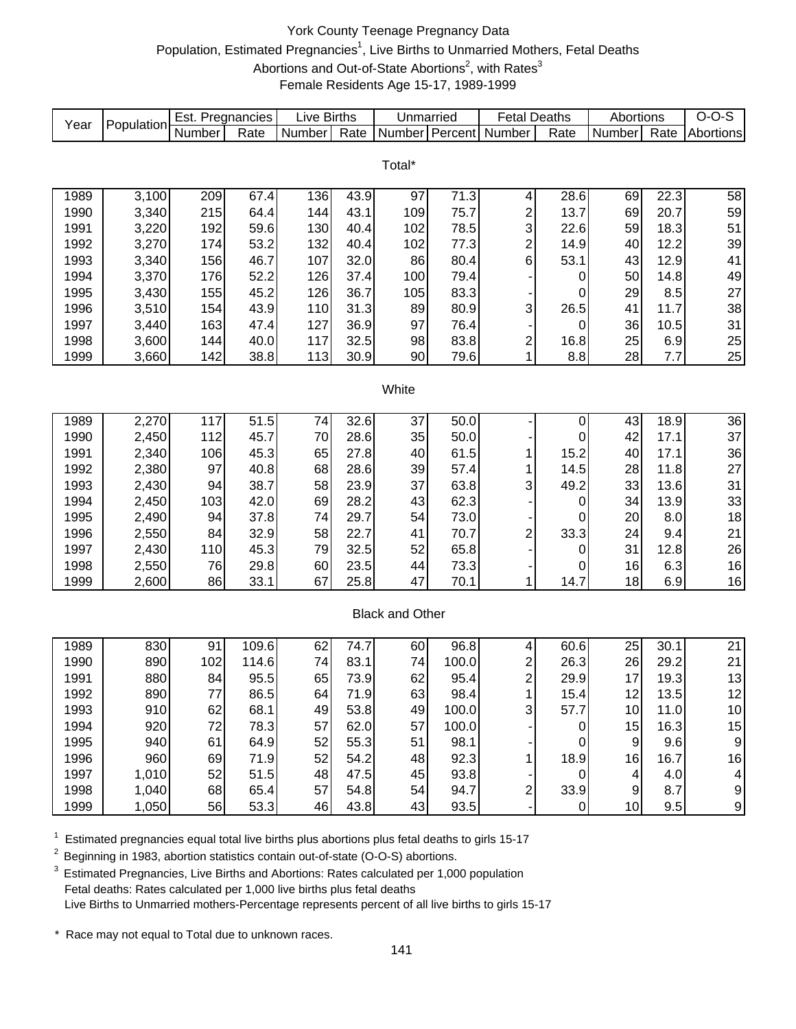# York County Teenage Pregnancy Data

## Population, Estimated Pregnancies[1], Live Births to Unmarried Mothers, Fetal Deaths Abortions and Out-of-State Abortions[2], with Rates[3]

### Female Residents Age 15-17, 1989-1999

| Year | Population | Est. Pregnancies | | Live Births | | Unmarried | | Fetal Deaths | | Abortions | | O-O-S |
|---|---|---|---|---|---|---|---|---|---|---|---|---|
| | | Number | Rate | Number | Rate | Number | Percent | Number | Rate | Number | Rate | Abortions |
| **Total*** | | | | | | | | | | | | |
| 1989 | 3,100 | 209 | 67.4 | 136 | 43.9 | 97 | 71.3 | 4 | 28.6 | 69 | 22.3 | 58 |
| 1990 | 3,340 | 215 | 64.4 | 144 | 43.1 | 109 | 75.7 | 2 | 13.7 | 69 | 20.7 | 59 |
| 1991 | 3,220 | 192 | 59.6 | 130 | 40.4 | 102 | 78.5 | 3 | 22.6 | 59 | 18.3 | 51 |
| 1992 | 3,270 | 174 | 53.2 | 132 | 40.4 | 102 | 77.3 | 2 | 14.9 | 40 | 12.2 | 39 |
| 1993 | 3,340 | 156 | 46.7 | 107 | 32.0 | 86 | 80.4 | 6 | 53.1 | 43 | 12.9 | 41 |
| 1994 | 3,370 | 176 | 52.2 | 126 | 37.4 | 100 | 79.4 | - | 0 | 50 | 14.8 | 49 |
| 1995 | 3,430 | 155 | 45.2 | 126 | 36.7 | 105 | 83.3 | - | 0 | 29 | 8.5 | 27 |
| 1996 | 3,510 | 154 | 43.9 | 110 | 31.3 | 89 | 80.9 | 3 | 26.5 | 41 | 11.7 | 38 |
| 1997 | 3,440 | 163 | 47.4 | 127 | 36.9 | 97 | 76.4 | - | 0 | 36 | 10.5 | 31 |
| 1998 | 3,600 | 144 | 40.0 | 117 | 32.5 | 98 | 83.8 | 2 | 16.8 | 25 | 6.9 | 25 |
| 1999 | 3,660 | 142 | 38.8 | 113 | 30.9 | 90 | 79.6 | 1 | 8.8 | 28 | 7.7 | 25 |
| **White** | | | | | | | | | | | | |
| 1989 | 2,270 | 117 | 51.5 | 74 | 32.6 | 37 | 50.0 | - | 0 | 43 | 18.9 | 36 |
| 1990 | 2,450 | 112 | 45.7 | 70 | 28.6 | 35 | 50.0 | - | 0 | 42 | 17.1 | 37 |
| 1991 | 2,340 | 106 | 45.3 | 65 | 27.8 | 40 | 61.5 | 1 | 15.2 | 40 | 17.1 | 36 |
| 1992 | 2,380 | 97 | 40.8 | 68 | 28.6 | 39 | 57.4 | 1 | 14.5 | 28 | 11.8 | 27 |
| 1993 | 2,430 | 94 | 38.7 | 58 | 23.9 | 37 | 63.8 | 3 | 49.2 | 33 | 13.6 | 31 |
| 1994 | 2,450 | 103 | 42.0 | 69 | 28.2 | 43 | 62.3 | - | 0 | 34 | 13.9 | 33 |
| 1995 | 2,490 | 94 | 37.8 | 74 | 29.7 | 54 | 73.0 | - | 0 | 20 | 8.0 | 18 |
| 1996 | 2,550 | 84 | 32.9 | 58 | 22.7 | 41 | 70.7 | 2 | 33.3 | 24 | 9.4 | 21 |
| 1997 | 2,430 | 110 | 45.3 | 79 | 32.5 | 52 | 65.8 | - | 0 | 31 | 12.8 | 26 |
| 1998 | 2,550 | 76 | 29.8 | 60 | 23.5 | 44 | 73.3 | - | 0 | 16 | 6.3 | 16 |
| 1999 | 2,600 | 86 | 33.1 | 67 | 25.8 | 47 | 70.1 | 1 | 14.7 | 18 | 6.9 | 16 |
| **Black and Other** | | | | | | | | | | | | |
| 1989 | 830 | 91 | 109.6 | 62 | 74.7 | 60 | 96.8 | 4 | 60.6 | 25 | 30.1 | 21 |
| 1990 | 890 | 102 | 114.6 | 74 | 83.1 | 74 | 100.0 | 2 | 26.3 | 26 | 29.2 | 21 |
| 1991 | 880 | 84 | 95.5 | 65 | 73.9 | 62 | 95.4 | 2 | 29.9 | 17 | 19.3 | 13 |
| 1992 | 890 | 77 | 86.5 | 64 | 71.9 | 63 | 98.4 | 1 | 15.4 | 12 | 13.5 | 12 |
| 1993 | 910 | 62 | 68.1 | 49 | 53.8 | 49 | 100.0 | 3 | 57.7 | 10 | 11.0 | 10 |
| 1994 | 920 | 72 | 78.3 | 57 | 62.0 | 57 | 100.0 | - | 0 | 15 | 16.3 | 15 |
| 1995 | 940 | 61 | 64.9 | 52 | 55.3 | 51 | 98.1 | - | 0 | 9 | 9.6 | 9 |
| 1996 | 960 | 69 | 71.9 | 52 | 54.2 | 48 | 92.3 | 1 | 18.9 | 16 | 16.7 | 16 |
| 1997 | 1,010 | 52 | 51.5 | 48 | 47.5 | 45 | 93.8 | - | 0 | 4 | 4.0 | 4 |
| 1998 | 1,040 | 68 | 65.4 | 57 | 54.8 | 54 | 94.7 | 2 | 33.9 | 9 | 8.7 | 9 |
| 1999 | 1,050 | 56 | 53.3 | 46 | 43.8 | 43 | 93.5 | - | 0 | 10 | 9.5 | 9 |

[1] Estimated pregnancies equal total live births plus abortions plus fetal deaths to girls 15-17

[2] Beginning in 1983, abortion statistics contain out-of-state (O-O-S) abortions.

[3] Estimated Pregnancies, Live Births and Abortions: Rates calculated per 1,000 population
Fetal deaths: Rates calculated per 1,000 live births plus fetal deaths
Live Births to Unmarried mothers-Percentage represents percent of all live births to girls 15-17

\* Race may not equal to Total due to unknown races.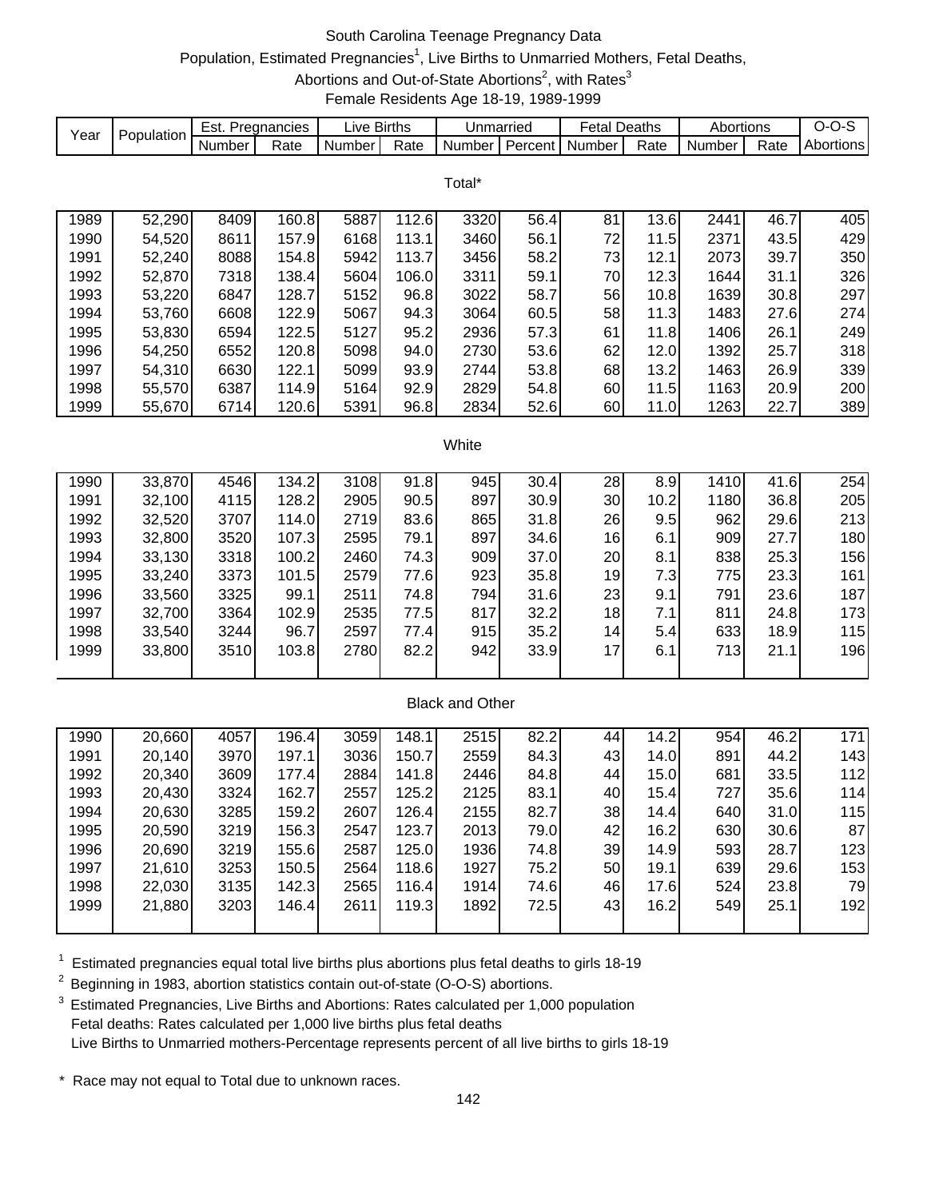# South Carolina Teenage Pregnancy Data

## Population, Estimated Pregnancies[1], Live Births to Unmarried Mothers, Fetal Deaths, Abortions and Out-of-State Abortions[2], with Rates[3]

### Female Residents Age 18-19, 1989-1999

| Year | Population | Est. Pregnancies | | Live Births | | Unmarried | | Fetal Deaths | | Abortions | | O-O-S |
|---|---|---|---|---|---|---|---|---|---|---|---|---|
| | | Number | Rate | Number | Rate | Number | Percent | Number | Rate | Number | Rate | Abortions |
| **Total*** | | | | | | | | | | | | |
| 1989 | 52,290 | 8409 | 160.8 | 5887 | 112.6 | 3320 | 56.4 | 81 | 13.6 | 2441 | 46.7 | 405 |
| 1990 | 54,520 | 8611 | 157.9 | 6168 | 113.1 | 3460 | 56.1 | 72 | 11.5 | 2371 | 43.5 | 429 |
| 1991 | 52,240 | 8088 | 154.8 | 5942 | 113.7 | 3456 | 58.2 | 73 | 12.1 | 2073 | 39.7 | 350 |
| 1992 | 52,870 | 7318 | 138.4 | 5604 | 106.0 | 3311 | 59.1 | 70 | 12.3 | 1644 | 31.1 | 326 |
| 1993 | 53,220 | 6847 | 128.7 | 5152 | 96.8 | 3022 | 58.7 | 56 | 10.8 | 1639 | 30.8 | 297 |
| 1994 | 53,760 | 6608 | 122.9 | 5067 | 94.3 | 3064 | 60.5 | 58 | 11.3 | 1483 | 27.6 | 274 |
| 1995 | 53,830 | 6594 | 122.5 | 5127 | 95.2 | 2936 | 57.3 | 61 | 11.8 | 1406 | 26.1 | 249 |
| 1996 | 54,250 | 6552 | 120.8 | 5098 | 94.0 | 2730 | 53.6 | 62 | 12.0 | 1392 | 25.7 | 318 |
| 1997 | 54,310 | 6630 | 122.1 | 5099 | 93.9 | 2744 | 53.8 | 68 | 13.2 | 1463 | 26.9 | 339 |
| 1998 | 55,570 | 6387 | 114.9 | 5164 | 92.9 | 2829 | 54.8 | 60 | 11.5 | 1163 | 20.9 | 200 |
| 1999 | 55,670 | 6714 | 120.6 | 5391 | 96.8 | 2834 | 52.6 | 60 | 11.0 | 1263 | 22.7 | 389 |
| **White** | | | | | | | | | | | | |
| 1990 | 33,870 | 4546 | 134.2 | 3108 | 91.8 | 945 | 30.4 | 28 | 8.9 | 1410 | 41.6 | 254 |
| 1991 | 32,100 | 4115 | 128.2 | 2905 | 90.5 | 897 | 30.9 | 30 | 10.2 | 1180 | 36.8 | 205 |
| 1992 | 32,520 | 3707 | 114.0 | 2719 | 83.6 | 865 | 31.8 | 26 | 9.5 | 962 | 29.6 | 213 |
| 1993 | 32,800 | 3520 | 107.3 | 2595 | 79.1 | 897 | 34.6 | 16 | 6.1 | 909 | 27.7 | 180 |
| 1994 | 33,130 | 3318 | 100.2 | 2460 | 74.3 | 909 | 37.0 | 20 | 8.1 | 838 | 25.3 | 156 |
| 1995 | 33,240 | 3373 | 101.5 | 2579 | 77.6 | 923 | 35.8 | 19 | 7.3 | 775 | 23.3 | 161 |
| 1996 | 33,560 | 3325 | 99.1 | 2511 | 74.8 | 794 | 31.6 | 23 | 9.1 | 791 | 23.6 | 187 |
| 1997 | 32,700 | 3364 | 102.9 | 2535 | 77.5 | 817 | 32.2 | 18 | 7.1 | 811 | 24.8 | 173 |
| 1998 | 33,540 | 3244 | 96.7 | 2597 | 77.4 | 915 | 35.2 | 14 | 5.4 | 633 | 18.9 | 115 |
| 1999 | 33,800 | 3510 | 103.8 | 2780 | 82.2 | 942 | 33.9 | 17 | 6.1 | 713 | 21.1 | 196 |
| **Black and Other** | | | | | | | | | | | | |
| 1990 | 20,660 | 4057 | 196.4 | 3059 | 148.1 | 2515 | 82.2 | 44 | 14.2 | 954 | 46.2 | 171 |
| 1991 | 20,140 | 3970 | 197.1 | 3036 | 150.7 | 2559 | 84.3 | 43 | 14.0 | 891 | 44.2 | 143 |
| 1992 | 20,340 | 3609 | 177.4 | 2884 | 141.8 | 2446 | 84.8 | 44 | 15.0 | 681 | 33.5 | 112 |
| 1993 | 20,430 | 3324 | 162.7 | 2557 | 125.2 | 2125 | 83.1 | 40 | 15.4 | 727 | 35.6 | 114 |
| 1994 | 20,630 | 3285 | 159.2 | 2607 | 126.4 | 2155 | 82.7 | 38 | 14.4 | 640 | 31.0 | 115 |
| 1995 | 20,590 | 3219 | 156.3 | 2547 | 123.7 | 2013 | 79.0 | 42 | 16.2 | 630 | 30.6 | 87 |
| 1996 | 20,690 | 3219 | 155.6 | 2587 | 125.0 | 1936 | 74.8 | 39 | 14.9 | 593 | 28.7 | 123 |
| 1997 | 21,610 | 3253 | 150.5 | 2564 | 118.6 | 1927 | 75.2 | 50 | 19.1 | 639 | 29.6 | 153 |
| 1998 | 22,030 | 3135 | 142.3 | 2565 | 116.4 | 1914 | 74.6 | 46 | 17.6 | 524 | 23.8 | 79 |
| 1999 | 21,880 | 3203 | 146.4 | 2611 | 119.3 | 1892 | 72.5 | 43 | 16.2 | 549 | 25.1 | 192 |

[1] Estimated pregnancies equal total live births plus abortions plus fetal deaths to girls 18-19

[2] Beginning in 1983, abortion statistics contain out-of-state (O-O-S) abortions.

[3] Estimated Pregnancies, Live Births and Abortions: Rates calculated per 1,000 population
Fetal deaths: Rates calculated per 1,000 live births plus fetal deaths
Live Births to Unmarried mothers-Percentage represents percent of all live births to girls 18-19

* Race may not equal to Total due to unknown races.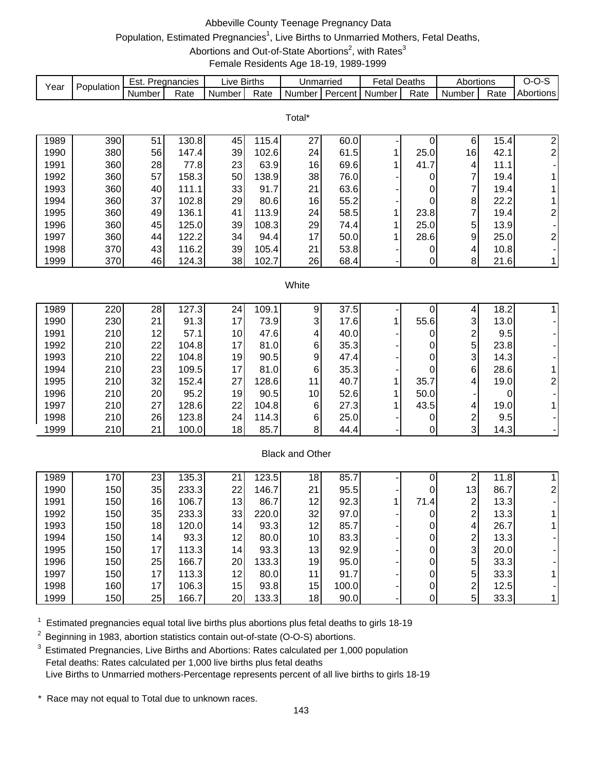# Abbeville County Teenage Pregnancy Data

Population, Estimated Pregnancies[1], Live Births to Unmarried Mothers, Fetal Deaths, Abortions and Out-of-State Abortions[2], with Rates[3]

Female Residents Age 18-19, 1989-1999

| Year | Population | Est. Pregnancies | | Live Births | | Unmarried | | Fetal Deaths | | Abortions | | O-O-S |
|---|---|---|---|---|---|---|---|---|---|---|---|---|
| | | Number | Rate | Number | Rate | Number | Percent | Number | Rate | Number | Rate | Abortions |
| **Total*** | | | | | | | | | | | | |
| 1989 | 390 | 51 | 130.8 | 45 | 115.4 | 27 | 60.0 | - | 0 | 6 | 15.4 | 2 |
| 1990 | 380 | 56 | 147.4 | 39 | 102.6 | 24 | 61.5 | 1 | 25.0 | 16 | 42.1 | 2 |
| 1991 | 360 | 28 | 77.8 | 23 | 63.9 | 16 | 69.6 | 1 | 41.7 | 4 | 11.1 | - |
| 1992 | 360 | 57 | 158.3 | 50 | 138.9 | 38 | 76.0 | - | 0 | 7 | 19.4 | 1 |
| 1993 | 360 | 40 | 111.1 | 33 | 91.7 | 21 | 63.6 | - | 0 | 7 | 19.4 | 1 |
| 1994 | 360 | 37 | 102.8 | 29 | 80.6 | 16 | 55.2 | - | 0 | 8 | 22.2 | 1 |
| 1995 | 360 | 49 | 136.1 | 41 | 113.9 | 24 | 58.5 | 1 | 23.8 | 7 | 19.4 | 2 |
| 1996 | 360 | 45 | 125.0 | 39 | 108.3 | 29 | 74.4 | 1 | 25.0 | 5 | 13.9 | - |
| 1997 | 360 | 44 | 122.2 | 34 | 94.4 | 17 | 50.0 | 1 | 28.6 | 9 | 25.0 | 2 |
| 1998 | 370 | 43 | 116.2 | 39 | 105.4 | 21 | 53.8 | - | 0 | 4 | 10.8 | - |
| 1999 | 370 | 46 | 124.3 | 38 | 102.7 | 26 | 68.4 | - | 0 | 8 | 21.6 | 1 |
| **White** | | | | | | | | | | | | |
| 1989 | 220 | 28 | 127.3 | 24 | 109.1 | 9 | 37.5 | - | 0 | 4 | 18.2 | 1 |
| 1990 | 230 | 21 | 91.3 | 17 | 73.9 | 3 | 17.6 | 1 | 55.6 | 3 | 13.0 | - |
| 1991 | 210 | 12 | 57.1 | 10 | 47.6 | 4 | 40.0 | - | 0 | 2 | 9.5 | - |
| 1992 | 210 | 22 | 104.8 | 17 | 81.0 | 6 | 35.3 | - | 0 | 5 | 23.8 | - |
| 1993 | 210 | 22 | 104.8 | 19 | 90.5 | 9 | 47.4 | - | 0 | 3 | 14.3 | - |
| 1994 | 210 | 23 | 109.5 | 17 | 81.0 | 6 | 35.3 | - | 0 | 6 | 28.6 | 1 |
| 1995 | 210 | 32 | 152.4 | 27 | 128.6 | 11 | 40.7 | 1 | 35.7 | 4 | 19.0 | 2 |
| 1996 | 210 | 20 | 95.2 | 19 | 90.5 | 10 | 52.6 | 1 | 50.0 | - | 0 | - |
| 1997 | 210 | 27 | 128.6 | 22 | 104.8 | 6 | 27.3 | 1 | 43.5 | 4 | 19.0 | 1 |
| 1998 | 210 | 26 | 123.8 | 24 | 114.3 | 6 | 25.0 | - | 0 | 2 | 9.5 | - |
| 1999 | 210 | 21 | 100.0 | 18 | 85.7 | 8 | 44.4 | - | 0 | 3 | 14.3 | - |
| **Black and Other** | | | | | | | | | | | | |
| 1989 | 170 | 23 | 135.3 | 21 | 123.5 | 18 | 85.7 | - | 0 | 2 | 11.8 | 1 |
| 1990 | 150 | 35 | 233.3 | 22 | 146.7 | 21 | 95.5 | - | 0 | 13 | 86.7 | 2 |
| 1991 | 150 | 16 | 106.7 | 13 | 86.7 | 12 | 92.3 | 1 | 71.4 | 2 | 13.3 | - |
| 1992 | 150 | 35 | 233.3 | 33 | 220.0 | 32 | 97.0 | - | 0 | 2 | 13.3 | 1 |
| 1993 | 150 | 18 | 120.0 | 14 | 93.3 | 12 | 85.7 | - | 0 | 4 | 26.7 | 1 |
| 1994 | 150 | 14 | 93.3 | 12 | 80.0 | 10 | 83.3 | - | 0 | 2 | 13.3 | - |
| 1995 | 150 | 17 | 113.3 | 14 | 93.3 | 13 | 92.9 | - | 0 | 3 | 20.0 | - |
| 1996 | 150 | 25 | 166.7 | 20 | 133.3 | 19 | 95.0 | - | 0 | 5 | 33.3 | - |
| 1997 | 150 | 17 | 113.3 | 12 | 80.0 | 11 | 91.7 | - | 0 | 5 | 33.3 | 1 |
| 1998 | 160 | 17 | 106.3 | 15 | 93.8 | 15 | 100.0 | - | 0 | 2 | 12.5 | - |
| 1999 | 150 | 25 | 166.7 | 20 | 133.3 | 18 | 90.0 | - | 0 | 5 | 33.3 | 1 |

[1] Estimated pregnancies equal total live births plus abortions plus fetal deaths to girls 18-19

[2] Beginning in 1983, abortion statistics contain out-of-state (O-O-S) abortions.

[3] Estimated Pregnancies, Live Births and Abortions: Rates calculated per 1,000 population
Fetal deaths: Rates calculated per 1,000 live births plus fetal deaths
Live Births to Unmarried mothers-Percentage represents percent of all live births to girls 18-19

\* Race may not equal to Total due to unknown races.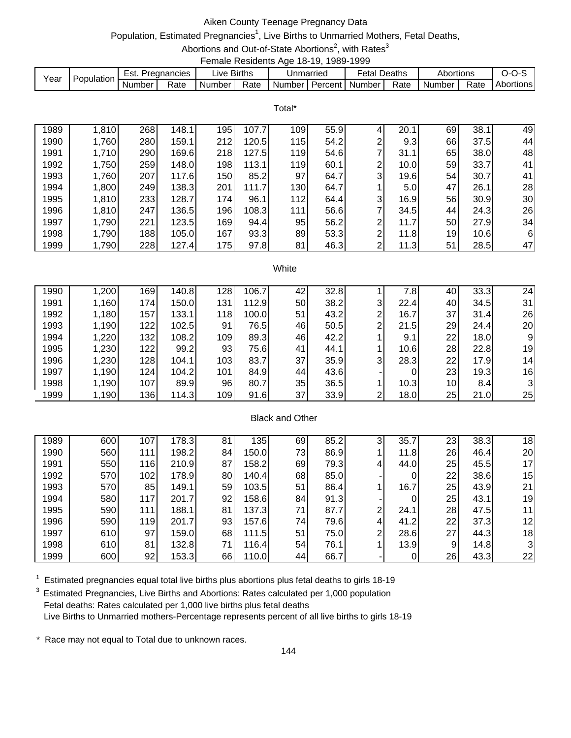# Aiken County Teenage Pregnancy Data

Population, Estimated Pregnancies[1], Live Births to Unmarried Mothers, Fetal Deaths, Abortions and Out-of-State Abortions[2], with Rates[3]

Female Residents Age 18-19, 1989-1999

| Year | Population | Est. Pregnancies | | Live Births | | Unmarried | | Fetal Deaths | | Abortions | | O-O-S |
|---|---|---|---|---|---|---|---|---|---|---|---|---|
| | | Number | Rate | Number | Rate | Number | Percent | Number | Rate | Number | Rate | Abortions |
| **Total*** | | | | | | | | | | | | |
| 1989 | 1,810 | 268 | 148.1 | 195 | 107.7 | 109 | 55.9 | 4 | 20.1 | 69 | 38.1 | 49 |
| 1990 | 1,760 | 280 | 159.1 | 212 | 120.5 | 115 | 54.2 | 2 | 9.3 | 66 | 37.5 | 44 |
| 1991 | 1,710 | 290 | 169.6 | 218 | 127.5 | 119 | 54.6 | 7 | 31.1 | 65 | 38.0 | 48 |
| 1992 | 1,750 | 259 | 148.0 | 198 | 113.1 | 119 | 60.1 | 2 | 10.0 | 59 | 33.7 | 41 |
| 1993 | 1,760 | 207 | 117.6 | 150 | 85.2 | 97 | 64.7 | 3 | 19.6 | 54 | 30.7 | 41 |
| 1994 | 1,800 | 249 | 138.3 | 201 | 111.7 | 130 | 64.7 | 1 | 5.0 | 47 | 26.1 | 28 |
| 1995 | 1,810 | 233 | 128.7 | 174 | 96.1 | 112 | 64.4 | 3 | 16.9 | 56 | 30.9 | 30 |
| 1996 | 1,810 | 247 | 136.5 | 196 | 108.3 | 111 | 56.6 | 7 | 34.5 | 44 | 24.3 | 26 |
| 1997 | 1,790 | 221 | 123.5 | 169 | 94.4 | 95 | 56.2 | 2 | 11.7 | 50 | 27.9 | 34 |
| 1998 | 1,790 | 188 | 105.0 | 167 | 93.3 | 89 | 53.3 | 2 | 11.8 | 19 | 10.6 | 6 |
| 1999 | 1,790 | 228 | 127.4 | 175 | 97.8 | 81 | 46.3 | 2 | 11.3 | 51 | 28.5 | 47 |
| **White** | | | | | | | | | | | | |
| 1990 | 1,200 | 169 | 140.8 | 128 | 106.7 | 42 | 32.8 | 1 | 7.8 | 40 | 33.3 | 24 |
| 1991 | 1,160 | 174 | 150.0 | 131 | 112.9 | 50 | 38.2 | 3 | 22.4 | 40 | 34.5 | 31 |
| 1992 | 1,180 | 157 | 133.1 | 118 | 100.0 | 51 | 43.2 | 2 | 16.7 | 37 | 31.4 | 26 |
| 1993 | 1,190 | 122 | 102.5 | 91 | 76.5 | 46 | 50.5 | 2 | 21.5 | 29 | 24.4 | 20 |
| 1994 | 1,220 | 132 | 108.2 | 109 | 89.3 | 46 | 42.2 | 1 | 9.1 | 22 | 18.0 | 9 |
| 1995 | 1,230 | 122 | 99.2 | 93 | 75.6 | 41 | 44.1 | 1 | 10.6 | 28 | 22.8 | 19 |
| 1996 | 1,230 | 128 | 104.1 | 103 | 83.7 | 37 | 35.9 | 3 | 28.3 | 22 | 17.9 | 14 |
| 1997 | 1,190 | 124 | 104.2 | 101 | 84.9 | 44 | 43.6 | - | 0 | 23 | 19.3 | 16 |
| 1998 | 1,190 | 107 | 89.9 | 96 | 80.7 | 35 | 36.5 | 1 | 10.3 | 10 | 8.4 | 3 |
| 1999 | 1,190 | 136 | 114.3 | 109 | 91.6 | 37 | 33.9 | 2 | 18.0 | 25 | 21.0 | 25 |
| **Black and Other** | | | | | | | | | | | | |
| 1989 | 600 | 107 | 178.3 | 81 | 135 | 69 | 85.2 | 3 | 35.7 | 23 | 38.3 | 18 |
| 1990 | 560 | 111 | 198.2 | 84 | 150.0 | 73 | 86.9 | 1 | 11.8 | 26 | 46.4 | 20 |
| 1991 | 550 | 116 | 210.9 | 87 | 158.2 | 69 | 79.3 | 4 | 44.0 | 25 | 45.5 | 17 |
| 1992 | 570 | 102 | 178.9 | 80 | 140.4 | 68 | 85.0 | - | 0 | 22 | 38.6 | 15 |
| 1993 | 570 | 85 | 149.1 | 59 | 103.5 | 51 | 86.4 | 1 | 16.7 | 25 | 43.9 | 21 |
| 1994 | 580 | 117 | 201.7 | 92 | 158.6 | 84 | 91.3 | - | 0 | 25 | 43.1 | 19 |
| 1995 | 590 | 111 | 188.1 | 81 | 137.3 | 71 | 87.7 | 2 | 24.1 | 28 | 47.5 | 11 |
| 1996 | 590 | 119 | 201.7 | 93 | 157.6 | 74 | 79.6 | 4 | 41.2 | 22 | 37.3 | 12 |
| 1997 | 610 | 97 | 159.0 | 68 | 111.5 | 51 | 75.0 | 2 | 28.6 | 27 | 44.3 | 18 |
| 1998 | 610 | 81 | 132.8 | 71 | 116.4 | 54 | 76.1 | 1 | 13.9 | 9 | 14.8 | 3 |
| 1999 | 600 | 92 | 153.3 | 66 | 110.0 | 44 | 66.7 | - | 0 | 26 | 43.3 | 22 |

[1] Estimated pregnancies equal total live births plus abortions plus fetal deaths to girls 18-19

[3] Estimated Pregnancies, Live Births and Abortions: Rates calculated per 1,000 population
Fetal deaths: Rates calculated per 1,000 live births plus fetal deaths
Live Births to Unmarried mothers-Percentage represents percent of all live births to girls 18-19

\* Race may not equal to Total due to unknown races.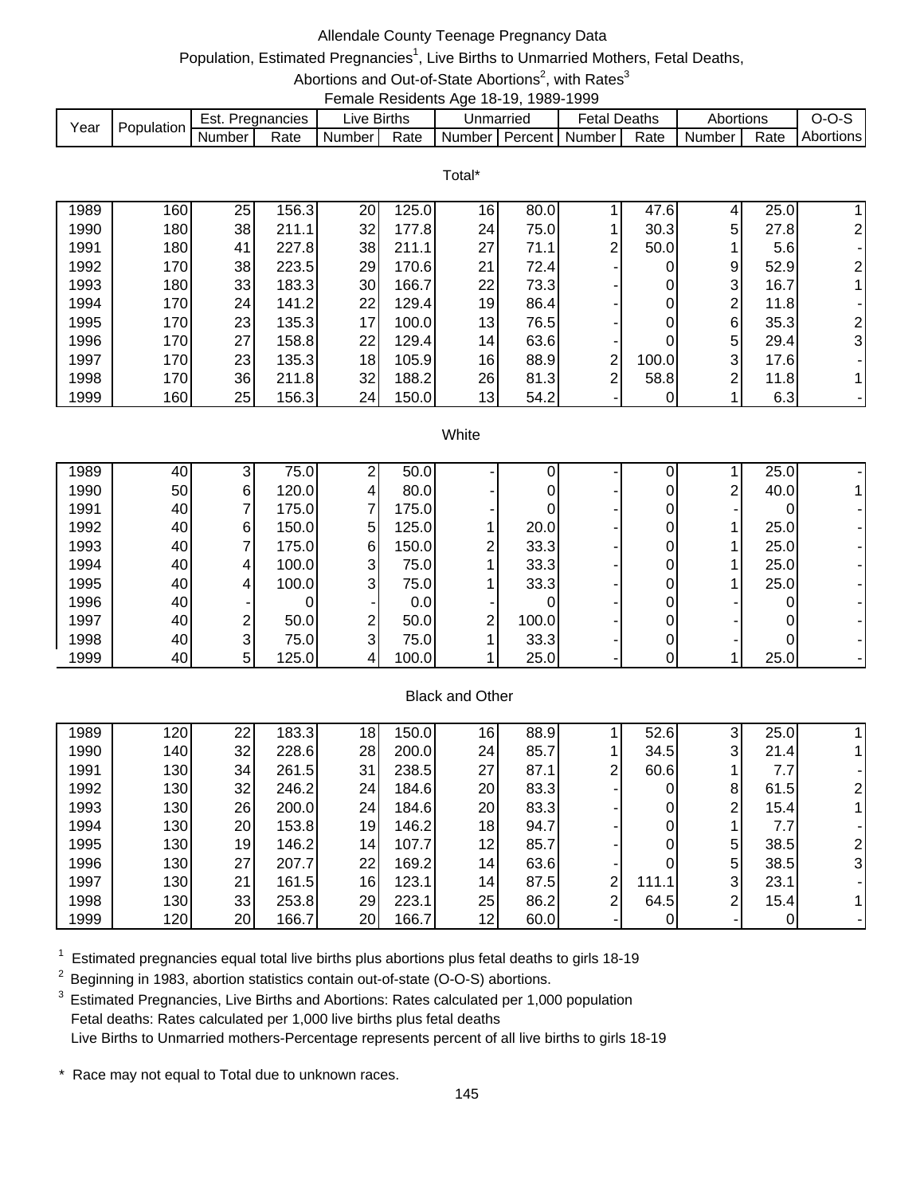# Allendale County Teenage Pregnancy Data

Population, Estimated Pregnancies[1], Live Births to Unmarried Mothers, Fetal Deaths, Abortions and Out-of-State Abortions[2], with Rates[3]

Female Residents Age 18-19, 1989-1999

| Year | Population | Est. Pregnancies | | Live Births | | Unmarried | | Fetal Deaths | | Abortions | | O-O-S |
|---|---|---|---|---|---|---|---|---|---|---|---|---|
| | | Number | Rate | Number | Rate | Number | Percent | Number | Rate | Number | Rate | Abortions |
| **Total*** | | | | | | | | | | | | |
| 1989 | 160 | 25 | 156.3 | 20 | 125.0 | 16 | 80.0 | 1 | 47.6 | 4 | 25.0 | 1 |
| 1990 | 180 | 38 | 211.1 | 32 | 177.8 | 24 | 75.0 | 1 | 30.3 | 5 | 27.8 | 2 |
| 1991 | 180 | 41 | 227.8 | 38 | 211.1 | 27 | 71.1 | 2 | 50.0 | 1 | 5.6 | - |
| 1992 | 170 | 38 | 223.5 | 29 | 170.6 | 21 | 72.4 | - | 0 | 9 | 52.9 | 2 |
| 1993 | 180 | 33 | 183.3 | 30 | 166.7 | 22 | 73.3 | - | 0 | 3 | 16.7 | 1 |
| 1994 | 170 | 24 | 141.2 | 22 | 129.4 | 19 | 86.4 | - | 0 | 2 | 11.8 | - |
| 1995 | 170 | 23 | 135.3 | 17 | 100.0 | 13 | 76.5 | - | 0 | 6 | 35.3 | 2 |
| 1996 | 170 | 27 | 158.8 | 22 | 129.4 | 14 | 63.6 | - | 0 | 5 | 29.4 | 3 |
| 1997 | 170 | 23 | 135.3 | 18 | 105.9 | 16 | 88.9 | 2 | 100.0 | 3 | 17.6 | - |
| 1998 | 170 | 36 | 211.8 | 32 | 188.2 | 26 | 81.3 | 2 | 58.8 | 2 | 11.8 | 1 |
| 1999 | 160 | 25 | 156.3 | 24 | 150.0 | 13 | 54.2 | - | 0 | 1 | 6.3 | - |
| **White** | | | | | | | | | | | | |
| 1989 | 40 | 3 | 75.0 | 2 | 50.0 | - | 0 | - | 0 | 1 | 25.0 | - |
| 1990 | 50 | 6 | 120.0 | 4 | 80.0 | - | 0 | - | 0 | 2 | 40.0 | 1 |
| 1991 | 40 | 7 | 175.0 | 7 | 175.0 | - | 0 | - | 0 | - | 0 | - |
| 1992 | 40 | 6 | 150.0 | 5 | 125.0 | 1 | 20.0 | - | 0 | 1 | 25.0 | - |
| 1993 | 40 | 7 | 175.0 | 6 | 150.0 | 2 | 33.3 | - | 0 | 1 | 25.0 | - |
| 1994 | 40 | 4 | 100.0 | 3 | 75.0 | 1 | 33.3 | - | 0 | 1 | 25.0 | - |
| 1995 | 40 | 4 | 100.0 | 3 | 75.0 | 1 | 33.3 | - | 0 | 1 | 25.0 | - |
| 1996 | 40 | - | 0 | - | 0.0 | - | 0 | - | 0 | - | 0 | - |
| 1997 | 40 | 2 | 50.0 | 2 | 50.0 | 2 | 100.0 | - | 0 | - | 0 | - |
| 1998 | 40 | 3 | 75.0 | 3 | 75.0 | 1 | 33.3 | - | 0 | - | 0 | - |
| 1999 | 40 | 5 | 125.0 | 4 | 100.0 | 1 | 25.0 | - | 0 | 1 | 25.0 | - |
| **Black and Other** | | | | | | | | | | | | |
| 1989 | 120 | 22 | 183.3 | 18 | 150.0 | 16 | 88.9 | 1 | 52.6 | 3 | 25.0 | 1 |
| 1990 | 140 | 32 | 228.6 | 28 | 200.0 | 24 | 85.7 | 1 | 34.5 | 3 | 21.4 | 1 |
| 1991 | 130 | 34 | 261.5 | 31 | 238.5 | 27 | 87.1 | 2 | 60.6 | 1 | 7.7 | - |
| 1992 | 130 | 32 | 246.2 | 24 | 184.6 | 20 | 83.3 | - | 0 | 8 | 61.5 | 2 |
| 1993 | 130 | 26 | 200.0 | 24 | 184.6 | 20 | 83.3 | - | 0 | 2 | 15.4 | 1 |
| 1994 | 130 | 20 | 153.8 | 19 | 146.2 | 18 | 94.7 | - | 0 | 1 | 7.7 | - |
| 1995 | 130 | 19 | 146.2 | 14 | 107.7 | 12 | 85.7 | - | 0 | 5 | 38.5 | 2 |
| 1996 | 130 | 27 | 207.7 | 22 | 169.2 | 14 | 63.6 | - | 0 | 5 | 38.5 | 3 |
| 1997 | 130 | 21 | 161.5 | 16 | 123.1 | 14 | 87.5 | 2 | 111.1 | 3 | 23.1 | - |
| 1998 | 130 | 33 | 253.8 | 29 | 223.1 | 25 | 86.2 | 2 | 64.5 | 2 | 15.4 | 1 |
| 1999 | 120 | 20 | 166.7 | 20 | 166.7 | 12 | 60.0 | - | 0 | - | 0 | - |

[1] Estimated pregnancies equal total live births plus abortions plus fetal deaths to girls 18-19

[2] Beginning in 1983, abortion statistics contain out-of-state (O-O-S) abortions.

[3] Estimated Pregnancies, Live Births and Abortions: Rates calculated per 1,000 population
Fetal deaths: Rates calculated per 1,000 live births plus fetal deaths
Live Births to Unmarried mothers-Percentage represents percent of all live births to girls 18-19

\* Race may not equal to Total due to unknown races.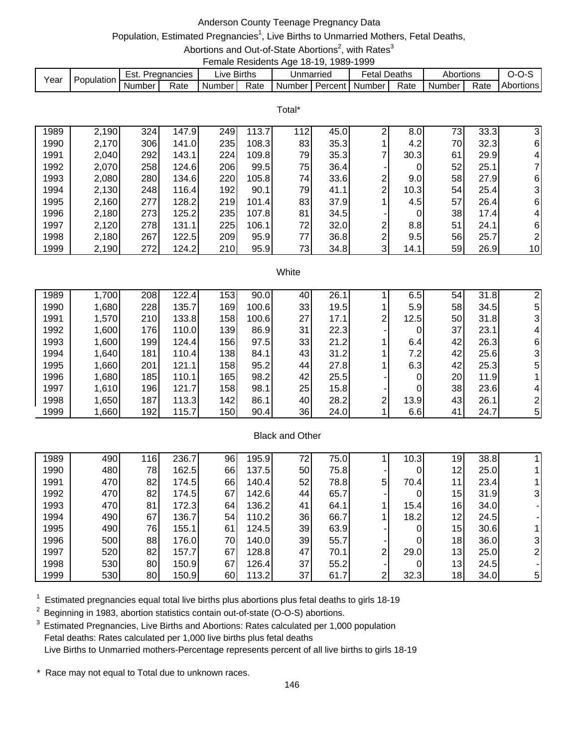# Anderson County Teenage Pregnancy Data

Population, Estimated Pregnancies[1], Live Births to Unmarried Mothers, Fetal Deaths, Abortions and Out-of-State Abortions[2], with Rates[3]

Female Residents Age 18-19, 1989-1999

| Year | Population | Est. Pregnancies | | Live Births | | Unmarried | | Fetal Deaths | | Abortions | | O-O-S |
|---|---|---|---|---|---|---|---|---|---|---|---|---|
| | | Number | Rate | Number | Rate | Number | Percent | Number | Rate | Number | Rate | Abortions |
| **Total*** | | | | | | | | | | | | |
| 1989 | 2,190 | 324 | 147.9 | 249 | 113.7 | 112 | 45.0 | 2 | 8.0 | 73 | 33.3 | 3 |
| 1990 | 2,170 | 306 | 141.0 | 235 | 108.3 | 83 | 35.3 | 1 | 4.2 | 70 | 32.3 | 6 |
| 1991 | 2,040 | 292 | 143.1 | 224 | 109.8 | 79 | 35.3 | 7 | 30.3 | 61 | 29.9 | 4 |
| 1992 | 2,070 | 258 | 124.6 | 206 | 99.5 | 75 | 36.4 | - | 0 | 52 | 25.1 | 7 |
| 1993 | 2,080 | 280 | 134.6 | 220 | 105.8 | 74 | 33.6 | 2 | 9.0 | 58 | 27.9 | 6 |
| 1994 | 2,130 | 248 | 116.4 | 192 | 90.1 | 79 | 41.1 | 2 | 10.3 | 54 | 25.4 | 3 |
| 1995 | 2,160 | 277 | 128.2 | 219 | 101.4 | 83 | 37.9 | 1 | 4.5 | 57 | 26.4 | 6 |
| 1996 | 2,180 | 273 | 125.2 | 235 | 107.8 | 81 | 34.5 | - | 0 | 38 | 17.4 | 4 |
| 1997 | 2,120 | 278 | 131.1 | 225 | 106.1 | 72 | 32.0 | 2 | 8.8 | 51 | 24.1 | 6 |
| 1998 | 2,180 | 267 | 122.5 | 209 | 95.9 | 77 | 36.8 | 2 | 9.5 | 56 | 25.7 | 2 |
| 1999 | 2,190 | 272 | 124.2 | 210 | 95.9 | 73 | 34.8 | 3 | 14.1 | 59 | 26.9 | 10 |
| **White** | | | | | | | | | | | | |
| 1989 | 1,700 | 208 | 122.4 | 153 | 90.0 | 40 | 26.1 | 1 | 6.5 | 54 | 31.8 | 2 |
| 1990 | 1,680 | 228 | 135.7 | 169 | 100.6 | 33 | 19.5 | 1 | 5.9 | 58 | 34.5 | 5 |
| 1991 | 1,570 | 210 | 133.8 | 158 | 100.6 | 27 | 17.1 | 2 | 12.5 | 50 | 31.8 | 3 |
| 1992 | 1,600 | 176 | 110.0 | 139 | 86.9 | 31 | 22.3 | - | 0 | 37 | 23.1 | 4 |
| 1993 | 1,600 | 199 | 124.4 | 156 | 97.5 | 33 | 21.2 | 1 | 6.4 | 42 | 26.3 | 6 |
| 1994 | 1,640 | 181 | 110.4 | 138 | 84.1 | 43 | 31.2 | 1 | 7.2 | 42 | 25.6 | 3 |
| 1995 | 1,660 | 201 | 121.1 | 158 | 95.2 | 44 | 27.8 | 1 | 6.3 | 42 | 25.3 | 5 |
| 1996 | 1,680 | 185 | 110.1 | 165 | 98.2 | 42 | 25.5 | - | 0 | 20 | 11.9 | 1 |
| 1997 | 1,610 | 196 | 121.7 | 158 | 98.1 | 25 | 15.8 | - | 0 | 38 | 23.6 | 4 |
| 1998 | 1,650 | 187 | 113.3 | 142 | 86.1 | 40 | 28.2 | 2 | 13.9 | 43 | 26.1 | 2 |
| 1999 | 1,660 | 192 | 115.7 | 150 | 90.4 | 36 | 24.0 | 1 | 6.6 | 41 | 24.7 | 5 |
| **Black and Other** | | | | | | | | | | | | |
| 1989 | 490 | 116 | 236.7 | 96 | 195.9 | 72 | 75.0 | 1 | 10.3 | 19 | 38.8 | 1 |
| 1990 | 480 | 78 | 162.5 | 66 | 137.5 | 50 | 75.8 | - | 0 | 12 | 25.0 | 1 |
| 1991 | 470 | 82 | 174.5 | 66 | 140.4 | 52 | 78.8 | 5 | 70.4 | 11 | 23.4 | 1 |
| 1992 | 470 | 82 | 174.5 | 67 | 142.6 | 44 | 65.7 | - | 0 | 15 | 31.9 | 3 |
| 1993 | 470 | 81 | 172.3 | 64 | 136.2 | 41 | 64.1 | 1 | 15.4 | 16 | 34.0 | - |
| 1994 | 490 | 67 | 136.7 | 54 | 110.2 | 36 | 66.7 | 1 | 18.2 | 12 | 24.5 | - |
| 1995 | 490 | 76 | 155.1 | 61 | 124.5 | 39 | 63.9 | - | 0 | 15 | 30.6 | 1 |
| 1996 | 500 | 88 | 176.0 | 70 | 140.0 | 39 | 55.7 | - | 0 | 18 | 36.0 | 3 |
| 1997 | 520 | 82 | 157.7 | 67 | 128.8 | 47 | 70.1 | 2 | 29.0 | 13 | 25.0 | 2 |
| 1998 | 530 | 80 | 150.9 | 67 | 126.4 | 37 | 55.2 | - | 0 | 13 | 24.5 | - |
| 1999 | 530 | 80 | 150.9 | 60 | 113.2 | 37 | 61.7 | 2 | 32.3 | 18 | 34.0 | 5 |

[1] Estimated pregnancies equal total live births plus abortions plus fetal deaths to girls 18-19

[2] Beginning in 1983, abortion statistics contain out-of-state (O-O-S) abortions.

[3] Estimated Pregnancies, Live Births and Abortions: Rates calculated per 1,000 population
Fetal deaths: Rates calculated per 1,000 live births plus fetal deaths
Live Births to Unmarried mothers-Percentage represents percent of all live births to girls 18-19

\* Race may not equal to Total due to unknown races.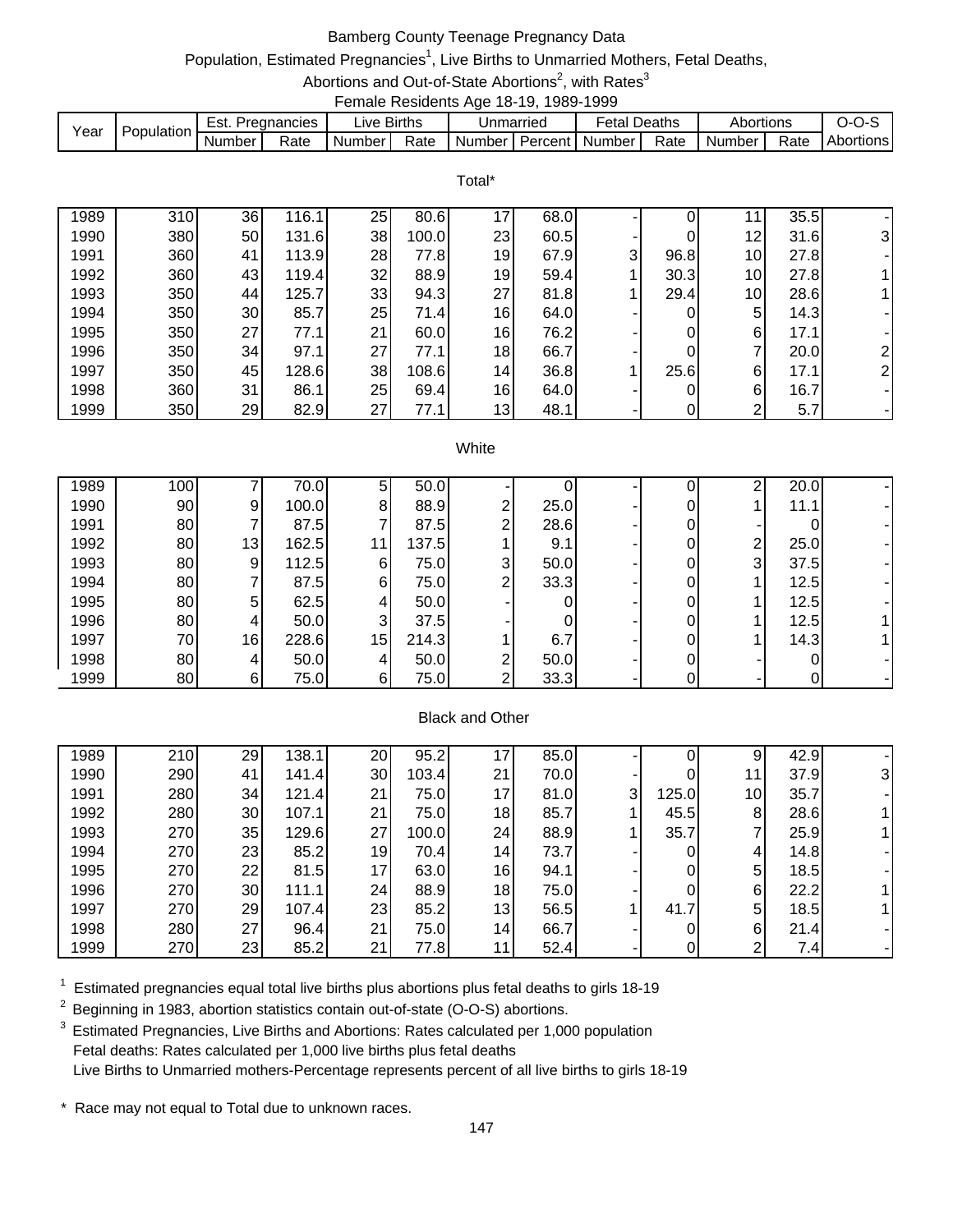# Bamberg County Teenage Pregnancy Data

Population, Estimated Pregnancies[1], Live Births to Unmarried Mothers, Fetal Deaths, Abortions and Out-of-State Abortions[2], with Rates[3]

Female Residents Age 18-19, 1989-1999

| Year | Population | Est. Pregnancies | | Live Births | | Unmarried | | Fetal Deaths | | Abortions | | O-O-S |
|---|---|---|---|---|---|---|---|---|---|---|---|---|
| | | Number | Rate | Number | Rate | Number | Percent | Number | Rate | Number | Rate | Abortions |
| **Total*** | | | | | | | | | | | | |
| 1989 | 310 | 36 | 116.1 | 25 | 80.6 | 17 | 68.0 | - | 0 | 11 | 35.5 | - |
| 1990 | 380 | 50 | 131.6 | 38 | 100.0 | 23 | 60.5 | - | 0 | 12 | 31.6 | 3 |
| 1991 | 360 | 41 | 113.9 | 28 | 77.8 | 19 | 67.9 | 3 | 96.8 | 10 | 27.8 | - |
| 1992 | 360 | 43 | 119.4 | 32 | 88.9 | 19 | 59.4 | 1 | 30.3 | 10 | 27.8 | 1 |
| 1993 | 350 | 44 | 125.7 | 33 | 94.3 | 27 | 81.8 | 1 | 29.4 | 10 | 28.6 | 1 |
| 1994 | 350 | 30 | 85.7 | 25 | 71.4 | 16 | 64.0 | - | 0 | 5 | 14.3 | - |
| 1995 | 350 | 27 | 77.1 | 21 | 60.0 | 16 | 76.2 | - | 0 | 6 | 17.1 | - |
| 1996 | 350 | 34 | 97.1 | 27 | 77.1 | 18 | 66.7 | - | 0 | 7 | 20.0 | 2 |
| 1997 | 350 | 45 | 128.6 | 38 | 108.6 | 14 | 36.8 | 1 | 25.6 | 6 | 17.1 | 2 |
| 1998 | 360 | 31 | 86.1 | 25 | 69.4 | 16 | 64.0 | - | 0 | 6 | 16.7 | - |
| 1999 | 350 | 29 | 82.9 | 27 | 77.1 | 13 | 48.1 | - | 0 | 2 | 5.7 | - |
| **White** | | | | | | | | | | | | |
| 1989 | 100 | 7 | 70.0 | 5 | 50.0 | - | 0 | - | 0 | 2 | 20.0 | - |
| 1990 | 90 | 9 | 100.0 | 8 | 88.9 | 2 | 25.0 | - | 0 | 1 | 11.1 | - |
| 1991 | 80 | 7 | 87.5 | 7 | 87.5 | 2 | 28.6 | - | 0 | - | 0 | - |
| 1992 | 80 | 13 | 162.5 | 11 | 137.5 | 1 | 9.1 | - | 0 | 2 | 25.0 | - |
| 1993 | 80 | 9 | 112.5 | 6 | 75.0 | 3 | 50.0 | - | 0 | 3 | 37.5 | - |
| 1994 | 80 | 7 | 87.5 | 6 | 75.0 | 2 | 33.3 | - | 0 | 1 | 12.5 | - |
| 1995 | 80 | 5 | 62.5 | 4 | 50.0 | - | 0 | - | 0 | 1 | 12.5 | - |
| 1996 | 80 | 4 | 50.0 | 3 | 37.5 | - | 0 | - | 0 | 1 | 12.5 | 1 |
| 1997 | 70 | 16 | 228.6 | 15 | 214.3 | 1 | 6.7 | - | 0 | 1 | 14.3 | 1 |
| 1998 | 80 | 4 | 50.0 | 4 | 50.0 | 2 | 50.0 | - | 0 | - | 0 | - |
| 1999 | 80 | 6 | 75.0 | 6 | 75.0 | 2 | 33.3 | - | 0 | - | 0 | - |
| **Black and Other** | | | | | | | | | | | | |
| 1989 | 210 | 29 | 138.1 | 20 | 95.2 | 17 | 85.0 | - | 0 | 9 | 42.9 | - |
| 1990 | 290 | 41 | 141.4 | 30 | 103.4 | 21 | 70.0 | - | 0 | 11 | 37.9 | 3 |
| 1991 | 280 | 34 | 121.4 | 21 | 75.0 | 17 | 81.0 | 3 | 125.0 | 10 | 35.7 | - |
| 1992 | 280 | 30 | 107.1 | 21 | 75.0 | 18 | 85.7 | 1 | 45.5 | 8 | 28.6 | 1 |
| 1993 | 270 | 35 | 129.6 | 27 | 100.0 | 24 | 88.9 | 1 | 35.7 | 7 | 25.9 | 1 |
| 1994 | 270 | 23 | 85.2 | 19 | 70.4 | 14 | 73.7 | - | 0 | 4 | 14.8 | - |
| 1995 | 270 | 22 | 81.5 | 17 | 63.0 | 16 | 94.1 | - | 0 | 5 | 18.5 | - |
| 1996 | 270 | 30 | 111.1 | 24 | 88.9 | 18 | 75.0 | - | 0 | 6 | 22.2 | 1 |
| 1997 | 270 | 29 | 107.4 | 23 | 85.2 | 13 | 56.5 | 1 | 41.7 | 5 | 18.5 | 1 |
| 1998 | 280 | 27 | 96.4 | 21 | 75.0 | 14 | 66.7 | - | 0 | 6 | 21.4 | - |
| 1999 | 270 | 23 | 85.2 | 21 | 77.8 | 11 | 52.4 | - | 0 | 2 | 7.4 | - |

[1] Estimated pregnancies equal total live births plus abortions plus fetal deaths to girls 18-19

[2] Beginning in 1983, abortion statistics contain out-of-state (O-O-S) abortions.

[3] Estimated Pregnancies, Live Births and Abortions: Rates calculated per 1,000 population
Fetal deaths: Rates calculated per 1,000 live births plus fetal deaths
Live Births to Unmarried mothers-Percentage represents percent of all live births to girls 18-19

\* Race may not equal to Total due to unknown races.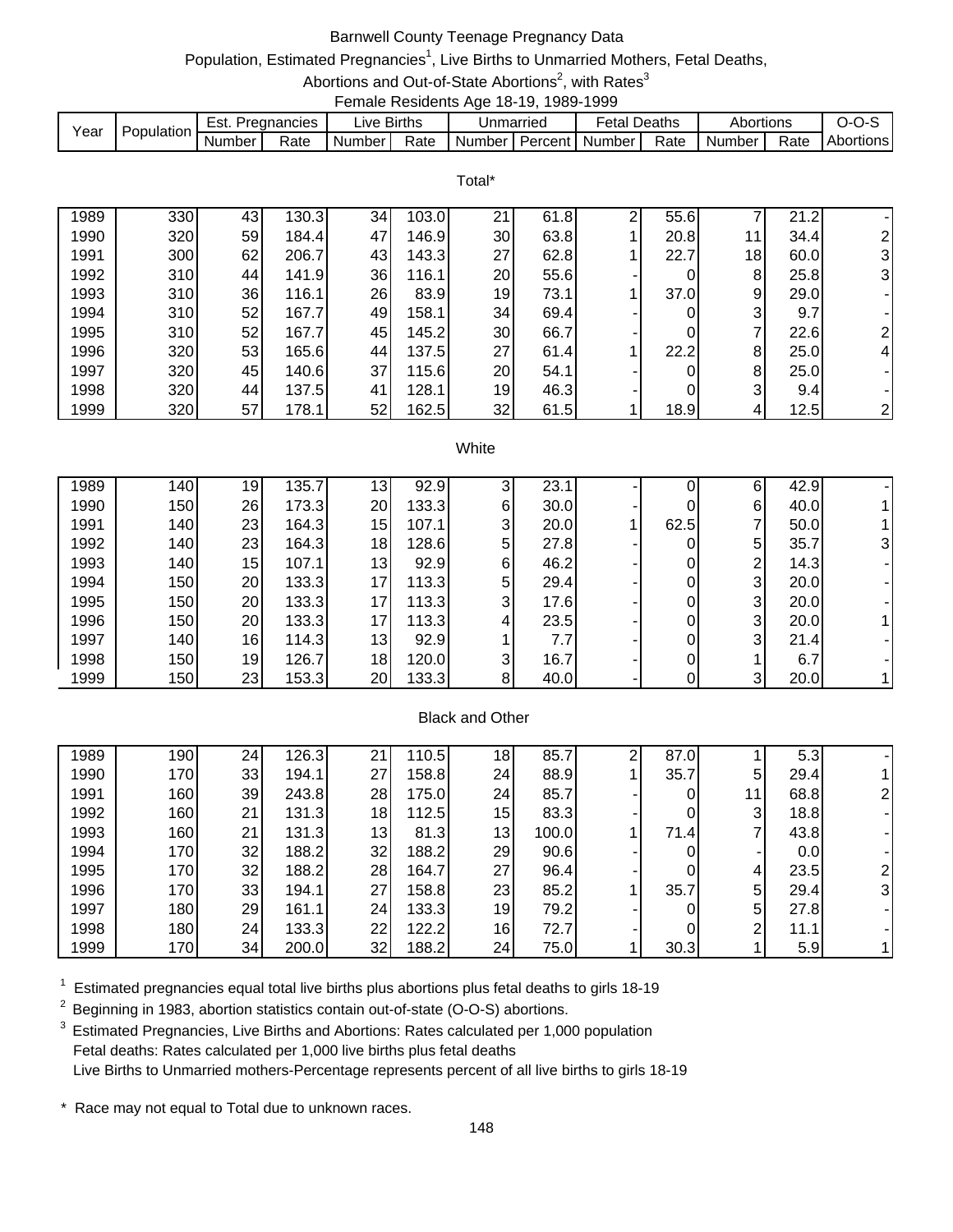# Barnwell County Teenage Pregnancy Data

Population, Estimated Pregnancies[1], Live Births to Unmarried Mothers, Fetal Deaths, Abortions and Out-of-State Abortions[2], with Rates[3]

Female Residents Age 18-19, 1989-1999

| Year | Population | Est. Pregnancies | | Live Births | | Unmarried | | Fetal Deaths | | Abortions | | O-O-S |
|---|---|---|---|---|---|---|---|---|---|---|---|---|
| | | Number | Rate | Number | Rate | Number | Percent | Number | Rate | Number | Rate | Abortions |
| **Total*** | | | | | | | | | | | | |
| 1989 | 330 | 43 | 130.3 | 34 | 103.0 | 21 | 61.8 | 2 | 55.6 | 7 | 21.2 | - |
| 1990 | 320 | 59 | 184.4 | 47 | 146.9 | 30 | 63.8 | 1 | 20.8 | 11 | 34.4 | 2 |
| 1991 | 300 | 62 | 206.7 | 43 | 143.3 | 27 | 62.8 | 1 | 22.7 | 18 | 60.0 | 3 |
| 1992 | 310 | 44 | 141.9 | 36 | 116.1 | 20 | 55.6 | - | 0 | 8 | 25.8 | 3 |
| 1993 | 310 | 36 | 116.1 | 26 | 83.9 | 19 | 73.1 | 1 | 37.0 | 9 | 29.0 | - |
| 1994 | 310 | 52 | 167.7 | 49 | 158.1 | 34 | 69.4 | - | 0 | 3 | 9.7 | - |
| 1995 | 310 | 52 | 167.7 | 45 | 145.2 | 30 | 66.7 | - | 0 | 7 | 22.6 | 2 |
| 1996 | 320 | 53 | 165.6 | 44 | 137.5 | 27 | 61.4 | 1 | 22.2 | 8 | 25.0 | 4 |
| 1997 | 320 | 45 | 140.6 | 37 | 115.6 | 20 | 54.1 | - | 0 | 8 | 25.0 | - |
| 1998 | 320 | 44 | 137.5 | 41 | 128.1 | 19 | 46.3 | - | 0 | 3 | 9.4 | - |
| 1999 | 320 | 57 | 178.1 | 52 | 162.5 | 32 | 61.5 | 1 | 18.9 | 4 | 12.5 | 2 |
| **White** | | | | | | | | | | | | |
| 1989 | 140 | 19 | 135.7 | 13 | 92.9 | 3 | 23.1 | - | 0 | 6 | 42.9 | - |
| 1990 | 150 | 26 | 173.3 | 20 | 133.3 | 6 | 30.0 | - | 0 | 6 | 40.0 | 1 |
| 1991 | 140 | 23 | 164.3 | 15 | 107.1 | 3 | 20.0 | 1 | 62.5 | 7 | 50.0 | 1 |
| 1992 | 140 | 23 | 164.3 | 18 | 128.6 | 5 | 27.8 | - | 0 | 5 | 35.7 | 3 |
| 1993 | 140 | 15 | 107.1 | 13 | 92.9 | 6 | 46.2 | - | 0 | 2 | 14.3 | - |
| 1994 | 150 | 20 | 133.3 | 17 | 113.3 | 5 | 29.4 | - | 0 | 3 | 20.0 | - |
| 1995 | 150 | 20 | 133.3 | 17 | 113.3 | 3 | 17.6 | - | 0 | 3 | 20.0 | - |
| 1996 | 150 | 20 | 133.3 | 17 | 113.3 | 4 | 23.5 | - | 0 | 3 | 20.0 | 1 |
| 1997 | 140 | 16 | 114.3 | 13 | 92.9 | 1 | 7.7 | - | 0 | 3 | 21.4 | - |
| 1998 | 150 | 19 | 126.7 | 18 | 120.0 | 3 | 16.7 | - | 0 | 1 | 6.7 | - |
| 1999 | 150 | 23 | 153.3 | 20 | 133.3 | 8 | 40.0 | - | 0 | 3 | 20.0 | 1 |
| **Black and Other** | | | | | | | | | | | | |
| 1989 | 190 | 24 | 126.3 | 21 | 110.5 | 18 | 85.7 | 2 | 87.0 | 1 | 5.3 | - |
| 1990 | 170 | 33 | 194.1 | 27 | 158.8 | 24 | 88.9 | 1 | 35.7 | 5 | 29.4 | 1 |
| 1991 | 160 | 39 | 243.8 | 28 | 175.0 | 24 | 85.7 | - | 0 | 11 | 68.8 | 2 |
| 1992 | 160 | 21 | 131.3 | 18 | 112.5 | 15 | 83.3 | - | 0 | 3 | 18.8 | - |
| 1993 | 160 | 21 | 131.3 | 13 | 81.3 | 13 | 100.0 | 1 | 71.4 | 7 | 43.8 | - |
| 1994 | 170 | 32 | 188.2 | 32 | 188.2 | 29 | 90.6 | - | 0 | - | 0.0 | - |
| 1995 | 170 | 32 | 188.2 | 28 | 164.7 | 27 | 96.4 | - | 0 | 4 | 23.5 | 2 |
| 1996 | 170 | 33 | 194.1 | 27 | 158.8 | 23 | 85.2 | 1 | 35.7 | 5 | 29.4 | 3 |
| 1997 | 180 | 29 | 161.1 | 24 | 133.3 | 19 | 79.2 | - | 0 | 5 | 27.8 | - |
| 1998 | 180 | 24 | 133.3 | 22 | 122.2 | 16 | 72.7 | - | 0 | 2 | 11.1 | - |
| 1999 | 170 | 34 | 200.0 | 32 | 188.2 | 24 | 75.0 | 1 | 30.3 | 1 | 5.9 | 1 |

[1] Estimated pregnancies equal total live births plus abortions plus fetal deaths to girls 18-19

[2] Beginning in 1983, abortion statistics contain out-of-state (O-O-S) abortions.

[3] Estimated Pregnancies, Live Births and Abortions: Rates calculated per 1,000 population
Fetal deaths: Rates calculated per 1,000 live births plus fetal deaths
Live Births to Unmarried mothers-Percentage represents percent of all live births to girls 18-19

\* Race may not equal to Total due to unknown races.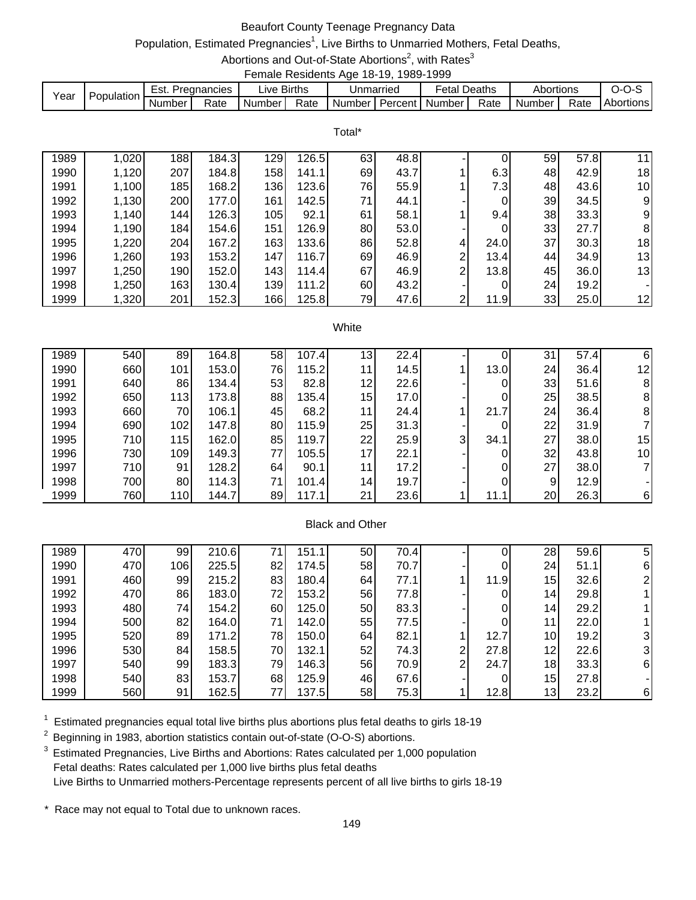# Beaufort County Teenage Pregnancy Data

Population, Estimated Pregnancies[1], Live Births to Unmarried Mothers, Fetal Deaths, Abortions and Out-of-State Abortions[2], with Rates[3]

Female Residents Age 18-19, 1989-1999

| Year | Population | Est. Pregnancies | | Live Births | | Unmarried | | Fetal Deaths | | Abortions | | O-O-S |
|---|---|---|---|---|---|---|---|---|---|---|---|---|
| | | Number | Rate | Number | Rate | Number | Percent | Number | Rate | Number | Rate | Abortions |
| **Total*** | | | | | | | | | | | | |
| 1989 | 1,020 | 188 | 184.3 | 129 | 126.5 | 63 | 48.8 | - | 0 | 59 | 57.8 | 11 |
| 1990 | 1,120 | 207 | 184.8 | 158 | 141.1 | 69 | 43.7 | 1 | 6.3 | 48 | 42.9 | 18 |
| 1991 | 1,100 | 185 | 168.2 | 136 | 123.6 | 76 | 55.9 | 1 | 7.3 | 48 | 43.6 | 10 |
| 1992 | 1,130 | 200 | 177.0 | 161 | 142.5 | 71 | 44.1 | - | 0 | 39 | 34.5 | 9 |
| 1993 | 1,140 | 144 | 126.3 | 105 | 92.1 | 61 | 58.1 | 1 | 9.4 | 38 | 33.3 | 9 |
| 1994 | 1,190 | 184 | 154.6 | 151 | 126.9 | 80 | 53.0 | - | 0 | 33 | 27.7 | 8 |
| 1995 | 1,220 | 204 | 167.2 | 163 | 133.6 | 86 | 52.8 | 4 | 24.0 | 37 | 30.3 | 18 |
| 1996 | 1,260 | 193 | 153.2 | 147 | 116.7 | 69 | 46.9 | 2 | 13.4 | 44 | 34.9 | 13 |
| 1997 | 1,250 | 190 | 152.0 | 143 | 114.4 | 67 | 46.9 | 2 | 13.8 | 45 | 36.0 | 13 |
| 1998 | 1,250 | 163 | 130.4 | 139 | 111.2 | 60 | 43.2 | - | 0 | 24 | 19.2 | - |
| 1999 | 1,320 | 201 | 152.3 | 166 | 125.8 | 79 | 47.6 | 2 | 11.9 | 33 | 25.0 | 12 |
| **White** | | | | | | | | | | | | |
| 1989 | 540 | 89 | 164.8 | 58 | 107.4 | 13 | 22.4 | - | 0 | 31 | 57.4 | 6 |
| 1990 | 660 | 101 | 153.0 | 76 | 115.2 | 11 | 14.5 | 1 | 13.0 | 24 | 36.4 | 12 |
| 1991 | 640 | 86 | 134.4 | 53 | 82.8 | 12 | 22.6 | - | 0 | 33 | 51.6 | 8 |
| 1992 | 650 | 113 | 173.8 | 88 | 135.4 | 15 | 17.0 | - | 0 | 25 | 38.5 | 8 |
| 1993 | 660 | 70 | 106.1 | 45 | 68.2 | 11 | 24.4 | 1 | 21.7 | 24 | 36.4 | 8 |
| 1994 | 690 | 102 | 147.8 | 80 | 115.9 | 25 | 31.3 | - | 0 | 22 | 31.9 | 7 |
| 1995 | 710 | 115 | 162.0 | 85 | 119.7 | 22 | 25.9 | 3 | 34.1 | 27 | 38.0 | 15 |
| 1996 | 730 | 109 | 149.3 | 77 | 105.5 | 17 | 22.1 | - | 0 | 32 | 43.8 | 10 |
| 1997 | 710 | 91 | 128.2 | 64 | 90.1 | 11 | 17.2 | - | 0 | 27 | 38.0 | 7 |
| 1998 | 700 | 80 | 114.3 | 71 | 101.4 | 14 | 19.7 | - | 0 | 9 | 12.9 | - |
| 1999 | 760 | 110 | 144.7 | 89 | 117.1 | 21 | 23.6 | 1 | 11.1 | 20 | 26.3 | 6 |
| **Black and Other** | | | | | | | | | | | | |
| 1989 | 470 | 99 | 210.6 | 71 | 151.1 | 50 | 70.4 | - | 0 | 28 | 59.6 | 5 |
| 1990 | 470 | 106 | 225.5 | 82 | 174.5 | 58 | 70.7 | - | 0 | 24 | 51.1 | 6 |
| 1991 | 460 | 99 | 215.2 | 83 | 180.4 | 64 | 77.1 | 1 | 11.9 | 15 | 32.6 | 2 |
| 1992 | 470 | 86 | 183.0 | 72 | 153.2 | 56 | 77.8 | - | 0 | 14 | 29.8 | 1 |
| 1993 | 480 | 74 | 154.2 | 60 | 125.0 | 50 | 83.3 | - | 0 | 14 | 29.2 | 1 |
| 1994 | 500 | 82 | 164.0 | 71 | 142.0 | 55 | 77.5 | - | 0 | 11 | 22.0 | 1 |
| 1995 | 520 | 89 | 171.2 | 78 | 150.0 | 64 | 82.1 | 1 | 12.7 | 10 | 19.2 | 3 |
| 1996 | 530 | 84 | 158.5 | 70 | 132.1 | 52 | 74.3 | 2 | 27.8 | 12 | 22.6 | 3 |
| 1997 | 540 | 99 | 183.3 | 79 | 146.3 | 56 | 70.9 | 2 | 24.7 | 18 | 33.3 | 6 |
| 1998 | 540 | 83 | 153.7 | 68 | 125.9 | 46 | 67.6 | - | 0 | 15 | 27.8 | - |
| 1999 | 560 | 91 | 162.5 | 77 | 137.5 | 58 | 75.3 | 1 | 12.8 | 13 | 23.2 | 6 |

[1] Estimated pregnancies equal total live births plus abortions plus fetal deaths to girls 18-19

[2] Beginning in 1983, abortion statistics contain out-of-state (O-O-S) abortions.

[3] Estimated Pregnancies, Live Births and Abortions: Rates calculated per 1,000 population
Fetal deaths: Rates calculated per 1,000 live births plus fetal deaths
Live Births to Unmarried mothers-Percentage represents percent of all live births to girls 18-19

\* Race may not equal to Total due to unknown races.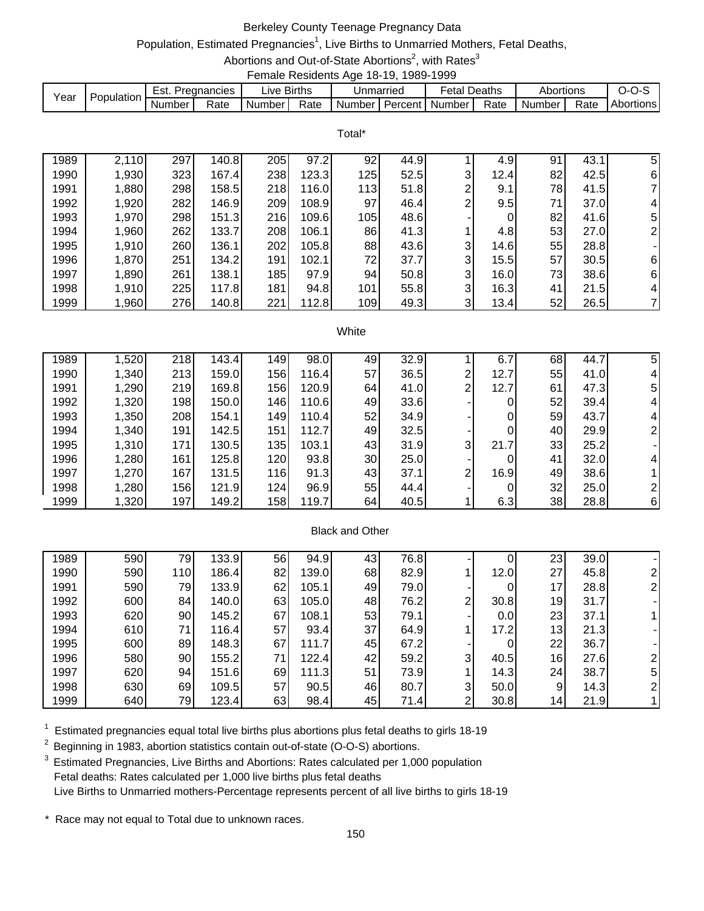# Berkeley County Teenage Pregnancy Data

Population, Estimated Pregnancies[1], Live Births to Unmarried Mothers, Fetal Deaths, Abortions and Out-of-State Abortions[2], with Rates[3]

Female Residents Age 18-19, 1989-1999

| Year | Population | Est. Pregnancies | | Live Births | | Unmarried | | Fetal Deaths | | Abortions | | O-O-S |
|---|---|---|---|---|---|---|---|---|---|---|---|---|
| | | Number | Rate | Number | Rate | Number | Percent | Number | Rate | Number | Rate | Abortions |
| **Total*** | | | | | | | | | | | | |
| 1989 | 2,110 | 297 | 140.8 | 205 | 97.2 | 92 | 44.9 | 1 | 4.9 | 91 | 43.1 | 5 |
| 1990 | 1,930 | 323 | 167.4 | 238 | 123.3 | 125 | 52.5 | 3 | 12.4 | 82 | 42.5 | 6 |
| 1991 | 1,880 | 298 | 158.5 | 218 | 116.0 | 113 | 51.8 | 2 | 9.1 | 78 | 41.5 | 7 |
| 1992 | 1,920 | 282 | 146.9 | 209 | 108.9 | 97 | 46.4 | 2 | 9.5 | 71 | 37.0 | 4 |
| 1993 | 1,970 | 298 | 151.3 | 216 | 109.6 | 105 | 48.6 | - | 0 | 82 | 41.6 | 5 |
| 1994 | 1,960 | 262 | 133.7 | 208 | 106.1 | 86 | 41.3 | 1 | 4.8 | 53 | 27.0 | 2 |
| 1995 | 1,910 | 260 | 136.1 | 202 | 105.8 | 88 | 43.6 | 3 | 14.6 | 55 | 28.8 | - |
| 1996 | 1,870 | 251 | 134.2 | 191 | 102.1 | 72 | 37.7 | 3 | 15.5 | 57 | 30.5 | 6 |
| 1997 | 1,890 | 261 | 138.1 | 185 | 97.9 | 94 | 50.8 | 3 | 16.0 | 73 | 38.6 | 6 |
| 1998 | 1,910 | 225 | 117.8 | 181 | 94.8 | 101 | 55.8 | 3 | 16.3 | 41 | 21.5 | 4 |
| 1999 | 1,960 | 276 | 140.8 | 221 | 112.8 | 109 | 49.3 | 3 | 13.4 | 52 | 26.5 | 7 |
| **White** | | | | | | | | | | | | |
| 1989 | 1,520 | 218 | 143.4 | 149 | 98.0 | 49 | 32.9 | 1 | 6.7 | 68 | 44.7 | 5 |
| 1990 | 1,340 | 213 | 159.0 | 156 | 116.4 | 57 | 36.5 | 2 | 12.7 | 55 | 41.0 | 4 |
| 1991 | 1,290 | 219 | 169.8 | 156 | 120.9 | 64 | 41.0 | 2 | 12.7 | 61 | 47.3 | 5 |
| 1992 | 1,320 | 198 | 150.0 | 146 | 110.6 | 49 | 33.6 | - | 0 | 52 | 39.4 | 4 |
| 1993 | 1,350 | 208 | 154.1 | 149 | 110.4 | 52 | 34.9 | - | 0 | 59 | 43.7 | 4 |
| 1994 | 1,340 | 191 | 142.5 | 151 | 112.7 | 49 | 32.5 | - | 0 | 40 | 29.9 | 2 |
| 1995 | 1,310 | 171 | 130.5 | 135 | 103.1 | 43 | 31.9 | 3 | 21.7 | 33 | 25.2 | - |
| 1996 | 1,280 | 161 | 125.8 | 120 | 93.8 | 30 | 25.0 | - | 0 | 41 | 32.0 | 4 |
| 1997 | 1,270 | 167 | 131.5 | 116 | 91.3 | 43 | 37.1 | 2 | 16.9 | 49 | 38.6 | 1 |
| 1998 | 1,280 | 156 | 121.9 | 124 | 96.9 | 55 | 44.4 | - | 0 | 32 | 25.0 | 2 |
| 1999 | 1,320 | 197 | 149.2 | 158 | 119.7 | 64 | 40.5 | 1 | 6.3 | 38 | 28.8 | 6 |
| **Black and Other** | | | | | | | | | | | | |
| 1989 | 590 | 79 | 133.9 | 56 | 94.9 | 43 | 76.8 | - | 0 | 23 | 39.0 | - |
| 1990 | 590 | 110 | 186.4 | 82 | 139.0 | 68 | 82.9 | 1 | 12.0 | 27 | 45.8 | 2 |
| 1991 | 590 | 79 | 133.9 | 62 | 105.1 | 49 | 79.0 | - | 0 | 17 | 28.8 | 2 |
| 1992 | 600 | 84 | 140.0 | 63 | 105.0 | 48 | 76.2 | 2 | 30.8 | 19 | 31.7 | - |
| 1993 | 620 | 90 | 145.2 | 67 | 108.1 | 53 | 79.1 | - | 0.0 | 23 | 37.1 | 1 |
| 1994 | 610 | 71 | 116.4 | 57 | 93.4 | 37 | 64.9 | 1 | 17.2 | 13 | 21.3 | - |
| 1995 | 600 | 89 | 148.3 | 67 | 111.7 | 45 | 67.2 | - | 0 | 22 | 36.7 | - |
| 1996 | 580 | 90 | 155.2 | 71 | 122.4 | 42 | 59.2 | 3 | 40.5 | 16 | 27.6 | 2 |
| 1997 | 620 | 94 | 151.6 | 69 | 111.3 | 51 | 73.9 | 1 | 14.3 | 24 | 38.7 | 5 |
| 1998 | 630 | 69 | 109.5 | 57 | 90.5 | 46 | 80.7 | 3 | 50.0 | 9 | 14.3 | 2 |
| 1999 | 640 | 79 | 123.4 | 63 | 98.4 | 45 | 71.4 | 2 | 30.8 | 14 | 21.9 | 1 |

[1] Estimated pregnancies equal total live births plus abortions plus fetal deaths to girls 18-19

[2] Beginning in 1983, abortion statistics contain out-of-state (O-O-S) abortions.

[3] Estimated Pregnancies, Live Births and Abortions: Rates calculated per 1,000 population
Fetal deaths: Rates calculated per 1,000 live births plus fetal deaths
Live Births to Unmarried mothers-Percentage represents percent of all live births to girls 18-19

* Race may not equal to Total due to unknown races.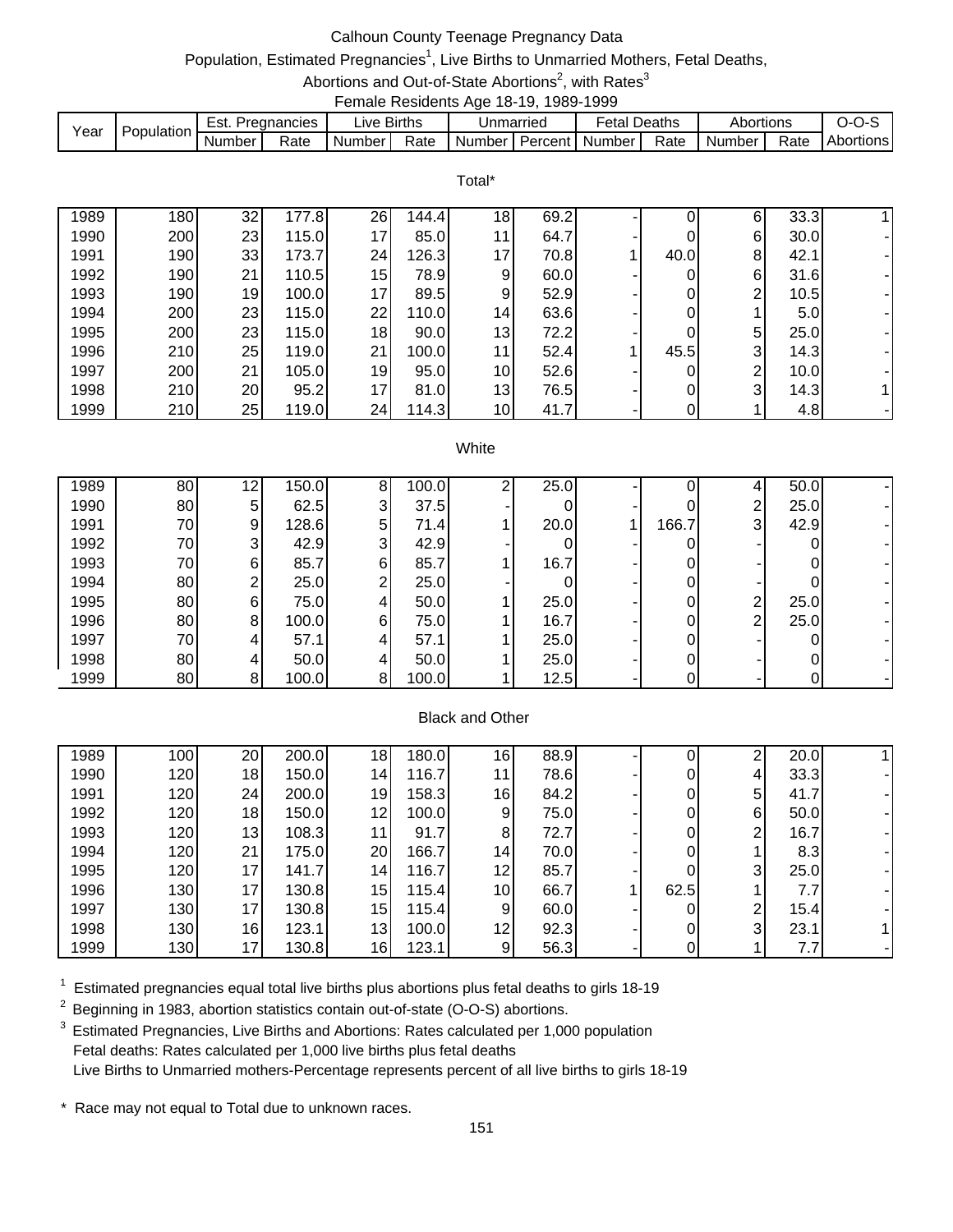Calhoun County Teenage Pregnancy Data

Population, Estimated Pregnancies[1], Live Births to Unmarried Mothers, Fetal Deaths, Abortions and Out-of-State Abortions[2], with Rates[3]

Female Residents Age 18-19, 1989-1999

| Year | Population | Est. Pregnancies | | Live Births | | Unmarried | | Fetal Deaths | | Abortions | | O-O-S |
|---|---|---|---|---|---|---|---|---|---|---|---|---|
| | | Number | Rate | Number | Rate | Number | Percent | Number | Rate | Number | Rate | Abortions |
| **Total*** | | | | | | | | | | | | |
| 1989 | 180 | 32 | 177.8 | 26 | 144.4 | 18 | 69.2 | - | 0 | 6 | 33.3 | 1 |
| 1990 | 200 | 23 | 115.0 | 17 | 85.0 | 11 | 64.7 | - | 0 | 6 | 30.0 | - |
| 1991 | 190 | 33 | 173.7 | 24 | 126.3 | 17 | 70.8 | 1 | 40.0 | 8 | 42.1 | - |
| 1992 | 190 | 21 | 110.5 | 15 | 78.9 | 9 | 60.0 | - | 0 | 6 | 31.6 | - |
| 1993 | 190 | 19 | 100.0 | 17 | 89.5 | 9 | 52.9 | - | 0 | 2 | 10.5 | - |
| 1994 | 200 | 23 | 115.0 | 22 | 110.0 | 14 | 63.6 | - | 0 | 1 | 5.0 | - |
| 1995 | 200 | 23 | 115.0 | 18 | 90.0 | 13 | 72.2 | - | 0 | 5 | 25.0 | - |
| 1996 | 210 | 25 | 119.0 | 21 | 100.0 | 11 | 52.4 | 1 | 45.5 | 3 | 14.3 | - |
| 1997 | 200 | 21 | 105.0 | 19 | 95.0 | 10 | 52.6 | - | 0 | 2 | 10.0 | - |
| 1998 | 210 | 20 | 95.2 | 17 | 81.0 | 13 | 76.5 | - | 0 | 3 | 14.3 | 1 |
| 1999 | 210 | 25 | 119.0 | 24 | 114.3 | 10 | 41.7 | - | 0 | 1 | 4.8 | - |
| **White** | | | | | | | | | | | | |
| 1989 | 80 | 12 | 150.0 | 8 | 100.0 | 2 | 25.0 | - | 0 | 4 | 50.0 | - |
| 1990 | 80 | 5 | 62.5 | 3 | 37.5 | - | 0 | - | 0 | 2 | 25.0 | - |
| 1991 | 70 | 9 | 128.6 | 5 | 71.4 | 1 | 20.0 | 1 | 166.7 | 3 | 42.9 | - |
| 1992 | 70 | 3 | 42.9 | 3 | 42.9 | - | 0 | - | 0 | - | 0 | - |
| 1993 | 70 | 6 | 85.7 | 6 | 85.7 | 1 | 16.7 | - | 0 | - | 0 | - |
| 1994 | 80 | 2 | 25.0 | 2 | 25.0 | - | 0 | - | 0 | - | 0 | - |
| 1995 | 80 | 6 | 75.0 | 4 | 50.0 | 1 | 25.0 | - | 0 | 2 | 25.0 | - |
| 1996 | 80 | 8 | 100.0 | 6 | 75.0 | 1 | 16.7 | - | 0 | 2 | 25.0 | - |
| 1997 | 70 | 4 | 57.1 | 4 | 57.1 | 1 | 25.0 | - | 0 | - | 0 | - |
| 1998 | 80 | 4 | 50.0 | 4 | 50.0 | 1 | 25.0 | - | 0 | - | 0 | - |
| 1999 | 80 | 8 | 100.0 | 8 | 100.0 | 1 | 12.5 | - | 0 | - | 0 | - |
| **Black and Other** | | | | | | | | | | | | |
| 1989 | 100 | 20 | 200.0 | 18 | 180.0 | 16 | 88.9 | - | 0 | 2 | 20.0 | 1 |
| 1990 | 120 | 18 | 150.0 | 14 | 116.7 | 11 | 78.6 | - | 0 | 4 | 33.3 | - |
| 1991 | 120 | 24 | 200.0 | 19 | 158.3 | 16 | 84.2 | - | 0 | 5 | 41.7 | - |
| 1992 | 120 | 18 | 150.0 | 12 | 100.0 | 9 | 75.0 | - | 0 | 6 | 50.0 | - |
| 1993 | 120 | 13 | 108.3 | 11 | 91.7 | 8 | 72.7 | - | 0 | 2 | 16.7 | - |
| 1994 | 120 | 21 | 175.0 | 20 | 166.7 | 14 | 70.0 | - | 0 | 1 | 8.3 | - |
| 1995 | 120 | 17 | 141.7 | 14 | 116.7 | 12 | 85.7 | - | 0 | 3 | 25.0 | - |
| 1996 | 130 | 17 | 130.8 | 15 | 115.4 | 10 | 66.7 | 1 | 62.5 | 1 | 7.7 | - |
| 1997 | 130 | 17 | 130.8 | 15 | 115.4 | 9 | 60.0 | - | 0 | 2 | 15.4 | - |
| 1998 | 130 | 16 | 123.1 | 13 | 100.0 | 12 | 92.3 | - | 0 | 3 | 23.1 | 1 |
| 1999 | 130 | 17 | 130.8 | 16 | 123.1 | 9 | 56.3 | - | 0 | 1 | 7.7 | - |

[1] Estimated pregnancies equal total live births plus abortions plus fetal deaths to girls 18-19

[2] Beginning in 1983, abortion statistics contain out-of-state (O-O-S) abortions.

[3] Estimated Pregnancies, Live Births and Abortions: Rates calculated per 1,000 population
Fetal deaths: Rates calculated per 1,000 live births plus fetal deaths
Live Births to Unmarried mothers-Percentage represents percent of all live births to girls 18-19

* Race may not equal to Total due to unknown races.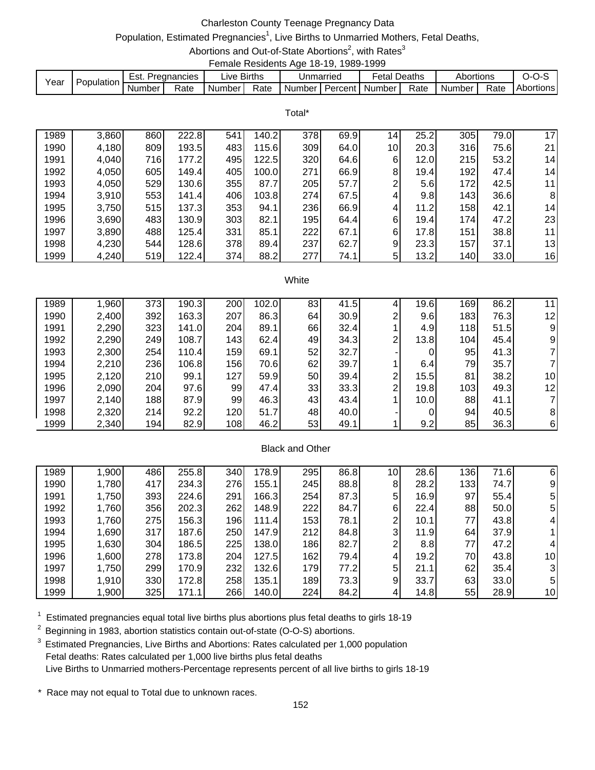# Charleston County Teenage Pregnancy Data

Population, Estimated Pregnancies[1], Live Births to Unmarried Mothers, Fetal Deaths, Abortions and Out-of-State Abortions[2], with Rates[3]

Female Residents Age 18-19, 1989-1999

| Year | Population | Est. Pregnancies | | Live Births | | Unmarried | | Fetal Deaths | | Abortions | | O-O-S |
|---|---|---|---|---|---|---|---|---|---|---|---|---|
| | | Number | Rate | Number | Rate | Number | Percent | Number | Rate | Number | Rate | Abortions |
| **Total*** | | | | | | | | | | | | |
| 1989 | 3,860 | 860 | 222.8 | 541 | 140.2 | 378 | 69.9 | 14 | 25.2 | 305 | 79.0 | 17 |
| 1990 | 4,180 | 809 | 193.5 | 483 | 115.6 | 309 | 64.0 | 10 | 20.3 | 316 | 75.6 | 21 |
| 1991 | 4,040 | 716 | 177.2 | 495 | 122.5 | 320 | 64.6 | 6 | 12.0 | 215 | 53.2 | 14 |
| 1992 | 4,050 | 605 | 149.4 | 405 | 100.0 | 271 | 66.9 | 8 | 19.4 | 192 | 47.4 | 14 |
| 1993 | 4,050 | 529 | 130.6 | 355 | 87.7 | 205 | 57.7 | 2 | 5.6 | 172 | 42.5 | 11 |
| 1994 | 3,910 | 553 | 141.4 | 406 | 103.8 | 274 | 67.5 | 4 | 9.8 | 143 | 36.6 | 8 |
| 1995 | 3,750 | 515 | 137.3 | 353 | 94.1 | 236 | 66.9 | 4 | 11.2 | 158 | 42.1 | 14 |
| 1996 | 3,690 | 483 | 130.9 | 303 | 82.1 | 195 | 64.4 | 6 | 19.4 | 174 | 47.2 | 23 |
| 1997 | 3,890 | 488 | 125.4 | 331 | 85.1 | 222 | 67.1 | 6 | 17.8 | 151 | 38.8 | 11 |
| 1998 | 4,230 | 544 | 128.6 | 378 | 89.4 | 237 | 62.7 | 9 | 23.3 | 157 | 37.1 | 13 |
| 1999 | 4,240 | 519 | 122.4 | 374 | 88.2 | 277 | 74.1 | 5 | 13.2 | 140 | 33.0 | 16 |
| **White** | | | | | | | | | | | | |
| 1989 | 1,960 | 373 | 190.3 | 200 | 102.0 | 83 | 41.5 | 4 | 19.6 | 169 | 86.2 | 11 |
| 1990 | 2,400 | 392 | 163.3 | 207 | 86.3 | 64 | 30.9 | 2 | 9.6 | 183 | 76.3 | 12 |
| 1991 | 2,290 | 323 | 141.0 | 204 | 89.1 | 66 | 32.4 | 1 | 4.9 | 118 | 51.5 | 9 |
| 1992 | 2,290 | 249 | 108.7 | 143 | 62.4 | 49 | 34.3 | 2 | 13.8 | 104 | 45.4 | 9 |
| 1993 | 2,300 | 254 | 110.4 | 159 | 69.1 | 52 | 32.7 | - | 0 | 95 | 41.3 | 7 |
| 1994 | 2,210 | 236 | 106.8 | 156 | 70.6 | 62 | 39.7 | 1 | 6.4 | 79 | 35.7 | 7 |
| 1995 | 2,120 | 210 | 99.1 | 127 | 59.9 | 50 | 39.4 | 2 | 15.5 | 81 | 38.2 | 10 |
| 1996 | 2,090 | 204 | 97.6 | 99 | 47.4 | 33 | 33.3 | 2 | 19.8 | 103 | 49.3 | 12 |
| 1997 | 2,140 | 188 | 87.9 | 99 | 46.3 | 43 | 43.4 | 1 | 10.0 | 88 | 41.1 | 7 |
| 1998 | 2,320 | 214 | 92.2 | 120 | 51.7 | 48 | 40.0 | - | 0 | 94 | 40.5 | 8 |
| 1999 | 2,340 | 194 | 82.9 | 108 | 46.2 | 53 | 49.1 | 1 | 9.2 | 85 | 36.3 | 6 |
| **Black and Other** | | | | | | | | | | | | |
| 1989 | 1,900 | 486 | 255.8 | 340 | 178.9 | 295 | 86.8 | 10 | 28.6 | 136 | 71.6 | 6 |
| 1990 | 1,780 | 417 | 234.3 | 276 | 155.1 | 245 | 88.8 | 8 | 28.2 | 133 | 74.7 | 9 |
| 1991 | 1,750 | 393 | 224.6 | 291 | 166.3 | 254 | 87.3 | 5 | 16.9 | 97 | 55.4 | 5 |
| 1992 | 1,760 | 356 | 202.3 | 262 | 148.9 | 222 | 84.7 | 6 | 22.4 | 88 | 50.0 | 5 |
| 1993 | 1,760 | 275 | 156.3 | 196 | 111.4 | 153 | 78.1 | 2 | 10.1 | 77 | 43.8 | 4 |
| 1994 | 1,690 | 317 | 187.6 | 250 | 147.9 | 212 | 84.8 | 3 | 11.9 | 64 | 37.9 | 1 |
| 1995 | 1,630 | 304 | 186.5 | 225 | 138.0 | 186 | 82.7 | 2 | 8.8 | 77 | 47.2 | 4 |
| 1996 | 1,600 | 278 | 173.8 | 204 | 127.5 | 162 | 79.4 | 4 | 19.2 | 70 | 43.8 | 10 |
| 1997 | 1,750 | 299 | 170.9 | 232 | 132.6 | 179 | 77.2 | 5 | 21.1 | 62 | 35.4 | 3 |
| 1998 | 1,910 | 330 | 172.8 | 258 | 135.1 | 189 | 73.3 | 9 | 33.7 | 63 | 33.0 | 5 |
| 1999 | 1,900 | 325 | 171.1 | 266 | 140.0 | 224 | 84.2 | 4 | 14.8 | 55 | 28.9 | 10 |

[1] Estimated pregnancies equal total live births plus abortions plus fetal deaths to girls 18-19

[2] Beginning in 1983, abortion statistics contain out-of-state (O-O-S) abortions.

[3] Estimated Pregnancies, Live Births and Abortions: Rates calculated per 1,000 population
Fetal deaths: Rates calculated per 1,000 live births plus fetal deaths
Live Births to Unmarried mothers-Percentage represents percent of all live births to girls 18-19

\* Race may not equal to Total due to unknown races.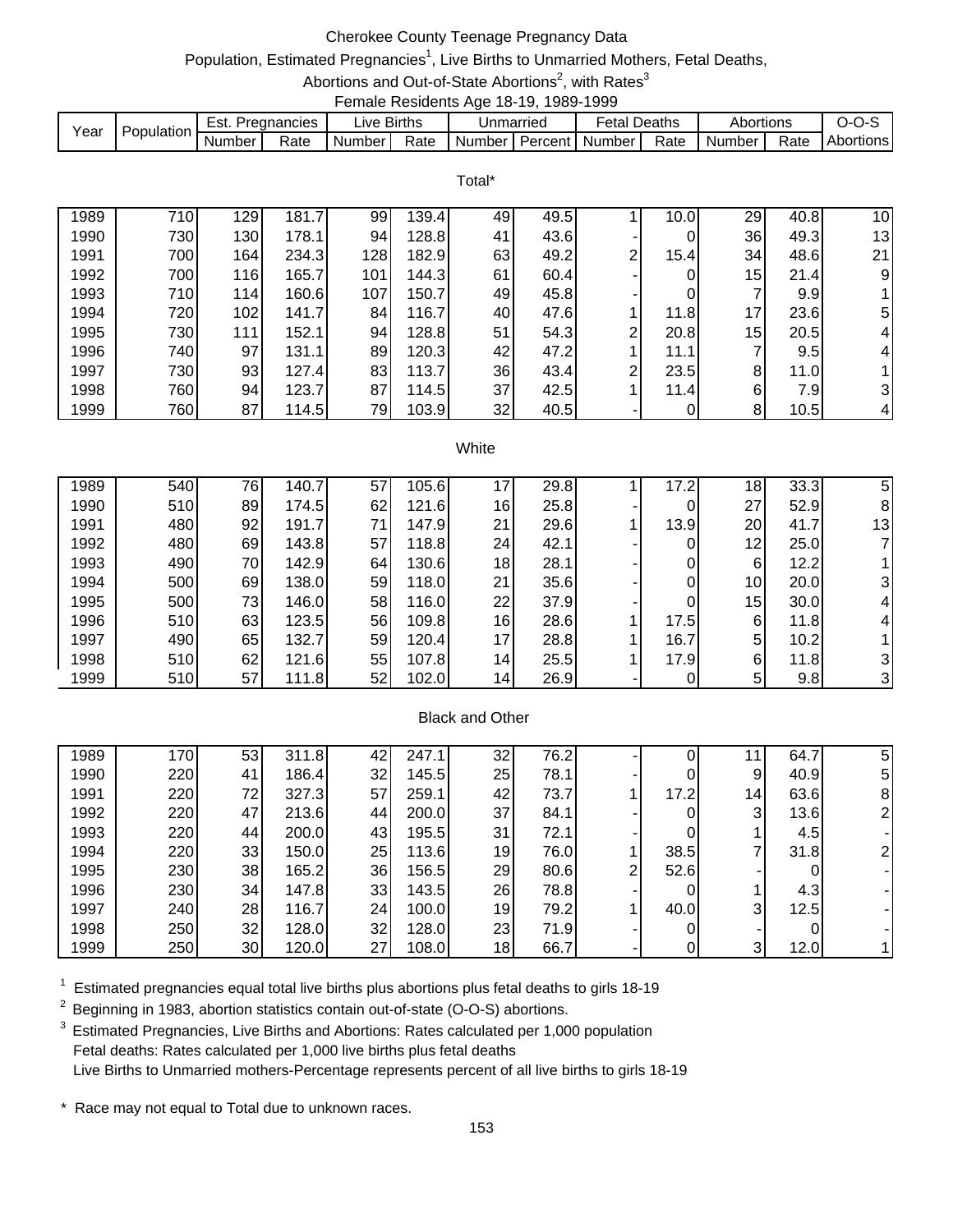# Cherokee County Teenage Pregnancy Data

Population, Estimated Pregnancies[1], Live Births to Unmarried Mothers, Fetal Deaths, Abortions and Out-of-State Abortions[2], with Rates[3]

Female Residents Age 18-19, 1989-1999

| Year | Population | Est. Pregnancies | | Live Births | | Unmarried | | Fetal Deaths | | Abortions | | O-O-S |
|---|---|---|---|---|---|---|---|---|---|---|---|---|
| | | Number | Rate | Number | Rate | Number | Percent | Number | Rate | Number | Rate | Abortions |
| **Total*** | | | | | | | | | | | | |
| 1989 | 710 | 129 | 181.7 | 99 | 139.4 | 49 | 49.5 | 1 | 10.0 | 29 | 40.8 | 10 |
| 1990 | 730 | 130 | 178.1 | 94 | 128.8 | 41 | 43.6 | - | 0 | 36 | 49.3 | 13 |
| 1991 | 700 | 164 | 234.3 | 128 | 182.9 | 63 | 49.2 | 2 | 15.4 | 34 | 48.6 | 21 |
| 1992 | 700 | 116 | 165.7 | 101 | 144.3 | 61 | 60.4 | - | 0 | 15 | 21.4 | 9 |
| 1993 | 710 | 114 | 160.6 | 107 | 150.7 | 49 | 45.8 | - | 0 | 7 | 9.9 | 1 |
| 1994 | 720 | 102 | 141.7 | 84 | 116.7 | 40 | 47.6 | 1 | 11.8 | 17 | 23.6 | 5 |
| 1995 | 730 | 111 | 152.1 | 94 | 128.8 | 51 | 54.3 | 2 | 20.8 | 15 | 20.5 | 4 |
| 1996 | 740 | 97 | 131.1 | 89 | 120.3 | 42 | 47.2 | 1 | 11.1 | 7 | 9.5 | 4 |
| 1997 | 730 | 93 | 127.4 | 83 | 113.7 | 36 | 43.4 | 2 | 23.5 | 8 | 11.0 | 1 |
| 1998 | 760 | 94 | 123.7 | 87 | 114.5 | 37 | 42.5 | 1 | 11.4 | 6 | 7.9 | 3 |
| 1999 | 760 | 87 | 114.5 | 79 | 103.9 | 32 | 40.5 | - | 0 | 8 | 10.5 | 4 |
| **White** | | | | | | | | | | | | |
| 1989 | 540 | 76 | 140.7 | 57 | 105.6 | 17 | 29.8 | 1 | 17.2 | 18 | 33.3 | 5 |
| 1990 | 510 | 89 | 174.5 | 62 | 121.6 | 16 | 25.8 | - | 0 | 27 | 52.9 | 8 |
| 1991 | 480 | 92 | 191.7 | 71 | 147.9 | 21 | 29.6 | 1 | 13.9 | 20 | 41.7 | 13 |
| 1992 | 480 | 69 | 143.8 | 57 | 118.8 | 24 | 42.1 | - | 0 | 12 | 25.0 | 7 |
| 1993 | 490 | 70 | 142.9 | 64 | 130.6 | 18 | 28.1 | - | 0 | 6 | 12.2 | 1 |
| 1994 | 500 | 69 | 138.0 | 59 | 118.0 | 21 | 35.6 | - | 0 | 10 | 20.0 | 3 |
| 1995 | 500 | 73 | 146.0 | 58 | 116.0 | 22 | 37.9 | - | 0 | 15 | 30.0 | 4 |
| 1996 | 510 | 63 | 123.5 | 56 | 109.8 | 16 | 28.6 | 1 | 17.5 | 6 | 11.8 | 4 |
| 1997 | 490 | 65 | 132.7 | 59 | 120.4 | 17 | 28.8 | 1 | 16.7 | 5 | 10.2 | 1 |
| 1998 | 510 | 62 | 121.6 | 55 | 107.8 | 14 | 25.5 | 1 | 17.9 | 6 | 11.8 | 3 |
| 1999 | 510 | 57 | 111.8 | 52 | 102.0 | 14 | 26.9 | - | 0 | 5 | 9.8 | 3 |
| **Black and Other** | | | | | | | | | | | | |
| 1989 | 170 | 53 | 311.8 | 42 | 247.1 | 32 | 76.2 | - | 0 | 11 | 64.7 | 5 |
| 1990 | 220 | 41 | 186.4 | 32 | 145.5 | 25 | 78.1 | - | 0 | 9 | 40.9 | 5 |
| 1991 | 220 | 72 | 327.3 | 57 | 259.1 | 42 | 73.7 | 1 | 17.2 | 14 | 63.6 | 8 |
| 1992 | 220 | 47 | 213.6 | 44 | 200.0 | 37 | 84.1 | - | 0 | 3 | 13.6 | 2 |
| 1993 | 220 | 44 | 200.0 | 43 | 195.5 | 31 | 72.1 | - | 0 | 1 | 4.5 | - |
| 1994 | 220 | 33 | 150.0 | 25 | 113.6 | 19 | 76.0 | 1 | 38.5 | 7 | 31.8 | 2 |
| 1995 | 230 | 38 | 165.2 | 36 | 156.5 | 29 | 80.6 | 2 | 52.6 | - | 0 | - |
| 1996 | 230 | 34 | 147.8 | 33 | 143.5 | 26 | 78.8 | - | 0 | 1 | 4.3 | - |
| 1997 | 240 | 28 | 116.7 | 24 | 100.0 | 19 | 79.2 | 1 | 40.0 | 3 | 12.5 | - |
| 1998 | 250 | 32 | 128.0 | 32 | 128.0 | 23 | 71.9 | - | 0 | - | 0 | - |
| 1999 | 250 | 30 | 120.0 | 27 | 108.0 | 18 | 66.7 | - | 0 | 3 | 12.0 | 1 |

[1] Estimated pregnancies equal total live births plus abortions plus fetal deaths to girls 18-19

[2] Beginning in 1983, abortion statistics contain out-of-state (O-O-S) abortions.

[3] Estimated Pregnancies, Live Births and Abortions: Rates calculated per 1,000 population
Fetal deaths: Rates calculated per 1,000 live births plus fetal deaths
Live Births to Unmarried mothers-Percentage represents percent of all live births to girls 18-19

\* Race may not equal to Total due to unknown races.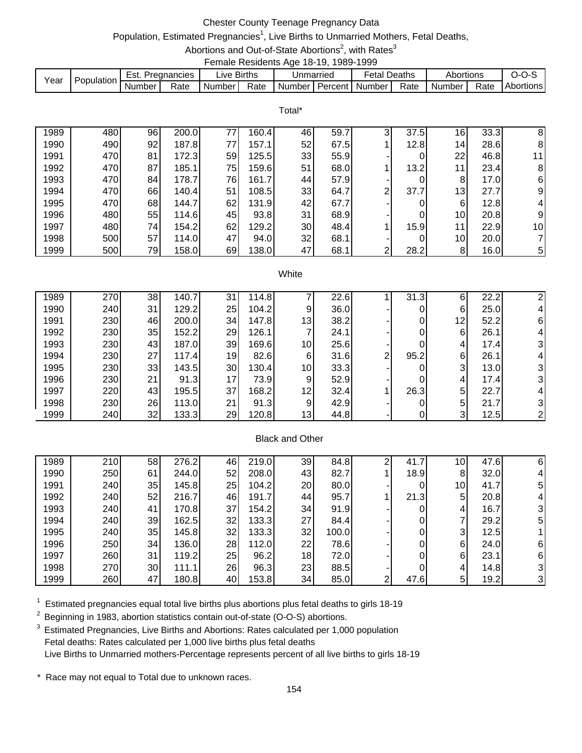# Chester County Teenage Pregnancy Data

Population, Estimated Pregnancies[1], Live Births to Unmarried Mothers, Fetal Deaths, Abortions and Out-of-State Abortions[2], with Rates[3]

Female Residents Age 18-19, 1989-1999

| Year | Population | Est. Pregnancies | | Live Births | | Unmarried | | Fetal Deaths | | Abortions | | O-O-S |
|---|---|---|---|---|---|---|---|---|---|---|---|---|
| | | Number | Rate | Number | Rate | Number | Percent | Number | Rate | Number | Rate | Abortions |
| **Total*** | | | | | | | | | | | | |
| 1989 | 480 | 96 | 200.0 | 77 | 160.4 | 46 | 59.7 | 3 | 37.5 | 16 | 33.3 | 8 |
| 1990 | 490 | 92 | 187.8 | 77 | 157.1 | 52 | 67.5 | 1 | 12.8 | 14 | 28.6 | 8 |
| 1991 | 470 | 81 | 172.3 | 59 | 125.5 | 33 | 55.9 | - | 0 | 22 | 46.8 | 11 |
| 1992 | 470 | 87 | 185.1 | 75 | 159.6 | 51 | 68.0 | 1 | 13.2 | 11 | 23.4 | 8 |
| 1993 | 470 | 84 | 178.7 | 76 | 161.7 | 44 | 57.9 | - | 0 | 8 | 17.0 | 6 |
| 1994 | 470 | 66 | 140.4 | 51 | 108.5 | 33 | 64.7 | 2 | 37.7 | 13 | 27.7 | 9 |
| 1995 | 470 | 68 | 144.7 | 62 | 131.9 | 42 | 67.7 | - | 0 | 6 | 12.8 | 4 |
| 1996 | 480 | 55 | 114.6 | 45 | 93.8 | 31 | 68.9 | - | 0 | 10 | 20.8 | 9 |
| 1997 | 480 | 74 | 154.2 | 62 | 129.2 | 30 | 48.4 | 1 | 15.9 | 11 | 22.9 | 10 |
| 1998 | 500 | 57 | 114.0 | 47 | 94.0 | 32 | 68.1 | - | 0 | 10 | 20.0 | 7 |
| 1999 | 500 | 79 | 158.0 | 69 | 138.0 | 47 | 68.1 | 2 | 28.2 | 8 | 16.0 | 5 |
| **White** | | | | | | | | | | | | |
| 1989 | 270 | 38 | 140.7 | 31 | 114.8 | 7 | 22.6 | 1 | 31.3 | 6 | 22.2 | 2 |
| 1990 | 240 | 31 | 129.2 | 25 | 104.2 | 9 | 36.0 | - | 0 | 6 | 25.0 | 4 |
| 1991 | 230 | 46 | 200.0 | 34 | 147.8 | 13 | 38.2 | - | 0 | 12 | 52.2 | 6 |
| 1992 | 230 | 35 | 152.2 | 29 | 126.1 | 7 | 24.1 | - | 0 | 6 | 26.1 | 4 |
| 1993 | 230 | 43 | 187.0 | 39 | 169.6 | 10 | 25.6 | - | 0 | 4 | 17.4 | 3 |
| 1994 | 230 | 27 | 117.4 | 19 | 82.6 | 6 | 31.6 | 2 | 95.2 | 6 | 26.1 | 4 |
| 1995 | 230 | 33 | 143.5 | 30 | 130.4 | 10 | 33.3 | - | 0 | 3 | 13.0 | 3 |
| 1996 | 230 | 21 | 91.3 | 17 | 73.9 | 9 | 52.9 | - | 0 | 4 | 17.4 | 3 |
| 1997 | 220 | 43 | 195.5 | 37 | 168.2 | 12 | 32.4 | 1 | 26.3 | 5 | 22.7 | 4 |
| 1998 | 230 | 26 | 113.0 | 21 | 91.3 | 9 | 42.9 | - | 0 | 5 | 21.7 | 3 |
| 1999 | 240 | 32 | 133.3 | 29 | 120.8 | 13 | 44.8 | - | 0 | 3 | 12.5 | 2 |
| **Black and Other** | | | | | | | | | | | | |
| 1989 | 210 | 58 | 276.2 | 46 | 219.0 | 39 | 84.8 | 2 | 41.7 | 10 | 47.6 | 6 |
| 1990 | 250 | 61 | 244.0 | 52 | 208.0 | 43 | 82.7 | 1 | 18.9 | 8 | 32.0 | 4 |
| 1991 | 240 | 35 | 145.8 | 25 | 104.2 | 20 | 80.0 | - | 0 | 10 | 41.7 | 5 |
| 1992 | 240 | 52 | 216.7 | 46 | 191.7 | 44 | 95.7 | 1 | 21.3 | 5 | 20.8 | 4 |
| 1993 | 240 | 41 | 170.8 | 37 | 154.2 | 34 | 91.9 | - | 0 | 4 | 16.7 | 3 |
| 1994 | 240 | 39 | 162.5 | 32 | 133.3 | 27 | 84.4 | - | 0 | 7 | 29.2 | 5 |
| 1995 | 240 | 35 | 145.8 | 32 | 133.3 | 32 | 100.0 | - | 0 | 3 | 12.5 | 1 |
| 1996 | 250 | 34 | 136.0 | 28 | 112.0 | 22 | 78.6 | - | 0 | 6 | 24.0 | 6 |
| 1997 | 260 | 31 | 119.2 | 25 | 96.2 | 18 | 72.0 | - | 0 | 6 | 23.1 | 6 |
| 1998 | 270 | 30 | 111.1 | 26 | 96.3 | 23 | 88.5 | - | 0 | 4 | 14.8 | 3 |
| 1999 | 260 | 47 | 180.8 | 40 | 153.8 | 34 | 85.0 | 2 | 47.6 | 5 | 19.2 | 3 |

[1] Estimated pregnancies equal total live births plus abortions plus fetal deaths to girls 18-19

[2] Beginning in 1983, abortion statistics contain out-of-state (O-O-S) abortions.

[3] Estimated Pregnancies, Live Births and Abortions: Rates calculated per 1,000 population
Fetal deaths: Rates calculated per 1,000 live births plus fetal deaths
Live Births to Unmarried mothers-Percentage represents percent of all live births to girls 18-19

\* Race may not equal to Total due to unknown races.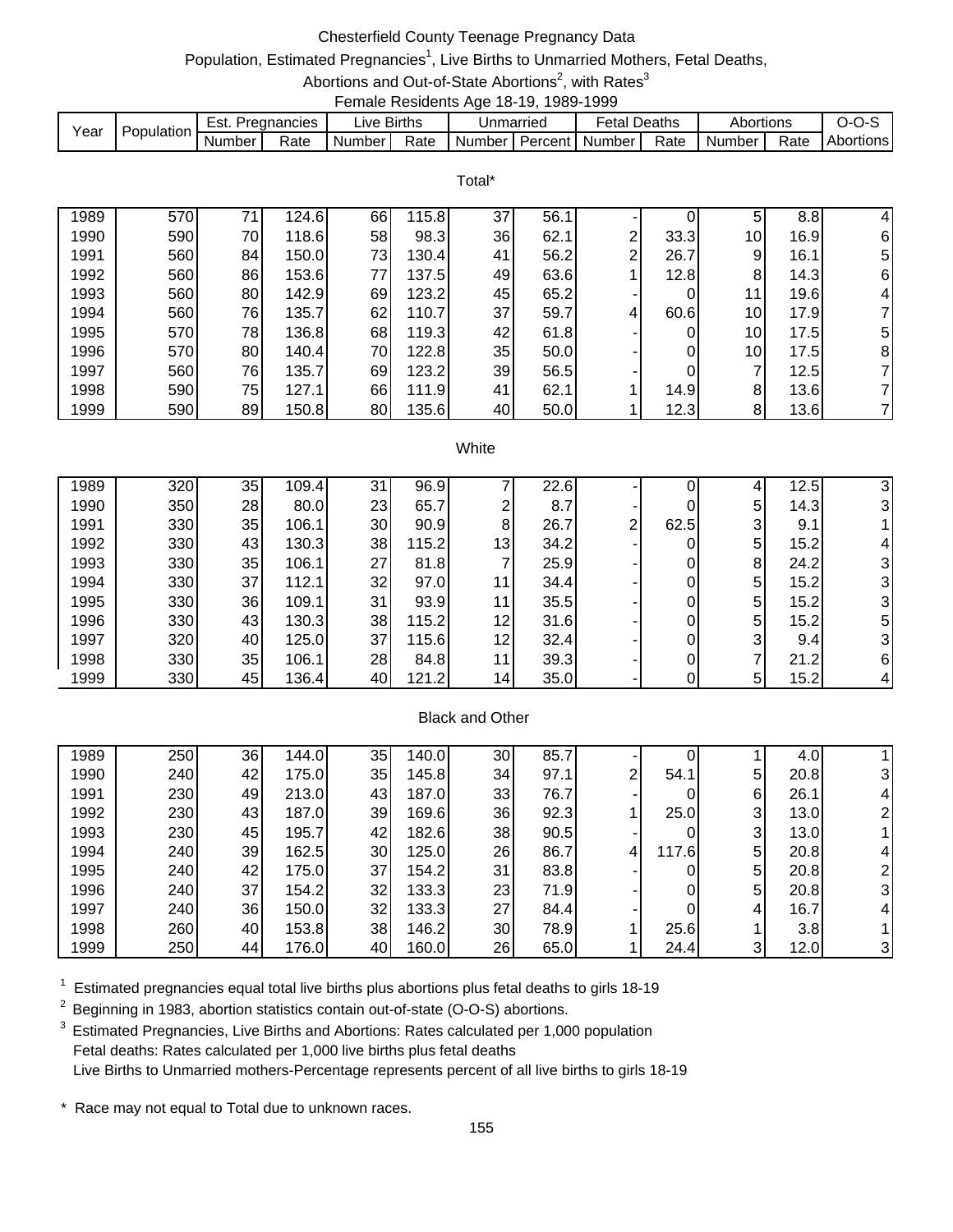# Chesterfield County Teenage Pregnancy Data

Population, Estimated Pregnancies[1], Live Births to Unmarried Mothers, Fetal Deaths, Abortions and Out-of-State Abortions[2], with Rates[3]

Female Residents Age 18-19, 1989-1999

| Year | Population | Est. Pregnancies | | Live Births | | Unmarried | | Fetal Deaths | | Abortions | | O-O-S |
|---|---|---|---|---|---|---|---|---|---|---|---|---|
| | | Number | Rate | Number | Rate | Number | Percent | Number | Rate | Number | Rate | Abortions |
| **Total*** | | | | | | | | | | | | |
| 1989 | 570 | 71 | 124.6 | 66 | 115.8 | 37 | 56.1 | - | 0 | 5 | 8.8 | 4 |
| 1990 | 590 | 70 | 118.6 | 58 | 98.3 | 36 | 62.1 | 2 | 33.3 | 10 | 16.9 | 6 |
| 1991 | 560 | 84 | 150.0 | 73 | 130.4 | 41 | 56.2 | 2 | 26.7 | 9 | 16.1 | 5 |
| 1992 | 560 | 86 | 153.6 | 77 | 137.5 | 49 | 63.6 | 1 | 12.8 | 8 | 14.3 | 6 |
| 1993 | 560 | 80 | 142.9 | 69 | 123.2 | 45 | 65.2 | - | 0 | 11 | 19.6 | 4 |
| 1994 | 560 | 76 | 135.7 | 62 | 110.7 | 37 | 59.7 | 4 | 60.6 | 10 | 17.9 | 7 |
| 1995 | 570 | 78 | 136.8 | 68 | 119.3 | 42 | 61.8 | - | 0 | 10 | 17.5 | 5 |
| 1996 | 570 | 80 | 140.4 | 70 | 122.8 | 35 | 50.0 | - | 0 | 10 | 17.5 | 8 |
| 1997 | 560 | 76 | 135.7 | 69 | 123.2 | 39 | 56.5 | - | 0 | 7 | 12.5 | 7 |
| 1998 | 590 | 75 | 127.1 | 66 | 111.9 | 41 | 62.1 | 1 | 14.9 | 8 | 13.6 | 7 |
| 1999 | 590 | 89 | 150.8 | 80 | 135.6 | 40 | 50.0 | 1 | 12.3 | 8 | 13.6 | 7 |
| **White** | | | | | | | | | | | | |
| 1989 | 320 | 35 | 109.4 | 31 | 96.9 | 7 | 22.6 | - | 0 | 4 | 12.5 | 3 |
| 1990 | 350 | 28 | 80.0 | 23 | 65.7 | 2 | 8.7 | - | 0 | 5 | 14.3 | 3 |
| 1991 | 330 | 35 | 106.1 | 30 | 90.9 | 8 | 26.7 | 2 | 62.5 | 3 | 9.1 | 1 |
| 1992 | 330 | 43 | 130.3 | 38 | 115.2 | 13 | 34.2 | - | 0 | 5 | 15.2 | 4 |
| 1993 | 330 | 35 | 106.1 | 27 | 81.8 | 7 | 25.9 | - | 0 | 8 | 24.2 | 3 |
| 1994 | 330 | 37 | 112.1 | 32 | 97.0 | 11 | 34.4 | - | 0 | 5 | 15.2 | 3 |
| 1995 | 330 | 36 | 109.1 | 31 | 93.9 | 11 | 35.5 | - | 0 | 5 | 15.2 | 3 |
| 1996 | 330 | 43 | 130.3 | 38 | 115.2 | 12 | 31.6 | - | 0 | 5 | 15.2 | 5 |
| 1997 | 320 | 40 | 125.0 | 37 | 115.6 | 12 | 32.4 | - | 0 | 3 | 9.4 | 3 |
| 1998 | 330 | 35 | 106.1 | 28 | 84.8 | 11 | 39.3 | - | 0 | 7 | 21.2 | 6 |
| 1999 | 330 | 45 | 136.4 | 40 | 121.2 | 14 | 35.0 | - | 0 | 5 | 15.2 | 4 |
| **Black and Other** | | | | | | | | | | | | |
| 1989 | 250 | 36 | 144.0 | 35 | 140.0 | 30 | 85.7 | - | 0 | 1 | 4.0 | 1 |
| 1990 | 240 | 42 | 175.0 | 35 | 145.8 | 34 | 97.1 | 2 | 54.1 | 5 | 20.8 | 3 |
| 1991 | 230 | 49 | 213.0 | 43 | 187.0 | 33 | 76.7 | - | 0 | 6 | 26.1 | 4 |
| 1992 | 230 | 43 | 187.0 | 39 | 169.6 | 36 | 92.3 | 1 | 25.0 | 3 | 13.0 | 2 |
| 1993 | 230 | 45 | 195.7 | 42 | 182.6 | 38 | 90.5 | - | 0 | 3 | 13.0 | 1 |
| 1994 | 240 | 39 | 162.5 | 30 | 125.0 | 26 | 86.7 | 4 | 117.6 | 5 | 20.8 | 4 |
| 1995 | 240 | 42 | 175.0 | 37 | 154.2 | 31 | 83.8 | - | 0 | 5 | 20.8 | 2 |
| 1996 | 240 | 37 | 154.2 | 32 | 133.3 | 23 | 71.9 | - | 0 | 5 | 20.8 | 3 |
| 1997 | 240 | 36 | 150.0 | 32 | 133.3 | 27 | 84.4 | - | 0 | 4 | 16.7 | 4 |
| 1998 | 260 | 40 | 153.8 | 38 | 146.2 | 30 | 78.9 | 1 | 25.6 | 1 | 3.8 | 1 |
| 1999 | 250 | 44 | 176.0 | 40 | 160.0 | 26 | 65.0 | 1 | 24.4 | 3 | 12.0 | 3 |

[1] Estimated pregnancies equal total live births plus abortions plus fetal deaths to girls 18-19

[2] Beginning in 1983, abortion statistics contain out-of-state (O-O-S) abortions.

[3] Estimated Pregnancies, Live Births and Abortions: Rates calculated per 1,000 population
Fetal deaths: Rates calculated per 1,000 live births plus fetal deaths
Live Births to Unmarried mothers-Percentage represents percent of all live births to girls 18-19

* Race may not equal to Total due to unknown races.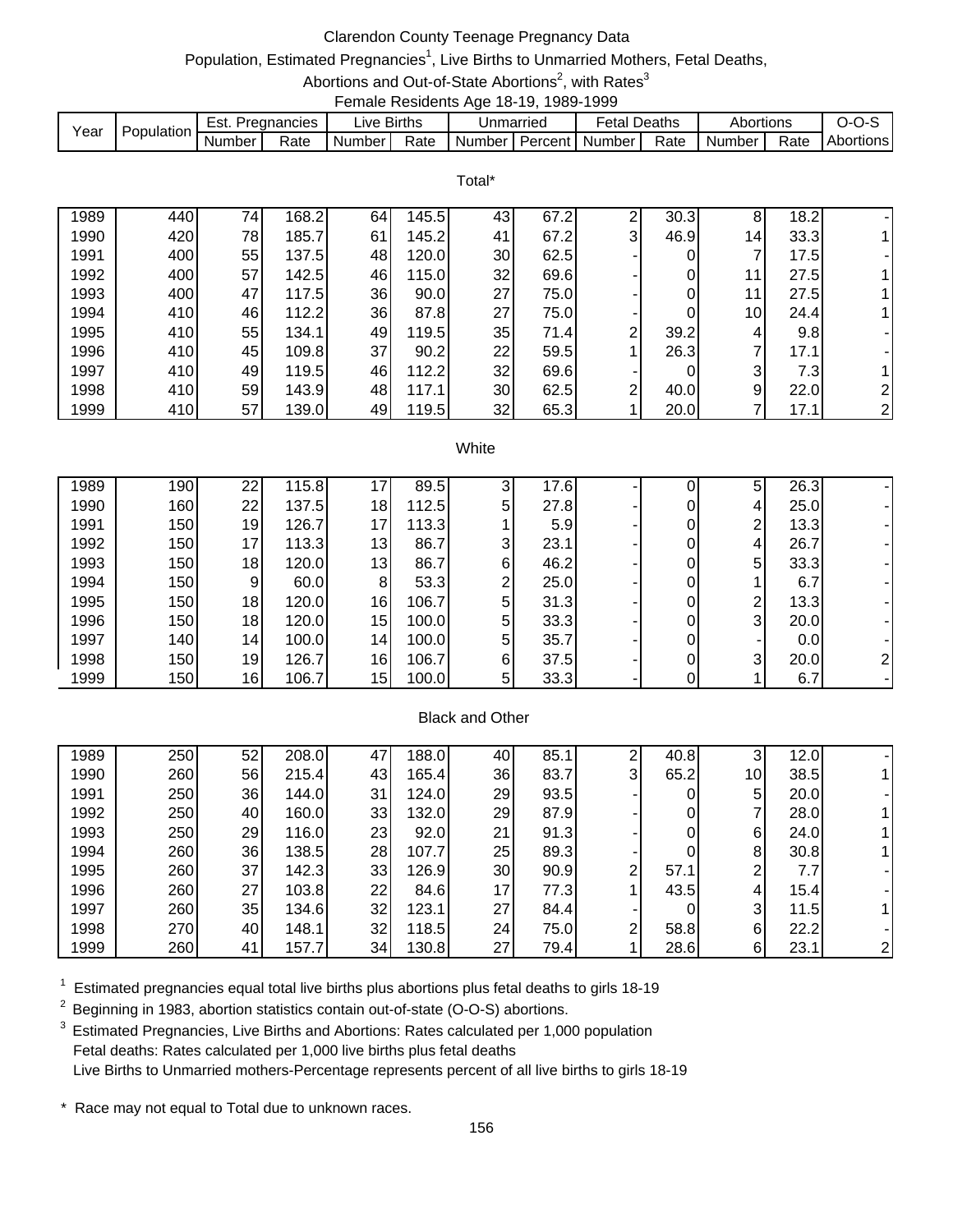# Clarendon County Teenage Pregnancy Data

Population, Estimated Pregnancies[1], Live Births to Unmarried Mothers, Fetal Deaths, Abortions and Out-of-State Abortions[2], with Rates[3]

Female Residents Age 18-19, 1989-1999

| Year | Population | Est. Pregnancies | | Live Births | | Unmarried | | Fetal Deaths | | Abortions | | O-O-S |
|---|---|---|---|---|---|---|---|---|---|---|---|---|
| | | Number | Rate | Number | Rate | Number | Percent | Number | Rate | Number | Rate | Abortions |
| **Total*** | | | | | | | | | | | | |
| 1989 | 440 | 74 | 168.2 | 64 | 145.5 | 43 | 67.2 | 2 | 30.3 | 8 | 18.2 | - |
| 1990 | 420 | 78 | 185.7 | 61 | 145.2 | 41 | 67.2 | 3 | 46.9 | 14 | 33.3 | 1 |
| 1991 | 400 | 55 | 137.5 | 48 | 120.0 | 30 | 62.5 | - | 0 | 7 | 17.5 | - |
| 1992 | 400 | 57 | 142.5 | 46 | 115.0 | 32 | 69.6 | - | 0 | 11 | 27.5 | 1 |
| 1993 | 400 | 47 | 117.5 | 36 | 90.0 | 27 | 75.0 | - | 0 | 11 | 27.5 | 1 |
| 1994 | 410 | 46 | 112.2 | 36 | 87.8 | 27 | 75.0 | - | 0 | 10 | 24.4 | 1 |
| 1995 | 410 | 55 | 134.1 | 49 | 119.5 | 35 | 71.4 | 2 | 39.2 | 4 | 9.8 | - |
| 1996 | 410 | 45 | 109.8 | 37 | 90.2 | 22 | 59.5 | 1 | 26.3 | 7 | 17.1 | - |
| 1997 | 410 | 49 | 119.5 | 46 | 112.2 | 32 | 69.6 | - | 0 | 3 | 7.3 | 1 |
| 1998 | 410 | 59 | 143.9 | 48 | 117.1 | 30 | 62.5 | 2 | 40.0 | 9 | 22.0 | 2 |
| 1999 | 410 | 57 | 139.0 | 49 | 119.5 | 32 | 65.3 | 1 | 20.0 | 7 | 17.1 | 2 |
| **White** | | | | | | | | | | | | |
| 1989 | 190 | 22 | 115.8 | 17 | 89.5 | 3 | 17.6 | - | 0 | 5 | 26.3 | - |
| 1990 | 160 | 22 | 137.5 | 18 | 112.5 | 5 | 27.8 | - | 0 | 4 | 25.0 | - |
| 1991 | 150 | 19 | 126.7 | 17 | 113.3 | 1 | 5.9 | - | 0 | 2 | 13.3 | - |
| 1992 | 150 | 17 | 113.3 | 13 | 86.7 | 3 | 23.1 | - | 0 | 4 | 26.7 | - |
| 1993 | 150 | 18 | 120.0 | 13 | 86.7 | 6 | 46.2 | - | 0 | 5 | 33.3 | - |
| 1994 | 150 | 9 | 60.0 | 8 | 53.3 | 2 | 25.0 | - | 0 | 1 | 6.7 | - |
| 1995 | 150 | 18 | 120.0 | 16 | 106.7 | 5 | 31.3 | - | 0 | 2 | 13.3 | - |
| 1996 | 150 | 18 | 120.0 | 15 | 100.0 | 5 | 33.3 | - | 0 | 3 | 20.0 | - |
| 1997 | 140 | 14 | 100.0 | 14 | 100.0 | 5 | 35.7 | - | 0 | - | 0.0 | - |
| 1998 | 150 | 19 | 126.7 | 16 | 106.7 | 6 | 37.5 | - | 0 | 3 | 20.0 | 2 |
| 1999 | 150 | 16 | 106.7 | 15 | 100.0 | 5 | 33.3 | - | 0 | 1 | 6.7 | - |
| **Black and Other** | | | | | | | | | | | | |
| 1989 | 250 | 52 | 208.0 | 47 | 188.0 | 40 | 85.1 | 2 | 40.8 | 3 | 12.0 | - |
| 1990 | 260 | 56 | 215.4 | 43 | 165.4 | 36 | 83.7 | 3 | 65.2 | 10 | 38.5 | 1 |
| 1991 | 250 | 36 | 144.0 | 31 | 124.0 | 29 | 93.5 | - | 0 | 5 | 20.0 | - |
| 1992 | 250 | 40 | 160.0 | 33 | 132.0 | 29 | 87.9 | - | 0 | 7 | 28.0 | 1 |
| 1993 | 250 | 29 | 116.0 | 23 | 92.0 | 21 | 91.3 | - | 0 | 6 | 24.0 | 1 |
| 1994 | 260 | 36 | 138.5 | 28 | 107.7 | 25 | 89.3 | - | 0 | 8 | 30.8 | 1 |
| 1995 | 260 | 37 | 142.3 | 33 | 126.9 | 30 | 90.9 | 2 | 57.1 | 2 | 7.7 | - |
| 1996 | 260 | 27 | 103.8 | 22 | 84.6 | 17 | 77.3 | 1 | 43.5 | 4 | 15.4 | - |
| 1997 | 260 | 35 | 134.6 | 32 | 123.1 | 27 | 84.4 | - | 0 | 3 | 11.5 | 1 |
| 1998 | 270 | 40 | 148.1 | 32 | 118.5 | 24 | 75.0 | 2 | 58.8 | 6 | 22.2 | - |
| 1999 | 260 | 41 | 157.7 | 34 | 130.8 | 27 | 79.4 | 1 | 28.6 | 6 | 23.1 | 2 |

[1] Estimated pregnancies equal total live births plus abortions plus fetal deaths to girls 18-19

[2] Beginning in 1983, abortion statistics contain out-of-state (O-O-S) abortions.

[3] Estimated Pregnancies, Live Births and Abortions: Rates calculated per 1,000 population
Fetal deaths: Rates calculated per 1,000 live births plus fetal deaths
Live Births to Unmarried mothers-Percentage represents percent of all live births to girls 18-19

\* Race may not equal to Total due to unknown races.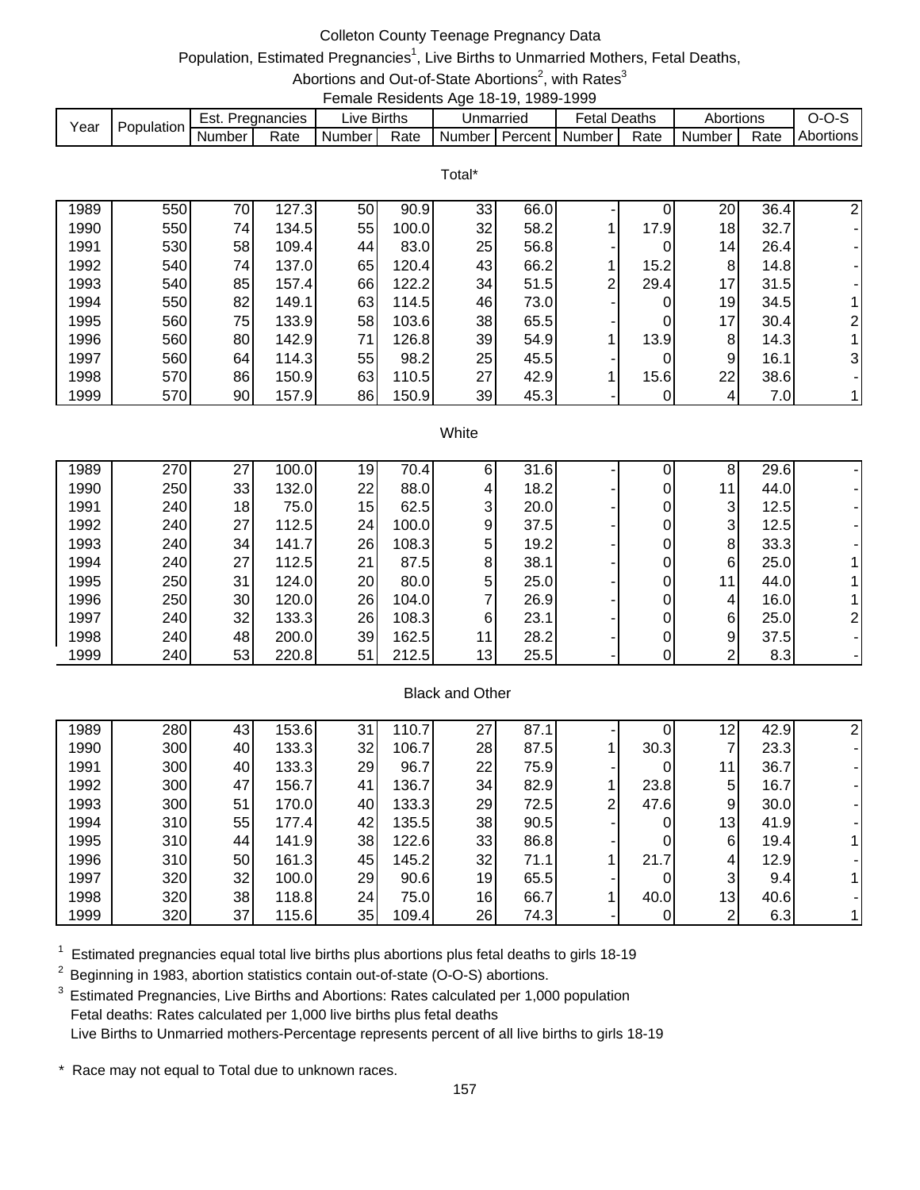# Colleton County Teenage Pregnancy Data

Population, Estimated Pregnancies[1], Live Births to Unmarried Mothers, Fetal Deaths, Abortions and Out-of-State Abortions[2], with Rates[3]

Female Residents Age 18-19, 1989-1999

| Year | Population | Est. Pregnancies | | Live Births | | Unmarried | | Fetal Deaths | | Abortions | | O-O-S |
|---|---|---|---|---|---|---|---|---|---|---|---|---|
| | | Number | Rate | Number | Rate | Number | Percent | Number | Rate | Number | Rate | Abortions |
| **Total*** | | | | | | | | | | | | |
| 1989 | 550 | 70 | 127.3 | 50 | 90.9 | 33 | 66.0 | - | 0 | 20 | 36.4 | 2 |
| 1990 | 550 | 74 | 134.5 | 55 | 100.0 | 32 | 58.2 | 1 | 17.9 | 18 | 32.7 | - |
| 1991 | 530 | 58 | 109.4 | 44 | 83.0 | 25 | 56.8 | - | 0 | 14 | 26.4 | - |
| 1992 | 540 | 74 | 137.0 | 65 | 120.4 | 43 | 66.2 | 1 | 15.2 | 8 | 14.8 | - |
| 1993 | 540 | 85 | 157.4 | 66 | 122.2 | 34 | 51.5 | 2 | 29.4 | 17 | 31.5 | - |
| 1994 | 550 | 82 | 149.1 | 63 | 114.5 | 46 | 73.0 | - | 0 | 19 | 34.5 | 1 |
| 1995 | 560 | 75 | 133.9 | 58 | 103.6 | 38 | 65.5 | - | 0 | 17 | 30.4 | 2 |
| 1996 | 560 | 80 | 142.9 | 71 | 126.8 | 39 | 54.9 | 1 | 13.9 | 8 | 14.3 | 1 |
| 1997 | 560 | 64 | 114.3 | 55 | 98.2 | 25 | 45.5 | - | 0 | 9 | 16.1 | 3 |
| 1998 | 570 | 86 | 150.9 | 63 | 110.5 | 27 | 42.9 | 1 | 15.6 | 22 | 38.6 | - |
| 1999 | 570 | 90 | 157.9 | 86 | 150.9 | 39 | 45.3 | - | 0 | 4 | 7.0 | 1 |
| **White** | | | | | | | | | | | | |
| 1989 | 270 | 27 | 100.0 | 19 | 70.4 | 6 | 31.6 | - | 0 | 8 | 29.6 | - |
| 1990 | 250 | 33 | 132.0 | 22 | 88.0 | 4 | 18.2 | - | 0 | 11 | 44.0 | - |
| 1991 | 240 | 18 | 75.0 | 15 | 62.5 | 3 | 20.0 | - | 0 | 3 | 12.5 | - |
| 1992 | 240 | 27 | 112.5 | 24 | 100.0 | 9 | 37.5 | - | 0 | 3 | 12.5 | - |
| 1993 | 240 | 34 | 141.7 | 26 | 108.3 | 5 | 19.2 | - | 0 | 8 | 33.3 | - |
| 1994 | 240 | 27 | 112.5 | 21 | 87.5 | 8 | 38.1 | - | 0 | 6 | 25.0 | 1 |
| 1995 | 250 | 31 | 124.0 | 20 | 80.0 | 5 | 25.0 | - | 0 | 11 | 44.0 | 1 |
| 1996 | 250 | 30 | 120.0 | 26 | 104.0 | 7 | 26.9 | - | 0 | 4 | 16.0 | 1 |
| 1997 | 240 | 32 | 133.3 | 26 | 108.3 | 6 | 23.1 | - | 0 | 6 | 25.0 | 2 |
| 1998 | 240 | 48 | 200.0 | 39 | 162.5 | 11 | 28.2 | - | 0 | 9 | 37.5 | - |
| 1999 | 240 | 53 | 220.8 | 51 | 212.5 | 13 | 25.5 | - | 0 | 2 | 8.3 | - |
| **Black and Other** | | | | | | | | | | | | |
| 1989 | 280 | 43 | 153.6 | 31 | 110.7 | 27 | 87.1 | - | 0 | 12 | 42.9 | 2 |
| 1990 | 300 | 40 | 133.3 | 32 | 106.7 | 28 | 87.5 | 1 | 30.3 | 7 | 23.3 | - |
| 1991 | 300 | 40 | 133.3 | 29 | 96.7 | 22 | 75.9 | - | 0 | 11 | 36.7 | - |
| 1992 | 300 | 47 | 156.7 | 41 | 136.7 | 34 | 82.9 | 1 | 23.8 | 5 | 16.7 | - |
| 1993 | 300 | 51 | 170.0 | 40 | 133.3 | 29 | 72.5 | 2 | 47.6 | 9 | 30.0 | - |
| 1994 | 310 | 55 | 177.4 | 42 | 135.5 | 38 | 90.5 | - | 0 | 13 | 41.9 | - |
| 1995 | 310 | 44 | 141.9 | 38 | 122.6 | 33 | 86.8 | - | 0 | 6 | 19.4 | 1 |
| 1996 | 310 | 50 | 161.3 | 45 | 145.2 | 32 | 71.1 | 1 | 21.7 | 4 | 12.9 | - |
| 1997 | 320 | 32 | 100.0 | 29 | 90.6 | 19 | 65.5 | - | 0 | 3 | 9.4 | 1 |
| 1998 | 320 | 38 | 118.8 | 24 | 75.0 | 16 | 66.7 | 1 | 40.0 | 13 | 40.6 | - |
| 1999 | 320 | 37 | 115.6 | 35 | 109.4 | 26 | 74.3 | - | 0 | 2 | 6.3 | 1 |

[1] Estimated pregnancies equal total live births plus abortions plus fetal deaths to girls 18-19

[2] Beginning in 1983, abortion statistics contain out-of-state (O-O-S) abortions.

[3] Estimated Pregnancies, Live Births and Abortions: Rates calculated per 1,000 population
Fetal deaths: Rates calculated per 1,000 live births plus fetal deaths
Live Births to Unmarried mothers-Percentage represents percent of all live births to girls 18-19

* Race may not equal to Total due to unknown races.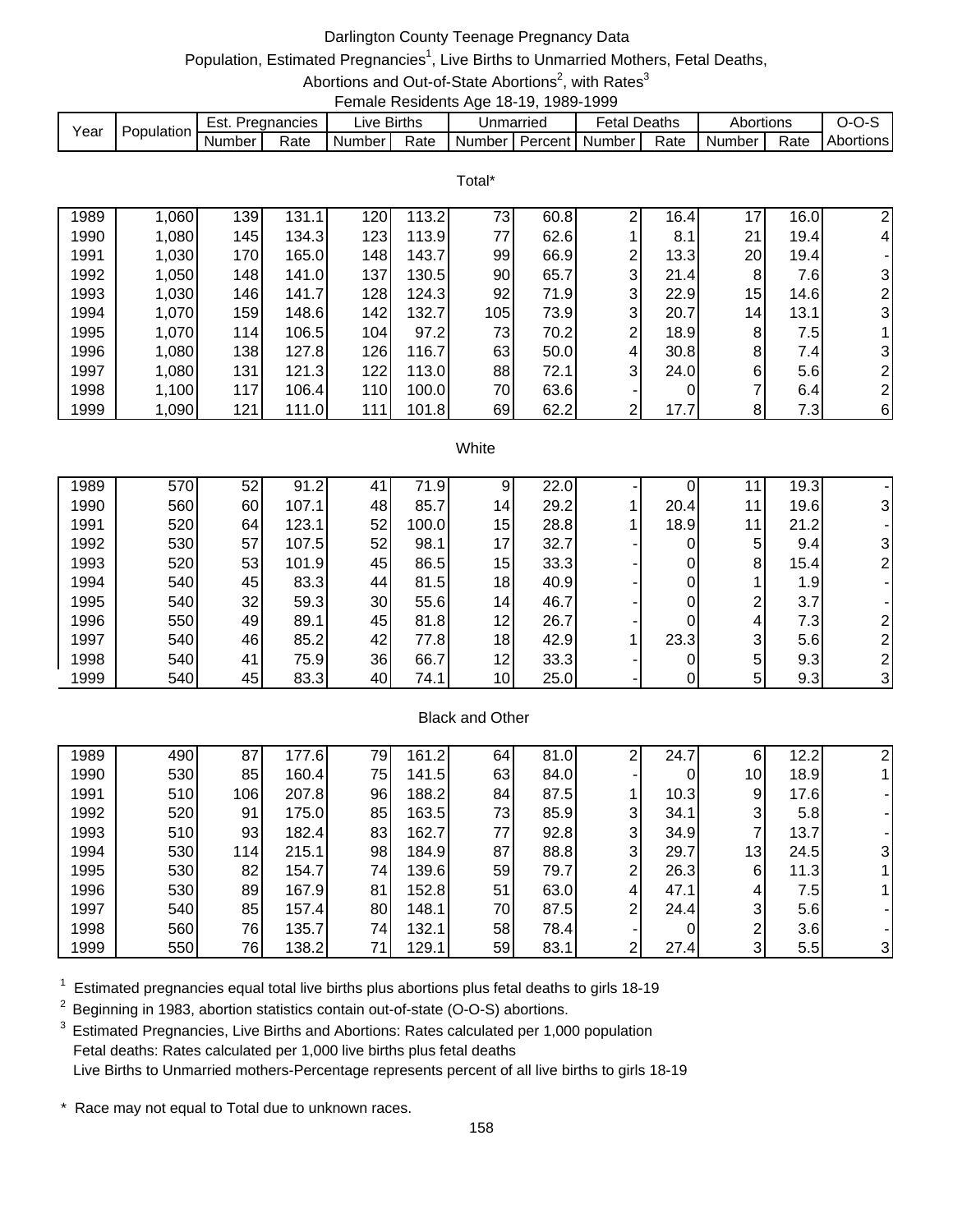# Darlington County Teenage Pregnancy Data

Population, Estimated Pregnancies[1], Live Births to Unmarried Mothers, Fetal Deaths, Abortions and Out-of-State Abortions[2], with Rates[3]

Female Residents Age 18-19, 1989-1999

| Year | Population | Est. Pregnancies | | Live Births | | Unmarried | | Fetal Deaths | | Abortions | | O-O-S |
|---|---|---|---|---|---|---|---|---|---|---|---|---|
| | | Number | Rate | Number | Rate | Number | Percent | Number | Rate | Number | Rate | Abortions |
| **Total*** | | | | | | | | | | | | |
| 1989 | 1,060 | 139 | 131.1 | 120 | 113.2 | 73 | 60.8 | 2 | 16.4 | 17 | 16.0 | 2 |
| 1990 | 1,080 | 145 | 134.3 | 123 | 113.9 | 77 | 62.6 | 1 | 8.1 | 21 | 19.4 | 4 |
| 1991 | 1,030 | 170 | 165.0 | 148 | 143.7 | 99 | 66.9 | 2 | 13.3 | 20 | 19.4 | - |
| 1992 | 1,050 | 148 | 141.0 | 137 | 130.5 | 90 | 65.7 | 3 | 21.4 | 8 | 7.6 | 3 |
| 1993 | 1,030 | 146 | 141.7 | 128 | 124.3 | 92 | 71.9 | 3 | 22.9 | 15 | 14.6 | 2 |
| 1994 | 1,070 | 159 | 148.6 | 142 | 132.7 | 105 | 73.9 | 3 | 20.7 | 14 | 13.1 | 3 |
| 1995 | 1,070 | 114 | 106.5 | 104 | 97.2 | 73 | 70.2 | 2 | 18.9 | 8 | 7.5 | 1 |
| 1996 | 1,080 | 138 | 127.8 | 126 | 116.7 | 63 | 50.0 | 4 | 30.8 | 8 | 7.4 | 3 |
| 1997 | 1,080 | 131 | 121.3 | 122 | 113.0 | 88 | 72.1 | 3 | 24.0 | 6 | 5.6 | 2 |
| 1998 | 1,100 | 117 | 106.4 | 110 | 100.0 | 70 | 63.6 | - | 0 | 7 | 6.4 | 2 |
| 1999 | 1,090 | 121 | 111.0 | 111 | 101.8 | 69 | 62.2 | 2 | 17.7 | 8 | 7.3 | 6 |
| **White** | | | | | | | | | | | | |
| 1989 | 570 | 52 | 91.2 | 41 | 71.9 | 9 | 22.0 | - | 0 | 11 | 19.3 | - |
| 1990 | 560 | 60 | 107.1 | 48 | 85.7 | 14 | 29.2 | 1 | 20.4 | 11 | 19.6 | 3 |
| 1991 | 520 | 64 | 123.1 | 52 | 100.0 | 15 | 28.8 | 1 | 18.9 | 11 | 21.2 | - |
| 1992 | 530 | 57 | 107.5 | 52 | 98.1 | 17 | 32.7 | - | 0 | 5 | 9.4 | 3 |
| 1993 | 520 | 53 | 101.9 | 45 | 86.5 | 15 | 33.3 | - | 0 | 8 | 15.4 | 2 |
| 1994 | 540 | 45 | 83.3 | 44 | 81.5 | 18 | 40.9 | - | 0 | 1 | 1.9 | - |
| 1995 | 540 | 32 | 59.3 | 30 | 55.6 | 14 | 46.7 | - | 0 | 2 | 3.7 | - |
| 1996 | 550 | 49 | 89.1 | 45 | 81.8 | 12 | 26.7 | - | 0 | 4 | 7.3 | 2 |
| 1997 | 540 | 46 | 85.2 | 42 | 77.8 | 18 | 42.9 | 1 | 23.3 | 3 | 5.6 | 2 |
| 1998 | 540 | 41 | 75.9 | 36 | 66.7 | 12 | 33.3 | - | 0 | 5 | 9.3 | 2 |
| 1999 | 540 | 45 | 83.3 | 40 | 74.1 | 10 | 25.0 | - | 0 | 5 | 9.3 | 3 |
| **Black and Other** | | | | | | | | | | | | |
| 1989 | 490 | 87 | 177.6 | 79 | 161.2 | 64 | 81.0 | 2 | 24.7 | 6 | 12.2 | 2 |
| 1990 | 530 | 85 | 160.4 | 75 | 141.5 | 63 | 84.0 | - | 0 | 10 | 18.9 | 1 |
| 1991 | 510 | 106 | 207.8 | 96 | 188.2 | 84 | 87.5 | 1 | 10.3 | 9 | 17.6 | - |
| 1992 | 520 | 91 | 175.0 | 85 | 163.5 | 73 | 85.9 | 3 | 34.1 | 3 | 5.8 | - |
| 1993 | 510 | 93 | 182.4 | 83 | 162.7 | 77 | 92.8 | 3 | 34.9 | 7 | 13.7 | - |
| 1994 | 530 | 114 | 215.1 | 98 | 184.9 | 87 | 88.8 | 3 | 29.7 | 13 | 24.5 | 3 |
| 1995 | 530 | 82 | 154.7 | 74 | 139.6 | 59 | 79.7 | 2 | 26.3 | 6 | 11.3 | 1 |
| 1996 | 530 | 89 | 167.9 | 81 | 152.8 | 51 | 63.0 | 4 | 47.1 | 4 | 7.5 | 1 |
| 1997 | 540 | 85 | 157.4 | 80 | 148.1 | 70 | 87.5 | 2 | 24.4 | 3 | 5.6 | - |
| 1998 | 560 | 76 | 135.7 | 74 | 132.1 | 58 | 78.4 | - | 0 | 2 | 3.6 | - |
| 1999 | 550 | 76 | 138.2 | 71 | 129.1 | 59 | 83.1 | 2 | 27.4 | 3 | 5.5 | 3 |

[1] Estimated pregnancies equal total live births plus abortions plus fetal deaths to girls 18-19

[2] Beginning in 1983, abortion statistics contain out-of-state (O-O-S) abortions.

[3] Estimated Pregnancies, Live Births and Abortions: Rates calculated per 1,000 population
Fetal deaths: Rates calculated per 1,000 live births plus fetal deaths
Live Births to Unmarried mothers-Percentage represents percent of all live births to girls 18-19

* Race may not equal to Total due to unknown races.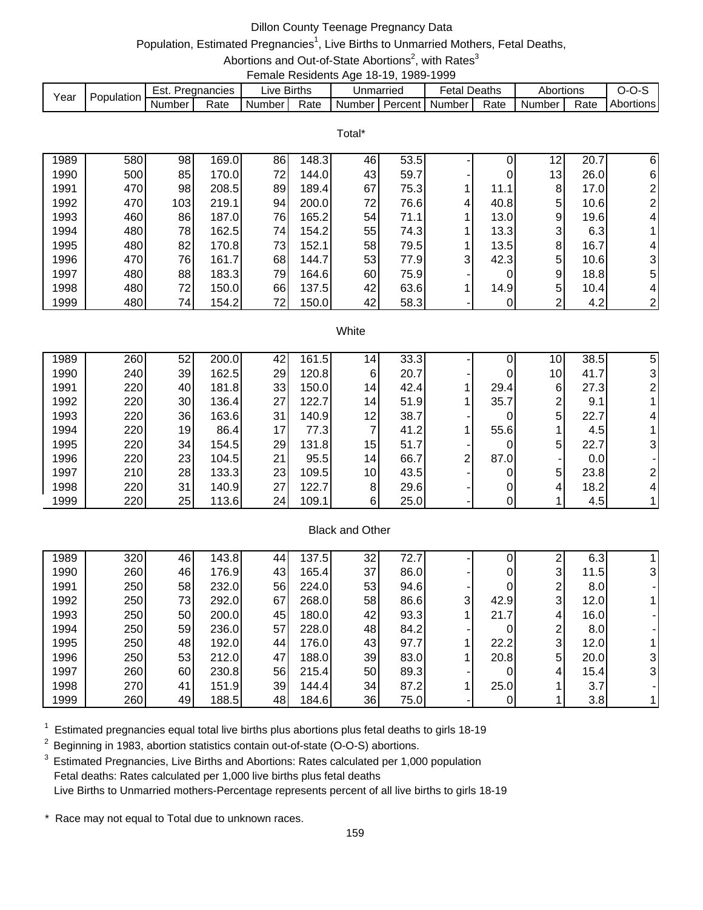# Dillon County Teenage Pregnancy Data

## Population, Estimated Pregnancies[1], Live Births to Unmarried Mothers, Fetal Deaths, Abortions and Out-of-State Abortions[2], with Rates[3]

### Female Residents Age 18-19, 1989-1999

| Year | Population | Est. Pregnancies | | Live Births | | Unmarried | | Fetal Deaths | | Abortions | | O-O-S |
|---|---|---|---|---|---|---|---|---|---|---|---|---|
| | | Number | Rate | Number | Rate | Number | Percent | Number | Rate | Number | Rate | Abortions |
| **Total*** | | | | | | | | | | | | |
| 1989 | 580 | 98 | 169.0 | 86 | 148.3 | 46 | 53.5 | - | 0 | 12 | 20.7 | 6 |
| 1990 | 500 | 85 | 170.0 | 72 | 144.0 | 43 | 59.7 | - | 0 | 13 | 26.0 | 6 |
| 1991 | 470 | 98 | 208.5 | 89 | 189.4 | 67 | 75.3 | 1 | 11.1 | 8 | 17.0 | 2 |
| 1992 | 470 | 103 | 219.1 | 94 | 200.0 | 72 | 76.6 | 4 | 40.8 | 5 | 10.6 | 2 |
| 1993 | 460 | 86 | 187.0 | 76 | 165.2 | 54 | 71.1 | 1 | 13.0 | 9 | 19.6 | 4 |
| 1994 | 480 | 78 | 162.5 | 74 | 154.2 | 55 | 74.3 | 1 | 13.3 | 3 | 6.3 | 1 |
| 1995 | 480 | 82 | 170.8 | 73 | 152.1 | 58 | 79.5 | 1 | 13.5 | 8 | 16.7 | 4 |
| 1996 | 470 | 76 | 161.7 | 68 | 144.7 | 53 | 77.9 | 3 | 42.3 | 5 | 10.6 | 3 |
| 1997 | 480 | 88 | 183.3 | 79 | 164.6 | 60 | 75.9 | - | 0 | 9 | 18.8 | 5 |
| 1998 | 480 | 72 | 150.0 | 66 | 137.5 | 42 | 63.6 | 1 | 14.9 | 5 | 10.4 | 4 |
| 1999 | 480 | 74 | 154.2 | 72 | 150.0 | 42 | 58.3 | - | 0 | 2 | 4.2 | 2 |
| **White** | | | | | | | | | | | | |
| 1989 | 260 | 52 | 200.0 | 42 | 161.5 | 14 | 33.3 | - | 0 | 10 | 38.5 | 5 |
| 1990 | 240 | 39 | 162.5 | 29 | 120.8 | 6 | 20.7 | - | 0 | 10 | 41.7 | 3 |
| 1991 | 220 | 40 | 181.8 | 33 | 150.0 | 14 | 42.4 | 1 | 29.4 | 6 | 27.3 | 2 |
| 1992 | 220 | 30 | 136.4 | 27 | 122.7 | 14 | 51.9 | 1 | 35.7 | 2 | 9.1 | 1 |
| 1993 | 220 | 36 | 163.6 | 31 | 140.9 | 12 | 38.7 | - | 0 | 5 | 22.7 | 4 |
| 1994 | 220 | 19 | 86.4 | 17 | 77.3 | 7 | 41.2 | 1 | 55.6 | 1 | 4.5 | 1 |
| 1995 | 220 | 34 | 154.5 | 29 | 131.8 | 15 | 51.7 | - | 0 | 5 | 22.7 | 3 |
| 1996 | 220 | 23 | 104.5 | 21 | 95.5 | 14 | 66.7 | 2 | 87.0 | - | 0.0 | - |
| 1997 | 210 | 28 | 133.3 | 23 | 109.5 | 10 | 43.5 | - | 0 | 5 | 23.8 | 2 |
| 1998 | 220 | 31 | 140.9 | 27 | 122.7 | 8 | 29.6 | - | 0 | 4 | 18.2 | 4 |
| 1999 | 220 | 25 | 113.6 | 24 | 109.1 | 6 | 25.0 | - | 0 | 1 | 4.5 | 1 |
| **Black and Other** | | | | | | | | | | | | |
| 1989 | 320 | 46 | 143.8 | 44 | 137.5 | 32 | 72.7 | - | 0 | 2 | 6.3 | 1 |
| 1990 | 260 | 46 | 176.9 | 43 | 165.4 | 37 | 86.0 | - | 0 | 3 | 11.5 | 3 |
| 1991 | 250 | 58 | 232.0 | 56 | 224.0 | 53 | 94.6 | - | 0 | 2 | 8.0 | - |
| 1992 | 250 | 73 | 292.0 | 67 | 268.0 | 58 | 86.6 | 3 | 42.9 | 3 | 12.0 | 1 |
| 1993 | 250 | 50 | 200.0 | 45 | 180.0 | 42 | 93.3 | 1 | 21.7 | 4 | 16.0 | - |
| 1994 | 250 | 59 | 236.0 | 57 | 228.0 | 48 | 84.2 | - | 0 | 2 | 8.0 | - |
| 1995 | 250 | 48 | 192.0 | 44 | 176.0 | 43 | 97.7 | 1 | 22.2 | 3 | 12.0 | 1 |
| 1996 | 250 | 53 | 212.0 | 47 | 188.0 | 39 | 83.0 | 1 | 20.8 | 5 | 20.0 | 3 |
| 1997 | 260 | 60 | 230.8 | 56 | 215.4 | 50 | 89.3 | - | 0 | 4 | 15.4 | 3 |
| 1998 | 270 | 41 | 151.9 | 39 | 144.4 | 34 | 87.2 | 1 | 25.0 | 1 | 3.7 | - |
| 1999 | 260 | 49 | 188.5 | 48 | 184.6 | 36 | 75.0 | - | 0 | 1 | 3.8 | 1 |

[1] Estimated pregnancies equal total live births plus abortions plus fetal deaths to girls 18-19

[2] Beginning in 1983, abortion statistics contain out-of-state (O-O-S) abortions.

[3] Estimated Pregnancies, Live Births and Abortions: Rates calculated per 1,000 population
Fetal deaths: Rates calculated per 1,000 live births plus fetal deaths
Live Births to Unmarried mothers-Percentage represents percent of all live births to girls 18-19

\* Race may not equal to Total due to unknown races.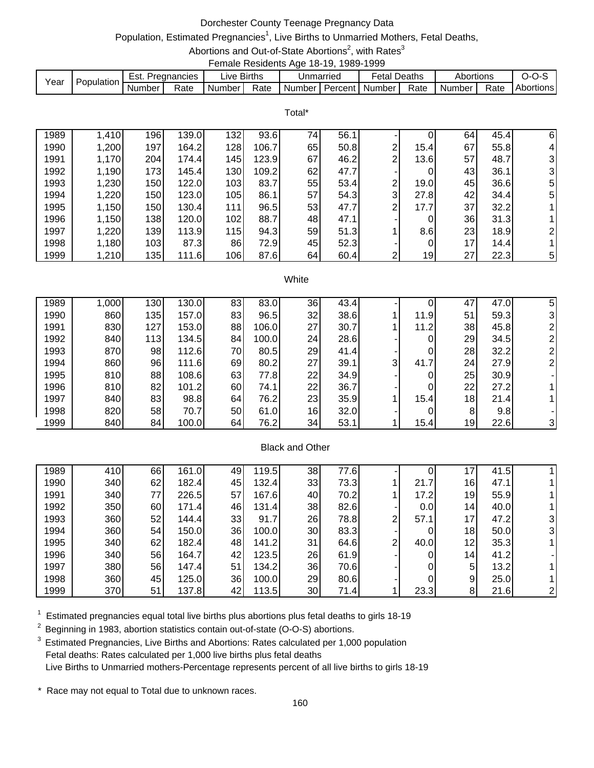# Dorchester County Teenage Pregnancy Data

Population, Estimated Pregnancies[1], Live Births to Unmarried Mothers, Fetal Deaths, Abortions and Out-of-State Abortions[2], with Rates[3]

Female Residents Age 18-19, 1989-1999

| Year | Population | Est. Pregnancies | | Live Births | | Unmarried | | Fetal Deaths | | Abortions | | O-O-S |
|---|---|---|---|---|---|---|---|---|---|---|---|---|
| | | Number | Rate | Number | Rate | Number | Percent | Number | Rate | Number | Rate | Abortions |
| **Total*** | | | | | | | | | | | | |
| 1989 | 1,410 | 196 | 139.0 | 132 | 93.6 | 74 | 56.1 | - | 0 | 64 | 45.4 | 6 |
| 1990 | 1,200 | 197 | 164.2 | 128 | 106.7 | 65 | 50.8 | 2 | 15.4 | 67 | 55.8 | 4 |
| 1991 | 1,170 | 204 | 174.4 | 145 | 123.9 | 67 | 46.2 | 2 | 13.6 | 57 | 48.7 | 3 |
| 1992 | 1,190 | 173 | 145.4 | 130 | 109.2 | 62 | 47.7 | - | 0 | 43 | 36.1 | 3 |
| 1993 | 1,230 | 150 | 122.0 | 103 | 83.7 | 55 | 53.4 | 2 | 19.0 | 45 | 36.6 | 5 |
| 1994 | 1,220 | 150 | 123.0 | 105 | 86.1 | 57 | 54.3 | 3 | 27.8 | 42 | 34.4 | 5 |
| 1995 | 1,150 | 150 | 130.4 | 111 | 96.5 | 53 | 47.7 | 2 | 17.7 | 37 | 32.2 | 1 |
| 1996 | 1,150 | 138 | 120.0 | 102 | 88.7 | 48 | 47.1 | - | 0 | 36 | 31.3 | 1 |
| 1997 | 1,220 | 139 | 113.9 | 115 | 94.3 | 59 | 51.3 | 1 | 8.6 | 23 | 18.9 | 2 |
| 1998 | 1,180 | 103 | 87.3 | 86 | 72.9 | 45 | 52.3 | - | 0 | 17 | 14.4 | 1 |
| 1999 | 1,210 | 135 | 111.6 | 106 | 87.6 | 64 | 60.4 | 2 | 19 | 27 | 22.3 | 5 |
| **White** | | | | | | | | | | | | |
| 1989 | 1,000 | 130 | 130.0 | 83 | 83.0 | 36 | 43.4 | - | 0 | 47 | 47.0 | 5 |
| 1990 | 860 | 135 | 157.0 | 83 | 96.5 | 32 | 38.6 | 1 | 11.9 | 51 | 59.3 | 3 |
| 1991 | 830 | 127 | 153.0 | 88 | 106.0 | 27 | 30.7 | 1 | 11.2 | 38 | 45.8 | 2 |
| 1992 | 840 | 113 | 134.5 | 84 | 100.0 | 24 | 28.6 | - | 0 | 29 | 34.5 | 2 |
| 1993 | 870 | 98 | 112.6 | 70 | 80.5 | 29 | 41.4 | - | 0 | 28 | 32.2 | 2 |
| 1994 | 860 | 96 | 111.6 | 69 | 80.2 | 27 | 39.1 | 3 | 41.7 | 24 | 27.9 | 2 |
| 1995 | 810 | 88 | 108.6 | 63 | 77.8 | 22 | 34.9 | - | 0 | 25 | 30.9 | - |
| 1996 | 810 | 82 | 101.2 | 60 | 74.1 | 22 | 36.7 | - | 0 | 22 | 27.2 | 1 |
| 1997 | 840 | 83 | 98.8 | 64 | 76.2 | 23 | 35.9 | 1 | 15.4 | 18 | 21.4 | 1 |
| 1998 | 820 | 58 | 70.7 | 50 | 61.0 | 16 | 32.0 | - | 0 | 8 | 9.8 | - |
| 1999 | 840 | 84 | 100.0 | 64 | 76.2 | 34 | 53.1 | 1 | 15.4 | 19 | 22.6 | 3 |
| **Black and Other** | | | | | | | | | | | | |
| 1989 | 410 | 66 | 161.0 | 49 | 119.5 | 38 | 77.6 | - | 0 | 17 | 41.5 | 1 |
| 1990 | 340 | 62 | 182.4 | 45 | 132.4 | 33 | 73.3 | 1 | 21.7 | 16 | 47.1 | 1 |
| 1991 | 340 | 77 | 226.5 | 57 | 167.6 | 40 | 70.2 | 1 | 17.2 | 19 | 55.9 | 1 |
| 1992 | 350 | 60 | 171.4 | 46 | 131.4 | 38 | 82.6 | - | 0.0 | 14 | 40.0 | 1 |
| 1993 | 360 | 52 | 144.4 | 33 | 91.7 | 26 | 78.8 | 2 | 57.1 | 17 | 47.2 | 3 |
| 1994 | 360 | 54 | 150.0 | 36 | 100.0 | 30 | 83.3 | - | 0 | 18 | 50.0 | 3 |
| 1995 | 340 | 62 | 182.4 | 48 | 141.2 | 31 | 64.6 | 2 | 40.0 | 12 | 35.3 | 1 |
| 1996 | 340 | 56 | 164.7 | 42 | 123.5 | 26 | 61.9 | - | 0 | 14 | 41.2 | - |
| 1997 | 380 | 56 | 147.4 | 51 | 134.2 | 36 | 70.6 | - | 0 | 5 | 13.2 | 1 |
| 1998 | 360 | 45 | 125.0 | 36 | 100.0 | 29 | 80.6 | - | 0 | 9 | 25.0 | 1 |
| 1999 | 370 | 51 | 137.8 | 42 | 113.5 | 30 | 71.4 | 1 | 23.3 | 8 | 21.6 | 2 |

[1] Estimated pregnancies equal total live births plus abortions plus fetal deaths to girls 18-19

[2] Beginning in 1983, abortion statistics contain out-of-state (O-O-S) abortions.

[3] Estimated Pregnancies, Live Births and Abortions: Rates calculated per 1,000 population
Fetal deaths: Rates calculated per 1,000 live births plus fetal deaths
Live Births to Unmarried mothers-Percentage represents percent of all live births to girls 18-19

\* Race may not equal to Total due to unknown races.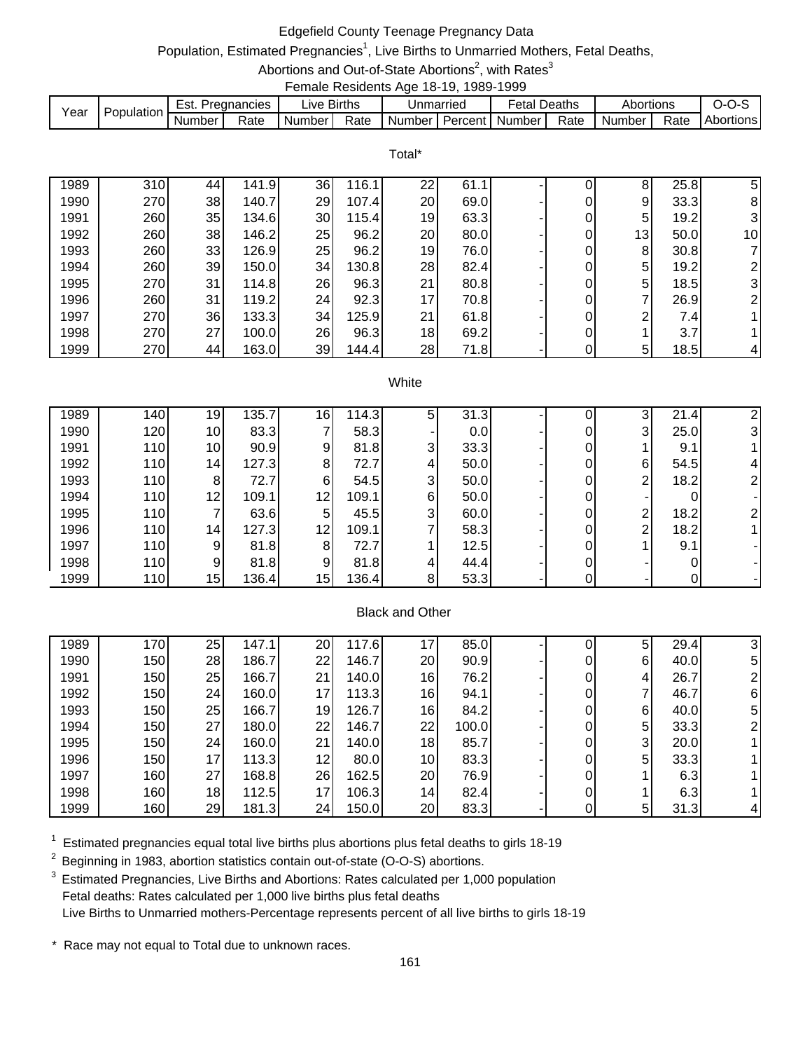# Edgefield County Teenage Pregnancy Data

Population, Estimated Pregnancies[1], Live Births to Unmarried Mothers, Fetal Deaths, Abortions and Out-of-State Abortions[2], with Rates[3]

Female Residents Age 18-19, 1989-1999

| Year | Population | Est. Pregnancies | | Live Births | | Unmarried | | Fetal Deaths | | Abortions | | O-O-S |
|---|---|---|---|---|---|---|---|---|---|---|---|---|
| | | Number | Rate | Number | Rate | Number | Percent | Number | Rate | Number | Rate | Abortions |
| **Total*** | | | | | | | | | | | | |
| 1989 | 310 | 44 | 141.9 | 36 | 116.1 | 22 | 61.1 | - | 0 | 8 | 25.8 | 5 |
| 1990 | 270 | 38 | 140.7 | 29 | 107.4 | 20 | 69.0 | - | 0 | 9 | 33.3 | 8 |
| 1991 | 260 | 35 | 134.6 | 30 | 115.4 | 19 | 63.3 | - | 0 | 5 | 19.2 | 3 |
| 1992 | 260 | 38 | 146.2 | 25 | 96.2 | 20 | 80.0 | - | 0 | 13 | 50.0 | 10 |
| 1993 | 260 | 33 | 126.9 | 25 | 96.2 | 19 | 76.0 | - | 0 | 8 | 30.8 | 7 |
| 1994 | 260 | 39 | 150.0 | 34 | 130.8 | 28 | 82.4 | - | 0 | 5 | 19.2 | 2 |
| 1995 | 270 | 31 | 114.8 | 26 | 96.3 | 21 | 80.8 | - | 0 | 5 | 18.5 | 3 |
| 1996 | 260 | 31 | 119.2 | 24 | 92.3 | 17 | 70.8 | - | 0 | 7 | 26.9 | 2 |
| 1997 | 270 | 36 | 133.3 | 34 | 125.9 | 21 | 61.8 | - | 0 | 2 | 7.4 | 1 |
| 1998 | 270 | 27 | 100.0 | 26 | 96.3 | 18 | 69.2 | - | 0 | 1 | 3.7 | 1 |
| 1999 | 270 | 44 | 163.0 | 39 | 144.4 | 28 | 71.8 | - | 0 | 5 | 18.5 | 4 |
| **White** | | | | | | | | | | | | |
| 1989 | 140 | 19 | 135.7 | 16 | 114.3 | 5 | 31.3 | - | 0 | 3 | 21.4 | 2 |
| 1990 | 120 | 10 | 83.3 | 7 | 58.3 | - | 0.0 | - | 0 | 3 | 25.0 | 3 |
| 1991 | 110 | 10 | 90.9 | 9 | 81.8 | 3 | 33.3 | - | 0 | 1 | 9.1 | 1 |
| 1992 | 110 | 14 | 127.3 | 8 | 72.7 | 4 | 50.0 | - | 0 | 6 | 54.5 | 4 |
| 1993 | 110 | 8 | 72.7 | 6 | 54.5 | 3 | 50.0 | - | 0 | 2 | 18.2 | 2 |
| 1994 | 110 | 12 | 109.1 | 12 | 109.1 | 6 | 50.0 | - | 0 | - | 0 | - |
| 1995 | 110 | 7 | 63.6 | 5 | 45.5 | 3 | 60.0 | - | 0 | 2 | 18.2 | 2 |
| 1996 | 110 | 14 | 127.3 | 12 | 109.1 | 7 | 58.3 | - | 0 | 2 | 18.2 | 1 |
| 1997 | 110 | 9 | 81.8 | 8 | 72.7 | 1 | 12.5 | - | 0 | 1 | 9.1 | - |
| 1998 | 110 | 9 | 81.8 | 9 | 81.8 | 4 | 44.4 | - | 0 | - | 0 | - |
| 1999 | 110 | 15 | 136.4 | 15 | 136.4 | 8 | 53.3 | - | 0 | - | 0 | - |
| **Black and Other** | | | | | | | | | | | | |
| 1989 | 170 | 25 | 147.1 | 20 | 117.6 | 17 | 85.0 | - | 0 | 5 | 29.4 | 3 |
| 1990 | 150 | 28 | 186.7 | 22 | 146.7 | 20 | 90.9 | - | 0 | 6 | 40.0 | 5 |
| 1991 | 150 | 25 | 166.7 | 21 | 140.0 | 16 | 76.2 | - | 0 | 4 | 26.7 | 2 |
| 1992 | 150 | 24 | 160.0 | 17 | 113.3 | 16 | 94.1 | - | 0 | 7 | 46.7 | 6 |
| 1993 | 150 | 25 | 166.7 | 19 | 126.7 | 16 | 84.2 | - | 0 | 6 | 40.0 | 5 |
| 1994 | 150 | 27 | 180.0 | 22 | 146.7 | 22 | 100.0 | - | 0 | 5 | 33.3 | 2 |
| 1995 | 150 | 24 | 160.0 | 21 | 140.0 | 18 | 85.7 | - | 0 | 3 | 20.0 | 1 |
| 1996 | 150 | 17 | 113.3 | 12 | 80.0 | 10 | 83.3 | - | 0 | 5 | 33.3 | 1 |
| 1997 | 160 | 27 | 168.8 | 26 | 162.5 | 20 | 76.9 | - | 0 | 1 | 6.3 | 1 |
| 1998 | 160 | 18 | 112.5 | 17 | 106.3 | 14 | 82.4 | - | 0 | 1 | 6.3 | 1 |
| 1999 | 160 | 29 | 181.3 | 24 | 150.0 | 20 | 83.3 | - | 0 | 5 | 31.3 | 4 |

[1] Estimated pregnancies equal total live births plus abortions plus fetal deaths to girls 18-19

[2] Beginning in 1983, abortion statistics contain out-of-state (O-O-S) abortions.

[3] Estimated Pregnancies, Live Births and Abortions: Rates calculated per 1,000 population
Fetal deaths: Rates calculated per 1,000 live births plus fetal deaths
Live Births to Unmarried mothers-Percentage represents percent of all live births to girls 18-19

\* Race may not equal to Total due to unknown races.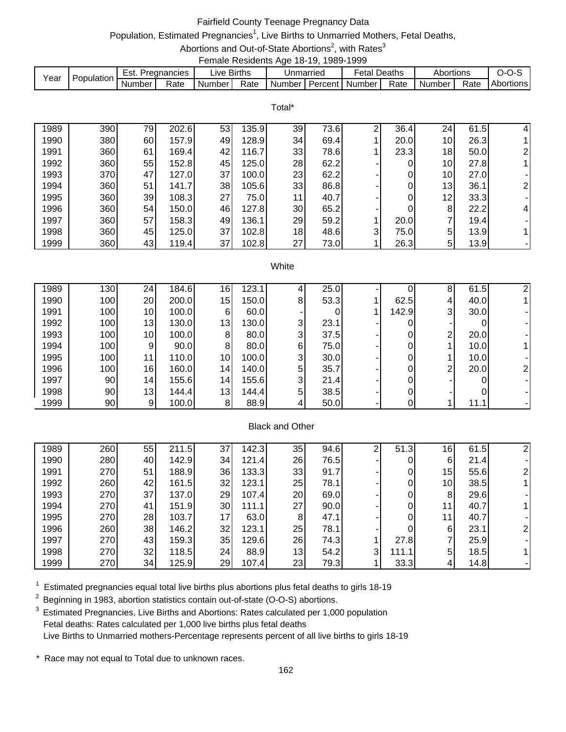# Fairfield County Teenage Pregnancy Data

Population, Estimated Pregnancies[1], Live Births to Unmarried Mothers, Fetal Deaths, Abortions and Out-of-State Abortions[2], with Rates[3]

Female Residents Age 18-19, 1989-1999

| Year | Population | Est. Pregnancies | | Live Births | | Unmarried | | Fetal Deaths | | Abortions | | O-O-S |
|---|---|---|---|---|---|---|---|---|---|---|---|---|
| | | Number | Rate | Number | Rate | Number | Percent | Number | Rate | Number | Rate | Abortions |
| **Total*** | | | | | | | | | | | | |
| 1989 | 390 | 79 | 202.6 | 53 | 135.9 | 39 | 73.6 | 2 | 36.4 | 24 | 61.5 | 4 |
| 1990 | 380 | 60 | 157.9 | 49 | 128.9 | 34 | 69.4 | 1 | 20.0 | 10 | 26.3 | 1 |
| 1991 | 360 | 61 | 169.4 | 42 | 116.7 | 33 | 78.6 | 1 | 23.3 | 18 | 50.0 | 2 |
| 1992 | 360 | 55 | 152.8 | 45 | 125.0 | 28 | 62.2 | - | 0 | 10 | 27.8 | 1 |
| 1993 | 370 | 47 | 127.0 | 37 | 100.0 | 23 | 62.2 | - | 0 | 10 | 27.0 | - |
| 1994 | 360 | 51 | 141.7 | 38 | 105.6 | 33 | 86.8 | - | 0 | 13 | 36.1 | 2 |
| 1995 | 360 | 39 | 108.3 | 27 | 75.0 | 11 | 40.7 | - | 0 | 12 | 33.3 | - |
| 1996 | 360 | 54 | 150.0 | 46 | 127.8 | 30 | 65.2 | - | 0 | 8 | 22.2 | 4 |
| 1997 | 360 | 57 | 158.3 | 49 | 136.1 | 29 | 59.2 | 1 | 20.0 | 7 | 19.4 | - |
| 1998 | 360 | 45 | 125.0 | 37 | 102.8 | 18 | 48.6 | 3 | 75.0 | 5 | 13.9 | 1 |
| 1999 | 360 | 43 | 119.4 | 37 | 102.8 | 27 | 73.0 | 1 | 26.3 | 5 | 13.9 | - |
| **White** | | | | | | | | | | | | |
| 1989 | 130 | 24 | 184.6 | 16 | 123.1 | 4 | 25.0 | - | 0 | 8 | 61.5 | 2 |
| 1990 | 100 | 20 | 200.0 | 15 | 150.0 | 8 | 53.3 | 1 | 62.5 | 4 | 40.0 | 1 |
| 1991 | 100 | 10 | 100.0 | 6 | 60.0 | - | 0 | 1 | 142.9 | 3 | 30.0 | - |
| 1992 | 100 | 13 | 130.0 | 13 | 130.0 | 3 | 23.1 | - | 0 | - | 0 | - |
| 1993 | 100 | 10 | 100.0 | 8 | 80.0 | 3 | 37.5 | - | 0 | 2 | 20.0 | - |
| 1994 | 100 | 9 | 90.0 | 8 | 80.0 | 6 | 75.0 | - | 0 | 1 | 10.0 | 1 |
| 1995 | 100 | 11 | 110.0 | 10 | 100.0 | 3 | 30.0 | - | 0 | 1 | 10.0 | - |
| 1996 | 100 | 16 | 160.0 | 14 | 140.0 | 5 | 35.7 | - | 0 | 2 | 20.0 | 2 |
| 1997 | 90 | 14 | 155.6 | 14 | 155.6 | 3 | 21.4 | - | 0 | - | 0 | - |
| 1998 | 90 | 13 | 144.4 | 13 | 144.4 | 5 | 38.5 | - | 0 | - | 0 | - |
| 1999 | 90 | 9 | 100.0 | 8 | 88.9 | 4 | 50.0 | - | 0 | 1 | 11.1 | - |
| **Black and Other** | | | | | | | | | | | | |
| 1989 | 260 | 55 | 211.5 | 37 | 142.3 | 35 | 94.6 | 2 | 51.3 | 16 | 61.5 | 2 |
| 1990 | 280 | 40 | 142.9 | 34 | 121.4 | 26 | 76.5 | - | 0 | 6 | 21.4 | - |
| 1991 | 270 | 51 | 188.9 | 36 | 133.3 | 33 | 91.7 | - | 0 | 15 | 55.6 | 2 |
| 1992 | 260 | 42 | 161.5 | 32 | 123.1 | 25 | 78.1 | - | 0 | 10 | 38.5 | 1 |
| 1993 | 270 | 37 | 137.0 | 29 | 107.4 | 20 | 69.0 | - | 0 | 8 | 29.6 | - |
| 1994 | 270 | 41 | 151.9 | 30 | 111.1 | 27 | 90.0 | - | 0 | 11 | 40.7 | 1 |
| 1995 | 270 | 28 | 103.7 | 17 | 63.0 | 8 | 47.1 | - | 0 | 11 | 40.7 | - |
| 1996 | 260 | 38 | 146.2 | 32 | 123.1 | 25 | 78.1 | - | 0 | 6 | 23.1 | 2 |
| 1997 | 270 | 43 | 159.3 | 35 | 129.6 | 26 | 74.3 | 1 | 27.8 | 7 | 25.9 | - |
| 1998 | 270 | 32 | 118.5 | 24 | 88.9 | 13 | 54.2 | 3 | 111.1 | 5 | 18.5 | 1 |
| 1999 | 270 | 34 | 125.9 | 29 | 107.4 | 23 | 79.3 | 1 | 33.3 | 4 | 14.8 | - |

[1] Estimated pregnancies equal total live births plus abortions plus fetal deaths to girls 18-19

[2] Beginning in 1983, abortion statistics contain out-of-state (O-O-S) abortions.

[3] Estimated Pregnancies, Live Births and Abortions: Rates calculated per 1,000 population
Fetal deaths: Rates calculated per 1,000 live births plus fetal deaths
Live Births to Unmarried mothers-Percentage represents percent of all live births to girls 18-19

\* Race may not equal to Total due to unknown races.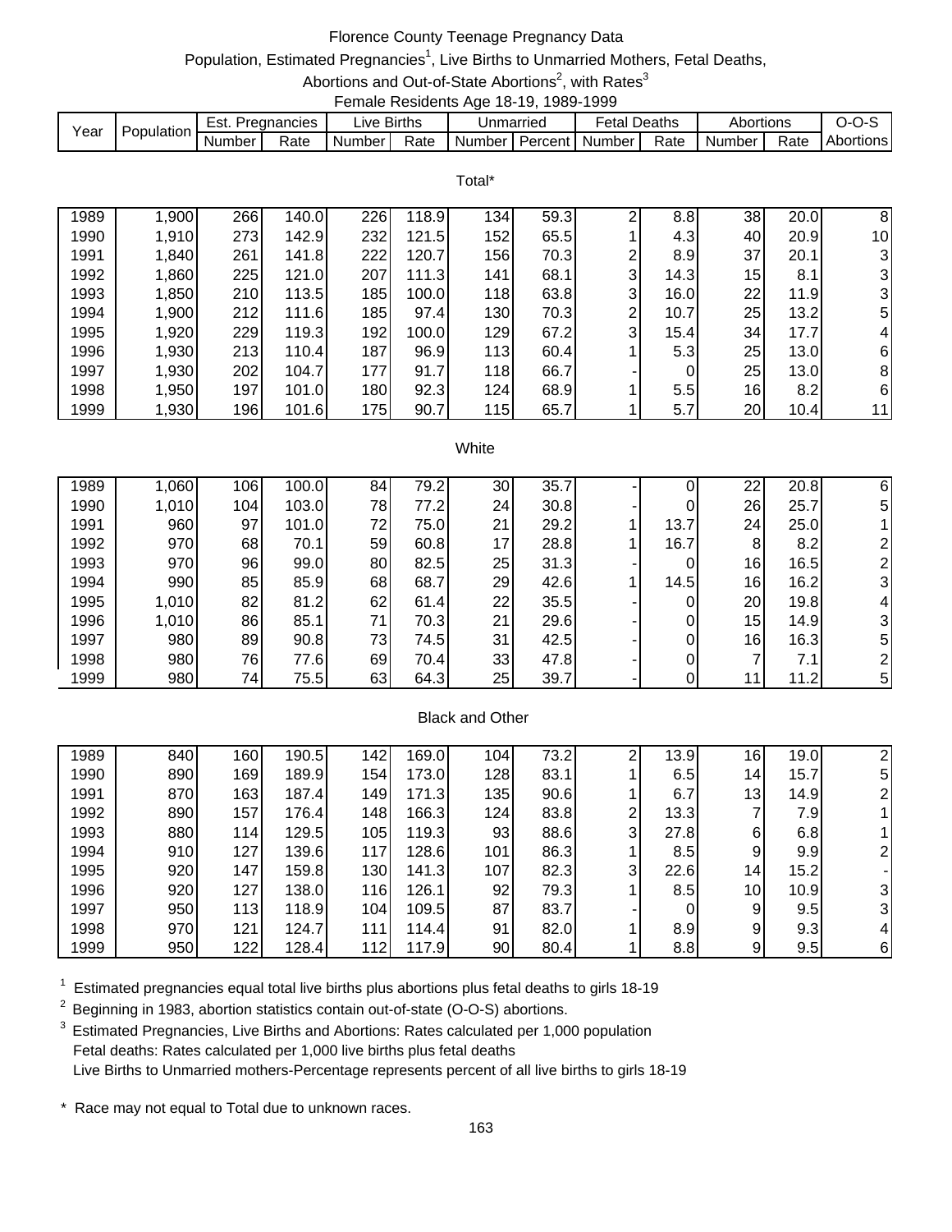# Florence County Teenage Pregnancy Data

Population, Estimated Pregnancies[1], Live Births to Unmarried Mothers, Fetal Deaths, Abortions and Out-of-State Abortions[2], with Rates[3]

Female Residents Age 18-19, 1989-1999

| Year | Population | Est. Pregnancies | | Live Births | | Unmarried | | Fetal Deaths | | Abortions | | O-O-S |
|---|---|---|---|---|---|---|---|---|---|---|---|---|
| | | Number | Rate | Number | Rate | Number | Percent | Number | Rate | Number | Rate | Abortions |
| **Total*** | | | | | | | | | | | | |
| 1989 | 1,900 | 266 | 140.0 | 226 | 118.9 | 134 | 59.3 | 2 | 8.8 | 38 | 20.0 | 8 |
| 1990 | 1,910 | 273 | 142.9 | 232 | 121.5 | 152 | 65.5 | 1 | 4.3 | 40 | 20.9 | 10 |
| 1991 | 1,840 | 261 | 141.8 | 222 | 120.7 | 156 | 70.3 | 2 | 8.9 | 37 | 20.1 | 3 |
| 1992 | 1,860 | 225 | 121.0 | 207 | 111.3 | 141 | 68.1 | 3 | 14.3 | 15 | 8.1 | 3 |
| 1993 | 1,850 | 210 | 113.5 | 185 | 100.0 | 118 | 63.8 | 3 | 16.0 | 22 | 11.9 | 3 |
| 1994 | 1,900 | 212 | 111.6 | 185 | 97.4 | 130 | 70.3 | 2 | 10.7 | 25 | 13.2 | 5 |
| 1995 | 1,920 | 229 | 119.3 | 192 | 100.0 | 129 | 67.2 | 3 | 15.4 | 34 | 17.7 | 4 |
| 1996 | 1,930 | 213 | 110.4 | 187 | 96.9 | 113 | 60.4 | 1 | 5.3 | 25 | 13.0 | 6 |
| 1997 | 1,930 | 202 | 104.7 | 177 | 91.7 | 118 | 66.7 | - | 0 | 25 | 13.0 | 8 |
| 1998 | 1,950 | 197 | 101.0 | 180 | 92.3 | 124 | 68.9 | 1 | 5.5 | 16 | 8.2 | 6 |
| 1999 | 1,930 | 196 | 101.6 | 175 | 90.7 | 115 | 65.7 | 1 | 5.7 | 20 | 10.4 | 11 |
| **White** | | | | | | | | | | | | |
| 1989 | 1,060 | 106 | 100.0 | 84 | 79.2 | 30 | 35.7 | - | 0 | 22 | 20.8 | 6 |
| 1990 | 1,010 | 104 | 103.0 | 78 | 77.2 | 24 | 30.8 | - | 0 | 26 | 25.7 | 5 |
| 1991 | 960 | 97 | 101.0 | 72 | 75.0 | 21 | 29.2 | 1 | 13.7 | 24 | 25.0 | 1 |
| 1992 | 970 | 68 | 70.1 | 59 | 60.8 | 17 | 28.8 | 1 | 16.7 | 8 | 8.2 | 2 |
| 1993 | 970 | 96 | 99.0 | 80 | 82.5 | 25 | 31.3 | - | 0 | 16 | 16.5 | 2 |
| 1994 | 990 | 85 | 85.9 | 68 | 68.7 | 29 | 42.6 | 1 | 14.5 | 16 | 16.2 | 3 |
| 1995 | 1,010 | 82 | 81.2 | 62 | 61.4 | 22 | 35.5 | - | 0 | 20 | 19.8 | 4 |
| 1996 | 1,010 | 86 | 85.1 | 71 | 70.3 | 21 | 29.6 | - | 0 | 15 | 14.9 | 3 |
| 1997 | 980 | 89 | 90.8 | 73 | 74.5 | 31 | 42.5 | - | 0 | 16 | 16.3 | 5 |
| 1998 | 980 | 76 | 77.6 | 69 | 70.4 | 33 | 47.8 | - | 0 | 7 | 7.1 | 2 |
| 1999 | 980 | 74 | 75.5 | 63 | 64.3 | 25 | 39.7 | - | 0 | 11 | 11.2 | 5 |
| **Black and Other** | | | | | | | | | | | | |
| 1989 | 840 | 160 | 190.5 | 142 | 169.0 | 104 | 73.2 | 2 | 13.9 | 16 | 19.0 | 2 |
| 1990 | 890 | 169 | 189.9 | 154 | 173.0 | 128 | 83.1 | 1 | 6.5 | 14 | 15.7 | 5 |
| 1991 | 870 | 163 | 187.4 | 149 | 171.3 | 135 | 90.6 | 1 | 6.7 | 13 | 14.9 | 2 |
| 1992 | 890 | 157 | 176.4 | 148 | 166.3 | 124 | 83.8 | 2 | 13.3 | 7 | 7.9 | 1 |
| 1993 | 880 | 114 | 129.5 | 105 | 119.3 | 93 | 88.6 | 3 | 27.8 | 6 | 6.8 | 1 |
| 1994 | 910 | 127 | 139.6 | 117 | 128.6 | 101 | 86.3 | 1 | 8.5 | 9 | 9.9 | 2 |
| 1995 | 920 | 147 | 159.8 | 130 | 141.3 | 107 | 82.3 | 3 | 22.6 | 14 | 15.2 | - |
| 1996 | 920 | 127 | 138.0 | 116 | 126.1 | 92 | 79.3 | 1 | 8.5 | 10 | 10.9 | 3 |
| 1997 | 950 | 113 | 118.9 | 104 | 109.5 | 87 | 83.7 | - | 0 | 9 | 9.5 | 3 |
| 1998 | 970 | 121 | 124.7 | 111 | 114.4 | 91 | 82.0 | 1 | 8.9 | 9 | 9.3 | 4 |
| 1999 | 950 | 122 | 128.4 | 112 | 117.9 | 90 | 80.4 | 1 | 8.8 | 9 | 9.5 | 6 |

[1] Estimated pregnancies equal total live births plus abortions plus fetal deaths to girls 18-19

[2] Beginning in 1983, abortion statistics contain out-of-state (O-O-S) abortions.

[3] Estimated Pregnancies, Live Births and Abortions: Rates calculated per 1,000 population
Fetal deaths: Rates calculated per 1,000 live births plus fetal deaths
Live Births to Unmarried mothers-Percentage represents percent of all live births to girls 18-19

\* Race may not equal to Total due to unknown races.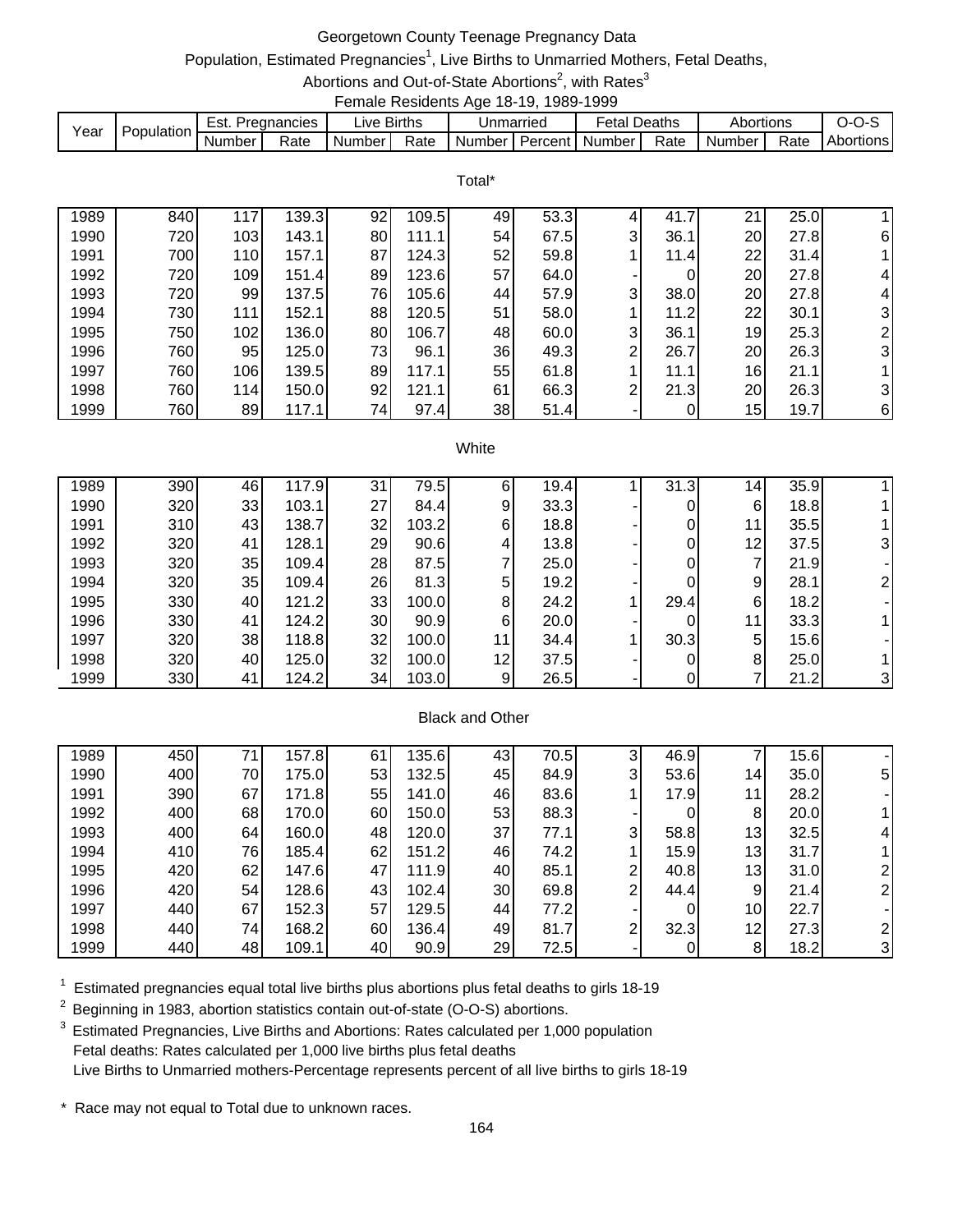# Georgetown County Teenage Pregnancy Data

Population, Estimated Pregnancies[1], Live Births to Unmarried Mothers, Fetal Deaths, Abortions and Out-of-State Abortions[2], with Rates[3]

Female Residents Age 18-19, 1989-1999

| Year | Population | Est. Pregnancies | | Live Births | | Unmarried | | Fetal Deaths | | Abortions | | O-O-S |
|---|---|---|---|---|---|---|---|---|---|---|---|---|
| | | Number | Rate | Number | Rate | Number | Percent | Number | Rate | Number | Rate | Abortions |
| **Total*** | | | | | | | | | | | | |
| 1989 | 840 | 117 | 139.3 | 92 | 109.5 | 49 | 53.3 | 4 | 41.7 | 21 | 25.0 | 1 |
| 1990 | 720 | 103 | 143.1 | 80 | 111.1 | 54 | 67.5 | 3 | 36.1 | 20 | 27.8 | 6 |
| 1991 | 700 | 110 | 157.1 | 87 | 124.3 | 52 | 59.8 | 1 | 11.4 | 22 | 31.4 | 1 |
| 1992 | 720 | 109 | 151.4 | 89 | 123.6 | 57 | 64.0 | - | 0 | 20 | 27.8 | 4 |
| 1993 | 720 | 99 | 137.5 | 76 | 105.6 | 44 | 57.9 | 3 | 38.0 | 20 | 27.8 | 4 |
| 1994 | 730 | 111 | 152.1 | 88 | 120.5 | 51 | 58.0 | 1 | 11.2 | 22 | 30.1 | 3 |
| 1995 | 750 | 102 | 136.0 | 80 | 106.7 | 48 | 60.0 | 3 | 36.1 | 19 | 25.3 | 2 |
| 1996 | 760 | 95 | 125.0 | 73 | 96.1 | 36 | 49.3 | 2 | 26.7 | 20 | 26.3 | 3 |
| 1997 | 760 | 106 | 139.5 | 89 | 117.1 | 55 | 61.8 | 1 | 11.1 | 16 | 21.1 | 1 |
| 1998 | 760 | 114 | 150.0 | 92 | 121.1 | 61 | 66.3 | 2 | 21.3 | 20 | 26.3 | 3 |
| 1999 | 760 | 89 | 117.1 | 74 | 97.4 | 38 | 51.4 | - | 0 | 15 | 19.7 | 6 |
| **White** | | | | | | | | | | | | |
| 1989 | 390 | 46 | 117.9 | 31 | 79.5 | 6 | 19.4 | 1 | 31.3 | 14 | 35.9 | 1 |
| 1990 | 320 | 33 | 103.1 | 27 | 84.4 | 9 | 33.3 | - | 0 | 6 | 18.8 | 1 |
| 1991 | 310 | 43 | 138.7 | 32 | 103.2 | 6 | 18.8 | - | 0 | 11 | 35.5 | 1 |
| 1992 | 320 | 41 | 128.1 | 29 | 90.6 | 4 | 13.8 | - | 0 | 12 | 37.5 | 3 |
| 1993 | 320 | 35 | 109.4 | 28 | 87.5 | 7 | 25.0 | - | 0 | 7 | 21.9 | - |
| 1994 | 320 | 35 | 109.4 | 26 | 81.3 | 5 | 19.2 | - | 0 | 9 | 28.1 | 2 |
| 1995 | 330 | 40 | 121.2 | 33 | 100.0 | 8 | 24.2 | 1 | 29.4 | 6 | 18.2 | - |
| 1996 | 330 | 41 | 124.2 | 30 | 90.9 | 6 | 20.0 | - | 0 | 11 | 33.3 | 1 |
| 1997 | 320 | 38 | 118.8 | 32 | 100.0 | 11 | 34.4 | 1 | 30.3 | 5 | 15.6 | - |
| 1998 | 320 | 40 | 125.0 | 32 | 100.0 | 12 | 37.5 | - | 0 | 8 | 25.0 | 1 |
| 1999 | 330 | 41 | 124.2 | 34 | 103.0 | 9 | 26.5 | - | 0 | 7 | 21.2 | 3 |
| **Black and Other** | | | | | | | | | | | | |
| 1989 | 450 | 71 | 157.8 | 61 | 135.6 | 43 | 70.5 | 3 | 46.9 | 7 | 15.6 | - |
| 1990 | 400 | 70 | 175.0 | 53 | 132.5 | 45 | 84.9 | 3 | 53.6 | 14 | 35.0 | 5 |
| 1991 | 390 | 67 | 171.8 | 55 | 141.0 | 46 | 83.6 | 1 | 17.9 | 11 | 28.2 | - |
| 1992 | 400 | 68 | 170.0 | 60 | 150.0 | 53 | 88.3 | - | 0 | 8 | 20.0 | 1 |
| 1993 | 400 | 64 | 160.0 | 48 | 120.0 | 37 | 77.1 | 3 | 58.8 | 13 | 32.5 | 4 |
| 1994 | 410 | 76 | 185.4 | 62 | 151.2 | 46 | 74.2 | 1 | 15.9 | 13 | 31.7 | 1 |
| 1995 | 420 | 62 | 147.6 | 47 | 111.9 | 40 | 85.1 | 2 | 40.8 | 13 | 31.0 | 2 |
| 1996 | 420 | 54 | 128.6 | 43 | 102.4 | 30 | 69.8 | 2 | 44.4 | 9 | 21.4 | 2 |
| 1997 | 440 | 67 | 152.3 | 57 | 129.5 | 44 | 77.2 | - | 0 | 10 | 22.7 | - |
| 1998 | 440 | 74 | 168.2 | 60 | 136.4 | 49 | 81.7 | 2 | 32.3 | 12 | 27.3 | 2 |
| 1999 | 440 | 48 | 109.1 | 40 | 90.9 | 29 | 72.5 | - | 0 | 8 | 18.2 | 3 |

[1] Estimated pregnancies equal total live births plus abortions plus fetal deaths to girls 18-19

[2] Beginning in 1983, abortion statistics contain out-of-state (O-O-S) abortions.

[3] Estimated Pregnancies, Live Births and Abortions: Rates calculated per 1,000 population
Fetal deaths: Rates calculated per 1,000 live births plus fetal deaths
Live Births to Unmarried mothers-Percentage represents percent of all live births to girls 18-19

\* Race may not equal to Total due to unknown races.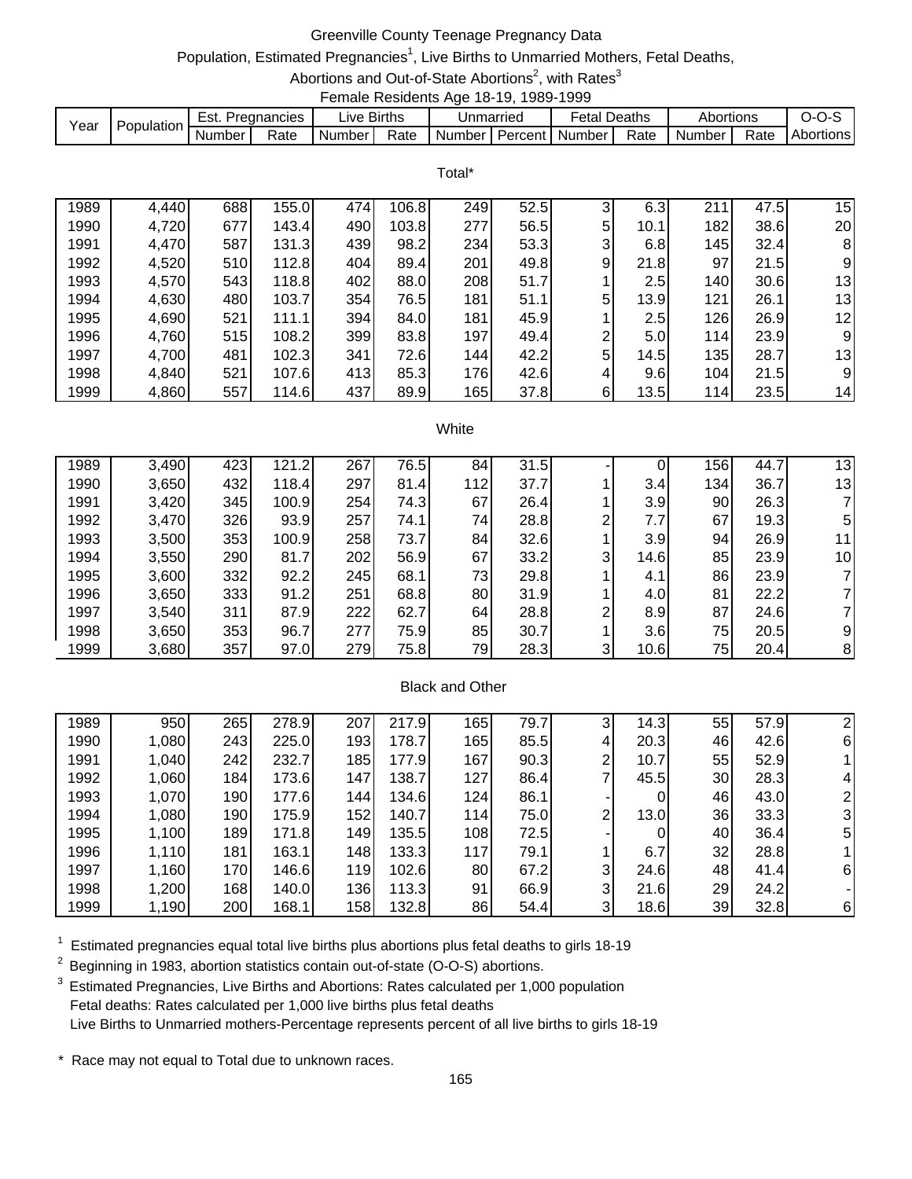# Greenville County Teenage Pregnancy Data

Population, Estimated Pregnancies[1], Live Births to Unmarried Mothers, Fetal Deaths, Abortions and Out-of-State Abortions[2], with Rates[3]

Female Residents Age 18-19, 1989-1999

| Year | Population | Est. Pregnancies | | Live Births | | Unmarried | | Fetal Deaths | | Abortions | | O-O-S |
|---|---|---|---|---|---|---|---|---|---|---|---|---|
| | | Number | Rate | Number | Rate | Number | Percent | Number | Rate | Number | Rate | Abortions |
| **Total*** | | | | | | | | | | | | |
| 1989 | 4,440 | 688 | 155.0 | 474 | 106.8 | 249 | 52.5 | 3 | 6.3 | 211 | 47.5 | 15 |
| 1990 | 4,720 | 677 | 143.4 | 490 | 103.8 | 277 | 56.5 | 5 | 10.1 | 182 | 38.6 | 20 |
| 1991 | 4,470 | 587 | 131.3 | 439 | 98.2 | 234 | 53.3 | 3 | 6.8 | 145 | 32.4 | 8 |
| 1992 | 4,520 | 510 | 112.8 | 404 | 89.4 | 201 | 49.8 | 9 | 21.8 | 97 | 21.5 | 9 |
| 1993 | 4,570 | 543 | 118.8 | 402 | 88.0 | 208 | 51.7 | 1 | 2.5 | 140 | 30.6 | 13 |
| 1994 | 4,630 | 480 | 103.7 | 354 | 76.5 | 181 | 51.1 | 5 | 13.9 | 121 | 26.1 | 13 |
| 1995 | 4,690 | 521 | 111.1 | 394 | 84.0 | 181 | 45.9 | 1 | 2.5 | 126 | 26.9 | 12 |
| 1996 | 4,760 | 515 | 108.2 | 399 | 83.8 | 197 | 49.4 | 2 | 5.0 | 114 | 23.9 | 9 |
| 1997 | 4,700 | 481 | 102.3 | 341 | 72.6 | 144 | 42.2 | 5 | 14.5 | 135 | 28.7 | 13 |
| 1998 | 4,840 | 521 | 107.6 | 413 | 85.3 | 176 | 42.6 | 4 | 9.6 | 104 | 21.5 | 9 |
| 1999 | 4,860 | 557 | 114.6 | 437 | 89.9 | 165 | 37.8 | 6 | 13.5 | 114 | 23.5 | 14 |
| **White** | | | | | | | | | | | | |
| 1989 | 3,490 | 423 | 121.2 | 267 | 76.5 | 84 | 31.5 | - | 0 | 156 | 44.7 | 13 |
| 1990 | 3,650 | 432 | 118.4 | 297 | 81.4 | 112 | 37.7 | 1 | 3.4 | 134 | 36.7 | 13 |
| 1991 | 3,420 | 345 | 100.9 | 254 | 74.3 | 67 | 26.4 | 1 | 3.9 | 90 | 26.3 | 7 |
| 1992 | 3,470 | 326 | 93.9 | 257 | 74.1 | 74 | 28.8 | 2 | 7.7 | 67 | 19.3 | 5 |
| 1993 | 3,500 | 353 | 100.9 | 258 | 73.7 | 84 | 32.6 | 1 | 3.9 | 94 | 26.9 | 11 |
| 1994 | 3,550 | 290 | 81.7 | 202 | 56.9 | 67 | 33.2 | 3 | 14.6 | 85 | 23.9 | 10 |
| 1995 | 3,600 | 332 | 92.2 | 245 | 68.1 | 73 | 29.8 | 1 | 4.1 | 86 | 23.9 | 7 |
| 1996 | 3,650 | 333 | 91.2 | 251 | 68.8 | 80 | 31.9 | 1 | 4.0 | 81 | 22.2 | 7 |
| 1997 | 3,540 | 311 | 87.9 | 222 | 62.7 | 64 | 28.8 | 2 | 8.9 | 87 | 24.6 | 7 |
| 1998 | 3,650 | 353 | 96.7 | 277 | 75.9 | 85 | 30.7 | 1 | 3.6 | 75 | 20.5 | 9 |
| 1999 | 3,680 | 357 | 97.0 | 279 | 75.8 | 79 | 28.3 | 3 | 10.6 | 75 | 20.4 | 8 |
| **Black and Other** | | | | | | | | | | | | |
| 1989 | 950 | 265 | 278.9 | 207 | 217.9 | 165 | 79.7 | 3 | 14.3 | 55 | 57.9 | 2 |
| 1990 | 1,080 | 243 | 225.0 | 193 | 178.7 | 165 | 85.5 | 4 | 20.3 | 46 | 42.6 | 6 |
| 1991 | 1,040 | 242 | 232.7 | 185 | 177.9 | 167 | 90.3 | 2 | 10.7 | 55 | 52.9 | 1 |
| 1992 | 1,060 | 184 | 173.6 | 147 | 138.7 | 127 | 86.4 | 7 | 45.5 | 30 | 28.3 | 4 |
| 1993 | 1,070 | 190 | 177.6 | 144 | 134.6 | 124 | 86.1 | - | 0 | 46 | 43.0 | 2 |
| 1994 | 1,080 | 190 | 175.9 | 152 | 140.7 | 114 | 75.0 | 2 | 13.0 | 36 | 33.3 | 3 |
| 1995 | 1,100 | 189 | 171.8 | 149 | 135.5 | 108 | 72.5 | - | 0 | 40 | 36.4 | 5 |
| 1996 | 1,110 | 181 | 163.1 | 148 | 133.3 | 117 | 79.1 | 1 | 6.7 | 32 | 28.8 | 1 |
| 1997 | 1,160 | 170 | 146.6 | 119 | 102.6 | 80 | 67.2 | 3 | 24.6 | 48 | 41.4 | 6 |
| 1998 | 1,200 | 168 | 140.0 | 136 | 113.3 | 91 | 66.9 | 3 | 21.6 | 29 | 24.2 | - |
| 1999 | 1,190 | 200 | 168.1 | 158 | 132.8 | 86 | 54.4 | 3 | 18.6 | 39 | 32.8 | 6 |

[1] Estimated pregnancies equal total live births plus abortions plus fetal deaths to girls 18-19

[2] Beginning in 1983, abortion statistics contain out-of-state (O-O-S) abortions.

[3] Estimated Pregnancies, Live Births and Abortions: Rates calculated per 1,000 population
Fetal deaths: Rates calculated per 1,000 live births plus fetal deaths
Live Births to Unmarried mothers-Percentage represents percent of all live births to girls 18-19

\* Race may not equal to Total due to unknown races.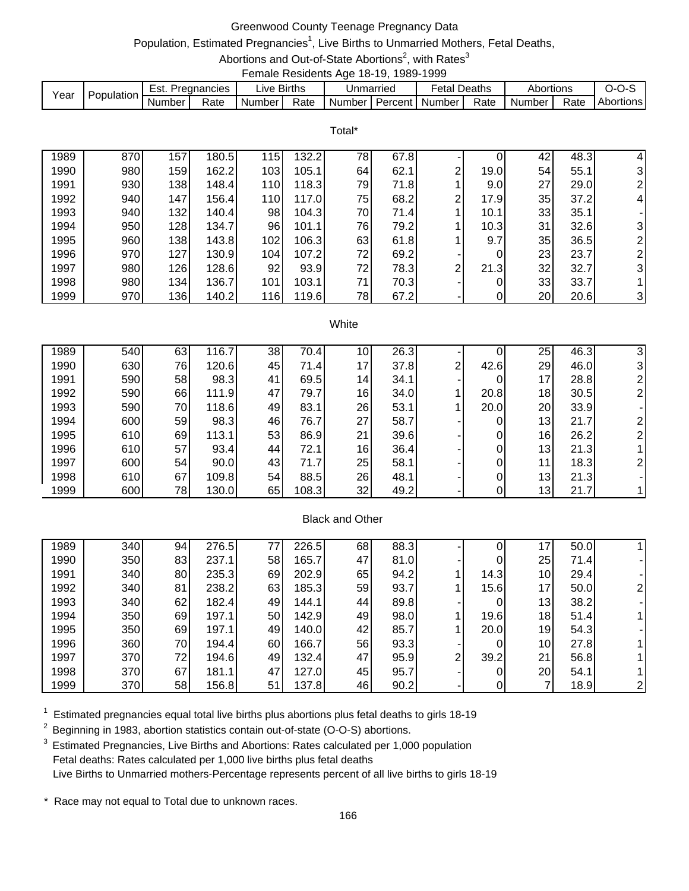# Greenwood County Teenage Pregnancy Data

Population, Estimated Pregnancies[1], Live Births to Unmarried Mothers, Fetal Deaths, Abortions and Out-of-State Abortions[2], with Rates[3]

Female Residents Age 18-19, 1989-1999

| Year | Population | Est. Pregnancies | | Live Births | | Unmarried | | Fetal Deaths | | Abortions | | O-O-S |
|---|---|---|---|---|---|---|---|---|---|---|---|---|
| | | Number | Rate | Number | Rate | Number | Percent | Number | Rate | Number | Rate | Abortions |
| **Total*** | | | | | | | | | | | | |
| 1989 | 870 | 157 | 180.5 | 115 | 132.2 | 78 | 67.8 | - | 0 | 42 | 48.3 | 4 |
| 1990 | 980 | 159 | 162.2 | 103 | 105.1 | 64 | 62.1 | 2 | 19.0 | 54 | 55.1 | 3 |
| 1991 | 930 | 138 | 148.4 | 110 | 118.3 | 79 | 71.8 | 1 | 9.0 | 27 | 29.0 | 2 |
| 1992 | 940 | 147 | 156.4 | 110 | 117.0 | 75 | 68.2 | 2 | 17.9 | 35 | 37.2 | 4 |
| 1993 | 940 | 132 | 140.4 | 98 | 104.3 | 70 | 71.4 | 1 | 10.1 | 33 | 35.1 | - |
| 1994 | 950 | 128 | 134.7 | 96 | 101.1 | 76 | 79.2 | 1 | 10.3 | 31 | 32.6 | 3 |
| 1995 | 960 | 138 | 143.8 | 102 | 106.3 | 63 | 61.8 | 1 | 9.7 | 35 | 36.5 | 2 |
| 1996 | 970 | 127 | 130.9 | 104 | 107.2 | 72 | 69.2 | - | 0 | 23 | 23.7 | 2 |
| 1997 | 980 | 126 | 128.6 | 92 | 93.9 | 72 | 78.3 | 2 | 21.3 | 32 | 32.7 | 3 |
| 1998 | 980 | 134 | 136.7 | 101 | 103.1 | 71 | 70.3 | - | 0 | 33 | 33.7 | 1 |
| 1999 | 970 | 136 | 140.2 | 116 | 119.6 | 78 | 67.2 | - | 0 | 20 | 20.6 | 3 |
| **White** | | | | | | | | | | | | |
| 1989 | 540 | 63 | 116.7 | 38 | 70.4 | 10 | 26.3 | - | 0 | 25 | 46.3 | 3 |
| 1990 | 630 | 76 | 120.6 | 45 | 71.4 | 17 | 37.8 | 2 | 42.6 | 29 | 46.0 | 3 |
| 1991 | 590 | 58 | 98.3 | 41 | 69.5 | 14 | 34.1 | - | 0 | 17 | 28.8 | 2 |
| 1992 | 590 | 66 | 111.9 | 47 | 79.7 | 16 | 34.0 | 1 | 20.8 | 18 | 30.5 | 2 |
| 1993 | 590 | 70 | 118.6 | 49 | 83.1 | 26 | 53.1 | 1 | 20.0 | 20 | 33.9 | - |
| 1994 | 600 | 59 | 98.3 | 46 | 76.7 | 27 | 58.7 | - | 0 | 13 | 21.7 | 2 |
| 1995 | 610 | 69 | 113.1 | 53 | 86.9 | 21 | 39.6 | - | 0 | 16 | 26.2 | 2 |
| 1996 | 610 | 57 | 93.4 | 44 | 72.1 | 16 | 36.4 | - | 0 | 13 | 21.3 | 1 |
| 1997 | 600 | 54 | 90.0 | 43 | 71.7 | 25 | 58.1 | - | 0 | 11 | 18.3 | 2 |
| 1998 | 610 | 67 | 109.8 | 54 | 88.5 | 26 | 48.1 | - | 0 | 13 | 21.3 | - |
| 1999 | 600 | 78 | 130.0 | 65 | 108.3 | 32 | 49.2 | - | 0 | 13 | 21.7 | 1 |
| **Black and Other** | | | | | | | | | | | | |
| 1989 | 340 | 94 | 276.5 | 77 | 226.5 | 68 | 88.3 | - | 0 | 17 | 50.0 | 1 |
| 1990 | 350 | 83 | 237.1 | 58 | 165.7 | 47 | 81.0 | - | 0 | 25 | 71.4 | - |
| 1991 | 340 | 80 | 235.3 | 69 | 202.9 | 65 | 94.2 | 1 | 14.3 | 10 | 29.4 | - |
| 1992 | 340 | 81 | 238.2 | 63 | 185.3 | 59 | 93.7 | 1 | 15.6 | 17 | 50.0 | 2 |
| 1993 | 340 | 62 | 182.4 | 49 | 144.1 | 44 | 89.8 | - | 0 | 13 | 38.2 | - |
| 1994 | 350 | 69 | 197.1 | 50 | 142.9 | 49 | 98.0 | 1 | 19.6 | 18 | 51.4 | 1 |
| 1995 | 350 | 69 | 197.1 | 49 | 140.0 | 42 | 85.7 | 1 | 20.0 | 19 | 54.3 | - |
| 1996 | 360 | 70 | 194.4 | 60 | 166.7 | 56 | 93.3 | - | 0 | 10 | 27.8 | 1 |
| 1997 | 370 | 72 | 194.6 | 49 | 132.4 | 47 | 95.9 | 2 | 39.2 | 21 | 56.8 | 1 |
| 1998 | 370 | 67 | 181.1 | 47 | 127.0 | 45 | 95.7 | - | 0 | 20 | 54.1 | 1 |
| 1999 | 370 | 58 | 156.8 | 51 | 137.8 | 46 | 90.2 | - | 0 | 7 | 18.9 | 2 |

[1] Estimated pregnancies equal total live births plus abortions plus fetal deaths to girls 18-19

[2] Beginning in 1983, abortion statistics contain out-of-state (O-O-S) abortions.

[3] Estimated Pregnancies, Live Births and Abortions: Rates calculated per 1,000 population
Fetal deaths: Rates calculated per 1,000 live births plus fetal deaths
Live Births to Unmarried mothers-Percentage represents percent of all live births to girls 18-19

\* Race may not equal to Total due to unknown races.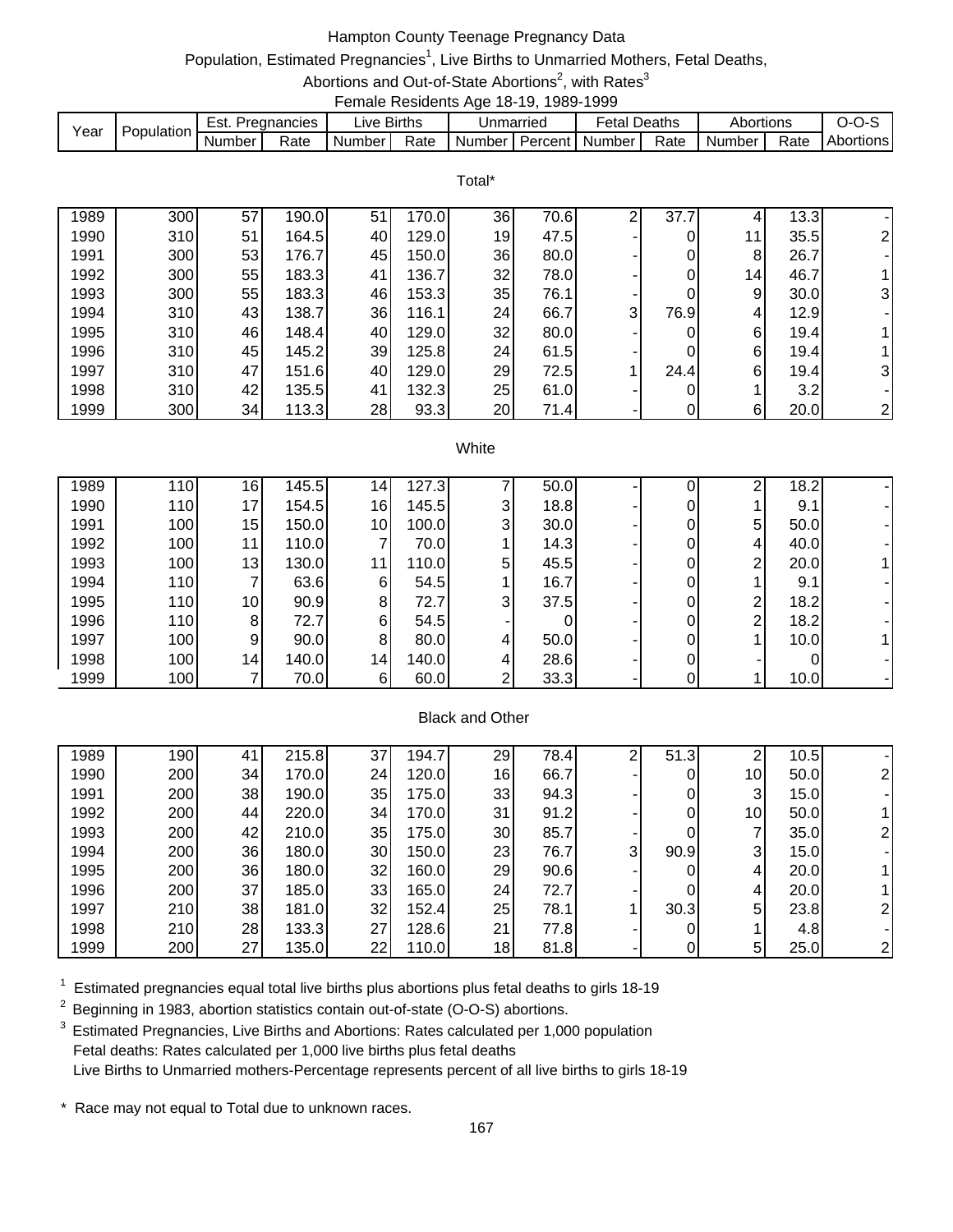# Hampton County Teenage Pregnancy Data

Population, Estimated Pregnancies[1], Live Births to Unmarried Mothers, Fetal Deaths, Abortions and Out-of-State Abortions[2], with Rates[3]

Female Residents Age 18-19, 1989-1999

| Year | Population | Est. Pregnancies | | Live Births | | Unmarried | | Fetal Deaths | | Abortions | | O-O-S |
|---|---|---|---|---|---|---|---|---|---|---|---|---|
| | | Number | Rate | Number | Rate | Number | Percent | Number | Rate | Number | Rate | Abortions |
| **Total*** | | | | | | | | | | | | |
| 1989 | 300 | 57 | 190.0 | 51 | 170.0 | 36 | 70.6 | 2 | 37.7 | 4 | 13.3 | - |
| 1990 | 310 | 51 | 164.5 | 40 | 129.0 | 19 | 47.5 | - | 0 | 11 | 35.5 | 2 |
| 1991 | 300 | 53 | 176.7 | 45 | 150.0 | 36 | 80.0 | - | 0 | 8 | 26.7 | - |
| 1992 | 300 | 55 | 183.3 | 41 | 136.7 | 32 | 78.0 | - | 0 | 14 | 46.7 | 1 |
| 1993 | 300 | 55 | 183.3 | 46 | 153.3 | 35 | 76.1 | - | 0 | 9 | 30.0 | 3 |
| 1994 | 310 | 43 | 138.7 | 36 | 116.1 | 24 | 66.7 | 3 | 76.9 | 4 | 12.9 | - |
| 1995 | 310 | 46 | 148.4 | 40 | 129.0 | 32 | 80.0 | - | 0 | 6 | 19.4 | 1 |
| 1996 | 310 | 45 | 145.2 | 39 | 125.8 | 24 | 61.5 | - | 0 | 6 | 19.4 | 1 |
| 1997 | 310 | 47 | 151.6 | 40 | 129.0 | 29 | 72.5 | 1 | 24.4 | 6 | 19.4 | 3 |
| 1998 | 310 | 42 | 135.5 | 41 | 132.3 | 25 | 61.0 | - | 0 | 1 | 3.2 | - |
| 1999 | 300 | 34 | 113.3 | 28 | 93.3 | 20 | 71.4 | - | 0 | 6 | 20.0 | 2 |
| **White** | | | | | | | | | | | | |
| 1989 | 110 | 16 | 145.5 | 14 | 127.3 | 7 | 50.0 | - | 0 | 2 | 18.2 | - |
| 1990 | 110 | 17 | 154.5 | 16 | 145.5 | 3 | 18.8 | - | 0 | 1 | 9.1 | - |
| 1991 | 100 | 15 | 150.0 | 10 | 100.0 | 3 | 30.0 | - | 0 | 5 | 50.0 | - |
| 1992 | 100 | 11 | 110.0 | 7 | 70.0 | 1 | 14.3 | - | 0 | 4 | 40.0 | - |
| 1993 | 100 | 13 | 130.0 | 11 | 110.0 | 5 | 45.5 | - | 0 | 2 | 20.0 | 1 |
| 1994 | 110 | 7 | 63.6 | 6 | 54.5 | 1 | 16.7 | - | 0 | 1 | 9.1 | - |
| 1995 | 110 | 10 | 90.9 | 8 | 72.7 | 3 | 37.5 | - | 0 | 2 | 18.2 | - |
| 1996 | 110 | 8 | 72.7 | 6 | 54.5 | - | 0 | - | 0 | 2 | 18.2 | - |
| 1997 | 100 | 9 | 90.0 | 8 | 80.0 | 4 | 50.0 | - | 0 | 1 | 10.0 | 1 |
| 1998 | 100 | 14 | 140.0 | 14 | 140.0 | 4 | 28.6 | - | 0 | - | 0 | - |
| 1999 | 100 | 7 | 70.0 | 6 | 60.0 | 2 | 33.3 | - | 0 | 1 | 10.0 | - |
| **Black and Other** | | | | | | | | | | | | |
| 1989 | 190 | 41 | 215.8 | 37 | 194.7 | 29 | 78.4 | 2 | 51.3 | 2 | 10.5 | - |
| 1990 | 200 | 34 | 170.0 | 24 | 120.0 | 16 | 66.7 | - | 0 | 10 | 50.0 | 2 |
| 1991 | 200 | 38 | 190.0 | 35 | 175.0 | 33 | 94.3 | - | 0 | 3 | 15.0 | - |
| 1992 | 200 | 44 | 220.0 | 34 | 170.0 | 31 | 91.2 | - | 0 | 10 | 50.0 | 1 |
| 1993 | 200 | 42 | 210.0 | 35 | 175.0 | 30 | 85.7 | - | 0 | 7 | 35.0 | 2 |
| 1994 | 200 | 36 | 180.0 | 30 | 150.0 | 23 | 76.7 | 3 | 90.9 | 3 | 15.0 | - |
| 1995 | 200 | 36 | 180.0 | 32 | 160.0 | 29 | 90.6 | - | 0 | 4 | 20.0 | 1 |
| 1996 | 200 | 37 | 185.0 | 33 | 165.0 | 24 | 72.7 | - | 0 | 4 | 20.0 | 1 |
| 1997 | 210 | 38 | 181.0 | 32 | 152.4 | 25 | 78.1 | 1 | 30.3 | 5 | 23.8 | 2 |
| 1998 | 210 | 28 | 133.3 | 27 | 128.6 | 21 | 77.8 | - | 0 | 1 | 4.8 | - |
| 1999 | 200 | 27 | 135.0 | 22 | 110.0 | 18 | 81.8 | - | 0 | 5 | 25.0 | 2 |

[1] Estimated pregnancies equal total live births plus abortions plus fetal deaths to girls 18-19

[2] Beginning in 1983, abortion statistics contain out-of-state (O-O-S) abortions.

[3] Estimated Pregnancies, Live Births and Abortions: Rates calculated per 1,000 population
Fetal deaths: Rates calculated per 1,000 live births plus fetal deaths
Live Births to Unmarried mothers-Percentage represents percent of all live births to girls 18-19

\* Race may not equal to Total due to unknown races.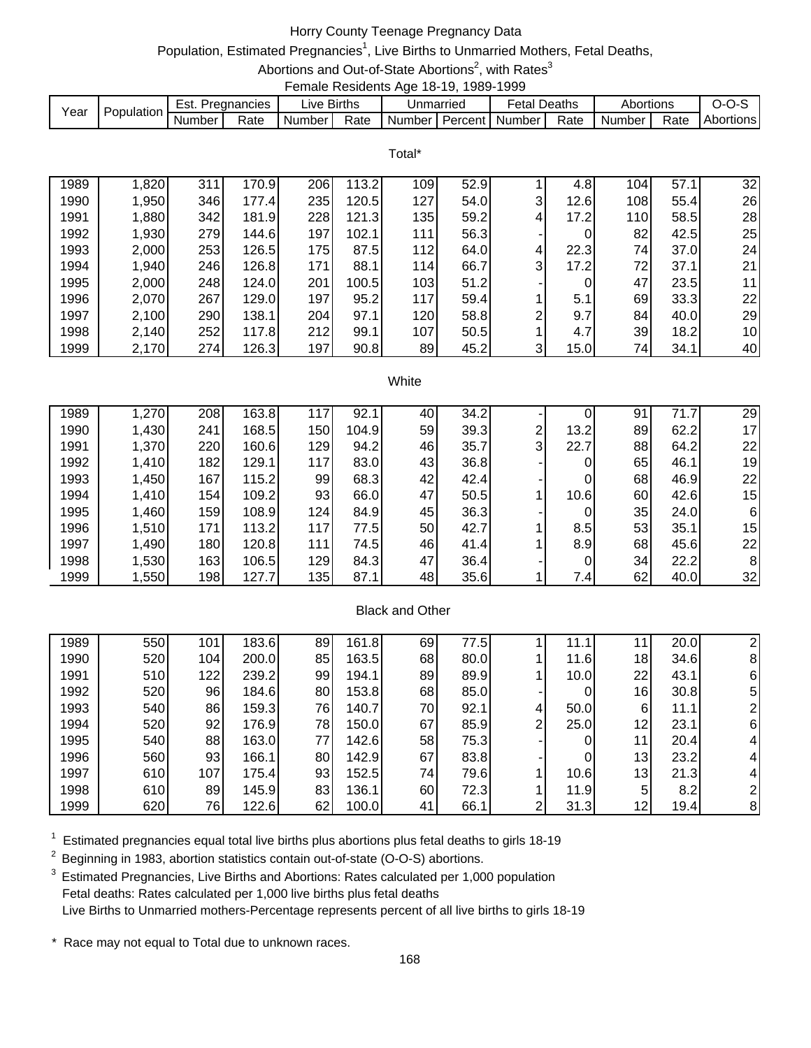# Horry County Teenage Pregnancy Data

Population, Estimated Pregnancies[1], Live Births to Unmarried Mothers, Fetal Deaths, Abortions and Out-of-State Abortions[2], with Rates[3]

Female Residents Age 18-19, 1989-1999

| Year | Population | Est. Pregnancies | | Live Births | | Unmarried | | Fetal Deaths | | Abortions | | O-O-S |
|---|---|---|---|---|---|---|---|---|---|---|---|---|
| | | Number | Rate | Number | Rate | Number | Percent | Number | Rate | Number | Rate | Abortions |
| **Total*** | | | | | | | | | | | | |
| 1989 | 1,820 | 311 | 170.9 | 206 | 113.2 | 109 | 52.9 | 1 | 4.8 | 104 | 57.1 | 32 |
| 1990 | 1,950 | 346 | 177.4 | 235 | 120.5 | 127 | 54.0 | 3 | 12.6 | 108 | 55.4 | 26 |
| 1991 | 1,880 | 342 | 181.9 | 228 | 121.3 | 135 | 59.2 | 4 | 17.2 | 110 | 58.5 | 28 |
| 1992 | 1,930 | 279 | 144.6 | 197 | 102.1 | 111 | 56.3 | - | 0 | 82 | 42.5 | 25 |
| 1993 | 2,000 | 253 | 126.5 | 175 | 87.5 | 112 | 64.0 | 4 | 22.3 | 74 | 37.0 | 24 |
| 1994 | 1,940 | 246 | 126.8 | 171 | 88.1 | 114 | 66.7 | 3 | 17.2 | 72 | 37.1 | 21 |
| 1995 | 2,000 | 248 | 124.0 | 201 | 100.5 | 103 | 51.2 | - | 0 | 47 | 23.5 | 11 |
| 1996 | 2,070 | 267 | 129.0 | 197 | 95.2 | 117 | 59.4 | 1 | 5.1 | 69 | 33.3 | 22 |
| 1997 | 2,100 | 290 | 138.1 | 204 | 97.1 | 120 | 58.8 | 2 | 9.7 | 84 | 40.0 | 29 |
| 1998 | 2,140 | 252 | 117.8 | 212 | 99.1 | 107 | 50.5 | 1 | 4.7 | 39 | 18.2 | 10 |
| 1999 | 2,170 | 274 | 126.3 | 197 | 90.8 | 89 | 45.2 | 3 | 15.0 | 74 | 34.1 | 40 |
| **White** | | | | | | | | | | | | |
| 1989 | 1,270 | 208 | 163.8 | 117 | 92.1 | 40 | 34.2 | - | 0 | 91 | 71.7 | 29 |
| 1990 | 1,430 | 241 | 168.5 | 150 | 104.9 | 59 | 39.3 | 2 | 13.2 | 89 | 62.2 | 17 |
| 1991 | 1,370 | 220 | 160.6 | 129 | 94.2 | 46 | 35.7 | 3 | 22.7 | 88 | 64.2 | 22 |
| 1992 | 1,410 | 182 | 129.1 | 117 | 83.0 | 43 | 36.8 | - | 0 | 65 | 46.1 | 19 |
| 1993 | 1,450 | 167 | 115.2 | 99 | 68.3 | 42 | 42.4 | - | 0 | 68 | 46.9 | 22 |
| 1994 | 1,410 | 154 | 109.2 | 93 | 66.0 | 47 | 50.5 | 1 | 10.6 | 60 | 42.6 | 15 |
| 1995 | 1,460 | 159 | 108.9 | 124 | 84.9 | 45 | 36.3 | - | 0 | 35 | 24.0 | 6 |
| 1996 | 1,510 | 171 | 113.2 | 117 | 77.5 | 50 | 42.7 | 1 | 8.5 | 53 | 35.1 | 15 |
| 1997 | 1,490 | 180 | 120.8 | 111 | 74.5 | 46 | 41.4 | 1 | 8.9 | 68 | 45.6 | 22 |
| 1998 | 1,530 | 163 | 106.5 | 129 | 84.3 | 47 | 36.4 | - | 0 | 34 | 22.2 | 8 |
| 1999 | 1,550 | 198 | 127.7 | 135 | 87.1 | 48 | 35.6 | 1 | 7.4 | 62 | 40.0 | 32 |
| **Black and Other** | | | | | | | | | | | | |
| 1989 | 550 | 101 | 183.6 | 89 | 161.8 | 69 | 77.5 | 1 | 11.1 | 11 | 20.0 | 2 |
| 1990 | 520 | 104 | 200.0 | 85 | 163.5 | 68 | 80.0 | 1 | 11.6 | 18 | 34.6 | 8 |
| 1991 | 510 | 122 | 239.2 | 99 | 194.1 | 89 | 89.9 | 1 | 10.0 | 22 | 43.1 | 6 |
| 1992 | 520 | 96 | 184.6 | 80 | 153.8 | 68 | 85.0 | - | 0 | 16 | 30.8 | 5 |
| 1993 | 540 | 86 | 159.3 | 76 | 140.7 | 70 | 92.1 | 4 | 50.0 | 6 | 11.1 | 2 |
| 1994 | 520 | 92 | 176.9 | 78 | 150.0 | 67 | 85.9 | 2 | 25.0 | 12 | 23.1 | 6 |
| 1995 | 540 | 88 | 163.0 | 77 | 142.6 | 58 | 75.3 | - | 0 | 11 | 20.4 | 4 |
| 1996 | 560 | 93 | 166.1 | 80 | 142.9 | 67 | 83.8 | - | 0 | 13 | 23.2 | 4 |
| 1997 | 610 | 107 | 175.4 | 93 | 152.5 | 74 | 79.6 | 1 | 10.6 | 13 | 21.3 | 4 |
| 1998 | 610 | 89 | 145.9 | 83 | 136.1 | 60 | 72.3 | 1 | 11.9 | 5 | 8.2 | 2 |
| 1999 | 620 | 76 | 122.6 | 62 | 100.0 | 41 | 66.1 | 2 | 31.3 | 12 | 19.4 | 8 |

[1] Estimated pregnancies equal total live births plus abortions plus fetal deaths to girls 18-19

[2] Beginning in 1983, abortion statistics contain out-of-state (O-O-S) abortions.

[3] Estimated Pregnancies, Live Births and Abortions: Rates calculated per 1,000 population
Fetal deaths: Rates calculated per 1,000 live births plus fetal deaths
Live Births to Unmarried mothers-Percentage represents percent of all live births to girls 18-19

* Race may not equal to Total due to unknown races.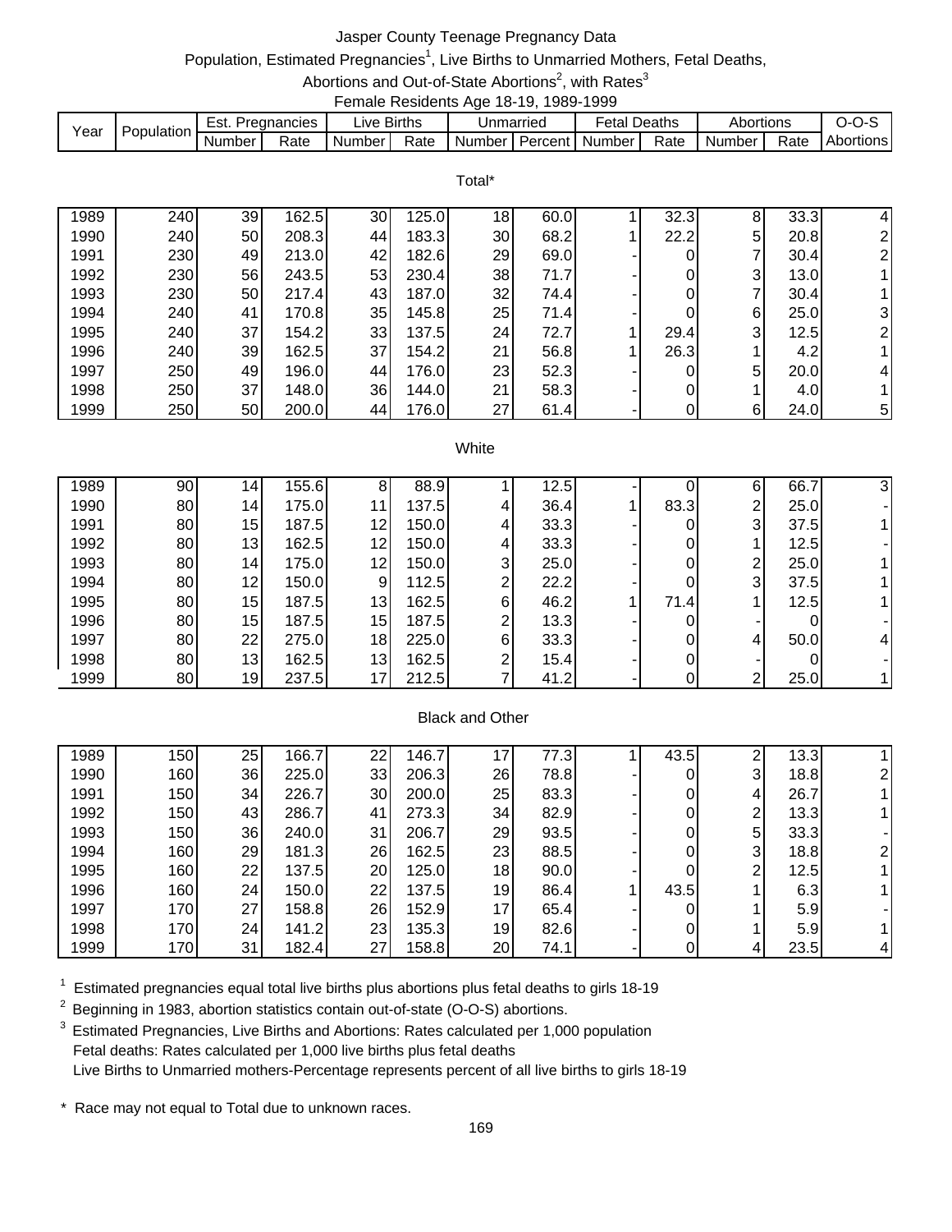# Jasper County Teenage Pregnancy Data

## Population, Estimated Pregnancies[1], Live Births to Unmarried Mothers, Fetal Deaths, Abortions and Out-of-State Abortions[2], with Rates[3]

### Female Residents Age 18-19, 1989-1999

| Year | Population | Est. Pregnancies | | Live Births | | Unmarried | | Fetal Deaths | | Abortions | | O-O-S |
|---|---|---|---|---|---|---|---|---|---|---|---|---|
| | | Number | Rate | Number | Rate | Number | Percent | Number | Rate | Number | Rate | Abortions |
| **Total*** | | | | | | | | | | | | |
| 1989 | 240 | 39 | 162.5 | 30 | 125.0 | 18 | 60.0 | 1 | 32.3 | 8 | 33.3 | 4 |
| 1990 | 240 | 50 | 208.3 | 44 | 183.3 | 30 | 68.2 | 1 | 22.2 | 5 | 20.8 | 2 |
| 1991 | 230 | 49 | 213.0 | 42 | 182.6 | 29 | 69.0 | - | 0 | 7 | 30.4 | 2 |
| 1992 | 230 | 56 | 243.5 | 53 | 230.4 | 38 | 71.7 | - | 0 | 3 | 13.0 | 1 |
| 1993 | 230 | 50 | 217.4 | 43 | 187.0 | 32 | 74.4 | - | 0 | 7 | 30.4 | 1 |
| 1994 | 240 | 41 | 170.8 | 35 | 145.8 | 25 | 71.4 | - | 0 | 6 | 25.0 | 3 |
| 1995 | 240 | 37 | 154.2 | 33 | 137.5 | 24 | 72.7 | 1 | 29.4 | 3 | 12.5 | 2 |
| 1996 | 240 | 39 | 162.5 | 37 | 154.2 | 21 | 56.8 | 1 | 26.3 | 1 | 4.2 | 1 |
| 1997 | 250 | 49 | 196.0 | 44 | 176.0 | 23 | 52.3 | - | 0 | 5 | 20.0 | 4 |
| 1998 | 250 | 37 | 148.0 | 36 | 144.0 | 21 | 58.3 | - | 0 | 1 | 4.0 | 1 |
| 1999 | 250 | 50 | 200.0 | 44 | 176.0 | 27 | 61.4 | - | 0 | 6 | 24.0 | 5 |
| **White** | | | | | | | | | | | | |
| 1989 | 90 | 14 | 155.6 | 8 | 88.9 | 1 | 12.5 | - | 0 | 6 | 66.7 | 3 |
| 1990 | 80 | 14 | 175.0 | 11 | 137.5 | 4 | 36.4 | 1 | 83.3 | 2 | 25.0 | - |
| 1991 | 80 | 15 | 187.5 | 12 | 150.0 | 4 | 33.3 | - | 0 | 3 | 37.5 | 1 |
| 1992 | 80 | 13 | 162.5 | 12 | 150.0 | 4 | 33.3 | - | 0 | 1 | 12.5 | - |
| 1993 | 80 | 14 | 175.0 | 12 | 150.0 | 3 | 25.0 | - | 0 | 2 | 25.0 | 1 |
| 1994 | 80 | 12 | 150.0 | 9 | 112.5 | 2 | 22.2 | - | 0 | 3 | 37.5 | 1 |
| 1995 | 80 | 15 | 187.5 | 13 | 162.5 | 6 | 46.2 | 1 | 71.4 | 1 | 12.5 | 1 |
| 1996 | 80 | 15 | 187.5 | 15 | 187.5 | 2 | 13.3 | - | 0 | - | 0 | - |
| 1997 | 80 | 22 | 275.0 | 18 | 225.0 | 6 | 33.3 | - | 0 | 4 | 50.0 | 4 |
| 1998 | 80 | 13 | 162.5 | 13 | 162.5 | 2 | 15.4 | - | 0 | - | 0 | - |
| 1999 | 80 | 19 | 237.5 | 17 | 212.5 | 7 | 41.2 | - | 0 | 2 | 25.0 | 1 |
| **Black and Other** | | | | | | | | | | | | |
| 1989 | 150 | 25 | 166.7 | 22 | 146.7 | 17 | 77.3 | 1 | 43.5 | 2 | 13.3 | 1 |
| 1990 | 160 | 36 | 225.0 | 33 | 206.3 | 26 | 78.8 | - | 0 | 3 | 18.8 | 2 |
| 1991 | 150 | 34 | 226.7 | 30 | 200.0 | 25 | 83.3 | - | 0 | 4 | 26.7 | 1 |
| 1992 | 150 | 43 | 286.7 | 41 | 273.3 | 34 | 82.9 | - | 0 | 2 | 13.3 | 1 |
| 1993 | 150 | 36 | 240.0 | 31 | 206.7 | 29 | 93.5 | - | 0 | 5 | 33.3 | - |
| 1994 | 160 | 29 | 181.3 | 26 | 162.5 | 23 | 88.5 | - | 0 | 3 | 18.8 | 2 |
| 1995 | 160 | 22 | 137.5 | 20 | 125.0 | 18 | 90.0 | - | 0 | 2 | 12.5 | 1 |
| 1996 | 160 | 24 | 150.0 | 22 | 137.5 | 19 | 86.4 | 1 | 43.5 | 1 | 6.3 | 1 |
| 1997 | 170 | 27 | 158.8 | 26 | 152.9 | 17 | 65.4 | - | 0 | 1 | 5.9 | - |
| 1998 | 170 | 24 | 141.2 | 23 | 135.3 | 19 | 82.6 | - | 0 | 1 | 5.9 | 1 |
| 1999 | 170 | 31 | 182.4 | 27 | 158.8 | 20 | 74.1 | - | 0 | 4 | 23.5 | 4 |

[1] Estimated pregnancies equal total live births plus abortions plus fetal deaths to girls 18-19

[2] Beginning in 1983, abortion statistics contain out-of-state (O-O-S) abortions.

[3] Estimated Pregnancies, Live Births and Abortions: Rates calculated per 1,000 population
Fetal deaths: Rates calculated per 1,000 live births plus fetal deaths
Live Births to Unmarried mothers-Percentage represents percent of all live births to girls 18-19

\* Race may not equal to Total due to unknown races.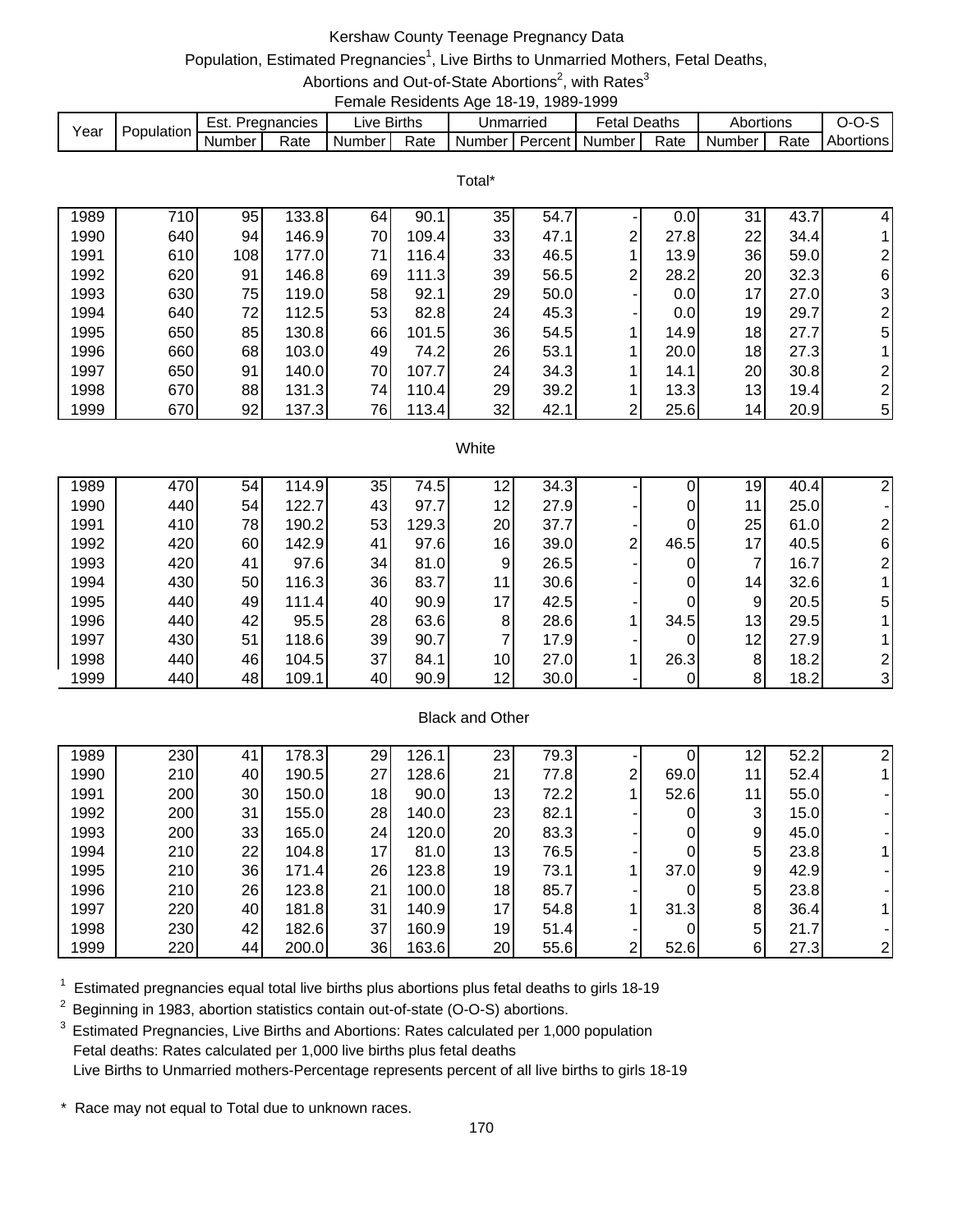# Kershaw County Teenage Pregnancy Data

Population, Estimated Pregnancies[1], Live Births to Unmarried Mothers, Fetal Deaths, Abortions and Out-of-State Abortions[2], with Rates[3]

Female Residents Age 18-19, 1989-1999

| Year | Population | Est. Pregnancies | | Live Births | | Unmarried | | Fetal Deaths | | Abortions | | O-O-S |
|---|---|---|---|---|---|---|---|---|---|---|---|---|
| | | Number | Rate | Number | Rate | Number | Percent | Number | Rate | Number | Rate | Abortions |
| **Total*** | | | | | | | | | | | | |
| 1989 | 710 | 95 | 133.8 | 64 | 90.1 | 35 | 54.7 | - | 0.0 | 31 | 43.7 | 4 |
| 1990 | 640 | 94 | 146.9 | 70 | 109.4 | 33 | 47.1 | 2 | 27.8 | 22 | 34.4 | 1 |
| 1991 | 610 | 108 | 177.0 | 71 | 116.4 | 33 | 46.5 | 1 | 13.9 | 36 | 59.0 | 2 |
| 1992 | 620 | 91 | 146.8 | 69 | 111.3 | 39 | 56.5 | 2 | 28.2 | 20 | 32.3 | 6 |
| 1993 | 630 | 75 | 119.0 | 58 | 92.1 | 29 | 50.0 | - | 0.0 | 17 | 27.0 | 3 |
| 1994 | 640 | 72 | 112.5 | 53 | 82.8 | 24 | 45.3 | - | 0.0 | 19 | 29.7 | 2 |
| 1995 | 650 | 85 | 130.8 | 66 | 101.5 | 36 | 54.5 | 1 | 14.9 | 18 | 27.7 | 5 |
| 1996 | 660 | 68 | 103.0 | 49 | 74.2 | 26 | 53.1 | 1 | 20.0 | 18 | 27.3 | 1 |
| 1997 | 650 | 91 | 140.0 | 70 | 107.7 | 24 | 34.3 | 1 | 14.1 | 20 | 30.8 | 2 |
| 1998 | 670 | 88 | 131.3 | 74 | 110.4 | 29 | 39.2 | 1 | 13.3 | 13 | 19.4 | 2 |
| 1999 | 670 | 92 | 137.3 | 76 | 113.4 | 32 | 42.1 | 2 | 25.6 | 14 | 20.9 | 5 |
| **White** | | | | | | | | | | | | |
| 1989 | 470 | 54 | 114.9 | 35 | 74.5 | 12 | 34.3 | - | 0 | 19 | 40.4 | 2 |
| 1990 | 440 | 54 | 122.7 | 43 | 97.7 | 12 | 27.9 | - | 0 | 11 | 25.0 | - |
| 1991 | 410 | 78 | 190.2 | 53 | 129.3 | 20 | 37.7 | - | 0 | 25 | 61.0 | 2 |
| 1992 | 420 | 60 | 142.9 | 41 | 97.6 | 16 | 39.0 | 2 | 46.5 | 17 | 40.5 | 6 |
| 1993 | 420 | 41 | 97.6 | 34 | 81.0 | 9 | 26.5 | - | 0 | 7 | 16.7 | 2 |
| 1994 | 430 | 50 | 116.3 | 36 | 83.7 | 11 | 30.6 | - | 0 | 14 | 32.6 | 1 |
| 1995 | 440 | 49 | 111.4 | 40 | 90.9 | 17 | 42.5 | - | 0 | 9 | 20.5 | 5 |
| 1996 | 440 | 42 | 95.5 | 28 | 63.6 | 8 | 28.6 | 1 | 34.5 | 13 | 29.5 | 1 |
| 1997 | 430 | 51 | 118.6 | 39 | 90.7 | 7 | 17.9 | - | 0 | 12 | 27.9 | 1 |
| 1998 | 440 | 46 | 104.5 | 37 | 84.1 | 10 | 27.0 | 1 | 26.3 | 8 | 18.2 | 2 |
| 1999 | 440 | 48 | 109.1 | 40 | 90.9 | 12 | 30.0 | - | 0 | 8 | 18.2 | 3 |
| **Black and Other** | | | | | | | | | | | | |
| 1989 | 230 | 41 | 178.3 | 29 | 126.1 | 23 | 79.3 | - | 0 | 12 | 52.2 | 2 |
| 1990 | 210 | 40 | 190.5 | 27 | 128.6 | 21 | 77.8 | 2 | 69.0 | 11 | 52.4 | 1 |
| 1991 | 200 | 30 | 150.0 | 18 | 90.0 | 13 | 72.2 | 1 | 52.6 | 11 | 55.0 | - |
| 1992 | 200 | 31 | 155.0 | 28 | 140.0 | 23 | 82.1 | - | 0 | 3 | 15.0 | - |
| 1993 | 200 | 33 | 165.0 | 24 | 120.0 | 20 | 83.3 | - | 0 | 9 | 45.0 | - |
| 1994 | 210 | 22 | 104.8 | 17 | 81.0 | 13 | 76.5 | - | 0 | 5 | 23.8 | 1 |
| 1995 | 210 | 36 | 171.4 | 26 | 123.8 | 19 | 73.1 | 1 | 37.0 | 9 | 42.9 | - |
| 1996 | 210 | 26 | 123.8 | 21 | 100.0 | 18 | 85.7 | - | 0 | 5 | 23.8 | - |
| 1997 | 220 | 40 | 181.8 | 31 | 140.9 | 17 | 54.8 | 1 | 31.3 | 8 | 36.4 | 1 |
| 1998 | 230 | 42 | 182.6 | 37 | 160.9 | 19 | 51.4 | - | 0 | 5 | 21.7 | - |
| 1999 | 220 | 44 | 200.0 | 36 | 163.6 | 20 | 55.6 | 2 | 52.6 | 6 | 27.3 | 2 |

[1] Estimated pregnancies equal total live births plus abortions plus fetal deaths to girls 18-19

[2] Beginning in 1983, abortion statistics contain out-of-state (O-O-S) abortions.

[3] Estimated Pregnancies, Live Births and Abortions: Rates calculated per 1,000 population
Fetal deaths: Rates calculated per 1,000 live births plus fetal deaths
Live Births to Unmarried mothers-Percentage represents percent of all live births to girls 18-19

* Race may not equal to Total due to unknown races.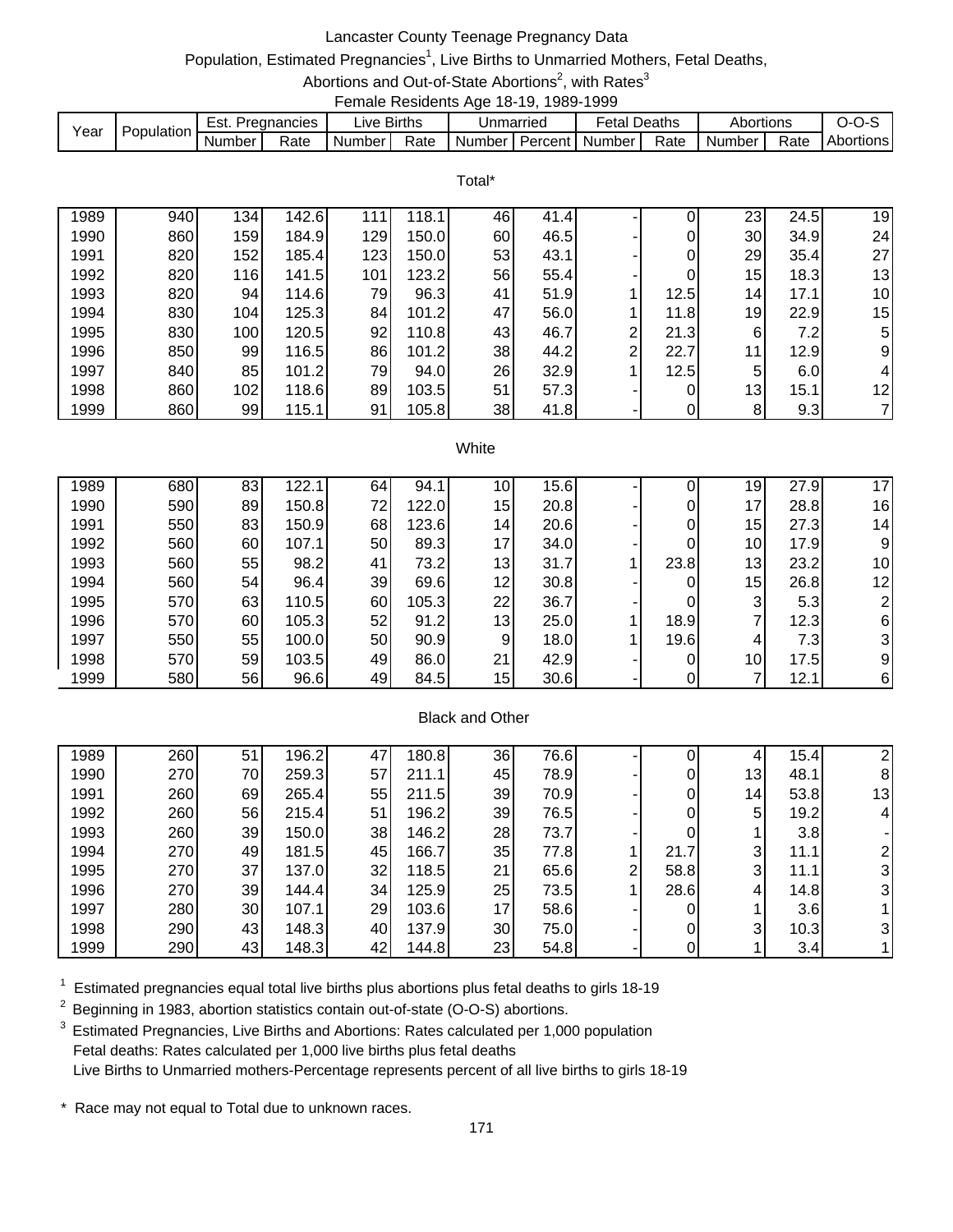# Lancaster County Teenage Pregnancy Data

Population, Estimated Pregnancies[1], Live Births to Unmarried Mothers, Fetal Deaths, Abortions and Out-of-State Abortions[2], with Rates[3]

Female Residents Age 18-19, 1989-1999

| Year | Population | Est. Pregnancies | | Live Births | | Unmarried | | Fetal Deaths | | Abortions | | O-O-S |
|---|---|---|---|---|---|---|---|---|---|---|---|---|
| | | Number | Rate | Number | Rate | Number | Percent | Number | Rate | Number | Rate | Abortions |
| **Total*** | | | | | | | | | | | | |
| 1989 | 940 | 134 | 142.6 | 111 | 118.1 | 46 | 41.4 | - | 0 | 23 | 24.5 | 19 |
| 1990 | 860 | 159 | 184.9 | 129 | 150.0 | 60 | 46.5 | - | 0 | 30 | 34.9 | 24 |
| 1991 | 820 | 152 | 185.4 | 123 | 150.0 | 53 | 43.1 | - | 0 | 29 | 35.4 | 27 |
| 1992 | 820 | 116 | 141.5 | 101 | 123.2 | 56 | 55.4 | - | 0 | 15 | 18.3 | 13 |
| 1993 | 820 | 94 | 114.6 | 79 | 96.3 | 41 | 51.9 | 1 | 12.5 | 14 | 17.1 | 10 |
| 1994 | 830 | 104 | 125.3 | 84 | 101.2 | 47 | 56.0 | 1 | 11.8 | 19 | 22.9 | 15 |
| 1995 | 830 | 100 | 120.5 | 92 | 110.8 | 43 | 46.7 | 2 | 21.3 | 6 | 7.2 | 5 |
| 1996 | 850 | 99 | 116.5 | 86 | 101.2 | 38 | 44.2 | 2 | 22.7 | 11 | 12.9 | 9 |
| 1997 | 840 | 85 | 101.2 | 79 | 94.0 | 26 | 32.9 | 1 | 12.5 | 5 | 6.0 | 4 |
| 1998 | 860 | 102 | 118.6 | 89 | 103.5 | 51 | 57.3 | - | 0 | 13 | 15.1 | 12 |
| 1999 | 860 | 99 | 115.1 | 91 | 105.8 | 38 | 41.8 | - | 0 | 8 | 9.3 | 7 |
| **White** | | | | | | | | | | | | |
| 1989 | 680 | 83 | 122.1 | 64 | 94.1 | 10 | 15.6 | - | 0 | 19 | 27.9 | 17 |
| 1990 | 590 | 89 | 150.8 | 72 | 122.0 | 15 | 20.8 | - | 0 | 17 | 28.8 | 16 |
| 1991 | 550 | 83 | 150.9 | 68 | 123.6 | 14 | 20.6 | - | 0 | 15 | 27.3 | 14 |
| 1992 | 560 | 60 | 107.1 | 50 | 89.3 | 17 | 34.0 | - | 0 | 10 | 17.9 | 9 |
| 1993 | 560 | 55 | 98.2 | 41 | 73.2 | 13 | 31.7 | 1 | 23.8 | 13 | 23.2 | 10 |
| 1994 | 560 | 54 | 96.4 | 39 | 69.6 | 12 | 30.8 | - | 0 | 15 | 26.8 | 12 |
| 1995 | 570 | 63 | 110.5 | 60 | 105.3 | 22 | 36.7 | - | 0 | 3 | 5.3 | 2 |
| 1996 | 570 | 60 | 105.3 | 52 | 91.2 | 13 | 25.0 | 1 | 18.9 | 7 | 12.3 | 6 |
| 1997 | 550 | 55 | 100.0 | 50 | 90.9 | 9 | 18.0 | 1 | 19.6 | 4 | 7.3 | 3 |
| 1998 | 570 | 59 | 103.5 | 49 | 86.0 | 21 | 42.9 | - | 0 | 10 | 17.5 | 9 |
| 1999 | 580 | 56 | 96.6 | 49 | 84.5 | 15 | 30.6 | - | 0 | 7 | 12.1 | 6 |
| **Black and Other** | | | | | | | | | | | | |
| 1989 | 260 | 51 | 196.2 | 47 | 180.8 | 36 | 76.6 | - | 0 | 4 | 15.4 | 2 |
| 1990 | 270 | 70 | 259.3 | 57 | 211.1 | 45 | 78.9 | - | 0 | 13 | 48.1 | 8 |
| 1991 | 260 | 69 | 265.4 | 55 | 211.5 | 39 | 70.9 | - | 0 | 14 | 53.8 | 13 |
| 1992 | 260 | 56 | 215.4 | 51 | 196.2 | 39 | 76.5 | - | 0 | 5 | 19.2 | 4 |
| 1993 | 260 | 39 | 150.0 | 38 | 146.2 | 28 | 73.7 | - | 0 | 1 | 3.8 | - |
| 1994 | 270 | 49 | 181.5 | 45 | 166.7 | 35 | 77.8 | 1 | 21.7 | 3 | 11.1 | 2 |
| 1995 | 270 | 37 | 137.0 | 32 | 118.5 | 21 | 65.6 | 2 | 58.8 | 3 | 11.1 | 3 |
| 1996 | 270 | 39 | 144.4 | 34 | 125.9 | 25 | 73.5 | 1 | 28.6 | 4 | 14.8 | 3 |
| 1997 | 280 | 30 | 107.1 | 29 | 103.6 | 17 | 58.6 | - | 0 | 1 | 3.6 | 1 |
| 1998 | 290 | 43 | 148.3 | 40 | 137.9 | 30 | 75.0 | - | 0 | 3 | 10.3 | 3 |
| 1999 | 290 | 43 | 148.3 | 42 | 144.8 | 23 | 54.8 | - | 0 | 1 | 3.4 | 1 |

[1] Estimated pregnancies equal total live births plus abortions plus fetal deaths to girls 18-19

[2] Beginning in 1983, abortion statistics contain out-of-state (O-O-S) abortions.

[3] Estimated Pregnancies, Live Births and Abortions: Rates calculated per 1,000 population
Fetal deaths: Rates calculated per 1,000 live births plus fetal deaths
Live Births to Unmarried mothers-Percentage represents percent of all live births to girls 18-19

\* Race may not equal to Total due to unknown races.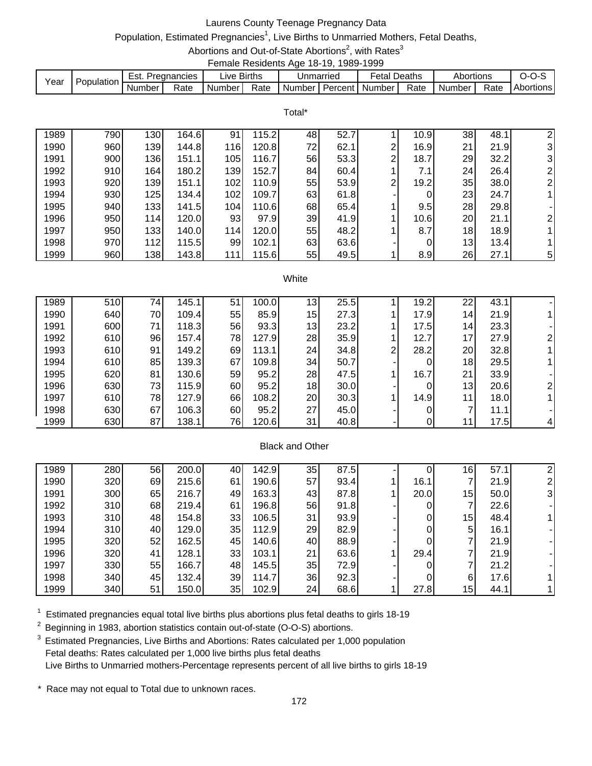# Laurens County Teenage Pregnancy Data

Population, Estimated Pregnancies[1], Live Births to Unmarried Mothers, Fetal Deaths, Abortions and Out-of-State Abortions[2], with Rates[3]

Female Residents Age 18-19, 1989-1999

| Year | Population | Est. Pregnancies | | Live Births | | Unmarried | | Fetal Deaths | | Abortions | | O-O-S |
|---|---|---|---|---|---|---|---|---|---|---|---|---|
| | | Number | Rate | Number | Rate | Number | Percent | Number | Rate | Number | Rate | Abortions |
| **Total*** | | | | | | | | | | | | |
| 1989 | 790 | 130 | 164.6 | 91 | 115.2 | 48 | 52.7 | 1 | 10.9 | 38 | 48.1 | 2 |
| 1990 | 960 | 139 | 144.8 | 116 | 120.8 | 72 | 62.1 | 2 | 16.9 | 21 | 21.9 | 3 |
| 1991 | 900 | 136 | 151.1 | 105 | 116.7 | 56 | 53.3 | 2 | 18.7 | 29 | 32.2 | 3 |
| 1992 | 910 | 164 | 180.2 | 139 | 152.7 | 84 | 60.4 | 1 | 7.1 | 24 | 26.4 | 2 |
| 1993 | 920 | 139 | 151.1 | 102 | 110.9 | 55 | 53.9 | 2 | 19.2 | 35 | 38.0 | 2 |
| 1994 | 930 | 125 | 134.4 | 102 | 109.7 | 63 | 61.8 | - | 0 | 23 | 24.7 | 1 |
| 1995 | 940 | 133 | 141.5 | 104 | 110.6 | 68 | 65.4 | 1 | 9.5 | 28 | 29.8 | - |
| 1996 | 950 | 114 | 120.0 | 93 | 97.9 | 39 | 41.9 | 1 | 10.6 | 20 | 21.1 | 2 |
| 1997 | 950 | 133 | 140.0 | 114 | 120.0 | 55 | 48.2 | 1 | 8.7 | 18 | 18.9 | 1 |
| 1998 | 970 | 112 | 115.5 | 99 | 102.1 | 63 | 63.6 | - | 0 | 13 | 13.4 | 1 |
| 1999 | 960 | 138 | 143.8 | 111 | 115.6 | 55 | 49.5 | 1 | 8.9 | 26 | 27.1 | 5 |
| **White** | | | | | | | | | | | | |
| 1989 | 510 | 74 | 145.1 | 51 | 100.0 | 13 | 25.5 | 1 | 19.2 | 22 | 43.1 | - |
| 1990 | 640 | 70 | 109.4 | 55 | 85.9 | 15 | 27.3 | 1 | 17.9 | 14 | 21.9 | 1 |
| 1991 | 600 | 71 | 118.3 | 56 | 93.3 | 13 | 23.2 | 1 | 17.5 | 14 | 23.3 | - |
| 1992 | 610 | 96 | 157.4 | 78 | 127.9 | 28 | 35.9 | 1 | 12.7 | 17 | 27.9 | 2 |
| 1993 | 610 | 91 | 149.2 | 69 | 113.1 | 24 | 34.8 | 2 | 28.2 | 20 | 32.8 | 1 |
| 1994 | 610 | 85 | 139.3 | 67 | 109.8 | 34 | 50.7 | - | 0 | 18 | 29.5 | 1 |
| 1995 | 620 | 81 | 130.6 | 59 | 95.2 | 28 | 47.5 | 1 | 16.7 | 21 | 33.9 | - |
| 1996 | 630 | 73 | 115.9 | 60 | 95.2 | 18 | 30.0 | - | 0 | 13 | 20.6 | 2 |
| 1997 | 610 | 78 | 127.9 | 66 | 108.2 | 20 | 30.3 | 1 | 14.9 | 11 | 18.0 | 1 |
| 1998 | 630 | 67 | 106.3 | 60 | 95.2 | 27 | 45.0 | - | 0 | 7 | 11.1 | - |
| 1999 | 630 | 87 | 138.1 | 76 | 120.6 | 31 | 40.8 | - | 0 | 11 | 17.5 | 4 |
| **Black and Other** | | | | | | | | | | | | |
| 1989 | 280 | 56 | 200.0 | 40 | 142.9 | 35 | 87.5 | - | 0 | 16 | 57.1 | 2 |
| 1990 | 320 | 69 | 215.6 | 61 | 190.6 | 57 | 93.4 | 1 | 16.1 | 7 | 21.9 | 2 |
| 1991 | 300 | 65 | 216.7 | 49 | 163.3 | 43 | 87.8 | 1 | 20.0 | 15 | 50.0 | 3 |
| 1992 | 310 | 68 | 219.4 | 61 | 196.8 | 56 | 91.8 | - | 0 | 7 | 22.6 | - |
| 1993 | 310 | 48 | 154.8 | 33 | 106.5 | 31 | 93.9 | - | 0 | 15 | 48.4 | 1 |
| 1994 | 310 | 40 | 129.0 | 35 | 112.9 | 29 | 82.9 | - | 0 | 5 | 16.1 | - |
| 1995 | 320 | 52 | 162.5 | 45 | 140.6 | 40 | 88.9 | - | 0 | 7 | 21.9 | - |
| 1996 | 320 | 41 | 128.1 | 33 | 103.1 | 21 | 63.6 | 1 | 29.4 | 7 | 21.9 | - |
| 1997 | 330 | 55 | 166.7 | 48 | 145.5 | 35 | 72.9 | - | 0 | 7 | 21.2 | - |
| 1998 | 340 | 45 | 132.4 | 39 | 114.7 | 36 | 92.3 | - | 0 | 6 | 17.6 | 1 |
| 1999 | 340 | 51 | 150.0 | 35 | 102.9 | 24 | 68.6 | 1 | 27.8 | 15 | 44.1 | 1 |

[1] Estimated pregnancies equal total live births plus abortions plus fetal deaths to girls 18-19

[2] Beginning in 1983, abortion statistics contain out-of-state (O-O-S) abortions.

[3] Estimated Pregnancies, Live Births and Abortions: Rates calculated per 1,000 population
Fetal deaths: Rates calculated per 1,000 live births plus fetal deaths
Live Births to Unmarried mothers-Percentage represents percent of all live births to girls 18-19

\* Race may not equal to Total due to unknown races.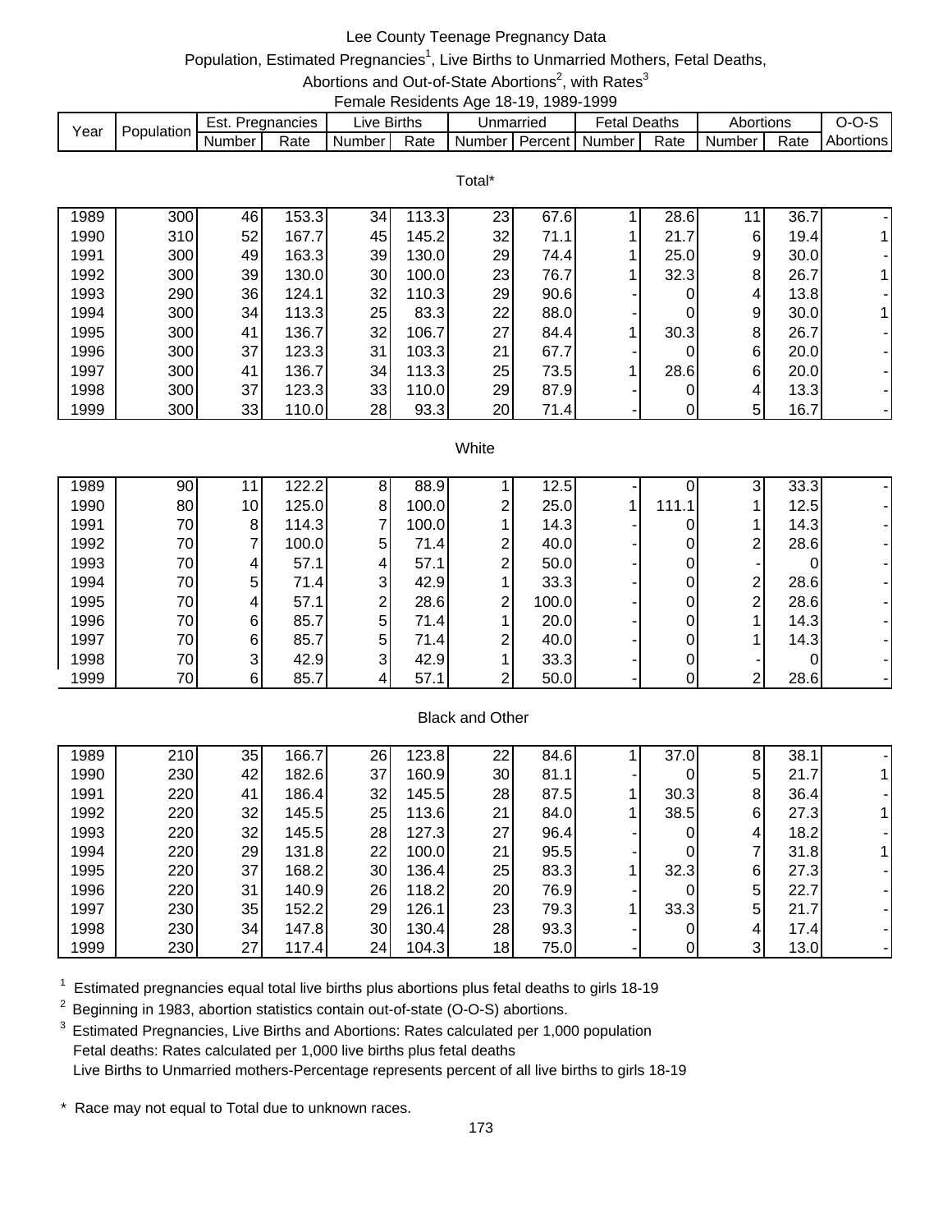# Lee County Teenage Pregnancy Data

## Population, Estimated Pregnancies[1], Live Births to Unmarried Mothers, Fetal Deaths, Abortions and Out-of-State Abortions[2], with Rates[3]

### Female Residents Age 18-19, 1989-1999

| Year | Population | Est. Pregnancies | | Live Births | | Unmarried | | Fetal Deaths | | Abortions | | O-O-S |
|---|---|---|---|---|---|---|---|---|---|---|---|---|
| | | Number | Rate | Number | Rate | Number | Percent | Number | Rate | Number | Rate | Abortions |
| **Total*** | | | | | | | | | | | | |
| 1989 | 300 | 46 | 153.3 | 34 | 113.3 | 23 | 67.6 | 1 | 28.6 | 11 | 36.7 | - |
| 1990 | 310 | 52 | 167.7 | 45 | 145.2 | 32 | 71.1 | 1 | 21.7 | 6 | 19.4 | 1 |
| 1991 | 300 | 49 | 163.3 | 39 | 130.0 | 29 | 74.4 | 1 | 25.0 | 9 | 30.0 | - |
| 1992 | 300 | 39 | 130.0 | 30 | 100.0 | 23 | 76.7 | 1 | 32.3 | 8 | 26.7 | 1 |
| 1993 | 290 | 36 | 124.1 | 32 | 110.3 | 29 | 90.6 | - | 0 | 4 | 13.8 | - |
| 1994 | 300 | 34 | 113.3 | 25 | 83.3 | 22 | 88.0 | - | 0 | 9 | 30.0 | 1 |
| 1995 | 300 | 41 | 136.7 | 32 | 106.7 | 27 | 84.4 | 1 | 30.3 | 8 | 26.7 | - |
| 1996 | 300 | 37 | 123.3 | 31 | 103.3 | 21 | 67.7 | - | 0 | 6 | 20.0 | - |
| 1997 | 300 | 41 | 136.7 | 34 | 113.3 | 25 | 73.5 | 1 | 28.6 | 6 | 20.0 | - |
| 1998 | 300 | 37 | 123.3 | 33 | 110.0 | 29 | 87.9 | - | 0 | 4 | 13.3 | - |
| 1999 | 300 | 33 | 110.0 | 28 | 93.3 | 20 | 71.4 | - | 0 | 5 | 16.7 | - |
| **White** | | | | | | | | | | | | |
| 1989 | 90 | 11 | 122.2 | 8 | 88.9 | 1 | 12.5 | - | 0 | 3 | 33.3 | - |
| 1990 | 80 | 10 | 125.0 | 8 | 100.0 | 2 | 25.0 | 1 | 111.1 | 1 | 12.5 | - |
| 1991 | 70 | 8 | 114.3 | 7 | 100.0 | 1 | 14.3 | - | 0 | 1 | 14.3 | - |
| 1992 | 70 | 7 | 100.0 | 5 | 71.4 | 2 | 40.0 | - | 0 | 2 | 28.6 | - |
| 1993 | 70 | 4 | 57.1 | 4 | 57.1 | 2 | 50.0 | - | 0 | - | 0 | - |
| 1994 | 70 | 5 | 71.4 | 3 | 42.9 | 1 | 33.3 | - | 0 | 2 | 28.6 | - |
| 1995 | 70 | 4 | 57.1 | 2 | 28.6 | 2 | 100.0 | - | 0 | 2 | 28.6 | - |
| 1996 | 70 | 6 | 85.7 | 5 | 71.4 | 1 | 20.0 | - | 0 | 1 | 14.3 | - |
| 1997 | 70 | 6 | 85.7 | 5 | 71.4 | 2 | 40.0 | - | 0 | 1 | 14.3 | - |
| 1998 | 70 | 3 | 42.9 | 3 | 42.9 | 1 | 33.3 | - | 0 | - | 0 | - |
| 1999 | 70 | 6 | 85.7 | 4 | 57.1 | 2 | 50.0 | - | 0 | 2 | 28.6 | - |
| **Black and Other** | | | | | | | | | | | | |
| 1989 | 210 | 35 | 166.7 | 26 | 123.8 | 22 | 84.6 | 1 | 37.0 | 8 | 38.1 | - |
| 1990 | 230 | 42 | 182.6 | 37 | 160.9 | 30 | 81.1 | - | 0 | 5 | 21.7 | 1 |
| 1991 | 220 | 41 | 186.4 | 32 | 145.5 | 28 | 87.5 | 1 | 30.3 | 8 | 36.4 | - |
| 1992 | 220 | 32 | 145.5 | 25 | 113.6 | 21 | 84.0 | 1 | 38.5 | 6 | 27.3 | 1 |
| 1993 | 220 | 32 | 145.5 | 28 | 127.3 | 27 | 96.4 | - | 0 | 4 | 18.2 | - |
| 1994 | 220 | 29 | 131.8 | 22 | 100.0 | 21 | 95.5 | - | 0 | 7 | 31.8 | 1 |
| 1995 | 220 | 37 | 168.2 | 30 | 136.4 | 25 | 83.3 | 1 | 32.3 | 6 | 27.3 | - |
| 1996 | 220 | 31 | 140.9 | 26 | 118.2 | 20 | 76.9 | - | 0 | 5 | 22.7 | - |
| 1997 | 230 | 35 | 152.2 | 29 | 126.1 | 23 | 79.3 | 1 | 33.3 | 5 | 21.7 | - |
| 1998 | 230 | 34 | 147.8 | 30 | 130.4 | 28 | 93.3 | - | 0 | 4 | 17.4 | - |
| 1999 | 230 | 27 | 117.4 | 24 | 104.3 | 18 | 75.0 | - | 0 | 3 | 13.0 | - |

[1] Estimated pregnancies equal total live births plus abortions plus fetal deaths to girls 18-19

[2] Beginning in 1983, abortion statistics contain out-of-state (O-O-S) abortions.

[3] Estimated Pregnancies, Live Births and Abortions: Rates calculated per 1,000 population
Fetal deaths: Rates calculated per 1,000 live births plus fetal deaths
Live Births to Unmarried mothers-Percentage represents percent of all live births to girls 18-19

\* Race may not equal to Total due to unknown races.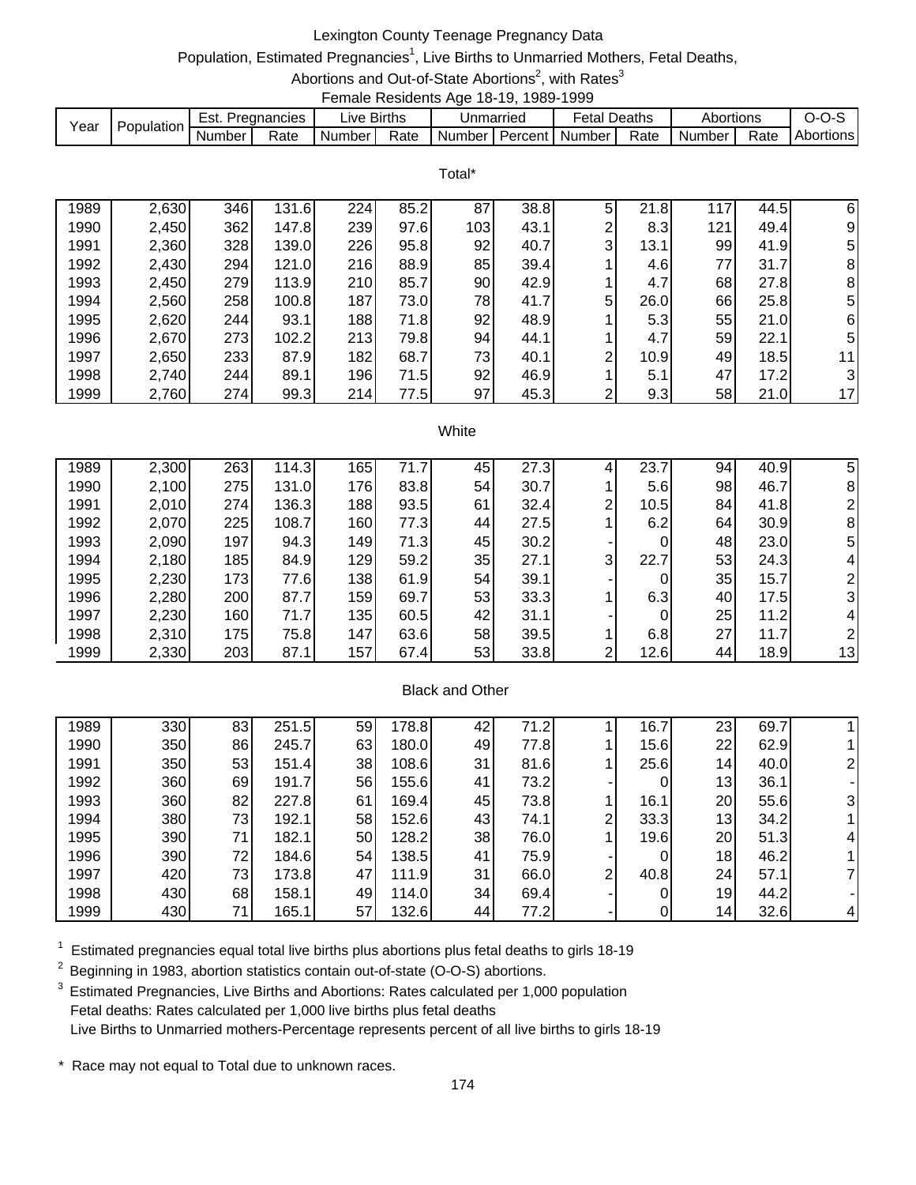# Lexington County Teenage Pregnancy Data

Population, Estimated Pregnancies[1], Live Births to Unmarried Mothers, Fetal Deaths, Abortions and Out-of-State Abortions[2], with Rates[3]

Female Residents Age 18-19, 1989-1999

| Year | Population | Est. Pregnancies | | Live Births | | Unmarried | | Fetal Deaths | | Abortions | | O-O-S |
|---|---|---|---|---|---|---|---|---|---|---|---|---|
| | | Number | Rate | Number | Rate | Number | Percent | Number | Rate | Number | Rate | Abortions |
| **Total*** | | | | | | | | | | | | |
| 1989 | 2,630 | 346 | 131.6 | 224 | 85.2 | 87 | 38.8 | 5 | 21.8 | 117 | 44.5 | 6 |
| 1990 | 2,450 | 362 | 147.8 | 239 | 97.6 | 103 | 43.1 | 2 | 8.3 | 121 | 49.4 | 9 |
| 1991 | 2,360 | 328 | 139.0 | 226 | 95.8 | 92 | 40.7 | 3 | 13.1 | 99 | 41.9 | 5 |
| 1992 | 2,430 | 294 | 121.0 | 216 | 88.9 | 85 | 39.4 | 1 | 4.6 | 77 | 31.7 | 8 |
| 1993 | 2,450 | 279 | 113.9 | 210 | 85.7 | 90 | 42.9 | 1 | 4.7 | 68 | 27.8 | 8 |
| 1994 | 2,560 | 258 | 100.8 | 187 | 73.0 | 78 | 41.7 | 5 | 26.0 | 66 | 25.8 | 5 |
| 1995 | 2,620 | 244 | 93.1 | 188 | 71.8 | 92 | 48.9 | 1 | 5.3 | 55 | 21.0 | 6 |
| 1996 | 2,670 | 273 | 102.2 | 213 | 79.8 | 94 | 44.1 | 1 | 4.7 | 59 | 22.1 | 5 |
| 1997 | 2,650 | 233 | 87.9 | 182 | 68.7 | 73 | 40.1 | 2 | 10.9 | 49 | 18.5 | 11 |
| 1998 | 2,740 | 244 | 89.1 | 196 | 71.5 | 92 | 46.9 | 1 | 5.1 | 47 | 17.2 | 3 |
| 1999 | 2,760 | 274 | 99.3 | 214 | 77.5 | 97 | 45.3 | 2 | 9.3 | 58 | 21.0 | 17 |
| **White** | | | | | | | | | | | | |
| 1989 | 2,300 | 263 | 114.3 | 165 | 71.7 | 45 | 27.3 | 4 | 23.7 | 94 | 40.9 | 5 |
| 1990 | 2,100 | 275 | 131.0 | 176 | 83.8 | 54 | 30.7 | 1 | 5.6 | 98 | 46.7 | 8 |
| 1991 | 2,010 | 274 | 136.3 | 188 | 93.5 | 61 | 32.4 | 2 | 10.5 | 84 | 41.8 | 2 |
| 1992 | 2,070 | 225 | 108.7 | 160 | 77.3 | 44 | 27.5 | 1 | 6.2 | 64 | 30.9 | 8 |
| 1993 | 2,090 | 197 | 94.3 | 149 | 71.3 | 45 | 30.2 | - | 0 | 48 | 23.0 | 5 |
| 1994 | 2,180 | 185 | 84.9 | 129 | 59.2 | 35 | 27.1 | 3 | 22.7 | 53 | 24.3 | 4 |
| 1995 | 2,230 | 173 | 77.6 | 138 | 61.9 | 54 | 39.1 | - | 0 | 35 | 15.7 | 2 |
| 1996 | 2,280 | 200 | 87.7 | 159 | 69.7 | 53 | 33.3 | 1 | 6.3 | 40 | 17.5 | 3 |
| 1997 | 2,230 | 160 | 71.7 | 135 | 60.5 | 42 | 31.1 | - | 0 | 25 | 11.2 | 4 |
| 1998 | 2,310 | 175 | 75.8 | 147 | 63.6 | 58 | 39.5 | 1 | 6.8 | 27 | 11.7 | 2 |
| 1999 | 2,330 | 203 | 87.1 | 157 | 67.4 | 53 | 33.8 | 2 | 12.6 | 44 | 18.9 | 13 |
| **Black and Other** | | | | | | | | | | | | |
| 1989 | 330 | 83 | 251.5 | 59 | 178.8 | 42 | 71.2 | 1 | 16.7 | 23 | 69.7 | 1 |
| 1990 | 350 | 86 | 245.7 | 63 | 180.0 | 49 | 77.8 | 1 | 15.6 | 22 | 62.9 | 1 |
| 1991 | 350 | 53 | 151.4 | 38 | 108.6 | 31 | 81.6 | 1 | 25.6 | 14 | 40.0 | 2 |
| 1992 | 360 | 69 | 191.7 | 56 | 155.6 | 41 | 73.2 | - | 0 | 13 | 36.1 | - |
| 1993 | 360 | 82 | 227.8 | 61 | 169.4 | 45 | 73.8 | 1 | 16.1 | 20 | 55.6 | 3 |
| 1994 | 380 | 73 | 192.1 | 58 | 152.6 | 43 | 74.1 | 2 | 33.3 | 13 | 34.2 | 1 |
| 1995 | 390 | 71 | 182.1 | 50 | 128.2 | 38 | 76.0 | 1 | 19.6 | 20 | 51.3 | 4 |
| 1996 | 390 | 72 | 184.6 | 54 | 138.5 | 41 | 75.9 | - | 0 | 18 | 46.2 | 1 |
| 1997 | 420 | 73 | 173.8 | 47 | 111.9 | 31 | 66.0 | 2 | 40.8 | 24 | 57.1 | 7 |
| 1998 | 430 | 68 | 158.1 | 49 | 114.0 | 34 | 69.4 | - | 0 | 19 | 44.2 | - |
| 1999 | 430 | 71 | 165.1 | 57 | 132.6 | 44 | 77.2 | - | 0 | 14 | 32.6 | 4 |

[1] Estimated pregnancies equal total live births plus abortions plus fetal deaths to girls 18-19

[2] Beginning in 1983, abortion statistics contain out-of-state (O-O-S) abortions.

[3] Estimated Pregnancies, Live Births and Abortions: Rates calculated per 1,000 population
Fetal deaths: Rates calculated per 1,000 live births plus fetal deaths
Live Births to Unmarried mothers-Percentage represents percent of all live births to girls 18-19

\* Race may not equal to Total due to unknown races.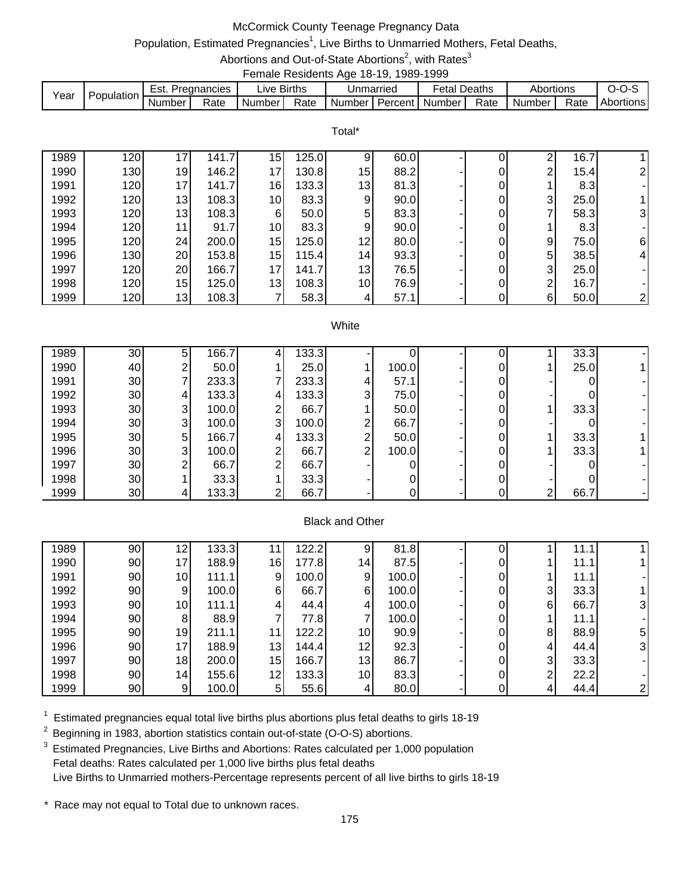# McCormick County Teenage Pregnancy Data

Population, Estimated Pregnancies[1], Live Births to Unmarried Mothers, Fetal Deaths, Abortions and Out-of-State Abortions[2], with Rates[3]

Female Residents Age 18-19, 1989-1999

| Year | Population | Est. Pregnancies | | Live Births | | Unmarried | | Fetal Deaths | | Abortions | | O-O-S |
|---|---|---|---|---|---|---|---|---|---|---|---|---|
| | | Number | Rate | Number | Rate | Number | Percent | Number | Rate | Number | Rate | Abortions |
| **Total*** | | | | | | | | | | | | |
| 1989 | 120 | 17 | 141.7 | 15 | 125.0 | 9 | 60.0 | - | 0 | 2 | 16.7 | 1 |
| 1990 | 130 | 19 | 146.2 | 17 | 130.8 | 15 | 88.2 | - | 0 | 2 | 15.4 | 2 |
| 1991 | 120 | 17 | 141.7 | 16 | 133.3 | 13 | 81.3 | - | 0 | 1 | 8.3 | - |
| 1992 | 120 | 13 | 108.3 | 10 | 83.3 | 9 | 90.0 | - | 0 | 3 | 25.0 | 1 |
| 1993 | 120 | 13 | 108.3 | 6 | 50.0 | 5 | 83.3 | - | 0 | 7 | 58.3 | 3 |
| 1994 | 120 | 11 | 91.7 | 10 | 83.3 | 9 | 90.0 | - | 0 | 1 | 8.3 | - |
| 1995 | 120 | 24 | 200.0 | 15 | 125.0 | 12 | 80.0 | - | 0 | 9 | 75.0 | 6 |
| 1996 | 130 | 20 | 153.8 | 15 | 115.4 | 14 | 93.3 | - | 0 | 5 | 38.5 | 4 |
| 1997 | 120 | 20 | 166.7 | 17 | 141.7 | 13 | 76.5 | - | 0 | 3 | 25.0 | - |
| 1998 | 120 | 15 | 125.0 | 13 | 108.3 | 10 | 76.9 | - | 0 | 2 | 16.7 | - |
| 1999 | 120 | 13 | 108.3 | 7 | 58.3 | 4 | 57.1 | - | 0 | 6 | 50.0 | 2 |
| **White** | | | | | | | | | | | | |
| 1989 | 30 | 5 | 166.7 | 4 | 133.3 | - | 0 | - | 0 | 1 | 33.3 | - |
| 1990 | 40 | 2 | 50.0 | 1 | 25.0 | 1 | 100.0 | - | 0 | 1 | 25.0 | 1 |
| 1991 | 30 | 7 | 233.3 | 7 | 233.3 | 4 | 57.1 | - | 0 | - | 0 | - |
| 1992 | 30 | 4 | 133.3 | 4 | 133.3 | 3 | 75.0 | - | 0 | - | 0 | - |
| 1993 | 30 | 3 | 100.0 | 2 | 66.7 | 1 | 50.0 | - | 0 | 1 | 33.3 | - |
| 1994 | 30 | 3 | 100.0 | 3 | 100.0 | 2 | 66.7 | - | 0 | - | 0 | - |
| 1995 | 30 | 5 | 166.7 | 4 | 133.3 | 2 | 50.0 | - | 0 | 1 | 33.3 | 1 |
| 1996 | 30 | 3 | 100.0 | 2 | 66.7 | 2 | 100.0 | - | 0 | 1 | 33.3 | 1 |
| 1997 | 30 | 2 | 66.7 | 2 | 66.7 | - | 0 | - | 0 | - | 0 | - |
| 1998 | 30 | 1 | 33.3 | 1 | 33.3 | - | 0 | - | 0 | - | 0 | - |
| 1999 | 30 | 4 | 133.3 | 2 | 66.7 | - | 0 | - | 0 | 2 | 66.7 | - |
| **Black and Other** | | | | | | | | | | | | |
| 1989 | 90 | 12 | 133.3 | 11 | 122.2 | 9 | 81.8 | - | 0 | 1 | 11.1 | 1 |
| 1990 | 90 | 17 | 188.9 | 16 | 177.8 | 14 | 87.5 | - | 0 | 1 | 11.1 | 1 |
| 1991 | 90 | 10 | 111.1 | 9 | 100.0 | 9 | 100.0 | - | 0 | 1 | 11.1 | - |
| 1992 | 90 | 9 | 100.0 | 6 | 66.7 | 6 | 100.0 | - | 0 | 3 | 33.3 | 1 |
| 1993 | 90 | 10 | 111.1 | 4 | 44.4 | 4 | 100.0 | - | 0 | 6 | 66.7 | 3 |
| 1994 | 90 | 8 | 88.9 | 7 | 77.8 | 7 | 100.0 | - | 0 | 1 | 11.1 | - |
| 1995 | 90 | 19 | 211.1 | 11 | 122.2 | 10 | 90.9 | - | 0 | 8 | 88.9 | 5 |
| 1996 | 90 | 17 | 188.9 | 13 | 144.4 | 12 | 92.3 | - | 0 | 4 | 44.4 | 3 |
| 1997 | 90 | 18 | 200.0 | 15 | 166.7 | 13 | 86.7 | - | 0 | 3 | 33.3 | - |
| 1998 | 90 | 14 | 155.6 | 12 | 133.3 | 10 | 83.3 | - | 0 | 2 | 22.2 | - |
| 1999 | 90 | 9 | 100.0 | 5 | 55.6 | 4 | 80.0 | - | 0 | 4 | 44.4 | 2 |

[1] Estimated pregnancies equal total live births plus abortions plus fetal deaths to girls 18-19

[2] Beginning in 1983, abortion statistics contain out-of-state (O-O-S) abortions.

[3] Estimated Pregnancies, Live Births and Abortions: Rates calculated per 1,000 population
Fetal deaths: Rates calculated per 1,000 live births plus fetal deaths
Live Births to Unmarried mothers-Percentage represents percent of all live births to girls 18-19

\* Race may not equal to Total due to unknown races.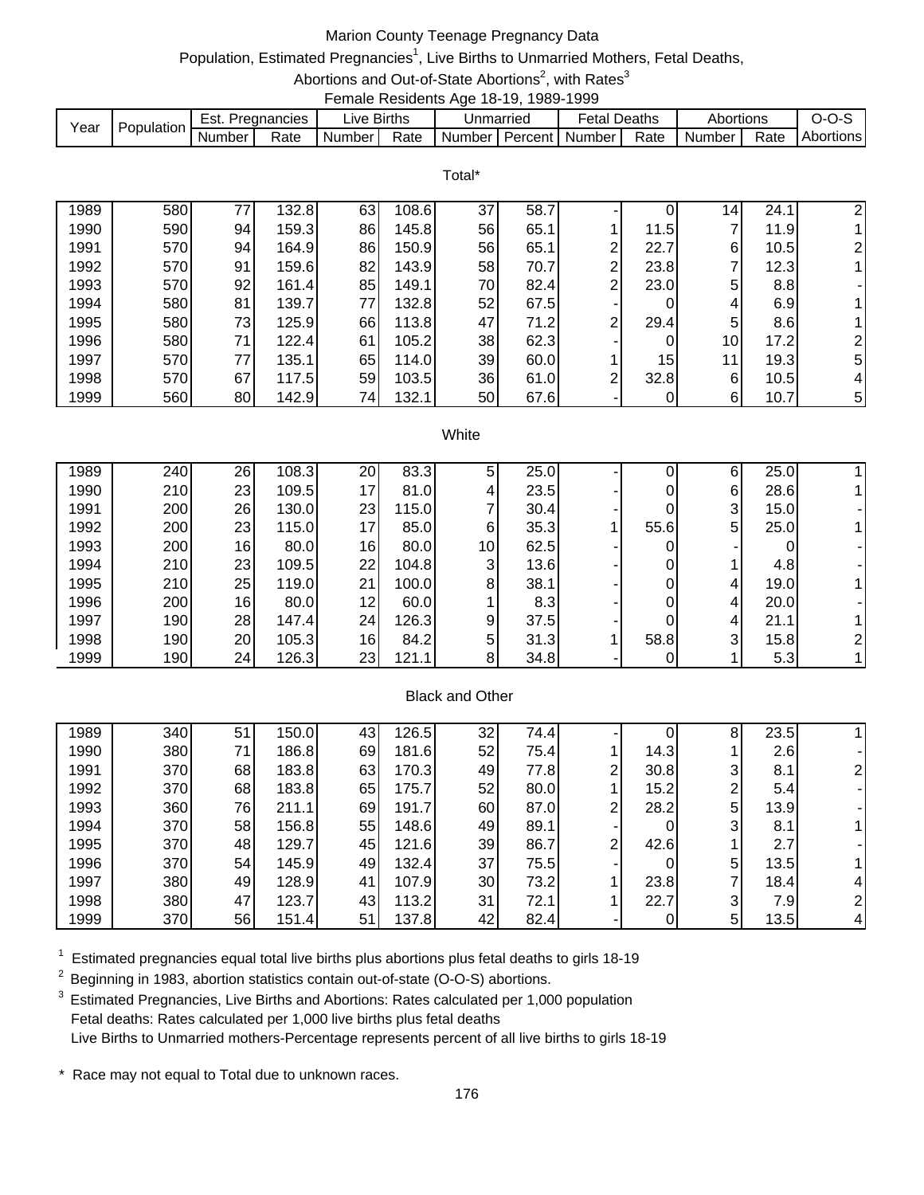# Marion County Teenage Pregnancy Data

Population, Estimated Pregnancies[1], Live Births to Unmarried Mothers, Fetal Deaths, Abortions and Out-of-State Abortions[2], with Rates[3]

Female Residents Age 18-19, 1989-1999

| Year | Population | Est. Pregnancies | | Live Births | | Unmarried | | Fetal Deaths | | Abortions | | O-O-S |
|---|---|---|---|---|---|---|---|---|---|---|---|---|
| | | Number | Rate | Number | Rate | Number | Percent | Number | Rate | Number | Rate | Abortions |
| **Total*** | | | | | | | | | | | | |
| 1989 | 580 | 77 | 132.8 | 63 | 108.6 | 37 | 58.7 | - | 0 | 14 | 24.1 | 2 |
| 1990 | 590 | 94 | 159.3 | 86 | 145.8 | 56 | 65.1 | 1 | 11.5 | 7 | 11.9 | 1 |
| 1991 | 570 | 94 | 164.9 | 86 | 150.9 | 56 | 65.1 | 2 | 22.7 | 6 | 10.5 | 2 |
| 1992 | 570 | 91 | 159.6 | 82 | 143.9 | 58 | 70.7 | 2 | 23.8 | 7 | 12.3 | 1 |
| 1993 | 570 | 92 | 161.4 | 85 | 149.1 | 70 | 82.4 | 2 | 23.0 | 5 | 8.8 | - |
| 1994 | 580 | 81 | 139.7 | 77 | 132.8 | 52 | 67.5 | - | 0 | 4 | 6.9 | 1 |
| 1995 | 580 | 73 | 125.9 | 66 | 113.8 | 47 | 71.2 | 2 | 29.4 | 5 | 8.6 | 1 |
| 1996 | 580 | 71 | 122.4 | 61 | 105.2 | 38 | 62.3 | - | 0 | 10 | 17.2 | 2 |
| 1997 | 570 | 77 | 135.1 | 65 | 114.0 | 39 | 60.0 | 1 | 15 | 11 | 19.3 | 5 |
| 1998 | 570 | 67 | 117.5 | 59 | 103.5 | 36 | 61.0 | 2 | 32.8 | 6 | 10.5 | 4 |
| 1999 | 560 | 80 | 142.9 | 74 | 132.1 | 50 | 67.6 | - | 0 | 6 | 10.7 | 5 |
| **White** | | | | | | | | | | | | |
| 1989 | 240 | 26 | 108.3 | 20 | 83.3 | 5 | 25.0 | - | 0 | 6 | 25.0 | 1 |
| 1990 | 210 | 23 | 109.5 | 17 | 81.0 | 4 | 23.5 | - | 0 | 6 | 28.6 | 1 |
| 1991 | 200 | 26 | 130.0 | 23 | 115.0 | 7 | 30.4 | - | 0 | 3 | 15.0 | - |
| 1992 | 200 | 23 | 115.0 | 17 | 85.0 | 6 | 35.3 | 1 | 55.6 | 5 | 25.0 | 1 |
| 1993 | 200 | 16 | 80.0 | 16 | 80.0 | 10 | 62.5 | - | 0 | - | 0 | - |
| 1994 | 210 | 23 | 109.5 | 22 | 104.8 | 3 | 13.6 | - | 0 | 1 | 4.8 | - |
| 1995 | 210 | 25 | 119.0 | 21 | 100.0 | 8 | 38.1 | - | 0 | 4 | 19.0 | 1 |
| 1996 | 200 | 16 | 80.0 | 12 | 60.0 | 1 | 8.3 | - | 0 | 4 | 20.0 | - |
| 1997 | 190 | 28 | 147.4 | 24 | 126.3 | 9 | 37.5 | - | 0 | 4 | 21.1 | 1 |
| 1998 | 190 | 20 | 105.3 | 16 | 84.2 | 5 | 31.3 | 1 | 58.8 | 3 | 15.8 | 2 |
| 1999 | 190 | 24 | 126.3 | 23 | 121.1 | 8 | 34.8 | - | 0 | 1 | 5.3 | 1 |
| **Black and Other** | | | | | | | | | | | | |
| 1989 | 340 | 51 | 150.0 | 43 | 126.5 | 32 | 74.4 | - | 0 | 8 | 23.5 | 1 |
| 1990 | 380 | 71 | 186.8 | 69 | 181.6 | 52 | 75.4 | 1 | 14.3 | 1 | 2.6 | - |
| 1991 | 370 | 68 | 183.8 | 63 | 170.3 | 49 | 77.8 | 2 | 30.8 | 3 | 8.1 | 2 |
| 1992 | 370 | 68 | 183.8 | 65 | 175.7 | 52 | 80.0 | 1 | 15.2 | 2 | 5.4 | - |
| 1993 | 360 | 76 | 211.1 | 69 | 191.7 | 60 | 87.0 | 2 | 28.2 | 5 | 13.9 | - |
| 1994 | 370 | 58 | 156.8 | 55 | 148.6 | 49 | 89.1 | - | 0 | 3 | 8.1 | 1 |
| 1995 | 370 | 48 | 129.7 | 45 | 121.6 | 39 | 86.7 | 2 | 42.6 | 1 | 2.7 | - |
| 1996 | 370 | 54 | 145.9 | 49 | 132.4 | 37 | 75.5 | - | 0 | 5 | 13.5 | 1 |
| 1997 | 380 | 49 | 128.9 | 41 | 107.9 | 30 | 73.2 | 1 | 23.8 | 7 | 18.4 | 4 |
| 1998 | 380 | 47 | 123.7 | 43 | 113.2 | 31 | 72.1 | 1 | 22.7 | 3 | 7.9 | 2 |
| 1999 | 370 | 56 | 151.4 | 51 | 137.8 | 42 | 82.4 | - | 0 | 5 | 13.5 | 4 |

[1] Estimated pregnancies equal total live births plus abortions plus fetal deaths to girls 18-19

[2] Beginning in 1983, abortion statistics contain out-of-state (O-O-S) abortions.

[3] Estimated Pregnancies, Live Births and Abortions: Rates calculated per 1,000 population
Fetal deaths: Rates calculated per 1,000 live births plus fetal deaths
Live Births to Unmarried mothers-Percentage represents percent of all live births to girls 18-19

\* Race may not equal to Total due to unknown races.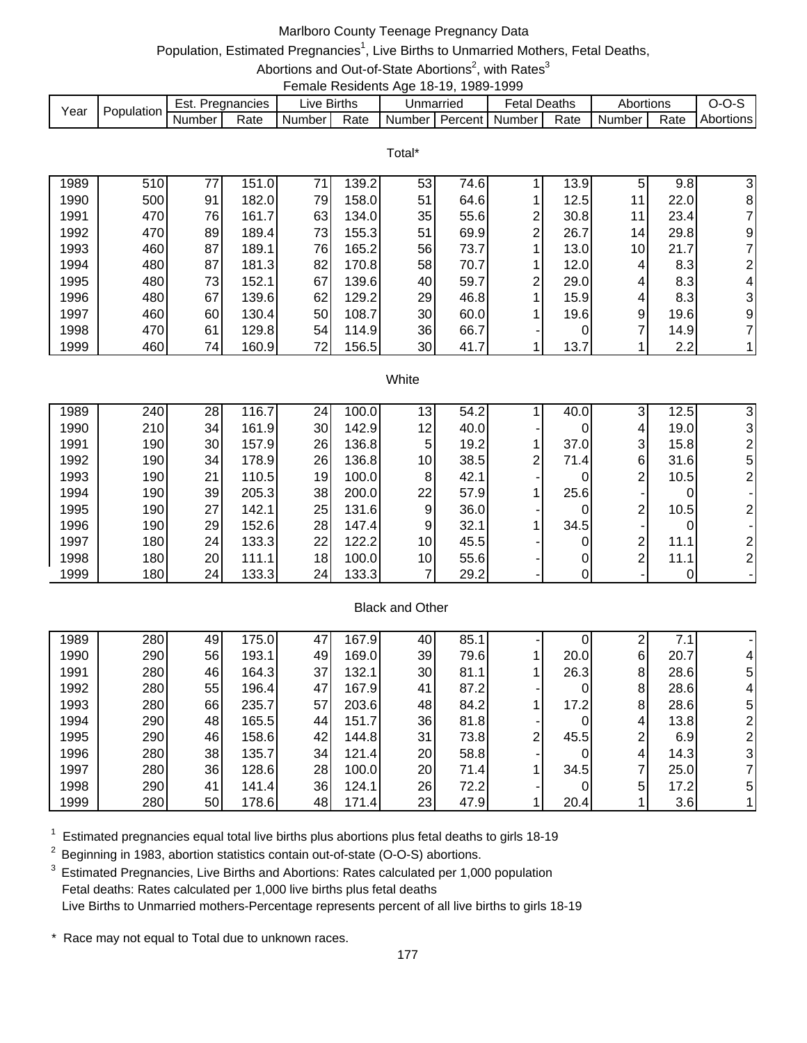# Marlboro County Teenage Pregnancy Data

Population, Estimated Pregnancies[1], Live Births to Unmarried Mothers, Fetal Deaths, Abortions and Out-of-State Abortions[2], with Rates[3]

Female Residents Age 18-19, 1989-1999

| Year | Population | Est. Pregnancies | | Live Births | | Unmarried | | Fetal Deaths | | Abortions | | O-O-S |
|---|---|---|---|---|---|---|---|---|---|---|---|---|
| | | Number | Rate | Number | Rate | Number | Percent | Number | Rate | Number | Rate | Abortions |
| **Total*** | | | | | | | | | | | | |
| 1989 | 510 | 77 | 151.0 | 71 | 139.2 | 53 | 74.6 | 1 | 13.9 | 5 | 9.8 | 3 |
| 1990 | 500 | 91 | 182.0 | 79 | 158.0 | 51 | 64.6 | 1 | 12.5 | 11 | 22.0 | 8 |
| 1991 | 470 | 76 | 161.7 | 63 | 134.0 | 35 | 55.6 | 2 | 30.8 | 11 | 23.4 | 7 |
| 1992 | 470 | 89 | 189.4 | 73 | 155.3 | 51 | 69.9 | 2 | 26.7 | 14 | 29.8 | 9 |
| 1993 | 460 | 87 | 189.1 | 76 | 165.2 | 56 | 73.7 | 1 | 13.0 | 10 | 21.7 | 7 |
| 1994 | 480 | 87 | 181.3 | 82 | 170.8 | 58 | 70.7 | 1 | 12.0 | 4 | 8.3 | 2 |
| 1995 | 480 | 73 | 152.1 | 67 | 139.6 | 40 | 59.7 | 2 | 29.0 | 4 | 8.3 | 4 |
| 1996 | 480 | 67 | 139.6 | 62 | 129.2 | 29 | 46.8 | 1 | 15.9 | 4 | 8.3 | 3 |
| 1997 | 460 | 60 | 130.4 | 50 | 108.7 | 30 | 60.0 | 1 | 19.6 | 9 | 19.6 | 9 |
| 1998 | 470 | 61 | 129.8 | 54 | 114.9 | 36 | 66.7 | - | 0 | 7 | 14.9 | 7 |
| 1999 | 460 | 74 | 160.9 | 72 | 156.5 | 30 | 41.7 | 1 | 13.7 | 1 | 2.2 | 1 |
| **White** | | | | | | | | | | | | |
| 1989 | 240 | 28 | 116.7 | 24 | 100.0 | 13 | 54.2 | 1 | 40.0 | 3 | 12.5 | 3 |
| 1990 | 210 | 34 | 161.9 | 30 | 142.9 | 12 | 40.0 | - | 0 | 4 | 19.0 | 3 |
| 1991 | 190 | 30 | 157.9 | 26 | 136.8 | 5 | 19.2 | 1 | 37.0 | 3 | 15.8 | 2 |
| 1992 | 190 | 34 | 178.9 | 26 | 136.8 | 10 | 38.5 | 2 | 71.4 | 6 | 31.6 | 5 |
| 1993 | 190 | 21 | 110.5 | 19 | 100.0 | 8 | 42.1 | - | 0 | 2 | 10.5 | 2 |
| 1994 | 190 | 39 | 205.3 | 38 | 200.0 | 22 | 57.9 | 1 | 25.6 | - | 0 | - |
| 1995 | 190 | 27 | 142.1 | 25 | 131.6 | 9 | 36.0 | - | 0 | 2 | 10.5 | 2 |
| 1996 | 190 | 29 | 152.6 | 28 | 147.4 | 9 | 32.1 | 1 | 34.5 | - | 0 | - |
| 1997 | 180 | 24 | 133.3 | 22 | 122.2 | 10 | 45.5 | - | 0 | 2 | 11.1 | 2 |
| 1998 | 180 | 20 | 111.1 | 18 | 100.0 | 10 | 55.6 | - | 0 | 2 | 11.1 | 2 |
| 1999 | 180 | 24 | 133.3 | 24 | 133.3 | 7 | 29.2 | - | 0 | - | 0 | - |
| **Black and Other** | | | | | | | | | | | | |
| 1989 | 280 | 49 | 175.0 | 47 | 167.9 | 40 | 85.1 | - | 0 | 2 | 7.1 | - |
| 1990 | 290 | 56 | 193.1 | 49 | 169.0 | 39 | 79.6 | 1 | 20.0 | 6 | 20.7 | 4 |
| 1991 | 280 | 46 | 164.3 | 37 | 132.1 | 30 | 81.1 | 1 | 26.3 | 8 | 28.6 | 5 |
| 1992 | 280 | 55 | 196.4 | 47 | 167.9 | 41 | 87.2 | - | 0 | 8 | 28.6 | 4 |
| 1993 | 280 | 66 | 235.7 | 57 | 203.6 | 48 | 84.2 | 1 | 17.2 | 8 | 28.6 | 5 |
| 1994 | 290 | 48 | 165.5 | 44 | 151.7 | 36 | 81.8 | - | 0 | 4 | 13.8 | 2 |
| 1995 | 290 | 46 | 158.6 | 42 | 144.8 | 31 | 73.8 | 2 | 45.5 | 2 | 6.9 | 2 |
| 1996 | 280 | 38 | 135.7 | 34 | 121.4 | 20 | 58.8 | - | 0 | 4 | 14.3 | 3 |
| 1997 | 280 | 36 | 128.6 | 28 | 100.0 | 20 | 71.4 | 1 | 34.5 | 7 | 25.0 | 7 |
| 1998 | 290 | 41 | 141.4 | 36 | 124.1 | 26 | 72.2 | - | 0 | 5 | 17.2 | 5 |
| 1999 | 280 | 50 | 178.6 | 48 | 171.4 | 23 | 47.9 | 1 | 20.4 | 1 | 3.6 | 1 |

[1] Estimated pregnancies equal total live births plus abortions plus fetal deaths to girls 18-19

[2] Beginning in 1983, abortion statistics contain out-of-state (O-O-S) abortions.

[3] Estimated Pregnancies, Live Births and Abortions: Rates calculated per 1,000 population
Fetal deaths: Rates calculated per 1,000 live births plus fetal deaths
Live Births to Unmarried mothers-Percentage represents percent of all live births to girls 18-19

\* Race may not equal to Total due to unknown races.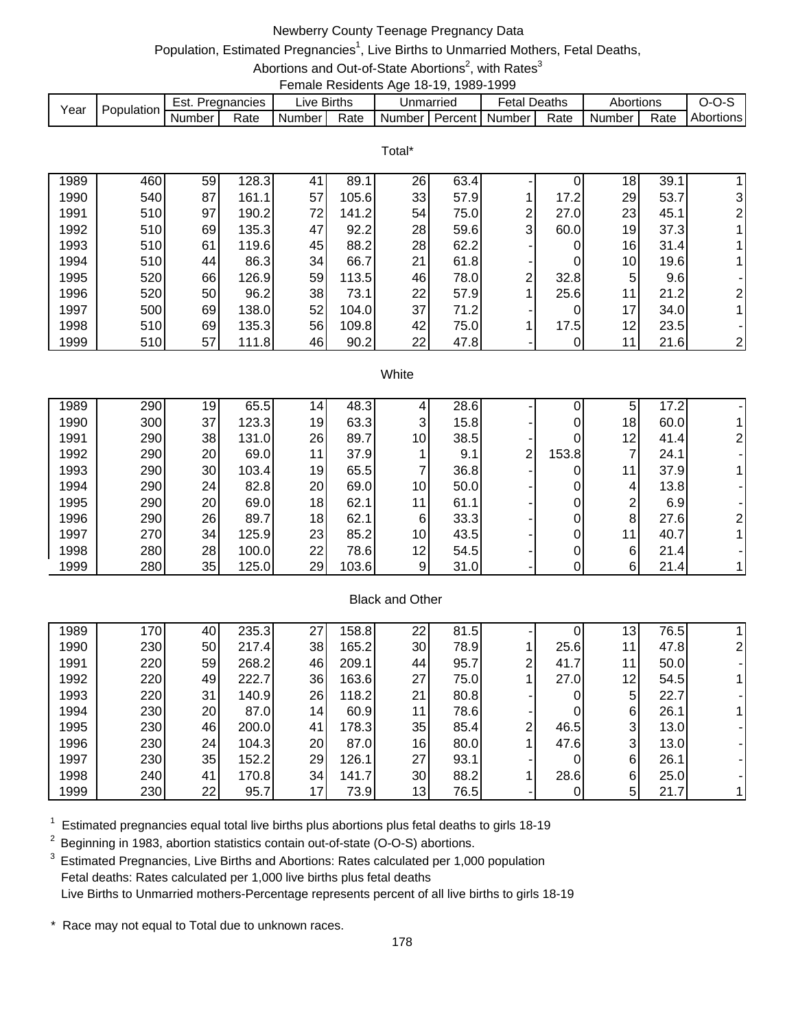# Newberry County Teenage Pregnancy Data

Population, Estimated Pregnancies[1], Live Births to Unmarried Mothers, Fetal Deaths, Abortions and Out-of-State Abortions[2], with Rates[3]

Female Residents Age 18-19, 1989-1999

| Year | Population | Est. Pregnancies | | Live Births | | Unmarried | | Fetal Deaths | | Abortions | | O-O-S |
|---|---|---|---|---|---|---|---|---|---|---|---|---|
| | | Number | Rate | Number | Rate | Number | Percent | Number | Rate | Number | Rate | Abortions |
| **Total*** | | | | | | | | | | | | |
| 1989 | 460 | 59 | 128.3 | 41 | 89.1 | 26 | 63.4 | - | 0 | 18 | 39.1 | 1 |
| 1990 | 540 | 87 | 161.1 | 57 | 105.6 | 33 | 57.9 | 1 | 17.2 | 29 | 53.7 | 3 |
| 1991 | 510 | 97 | 190.2 | 72 | 141.2 | 54 | 75.0 | 2 | 27.0 | 23 | 45.1 | 2 |
| 1992 | 510 | 69 | 135.3 | 47 | 92.2 | 28 | 59.6 | 3 | 60.0 | 19 | 37.3 | 1 |
| 1993 | 510 | 61 | 119.6 | 45 | 88.2 | 28 | 62.2 | - | 0 | 16 | 31.4 | 1 |
| 1994 | 510 | 44 | 86.3 | 34 | 66.7 | 21 | 61.8 | - | 0 | 10 | 19.6 | 1 |
| 1995 | 520 | 66 | 126.9 | 59 | 113.5 | 46 | 78.0 | 2 | 32.8 | 5 | 9.6 | - |
| 1996 | 520 | 50 | 96.2 | 38 | 73.1 | 22 | 57.9 | 1 | 25.6 | 11 | 21.2 | 2 |
| 1997 | 500 | 69 | 138.0 | 52 | 104.0 | 37 | 71.2 | - | 0 | 17 | 34.0 | 1 |
| 1998 | 510 | 69 | 135.3 | 56 | 109.8 | 42 | 75.0 | 1 | 17.5 | 12 | 23.5 | - |
| 1999 | 510 | 57 | 111.8 | 46 | 90.2 | 22 | 47.8 | - | 0 | 11 | 21.6 | 2 |
| **White** | | | | | | | | | | | | |
| 1989 | 290 | 19 | 65.5 | 14 | 48.3 | 4 | 28.6 | - | 0 | 5 | 17.2 | - |
| 1990 | 300 | 37 | 123.3 | 19 | 63.3 | 3 | 15.8 | - | 0 | 18 | 60.0 | 1 |
| 1991 | 290 | 38 | 131.0 | 26 | 89.7 | 10 | 38.5 | - | 0 | 12 | 41.4 | 2 |
| 1992 | 290 | 20 | 69.0 | 11 | 37.9 | 1 | 9.1 | 2 | 153.8 | 7 | 24.1 | - |
| 1993 | 290 | 30 | 103.4 | 19 | 65.5 | 7 | 36.8 | - | 0 | 11 | 37.9 | 1 |
| 1994 | 290 | 24 | 82.8 | 20 | 69.0 | 10 | 50.0 | - | 0 | 4 | 13.8 | - |
| 1995 | 290 | 20 | 69.0 | 18 | 62.1 | 11 | 61.1 | - | 0 | 2 | 6.9 | - |
| 1996 | 290 | 26 | 89.7 | 18 | 62.1 | 6 | 33.3 | - | 0 | 8 | 27.6 | 2 |
| 1997 | 270 | 34 | 125.9 | 23 | 85.2 | 10 | 43.5 | - | 0 | 11 | 40.7 | 1 |
| 1998 | 280 | 28 | 100.0 | 22 | 78.6 | 12 | 54.5 | - | 0 | 6 | 21.4 | - |
| 1999 | 280 | 35 | 125.0 | 29 | 103.6 | 9 | 31.0 | - | 0 | 6 | 21.4 | 1 |
| **Black and Other** | | | | | | | | | | | | |
| 1989 | 170 | 40 | 235.3 | 27 | 158.8 | 22 | 81.5 | - | 0 | 13 | 76.5 | 1 |
| 1990 | 230 | 50 | 217.4 | 38 | 165.2 | 30 | 78.9 | 1 | 25.6 | 11 | 47.8 | 2 |
| 1991 | 220 | 59 | 268.2 | 46 | 209.1 | 44 | 95.7 | 2 | 41.7 | 11 | 50.0 | - |
| 1992 | 220 | 49 | 222.7 | 36 | 163.6 | 27 | 75.0 | 1 | 27.0 | 12 | 54.5 | 1 |
| 1993 | 220 | 31 | 140.9 | 26 | 118.2 | 21 | 80.8 | - | 0 | 5 | 22.7 | - |
| 1994 | 230 | 20 | 87.0 | 14 | 60.9 | 11 | 78.6 | - | 0 | 6 | 26.1 | 1 |
| 1995 | 230 | 46 | 200.0 | 41 | 178.3 | 35 | 85.4 | 2 | 46.5 | 3 | 13.0 | - |
| 1996 | 230 | 24 | 104.3 | 20 | 87.0 | 16 | 80.0 | 1 | 47.6 | 3 | 13.0 | - |
| 1997 | 230 | 35 | 152.2 | 29 | 126.1 | 27 | 93.1 | - | 0 | 6 | 26.1 | - |
| 1998 | 240 | 41 | 170.8 | 34 | 141.7 | 30 | 88.2 | 1 | 28.6 | 6 | 25.0 | - |
| 1999 | 230 | 22 | 95.7 | 17 | 73.9 | 13 | 76.5 | - | 0 | 5 | 21.7 | 1 |

[1] Estimated pregnancies equal total live births plus abortions plus fetal deaths to girls 18-19

[2] Beginning in 1983, abortion statistics contain out-of-state (O-O-S) abortions.

[3] Estimated Pregnancies, Live Births and Abortions: Rates calculated per 1,000 population
Fetal deaths: Rates calculated per 1,000 live births plus fetal deaths
Live Births to Unmarried mothers-Percentage represents percent of all live births to girls 18-19

\* Race may not equal to Total due to unknown races.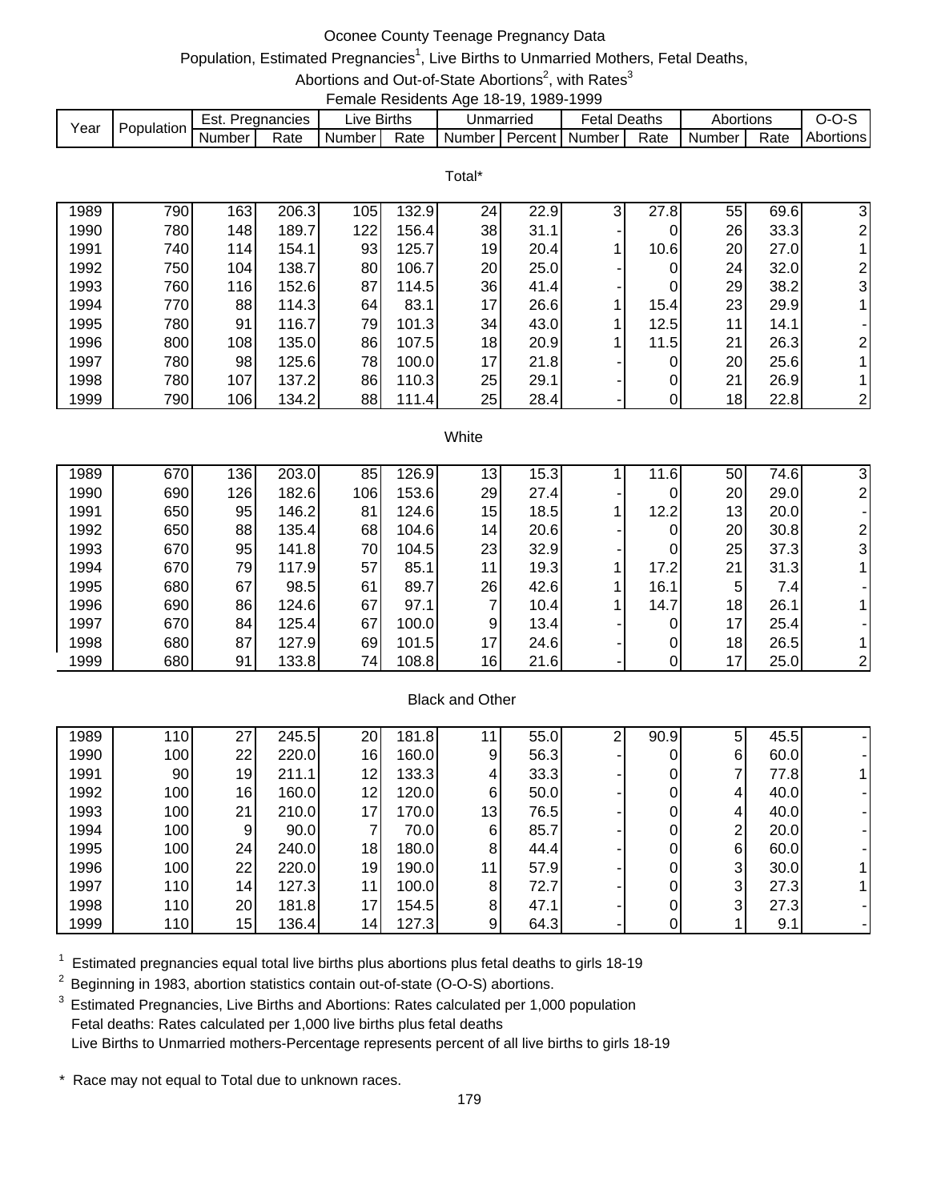# Oconee County Teenage Pregnancy Data

Population, Estimated Pregnancies[1], Live Births to Unmarried Mothers, Fetal Deaths, Abortions and Out-of-State Abortions[2], with Rates[3]

Female Residents Age 18-19, 1989-1999

| Year | Population | Est. Pregnancies | | Live Births | | Unmarried | | Fetal Deaths | | Abortions | | O-O-S |
|---|---|---|---|---|---|---|---|---|---|---|---|---|
| | | Number | Rate | Number | Rate | Number | Percent | Number | Rate | Number | Rate | Abortions |
| **Total*** | | | | | | | | | | | | |
| 1989 | 790 | 163 | 206.3 | 105 | 132.9 | 24 | 22.9 | 3 | 27.8 | 55 | 69.6 | 3 |
| 1990 | 780 | 148 | 189.7 | 122 | 156.4 | 38 | 31.1 | - | 0 | 26 | 33.3 | 2 |
| 1991 | 740 | 114 | 154.1 | 93 | 125.7 | 19 | 20.4 | 1 | 10.6 | 20 | 27.0 | 1 |
| 1992 | 750 | 104 | 138.7 | 80 | 106.7 | 20 | 25.0 | - | 0 | 24 | 32.0 | 2 |
| 1993 | 760 | 116 | 152.6 | 87 | 114.5 | 36 | 41.4 | - | 0 | 29 | 38.2 | 3 |
| 1994 | 770 | 88 | 114.3 | 64 | 83.1 | 17 | 26.6 | 1 | 15.4 | 23 | 29.9 | 1 |
| 1995 | 780 | 91 | 116.7 | 79 | 101.3 | 34 | 43.0 | 1 | 12.5 | 11 | 14.1 | - |
| 1996 | 800 | 108 | 135.0 | 86 | 107.5 | 18 | 20.9 | 1 | 11.5 | 21 | 26.3 | 2 |
| 1997 | 780 | 98 | 125.6 | 78 | 100.0 | 17 | 21.8 | - | 0 | 20 | 25.6 | 1 |
| 1998 | 780 | 107 | 137.2 | 86 | 110.3 | 25 | 29.1 | - | 0 | 21 | 26.9 | 1 |
| 1999 | 790 | 106 | 134.2 | 88 | 111.4 | 25 | 28.4 | - | 0 | 18 | 22.8 | 2 |
| **White** | | | | | | | | | | | | |
| 1989 | 670 | 136 | 203.0 | 85 | 126.9 | 13 | 15.3 | 1 | 11.6 | 50 | 74.6 | 3 |
| 1990 | 690 | 126 | 182.6 | 106 | 153.6 | 29 | 27.4 | - | 0 | 20 | 29.0 | 2 |
| 1991 | 650 | 95 | 146.2 | 81 | 124.6 | 15 | 18.5 | 1 | 12.2 | 13 | 20.0 | - |
| 1992 | 650 | 88 | 135.4 | 68 | 104.6 | 14 | 20.6 | - | 0 | 20 | 30.8 | 2 |
| 1993 | 670 | 95 | 141.8 | 70 | 104.5 | 23 | 32.9 | - | 0 | 25 | 37.3 | 3 |
| 1994 | 670 | 79 | 117.9 | 57 | 85.1 | 11 | 19.3 | 1 | 17.2 | 21 | 31.3 | 1 |
| 1995 | 680 | 67 | 98.5 | 61 | 89.7 | 26 | 42.6 | 1 | 16.1 | 5 | 7.4 | - |
| 1996 | 690 | 86 | 124.6 | 67 | 97.1 | 7 | 10.4 | 1 | 14.7 | 18 | 26.1 | 1 |
| 1997 | 670 | 84 | 125.4 | 67 | 100.0 | 9 | 13.4 | - | 0 | 17 | 25.4 | - |
| 1998 | 680 | 87 | 127.9 | 69 | 101.5 | 17 | 24.6 | - | 0 | 18 | 26.5 | 1 |
| 1999 | 680 | 91 | 133.8 | 74 | 108.8 | 16 | 21.6 | - | 0 | 17 | 25.0 | 2 |
| **Black and Other** | | | | | | | | | | | | |
| 1989 | 110 | 27 | 245.5 | 20 | 181.8 | 11 | 55.0 | 2 | 90.9 | 5 | 45.5 | - |
| 1990 | 100 | 22 | 220.0 | 16 | 160.0 | 9 | 56.3 | - | 0 | 6 | 60.0 | - |
| 1991 | 90 | 19 | 211.1 | 12 | 133.3 | 4 | 33.3 | - | 0 | 7 | 77.8 | 1 |
| 1992 | 100 | 16 | 160.0 | 12 | 120.0 | 6 | 50.0 | - | 0 | 4 | 40.0 | - |
| 1993 | 100 | 21 | 210.0 | 17 | 170.0 | 13 | 76.5 | - | 0 | 4 | 40.0 | - |
| 1994 | 100 | 9 | 90.0 | 7 | 70.0 | 6 | 85.7 | - | 0 | 2 | 20.0 | - |
| 1995 | 100 | 24 | 240.0 | 18 | 180.0 | 8 | 44.4 | - | 0 | 6 | 60.0 | - |
| 1996 | 100 | 22 | 220.0 | 19 | 190.0 | 11 | 57.9 | - | 0 | 3 | 30.0 | 1 |
| 1997 | 110 | 14 | 127.3 | 11 | 100.0 | 8 | 72.7 | - | 0 | 3 | 27.3 | 1 |
| 1998 | 110 | 20 | 181.8 | 17 | 154.5 | 8 | 47.1 | - | 0 | 3 | 27.3 | - |
| 1999 | 110 | 15 | 136.4 | 14 | 127.3 | 9 | 64.3 | - | 0 | 1 | 9.1 | - |

[1] Estimated pregnancies equal total live births plus abortions plus fetal deaths to girls 18-19

[2] Beginning in 1983, abortion statistics contain out-of-state (O-O-S) abortions.

[3] Estimated Pregnancies, Live Births and Abortions: Rates calculated per 1,000 population
Fetal deaths: Rates calculated per 1,000 live births plus fetal deaths
Live Births to Unmarried mothers-Percentage represents percent of all live births to girls 18-19

* Race may not equal to Total due to unknown races.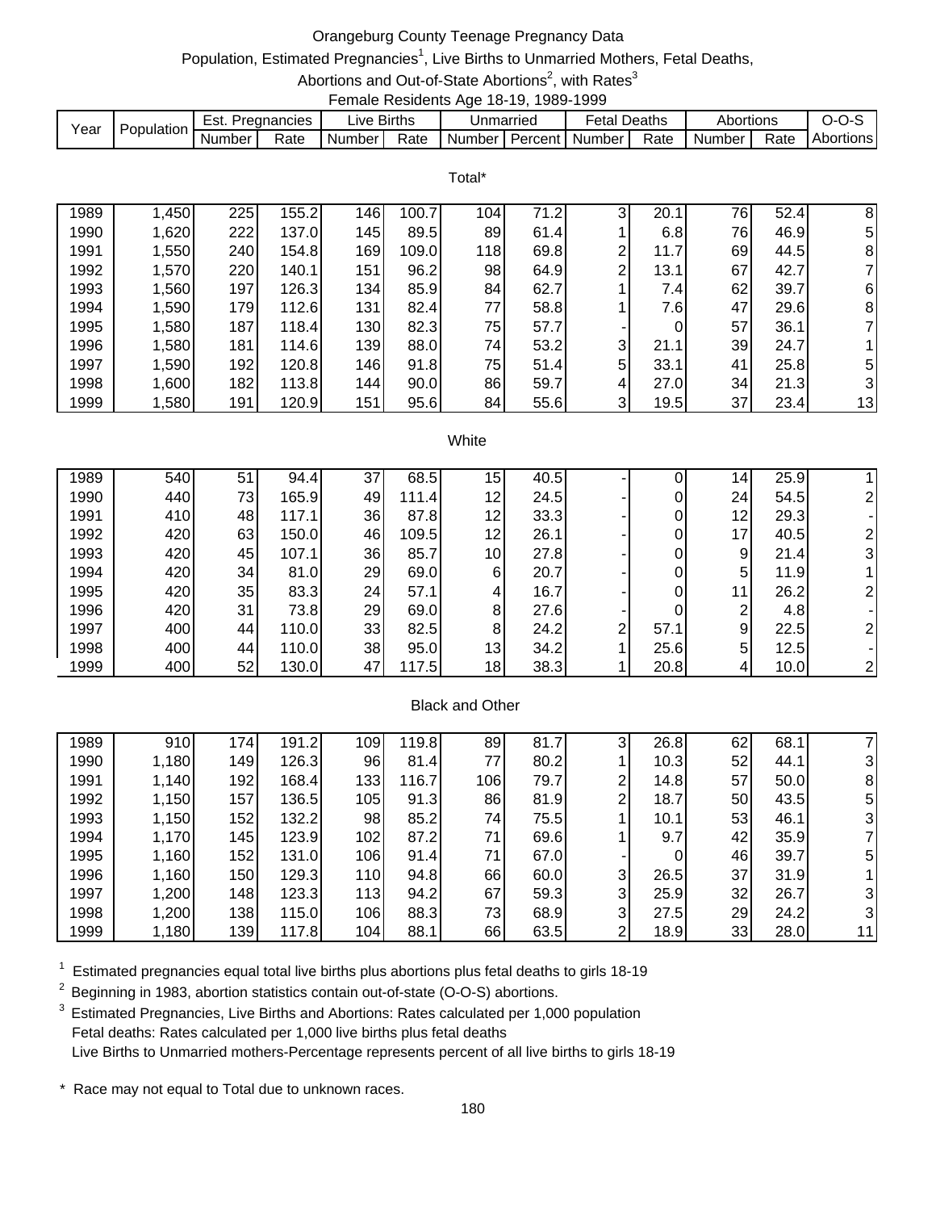# Orangeburg County Teenage Pregnancy Data

Population, Estimated Pregnancies[1], Live Births to Unmarried Mothers, Fetal Deaths, Abortions and Out-of-State Abortions[2], with Rates[3]

Female Residents Age 18-19, 1989-1999

| Year | Population | Est. Pregnancies | | Live Births | | Unmarried | | Fetal Deaths | | Abortions | | O-O-S |
|---|---|---|---|---|---|---|---|---|---|---|---|---|
| | | Number | Rate | Number | Rate | Number | Percent | Number | Rate | Number | Rate | Abortions |
| **Total*** | | | | | | | | | | | | |
| 1989 | 1,450 | 225 | 155.2 | 146 | 100.7 | 104 | 71.2 | 3 | 20.1 | 76 | 52.4 | 8 |
| 1990 | 1,620 | 222 | 137.0 | 145 | 89.5 | 89 | 61.4 | 1 | 6.8 | 76 | 46.9 | 5 |
| 1991 | 1,550 | 240 | 154.8 | 169 | 109.0 | 118 | 69.8 | 2 | 11.7 | 69 | 44.5 | 8 |
| 1992 | 1,570 | 220 | 140.1 | 151 | 96.2 | 98 | 64.9 | 2 | 13.1 | 67 | 42.7 | 7 |
| 1993 | 1,560 | 197 | 126.3 | 134 | 85.9 | 84 | 62.7 | 1 | 7.4 | 62 | 39.7 | 6 |
| 1994 | 1,590 | 179 | 112.6 | 131 | 82.4 | 77 | 58.8 | 1 | 7.6 | 47 | 29.6 | 8 |
| 1995 | 1,580 | 187 | 118.4 | 130 | 82.3 | 75 | 57.7 | - | 0 | 57 | 36.1 | 7 |
| 1996 | 1,580 | 181 | 114.6 | 139 | 88.0 | 74 | 53.2 | 3 | 21.1 | 39 | 24.7 | 1 |
| 1997 | 1,590 | 192 | 120.8 | 146 | 91.8 | 75 | 51.4 | 5 | 33.1 | 41 | 25.8 | 5 |
| 1998 | 1,600 | 182 | 113.8 | 144 | 90.0 | 86 | 59.7 | 4 | 27.0 | 34 | 21.3 | 3 |
| 1999 | 1,580 | 191 | 120.9 | 151 | 95.6 | 84 | 55.6 | 3 | 19.5 | 37 | 23.4 | 13 |
| **White** | | | | | | | | | | | | |
| 1989 | 540 | 51 | 94.4 | 37 | 68.5 | 15 | 40.5 | - | 0 | 14 | 25.9 | 1 |
| 1990 | 440 | 73 | 165.9 | 49 | 111.4 | 12 | 24.5 | - | 0 | 24 | 54.5 | 2 |
| 1991 | 410 | 48 | 117.1 | 36 | 87.8 | 12 | 33.3 | - | 0 | 12 | 29.3 | - |
| 1992 | 420 | 63 | 150.0 | 46 | 109.5 | 12 | 26.1 | - | 0 | 17 | 40.5 | 2 |
| 1993 | 420 | 45 | 107.1 | 36 | 85.7 | 10 | 27.8 | - | 0 | 9 | 21.4 | 3 |
| 1994 | 420 | 34 | 81.0 | 29 | 69.0 | 6 | 20.7 | - | 0 | 5 | 11.9 | 1 |
| 1995 | 420 | 35 | 83.3 | 24 | 57.1 | 4 | 16.7 | - | 0 | 11 | 26.2 | 2 |
| 1996 | 420 | 31 | 73.8 | 29 | 69.0 | 8 | 27.6 | - | 0 | 2 | 4.8 | - |
| 1997 | 400 | 44 | 110.0 | 33 | 82.5 | 8 | 24.2 | 2 | 57.1 | 9 | 22.5 | 2 |
| 1998 | 400 | 44 | 110.0 | 38 | 95.0 | 13 | 34.2 | 1 | 25.6 | 5 | 12.5 | - |
| 1999 | 400 | 52 | 130.0 | 47 | 117.5 | 18 | 38.3 | 1 | 20.8 | 4 | 10.0 | 2 |
| **Black and Other** | | | | | | | | | | | | |
| 1989 | 910 | 174 | 191.2 | 109 | 119.8 | 89 | 81.7 | 3 | 26.8 | 62 | 68.1 | 7 |
| 1990 | 1,180 | 149 | 126.3 | 96 | 81.4 | 77 | 80.2 | 1 | 10.3 | 52 | 44.1 | 3 |
| 1991 | 1,140 | 192 | 168.4 | 133 | 116.7 | 106 | 79.7 | 2 | 14.8 | 57 | 50.0 | 8 |
| 1992 | 1,150 | 157 | 136.5 | 105 | 91.3 | 86 | 81.9 | 2 | 18.7 | 50 | 43.5 | 5 |
| 1993 | 1,150 | 152 | 132.2 | 98 | 85.2 | 74 | 75.5 | 1 | 10.1 | 53 | 46.1 | 3 |
| 1994 | 1,170 | 145 | 123.9 | 102 | 87.2 | 71 | 69.6 | 1 | 9.7 | 42 | 35.9 | 7 |
| 1995 | 1,160 | 152 | 131.0 | 106 | 91.4 | 71 | 67.0 | - | 0 | 46 | 39.7 | 5 |
| 1996 | 1,160 | 150 | 129.3 | 110 | 94.8 | 66 | 60.0 | 3 | 26.5 | 37 | 31.9 | 1 |
| 1997 | 1,200 | 148 | 123.3 | 113 | 94.2 | 67 | 59.3 | 3 | 25.9 | 32 | 26.7 | 3 |
| 1998 | 1,200 | 138 | 115.0 | 106 | 88.3 | 73 | 68.9 | 3 | 27.5 | 29 | 24.2 | 3 |
| 1999 | 1,180 | 139 | 117.8 | 104 | 88.1 | 66 | 63.5 | 2 | 18.9 | 33 | 28.0 | 11 |

[1] Estimated pregnancies equal total live births plus abortions plus fetal deaths to girls 18-19

[2] Beginning in 1983, abortion statistics contain out-of-state (O-O-S) abortions.

[3] Estimated Pregnancies, Live Births and Abortions: Rates calculated per 1,000 population
Fetal deaths: Rates calculated per 1,000 live births plus fetal deaths
Live Births to Unmarried mothers-Percentage represents percent of all live births to girls 18-19

\* Race may not equal to Total due to unknown races.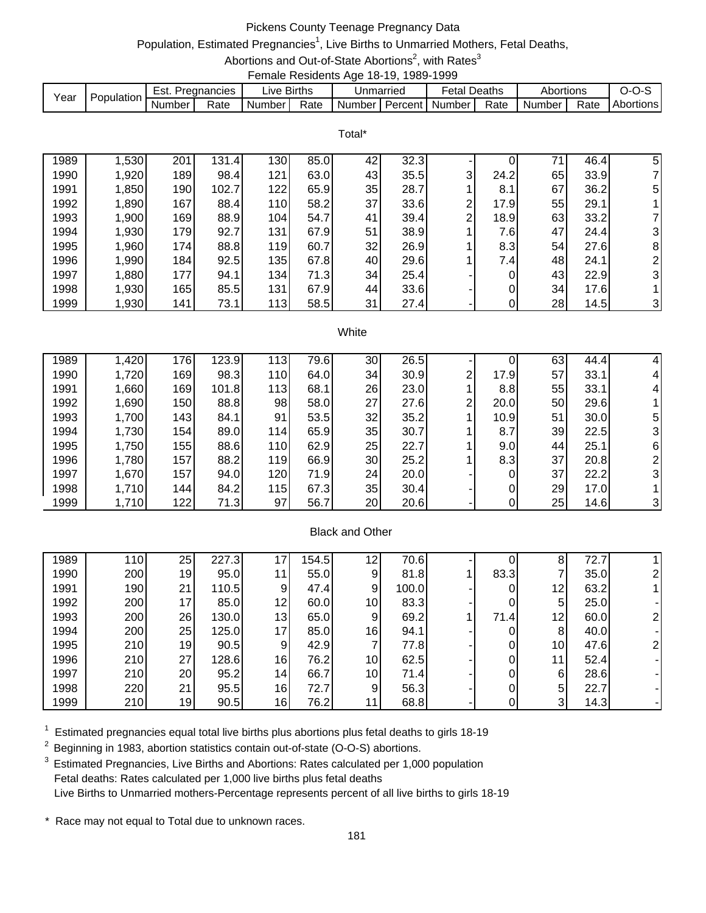# Pickens County Teenage Pregnancy Data

Population, Estimated Pregnancies[1], Live Births to Unmarried Mothers, Fetal Deaths, Abortions and Out-of-State Abortions[2], with Rates[3]

Female Residents Age 18-19, 1989-1999

| Year | Population | Est. Pregnancies | | Live Births | | Unmarried | | Fetal Deaths | | Abortions | | O-O-S |
|---|---|---|---|---|---|---|---|---|---|---|---|---|
| | | Number | Rate | Number | Rate | Number | Percent | Number | Rate | Number | Rate | Abortions |
| **Total*** | | | | | | | | | | | | |
| 1989 | 1,530 | 201 | 131.4 | 130 | 85.0 | 42 | 32.3 | - | 0 | 71 | 46.4 | 5 |
| 1990 | 1,920 | 189 | 98.4 | 121 | 63.0 | 43 | 35.5 | 3 | 24.2 | 65 | 33.9 | 7 |
| 1991 | 1,850 | 190 | 102.7 | 122 | 65.9 | 35 | 28.7 | 1 | 8.1 | 67 | 36.2 | 5 |
| 1992 | 1,890 | 167 | 88.4 | 110 | 58.2 | 37 | 33.6 | 2 | 17.9 | 55 | 29.1 | 1 |
| 1993 | 1,900 | 169 | 88.9 | 104 | 54.7 | 41 | 39.4 | 2 | 18.9 | 63 | 33.2 | 7 |
| 1994 | 1,930 | 179 | 92.7 | 131 | 67.9 | 51 | 38.9 | 1 | 7.6 | 47 | 24.4 | 3 |
| 1995 | 1,960 | 174 | 88.8 | 119 | 60.7 | 32 | 26.9 | 1 | 8.3 | 54 | 27.6 | 8 |
| 1996 | 1,990 | 184 | 92.5 | 135 | 67.8 | 40 | 29.6 | 1 | 7.4 | 48 | 24.1 | 2 |
| 1997 | 1,880 | 177 | 94.1 | 134 | 71.3 | 34 | 25.4 | - | 0 | 43 | 22.9 | 3 |
| 1998 | 1,930 | 165 | 85.5 | 131 | 67.9 | 44 | 33.6 | - | 0 | 34 | 17.6 | 1 |
| 1999 | 1,930 | 141 | 73.1 | 113 | 58.5 | 31 | 27.4 | - | 0 | 28 | 14.5 | 3 |
| **White** | | | | | | | | | | | | |
| 1989 | 1,420 | 176 | 123.9 | 113 | 79.6 | 30 | 26.5 | - | 0 | 63 | 44.4 | 4 |
| 1990 | 1,720 | 169 | 98.3 | 110 | 64.0 | 34 | 30.9 | 2 | 17.9 | 57 | 33.1 | 4 |
| 1991 | 1,660 | 169 | 101.8 | 113 | 68.1 | 26 | 23.0 | 1 | 8.8 | 55 | 33.1 | 4 |
| 1992 | 1,690 | 150 | 88.8 | 98 | 58.0 | 27 | 27.6 | 2 | 20.0 | 50 | 29.6 | 1 |
| 1993 | 1,700 | 143 | 84.1 | 91 | 53.5 | 32 | 35.2 | 1 | 10.9 | 51 | 30.0 | 5 |
| 1994 | 1,730 | 154 | 89.0 | 114 | 65.9 | 35 | 30.7 | 1 | 8.7 | 39 | 22.5 | 3 |
| 1995 | 1,750 | 155 | 88.6 | 110 | 62.9 | 25 | 22.7 | 1 | 9.0 | 44 | 25.1 | 6 |
| 1996 | 1,780 | 157 | 88.2 | 119 | 66.9 | 30 | 25.2 | 1 | 8.3 | 37 | 20.8 | 2 |
| 1997 | 1,670 | 157 | 94.0 | 120 | 71.9 | 24 | 20.0 | - | 0 | 37 | 22.2 | 3 |
| 1998 | 1,710 | 144 | 84.2 | 115 | 67.3 | 35 | 30.4 | - | 0 | 29 | 17.0 | 1 |
| 1999 | 1,710 | 122 | 71.3 | 97 | 56.7 | 20 | 20.6 | - | 0 | 25 | 14.6 | 3 |
| **Black and Other** | | | | | | | | | | | | |
| 1989 | 110 | 25 | 227.3 | 17 | 154.5 | 12 | 70.6 | - | 0 | 8 | 72.7 | 1 |
| 1990 | 200 | 19 | 95.0 | 11 | 55.0 | 9 | 81.8 | 1 | 83.3 | 7 | 35.0 | 2 |
| 1991 | 190 | 21 | 110.5 | 9 | 47.4 | 9 | 100.0 | - | 0 | 12 | 63.2 | 1 |
| 1992 | 200 | 17 | 85.0 | 12 | 60.0 | 10 | 83.3 | - | 0 | 5 | 25.0 | - |
| 1993 | 200 | 26 | 130.0 | 13 | 65.0 | 9 | 69.2 | 1 | 71.4 | 12 | 60.0 | 2 |
| 1994 | 200 | 25 | 125.0 | 17 | 85.0 | 16 | 94.1 | - | 0 | 8 | 40.0 | - |
| 1995 | 210 | 19 | 90.5 | 9 | 42.9 | 7 | 77.8 | - | 0 | 10 | 47.6 | 2 |
| 1996 | 210 | 27 | 128.6 | 16 | 76.2 | 10 | 62.5 | - | 0 | 11 | 52.4 | - |
| 1997 | 210 | 20 | 95.2 | 14 | 66.7 | 10 | 71.4 | - | 0 | 6 | 28.6 | - |
| 1998 | 220 | 21 | 95.5 | 16 | 72.7 | 9 | 56.3 | - | 0 | 5 | 22.7 | - |
| 1999 | 210 | 19 | 90.5 | 16 | 76.2 | 11 | 68.8 | - | 0 | 3 | 14.3 | - |

[1] Estimated pregnancies equal total live births plus abortions plus fetal deaths to girls 18-19

[2] Beginning in 1983, abortion statistics contain out-of-state (O-O-S) abortions.

[3] Estimated Pregnancies, Live Births and Abortions: Rates calculated per 1,000 population
Fetal deaths: Rates calculated per 1,000 live births plus fetal deaths
Live Births to Unmarried mothers-Percentage represents percent of all live births to girls 18-19

* Race may not equal to Total due to unknown races.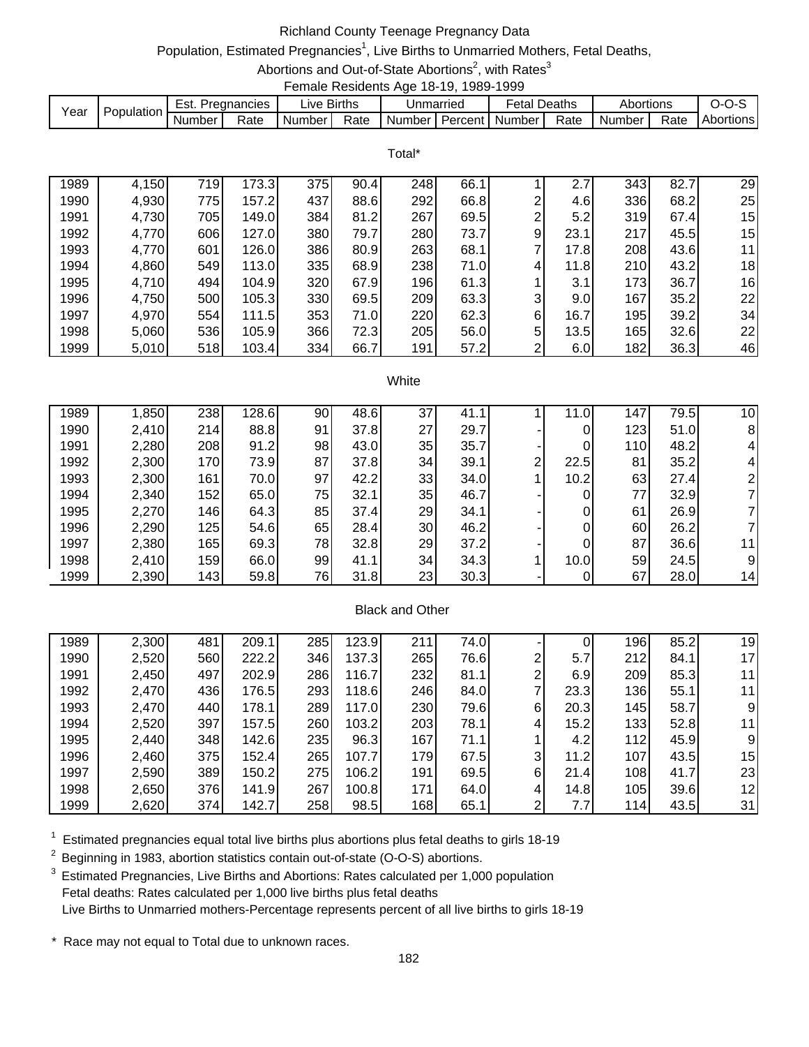# Richland County Teenage Pregnancy Data

Population, Estimated Pregnancies[1], Live Births to Unmarried Mothers, Fetal Deaths, Abortions and Out-of-State Abortions[2], with Rates[3]

Female Residents Age 18-19, 1989-1999

| Year | Population | Est. Pregnancies | | Live Births | | Unmarried | | Fetal Deaths | | Abortions | | O-O-S |
|---|---|---|---|---|---|---|---|---|---|---|---|---|
| | | Number | Rate | Number | Rate | Number | Percent | Number | Rate | Number | Rate | Abortions |
| **Total*** | | | | | | | | | | | | |
| 1989 | 4,150 | 719 | 173.3 | 375 | 90.4 | 248 | 66.1 | 1 | 2.7 | 343 | 82.7 | 29 |
| 1990 | 4,930 | 775 | 157.2 | 437 | 88.6 | 292 | 66.8 | 2 | 4.6 | 336 | 68.2 | 25 |
| 1991 | 4,730 | 705 | 149.0 | 384 | 81.2 | 267 | 69.5 | 2 | 5.2 | 319 | 67.4 | 15 |
| 1992 | 4,770 | 606 | 127.0 | 380 | 79.7 | 280 | 73.7 | 9 | 23.1 | 217 | 45.5 | 15 |
| 1993 | 4,770 | 601 | 126.0 | 386 | 80.9 | 263 | 68.1 | 7 | 17.8 | 208 | 43.6 | 11 |
| 1994 | 4,860 | 549 | 113.0 | 335 | 68.9 | 238 | 71.0 | 4 | 11.8 | 210 | 43.2 | 18 |
| 1995 | 4,710 | 494 | 104.9 | 320 | 67.9 | 196 | 61.3 | 1 | 3.1 | 173 | 36.7 | 16 |
| 1996 | 4,750 | 500 | 105.3 | 330 | 69.5 | 209 | 63.3 | 3 | 9.0 | 167 | 35.2 | 22 |
| 1997 | 4,970 | 554 | 111.5 | 353 | 71.0 | 220 | 62.3 | 6 | 16.7 | 195 | 39.2 | 34 |
| 1998 | 5,060 | 536 | 105.9 | 366 | 72.3 | 205 | 56.0 | 5 | 13.5 | 165 | 32.6 | 22 |
| 1999 | 5,010 | 518 | 103.4 | 334 | 66.7 | 191 | 57.2 | 2 | 6.0 | 182 | 36.3 | 46 |
| **White** | | | | | | | | | | | | |
| 1989 | 1,850 | 238 | 128.6 | 90 | 48.6 | 37 | 41.1 | 1 | 11.0 | 147 | 79.5 | 10 |
| 1990 | 2,410 | 214 | 88.8 | 91 | 37.8 | 27 | 29.7 | - | 0 | 123 | 51.0 | 8 |
| 1991 | 2,280 | 208 | 91.2 | 98 | 43.0 | 35 | 35.7 | - | 0 | 110 | 48.2 | 4 |
| 1992 | 2,300 | 170 | 73.9 | 87 | 37.8 | 34 | 39.1 | 2 | 22.5 | 81 | 35.2 | 4 |
| 1993 | 2,300 | 161 | 70.0 | 97 | 42.2 | 33 | 34.0 | 1 | 10.2 | 63 | 27.4 | 2 |
| 1994 | 2,340 | 152 | 65.0 | 75 | 32.1 | 35 | 46.7 | - | 0 | 77 | 32.9 | 7 |
| 1995 | 2,270 | 146 | 64.3 | 85 | 37.4 | 29 | 34.1 | - | 0 | 61 | 26.9 | 7 |
| 1996 | 2,290 | 125 | 54.6 | 65 | 28.4 | 30 | 46.2 | - | 0 | 60 | 26.2 | 7 |
| 1997 | 2,380 | 165 | 69.3 | 78 | 32.8 | 29 | 37.2 | - | 0 | 87 | 36.6 | 11 |
| 1998 | 2,410 | 159 | 66.0 | 99 | 41.1 | 34 | 34.3 | 1 | 10.0 | 59 | 24.5 | 9 |
| 1999 | 2,390 | 143 | 59.8 | 76 | 31.8 | 23 | 30.3 | - | 0 | 67 | 28.0 | 14 |
| **Black and Other** | | | | | | | | | | | | |
| 1989 | 2,300 | 481 | 209.1 | 285 | 123.9 | 211 | 74.0 | - | 0 | 196 | 85.2 | 19 |
| 1990 | 2,520 | 560 | 222.2 | 346 | 137.3 | 265 | 76.6 | 2 | 5.7 | 212 | 84.1 | 17 |
| 1991 | 2,450 | 497 | 202.9 | 286 | 116.7 | 232 | 81.1 | 2 | 6.9 | 209 | 85.3 | 11 |
| 1992 | 2,470 | 436 | 176.5 | 293 | 118.6 | 246 | 84.0 | 7 | 23.3 | 136 | 55.1 | 11 |
| 1993 | 2,470 | 440 | 178.1 | 289 | 117.0 | 230 | 79.6 | 6 | 20.3 | 145 | 58.7 | 9 |
| 1994 | 2,520 | 397 | 157.5 | 260 | 103.2 | 203 | 78.1 | 4 | 15.2 | 133 | 52.8 | 11 |
| 1995 | 2,440 | 348 | 142.6 | 235 | 96.3 | 167 | 71.1 | 1 | 4.2 | 112 | 45.9 | 9 |
| 1996 | 2,460 | 375 | 152.4 | 265 | 107.7 | 179 | 67.5 | 3 | 11.2 | 107 | 43.5 | 15 |
| 1997 | 2,590 | 389 | 150.2 | 275 | 106.2 | 191 | 69.5 | 6 | 21.4 | 108 | 41.7 | 23 |
| 1998 | 2,650 | 376 | 141.9 | 267 | 100.8 | 171 | 64.0 | 4 | 14.8 | 105 | 39.6 | 12 |
| 1999 | 2,620 | 374 | 142.7 | 258 | 98.5 | 168 | 65.1 | 2 | 7.7 | 114 | 43.5 | 31 |

[1] Estimated pregnancies equal total live births plus abortions plus fetal deaths to girls 18-19

[2] Beginning in 1983, abortion statistics contain out-of-state (O-O-S) abortions.

[3] Estimated Pregnancies, Live Births and Abortions: Rates calculated per 1,000 population
Fetal deaths: Rates calculated per 1,000 live births plus fetal deaths
Live Births to Unmarried mothers-Percentage represents percent of all live births to girls 18-19

* Race may not equal to Total due to unknown races.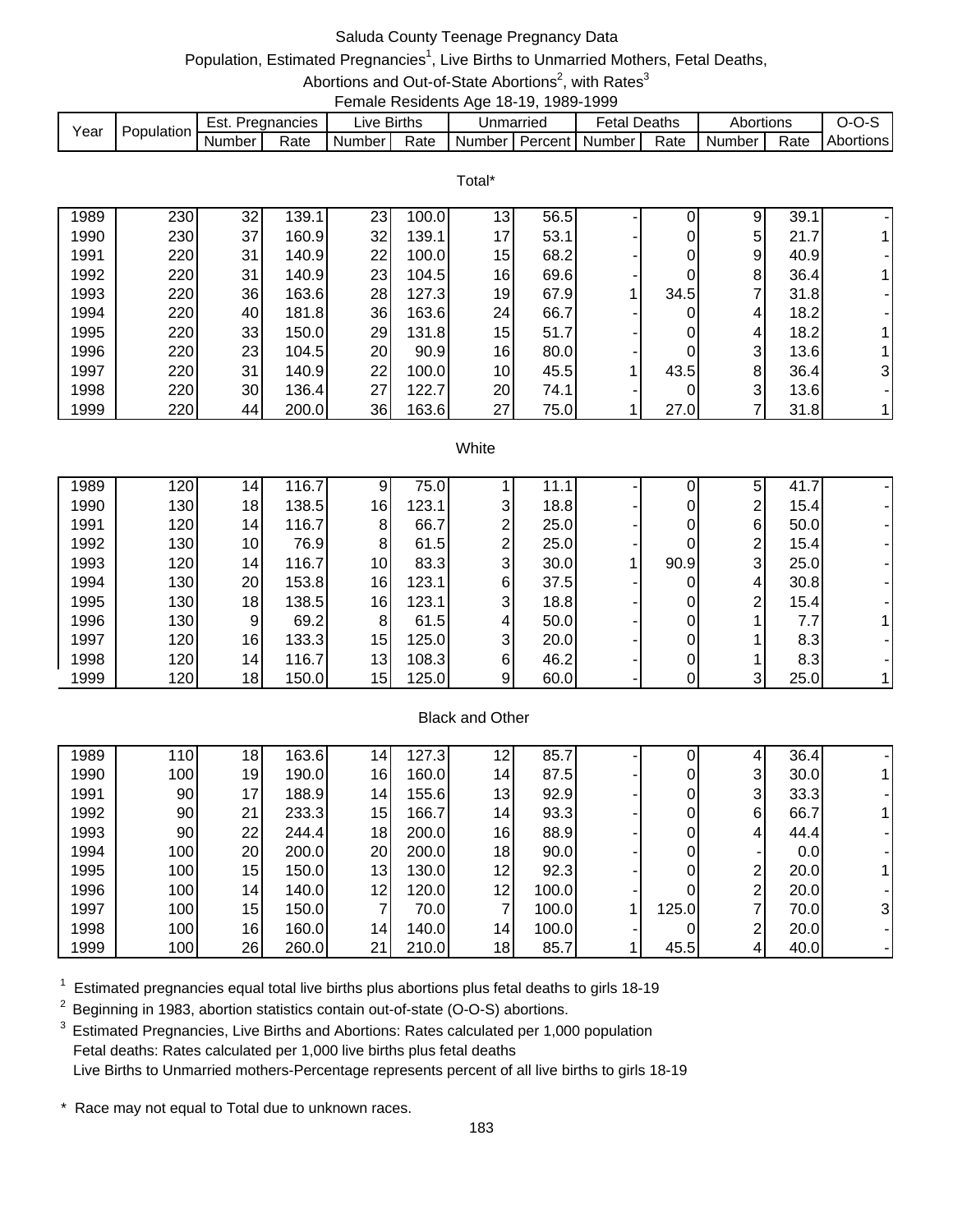# Saluda County Teenage Pregnancy Data

Population, Estimated Pregnancies[1], Live Births to Unmarried Mothers, Fetal Deaths, Abortions and Out-of-State Abortions[2], with Rates[3]

Female Residents Age 18-19, 1989-1999

| Year | Population | Est. Pregnancies | | Live Births | | Unmarried | | Fetal Deaths | | Abortions | | O-O-S |
|---|---|---|---|---|---|---|---|---|---|---|---|---|
| | | Number | Rate | Number | Rate | Number | Percent | Number | Rate | Number | Rate | Abortions |
| **Total*** | | | | | | | | | | | | |
| 1989 | 230 | 32 | 139.1 | 23 | 100.0 | 13 | 56.5 | - | 0 | 9 | 39.1 | - |
| 1990 | 230 | 37 | 160.9 | 32 | 139.1 | 17 | 53.1 | - | 0 | 5 | 21.7 | 1 |
| 1991 | 220 | 31 | 140.9 | 22 | 100.0 | 15 | 68.2 | - | 0 | 9 | 40.9 | - |
| 1992 | 220 | 31 | 140.9 | 23 | 104.5 | 16 | 69.6 | - | 0 | 8 | 36.4 | 1 |
| 1993 | 220 | 36 | 163.6 | 28 | 127.3 | 19 | 67.9 | 1 | 34.5 | 7 | 31.8 | - |
| 1994 | 220 | 40 | 181.8 | 36 | 163.6 | 24 | 66.7 | - | 0 | 4 | 18.2 | - |
| 1995 | 220 | 33 | 150.0 | 29 | 131.8 | 15 | 51.7 | - | 0 | 4 | 18.2 | 1 |
| 1996 | 220 | 23 | 104.5 | 20 | 90.9 | 16 | 80.0 | - | 0 | 3 | 13.6 | 1 |
| 1997 | 220 | 31 | 140.9 | 22 | 100.0 | 10 | 45.5 | 1 | 43.5 | 8 | 36.4 | 3 |
| 1998 | 220 | 30 | 136.4 | 27 | 122.7 | 20 | 74.1 | - | 0 | 3 | 13.6 | - |
| 1999 | 220 | 44 | 200.0 | 36 | 163.6 | 27 | 75.0 | 1 | 27.0 | 7 | 31.8 | 1 |
| **White** | | | | | | | | | | | | |
| 1989 | 120 | 14 | 116.7 | 9 | 75.0 | 1 | 11.1 | - | 0 | 5 | 41.7 | - |
| 1990 | 130 | 18 | 138.5 | 16 | 123.1 | 3 | 18.8 | - | 0 | 2 | 15.4 | - |
| 1991 | 120 | 14 | 116.7 | 8 | 66.7 | 2 | 25.0 | - | 0 | 6 | 50.0 | - |
| 1992 | 130 | 10 | 76.9 | 8 | 61.5 | 2 | 25.0 | - | 0 | 2 | 15.4 | - |
| 1993 | 120 | 14 | 116.7 | 10 | 83.3 | 3 | 30.0 | 1 | 90.9 | 3 | 25.0 | - |
| 1994 | 130 | 20 | 153.8 | 16 | 123.1 | 6 | 37.5 | - | 0 | 4 | 30.8 | - |
| 1995 | 130 | 18 | 138.5 | 16 | 123.1 | 3 | 18.8 | - | 0 | 2 | 15.4 | - |
| 1996 | 130 | 9 | 69.2 | 8 | 61.5 | 4 | 50.0 | - | 0 | 1 | 7.7 | 1 |
| 1997 | 120 | 16 | 133.3 | 15 | 125.0 | 3 | 20.0 | - | 0 | 1 | 8.3 | - |
| 1998 | 120 | 14 | 116.7 | 13 | 108.3 | 6 | 46.2 | - | 0 | 1 | 8.3 | - |
| 1999 | 120 | 18 | 150.0 | 15 | 125.0 | 9 | 60.0 | - | 0 | 3 | 25.0 | 1 |
| **Black and Other** | | | | | | | | | | | | |
| 1989 | 110 | 18 | 163.6 | 14 | 127.3 | 12 | 85.7 | - | 0 | 4 | 36.4 | - |
| 1990 | 100 | 19 | 190.0 | 16 | 160.0 | 14 | 87.5 | - | 0 | 3 | 30.0 | 1 |
| 1991 | 90 | 17 | 188.9 | 14 | 155.6 | 13 | 92.9 | - | 0 | 3 | 33.3 | - |
| 1992 | 90 | 21 | 233.3 | 15 | 166.7 | 14 | 93.3 | - | 0 | 6 | 66.7 | 1 |
| 1993 | 90 | 22 | 244.4 | 18 | 200.0 | 16 | 88.9 | - | 0 | 4 | 44.4 | - |
| 1994 | 100 | 20 | 200.0 | 20 | 200.0 | 18 | 90.0 | - | 0 | - | 0.0 | - |
| 1995 | 100 | 15 | 150.0 | 13 | 130.0 | 12 | 92.3 | - | 0 | 2 | 20.0 | 1 |
| 1996 | 100 | 14 | 140.0 | 12 | 120.0 | 12 | 100.0 | - | 0 | 2 | 20.0 | - |
| 1997 | 100 | 15 | 150.0 | 7 | 70.0 | 7 | 100.0 | 1 | 125.0 | 7 | 70.0 | 3 |
| 1998 | 100 | 16 | 160.0 | 14 | 140.0 | 14 | 100.0 | - | 0 | 2 | 20.0 | - |
| 1999 | 100 | 26 | 260.0 | 21 | 210.0 | 18 | 85.7 | 1 | 45.5 | 4 | 40.0 | - |

[1] Estimated pregnancies equal total live births plus abortions plus fetal deaths to girls 18-19

[2] Beginning in 1983, abortion statistics contain out-of-state (O-O-S) abortions.

[3] Estimated Pregnancies, Live Births and Abortions: Rates calculated per 1,000 population
Fetal deaths: Rates calculated per 1,000 live births plus fetal deaths
Live Births to Unmarried mothers-Percentage represents percent of all live births to girls 18-19

\* Race may not equal to Total due to unknown races.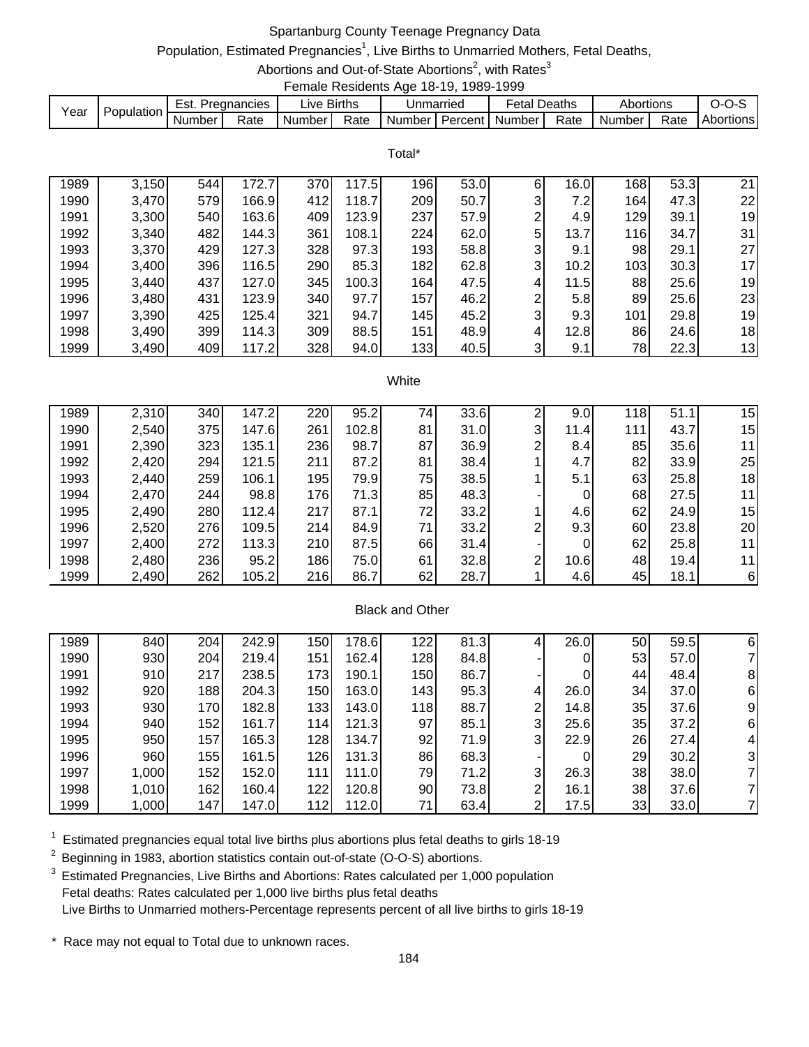# Spartanburg County Teenage Pregnancy Data

Population, Estimated Pregnancies[1], Live Births to Unmarried Mothers, Fetal Deaths, Abortions and Out-of-State Abortions[2], with Rates[3]

Female Residents Age 18-19, 1989-1999

| Year | Population | Est. Pregnancies | | Live Births | | Unmarried | | Fetal Deaths | | Abortions | | O-O-S |
|---|---|---|---|---|---|---|---|---|---|---|---|---|
| | | Number | Rate | Number | Rate | Number | Percent | Number | Rate | Number | Rate | Abortions |
| **Total*** | | | | | | | | | | | | |
| 1989 | 3,150 | 544 | 172.7 | 370 | 117.5 | 196 | 53.0 | 6 | 16.0 | 168 | 53.3 | 21 |
| 1990 | 3,470 | 579 | 166.9 | 412 | 118.7 | 209 | 50.7 | 3 | 7.2 | 164 | 47.3 | 22 |
| 1991 | 3,300 | 540 | 163.6 | 409 | 123.9 | 237 | 57.9 | 2 | 4.9 | 129 | 39.1 | 19 |
| 1992 | 3,340 | 482 | 144.3 | 361 | 108.1 | 224 | 62.0 | 5 | 13.7 | 116 | 34.7 | 31 |
| 1993 | 3,370 | 429 | 127.3 | 328 | 97.3 | 193 | 58.8 | 3 | 9.1 | 98 | 29.1 | 27 |
| 1994 | 3,400 | 396 | 116.5 | 290 | 85.3 | 182 | 62.8 | 3 | 10.2 | 103 | 30.3 | 17 |
| 1995 | 3,440 | 437 | 127.0 | 345 | 100.3 | 164 | 47.5 | 4 | 11.5 | 88 | 25.6 | 19 |
| 1996 | 3,480 | 431 | 123.9 | 340 | 97.7 | 157 | 46.2 | 2 | 5.8 | 89 | 25.6 | 23 |
| 1997 | 3,390 | 425 | 125.4 | 321 | 94.7 | 145 | 45.2 | 3 | 9.3 | 101 | 29.8 | 19 |
| 1998 | 3,490 | 399 | 114.3 | 309 | 88.5 | 151 | 48.9 | 4 | 12.8 | 86 | 24.6 | 18 |
| 1999 | 3,490 | 409 | 117.2 | 328 | 94.0 | 133 | 40.5 | 3 | 9.1 | 78 | 22.3 | 13 |
| **White** | | | | | | | | | | | | |
| 1989 | 2,310 | 340 | 147.2 | 220 | 95.2 | 74 | 33.6 | 2 | 9.0 | 118 | 51.1 | 15 |
| 1990 | 2,540 | 375 | 147.6 | 261 | 102.8 | 81 | 31.0 | 3 | 11.4 | 111 | 43.7 | 15 |
| 1991 | 2,390 | 323 | 135.1 | 236 | 98.7 | 87 | 36.9 | 2 | 8.4 | 85 | 35.6 | 11 |
| 1992 | 2,420 | 294 | 121.5 | 211 | 87.2 | 81 | 38.4 | 1 | 4.7 | 82 | 33.9 | 25 |
| 1993 | 2,440 | 259 | 106.1 | 195 | 79.9 | 75 | 38.5 | 1 | 5.1 | 63 | 25.8 | 18 |
| 1994 | 2,470 | 244 | 98.8 | 176 | 71.3 | 85 | 48.3 | - | 0 | 68 | 27.5 | 11 |
| 1995 | 2,490 | 280 | 112.4 | 217 | 87.1 | 72 | 33.2 | 1 | 4.6 | 62 | 24.9 | 15 |
| 1996 | 2,520 | 276 | 109.5 | 214 | 84.9 | 71 | 33.2 | 2 | 9.3 | 60 | 23.8 | 20 |
| 1997 | 2,400 | 272 | 113.3 | 210 | 87.5 | 66 | 31.4 | - | 0 | 62 | 25.8 | 11 |
| 1998 | 2,480 | 236 | 95.2 | 186 | 75.0 | 61 | 32.8 | 2 | 10.6 | 48 | 19.4 | 11 |
| 1999 | 2,490 | 262 | 105.2 | 216 | 86.7 | 62 | 28.7 | 1 | 4.6 | 45 | 18.1 | 6 |
| **Black and Other** | | | | | | | | | | | | |
| 1989 | 840 | 204 | 242.9 | 150 | 178.6 | 122 | 81.3 | 4 | 26.0 | 50 | 59.5 | 6 |
| 1990 | 930 | 204 | 219.4 | 151 | 162.4 | 128 | 84.8 | - | 0 | 53 | 57.0 | 7 |
| 1991 | 910 | 217 | 238.5 | 173 | 190.1 | 150 | 86.7 | - | 0 | 44 | 48.4 | 8 |
| 1992 | 920 | 188 | 204.3 | 150 | 163.0 | 143 | 95.3 | 4 | 26.0 | 34 | 37.0 | 6 |
| 1993 | 930 | 170 | 182.8 | 133 | 143.0 | 118 | 88.7 | 2 | 14.8 | 35 | 37.6 | 9 |
| 1994 | 940 | 152 | 161.7 | 114 | 121.3 | 97 | 85.1 | 3 | 25.6 | 35 | 37.2 | 6 |
| 1995 | 950 | 157 | 165.3 | 128 | 134.7 | 92 | 71.9 | 3 | 22.9 | 26 | 27.4 | 4 |
| 1996 | 960 | 155 | 161.5 | 126 | 131.3 | 86 | 68.3 | - | 0 | 29 | 30.2 | 3 |
| 1997 | 1,000 | 152 | 152.0 | 111 | 111.0 | 79 | 71.2 | 3 | 26.3 | 38 | 38.0 | 7 |
| 1998 | 1,010 | 162 | 160.4 | 122 | 120.8 | 90 | 73.8 | 2 | 16.1 | 38 | 37.6 | 7 |
| 1999 | 1,000 | 147 | 147.0 | 112 | 112.0 | 71 | 63.4 | 2 | 17.5 | 33 | 33.0 | 7 |

[1] Estimated pregnancies equal total live births plus abortions plus fetal deaths to girls 18-19

[2] Beginning in 1983, abortion statistics contain out-of-state (O-O-S) abortions.

[3] Estimated Pregnancies, Live Births and Abortions: Rates calculated per 1,000 population
Fetal deaths: Rates calculated per 1,000 live births plus fetal deaths
Live Births to Unmarried mothers-Percentage represents percent of all live births to girls 18-19

\* Race may not equal to Total due to unknown races.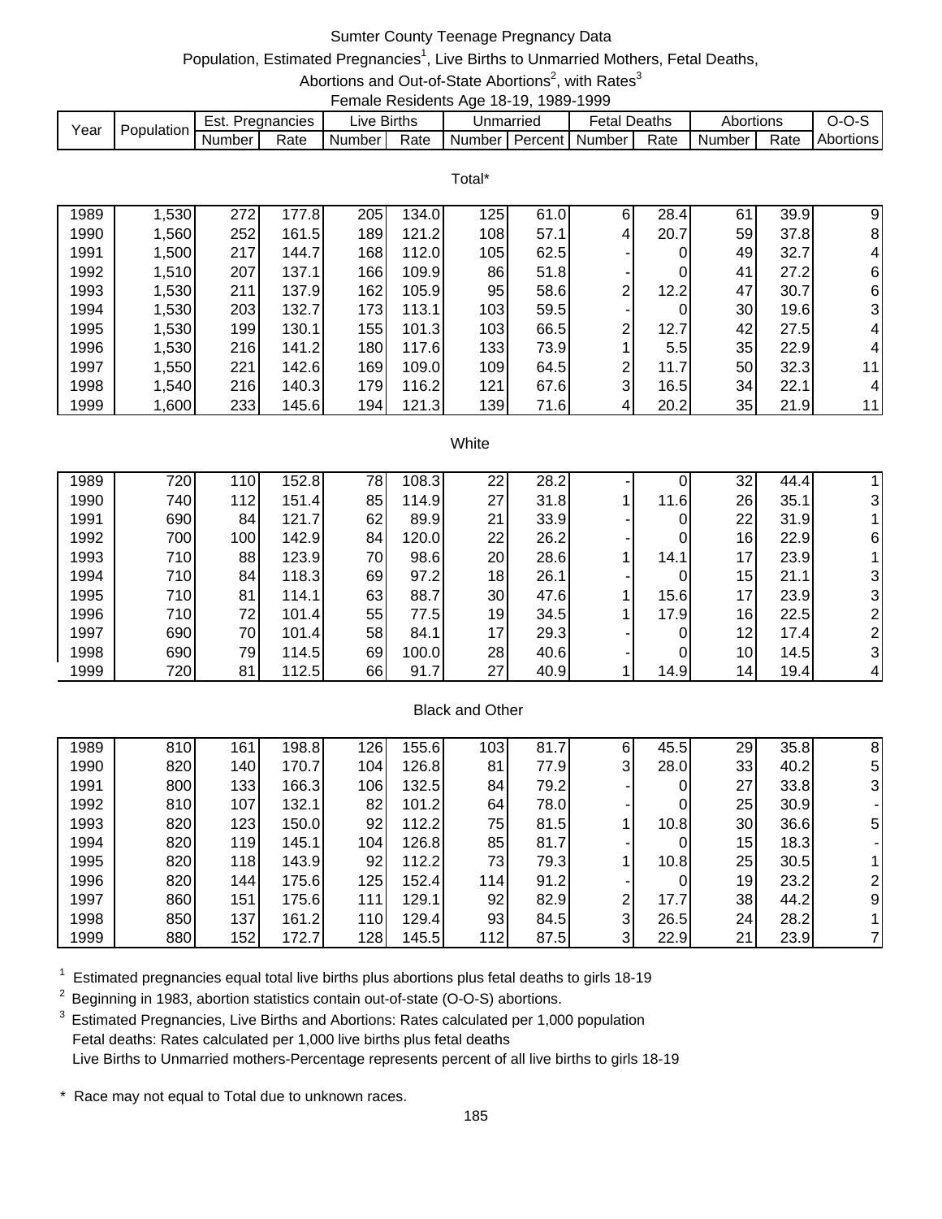# Sumter County Teenage Pregnancy Data

Population, Estimated Pregnancies[1], Live Births to Unmarried Mothers, Fetal Deaths, Abortions and Out-of-State Abortions[2], with Rates[3]

Female Residents Age 18-19, 1989-1999

| Year | Population | Est. Pregnancies | | Live Births | | Unmarried | | Fetal Deaths | | Abortions | | O-O-S |
|---|---|---|---|---|---|---|---|---|---|---|---|---|
| | | Number | Rate | Number | Rate | Number | Percent | Number | Rate | Number | Rate | Abortions |
| **Total*** | | | | | | | | | | | | |
| 1989 | 1,530 | 272 | 177.8 | 205 | 134.0 | 125 | 61.0 | 6 | 28.4 | 61 | 39.9 | 9 |
| 1990 | 1,560 | 252 | 161.5 | 189 | 121.2 | 108 | 57.1 | 4 | 20.7 | 59 | 37.8 | 8 |
| 1991 | 1,500 | 217 | 144.7 | 168 | 112.0 | 105 | 62.5 | - | 0 | 49 | 32.7 | 4 |
| 1992 | 1,510 | 207 | 137.1 | 166 | 109.9 | 86 | 51.8 | - | 0 | 41 | 27.2 | 6 |
| 1993 | 1,530 | 211 | 137.9 | 162 | 105.9 | 95 | 58.6 | 2 | 12.2 | 47 | 30.7 | 6 |
| 1994 | 1,530 | 203 | 132.7 | 173 | 113.1 | 103 | 59.5 | - | 0 | 30 | 19.6 | 3 |
| 1995 | 1,530 | 199 | 130.1 | 155 | 101.3 | 103 | 66.5 | 2 | 12.7 | 42 | 27.5 | 4 |
| 1996 | 1,530 | 216 | 141.2 | 180 | 117.6 | 133 | 73.9 | 1 | 5.5 | 35 | 22.9 | 4 |
| 1997 | 1,550 | 221 | 142.6 | 169 | 109.0 | 109 | 64.5 | 2 | 11.7 | 50 | 32.3 | 11 |
| 1998 | 1,540 | 216 | 140.3 | 179 | 116.2 | 121 | 67.6 | 3 | 16.5 | 34 | 22.1 | 4 |
| 1999 | 1,600 | 233 | 145.6 | 194 | 121.3 | 139 | 71.6 | 4 | 20.2 | 35 | 21.9 | 11 |
| **White** | | | | | | | | | | | | |
| 1989 | 720 | 110 | 152.8 | 78 | 108.3 | 22 | 28.2 | - | 0 | 32 | 44.4 | 1 |
| 1990 | 740 | 112 | 151.4 | 85 | 114.9 | 27 | 31.8 | 1 | 11.6 | 26 | 35.1 | 3 |
| 1991 | 690 | 84 | 121.7 | 62 | 89.9 | 21 | 33.9 | - | 0 | 22 | 31.9 | 1 |
| 1992 | 700 | 100 | 142.9 | 84 | 120.0 | 22 | 26.2 | - | 0 | 16 | 22.9 | 6 |
| 1993 | 710 | 88 | 123.9 | 70 | 98.6 | 20 | 28.6 | 1 | 14.1 | 17 | 23.9 | 1 |
| 1994 | 710 | 84 | 118.3 | 69 | 97.2 | 18 | 26.1 | - | 0 | 15 | 21.1 | 3 |
| 1995 | 710 | 81 | 114.1 | 63 | 88.7 | 30 | 47.6 | 1 | 15.6 | 17 | 23.9 | 3 |
| 1996 | 710 | 72 | 101.4 | 55 | 77.5 | 19 | 34.5 | 1 | 17.9 | 16 | 22.5 | 2 |
| 1997 | 690 | 70 | 101.4 | 58 | 84.1 | 17 | 29.3 | - | 0 | 12 | 17.4 | 2 |
| 1998 | 690 | 79 | 114.5 | 69 | 100.0 | 28 | 40.6 | - | 0 | 10 | 14.5 | 3 |
| 1999 | 720 | 81 | 112.5 | 66 | 91.7 | 27 | 40.9 | 1 | 14.9 | 14 | 19.4 | 4 |
| **Black and Other** | | | | | | | | | | | | |
| 1989 | 810 | 161 | 198.8 | 126 | 155.6 | 103 | 81.7 | 6 | 45.5 | 29 | 35.8 | 8 |
| 1990 | 820 | 140 | 170.7 | 104 | 126.8 | 81 | 77.9 | 3 | 28.0 | 33 | 40.2 | 5 |
| 1991 | 800 | 133 | 166.3 | 106 | 132.5 | 84 | 79.2 | - | 0 | 27 | 33.8 | 3 |
| 1992 | 810 | 107 | 132.1 | 82 | 101.2 | 64 | 78.0 | - | 0 | 25 | 30.9 | - |
| 1993 | 820 | 123 | 150.0 | 92 | 112.2 | 75 | 81.5 | 1 | 10.8 | 30 | 36.6 | 5 |
| 1994 | 820 | 119 | 145.1 | 104 | 126.8 | 85 | 81.7 | - | 0 | 15 | 18.3 | - |
| 1995 | 820 | 118 | 143.9 | 92 | 112.2 | 73 | 79.3 | 1 | 10.8 | 25 | 30.5 | 1 |
| 1996 | 820 | 144 | 175.6 | 125 | 152.4 | 114 | 91.2 | - | 0 | 19 | 23.2 | 2 |
| 1997 | 860 | 151 | 175.6 | 111 | 129.1 | 92 | 82.9 | 2 | 17.7 | 38 | 44.2 | 9 |
| 1998 | 850 | 137 | 161.2 | 110 | 129.4 | 93 | 84.5 | 3 | 26.5 | 24 | 28.2 | 1 |
| 1999 | 880 | 152 | 172.7 | 128 | 145.5 | 112 | 87.5 | 3 | 22.9 | 21 | 23.9 | 7 |

[1] Estimated pregnancies equal total live births plus abortions plus fetal deaths to girls 18-19

[2] Beginning in 1983, abortion statistics contain out-of-state (O-O-S) abortions.

[3] Estimated Pregnancies, Live Births and Abortions: Rates calculated per 1,000 population
Fetal deaths: Rates calculated per 1,000 live births plus fetal deaths
Live Births to Unmarried mothers-Percentage represents percent of all live births to girls 18-19

\* Race may not equal to Total due to unknown races.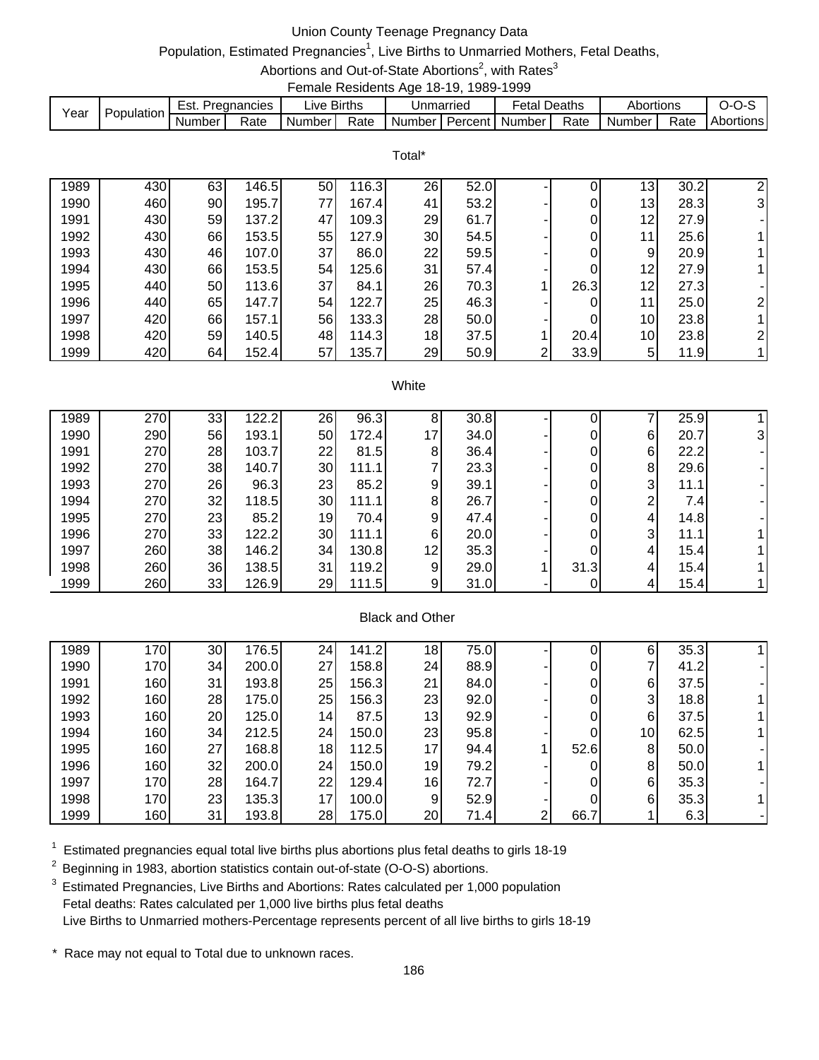# Union County Teenage Pregnancy Data

## Population, Estimated Pregnancies[1], Live Births to Unmarried Mothers, Fetal Deaths, Abortions and Out-of-State Abortions[2], with Rates[3]

### Female Residents Age 18-19, 1989-1999

| Year | Population | Est. Pregnancies | | Live Births | | Unmarried | | Fetal Deaths | | Abortions | | O-O-S |
|---|---|---|---|---|---|---|---|---|---|---|---|---|
| | | Number | Rate | Number | Rate | Number | Percent | Number | Rate | Number | Rate | Abortions |
| **Total*** | | | | | | | | | | | | |
| 1989 | 430 | 63 | 146.5 | 50 | 116.3 | 26 | 52.0 | - | 0 | 13 | 30.2 | 2 |
| 1990 | 460 | 90 | 195.7 | 77 | 167.4 | 41 | 53.2 | - | 0 | 13 | 28.3 | 3 |
| 1991 | 430 | 59 | 137.2 | 47 | 109.3 | 29 | 61.7 | - | 0 | 12 | 27.9 | - |
| 1992 | 430 | 66 | 153.5 | 55 | 127.9 | 30 | 54.5 | - | 0 | 11 | 25.6 | 1 |
| 1993 | 430 | 46 | 107.0 | 37 | 86.0 | 22 | 59.5 | - | 0 | 9 | 20.9 | 1 |
| 1994 | 430 | 66 | 153.5 | 54 | 125.6 | 31 | 57.4 | - | 0 | 12 | 27.9 | 1 |
| 1995 | 440 | 50 | 113.6 | 37 | 84.1 | 26 | 70.3 | 1 | 26.3 | 12 | 27.3 | - |
| 1996 | 440 | 65 | 147.7 | 54 | 122.7 | 25 | 46.3 | - | 0 | 11 | 25.0 | 2 |
| 1997 | 420 | 66 | 157.1 | 56 | 133.3 | 28 | 50.0 | - | 0 | 10 | 23.8 | 1 |
| 1998 | 420 | 59 | 140.5 | 48 | 114.3 | 18 | 37.5 | 1 | 20.4 | 10 | 23.8 | 2 |
| 1999 | 420 | 64 | 152.4 | 57 | 135.7 | 29 | 50.9 | 2 | 33.9 | 5 | 11.9 | 1 |
| **White** | | | | | | | | | | | | |
| 1989 | 270 | 33 | 122.2 | 26 | 96.3 | 8 | 30.8 | - | 0 | 7 | 25.9 | 1 |
| 1990 | 290 | 56 | 193.1 | 50 | 172.4 | 17 | 34.0 | - | 0 | 6 | 20.7 | 3 |
| 1991 | 270 | 28 | 103.7 | 22 | 81.5 | 8 | 36.4 | - | 0 | 6 | 22.2 | - |
| 1992 | 270 | 38 | 140.7 | 30 | 111.1 | 7 | 23.3 | - | 0 | 8 | 29.6 | - |
| 1993 | 270 | 26 | 96.3 | 23 | 85.2 | 9 | 39.1 | - | 0 | 3 | 11.1 | - |
| 1994 | 270 | 32 | 118.5 | 30 | 111.1 | 8 | 26.7 | - | 0 | 2 | 7.4 | - |
| 1995 | 270 | 23 | 85.2 | 19 | 70.4 | 9 | 47.4 | - | 0 | 4 | 14.8 | - |
| 1996 | 270 | 33 | 122.2 | 30 | 111.1 | 6 | 20.0 | - | 0 | 3 | 11.1 | 1 |
| 1997 | 260 | 38 | 146.2 | 34 | 130.8 | 12 | 35.3 | - | 0 | 4 | 15.4 | 1 |
| 1998 | 260 | 36 | 138.5 | 31 | 119.2 | 9 | 29.0 | 1 | 31.3 | 4 | 15.4 | 1 |
| 1999 | 260 | 33 | 126.9 | 29 | 111.5 | 9 | 31.0 | - | 0 | 4 | 15.4 | 1 |
| **Black and Other** | | | | | | | | | | | | |
| 1989 | 170 | 30 | 176.5 | 24 | 141.2 | 18 | 75.0 | - | 0 | 6 | 35.3 | 1 |
| 1990 | 170 | 34 | 200.0 | 27 | 158.8 | 24 | 88.9 | - | 0 | 7 | 41.2 | - |
| 1991 | 160 | 31 | 193.8 | 25 | 156.3 | 21 | 84.0 | - | 0 | 6 | 37.5 | - |
| 1992 | 160 | 28 | 175.0 | 25 | 156.3 | 23 | 92.0 | - | 0 | 3 | 18.8 | 1 |
| 1993 | 160 | 20 | 125.0 | 14 | 87.5 | 13 | 92.9 | - | 0 | 6 | 37.5 | 1 |
| 1994 | 160 | 34 | 212.5 | 24 | 150.0 | 23 | 95.8 | - | 0 | 10 | 62.5 | 1 |
| 1995 | 160 | 27 | 168.8 | 18 | 112.5 | 17 | 94.4 | 1 | 52.6 | 8 | 50.0 | - |
| 1996 | 160 | 32 | 200.0 | 24 | 150.0 | 19 | 79.2 | - | 0 | 8 | 50.0 | 1 |
| 1997 | 170 | 28 | 164.7 | 22 | 129.4 | 16 | 72.7 | - | 0 | 6 | 35.3 | - |
| 1998 | 170 | 23 | 135.3 | 17 | 100.0 | 9 | 52.9 | - | 0 | 6 | 35.3 | 1 |
| 1999 | 160 | 31 | 193.8 | 28 | 175.0 | 20 | 71.4 | 2 | 66.7 | 1 | 6.3 | - |

[1] Estimated pregnancies equal total live births plus abortions plus fetal deaths to girls 18-19

[2] Beginning in 1983, abortion statistics contain out-of-state (O-O-S) abortions.

[3] Estimated Pregnancies, Live Births and Abortions: Rates calculated per 1,000 population
Fetal deaths: Rates calculated per 1,000 live births plus fetal deaths
Live Births to Unmarried mothers-Percentage represents percent of all live births to girls 18-19

\* Race may not equal to Total due to unknown races.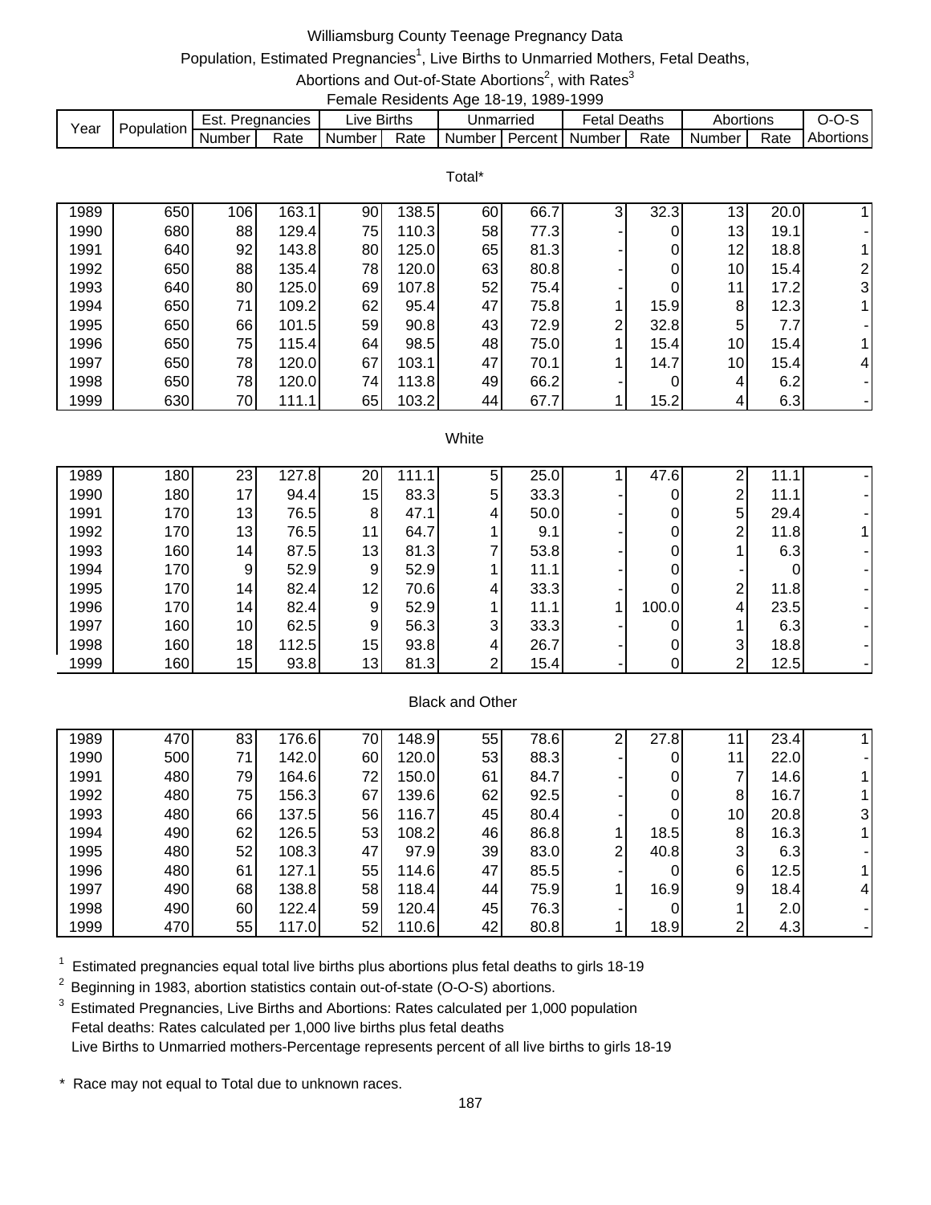# Williamsburg County Teenage Pregnancy Data

Population, Estimated Pregnancies[1], Live Births to Unmarried Mothers, Fetal Deaths, Abortions and Out-of-State Abortions[2], with Rates[3]

Female Residents Age 18-19, 1989-1999

| Year | Population | Est. Pregnancies | | Live Births | | Unmarried | | Fetal Deaths | | Abortions | | O-O-S |
|---|---|---|---|---|---|---|---|---|---|---|---|---|
| | | Number | Rate | Number | Rate | Number | Percent | Number | Rate | Number | Rate | Abortions |
| **Total*** | | | | | | | | | | | | |
| 1989 | 650 | 106 | 163.1 | 90 | 138.5 | 60 | 66.7 | 3 | 32.3 | 13 | 20.0 | 1 |
| 1990 | 680 | 88 | 129.4 | 75 | 110.3 | 58 | 77.3 | - | 0 | 13 | 19.1 | - |
| 1991 | 640 | 92 | 143.8 | 80 | 125.0 | 65 | 81.3 | - | 0 | 12 | 18.8 | 1 |
| 1992 | 650 | 88 | 135.4 | 78 | 120.0 | 63 | 80.8 | - | 0 | 10 | 15.4 | 2 |
| 1993 | 640 | 80 | 125.0 | 69 | 107.8 | 52 | 75.4 | - | 0 | 11 | 17.2 | 3 |
| 1994 | 650 | 71 | 109.2 | 62 | 95.4 | 47 | 75.8 | 1 | 15.9 | 8 | 12.3 | 1 |
| 1995 | 650 | 66 | 101.5 | 59 | 90.8 | 43 | 72.9 | 2 | 32.8 | 5 | 7.7 | - |
| 1996 | 650 | 75 | 115.4 | 64 | 98.5 | 48 | 75.0 | 1 | 15.4 | 10 | 15.4 | 1 |
| 1997 | 650 | 78 | 120.0 | 67 | 103.1 | 47 | 70.1 | 1 | 14.7 | 10 | 15.4 | 4 |
| 1998 | 650 | 78 | 120.0 | 74 | 113.8 | 49 | 66.2 | - | 0 | 4 | 6.2 | - |
| 1999 | 630 | 70 | 111.1 | 65 | 103.2 | 44 | 67.7 | 1 | 15.2 | 4 | 6.3 | - |
| **White** | | | | | | | | | | | | |
| 1989 | 180 | 23 | 127.8 | 20 | 111.1 | 5 | 25.0 | 1 | 47.6 | 2 | 11.1 | - |
| 1990 | 180 | 17 | 94.4 | 15 | 83.3 | 5 | 33.3 | - | 0 | 2 | 11.1 | - |
| 1991 | 170 | 13 | 76.5 | 8 | 47.1 | 4 | 50.0 | - | 0 | 5 | 29.4 | - |
| 1992 | 170 | 13 | 76.5 | 11 | 64.7 | 1 | 9.1 | - | 0 | 2 | 11.8 | 1 |
| 1993 | 160 | 14 | 87.5 | 13 | 81.3 | 7 | 53.8 | - | 0 | 1 | 6.3 | - |
| 1994 | 170 | 9 | 52.9 | 9 | 52.9 | 1 | 11.1 | - | 0 | - | 0 | - |
| 1995 | 170 | 14 | 82.4 | 12 | 70.6 | 4 | 33.3 | - | 0 | 2 | 11.8 | - |
| 1996 | 170 | 14 | 82.4 | 9 | 52.9 | 1 | 11.1 | 1 | 100.0 | 4 | 23.5 | - |
| 1997 | 160 | 10 | 62.5 | 9 | 56.3 | 3 | 33.3 | - | 0 | 1 | 6.3 | - |
| 1998 | 160 | 18 | 112.5 | 15 | 93.8 | 4 | 26.7 | - | 0 | 3 | 18.8 | - |
| 1999 | 160 | 15 | 93.8 | 13 | 81.3 | 2 | 15.4 | - | 0 | 2 | 12.5 | - |
| **Black and Other** | | | | | | | | | | | | |
| 1989 | 470 | 83 | 176.6 | 70 | 148.9 | 55 | 78.6 | 2 | 27.8 | 11 | 23.4 | 1 |
| 1990 | 500 | 71 | 142.0 | 60 | 120.0 | 53 | 88.3 | - | 0 | 11 | 22.0 | - |
| 1991 | 480 | 79 | 164.6 | 72 | 150.0 | 61 | 84.7 | - | 0 | 7 | 14.6 | 1 |
| 1992 | 480 | 75 | 156.3 | 67 | 139.6 | 62 | 92.5 | - | 0 | 8 | 16.7 | 1 |
| 1993 | 480 | 66 | 137.5 | 56 | 116.7 | 45 | 80.4 | - | 0 | 10 | 20.8 | 3 |
| 1994 | 490 | 62 | 126.5 | 53 | 108.2 | 46 | 86.8 | 1 | 18.5 | 8 | 16.3 | 1 |
| 1995 | 480 | 52 | 108.3 | 47 | 97.9 | 39 | 83.0 | 2 | 40.8 | 3 | 6.3 | - |
| 1996 | 480 | 61 | 127.1 | 55 | 114.6 | 47 | 85.5 | - | 0 | 6 | 12.5 | 1 |
| 1997 | 490 | 68 | 138.8 | 58 | 118.4 | 44 | 75.9 | 1 | 16.9 | 9 | 18.4 | 4 |
| 1998 | 490 | 60 | 122.4 | 59 | 120.4 | 45 | 76.3 | - | 0 | 1 | 2.0 | - |
| 1999 | 470 | 55 | 117.0 | 52 | 110.6 | 42 | 80.8 | 1 | 18.9 | 2 | 4.3 | - |

[1] Estimated pregnancies equal total live births plus abortions plus fetal deaths to girls 18-19

[2] Beginning in 1983, abortion statistics contain out-of-state (O-O-S) abortions.

[3] Estimated Pregnancies, Live Births and Abortions: Rates calculated per 1,000 population
Fetal deaths: Rates calculated per 1,000 live births plus fetal deaths
Live Births to Unmarried mothers-Percentage represents percent of all live births to girls 18-19

\* Race may not equal to Total due to unknown races.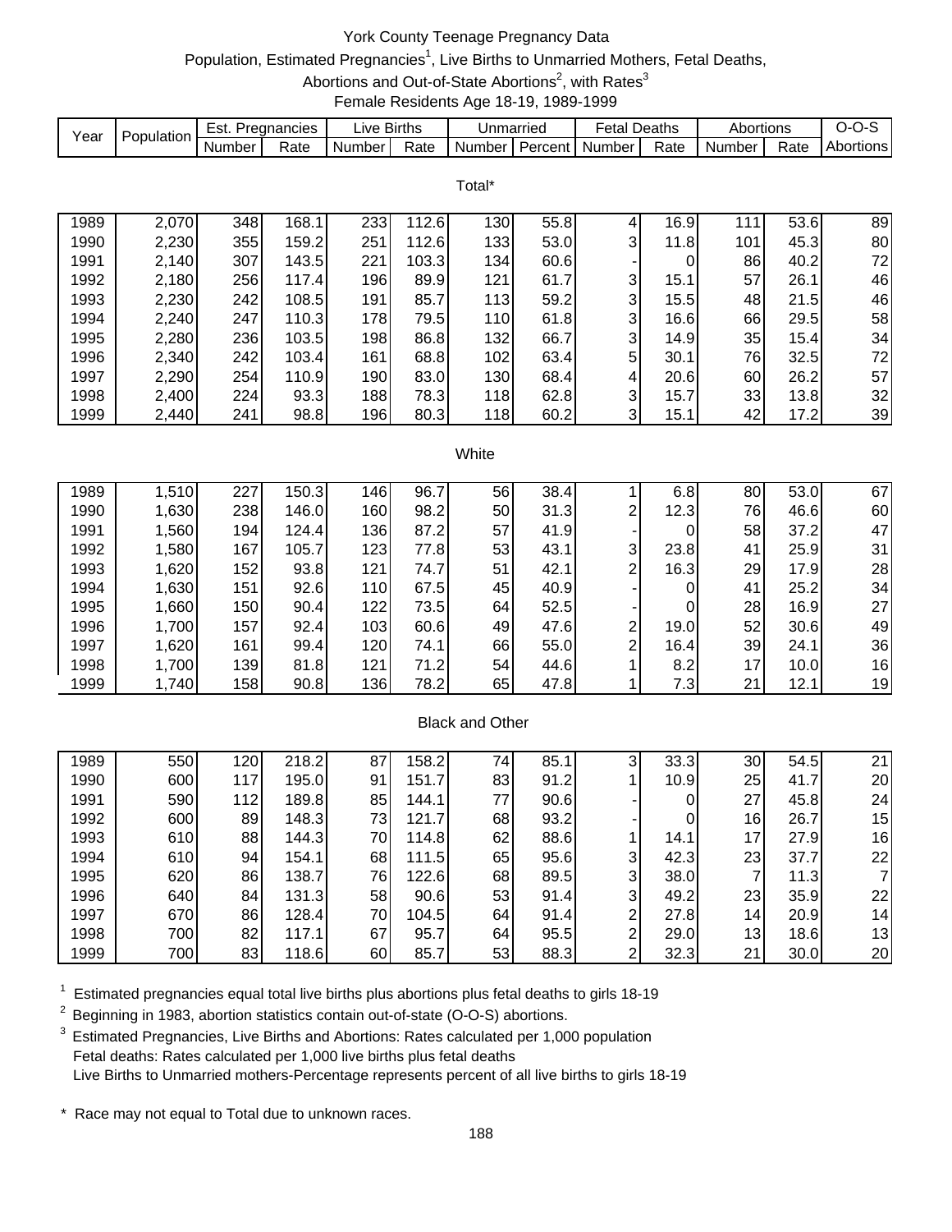# York County Teenage Pregnancy Data

## Population, Estimated Pregnancies[1], Live Births to Unmarried Mothers, Fetal Deaths, Abortions and Out-of-State Abortions[2], with Rates[3]

### Female Residents Age 18-19, 1989-1999

| Year | Population | Est. Pregnancies | | Live Births | | Unmarried | | Fetal Deaths | | Abortions | | O-O-S |
|---|---|---|---|---|---|---|---|---|---|---|---|---|
| | | Number | Rate | Number | Rate | Number | Percent | Number | Rate | Number | Rate | Abortions |
| **Total*** | | | | | | | | | | | | |
| 1989 | 2,070 | 348 | 168.1 | 233 | 112.6 | 130 | 55.8 | 4 | 16.9 | 111 | 53.6 | 89 |
| 1990 | 2,230 | 355 | 159.2 | 251 | 112.6 | 133 | 53.0 | 3 | 11.8 | 101 | 45.3 | 80 |
| 1991 | 2,140 | 307 | 143.5 | 221 | 103.3 | 134 | 60.6 | - | 0 | 86 | 40.2 | 72 |
| 1992 | 2,180 | 256 | 117.4 | 196 | 89.9 | 121 | 61.7 | 3 | 15.1 | 57 | 26.1 | 46 |
| 1993 | 2,230 | 242 | 108.5 | 191 | 85.7 | 113 | 59.2 | 3 | 15.5 | 48 | 21.5 | 46 |
| 1994 | 2,240 | 247 | 110.3 | 178 | 79.5 | 110 | 61.8 | 3 | 16.6 | 66 | 29.5 | 58 |
| 1995 | 2,280 | 236 | 103.5 | 198 | 86.8 | 132 | 66.7 | 3 | 14.9 | 35 | 15.4 | 34 |
| 1996 | 2,340 | 242 | 103.4 | 161 | 68.8 | 102 | 63.4 | 5 | 30.1 | 76 | 32.5 | 72 |
| 1997 | 2,290 | 254 | 110.9 | 190 | 83.0 | 130 | 68.4 | 4 | 20.6 | 60 | 26.2 | 57 |
| 1998 | 2,400 | 224 | 93.3 | 188 | 78.3 | 118 | 62.8 | 3 | 15.7 | 33 | 13.8 | 32 |
| 1999 | 2,440 | 241 | 98.8 | 196 | 80.3 | 118 | 60.2 | 3 | 15.1 | 42 | 17.2 | 39 |
| **White** | | | | | | | | | | | | |
| 1989 | 1,510 | 227 | 150.3 | 146 | 96.7 | 56 | 38.4 | 1 | 6.8 | 80 | 53.0 | 67 |
| 1990 | 1,630 | 238 | 146.0 | 160 | 98.2 | 50 | 31.3 | 2 | 12.3 | 76 | 46.6 | 60 |
| 1991 | 1,560 | 194 | 124.4 | 136 | 87.2 | 57 | 41.9 | - | 0 | 58 | 37.2 | 47 |
| 1992 | 1,580 | 167 | 105.7 | 123 | 77.8 | 53 | 43.1 | 3 | 23.8 | 41 | 25.9 | 31 |
| 1993 | 1,620 | 152 | 93.8 | 121 | 74.7 | 51 | 42.1 | 2 | 16.3 | 29 | 17.9 | 28 |
| 1994 | 1,630 | 151 | 92.6 | 110 | 67.5 | 45 | 40.9 | - | 0 | 41 | 25.2 | 34 |
| 1995 | 1,660 | 150 | 90.4 | 122 | 73.5 | 64 | 52.5 | - | 0 | 28 | 16.9 | 27 |
| 1996 | 1,700 | 157 | 92.4 | 103 | 60.6 | 49 | 47.6 | 2 | 19.0 | 52 | 30.6 | 49 |
| 1997 | 1,620 | 161 | 99.4 | 120 | 74.1 | 66 | 55.0 | 2 | 16.4 | 39 | 24.1 | 36 |
| 1998 | 1,700 | 139 | 81.8 | 121 | 71.2 | 54 | 44.6 | 1 | 8.2 | 17 | 10.0 | 16 |
| 1999 | 1,740 | 158 | 90.8 | 136 | 78.2 | 65 | 47.8 | 1 | 7.3 | 21 | 12.1 | 19 |
| **Black and Other** | | | | | | | | | | | | |
| 1989 | 550 | 120 | 218.2 | 87 | 158.2 | 74 | 85.1 | 3 | 33.3 | 30 | 54.5 | 21 |
| 1990 | 600 | 117 | 195.0 | 91 | 151.7 | 83 | 91.2 | 1 | 10.9 | 25 | 41.7 | 20 |
| 1991 | 590 | 112 | 189.8 | 85 | 144.1 | 77 | 90.6 | - | 0 | 27 | 45.8 | 24 |
| 1992 | 600 | 89 | 148.3 | 73 | 121.7 | 68 | 93.2 | - | 0 | 16 | 26.7 | 15 |
| 1993 | 610 | 88 | 144.3 | 70 | 114.8 | 62 | 88.6 | 1 | 14.1 | 17 | 27.9 | 16 |
| 1994 | 610 | 94 | 154.1 | 68 | 111.5 | 65 | 95.6 | 3 | 42.3 | 23 | 37.7 | 22 |
| 1995 | 620 | 86 | 138.7 | 76 | 122.6 | 68 | 89.5 | 3 | 38.0 | 7 | 11.3 | 7 |
| 1996 | 640 | 84 | 131.3 | 58 | 90.6 | 53 | 91.4 | 3 | 49.2 | 23 | 35.9 | 22 |
| 1997 | 670 | 86 | 128.4 | 70 | 104.5 | 64 | 91.4 | 2 | 27.8 | 14 | 20.9 | 14 |
| 1998 | 700 | 82 | 117.1 | 67 | 95.7 | 64 | 95.5 | 2 | 29.0 | 13 | 18.6 | 13 |
| 1999 | 700 | 83 | 118.6 | 60 | 85.7 | 53 | 88.3 | 2 | 32.3 | 21 | 30.0 | 20 |

[1] Estimated pregnancies equal total live births plus abortions plus fetal deaths to girls 18-19

[2] Beginning in 1983, abortion statistics contain out-of-state (O-O-S) abortions.

[3] Estimated Pregnancies, Live Births and Abortions: Rates calculated per 1,000 population
Fetal deaths: Rates calculated per 1,000 live births plus fetal deaths
Live Births to Unmarried mothers-Percentage represents percent of all live births to girls 18-19

\* Race may not equal to Total due to unknown races.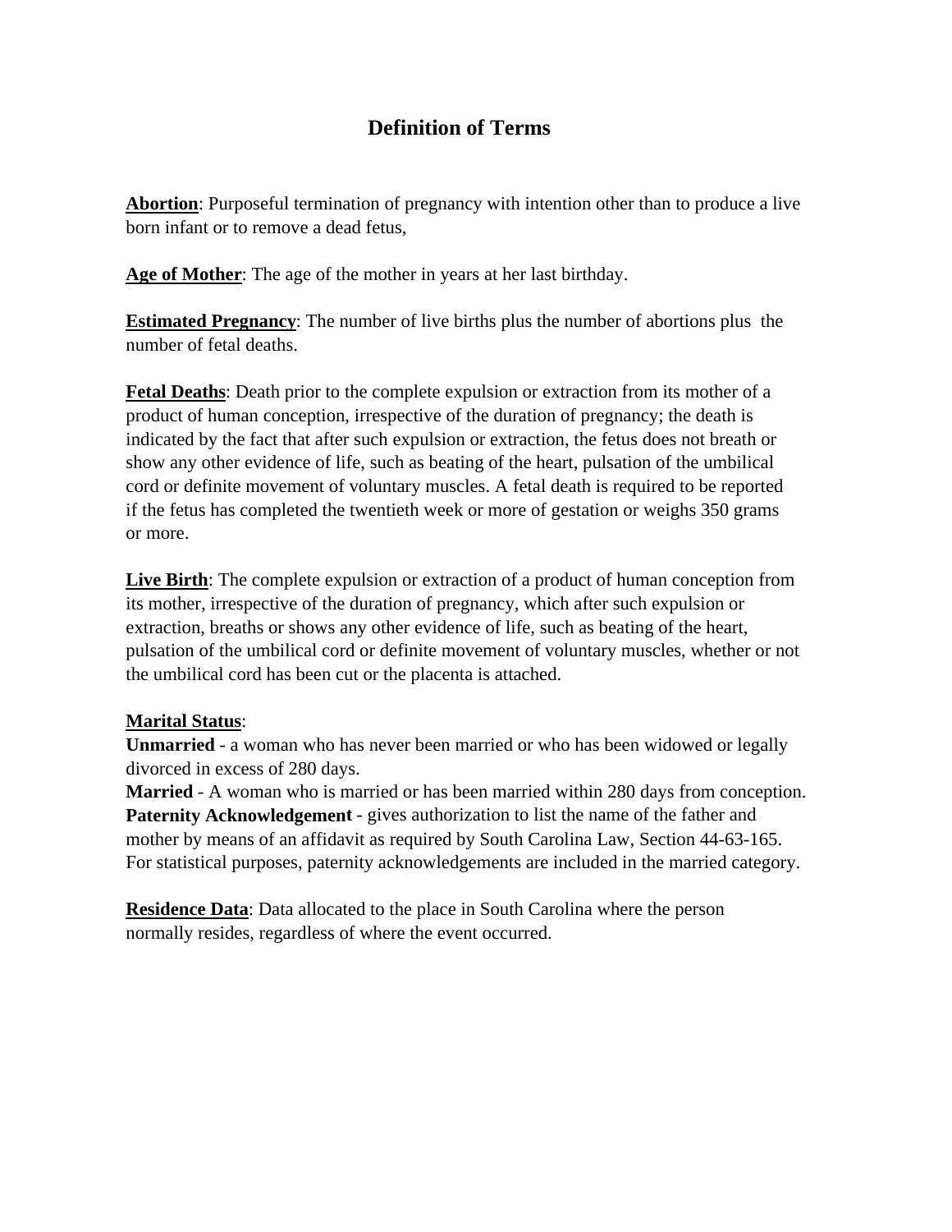# Definition of Terms

**<u>Abortion</u>**: Purposeful termination of pregnancy with intention other than to produce a live born infant or to remove a dead fetus,

**<u>Age of Mother</u>**: The age of the mother in years at her last birthday.

**<u>Estimated Pregnancy</u>**: The number of live births plus the number of abortions plus the number of fetal deaths.

**<u>Fetal Deaths</u>**: Death prior to the complete expulsion or extraction from its mother of a product of human conception, irrespective of the duration of pregnancy; the death is indicated by the fact that after such expulsion or extraction, the fetus does not breath or show any other evidence of life, such as beating of the heart, pulsation of the umbilical cord or definite movement of voluntary muscles. A fetal death is required to be reported if the fetus has completed the twentieth week or more of gestation or weighs 350 grams or more.

**<u>Live Birth</u>**: The complete expulsion or extraction of a product of human conception from its mother, irrespective of the duration of pregnancy, which after such expulsion or extraction, breaths or shows any other evidence of life, such as beating of the heart, pulsation of the umbilical cord or definite movement of voluntary muscles, whether or not the umbilical cord has been cut or the placenta is attached.

**<u>Marital Status</u>**:
**Unmarried** - a woman who has never been married or who has been widowed or legally divorced in excess of 280 days.
**Married** - A woman who is married or has been married within 280 days from conception.
**Paternity Acknowledgement** - gives authorization to list the name of the father and mother by means of an affidavit as required by South Carolina Law, Section 44-63-165. For statistical purposes, paternity acknowledgements are included in the married category.

**<u>Residence Data</u>**: Data allocated to the place in South Carolina where the person normally resides, regardless of where the event occurred.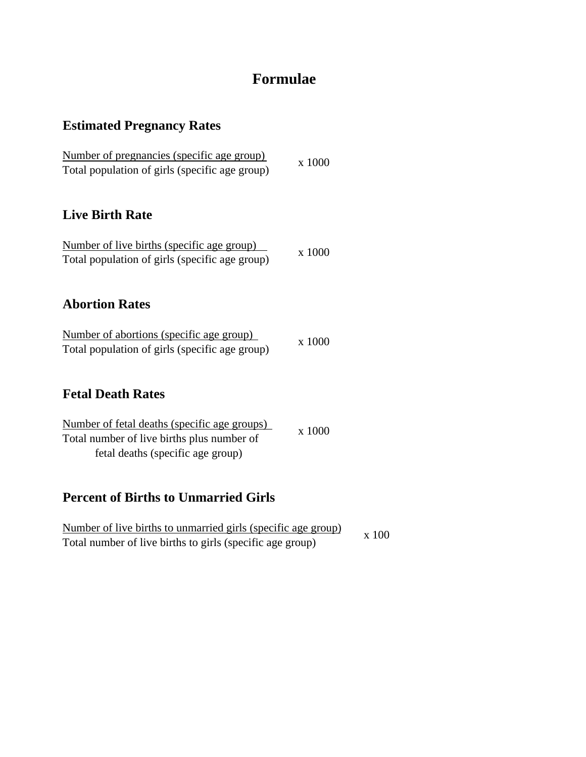# Formulae

## Estimated Pregnancy Rates

$$\frac{\text{Number of pregnancies (specific age group)}}{\text{Total population of girls (specific age group)}} \times 1000$$

## Live Birth Rate

$$\frac{\text{Number of live births (specific age group)}}{\text{Total population of girls (specific age group)}} \times 1000$$

## Abortion Rates

$$\frac{\text{Number of abortions (specific age group)}}{\text{Total population of girls (specific age group)}} \times 1000$$

## Fetal Death Rates

$$\frac{\text{Number of fetal deaths (specific age groups)}}{\text{Total number of live births plus number of fetal deaths (specific age group)}} \times 1000$$

## Percent of Births to Unmarried Girls

$$\frac{\text{Number of live births to unmarried girls (specific age group)}}{\text{Total number of live births to girls (specific age group)}} \times 100$$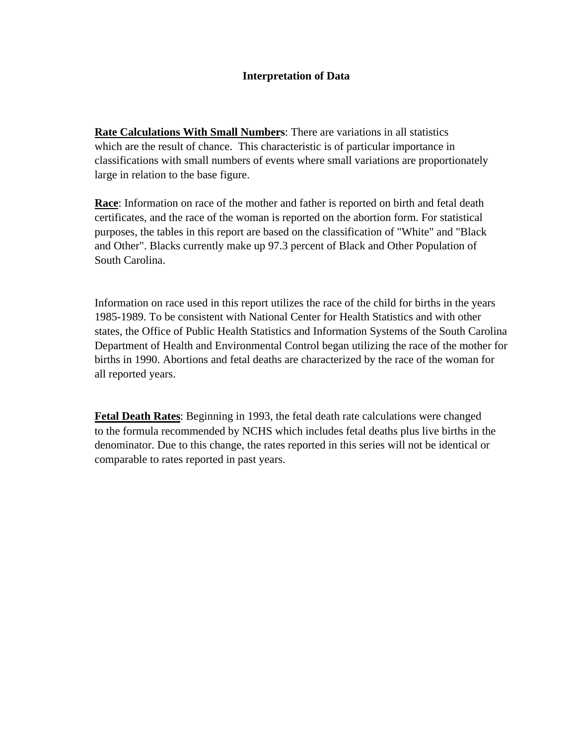## Interpretation of Data

**Rate Calculations With Small Numbers**: There are variations in all statistics which are the result of chance. This characteristic is of particular importance in classifications with small numbers of events where small variations are proportionately large in relation to the base figure.

**Race**: Information on race of the mother and father is reported on birth and fetal death certificates, and the race of the woman is reported on the abortion form. For statistical purposes, the tables in this report are based on the classification of "White" and "Black and Other". Blacks currently make up 97.3 percent of Black and Other Population of South Carolina.

Information on race used in this report utilizes the race of the child for births in the years 1985-1989. To be consistent with National Center for Health Statistics and with other states, the Office of Public Health Statistics and Information Systems of the South Carolina Department of Health and Environmental Control began utilizing the race of the mother for births in 1990. Abortions and fetal deaths are characterized by the race of the woman for all reported years.

**Fetal Death Rates**: Beginning in 1993, the fetal death rate calculations were changed to the formula recommended by NCHS which includes fetal deaths plus live births in the denominator. Due to this change, the rates reported in this series will not be identical or comparable to rates reported in past years.